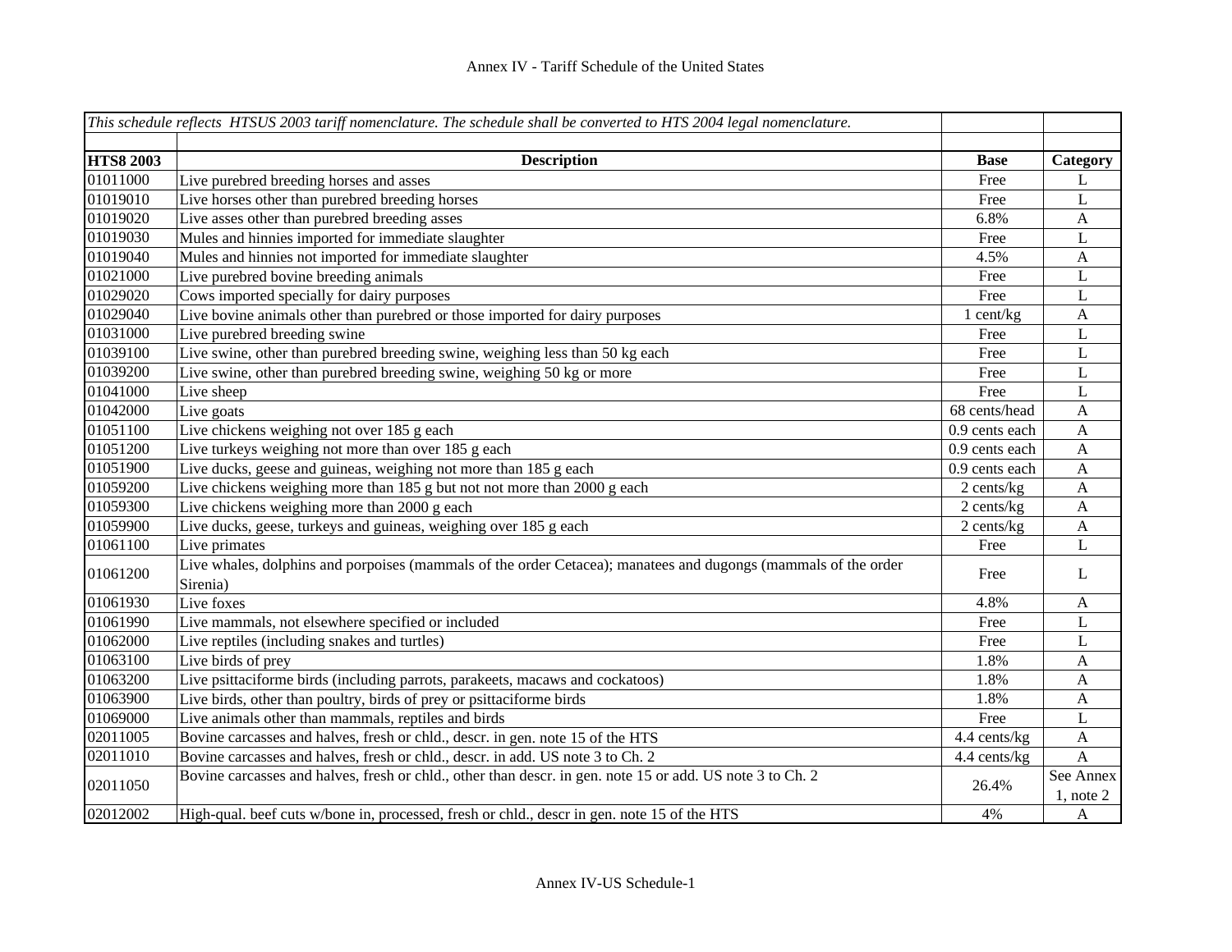# Annex IV - Tariff Schedule of the United States

| *This schedule reflects HTSUS 2003 tariff nomenclature. The schedule shall be converted to HTS 2004 legal nomenclature.* | | | |
|---|---|---|---|
| | | | |
| **HTS8 2003** | **Description** | **Base** | **Category** |
| 01011000 | Live purebred breeding horses and asses | Free | L |
| 01019010 | Live horses other than purebred breeding horses | Free | L |
| 01019020 | Live asses other than purebred breeding asses | 6.8% | A |
| 01019030 | Mules and hinnies imported for immediate slaughter | Free | L |
| 01019040 | Mules and hinnies not imported for immediate slaughter | 4.5% | A |
| 01021000 | Live purebred bovine breeding animals | Free | L |
| 01029020 | Cows imported specially for dairy purposes | Free | L |
| 01029040 | Live bovine animals other than purebred or those imported for dairy purposes | 1 cent/kg | A |
| 01031000 | Live purebred breeding swine | Free | L |
| 01039100 | Live swine, other than purebred breeding swine, weighing less than 50 kg each | Free | L |
| 01039200 | Live swine, other than purebred breeding swine, weighing 50 kg or more | Free | L |
| 01041000 | Live sheep | Free | L |
| 01042000 | Live goats | 68 cents/head | A |
| 01051100 | Live chickens weighing not over 185 g each | 0.9 cents each | A |
| 01051200 | Live turkeys weighing not more than over 185 g each | 0.9 cents each | A |
| 01051900 | Live ducks, geese and guineas, weighing not more than 185 g each | 0.9 cents each | A |
| 01059200 | Live chickens weighing more than 185 g but not not more than 2000 g each | 2 cents/kg | A |
| 01059300 | Live chickens weighing more than 2000 g each | 2 cents/kg | A |
| 01059900 | Live ducks, geese, turkeys and guineas, weighing over 185 g each | 2 cents/kg | A |
| 01061100 | Live primates | Free | L |
| 01061200 | Live whales, dolphins and porpoises (mammals of the order Cetacea); manatees and dugongs (mammals of the order Sirenia) | Free | L |
| 01061930 | Live foxes | 4.8% | A |
| 01061990 | Live mammals, not elsewhere specified or included | Free | L |
| 01062000 | Live reptiles (including snakes and turtles) | Free | L |
| 01063100 | Live birds of prey | 1.8% | A |
| 01063200 | Live psittaciforme birds (including parrots, parakeets, macaws and cockatoos) | 1.8% | A |
| 01063900 | Live birds, other than poultry, birds of prey or psittaciforme birds | 1.8% | A |
| 01069000 | Live animals other than mammals, reptiles and birds | Free | L |
| 02011005 | Bovine carcasses and halves, fresh or chld., descr. in gen. note 15 of the HTS | 4.4 cents/kg | A |
| 02011010 | Bovine carcasses and halves, fresh or chld., descr. in add. US note 3 to Ch. 2 | 4.4 cents/kg | A |
| 02011050 | Bovine carcasses and halves, fresh or chld., other than descr. in gen. note 15 or add. US note 3 to Ch. 2 | 26.4% | See Annex 1, note 2 |
| 02012002 | High-qual. beef cuts w/bone in, processed, fresh or chld., descr in gen. note 15 of the HTS | 4% | A |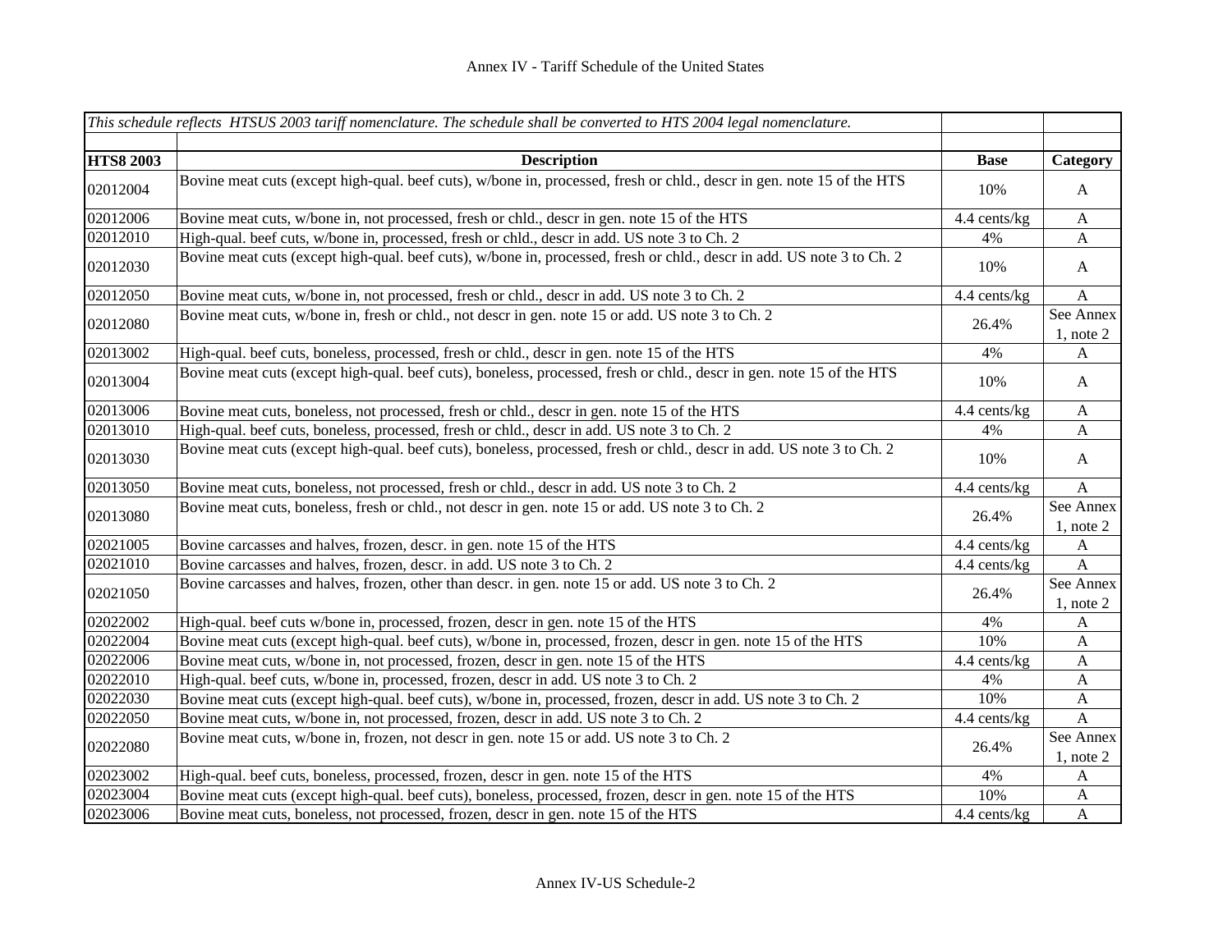Annex IV - Tariff Schedule of the United States

| *This schedule reflects HTSUS 2003 tariff nomenclature. The schedule shall be converted to HTS 2004 legal nomenclature.* | | | |
|---|---|---|---|
| **HTS8 2003** | **Description** | **Base** | **Category** |
| 02012004 | Bovine meat cuts (except high-qual. beef cuts), w/bone in, processed, fresh or chld., descr in gen. note 15 of the HTS | 10% | A |
| 02012006 | Bovine meat cuts, w/bone in, not processed, fresh or chld., descr in gen. note 15 of the HTS | 4.4 cents/kg | A |
| 02012010 | High-qual. beef cuts, w/bone in, processed, fresh or chld., descr in add. US note 3 to Ch. 2 | 4% | A |
| 02012030 | Bovine meat cuts (except high-qual. beef cuts), w/bone in, processed, fresh or chld., descr in add. US note 3 to Ch. 2 | 10% | A |
| 02012050 | Bovine meat cuts, w/bone in, not processed, fresh or chld., descr in add. US note 3 to Ch. 2 | 4.4 cents/kg | A |
| 02012080 | Bovine meat cuts, w/bone in, fresh or chld., not descr in gen. note 15 or add. US note 3 to Ch. 2 | 26.4% | See Annex 1, note 2 |
| 02013002 | High-qual. beef cuts, boneless, processed, fresh or chld., descr in gen. note 15 of the HTS | 4% | A |
| 02013004 | Bovine meat cuts (except high-qual. beef cuts), boneless, processed, fresh or chld., descr in gen. note 15 of the HTS | 10% | A |
| 02013006 | Bovine meat cuts, boneless, not processed, fresh or chld., descr in gen. note 15 of the HTS | 4.4 cents/kg | A |
| 02013010 | High-qual. beef cuts, boneless, processed, fresh or chld., descr in add. US note 3 to Ch. 2 | 4% | A |
| 02013030 | Bovine meat cuts (except high-qual. beef cuts), boneless, processed, fresh or chld., descr in add. US note 3 to Ch. 2 | 10% | A |
| 02013050 | Bovine meat cuts, boneless, not processed, fresh or chld., descr in add. US note 3 to Ch. 2 | 4.4 cents/kg | A |
| 02013080 | Bovine meat cuts, boneless, fresh or chld., not descr in gen. note 15 or add. US note 3 to Ch. 2 | 26.4% | See Annex 1, note 2 |
| 02021005 | Bovine carcasses and halves, frozen, descr. in gen. note 15 of the HTS | 4.4 cents/kg | A |
| 02021010 | Bovine carcasses and halves, frozen, descr. in add. US note 3 to Ch. 2 | 4.4 cents/kg | A |
| 02021050 | Bovine carcasses and halves, frozen, other than descr. in gen. note 15 or add. US note 3 to Ch. 2 | 26.4% | See Annex 1, note 2 |
| 02022002 | High-qual. beef cuts w/bone in, processed, frozen, descr in gen. note 15 of the HTS | 4% | A |
| 02022004 | Bovine meat cuts (except high-qual. beef cuts), w/bone in, processed, frozen, descr in gen. note 15 of the HTS | 10% | A |
| 02022006 | Bovine meat cuts, w/bone in, not processed, frozen, descr in gen. note 15 of the HTS | 4.4 cents/kg | A |
| 02022010 | High-qual. beef cuts, w/bone in, processed, frozen, descr in add. US note 3 to Ch. 2 | 4% | A |
| 02022030 | Bovine meat cuts (except high-qual. beef cuts), w/bone in, processed, frozen, descr in add. US note 3 to Ch. 2 | 10% | A |
| 02022050 | Bovine meat cuts, w/bone in, not processed, frozen, descr in add. US note 3 to Ch. 2 | 4.4 cents/kg | A |
| 02022080 | Bovine meat cuts, w/bone in, frozen, not descr in gen. note 15 or add. US note 3 to Ch. 2 | 26.4% | See Annex 1, note 2 |
| 02023002 | High-qual. beef cuts, boneless, processed, frozen, descr in gen. note 15 of the HTS | 4% | A |
| 02023004 | Bovine meat cuts (except high-qual. beef cuts), boneless, processed, frozen, descr in gen. note 15 of the HTS | 10% | A |
| 02023006 | Bovine meat cuts, boneless, not processed, frozen, descr in gen. note 15 of the HTS | 4.4 cents/kg | A |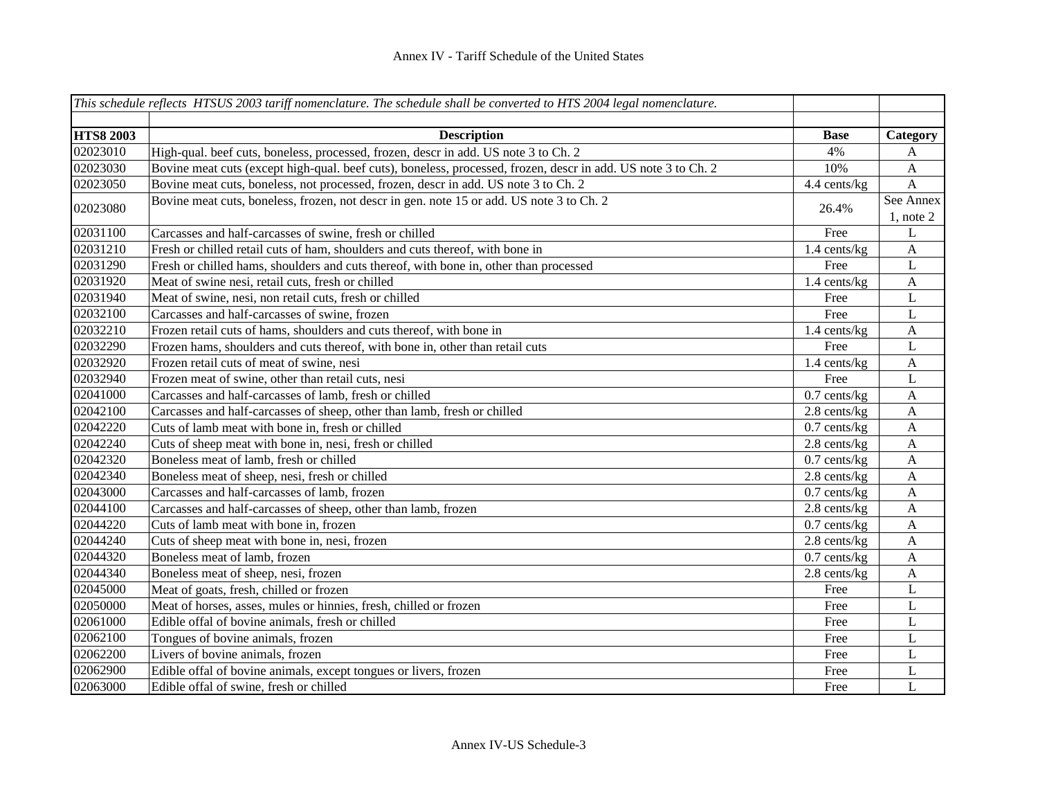| *This schedule reflects HTSUS 2003 tariff nomenclature. The schedule shall be converted to HTS 2004 legal nomenclature.* | | | |
|---|---|---|---|
| | | | |
| **HTS8 2003** | **Description** | **Base** | **Category** |
| 02023010 | High-qual. beef cuts, boneless, processed, frozen, descr in add. US note 3 to Ch. 2 | 4% | A |
| 02023030 | Bovine meat cuts (except high-qual. beef cuts), boneless, processed, frozen, descr in add. US note 3 to Ch. 2 | 10% | A |
| 02023050 | Bovine meat cuts, boneless, not processed, frozen, descr in add. US note 3 to Ch. 2 | 4.4 cents/kg | A |
| 02023080 | Bovine meat cuts, boneless, frozen, not descr in gen. note 15 or add. US note 3 to Ch. 2 | 26.4% | See Annex 1, note 2 |
| 02031100 | Carcasses and half-carcasses of swine, fresh or chilled | Free | L |
| 02031210 | Fresh or chilled retail cuts of ham, shoulders and cuts thereof, with bone in | 1.4 cents/kg | A |
| 02031290 | Fresh or chilled hams, shoulders and cuts thereof, with bone in, other than processed | Free | L |
| 02031920 | Meat of swine nesi, retail cuts, fresh or chilled | 1.4 cents/kg | A |
| 02031940 | Meat of swine, nesi, non retail cuts, fresh or chilled | Free | L |
| 02032100 | Carcasses and half-carcasses of swine, frozen | Free | L |
| 02032210 | Frozen retail cuts of hams, shoulders and cuts thereof, with bone in | 1.4 cents/kg | A |
| 02032290 | Frozen hams, shoulders and cuts thereof, with bone in, other than retail cuts | Free | L |
| 02032920 | Frozen retail cuts of meat of swine, nesi | 1.4 cents/kg | A |
| 02032940 | Frozen meat of swine, other than retail cuts, nesi | Free | L |
| 02041000 | Carcasses and half-carcasses of lamb, fresh or chilled | 0.7 cents/kg | A |
| 02042100 | Carcasses and half-carcasses of sheep, other than lamb, fresh or chilled | 2.8 cents/kg | A |
| 02042220 | Cuts of lamb meat with bone in, fresh or chilled | 0.7 cents/kg | A |
| 02042240 | Cuts of sheep meat with bone in, nesi, fresh or chilled | 2.8 cents/kg | A |
| 02042320 | Boneless meat of lamb, fresh or chilled | 0.7 cents/kg | A |
| 02042340 | Boneless meat of sheep, nesi, fresh or chilled | 2.8 cents/kg | A |
| 02043000 | Carcasses and half-carcasses of lamb, frozen | 0.7 cents/kg | A |
| 02044100 | Carcasses and half-carcasses of sheep, other than lamb, frozen | 2.8 cents/kg | A |
| 02044220 | Cuts of lamb meat with bone in, frozen | 0.7 cents/kg | A |
| 02044240 | Cuts of sheep meat with bone in, nesi, frozen | 2.8 cents/kg | A |
| 02044320 | Boneless meat of lamb, frozen | 0.7 cents/kg | A |
| 02044340 | Boneless meat of sheep, nesi, frozen | 2.8 cents/kg | A |
| 02045000 | Meat of goats, fresh, chilled or frozen | Free | L |
| 02050000 | Meat of horses, asses, mules or hinnies, fresh, chilled or frozen | Free | L |
| 02061000 | Edible offal of bovine animals, fresh or chilled | Free | L |
| 02062100 | Tongues of bovine animals, frozen | Free | L |
| 02062200 | Livers of bovine animals, frozen | Free | L |
| 02062900 | Edible offal of bovine animals, except tongues or livers, frozen | Free | L |
| 02063000 | Edible offal of swine, fresh or chilled | Free | L |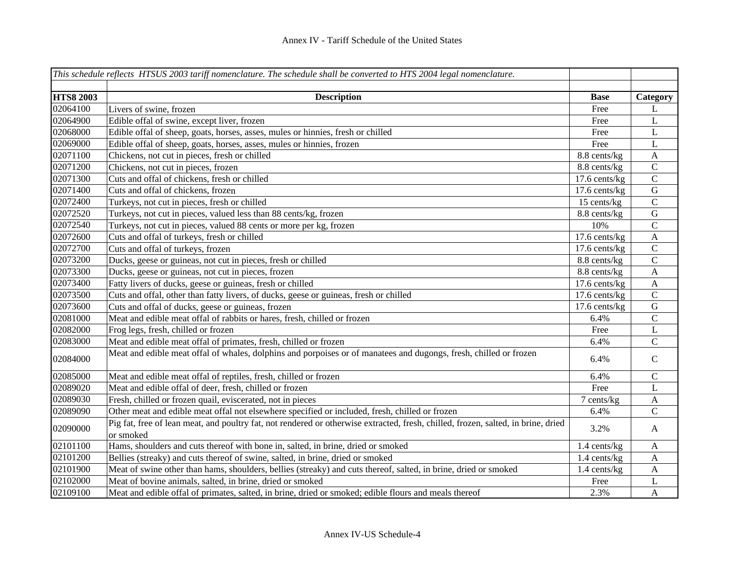| *This schedule reflects HTSUS 2003 tariff nomenclature. The schedule shall be converted to HTS 2004 legal nomenclature.* | | | |
|---|---|---|---|
| | | | |
| **HTS8 2003** | **Description** | **Base** | **Category** |
| 02064100 | Livers of swine, frozen | Free | L |
| 02064900 | Edible offal of swine, except liver, frozen | Free | L |
| 02068000 | Edible offal of sheep, goats, horses, asses, mules or hinnies, fresh or chilled | Free | L |
| 02069000 | Edible offal of sheep, goats, horses, asses, mules or hinnies, frozen | Free | L |
| 02071100 | Chickens, not cut in pieces, fresh or chilled | 8.8 cents/kg | A |
| 02071200 | Chickens, not cut in pieces, frozen | 8.8 cents/kg | C |
| 02071300 | Cuts and offal of chickens, fresh or chilled | 17.6 cents/kg | C |
| 02071400 | Cuts and offal of chickens, frozen | 17.6 cents/kg | G |
| 02072400 | Turkeys, not cut in pieces, fresh or chilled | 15 cents/kg | C |
| 02072520 | Turkeys, not cut in pieces, valued less than 88 cents/kg, frozen | 8.8 cents/kg | G |
| 02072540 | Turkeys, not cut in pieces, valued 88 cents or more per kg, frozen | 10% | C |
| 02072600 | Cuts and offal of turkeys, fresh or chilled | 17.6 cents/kg | A |
| 02072700 | Cuts and offal of turkeys, frozen | 17.6 cents/kg | C |
| 02073200 | Ducks, geese or guineas, not cut in pieces, fresh or chilled | 8.8 cents/kg | C |
| 02073300 | Ducks, geese or guineas, not cut in pieces, frozen | 8.8 cents/kg | A |
| 02073400 | Fatty livers of ducks, geese or guineas, fresh or chilled | 17.6 cents/kg | A |
| 02073500 | Cuts and offal, other than fatty livers, of ducks, geese or guineas, fresh or chilled | 17.6 cents/kg | C |
| 02073600 | Cuts and offal of ducks, geese or guineas, frozen | 17.6 cents/kg | G |
| 02081000 | Meat and edible meat offal of rabbits or hares, fresh, chilled or frozen | 6.4% | C |
| 02082000 | Frog legs, fresh, chilled or frozen | Free | L |
| 02083000 | Meat and edible meat offal of primates, fresh, chilled or frozen | 6.4% | C |
| 02084000 | Meat and edible meat offal of whales, dolphins and porpoises or of manatees and dugongs, fresh, chilled or frozen | 6.4% | C |
| 02085000 | Meat and edible meat offal of reptiles, fresh, chilled or frozen | 6.4% | C |
| 02089020 | Meat and edible offal of deer, fresh, chilled or frozen | Free | L |
| 02089030 | Fresh, chilled or frozen quail, eviscerated, not in pieces | 7 cents/kg | A |
| 02089090 | Other meat and edible meat offal not elsewhere specified or included, fresh, chilled or frozen | 6.4% | C |
| 02090000 | Pig fat, free of lean meat, and poultry fat, not rendered or otherwise extracted, fresh, chilled, frozen, salted, in brine, dried or smoked | 3.2% | A |
| 02101100 | Hams, shoulders and cuts thereof with bone in, salted, in brine, dried or smoked | 1.4 cents/kg | A |
| 02101200 | Bellies (streaky) and cuts thereof of swine, salted, in brine, dried or smoked | 1.4 cents/kg | A |
| 02101900 | Meat of swine other than hams, shoulders, bellies (streaky) and cuts thereof, salted, in brine, dried or smoked | 1.4 cents/kg | A |
| 02102000 | Meat of bovine animals, salted, in brine, dried or smoked | Free | L |
| 02109100 | Meat and edible offal of primates, salted, in brine, dried or smoked; edible flours and meals thereof | 2.3% | A |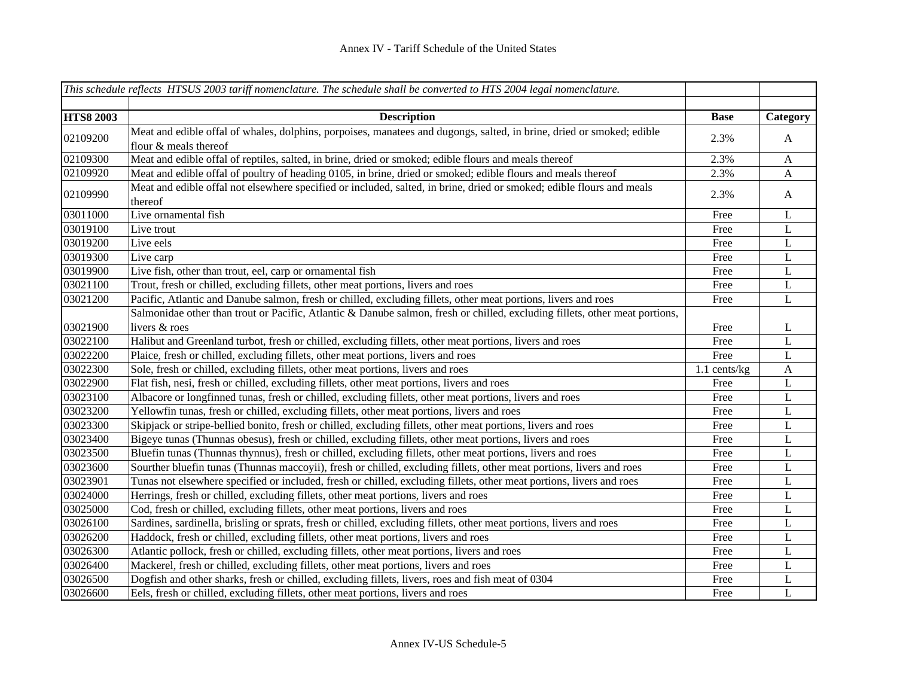Annex IV - Tariff Schedule of the United States

| *This schedule reflects HTSUS 2003 tariff nomenclature. The schedule shall be converted to HTS 2004 legal nomenclature.* | | | |
|---|---|---|---|
| **HTS8 2003** | **Description** | **Base** | **Category** |
| 02109200 | Meat and edible offal of whales, dolphins, porpoises, manatees and dugongs, salted, in brine, dried or smoked; edible flour & meals thereof | 2.3% | A |
| 02109300 | Meat and edible offal of reptiles, salted, in brine, dried or smoked; edible flours and meals thereof | 2.3% | A |
| 02109920 | Meat and edible offal of poultry of heading 0105, in brine, dried or smoked; edible flours and meals thereof | 2.3% | A |
| 02109990 | Meat and edible offal not elsewhere specified or included, salted, in brine, dried or smoked; edible flours and meals thereof | 2.3% | A |
| 03011000 | Live ornamental fish | Free | L |
| 03019100 | Live trout | Free | L |
| 03019200 | Live eels | Free | L |
| 03019300 | Live carp | Free | L |
| 03019900 | Live fish, other than trout, eel, carp or ornamental fish | Free | L |
| 03021100 | Trout, fresh or chilled, excluding fillets, other meat portions, livers and roes | Free | L |
| 03021200 | Pacific, Atlantic and Danube salmon, fresh or chilled, excluding fillets, other meat portions, livers and roes | Free | L |
| 03021900 | Salmonidae other than trout or Pacific, Atlantic & Danube salmon, fresh or chilled, excluding fillets, other meat portions, livers & roes | Free | L |
| 03022100 | Halibut and Greenland turbot, fresh or chilled, excluding fillets, other meat portions, livers and roes | Free | L |
| 03022200 | Plaice, fresh or chilled, excluding fillets, other meat portions, livers and roes | Free | L |
| 03022300 | Sole, fresh or chilled, excluding fillets, other meat portions, livers and roes | 1.1 cents/kg | A |
| 03022900 | Flat fish, nesi, fresh or chilled, excluding fillets, other meat portions, livers and roes | Free | L |
| 03023100 | Albacore or longfinned tunas, fresh or chilled, excluding fillets, other meat portions, livers and roes | Free | L |
| 03023200 | Yellowfin tunas, fresh or chilled, excluding fillets, other meat portions, livers and roes | Free | L |
| 03023300 | Skipjack or stripe-bellied bonito, fresh or chilled, excluding fillets, other meat portions, livers and roes | Free | L |
| 03023400 | Bigeye tunas (Thunnas obesus), fresh or chilled, excluding fillets, other meat portions, livers and roes | Free | L |
| 03023500 | Bluefin tunas (Thunnas thynnus), fresh or chilled, excluding fillets, other meat portions, livers and roes | Free | L |
| 03023600 | Sourther bluefin tunas (Thunnas maccoyii), fresh or chilled, excluding fillets, other meat portions, livers and roes | Free | L |
| 03023901 | Tunas not elsewhere specified or included, fresh or chilled, excluding fillets, other meat portions, livers and roes | Free | L |
| 03024000 | Herrings, fresh or chilled, excluding fillets, other meat portions, livers and roes | Free | L |
| 03025000 | Cod, fresh or chilled, excluding fillets, other meat portions, livers and roes | Free | L |
| 03026100 | Sardines, sardinella, brisling or sprats, fresh or chilled, excluding fillets, other meat portions, livers and roes | Free | L |
| 03026200 | Haddock, fresh or chilled, excluding fillets, other meat portions, livers and roes | Free | L |
| 03026300 | Atlantic pollock, fresh or chilled, excluding fillets, other meat portions, livers and roes | Free | L |
| 03026400 | Mackerel, fresh or chilled, excluding fillets, other meat portions, livers and roes | Free | L |
| 03026500 | Dogfish and other sharks, fresh or chilled, excluding fillets, livers, roes and fish meat of 0304 | Free | L |
| 03026600 | Eels, fresh or chilled, excluding fillets, other meat portions, livers and roes | Free | L |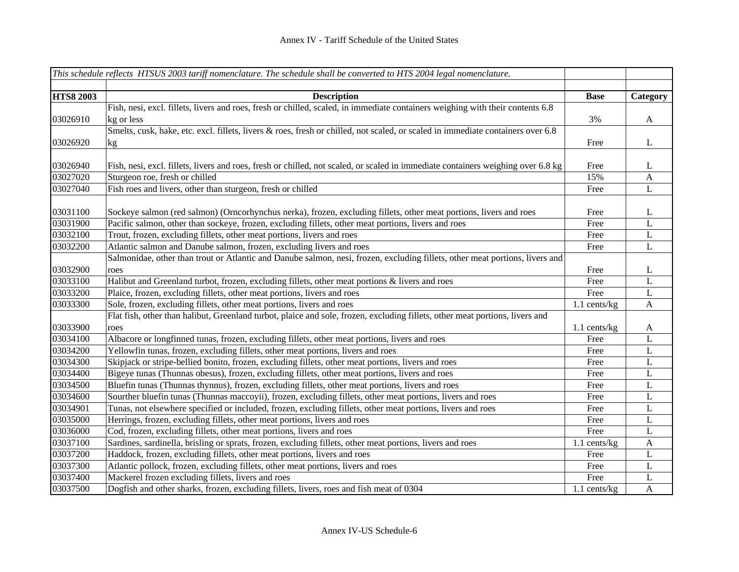| *This schedule reflects HTSUS 2003 tariff nomenclature. The schedule shall be converted to HTS 2004 legal nomenclature.* | | | |
|---|---|---|---|
| | | | |
| **HTS8 2003** | **Description** | **Base** | **Category** |
| 03026910 | Fish, nesi, excl. fillets, livers and roes, fresh or chilled, scaled, in immediate containers weighing with their contents 6.8 kg or less | 3% | A |
| 03026920 | Smelts, cusk, hake, etc. excl. fillets, livers & roes, fresh or chilled, not scaled, or scaled in immediate containers over 6.8 kg | Free | L |
| 03026940 | Fish, nesi, excl. fillets, livers and roes, fresh or chilled, not scaled, or scaled in immediate containers weighing over 6.8 kg | Free | L |
| 03027020 | Sturgeon roe, fresh or chilled | 15% | A |
| 03027040 | Fish roes and livers, other than sturgeon, fresh or chilled | Free | L |
| 03031100 | Sockeye salmon (red salmon) (Orncorhynchus nerka), frozen, excluding fillets, other meat portions, livers and roes | Free | L |
| 03031900 | Pacific salmon, other than sockeye, frozen, excluding fillets, other meat portions, livers and roes | Free | L |
| 03032100 | Trout, frozen, excluding fillets, other meat portions, livers and roes | Free | L |
| 03032200 | Atlantic salmon and Danube salmon, frozen, excluding livers and roes | Free | L |
| 03032900 | Salmonidae, other than trout or Atlantic and Danube salmon, nesi, frozen, excluding fillets, other meat portions, livers and roes | Free | L |
| 03033100 | Halibut and Greenland turbot, frozen, excluding fillets, other meat portions & livers and roes | Free | L |
| 03033200 | Plaice, frozen, excluding fillets, other meat portions, livers and roes | Free | L |
| 03033300 | Sole, frozen, excluding fillets, other meat portions, livers and roes | 1.1 cents/kg | A |
| 03033900 | Flat fish, other than halibut, Greenland turbot, plaice and sole, frozen, excluding fillets, other meat portions, livers and roes | 1.1 cents/kg | A |
| 03034100 | Albacore or longfinned tunas, frozen, excluding fillets, other meat portions, livers and roes | Free | L |
| 03034200 | Yellowfin tunas, frozen, excluding fillets, other meat portions, livers and roes | Free | L |
| 03034300 | Skipjack or stripe-bellied bonito, frozen, excluding fillets, other meat portions, livers and roes | Free | L |
| 03034400 | Bigeye tunas (Thunnas obesus), frozen, excluding fillets, other meat portions, livers and roes | Free | L |
| 03034500 | Bluefin tunas (Thunnas thynnus), frozen, excluding fillets, other meat portions, livers and roes | Free | L |
| 03034600 | Sourther bluefin tunas (Thunnas maccoyii), frozen, excluding fillets, other meat portions, livers and roes | Free | L |
| 03034901 | Tunas, not elsewhere specified or included, frozen, excluding fillets, other meat portions, livers and roes | Free | L |
| 03035000 | Herrings, frozen, excluding fillets, other meat portions, livers and roes | Free | L |
| 03036000 | Cod, frozen, excluding fillets, other meat portions, livers and roes | Free | L |
| 03037100 | Sardines, sardinella, brisling or sprats, frozen, excluding fillets, other meat portions, livers and roes | 1.1 cents/kg | A |
| 03037200 | Haddock, frozen, excluding fillets, other meat portions, livers and roes | Free | L |
| 03037300 | Atlantic pollock, frozen, excluding fillets, other meat portions, livers and roes | Free | L |
| 03037400 | Mackerel frozen excluding fillets, livers and roes | Free | L |
| 03037500 | Dogfish and other sharks, frozen, excluding fillets, livers, roes and fish meat of 0304 | 1.1 cents/kg | A |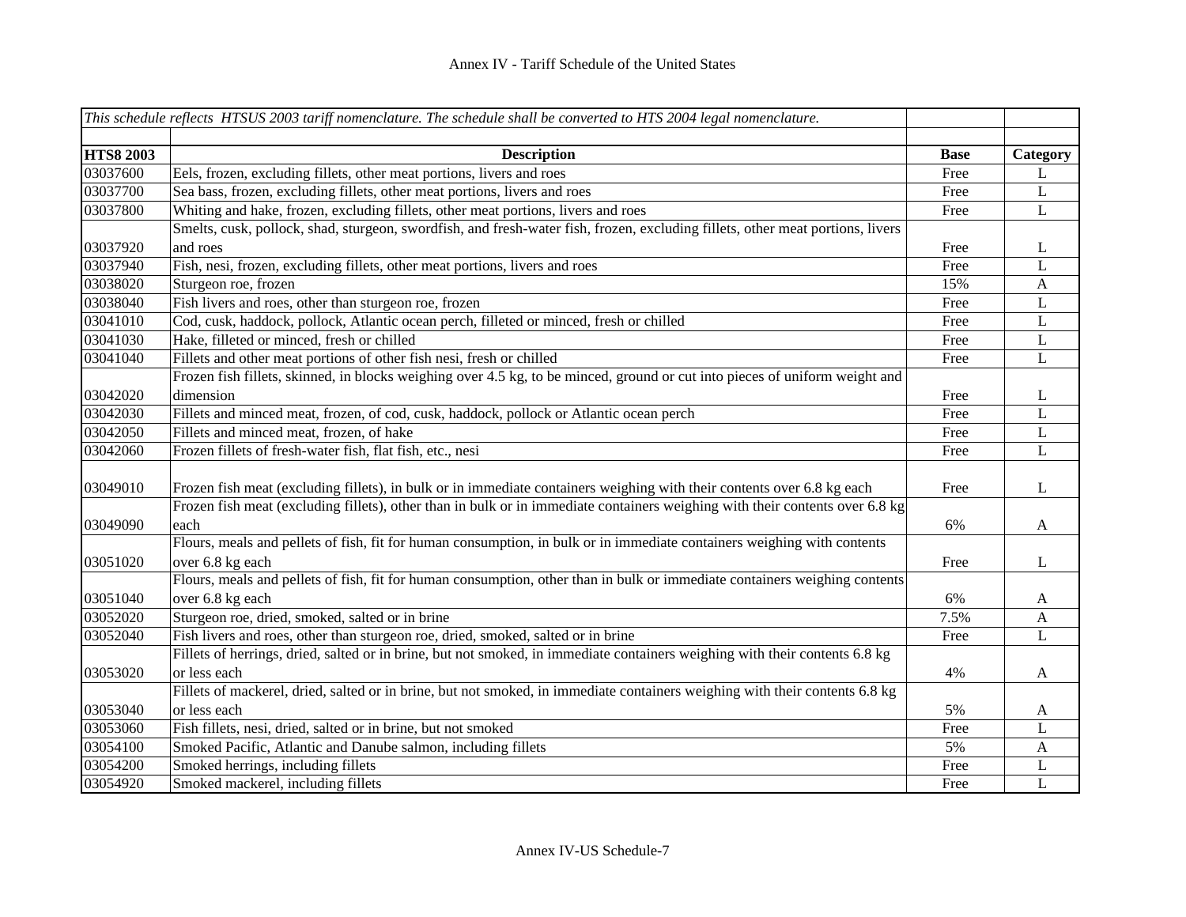| *This schedule reflects HTSUS 2003 tariff nomenclature. The schedule shall be converted to HTS 2004 legal nomenclature.* | | | |
|---|---|---|---|
| **HTS8 2003** | **Description** | **Base** | **Category** |
| 03037600 | Eels, frozen, excluding fillets, other meat portions, livers and roes | Free | L |
| 03037700 | Sea bass, frozen, excluding fillets, other meat portions, livers and roes | Free | L |
| 03037800 | Whiting and hake, frozen, excluding fillets, other meat portions, livers and roes | Free | L |
| 03037920 | Smelts, cusk, pollock, shad, sturgeon, swordfish, and fresh-water fish, frozen, excluding fillets, other meat portions, livers and roes | Free | L |
| 03037940 | Fish, nesi, frozen, excluding fillets, other meat portions, livers and roes | Free | L |
| 03038020 | Sturgeon roe, frozen | 15% | A |
| 03038040 | Fish livers and roes, other than sturgeon roe, frozen | Free | L |
| 03041010 | Cod, cusk, haddock, pollock, Atlantic ocean perch, filleted or minced, fresh or chilled | Free | L |
| 03041030 | Hake, filleted or minced, fresh or chilled | Free | L |
| 03041040 | Fillets and other meat portions of other fish nesi, fresh or chilled | Free | L |
| 03042020 | Frozen fish fillets, skinned, in blocks weighing over 4.5 kg, to be minced, ground or cut into pieces of uniform weight and dimension | Free | L |
| 03042030 | Fillets and minced meat, frozen, of cod, cusk, haddock, pollock or Atlantic ocean perch | Free | L |
| 03042050 | Fillets and minced meat, frozen, of hake | Free | L |
| 03042060 | Frozen fillets of fresh-water fish, flat fish, etc., nesi | Free | L |
| 03049010 | Frozen fish meat (excluding fillets), in bulk or in immediate containers weighing with their contents over 6.8 kg each | Free | L |
| 03049090 | Frozen fish meat (excluding fillets), other than in bulk or in immediate containers weighing with their contents over 6.8 kg each | 6% | A |
| 03051020 | Flours, meals and pellets of fish, fit for human consumption, in bulk or in immediate containers weighing with contents over 6.8 kg each | Free | L |
| 03051040 | Flours, meals and pellets of fish, fit for human consumption, other than in bulk or in immediate containers weighing contents over 6.8 kg each | 6% | A |
| 03052020 | Sturgeon roe, dried, smoked, salted or in brine | 7.5% | A |
| 03052040 | Fish livers and roes, other than sturgeon roe, dried, smoked, salted or in brine | Free | L |
| 03053020 | Fillets of herrings, dried, salted or in brine, but not smoked, in immediate containers weighing with their contents 6.8 kg or less each | 4% | A |
| 03053040 | Fillets of mackerel, dried, salted or in brine, but not smoked, in immediate containers weighing with their contents 6.8 kg or less each | 5% | A |
| 03053060 | Fish fillets, nesi, dried, salted or in brine, but not smoked | Free | L |
| 03054100 | Smoked Pacific, Atlantic and Danube salmon, including fillets | 5% | A |
| 03054200 | Smoked herrings, including fillets | Free | L |
| 03054920 | Smoked mackerel, including fillets | Free | L |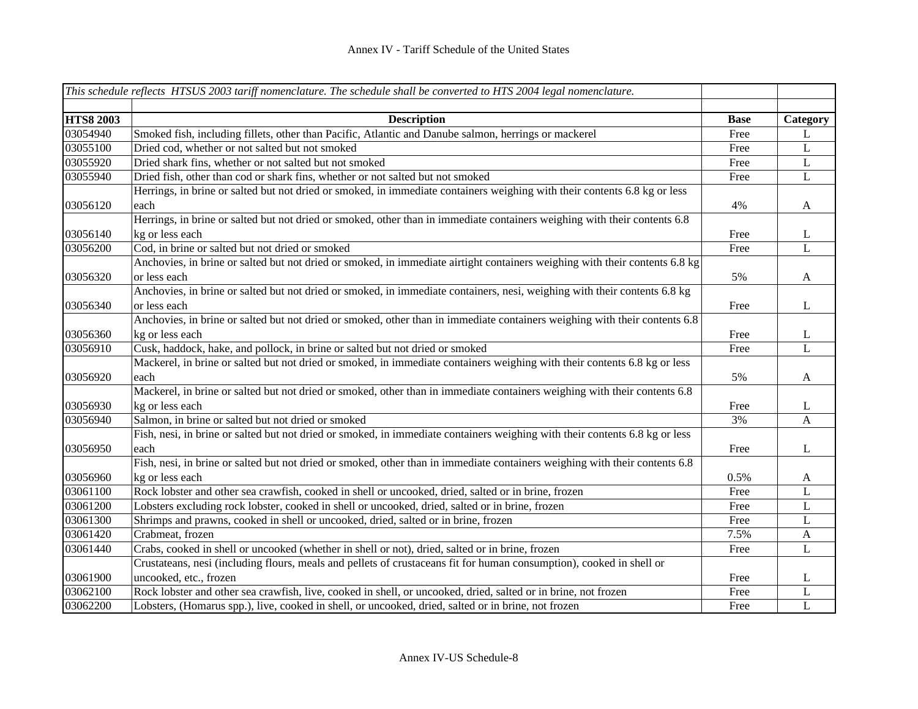| *This schedule reflects HTSUS 2003 tariff nomenclature. The schedule shall be converted to HTS 2004 legal nomenclature.* | | | |
|---|---|---|---|
| **HTS8 2003** | **Description** | **Base** | **Category** |
| 03054940 | Smoked fish, including fillets, other than Pacific, Atlantic and Danube salmon, herrings or mackerel | Free | L |
| 03055100 | Dried cod, whether or not salted but not smoked | Free | L |
| 03055920 | Dried shark fins, whether or not salted but not smoked | Free | L |
| 03055940 | Dried fish, other than cod or shark fins, whether or not salted but not smoked | Free | L |
| 03056120 | Herrings, in brine or salted but not dried or smoked, in immediate containers weighing with their contents 6.8 kg or less each | 4% | A |
| 03056140 | Herrings, in brine or salted but not dried or smoked, other than in immediate containers weighing with their contents 6.8 kg or less each | Free | L |
| 03056200 | Cod, in brine or salted but not dried or smoked | Free | L |
| 03056320 | Anchovies, in brine or salted but not dried or smoked, in immediate airtight containers weighing with their contents 6.8 kg or less each | 5% | A |
| 03056340 | Anchovies, in brine or salted but not dried or smoked, in immediate containers, nesi, weighing with their contents 6.8 kg or less each | Free | L |
| 03056360 | Anchovies, in brine or salted but not dried or smoked, other than in immediate containers weighing with their contents 6.8 kg or less each | Free | L |
| 03056910 | Cusk, haddock, hake, and pollock, in brine or salted but not dried or smoked | Free | L |
| 03056920 | Mackerel, in brine or salted but not dried or smoked, in immediate containers weighing with their contents 6.8 kg or less each | 5% | A |
| 03056930 | Mackerel, in brine or salted but not dried or smoked, other than in immediate containers weighing with their contents 6.8 kg or less each | Free | L |
| 03056940 | Salmon, in brine or salted but not dried or smoked | 3% | A |
| 03056950 | Fish, nesi, in brine or salted but not dried or smoked, in immediate containers weighing with their contents 6.8 kg or less each | Free | L |
| 03056960 | Fish, nesi, in brine or salted but not dried or smoked, other than in immediate containers weighing with their contents 6.8 kg or less each | 0.5% | A |
| 03061100 | Rock lobster and other sea crawfish, cooked in shell or uncooked, dried, salted or in brine, frozen | Free | L |
| 03061200 | Lobsters excluding rock lobster, cooked in shell or uncooked, dried, salted or in brine, frozen | Free | L |
| 03061300 | Shrimps and prawns, cooked in shell or uncooked, dried, salted or in brine, frozen | Free | L |
| 03061420 | Crabmeat, frozen | 7.5% | A |
| 03061440 | Crabs, cooked in shell or uncooked (whether in shell or not), dried, salted or in brine, frozen | Free | L |
| 03061900 | Crustateans, nesi (including flours, meals and pellets of crustaceans fit for human consumption), cooked in shell or uncooked, etc., frozen | Free | L |
| 03062100 | Rock lobster and other sea crawfish, live, cooked in shell, or uncooked, dried, salted or in brine, not frozen | Free | L |
| 03062200 | Lobsters, (Homarus spp.), live, cooked in shell, or uncooked, dried, salted or in brine, not frozen | Free | L |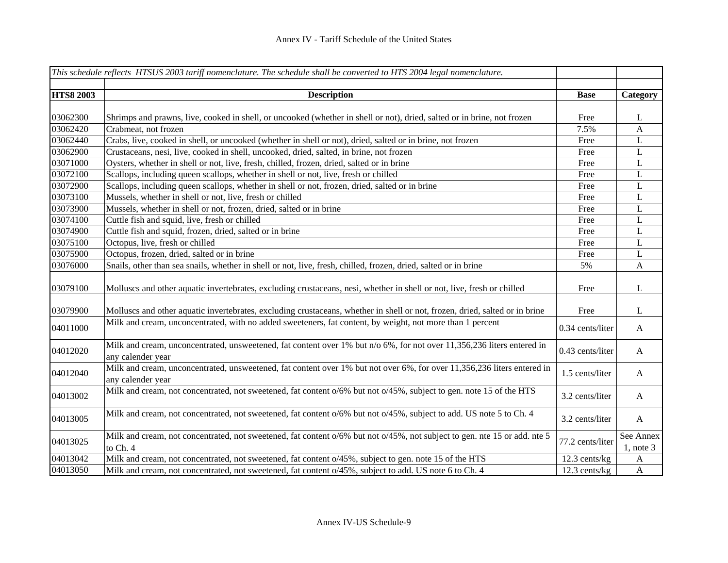| *This schedule reflects HTSUS 2003 tariff nomenclature. The schedule shall be converted to HTS 2004 legal nomenclature.* | | | |
|---|---|---|---|
| | | | |
| **HTS8 2003** | **Description** | **Base** | **Category** |
| 03062300 | Shrimps and prawns, live, cooked in shell, or uncooked (whether in shell or not), dried, salted or in brine, not frozen | Free | L |
| 03062420 | Crabmeat, not frozen | 7.5% | A |
| 03062440 | Crabs, live, cooked in shell, or uncooked (whether in shell or not), dried, salted or in brine, not frozen | Free | L |
| 03062900 | Crustaceans, nesi, live, cooked in shell, uncooked, dried, salted, in brine, not frozen | Free | L |
| 03071000 | Oysters, whether in shell or not, live, fresh, chilled, frozen, dried, salted or in brine | Free | L |
| 03072100 | Scallops, including queen scallops, whether in shell or not, live, fresh or chilled | Free | L |
| 03072900 | Scallops, including queen scallops, whether in shell or not, frozen, dried, salted or in brine | Free | L |
| 03073100 | Mussels, whether in shell or not, live, fresh or chilled | Free | L |
| 03073900 | Mussels, whether in shell or not, frozen, dried, salted or in brine | Free | L |
| 03074100 | Cuttle fish and squid, live, fresh or chilled | Free | L |
| 03074900 | Cuttle fish and squid, frozen, dried, salted or in brine | Free | L |
| 03075100 | Octopus, live, fresh or chilled | Free | L |
| 03075900 | Octopus, frozen, dried, salted or in brine | Free | L |
| 03076000 | Snails, other than sea snails, whether in shell or not, live, fresh, chilled, frozen, dried, salted or in brine | 5% | A |
| 03079100 | Molluscs and other aquatic invertebrates, excluding crustaceans, nesi, whether in shell or not, live, fresh or chilled | Free | L |
| 03079900 | Molluscs and other aquatic invertebrates, excluding crustaceans, whether in shell or not, frozen, dried, salted or in brine | Free | L |
| 04011000 | Milk and cream, unconcentrated, with no added sweeteners, fat content, by weight, not more than 1 percent | 0.34 cents/liter | A |
| 04012020 | Milk and cream, unconcentrated, unsweetened, fat content over 1% but n/o 6%, for not over 11,356,236 liters entered in any calender year | 0.43 cents/liter | A |
| 04012040 | Milk and cream, unconcentrated, unsweetened, fat content over 1% but not over 6%, for over 11,356,236 liters entered in any calender year | 1.5 cents/liter | A |
| 04013002 | Milk and cream, not concentrated, not sweetened, fat content o/6% but not o/45%, subject to gen. note 15 of the HTS | 3.2 cents/liter | A |
| 04013005 | Milk and cream, not concentrated, not sweetened, fat content o/6% but not o/45%, subject to add. US note 5 to Ch. 4 | 3.2 cents/liter | A |
| 04013025 | Milk and cream, not concentrated, not sweetened, fat content o/6% but not o/45%, not subject to gen. nte 15 or add. nte 5 to Ch. 4 | 77.2 cents/liter | See Annex 1, note 3 |
| 04013042 | Milk and cream, not concentrated, not sweetened, fat content o/45%, subject to gen. note 15 of the HTS | 12.3 cents/kg | A |
| 04013050 | Milk and cream, not concentrated, not sweetened, fat content o/45%, subject to add. US note 6 to Ch. 4 | 12.3 cents/kg | A |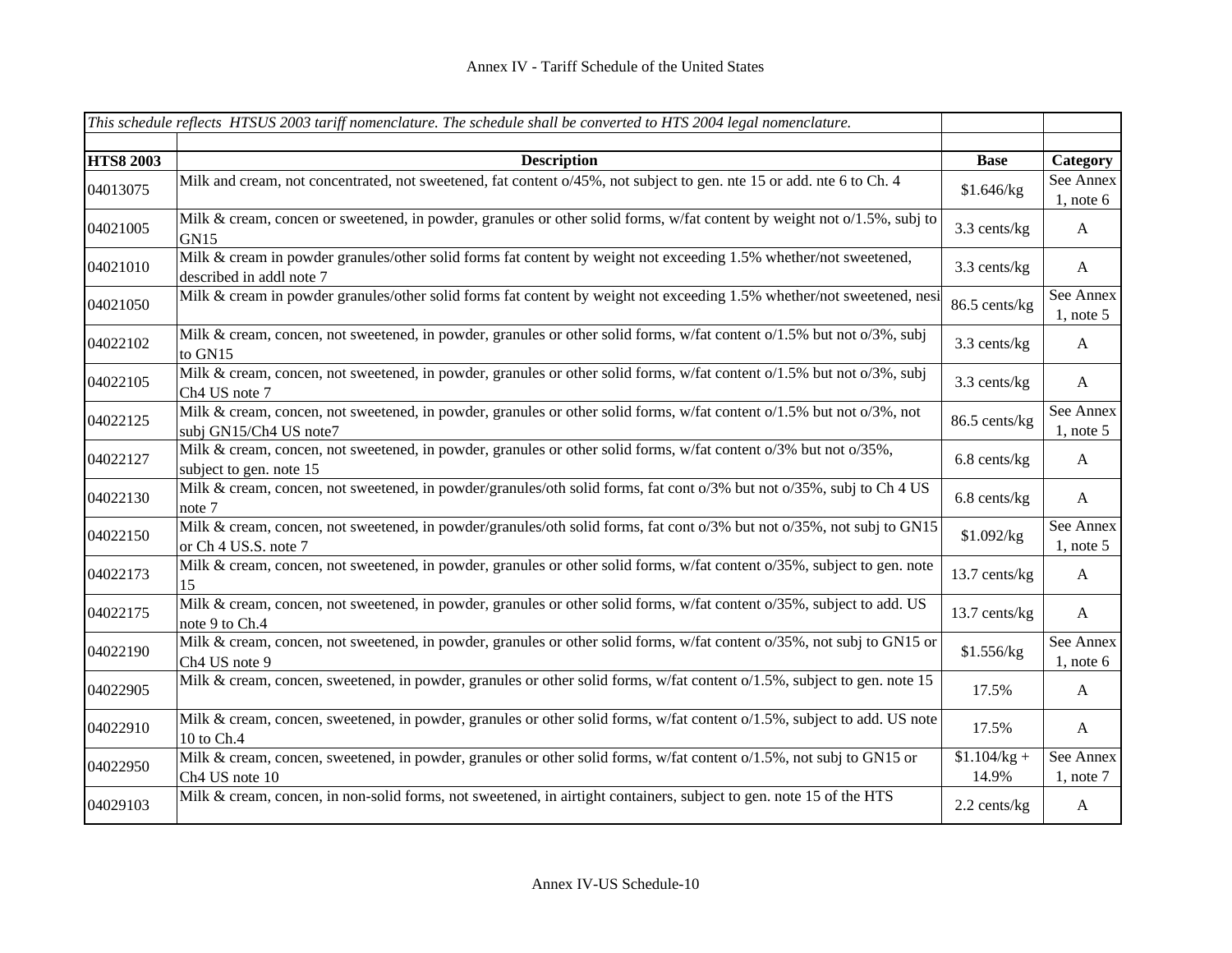| *This schedule reflects HTSUS 2003 tariff nomenclature. The schedule shall be converted to HTS 2004 legal nomenclature.* | | | |
|---|---|---|---|
| | | | |
| **HTS8 2003** | **Description** | **Base** | **Category** |
| 04013075 | Milk and cream, not concentrated, not sweetened, fat content o/45%, not subject to gen. nte 15 or add. nte 6 to Ch. 4 | $1.646/kg | See Annex 1, note 6 |
| 04021005 | Milk & cream, concen or sweetened, in powder, granules or other solid forms, w/fat content by weight not o/1.5%, subj to GN15 | 3.3 cents/kg | A |
| 04021010 | Milk & cream in powder granules/other solid forms fat content by weight not exceeding 1.5% whether/not sweetened, described in addl note 7 | 3.3 cents/kg | A |
| 04021050 | Milk & cream in powder granules/other solid forms fat content by weight not exceeding 1.5% whether/not sweetened, nesi | 86.5 cents/kg | See Annex 1, note 5 |
| 04022102 | Milk & cream, concen, not sweetened, in powder, granules or other solid forms, w/fat content o/1.5% but not o/3%, subj to GN15 | 3.3 cents/kg | A |
| 04022105 | Milk & cream, concen, not sweetened, in powder, granules or other solid forms, w/fat content o/1.5% but not o/3%, subj Ch4 US note 7 | 3.3 cents/kg | A |
| 04022125 | Milk & cream, concen, not sweetened, in powder, granules or other solid forms, w/fat content o/1.5% but not o/3%, not subj GN15/Ch4 US note7 | 86.5 cents/kg | See Annex 1, note 5 |
| 04022127 | Milk & cream, concen, not sweetened, in powder, granules or other solid forms, w/fat content o/3% but not o/35%, subject to gen. note 15 | 6.8 cents/kg | A |
| 04022130 | Milk & cream, concen, not sweetened, in powder/granules/oth solid forms, fat cont o/3% but not o/35%, subj to Ch 4 US note 7 | 6.8 cents/kg | A |
| 04022150 | Milk & cream, concen, not sweetened, in powder/granules/oth solid forms, fat cont o/3% but not o/35%, not subj to GN15 or Ch 4 US.S. note 7 | $1.092/kg | See Annex 1, note 5 |
| 04022173 | Milk & cream, concen, not sweetened, in powder, granules or other solid forms, w/fat content o/35%, subject to gen. note 15 | 13.7 cents/kg | A |
| 04022175 | Milk & cream, concen, not sweetened, in powder, granules or other solid forms, w/fat content o/35%, subject to add. US note 9 to Ch.4 | 13.7 cents/kg | A |
| 04022190 | Milk & cream, concen, not sweetened, in powder, granules or other solid forms, w/fat content o/35%, not subj to GN15 or Ch4 US note 9 | $1.556/kg | See Annex 1, note 6 |
| 04022905 | Milk & cream, concen, sweetened, in powder, granules or other solid forms, w/fat content o/1.5%, subject to gen. note 15 | 17.5% | A |
| 04022910 | Milk & cream, concen, sweetened, in powder, granules or other solid forms, w/fat content o/1.5%, subject to add. US note 10 to Ch.4 | 17.5% | A |
| 04022950 | Milk & cream, concen, sweetened, in powder, granules or other solid forms, w/fat content o/1.5%, not subj to GN15 or Ch4 US note 10 | $1.104/kg + 14.9% | See Annex 1, note 7 |
| 04029103 | Milk & cream, concen, in non-solid forms, not sweetened, in airtight containers, subject to gen. note 15 of the HTS | 2.2 cents/kg | A |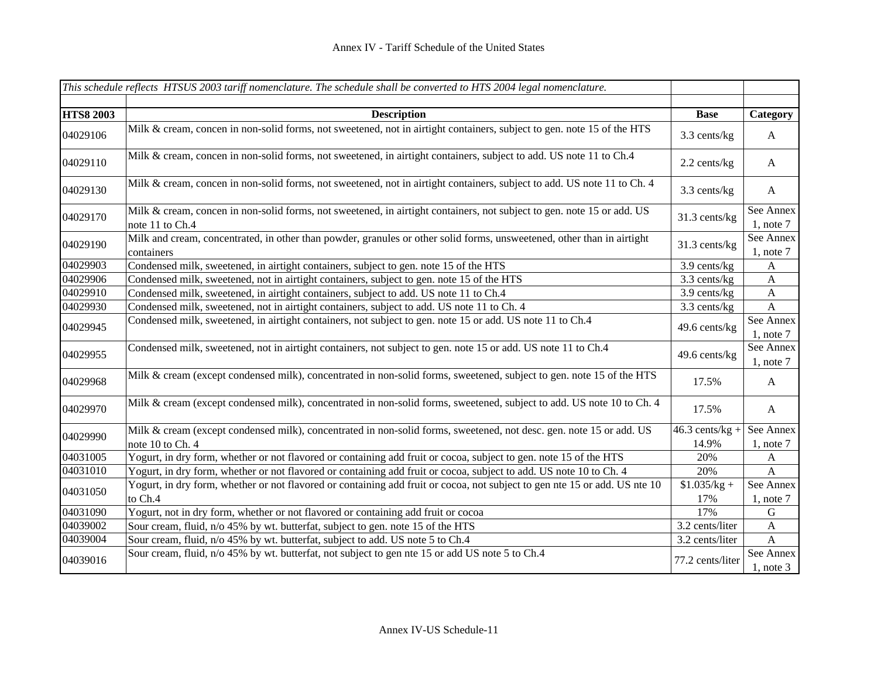Annex IV - Tariff Schedule of the United States

| *This schedule reflects HTSUS 2003 tariff nomenclature. The schedule shall be converted to HTS 2004 legal nomenclature.* | | | |
|---|---|---|---|
| **HTS8 2003** | **Description** | **Base** | **Category** |
| 04029106 | Milk & cream, concen in non-solid forms, not sweetened, not in airtight containers, subject to gen. note 15 of the HTS | 3.3 cents/kg | A |
| 04029110 | Milk & cream, concen in non-solid forms, not sweetened, in airtight containers, subject to add. US note 11 to Ch.4 | 2.2 cents/kg | A |
| 04029130 | Milk & cream, concen in non-solid forms, not sweetened, not in airtight containers, subject to add. US note 11 to Ch. 4 | 3.3 cents/kg | A |
| 04029170 | Milk & cream, concen in non-solid forms, not sweetened, in airtight containers, not subject to gen. note 15 or add. US note 11 to Ch.4 | 31.3 cents/kg | See Annex 1, note 7 |
| 04029190 | Milk and cream, concentrated, in other than powder, granules or other solid forms, unsweetened, other than in airtight containers | 31.3 cents/kg | See Annex 1, note 7 |
| 04029903 | Condensed milk, sweetened, in airtight containers, subject to gen. note 15 of the HTS | 3.9 cents/kg | A |
| 04029906 | Condensed milk, sweetened, not in airtight containers, subject to gen. note 15 of the HTS | 3.3 cents/kg | A |
| 04029910 | Condensed milk, sweetened, in airtight containers, subject to add. US note 11 to Ch.4 | 3.9 cents/kg | A |
| 04029930 | Condensed milk, sweetened, not in airtight containers, subject to add. US note 11 to Ch. 4 | 3.3 cents/kg | A |
| 04029945 | Condensed milk, sweetened, in airtight containers, not subject to gen. note 15 or add. US note 11 to Ch.4 | 49.6 cents/kg | See Annex 1, note 7 |
| 04029955 | Condensed milk, sweetened, not in airtight containers, not subject to gen. note 15 or add. US note 11 to Ch.4 | 49.6 cents/kg | See Annex 1, note 7 |
| 04029968 | Milk & cream (except condensed milk), concentrated in non-solid forms, sweetened, subject to gen. note 15 of the HTS | 17.5% | A |
| 04029970 | Milk & cream (except condensed milk), concentrated in non-solid forms, sweetened, subject to add. US note 10 to Ch. 4 | 17.5% | A |
| 04029990 | Milk & cream (except condensed milk), concentrated in non-solid forms, sweetened, not desc. gen. note 15 or add. US note 10 to Ch. 4 | 46.3 cents/kg + 14.9% | See Annex 1, note 7 |
| 04031005 | Yogurt, in dry form, whether or not flavored or containing add fruit or cocoa, subject to gen. note 15 of the HTS | 20% | A |
| 04031010 | Yogurt, in dry form, whether or not flavored or containing add fruit or cocoa, subject to add. US note 10 to Ch. 4 | 20% | A |
| 04031050 | Yogurt, in dry form, whether or not flavored or containing add fruit or cocoa, not subject to gen nte 15 or add. US nte 10 to Ch.4 | $1.035/kg + 17% | See Annex 1, note 7 |
| 04031090 | Yogurt, not in dry form, whether or not flavored or containing add fruit or cocoa | 17% | G |
| 04039002 | Sour cream, fluid, n/o 45% by wt. butterfat, subject to gen. note 15 of the HTS | 3.2 cents/liter | A |
| 04039004 | Sour cream, fluid, n/o 45% by wt. butterfat, subject to add. US note 5 to Ch.4 | 3.2 cents/liter | A |
| 04039016 | Sour cream, fluid, n/o 45% by wt. butterfat, not subject to gen nte 15 or add US note 5 to Ch.4 | 77.2 cents/liter | See Annex 1, note 3 |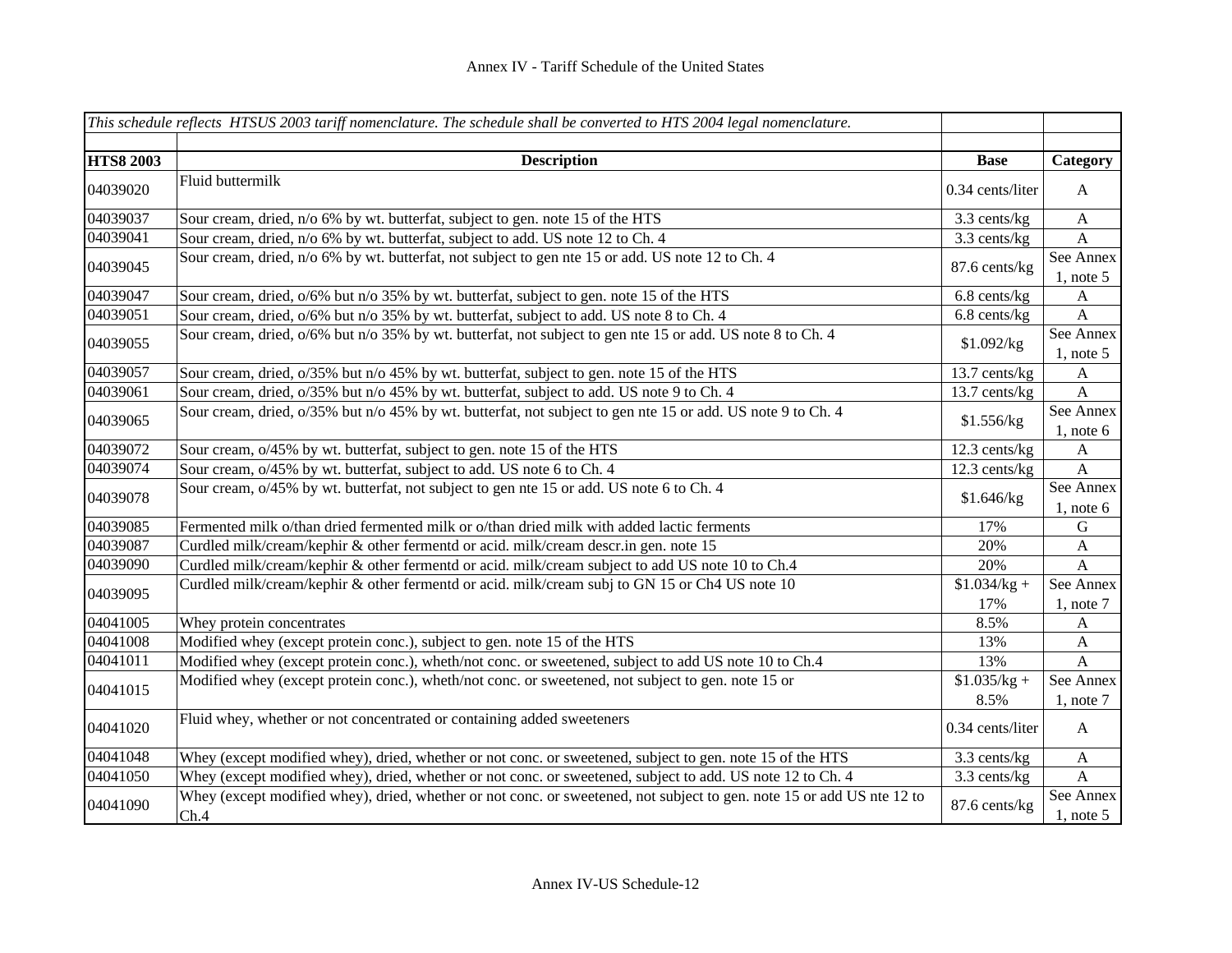# Annex IV - Tariff Schedule of the United States

| *This schedule reflects HTSUS 2003 tariff nomenclature. The schedule shall be converted to HTS 2004 legal nomenclature.* | | | |
|---|---|---|---|
| **HTS8 2003** | **Description** | **Base** | **Category** |
| 04039020 | Fluid buttermilk | 0.34 cents/liter | A |
| 04039037 | Sour cream, dried, n/o 6% by wt. butterfat, subject to gen. note 15 of the HTS | 3.3 cents/kg | A |
| 04039041 | Sour cream, dried, n/o 6% by wt. butterfat, subject to add. US note 12 to Ch. 4 | 3.3 cents/kg | A |
| 04039045 | Sour cream, dried, n/o 6% by wt. butterfat, not subject to gen nte 15 or add. US note 12 to Ch. 4 | 87.6 cents/kg | See Annex 1, note 5 |
| 04039047 | Sour cream, dried, o/6% but n/o 35% by wt. butterfat, subject to gen. note 15 of the HTS | 6.8 cents/kg | A |
| 04039051 | Sour cream, dried, o/6% but n/o 35% by wt. butterfat, subject to add. US note 8 to Ch. 4 | 6.8 cents/kg | A |
| 04039055 | Sour cream, dried, o/6% but n/o 35% by wt. butterfat, not subject to gen nte 15 or add. US note 8 to Ch. 4 | $1.092/kg | See Annex 1, note 5 |
| 04039057 | Sour cream, dried, o/35% but n/o 45% by wt. butterfat, subject to gen. note 15 of the HTS | 13.7 cents/kg | A |
| 04039061 | Sour cream, dried, o/35% but n/o 45% by wt. butterfat, subject to add. US note 9 to Ch. 4 | 13.7 cents/kg | A |
| 04039065 | Sour cream, dried, o/35% but n/o 45% by wt. butterfat, not subject to gen nte 15 or add. US note 9 to Ch. 4 | $1.556/kg | See Annex 1, note 6 |
| 04039072 | Sour cream, o/45% by wt. butterfat, subject to gen. note 15 of the HTS | 12.3 cents/kg | A |
| 04039074 | Sour cream, o/45% by wt. butterfat, subject to add. US note 6 to Ch. 4 | 12.3 cents/kg | A |
| 04039078 | Sour cream, o/45% by wt. butterfat, not subject to gen nte 15 or add. US note 6 to Ch. 4 | $1.646/kg | See Annex 1, note 6 |
| 04039085 | Fermented milk o/than dried fermented milk or o/than dried milk with added lactic ferments | 17% | G |
| 04039087 | Curdled milk/cream/kephir & other fermentd or acid. milk/cream descr.in gen. note 15 | 20% | A |
| 04039090 | Curdled milk/cream/kephir & other fermentd or acid. milk/cream subject to add US note 10 to Ch.4 | 20% | A |
| 04039095 | Curdled milk/cream/kephir & other fermentd or acid. milk/cream subj to GN 15 or Ch4 US note 10 | $1.034/kg + 17% | See Annex 1, note 7 |
| 04041005 | Whey protein concentrates | 8.5% | A |
| 04041008 | Modified whey (except protein conc.), subject to gen. note 15 of the HTS | 13% | A |
| 04041011 | Modified whey (except protein conc.), wheth/not conc. or sweetened, subject to add US note 10 to Ch.4 | 13% | A |
| 04041015 | Modified whey (except protein conc.), wheth/not conc. or sweetened, not subject to gen. note 15 or | $1.035/kg + 8.5% | See Annex 1, note 7 |
| 04041020 | Fluid whey, whether or not concentrated or containing added sweeteners | 0.34 cents/liter | A |
| 04041048 | Whey (except modified whey), dried, whether or not conc. or sweetened, subject to gen. note 15 of the HTS | 3.3 cents/kg | A |
| 04041050 | Whey (except modified whey), dried, whether or not conc. or sweetened, subject to add. US note 12 to Ch. 4 | 3.3 cents/kg | A |
| 04041090 | Whey (except modified whey), dried, whether or not conc. or sweetened, not subject to gen. note 15 or add US nte 12 to Ch.4 | 87.6 cents/kg | See Annex 1, note 5 |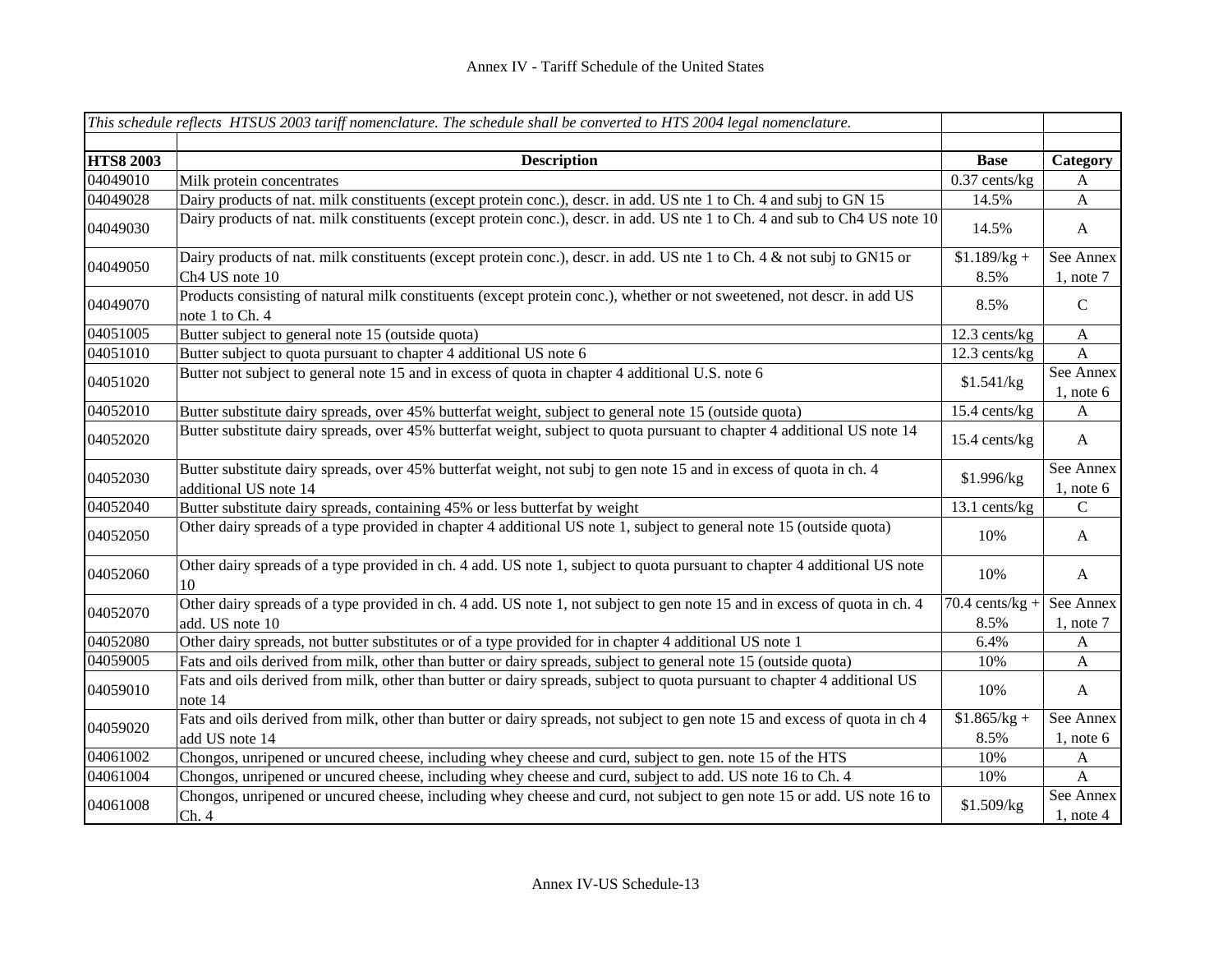# Annex IV - Tariff Schedule of the United States

*This schedule reflects HTSUS 2003 tariff nomenclature. The schedule shall be converted to HTS 2004 legal nomenclature.*

| HTS8 2003 | Description | Base | Category |
|---|---|---|---|
| 04049010 | Milk protein concentrates | 0.37 cents/kg | A |
| 04049028 | Dairy products of nat. milk constituents (except protein conc.), descr. in add. US nte 1 to Ch. 4 and subj to GN 15 | 14.5% | A |
| 04049030 | Dairy products of nat. milk constituents (except protein conc.), descr. in add. US nte 1 to Ch. 4 and sub to Ch4 US note 10 | 14.5% | A |
| 04049050 | Dairy products of nat. milk constituents (except protein conc.), descr. in add. US nte 1 to Ch. 4 & not subj to GN15 or Ch4 US note 10 | $1.189/kg + 8.5% | See Annex 1, note 7 |
| 04049070 | Products consisting of natural milk constituents (except protein conc.), whether or not sweetened, not descr. in add US note 1 to Ch. 4 | 8.5% | C |
| 04051005 | Butter subject to general note 15 (outside quota) | 12.3 cents/kg | A |
| 04051010 | Butter subject to quota pursuant to chapter 4 additional US note 6 | 12.3 cents/kg | A |
| 04051020 | Butter not subject to general note 15 and in excess of quota in chapter 4 additional U.S. note 6 | $1.541/kg | See Annex 1, note 6 |
| 04052010 | Butter substitute dairy spreads, over 45% butterfat weight, subject to general note 15 (outside quota) | 15.4 cents/kg | A |
| 04052020 | Butter substitute dairy spreads, over 45% butterfat weight, subject to quota pursuant to chapter 4 additional US note 14 | 15.4 cents/kg | A |
| 04052030 | Butter substitute dairy spreads, over 45% butterfat weight, not subj to gen note 15 and in excess of quota in ch. 4 additional US note 14 | $1.996/kg | See Annex 1, note 6 |
| 04052040 | Butter substitute dairy spreads, containing 45% or less butterfat by weight | 13.1 cents/kg | C |
| 04052050 | Other dairy spreads of a type provided in chapter 4 additional US note 1, subject to general note 15 (outside quota) | 10% | A |
| 04052060 | Other dairy spreads of a type provided in ch. 4 add. US note 1, subject to quota pursuant to chapter 4 additional US note 10 | 10% | A |
| 04052070 | Other dairy spreads of a type provided in ch. 4 add. US note 1, not subject to gen note 15 and in excess of quota in ch. 4 add. US note 10 | 70.4 cents/kg + 8.5% | See Annex 1, note 7 |
| 04052080 | Other dairy spreads, not butter substitutes or of a type provided for in chapter 4 additional US note 1 | 6.4% | A |
| 04059005 | Fats and oils derived from milk, other than butter or dairy spreads, subject to general note 15 (outside quota) | 10% | A |
| 04059010 | Fats and oils derived from milk, other than butter or dairy spreads, subject to quota pursuant to chapter 4 additional US note 14 | 10% | A |
| 04059020 | Fats and oils derived from milk, other than butter or dairy spreads, not subject to gen note 15 and excess of quota in ch 4 add US note 14 | $1.865/kg + 8.5% | See Annex 1, note 6 |
| 04061002 | Chongos, unripened or uncured cheese, including whey cheese and curd, subject to gen. note 15 of the HTS | 10% | A |
| 04061004 | Chongos, unripened or uncured cheese, including whey cheese and curd, subject to add. US note 16 to Ch. 4 | 10% | A |
| 04061008 | Chongos, unripened or uncured cheese, including whey cheese and curd, not subject to gen note 15 or add. US note 16 to Ch. 4 | $1.509/kg | See Annex 1, note 4 |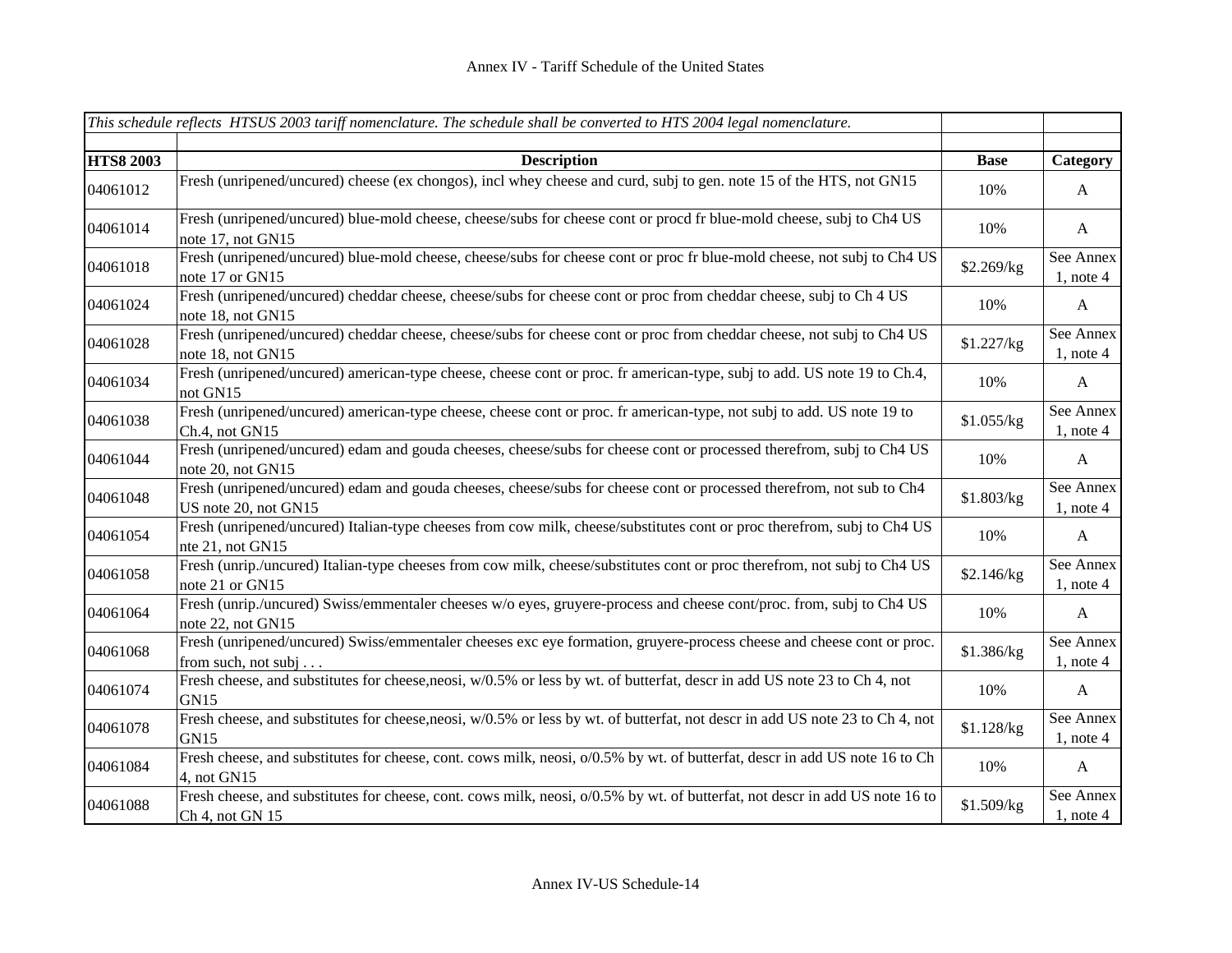Annex IV - Tariff Schedule of the United States

| *This schedule reflects HTSUS 2003 tariff nomenclature. The schedule shall be converted to HTS 2004 legal nomenclature.* | | | |
|---|---|---|---|
| **HTS8 2003** | **Description** | **Base** | **Category** |
| 04061012 | Fresh (unripened/uncured) cheese (ex chongos), incl whey cheese and curd, subj to gen. note 15 of the HTS, not GN15 | 10% | A |
| 04061014 | Fresh (unripened/uncured) blue-mold cheese, cheese/subs for cheese cont or procd fr blue-mold cheese, subj to Ch4 US note 17, not GN15 | 10% | A |
| 04061018 | Fresh (unripened/uncured) blue-mold cheese, cheese/subs for cheese cont or proc fr blue-mold cheese, not subj to Ch4 US note 17 or GN15 | $2.269/kg | See Annex 1, note 4 |
| 04061024 | Fresh (unripened/uncured) cheddar cheese, cheese/subs for cheese cont or proc from cheddar cheese, subj to Ch 4 US note 18, not GN15 | 10% | A |
| 04061028 | Fresh (unripened/uncured) cheddar cheese, cheese/subs for cheese cont or proc from cheddar cheese, not subj to Ch4 US note 18, not GN15 | $1.227/kg | See Annex 1, note 4 |
| 04061034 | Fresh (unripened/uncured) american-type cheese, cheese cont or proc. fr american-type, subj to add. US note 19 to Ch.4, not GN15 | 10% | A |
| 04061038 | Fresh (unripened/uncured) american-type cheese, cheese cont or proc. fr american-type, not subj to add. US note 19 to Ch.4, not GN15 | $1.055/kg | See Annex 1, note 4 |
| 04061044 | Fresh (unripened/uncured) edam and gouda cheeses, cheese/subs for cheese cont or processed therefrom, subj to Ch4 US note 20, not GN15 | 10% | A |
| 04061048 | Fresh (unripened/uncured) edam and gouda cheeses, cheese/subs for cheese cont or processed therefrom, not sub to Ch4 US note 20, not GN15 | $1.803/kg | See Annex 1, note 4 |
| 04061054 | Fresh (unripened/uncured) Italian-type cheeses from cow milk, cheese/substitutes cont or proc therefrom, subj to Ch4 US nte 21, not GN15 | 10% | A |
| 04061058 | Fresh (unrip./uncured) Italian-type cheeses from cow milk, cheese/substitutes cont or proc therefrom, not subj to Ch4 US note 21 or GN15 | $2.146/kg | See Annex 1, note 4 |
| 04061064 | Fresh (unrip./uncured) Swiss/emmentaler cheeses w/o eyes, gruyere-process and cheese cont/proc. from, subj to Ch4 US note 22, not GN15 | 10% | A |
| 04061068 | Fresh (unripened/uncured) Swiss/emmentaler cheeses exc eye formation, gruyere-process cheese and cheese cont or proc. from such, not subj . . . | $1.386/kg | See Annex 1, note 4 |
| 04061074 | Fresh cheese, and substitutes for cheese,neosi, w/0.5% or less by wt. of butterfat, descr in add US note 23 to Ch 4, not GN15 | 10% | A |
| 04061078 | Fresh cheese, and substitutes for cheese,neosi, w/0.5% or less by wt. of butterfat, not descr in add US note 23 to Ch 4, not GN15 | $1.128/kg | See Annex 1, note 4 |
| 04061084 | Fresh cheese, and substitutes for cheese, cont. cows milk, neosi, o/0.5% by wt. of butterfat, descr in add US note 16 to Ch 4, not GN15 | 10% | A |
| 04061088 | Fresh cheese, and substitutes for cheese, cont. cows milk, neosi, o/0.5% by wt. of butterfat, not descr in add US note 16 to Ch 4, not GN 15 | $1.509/kg | See Annex 1, note 4 |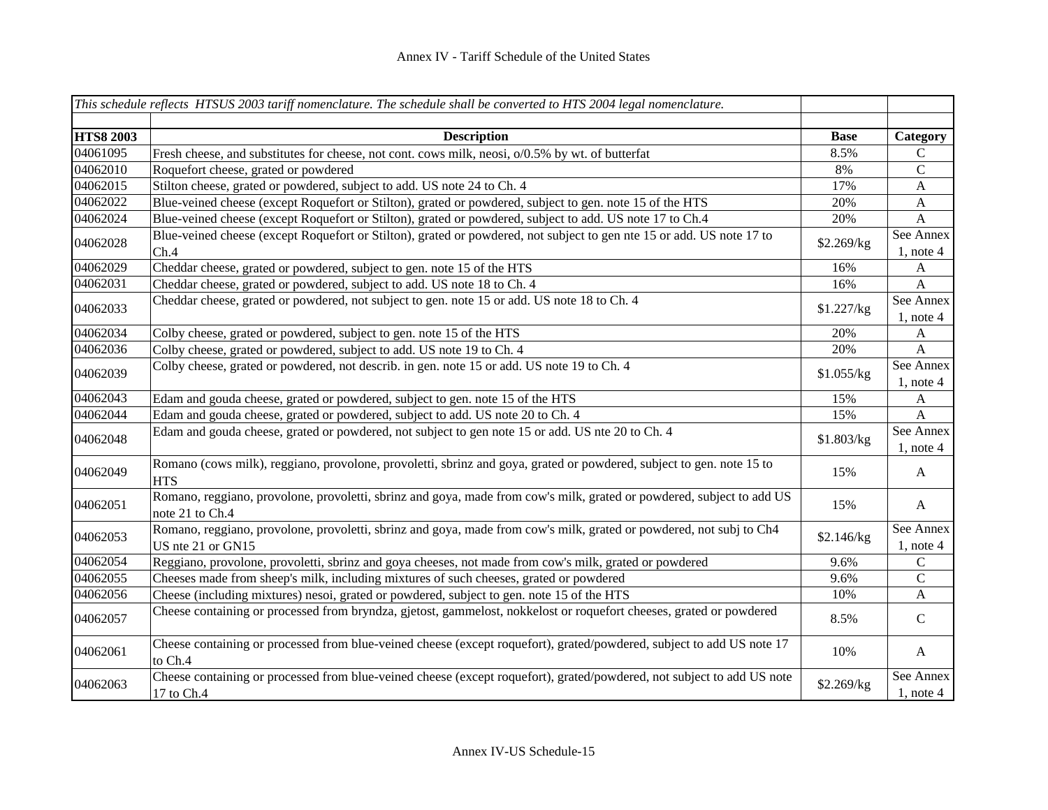*This schedule reflects HTSUS 2003 tariff nomenclature. The schedule shall be converted to HTS 2004 legal nomenclature.*

| HTS8 2003 | Description | Base | Category |
|---|---|---|---|
| 04061095 | Fresh cheese, and substitutes for cheese, not cont. cows milk, neosi, o/0.5% by wt. of butterfat | 8.5% | C |
| 04062010 | Roquefort cheese, grated or powdered | 8% | C |
| 04062015 | Stilton cheese, grated or powdered, subject to add. US note 24 to Ch. 4 | 17% | A |
| 04062022 | Blue-veined cheese (except Roquefort or Stilton), grated or powdered, subject to gen. note 15 of the HTS | 20% | A |
| 04062024 | Blue-veined cheese (except Roquefort or Stilton), grated or powdered, subject to add. US note 17 to Ch.4 | 20% | A |
| 04062028 | Blue-veined cheese (except Roquefort or Stilton), grated or powdered, not subject to gen nte 15 or add. US note 17 to Ch.4 | $2.269/kg | See Annex 1, note 4 |
| 04062029 | Cheddar cheese, grated or powdered, subject to gen. note 15 of the HTS | 16% | A |
| 04062031 | Cheddar cheese, grated or powdered, subject to add. US note 18 to Ch. 4 | 16% | A |
| 04062033 | Cheddar cheese, grated or powdered, not subject to gen. note 15 or add. US note 18 to Ch. 4 | $1.227/kg | See Annex 1, note 4 |
| 04062034 | Colby cheese, grated or powdered, subject to gen. note 15 of the HTS | 20% | A |
| 04062036 | Colby cheese, grated or powdered, subject to add. US note 19 to Ch. 4 | 20% | A |
| 04062039 | Colby cheese, grated or powdered, not describ. in gen. note 15 or add. US note 19 to Ch. 4 | $1.055/kg | See Annex 1, note 4 |
| 04062043 | Edam and gouda cheese, grated or powdered, subject to gen. note 15 of the HTS | 15% | A |
| 04062044 | Edam and gouda cheese, grated or powdered, subject to add. US note 20 to Ch. 4 | 15% | A |
| 04062048 | Edam and gouda cheese, grated or powdered, not subject to gen note 15 or add. US nte 20 to Ch. 4 | $1.803/kg | See Annex 1, note 4 |
| 04062049 | Romano (cows milk), reggiano, provolone, provoletti, sbrinz and goya, grated or powdered, subject to gen. note 15 to HTS | 15% | A |
| 04062051 | Romano, reggiano, provolone, provoletti, sbrinz and goya, made from cow's milk, grated or powdered, subject to add US note 21 to Ch.4 | 15% | A |
| 04062053 | Romano, reggiano, provolone, provoletti, sbrinz and goya, made from cow's milk, grated or powdered, not subj to Ch4 US nte 21 or GN15 | $2.146/kg | See Annex 1, note 4 |
| 04062054 | Reggiano, provolone, provoletti, sbrinz and goya cheeses, not made from cow's milk, grated or powdered | 9.6% | C |
| 04062055 | Cheeses made from sheep's milk, including mixtures of such cheeses, grated or powdered | 9.6% | C |
| 04062056 | Cheese (including mixtures) nesoi, grated or powdered, subject to gen. note 15 of the HTS | 10% | A |
| 04062057 | Cheese containing or processed from bryndza, gjetost, gammelost, nokkelost or roquefort cheeses, grated or powdered | 8.5% | C |
| 04062061 | Cheese containing or processed from blue-veined cheese (except roquefort), grated/powdered, subject to add US note 17 to Ch.4 | 10% | A |
| 04062063 | Cheese containing or processed from blue-veined cheese (except roquefort), grated/powdered, not subject to add US note 17 to Ch.4 | $2.269/kg | See Annex 1, note 4 |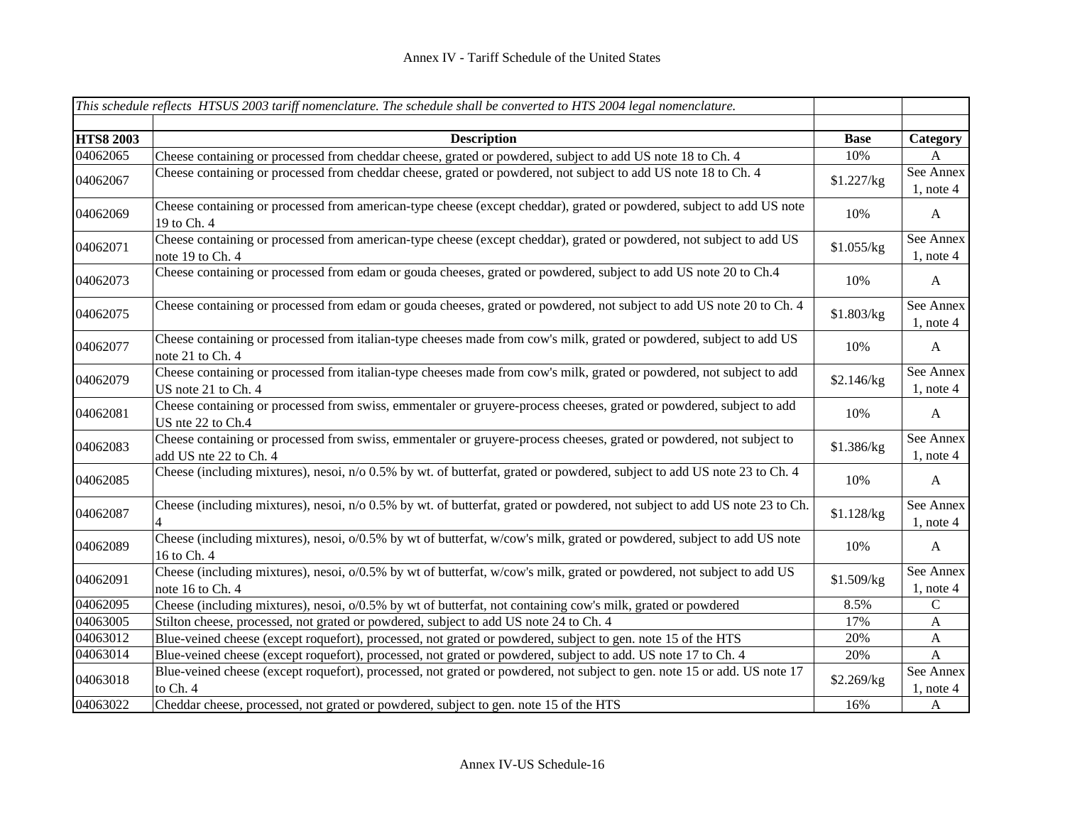Annex IV - Tariff Schedule of the United States

| *This schedule reflects HTSUS 2003 tariff nomenclature. The schedule shall be converted to HTS 2004 legal nomenclature.* | | | |
|---|---|---|---|
| **HTS8 2003** | **Description** | **Base** | **Category** |
| 04062065 | Cheese containing or processed from cheddar cheese, grated or powdered, subject to add US note 18 to Ch. 4 | 10% | A |
| 04062067 | Cheese containing or processed from cheddar cheese, grated or powdered, not subject to add US note 18 to Ch. 4 | $1.227/kg | See Annex 1, note 4 |
| 04062069 | Cheese containing or processed from american-type cheese (except cheddar), grated or powdered, subject to add US note 19 to Ch. 4 | 10% | A |
| 04062071 | Cheese containing or processed from american-type cheese (except cheddar), grated or powdered, not subject to add US note 19 to Ch. 4 | $1.055/kg | See Annex 1, note 4 |
| 04062073 | Cheese containing or processed from edam or gouda cheeses, grated or powdered, subject to add US note 20 to Ch.4 | 10% | A |
| 04062075 | Cheese containing or processed from edam or gouda cheeses, grated or powdered, not subject to add US note 20 to Ch. 4 | $1.803/kg | See Annex 1, note 4 |
| 04062077 | Cheese containing or processed from italian-type cheeses made from cow's milk, grated or powdered, subject to add US note 21 to Ch. 4 | 10% | A |
| 04062079 | Cheese containing or processed from italian-type cheeses made from cow's milk, grated or powdered, not subject to add US note 21 to Ch. 4 | $2.146/kg | See Annex 1, note 4 |
| 04062081 | Cheese containing or processed from swiss, emmentaler or gruyere-process cheeses, grated or powdered, subject to add US nte 22 to Ch.4 | 10% | A |
| 04062083 | Cheese containing or processed from swiss, emmentaler or gruyere-process cheeses, grated or powdered, not subject to add US nte 22 to Ch. 4 | $1.386/kg | See Annex 1, note 4 |
| 04062085 | Cheese (including mixtures), nesoi, n/o 0.5% by wt. of butterfat, grated or powdered, subject to add US note 23 to Ch. 4 | 10% | A |
| 04062087 | Cheese (including mixtures), nesoi, n/o 0.5% by wt. of butterfat, grated or powdered, not subject to add US note 23 to Ch. 4 | $1.128/kg | See Annex 1, note 4 |
| 04062089 | Cheese (including mixtures), nesoi, o/0.5% by wt of butterfat, w/cow's milk, grated or powdered, subject to add US note 16 to Ch. 4 | 10% | A |
| 04062091 | Cheese (including mixtures), nesoi, o/0.5% by wt of butterfat, w/cow's milk, grated or powdered, not subject to add US note 16 to Ch. 4 | $1.509/kg | See Annex 1, note 4 |
| 04062095 | Cheese (including mixtures), nesoi, o/0.5% by wt of butterfat, not containing cow's milk, grated or powdered | 8.5% | C |
| 04063005 | Stilton cheese, processed, not grated or powdered, subject to add US note 24 to Ch. 4 | 17% | A |
| 04063012 | Blue-veined cheese (except roquefort), processed, not grated or powdered, subject to gen. note 15 of the HTS | 20% | A |
| 04063014 | Blue-veined cheese (except roquefort), processed, not grated or powdered, subject to add. US note 17 to Ch. 4 | 20% | A |
| 04063018 | Blue-veined cheese (except roquefort), processed, not grated or powdered, not subject to gen. note 15 or add. US note 17 to Ch. 4 | $2.269/kg | See Annex 1, note 4 |
| 04063022 | Cheddar cheese, processed, not grated or powdered, subject to gen. note 15 of the HTS | 16% | A |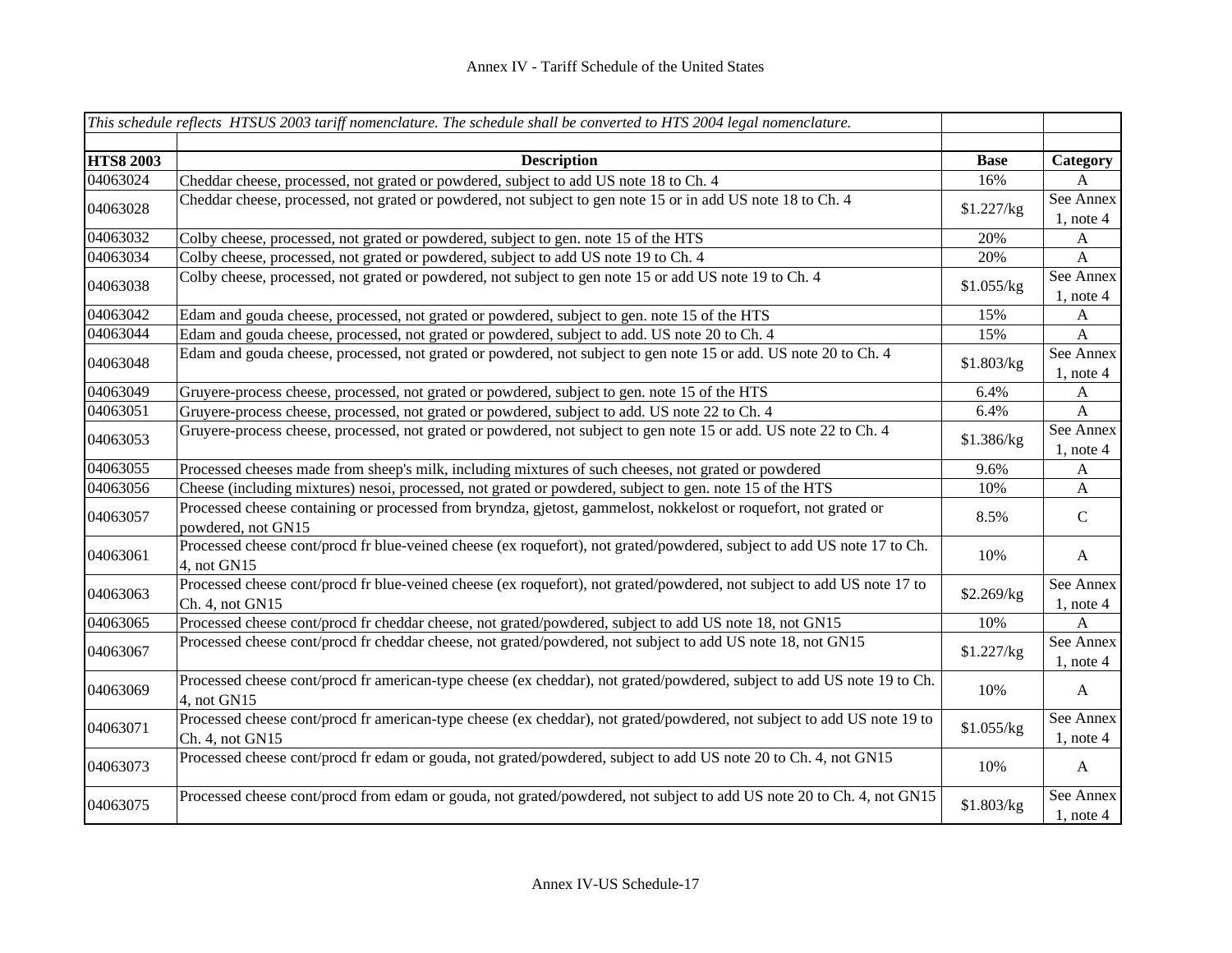| *This schedule reflects HTSUS 2003 tariff nomenclature. The schedule shall be converted to HTS 2004 legal nomenclature.* | | | |
|---|---|---|---|
| | | | |
| **HTS8 2003** | **Description** | **Base** | **Category** |
| 04063024 | Cheddar cheese, processed, not grated or powdered, subject to add US note 18 to Ch. 4 | 16% | A |
| 04063028 | Cheddar cheese, processed, not grated or powdered, not subject to gen note 15 or in add US note 18 to Ch. 4 | $1.227/kg | See Annex 1, note 4 |
| 04063032 | Colby cheese, processed, not grated or powdered, subject to gen. note 15 of the HTS | 20% | A |
| 04063034 | Colby cheese, processed, not grated or powdered, subject to add US note 19 to Ch. 4 | 20% | A |
| 04063038 | Colby cheese, processed, not grated or powdered, not subject to gen note 15 or add US note 19 to Ch. 4 | $1.055/kg | See Annex 1, note 4 |
| 04063042 | Edam and gouda cheese, processed, not grated or powdered, subject to gen. note 15 of the HTS | 15% | A |
| 04063044 | Edam and gouda cheese, processed, not grated or powdered, subject to add. US note 20 to Ch. 4 | 15% | A |
| 04063048 | Edam and gouda cheese, processed, not grated or powdered, not subject to gen note 15 or add. US note 20 to Ch. 4 | $1.803/kg | See Annex 1, note 4 |
| 04063049 | Gruyere-process cheese, processed, not grated or powdered, subject to gen. note 15 of the HTS | 6.4% | A |
| 04063051 | Gruyere-process cheese, processed, not grated or powdered, subject to add. US note 22 to Ch. 4 | 6.4% | A |
| 04063053 | Gruyere-process cheese, processed, not grated or powdered, not subject to gen note 15 or add. US note 22 to Ch. 4 | $1.386/kg | See Annex 1, note 4 |
| 04063055 | Processed cheeses made from sheep's milk, including mixtures of such cheeses, not grated or powdered | 9.6% | A |
| 04063056 | Cheese (including mixtures) nesoi, processed, not grated or powdered, subject to gen. note 15 of the HTS | 10% | A |
| 04063057 | Processed cheese containing or processed from bryndza, gjetost, gammelost, nokkelost or roquefort, not grated or powdered, not GN15 | 8.5% | C |
| 04063061 | Processed cheese cont/procd fr blue-veined cheese (ex roquefort), not grated/powdered, subject to add US note 17 to Ch. 4, not GN15 | 10% | A |
| 04063063 | Processed cheese cont/procd fr blue-veined cheese (ex roquefort), not grated/powdered, not subject to add US note 17 to Ch. 4, not GN15 | $2.269/kg | See Annex 1, note 4 |
| 04063065 | Processed cheese cont/procd fr cheddar cheese, not grated/powdered, subject to add US note 18, not GN15 | 10% | A |
| 04063067 | Processed cheese cont/procd fr cheddar cheese, not grated/powdered, not subject to add US note 18, not GN15 | $1.227/kg | See Annex 1, note 4 |
| 04063069 | Processed cheese cont/procd fr american-type cheese (ex cheddar), not grated/powdered, subject to add US note 19 to Ch. 4, not GN15 | 10% | A |
| 04063071 | Processed cheese cont/procd fr american-type cheese (ex cheddar), not grated/powdered, not subject to add US note 19 to Ch. 4, not GN15 | $1.055/kg | See Annex 1, note 4 |
| 04063073 | Processed cheese cont/procd fr edam or gouda, not grated/powdered, subject to add US note 20 to Ch. 4, not GN15 | 10% | A |
| 04063075 | Processed cheese cont/procd from edam or gouda, not grated/powdered, not subject to add US note 20 to Ch. 4, not GN15 | $1.803/kg | See Annex 1, note 4 |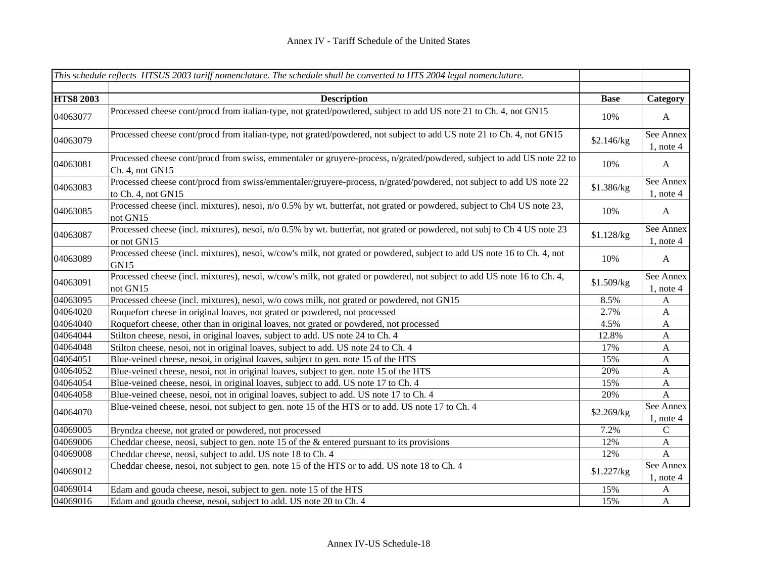# Annex IV - Tariff Schedule of the United States

| *This schedule reflects HTSUS 2003 tariff nomenclature. The schedule shall be converted to HTS 2004 legal nomenclature.* | | | |
|---|---|---|---|
| | | | |
| **HTS8 2003** | **Description** | **Base** | **Category** |
| 04063077 | Processed cheese cont/procd from italian-type, not grated/powdered, subject to add US note 21 to Ch. 4, not GN15 | 10% | A |
| 04063079 | Processed cheese cont/procd from italian-type, not grated/powdered, not subject to add US note 21 to Ch. 4, not GN15 | $2.146/kg | See Annex 1, note 4 |
| 04063081 | Processed cheese cont/procd from swiss, emmentaler or gruyere-process, n/grated/powdered, subject to add US note 22 to Ch. 4, not GN15 | 10% | A |
| 04063083 | Processed cheese cont/procd from swiss/emmentaler/gruyere-process, n/grated/powdered, not subject to add US note 22 to Ch. 4, not GN15 | $1.386/kg | See Annex 1, note 4 |
| 04063085 | Processed cheese (incl. mixtures), nesoi, n/o 0.5% by wt. butterfat, not grated or powdered, subject to Ch4 US note 23, not GN15 | 10% | A |
| 04063087 | Processed cheese (incl. mixtures), nesoi, n/o 0.5% by wt. butterfat, not grated or powdered, not subj to Ch 4 US note 23 or not GN15 | $1.128/kg | See Annex 1, note 4 |
| 04063089 | Processed cheese (incl. mixtures), nesoi, w/cow's milk, not grated or powdered, subject to add US note 16 to Ch. 4, not GN15 | 10% | A |
| 04063091 | Processed cheese (incl. mixtures), nesoi, w/cow's milk, not grated or powdered, not subject to add US note 16 to Ch. 4, not GN15 | $1.509/kg | See Annex 1, note 4 |
| 04063095 | Processed cheese (incl. mixtures), nesoi, w/o cows milk, not grated or powdered, not GN15 | 8.5% | A |
| 04064020 | Roquefort cheese in original loaves, not grated or powdered, not processed | 2.7% | A |
| 04064040 | Roquefort cheese, other than in original loaves, not grated or powdered, not processed | 4.5% | A |
| 04064044 | Stilton cheese, nesoi, in original loaves, subject to add. US note 24 to Ch. 4 | 12.8% | A |
| 04064048 | Stilton cheese, nesoi, not in original loaves, subject to add. US note 24 to Ch. 4 | 17% | A |
| 04064051 | Blue-veined cheese, nesoi, in original loaves, subject to gen. note 15 of the HTS | 15% | A |
| 04064052 | Blue-veined cheese, nesoi, not in original loaves, subject to gen. note 15 of the HTS | 20% | A |
| 04064054 | Blue-veined cheese, nesoi, in original loaves, subject to add. US note 17 to Ch. 4 | 15% | A |
| 04064058 | Blue-veined cheese, nesoi, not in original loaves, subject to add. US note 17 to Ch. 4 | 20% | A |
| 04064070 | Blue-veined cheese, nesoi, not subject to gen. note 15 of the HTS or to add. US note 17 to Ch. 4 | $2.269/kg | See Annex 1, note 4 |
| 04069005 | Bryndza cheese, not grated or powdered, not processed | 7.2% | C |
| 04069006 | Cheddar cheese, neosi, subject to gen. note 15 of the & entered pursuant to its provisions | 12% | A |
| 04069008 | Cheddar cheese, neosi, subject to add. US note 18 to Ch. 4 | 12% | A |
| 04069012 | Cheddar cheese, nesoi, not subject to gen. note 15 of the HTS or to add. US note 18 to Ch. 4 | $1.227/kg | See Annex 1, note 4 |
| 04069014 | Edam and gouda cheese, nesoi, subject to gen. note 15 of the HTS | 15% | A |
| 04069016 | Edam and gouda cheese, nesoi, subject to add. US note 20 to Ch. 4 | 15% | A |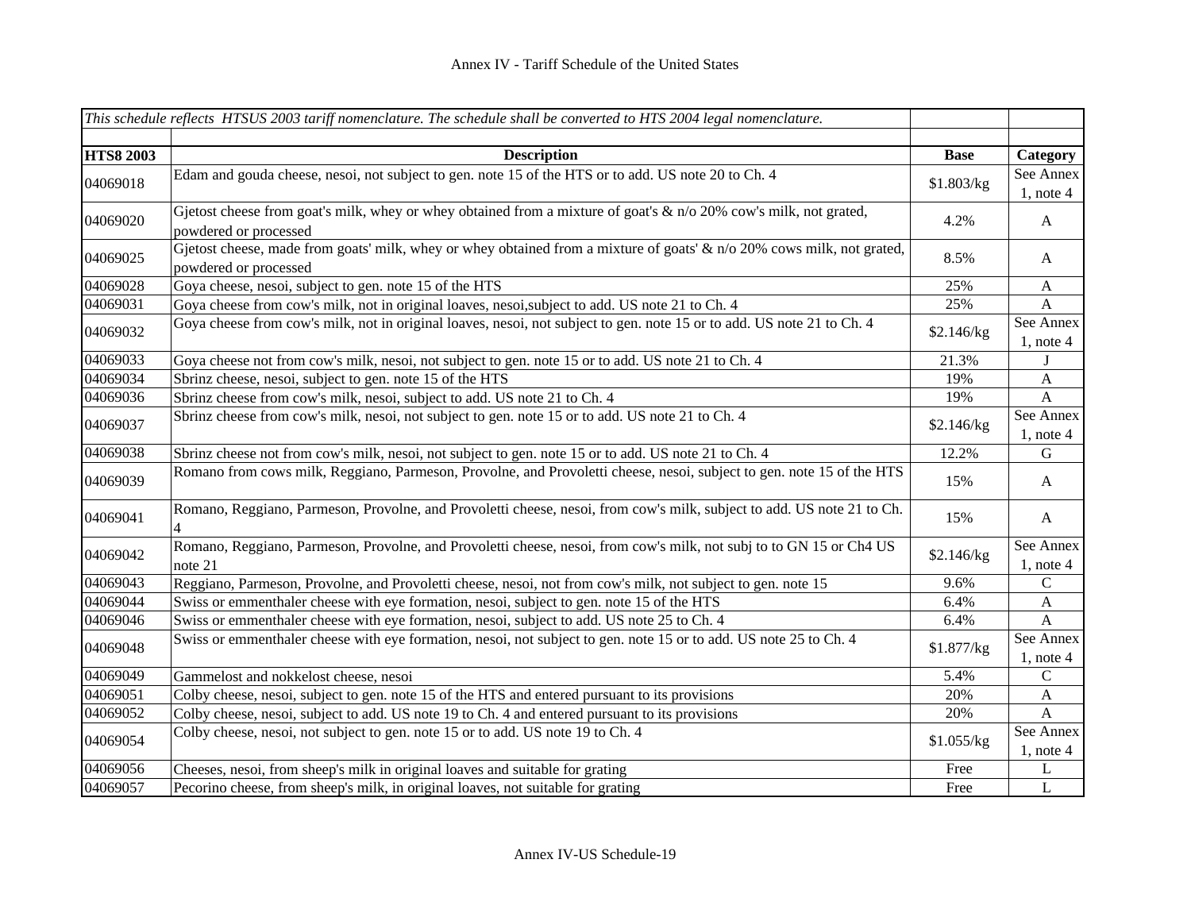Annex IV - Tariff Schedule of the United States

| *This schedule reflects HTSUS 2003 tariff nomenclature. The schedule shall be converted to HTS 2004 legal nomenclature.* | | | |
|---|---|---|---|
| **HTS8 2003** | **Description** | **Base** | **Category** |
| 04069018 | Edam and gouda cheese, nesoi, not subject to gen. note 15 of the HTS or to add. US note 20 to Ch. 4 | $1.803/kg | See Annex 1, note 4 |
| 04069020 | Gjetost cheese from goat's milk, whey or whey obtained from a mixture of goat's & n/o 20% cow's milk, not grated, powdered or processed | 4.2% | A |
| 04069025 | Gjetost cheese, made from goats' milk, whey or whey obtained from a mixture of goats' & n/o 20% cows milk, not grated, powdered or processed | 8.5% | A |
| 04069028 | Goya cheese, nesoi, subject to gen. note 15 of the HTS | 25% | A |
| 04069031 | Goya cheese from cow's milk, not in original loaves, nesoi,subject to add. US note 21 to Ch. 4 | 25% | A |
| 04069032 | Goya cheese from cow's milk, not in original loaves, nesoi, not subject to gen. note 15 or to add. US note 21 to Ch. 4 | $2.146/kg | See Annex 1, note 4 |
| 04069033 | Goya cheese not from cow's milk, nesoi, not subject to gen. note 15 or to add. US note 21 to Ch. 4 | 21.3% | J |
| 04069034 | Sbrinz cheese, nesoi, subject to gen. note 15 of the HTS | 19% | A |
| 04069036 | Sbrinz cheese from cow's milk, nesoi, subject to add. US note 21 to Ch. 4 | 19% | A |
| 04069037 | Sbrinz cheese from cow's milk, nesoi, not subject to gen. note 15 or to add. US note 21 to Ch. 4 | $2.146/kg | See Annex 1, note 4 |
| 04069038 | Sbrinz cheese not from cow's milk, nesoi, not subject to gen. note 15 or to add. US note 21 to Ch. 4 | 12.2% | G |
| 04069039 | Romano from cows milk, Reggiano, Parmeson, Provolne, and Provoletti cheese, nesoi, subject to gen. note 15 of the HTS | 15% | A |
| 04069041 | Romano, Reggiano, Parmeson, Provolne, and Provoletti cheese, nesoi, from cow's milk, subject to add. US note 21 to Ch. 4 | 15% | A |
| 04069042 | Romano, Reggiano, Parmeson, Provolne, and Provoletti cheese, nesoi, from cow's milk, not subj to to GN 15 or Ch4 US note 21 | $2.146/kg | See Annex 1, note 4 |
| 04069043 | Reggiano, Parmeson, Provolne, and Provoletti cheese, nesoi, not from cow's milk, not subject to gen. note 15 | 9.6% | C |
| 04069044 | Swiss or emmenthaler cheese with eye formation, nesoi, subject to gen. note 15 of the HTS | 6.4% | A |
| 04069046 | Swiss or emmenthaler cheese with eye formation, nesoi, subject to add. US note 25 to Ch. 4 | 6.4% | A |
| 04069048 | Swiss or emmenthaler cheese with eye formation, nesoi, not subject to gen. note 15 or to add. US note 25 to Ch. 4 | $1.877/kg | See Annex 1, note 4 |
| 04069049 | Gammelost and nokkelost cheese, nesoi | 5.4% | C |
| 04069051 | Colby cheese, nesoi, subject to gen. note 15 of the HTS and entered pursuant to its provisions | 20% | A |
| 04069052 | Colby cheese, nesoi, subject to add. US note 19 to Ch. 4 and entered pursuant to its provisions | 20% | A |
| 04069054 | Colby cheese, nesoi, not subject to gen. note 15 or to add. US note 19 to Ch. 4 | $1.055/kg | See Annex 1, note 4 |
| 04069056 | Cheeses, nesoi, from sheep's milk in original loaves and suitable for grating | Free | L |
| 04069057 | Pecorino cheese, from sheep's milk, in original loaves, not suitable for grating | Free | L |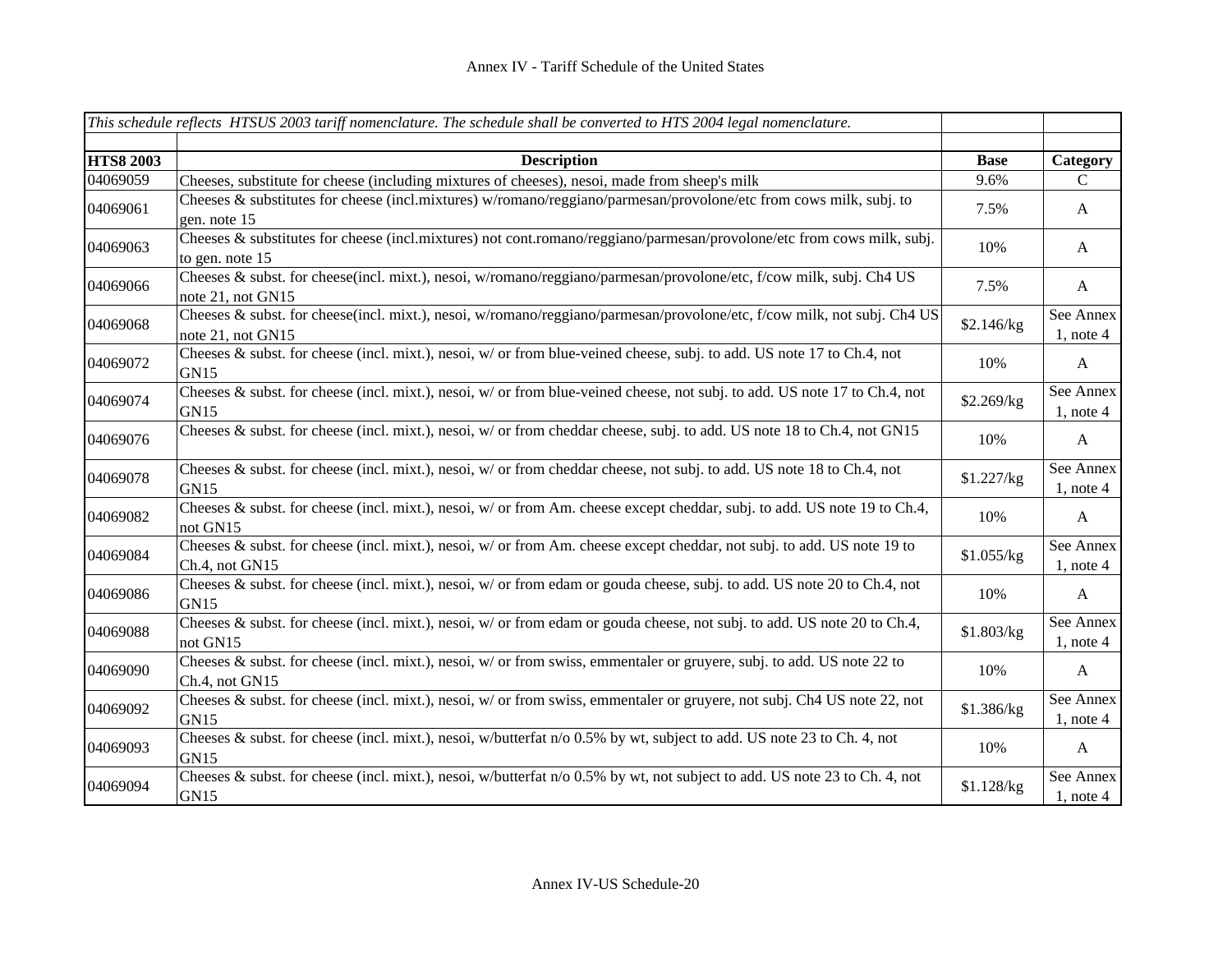| *This schedule reflects HTSUS 2003 tariff nomenclature. The schedule shall be converted to HTS 2004 legal nomenclature.* | | | |
|---|---|---|---|
| | | | |
| **HTS8 2003** | **Description** | **Base** | **Category** |
| 04069059 | Cheeses, substitute for cheese (including mixtures of cheeses), nesoi, made from sheep's milk | 9.6% | C |
| 04069061 | Cheeses & substitutes for cheese (incl.mixtures) w/romano/reggiano/parmesan/provolone/etc from cows milk, subj. to gen. note 15 | 7.5% | A |
| 04069063 | Cheeses & substitutes for cheese (incl.mixtures) not cont.romano/reggiano/parmesan/provolone/etc from cows milk, subj. to gen. note 15 | 10% | A |
| 04069066 | Cheeses & subst. for cheese(incl. mixt.), nesoi, w/romano/reggiano/parmesan/provolone/etc, f/cow milk, subj. Ch4 US note 21, not GN15 | 7.5% | A |
| 04069068 | Cheeses & subst. for cheese(incl. mixt.), nesoi, w/romano/reggiano/parmesan/provolone/etc, f/cow milk, not subj. Ch4 US note 21, not GN15 | $2.146/kg | See Annex 1, note 4 |
| 04069072 | Cheeses & subst. for cheese (incl. mixt.), nesoi, w/ or from blue-veined cheese, subj. to add. US note 17 to Ch.4, not GN15 | 10% | A |
| 04069074 | Cheeses & subst. for cheese (incl. mixt.), nesoi, w/ or from blue-veined cheese, not subj. to add. US note 17 to Ch.4, not GN15 | $2.269/kg | See Annex 1, note 4 |
| 04069076 | Cheeses & subst. for cheese (incl. mixt.), nesoi, w/ or from cheddar cheese, subj. to add. US note 18 to Ch.4, not GN15 | 10% | A |
| 04069078 | Cheeses & subst. for cheese (incl. mixt.), nesoi, w/ or from cheddar cheese, not subj. to add. US note 18 to Ch.4, not GN15 | $1.227/kg | See Annex 1, note 4 |
| 04069082 | Cheeses & subst. for cheese (incl. mixt.), nesoi, w/ or from Am. cheese except cheddar, subj. to add. US note 19 to Ch.4, not GN15 | 10% | A |
| 04069084 | Cheeses & subst. for cheese (incl. mixt.), nesoi, w/ or from Am. cheese except cheddar, not subj. to add. US note 19 to Ch.4, not GN15 | $1.055/kg | See Annex 1, note 4 |
| 04069086 | Cheeses & subst. for cheese (incl. mixt.), nesoi, w/ or from edam or gouda cheese, subj. to add. US note 20 to Ch.4, not GN15 | 10% | A |
| 04069088 | Cheeses & subst. for cheese (incl. mixt.), nesoi, w/ or from edam or gouda cheese, not subj. to add. US note 20 to Ch.4, not GN15 | $1.803/kg | See Annex 1, note 4 |
| 04069090 | Cheeses & subst. for cheese (incl. mixt.), nesoi, w/ or from swiss, emmentaler or gruyere, subj. to add. US note 22 to Ch.4, not GN15 | 10% | A |
| 04069092 | Cheeses & subst. for cheese (incl. mixt.), nesoi, w/ or from swiss, emmentaler or gruyere, not subj. Ch4 US note 22, not GN15 | $1.386/kg | See Annex 1, note 4 |
| 04069093 | Cheeses & subst. for cheese (incl. mixt.), nesoi, w/butterfat n/o 0.5% by wt, subject to add. US note 23 to Ch. 4, not GN15 | 10% | A |
| 04069094 | Cheeses & subst. for cheese (incl. mixt.), nesoi, w/butterfat n/o 0.5% by wt, not subject to add. US note 23 to Ch. 4, not GN15 | $1.128/kg | See Annex 1, note 4 |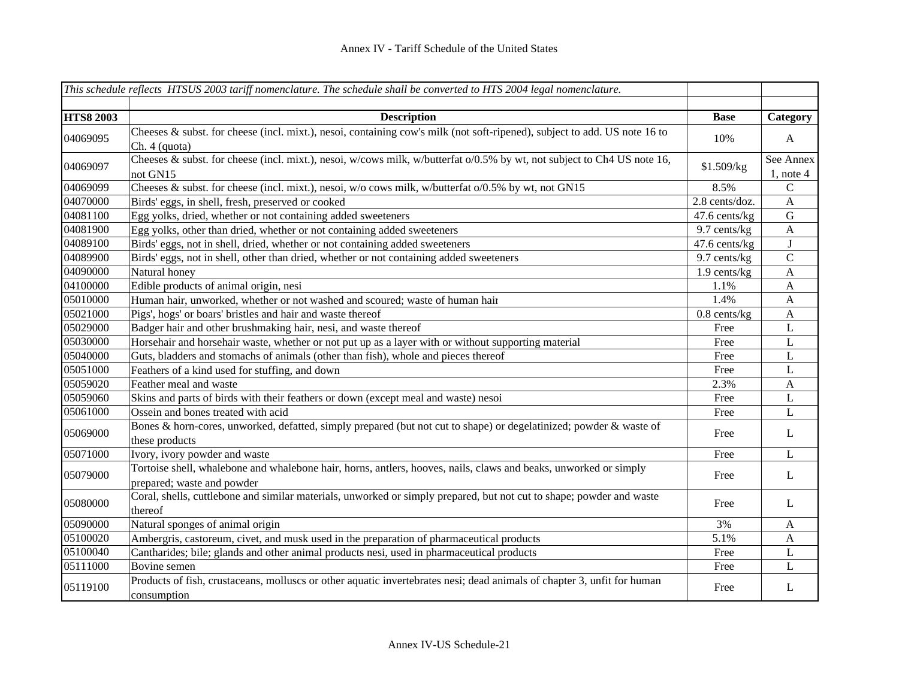# Annex IV - Tariff Schedule of the United States

*This schedule reflects HTSUS 2003 tariff nomenclature. The schedule shall be converted to HTS 2004 legal nomenclature.*

| HTS8 2003 | Description | Base | Category |
|---|---|---|---|
| 04069095 | Cheeses & subst. for cheese (incl. mixt.), nesoi, containing cow's milk (not soft-ripened), subject to add. US note 16 to Ch. 4 (quota) | 10% | A |
| 04069097 | Cheeses & subst. for cheese (incl. mixt.), nesoi, w/cows milk, w/butterfat o/0.5% by wt, not subject to Ch4 US note 16, not GN15 | $1.509/kg | See Annex 1, note 4 |
| 04069099 | Cheeses & subst. for cheese (incl. mixt.), nesoi, w/o cows milk, w/butterfat o/0.5% by wt, not GN15 | 8.5% | C |
| 04070000 | Birds' eggs, in shell, fresh, preserved or cooked | 2.8 cents/doz. | A |
| 04081100 | Egg yolks, dried, whether or not containing added sweeteners | 47.6 cents/kg | G |
| 04081900 | Egg yolks, other than dried, whether or not containing added sweeteners | 9.7 cents/kg | A |
| 04089100 | Birds' eggs, not in shell, dried, whether or not containing added sweeteners | 47.6 cents/kg | J |
| 04089900 | Birds' eggs, not in shell, other than dried, whether or not containing added sweeteners | 9.7 cents/kg | C |
| 04090000 | Natural honey | 1.9 cents/kg | A |
| 04100000 | Edible products of animal origin, nesi | 1.1% | A |
| 05010000 | Human hair, unworked, whether or not washed and scoured; waste of human hair | 1.4% | A |
| 05021000 | Pigs', hogs' or boars' bristles and hair and waste thereof | 0.8 cents/kg | A |
| 05029000 | Badger hair and other brushmaking hair, nesi, and waste thereof | Free | L |
| 05030000 | Horsehair and horsehair waste, whether or not put up as a layer with or without supporting material | Free | L |
| 05040000 | Guts, bladders and stomachs of animals (other than fish), whole and pieces thereof | Free | L |
| 05051000 | Feathers of a kind used for stuffing, and down | Free | L |
| 05059020 | Feather meal and waste | 2.3% | A |
| 05059060 | Skins and parts of birds with their feathers or down (except meal and waste) nesoi | Free | L |
| 05061000 | Ossein and bones treated with acid | Free | L |
| 05069000 | Bones & horn-cores, unworked, defatted, simply prepared (but not cut to shape) or degelatinized; powder & waste of these products | Free | L |
| 05071000 | Ivory, ivory powder and waste | Free | L |
| 05079000 | Tortoise shell, whalebone and whalebone hair, horns, antlers, hooves, nails, claws and beaks, unworked or simply prepared; waste and powder | Free | L |
| 05080000 | Coral, shells, cuttlebone and similar materials, unworked or simply prepared, but not cut to shape; powder and waste thereof | Free | L |
| 05090000 | Natural sponges of animal origin | 3% | A |
| 05100020 | Ambergris, castoreum, civet, and musk used in the preparation of pharmaceutical products | 5.1% | A |
| 05100040 | Cantharides; bile; glands and other animal products nesi, used in pharmaceutical products | Free | L |
| 05111000 | Bovine semen | Free | L |
| 05119100 | Products of fish, crustaceans, molluscs or other aquatic invertebrates nesi; dead animals of chapter 3, unfit for human consumption | Free | L |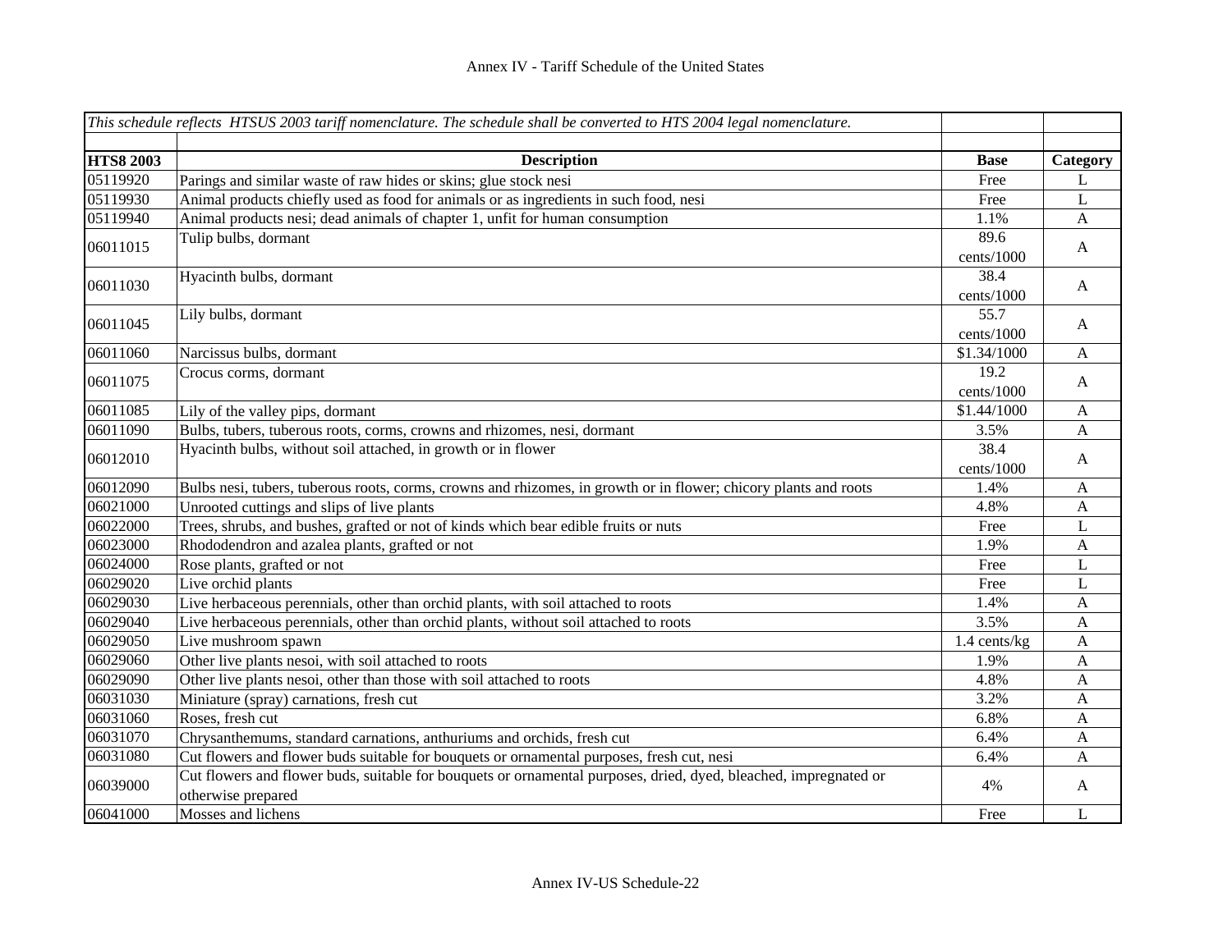# Annex IV - Tariff Schedule of the United States

| *This schedule reflects HTSUS 2003 tariff nomenclature. The schedule shall be converted to HTS 2004 legal nomenclature.* | | | |
|---|---|---|---|
| | | | |
| **HTS8 2003** | **Description** | **Base** | **Category** |
| 05119920 | Parings and similar waste of raw hides or skins; glue stock nesi | Free | L |
| 05119930 | Animal products chiefly used as food for animals or as ingredients in such food, nesi | Free | L |
| 05119940 | Animal products nesi; dead animals of chapter 1, unfit for human consumption | 1.1% | A |
| 06011015 | Tulip bulbs, dormant | 89.6 cents/1000 | A |
| 06011030 | Hyacinth bulbs, dormant | 38.4 cents/1000 | A |
| 06011045 | Lily bulbs, dormant | 55.7 cents/1000 | A |
| 06011060 | Narcissus bulbs, dormant | $1.34/1000 | A |
| 06011075 | Crocus corms, dormant | 19.2 cents/1000 | A |
| 06011085 | Lily of the valley pips, dormant | $1.44/1000 | A |
| 06011090 | Bulbs, tubers, tuberous roots, corms, crowns and rhizomes, nesi, dormant | 3.5% | A |
| 06012010 | Hyacinth bulbs, without soil attached, in growth or in flower | 38.4 cents/1000 | A |
| 06012090 | Bulbs nesi, tubers, tuberous roots, corms, crowns and rhizomes, in growth or in flower; chicory plants and roots | 1.4% | A |
| 06021000 | Unrooted cuttings and slips of live plants | 4.8% | A |
| 06022000 | Trees, shrubs, and bushes, grafted or not of kinds which bear edible fruits or nuts | Free | L |
| 06023000 | Rhododendron and azalea plants, grafted or not | 1.9% | A |
| 06024000 | Rose plants, grafted or not | Free | L |
| 06029020 | Live orchid plants | Free | L |
| 06029030 | Live herbaceous perennials, other than orchid plants, with soil attached to roots | 1.4% | A |
| 06029040 | Live herbaceous perennials, other than orchid plants, without soil attached to roots | 3.5% | A |
| 06029050 | Live mushroom spawn | 1.4 cents/kg | A |
| 06029060 | Other live plants nesoi, with soil attached to roots | 1.9% | A |
| 06029090 | Other live plants nesoi, other than those with soil attached to roots | 4.8% | A |
| 06031030 | Miniature (spray) carnations, fresh cut | 3.2% | A |
| 06031060 | Roses, fresh cut | 6.8% | A |
| 06031070 | Chrysanthemums, standard carnations, anthuriums and orchids, fresh cut | 6.4% | A |
| 06031080 | Cut flowers and flower buds suitable for bouquets or ornamental purposes, fresh cut, nesi | 6.4% | A |
| 06039000 | Cut flowers and flower buds, suitable for bouquets or ornamental purposes, dried, dyed, bleached, impregnated or otherwise prepared | 4% | A |
| 06041000 | Mosses and lichens | Free | L |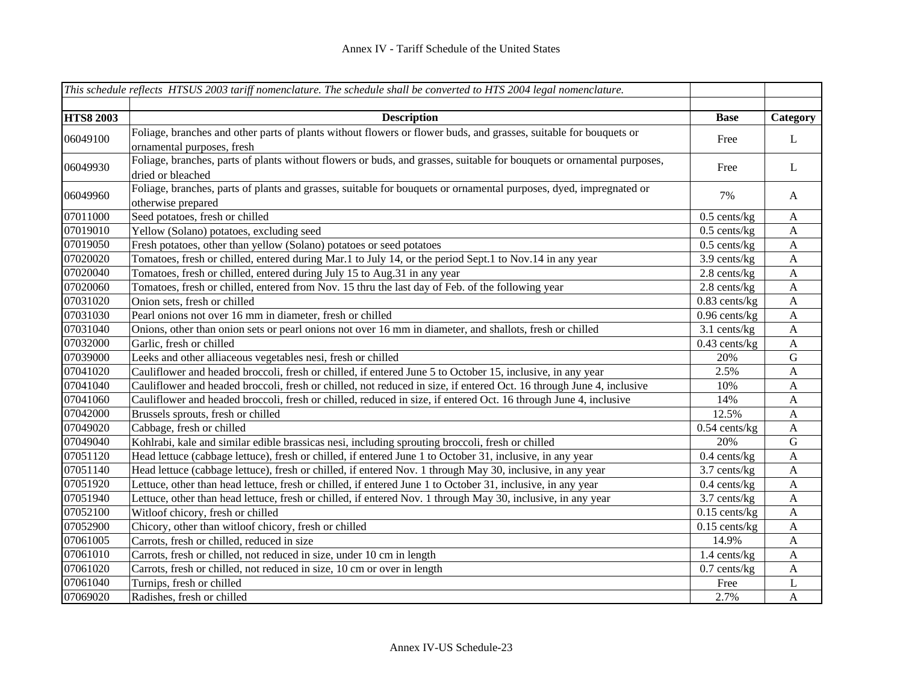Annex IV - Tariff Schedule of the United States

| *This schedule reflects HTSUS 2003 tariff nomenclature. The schedule shall be converted to HTS 2004 legal nomenclature.* | | | |
|---|---|---|---|
| **HTS8 2003** | **Description** | **Base** | **Category** |
| 06049100 | Foliage, branches and other parts of plants without flowers or flower buds, and grasses, suitable for bouquets or ornamental purposes, fresh | Free | L |
| 06049930 | Foliage, branches, parts of plants without flowers or buds, and grasses, suitable for bouquets or ornamental purposes, dried or bleached | Free | L |
| 06049960 | Foliage, branches, parts of plants and grasses, suitable for bouquets or ornamental purposes, dyed, impregnated or otherwise prepared | 7% | A |
| 07011000 | Seed potatoes, fresh or chilled | 0.5 cents/kg | A |
| 07019010 | Yellow (Solano) potatoes, excluding seed | 0.5 cents/kg | A |
| 07019050 | Fresh potatoes, other than yellow (Solano) potatoes or seed potatoes | 0.5 cents/kg | A |
| 07020020 | Tomatoes, fresh or chilled, entered during Mar.1 to July 14, or the period Sept.1 to Nov.14 in any year | 3.9 cents/kg | A |
| 07020040 | Tomatoes, fresh or chilled, entered during July 15 to Aug.31 in any year | 2.8 cents/kg | A |
| 07020060 | Tomatoes, fresh or chilled, entered from Nov. 15 thru the last day of Feb. of the following year | 2.8 cents/kg | A |
| 07031020 | Onion sets, fresh or chilled | 0.83 cents/kg | A |
| 07031030 | Pearl onions not over 16 mm in diameter, fresh or chilled | 0.96 cents/kg | A |
| 07031040 | Onions, other than onion sets or pearl onions not over 16 mm in diameter, and shallots, fresh or chilled | 3.1 cents/kg | A |
| 07032000 | Garlic, fresh or chilled | 0.43 cents/kg | A |
| 07039000 | Leeks and other alliaceous vegetables nesi, fresh or chilled | 20% | G |
| 07041020 | Cauliflower and headed broccoli, fresh or chilled, if entered June 5 to October 15, inclusive, in any year | 2.5% | A |
| 07041040 | Cauliflower and headed broccoli, fresh or chilled, not reduced in size, if entered Oct. 16 through June 4, inclusive | 10% | A |
| 07041060 | Cauliflower and headed broccoli, fresh or chilled, reduced in size, if entered Oct. 16 through June 4, inclusive | 14% | A |
| 07042000 | Brussels sprouts, fresh or chilled | 12.5% | A |
| 07049020 | Cabbage, fresh or chilled | 0.54 cents/kg | A |
| 07049040 | Kohlrabi, kale and similar edible brassicas nesi, including sprouting broccoli, fresh or chilled | 20% | G |
| 07051120 | Head lettuce (cabbage lettuce), fresh or chilled, if entered June 1 to October 31, inclusive, in any year | 0.4 cents/kg | A |
| 07051140 | Head lettuce (cabbage lettuce), fresh or chilled, if entered Nov. 1 through May 30, inclusive, in any year | 3.7 cents/kg | A |
| 07051920 | Lettuce, other than head lettuce, fresh or chilled, if entered June 1 to October 31, inclusive, in any year | 0.4 cents/kg | A |
| 07051940 | Lettuce, other than head lettuce, fresh or chilled, if entered Nov. 1 through May 30, inclusive, in any year | 3.7 cents/kg | A |
| 07052100 | Witloof chicory, fresh or chilled | 0.15 cents/kg | A |
| 07052900 | Chicory, other than witloof chicory, fresh or chilled | 0.15 cents/kg | A |
| 07061005 | Carrots, fresh or chilled, reduced in size | 14.9% | A |
| 07061010 | Carrots, fresh or chilled, not reduced in size, under 10 cm in length | 1.4 cents/kg | A |
| 07061020 | Carrots, fresh or chilled, not reduced in size, 10 cm or over in length | 0.7 cents/kg | A |
| 07061040 | Turnips, fresh or chilled | Free | L |
| 07069020 | Radishes, fresh or chilled | 2.7% | A |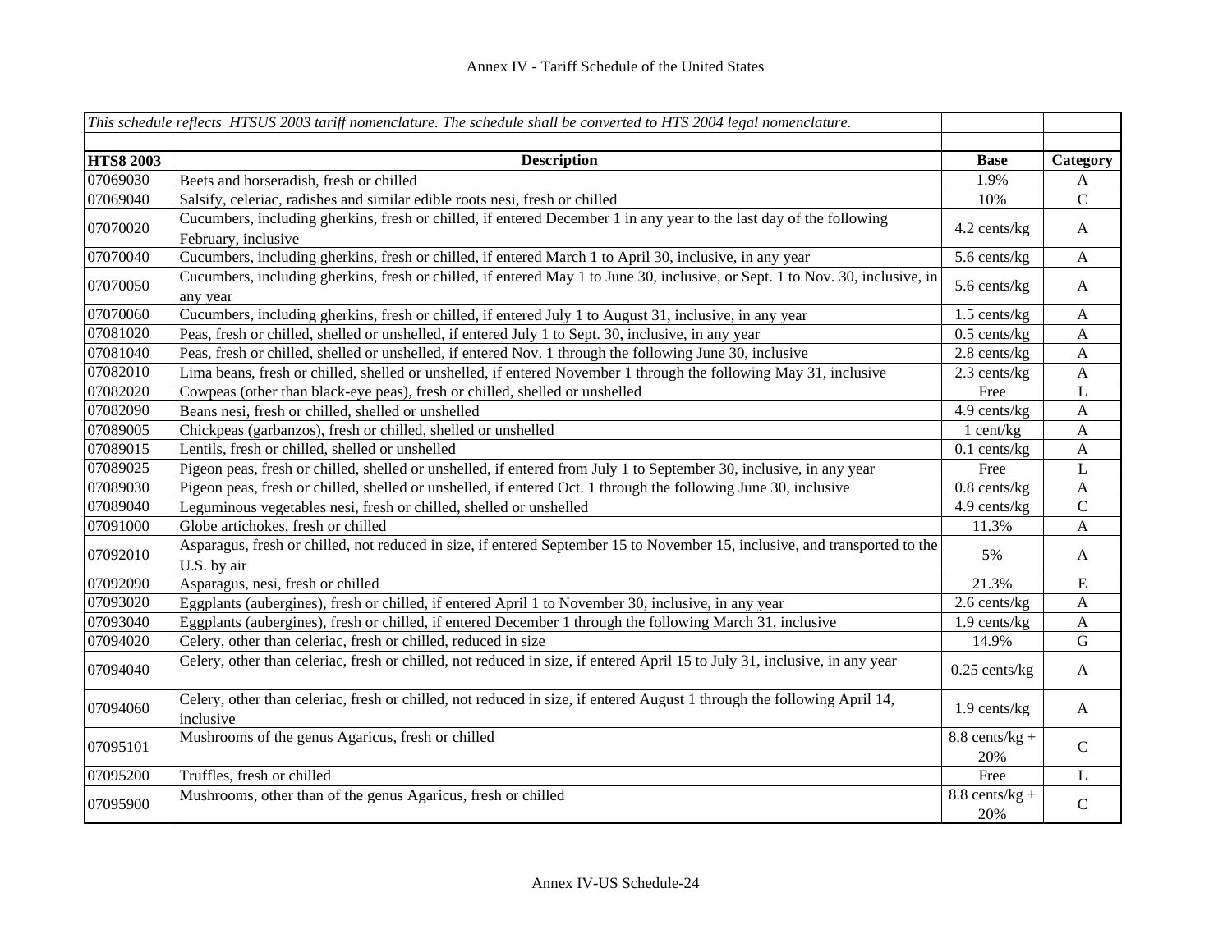# Annex IV - Tariff Schedule of the United States

| *This schedule reflects HTSUS 2003 tariff nomenclature. The schedule shall be converted to HTS 2004 legal nomenclature.* | | | |
|---|---|---|---|
| | | | |
| **HTS8 2003** | **Description** | **Base** | **Category** |
| 07069030 | Beets and horseradish, fresh or chilled | 1.9% | A |
| 07069040 | Salsify, celeriac, radishes and similar edible roots nesi, fresh or chilled | 10% | C |
| 07070020 | Cucumbers, including gherkins, fresh or chilled, if entered December 1 in any year to the last day of the following February, inclusive | 4.2 cents/kg | A |
| 07070040 | Cucumbers, including gherkins, fresh or chilled, if entered March 1 to April 30, inclusive, in any year | 5.6 cents/kg | A |
| 07070050 | Cucumbers, including gherkins, fresh or chilled, if entered May 1 to June 30, inclusive, or Sept. 1 to Nov. 30, inclusive, in any year | 5.6 cents/kg | A |
| 07070060 | Cucumbers, including gherkins, fresh or chilled, if entered July 1 to August 31, inclusive, in any year | 1.5 cents/kg | A |
| 07081020 | Peas, fresh or chilled, shelled or unshelled, if entered July 1 to Sept. 30, inclusive, in any year | 0.5 cents/kg | A |
| 07081040 | Peas, fresh or chilled, shelled or unshelled, if entered Nov. 1 through the following June 30, inclusive | 2.8 cents/kg | A |
| 07082010 | Lima beans, fresh or chilled, shelled or unshelled, if entered November 1 through the following May 31, inclusive | 2.3 cents/kg | A |
| 07082020 | Cowpeas (other than black-eye peas), fresh or chilled, shelled or unshelled | Free | L |
| 07082090 | Beans nesi, fresh or chilled, shelled or unshelled | 4.9 cents/kg | A |
| 07089005 | Chickpeas (garbanzos), fresh or chilled, shelled or unshelled | 1 cent/kg | A |
| 07089015 | Lentils, fresh or chilled, shelled or unshelled | 0.1 cents/kg | A |
| 07089025 | Pigeon peas, fresh or chilled, shelled or unshelled, if entered from July 1 to September 30, inclusive, in any year | Free | L |
| 07089030 | Pigeon peas, fresh or chilled, shelled or unshelled, if entered Oct. 1 through the following June 30, inclusive | 0.8 cents/kg | A |
| 07089040 | Leguminous vegetables nesi, fresh or chilled, shelled or unshelled | 4.9 cents/kg | C |
| 07091000 | Globe artichokes, fresh or chilled | 11.3% | A |
| 07092010 | Asparagus, fresh or chilled, not reduced in size, if entered September 15 to November 15, inclusive, and transported to the U.S. by air | 5% | A |
| 07092090 | Asparagus, nesi, fresh or chilled | 21.3% | E |
| 07093020 | Eggplants (aubergines), fresh or chilled, if entered April 1 to November 30, inclusive, in any year | 2.6 cents/kg | A |
| 07093040 | Eggplants (aubergines), fresh or chilled, if entered December 1 through the following March 31, inclusive | 1.9 cents/kg | A |
| 07094020 | Celery, other than celeriac, fresh or chilled, reduced in size | 14.9% | G |
| 07094040 | Celery, other than celeriac, fresh or chilled, not reduced in size, if entered April 15 to July 31, inclusive, in any year | 0.25 cents/kg | A |
| 07094060 | Celery, other than celeriac, fresh or chilled, not reduced in size, if entered August 1 through the following April 14, inclusive | 1.9 cents/kg | A |
| 07095101 | Mushrooms of the genus Agaricus, fresh or chilled | 8.8 cents/kg + 20% | C |
| 07095200 | Truffles, fresh or chilled | Free | L |
| 07095900 | Mushrooms, other than of the genus Agaricus, fresh or chilled | 8.8 cents/kg + 20% | C |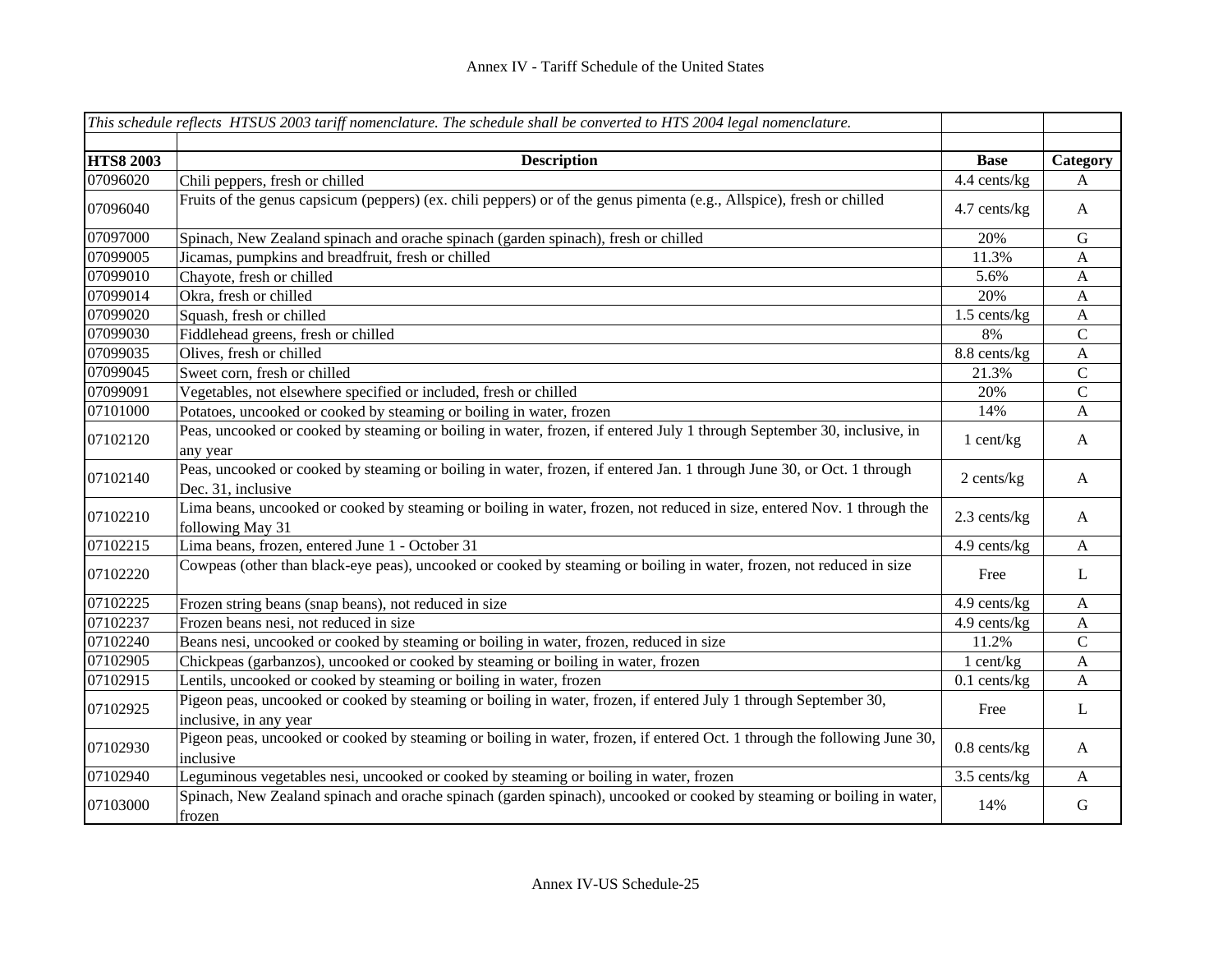Annex IV - Tariff Schedule of the United States

| *This schedule reflects HTSUS 2003 tariff nomenclature. The schedule shall be converted to HTS 2004 legal nomenclature.* | | | |
|---|---|---|---|
| | | | |
| **HTS8 2003** | **Description** | **Base** | **Category** |
| 07096020 | Chili peppers, fresh or chilled | 4.4 cents/kg | A |
| 07096040 | Fruits of the genus capsicum (peppers) (ex. chili peppers) or of the genus pimenta (e.g., Allspice), fresh or chilled | 4.7 cents/kg | A |
| 07097000 | Spinach, New Zealand spinach and orache spinach (garden spinach), fresh or chilled | 20% | G |
| 07099005 | Jicamas, pumpkins and breadfruit, fresh or chilled | 11.3% | A |
| 07099010 | Chayote, fresh or chilled | 5.6% | A |
| 07099014 | Okra, fresh or chilled | 20% | A |
| 07099020 | Squash, fresh or chilled | 1.5 cents/kg | A |
| 07099030 | Fiddlehead greens, fresh or chilled | 8% | C |
| 07099035 | Olives, fresh or chilled | 8.8 cents/kg | A |
| 07099045 | Sweet corn, fresh or chilled | 21.3% | C |
| 07099091 | Vegetables, not elsewhere specified or included, fresh or chilled | 20% | C |
| 07101000 | Potatoes, uncooked or cooked by steaming or boiling in water, frozen | 14% | A |
| 07102120 | Peas, uncooked or cooked by steaming or boiling in water, frozen, if entered July 1 through September 30, inclusive, in any year | 1 cent/kg | A |
| 07102140 | Peas, uncooked or cooked by steaming or boiling in water, frozen, if entered Jan. 1 through June 30, or Oct. 1 through Dec. 31, inclusive | 2 cents/kg | A |
| 07102210 | Lima beans, uncooked or cooked by steaming or boiling in water, frozen, not reduced in size, entered Nov. 1 through the following May 31 | 2.3 cents/kg | A |
| 07102215 | Lima beans, frozen, entered June 1 - October 31 | 4.9 cents/kg | A |
| 07102220 | Cowpeas (other than black-eye peas), uncooked or cooked by steaming or boiling in water, frozen, not reduced in size | Free | L |
| 07102225 | Frozen string beans (snap beans), not reduced in size | 4.9 cents/kg | A |
| 07102237 | Frozen beans nesi, not reduced in size | 4.9 cents/kg | A |
| 07102240 | Beans nesi, uncooked or cooked by steaming or boiling in water, frozen, reduced in size | 11.2% | C |
| 07102905 | Chickpeas (garbanzos), uncooked or cooked by steaming or boiling in water, frozen | 1 cent/kg | A |
| 07102915 | Lentils, uncooked or cooked by steaming or boiling in water, frozen | 0.1 cents/kg | A |
| 07102925 | Pigeon peas, uncooked or cooked by steaming or boiling in water, frozen, if entered July 1 through September 30, inclusive, in any year | Free | L |
| 07102930 | Pigeon peas, uncooked or cooked by steaming or boiling in water, frozen, if entered Oct. 1 through the following June 30, inclusive | 0.8 cents/kg | A |
| 07102940 | Leguminous vegetables nesi, uncooked or cooked by steaming or boiling in water, frozen | 3.5 cents/kg | A |
| 07103000 | Spinach, New Zealand spinach and orache spinach (garden spinach), uncooked or cooked by steaming or boiling in water, frozen | 14% | G |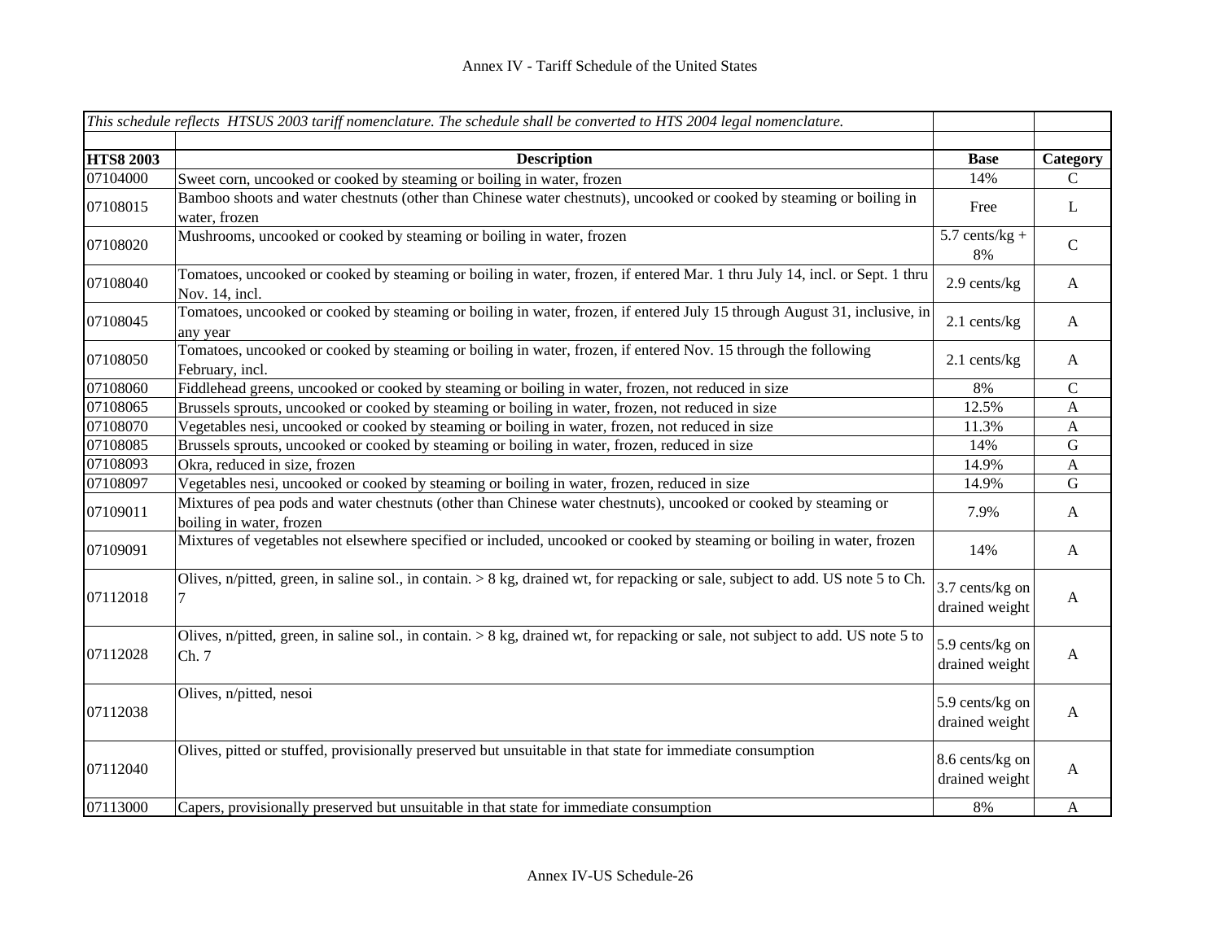| *This schedule reflects HTSUS 2003 tariff nomenclature. The schedule shall be converted to HTS 2004 legal nomenclature.* | | | |
|---|---|---|---|
| **HTS8 2003** | **Description** | **Base** | **Category** |
| 07104000 | Sweet corn, uncooked or cooked by steaming or boiling in water, frozen | 14% | C |
| 07108015 | Bamboo shoots and water chestnuts (other than Chinese water chestnuts), uncooked or cooked by steaming or boiling in water, frozen | Free | L |
| 07108020 | Mushrooms, uncooked or cooked by steaming or boiling in water, frozen | 5.7 cents/kg + 8% | C |
| 07108040 | Tomatoes, uncooked or cooked by steaming or boiling in water, frozen, if entered Mar. 1 thru July 14, incl. or Sept. 1 thru Nov. 14, incl. | 2.9 cents/kg | A |
| 07108045 | Tomatoes, uncooked or cooked by steaming or boiling in water, frozen, if entered July 15 through August 31, inclusive, in any year | 2.1 cents/kg | A |
| 07108050 | Tomatoes, uncooked or cooked by steaming or boiling in water, frozen, if entered Nov. 15 through the following February, incl. | 2.1 cents/kg | A |
| 07108060 | Fiddlehead greens, uncooked or cooked by steaming or boiling in water, frozen, not reduced in size | 8% | C |
| 07108065 | Brussels sprouts, uncooked or cooked by steaming or boiling in water, frozen, not reduced in size | 12.5% | A |
| 07108070 | Vegetables nesi, uncooked or cooked by steaming or boiling in water, frozen, not reduced in size | 11.3% | A |
| 07108085 | Brussels sprouts, uncooked or cooked by steaming or boiling in water, frozen, reduced in size | 14% | G |
| 07108093 | Okra, reduced in size, frozen | 14.9% | A |
| 07108097 | Vegetables nesi, uncooked or cooked by steaming or boiling in water, frozen, reduced in size | 14.9% | G |
| 07109011 | Mixtures of pea pods and water chestnuts (other than Chinese water chestnuts), uncooked or cooked by steaming or boiling in water, frozen | 7.9% | A |
| 07109091 | Mixtures of vegetables not elsewhere specified or included, uncooked or cooked by steaming or boiling in water, frozen | 14% | A |
| 07112018 | Olives, n/pitted, green, in saline sol., in contain. > 8 kg, drained wt, for repacking or sale, subject to add. US note 5 to Ch. 7 | 3.7 cents/kg on drained weight | A |
| 07112028 | Olives, n/pitted, green, in saline sol., in contain. > 8 kg, drained wt, for repacking or sale, not subject to add. US note 5 to Ch. 7 | 5.9 cents/kg on drained weight | A |
| 07112038 | Olives, n/pitted, nesoi | 5.9 cents/kg on drained weight | A |
| 07112040 | Olives, pitted or stuffed, provisionally preserved but unsuitable in that state for immediate consumption | 8.6 cents/kg on drained weight | A |
| 07113000 | Capers, provisionally preserved but unsuitable in that state for immediate consumption | 8% | A |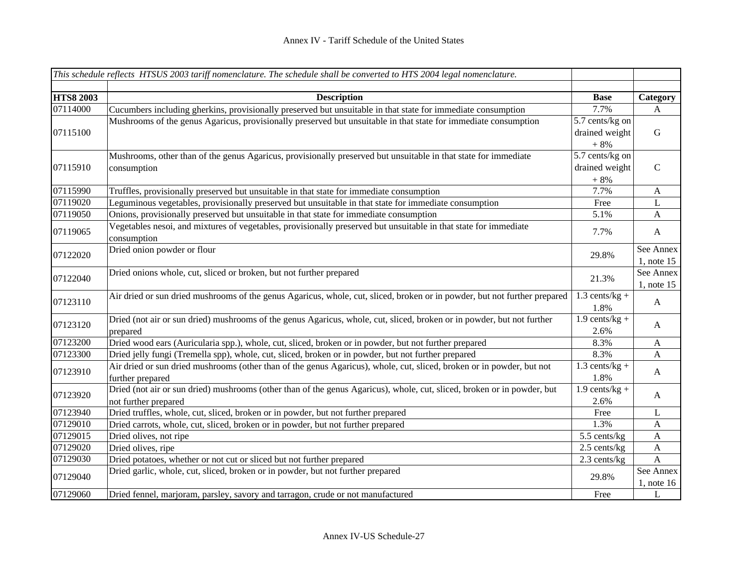| *This schedule reflects HTSUS 2003 tariff nomenclature. The schedule shall be converted to HTS 2004 legal nomenclature.* | | | |
|---|---|---|---|
| **HTS8 2003** | **Description** | **Base** | **Category** |
| 07114000 | Cucumbers including gherkins, provisionally preserved but unsuitable in that state for immediate consumption | 7.7% | A |
| 07115100 | Mushrooms of the genus Agaricus, provisionally preserved but unsuitable in that state for immediate consumption | 5.7 cents/kg on drained weight + 8% | G |
| 07115910 | Mushrooms, other than of the genus Agaricus, provisionally preserved but unsuitable in that state for immediate consumption | 5.7 cents/kg on drained weight + 8% | C |
| 07115990 | Truffles, provisionally preserved but unsuitable in that state for immediate consumption | 7.7% | A |
| 07119020 | Leguminous vegetables, provisionally preserved but unsuitable in that state for immediate consumption | Free | L |
| 07119050 | Onions, provisionally preserved but unsuitable in that state for immediate consumption | 5.1% | A |
| 07119065 | Vegetables nesoi, and mixtures of vegetables, provisionally preserved but unsuitable in that state for immediate consumption | 7.7% | A |
| 07122020 | Dried onion powder or flour | 29.8% | See Annex 1, note 15 |
| 07122040 | Dried onions whole, cut, sliced or broken, but not further prepared | 21.3% | See Annex 1, note 15 |
| 07123110 | Air dried or sun dried mushrooms of the genus Agaricus, whole, cut, sliced, broken or in powder, but not further prepared | 1.3 cents/kg + 1.8% | A |
| 07123120 | Dried (not air or sun dried) mushrooms of the genus Agaricus, whole, cut, sliced, broken or in powder, but not further prepared | 1.9 cents/kg + 2.6% | A |
| 07123200 | Dried wood ears (Auricularia spp.), whole, cut, sliced, broken or in powder, but not further prepared | 8.3% | A |
| 07123300 | Dried jelly fungi (Tremella spp), whole, cut, sliced, broken or in powder, but not further prepared | 8.3% | A |
| 07123910 | Air dried or sun dried mushrooms (other than of the genus Agaricus), whole, cut, sliced, broken or in powder, but not further prepared | 1.3 cents/kg + 1.8% | A |
| 07123920 | Dried (not air or sun dried) mushrooms (other than of the genus Agaricus), whole, cut, sliced, broken or in powder, but not further prepared | 1.9 cents/kg + 2.6% | A |
| 07123940 | Dried truffles, whole, cut, sliced, broken or in powder, but not further prepared | Free | L |
| 07129010 | Dried carrots, whole, cut, sliced, broken or in powder, but not further prepared | 1.3% | A |
| 07129015 | Dried olives, not ripe | 5.5 cents/kg | A |
| 07129020 | Dried olives, ripe | 2.5 cents/kg | A |
| 07129030 | Dried potatoes, whether or not cut or sliced but not further prepared | 2.3 cents/kg | A |
| 07129040 | Dried garlic, whole, cut, sliced, broken or in powder, but not further prepared | 29.8% | See Annex 1, note 16 |
| 07129060 | Dried fennel, marjoram, parsley, savory and tarragon, crude or not manufactured | Free | L |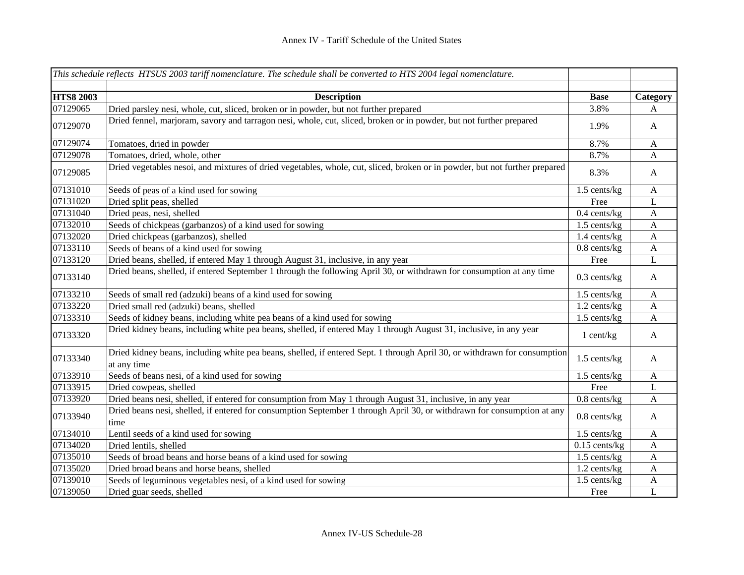| *This schedule reflects HTSUS 2003 tariff nomenclature. The schedule shall be converted to HTS 2004 legal nomenclature.* | | | |
|---|---|---|---|
| | | | |
| **HTS8 2003** | **Description** | **Base** | **Category** |
| 07129065 | Dried parsley nesi, whole, cut, sliced, broken or in powder, but not further prepared | 3.8% | A |
| 07129070 | Dried fennel, marjoram, savory and tarragon nesi, whole, cut, sliced, broken or in powder, but not further prepared | 1.9% | A |
| 07129074 | Tomatoes, dried in powder | 8.7% | A |
| 07129078 | Tomatoes, dried, whole, other | 8.7% | A |
| 07129085 | Dried vegetables nesoi, and mixtures of dried vegetables, whole, cut, sliced, broken or in powder, but not further prepared | 8.3% | A |
| 07131010 | Seeds of peas of a kind used for sowing | 1.5 cents/kg | A |
| 07131020 | Dried split peas, shelled | Free | L |
| 07131040 | Dried peas, nesi, shelled | 0.4 cents/kg | A |
| 07132010 | Seeds of chickpeas (garbanzos) of a kind used for sowing | 1.5 cents/kg | A |
| 07132020 | Dried chickpeas (garbanzos), shelled | 1.4 cents/kg | A |
| 07133110 | Seeds of beans of a kind used for sowing | 0.8 cents/kg | A |
| 07133120 | Dried beans, shelled, if entered May 1 through August 31, inclusive, in any year | Free | L |
| 07133140 | Dried beans, shelled, if entered September 1 through the following April 30, or withdrawn for consumption at any time | 0.3 cents/kg | A |
| 07133210 | Seeds of small red (adzuki) beans of a kind used for sowing | 1.5 cents/kg | A |
| 07133220 | Dried small red (adzuki) beans, shelled | 1.2 cents/kg | A |
| 07133310 | Seeds of kidney beans, including white pea beans of a kind used for sowing | 1.5 cents/kg | A |
| 07133320 | Dried kidney beans, including white pea beans, shelled, if entered May 1 through August 31, inclusive, in any year | 1 cent/kg | A |
| 07133340 | Dried kidney beans, including white pea beans, shelled, if entered Sept. 1 through April 30, or withdrawn for consumption at any time | 1.5 cents/kg | A |
| 07133910 | Seeds of beans nesi, of a kind used for sowing | 1.5 cents/kg | A |
| 07133915 | Dried cowpeas, shelled | Free | L |
| 07133920 | Dried beans nesi, shelled, if entered for consumption from May 1 through August 31, inclusive, in any year | 0.8 cents/kg | A |
| 07133940 | Dried beans nesi, shelled, if entered for consumption September 1 through April 30, or withdrawn for consumption at any time | 0.8 cents/kg | A |
| 07134010 | Lentil seeds of a kind used for sowing | 1.5 cents/kg | A |
| 07134020 | Dried lentils, shelled | 0.15 cents/kg | A |
| 07135010 | Seeds of broad beans and horse beans of a kind used for sowing | 1.5 cents/kg | A |
| 07135020 | Dried broad beans and horse beans, shelled | 1.2 cents/kg | A |
| 07139010 | Seeds of leguminous vegetables nesi, of a kind used for sowing | 1.5 cents/kg | A |
| 07139050 | Dried guar seeds, shelled | Free | L |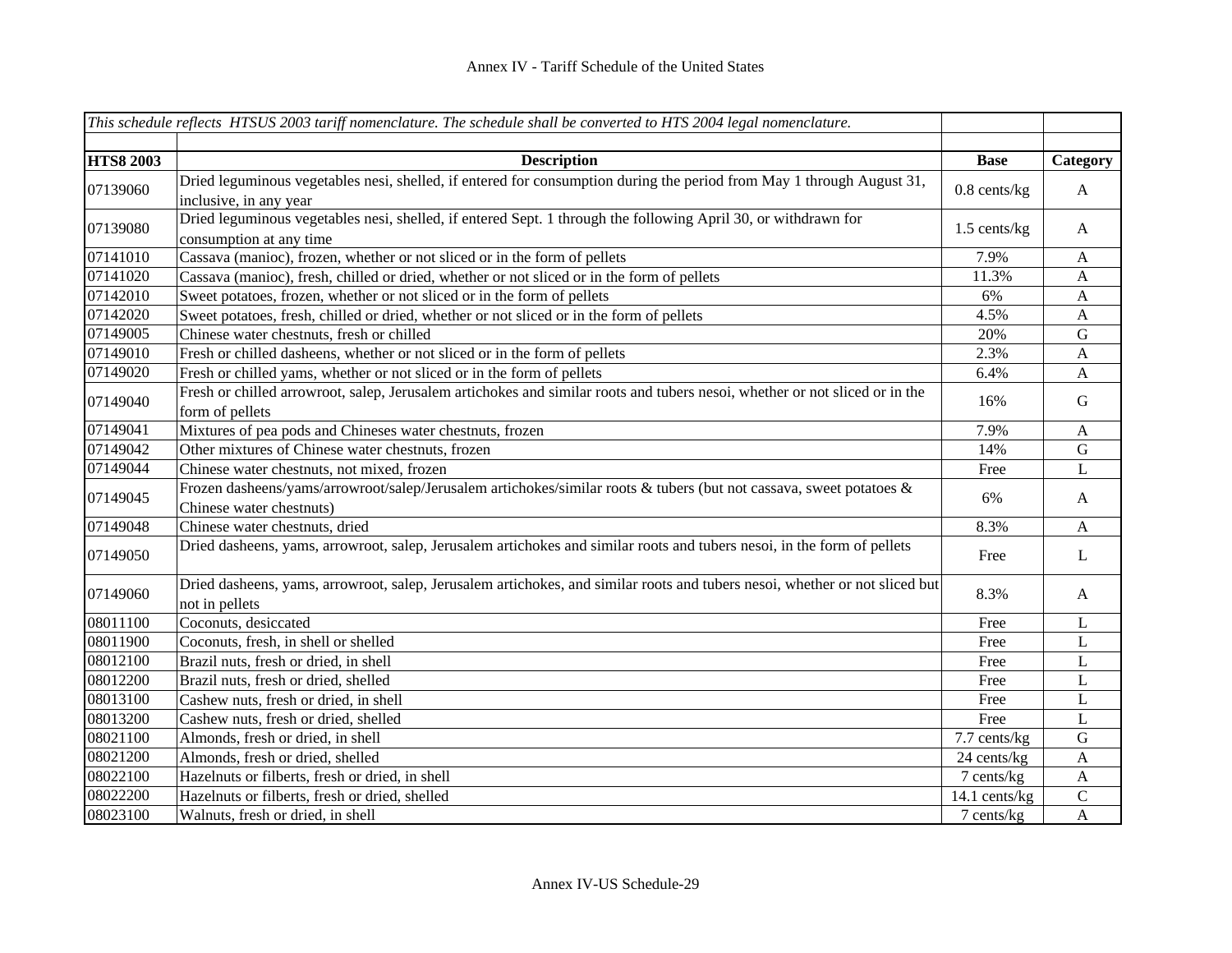| This schedule reflects HTSUS 2003 tariff nomenclature. The schedule shall be converted to HTS 2004 legal nomenclature. | | | |
|---|---|---|---|
| **HTS8 2003** | **Description** | **Base** | **Category** |
| 07139060 | Dried leguminous vegetables nesi, shelled, if entered for consumption during the period from May 1 through August 31, inclusive, in any year | 0.8 cents/kg | A |
| 07139080 | Dried leguminous vegetables nesi, shelled, if entered Sept. 1 through the following April 30, or withdrawn for consumption at any time | 1.5 cents/kg | A |
| 07141010 | Cassava (manioc), frozen, whether or not sliced or in the form of pellets | 7.9% | A |
| 07141020 | Cassava (manioc), fresh, chilled or dried, whether or not sliced or in the form of pellets | 11.3% | A |
| 07142010 | Sweet potatoes, frozen, whether or not sliced or in the form of pellets | 6% | A |
| 07142020 | Sweet potatoes, fresh, chilled or dried, whether or not sliced or in the form of pellets | 4.5% | A |
| 07149005 | Chinese water chestnuts, fresh or chilled | 20% | G |
| 07149010 | Fresh or chilled dasheens, whether or not sliced or in the form of pellets | 2.3% | A |
| 07149020 | Fresh or chilled yams, whether or not sliced or in the form of pellets | 6.4% | A |
| 07149040 | Fresh or chilled arrowroot, salep, Jerusalem artichokes and similar roots and tubers nesoi, whether or not sliced or in the form of pellets | 16% | G |
| 07149041 | Mixtures of pea pods and Chineses water chestnuts, frozen | 7.9% | A |
| 07149042 | Other mixtures of Chinese water chestnuts, frozen | 14% | G |
| 07149044 | Chinese water chestnuts, not mixed, frozen | Free | L |
| 07149045 | Frozen dasheens/yams/arrowroot/salep/Jerusalem artichokes/similar roots & tubers (but not cassava, sweet potatoes & Chinese water chestnuts) | 6% | A |
| 07149048 | Chinese water chestnuts, dried | 8.3% | A |
| 07149050 | Dried dasheens, yams, arrowroot, salep, Jerusalem artichokes and similar roots and tubers nesoi, in the form of pellets | Free | L |
| 07149060 | Dried dasheens, yams, arrowroot, salep, Jerusalem artichokes, and similar roots and tubers nesoi, whether or not sliced but not in pellets | 8.3% | A |
| 08011100 | Coconuts, desiccated | Free | L |
| 08011900 | Coconuts, fresh, in shell or shelled | Free | L |
| 08012100 | Brazil nuts, fresh or dried, in shell | Free | L |
| 08012200 | Brazil nuts, fresh or dried, shelled | Free | L |
| 08013100 | Cashew nuts, fresh or dried, in shell | Free | L |
| 08013200 | Cashew nuts, fresh or dried, shelled | Free | L |
| 08021100 | Almonds, fresh or dried, in shell | 7.7 cents/kg | G |
| 08021200 | Almonds, fresh or dried, shelled | 24 cents/kg | A |
| 08022100 | Hazelnuts or filberts, fresh or dried, in shell | 7 cents/kg | A |
| 08022200 | Hazelnuts or filberts, fresh or dried, shelled | 14.1 cents/kg | C |
| 08023100 | Walnuts, fresh or dried, in shell | 7 cents/kg | A |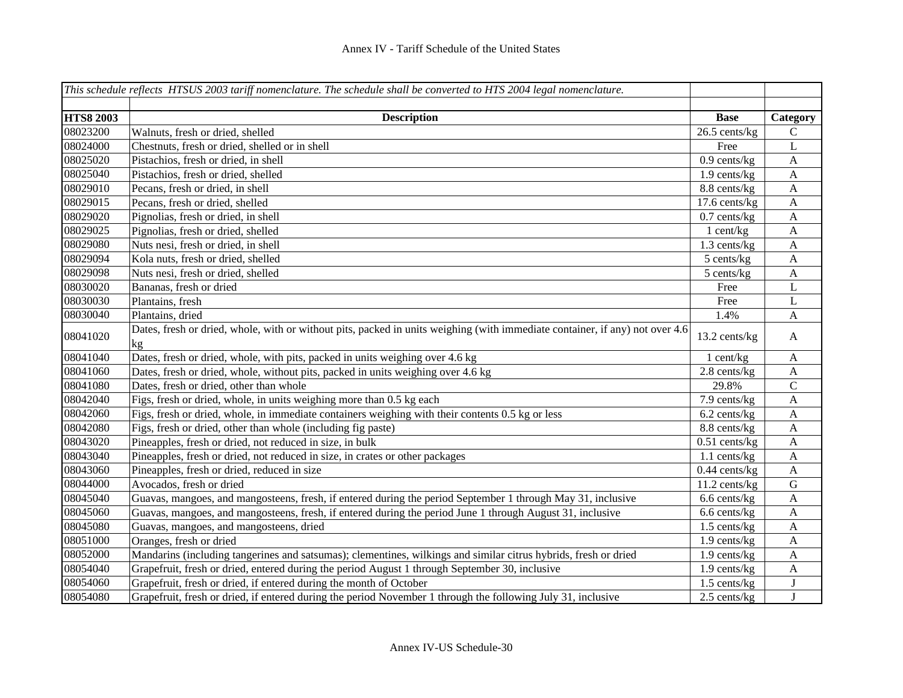# Annex IV - Tariff Schedule of the United States

*This schedule reflects HTSUS 2003 tariff nomenclature. The schedule shall be converted to HTS 2004 legal nomenclature.*

| HTS8 2003 | Description | Base | Category |
|---|---|---|---|
| 08023200 | Walnuts, fresh or dried, shelled | 26.5 cents/kg | C |
| 08024000 | Chestnuts, fresh or dried, shelled or in shell | Free | L |
| 08025020 | Pistachios, fresh or dried, in shell | 0.9 cents/kg | A |
| 08025040 | Pistachios, fresh or dried, shelled | 1.9 cents/kg | A |
| 08029010 | Pecans, fresh or dried, in shell | 8.8 cents/kg | A |
| 08029015 | Pecans, fresh or dried, shelled | 17.6 cents/kg | A |
| 08029020 | Pignolias, fresh or dried, in shell | 0.7 cents/kg | A |
| 08029025 | Pignolias, fresh or dried, shelled | 1 cent/kg | A |
| 08029080 | Nuts nesi, fresh or dried, in shell | 1.3 cents/kg | A |
| 08029094 | Kola nuts, fresh or dried, shelled | 5 cents/kg | A |
| 08029098 | Nuts nesi, fresh or dried, shelled | 5 cents/kg | A |
| 08030020 | Bananas, fresh or dried | Free | L |
| 08030030 | Plantains, fresh | Free | L |
| 08030040 | Plantains, dried | 1.4% | A |
| 08041020 | Dates, fresh or dried, whole, with or without pits, packed in units weighing (with immediate container, if any) not over 4.6 kg | 13.2 cents/kg | A |
| 08041040 | Dates, fresh or dried, whole, with pits, packed in units weighing over 4.6 kg | 1 cent/kg | A |
| 08041060 | Dates, fresh or dried, whole, without pits, packed in units weighing over 4.6 kg | 2.8 cents/kg | A |
| 08041080 | Dates, fresh or dried, other than whole | 29.8% | C |
| 08042040 | Figs, fresh or dried, whole, in units weighing more than 0.5 kg each | 7.9 cents/kg | A |
| 08042060 | Figs, fresh or dried, whole, in immediate containers weighing with their contents 0.5 kg or less | 6.2 cents/kg | A |
| 08042080 | Figs, fresh or dried, other than whole (including fig paste) | 8.8 cents/kg | A |
| 08043020 | Pineapples, fresh or dried, not reduced in size, in bulk | 0.51 cents/kg | A |
| 08043040 | Pineapples, fresh or dried, not reduced in size, in crates or other packages | 1.1 cents/kg | A |
| 08043060 | Pineapples, fresh or dried, reduced in size | 0.44 cents/kg | A |
| 08044000 | Avocados, fresh or dried | 11.2 cents/kg | G |
| 08045040 | Guavas, mangoes, and mangosteens, fresh, if entered during the period September 1 through May 31, inclusive | 6.6 cents/kg | A |
| 08045060 | Guavas, mangoes, and mangosteens, fresh, if entered during the period June 1 through August 31, inclusive | 6.6 cents/kg | A |
| 08045080 | Guavas, mangoes, and mangosteens, dried | 1.5 cents/kg | A |
| 08051000 | Oranges, fresh or dried | 1.9 cents/kg | A |
| 08052000 | Mandarins (including tangerines and satsumas); clementines, wilkings and similar citrus hybrids, fresh or dried | 1.9 cents/kg | A |
| 08054040 | Grapefruit, fresh or dried, entered during the period August 1 through September 30, inclusive | 1.9 cents/kg | A |
| 08054060 | Grapefruit, fresh or dried, if entered during the month of October | 1.5 cents/kg | J |
| 08054080 | Grapefruit, fresh or dried, if entered during the period November 1 through the following July 31, inclusive | 2.5 cents/kg | J |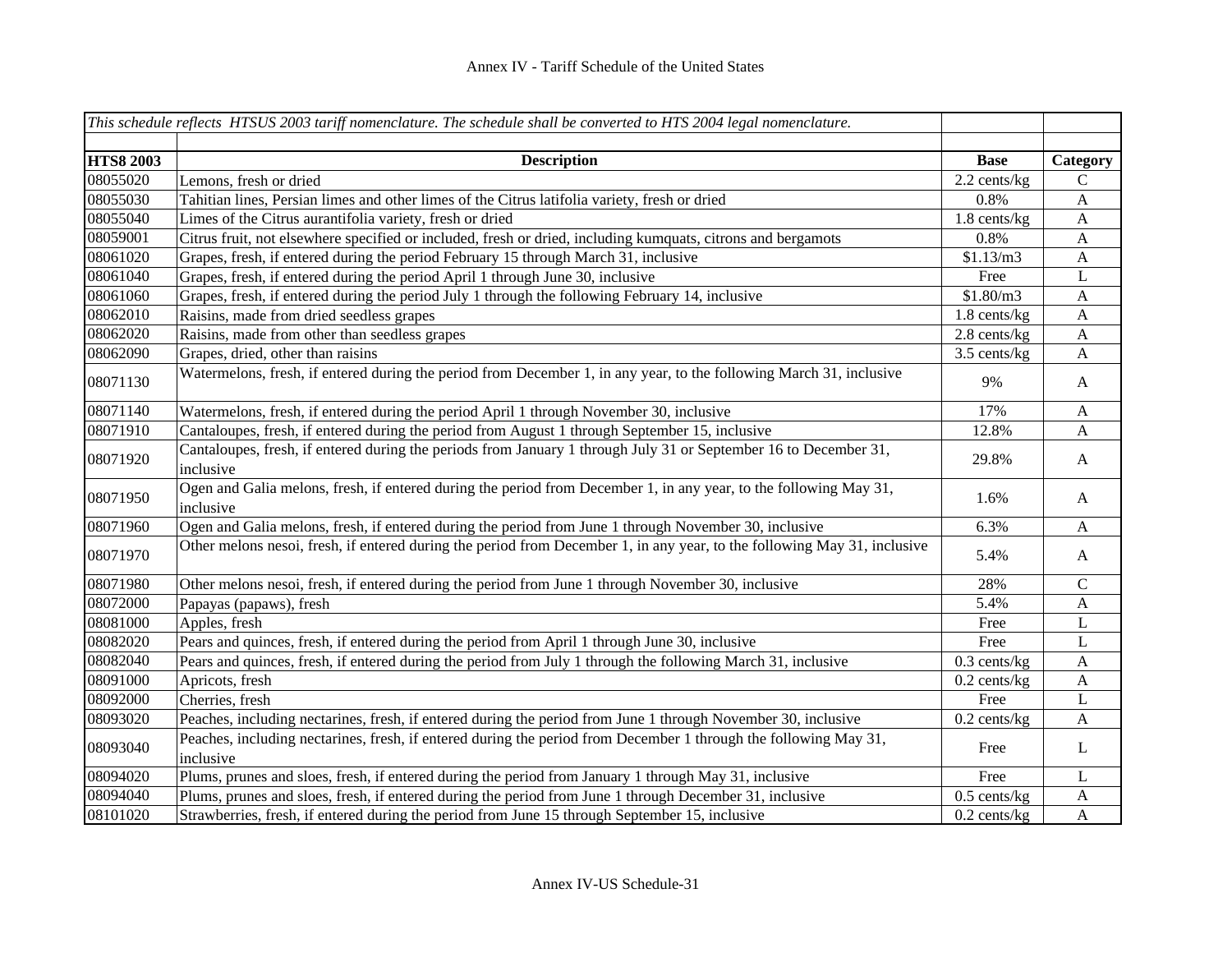Annex IV - Tariff Schedule of the United States

| *This schedule reflects HTSUS 2003 tariff nomenclature. The schedule shall be converted to HTS 2004 legal nomenclature.* | | | |
|---|---|---|---|
| **HTS8 2003** | **Description** | **Base** | **Category** |
| 08055020 | Lemons, fresh or dried | 2.2 cents/kg | C |
| 08055030 | Tahitian lines, Persian limes and other limes of the Citrus latifolia variety, fresh or dried | 0.8% | A |
| 08055040 | Limes of the Citrus aurantifolia variety, fresh or dried | 1.8 cents/kg | A |
| 08059001 | Citrus fruit, not elsewhere specified or included, fresh or dried, including kumquats, citrons and bergamots | 0.8% | A |
| 08061020 | Grapes, fresh, if entered during the period February 15 through March 31, inclusive | $1.13/m3 | A |
| 08061040 | Grapes, fresh, if entered during the period April 1 through June 30, inclusive | Free | L |
| 08061060 | Grapes, fresh, if entered during the period July 1 through the following February 14, inclusive | $1.80/m3 | A |
| 08062010 | Raisins, made from dried seedless grapes | 1.8 cents/kg | A |
| 08062020 | Raisins, made from other than seedless grapes | 2.8 cents/kg | A |
| 08062090 | Grapes, dried, other than raisins | 3.5 cents/kg | A |
| 08071130 | Watermelons, fresh, if entered during the period from December 1, in any year, to the following March 31, inclusive | 9% | A |
| 08071140 | Watermelons, fresh, if entered during the period April 1 through November 30, inclusive | 17% | A |
| 08071910 | Cantaloupes, fresh, if entered during the period from August 1 through September 15, inclusive | 12.8% | A |
| 08071920 | Cantaloupes, fresh, if entered during the periods from January 1 through July 31 or September 16 to December 31, inclusive | 29.8% | A |
| 08071950 | Ogen and Galia melons, fresh, if entered during the period from December 1, in any year, to the following May 31, inclusive | 1.6% | A |
| 08071960 | Ogen and Galia melons, fresh, if entered during the period from June 1 through November 30, inclusive | 6.3% | A |
| 08071970 | Other melons nesoi, fresh, if entered during the period from December 1, in any year, to the following May 31, inclusive | 5.4% | A |
| 08071980 | Other melons nesoi, fresh, if entered during the period from June 1 through November 30, inclusive | 28% | C |
| 08072000 | Papayas (papaws), fresh | 5.4% | A |
| 08081000 | Apples, fresh | Free | L |
| 08082020 | Pears and quinces, fresh, if entered during the period from April 1 through June 30, inclusive | Free | L |
| 08082040 | Pears and quinces, fresh, if entered during the period from July 1 through the following March 31, inclusive | 0.3 cents/kg | A |
| 08091000 | Apricots, fresh | 0.2 cents/kg | A |
| 08092000 | Cherries, fresh | Free | L |
| 08093020 | Peaches, including nectarines, fresh, if entered during the period from June 1 through November 30, inclusive | 0.2 cents/kg | A |
| 08093040 | Peaches, including nectarines, fresh, if entered during the period from December 1 through the following May 31, inclusive | Free | L |
| 08094020 | Plums, prunes and sloes, fresh, if entered during the period from January 1 through May 31, inclusive | Free | L |
| 08094040 | Plums, prunes and sloes, fresh, if entered during the period from June 1 through December 31, inclusive | 0.5 cents/kg | A |
| 08101020 | Strawberries, fresh, if entered during the period from June 15 through September 15, inclusive | 0.2 cents/kg | A |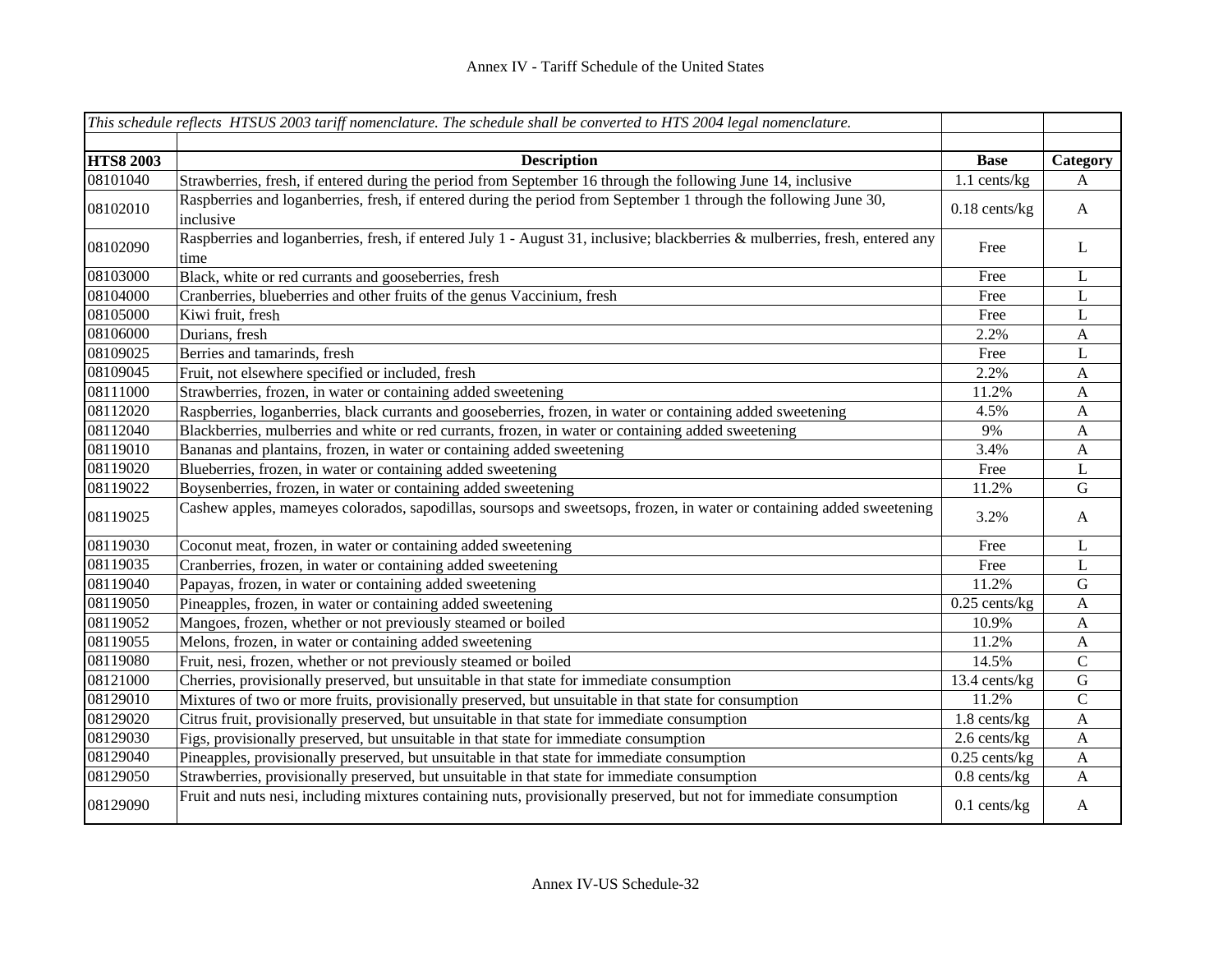# Annex IV - Tariff Schedule of the United States

| *This schedule reflects HTSUS 2003 tariff nomenclature. The schedule shall be converted to HTS 2004 legal nomenclature.* | | | |
|---|---|---|---|
| **HTS8 2003** | **Description** | **Base** | **Category** |
| 08101040 | Strawberries, fresh, if entered during the period from September 16 through the following June 14, inclusive | 1.1 cents/kg | A |
| 08102010 | Raspberries and loganberries, fresh, if entered during the period from September 1 through the following June 30, inclusive | 0.18 cents/kg | A |
| 08102090 | Raspberries and loganberries, fresh, if entered July 1 - August 31, inclusive; blackberries & mulberries, fresh, entered any time | Free | L |
| 08103000 | Black, white or red currants and gooseberries, fresh | Free | L |
| 08104000 | Cranberries, blueberries and other fruits of the genus Vaccinium, fresh | Free | L |
| 08105000 | Kiwi fruit, fresh | Free | L |
| 08106000 | Durians, fresh | 2.2% | A |
| 08109025 | Berries and tamarinds, fresh | Free | L |
| 08109045 | Fruit, not elsewhere specified or included, fresh | 2.2% | A |
| 08111000 | Strawberries, frozen, in water or containing added sweetening | 11.2% | A |
| 08112020 | Raspberries, loganberries, black currants and gooseberries, frozen, in water or containing added sweetening | 4.5% | A |
| 08112040 | Blackberries, mulberries and white or red currants, frozen, in water or containing added sweetening | 9% | A |
| 08119010 | Bananas and plantains, frozen, in water or containing added sweetening | 3.4% | A |
| 08119020 | Blueberries, frozen, in water or containing added sweetening | Free | L |
| 08119022 | Boysenberries, frozen, in water or containing added sweetening | 11.2% | G |
| 08119025 | Cashew apples, mameyes colorados, sapodillas, soursops and sweetsops, frozen, in water or containing added sweetening | 3.2% | A |
| 08119030 | Coconut meat, frozen, in water or containing added sweetening | Free | L |
| 08119035 | Cranberries, frozen, in water or containing added sweetening | Free | L |
| 08119040 | Papayas, frozen, in water or containing added sweetening | 11.2% | G |
| 08119050 | Pineapples, frozen, in water or containing added sweetening | 0.25 cents/kg | A |
| 08119052 | Mangoes, frozen, whether or not previously steamed or boiled | 10.9% | A |
| 08119055 | Melons, frozen, in water or containing added sweetening | 11.2% | A |
| 08119080 | Fruit, nesi, frozen, whether or not previously steamed or boiled | 14.5% | C |
| 08121000 | Cherries, provisionally preserved, but unsuitable in that state for immediate consumption | 13.4 cents/kg | G |
| 08129010 | Mixtures of two or more fruits, provisionally preserved, but unsuitable in that state for consumption | 11.2% | C |
| 08129020 | Citrus fruit, provisionally preserved, but unsuitable in that state for immediate consumption | 1.8 cents/kg | A |
| 08129030 | Figs, provisionally preserved, but unsuitable in that state for immediate consumption | 2.6 cents/kg | A |
| 08129040 | Pineapples, provisionally preserved, but unsuitable in that state for immediate consumption | 0.25 cents/kg | A |
| 08129050 | Strawberries, provisionally preserved, but unsuitable in that state for immediate consumption | 0.8 cents/kg | A |
| 08129090 | Fruit and nuts nesi, including mixtures containing nuts, provisionally preserved, but not for immediate consumption | 0.1 cents/kg | A |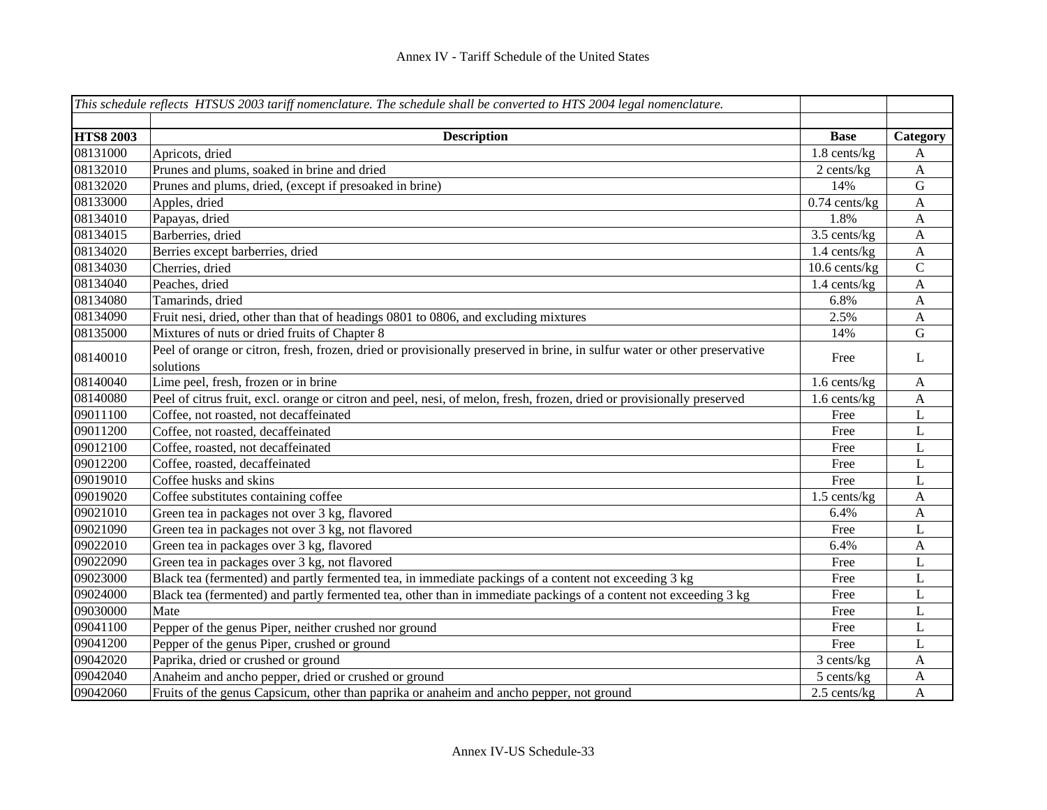| *This schedule reflects HTSUS 2003 tariff nomenclature. The schedule shall be converted to HTS 2004 legal nomenclature.* | | | |
|---|---|---|---|
| | | | |
| **HTS8 2003** | **Description** | **Base** | **Category** |
| 08131000 | Apricots, dried | 1.8 cents/kg | A |
| 08132010 | Prunes and plums, soaked in brine and dried | 2 cents/kg | A |
| 08132020 | Prunes and plums, dried, (except if presoaked in brine) | 14% | G |
| 08133000 | Apples, dried | 0.74 cents/kg | A |
| 08134010 | Papayas, dried | 1.8% | A |
| 08134015 | Barberries, dried | 3.5 cents/kg | A |
| 08134020 | Berries except barberries, dried | 1.4 cents/kg | A |
| 08134030 | Cherries, dried | 10.6 cents/kg | C |
| 08134040 | Peaches, dried | 1.4 cents/kg | A |
| 08134080 | Tamarinds, dried | 6.8% | A |
| 08134090 | Fruit nesi, dried, other than that of headings 0801 to 0806, and excluding mixtures | 2.5% | A |
| 08135000 | Mixtures of nuts or dried fruits of Chapter 8 | 14% | G |
| 08140010 | Peel of orange or citron, fresh, frozen, dried or provisionally preserved in brine, in sulfur water or other preservative solutions | Free | L |
| 08140040 | Lime peel, fresh, frozen or in brine | 1.6 cents/kg | A |
| 08140080 | Peel of citrus fruit, excl. orange or citron and peel, nesi, of melon, fresh, frozen, dried or provisionally preserved | 1.6 cents/kg | A |
| 09011100 | Coffee, not roasted, not decaffeinated | Free | L |
| 09011200 | Coffee, not roasted, decaffeinated | Free | L |
| 09012100 | Coffee, roasted, not decaffeinated | Free | L |
| 09012200 | Coffee, roasted, decaffeinated | Free | L |
| 09019010 | Coffee husks and skins | Free | L |
| 09019020 | Coffee substitutes containing coffee | 1.5 cents/kg | A |
| 09021010 | Green tea in packages not over 3 kg, flavored | 6.4% | A |
| 09021090 | Green tea in packages not over 3 kg, not flavored | Free | L |
| 09022010 | Green tea in packages over 3 kg, flavored | 6.4% | A |
| 09022090 | Green tea in packages over 3 kg, not flavored | Free | L |
| 09023000 | Black tea (fermented) and partly fermented tea, in immediate packings of a content not exceeding 3 kg | Free | L |
| 09024000 | Black tea (fermented) and partly fermented tea, other than in immediate packings of a content not exceeding 3 kg | Free | L |
| 09030000 | Mate | Free | L |
| 09041100 | Pepper of the genus Piper, neither crushed nor ground | Free | L |
| 09041200 | Pepper of the genus Piper, crushed or ground | Free | L |
| 09042020 | Paprika, dried or crushed or ground | 3 cents/kg | A |
| 09042040 | Anaheim and ancho pepper, dried or crushed or ground | 5 cents/kg | A |
| 09042060 | Fruits of the genus Capsicum, other than paprika or anaheim and ancho pepper, not ground | 2.5 cents/kg | A |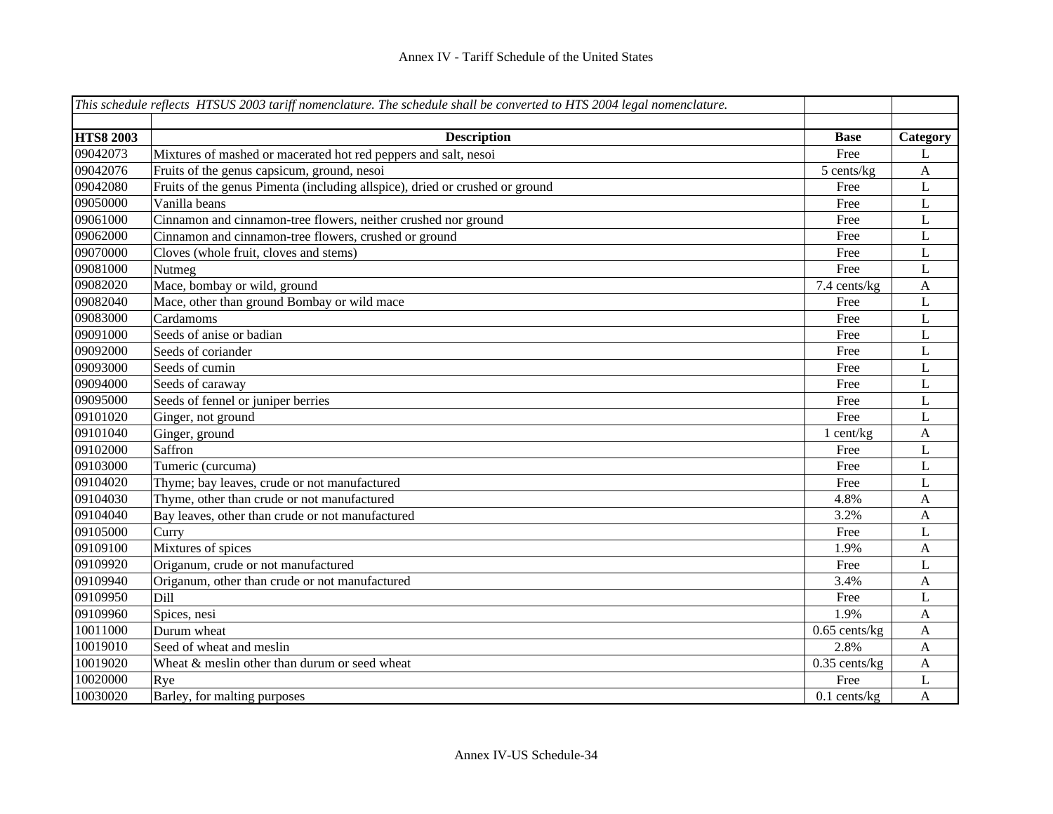# Annex IV - Tariff Schedule of the United States

| *This schedule reflects HTSUS 2003 tariff nomenclature. The schedule shall be converted to HTS 2004 legal nomenclature.* | | | |
|---|---|---|---|
| | | | |
| **HTS8 2003** | **Description** | **Base** | **Category** |
| 09042073 | Mixtures of mashed or macerated hot red peppers and salt, nesoi | Free | L |
| 09042076 | Fruits of the genus capsicum, ground, nesoi | 5 cents/kg | A |
| 09042080 | Fruits of the genus Pimenta (including allspice), dried or crushed or ground | Free | L |
| 09050000 | Vanilla beans | Free | L |
| 09061000 | Cinnamon and cinnamon-tree flowers, neither crushed nor ground | Free | L |
| 09062000 | Cinnamon and cinnamon-tree flowers, crushed or ground | Free | L |
| 09070000 | Cloves (whole fruit, cloves and stems) | Free | L |
| 09081000 | Nutmeg | Free | L |
| 09082020 | Mace, bombay or wild, ground | 7.4 cents/kg | A |
| 09082040 | Mace, other than ground Bombay or wild mace | Free | L |
| 09083000 | Cardamoms | Free | L |
| 09091000 | Seeds of anise or badian | Free | L |
| 09092000 | Seeds of coriander | Free | L |
| 09093000 | Seeds of cumin | Free | L |
| 09094000 | Seeds of caraway | Free | L |
| 09095000 | Seeds of fennel or juniper berries | Free | L |
| 09101020 | Ginger, not ground | Free | L |
| 09101040 | Ginger, ground | 1 cent/kg | A |
| 09102000 | Saffron | Free | L |
| 09103000 | Tumeric (curcuma) | Free | L |
| 09104020 | Thyme; bay leaves, crude or not manufactured | Free | L |
| 09104030 | Thyme, other than crude or not manufactured | 4.8% | A |
| 09104040 | Bay leaves, other than crude or not manufactured | 3.2% | A |
| 09105000 | Curry | Free | L |
| 09109100 | Mixtures of spices | 1.9% | A |
| 09109920 | Origanum, crude or not manufactured | Free | L |
| 09109940 | Origanum, other than crude or not manufactured | 3.4% | A |
| 09109950 | Dill | Free | L |
| 09109960 | Spices, nesi | 1.9% | A |
| 10011000 | Durum wheat | 0.65 cents/kg | A |
| 10019010 | Seed of wheat and meslin | 2.8% | A |
| 10019020 | Wheat & meslin other than durum or seed wheat | 0.35 cents/kg | A |
| 10020000 | Rye | Free | L |
| 10030020 | Barley, for malting purposes | 0.1 cents/kg | A |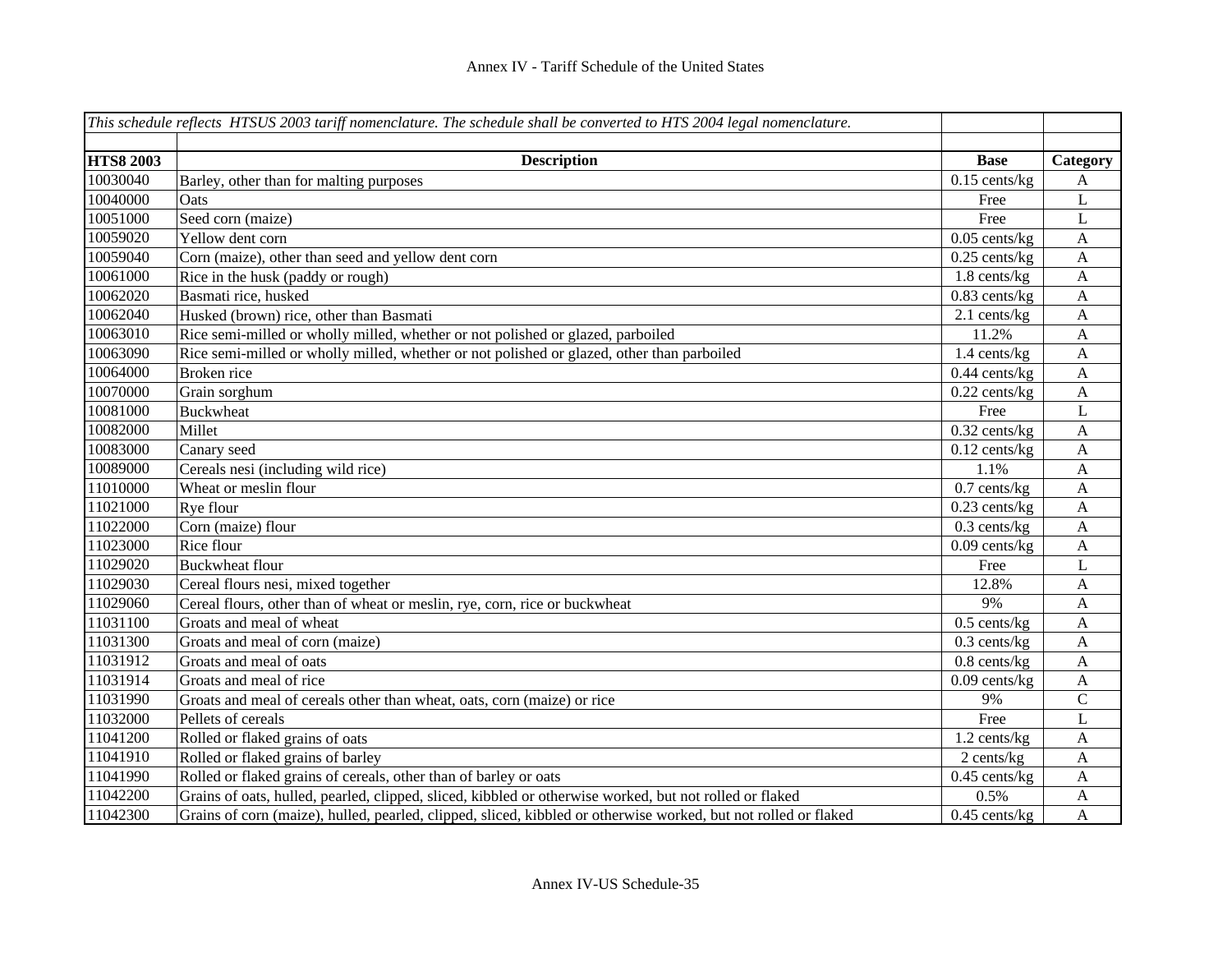| This schedule reflects HTSUS 2003 tariff nomenclature. The schedule shall be converted to HTS 2004 legal nomenclature. | | | |
|---|---|---|---|
| **HTS8 2003** | **Description** | **Base** | **Category** |
| 10030040 | Barley, other than for malting purposes | 0.15 cents/kg | A |
| 10040000 | Oats | Free | L |
| 10051000 | Seed corn (maize) | Free | L |
| 10059020 | Yellow dent corn | 0.05 cents/kg | A |
| 10059040 | Corn (maize), other than seed and yellow dent corn | 0.25 cents/kg | A |
| 10061000 | Rice in the husk (paddy or rough) | 1.8 cents/kg | A |
| 10062020 | Basmati rice, husked | 0.83 cents/kg | A |
| 10062040 | Husked (brown) rice, other than Basmati | 2.1 cents/kg | A |
| 10063010 | Rice semi-milled or wholly milled, whether or not polished or glazed, parboiled | 11.2% | A |
| 10063090 | Rice semi-milled or wholly milled, whether or not polished or glazed, other than parboiled | 1.4 cents/kg | A |
| 10064000 | Broken rice | 0.44 cents/kg | A |
| 10070000 | Grain sorghum | 0.22 cents/kg | A |
| 10081000 | Buckwheat | Free | L |
| 10082000 | Millet | 0.32 cents/kg | A |
| 10083000 | Canary seed | 0.12 cents/kg | A |
| 10089000 | Cereals nesi (including wild rice) | 1.1% | A |
| 11010000 | Wheat or meslin flour | 0.7 cents/kg | A |
| 11021000 | Rye flour | 0.23 cents/kg | A |
| 11022000 | Corn (maize) flour | 0.3 cents/kg | A |
| 11023000 | Rice flour | 0.09 cents/kg | A |
| 11029020 | Buckwheat flour | Free | L |
| 11029030 | Cereal flours nesi, mixed together | 12.8% | A |
| 11029060 | Cereal flours, other than of wheat or meslin, rye, corn, rice or buckwheat | 9% | A |
| 11031100 | Groats and meal of wheat | 0.5 cents/kg | A |
| 11031300 | Groats and meal of corn (maize) | 0.3 cents/kg | A |
| 11031912 | Groats and meal of oats | 0.8 cents/kg | A |
| 11031914 | Groats and meal of rice | 0.09 cents/kg | A |
| 11031990 | Groats and meal of cereals other than wheat, oats, corn (maize) or rice | 9% | C |
| 11032000 | Pellets of cereals | Free | L |
| 11041200 | Rolled or flaked grains of oats | 1.2 cents/kg | A |
| 11041910 | Rolled or flaked grains of barley | 2 cents/kg | A |
| 11041990 | Rolled or flaked grains of cereals, other than of barley or oats | 0.45 cents/kg | A |
| 11042200 | Grains of oats, hulled, pearled, clipped, sliced, kibbled or otherwise worked, but not rolled or flaked | 0.5% | A |
| 11042300 | Grains of corn (maize), hulled, pearled, clipped, sliced, kibbled or otherwise worked, but not rolled or flaked | 0.45 cents/kg | A |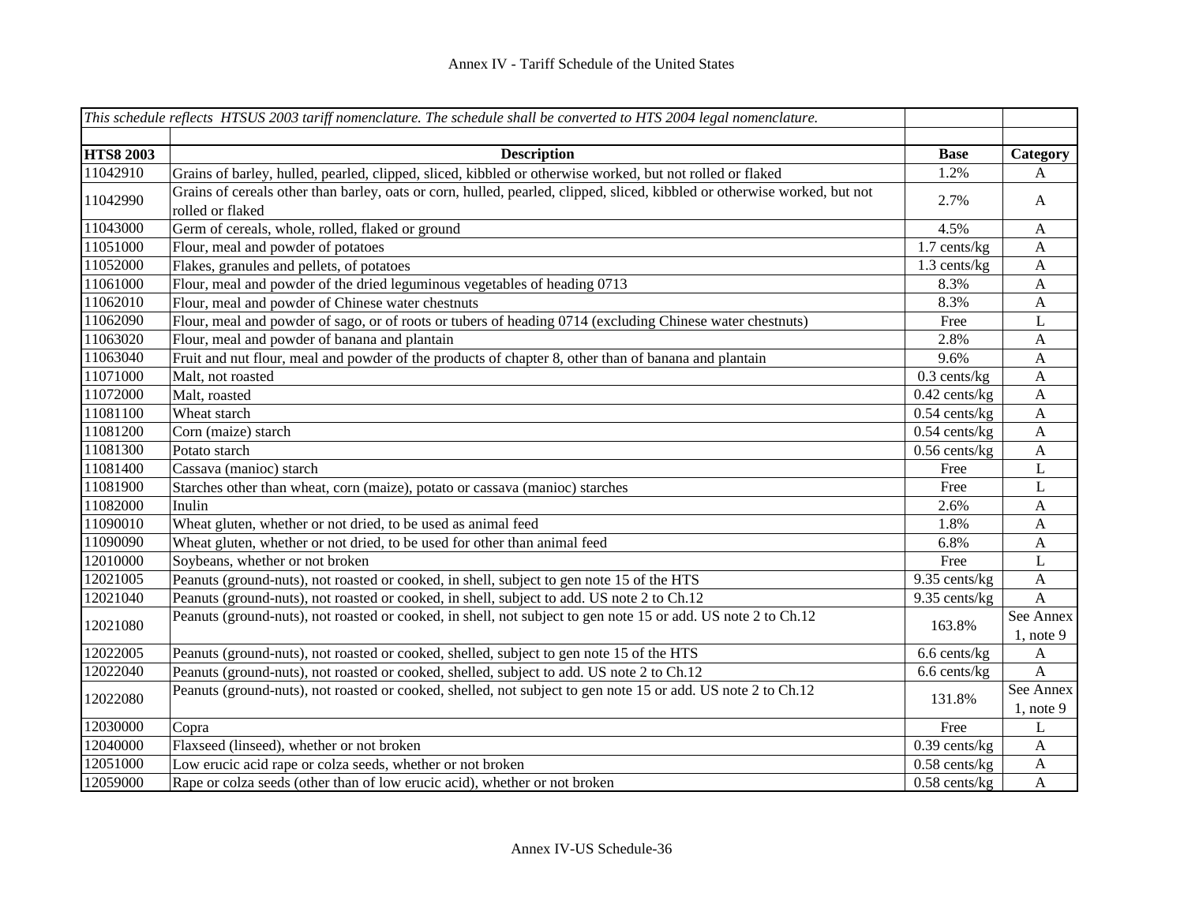| *This schedule reflects HTSUS 2003 tariff nomenclature. The schedule shall be converted to HTS 2004 legal nomenclature.* | | | |
|---|---|---|---|
| | | | |
| **HTS8 2003** | **Description** | **Base** | **Category** |
| 11042910 | Grains of barley, hulled, pearled, clipped, sliced, kibbled or otherwise worked, but not rolled or flaked | 1.2% | A |
| 11042990 | Grains of cereals other than barley, oats or corn, hulled, pearled, clipped, sliced, kibbled or otherwise worked, but not rolled or flaked | 2.7% | A |
| 11043000 | Germ of cereals, whole, rolled, flaked or ground | 4.5% | A |
| 11051000 | Flour, meal and powder of potatoes | 1.7 cents/kg | A |
| 11052000 | Flakes, granules and pellets, of potatoes | 1.3 cents/kg | A |
| 11061000 | Flour, meal and powder of the dried leguminous vegetables of heading 0713 | 8.3% | A |
| 11062010 | Flour, meal and powder of Chinese water chestnuts | 8.3% | A |
| 11062090 | Flour, meal and powder of sago, or of roots or tubers of heading 0714 (excluding Chinese water chestnuts) | Free | L |
| 11063020 | Flour, meal and powder of banana and plantain | 2.8% | A |
| 11063040 | Fruit and nut flour, meal and powder of the products of chapter 8, other than of banana and plantain | 9.6% | A |
| 11071000 | Malt, not roasted | 0.3 cents/kg | A |
| 11072000 | Malt, roasted | 0.42 cents/kg | A |
| 11081100 | Wheat starch | 0.54 cents/kg | A |
| 11081200 | Corn (maize) starch | 0.54 cents/kg | A |
| 11081300 | Potato starch | 0.56 cents/kg | A |
| 11081400 | Cassava (manioc) starch | Free | L |
| 11081900 | Starches other than wheat, corn (maize), potato or cassava (manioc) starches | Free | L |
| 11082000 | Inulin | 2.6% | A |
| 11090010 | Wheat gluten, whether or not dried, to be used as animal feed | 1.8% | A |
| 11090090 | Wheat gluten, whether or not dried, to be used for other than animal feed | 6.8% | A |
| 12010000 | Soybeans, whether or not broken | Free | L |
| 12021005 | Peanuts (ground-nuts), not roasted or cooked, in shell, subject to gen note 15 of the HTS | 9.35 cents/kg | A |
| 12021040 | Peanuts (ground-nuts), not roasted or cooked, in shell, subject to add. US note 2 to Ch.12 | 9.35 cents/kg | A |
| 12021080 | Peanuts (ground-nuts), not roasted or cooked, in shell, not subject to gen note 15 or add. US note 2 to Ch.12 | 163.8% | See Annex 1, note 9 |
| 12022005 | Peanuts (ground-nuts), not roasted or cooked, shelled, subject to gen note 15 of the HTS | 6.6 cents/kg | A |
| 12022040 | Peanuts (ground-nuts), not roasted or cooked, shelled, subject to add. US note 2 to Ch.12 | 6.6 cents/kg | A |
| 12022080 | Peanuts (ground-nuts), not roasted or cooked, shelled, not subject to gen note 15 or add. US note 2 to Ch.12 | 131.8% | See Annex 1, note 9 |
| 12030000 | Copra | Free | L |
| 12040000 | Flaxseed (linseed), whether or not broken | 0.39 cents/kg | A |
| 12051000 | Low erucic acid rape or colza seeds, whether or not broken | 0.58 cents/kg | A |
| 12059000 | Rape or colza seeds (other than of low erucic acid), whether or not broken | 0.58 cents/kg | A |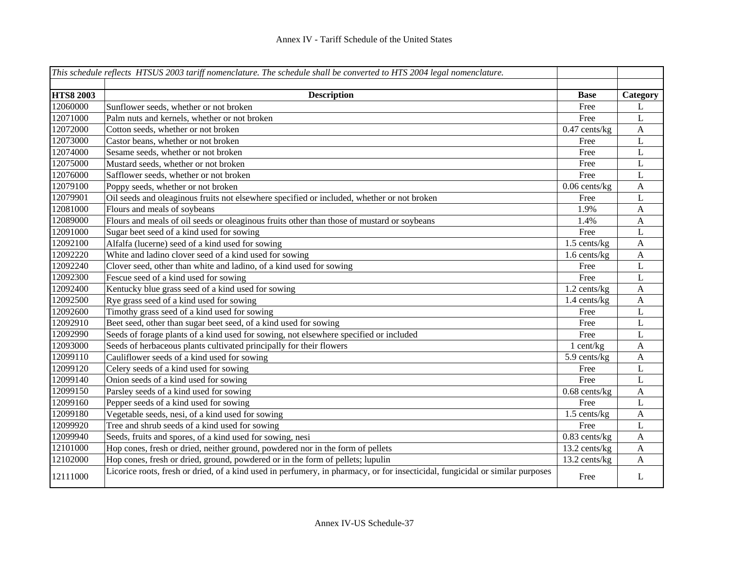| *This schedule reflects HTSUS 2003 tariff nomenclature. The schedule shall be converted to HTS 2004 legal nomenclature.* | | | |
|---|---|---|---|
| | | | |
| **HTS8 2003** | **Description** | **Base** | **Category** |
| 12060000 | Sunflower seeds, whether or not broken | Free | L |
| 12071000 | Palm nuts and kernels, whether or not broken | Free | L |
| 12072000 | Cotton seeds, whether or not broken | 0.47 cents/kg | A |
| 12073000 | Castor beans, whether or not broken | Free | L |
| 12074000 | Sesame seeds, whether or not broken | Free | L |
| 12075000 | Mustard seeds, whether or not broken | Free | L |
| 12076000 | Safflower seeds, whether or not broken | Free | L |
| 12079100 | Poppy seeds, whether or not broken | 0.06 cents/kg | A |
| 12079901 | Oil seeds and oleaginous fruits not elsewhere specified or included, whether or not broken | Free | L |
| 12081000 | Flours and meals of soybeans | 1.9% | A |
| 12089000 | Flours and meals of oil seeds or oleaginous fruits other than those of mustard or soybeans | 1.4% | A |
| 12091000 | Sugar beet seed of a kind used for sowing | Free | L |
| 12092100 | Alfalfa (lucerne) seed of a kind used for sowing | 1.5 cents/kg | A |
| 12092220 | White and ladino clover seed of a kind used for sowing | 1.6 cents/kg | A |
| 12092240 | Clover seed, other than white and ladino, of a kind used for sowing | Free | L |
| 12092300 | Fescue seed of a kind used for sowing | Free | L |
| 12092400 | Kentucky blue grass seed of a kind used for sowing | 1.2 cents/kg | A |
| 12092500 | Rye grass seed of a kind used for sowing | 1.4 cents/kg | A |
| 12092600 | Timothy grass seed of a kind used for sowing | Free | L |
| 12092910 | Beet seed, other than sugar beet seed, of a kind used for sowing | Free | L |
| 12092990 | Seeds of forage plants of a kind used for sowing, not elsewhere specified or included | Free | L |
| 12093000 | Seeds of herbaceous plants cultivated principally for their flowers | 1 cent/kg | A |
| 12099110 | Cauliflower seeds of a kind used for sowing | 5.9 cents/kg | A |
| 12099120 | Celery seeds of a kind used for sowing | Free | L |
| 12099140 | Onion seeds of a kind used for sowing | Free | L |
| 12099150 | Parsley seeds of a kind used for sowing | 0.68 cents/kg | A |
| 12099160 | Pepper seeds of a kind used for sowing | Free | L |
| 12099180 | Vegetable seeds, nesi, of a kind used for sowing | 1.5 cents/kg | A |
| 12099920 | Tree and shrub seeds of a kind used for sowing | Free | L |
| 12099940 | Seeds, fruits and spores, of a kind used for sowing, nesi | 0.83 cents/kg | A |
| 12101000 | Hop cones, fresh or dried, neither ground, powdered nor in the form of pellets | 13.2 cents/kg | A |
| 12102000 | Hop cones, fresh or dried, ground, powdered or in the form of pellets; lupulin | 13.2 cents/kg | A |
| 12111000 | Licorice roots, fresh or dried, of a kind used in perfumery, in pharmacy, or for insecticidal, fungicidal or similar purposes | Free | L |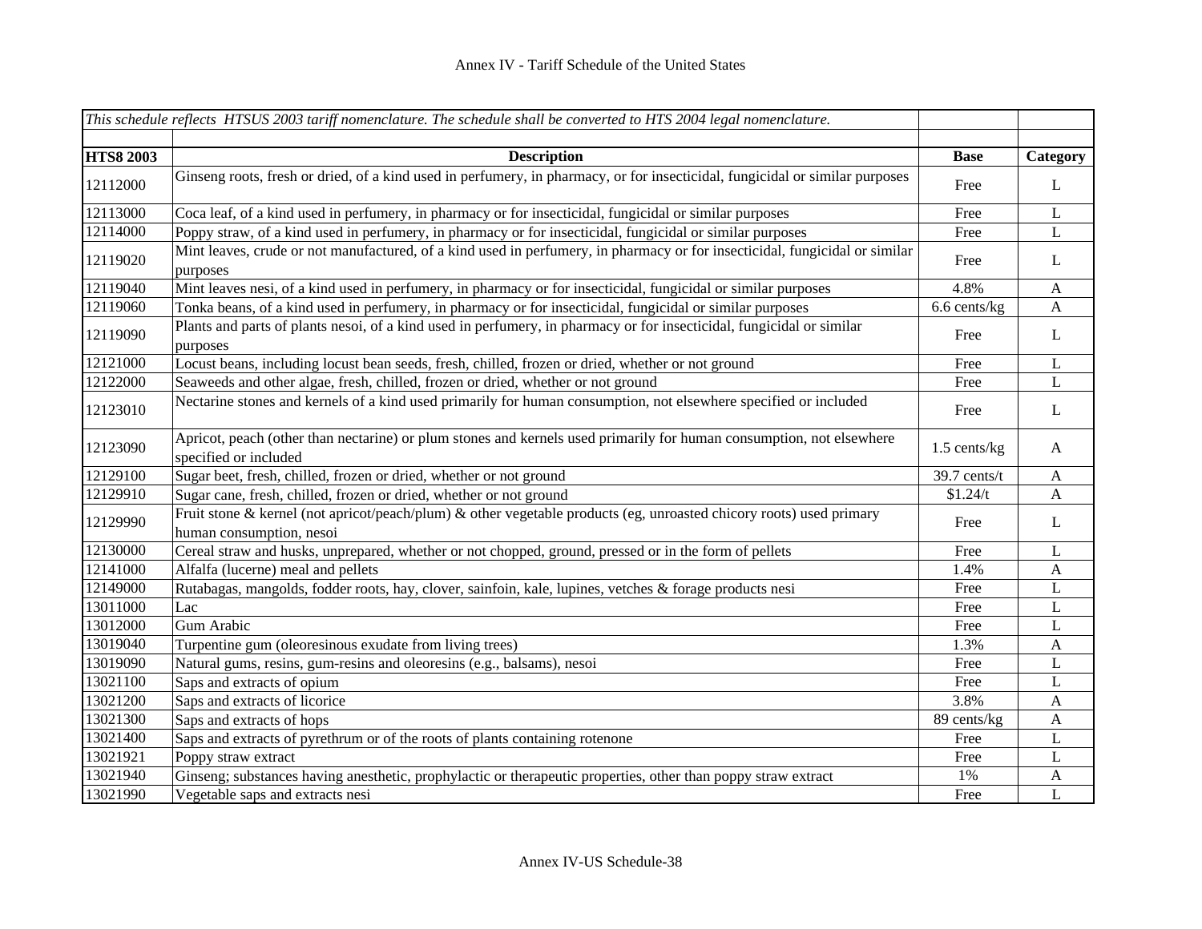| *This schedule reflects HTSUS 2003 tariff nomenclature. The schedule shall be converted to HTS 2004 legal nomenclature.* | | | |
|---|---|---|---|
| | | | |
| **HTS8 2003** | **Description** | **Base** | **Category** |
| 12112000 | Ginseng roots, fresh or dried, of a kind used in perfumery, in pharmacy, or for insecticidal, fungicidal or similar purposes | Free | L |
| 12113000 | Coca leaf, of a kind used in perfumery, in pharmacy or for insecticidal, fungicidal or similar purposes | Free | L |
| 12114000 | Poppy straw, of a kind used in perfumery, in pharmacy or for insecticidal, fungicidal or similar purposes | Free | L |
| 12119020 | Mint leaves, crude or not manufactured, of a kind used in perfumery, in pharmacy or for insecticidal, fungicidal or similar purposes | Free | L |
| 12119040 | Mint leaves nesi, of a kind used in perfumery, in pharmacy or for insecticidal, fungicidal or similar purposes | 4.8% | A |
| 12119060 | Tonka beans, of a kind used in perfumery, in pharmacy or for insecticidal, fungicidal or similar purposes | 6.6 cents/kg | A |
| 12119090 | Plants and parts of plants nesoi, of a kind used in perfumery, in pharmacy or for insecticidal, fungicidal or similar purposes | Free | L |
| 12121000 | Locust beans, including locust bean seeds, fresh, chilled, frozen or dried, whether or not ground | Free | L |
| 12122000 | Seaweeds and other algae, fresh, chilled, frozen or dried, whether or not ground | Free | L |
| 12123010 | Nectarine stones and kernels of a kind used primarily for human consumption, not elsewhere specified or included | Free | L |
| 12123090 | Apricot, peach (other than nectarine) or plum stones and kernels used primarily for human consumption, not elsewhere specified or included | 1.5 cents/kg | A |
| 12129100 | Sugar beet, fresh, chilled, frozen or dried, whether or not ground | 39.7 cents/t | A |
| 12129910 | Sugar cane, fresh, chilled, frozen or dried, whether or not ground | $1.24/t | A |
| 12129990 | Fruit stone & kernel (not apricot/peach/plum) & other vegetable products (eg, unroasted chicory roots) used primary human consumption, nesoi | Free | L |
| 12130000 | Cereal straw and husks, unprepared, whether or not chopped, ground, pressed or in the form of pellets | Free | L |
| 12141000 | Alfalfa (lucerne) meal and pellets | 1.4% | A |
| 12149000 | Rutabagas, mangolds, fodder roots, hay, clover, sainfoin, kale, lupines, vetches & forage products nesi | Free | L |
| 13011000 | Lac | Free | L |
| 13012000 | Gum Arabic | Free | L |
| 13019040 | Turpentine gum (oleoresinous exudate from living trees) | 1.3% | A |
| 13019090 | Natural gums, resins, gum-resins and oleoresins (e.g., balsams), nesoi | Free | L |
| 13021100 | Saps and extracts of opium | Free | L |
| 13021200 | Saps and extracts of licorice | 3.8% | A |
| 13021300 | Saps and extracts of hops | 89 cents/kg | A |
| 13021400 | Saps and extracts of pyrethrum or of the roots of plants containing rotenone | Free | L |
| 13021921 | Poppy straw extract | Free | L |
| 13021940 | Ginseng; substances having anesthetic, prophylactic or therapeutic properties, other than poppy straw extract | 1% | A |
| 13021990 | Vegetable saps and extracts nesi | Free | L |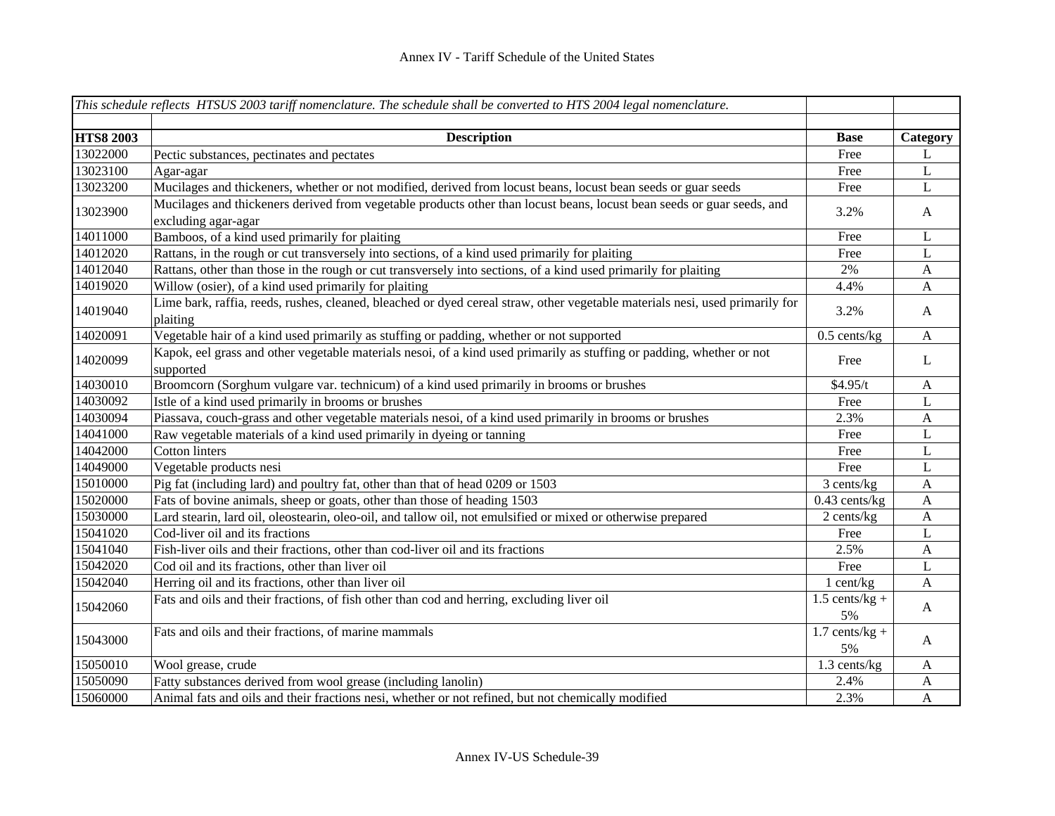| *This schedule reflects HTSUS 2003 tariff nomenclature. The schedule shall be converted to HTS 2004 legal nomenclature.* | | | |
|---|---|---|---|
| | | | |
| **HTS8 2003** | **Description** | **Base** | **Category** |
| 13022000 | Pectic substances, pectinates and pectates | Free | L |
| 13023100 | Agar-agar | Free | L |
| 13023200 | Mucilages and thickeners, whether or not modified, derived from locust beans, locust bean seeds or guar seeds | Free | L |
| 13023900 | Mucilages and thickeners derived from vegetable products other than locust beans, locust bean seeds or guar seeds, and excluding agar-agar | 3.2% | A |
| 14011000 | Bamboos, of a kind used primarily for plaiting | Free | L |
| 14012020 | Rattans, in the rough or cut transversely into sections, of a kind used primarily for plaiting | Free | L |
| 14012040 | Rattans, other than those in the rough or cut transversely into sections, of a kind used primarily for plaiting | 2% | A |
| 14019020 | Willow (osier), of a kind used primarily for plaiting | 4.4% | A |
| 14019040 | Lime bark, raffia, reeds, rushes, cleaned, bleached or dyed cereal straw, other vegetable materials nesi, used primarily for plaiting | 3.2% | A |
| 14020091 | Vegetable hair of a kind used primarily as stuffing or padding, whether or not supported | 0.5 cents/kg | A |
| 14020099 | Kapok, eel grass and other vegetable materials nesoi, of a kind used primarily as stuffing or padding, whether or not supported | Free | L |
| 14030010 | Broomcorn (Sorghum vulgare var. technicum) of a kind used primarily in brooms or brushes | $4.95/t | A |
| 14030092 | Istle of a kind used primarily in brooms or brushes | Free | L |
| 14030094 | Piassava, couch-grass and other vegetable materials nesoi, of a kind used primarily in brooms or brushes | 2.3% | A |
| 14041000 | Raw vegetable materials of a kind used primarily in dyeing or tanning | Free | L |
| 14042000 | Cotton linters | Free | L |
| 14049000 | Vegetable products nesi | Free | L |
| 15010000 | Pig fat (including lard) and poultry fat, other than that of head 0209 or 1503 | 3 cents/kg | A |
| 15020000 | Fats of bovine animals, sheep or goats, other than those of heading 1503 | 0.43 cents/kg | A |
| 15030000 | Lard stearin, lard oil, oleostearin, oleo-oil, and tallow oil, not emulsified or mixed or otherwise prepared | 2 cents/kg | A |
| 15041020 | Cod-liver oil and its fractions | Free | L |
| 15041040 | Fish-liver oils and their fractions, other than cod-liver oil and its fractions | 2.5% | A |
| 15042020 | Cod oil and its fractions, other than liver oil | Free | L |
| 15042040 | Herring oil and its fractions, other than liver oil | 1 cent/kg | A |
| 15042060 | Fats and oils and their fractions, of fish other than cod and herring, excluding liver oil | 1.5 cents/kg + 5% | A |
| 15043000 | Fats and oils and their fractions, of marine mammals | 1.7 cents/kg + 5% | A |
| 15050010 | Wool grease, crude | 1.3 cents/kg | A |
| 15050090 | Fatty substances derived from wool grease (including lanolin) | 2.4% | A |
| 15060000 | Animal fats and oils and their fractions nesi, whether or not refined, but not chemically modified | 2.3% | A |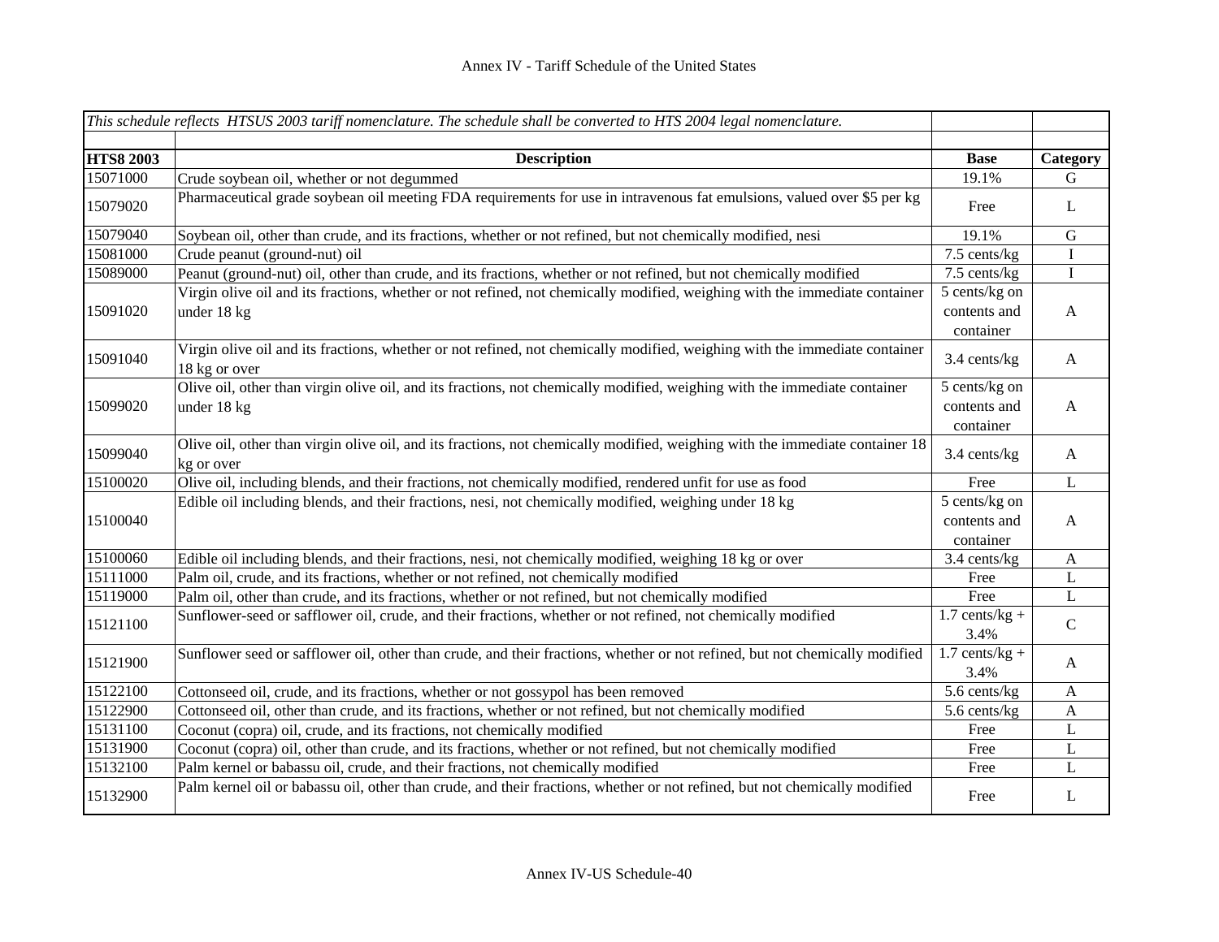| HTS8 2003 | Description | Base | Category |
|---|---|---|---|
| *This schedule reflects HTSUS 2003 tariff nomenclature. The schedule shall be converted to HTS 2004 legal nomenclature.* | | | |
| 15071000 | Crude soybean oil, whether or not degummed | 19.1% | G |
| 15079020 | Pharmaceutical grade soybean oil meeting FDA requirements for use in intravenous fat emulsions, valued over $5 per kg | Free | L |
| 15079040 | Soybean oil, other than crude, and its fractions, whether or not refined, but not chemically modified, nesi | 19.1% | G |
| 15081000 | Crude peanut (ground-nut) oil | 7.5 cents/kg | I |
| 15089000 | Peanut (ground-nut) oil, other than crude, and its fractions, whether or not refined, but not chemically modified | 7.5 cents/kg | I |
| 15091020 | Virgin olive oil and its fractions, whether or not refined, not chemically modified, weighing with the immediate container under 18 kg | 5 cents/kg on contents and container | A |
| 15091040 | Virgin olive oil and its fractions, whether or not refined, not chemically modified, weighing with the immediate container 18 kg or over | 3.4 cents/kg | A |
| 15099020 | Olive oil, other than virgin olive oil, and its fractions, not chemically modified, weighing with the immediate container under 18 kg | 5 cents/kg on contents and container | A |
| 15099040 | Olive oil, other than virgin olive oil, and its fractions, not chemically modified, weighing with the immediate container 18 kg or over | 3.4 cents/kg | A |
| 15100020 | Olive oil, including blends, and their fractions, not chemically modified, rendered unfit for use as food | Free | L |
| 15100040 | Edible oil including blends, and their fractions, nesi, not chemically modified, weighing under 18 kg | 5 cents/kg on contents and container | A |
| 15100060 | Edible oil including blends, and their fractions, nesi, not chemically modified, weighing 18 kg or over | 3.4 cents/kg | A |
| 15111000 | Palm oil, crude, and its fractions, whether or not refined, not chemically modified | Free | L |
| 15119000 | Palm oil, other than crude, and its fractions, whether or not refined, but not chemically modified | Free | L |
| 15121100 | Sunflower-seed or safflower oil, crude, and their fractions, whether or not refined, not chemically modified | 1.7 cents/kg + 3.4% | C |
| 15121900 | Sunflower seed or safflower oil, other than crude, and their fractions, whether or not refined, but not chemically modified | 1.7 cents/kg + 3.4% | A |
| 15122100 | Cottonseed oil, crude, and its fractions, whether or not gossypol has been removed | 5.6 cents/kg | A |
| 15122900 | Cottonseed oil, other than crude, and its fractions, whether or not refined, but not chemically modified | 5.6 cents/kg | A |
| 15131100 | Coconut (copra) oil, crude, and its fractions, not chemically modified | Free | L |
| 15131900 | Coconut (copra) oil, other than crude, and its fractions, whether or not refined, but not chemically modified | Free | L |
| 15132100 | Palm kernel or babassu oil, crude, and their fractions, not chemically modified | Free | L |
| 15132900 | Palm kernel oil or babassu oil, other than crude, and their fractions, whether or not refined, but not chemically modified | Free | L |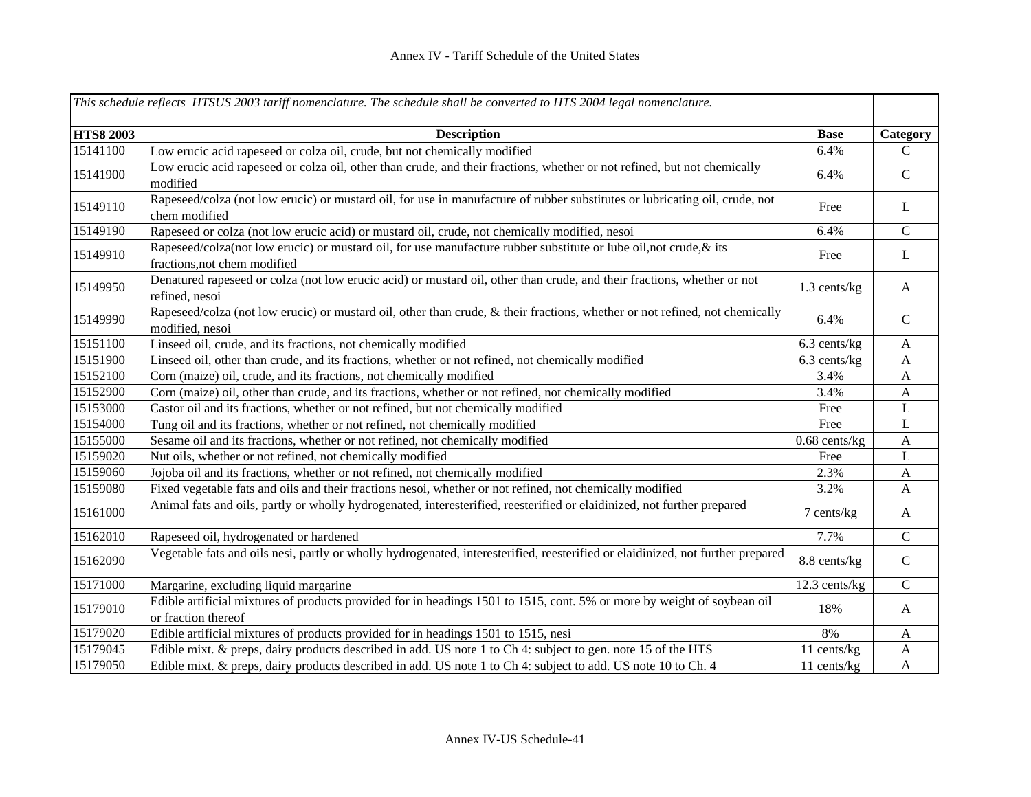*This schedule reflects HTSUS 2003 tariff nomenclature. The schedule shall be converted to HTS 2004 legal nomenclature.*

| HTS8 2003 | Description | Base | Category |
|---|---|---|---|
| 15141100 | Low erucic acid rapeseed or colza oil, crude, but not chemically modified | 6.4% | C |
| 15141900 | Low erucic acid rapeseed or colza oil, other than crude, and their fractions, whether or not refined, but not chemically modified | 6.4% | C |
| 15149110 | Rapeseed/colza (not low erucic) or mustard oil, for use in manufacture of rubber substitutes or lubricating oil, crude, not chem modified | Free | L |
| 15149190 | Rapeseed or colza (not low erucic acid) or mustard oil, crude, not chemically modified, nesoi | 6.4% | C |
| 15149910 | Rapeseed/colza(not low erucic) or mustard oil, for use manufacture rubber substitute or lube oil,not crude,& its fractions,not chem modified | Free | L |
| 15149950 | Denatured rapeseed or colza (not low erucic acid) or mustard oil, other than crude, and their fractions, whether or not refined, nesoi | 1.3 cents/kg | A |
| 15149990 | Rapeseed/colza (not low erucic) or mustard oil, other than crude, & their fractions, whether or not refined, not chemically modified, nesoi | 6.4% | C |
| 15151100 | Linseed oil, crude, and its fractions, not chemically modified | 6.3 cents/kg | A |
| 15151900 | Linseed oil, other than crude, and its fractions, whether or not refined, not chemically modified | 6.3 cents/kg | A |
| 15152100 | Corn (maize) oil, crude, and its fractions, not chemically modified | 3.4% | A |
| 15152900 | Corn (maize) oil, other than crude, and its fractions, whether or not refined, not chemically modified | 3.4% | A |
| 15153000 | Castor oil and its fractions, whether or not refined, but not chemically modified | Free | L |
| 15154000 | Tung oil and its fractions, whether or not refined, not chemically modified | Free | L |
| 15155000 | Sesame oil and its fractions, whether or not refined, not chemically modified | 0.68 cents/kg | A |
| 15159020 | Nut oils, whether or not refined, not chemically modified | Free | L |
| 15159060 | Jojoba oil and its fractions, whether or not refined, not chemically modified | 2.3% | A |
| 15159080 | Fixed vegetable fats and oils and their fractions nesoi, whether or not refined, not chemically modified | 3.2% | A |
| 15161000 | Animal fats and oils, partly or wholly hydrogenated, interesterified, reesterified or elaidinized, not further prepared | 7 cents/kg | A |
| 15162010 | Rapeseed oil, hydrogenated or hardened | 7.7% | C |
| 15162090 | Vegetable fats and oils nesi, partly or wholly hydrogenated, interesterified, reesterified or elaidinized, not further prepared | 8.8 cents/kg | C |
| 15171000 | Margarine, excluding liquid margarine | 12.3 cents/kg | C |
| 15179010 | Edible artificial mixtures of products provided for in headings 1501 to 1515, cont. 5% or more by weight of soybean oil or fraction thereof | 18% | A |
| 15179020 | Edible artificial mixtures of products provided for in headings 1501 to 1515, nesi | 8% | A |
| 15179045 | Edible mixt. & preps, dairy products described in add. US note 1 to Ch 4: subject to gen. note 15 of the HTS | 11 cents/kg | A |
| 15179050 | Edible mixt. & preps, dairy products described in add. US note 1 to Ch 4: subject to add. US note 10 to Ch. 4 | 11 cents/kg | A |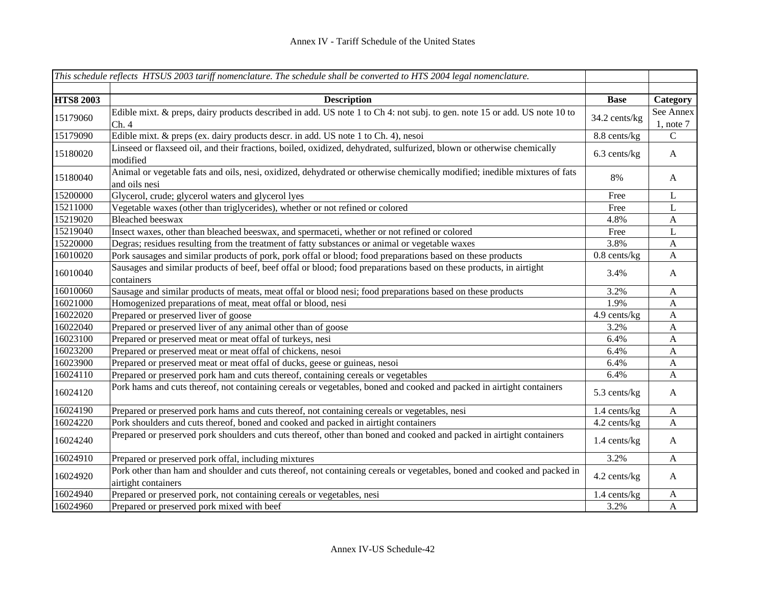| *This schedule reflects HTSUS 2003 tariff nomenclature. The schedule shall be converted to HTS 2004 legal nomenclature.* | | | |
|---|---|---|---|
| | | | |
| **HTS8 2003** | **Description** | **Base** | **Category** |
| 15179060 | Edible mixt. & preps, dairy products described in add. US note 1 to Ch 4: not subj. to gen. note 15 or add. US note 10 to Ch. 4 | 34.2 cents/kg | See Annex 1, note 7 |
| 15179090 | Edible mixt. & preps (ex. dairy products descr. in add. US note 1 to Ch. 4), nesoi | 8.8 cents/kg | C |
| 15180020 | Linseed or flaxseed oil, and their fractions, boiled, oxidized, dehydrated, sulfurized, blown or otherwise chemically modified | 6.3 cents/kg | A |
| 15180040 | Animal or vegetable fats and oils, nesi, oxidized, dehydrated or otherwise chemically modified; inedible mixtures of fats and oils nesi | 8% | A |
| 15200000 | Glycerol, crude; glycerol waters and glycerol lyes | Free | L |
| 15211000 | Vegetable waxes (other than triglycerides), whether or not refined or colored | Free | L |
| 15219020 | Bleached beeswax | 4.8% | A |
| 15219040 | Insect waxes, other than bleached beeswax, and spermaceti, whether or not refined or colored | Free | L |
| 15220000 | Degras; residues resulting from the treatment of fatty substances or animal or vegetable waxes | 3.8% | A |
| 16010020 | Pork sausages and similar products of pork, pork offal or blood; food preparations based on these products | 0.8 cents/kg | A |
| 16010040 | Sausages and similar products of beef, beef offal or blood; food preparations based on these products, in airtight containers | 3.4% | A |
| 16010060 | Sausage and similar products of meats, meat offal or blood nesi; food preparations based on these products | 3.2% | A |
| 16021000 | Homogenized preparations of meat, meat offal or blood, nesi | 1.9% | A |
| 16022020 | Prepared or preserved liver of goose | 4.9 cents/kg | A |
| 16022040 | Prepared or preserved liver of any animal other than of goose | 3.2% | A |
| 16023100 | Prepared or preserved meat or meat offal of turkeys, nesi | 6.4% | A |
| 16023200 | Prepared or preserved meat or meat offal of chickens, nesoi | 6.4% | A |
| 16023900 | Prepared or preserved meat or meat offal of ducks, geese or guineas, nesoi | 6.4% | A |
| 16024110 | Prepared or preserved pork ham and cuts thereof, containing cereals or vegetables | 6.4% | A |
| 16024120 | Pork hams and cuts thereof, not containing cereals or vegetables, boned and cooked and packed in airtight containers | 5.3 cents/kg | A |
| 16024190 | Prepared or preserved pork hams and cuts thereof, not containing cereals or vegetables, nesi | 1.4 cents/kg | A |
| 16024220 | Pork shoulders and cuts thereof, boned and cooked and packed in airtight containers | 4.2 cents/kg | A |
| 16024240 | Prepared or preserved pork shoulders and cuts thereof, other than boned and cooked and packed in airtight containers | 1.4 cents/kg | A |
| 16024910 | Prepared or preserved pork offal, including mixtures | 3.2% | A |
| 16024920 | Pork other than ham and shoulder and cuts thereof, not containing cereals or vegetables, boned and cooked and packed in airtight containers | 4.2 cents/kg | A |
| 16024940 | Prepared or preserved pork, not containing cereals or vegetables, nesi | 1.4 cents/kg | A |
| 16024960 | Prepared or preserved pork mixed with beef | 3.2% | A |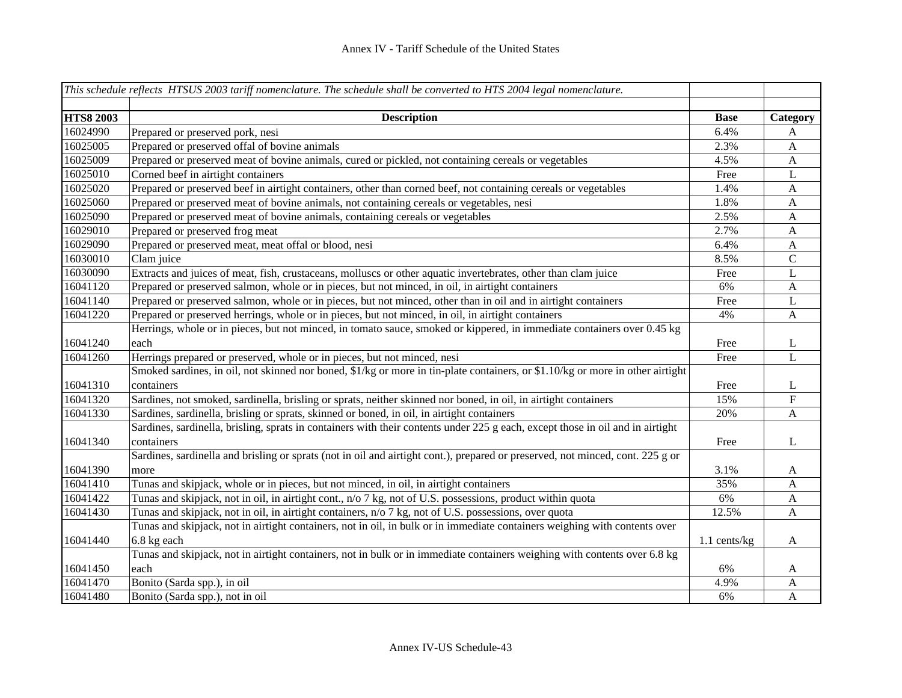| *This schedule reflects HTSUS 2003 tariff nomenclature. The schedule shall be converted to HTS 2004 legal nomenclature.* | | | |
|---|---|---|---|
| **HTS8 2003** | **Description** | **Base** | **Category** |
| 16024990 | Prepared or preserved pork, nesi | 6.4% | A |
| 16025005 | Prepared or preserved offal of bovine animals | 2.3% | A |
| 16025009 | Prepared or preserved meat of bovine animals, cured or pickled, not containing cereals or vegetables | 4.5% | A |
| 16025010 | Corned beef in airtight containers | Free | L |
| 16025020 | Prepared or preserved beef in airtight containers, other than corned beef, not containing cereals or vegetables | 1.4% | A |
| 16025060 | Prepared or preserved meat of bovine animals, not containing cereals or vegetables, nesi | 1.8% | A |
| 16025090 | Prepared or preserved meat of bovine animals, containing cereals or vegetables | 2.5% | A |
| 16029010 | Prepared or preserved frog meat | 2.7% | A |
| 16029090 | Prepared or preserved meat, meat offal or blood, nesi | 6.4% | A |
| 16030010 | Clam juice | 8.5% | C |
| 16030090 | Extracts and juices of meat, fish, crustaceans, molluscs or other aquatic invertebrates, other than clam juice | Free | L |
| 16041120 | Prepared or preserved salmon, whole or in pieces, but not minced, in oil, in airtight containers | 6% | A |
| 16041140 | Prepared or preserved salmon, whole or in pieces, but not minced, other than in oil and in airtight containers | Free | L |
| 16041220 | Prepared or preserved herrings, whole or in pieces, but not minced, in oil, in airtight containers | 4% | A |
| 16041240 | Herrings, whole or in pieces, but not minced, in tomato sauce, smoked or kippered, in immediate containers over 0.45 kg each | Free | L |
| 16041260 | Herrings prepared or preserved, whole or in pieces, but not minced, nesi | Free | L |
| 16041310 | Smoked sardines, in oil, not skinned nor boned, $1/kg or more in tin-plate containers, or $1.10/kg or more in other airtight containers | Free | L |
| 16041320 | Sardines, not smoked, sardinella, brisling or sprats, neither skinned nor boned, in oil, in airtight containers | 15% | F |
| 16041330 | Sardines, sardinella, brisling or sprats, skinned or boned, in oil, in airtight containers | 20% | A |
| 16041340 | Sardines, sardinella, brisling, sprats in containers with their contents under 225 g each, except those in oil and in airtight containers | Free | L |
| 16041390 | Sardines, sardinella and brisling or sprats (not in oil and airtight cont.), prepared or preserved, not minced, cont. 225 g or more | 3.1% | A |
| 16041410 | Tunas and skipjack, whole or in pieces, but not minced, in oil, in airtight containers | 35% | A |
| 16041422 | Tunas and skipjack, not in oil, in airtight cont., n/o 7 kg, not of U.S. possessions, product within quota | 6% | A |
| 16041430 | Tunas and skipjack, not in oil, in airtight containers, n/o 7 kg, not of U.S. possessions, over quota | 12.5% | A |
| 16041440 | Tunas and skipjack, not in airtight containers, not in oil, in bulk or in immediate containers weighing with contents over 6.8 kg each | 1.1 cents/kg | A |
| 16041450 | Tunas and skipjack, not in airtight containers, not in bulk or in immediate containers weighing with contents over 6.8 kg each | 6% | A |
| 16041470 | Bonito (Sarda spp.), in oil | 4.9% | A |
| 16041480 | Bonito (Sarda spp.), not in oil | 6% | A |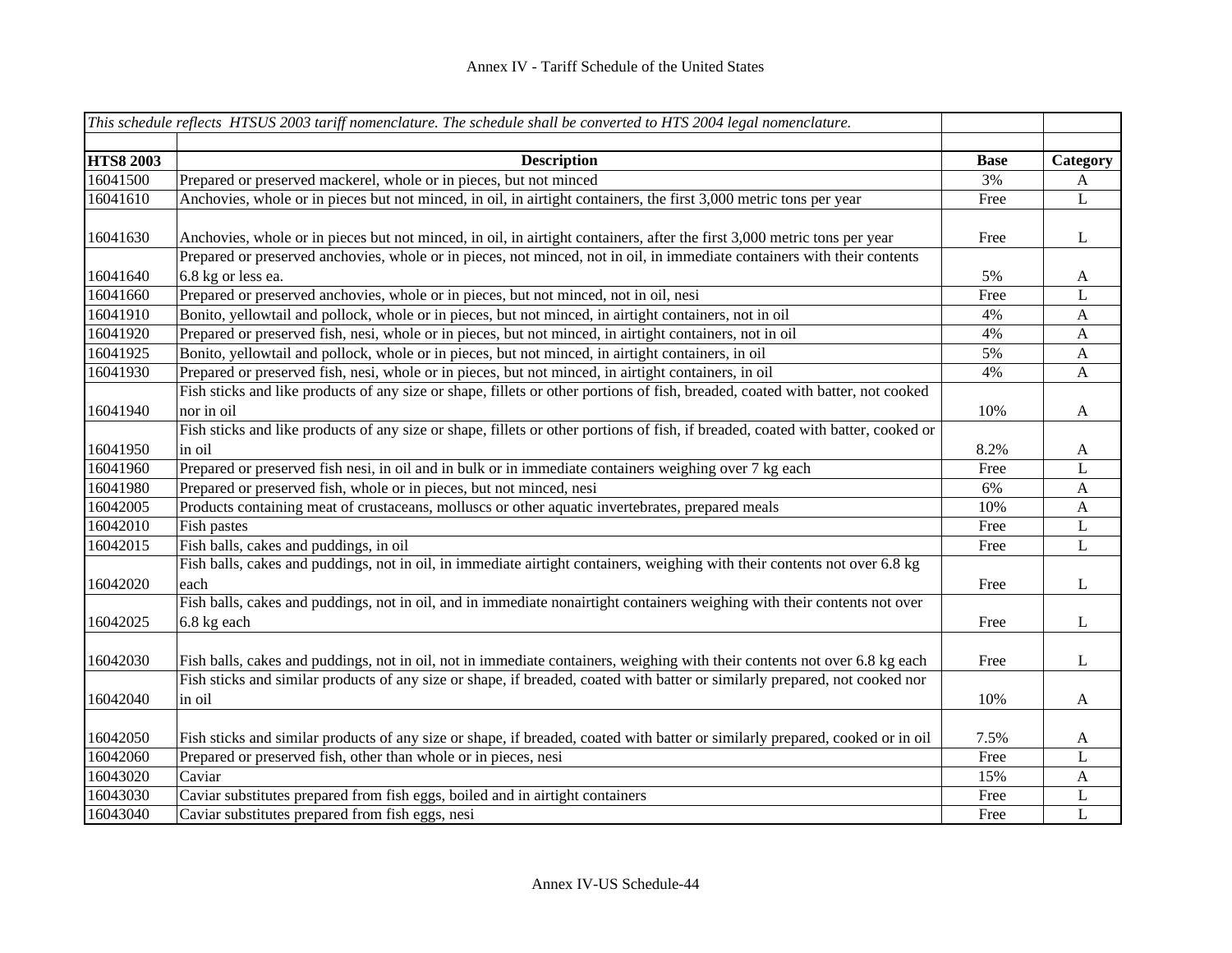| *This schedule reflects HTSUS 2003 tariff nomenclature. The schedule shall be converted to HTS 2004 legal nomenclature.* | | | |
|---|---|---|---|
| | | | |
| **HTS8 2003** | **Description** | **Base** | **Category** |
| 16041500 | Prepared or preserved mackerel, whole or in pieces, but not minced | 3% | A |
| 16041610 | Anchovies, whole or in pieces but not minced, in oil, in airtight containers, the first 3,000 metric tons per year | Free | L |
| 16041630 | Anchovies, whole or in pieces but not minced, in oil, in airtight containers, after the first 3,000 metric tons per year | Free | L |
| 16041640 | Prepared or preserved anchovies, whole or in pieces, not minced, not in oil, in immediate containers with their contents 6.8 kg or less ea. | 5% | A |
| 16041660 | Prepared or preserved anchovies, whole or in pieces, but not minced, not in oil, nesi | Free | L |
| 16041910 | Bonito, yellowtail and pollock, whole or in pieces, but not minced, in airtight containers, not in oil | 4% | A |
| 16041920 | Prepared or preserved fish, nesi, whole or in pieces, but not minced, in airtight containers, not in oil | 4% | A |
| 16041925 | Bonito, yellowtail and pollock, whole or in pieces, but not minced, in airtight containers, in oil | 5% | A |
| 16041930 | Prepared or preserved fish, nesi, whole or in pieces, but not minced, in airtight containers, in oil | 4% | A |
| 16041940 | Fish sticks and like products of any size or shape, fillets or other portions of fish, breaded, coated with batter, not cooked nor in oil | 10% | A |
| 16041950 | Fish sticks and like products of any size or shape, fillets or other portions of fish, if breaded, coated with batter, cooked or in oil | 8.2% | A |
| 16041960 | Prepared or preserved fish nesi, in oil and in bulk or in immediate containers weighing over 7 kg each | Free | L |
| 16041980 | Prepared or preserved fish, whole or in pieces, but not minced, nesi | 6% | A |
| 16042005 | Products containing meat of crustaceans, molluscs or other aquatic invertebrates, prepared meals | 10% | A |
| 16042010 | Fish pastes | Free | L |
| 16042015 | Fish balls, cakes and puddings, in oil | Free | L |
| 16042020 | Fish balls, cakes and puddings, not in oil, in immediate airtight containers, weighing with their contents not over 6.8 kg each | Free | L |
| 16042025 | Fish balls, cakes and puddings, not in oil, and in immediate nonairtight containers weighing with their contents not over 6.8 kg each | Free | L |
| 16042030 | Fish balls, cakes and puddings, not in oil, not in immediate containers, weighing with their contents not over 6.8 kg each | Free | L |
| 16042040 | Fish sticks and similar products of any size or shape, if breaded, coated with batter or similarly prepared, not cooked nor in oil | 10% | A |
| 16042050 | Fish sticks and similar products of any size or shape, if breaded, coated with batter or similarly prepared, cooked or in oil | 7.5% | A |
| 16042060 | Prepared or preserved fish, other than whole or in pieces, nesi | Free | L |
| 16043020 | Caviar | 15% | A |
| 16043030 | Caviar substitutes prepared from fish eggs, boiled and in airtight containers | Free | L |
| 16043040 | Caviar substitutes prepared from fish eggs, nesi | Free | L |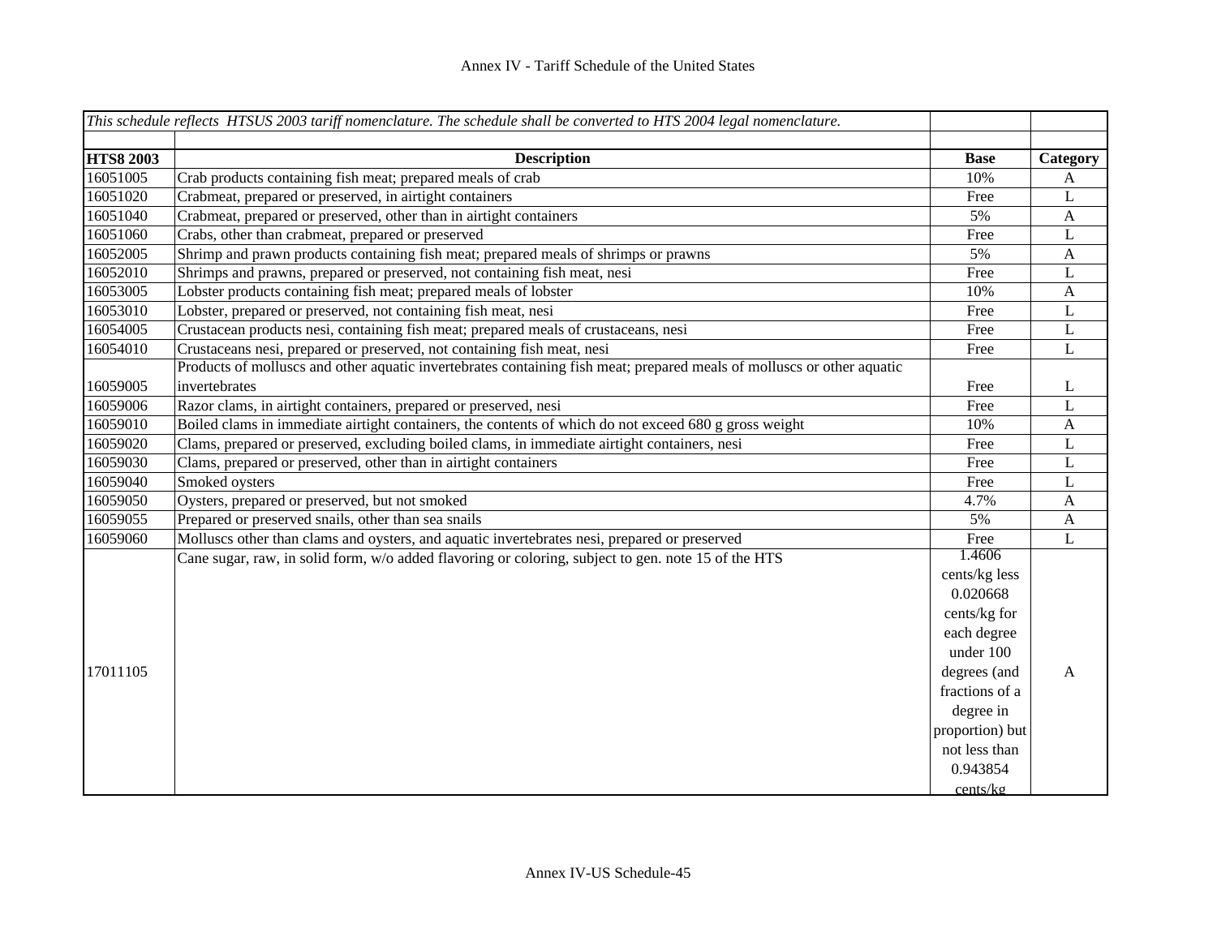| *This schedule reflects HTSUS 2003 tariff nomenclature. The schedule shall be converted to HTS 2004 legal nomenclature.* | | | |
|---|---|---|---|
| | | | |
| **HTS8 2003** | **Description** | **Base** | **Category** |
| 16051005 | Crab products containing fish meat; prepared meals of crab | 10% | A |
| 16051020 | Crabmeat, prepared or preserved, in airtight containers | Free | L |
| 16051040 | Crabmeat, prepared or preserved, other than in airtight containers | 5% | A |
| 16051060 | Crabs, other than crabmeat, prepared or preserved | Free | L |
| 16052005 | Shrimp and prawn products containing fish meat; prepared meals of shrimps or prawns | 5% | A |
| 16052010 | Shrimps and prawns, prepared or preserved, not containing fish meat, nesi | Free | L |
| 16053005 | Lobster products containing fish meat; prepared meals of lobster | 10% | A |
| 16053010 | Lobster, prepared or preserved, not containing fish meat, nesi | Free | L |
| 16054005 | Crustacean products nesi, containing fish meat; prepared meals of crustaceans, nesi | Free | L |
| 16054010 | Crustaceans nesi, prepared or preserved, not containing fish meat, nesi | Free | L |
| 16059005 | Products of molluscs and other aquatic invertebrates containing fish meat; prepared meals of molluscs or other aquatic invertebrates | Free | L |
| 16059006 | Razor clams, in airtight containers, prepared or preserved, nesi | Free | L |
| 16059010 | Boiled clams in immediate airtight containers, the contents of which do not exceed 680 g gross weight | 10% | A |
| 16059020 | Clams, prepared or preserved, excluding boiled clams, in immediate airtight containers, nesi | Free | L |
| 16059030 | Clams, prepared or preserved, other than in airtight containers | Free | L |
| 16059040 | Smoked oysters | Free | L |
| 16059050 | Oysters, prepared or preserved, but not smoked | 4.7% | A |
| 16059055 | Prepared or preserved snails, other than sea snails | 5% | A |
| 16059060 | Molluscs other than clams and oysters, and aquatic invertebrates nesi, prepared or preserved | Free | L |
| 17011105 | Cane sugar, raw, in solid form, w/o added flavoring or coloring, subject to gen. note 15 of the HTS | 1.4606 cents/kg less 0.020668 cents/kg for each degree under 100 degrees (and fractions of a degree in proportion) but not less than 0.943854 cents/kg | A |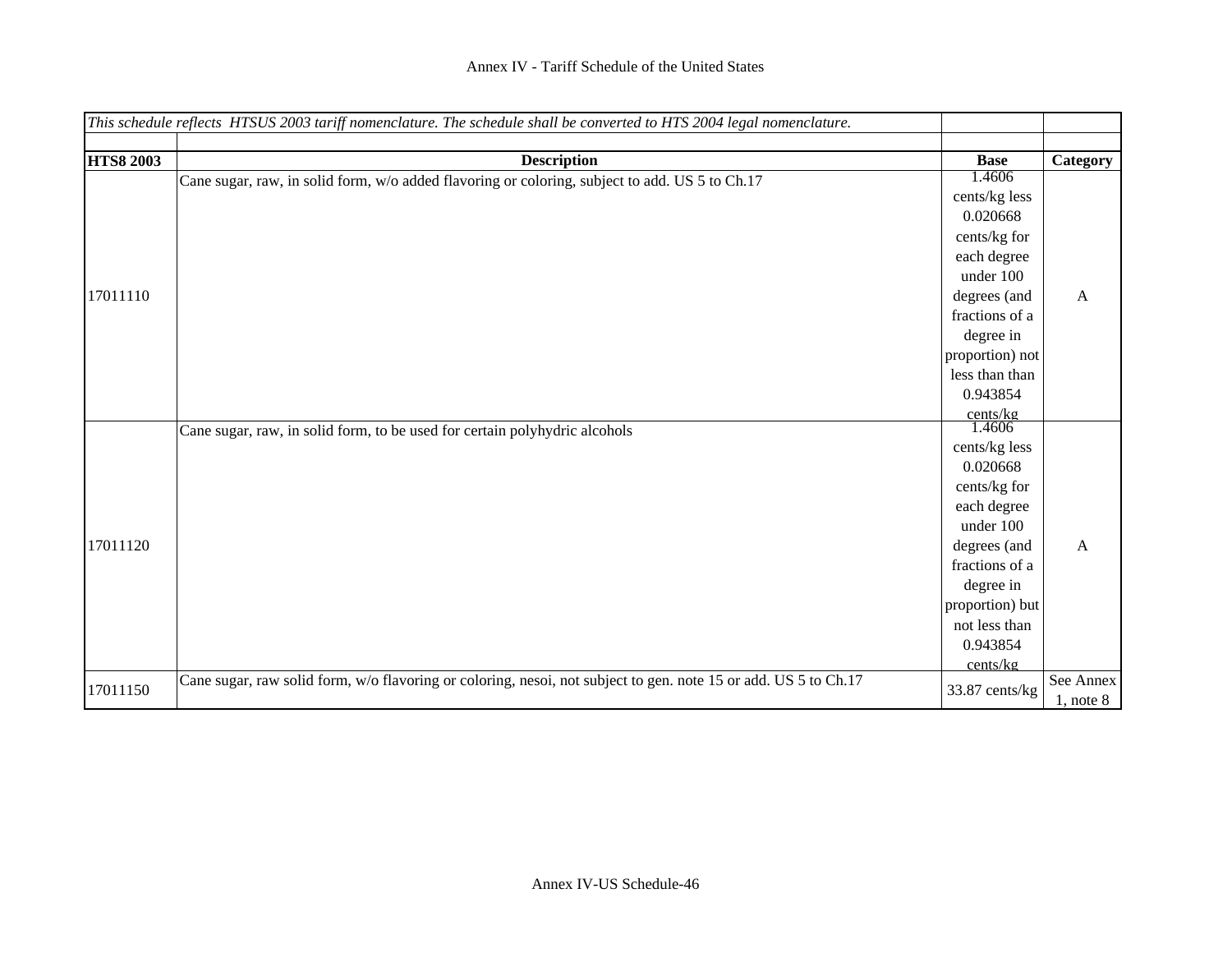Annex IV - Tariff Schedule of the United States

| *This schedule reflects HTSUS 2003 tariff nomenclature. The schedule shall be converted to HTS 2004 legal nomenclature.* | | | |
|---|---|---|---|
| **HTS8 2003** | **Description** | **Base** | **Category** |
| 17011110 | Cane sugar, raw, in solid form, w/o added flavoring or coloring, subject to add. US 5 to Ch.17 | 1.4606 cents/kg less 0.020668 cents/kg for each degree under 100 degrees (and fractions of a degree in proportion) not less than than 0.943854 cents/kg | A |
| 17011120 | Cane sugar, raw, in solid form, to be used for certain polyhydric alcohols | 1.4606 cents/kg less 0.020668 cents/kg for each degree under 100 degrees (and fractions of a degree in proportion) but not less than 0.943854 cents/kg | A |
| 17011150 | Cane sugar, raw solid form, w/o flavoring or coloring, nesoi, not subject to gen. note 15 or add. US 5 to Ch.17 | 33.87 cents/kg | See Annex 1, note 8 |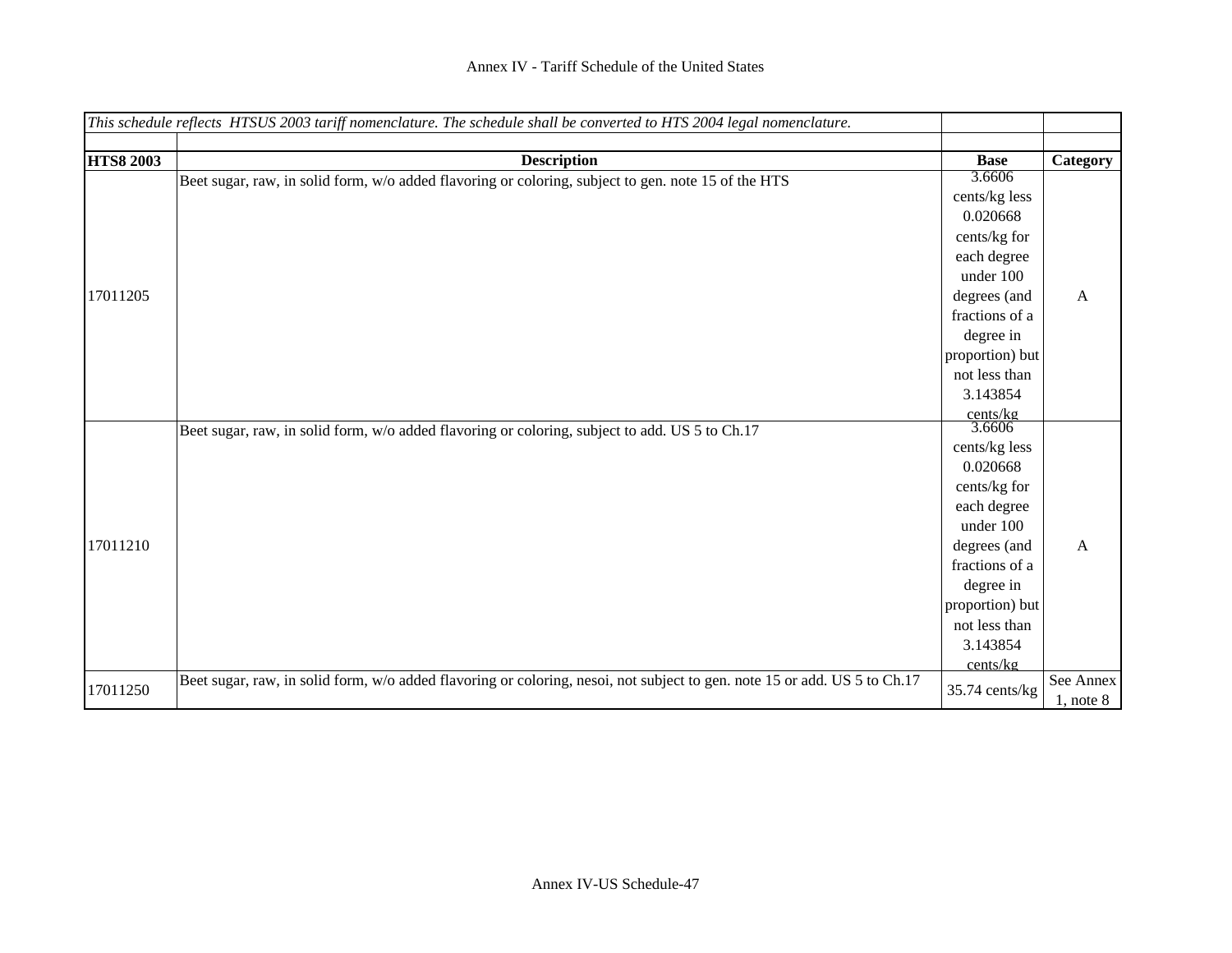| *This schedule reflects HTSUS 2003 tariff nomenclature. The schedule shall be converted to HTS 2004 legal nomenclature.* | | | |
|---|---|---|---|
| | | | |
| **HTS8 2003** | **Description** | **Base** | **Category** |
| 17011205 | Beet sugar, raw, in solid form, w/o added flavoring or coloring, subject to gen. note 15 of the HTS | 3.6606 cents/kg less 0.020668 cents/kg for each degree under 100 degrees (and fractions of a degree in proportion) but not less than 3.143854 cents/kg | A |
| 17011210 | Beet sugar, raw, in solid form, w/o added flavoring or coloring, subject to add. US 5 to Ch.17 | 3.6606 cents/kg less 0.020668 cents/kg for each degree under 100 degrees (and fractions of a degree in proportion) but not less than 3.143854 cents/kg | A |
| 17011250 | Beet sugar, raw, in solid form, w/o added flavoring or coloring, nesoi, not subject to gen. note 15 or add. US 5 to Ch.17 | 35.74 cents/kg | See Annex 1, note 8 |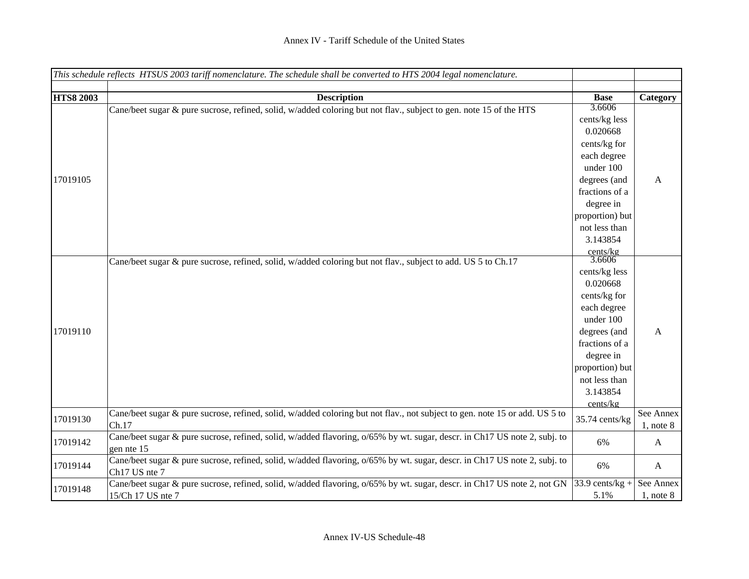# Annex IV - Tariff Schedule of the United States

| *This schedule reflects HTSUS 2003 tariff nomenclature. The schedule shall be converted to HTS 2004 legal nomenclature.* | | | |
|---|---|---|---|
| | | | |
| **HTS8 2003** | **Description** | **Base** | **Category** |
| 17019105 | Cane/beet sugar & pure sucrose, refined, solid, w/added coloring but not flav., subject to gen. note 15 of the HTS | 3.6606 cents/kg less 0.020668 cents/kg for each degree under 100 degrees (and fractions of a degree in proportion) but not less than 3.143854 cents/kg | A |
| 17019110 | Cane/beet sugar & pure sucrose, refined, solid, w/added coloring but not flav., subject to add. US 5 to Ch.17 | 3.6606 cents/kg less 0.020668 cents/kg for each degree under 100 degrees (and fractions of a degree in proportion) but not less than 3.143854 cents/kg | A |
| 17019130 | Cane/beet sugar & pure sucrose, refined, solid, w/added coloring but not flav., not subject to gen. note 15 or add. US 5 to Ch.17 | 35.74 cents/kg | See Annex 1, note 8 |
| 17019142 | Cane/beet sugar & pure sucrose, refined, solid, w/added flavoring, o/65% by wt. sugar, descr. in Ch17 US note 2, subj. to gen nte 15 | 6% | A |
| 17019144 | Cane/beet sugar & pure sucrose, refined, solid, w/added flavoring, o/65% by wt. sugar, descr. in Ch17 US note 2, subj. to Ch17 US nte 7 | 6% | A |
| 17019148 | Cane/beet sugar & pure sucrose, refined, solid, w/added flavoring, o/65% by wt. sugar, descr. in Ch17 US note 2, not GN 15/Ch 17 US nte 7 | 33.9 cents/kg + 5.1% | See Annex 1, note 8 |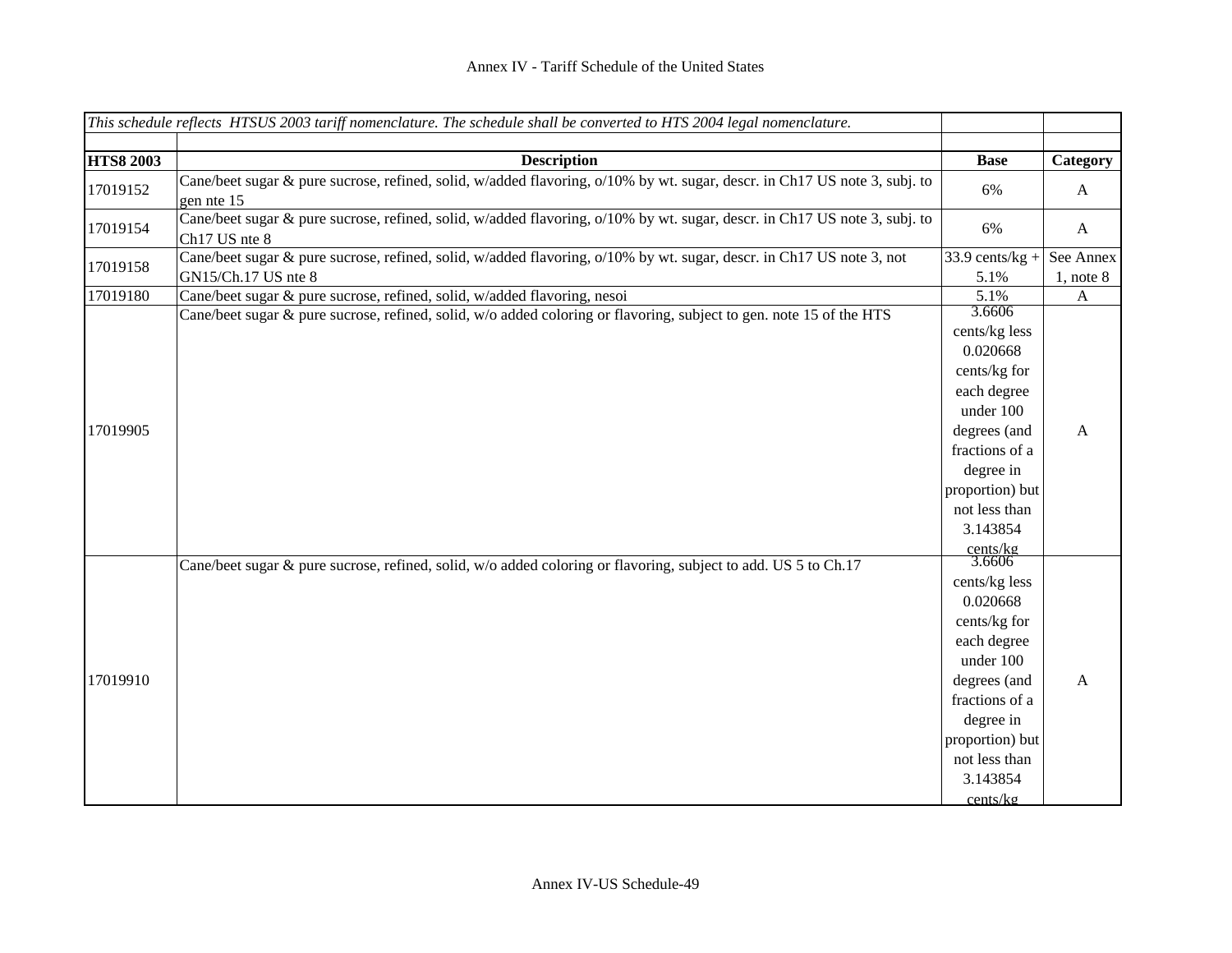Annex IV - Tariff Schedule of the United States

| *This schedule reflects HTSUS 2003 tariff nomenclature. The schedule shall be converted to HTS 2004 legal nomenclature.* | | | |
|---|---|---|---|
| | | | |
| **HTS8 2003** | **Description** | **Base** | **Category** |
| 17019152 | Cane/beet sugar & pure sucrose, refined, solid, w/added flavoring, o/10% by wt. sugar, descr. in Ch17 US note 3, subj. to gen nte 15 | 6% | A |
| 17019154 | Cane/beet sugar & pure sucrose, refined, solid, w/added flavoring, o/10% by wt. sugar, descr. in Ch17 US note 3, subj. to Ch17 US nte 8 | 6% | A |
| 17019158 | Cane/beet sugar & pure sucrose, refined, solid, w/added flavoring, o/10% by wt. sugar, descr. in Ch17 US note 3, not GN15/Ch.17 US nte 8 | 33.9 cents/kg + 5.1% | See Annex 1, note 8 |
| 17019180 | Cane/beet sugar & pure sucrose, refined, solid, w/added flavoring, nesoi | 5.1% | A |
| 17019905 | Cane/beet sugar & pure sucrose, refined, solid, w/o added coloring or flavoring, subject to gen. note 15 of the HTS | 3.6606 cents/kg less 0.020668 cents/kg for each degree under 100 degrees (and fractions of a degree in proportion) but not less than 3.143854 cents/kg | A |
| 17019910 | Cane/beet sugar & pure sucrose, refined, solid, w/o added coloring or flavoring, subject to add. US 5 to Ch.17 | 3.6606 cents/kg less 0.020668 cents/kg for each degree under 100 degrees (and fractions of a degree in proportion) but not less than 3.143854 cents/kg | A |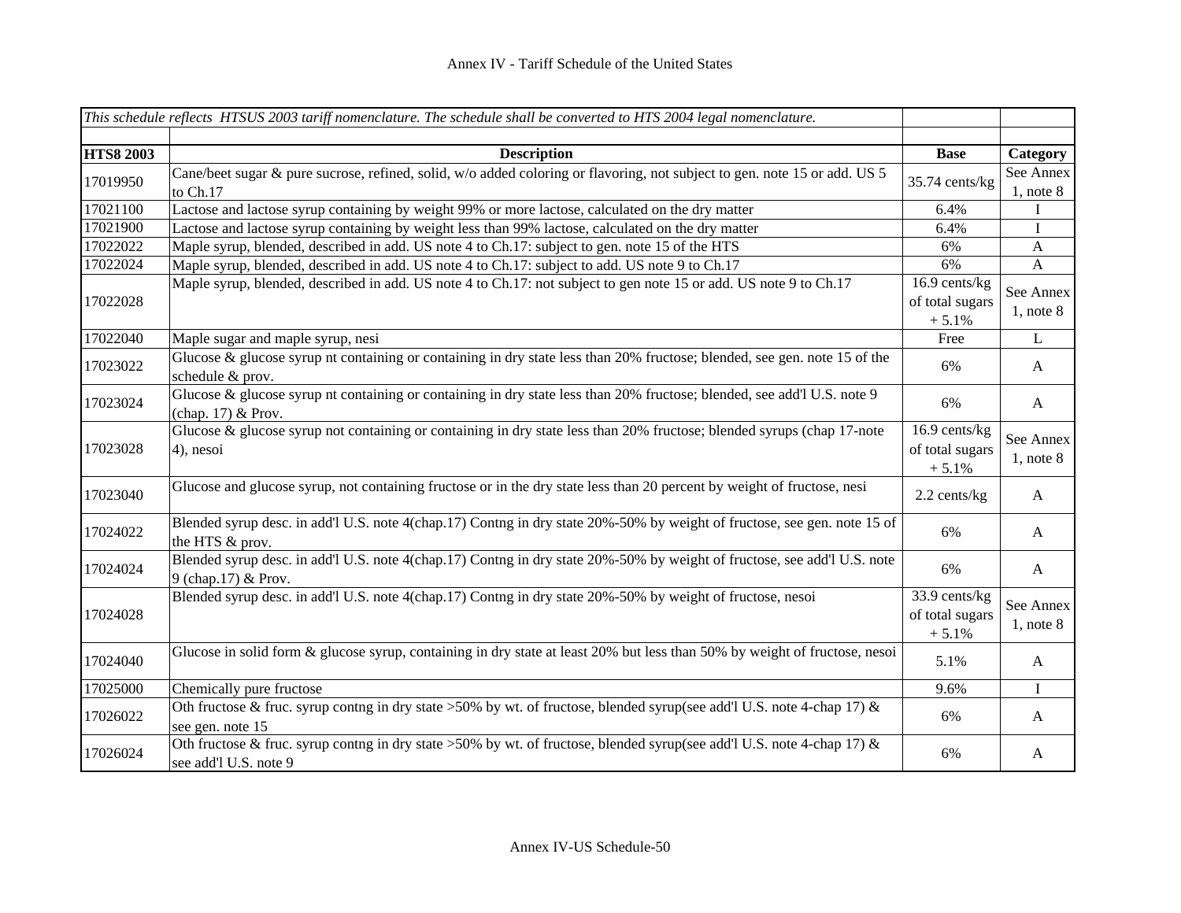Annex IV - Tariff Schedule of the United States

| *This schedule reflects HTSUS 2003 tariff nomenclature. The schedule shall be converted to HTS 2004 legal nomenclature.* | | | |
|---|---|---|---|
| **HTS8 2003** | **Description** | **Base** | **Category** |
| 17019950 | Cane/beet sugar & pure sucrose, refined, solid, w/o added coloring or flavoring, not subject to gen. note 15 or add. US 5 to Ch.17 | 35.74 cents/kg | See Annex 1, note 8 |
| 17021100 | Lactose and lactose syrup containing by weight 99% or more lactose, calculated on the dry matter | 6.4% | I |
| 17021900 | Lactose and lactose syrup containing by weight less than 99% lactose, calculated on the dry matter | 6.4% | I |
| 17022022 | Maple syrup, blended, described in add. US note 4 to Ch.17: subject to gen. note 15 of the HTS | 6% | A |
| 17022024 | Maple syrup, blended, described in add. US note 4 to Ch.17: subject to add. US note 9 to Ch.17 | 6% | A |
| 17022028 | Maple syrup, blended, described in add. US note 4 to Ch.17: not subject to gen note 15 or add. US note 9 to Ch.17 | 16.9 cents/kg of total sugars + 5.1% | See Annex 1, note 8 |
| 17022040 | Maple sugar and maple syrup, nesi | Free | L |
| 17023022 | Glucose & glucose syrup nt containing or containing in dry state less than 20% fructose; blended, see gen. note 15 of the schedule & prov. | 6% | A |
| 17023024 | Glucose & glucose syrup nt containing or containing in dry state less than 20% fructose; blended, see add'l U.S. note 9 (chap. 17) & Prov. | 6% | A |
| 17023028 | Glucose & glucose syrup not containing or containing in dry state less than 20% fructose; blended syrups (chap 17-note 4), nesoi | 16.9 cents/kg of total sugars + 5.1% | See Annex 1, note 8 |
| 17023040 | Glucose and glucose syrup, not containing fructose or in the dry state less than 20 percent by weight of fructose, nesi | 2.2 cents/kg | A |
| 17024022 | Blended syrup desc. in add'l U.S. note 4(chap.17) Contng in dry state 20%-50% by weight of fructose, see gen. note 15 of the HTS & prov. | 6% | A |
| 17024024 | Blended syrup desc. in add'l U.S. note 4(chap.17) Contng in dry state 20%-50% by weight of fructose, see add'l U.S. note 9 (chap.17) & Prov. | 6% | A |
| 17024028 | Blended syrup desc. in add'l U.S. note 4(chap.17) Contng in dry state 20%-50% by weight of fructose, nesoi | 33.9 cents/kg of total sugars + 5.1% | See Annex 1, note 8 |
| 17024040 | Glucose in solid form & glucose syrup, containing in dry state at least 20% but less than 50% by weight of fructose, nesoi | 5.1% | A |
| 17025000 | Chemically pure fructose | 9.6% | I |
| 17026022 | Oth fructose & fruc. syrup contng in dry state >50% by wt. of fructose, blended syrup(see add'l U.S. note 4-chap 17) & see gen. note 15 | 6% | A |
| 17026024 | Oth fructose & fruc. syrup contng in dry state >50% by wt. of fructose, blended syrup(see add'l U.S. note 4-chap 17) & see add'l U.S. note 9 | 6% | A |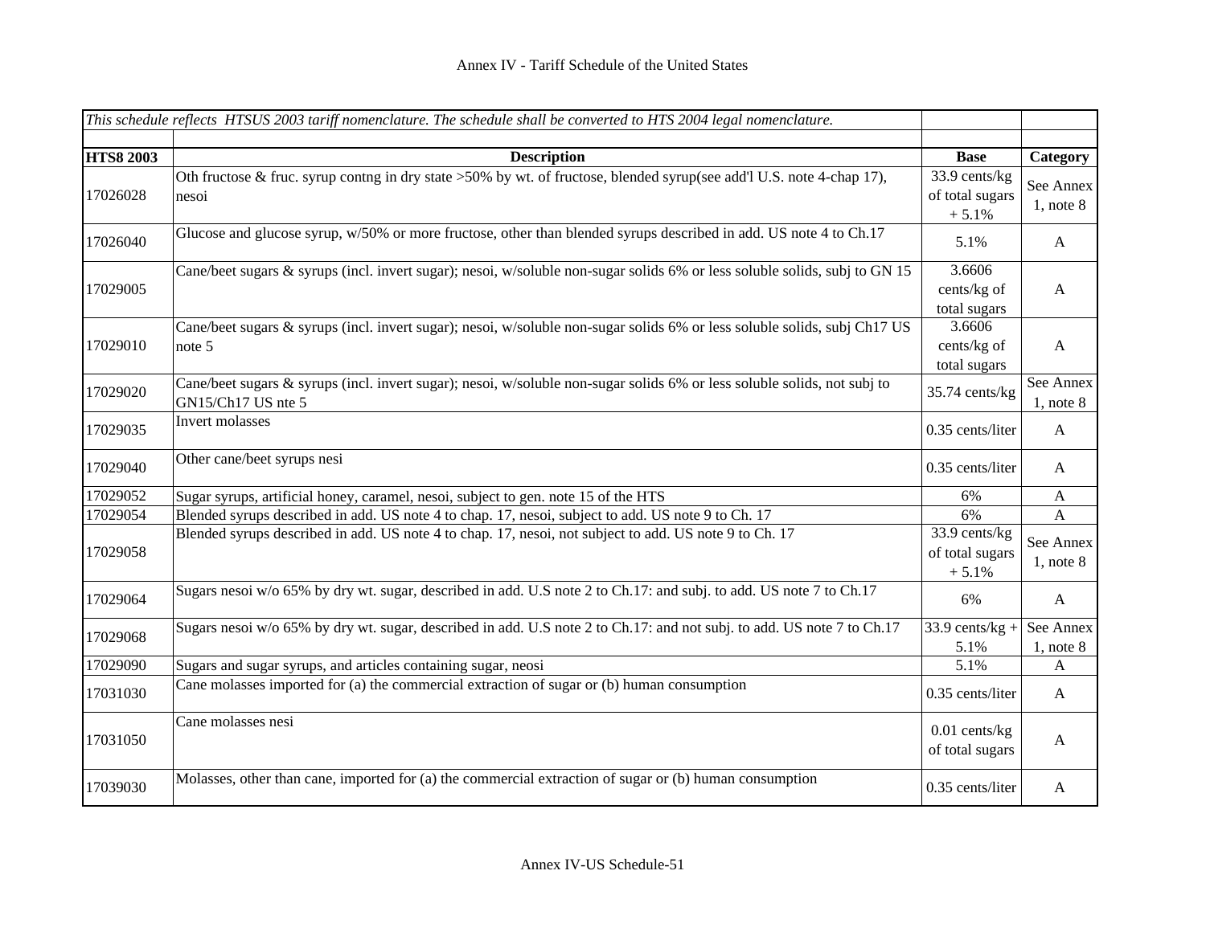| *This schedule reflects HTSUS 2003 tariff nomenclature. The schedule shall be converted to HTS 2004 legal nomenclature.* | | | |
|---|---|---|---|
| | | | |
| **HTS8 2003** | **Description** | **Base** | **Category** |
| 17026028 | Oth fructose & fruc. syrup contng in dry state >50% by wt. of fructose, blended syrup(see add'l U.S. note 4-chap 17), nesoi | 33.9 cents/kg of total sugars + 5.1% | See Annex 1, note 8 |
| 17026040 | Glucose and glucose syrup, w/50% or more fructose, other than blended syrups described in add. US note 4 to Ch.17 | 5.1% | A |
| 17029005 | Cane/beet sugars & syrups (incl. invert sugar); nesoi, w/soluble non-sugar solids 6% or less soluble solids, subj to GN 15 | 3.6606 cents/kg of total sugars | A |
| 17029010 | Cane/beet sugars & syrups (incl. invert sugar); nesoi, w/soluble non-sugar solids 6% or less soluble solids, subj Ch17 US note 5 | 3.6606 cents/kg of total sugars | A |
| 17029020 | Cane/beet sugars & syrups (incl. invert sugar); nesoi, w/soluble non-sugar solids 6% or less soluble solids, not subj to GN15/Ch17 US nte 5 | 35.74 cents/kg | See Annex 1, note 8 |
| 17029035 | Invert molasses | 0.35 cents/liter | A |
| 17029040 | Other cane/beet syrups nesi | 0.35 cents/liter | A |
| 17029052 | Sugar syrups, artificial honey, caramel, nesoi, subject to gen. note 15 of the HTS | 6% | A |
| 17029054 | Blended syrups described in add. US note 4 to chap. 17, nesoi, subject to add. US note 9 to Ch. 17 | 6% | A |
| 17029058 | Blended syrups described in add. US note 4 to chap. 17, nesoi, not subject to add. US note 9 to Ch. 17 | 33.9 cents/kg of total sugars + 5.1% | See Annex 1, note 8 |
| 17029064 | Sugars nesoi w/o 65% by dry wt. sugar, described in add. U.S note 2 to Ch.17: and subj. to add. US note 7 to Ch.17 | 6% | A |
| 17029068 | Sugars nesoi w/o 65% by dry wt. sugar, described in add. U.S note 2 to Ch.17: and not subj. to add. US note 7 to Ch.17 | 33.9 cents/kg + 5.1% | See Annex 1, note 8 |
| 17029090 | Sugars and sugar syrups, and articles containing sugar, neosi | 5.1% | A |
| 17031030 | Cane molasses imported for (a) the commercial extraction of sugar or (b) human consumption | 0.35 cents/liter | A |
| 17031050 | Cane molasses nesi | 0.01 cents/kg of total sugars | A |
| 17039030 | Molasses, other than cane, imported for (a) the commercial extraction of sugar or (b) human consumption | 0.35 cents/liter | A |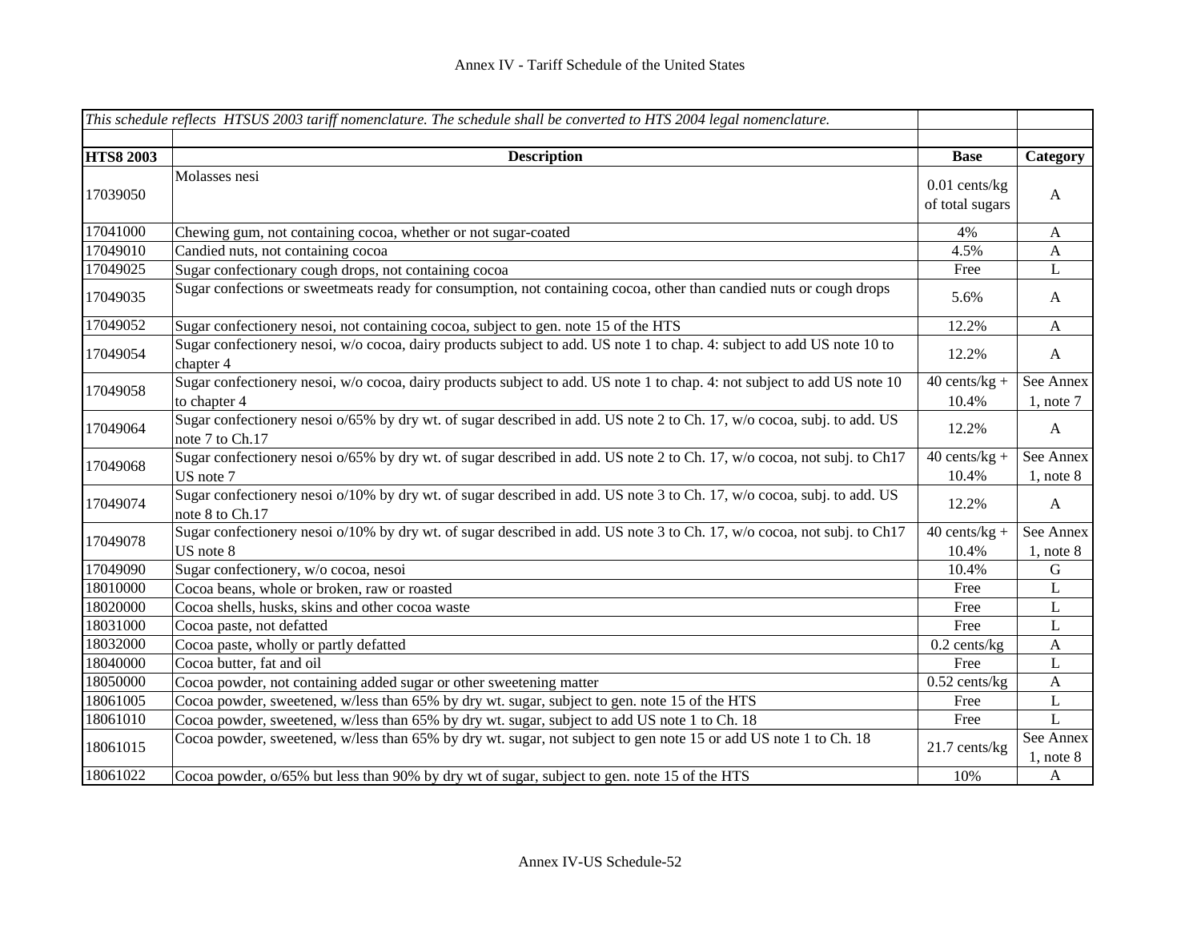| *This schedule reflects HTSUS 2003 tariff nomenclature. The schedule shall be converted to HTS 2004 legal nomenclature.* | | | |
|---|---|---|---|
| | | | |
| **HTS8 2003** | **Description** | **Base** | **Category** |
| 17039050 | Molasses nesi | 0.01 cents/kg of total sugars | A |
| 17041000 | Chewing gum, not containing cocoa, whether or not sugar-coated | 4% | A |
| 17049010 | Candied nuts, not containing cocoa | 4.5% | A |
| 17049025 | Sugar confectionary cough drops, not containing cocoa | Free | L |
| 17049035 | Sugar confections or sweetmeats ready for consumption, not containing cocoa, other than candied nuts or cough drops | 5.6% | A |
| 17049052 | Sugar confectionery nesoi, not containing cocoa, subject to gen. note 15 of the HTS | 12.2% | A |
| 17049054 | Sugar confectionery nesoi, w/o cocoa, dairy products subject to add. US note 1 to chap. 4: subject to add US note 10 to chapter 4 | 12.2% | A |
| 17049058 | Sugar confectionery nesoi, w/o cocoa, dairy products subject to add. US note 1 to chap. 4: not subject to add US note 10 to chapter 4 | 40 cents/kg + 10.4% | See Annex 1, note 7 |
| 17049064 | Sugar confectionery nesoi o/65% by dry wt. of sugar described in add. US note 2 to Ch. 17, w/o cocoa, subj. to add. US note 7 to Ch.17 | 12.2% | A |
| 17049068 | Sugar confectionery nesoi o/65% by dry wt. of sugar described in add. US note 2 to Ch. 17, w/o cocoa, not subj. to Ch17 US note 7 | 40 cents/kg + 10.4% | See Annex 1, note 8 |
| 17049074 | Sugar confectionery nesoi o/10% by dry wt. of sugar described in add. US note 3 to Ch. 17, w/o cocoa, subj. to add. US note 8 to Ch.17 | 12.2% | A |
| 17049078 | Sugar confectionery nesoi o/10% by dry wt. of sugar described in add. US note 3 to Ch. 17, w/o cocoa, not subj. to Ch17 US note 8 | 40 cents/kg + 10.4% | See Annex 1, note 8 |
| 17049090 | Sugar confectionery, w/o cocoa, nesoi | 10.4% | G |
| 18010000 | Cocoa beans, whole or broken, raw or roasted | Free | L |
| 18020000 | Cocoa shells, husks, skins and other cocoa waste | Free | L |
| 18031000 | Cocoa paste, not defatted | Free | L |
| 18032000 | Cocoa paste, wholly or partly defatted | 0.2 cents/kg | A |
| 18040000 | Cocoa butter, fat and oil | Free | L |
| 18050000 | Cocoa powder, not containing added sugar or other sweetening matter | 0.52 cents/kg | A |
| 18061005 | Cocoa powder, sweetened, w/less than 65% by dry wt. sugar, subject to gen. note 15 of the HTS | Free | L |
| 18061010 | Cocoa powder, sweetened, w/less than 65% by dry wt. sugar, subject to add US note 1 to Ch. 18 | Free | L |
| 18061015 | Cocoa powder, sweetened, w/less than 65% by dry wt. sugar, not subject to gen note 15 or add US note 1 to Ch. 18 | 21.7 cents/kg | See Annex 1, note 8 |
| 18061022 | Cocoa powder, o/65% but less than 90% by dry wt of sugar, subject to gen. note 15 of the HTS | 10% | A |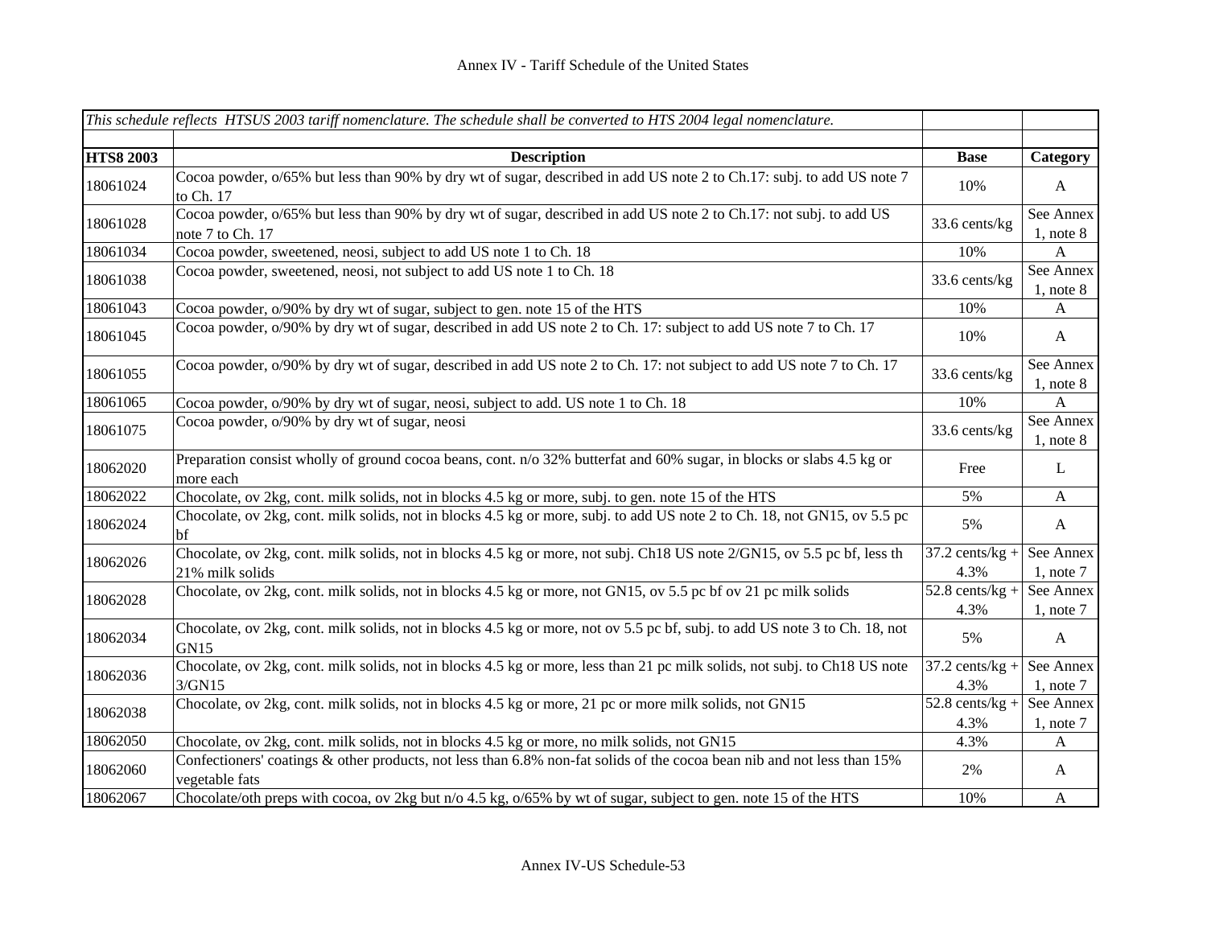| *This schedule reflects HTSUS 2003 tariff nomenclature. The schedule shall be converted to HTS 2004 legal nomenclature.* | | | |
|---|---|---|---|
| | | | |
| **HTS8 2003** | **Description** | **Base** | **Category** |
| 18061024 | Cocoa powder, o/65% but less than 90% by dry wt of sugar, described in add US note 2 to Ch.17: subj. to add US note 7 to Ch. 17 | 10% | A |
| 18061028 | Cocoa powder, o/65% but less than 90% by dry wt of sugar, described in add US note 2 to Ch.17: not subj. to add US note 7 to Ch. 17 | 33.6 cents/kg | See Annex 1, note 8 |
| 18061034 | Cocoa powder, sweetened, neosi, subject to add US note 1 to Ch. 18 | 10% | A |
| 18061038 | Cocoa powder, sweetened, neosi, not subject to add US note 1 to Ch. 18 | 33.6 cents/kg | See Annex 1, note 8 |
| 18061043 | Cocoa powder, o/90% by dry wt of sugar, subject to gen. note 15 of the HTS | 10% | A |
| 18061045 | Cocoa powder, o/90% by dry wt of sugar, described in add US note 2 to Ch. 17: subject to add US note 7 to Ch. 17 | 10% | A |
| 18061055 | Cocoa powder, o/90% by dry wt of sugar, described in add US note 2 to Ch. 17: not subject to add US note 7 to Ch. 17 | 33.6 cents/kg | See Annex 1, note 8 |
| 18061065 | Cocoa powder, o/90% by dry wt of sugar, neosi, subject to add. US note 1 to Ch. 18 | 10% | A |
| 18061075 | Cocoa powder, o/90% by dry wt of sugar, neosi | 33.6 cents/kg | See Annex 1, note 8 |
| 18062020 | Preparation consist wholly of ground cocoa beans, cont. n/o 32% butterfat and 60% sugar, in blocks or slabs 4.5 kg or more each | Free | L |
| 18062022 | Chocolate, ov 2kg, cont. milk solids, not in blocks 4.5 kg or more, subj. to gen. note 15 of the HTS | 5% | A |
| 18062024 | Chocolate, ov 2kg, cont. milk solids, not in blocks 4.5 kg or more, subj. to add US note 2 to Ch. 18, not GN15, ov 5.5 pc bf | 5% | A |
| 18062026 | Chocolate, ov 2kg, cont. milk solids, not in blocks 4.5 kg or more, not subj. Ch18 US note 2/GN15, ov 5.5 pc bf, less th 21% milk solids | 37.2 cents/kg + 4.3% | See Annex 1, note 7 |
| 18062028 | Chocolate, ov 2kg, cont. milk solids, not in blocks 4.5 kg or more, not GN15, ov 5.5 pc bf ov 21 pc milk solids | 52.8 cents/kg + 4.3% | See Annex 1, note 7 |
| 18062034 | Chocolate, ov 2kg, cont. milk solids, not in blocks 4.5 kg or more, not ov 5.5 pc bf, subj. to add US note 3 to Ch. 18, not GN15 | 5% | A |
| 18062036 | Chocolate, ov 2kg, cont. milk solids, not in blocks 4.5 kg or more, less than 21 pc milk solids, not subj. to Ch18 US note 3/GN15 | 37.2 cents/kg + 4.3% | See Annex 1, note 7 |
| 18062038 | Chocolate, ov 2kg, cont. milk solids, not in blocks 4.5 kg or more, 21 pc or more milk solids, not GN15 | 52.8 cents/kg + 4.3% | See Annex 1, note 7 |
| 18062050 | Chocolate, ov 2kg, cont. milk solids, not in blocks 4.5 kg or more, no milk solids, not GN15 | 4.3% | A |
| 18062060 | Confectioners' coatings & other products, not less than 6.8% non-fat solids of the cocoa bean nib and not less than 15% vegetable fats | 2% | A |
| 18062067 | Chocolate/oth preps with cocoa, ov 2kg but n/o 4.5 kg, o/65% by wt of sugar, subject to gen. note 15 of the HTS | 10% | A |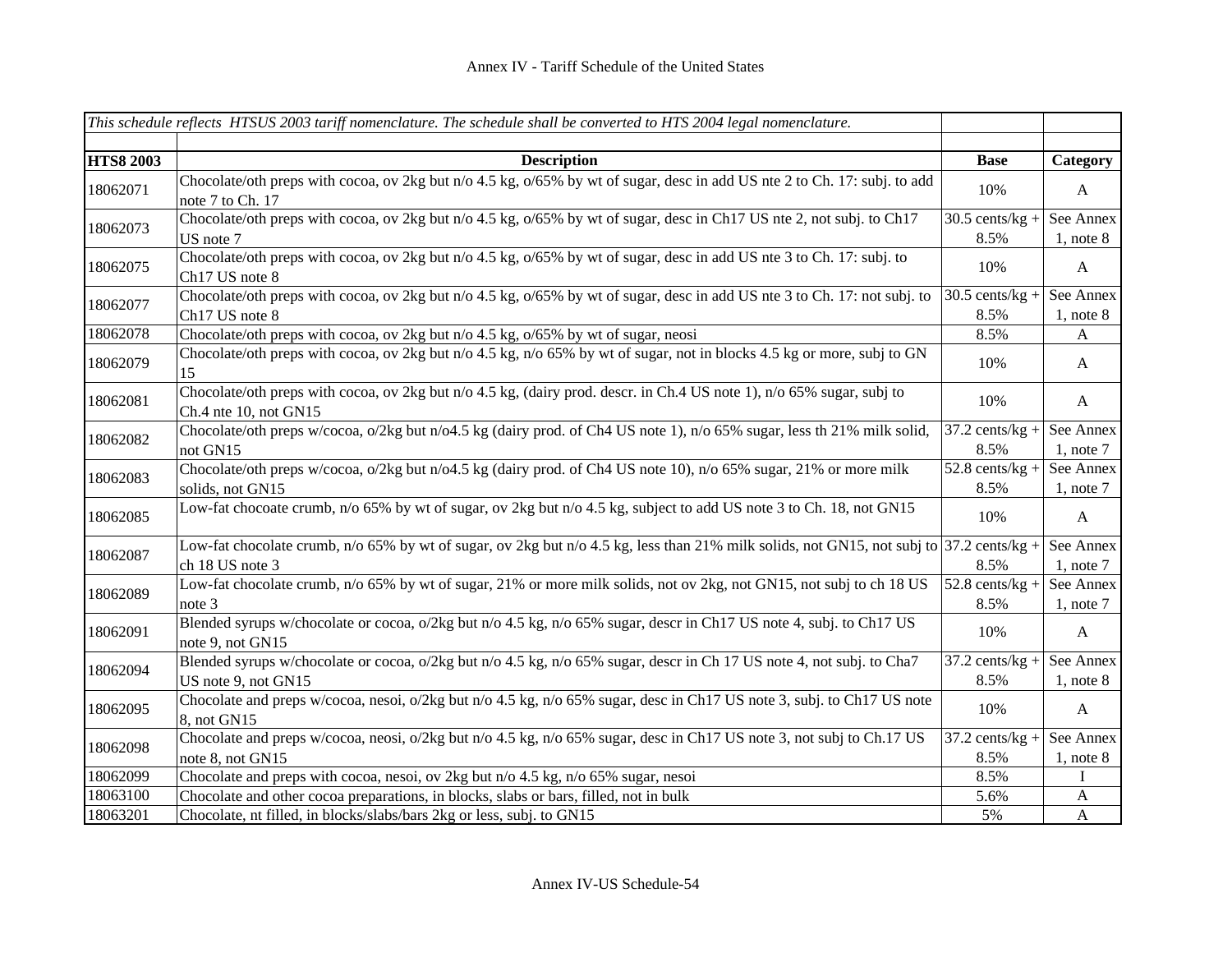| *This schedule reflects HTSUS 2003 tariff nomenclature. The schedule shall be converted to HTS 2004 legal nomenclature.* | | | |
|---|---|---|---|
| | | | |
| **HTS8 2003** | **Description** | **Base** | **Category** |
| 18062071 | Chocolate/oth preps with cocoa, ov 2kg but n/o 4.5 kg, o/65% by wt of sugar, desc in add US nte 2 to Ch. 17: subj. to add note 7 to Ch. 17 | 10% | A |
| 18062073 | Chocolate/oth preps with cocoa, ov 2kg but n/o 4.5 kg, o/65% by wt of sugar, desc in Ch17 US nte 2, not subj. to Ch17 US note 7 | 30.5 cents/kg + 8.5% | See Annex 1, note 8 |
| 18062075 | Chocolate/oth preps with cocoa, ov 2kg but n/o 4.5 kg, o/65% by wt of sugar, desc in add US nte 3 to Ch. 17: subj. to Ch17 US note 8 | 10% | A |
| 18062077 | Chocolate/oth preps with cocoa, ov 2kg but n/o 4.5 kg, o/65% by wt of sugar, desc in add US nte 3 to Ch. 17: not subj. to Ch17 US note 8 | 30.5 cents/kg + 8.5% | See Annex 1, note 8 |
| 18062078 | Chocolate/oth preps with cocoa, ov 2kg but n/o 4.5 kg, o/65% by wt of sugar, neosi | 8.5% | A |
| 18062079 | Chocolate/oth preps with cocoa, ov 2kg but n/o 4.5 kg, n/o 65% by wt of sugar, not in blocks 4.5 kg or more, subj to GN 15 | 10% | A |
| 18062081 | Chocolate/oth preps with cocoa, ov 2kg but n/o 4.5 kg, (dairy prod. descr. in Ch.4 US note 1), n/o 65% sugar, subj to Ch.4 nte 10, not GN15 | 10% | A |
| 18062082 | Chocolate/oth preps w/cocoa, o/2kg but n/o4.5 kg (dairy prod. of Ch4 US note 1), n/o 65% sugar, less th 21% milk solid, not GN15 | 37.2 cents/kg + 8.5% | See Annex 1, note 7 |
| 18062083 | Chocolate/oth preps w/cocoa, o/2kg but n/o4.5 kg (dairy prod. of Ch4 US note 10), n/o 65% sugar, 21% or more milk solids, not GN15 | 52.8 cents/kg + 8.5% | See Annex 1, note 7 |
| 18062085 | Low-fat chocoate crumb, n/o 65% by wt of sugar, ov 2kg but n/o 4.5 kg, subject to add US note 3 to Ch. 18, not GN15 | 10% | A |
| 18062087 | Low-fat chocolate crumb, n/o 65% by wt of sugar, ov 2kg but n/o 4.5 kg, less than 21% milk solids, not GN15, not subj to ch 18 US note 3 | 37.2 cents/kg + 8.5% | See Annex 1, note 7 |
| 18062089 | Low-fat chocolate crumb, n/o 65% by wt of sugar, 21% or more milk solids, not ov 2kg, not GN15, not subj to ch 18 US note 3 | 52.8 cents/kg + 8.5% | See Annex 1, note 7 |
| 18062091 | Blended syrups w/chocolate or cocoa, o/2kg but n/o 4.5 kg, n/o 65% sugar, descr in Ch17 US note 4, subj. to Ch17 US note 9, not GN15 | 10% | A |
| 18062094 | Blended syrups w/chocolate or cocoa, o/2kg but n/o 4.5 kg, n/o 65% sugar, descr in Ch 17 US note 4, not subj. to Cha7 US note 9, not GN15 | 37.2 cents/kg + 8.5% | See Annex 1, note 8 |
| 18062095 | Chocolate and preps w/cocoa, nesoi, o/2kg but n/o 4.5 kg, n/o 65% sugar, desc in Ch17 US note 3, subj. to Ch17 US note 8, not GN15 | 10% | A |
| 18062098 | Chocolate and preps w/cocoa, neosi, o/2kg but n/o 4.5 kg, n/o 65% sugar, desc in Ch17 US note 3, not subj to Ch.17 US note 8, not GN15 | 37.2 cents/kg + 8.5% | See Annex 1, note 8 |
| 18062099 | Chocolate and preps with cocoa, nesoi, ov 2kg but n/o 4.5 kg, n/o 65% sugar, nesoi | 8.5% | I |
| 18063100 | Chocolate and other cocoa preparations, in blocks, slabs or bars, filled, not in bulk | 5.6% | A |
| 18063201 | Chocolate, nt filled, in blocks/slabs/bars 2kg or less, subj. to GN15 | 5% | A |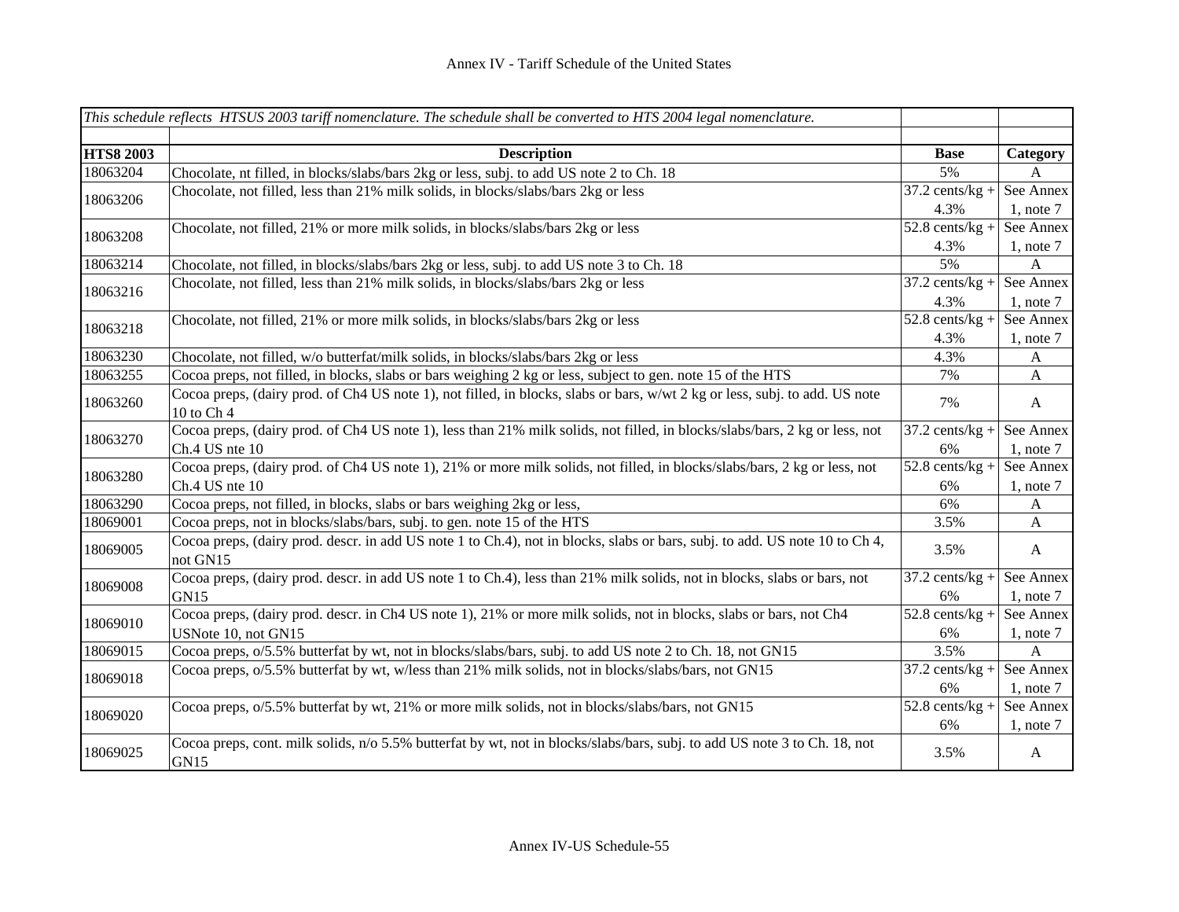Annex IV - Tariff Schedule of the United States

| *This schedule reflects HTSUS 2003 tariff nomenclature. The schedule shall be converted to HTS 2004 legal nomenclature.* | | | |
|---|---|---|---|
| **HTS8 2003** | **Description** | **Base** | **Category** |
| 18063204 | Chocolate, nt filled, in blocks/slabs/bars 2kg or less, subj. to add US note 2 to Ch. 18 | 5% | A |
| 18063206 | Chocolate, not filled, less than 21% milk solids, in blocks/slabs/bars 2kg or less | 37.2 cents/kg + 4.3% | See Annex 1, note 7 |
| 18063208 | Chocolate, not filled, 21% or more milk solids, in blocks/slabs/bars 2kg or less | 52.8 cents/kg + 4.3% | See Annex 1, note 7 |
| 18063214 | Chocolate, not filled, in blocks/slabs/bars 2kg or less, subj. to add US note 3 to Ch. 18 | 5% | A |
| 18063216 | Chocolate, not filled, less than 21% milk solids, in blocks/slabs/bars 2kg or less | 37.2 cents/kg + 4.3% | See Annex 1, note 7 |
| 18063218 | Chocolate, not filled, 21% or more milk solids, in blocks/slabs/bars 2kg or less | 52.8 cents/kg + 4.3% | See Annex 1, note 7 |
| 18063230 | Chocolate, not filled, w/o butterfat/milk solids, in blocks/slabs/bars 2kg or less | 4.3% | A |
| 18063255 | Cocoa preps, not filled, in blocks, slabs or bars weighing 2 kg or less, subject to gen. note 15 of the HTS | 7% | A |
| 18063260 | Cocoa preps, (dairy prod. of Ch4 US note 1), not filled, in blocks, slabs or bars, w/wt 2 kg or less, subj. to add. US note 10 to Ch 4 | 7% | A |
| 18063270 | Cocoa preps, (dairy prod. of Ch4 US note 1), less than 21% milk solids, not filled, in blocks/slabs/bars, 2 kg or less, not Ch.4 US nte 10 | 37.2 cents/kg + 6% | See Annex 1, note 7 |
| 18063280 | Cocoa preps, (dairy prod. of Ch4 US note 1), 21% or more milk solids, not filled, in blocks/slabs/bars, 2 kg or less, not Ch.4 US nte 10 | 52.8 cents/kg + 6% | See Annex 1, note 7 |
| 18063290 | Cocoa preps, not filled, in blocks, slabs or bars weighing 2kg or less, | 6% | A |
| 18069001 | Cocoa preps, not in blocks/slabs/bars, subj. to gen. note 15 of the HTS | 3.5% | A |
| 18069005 | Cocoa preps, (dairy prod. descr. in add US note 1 to Ch.4), not in blocks, slabs or bars, subj. to add. US note 10 to Ch 4, not GN15 | 3.5% | A |
| 18069008 | Cocoa preps, (dairy prod. descr. in add US note 1 to Ch.4), less than 21% milk solids, not in blocks, slabs or bars, not GN15 | 37.2 cents/kg + 6% | See Annex 1, note 7 |
| 18069010 | Cocoa preps, (dairy prod. descr. in Ch4 US note 1), 21% or more milk solids, not in blocks, slabs or bars, not Ch4 USNote 10, not GN15 | 52.8 cents/kg + 6% | See Annex 1, note 7 |
| 18069015 | Cocoa preps, o/5.5% butterfat by wt, not in blocks/slabs/bars, subj. to add US note 2 to Ch. 18, not GN15 | 3.5% | A |
| 18069018 | Cocoa preps, o/5.5% butterfat by wt, w/less than 21% milk solids, not in blocks/slabs/bars, not GN15 | 37.2 cents/kg + 6% | See Annex 1, note 7 |
| 18069020 | Cocoa preps, o/5.5% butterfat by wt, 21% or more milk solids, not in blocks/slabs/bars, not GN15 | 52.8 cents/kg + 6% | See Annex 1, note 7 |
| 18069025 | Cocoa preps, cont. milk solids, n/o 5.5% butterfat by wt, not in blocks/slabs/bars, subj. to add US note 3 to Ch. 18, not GN15 | 3.5% | A |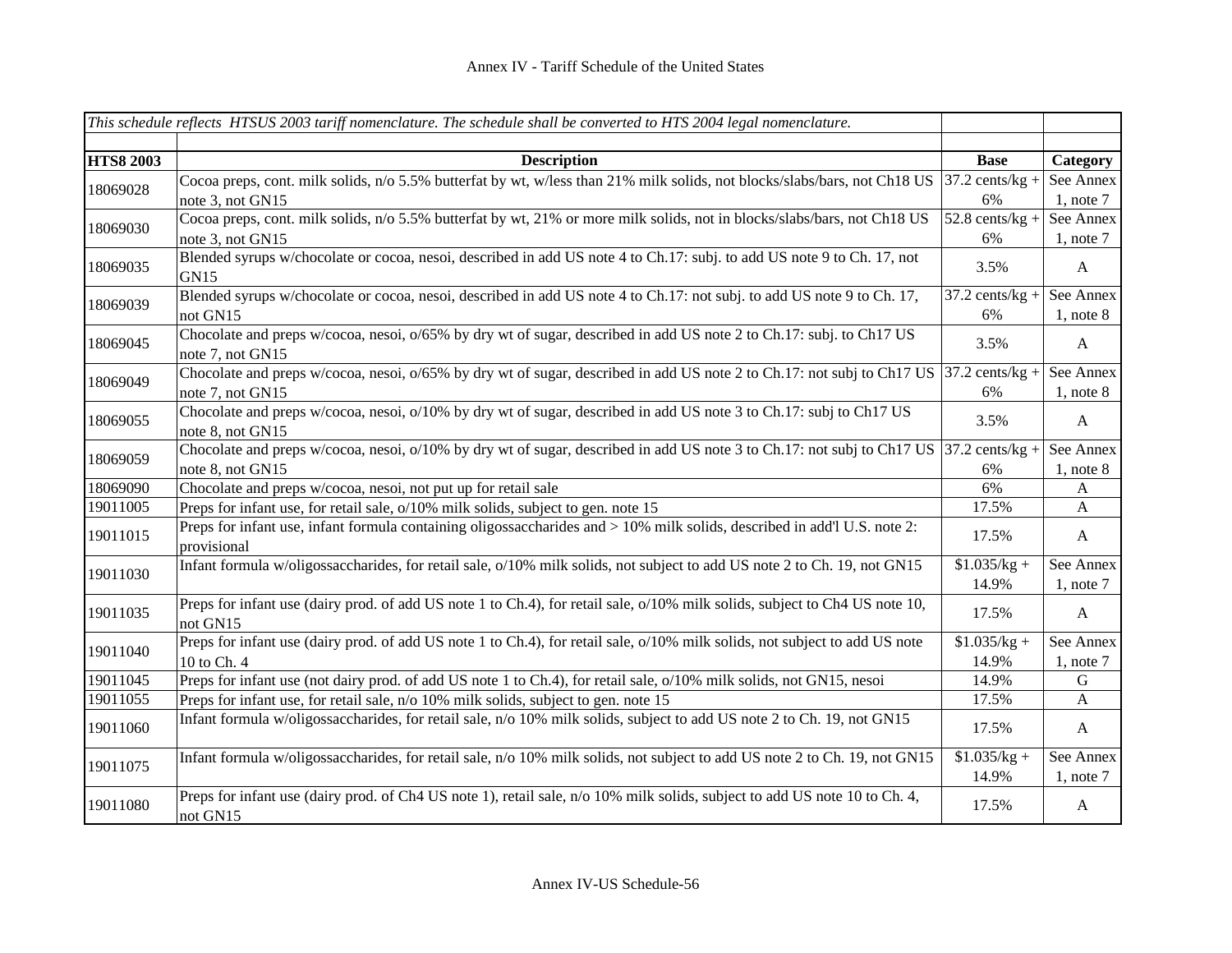| *This schedule reflects HTSUS 2003 tariff nomenclature. The schedule shall be converted to HTS 2004 legal nomenclature.* | | | |
|---|---|---|---|
| **HTS8 2003** | **Description** | **Base** | **Category** |
| 18069028 | Cocoa preps, cont. milk solids, n/o 5.5% butterfat by wt, w/less than 21% milk solids, not blocks/slabs/bars, not Ch18 US note 3, not GN15 | 37.2 cents/kg + 6% | See Annex 1, note 7 |
| 18069030 | Cocoa preps, cont. milk solids, n/o 5.5% butterfat by wt, 21% or more milk solids, not in blocks/slabs/bars, not Ch18 US note 3, not GN15 | 52.8 cents/kg + 6% | See Annex 1, note 7 |
| 18069035 | Blended syrups w/chocolate or cocoa, nesoi, described in add US note 4 to Ch.17: subj. to add US note 9 to Ch. 17, not GN15 | 3.5% | A |
| 18069039 | Blended syrups w/chocolate or cocoa, nesoi, described in add US note 4 to Ch.17: not subj. to add US note 9 to Ch. 17, not GN15 | 37.2 cents/kg + 6% | See Annex 1, note 8 |
| 18069045 | Chocolate and preps w/cocoa, nesoi, o/65% by dry wt of sugar, described in add US note 2 to Ch.17: subj. to Ch17 US note 7, not GN15 | 3.5% | A |
| 18069049 | Chocolate and preps w/cocoa, nesoi, o/65% by dry wt of sugar, described in add US note 2 to Ch.17: not subj to Ch17 US note 7, not GN15 | 37.2 cents/kg + 6% | See Annex 1, note 8 |
| 18069055 | Chocolate and preps w/cocoa, nesoi, o/10% by dry wt of sugar, described in add US note 3 to Ch.17: subj to Ch17 US note 8, not GN15 | 3.5% | A |
| 18069059 | Chocolate and preps w/cocoa, nesoi, o/10% by dry wt of sugar, described in add US note 3 to Ch.17: not subj to Ch17 US note 8, not GN15 | 37.2 cents/kg + 6% | See Annex 1, note 8 |
| 18069090 | Chocolate and preps w/cocoa, nesoi, not put up for retail sale | 6% | A |
| 19011005 | Preps for infant use, for retail sale, o/10% milk solids, subject to gen. note 15 | 17.5% | A |
| 19011015 | Preps for infant use, infant formula containing oligossaccharides and > 10% milk solids, described in add'l U.S. note 2: provisional | 17.5% | A |
| 19011030 | Infant formula w/oligossaccharides, for retail sale, o/10% milk solids, not subject to add US note 2 to Ch. 19, not GN15 | $1.035/kg + 14.9% | See Annex 1, note 7 |
| 19011035 | Preps for infant use (dairy prod. of add US note 1 to Ch.4), for retail sale, o/10% milk solids, subject to Ch4 US note 10, not GN15 | 17.5% | A |
| 19011040 | Preps for infant use (dairy prod. of add US note 1 to Ch.4), for retail sale, o/10% milk solids, not subject to add US note 10 to Ch. 4 | $1.035/kg + 14.9% | See Annex 1, note 7 |
| 19011045 | Preps for infant use (not dairy prod. of add US note 1 to Ch.4), for retail sale, o/10% milk solids, not GN15, nesoi | 14.9% | G |
| 19011055 | Preps for infant use, for retail sale, n/o 10% milk solids, subject to gen. note 15 | 17.5% | A |
| 19011060 | Infant formula w/oligossaccharides, for retail sale, n/o 10% milk solids, subject to add US note 2 to Ch. 19, not GN15 | 17.5% | A |
| 19011075 | Infant formula w/oligossaccharides, for retail sale, n/o 10% milk solids, not subject to add US note 2 to Ch. 19, not GN15 | $1.035/kg + 14.9% | See Annex 1, note 7 |
| 19011080 | Preps for infant use (dairy prod. of Ch4 US note 1), retail sale, n/o 10% milk solids, subject to add US note 10 to Ch. 4, not GN15 | 17.5% | A |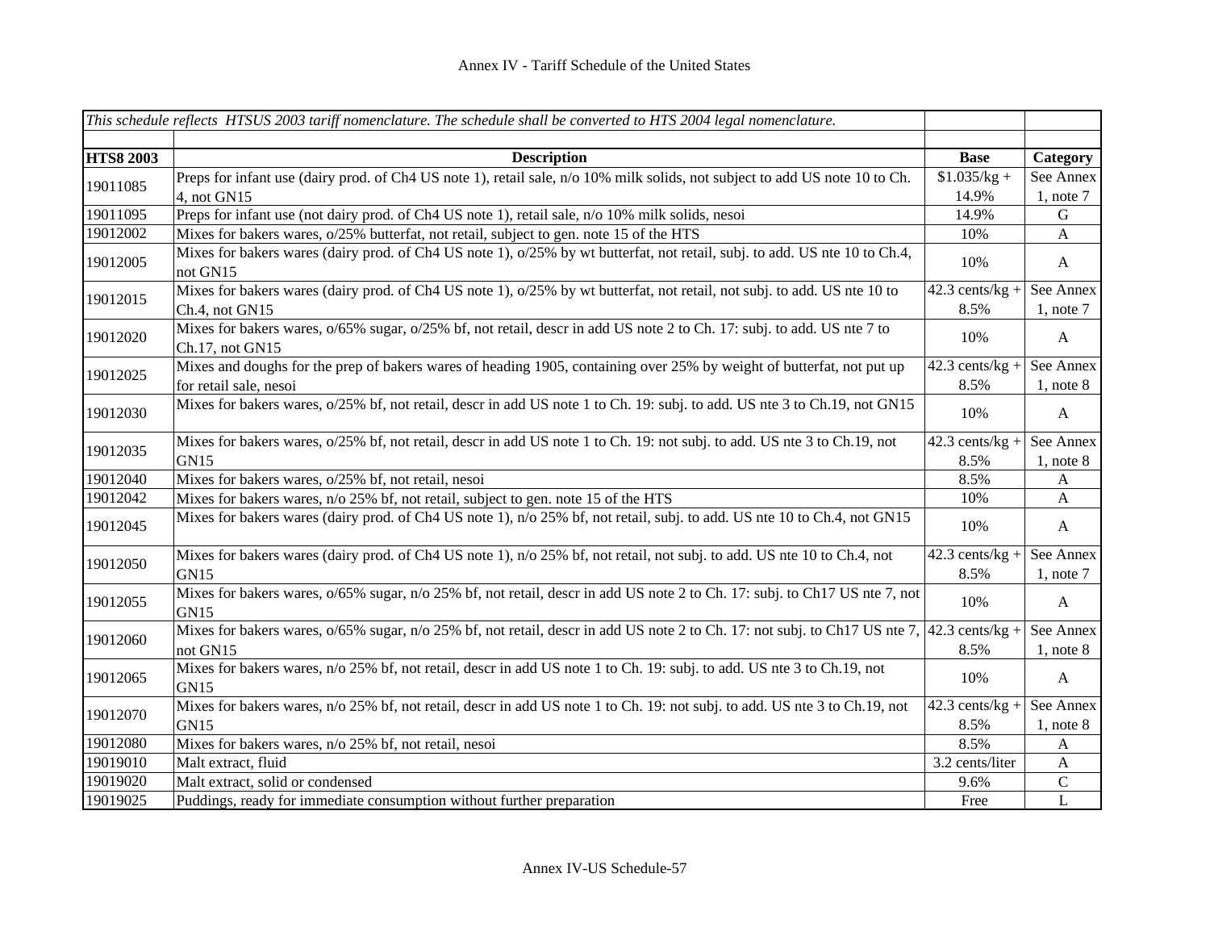| *This schedule reflects HTSUS 2003 tariff nomenclature. The schedule shall be converted to HTS 2004 legal nomenclature.* | | | |
|---|---|---|---|
| **HTS8 2003** | **Description** | **Base** | **Category** |
| 19011085 | Preps for infant use (dairy prod. of Ch4 US note 1), retail sale, n/o 10% milk solids, not subject to add US note 10 to Ch. 4, not GN15 | $1.035/kg + 14.9% | See Annex 1, note 7 |
| 19011095 | Preps for infant use (not dairy prod. of Ch4 US note 1), retail sale, n/o 10% milk solids, nesoi | 14.9% | G |
| 19012002 | Mixes for bakers wares, o/25% butterfat, not retail, subject to gen. note 15 of the HTS | 10% | A |
| 19012005 | Mixes for bakers wares (dairy prod. of Ch4 US note 1), o/25% by wt butterfat, not retail, subj. to add. US nte 10 to Ch.4, not GN15 | 10% | A |
| 19012015 | Mixes for bakers wares (dairy prod. of Ch4 US note 1), o/25% by wt butterfat, not retail, not subj. to add. US nte 10 to Ch.4, not GN15 | 42.3 cents/kg + 8.5% | See Annex 1, note 7 |
| 19012020 | Mixes for bakers wares, o/65% sugar, o/25% bf, not retail, descr in add US note 2 to Ch. 17: subj. to add. US nte 7 to Ch.17, not GN15 | 10% | A |
| 19012025 | Mixes and doughs for the prep of bakers wares of heading 1905, containing over 25% by weight of butterfat, not put up for retail sale, nesoi | 42.3 cents/kg + 8.5% | See Annex 1, note 8 |
| 19012030 | Mixes for bakers wares, o/25% bf, not retail, descr in add US note 1 to Ch. 19: subj. to add. US nte 3 to Ch.19, not GN15 | 10% | A |
| 19012035 | Mixes for bakers wares, o/25% bf, not retail, descr in add US note 1 to Ch. 19: not subj. to add. US nte 3 to Ch.19, not GN15 | 42.3 cents/kg + 8.5% | See Annex 1, note 8 |
| 19012040 | Mixes for bakers wares, o/25% bf, not retail, nesoi | 8.5% | A |
| 19012042 | Mixes for bakers wares, n/o 25% bf, not retail, subject to gen. note 15 of the HTS | 10% | A |
| 19012045 | Mixes for bakers wares (dairy prod. of Ch4 US note 1), n/o 25% bf, not retail, subj. to add. US nte 10 to Ch.4, not GN15 | 10% | A |
| 19012050 | Mixes for bakers wares (dairy prod. of Ch4 US note 1), n/o 25% bf, not retail, not subj. to add. US nte 10 to Ch.4, not GN15 | 42.3 cents/kg + 8.5% | See Annex 1, note 7 |
| 19012055 | Mixes for bakers wares, o/65% sugar, n/o 25% bf, not retail, descr in add US note 2 to Ch. 17: subj. to Ch17 US nte 7, not GN15 | 10% | A |
| 19012060 | Mixes for bakers wares, o/65% sugar, n/o 25% bf, not retail, descr in add US note 2 to Ch. 17: not subj. to Ch17 US nte 7, not GN15 | 42.3 cents/kg + 8.5% | See Annex 1, note 8 |
| 19012065 | Mixes for bakers wares, n/o 25% bf, not retail, descr in add US note 1 to Ch. 19: subj. to add. US nte 3 to Ch.19, not GN15 | 10% | A |
| 19012070 | Mixes for bakers wares, n/o 25% bf, not retail, descr in add US note 1 to Ch. 19: not subj. to add. US nte 3 to Ch.19, not GN15 | 42.3 cents/kg + 8.5% | See Annex 1, note 8 |
| 19012080 | Mixes for bakers wares, n/o 25% bf, not retail, nesoi | 8.5% | A |
| 19019010 | Malt extract, fluid | 3.2 cents/liter | A |
| 19019020 | Malt extract, solid or condensed | 9.6% | C |
| 19019025 | Puddings, ready for immediate consumption without further preparation | Free | L |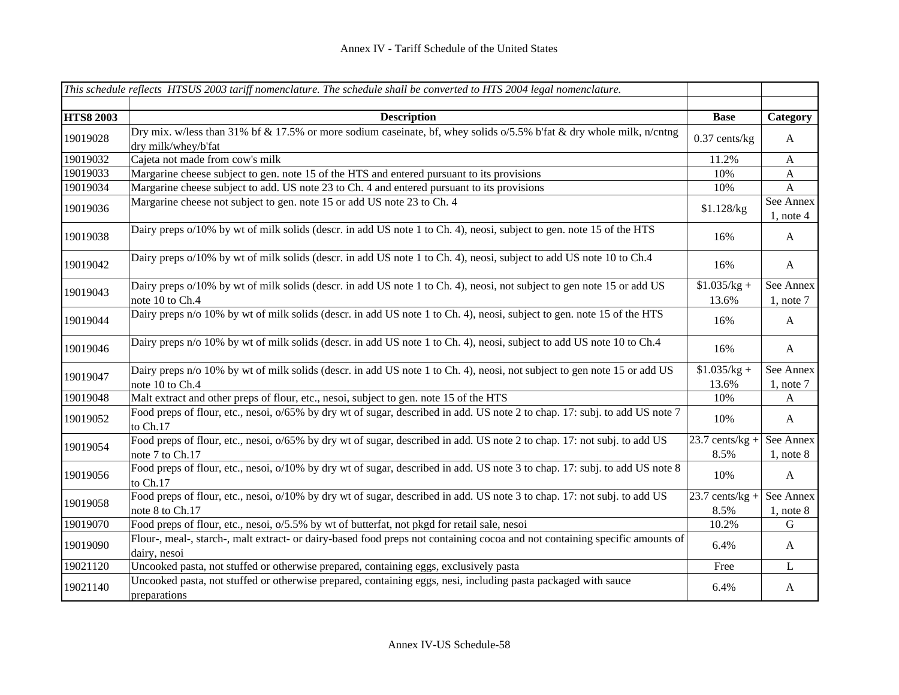# Annex IV - Tariff Schedule of the United States

| *This schedule reflects HTSUS 2003 tariff nomenclature. The schedule shall be converted to HTS 2004 legal nomenclature.* | | | |
|---|---|---|---|
| | | | |
| **HTS8 2003** | **Description** | **Base** | **Category** |
| 19019028 | Dry mix. w/less than 31% bf & 17.5% or more sodium caseinate, bf, whey solids o/5.5% b'fat & dry whole milk, n/cntng dry milk/whey/b'fat | 0.37 cents/kg | A |
| 19019032 | Cajeta not made from cow's milk | 11.2% | A |
| 19019033 | Margarine cheese subject to gen. note 15 of the HTS and entered pursuant to its provisions | 10% | A |
| 19019034 | Margarine cheese subject to add. US note 23 to Ch. 4 and entered pursuant to its provisions | 10% | A |
| 19019036 | Margarine cheese not subject to gen. note 15 or add US note 23 to Ch. 4 | $1.128/kg | See Annex 1, note 4 |
| 19019038 | Dairy preps o/10% by wt of milk solids (descr. in add US note 1 to Ch. 4), neosi, subject to gen. note 15 of the HTS | 16% | A |
| 19019042 | Dairy preps o/10% by wt of milk solids (descr. in add US note 1 to Ch. 4), neosi, subject to add US note 10 to Ch.4 | 16% | A |
| 19019043 | Dairy preps o/10% by wt of milk solids (descr. in add US note 1 to Ch. 4), neosi, not subject to gen note 15 or add US note 10 to Ch.4 | $1.035/kg + 13.6% | See Annex 1, note 7 |
| 19019044 | Dairy preps n/o 10% by wt of milk solids (descr. in add US note 1 to Ch. 4), neosi, subject to gen. note 15 of the HTS | 16% | A |
| 19019046 | Dairy preps n/o 10% by wt of milk solids (descr. in add US note 1 to Ch. 4), neosi, subject to add US note 10 to Ch.4 | 16% | A |
| 19019047 | Dairy preps n/o 10% by wt of milk solids (descr. in add US note 1 to Ch. 4), neosi, not subject to gen note 15 or add US note 10 to Ch.4 | $1.035/kg + 13.6% | See Annex 1, note 7 |
| 19019048 | Malt extract and other preps of flour, etc., nesoi, subject to gen. note 15 of the HTS | 10% | A |
| 19019052 | Food preps of flour, etc., nesoi, o/65% by dry wt of sugar, described in add. US note 2 to chap. 17: subj. to add US note 7 to Ch.17 | 10% | A |
| 19019054 | Food preps of flour, etc., nesoi, o/65% by dry wt of sugar, described in add. US note 2 to chap. 17: not subj. to add US note 7 to Ch.17 | 23.7 cents/kg + 8.5% | See Annex 1, note 8 |
| 19019056 | Food preps of flour, etc., nesoi, o/10% by dry wt of sugar, described in add. US note 3 to chap. 17: subj. to add US note 8 to Ch.17 | 10% | A |
| 19019058 | Food preps of flour, etc., nesoi, o/10% by dry wt of sugar, described in add. US note 3 to chap. 17: not subj. to add US note 8 to Ch.17 | 23.7 cents/kg + 8.5% | See Annex 1, note 8 |
| 19019070 | Food preps of flour, etc., nesoi, o/5.5% by wt of butterfat, not pkgd for retail sale, nesoi | 10.2% | G |
| 19019090 | Flour-, meal-, starch-, malt extract- or dairy-based food preps not containing cocoa and not containing specific amounts of dairy, nesoi | 6.4% | A |
| 19021120 | Uncooked pasta, not stuffed or otherwise prepared, containing eggs, exclusively pasta | Free | L |
| 19021140 | Uncooked pasta, not stuffed or otherwise prepared, containing eggs, nesi, including pasta packaged with sauce preparations | 6.4% | A |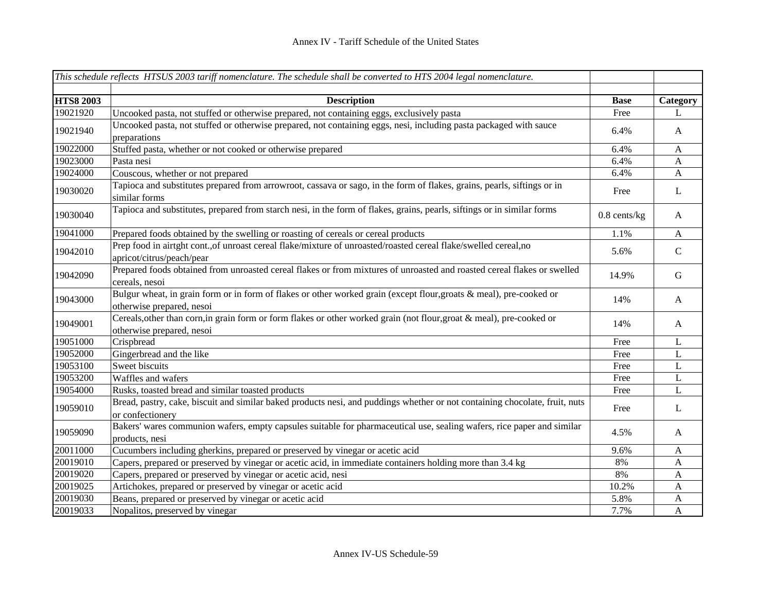*This schedule reflects HTSUS 2003 tariff nomenclature. The schedule shall be converted to HTS 2004 legal nomenclature.*

| HTS8 2003 | Description | Base | Category |
|---|---|---|---|
| 19021920 | Uncooked pasta, not stuffed or otherwise prepared, not containing eggs, exclusively pasta | Free | L |
| 19021940 | Uncooked pasta, not stuffed or otherwise prepared, not containing eggs, nesi, including pasta packaged with sauce preparations | 6.4% | A |
| 19022000 | Stuffed pasta, whether or not cooked or otherwise prepared | 6.4% | A |
| 19023000 | Pasta nesi | 6.4% | A |
| 19024000 | Couscous, whether or not prepared | 6.4% | A |
| 19030020 | Tapioca and substitutes prepared from arrowroot, cassava or sago, in the form of flakes, grains, pearls, siftings or in similar forms | Free | L |
| 19030040 | Tapioca and substitutes, prepared from starch nesi, in the form of flakes, grains, pearls, siftings or in similar forms | 0.8 cents/kg | A |
| 19041000 | Prepared foods obtained by the swelling or roasting of cereals or cereal products | 1.1% | A |
| 19042010 | Prep food in airtght cont.,of unroast cereal flake/mixture of unroasted/roasted cereal flake/swelled cereal,no apricot/citrus/peach/pear | 5.6% | C |
| 19042090 | Prepared foods obtained from unroasted cereal flakes or from mixtures of unroasted and roasted cereal flakes or swelled cereals, nesoi | 14.9% | G |
| 19043000 | Bulgur wheat, in grain form or in form of flakes or other worked grain (except flour,groats & meal), pre-cooked or otherwise prepared, nesoi | 14% | A |
| 19049001 | Cereals,other than corn,in grain form or form flakes or other worked grain (not flour,groat & meal), pre-cooked or otherwise prepared, nesoi | 14% | A |
| 19051000 | Crispbread | Free | L |
| 19052000 | Gingerbread and the like | Free | L |
| 19053100 | Sweet biscuits | Free | L |
| 19053200 | Waffles and wafers | Free | L |
| 19054000 | Rusks, toasted bread and similar toasted products | Free | L |
| 19059010 | Bread, pastry, cake, biscuit and similar baked products nesi, and puddings whether or not containing chocolate, fruit, nuts or confectionery | Free | L |
| 19059090 | Bakers' wares communion wafers, empty capsules suitable for pharmaceutical use, sealing wafers, rice paper and similar products, nesi | 4.5% | A |
| 20011000 | Cucumbers including gherkins, prepared or preserved by vinegar or acetic acid | 9.6% | A |
| 20019010 | Capers, prepared or preserved by vinegar or acetic acid, in immediate containers holding more than 3.4 kg | 8% | A |
| 20019020 | Capers, prepared or preserved by vinegar or acetic acid, nesi | 8% | A |
| 20019025 | Artichokes, prepared or preserved by vinegar or acetic acid | 10.2% | A |
| 20019030 | Beans, prepared or preserved by vinegar or acetic acid | 5.8% | A |
| 20019033 | Nopalitos, preserved by vinegar | 7.7% | A |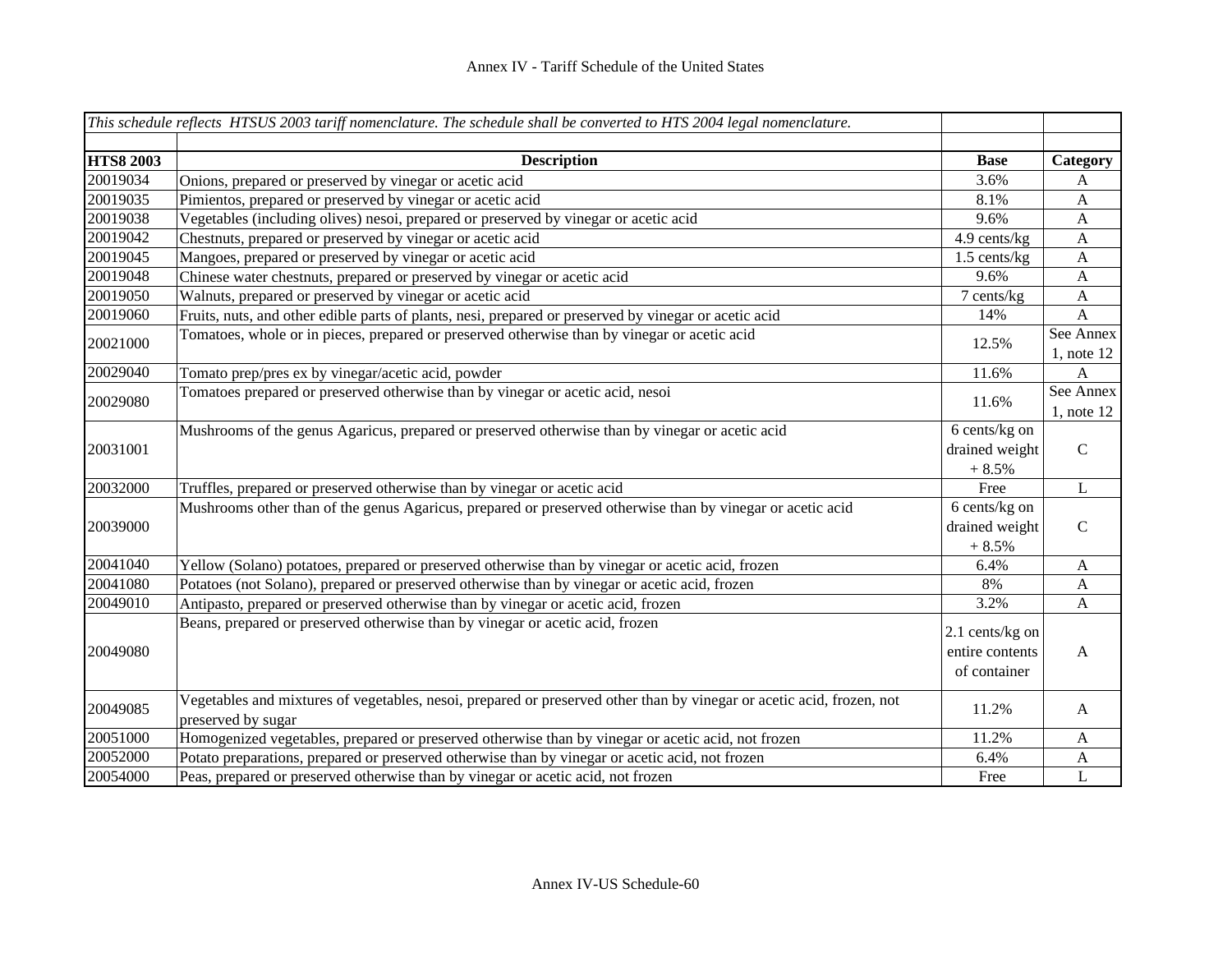| *This schedule reflects HTSUS 2003 tariff nomenclature. The schedule shall be converted to HTS 2004 legal nomenclature.* | | | |
|---|---|---|---|
| **HTS8 2003** | **Description** | **Base** | **Category** |
| 20019034 | Onions, prepared or preserved by vinegar or acetic acid | 3.6% | A |
| 20019035 | Pimientos, prepared or preserved by vinegar or acetic acid | 8.1% | A |
| 20019038 | Vegetables (including olives) nesoi, prepared or preserved by vinegar or acetic acid | 9.6% | A |
| 20019042 | Chestnuts, prepared or preserved by vinegar or acetic acid | 4.9 cents/kg | A |
| 20019045 | Mangoes, prepared or preserved by vinegar or acetic acid | 1.5 cents/kg | A |
| 20019048 | Chinese water chestnuts, prepared or preserved by vinegar or acetic acid | 9.6% | A |
| 20019050 | Walnuts, prepared or preserved by vinegar or acetic acid | 7 cents/kg | A |
| 20019060 | Fruits, nuts, and other edible parts of plants, nesi, prepared or preserved by vinegar or acetic acid | 14% | A |
| 20021000 | Tomatoes, whole or in pieces, prepared or preserved otherwise than by vinegar or acetic acid | 12.5% | See Annex 1, note 12 |
| 20029040 | Tomato prep/pres ex by vinegar/acetic acid, powder | 11.6% | A |
| 20029080 | Tomatoes prepared or preserved otherwise than by vinegar or acetic acid, nesoi | 11.6% | See Annex 1, note 12 |
| 20031001 | Mushrooms of the genus Agaricus, prepared or preserved otherwise than by vinegar or acetic acid | 6 cents/kg on drained weight + 8.5% | C |
| 20032000 | Truffles, prepared or preserved otherwise than by vinegar or acetic acid | Free | L |
| 20039000 | Mushrooms other than of the genus Agaricus, prepared or preserved otherwise than by vinegar or acetic acid | 6 cents/kg on drained weight + 8.5% | C |
| 20041040 | Yellow (Solano) potatoes, prepared or preserved otherwise than by vinegar or acetic acid, frozen | 6.4% | A |
| 20041080 | Potatoes (not Solano), prepared or preserved otherwise than by vinegar or acetic acid, frozen | 8% | A |
| 20049010 | Antipasto, prepared or preserved otherwise than by vinegar or acetic acid, frozen | 3.2% | A |
| 20049080 | Beans, prepared or preserved otherwise than by vinegar or acetic acid, frozen | 2.1 cents/kg on entire contents of container | A |
| 20049085 | Vegetables and mixtures of vegetables, nesoi, prepared or preserved other than by vinegar or acetic acid, frozen, not preserved by sugar | 11.2% | A |
| 20051000 | Homogenized vegetables, prepared or preserved otherwise than by vinegar or acetic acid, not frozen | 11.2% | A |
| 20052000 | Potato preparations, prepared or preserved otherwise than by vinegar or acetic acid, not frozen | 6.4% | A |
| 20054000 | Peas, prepared or preserved otherwise than by vinegar or acetic acid, not frozen | Free | L |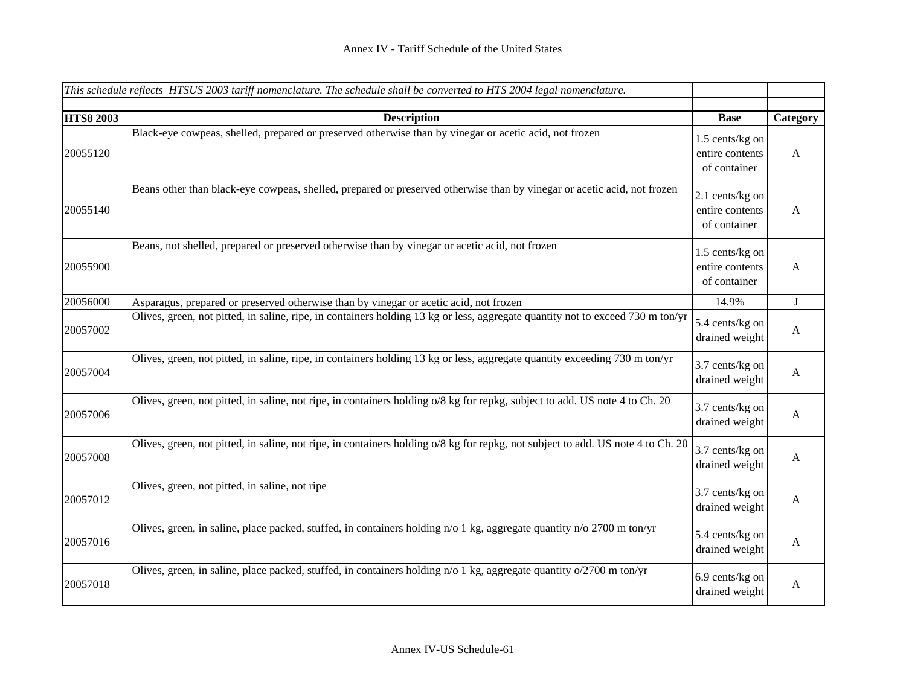| *This schedule reflects HTSUS 2003 tariff nomenclature. The schedule shall be converted to HTS 2004 legal nomenclature.* | | | |
|---|---|---|---|
| | | | |
| **HTS8 2003** | **Description** | **Base** | **Category** |
| 20055120 | Black-eye cowpeas, shelled, prepared or preserved otherwise than by vinegar or acetic acid, not frozen | 1.5 cents/kg on entire contents of container | A |
| 20055140 | Beans other than black-eye cowpeas, shelled, prepared or preserved otherwise than by vinegar or acetic acid, not frozen | 2.1 cents/kg on entire contents of container | A |
| 20055900 | Beans, not shelled, prepared or preserved otherwise than by vinegar or acetic acid, not frozen | 1.5 cents/kg on entire contents of container | A |
| 20056000 | Asparagus, prepared or preserved otherwise than by vinegar or acetic acid, not frozen | 14.9% | J |
| 20057002 | Olives, green, not pitted, in saline, ripe, in containers holding 13 kg or less, aggregate quantity not to exceed 730 m ton/yr | 5.4 cents/kg on drained weight | A |
| 20057004 | Olives, green, not pitted, in saline, ripe, in containers holding 13 kg or less, aggregate quantity exceeding 730 m ton/yr | 3.7 cents/kg on drained weight | A |
| 20057006 | Olives, green, not pitted, in saline, not ripe, in containers holding o/8 kg for repkg, subject to add. US note 4 to Ch. 20 | 3.7 cents/kg on drained weight | A |
| 20057008 | Olives, green, not pitted, in saline, not ripe, in containers holding o/8 kg for repkg, not subject to add. US note 4 to Ch. 20 | 3.7 cents/kg on drained weight | A |
| 20057012 | Olives, green, not pitted, in saline, not ripe | 3.7 cents/kg on drained weight | A |
| 20057016 | Olives, green, in saline, place packed, stuffed, in containers holding n/o 1 kg, aggregate quantity n/o 2700 m ton/yr | 5.4 cents/kg on drained weight | A |
| 20057018 | Olives, green, in saline, place packed, stuffed, in containers holding n/o 1 kg, aggregate quantity o/2700 m ton/yr | 6.9 cents/kg on drained weight | A |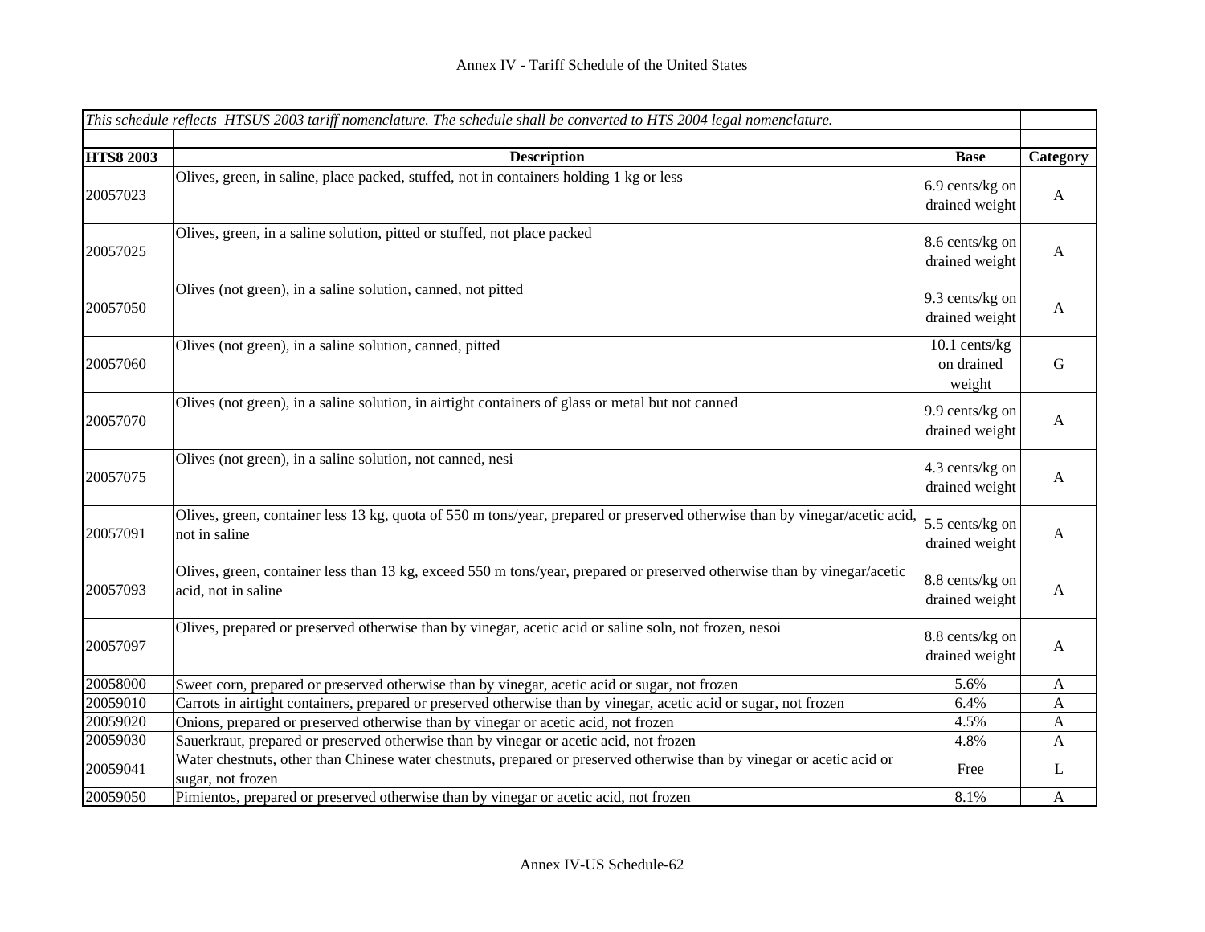| This schedule reflects HTSUS 2003 tariff nomenclature. The schedule shall be converted to HTS 2004 legal nomenclature. | | | |
|---|---|---|---|
| **HTS8 2003** | **Description** | **Base** | **Category** |
| 20057023 | Olives, green, in saline, place packed, stuffed, not in containers holding 1 kg or less | 6.9 cents/kg on drained weight | A |
| 20057025 | Olives, green, in a saline solution, pitted or stuffed, not place packed | 8.6 cents/kg on drained weight | A |
| 20057050 | Olives (not green), in a saline solution, canned, not pitted | 9.3 cents/kg on drained weight | A |
| 20057060 | Olives (not green), in a saline solution, canned, pitted | 10.1 cents/kg on drained weight | G |
| 20057070 | Olives (not green), in a saline solution, in airtight containers of glass or metal but not canned | 9.9 cents/kg on drained weight | A |
| 20057075 | Olives (not green), in a saline solution, not canned, nesi | 4.3 cents/kg on drained weight | A |
| 20057091 | Olives, green, container less 13 kg, quota of 550 m tons/year, prepared or preserved otherwise than by vinegar/acetic acid, not in saline | 5.5 cents/kg on drained weight | A |
| 20057093 | Olives, green, container less than 13 kg, exceed 550 m tons/year, prepared or preserved otherwise than by vinegar/acetic acid, not in saline | 8.8 cents/kg on drained weight | A |
| 20057097 | Olives, prepared or preserved otherwise than by vinegar, acetic acid or saline soln, not frozen, nesoi | 8.8 cents/kg on drained weight | A |
| 20058000 | Sweet corn, prepared or preserved otherwise than by vinegar, acetic acid or sugar, not frozen | 5.6% | A |
| 20059010 | Carrots in airtight containers, prepared or preserved otherwise than by vinegar, acetic acid or sugar, not frozen | 6.4% | A |
| 20059020 | Onions, prepared or preserved otherwise than by vinegar or acetic acid, not frozen | 4.5% | A |
| 20059030 | Sauerkraut, prepared or preserved otherwise than by vinegar or acetic acid, not frozen | 4.8% | A |
| 20059041 | Water chestnuts, other than Chinese water chestnuts, prepared or preserved otherwise than by vinegar or acetic acid or sugar, not frozen | Free | L |
| 20059050 | Pimientos, prepared or preserved otherwise than by vinegar or acetic acid, not frozen | 8.1% | A |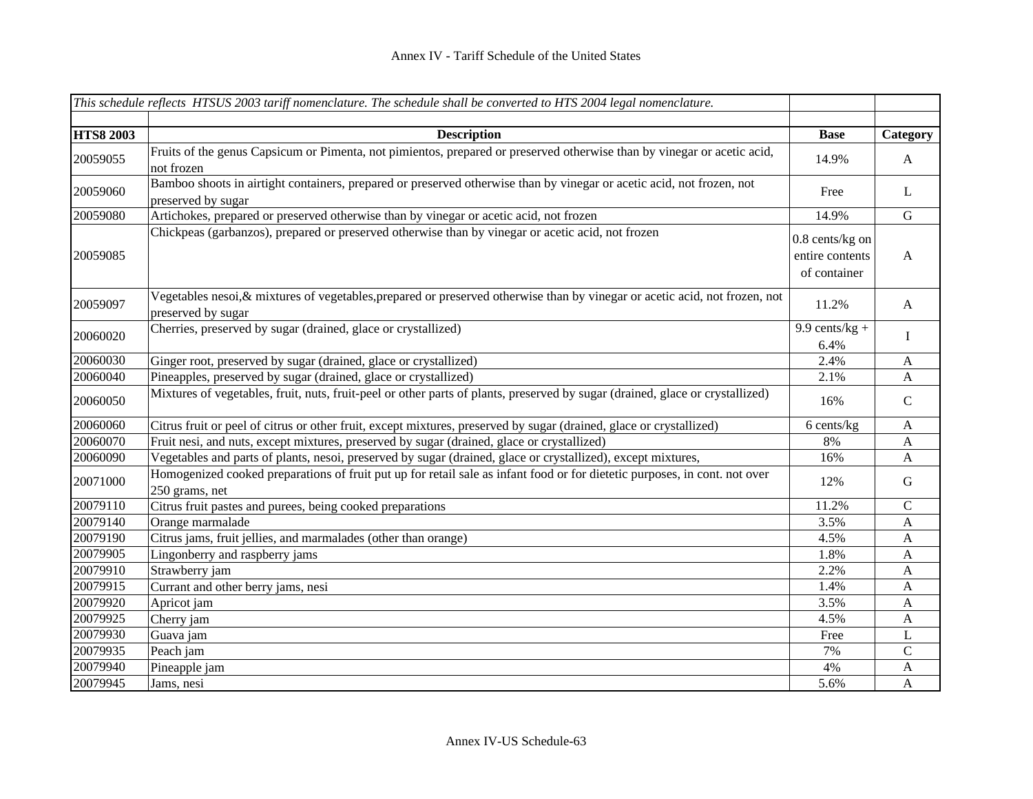Annex IV - Tariff Schedule of the United States

| *This schedule reflects HTSUS 2003 tariff nomenclature. The schedule shall be converted to HTS 2004 legal nomenclature.* | | | |
|---|---|---|---|
| | | | |
| **HTS8 2003** | **Description** | **Base** | **Category** |
| 20059055 | Fruits of the genus Capsicum or Pimenta, not pimientos, prepared or preserved otherwise than by vinegar or acetic acid, not frozen | 14.9% | A |
| 20059060 | Bamboo shoots in airtight containers, prepared or preserved otherwise than by vinegar or acetic acid, not frozen, not preserved by sugar | Free | L |
| 20059080 | Artichokes, prepared or preserved otherwise than by vinegar or acetic acid, not frozen | 14.9% | G |
| 20059085 | Chickpeas (garbanzos), prepared or preserved otherwise than by vinegar or acetic acid, not frozen | 0.8 cents/kg on entire contents of container | A |
| 20059097 | Vegetables nesoi,& mixtures of vegetables,prepared or preserved otherwise than by vinegar or acetic acid, not frozen, not preserved by sugar | 11.2% | A |
| 20060020 | Cherries, preserved by sugar (drained, glace or crystallized) | 9.9 cents/kg + 6.4% | I |
| 20060030 | Ginger root, preserved by sugar (drained, glace or crystallized) | 2.4% | A |
| 20060040 | Pineapples, preserved by sugar (drained, glace or crystallized) | 2.1% | A |
| 20060050 | Mixtures of vegetables, fruit, nuts, fruit-peel or other parts of plants, preserved by sugar (drained, glace or crystallized) | 16% | C |
| 20060060 | Citrus fruit or peel of citrus or other fruit, except mixtures, preserved by sugar (drained, glace or crystallized) | 6 cents/kg | A |
| 20060070 | Fruit nesi, and nuts, except mixtures, preserved by sugar (drained, glace or crystallized) | 8% | A |
| 20060090 | Vegetables and parts of plants, nesoi, preserved by sugar (drained, glace or crystallized), except mixtures, | 16% | A |
| 20071000 | Homogenized cooked preparations of fruit put up for retail sale as infant food or for dietetic purposes, in cont. not over 250 grams, net | 12% | G |
| 20079110 | Citrus fruit pastes and purees, being cooked preparations | 11.2% | C |
| 20079140 | Orange marmalade | 3.5% | A |
| 20079190 | Citrus jams, fruit jellies, and marmalades (other than orange) | 4.5% | A |
| 20079905 | Lingonberry and raspberry jams | 1.8% | A |
| 20079910 | Strawberry jam | 2.2% | A |
| 20079915 | Currant and other berry jams, nesi | 1.4% | A |
| 20079920 | Apricot jam | 3.5% | A |
| 20079925 | Cherry jam | 4.5% | A |
| 20079930 | Guava jam | Free | L |
| 20079935 | Peach jam | 7% | C |
| 20079940 | Pineapple jam | 4% | A |
| 20079945 | Jams, nesi | 5.6% | A |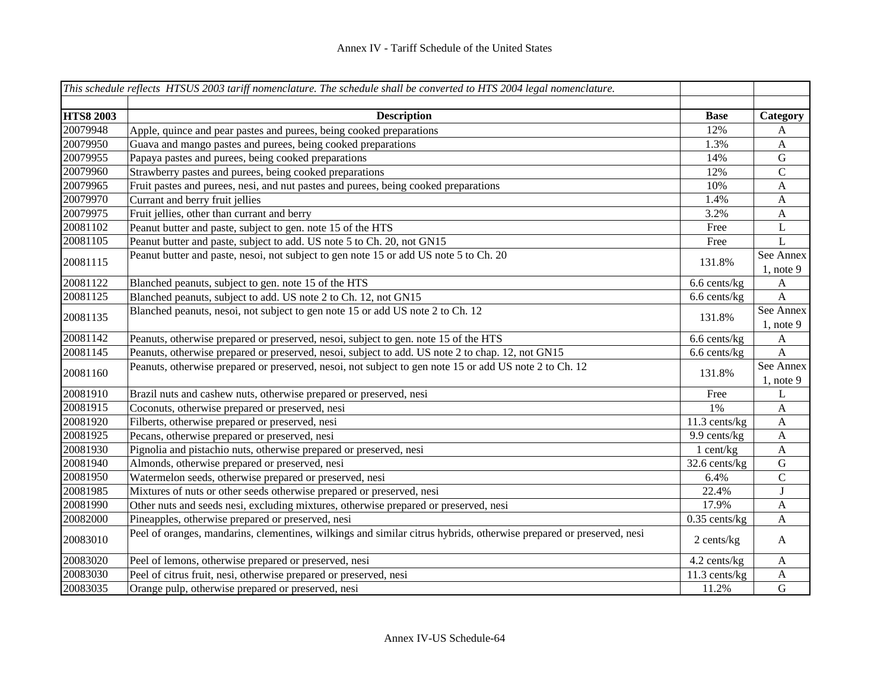| *This schedule reflects HTSUS 2003 tariff nomenclature. The schedule shall be converted to HTS 2004 legal nomenclature.* | | | |
|---|---|---|---|
| | | | |
| **HTS8 2003** | **Description** | **Base** | **Category** |
| 20079948 | Apple, quince and pear pastes and purees, being cooked preparations | 12% | A |
| 20079950 | Guava and mango pastes and purees, being cooked preparations | 1.3% | A |
| 20079955 | Papaya pastes and purees, being cooked preparations | 14% | G |
| 20079960 | Strawberry pastes and purees, being cooked preparations | 12% | C |
| 20079965 | Fruit pastes and purees, nesi, and nut pastes and purees, being cooked preparations | 10% | A |
| 20079970 | Currant and berry fruit jellies | 1.4% | A |
| 20079975 | Fruit jellies, other than currant and berry | 3.2% | A |
| 20081102 | Peanut butter and paste, subject to gen. note 15 of the HTS | Free | L |
| 20081105 | Peanut butter and paste, subject to add. US note 5 to Ch. 20, not GN15 | Free | L |
| 20081115 | Peanut butter and paste, nesoi, not subject to gen note 15 or add US note 5 to Ch. 20 | 131.8% | See Annex 1, note 9 |
| 20081122 | Blanched peanuts, subject to gen. note 15 of the HTS | 6.6 cents/kg | A |
| 20081125 | Blanched peanuts, subject to add. US note 2 to Ch. 12, not GN15 | 6.6 cents/kg | A |
| 20081135 | Blanched peanuts, nesoi, not subject to gen note 15 or add US note 2 to Ch. 12 | 131.8% | See Annex 1, note 9 |
| 20081142 | Peanuts, otherwise prepared or preserved, nesoi, subject to gen. note 15 of the HTS | 6.6 cents/kg | A |
| 20081145 | Peanuts, otherwise prepared or preserved, nesoi, subject to add. US note 2 to chap. 12, not GN15 | 6.6 cents/kg | A |
| 20081160 | Peanuts, otherwise prepared or preserved, nesoi, not subject to gen note 15 or add US note 2 to Ch. 12 | 131.8% | See Annex 1, note 9 |
| 20081910 | Brazil nuts and cashew nuts, otherwise prepared or preserved, nesi | Free | L |
| 20081915 | Coconuts, otherwise prepared or preserved, nesi | 1% | A |
| 20081920 | Filberts, otherwise prepared or preserved, nesi | 11.3 cents/kg | A |
| 20081925 | Pecans, otherwise prepared or preserved, nesi | 9.9 cents/kg | A |
| 20081930 | Pignolia and pistachio nuts, otherwise prepared or preserved, nesi | 1 cent/kg | A |
| 20081940 | Almonds, otherwise prepared or preserved, nesi | 32.6 cents/kg | G |
| 20081950 | Watermelon seeds, otherwise prepared or preserved, nesi | 6.4% | C |
| 20081985 | Mixtures of nuts or other seeds otherwise prepared or preserved, nesi | 22.4% | J |
| 20081990 | Other nuts and seeds nesi, excluding mixtures, otherwise prepared or preserved, nesi | 17.9% | A |
| 20082000 | Pineapples, otherwise prepared or preserved, nesi | 0.35 cents/kg | A |
| 20083010 | Peel of oranges, mandarins, clementines, wilkings and similar citrus hybrids, otherwise prepared or preserved, nesi | 2 cents/kg | A |
| 20083020 | Peel of lemons, otherwise prepared or preserved, nesi | 4.2 cents/kg | A |
| 20083030 | Peel of citrus fruit, nesi, otherwise prepared or preserved, nesi | 11.3 cents/kg | A |
| 20083035 | Orange pulp, otherwise prepared or preserved, nesi | 11.2% | G |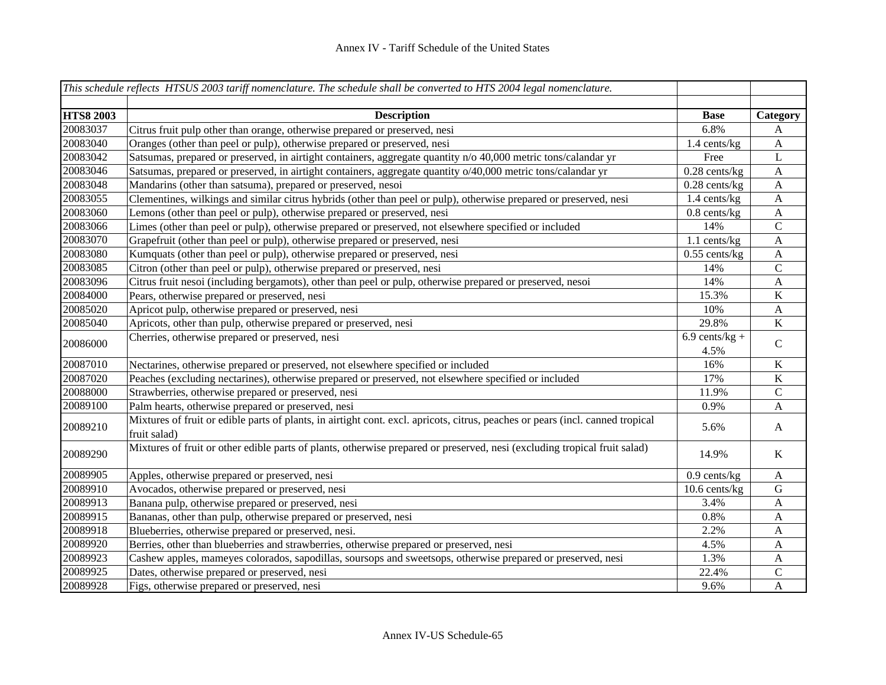| *This schedule reflects HTSUS 2003 tariff nomenclature. The schedule shall be converted to HTS 2004 legal nomenclature.* | | | |
|---|---|---|---|
| | | | |
| **HTS8 2003** | **Description** | **Base** | **Category** |
| 20083037 | Citrus fruit pulp other than orange, otherwise prepared or preserved, nesi | 6.8% | A |
| 20083040 | Oranges (other than peel or pulp), otherwise prepared or preserved, nesi | 1.4 cents/kg | A |
| 20083042 | Satsumas, prepared or preserved, in airtight containers, aggregate quantity n/o 40,000 metric tons/calandar yr | Free | L |
| 20083046 | Satsumas, prepared or preserved, in airtight containers, aggregate quantity o/40,000 metric tons/calandar yr | 0.28 cents/kg | A |
| 20083048 | Mandarins (other than satsuma), prepared or preserved, nesoi | 0.28 cents/kg | A |
| 20083055 | Clementines, wilkings and similar citrus hybrids (other than peel or pulp), otherwise prepared or preserved, nesi | 1.4 cents/kg | A |
| 20083060 | Lemons (other than peel or pulp), otherwise prepared or preserved, nesi | 0.8 cents/kg | A |
| 20083066 | Limes (other than peel or pulp), otherwise prepared or preserved, not elsewhere specified or included | 14% | C |
| 20083070 | Grapefruit (other than peel or pulp), otherwise prepared or preserved, nesi | 1.1 cents/kg | A |
| 20083080 | Kumquats (other than peel or pulp), otherwise prepared or preserved, nesi | 0.55 cents/kg | A |
| 20083085 | Citron (other than peel or pulp), otherwise prepared or preserved, nesi | 14% | C |
| 20083096 | Citrus fruit nesoi (including bergamots), other than peel or pulp, otherwise prepared or preserved, nesoi | 14% | A |
| 20084000 | Pears, otherwise prepared or preserved, nesi | 15.3% | K |
| 20085020 | Apricot pulp, otherwise prepared or preserved, nesi | 10% | A |
| 20085040 | Apricots, other than pulp, otherwise prepared or preserved, nesi | 29.8% | K |
| 20086000 | Cherries, otherwise prepared or preserved, nesi | 6.9 cents/kg + 4.5% | C |
| 20087010 | Nectarines, otherwise prepared or preserved, not elsewhere specified or included | 16% | K |
| 20087020 | Peaches (excluding nectarines), otherwise prepared or preserved, not elsewhere specified or included | 17% | K |
| 20088000 | Strawberries, otherwise prepared or preserved, nesi | 11.9% | C |
| 20089100 | Palm hearts, otherwise prepared or preserved, nesi | 0.9% | A |
| 20089210 | Mixtures of fruit or edible parts of plants, in airtight cont. excl. apricots, citrus, peaches or pears (incl. canned tropical fruit salad) | 5.6% | A |
| 20089290 | Mixtures of fruit or other edible parts of plants, otherwise prepared or preserved, nesi (excluding tropical fruit salad) | 14.9% | K |
| 20089905 | Apples, otherwise prepared or preserved, nesi | 0.9 cents/kg | A |
| 20089910 | Avocados, otherwise prepared or preserved, nesi | 10.6 cents/kg | G |
| 20089913 | Banana pulp, otherwise prepared or preserved, nesi | 3.4% | A |
| 20089915 | Bananas, other than pulp, otherwise prepared or preserved, nesi | 0.8% | A |
| 20089918 | Blueberries, otherwise prepared or preserved, nesi. | 2.2% | A |
| 20089920 | Berries, other than blueberries and strawberries, otherwise prepared or preserved, nesi | 4.5% | A |
| 20089923 | Cashew apples, mameyes colorados, sapodillas, soursops and sweetsops, otherwise prepared or preserved, nesi | 1.3% | A |
| 20089925 | Dates, otherwise prepared or preserved, nesi | 22.4% | C |
| 20089928 | Figs, otherwise prepared or preserved, nesi | 9.6% | A |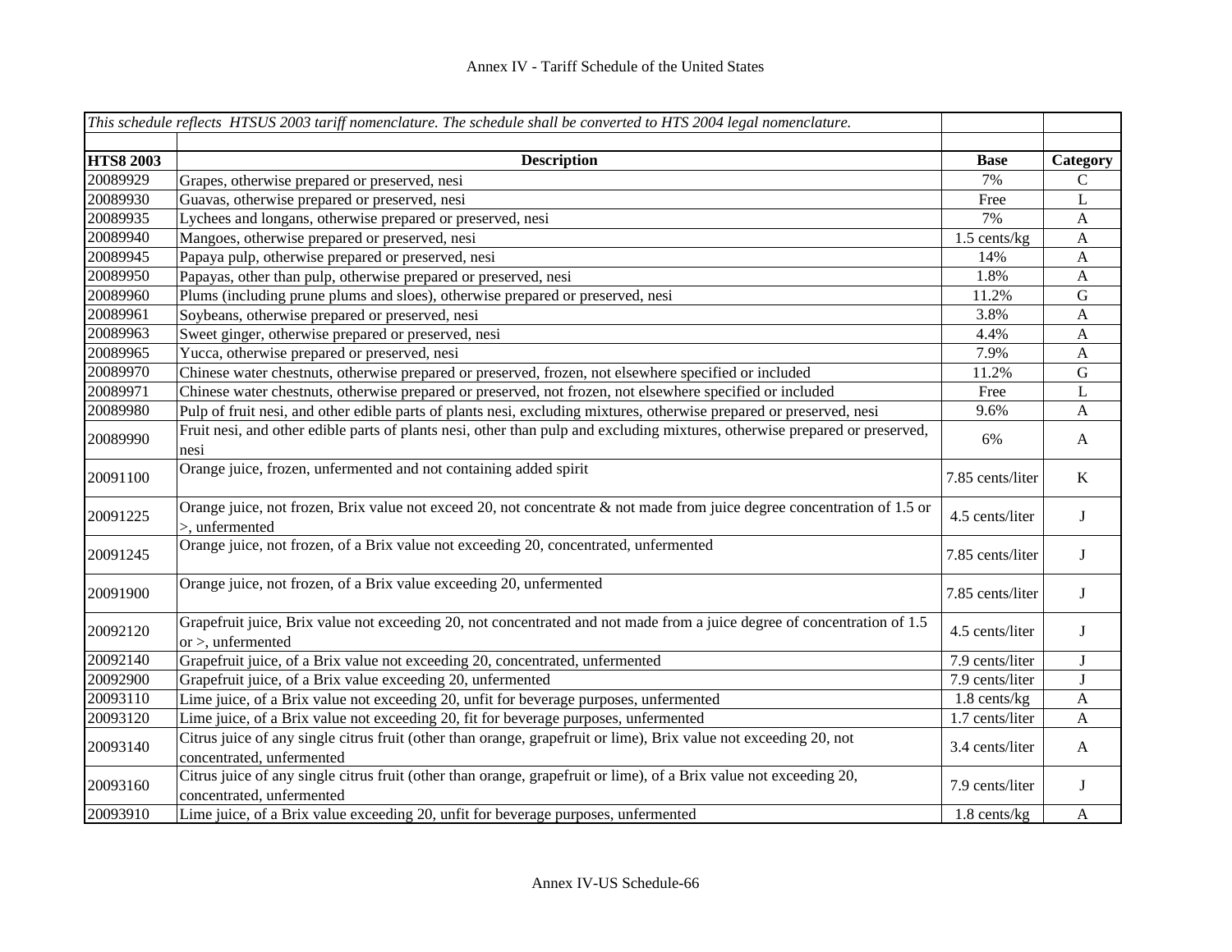| *This schedule reflects HTSUS 2003 tariff nomenclature. The schedule shall be converted to HTS 2004 legal nomenclature.* | | | |
|---|---|---|---|
| | | | |
| **HTS8 2003** | **Description** | **Base** | **Category** |
| 20089929 | Grapes, otherwise prepared or preserved, nesi | 7% | C |
| 20089930 | Guavas, otherwise prepared or preserved, nesi | Free | L |
| 20089935 | Lychees and longans, otherwise prepared or preserved, nesi | 7% | A |
| 20089940 | Mangoes, otherwise prepared or preserved, nesi | 1.5 cents/kg | A |
| 20089945 | Papaya pulp, otherwise prepared or preserved, nesi | 14% | A |
| 20089950 | Papayas, other than pulp, otherwise prepared or preserved, nesi | 1.8% | A |
| 20089960 | Plums (including prune plums and sloes), otherwise prepared or preserved, nesi | 11.2% | G |
| 20089961 | Soybeans, otherwise prepared or preserved, nesi | 3.8% | A |
| 20089963 | Sweet ginger, otherwise prepared or preserved, nesi | 4.4% | A |
| 20089965 | Yucca, otherwise prepared or preserved, nesi | 7.9% | A |
| 20089970 | Chinese water chestnuts, otherwise prepared or preserved, frozen, not elsewhere specified or included | 11.2% | G |
| 20089971 | Chinese water chestnuts, otherwise prepared or preserved, not frozen, not elsewhere specified or included | Free | L |
| 20089980 | Pulp of fruit nesi, and other edible parts of plants nesi, excluding mixtures, otherwise prepared or preserved, nesi | 9.6% | A |
| 20089990 | Fruit nesi, and other edible parts of plants nesi, other than pulp and excluding mixtures, otherwise prepared or preserved, nesi | 6% | A |
| 20091100 | Orange juice, frozen, unfermented and not containing added spirit | 7.85 cents/liter | K |
| 20091225 | Orange juice, not frozen, Brix value not exceed 20, not concentrate & not made from juice degree concentration of 1.5 or >, unfermented | 4.5 cents/liter | J |
| 20091245 | Orange juice, not frozen, of a Brix value not exceeding 20, concentrated, unfermented | 7.85 cents/liter | J |
| 20091900 | Orange juice, not frozen, of a Brix value exceeding 20, unfermented | 7.85 cents/liter | J |
| 20092120 | Grapefruit juice, Brix value not exceeding 20, not concentrated and not made from a juice degree of concentration of 1.5 or >, unfermented | 4.5 cents/liter | J |
| 20092140 | Grapefruit juice, of a Brix value not exceeding 20, concentrated, unfermented | 7.9 cents/liter | J |
| 20092900 | Grapefruit juice, of a Brix value exceeding 20, unfermented | 7.9 cents/liter | J |
| 20093110 | Lime juice, of a Brix value not exceeding 20, unfit for beverage purposes, unfermented | 1.8 cents/kg | A |
| 20093120 | Lime juice, of a Brix value not exceeding 20, fit for beverage purposes, unfermented | 1.7 cents/liter | A |
| 20093140 | Citrus juice of any single citrus fruit (other than orange, grapefruit or lime), Brix value not exceeding 20, not concentrated, unfermented | 3.4 cents/liter | A |
| 20093160 | Citrus juice of any single citrus fruit (other than orange, grapefruit or lime), of a Brix value not exceeding 20, concentrated, unfermented | 7.9 cents/liter | J |
| 20093910 | Lime juice, of a Brix value exceeding 20, unfit for beverage purposes, unfermented | 1.8 cents/kg | A |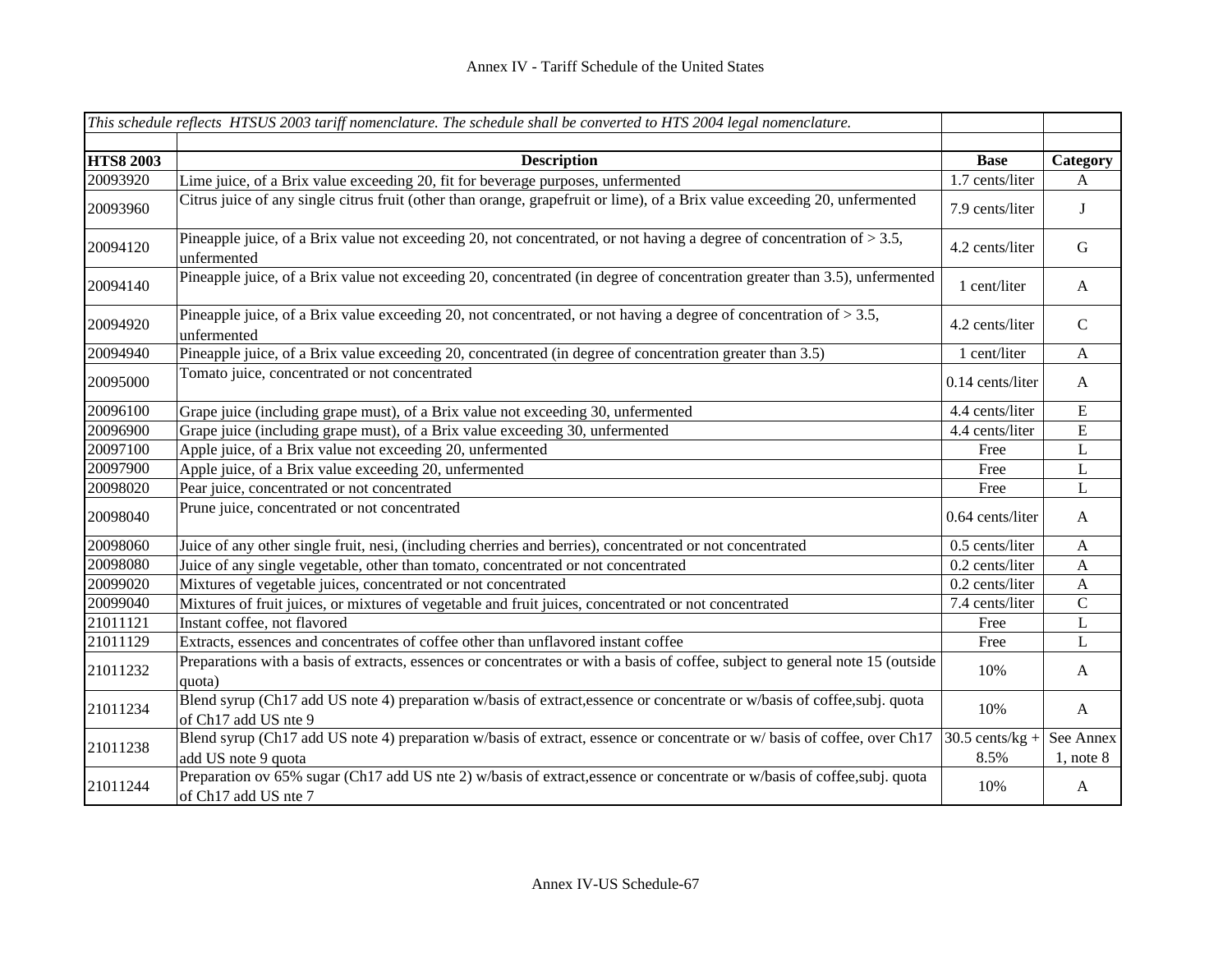| *This schedule reflects HTSUS 2003 tariff nomenclature. The schedule shall be converted to HTS 2004 legal nomenclature.* | | | |
|---|---|---|---|
| | | | |
| **HTS8 2003** | **Description** | **Base** | **Category** |
| 20093920 | Lime juice, of a Brix value exceeding 20, fit for beverage purposes, unfermented | 1.7 cents/liter | A |
| 20093960 | Citrus juice of any single citrus fruit (other than orange, grapefruit or lime), of a Brix value exceeding 20, unfermented | 7.9 cents/liter | J |
| 20094120 | Pineapple juice, of a Brix value not exceeding 20, not concentrated, or not having a degree of concentration of > 3.5, unfermented | 4.2 cents/liter | G |
| 20094140 | Pineapple juice, of a Brix value not exceeding 20, concentrated (in degree of concentration greater than 3.5), unfermented | 1 cent/liter | A |
| 20094920 | Pineapple juice, of a Brix value exceeding 20, not concentrated, or not having a degree of concentration of > 3.5, unfermented | 4.2 cents/liter | C |
| 20094940 | Pineapple juice, of a Brix value exceeding 20, concentrated (in degree of concentration greater than 3.5) | 1 cent/liter | A |
| 20095000 | Tomato juice, concentrated or not concentrated | 0.14 cents/liter | A |
| 20096100 | Grape juice (including grape must), of a Brix value not exceeding 30, unfermented | 4.4 cents/liter | E |
| 20096900 | Grape juice (including grape must), of a Brix value exceeding 30, unfermented | 4.4 cents/liter | E |
| 20097100 | Apple juice, of a Brix value not exceeding 20, unfermented | Free | L |
| 20097900 | Apple juice, of a Brix value exceeding 20, unfermented | Free | L |
| 20098020 | Pear juice, concentrated or not concentrated | Free | L |
| 20098040 | Prune juice, concentrated or not concentrated | 0.64 cents/liter | A |
| 20098060 | Juice of any other single fruit, nesi, (including cherries and berries), concentrated or not concentrated | 0.5 cents/liter | A |
| 20098080 | Juice of any single vegetable, other than tomato, concentrated or not concentrated | 0.2 cents/liter | A |
| 20099020 | Mixtures of vegetable juices, concentrated or not concentrated | 0.2 cents/liter | A |
| 20099040 | Mixtures of fruit juices, or mixtures of vegetable and fruit juices, concentrated or not concentrated | 7.4 cents/liter | C |
| 21011121 | Instant coffee, not flavored | Free | L |
| 21011129 | Extracts, essences and concentrates of coffee other than unflavored instant coffee | Free | L |
| 21011232 | Preparations with a basis of extracts, essences or concentrates or with a basis of coffee, subject to general note 15 (outside quota) | 10% | A |
| 21011234 | Blend syrup (Ch17 add US note 4) preparation w/basis of extract,essence or concentrate or w/basis of coffee,subj. quota of Ch17 add US nte 9 | 10% | A |
| 21011238 | Blend syrup (Ch17 add US note 4) preparation w/basis of extract, essence or concentrate or w/ basis of coffee, over Ch17 add US note 9 quota | 30.5 cents/kg + 8.5% | See Annex 1, note 8 |
| 21011244 | Preparation ov 65% sugar (Ch17 add US nte 2) w/basis of extract,essence or concentrate or w/basis of coffee,subj. quota of Ch17 add US nte 7 | 10% | A |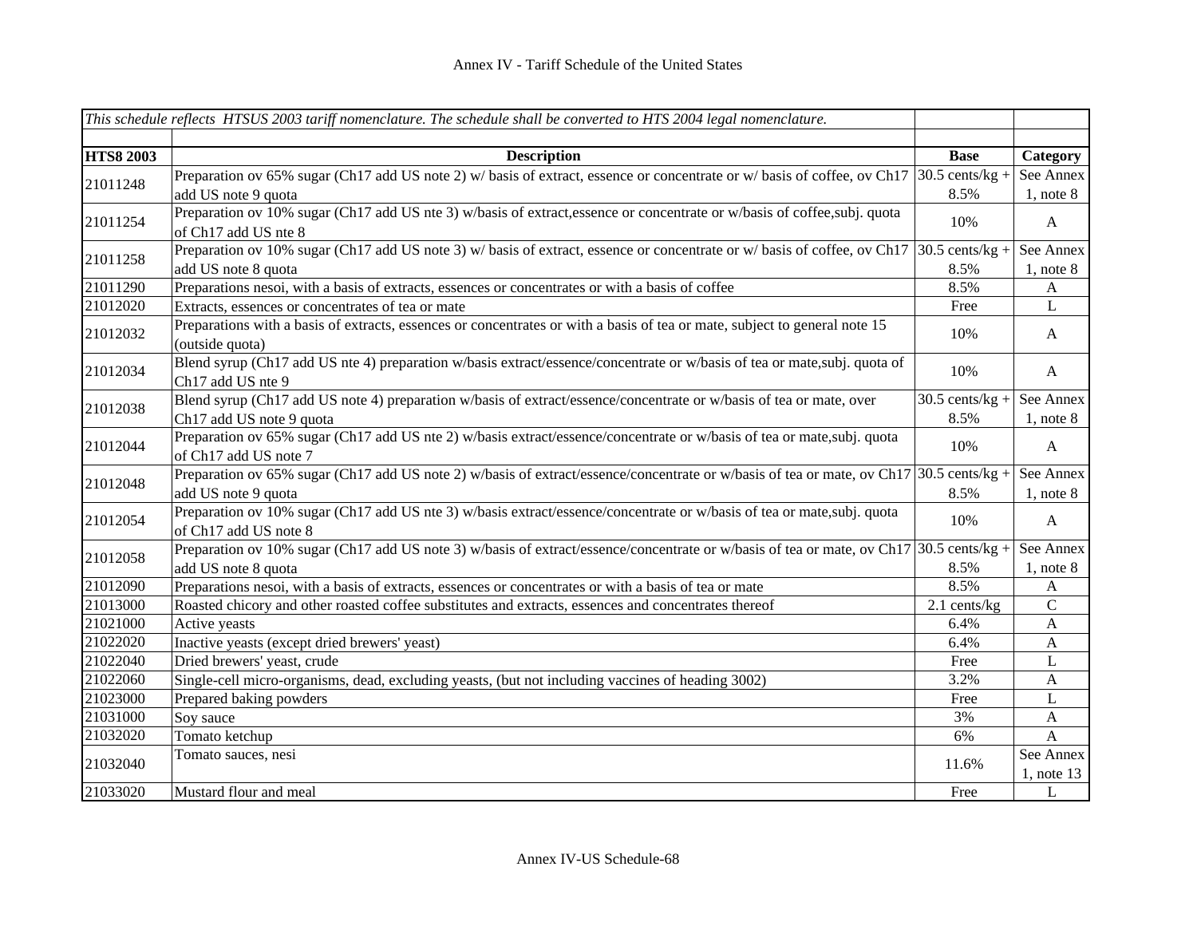Annex IV - Tariff Schedule of the United States

| *This schedule reflects HTSUS 2003 tariff nomenclature. The schedule shall be converted to HTS 2004 legal nomenclature.* | | | |
|---|---|---|---|
| **HTS8 2003** | **Description** | **Base** | **Category** |
| 21011248 | Preparation ov 65% sugar (Ch17 add US note 2) w/ basis of extract, essence or concentrate or w/ basis of coffee, ov Ch17 add US note 9 quota | 30.5 cents/kg + 8.5% | See Annex 1, note 8 |
| 21011254 | Preparation ov 10% sugar (Ch17 add US nte 3) w/basis of extract,essence or concentrate or w/basis of coffee,subj. quota of Ch17 add US nte 8 | 10% | A |
| 21011258 | Preparation ov 10% sugar (Ch17 add US note 3) w/ basis of extract, essence or concentrate or w/ basis of coffee, ov Ch17 add US note 8 quota | 30.5 cents/kg + 8.5% | See Annex 1, note 8 |
| 21011290 | Preparations nesoi, with a basis of extracts, essences or concentrates or with a basis of coffee | 8.5% | A |
| 21012020 | Extracts, essences or concentrates of tea or mate | Free | L |
| 21012032 | Preparations with a basis of extracts, essences or concentrates or with a basis of tea or mate, subject to general note 15 (outside quota) | 10% | A |
| 21012034 | Blend syrup (Ch17 add US nte 4) preparation w/basis extract/essence/concentrate or w/basis of tea or mate,subj. quota of Ch17 add US nte 9 | 10% | A |
| 21012038 | Blend syrup (Ch17 add US note 4) preparation w/basis of extract/essence/concentrate or w/basis of tea or mate, over Ch17 add US note 9 quota | 30.5 cents/kg + 8.5% | See Annex 1, note 8 |
| 21012044 | Preparation ov 65% sugar (Ch17 add US nte 2) w/basis extract/essence/concentrate or w/basis of tea or mate,subj. quota of Ch17 add US note 7 | 10% | A |
| 21012048 | Preparation ov 65% sugar (Ch17 add US note 2) w/basis of extract/essence/concentrate or w/basis of tea or mate, ov Ch17 add US note 9 quota | 30.5 cents/kg + 8.5% | See Annex 1, note 8 |
| 21012054 | Preparation ov 10% sugar (Ch17 add US nte 3) w/basis extract/essence/concentrate or w/basis of tea or mate,subj. quota of Ch17 add US note 8 | 10% | A |
| 21012058 | Preparation ov 10% sugar (Ch17 add US note 3) w/basis of extract/essence/concentrate or w/basis of tea or mate, ov Ch17 add US note 8 quota | 30.5 cents/kg + 8.5% | See Annex 1, note 8 |
| 21012090 | Preparations nesoi, with a basis of extracts, essences or concentrates or with a basis of tea or mate | 8.5% | A |
| 21013000 | Roasted chicory and other roasted coffee substitutes and extracts, essences and concentrates thereof | 2.1 cents/kg | C |
| 21021000 | Active yeasts | 6.4% | A |
| 21022020 | Inactive yeasts (except dried brewers' yeast) | 6.4% | A |
| 21022040 | Dried brewers' yeast, crude | Free | L |
| 21022060 | Single-cell micro-organisms, dead, excluding yeasts, (but not including vaccines of heading 3002) | 3.2% | A |
| 21023000 | Prepared baking powders | Free | L |
| 21031000 | Soy sauce | 3% | A |
| 21032020 | Tomato ketchup | 6% | A |
| 21032040 | Tomato sauces, nesi | 11.6% | See Annex 1, note 13 |
| 21033020 | Mustard flour and meal | Free | L |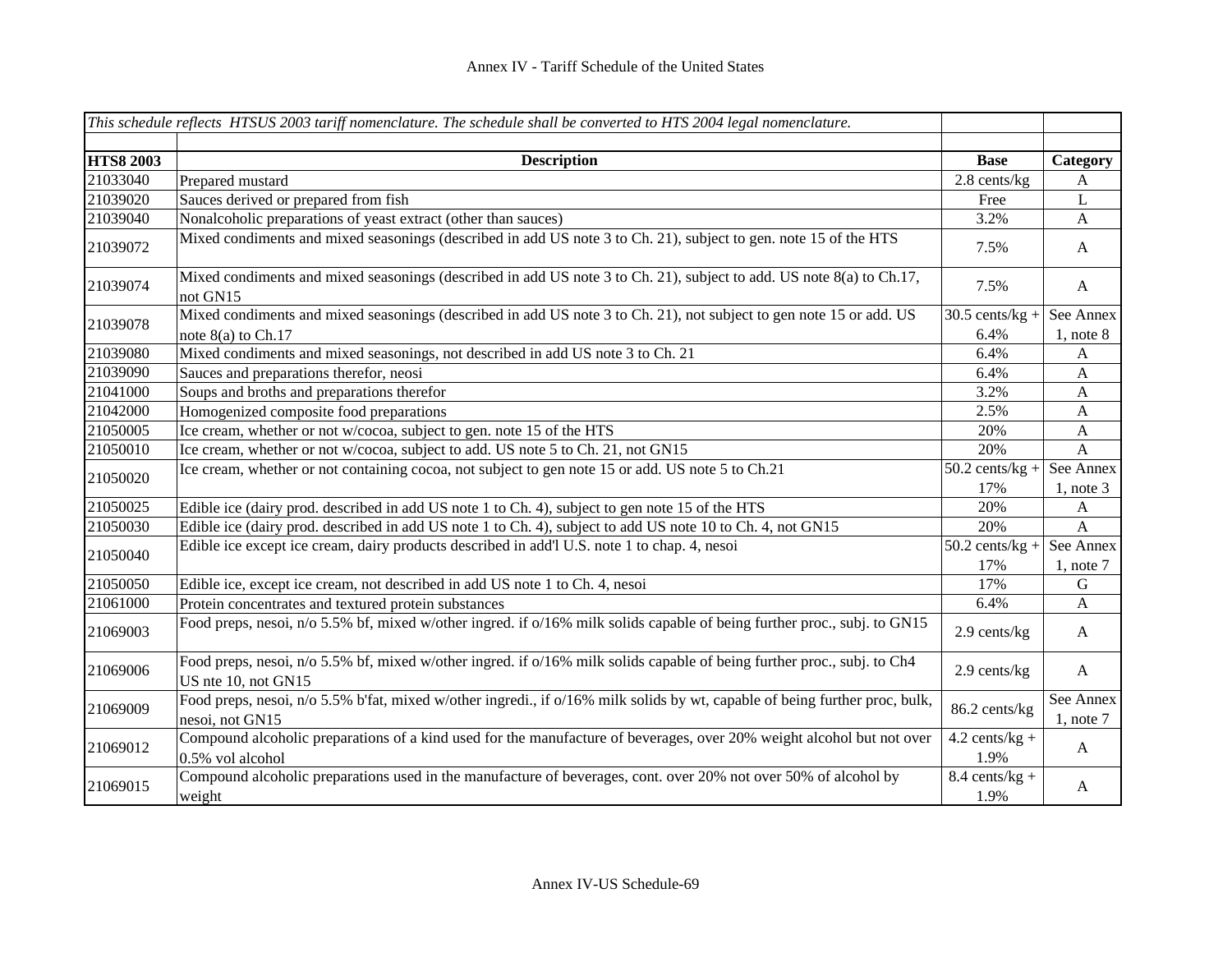| *This schedule reflects HTSUS 2003 tariff nomenclature. The schedule shall be converted to HTS 2004 legal nomenclature.* | | | |
|---|---|---|---|
| | | | |
| **HTS8 2003** | **Description** | **Base** | **Category** |
| 21033040 | Prepared mustard | 2.8 cents/kg | A |
| 21039020 | Sauces derived or prepared from fish | Free | L |
| 21039040 | Nonalcoholic preparations of yeast extract (other than sauces) | 3.2% | A |
| 21039072 | Mixed condiments and mixed seasonings (described in add US note 3 to Ch. 21), subject to gen. note 15 of the HTS | 7.5% | A |
| 21039074 | Mixed condiments and mixed seasonings (described in add US note 3 to Ch. 21), subject to add. US note 8(a) to Ch.17, not GN15 | 7.5% | A |
| 21039078 | Mixed condiments and mixed seasonings (described in add US note 3 to Ch. 21), not subject to gen note 15 or add. US note 8(a) to Ch.17 | 30.5 cents/kg + 6.4% | See Annex 1, note 8 |
| 21039080 | Mixed condiments and mixed seasonings, not described in add US note 3 to Ch. 21 | 6.4% | A |
| 21039090 | Sauces and preparations therefor, neosi | 6.4% | A |
| 21041000 | Soups and broths and preparations therefor | 3.2% | A |
| 21042000 | Homogenized composite food preparations | 2.5% | A |
| 21050005 | Ice cream, whether or not w/cocoa, subject to gen. note 15 of the HTS | 20% | A |
| 21050010 | Ice cream, whether or not w/cocoa, subject to add. US note 5 to Ch. 21, not GN15 | 20% | A |
| 21050020 | Ice cream, whether or not containing cocoa, not subject to gen note 15 or add. US note 5 to Ch.21 | 50.2 cents/kg + 17% | See Annex 1, note 3 |
| 21050025 | Edible ice (dairy prod. described in add US note 1 to Ch. 4), subject to gen note 15 of the HTS | 20% | A |
| 21050030 | Edible ice (dairy prod. described in add US note 1 to Ch. 4), subject to add US note 10 to Ch. 4, not GN15 | 20% | A |
| 21050040 | Edible ice except ice cream, dairy products described in add'l U.S. note 1 to chap. 4, nesoi | 50.2 cents/kg + 17% | See Annex 1, note 7 |
| 21050050 | Edible ice, except ice cream, not described in add US note 1 to Ch. 4, nesoi | 17% | G |
| 21061000 | Protein concentrates and textured protein substances | 6.4% | A |
| 21069003 | Food preps, nesoi, n/o 5.5% bf, mixed w/other ingred. if o/16% milk solids capable of being further proc., subj. to GN15 | 2.9 cents/kg | A |
| 21069006 | Food preps, nesoi, n/o 5.5% bf, mixed w/other ingred. if o/16% milk solids capable of being further proc., subj. to Ch4 US nte 10, not GN15 | 2.9 cents/kg | A |
| 21069009 | Food preps, nesoi, n/o 5.5% b'fat, mixed w/other ingredi., if o/16% milk solids by wt, capable of being further proc, bulk, nesoi, not GN15 | 86.2 cents/kg | See Annex 1, note 7 |
| 21069012 | Compound alcoholic preparations of a kind used for the manufacture of beverages, over 20% weight alcohol but not over 0.5% vol alcohol | 4.2 cents/kg + 1.9% | A |
| 21069015 | Compound alcoholic preparations used in the manufacture of beverages, cont. over 20% not over 50% of alcohol by weight | 8.4 cents/kg + 1.9% | A |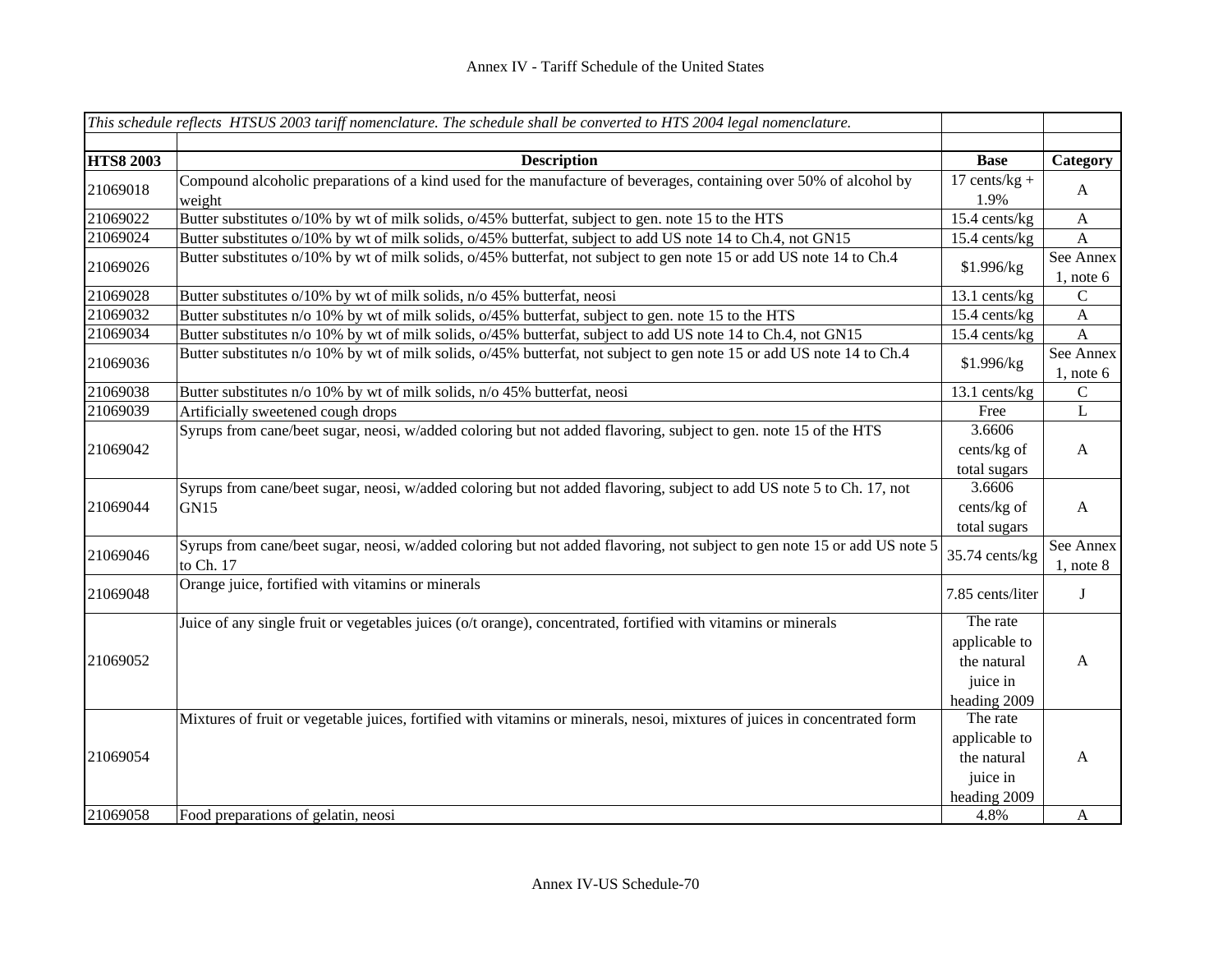Annex IV - Tariff Schedule of the United States

| *This schedule reflects HTSUS 2003 tariff nomenclature. The schedule shall be converted to HTS 2004 legal nomenclature.* | | | |
|---|---|---|---|
| **HTS8 2003** | **Description** | **Base** | **Category** |
| 21069018 | Compound alcoholic preparations of a kind used for the manufacture of beverages, containing over 50% of alcohol by weight | 17 cents/kg + 1.9% | A |
| 21069022 | Butter substitutes o/10% by wt of milk solids, o/45% butterfat, subject to gen. note 15 to the HTS | 15.4 cents/kg | A |
| 21069024 | Butter substitutes o/10% by wt of milk solids, o/45% butterfat, subject to add US note 14 to Ch.4, not GN15 | 15.4 cents/kg | A |
| 21069026 | Butter substitutes o/10% by wt of milk solids, o/45% butterfat, not subject to gen note 15 or add US note 14 to Ch.4 | $1.996/kg | See Annex 1, note 6 |
| 21069028 | Butter substitutes o/10% by wt of milk solids, n/o 45% butterfat, neosi | 13.1 cents/kg | C |
| 21069032 | Butter substitutes n/o 10% by wt of milk solids, o/45% butterfat, subject to gen. note 15 to the HTS | 15.4 cents/kg | A |
| 21069034 | Butter substitutes n/o 10% by wt of milk solids, o/45% butterfat, subject to add US note 14 to Ch.4, not GN15 | 15.4 cents/kg | A |
| 21069036 | Butter substitutes n/o 10% by wt of milk solids, o/45% butterfat, not subject to gen note 15 or add US note 14 to Ch.4 | $1.996/kg | See Annex 1, note 6 |
| 21069038 | Butter substitutes n/o 10% by wt of milk solids, n/o 45% butterfat, neosi | 13.1 cents/kg | C |
| 21069039 | Artificially sweetened cough drops | Free | L |
| 21069042 | Syrups from cane/beet sugar, neosi, w/added coloring but not added flavoring, subject to gen. note 15 of the HTS | 3.6606 cents/kg of total sugars | A |
| 21069044 | Syrups from cane/beet sugar, neosi, w/added coloring but not added flavoring, subject to add US note 5 to Ch. 17, not GN15 | 3.6606 cents/kg of total sugars | A |
| 21069046 | Syrups from cane/beet sugar, neosi, w/added coloring but not added flavoring, not subject to gen note 15 or add US note 5 to Ch. 17 | 35.74 cents/kg | See Annex 1, note 8 |
| 21069048 | Orange juice, fortified with vitamins or minerals | 7.85 cents/liter | J |
| 21069052 | Juice of any single fruit or vegetables juices (o/t orange), concentrated, fortified with vitamins or minerals | The rate applicable to the natural juice in heading 2009 | A |
| 21069054 | Mixtures of fruit or vegetable juices, fortified with vitamins or minerals, nesoi, mixtures of juices in concentrated form | The rate applicable to the natural juice in heading 2009 | A |
| 21069058 | Food preparations of gelatin, neosi | 4.8% | A |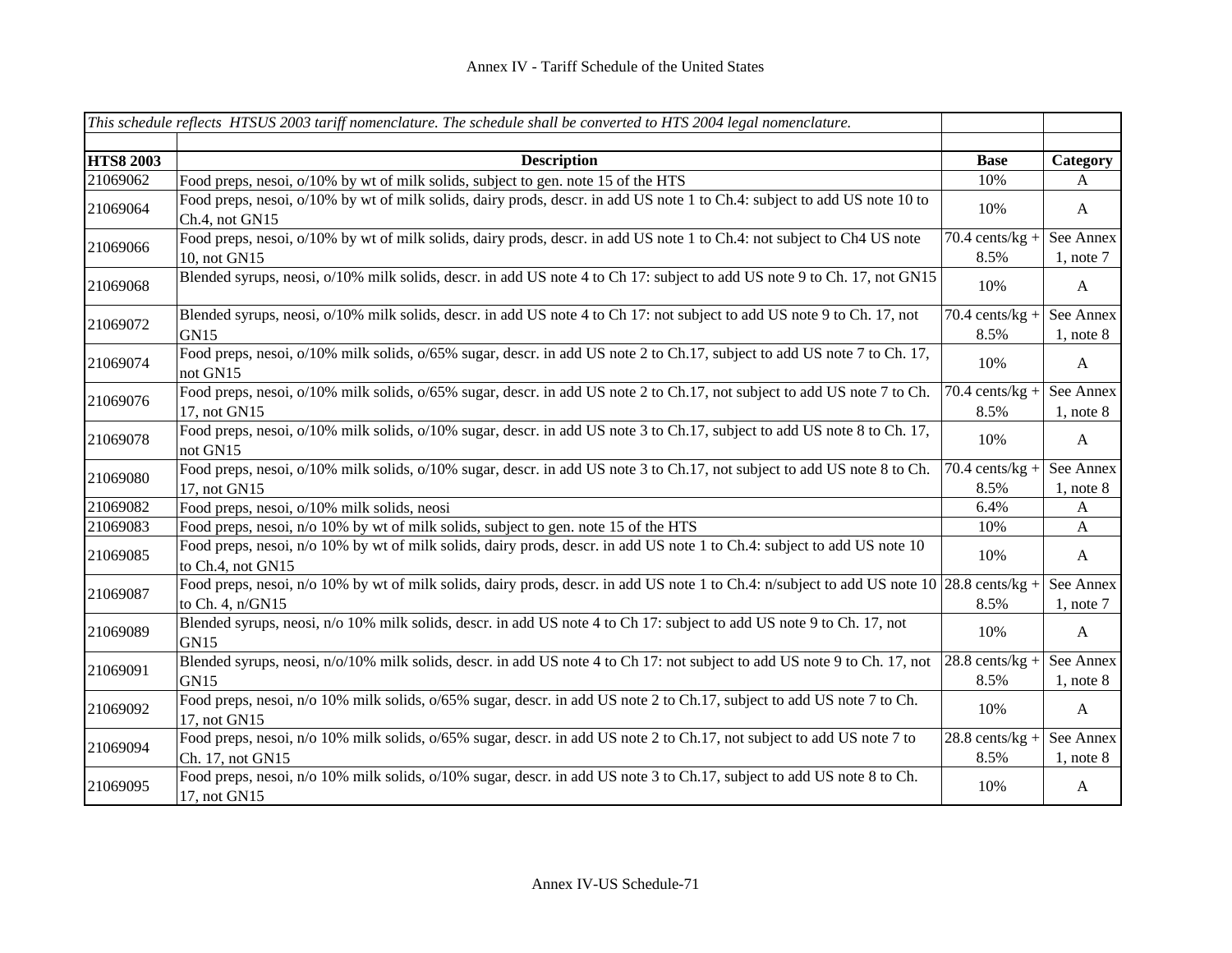*This schedule reflects HTSUS 2003 tariff nomenclature. The schedule shall be converted to HTS 2004 legal nomenclature.*

| HTS8 2003 | Description | Base | Category |
|---|---|---|---|
| 21069062 | Food preps, nesoi, o/10% by wt of milk solids, subject to gen. note 15 of the HTS | 10% | A |
| 21069064 | Food preps, nesoi, o/10% by wt of milk solids, dairy prods, descr. in add US note 1 to Ch.4: subject to add US note 10 to Ch.4, not GN15 | 10% | A |
| 21069066 | Food preps, nesoi, o/10% by wt of milk solids, dairy prods, descr. in add US note 1 to Ch.4: not subject to Ch4 US note 10, not GN15 | 70.4 cents/kg + 8.5% | See Annex 1, note 7 |
| 21069068 | Blended syrups, neosi, o/10% milk solids, descr. in add US note 4 to Ch 17: subject to add US note 9 to Ch. 17, not GN15 | 10% | A |
| 21069072 | Blended syrups, neosi, o/10% milk solids, descr. in add US note 4 to Ch 17: not subject to add US note 9 to Ch. 17, not GN15 | 70.4 cents/kg + 8.5% | See Annex 1, note 8 |
| 21069074 | Food preps, nesoi, o/10% milk solids, o/65% sugar, descr. in add US note 2 to Ch.17, subject to add US note 7 to Ch. 17, not GN15 | 10% | A |
| 21069076 | Food preps, nesoi, o/10% milk solids, o/65% sugar, descr. in add US note 2 to Ch.17, not subject to add US note 7 to Ch. 17, not GN15 | 70.4 cents/kg + 8.5% | See Annex 1, note 8 |
| 21069078 | Food preps, nesoi, o/10% milk solids, o/10% sugar, descr. in add US note 3 to Ch.17, subject to add US note 8 to Ch. 17, not GN15 | 10% | A |
| 21069080 | Food preps, nesoi, o/10% milk solids, o/10% sugar, descr. in add US note 3 to Ch.17, not subject to add US note 8 to Ch. 17, not GN15 | 70.4 cents/kg + 8.5% | See Annex 1, note 8 |
| 21069082 | Food preps, nesoi, o/10% milk solids, neosi | 6.4% | A |
| 21069083 | Food preps, nesoi, n/o 10% by wt of milk solids, subject to gen. note 15 of the HTS | 10% | A |
| 21069085 | Food preps, nesoi, n/o 10% by wt of milk solids, dairy prods, descr. in add US note 1 to Ch.4: subject to add US note 10 to Ch.4, not GN15 | 10% | A |
| 21069087 | Food preps, nesoi, n/o 10% by wt of milk solids, dairy prods, descr. in add US note 1 to Ch.4: n/subject to add US note 10 to Ch. 4, n/GN15 | 28.8 cents/kg + 8.5% | See Annex 1, note 7 |
| 21069089 | Blended syrups, neosi, n/o 10% milk solids, descr. in add US note 4 to Ch 17: subject to add US note 9 to Ch. 17, not GN15 | 10% | A |
| 21069091 | Blended syrups, neosi, n/o/10% milk solids, descr. in add US note 4 to Ch 17: not subject to add US note 9 to Ch. 17, not GN15 | 28.8 cents/kg + 8.5% | See Annex 1, note 8 |
| 21069092 | Food preps, nesoi, n/o 10% milk solids, o/65% sugar, descr. in add US note 2 to Ch.17, subject to add US note 7 to Ch. 17, not GN15 | 10% | A |
| 21069094 | Food preps, nesoi, n/o 10% milk solids, o/65% sugar, descr. in add US note 2 to Ch.17, not subject to add US note 7 to Ch. 17, not GN15 | 28.8 cents/kg + 8.5% | See Annex 1, note 8 |
| 21069095 | Food preps, nesoi, n/o 10% milk solids, o/10% sugar, descr. in add US note 3 to Ch.17, subject to add US note 8 to Ch. 17, not GN15 | 10% | A |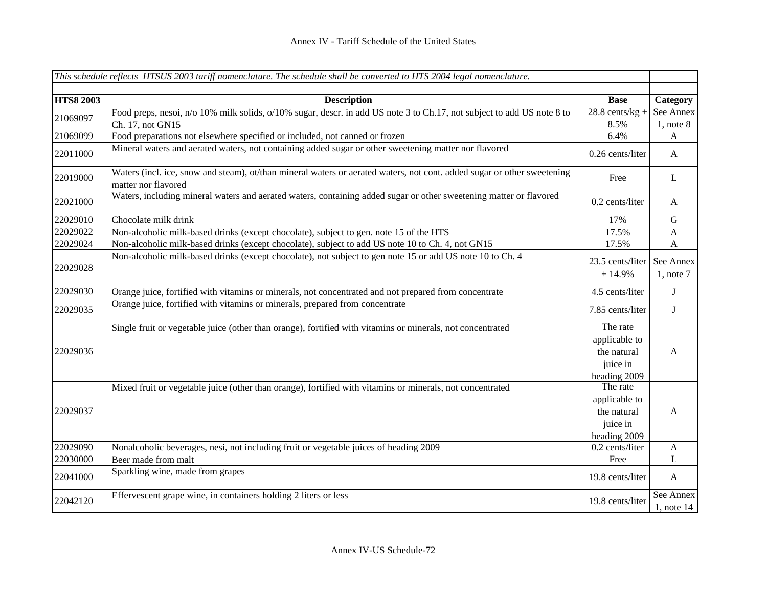# Annex IV - Tariff Schedule of the United States

| *This schedule reflects HTSUS 2003 tariff nomenclature. The schedule shall be converted to HTS 2004 legal nomenclature.* | | | |
|---|---|---|---|
| | | | |
| **HTS8 2003** | **Description** | **Base** | **Category** |
| 21069097 | Food preps, nesoi, n/o 10% milk solids, o/10% sugar, descr. in add US note 3 to Ch.17, not subject to add US note 8 to Ch. 17, not GN15 | 28.8 cents/kg + 8.5% | See Annex 1, note 8 |
| 21069099 | Food preparations not elsewhere specified or included, not canned or frozen | 6.4% | A |
| 22011000 | Mineral waters and aerated waters, not containing added sugar or other sweetening matter nor flavored | 0.26 cents/liter | A |
| 22019000 | Waters (incl. ice, snow and steam), ot/than mineral waters or aerated waters, not cont. added sugar or other sweetening matter nor flavored | Free | L |
| 22021000 | Waters, including mineral waters and aerated waters, containing added sugar or other sweetening matter or flavored | 0.2 cents/liter | A |
| 22029010 | Chocolate milk drink | 17% | G |
| 22029022 | Non-alcoholic milk-based drinks (except chocolate), subject to gen. note 15 of the HTS | 17.5% | A |
| 22029024 | Non-alcoholic milk-based drinks (except chocolate), subject to add US note 10 to Ch. 4, not GN15 | 17.5% | A |
| 22029028 | Non-alcoholic milk-based drinks (except chocolate), not subject to gen note 15 or add US note 10 to Ch. 4 | 23.5 cents/liter + 14.9% | See Annex 1, note 7 |
| 22029030 | Orange juice, fortified with vitamins or minerals, not concentrated and not prepared from concentrate | 4.5 cents/liter | J |
| 22029035 | Orange juice, fortified with vitamins or minerals, prepared from concentrate | 7.85 cents/liter | J |
| 22029036 | Single fruit or vegetable juice (other than orange), fortified with vitamins or minerals, not concentrated | The rate applicable to the natural juice in heading 2009 | A |
| 22029037 | Mixed fruit or vegetable juice (other than orange), fortified with vitamins or minerals, not concentrated | The rate applicable to the natural juice in heading 2009 | A |
| 22029090 | Nonalcoholic beverages, nesi, not including fruit or vegetable juices of heading 2009 | 0.2 cents/liter | A |
| 22030000 | Beer made from malt | Free | L |
| 22041000 | Sparkling wine, made from grapes | 19.8 cents/liter | A |
| 22042120 | Effervescent grape wine, in containers holding 2 liters or less | 19.8 cents/liter | See Annex 1, note 14 |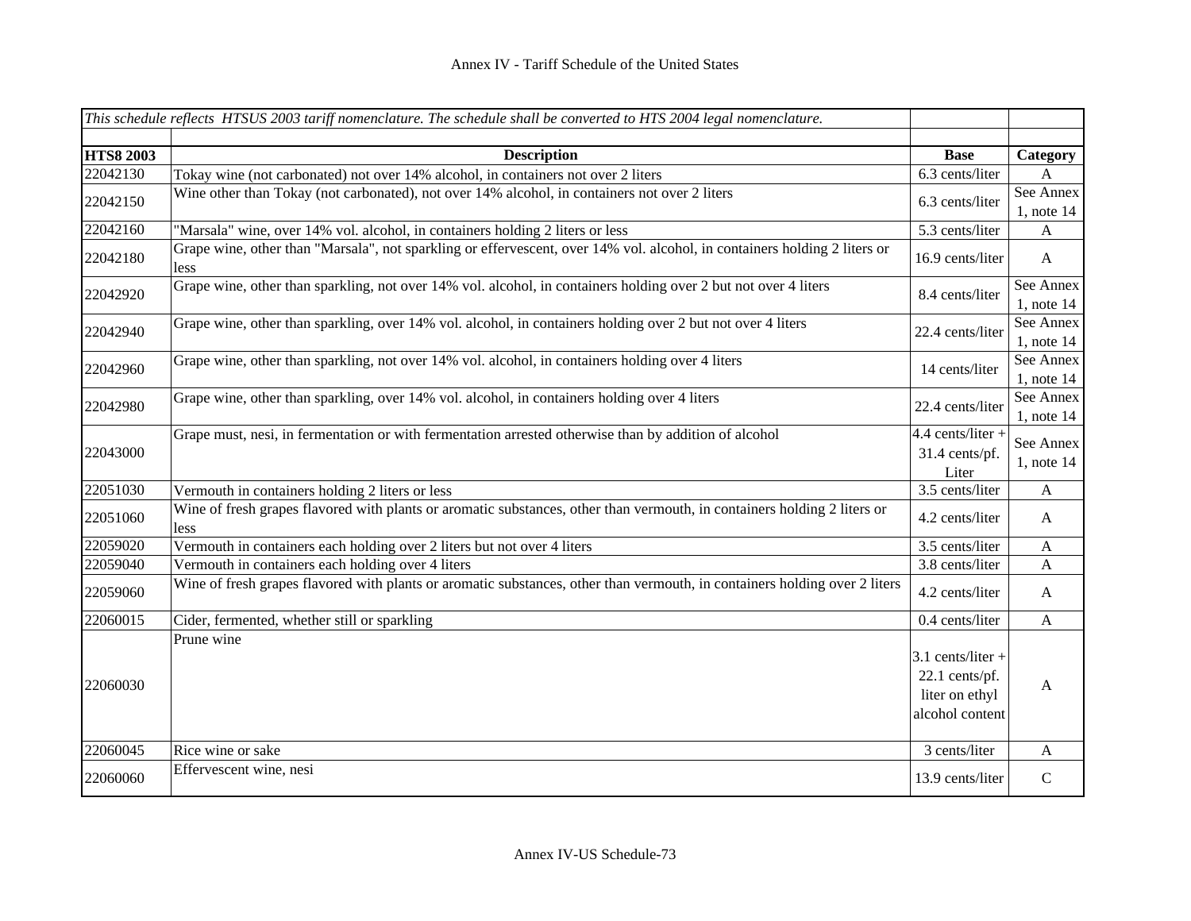| *This schedule reflects HTSUS 2003 tariff nomenclature. The schedule shall be converted to HTS 2004 legal nomenclature.* | | | |
|---|---|---|---|
| | | | |
| **HTS8 2003** | **Description** | **Base** | **Category** |
| 22042130 | Tokay wine (not carbonated) not over 14% alcohol, in containers not over 2 liters | 6.3 cents/liter | A |
| 22042150 | Wine other than Tokay (not carbonated), not over 14% alcohol, in containers not over 2 liters | 6.3 cents/liter | See Annex 1, note 14 |
| 22042160 | "Marsala" wine, over 14% vol. alcohol, in containers holding 2 liters or less | 5.3 cents/liter | A |
| 22042180 | Grape wine, other than "Marsala", not sparkling or effervescent, over 14% vol. alcohol, in containers holding 2 liters or less | 16.9 cents/liter | A |
| 22042920 | Grape wine, other than sparkling, not over 14% vol. alcohol, in containers holding over 2 but not over 4 liters | 8.4 cents/liter | See Annex 1, note 14 |
| 22042940 | Grape wine, other than sparkling, over 14% vol. alcohol, in containers holding over 2 but not over 4 liters | 22.4 cents/liter | See Annex 1, note 14 |
| 22042960 | Grape wine, other than sparkling, not over 14% vol. alcohol, in containers holding over 4 liters | 14 cents/liter | See Annex 1, note 14 |
| 22042980 | Grape wine, other than sparkling, over 14% vol. alcohol, in containers holding over 4 liters | 22.4 cents/liter | See Annex 1, note 14 |
| 22043000 | Grape must, nesi, in fermentation or with fermentation arrested otherwise than by addition of alcohol | 4.4 cents/liter + 31.4 cents/pf. Liter | See Annex 1, note 14 |
| 22051030 | Vermouth in containers holding 2 liters or less | 3.5 cents/liter | A |
| 22051060 | Wine of fresh grapes flavored with plants or aromatic substances, other than vermouth, in containers holding 2 liters or less | 4.2 cents/liter | A |
| 22059020 | Vermouth in containers each holding over 2 liters but not over 4 liters | 3.5 cents/liter | A |
| 22059040 | Vermouth in containers each holding over 4 liters | 3.8 cents/liter | A |
| 22059060 | Wine of fresh grapes flavored with plants or aromatic substances, other than vermouth, in containers holding over 2 liters | 4.2 cents/liter | A |
| 22060015 | Cider, fermented, whether still or sparkling | 0.4 cents/liter | A |
| 22060030 | Prune wine | 3.1 cents/liter + 22.1 cents/pf. liter on ethyl alcohol content | A |
| 22060045 | Rice wine or sake | 3 cents/liter | A |
| 22060060 | Effervescent wine, nesi | 13.9 cents/liter | C |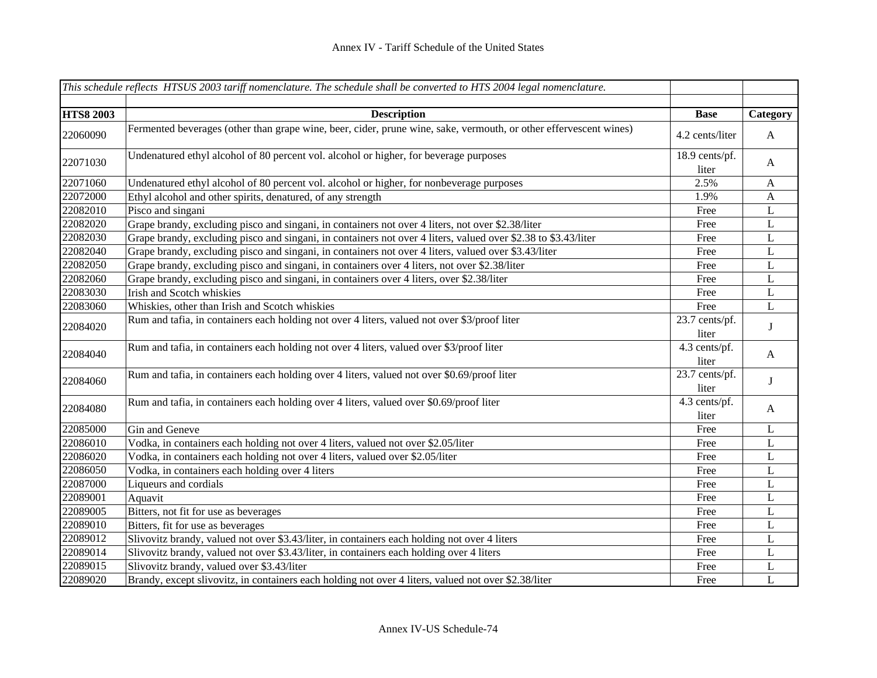# Annex IV - Tariff Schedule of the United States

| *This schedule reflects HTSUS 2003 tariff nomenclature. The schedule shall be converted to HTS 2004 legal nomenclature.* | | | |
|---|---|---|---|
| **HTS8 2003** | **Description** | **Base** | **Category** |
| 22060090 | Fermented beverages (other than grape wine, beer, cider, prune wine, sake, vermouth, or other effervescent wines) | 4.2 cents/liter | A |
| 22071030 | Undenatured ethyl alcohol of 80 percent vol. alcohol or higher, for beverage purposes | 18.9 cents/pf. liter | A |
| 22071060 | Undenatured ethyl alcohol of 80 percent vol. alcohol or higher, for nonbeverage purposes | 2.5% | A |
| 22072000 | Ethyl alcohol and other spirits, denatured, of any strength | 1.9% | A |
| 22082010 | Pisco and singani | Free | L |
| 22082020 | Grape brandy, excluding pisco and singani, in containers not over 4 liters, not over $2.38/liter | Free | L |
| 22082030 | Grape brandy, excluding pisco and singani, in containers not over 4 liters, valued over $2.38 to $3.43/liter | Free | L |
| 22082040 | Grape brandy, excluding pisco and singani, in containers not over 4 liters, valued over $3.43/liter | Free | L |
| 22082050 | Grape brandy, excluding pisco and singani, in containers over 4 liters, not over $2.38/liter | Free | L |
| 22082060 | Grape brandy, excluding pisco and singani, in containers over 4 liters, over $2.38/liter | Free | L |
| 22083030 | Irish and Scotch whiskies | Free | L |
| 22083060 | Whiskies, other than Irish and Scotch whiskies | Free | L |
| 22084020 | Rum and tafia, in containers each holding not over 4 liters, valued not over $3/proof liter | 23.7 cents/pf. liter | J |
| 22084040 | Rum and tafia, in containers each holding not over 4 liters, valued over $3/proof liter | 4.3 cents/pf. liter | A |
| 22084060 | Rum and tafia, in containers each holding over 4 liters, valued not over $0.69/proof liter | 23.7 cents/pf. liter | J |
| 22084080 | Rum and tafia, in containers each holding over 4 liters, valued over $0.69/proof liter | 4.3 cents/pf. liter | A |
| 22085000 | Gin and Geneve | Free | L |
| 22086010 | Vodka, in containers each holding not over 4 liters, valued not over $2.05/liter | Free | L |
| 22086020 | Vodka, in containers each holding not over 4 liters, valued over $2.05/liter | Free | L |
| 22086050 | Vodka, in containers each holding over 4 liters | Free | L |
| 22087000 | Liqueurs and cordials | Free | L |
| 22089001 | Aquavit | Free | L |
| 22089005 | Bitters, not fit for use as beverages | Free | L |
| 22089010 | Bitters, fit for use as beverages | Free | L |
| 22089012 | Slivovitz brandy, valued not over $3.43/liter, in containers each holding not over 4 liters | Free | L |
| 22089014 | Slivovitz brandy, valued not over $3.43/liter, in containers each holding over 4 liters | Free | L |
| 22089015 | Slivovitz brandy, valued over $3.43/liter | Free | L |
| 22089020 | Brandy, except slivovitz, in containers each holding not over 4 liters, valued not over $2.38/liter | Free | L |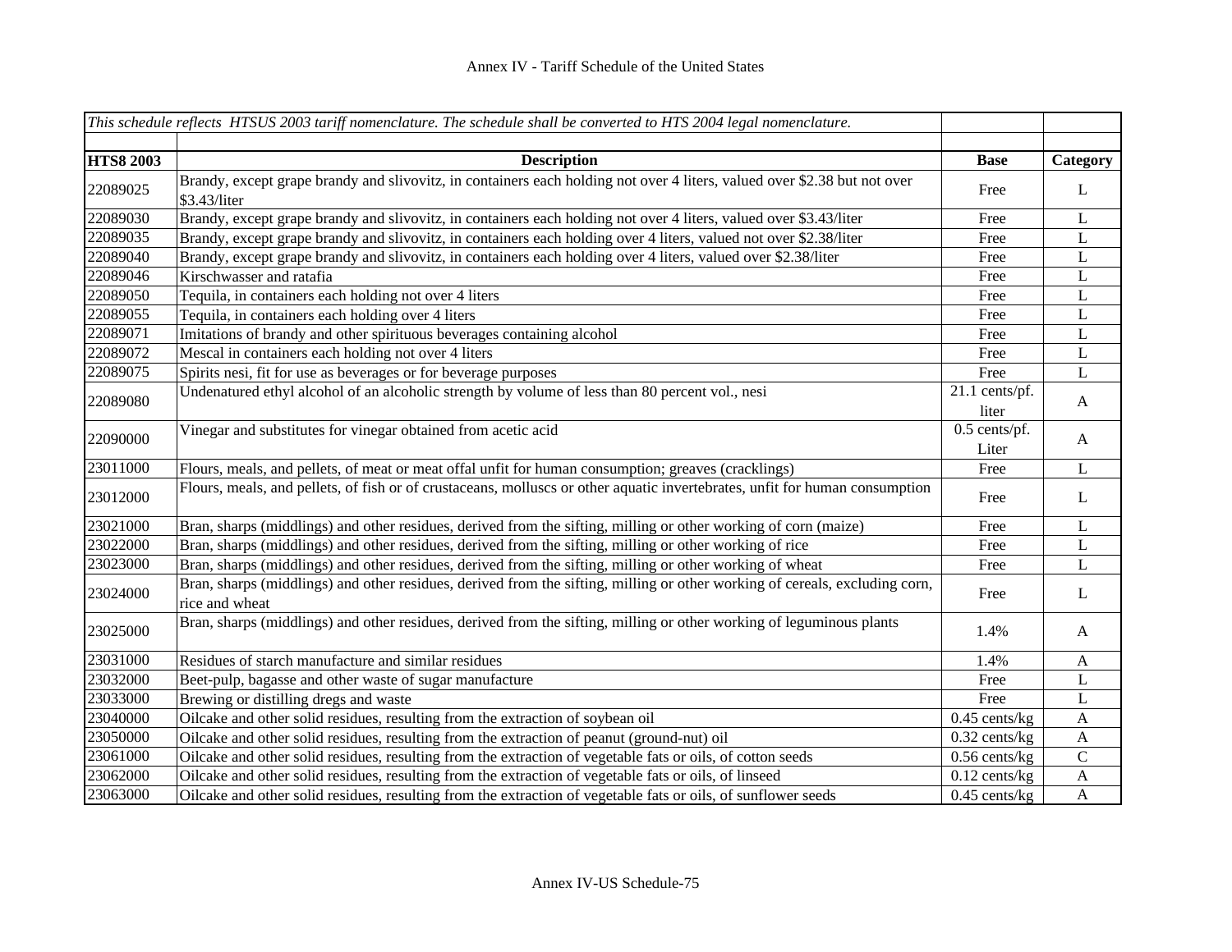| *This schedule reflects HTSUS 2003 tariff nomenclature. The schedule shall be converted to HTS 2004 legal nomenclature.* | | | |
|---|---|---|---|
| | | | |
| **HTS8 2003** | **Description** | **Base** | **Category** |
| 22089025 | Brandy, except grape brandy and slivovitz, in containers each holding not over 4 liters, valued over $2.38 but not over $3.43/liter | Free | L |
| 22089030 | Brandy, except grape brandy and slivovitz, in containers each holding not over 4 liters, valued over $3.43/liter | Free | L |
| 22089035 | Brandy, except grape brandy and slivovitz, in containers each holding over 4 liters, valued not over $2.38/liter | Free | L |
| 22089040 | Brandy, except grape brandy and slivovitz, in containers each holding over 4 liters, valued over $2.38/liter | Free | L |
| 22089046 | Kirschwasser and ratafia | Free | L |
| 22089050 | Tequila, in containers each holding not over 4 liters | Free | L |
| 22089055 | Tequila, in containers each holding over 4 liters | Free | L |
| 22089071 | Imitations of brandy and other spirituous beverages containing alcohol | Free | L |
| 22089072 | Mescal in containers each holding not over 4 liters | Free | L |
| 22089075 | Spirits nesi, fit for use as beverages or for beverage purposes | Free | L |
| 22089080 | Undenatured ethyl alcohol of an alcoholic strength by volume of less than 80 percent vol., nesi | 21.1 cents/pf. liter | A |
| 22090000 | Vinegar and substitutes for vinegar obtained from acetic acid | 0.5 cents/pf. Liter | A |
| 23011000 | Flours, meals, and pellets, of meat or meat offal unfit for human consumption; greaves (cracklings) | Free | L |
| 23012000 | Flours, meals, and pellets, of fish or of crustaceans, molluscs or other aquatic invertebrates, unfit for human consumption | Free | L |
| 23021000 | Bran, sharps (middlings) and other residues, derived from the sifting, milling or other working of corn (maize) | Free | L |
| 23022000 | Bran, sharps (middlings) and other residues, derived from the sifting, milling or other working of rice | Free | L |
| 23023000 | Bran, sharps (middlings) and other residues, derived from the sifting, milling or other working of wheat | Free | L |
| 23024000 | Bran, sharps (middlings) and other residues, derived from the sifting, milling or other working of cereals, excluding corn, rice and wheat | Free | L |
| 23025000 | Bran, sharps (middlings) and other residues, derived from the sifting, milling or other working of leguminous plants | 1.4% | A |
| 23031000 | Residues of starch manufacture and similar residues | 1.4% | A |
| 23032000 | Beet-pulp, bagasse and other waste of sugar manufacture | Free | L |
| 23033000 | Brewing or distilling dregs and waste | Free | L |
| 23040000 | Oilcake and other solid residues, resulting from the extraction of soybean oil | 0.45 cents/kg | A |
| 23050000 | Oilcake and other solid residues, resulting from the extraction of peanut (ground-nut) oil | 0.32 cents/kg | A |
| 23061000 | Oilcake and other solid residues, resulting from the extraction of vegetable fats or oils, of cotton seeds | 0.56 cents/kg | C |
| 23062000 | Oilcake and other solid residues, resulting from the extraction of vegetable fats or oils, of linseed | 0.12 cents/kg | A |
| 23063000 | Oilcake and other solid residues, resulting from the extraction of vegetable fats or oils, of sunflower seeds | 0.45 cents/kg | A |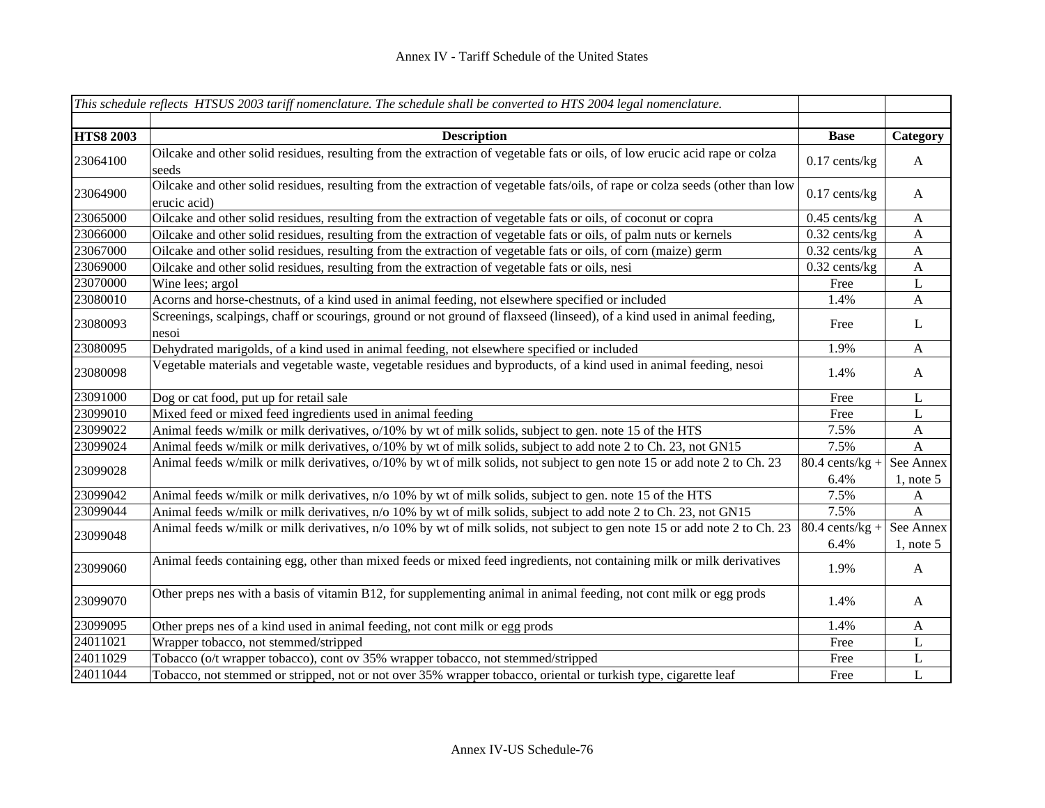# Annex IV - Tariff Schedule of the United States

| *This schedule reflects HTSUS 2003 tariff nomenclature. The schedule shall be converted to HTS 2004 legal nomenclature.* | | | |
|---|---|---|---|
| **HTS8 2003** | **Description** | **Base** | **Category** |
| 23064100 | Oilcake and other solid residues, resulting from the extraction of vegetable fats or oils, of low erucic acid rape or colza seeds | 0.17 cents/kg | A |
| 23064900 | Oilcake and other solid residues, resulting from the extraction of vegetable fats/oils, of rape or colza seeds (other than low erucic acid) | 0.17 cents/kg | A |
| 23065000 | Oilcake and other solid residues, resulting from the extraction of vegetable fats or oils, of coconut or copra | 0.45 cents/kg | A |
| 23066000 | Oilcake and other solid residues, resulting from the extraction of vegetable fats or oils, of palm nuts or kernels | 0.32 cents/kg | A |
| 23067000 | Oilcake and other solid residues, resulting from the extraction of vegetable fats or oils, of corn (maize) germ | 0.32 cents/kg | A |
| 23069000 | Oilcake and other solid residues, resulting from the extraction of vegetable fats or oils, nesi | 0.32 cents/kg | A |
| 23070000 | Wine lees; argol | Free | L |
| 23080010 | Acorns and horse-chestnuts, of a kind used in animal feeding, not elsewhere specified or included | 1.4% | A |
| 23080093 | Screenings, scalpings, chaff or scourings, ground or not ground of flaxseed (linseed), of a kind used in animal feeding, nesoi | Free | L |
| 23080095 | Dehydrated marigolds, of a kind used in animal feeding, not elsewhere specified or included | 1.9% | A |
| 23080098 | Vegetable materials and vegetable waste, vegetable residues and byproducts, of a kind used in animal feeding, nesoi | 1.4% | A |
| 23091000 | Dog or cat food, put up for retail sale | Free | L |
| 23099010 | Mixed feed or mixed feed ingredients used in animal feeding | Free | L |
| 23099022 | Animal feeds w/milk or milk derivatives, o/10% by wt of milk solids, subject to gen. note 15 of the HTS | 7.5% | A |
| 23099024 | Animal feeds w/milk or milk derivatives, o/10% by wt of milk solids, subject to add note 2 to Ch. 23, not GN15 | 7.5% | A |
| 23099028 | Animal feeds w/milk or milk derivatives, o/10% by wt of milk solids, not subject to gen note 15 or add note 2 to Ch. 23 | 80.4 cents/kg + 6.4% | See Annex 1, note 5 |
| 23099042 | Animal feeds w/milk or milk derivatives, n/o 10% by wt of milk solids, subject to gen. note 15 of the HTS | 7.5% | A |
| 23099044 | Animal feeds w/milk or milk derivatives, n/o 10% by wt of milk solids, subject to add note 2 to Ch. 23, not GN15 | 7.5% | A |
| 23099048 | Animal feeds w/milk or milk derivatives, n/o 10% by wt of milk solids, not subject to gen note 15 or add note 2 to Ch. 23 | 80.4 cents/kg + 6.4% | See Annex 1, note 5 |
| 23099060 | Animal feeds containing egg, other than mixed feeds or mixed feed ingredients, not containing milk or milk derivatives | 1.9% | A |
| 23099070 | Other preps nes with a basis of vitamin B12, for supplementing animal in animal feeding, not cont milk or egg prods | 1.4% | A |
| 23099095 | Other preps nes of a kind used in animal feeding, not cont milk or egg prods | 1.4% | A |
| 24011021 | Wrapper tobacco, not stemmed/stripped | Free | L |
| 24011029 | Tobacco (o/t wrapper tobacco), cont ov 35% wrapper tobacco, not stemmed/stripped | Free | L |
| 24011044 | Tobacco, not stemmed or stripped, not or not over 35% wrapper tobacco, oriental or turkish type, cigarette leaf | Free | L |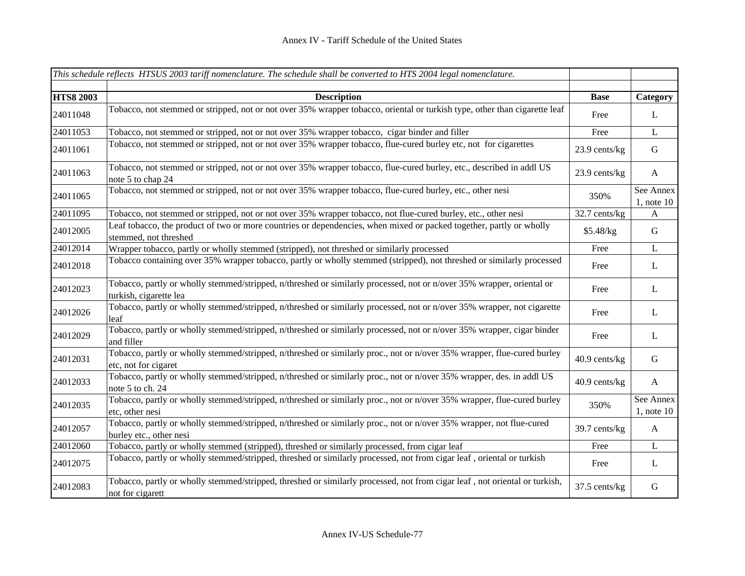# Annex IV - Tariff Schedule of the United States

| *This schedule reflects HTSUS 2003 tariff nomenclature. The schedule shall be converted to HTS 2004 legal nomenclature.* | | | |
|---|---|---|---|
| **HTS8 2003** | **Description** | **Base** | **Category** |
| 24011048 | Tobacco, not stemmed or stripped, not or not over 35% wrapper tobacco, oriental or turkish type, other than cigarette leaf | Free | L |
| 24011053 | Tobacco, not stemmed or stripped, not or not over 35% wrapper tobacco, cigar binder and filler | Free | L |
| 24011061 | Tobacco, not stemmed or stripped, not or not over 35% wrapper tobacco, flue-cured burley etc, not for cigarettes | 23.9 cents/kg | G |
| 24011063 | Tobacco, not stemmed or stripped, not or not over 35% wrapper tobacco, flue-cured burley, etc., described in addl US note 5 to chap 24 | 23.9 cents/kg | A |
| 24011065 | Tobacco, not stemmed or stripped, not or not over 35% wrapper tobacco, flue-cured burley, etc., other nesi | 350% | See Annex 1, note 10 |
| 24011095 | Tobacco, not stemmed or stripped, not or not over 35% wrapper tobacco, not flue-cured burley, etc., other nesi | 32.7 cents/kg | A |
| 24012005 | Leaf tobacco, the product of two or more countries or dependencies, when mixed or packed together, partly or wholly stemmed, not threshed | $5.48/kg | G |
| 24012014 | Wrapper tobacco, partly or wholly stemmed (stripped), not threshed or similarly processed | Free | L |
| 24012018 | Tobacco containing over 35% wrapper tobacco, partly or wholly stemmed (stripped), not threshed or similarly processed | Free | L |
| 24012023 | Tobacco, partly or wholly stemmed/stripped, n/threshed or similarly processed, not or n/over 35% wrapper, oriental or turkish, cigarette lea | Free | L |
| 24012026 | Tobacco, partly or wholly stemmed/stripped, n/threshed or similarly processed, not or n/over 35% wrapper, not cigarette leaf | Free | L |
| 24012029 | Tobacco, partly or wholly stemmed/stripped, n/threshed or similarly processed, not or n/over 35% wrapper, cigar binder and filler | Free | L |
| 24012031 | Tobacco, partly or wholly stemmed/stripped, n/threshed or similarly proc., not or n/over 35% wrapper, flue-cured burley etc, not for cigaret | 40.9 cents/kg | G |
| 24012033 | Tobacco, partly or wholly stemmed/stripped, n/threshed or similarly proc., not or n/over 35% wrapper, des. in addl US note 5 to ch. 24 | 40.9 cents/kg | A |
| 24012035 | Tobacco, partly or wholly stemmed/stripped, n/threshed or similarly proc., not or n/over 35% wrapper, flue-cured burley etc, other nesi | 350% | See Annex 1, note 10 |
| 24012057 | Tobacco, partly or wholly stemmed/stripped, n/threshed or similarly proc., not or n/over 35% wrapper, not flue-cured burley etc., other nesi | 39.7 cents/kg | A |
| 24012060 | Tobacco, partly or wholly stemmed (stripped), threshed or similarly processed, from cigar leaf | Free | L |
| 24012075 | Tobacco, partly or wholly stemmed/stripped, threshed or similarly processed, not from cigar leaf , oriental or turkish | Free | L |
| 24012083 | Tobacco, partly or wholly stemmed/stripped, threshed or similarly processed, not from cigar leaf , not oriental or turkish, not for cigarett | 37.5 cents/kg | G |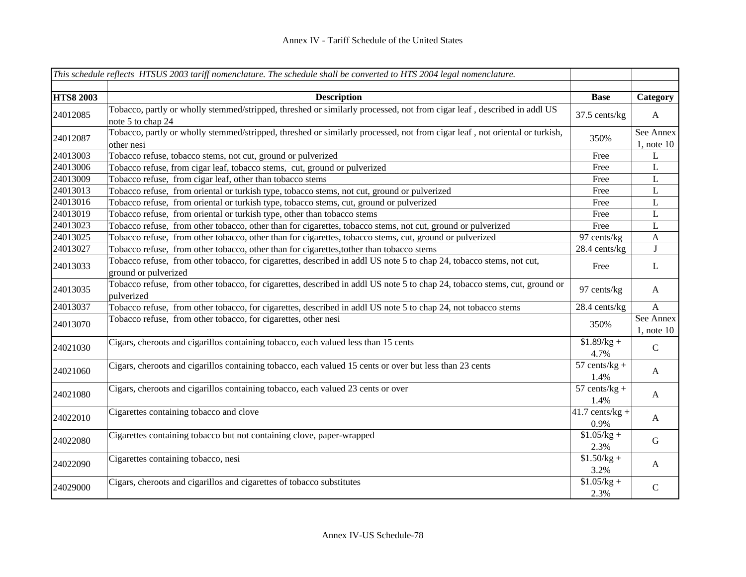*This schedule reflects HTSUS 2003 tariff nomenclature. The schedule shall be converted to HTS 2004 legal nomenclature.*

| HTS8 2003 | Description | Base | Category |
|---|---|---|---|
| 24012085 | Tobacco, partly or wholly stemmed/stripped, threshed or similarly processed, not from cigar leaf , described in addl US note 5 to chap 24 | 37.5 cents/kg | A |
| 24012087 | Tobacco, partly or wholly stemmed/stripped, threshed or similarly processed, not from cigar leaf , not oriental or turkish, other nesi | 350% | See Annex 1, note 10 |
| 24013003 | Tobacco refuse, tobacco stems, not cut, ground or pulverized | Free | L |
| 24013006 | Tobacco refuse, from cigar leaf, tobacco stems, cut, ground or pulverized | Free | L |
| 24013009 | Tobacco refuse, from cigar leaf, other than tobacco stems | Free | L |
| 24013013 | Tobacco refuse, from oriental or turkish type, tobacco stems, not cut, ground or pulverized | Free | L |
| 24013016 | Tobacco refuse, from oriental or turkish type, tobacco stems, cut, ground or pulverized | Free | L |
| 24013019 | Tobacco refuse, from oriental or turkish type, other than tobacco stems | Free | L |
| 24013023 | Tobacco refuse, from other tobacco, other than for cigarettes, tobacco stems, not cut, ground or pulverized | Free | L |
| 24013025 | Tobacco refuse, from other tobacco, other than for cigarettes, tobacco stems, cut, ground or pulverized | 97 cents/kg | A |
| 24013027 | Tobacco refuse, from other tobacco, other than for cigarettes,tother than tobacco stems | 28.4 cents/kg | J |
| 24013033 | Tobacco refuse, from other tobacco, for cigarettes, described in addl US note 5 to chap 24, tobacco stems, not cut, ground or pulverized | Free | L |
| 24013035 | Tobacco refuse, from other tobacco, for cigarettes, described in addl US note 5 to chap 24, tobacco stems, cut, ground or pulverized | 97 cents/kg | A |
| 24013037 | Tobacco refuse, from other tobacco, for cigarettes, described in addl US note 5 to chap 24, not tobacco stems | 28.4 cents/kg | A |
| 24013070 | Tobacco refuse, from other tobacco, for cigarettes, other nesi | 350% | See Annex 1, note 10 |
| 24021030 | Cigars, cheroots and cigarillos containing tobacco, each valued less than 15 cents | $1.89/kg + 4.7% | C |
| 24021060 | Cigars, cheroots and cigarillos containing tobacco, each valued 15 cents or over but less than 23 cents | 57 cents/kg + 1.4% | A |
| 24021080 | Cigars, cheroots and cigarillos containing tobacco, each valued 23 cents or over | 57 cents/kg + 1.4% | A |
| 24022010 | Cigarettes containing tobacco and clove | 41.7 cents/kg + 0.9% | A |
| 24022080 | Cigarettes containing tobacco but not containing clove, paper-wrapped | $1.05/kg + 2.3% | G |
| 24022090 | Cigarettes containing tobacco, nesi | $1.50/kg + 3.2% | A |
| 24029000 | Cigars, cheroots and cigarillos and cigarettes of tobacco substitutes | $1.05/kg + 2.3% | C |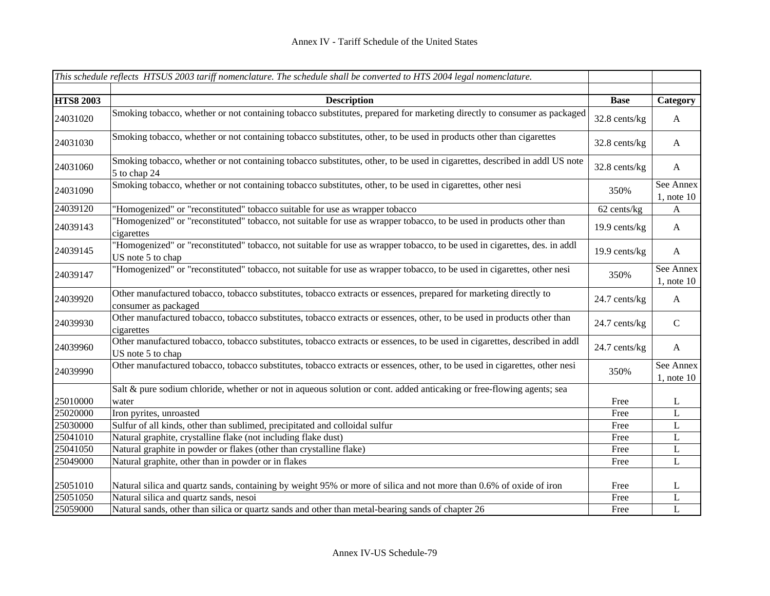| *This schedule reflects HTSUS 2003 tariff nomenclature. The schedule shall be converted to HTS 2004 legal nomenclature.* | | | |
|---|---|---|---|
| | | | |
| **HTS8 2003** | **Description** | **Base** | **Category** |
| 24031020 | Smoking tobacco, whether or not containing tobacco substitutes, prepared for marketing directly to consumer as packaged | 32.8 cents/kg | A |
| 24031030 | Smoking tobacco, whether or not containing tobacco substitutes, other, to be used in products other than cigarettes | 32.8 cents/kg | A |
| 24031060 | Smoking tobacco, whether or not containing tobacco substitutes, other, to be used in cigarettes, described in addl US note 5 to chap 24 | 32.8 cents/kg | A |
| 24031090 | Smoking tobacco, whether or not containing tobacco substitutes, other, to be used in cigarettes, other nesi | 350% | See Annex 1, note 10 |
| 24039120 | "Homogenized" or "reconstituted" tobacco suitable for use as wrapper tobacco | 62 cents/kg | A |
| 24039143 | "Homogenized" or "reconstituted" tobacco, not suitable for use as wrapper tobacco, to be used in products other than cigarettes | 19.9 cents/kg | A |
| 24039145 | "Homogenized" or "reconstituted" tobacco, not suitable for use as wrapper tobacco, to be used in cigarettes, des. in addl US note 5 to chap | 19.9 cents/kg | A |
| 24039147 | "Homogenized" or "reconstituted" tobacco, not suitable for use as wrapper tobacco, to be used in cigarettes, other nesi | 350% | See Annex 1, note 10 |
| 24039920 | Other manufactured tobacco, tobacco substitutes, tobacco extracts or essences, prepared for marketing directly to consumer as packaged | 24.7 cents/kg | A |
| 24039930 | Other manufactured tobacco, tobacco substitutes, tobacco extracts or essences, other, to be used in products other than cigarettes | 24.7 cents/kg | C |
| 24039960 | Other manufactured tobacco, tobacco substitutes, tobacco extracts or essences, to be used in cigarettes, described in addl US note 5 to chap | 24.7 cents/kg | A |
| 24039990 | Other manufactured tobacco, tobacco substitutes, tobacco extracts or essences, other, to be used in cigarettes, other nesi | 350% | See Annex 1, note 10 |
| 25010000 | Salt & pure sodium chloride, whether or not in aqueous solution or cont. added anticaking or free-flowing agents; sea water | Free | L |
| 25020000 | Iron pyrites, unroasted | Free | L |
| 25030000 | Sulfur of all kinds, other than sublimed, precipitated and colloidal sulfur | Free | L |
| 25041010 | Natural graphite, crystalline flake (not including flake dust) | Free | L |
| 25041050 | Natural graphite in powder or flakes (other than crystalline flake) | Free | L |
| 25049000 | Natural graphite, other than in powder or in flakes | Free | L |
| 25051010 | Natural silica and quartz sands, containing by weight 95% or more of silica and not more than 0.6% of oxide of iron | Free | L |
| 25051050 | Natural silica and quartz sands, nesoi | Free | L |
| 25059000 | Natural sands, other than silica or quartz sands and other than metal-bearing sands of chapter 26 | Free | L |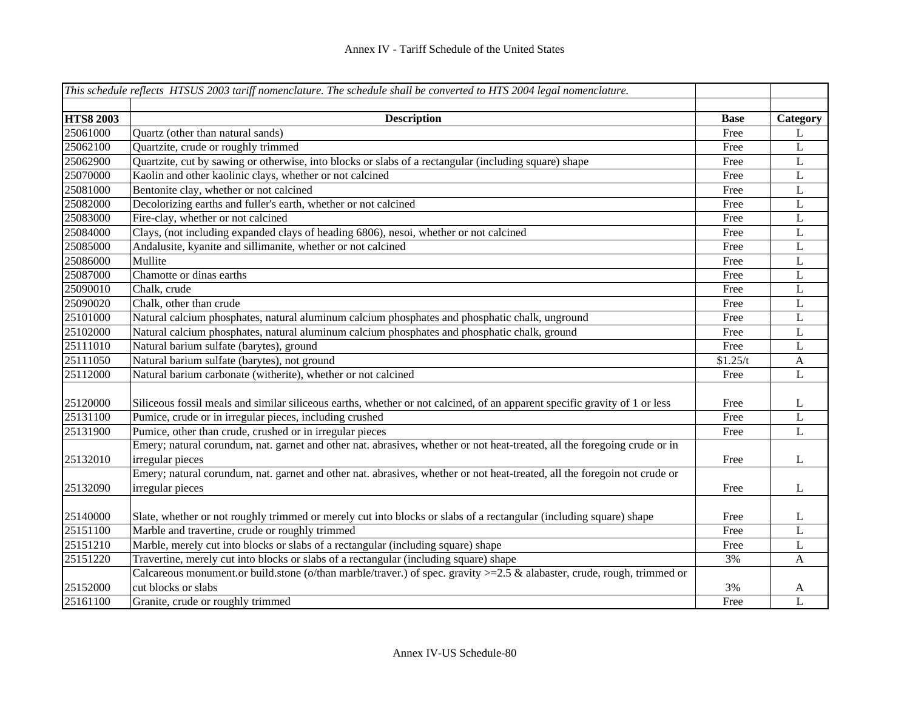# Annex IV - Tariff Schedule of the United States

| *This schedule reflects HTSUS 2003 tariff nomenclature. The schedule shall be converted to HTS 2004 legal nomenclature.* | | | |
|---|---|---|---|
| **HTS8 2003** | **Description** | **Base** | **Category** |
| 25061000 | Quartz (other than natural sands) | Free | L |
| 25062100 | Quartzite, crude or roughly trimmed | Free | L |
| 25062900 | Quartzite, cut by sawing or otherwise, into blocks or slabs of a rectangular (including square) shape | Free | L |
| 25070000 | Kaolin and other kaolinic clays, whether or not calcined | Free | L |
| 25081000 | Bentonite clay, whether or not calcined | Free | L |
| 25082000 | Decolorizing earths and fuller's earth, whether or not calcined | Free | L |
| 25083000 | Fire-clay, whether or not calcined | Free | L |
| 25084000 | Clays, (not including expanded clays of heading 6806), nesoi, whether or not calcined | Free | L |
| 25085000 | Andalusite, kyanite and sillimanite, whether or not calcined | Free | L |
| 25086000 | Mullite | Free | L |
| 25087000 | Chamotte or dinas earths | Free | L |
| 25090010 | Chalk, crude | Free | L |
| 25090020 | Chalk, other than crude | Free | L |
| 25101000 | Natural calcium phosphates, natural aluminum calcium phosphates and phosphatic chalk, unground | Free | L |
| 25102000 | Natural calcium phosphates, natural aluminum calcium phosphates and phosphatic chalk, ground | Free | L |
| 25111010 | Natural barium sulfate (barytes), ground | Free | L |
| 25111050 | Natural barium sulfate (barytes), not ground | $1.25/t | A |
| 25112000 | Natural barium carbonate (witherite), whether or not calcined | Free | L |
| 25120000 | Siliceous fossil meals and similar siliceous earths, whether or not calcined, of an apparent specific gravity of 1 or less | Free | L |
| 25131100 | Pumice, crude or in irregular pieces, including crushed | Free | L |
| 25131900 | Pumice, other than crude, crushed or in irregular pieces | Free | L |
| 25132010 | Emery; natural corundum, nat. garnet and other nat. abrasives, whether or not heat-treated, all the foregoing crude or in irregular pieces | Free | L |
| 25132090 | Emery; natural corundum, nat. garnet and other nat. abrasives, whether or not heat-treated, all the foregoin not crude or irregular pieces | Free | L |
| 25140000 | Slate, whether or not roughly trimmed or merely cut into blocks or slabs of a rectangular (including square) shape | Free | L |
| 25151100 | Marble and travertine, crude or roughly trimmed | Free | L |
| 25151210 | Marble, merely cut into blocks or slabs of a rectangular (including square) shape | Free | L |
| 25151220 | Travertine, merely cut into blocks or slabs of a rectangular (including square) shape | 3% | A |
| 25152000 | Calcareous monument.or build.stone (o/than marble/traver.) of spec. gravity >=2.5 & alabaster, crude, rough, trimmed or cut blocks or slabs | 3% | A |
| 25161100 | Granite, crude or roughly trimmed | Free | L |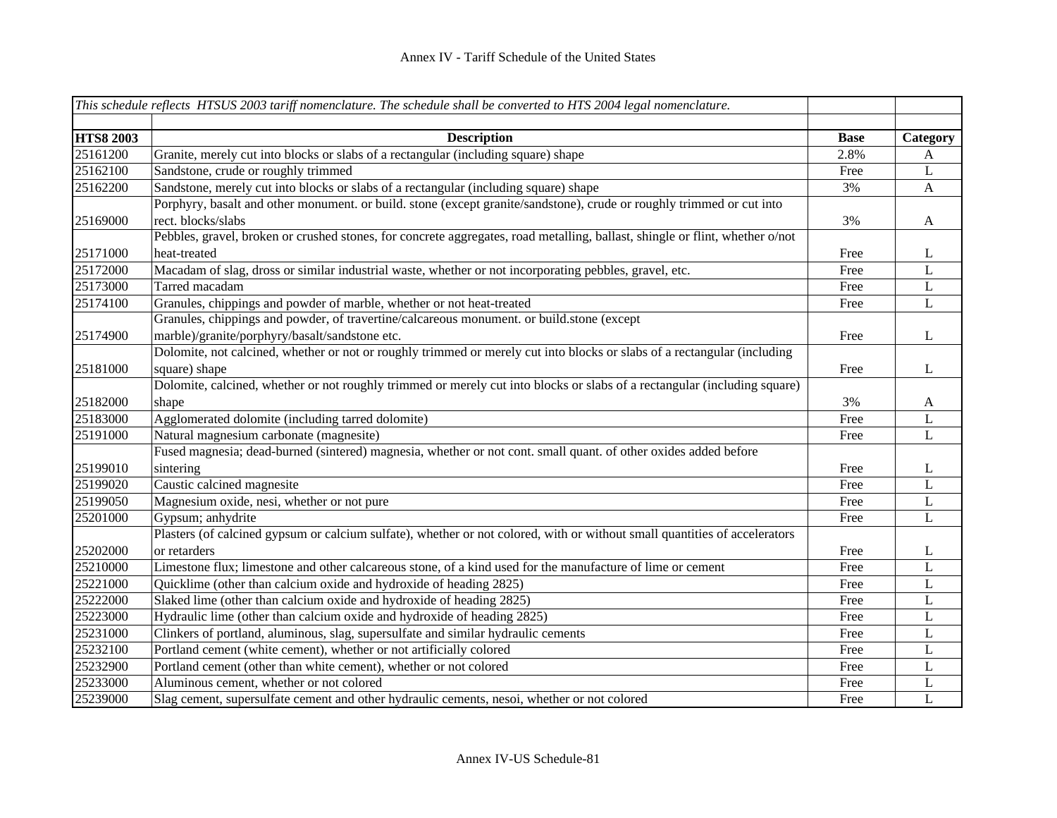Annex IV - Tariff Schedule of the United States

| *This schedule reflects HTSUS 2003 tariff nomenclature. The schedule shall be converted to HTS 2004 legal nomenclature.* | | | |
|---|---|---|---|
| **HTS8 2003** | **Description** | **Base** | **Category** |
| 25161200 | Granite, merely cut into blocks or slabs of a rectangular (including square) shape | 2.8% | A |
| 25162100 | Sandstone, crude or roughly trimmed | Free | L |
| 25162200 | Sandstone, merely cut into blocks or slabs of a rectangular (including square) shape | 3% | A |
| 25169000 | Porphyry, basalt and other monument. or build. stone (except granite/sandstone), crude or roughly trimmed or cut into rect. blocks/slabs | 3% | A |
| 25171000 | Pebbles, gravel, broken or crushed stones, for concrete aggregates, road metalling, ballast, shingle or flint, whether o/not heat-treated | Free | L |
| 25172000 | Macadam of slag, dross or similar industrial waste, whether or not incorporating pebbles, gravel, etc. | Free | L |
| 25173000 | Tarred macadam | Free | L |
| 25174100 | Granules, chippings and powder of marble, whether or not heat-treated | Free | L |
| 25174900 | Granules, chippings and powder, of travertine/calcareous monument. or build.stone (except marble)/granite/porphyry/basalt/sandstone etc. | Free | L |
| 25181000 | Dolomite, not calcined, whether or not or roughly trimmed or merely cut into blocks or slabs of a rectangular (including square) shape | Free | L |
| 25182000 | Dolomite, calcined, whether or not roughly trimmed or merely cut into blocks or slabs of a rectangular (including square) shape | 3% | A |
| 25183000 | Agglomerated dolomite (including tarred dolomite) | Free | L |
| 25191000 | Natural magnesium carbonate (magnesite) | Free | L |
| 25199010 | Fused magnesia; dead-burned (sintered) magnesia, whether or not cont. small quant. of other oxides added before sintering | Free | L |
| 25199020 | Caustic calcined magnesite | Free | L |
| 25199050 | Magnesium oxide, nesi, whether or not pure | Free | L |
| 25201000 | Gypsum; anhydrite | Free | L |
| 25202000 | Plasters (of calcined gypsum or calcium sulfate), whether or not colored, with or without small quantities of accelerators or retarders | Free | L |
| 25210000 | Limestone flux; limestone and other calcareous stone, of a kind used for the manufacture of lime or cement | Free | L |
| 25221000 | Quicklime (other than calcium oxide and hydroxide of heading 2825) | Free | L |
| 25222000 | Slaked lime (other than calcium oxide and hydroxide of heading 2825) | Free | L |
| 25223000 | Hydraulic lime (other than calcium oxide and hydroxide of heading 2825) | Free | L |
| 25231000 | Clinkers of portland, aluminous, slag, supersulfate and similar hydraulic cements | Free | L |
| 25232100 | Portland cement (white cement), whether or not artificially colored | Free | L |
| 25232900 | Portland cement (other than white cement), whether or not colored | Free | L |
| 25233000 | Aluminous cement, whether or not colored | Free | L |
| 25239000 | Slag cement, supersulfate cement and other hydraulic cements, nesoi, whether or not colored | Free | L |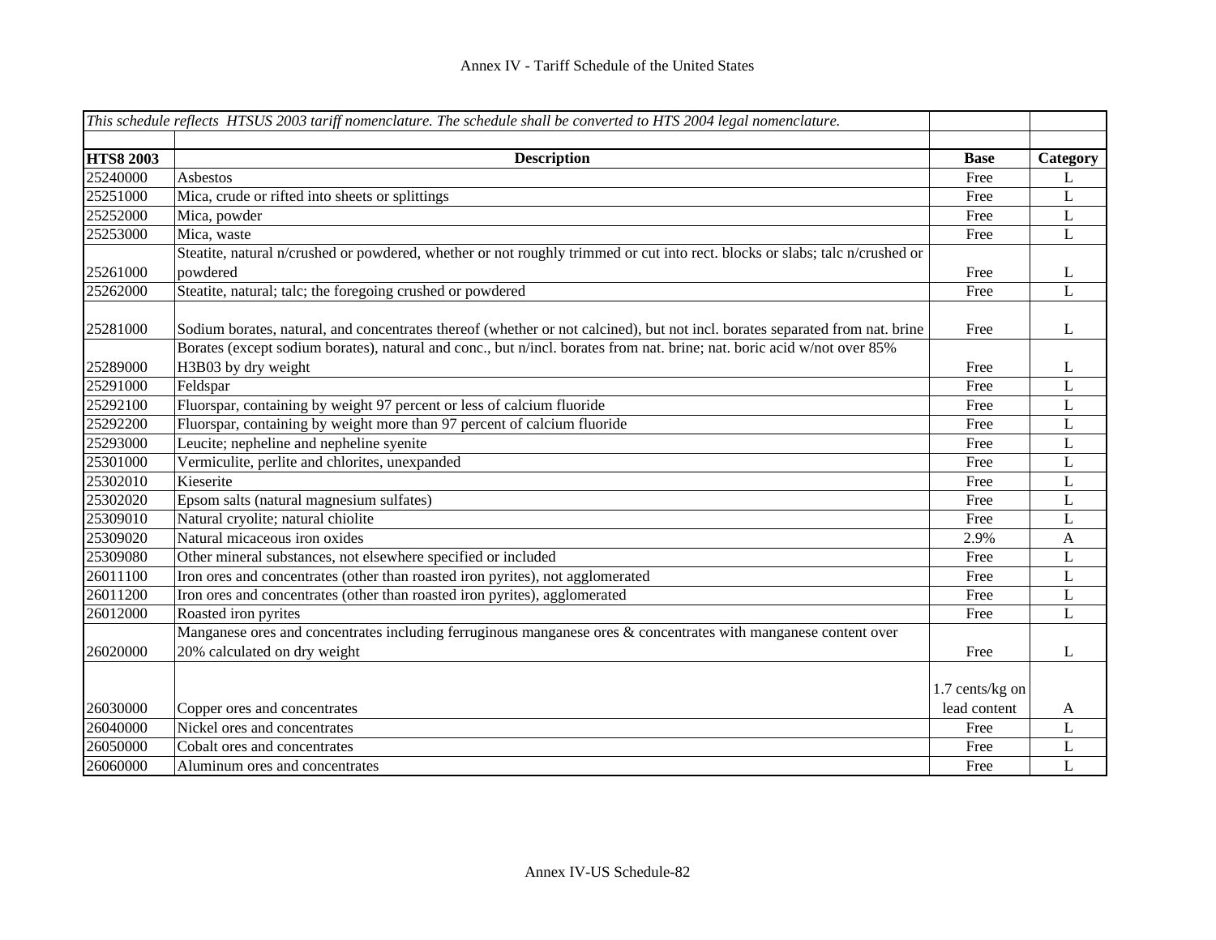# Annex IV - Tariff Schedule of the United States

| *This schedule reflects HTSUS 2003 tariff nomenclature. The schedule shall be converted to HTS 2004 legal nomenclature.* | | | |
|---|---|---|---|
| | | | |
| **HTS8 2003** | **Description** | **Base** | **Category** |
| 25240000 | Asbestos | Free | L |
| 25251000 | Mica, crude or rifted into sheets or splittings | Free | L |
| 25252000 | Mica, powder | Free | L |
| 25253000 | Mica, waste | Free | L |
| 25261000 | Steatite, natural n/crushed or powdered, whether or not roughly trimmed or cut into rect. blocks or slabs; talc n/crushed or powdered | Free | L |
| 25262000 | Steatite, natural; talc; the foregoing crushed or powdered | Free | L |
| 25281000 | Sodium borates, natural, and concentrates thereof (whether or not calcined), but not incl. borates separated from nat. brine | Free | L |
| 25289000 | Borates (except sodium borates), natural and conc., but n/incl. borates from nat. brine; nat. boric acid w/not over 85% H3B03 by dry weight | Free | L |
| 25291000 | Feldspar | Free | L |
| 25292100 | Fluorspar, containing by weight 97 percent or less of calcium fluoride | Free | L |
| 25292200 | Fluorspar, containing by weight more than 97 percent of calcium fluoride | Free | L |
| 25293000 | Leucite; nepheline and nepheline syenite | Free | L |
| 25301000 | Vermiculite, perlite and chlorites, unexpanded | Free | L |
| 25302010 | Kieserite | Free | L |
| 25302020 | Epsom salts (natural magnesium sulfates) | Free | L |
| 25309010 | Natural cryolite; natural chiolite | Free | L |
| 25309020 | Natural micaceous iron oxides | 2.9% | A |
| 25309080 | Other mineral substances, not elsewhere specified or included | Free | L |
| 26011100 | Iron ores and concentrates (other than roasted iron pyrites), not agglomerated | Free | L |
| 26011200 | Iron ores and concentrates (other than roasted iron pyrites), agglomerated | Free | L |
| 26012000 | Roasted iron pyrites | Free | L |
| 26020000 | Manganese ores and concentrates including ferruginous manganese ores & concentrates with manganese content over 20% calculated on dry weight | Free | L |
| 26030000 | Copper ores and concentrates | 1.7 cents/kg on lead content | A |
| 26040000 | Nickel ores and concentrates | Free | L |
| 26050000 | Cobalt ores and concentrates | Free | L |
| 26060000 | Aluminum ores and concentrates | Free | L |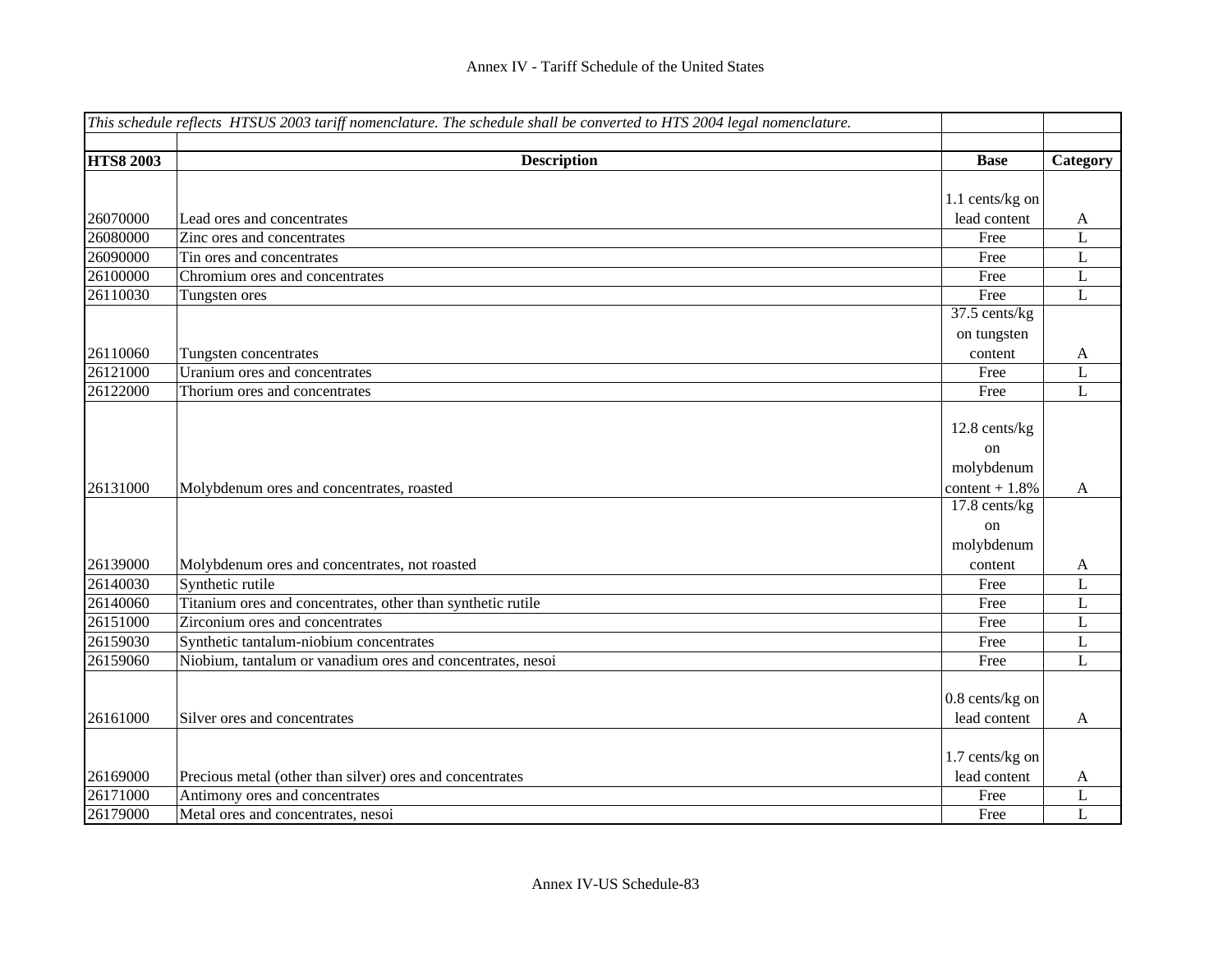# Annex IV - Tariff Schedule of the United States

| *This schedule reflects HTSUS 2003 tariff nomenclature. The schedule shall be converted to HTS 2004 legal nomenclature.* | | | |
|---|---|---|---|
| **HTS8 2003** | **Description** | **Base** | **Category** |
| 26070000 | Lead ores and concentrates | 1.1 cents/kg on lead content | A |
| 26080000 | Zinc ores and concentrates | Free | L |
| 26090000 | Tin ores and concentrates | Free | L |
| 26100000 | Chromium ores and concentrates | Free | L |
| 26110030 | Tungsten ores | Free | L |
| 26110060 | Tungsten concentrates | 37.5 cents/kg on tungsten content | A |
| 26121000 | Uranium ores and concentrates | Free | L |
| 26122000 | Thorium ores and concentrates | Free | L |
| 26131000 | Molybdenum ores and concentrates, roasted | 12.8 cents/kg on molybdenum content + 1.8% | A |
| 26139000 | Molybdenum ores and concentrates, not roasted | 17.8 cents/kg on molybdenum content | A |
| 26140030 | Synthetic rutile | Free | L |
| 26140060 | Titanium ores and concentrates, other than synthetic rutile | Free | L |
| 26151000 | Zirconium ores and concentrates | Free | L |
| 26159030 | Synthetic tantalum-niobium concentrates | Free | L |
| 26159060 | Niobium, tantalum or vanadium ores and concentrates, nesoi | Free | L |
| 26161000 | Silver ores and concentrates | 0.8 cents/kg on lead content | A |
| 26169000 | Precious metal (other than silver) ores and concentrates | 1.7 cents/kg on lead content | A |
| 26171000 | Antimony ores and concentrates | Free | L |
| 26179000 | Metal ores and concentrates, nesoi | Free | L |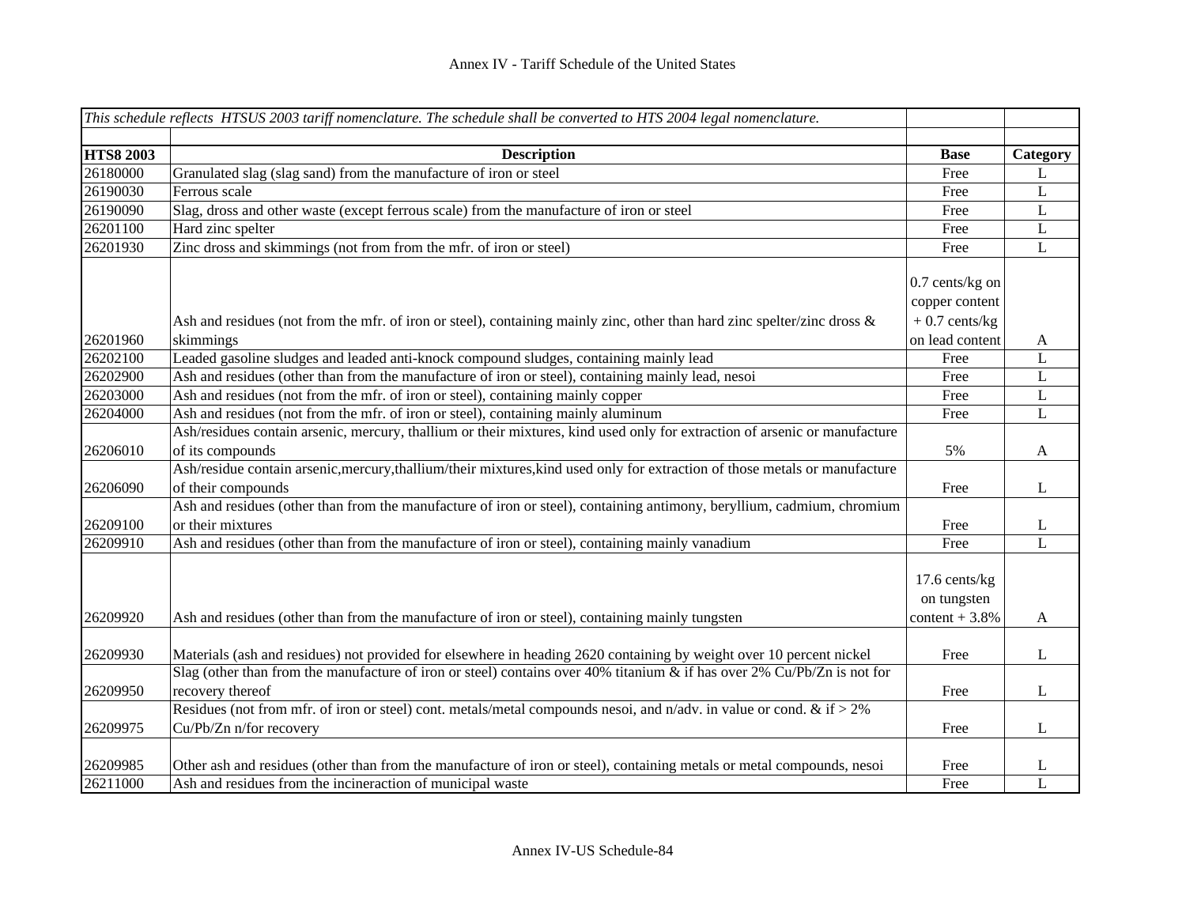| *This schedule reflects HTSUS 2003 tariff nomenclature. The schedule shall be converted to HTS 2004 legal nomenclature.* | | | |
|---|---|---|---|
| | | | |
| **HTS8 2003** | **Description** | **Base** | **Category** |
| 26180000 | Granulated slag (slag sand) from the manufacture of iron or steel | Free | L |
| 26190030 | Ferrous scale | Free | L |
| 26190090 | Slag, dross and other waste (except ferrous scale) from the manufacture of iron or steel | Free | L |
| 26201100 | Hard zinc spelter | Free | L |
| 26201930 | Zinc dross and skimmings (not from from the mfr. of iron or steel) | Free | L |
| 26201960 | Ash and residues (not from the mfr. of iron or steel), containing mainly zinc, other than hard zinc spelter/zinc dross & skimmings | 0.7 cents/kg on copper content + 0.7 cents/kg on lead content | A |
| 26202100 | Leaded gasoline sludges and leaded anti-knock compound sludges, containing mainly lead | Free | L |
| 26202900 | Ash and residues (other than from the manufacture of iron or steel), containing mainly lead, nesoi | Free | L |
| 26203000 | Ash and residues (not from the mfr. of iron or steel), containing mainly copper | Free | L |
| 26204000 | Ash and residues (not from the mfr. of iron or steel), containing mainly aluminum | Free | L |
| 26206010 | Ash/residues contain arsenic, mercury, thallium or their mixtures, kind used only for extraction of arsenic or manufacture of its compounds | 5% | A |
| 26206090 | Ash/residue contain arsenic,mercury,thallium/their mixtures,kind used only for extraction of those metals or manufacture of their compounds | Free | L |
| 26209100 | Ash and residues (other than from the manufacture of iron or steel), containing antimony, beryllium, cadmium, chromium or their mixtures | Free | L |
| 26209910 | Ash and residues (other than from the manufacture of iron or steel), containing mainly vanadium | Free | L |
| 26209920 | Ash and residues (other than from the manufacture of iron or steel), containing mainly tungsten | 17.6 cents/kg on tungsten content + 3.8% | A |
| 26209930 | Materials (ash and residues) not provided for elsewhere in heading 2620 containing by weight over 10 percent nickel | Free | L |
| 26209950 | Slag (other than from the manufacture of iron or steel) contains over 40% titanium & if has over 2% Cu/Pb/Zn is not for recovery thereof | Free | L |
| 26209975 | Residues (not from mfr. of iron or steel) cont. metals/metal compounds nesoi, and n/adv. in value or cond. & if > 2% Cu/Pb/Zn n/for recovery | Free | L |
| 26209985 | Other ash and residues (other than from the manufacture of iron or steel), containing metals or metal compounds, nesoi | Free | L |
| 26211000 | Ash and residues from the incineraction of municipal waste | Free | L |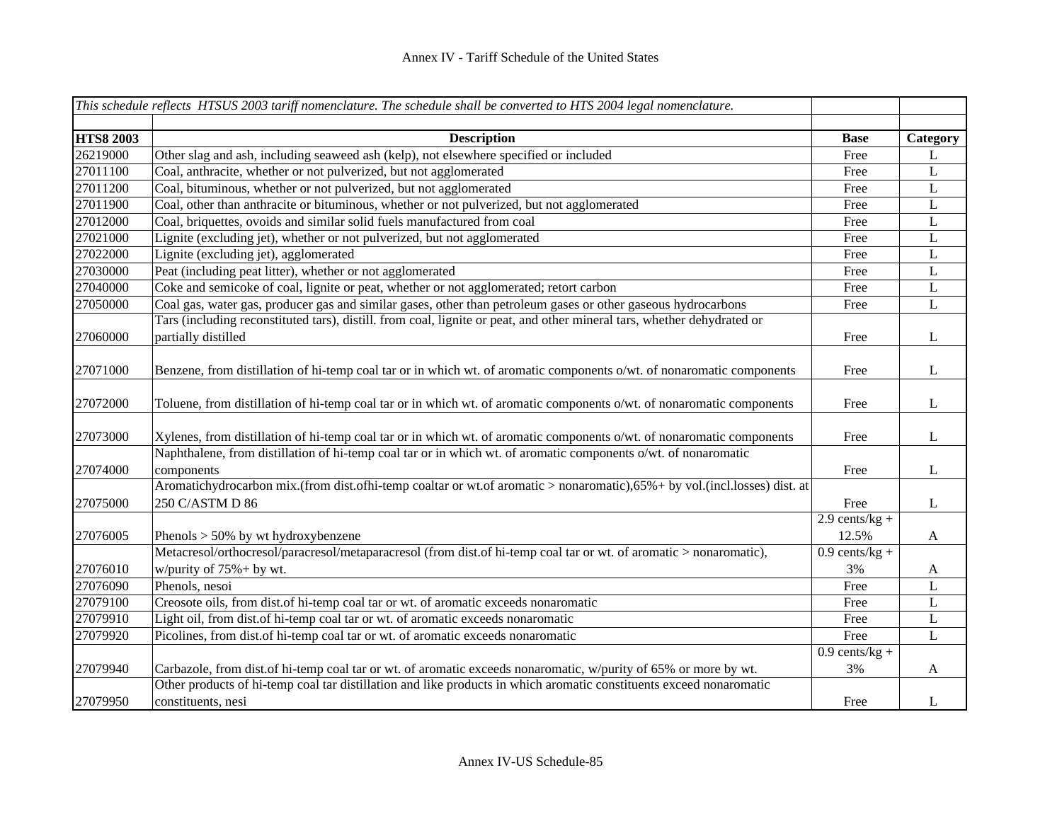| HTS8 2003 | Description | Base | Category |
|---|---|---|---|
| *This schedule reflects HTSUS 2003 tariff nomenclature. The schedule shall be converted to HTS 2004 legal nomenclature.* | | | |
| 26219000 | Other slag and ash, including seaweed ash (kelp), not elsewhere specified or included | Free | L |
| 27011100 | Coal, anthracite, whether or not pulverized, but not agglomerated | Free | L |
| 27011200 | Coal, bituminous, whether or not pulverized, but not agglomerated | Free | L |
| 27011900 | Coal, other than anthracite or bituminous, whether or not pulverized, but not agglomerated | Free | L |
| 27012000 | Coal, briquettes, ovoids and similar solid fuels manufactured from coal | Free | L |
| 27021000 | Lignite (excluding jet), whether or not pulverized, but not agglomerated | Free | L |
| 27022000 | Lignite (excluding jet), agglomerated | Free | L |
| 27030000 | Peat (including peat litter), whether or not agglomerated | Free | L |
| 27040000 | Coke and semicoke of coal, lignite or peat, whether or not agglomerated; retort carbon | Free | L |
| 27050000 | Coal gas, water gas, producer gas and similar gases, other than petroleum gases or other gaseous hydrocarbons | Free | L |
| 27060000 | Tars (including reconstituted tars), distill. from coal, lignite or peat, and other mineral tars, whether dehydrated or partially distilled | Free | L |
| 27071000 | Benzene, from distillation of hi-temp coal tar or in which wt. of aromatic components o/wt. of nonaromatic components | Free | L |
| 27072000 | Toluene, from distillation of hi-temp coal tar or in which wt. of aromatic components o/wt. of nonaromatic components | Free | L |
| 27073000 | Xylenes, from distillation of hi-temp coal tar or in which wt. of aromatic components o/wt. of nonaromatic components | Free | L |
| 27074000 | Naphthalene, from distillation of hi-temp coal tar or in which wt. of aromatic components o/wt. of nonaromatic components | Free | L |
| 27075000 | Aromatichydrocarbon mix.(from dist.ofhi-temp coaltar or wt.of aromatic > nonaromatic),65%+ by vol.(incl.losses) dist. at 250 C/ASTM D 86 | Free | L |
| 27076005 | Phenols > 50% by wt hydroxybenzene | 2.9 cents/kg + 12.5% | A |
| 27076010 | Metacresol/orthocresol/paracresol/metaparacresol (from dist.of hi-temp coal tar or wt. of aromatic > nonaromatic), w/purity of 75%+ by wt. | 0.9 cents/kg + 3% | A |
| 27076090 | Phenols, nesoi | Free | L |
| 27079100 | Creosote oils, from dist.of hi-temp coal tar or wt. of aromatic exceeds nonaromatic | Free | L |
| 27079910 | Light oil, from dist.of hi-temp coal tar or wt. of aromatic exceeds nonaromatic | Free | L |
| 27079920 | Picolines, from dist.of hi-temp coal tar or wt. of aromatic exceeds nonaromatic | Free | L |
| 27079940 | Carbazole, from dist.of hi-temp coal tar or wt. of aromatic exceeds nonaromatic, w/purity of 65% or more by wt. | 0.9 cents/kg + 3% | A |
| 27079950 | Other products of hi-temp coal tar distillation and like products in which aromatic constituents exceed nonaromatic constituents, nesi | Free | L |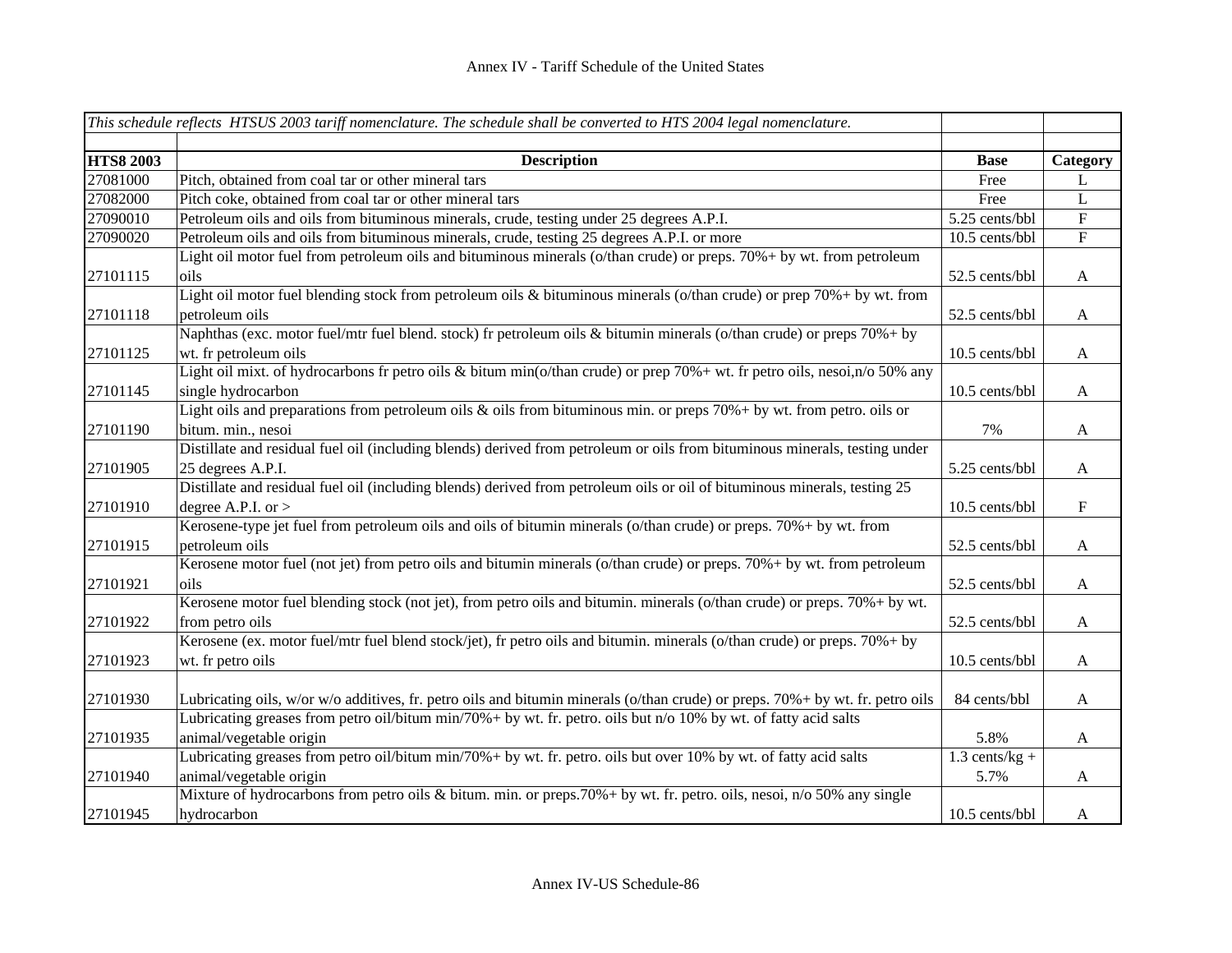| *This schedule reflects HTSUS 2003 tariff nomenclature. The schedule shall be converted to HTS 2004 legal nomenclature.* | | | |
|---|---|---|---|
| **HTS8 2003** | **Description** | **Base** | **Category** |
| 27081000 | Pitch, obtained from coal tar or other mineral tars | Free | L |
| 27082000 | Pitch coke, obtained from coal tar or other mineral tars | Free | L |
| 27090010 | Petroleum oils and oils from bituminous minerals, crude, testing under 25 degrees A.P.I. | 5.25 cents/bbl | F |
| 27090020 | Petroleum oils and oils from bituminous minerals, crude, testing 25 degrees A.P.I. or more | 10.5 cents/bbl | F |
| 27101115 | Light oil motor fuel from petroleum oils and bituminous minerals (o/than crude) or preps. 70%+ by wt. from petroleum oils | 52.5 cents/bbl | A |
| 27101118 | Light oil motor fuel blending stock from petroleum oils & bituminous minerals (o/than crude) or prep 70%+ by wt. from petroleum oils | 52.5 cents/bbl | A |
| 27101125 | Naphthas (exc. motor fuel/mtr fuel blend. stock) fr petroleum oils & bitumin minerals (o/than crude) or preps 70%+ by wt. fr petroleum oils | 10.5 cents/bbl | A |
| 27101145 | Light oil mixt. of hydrocarbons fr petro oils & bitum min(o/than crude) or prep 70%+ wt. fr petro oils, nesoi,n/o 50% any single hydrocarbon | 10.5 cents/bbl | A |
| 27101190 | Light oils and preparations from petroleum oils & oils from bituminous min. or preps 70%+ by wt. from petro. oils or bitum. min., nesoi | 7% | A |
| 27101905 | Distillate and residual fuel oil (including blends) derived from petroleum or oils from bituminous minerals, testing under 25 degrees A.P.I. | 5.25 cents/bbl | A |
| 27101910 | Distillate and residual fuel oil (including blends) derived from petroleum oils or oil of bituminous minerals, testing 25 degree A.P.I. or > | 10.5 cents/bbl | F |
| 27101915 | Kerosene-type jet fuel from petroleum oils and oils of bitumin minerals (o/than crude) or preps. 70%+ by wt. from petroleum oils | 52.5 cents/bbl | A |
| 27101921 | Kerosene motor fuel (not jet) from petro oils and bitumin minerals (o/than crude) or preps. 70%+ by wt. from petroleum oils | 52.5 cents/bbl | A |
| 27101922 | Kerosene motor fuel blending stock (not jet), from petro oils and bitumin. minerals (o/than crude) or preps. 70%+ by wt. from petro oils | 52.5 cents/bbl | A |
| 27101923 | Kerosene (ex. motor fuel/mtr fuel blend stock/jet), fr petro oils and bitumin. minerals (o/than crude) or preps. 70%+ by wt. fr petro oils | 10.5 cents/bbl | A |
| 27101930 | Lubricating oils, w/or w/o additives, fr. petro oils and bitumin minerals (o/than crude) or preps. 70%+ by wt. fr. petro oils | 84 cents/bbl | A |
| 27101935 | Lubricating greases from petro oil/bitum min/70%+ by wt. fr. petro. oils but n/o 10% by wt. of fatty acid salts animal/vegetable origin | 5.8% | A |
| 27101940 | Lubricating greases from petro oil/bitum min/70%+ by wt. fr. petro. oils but over 10% by wt. of fatty acid salts animal/vegetable origin | 1.3 cents/kg + 5.7% | A |
| 27101945 | Mixture of hydrocarbons from petro oils & bitum. min. or preps.70%+ by wt. fr. petro. oils, nesoi, n/o 50% any single hydrocarbon | 10.5 cents/bbl | A |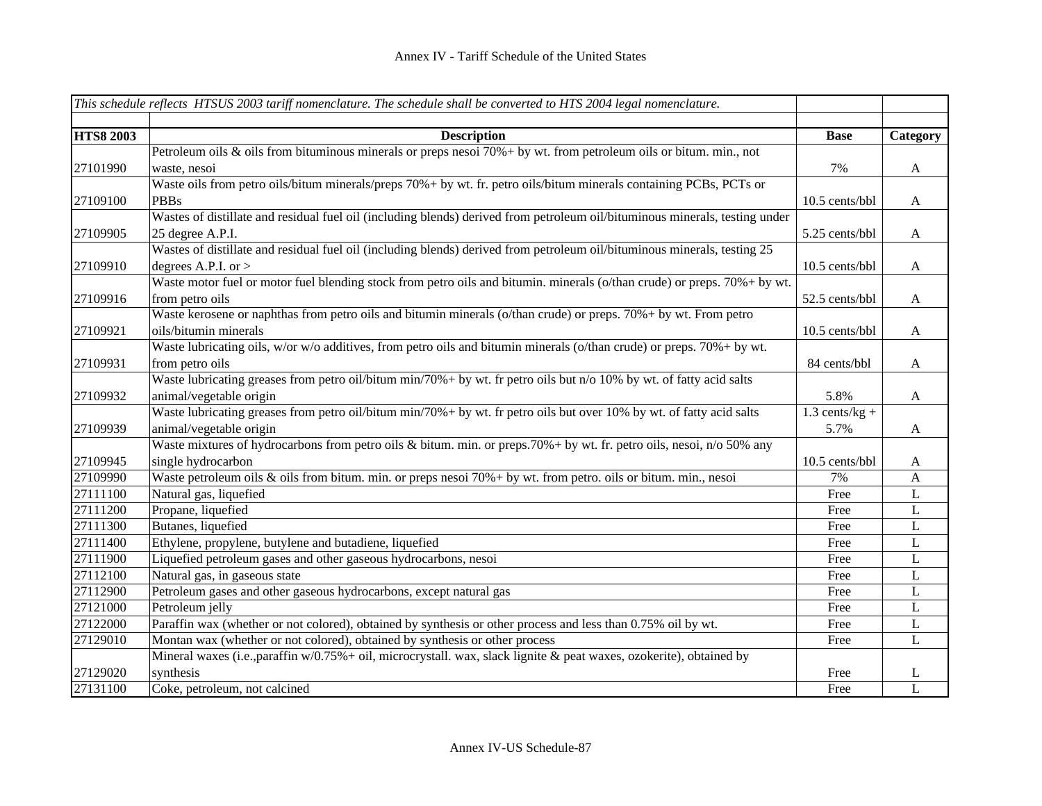| *This schedule reflects HTSUS 2003 tariff nomenclature. The schedule shall be converted to HTS 2004 legal nomenclature.* | | | |
|---|---|---|---|
| | | | |
| **HTS8 2003** | **Description** | **Base** | **Category** |
| 27101990 | Petroleum oils & oils from bituminous minerals or preps nesoi 70%+ by wt. from petroleum oils or bitum. min., not waste, nesoi | 7% | A |
| 27109100 | Waste oils from petro oils/bitum minerals/preps 70%+ by wt. fr. petro oils/bitum minerals containing PCBs, PCTs or PBBs | 10.5 cents/bbl | A |
| 27109905 | Wastes of distillate and residual fuel oil (including blends) derived from petroleum oil/bituminous minerals, testing under 25 degree A.P.I. | 5.25 cents/bbl | A |
| 27109910 | Wastes of distillate and residual fuel oil (including blends) derived from petroleum oil/bituminous minerals, testing 25 degrees A.P.I. or > | 10.5 cents/bbl | A |
| 27109916 | Waste motor fuel or motor fuel blending stock from petro oils and bitumin. minerals (o/than crude) or preps. 70%+ by wt. from petro oils | 52.5 cents/bbl | A |
| 27109921 | Waste kerosene or naphthas from petro oils and bitumin minerals (o/than crude) or preps. 70%+ by wt. From petro oils/bitumin minerals | 10.5 cents/bbl | A |
| 27109931 | Waste lubricating oils, w/or w/o additives, from petro oils and bitumin minerals (o/than crude) or preps. 70%+ by wt. from petro oils | 84 cents/bbl | A |
| 27109932 | Waste lubricating greases from petro oil/bitum min/70%+ by wt. fr petro oils but n/o 10% by wt. of fatty acid salts animal/vegetable origin | 5.8% | A |
| 27109939 | Waste lubricating greases from petro oil/bitum min/70%+ by wt. fr petro oils but over 10% by wt. of fatty acid salts animal/vegetable origin | 1.3 cents/kg + 5.7% | A |
| 27109945 | Waste mixtures of hydrocarbons from petro oils & bitum. min. or preps.70%+ by wt. fr. petro oils, nesoi, n/o 50% any single hydrocarbon | 10.5 cents/bbl | A |
| 27109990 | Waste petroleum oils & oils from bitum. min. or preps nesoi 70%+ by wt. from petro. oils or bitum. min., nesoi | 7% | A |
| 27111100 | Natural gas, liquefied | Free | L |
| 27111200 | Propane, liquefied | Free | L |
| 27111300 | Butanes, liquefied | Free | L |
| 27111400 | Ethylene, propylene, butylene and butadiene, liquefied | Free | L |
| 27111900 | Liquefied petroleum gases and other gaseous hydrocarbons, nesoi | Free | L |
| 27112100 | Natural gas, in gaseous state | Free | L |
| 27112900 | Petroleum gases and other gaseous hydrocarbons, except natural gas | Free | L |
| 27121000 | Petroleum jelly | Free | L |
| 27122000 | Paraffin wax (whether or not colored), obtained by synthesis or other process and less than 0.75% oil by wt. | Free | L |
| 27129010 | Montan wax (whether or not colored), obtained by synthesis or other process | Free | L |
| 27129020 | Mineral waxes (i.e.,paraffin w/0.75%+ oil, microcrystall. wax, slack lignite & peat waxes, ozokerite), obtained by synthesis | Free | L |
| 27131100 | Coke, petroleum, not calcined | Free | L |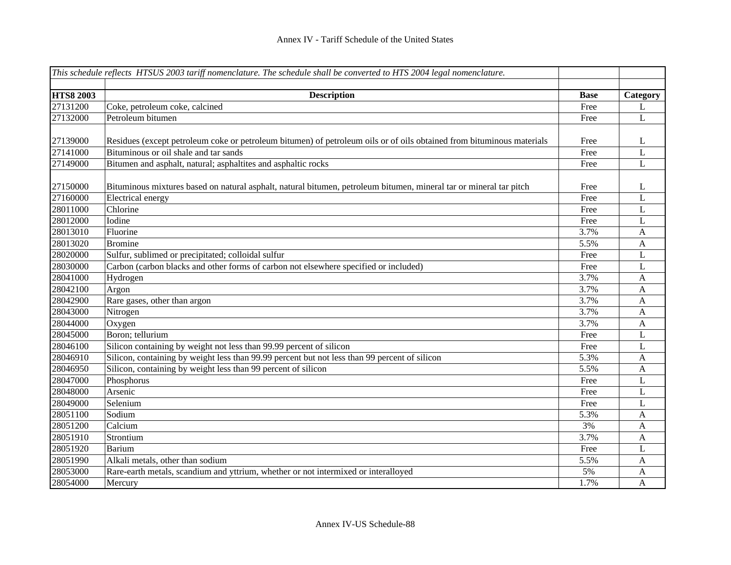Annex IV - Tariff Schedule of the United States

| *This schedule reflects HTSUS 2003 tariff nomenclature. The schedule shall be converted to HTS 2004 legal nomenclature.* | | | |
|---|---|---|---|
| **HTS8 2003** | **Description** | **Base** | **Category** |
| 27131200 | Coke, petroleum coke, calcined | Free | L |
| 27132000 | Petroleum bitumen | Free | L |
| 27139000 | Residues (except petroleum coke or petroleum bitumen) of petroleum oils or of oils obtained from bituminous materials | Free | L |
| 27141000 | Bituminous or oil shale and tar sands | Free | L |
| 27149000 | Bitumen and asphalt, natural; asphaltites and asphaltic rocks | Free | L |
| 27150000 | Bituminous mixtures based on natural asphalt, natural bitumen, petroleum bitumen, mineral tar or mineral tar pitch | Free | L |
| 27160000 | Electrical energy | Free | L |
| 28011000 | Chlorine | Free | L |
| 28012000 | Iodine | Free | L |
| 28013010 | Fluorine | 3.7% | A |
| 28013020 | Bromine | 5.5% | A |
| 28020000 | Sulfur, sublimed or precipitated; colloidal sulfur | Free | L |
| 28030000 | Carbon (carbon blacks and other forms of carbon not elsewhere specified or included) | Free | L |
| 28041000 | Hydrogen | 3.7% | A |
| 28042100 | Argon | 3.7% | A |
| 28042900 | Rare gases, other than argon | 3.7% | A |
| 28043000 | Nitrogen | 3.7% | A |
| 28044000 | Oxygen | 3.7% | A |
| 28045000 | Boron; tellurium | Free | L |
| 28046100 | Silicon containing by weight not less than 99.99 percent of silicon | Free | L |
| 28046910 | Silicon, containing by weight less than 99.99 percent but not less than 99 percent of silicon | 5.3% | A |
| 28046950 | Silicon, containing by weight less than 99 percent of silicon | 5.5% | A |
| 28047000 | Phosphorus | Free | L |
| 28048000 | Arsenic | Free | L |
| 28049000 | Selenium | Free | L |
| 28051100 | Sodium | 5.3% | A |
| 28051200 | Calcium | 3% | A |
| 28051910 | Strontium | 3.7% | A |
| 28051920 | Barium | Free | L |
| 28051990 | Alkali metals, other than sodium | 5.5% | A |
| 28053000 | Rare-earth metals, scandium and yttrium, whether or not intermixed or interalloyed | 5% | A |
| 28054000 | Mercury | 1.7% | A |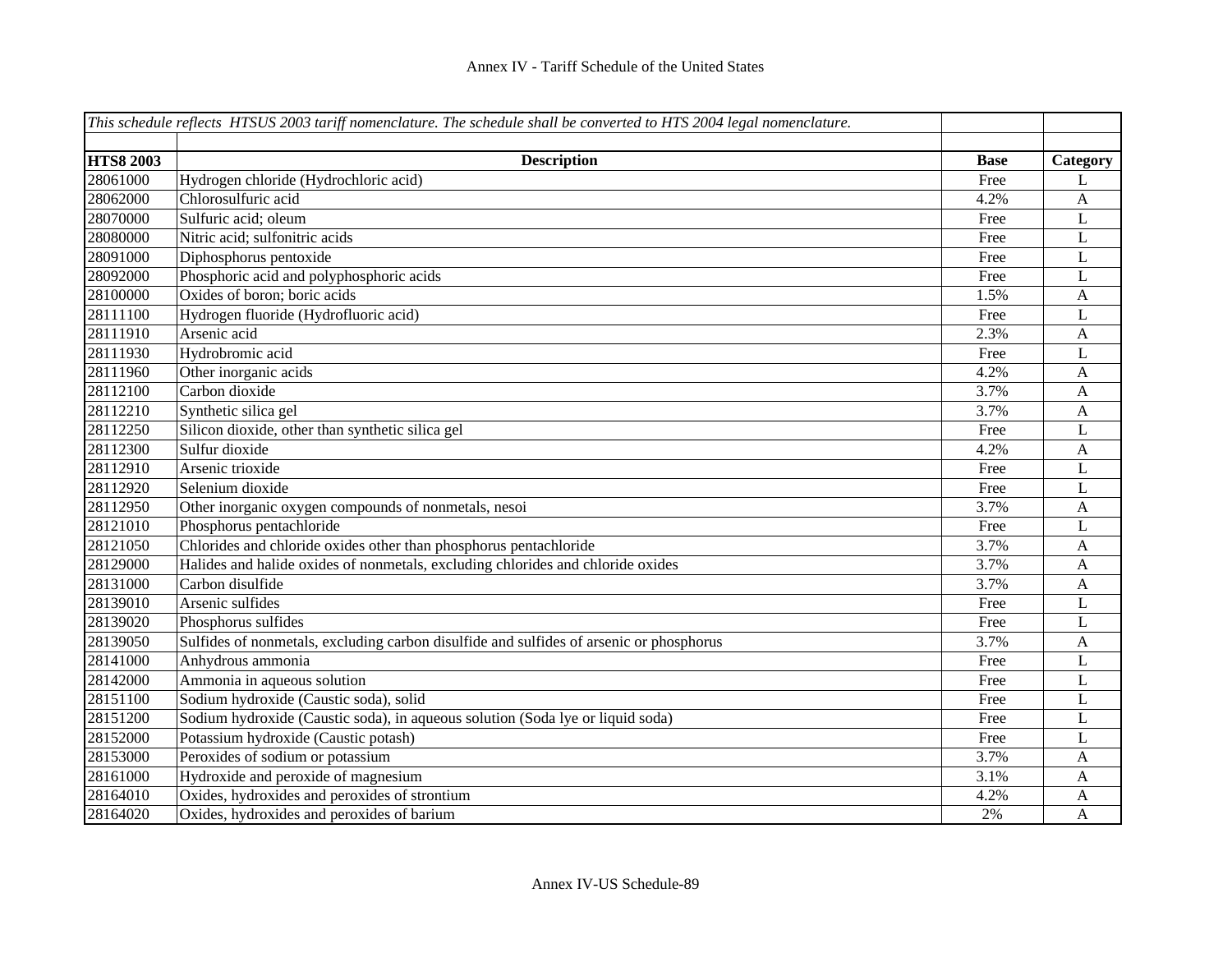# Annex IV - Tariff Schedule of the United States

*This schedule reflects HTSUS 2003 tariff nomenclature. The schedule shall be converted to HTS 2004 legal nomenclature.*

| HTS8 2003 | Description | Base | Category |
|---|---|---|---|
| 28061000 | Hydrogen chloride (Hydrochloric acid) | Free | L |
| 28062000 | Chlorosulfuric acid | 4.2% | A |
| 28070000 | Sulfuric acid; oleum | Free | L |
| 28080000 | Nitric acid; sulfonitric acids | Free | L |
| 28091000 | Diphosphorus pentoxide | Free | L |
| 28092000 | Phosphoric acid and polyphosphoric acids | Free | L |
| 28100000 | Oxides of boron; boric acids | 1.5% | A |
| 28111100 | Hydrogen fluoride (Hydrofluoric acid) | Free | L |
| 28111910 | Arsenic acid | 2.3% | A |
| 28111930 | Hydrobromic acid | Free | L |
| 28111960 | Other inorganic acids | 4.2% | A |
| 28112100 | Carbon dioxide | 3.7% | A |
| 28112210 | Synthetic silica gel | 3.7% | A |
| 28112250 | Silicon dioxide, other than synthetic silica gel | Free | L |
| 28112300 | Sulfur dioxide | 4.2% | A |
| 28112910 | Arsenic trioxide | Free | L |
| 28112920 | Selenium dioxide | Free | L |
| 28112950 | Other inorganic oxygen compounds of nonmetals, nesoi | 3.7% | A |
| 28121010 | Phosphorus pentachloride | Free | L |
| 28121050 | Chlorides and chloride oxides other than phosphorus pentachloride | 3.7% | A |
| 28129000 | Halides and halide oxides of nonmetals, excluding chlorides and chloride oxides | 3.7% | A |
| 28131000 | Carbon disulfide | 3.7% | A |
| 28139010 | Arsenic sulfides | Free | L |
| 28139020 | Phosphorus sulfides | Free | L |
| 28139050 | Sulfides of nonmetals, excluding carbon disulfide and sulfides of arsenic or phosphorus | 3.7% | A |
| 28141000 | Anhydrous ammonia | Free | L |
| 28142000 | Ammonia in aqueous solution | Free | L |
| 28151100 | Sodium hydroxide (Caustic soda), solid | Free | L |
| 28151200 | Sodium hydroxide (Caustic soda), in aqueous solution (Soda lye or liquid soda) | Free | L |
| 28152000 | Potassium hydroxide (Caustic potash) | Free | L |
| 28153000 | Peroxides of sodium or potassium | 3.7% | A |
| 28161000 | Hydroxide and peroxide of magnesium | 3.1% | A |
| 28164010 | Oxides, hydroxides and peroxides of strontium | 4.2% | A |
| 28164020 | Oxides, hydroxides and peroxides of barium | 2% | A |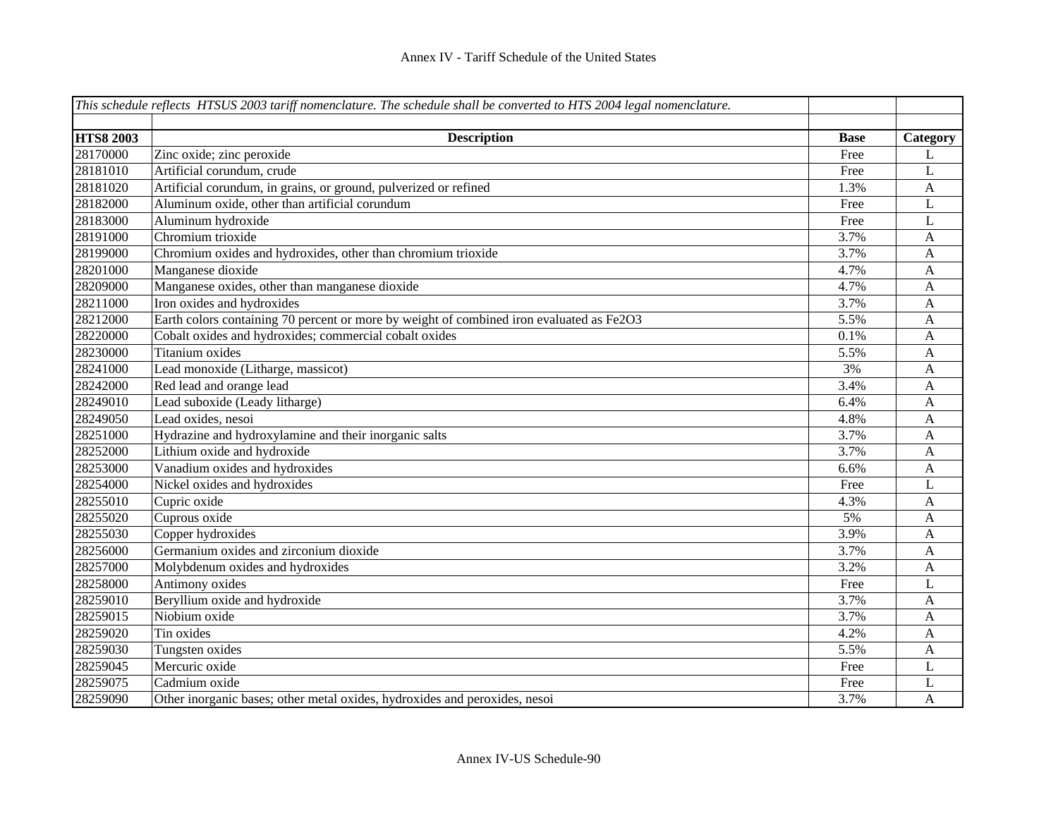# Annex IV - Tariff Schedule of the United States

| *This schedule reflects HTSUS 2003 tariff nomenclature. The schedule shall be converted to HTS 2004 legal nomenclature.* | | | |
|---|---|---|---|
| | | | |
| **HTS8 2003** | **Description** | **Base** | **Category** |
| 28170000 | Zinc oxide; zinc peroxide | Free | L |
| 28181010 | Artificial corundum, crude | Free | L |
| 28181020 | Artificial corundum, in grains, or ground, pulverized or refined | 1.3% | A |
| 28182000 | Aluminum oxide, other than artificial corundum | Free | L |
| 28183000 | Aluminum hydroxide | Free | L |
| 28191000 | Chromium trioxide | 3.7% | A |
| 28199000 | Chromium oxides and hydroxides, other than chromium trioxide | 3.7% | A |
| 28201000 | Manganese dioxide | 4.7% | A |
| 28209000 | Manganese oxides, other than manganese dioxide | 4.7% | A |
| 28211000 | Iron oxides and hydroxides | 3.7% | A |
| 28212000 | Earth colors containing 70 percent or more by weight of combined iron evaluated as Fe2O3 | 5.5% | A |
| 28220000 | Cobalt oxides and hydroxides; commercial cobalt oxides | 0.1% | A |
| 28230000 | Titanium oxides | 5.5% | A |
| 28241000 | Lead monoxide (Litharge, massicot) | 3% | A |
| 28242000 | Red lead and orange lead | 3.4% | A |
| 28249010 | Lead suboxide (Leady litharge) | 6.4% | A |
| 28249050 | Lead oxides, nesoi | 4.8% | A |
| 28251000 | Hydrazine and hydroxylamine and their inorganic salts | 3.7% | A |
| 28252000 | Lithium oxide and hydroxide | 3.7% | A |
| 28253000 | Vanadium oxides and hydroxides | 6.6% | A |
| 28254000 | Nickel oxides and hydroxides | Free | L |
| 28255010 | Cupric oxide | 4.3% | A |
| 28255020 | Cuprous oxide | 5% | A |
| 28255030 | Copper hydroxides | 3.9% | A |
| 28256000 | Germanium oxides and zirconium dioxide | 3.7% | A |
| 28257000 | Molybdenum oxides and hydroxides | 3.2% | A |
| 28258000 | Antimony oxides | Free | L |
| 28259010 | Beryllium oxide and hydroxide | 3.7% | A |
| 28259015 | Niobium oxide | 3.7% | A |
| 28259020 | Tin oxides | 4.2% | A |
| 28259030 | Tungsten oxides | 5.5% | A |
| 28259045 | Mercuric oxide | Free | L |
| 28259075 | Cadmium oxide | Free | L |
| 28259090 | Other inorganic bases; other metal oxides, hydroxides and peroxides, nesoi | 3.7% | A |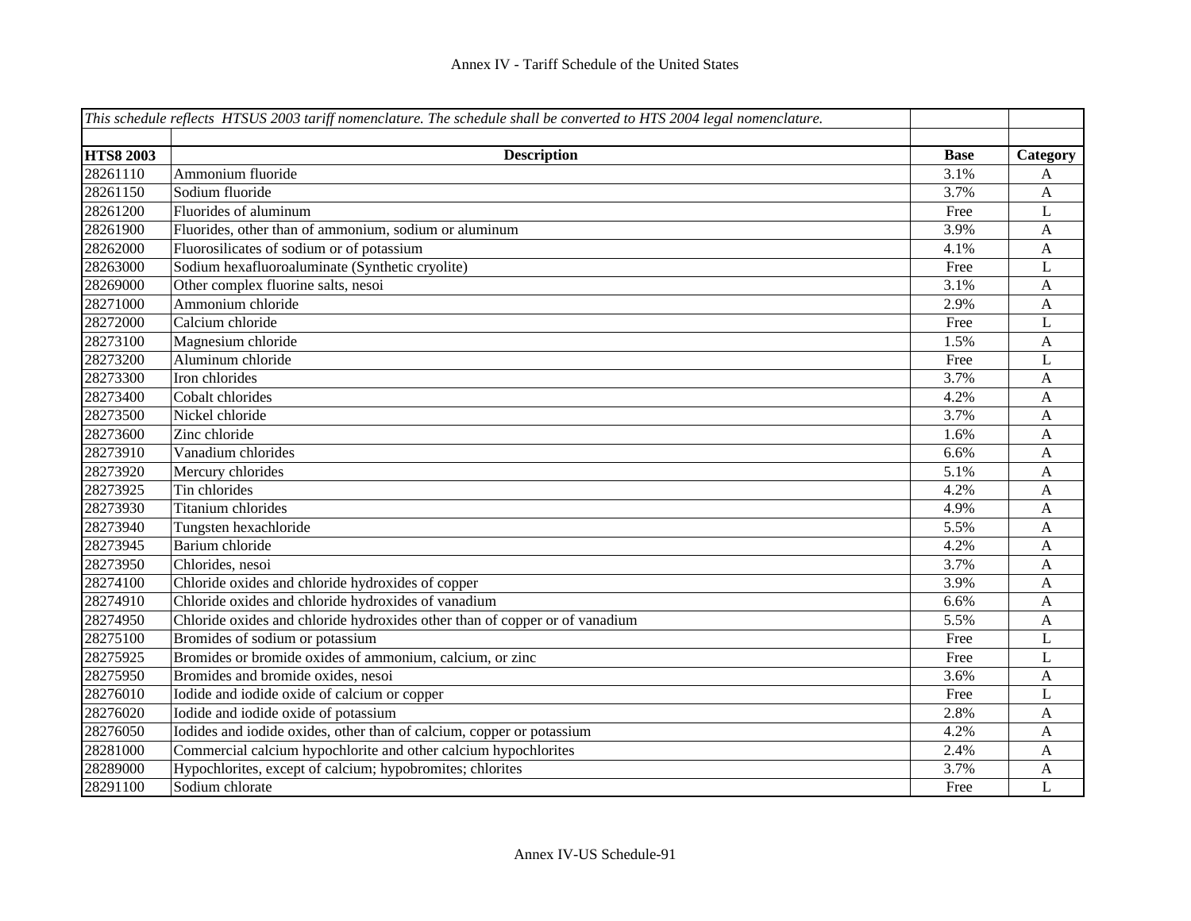Annex IV - Tariff Schedule of the United States

| *This schedule reflects HTSUS 2003 tariff nomenclature. The schedule shall be converted to HTS 2004 legal nomenclature.* | | | |
|---|---|---|---|
| | | | |
| **HTS8 2003** | **Description** | **Base** | **Category** |
| 28261110 | Ammonium fluoride | 3.1% | A |
| 28261150 | Sodium fluoride | 3.7% | A |
| 28261200 | Fluorides of aluminum | Free | L |
| 28261900 | Fluorides, other than of ammonium, sodium or aluminum | 3.9% | A |
| 28262000 | Fluorosilicates of sodium or of potassium | 4.1% | A |
| 28263000 | Sodium hexafluoroaluminate (Synthetic cryolite) | Free | L |
| 28269000 | Other complex fluorine salts, nesoi | 3.1% | A |
| 28271000 | Ammonium chloride | 2.9% | A |
| 28272000 | Calcium chloride | Free | L |
| 28273100 | Magnesium chloride | 1.5% | A |
| 28273200 | Aluminum chloride | Free | L |
| 28273300 | Iron chlorides | 3.7% | A |
| 28273400 | Cobalt chlorides | 4.2% | A |
| 28273500 | Nickel chloride | 3.7% | A |
| 28273600 | Zinc chloride | 1.6% | A |
| 28273910 | Vanadium chlorides | 6.6% | A |
| 28273920 | Mercury chlorides | 5.1% | A |
| 28273925 | Tin chlorides | 4.2% | A |
| 28273930 | Titanium chlorides | 4.9% | A |
| 28273940 | Tungsten hexachloride | 5.5% | A |
| 28273945 | Barium chloride | 4.2% | A |
| 28273950 | Chlorides, nesoi | 3.7% | A |
| 28274100 | Chloride oxides and chloride hydroxides of copper | 3.9% | A |
| 28274910 | Chloride oxides and chloride hydroxides of vanadium | 6.6% | A |
| 28274950 | Chloride oxides and chloride hydroxides other than of copper or of vanadium | 5.5% | A |
| 28275100 | Bromides of sodium or potassium | Free | L |
| 28275925 | Bromides or bromide oxides of ammonium, calcium, or zinc | Free | L |
| 28275950 | Bromides and bromide oxides, nesoi | 3.6% | A |
| 28276010 | Iodide and iodide oxide of calcium or copper | Free | L |
| 28276020 | Iodide and iodide oxide of potassium | 2.8% | A |
| 28276050 | Iodides and iodide oxides, other than of calcium, copper or potassium | 4.2% | A |
| 28281000 | Commercial calcium hypochlorite and other calcium hypochlorites | 2.4% | A |
| 28289000 | Hypochlorites, except of calcium; hypobromites; chlorites | 3.7% | A |
| 28291100 | Sodium chlorate | Free | L |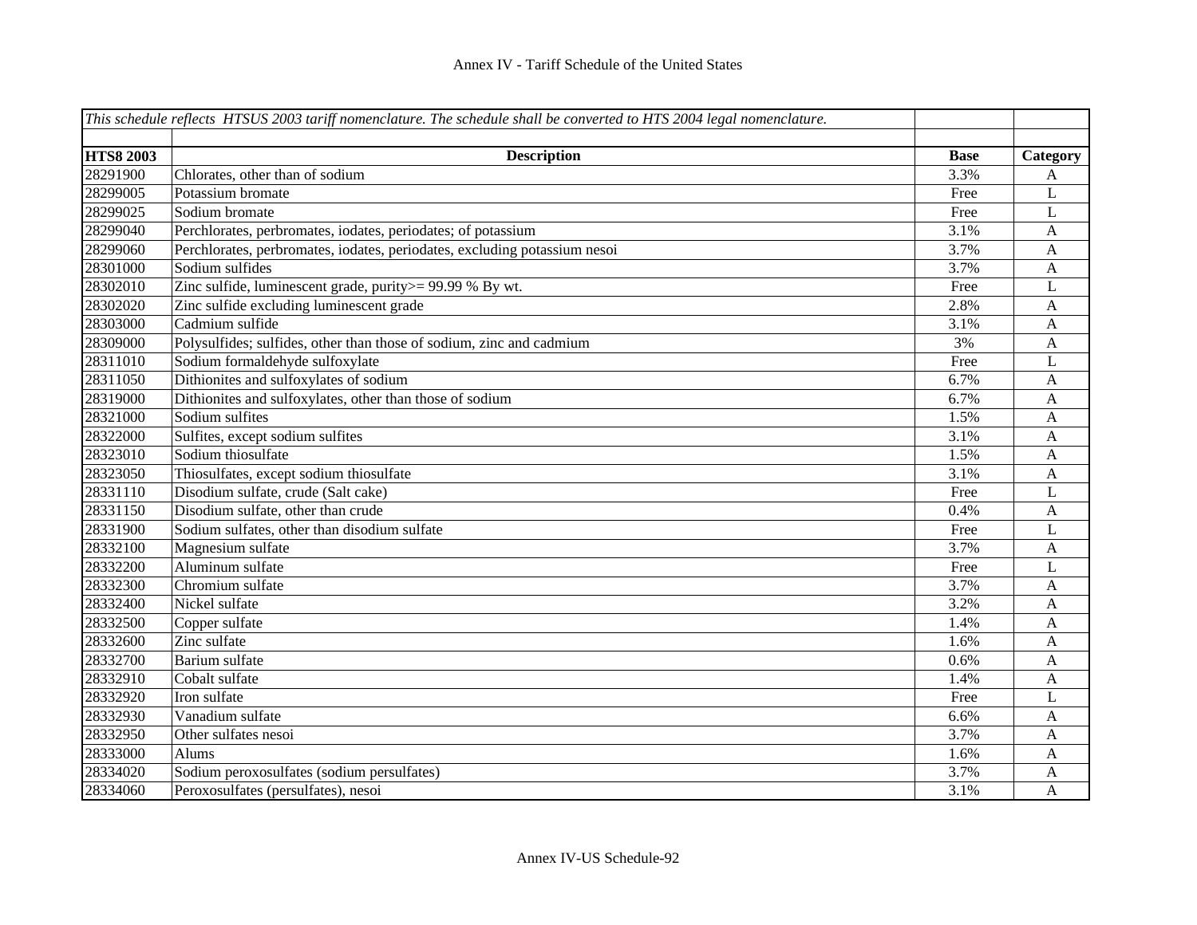# Annex IV - Tariff Schedule of the United States

| *This schedule reflects HTSUS 2003 tariff nomenclature. The schedule shall be converted to HTS 2004 legal nomenclature.* | | | |
|---|---|---|---|
| | | | |
| **HTS8 2003** | **Description** | **Base** | **Category** |
| 28291900 | Chlorates, other than of sodium | 3.3% | A |
| 28299005 | Potassium bromate | Free | L |
| 28299025 | Sodium bromate | Free | L |
| 28299040 | Perchlorates, perbromates, iodates, periodates; of potassium | 3.1% | A |
| 28299060 | Perchlorates, perbromates, iodates, periodates, excluding potassium nesoi | 3.7% | A |
| 28301000 | Sodium sulfides | 3.7% | A |
| 28302010 | Zinc sulfide, luminescent grade, purity>= 99.99 % By wt. | Free | L |
| 28302020 | Zinc sulfide excluding luminescent grade | 2.8% | A |
| 28303000 | Cadmium sulfide | 3.1% | A |
| 28309000 | Polysulfides; sulfides, other than those of sodium, zinc and cadmium | 3% | A |
| 28311010 | Sodium formaldehyde sulfoxylate | Free | L |
| 28311050 | Dithionites and sulfoxylates of sodium | 6.7% | A |
| 28319000 | Dithionites and sulfoxylates, other than those of sodium | 6.7% | A |
| 28321000 | Sodium sulfites | 1.5% | A |
| 28322000 | Sulfites, except sodium sulfites | 3.1% | A |
| 28323010 | Sodium thiosulfate | 1.5% | A |
| 28323050 | Thiosulfates, except sodium thiosulfate | 3.1% | A |
| 28331110 | Disodium sulfate, crude (Salt cake) | Free | L |
| 28331150 | Disodium sulfate, other than crude | 0.4% | A |
| 28331900 | Sodium sulfates, other than disodium sulfate | Free | L |
| 28332100 | Magnesium sulfate | 3.7% | A |
| 28332200 | Aluminum sulfate | Free | L |
| 28332300 | Chromium sulfate | 3.7% | A |
| 28332400 | Nickel sulfate | 3.2% | A |
| 28332500 | Copper sulfate | 1.4% | A |
| 28332600 | Zinc sulfate | 1.6% | A |
| 28332700 | Barium sulfate | 0.6% | A |
| 28332910 | Cobalt sulfate | 1.4% | A |
| 28332920 | Iron sulfate | Free | L |
| 28332930 | Vanadium sulfate | 6.6% | A |
| 28332950 | Other sulfates nesoi | 3.7% | A |
| 28333000 | Alums | 1.6% | A |
| 28334020 | Sodium peroxosulfates (sodium persulfates) | 3.7% | A |
| 28334060 | Peroxosulfates (persulfates), nesoi | 3.1% | A |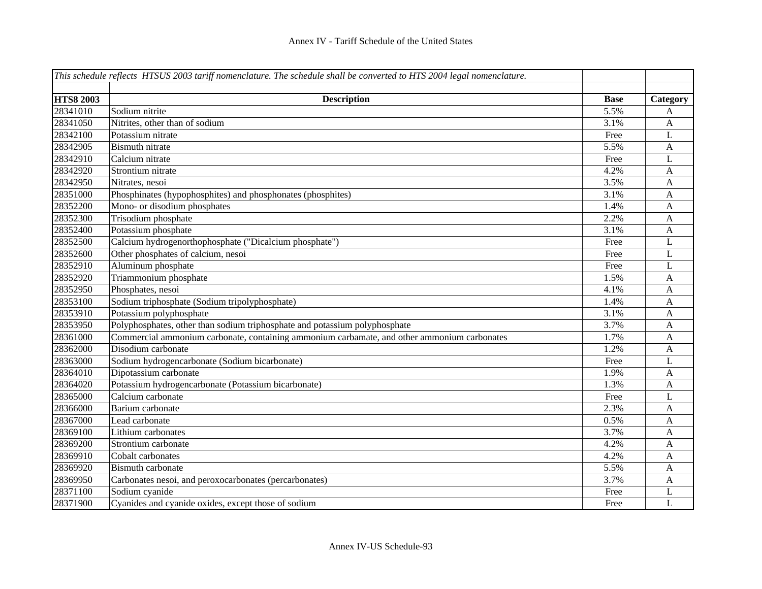Annex IV - Tariff Schedule of the United States

| *This schedule reflects HTSUS 2003 tariff nomenclature. The schedule shall be converted to HTS 2004 legal nomenclature.* | | | |
|---|---|---|---|
| | | | |
| **HTS8 2003** | **Description** | **Base** | **Category** |
| 28341010 | Sodium nitrite | 5.5% | A |
| 28341050 | Nitrites, other than of sodium | 3.1% | A |
| 28342100 | Potassium nitrate | Free | L |
| 28342905 | Bismuth nitrate | 5.5% | A |
| 28342910 | Calcium nitrate | Free | L |
| 28342920 | Strontium nitrate | 4.2% | A |
| 28342950 | Nitrates, nesoi | 3.5% | A |
| 28351000 | Phosphinates (hypophosphites) and phosphonates (phosphites) | 3.1% | A |
| 28352200 | Mono- or disodium phosphates | 1.4% | A |
| 28352300 | Trisodium phosphate | 2.2% | A |
| 28352400 | Potassium phosphate | 3.1% | A |
| 28352500 | Calcium hydrogenorthophosphate ("Dicalcium phosphate") | Free | L |
| 28352600 | Other phosphates of calcium, nesoi | Free | L |
| 28352910 | Aluminum phosphate | Free | L |
| 28352920 | Triammonium phosphate | 1.5% | A |
| 28352950 | Phosphates, nesoi | 4.1% | A |
| 28353100 | Sodium triphosphate (Sodium tripolyphosphate) | 1.4% | A |
| 28353910 | Potassium polyphosphate | 3.1% | A |
| 28353950 | Polyphosphates, other than sodium triphosphate and potassium polyphosphate | 3.7% | A |
| 28361000 | Commercial ammonium carbonate, containing ammonium carbamate, and other ammonium carbonates | 1.7% | A |
| 28362000 | Disodium carbonate | 1.2% | A |
| 28363000 | Sodium hydrogencarbonate (Sodium bicarbonate) | Free | L |
| 28364010 | Dipotassium carbonate | 1.9% | A |
| 28364020 | Potassium hydrogencarbonate (Potassium bicarbonate) | 1.3% | A |
| 28365000 | Calcium carbonate | Free | L |
| 28366000 | Barium carbonate | 2.3% | A |
| 28367000 | Lead carbonate | 0.5% | A |
| 28369100 | Lithium carbonates | 3.7% | A |
| 28369200 | Strontium carbonate | 4.2% | A |
| 28369910 | Cobalt carbonates | 4.2% | A |
| 28369920 | Bismuth carbonate | 5.5% | A |
| 28369950 | Carbonates nesoi, and peroxocarbonates (percarbonates) | 3.7% | A |
| 28371100 | Sodium cyanide | Free | L |
| 28371900 | Cyanides and cyanide oxides, except those of sodium | Free | L |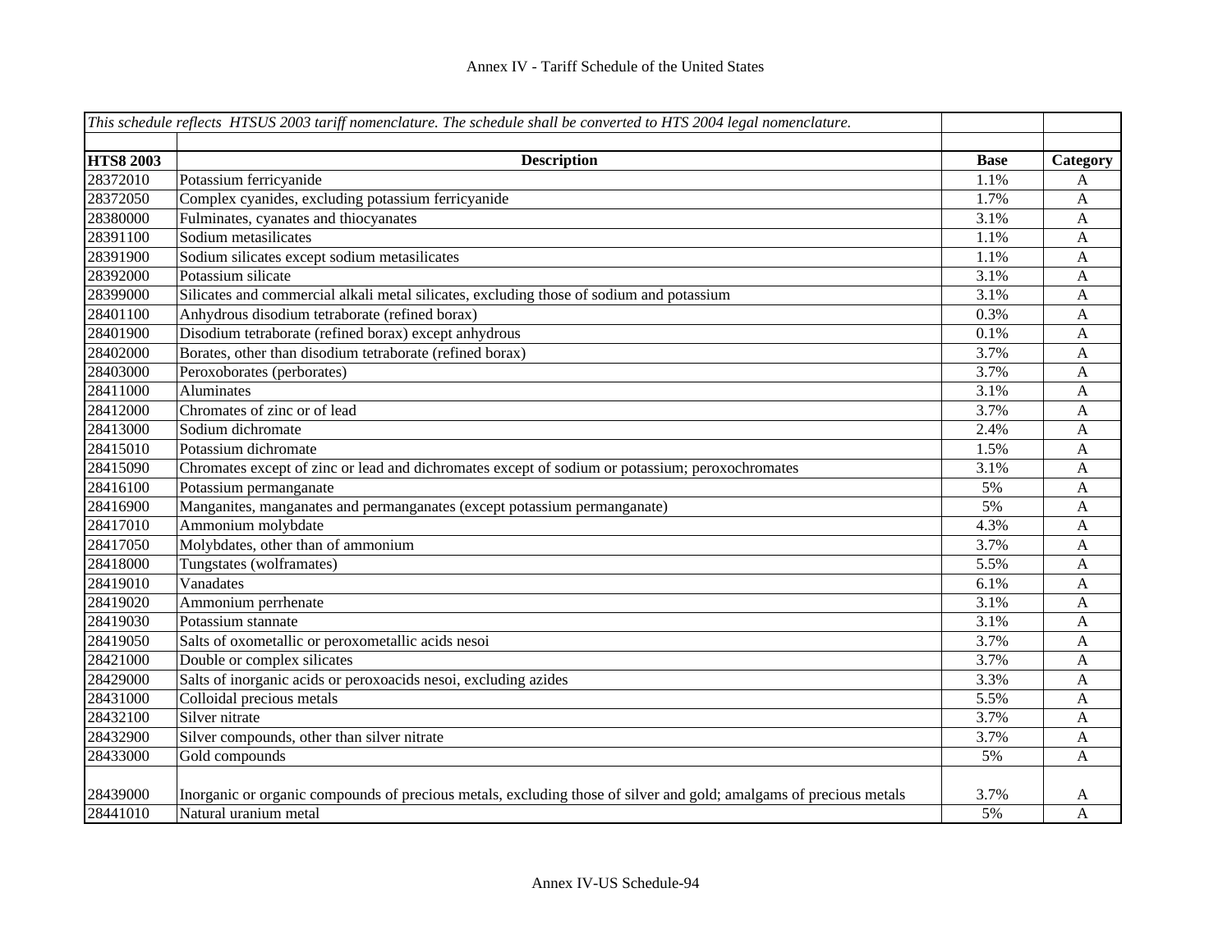Annex IV - Tariff Schedule of the United States

| *This schedule reflects HTSUS 2003 tariff nomenclature. The schedule shall be converted to HTS 2004 legal nomenclature.* | | | |
|---|---|---|---|
| **HTS8 2003** | **Description** | **Base** | **Category** |
| 28372010 | Potassium ferricyanide | 1.1% | A |
| 28372050 | Complex cyanides, excluding potassium ferricyanide | 1.7% | A |
| 28380000 | Fulminates, cyanates and thiocyanates | 3.1% | A |
| 28391100 | Sodium metasilicates | 1.1% | A |
| 28391900 | Sodium silicates except sodium metasilicates | 1.1% | A |
| 28392000 | Potassium silicate | 3.1% | A |
| 28399000 | Silicates and commercial alkali metal silicates, excluding those of sodium and potassium | 3.1% | A |
| 28401100 | Anhydrous disodium tetraborate (refined borax) | 0.3% | A |
| 28401900 | Disodium tetraborate (refined borax) except anhydrous | 0.1% | A |
| 28402000 | Borates, other than disodium tetraborate (refined borax) | 3.7% | A |
| 28403000 | Peroxoborates (perborates) | 3.7% | A |
| 28411000 | Aluminates | 3.1% | A |
| 28412000 | Chromates of zinc or of lead | 3.7% | A |
| 28413000 | Sodium dichromate | 2.4% | A |
| 28415010 | Potassium dichromate | 1.5% | A |
| 28415090 | Chromates except of zinc or lead and dichromates except of sodium or potassium; peroxochromates | 3.1% | A |
| 28416100 | Potassium permanganate | 5% | A |
| 28416900 | Manganites, manganates and permanganates (except potassium permanganate) | 5% | A |
| 28417010 | Ammonium molybdate | 4.3% | A |
| 28417050 | Molybdates, other than of ammonium | 3.7% | A |
| 28418000 | Tungstates (wolframates) | 5.5% | A |
| 28419010 | Vanadates | 6.1% | A |
| 28419020 | Ammonium perrhenate | 3.1% | A |
| 28419030 | Potassium stannate | 3.1% | A |
| 28419050 | Salts of oxometallic or peroxometallic acids nesoi | 3.7% | A |
| 28421000 | Double or complex silicates | 3.7% | A |
| 28429000 | Salts of inorganic acids or peroxoacids nesoi, excluding azides | 3.3% | A |
| 28431000 | Colloidal precious metals | 5.5% | A |
| 28432100 | Silver nitrate | 3.7% | A |
| 28432900 | Silver compounds, other than silver nitrate | 3.7% | A |
| 28433000 | Gold compounds | 5% | A |
| 28439000 | Inorganic or organic compounds of precious metals, excluding those of silver and gold; amalgams of precious metals | 3.7% | A |
| 28441010 | Natural uranium metal | 5% | A |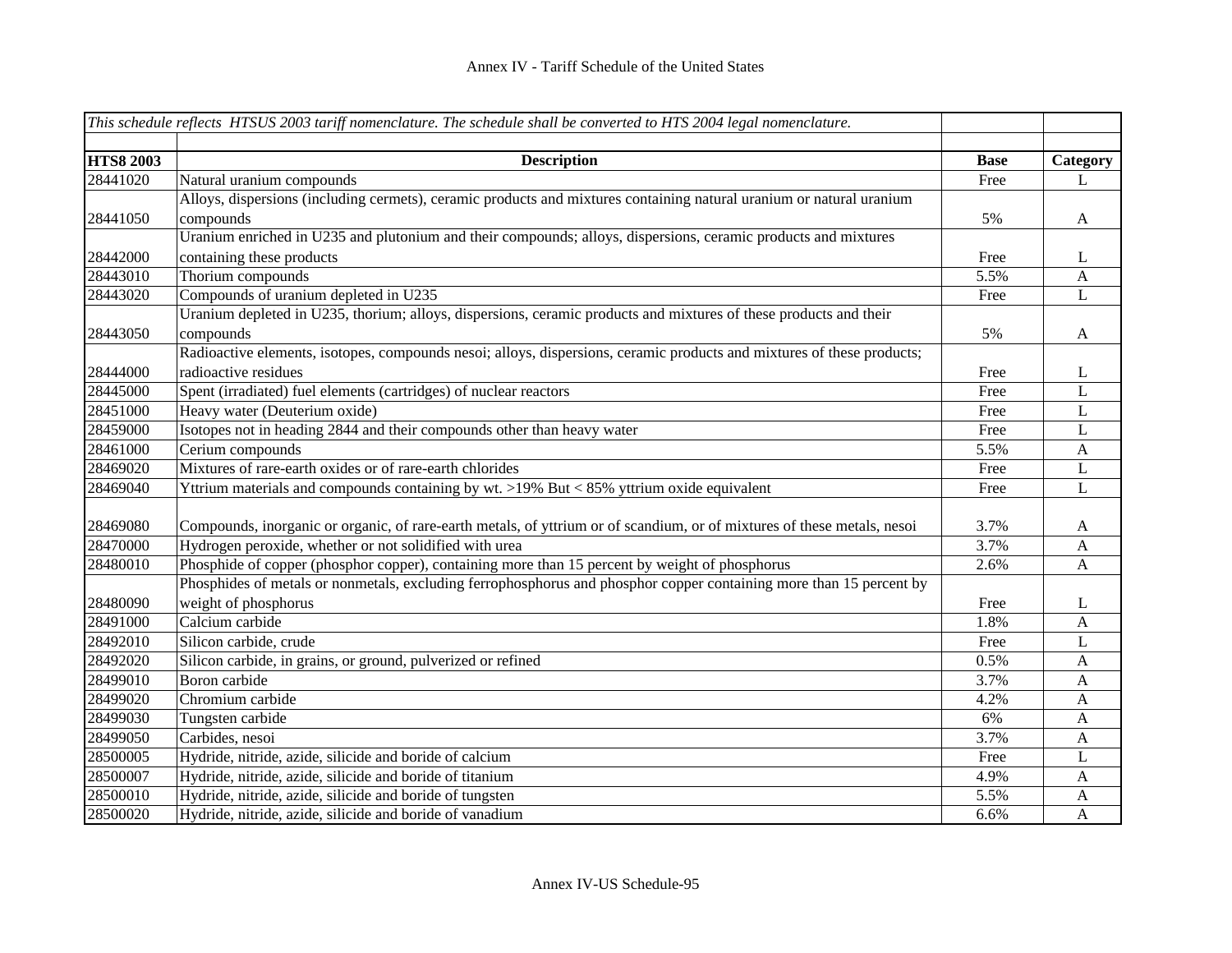| *This schedule reflects HTSUS 2003 tariff nomenclature. The schedule shall be converted to HTS 2004 legal nomenclature.* | | | |
|---|---|---|---|
| | | | |
| **HTS8 2003** | **Description** | **Base** | **Category** |
| 28441020 | Natural uranium compounds | Free | L |
| 28441050 | Alloys, dispersions (including cermets), ceramic products and mixtures containing natural uranium or natural uranium compounds | 5% | A |
| 28442000 | Uranium enriched in U235 and plutonium and their compounds; alloys, dispersions, ceramic products and mixtures containing these products | Free | L |
| 28443010 | Thorium compounds | 5.5% | A |
| 28443020 | Compounds of uranium depleted in U235 | Free | L |
| 28443050 | Uranium depleted in U235, thorium; alloys, dispersions, ceramic products and mixtures of these products and their compounds | 5% | A |
| 28444000 | Radioactive elements, isotopes, compounds nesoi; alloys, dispersions, ceramic products and mixtures of these products; radioactive residues | Free | L |
| 28445000 | Spent (irradiated) fuel elements (cartridges) of nuclear reactors | Free | L |
| 28451000 | Heavy water (Deuterium oxide) | Free | L |
| 28459000 | Isotopes not in heading 2844 and their compounds other than heavy water | Free | L |
| 28461000 | Cerium compounds | 5.5% | A |
| 28469020 | Mixtures of rare-earth oxides or of rare-earth chlorides | Free | L |
| 28469040 | Yttrium materials and compounds containing by wt. >19% But < 85% yttrium oxide equivalent | Free | L |
| 28469080 | Compounds, inorganic or organic, of rare-earth metals, of yttrium or of scandium, or of mixtures of these metals, nesoi | 3.7% | A |
| 28470000 | Hydrogen peroxide, whether or not solidified with urea | 3.7% | A |
| 28480010 | Phosphide of copper (phosphor copper), containing more than 15 percent by weight of phosphorus | 2.6% | A |
| 28480090 | Phosphides of metals or nonmetals, excluding ferrophosphorus and phosphor copper containing more than 15 percent by weight of phosphorus | Free | L |
| 28491000 | Calcium carbide | 1.8% | A |
| 28492010 | Silicon carbide, crude | Free | L |
| 28492020 | Silicon carbide, in grains, or ground, pulverized or refined | 0.5% | A |
| 28499010 | Boron carbide | 3.7% | A |
| 28499020 | Chromium carbide | 4.2% | A |
| 28499030 | Tungsten carbide | 6% | A |
| 28499050 | Carbides, nesoi | 3.7% | A |
| 28500005 | Hydride, nitride, azide, silicide and boride of calcium | Free | L |
| 28500007 | Hydride, nitride, azide, silicide and boride of titanium | 4.9% | A |
| 28500010 | Hydride, nitride, azide, silicide and boride of tungsten | 5.5% | A |
| 28500020 | Hydride, nitride, azide, silicide and boride of vanadium | 6.6% | A |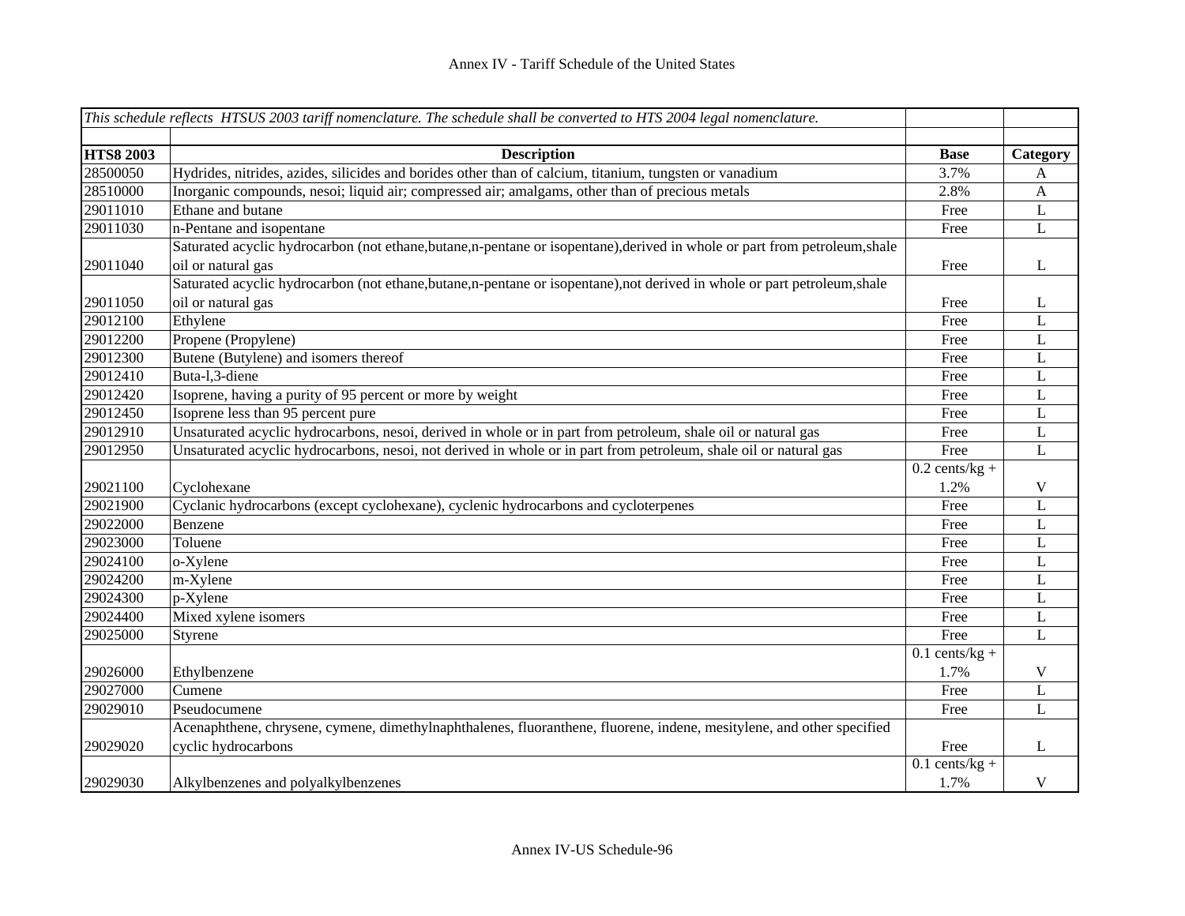| *This schedule reflects HTSUS 2003 tariff nomenclature. The schedule shall be converted to HTS 2004 legal nomenclature.* | | | |
|---|---|---|---|
| **HTS8 2003** | **Description** | **Base** | **Category** |
| 28500050 | Hydrides, nitrides, azides, silicides and borides other than of calcium, titanium, tungsten or vanadium | 3.7% | A |
| 28510000 | Inorganic compounds, nesoi; liquid air; compressed air; amalgams, other than of precious metals | 2.8% | A |
| 29011010 | Ethane and butane | Free | L |
| 29011030 | n-Pentane and isopentane | Free | L |
| 29011040 | Saturated acyclic hydrocarbon (not ethane,butane,n-pentane or isopentane),derived in whole or part from petroleum,shale oil or natural gas | Free | L |
| 29011050 | Saturated acyclic hydrocarbon (not ethane,butane,n-pentane or isopentane),not derived in whole or part petroleum,shale oil or natural gas | Free | L |
| 29012100 | Ethylene | Free | L |
| 29012200 | Propene (Propylene) | Free | L |
| 29012300 | Butene (Butylene) and isomers thereof | Free | L |
| 29012410 | Buta-l,3-diene | Free | L |
| 29012420 | Isoprene, having a purity of 95 percent or more by weight | Free | L |
| 29012450 | Isoprene less than 95 percent pure | Free | L |
| 29012910 | Unsaturated acyclic hydrocarbons, nesoi, derived in whole or in part from petroleum, shale oil or natural gas | Free | L |
| 29012950 | Unsaturated acyclic hydrocarbons, nesoi, not derived in whole or in part from petroleum, shale oil or natural gas | Free | L |
| 29021100 | Cyclohexane | 0.2 cents/kg + 1.2% | V |
| 29021900 | Cyclanic hydrocarbons (except cyclohexane), cyclenic hydrocarbons and cycloterpenes | Free | L |
| 29022000 | Benzene | Free | L |
| 29023000 | Toluene | Free | L |
| 29024100 | o-Xylene | Free | L |
| 29024200 | m-Xylene | Free | L |
| 29024300 | p-Xylene | Free | L |
| 29024400 | Mixed xylene isomers | Free | L |
| 29025000 | Styrene | Free | L |
| 29026000 | Ethylbenzene | 0.1 cents/kg + 1.7% | V |
| 29027000 | Cumene | Free | L |
| 29029010 | Pseudocumene | Free | L |
| 29029020 | Acenaphthene, chrysene, cymene, dimethylnaphthalenes, fluoranthene, fluorene, indene, mesitylene, and other specified cyclic hydrocarbons | Free | L |
| 29029030 | Alkylbenzenes and polyalkylbenzenes | 0.1 cents/kg + 1.7% | V |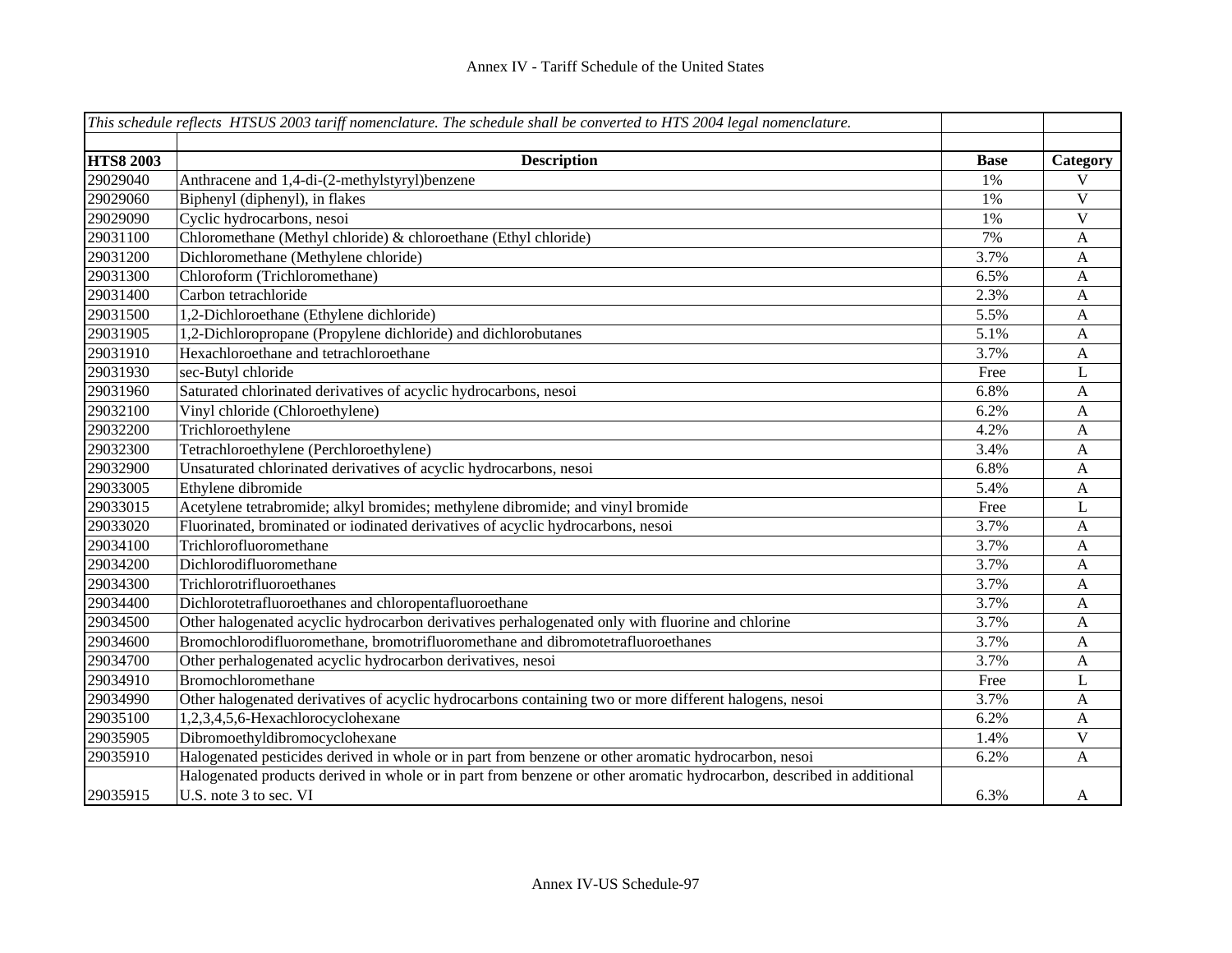| *This schedule reflects HTSUS 2003 tariff nomenclature. The schedule shall be converted to HTS 2004 legal nomenclature.* | | | |
|---|---|---|---|
| | | | |
| **HTS8 2003** | **Description** | **Base** | **Category** |
| 29029040 | Anthracene and 1,4-di-(2-methylstyryl)benzene | 1% | V |
| 29029060 | Biphenyl (diphenyl), in flakes | 1% | V |
| 29029090 | Cyclic hydrocarbons, nesoi | 1% | V |
| 29031100 | Chloromethane (Methyl chloride) & chloroethane (Ethyl chloride) | 7% | A |
| 29031200 | Dichloromethane (Methylene chloride) | 3.7% | A |
| 29031300 | Chloroform (Trichloromethane) | 6.5% | A |
| 29031400 | Carbon tetrachloride | 2.3% | A |
| 29031500 | 1,2-Dichloroethane (Ethylene dichloride) | 5.5% | A |
| 29031905 | 1,2-Dichloropropane (Propylene dichloride) and dichlorobutanes | 5.1% | A |
| 29031910 | Hexachloroethane and tetrachloroethane | 3.7% | A |
| 29031930 | sec-Butyl chloride | Free | L |
| 29031960 | Saturated chlorinated derivatives of acyclic hydrocarbons, nesoi | 6.8% | A |
| 29032100 | Vinyl chloride (Chloroethylene) | 6.2% | A |
| 29032200 | Trichloroethylene | 4.2% | A |
| 29032300 | Tetrachloroethylene (Perchloroethylene) | 3.4% | A |
| 29032900 | Unsaturated chlorinated derivatives of acyclic hydrocarbons, nesoi | 6.8% | A |
| 29033005 | Ethylene dibromide | 5.4% | A |
| 29033015 | Acetylene tetrabromide; alkyl bromides; methylene dibromide; and vinyl bromide | Free | L |
| 29033020 | Fluorinated, brominated or iodinated derivatives of acyclic hydrocarbons, nesoi | 3.7% | A |
| 29034100 | Trichlorofluoromethane | 3.7% | A |
| 29034200 | Dichlorodifluoromethane | 3.7% | A |
| 29034300 | Trichlorotrifluoroethanes | 3.7% | A |
| 29034400 | Dichlorotetrafluoroethanes and chloropentafluoroethane | 3.7% | A |
| 29034500 | Other halogenated acyclic hydrocarbon derivatives perhalogenated only with fluorine and chlorine | 3.7% | A |
| 29034600 | Bromochlorodifluoromethane, bromotrifluoromethane and dibromotetrafluoroethanes | 3.7% | A |
| 29034700 | Other perhalogenated acyclic hydrocarbon derivatives, nesoi | 3.7% | A |
| 29034910 | Bromochloromethane | Free | L |
| 29034990 | Other halogenated derivatives of acyclic hydrocarbons containing two or more different halogens, nesoi | 3.7% | A |
| 29035100 | 1,2,3,4,5,6-Hexachlorocyclohexane | 6.2% | A |
| 29035905 | Dibromoethyldibromocyclohexane | 1.4% | V |
| 29035910 | Halogenated pesticides derived in whole or in part from benzene or other aromatic hydrocarbon, nesoi | 6.2% | A |
| 29035915 | Halogenated products derived in whole or in part from benzene or other aromatic hydrocarbon, described in additional U.S. note 3 to sec. VI | 6.3% | A |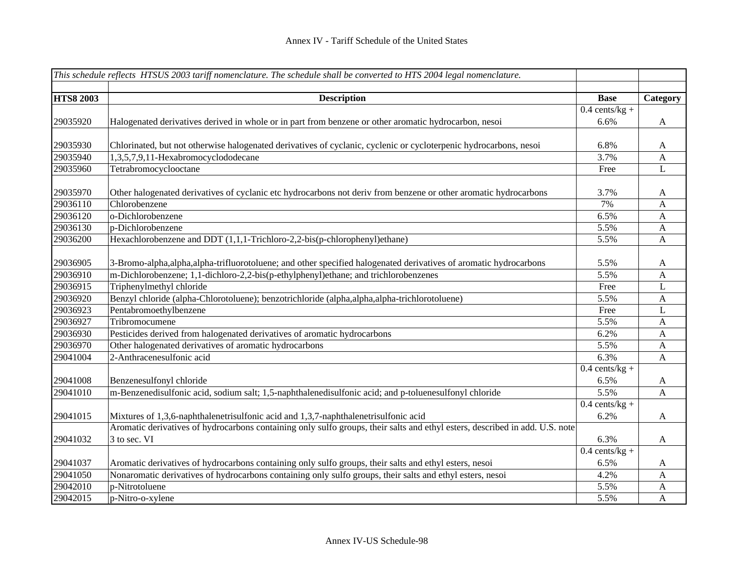| *This schedule reflects HTSUS 2003 tariff nomenclature. The schedule shall be converted to HTS 2004 legal nomenclature.* | | | |
|---|---|---|---|
| | | | |
| **HTS8 2003** | **Description** | **Base** | **Category** |
| 29035920 | Halogenated derivatives derived in whole or in part from benzene or other aromatic hydrocarbon, nesoi | 0.4 cents/kg + 6.6% | A |
| 29035930 | Chlorinated, but not otherwise halogenated derivatives of cyclanic, cyclenic or cycloterpenic hydrocarbons, nesoi | 6.8% | A |
| 29035940 | 1,3,5,7,9,11-Hexabromocyclododecane | 3.7% | A |
| 29035960 | Tetrabromocyclooctane | Free | L |
| 29035970 | Other halogenated derivatives of cyclanic etc hydrocarbons not deriv from benzene or other aromatic hydrocarbons | 3.7% | A |
| 29036110 | Chlorobenzene | 7% | A |
| 29036120 | o-Dichlorobenzene | 6.5% | A |
| 29036130 | p-Dichlorobenzene | 5.5% | A |
| 29036200 | Hexachlorobenzene and DDT (1,1,1-Trichloro-2,2-bis(p-chlorophenyl)ethane) | 5.5% | A |
| 29036905 | 3-Bromo-alpha,alpha,alpha-trifluorotoluene; and other specified halogenated derivatives of aromatic hydrocarbons | 5.5% | A |
| 29036910 | m-Dichlorobenzene; 1,1-dichloro-2,2-bis(p-ethylphenyl)ethane; and trichlorobenzenes | 5.5% | A |
| 29036915 | Triphenylmethyl chloride | Free | L |
| 29036920 | Benzyl chloride (alpha-Chlorotoluene); benzotrichloride (alpha,alpha,alpha-trichlorotoluene) | 5.5% | A |
| 29036923 | Pentabromoethylbenzene | Free | L |
| 29036927 | Tribromocumene | 5.5% | A |
| 29036930 | Pesticides derived from halogenated derivatives of aromatic hydrocarbons | 6.2% | A |
| 29036970 | Other halogenated derivatives of aromatic hydrocarbons | 5.5% | A |
| 29041004 | 2-Anthracenesulfonic acid | 6.3% | A |
| 29041008 | Benzenesulfonyl chloride | 0.4 cents/kg + 6.5% | A |
| 29041010 | m-Benzenedisulfonic acid, sodium salt; 1,5-naphthalenedisulfonic acid; and p-toluenesulfonyl chloride | 5.5% | A |
| 29041015 | Mixtures of 1,3,6-naphthalenetrisulfonic acid and 1,3,7-naphthalenetrisulfonic acid | 0.4 cents/kg + 6.2% | A |
| 29041032 | Aromatic derivatives of hydrocarbons containing only sulfo groups, their salts and ethyl esters, described in add. U.S. note 3 to sec. VI | 6.3% | A |
| 29041037 | Aromatic derivatives of hydrocarbons containing only sulfo groups, their salts and ethyl esters, nesoi | 0.4 cents/kg + 6.5% | A |
| 29041050 | Nonaromatic derivatives of hydrocarbons containing only sulfo groups, their salts and ethyl esters, nesoi | 4.2% | A |
| 29042010 | p-Nitrotoluene | 5.5% | A |
| 29042015 | p-Nitro-o-xylene | 5.5% | A |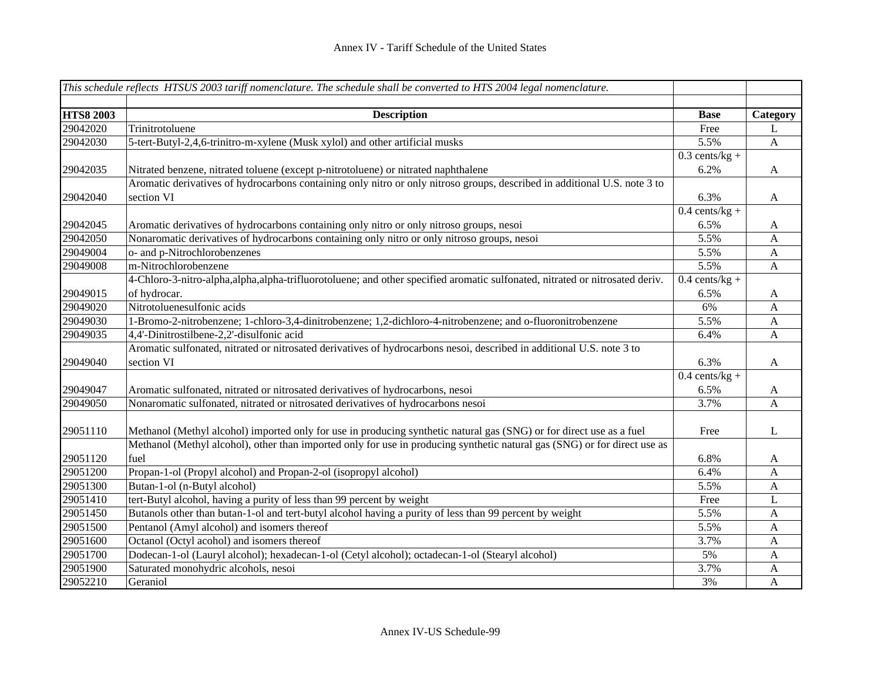| *This schedule reflects HTSUS 2003 tariff nomenclature. The schedule shall be converted to HTS 2004 legal nomenclature.* | | | |
|---|---|---|---|
| | | | |
| **HTS8 2003** | **Description** | **Base** | **Category** |
| 29042020 | Trinitrotoluene | Free | L |
| 29042030 | 5-tert-Butyl-2,4,6-trinitro-m-xylene (Musk xylol) and other artificial musks | 5.5% | A |
| 29042035 | Nitrated benzene, nitrated toluene (except p-nitrotoluene) or nitrated naphthalene | 0.3 cents/kg + 6.2% | A |
| 29042040 | Aromatic derivatives of hydrocarbons containing only nitro or only nitroso groups, described in additional U.S. note 3 to section VI | 6.3% | A |
| 29042045 | Aromatic derivatives of hydrocarbons containing only nitro or only nitroso groups, nesoi | 0.4 cents/kg + 6.5% | A |
| 29042050 | Nonaromatic derivatives of hydrocarbons containing only nitro or only nitroso groups, nesoi | 5.5% | A |
| 29049004 | o- and p-Nitrochlorobenzenes | 5.5% | A |
| 29049008 | m-Nitrochlorobenzene | 5.5% | A |
| 29049015 | 4-Chloro-3-nitro-alpha,alpha,alpha-trifluorotoluene; and other specified aromatic sulfonated, nitrated or nitrosated deriv. of hydrocar. | 0.4 cents/kg + 6.5% | A |
| 29049020 | Nitrotoluenesulfonic acids | 6% | A |
| 29049030 | 1-Bromo-2-nitrobenzene; 1-chloro-3,4-dinitrobenzene; 1,2-dichloro-4-nitrobenzene; and o-fluoronitrobenzene | 5.5% | A |
| 29049035 | 4,4'-Dinitrostilbene-2,2'-disulfonic acid | 6.4% | A |
| 29049040 | Aromatic sulfonated, nitrated or nitrosated derivatives of hydrocarbons nesoi, described in additional U.S. note 3 to section VI | 6.3% | A |
| 29049047 | Aromatic sulfonated, nitrated or nitrosated derivatives of hydrocarbons, nesoi | 0.4 cents/kg + 6.5% | A |
| 29049050 | Nonaromatic sulfonated, nitrated or nitrosated derivatives of hydrocarbons nesoi | 3.7% | A |
| 29051110 | Methanol (Methyl alcohol) imported only for use in producing synthetic natural gas (SNG) or for direct use as a fuel | Free | L |
| 29051120 | Methanol (Methyl alcohol), other than imported only for use in producing synthetic natural gas (SNG) or for direct use as fuel | 6.8% | A |
| 29051200 | Propan-1-ol (Propyl alcohol) and Propan-2-ol (isopropyl alcohol) | 6.4% | A |
| 29051300 | Butan-1-ol (n-Butyl alcohol) | 5.5% | A |
| 29051410 | tert-Butyl alcohol, having a purity of less than 99 percent by weight | Free | L |
| 29051450 | Butanols other than butan-1-ol and tert-butyl alcohol having a purity of less than 99 percent by weight | 5.5% | A |
| 29051500 | Pentanol (Amyl alcohol) and isomers thereof | 5.5% | A |
| 29051600 | Octanol (Octyl acohol) and isomers thereof | 3.7% | A |
| 29051700 | Dodecan-1-ol (Lauryl alcohol); hexadecan-1-ol (Cetyl alcohol); octadecan-1-ol (Stearyl alcohol) | 5% | A |
| 29051900 | Saturated monohydric alcohols, nesoi | 3.7% | A |
| 29052210 | Geraniol | 3% | A |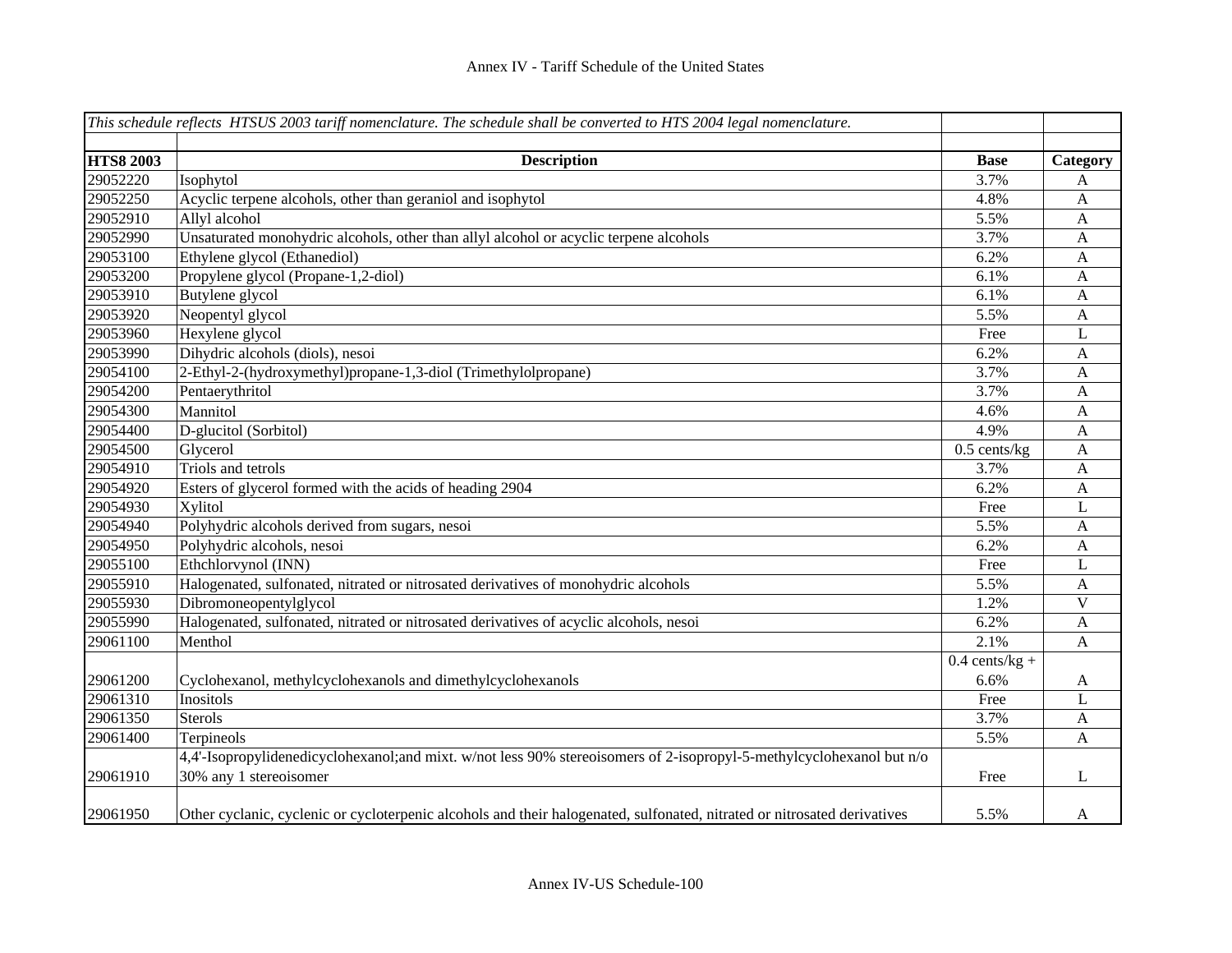| *This schedule reflects HTSUS 2003 tariff nomenclature. The schedule shall be converted to HTS 2004 legal nomenclature.* | | | |
|---|---|---|---|
| | | | |
| **HTS8 2003** | **Description** | **Base** | **Category** |
| 29052220 | Isophytol | 3.7% | A |
| 29052250 | Acyclic terpene alcohols, other than geraniol and isophytol | 4.8% | A |
| 29052910 | Allyl alcohol | 5.5% | A |
| 29052990 | Unsaturated monohydric alcohols, other than allyl alcohol or acyclic terpene alcohols | 3.7% | A |
| 29053100 | Ethylene glycol (Ethanediol) | 6.2% | A |
| 29053200 | Propylene glycol (Propane-1,2-diol) | 6.1% | A |
| 29053910 | Butylene glycol | 6.1% | A |
| 29053920 | Neopentyl glycol | 5.5% | A |
| 29053960 | Hexylene glycol | Free | L |
| 29053990 | Dihydric alcohols (diols), nesoi | 6.2% | A |
| 29054100 | 2-Ethyl-2-(hydroxymethyl)propane-1,3-diol (Trimethylolpropane) | 3.7% | A |
| 29054200 | Pentaerythritol | 3.7% | A |
| 29054300 | Mannitol | 4.6% | A |
| 29054400 | D-glucitol (Sorbitol) | 4.9% | A |
| 29054500 | Glycerol | 0.5 cents/kg | A |
| 29054910 | Triols and tetrols | 3.7% | A |
| 29054920 | Esters of glycerol formed with the acids of heading 2904 | 6.2% | A |
| 29054930 | Xylitol | Free | L |
| 29054940 | Polyhydric alcohols derived from sugars, nesoi | 5.5% | A |
| 29054950 | Polyhydric alcohols, nesoi | 6.2% | A |
| 29055100 | Ethchlorvynol (INN) | Free | L |
| 29055910 | Halogenated, sulfonated, nitrated or nitrosated derivatives of monohydric alcohols | 5.5% | A |
| 29055930 | Dibromoneopentylglycol | 1.2% | V |
| 29055990 | Halogenated, sulfonated, nitrated or nitrosated derivatives of acyclic alcohols, nesoi | 6.2% | A |
| 29061100 | Menthol | 2.1% | A |
| 29061200 | Cyclohexanol, methylcyclohexanols and dimethylcyclohexanols | 0.4 cents/kg + 6.6% | A |
| 29061310 | Inositols | Free | L |
| 29061350 | Sterols | 3.7% | A |
| 29061400 | Terpineols | 5.5% | A |
| 29061910 | 4,4'-Isopropylidenedicyclohexanol;and mixt. w/not less 90% stereoisomers of 2-isopropyl-5-methylcyclohexanol but n/o 30% any 1 stereoisomer | Free | L |
| 29061950 | Other cyclanic, cyclenic or cycloterpenic alcohols and their halogenated, sulfonated, nitrated or nitrosated derivatives | 5.5% | A |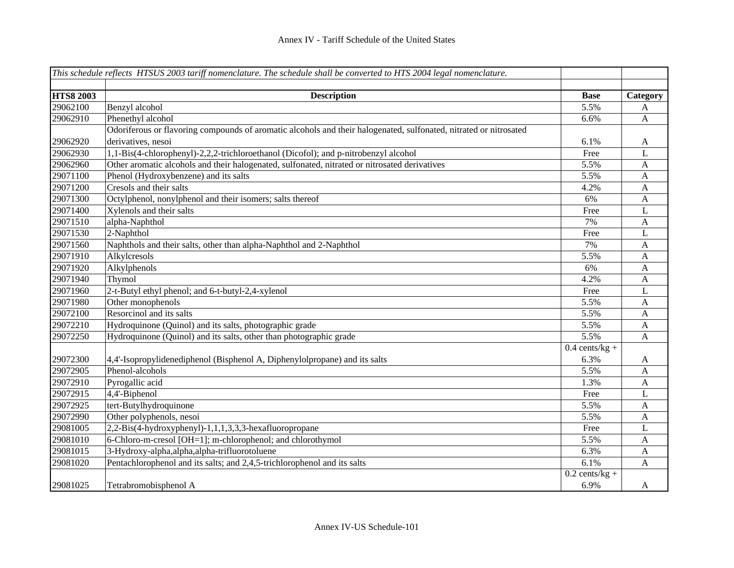| *This schedule reflects HTSUS 2003 tariff nomenclature. The schedule shall be converted to HTS 2004 legal nomenclature.* | | | |
|---|---|---|---|
| **HTS8 2003** | **Description** | **Base** | **Category** |
| 29062100 | Benzyl alcohol | 5.5% | A |
| 29062910 | Phenethyl alcohol | 6.6% | A |
| 29062920 | Odoriferous or flavoring compounds of aromatic alcohols and their halogenated, sulfonated, nitrated or nitrosated derivatives, nesoi | 6.1% | A |
| 29062930 | 1,1-Bis(4-chlorophenyl)-2,2,2-trichloroethanol (Dicofol); and p-nitrobenzyl alcohol | Free | L |
| 29062960 | Other aromatic alcohols and their halogenated, sulfonated, nitrated or nitrosated derivatives | 5.5% | A |
| 29071100 | Phenol (Hydroxybenzene) and its salts | 5.5% | A |
| 29071200 | Cresols and their salts | 4.2% | A |
| 29071300 | Octylphenol, nonylphenol and their isomers; salts thereof | 6% | A |
| 29071400 | Xylenols and their salts | Free | L |
| 29071510 | alpha-Naphthol | 7% | A |
| 29071530 | 2-Naphthol | Free | L |
| 29071560 | Naphthols and their salts, other than alpha-Naphthol and 2-Naphthol | 7% | A |
| 29071910 | Alkylcresols | 5.5% | A |
| 29071920 | Alkylphenols | 6% | A |
| 29071940 | Thymol | 4.2% | A |
| 29071960 | 2-t-Butyl ethyl phenol; and 6-t-butyl-2,4-xylenol | Free | L |
| 29071980 | Other monophenols | 5.5% | A |
| 29072100 | Resorcinol and its salts | 5.5% | A |
| 29072210 | Hydroquinone (Quinol) and its salts, photographic grade | 5.5% | A |
| 29072250 | Hydroquinone (Quinol) and its salts, other than photographic grade | 5.5% | A |
| 29072300 | 4,4'-Isopropylidenediphenol (Bisphenol A, Diphenylolpropane) and its salts | 0.4 cents/kg + 6.3% | A |
| 29072905 | Phenol-alcohols | 5.5% | A |
| 29072910 | Pyrogallic acid | 1.3% | A |
| 29072915 | 4,4'-Biphenol | Free | L |
| 29072925 | tert-Butylhydroquinone | 5.5% | A |
| 29072990 | Other polyphenols, nesoi | 5.5% | A |
| 29081005 | 2,2-Bis(4-hydroxyphenyl)-1,1,1,3,3,3-hexafluoropropane | Free | L |
| 29081010 | 6-Chloro-m-cresol [OH=1]; m-chlorophenol; and chlorothymol | 5.5% | A |
| 29081015 | 3-Hydroxy-alpha,alpha,alpha-trifluorotoluene | 6.3% | A |
| 29081020 | Pentachlorophenol and its salts; and 2,4,5-trichlorophenol and its salts | 6.1% | A |
| 29081025 | Tetrabromobisphenol A | 0.2 cents/kg + 6.9% | A |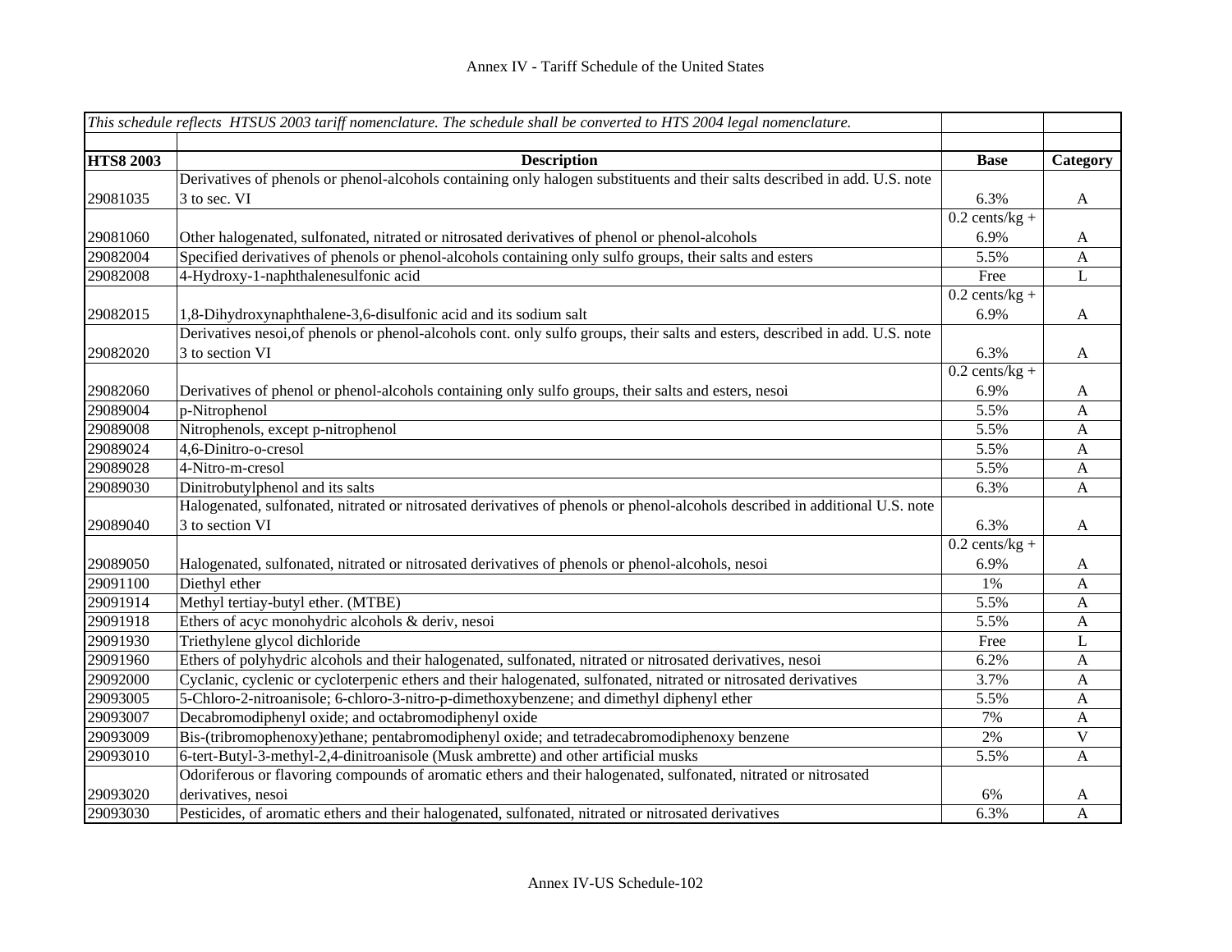Annex IV - Tariff Schedule of the United States

| *This schedule reflects HTSUS 2003 tariff nomenclature. The schedule shall be converted to HTS 2004 legal nomenclature.* | | | |
|---|---|---|---|
| **HTS8 2003** | **Description** | **Base** | **Category** |
| 29081035 | Derivatives of phenols or phenol-alcohols containing only halogen substituents and their salts described in add. U.S. note 3 to sec. VI | 6.3% | A |
| 29081060 | Other halogenated, sulfonated, nitrated or nitrosated derivatives of phenol or phenol-alcohols | 0.2 cents/kg + 6.9% | A |
| 29082004 | Specified derivatives of phenols or phenol-alcohols containing only sulfo groups, their salts and esters | 5.5% | A |
| 29082008 | 4-Hydroxy-1-naphthalenesulfonic acid | Free | L |
| 29082015 | 1,8-Dihydroxynaphthalene-3,6-disulfonic acid and its sodium salt | 0.2 cents/kg + 6.9% | A |
| 29082020 | Derivatives nesoi,of phenols or phenol-alcohols cont. only sulfo groups, their salts and esters, described in add. U.S. note 3 to section VI | 6.3% | A |
| 29082060 | Derivatives of phenol or phenol-alcohols containing only sulfo groups, their salts and esters, nesoi | 0.2 cents/kg + 6.9% | A |
| 29089004 | p-Nitrophenol | 5.5% | A |
| 29089008 | Nitrophenols, except p-nitrophenol | 5.5% | A |
| 29089024 | 4,6-Dinitro-o-cresol | 5.5% | A |
| 29089028 | 4-Nitro-m-cresol | 5.5% | A |
| 29089030 | Dinitrobutylphenol and its salts | 6.3% | A |
| 29089040 | Halogenated, sulfonated, nitrated or nitrosated derivatives of phenols or phenol-alcohols described in additional U.S. note 3 to section VI | 6.3% | A |
| 29089050 | Halogenated, sulfonated, nitrated or nitrosated derivatives of phenols or phenol-alcohols, nesoi | 0.2 cents/kg + 6.9% | A |
| 29091100 | Diethyl ether | 1% | A |
| 29091914 | Methyl tertiay-butyl ether. (MTBE) | 5.5% | A |
| 29091918 | Ethers of acyc monohydric alcohols & deriv, nesoi | 5.5% | A |
| 29091930 | Triethylene glycol dichloride | Free | L |
| 29091960 | Ethers of polyhydric alcohols and their halogenated, sulfonated, nitrated or nitrosated derivatives, nesoi | 6.2% | A |
| 29092000 | Cyclanic, cyclenic or cycloterpenic ethers and their halogenated, sulfonated, nitrated or nitrosated derivatives | 3.7% | A |
| 29093005 | 5-Chloro-2-nitroanisole; 6-chloro-3-nitro-p-dimethoxybenzene; and dimethyl diphenyl ether | 5.5% | A |
| 29093007 | Decabromodiphenyl oxide; and octabromodiphenyl oxide | 7% | A |
| 29093009 | Bis-(tribromophenoxy)ethane; pentabromodiphenyl oxide; and tetradecabromodiphenoxy benzene | 2% | V |
| 29093010 | 6-tert-Butyl-3-methyl-2,4-dinitroanisole (Musk ambrette) and other artificial musks | 5.5% | A |
| 29093020 | Odoriferous or flavoring compounds of aromatic ethers and their halogenated, sulfonated, nitrated or nitrosated derivatives, nesoi | 6% | A |
| 29093030 | Pesticides, of aromatic ethers and their halogenated, sulfonated, nitrated or nitrosated derivatives | 6.3% | A |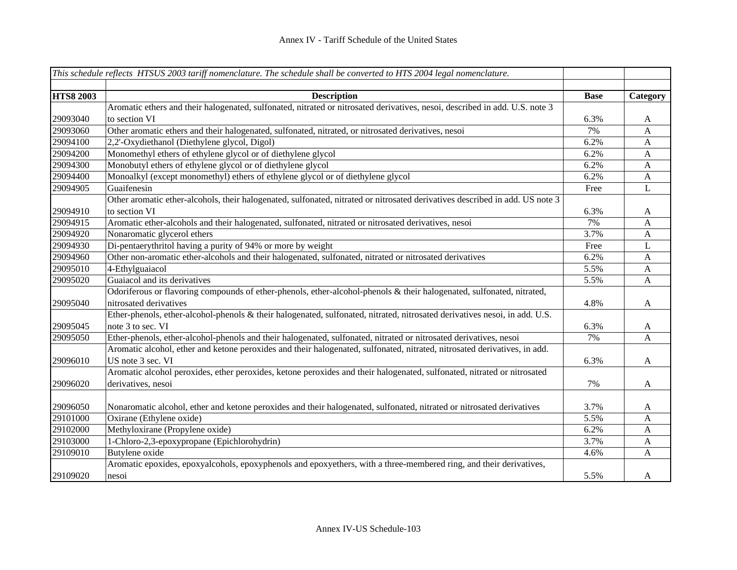| *This schedule reflects HTSUS 2003 tariff nomenclature. The schedule shall be converted to HTS 2004 legal nomenclature.* | | | |
|---|---|---|---|
| | | | |
| **HTS8 2003** | **Description** | **Base** | **Category** |
| 29093040 | Aromatic ethers and their halogenated, sulfonated, nitrated or nitrosated derivatives, nesoi, described in add. U.S. note 3 to section VI | 6.3% | A |
| 29093060 | Other aromatic ethers and their halogenated, sulfonated, nitrated, or nitrosated derivatives, nesoi | 7% | A |
| 29094100 | 2,2'-Oxydiethanol (Diethylene glycol, Digol) | 6.2% | A |
| 29094200 | Monomethyl ethers of ethylene glycol or of diethylene glycol | 6.2% | A |
| 29094300 | Monobutyl ethers of ethylene glycol or of diethylene glycol | 6.2% | A |
| 29094400 | Monoalkyl (except monomethyl) ethers of ethylene glycol or of diethylene glycol | 6.2% | A |
| 29094905 | Guaifenesin | Free | L |
| 29094910 | Other aromatic ether-alcohols, their halogenated, sulfonated, nitrated or nitrosated derivatives described in add. US note 3 to section VI | 6.3% | A |
| 29094915 | Aromatic ether-alcohols and their halogenated, sulfonated, nitrated or nitrosated derivatives, nesoi | 7% | A |
| 29094920 | Nonaromatic glycerol ethers | 3.7% | A |
| 29094930 | Di-pentaerythritol having a purity of 94% or more by weight | Free | L |
| 29094960 | Other non-aromatic ether-alcohols and their halogenated, sulfonated, nitrated or nitrosated derivatives | 6.2% | A |
| 29095010 | 4-Ethylguaiacol | 5.5% | A |
| 29095020 | Guaiacol and its derivatives | 5.5% | A |
| 29095040 | Odoriferous or flavoring compounds of ether-phenols, ether-alcohol-phenols & their halogenated, sulfonated, nitrated, nitrosated derivatives | 4.8% | A |
| 29095045 | Ether-phenols, ether-alcohol-phenols & their halogenated, sulfonated, nitrated, nitrosated derivatives nesoi, in add. U.S. note 3 to sec. VI | 6.3% | A |
| 29095050 | Ether-phenols, ether-alcohol-phenols and their halogenated, sulfonated, nitrated or nitrosated derivatives, nesoi | 7% | A |
| 29096010 | Aromatic alcohol, ether and ketone peroxides and their halogenated, sulfonated, nitrated, nitrosated derivatives, in add. US note 3 sec. VI | 6.3% | A |
| 29096020 | Aromatic alcohol peroxides, ether peroxides, ketone peroxides and their halogenated, sulfonated, nitrated or nitrosated derivatives, nesoi | 7% | A |
| 29096050 | Nonaromatic alcohol, ether and ketone peroxides and their halogenated, sulfonated, nitrated or nitrosated derivatives | 3.7% | A |
| 29101000 | Oxirane (Ethylene oxide) | 5.5% | A |
| 29102000 | Methyloxirane (Propylene oxide) | 6.2% | A |
| 29103000 | 1-Chloro-2,3-epoxypropane (Epichlorohydrin) | 3.7% | A |
| 29109010 | Butylene oxide | 4.6% | A |
| 29109020 | Aromatic epoxides, epoxyalcohols, epoxyphenols and epoxyethers, with a three-membered ring, and their derivatives, nesoi | 5.5% | A |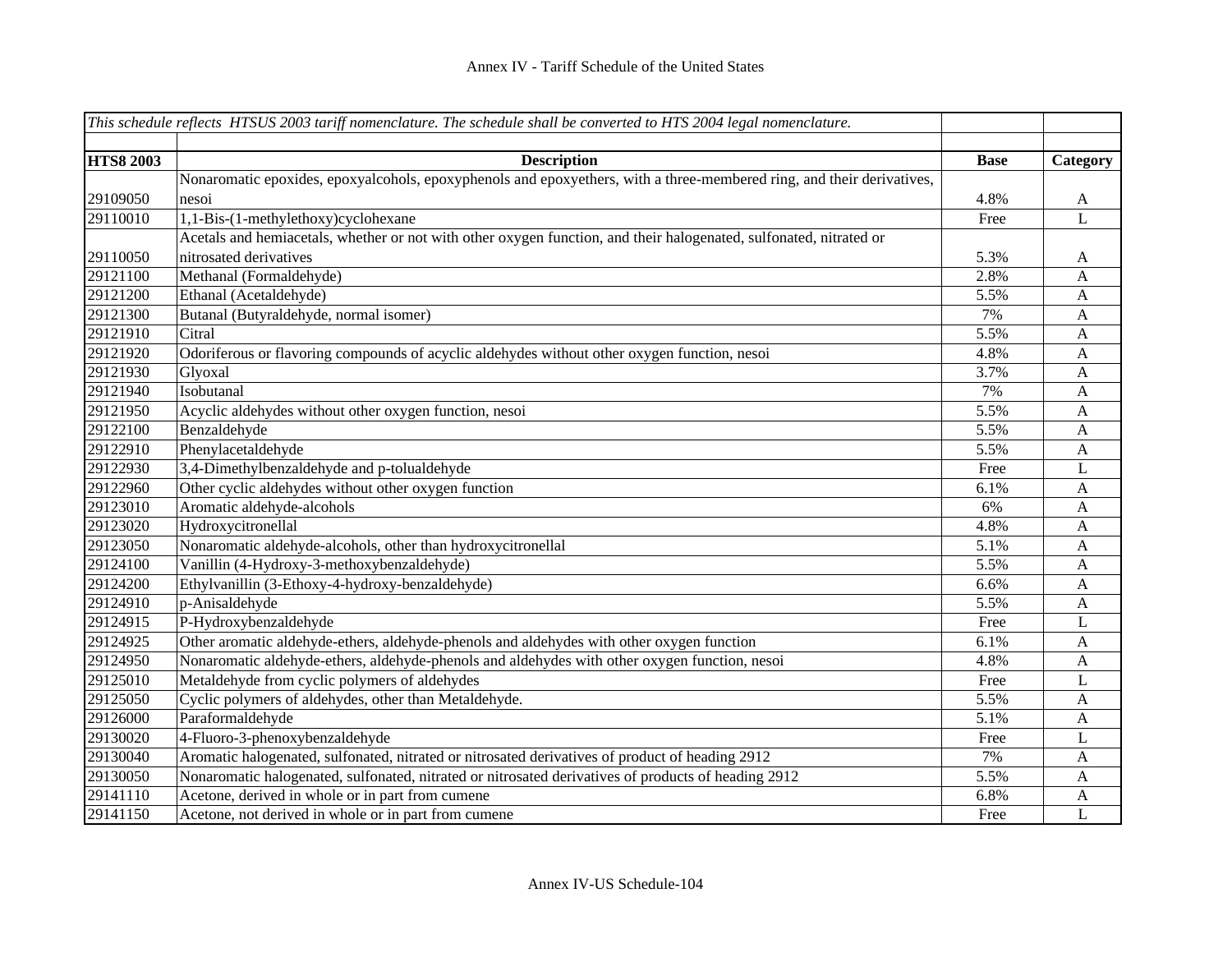| *This schedule reflects HTSUS 2003 tariff nomenclature. The schedule shall be converted to HTS 2004 legal nomenclature.* | | | |
|---|---|---|---|
| | | | |
| **HTS8 2003** | **Description** | **Base** | **Category** |
| 29109050 | Nonaromatic epoxides, epoxyalcohols, epoxyphenols and epoxyethers, with a three-membered ring, and their derivatives, nesoi | 4.8% | A |
| 29110010 | 1,1-Bis-(1-methylethoxy)cyclohexane | Free | L |
| 29110050 | Acetals and hemiacetals, whether or not with other oxygen function, and their halogenated, sulfonated, nitrated or nitrosated derivatives | 5.3% | A |
| 29121100 | Methanal (Formaldehyde) | 2.8% | A |
| 29121200 | Ethanal (Acetaldehyde) | 5.5% | A |
| 29121300 | Butanal (Butyraldehyde, normal isomer) | 7% | A |
| 29121910 | Citral | 5.5% | A |
| 29121920 | Odoriferous or flavoring compounds of acyclic aldehydes without other oxygen function, nesoi | 4.8% | A |
| 29121930 | Glyoxal | 3.7% | A |
| 29121940 | Isobutanal | 7% | A |
| 29121950 | Acyclic aldehydes without other oxygen function, nesoi | 5.5% | A |
| 29122100 | Benzaldehyde | 5.5% | A |
| 29122910 | Phenylacetaldehyde | 5.5% | A |
| 29122930 | 3,4-Dimethylbenzaldehyde and p-tolualdehyde | Free | L |
| 29122960 | Other cyclic aldehydes without other oxygen function | 6.1% | A |
| 29123010 | Aromatic aldehyde-alcohols | 6% | A |
| 29123020 | Hydroxycitronellal | 4.8% | A |
| 29123050 | Nonaromatic aldehyde-alcohols, other than hydroxycitronellal | 5.1% | A |
| 29124100 | Vanillin (4-Hydroxy-3-methoxybenzaldehyde) | 5.5% | A |
| 29124200 | Ethylvanillin (3-Ethoxy-4-hydroxy-benzaldehyde) | 6.6% | A |
| 29124910 | p-Anisaldehyde | 5.5% | A |
| 29124915 | P-Hydroxybenzaldehyde | Free | L |
| 29124925 | Other aromatic aldehyde-ethers, aldehyde-phenols and aldehydes with other oxygen function | 6.1% | A |
| 29124950 | Nonaromatic aldehyde-ethers, aldehyde-phenols and aldehydes with other oxygen function, nesoi | 4.8% | A |
| 29125010 | Metaldehyde from cyclic polymers of aldehydes | Free | L |
| 29125050 | Cyclic polymers of aldehydes, other than Metaldehyde. | 5.5% | A |
| 29126000 | Paraformaldehyde | 5.1% | A |
| 29130020 | 4-Fluoro-3-phenoxybenzaldehyde | Free | L |
| 29130040 | Aromatic halogenated, sulfonated, nitrated or nitrosated derivatives of product of heading 2912 | 7% | A |
| 29130050 | Nonaromatic halogenated, sulfonated, nitrated or nitrosated derivatives of products of heading 2912 | 5.5% | A |
| 29141110 | Acetone, derived in whole or in part from cumene | 6.8% | A |
| 29141150 | Acetone, not derived in whole or in part from cumene | Free | L |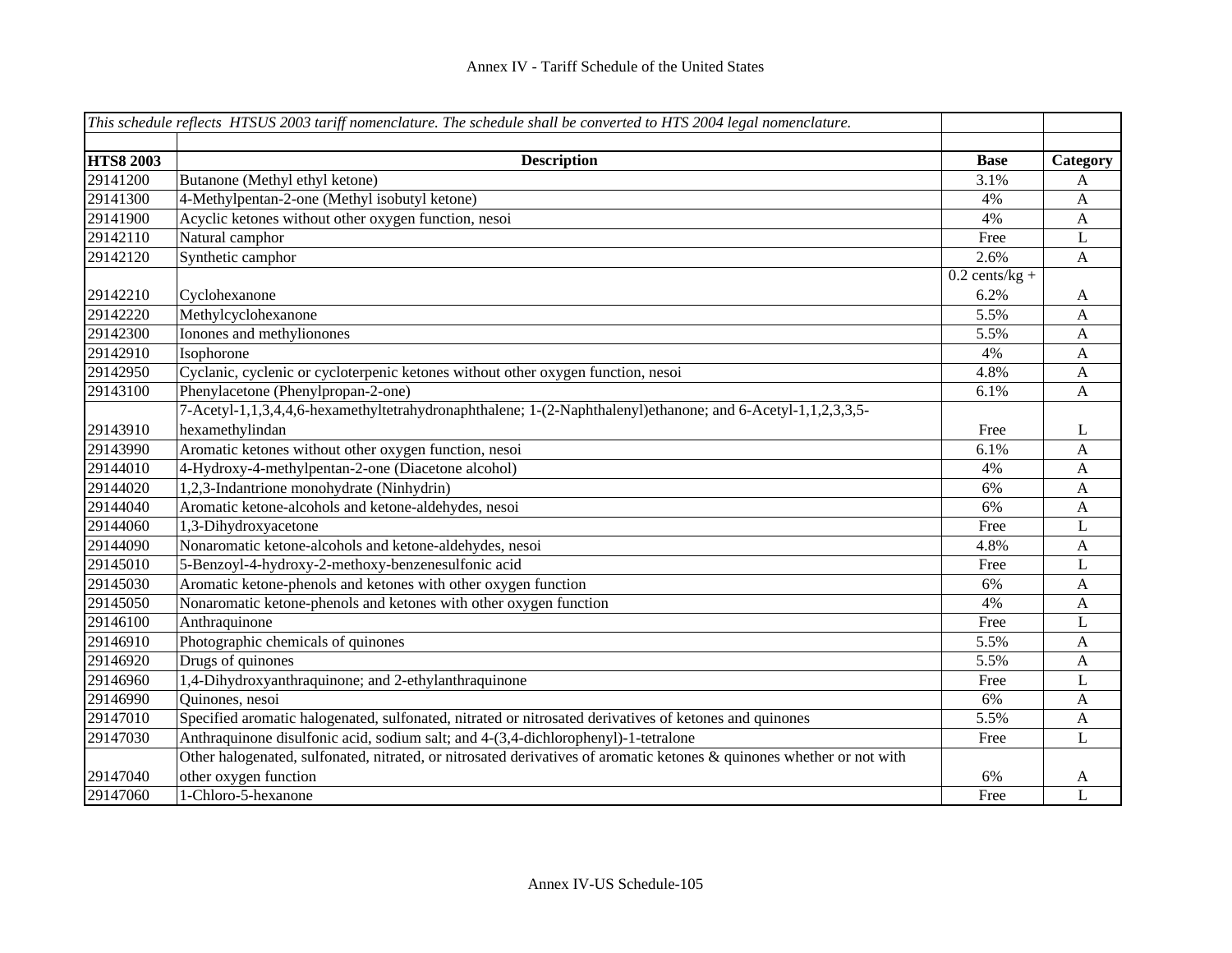| *This schedule reflects HTSUS 2003 tariff nomenclature. The schedule shall be converted to HTS 2004 legal nomenclature.* | | | |
|---|---|---|---|
| **HTS8 2003** | **Description** | **Base** | **Category** |
| 29141200 | Butanone (Methyl ethyl ketone) | 3.1% | A |
| 29141300 | 4-Methylpentan-2-one (Methyl isobutyl ketone) | 4% | A |
| 29141900 | Acyclic ketones without other oxygen function, nesoi | 4% | A |
| 29142110 | Natural camphor | Free | L |
| 29142120 | Synthetic camphor | 2.6% | A |
| 29142210 | Cyclohexanone | 0.2 cents/kg + 6.2% | A |
| 29142220 | Methylcyclohexanone | 5.5% | A |
| 29142300 | Ionones and methylionones | 5.5% | A |
| 29142910 | Isophorone | 4% | A |
| 29142950 | Cyclanic, cyclenic or cycloterpenic ketones without other oxygen function, nesoi | 4.8% | A |
| 29143100 | Phenylacetone (Phenylpropan-2-one) | 6.1% | A |
| 29143910 | 7-Acetyl-1,1,3,4,4,6-hexamethyltetrahydronaphthalene; 1-(2-Naphthalenyl)ethanone; and 6-Acetyl-1,1,2,3,3,5-hexamethylindan | Free | L |
| 29143990 | Aromatic ketones without other oxygen function, nesoi | 6.1% | A |
| 29144010 | 4-Hydroxy-4-methylpentan-2-one (Diacetone alcohol) | 4% | A |
| 29144020 | 1,2,3-Indantrione monohydrate (Ninhydrin) | 6% | A |
| 29144040 | Aromatic ketone-alcohols and ketone-aldehydes, nesoi | 6% | A |
| 29144060 | 1,3-Dihydroxyacetone | Free | L |
| 29144090 | Nonaromatic ketone-alcohols and ketone-aldehydes, nesoi | 4.8% | A |
| 29145010 | 5-Benzoyl-4-hydroxy-2-methoxy-benzenesulfonic acid | Free | L |
| 29145030 | Aromatic ketone-phenols and ketones with other oxygen function | 6% | A |
| 29145050 | Nonaromatic ketone-phenols and ketones with other oxygen function | 4% | A |
| 29146100 | Anthraquinone | Free | L |
| 29146910 | Photographic chemicals of quinones | 5.5% | A |
| 29146920 | Drugs of quinones | 5.5% | A |
| 29146960 | 1,4-Dihydroxyanthraquinone; and 2-ethylanthraquinone | Free | L |
| 29146990 | Quinones, nesoi | 6% | A |
| 29147010 | Specified aromatic halogenated, sulfonated, nitrated or nitrosated derivatives of ketones and quinones | 5.5% | A |
| 29147030 | Anthraquinone disulfonic acid, sodium salt; and 4-(3,4-dichlorophenyl)-1-tetralone | Free | L |
| 29147040 | Other halogenated, sulfonated, nitrated, or nitrosated derivatives of aromatic ketones & quinones whether or not with other oxygen function | 6% | A |
| 29147060 | 1-Chloro-5-hexanone | Free | L |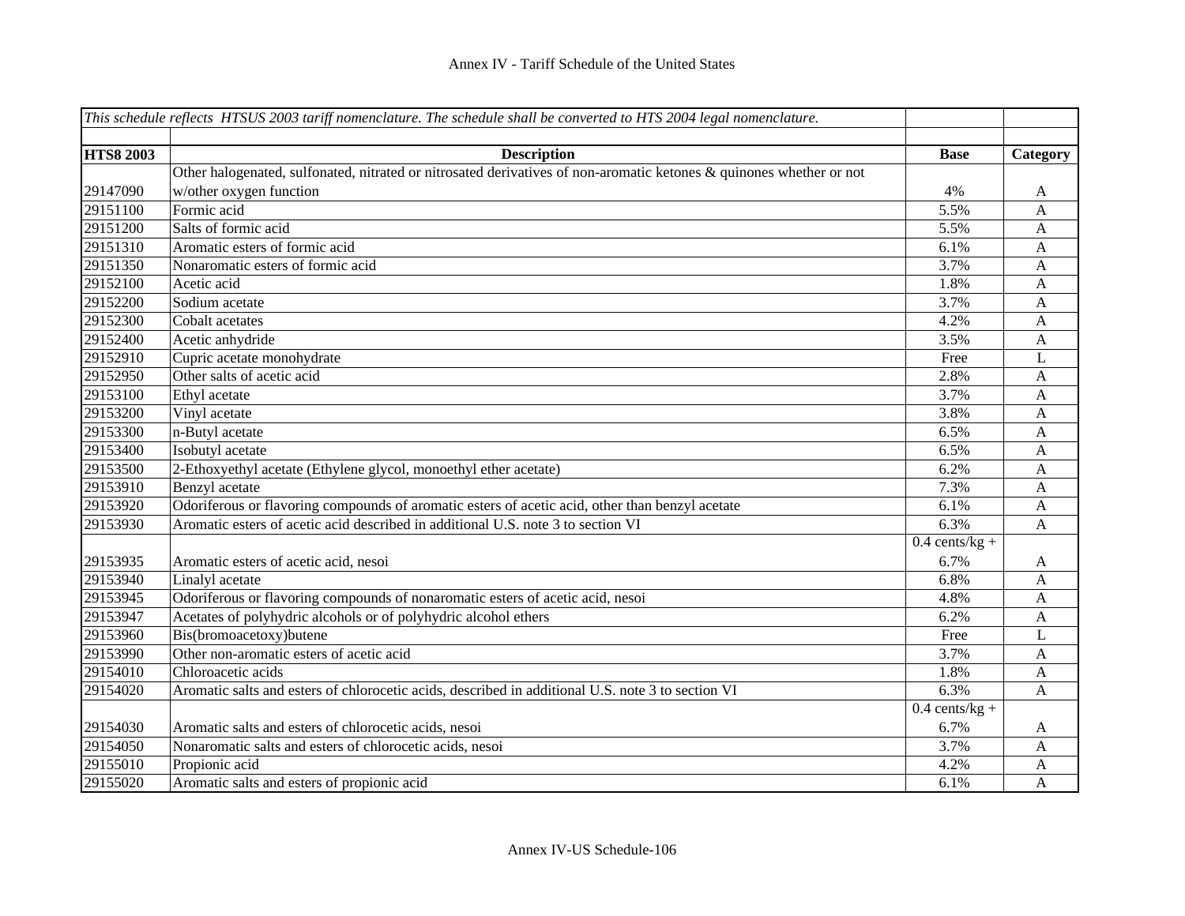Annex IV - Tariff Schedule of the United States

| *This schedule reflects HTSUS 2003 tariff nomenclature. The schedule shall be converted to HTS 2004 legal nomenclature.* | | | |
|---|---|---|---|
| **HTS8 2003** | **Description** | **Base** | **Category** |
| 29147090 | Other halogenated, sulfonated, nitrated or nitrosated derivatives of non-aromatic ketones & quinones whether or not w/other oxygen function | 4% | A |
| 29151100 | Formic acid | 5.5% | A |
| 29151200 | Salts of formic acid | 5.5% | A |
| 29151310 | Aromatic esters of formic acid | 6.1% | A |
| 29151350 | Nonaromatic esters of formic acid | 3.7% | A |
| 29152100 | Acetic acid | 1.8% | A |
| 29152200 | Sodium acetate | 3.7% | A |
| 29152300 | Cobalt acetates | 4.2% | A |
| 29152400 | Acetic anhydride | 3.5% | A |
| 29152910 | Cupric acetate monohydrate | Free | L |
| 29152950 | Other salts of acetic acid | 2.8% | A |
| 29153100 | Ethyl acetate | 3.7% | A |
| 29153200 | Vinyl acetate | 3.8% | A |
| 29153300 | n-Butyl acetate | 6.5% | A |
| 29153400 | Isobutyl acetate | 6.5% | A |
| 29153500 | 2-Ethoxyethyl acetate (Ethylene glycol, monoethyl ether acetate) | 6.2% | A |
| 29153910 | Benzyl acetate | 7.3% | A |
| 29153920 | Odoriferous or flavoring compounds of aromatic esters of acetic acid, other than benzyl acetate | 6.1% | A |
| 29153930 | Aromatic esters of acetic acid described in additional U.S. note 3 to section VI | 6.3% | A |
| 29153935 | Aromatic esters of acetic acid, nesoi | 0.4 cents/kg + 6.7% | A |
| 29153940 | Linalyl acetate | 6.8% | A |
| 29153945 | Odoriferous or flavoring compounds of nonaromatic esters of acetic acid, nesoi | 4.8% | A |
| 29153947 | Acetates of polyhydric alcohols or of polyhydric alcohol ethers | 6.2% | A |
| 29153960 | Bis(bromoacetoxy)butene | Free | L |
| 29153990 | Other non-aromatic esters of acetic acid | 3.7% | A |
| 29154010 | Chloroacetic acids | 1.8% | A |
| 29154020 | Aromatic salts and esters of chlorocetic acids, described in additional U.S. note 3 to section VI | 6.3% | A |
| 29154030 | Aromatic salts and esters of chlorocetic acids, nesoi | 0.4 cents/kg + 6.7% | A |
| 29154050 | Nonaromatic salts and esters of chlorocetic acids, nesoi | 3.7% | A |
| 29155010 | Propionic acid | 4.2% | A |
| 29155020 | Aromatic salts and esters of propionic acid | 6.1% | A |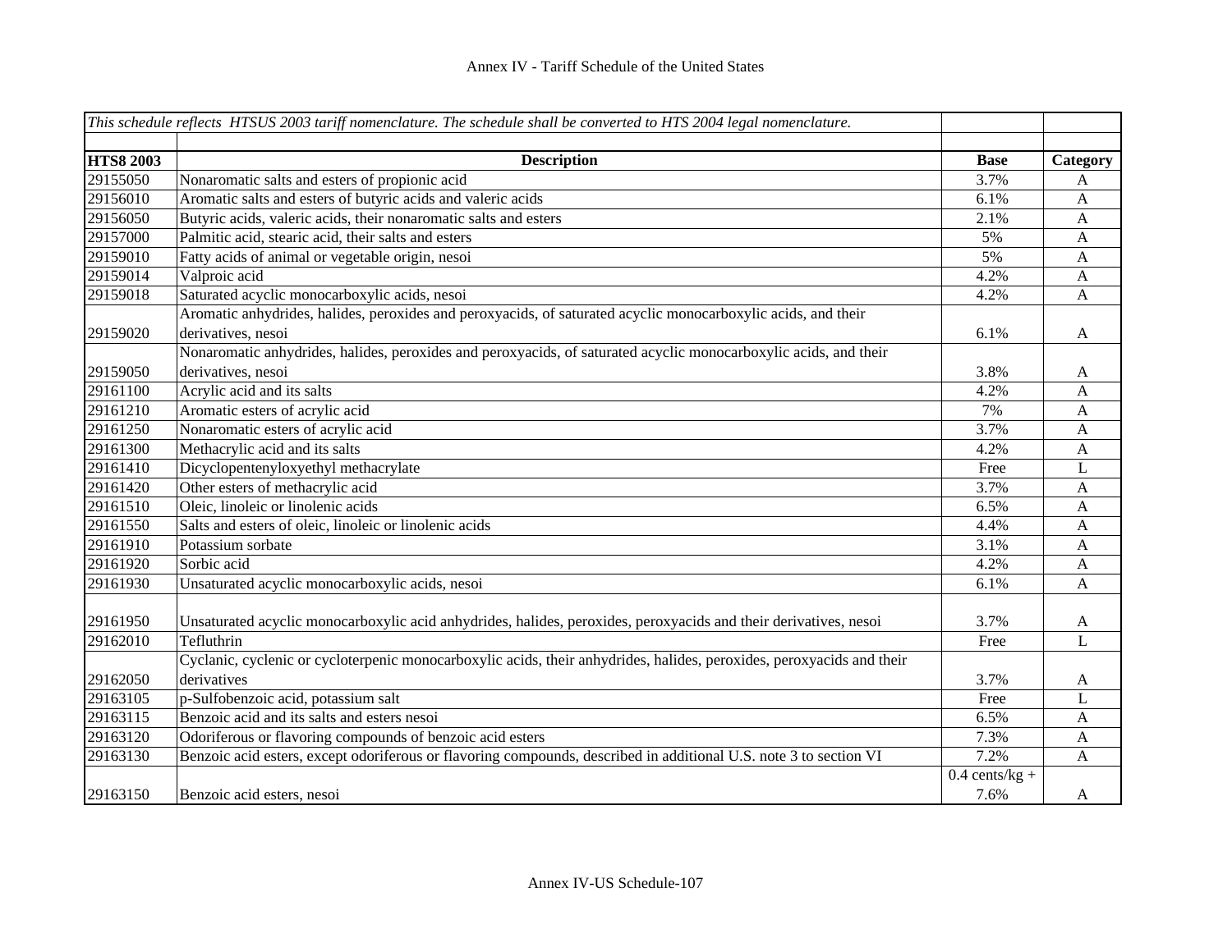# Annex IV - Tariff Schedule of the United States

| *This schedule reflects HTSUS 2003 tariff nomenclature. The schedule shall be converted to HTS 2004 legal nomenclature.* | | | |
|---|---|---|---|
| **HTS8 2003** | **Description** | **Base** | **Category** |
| 29155050 | Nonaromatic salts and esters of propionic acid | 3.7% | A |
| 29156010 | Aromatic salts and esters of butyric acids and valeric acids | 6.1% | A |
| 29156050 | Butyric acids, valeric acids, their nonaromatic salts and esters | 2.1% | A |
| 29157000 | Palmitic acid, stearic acid, their salts and esters | 5% | A |
| 29159010 | Fatty acids of animal or vegetable origin, nesoi | 5% | A |
| 29159014 | Valproic acid | 4.2% | A |
| 29159018 | Saturated acyclic monocarboxylic acids, nesoi | 4.2% | A |
| 29159020 | Aromatic anhydrides, halides, peroxides and peroxyacids, of saturated acyclic monocarboxylic acids, and their derivatives, nesoi | 6.1% | A |
| 29159050 | Nonaromatic anhydrides, halides, peroxides and peroxyacids, of saturated acyclic monocarboxylic acids, and their derivatives, nesoi | 3.8% | A |
| 29161100 | Acrylic acid and its salts | 4.2% | A |
| 29161210 | Aromatic esters of acrylic acid | 7% | A |
| 29161250 | Nonaromatic esters of acrylic acid | 3.7% | A |
| 29161300 | Methacrylic acid and its salts | 4.2% | A |
| 29161410 | Dicyclopentenyloxyethyl methacrylate | Free | L |
| 29161420 | Other esters of methacrylic acid | 3.7% | A |
| 29161510 | Oleic, linoleic or linolenic acids | 6.5% | A |
| 29161550 | Salts and esters of oleic, linoleic or linolenic acids | 4.4% | A |
| 29161910 | Potassium sorbate | 3.1% | A |
| 29161920 | Sorbic acid | 4.2% | A |
| 29161930 | Unsaturated acyclic monocarboxylic acids, nesoi | 6.1% | A |
| 29161950 | Unsaturated acyclic monocarboxylic acid anhydrides, halides, peroxides, peroxyacids and their derivatives, nesoi | 3.7% | A |
| 29162010 | Tefluthrin | Free | L |
| 29162050 | Cyclanic, cyclenic or cycloterpenic monocarboxylic acids, their anhydrides, halides, peroxides, peroxyacids and their derivatives | 3.7% | A |
| 29163105 | p-Sulfobenzoic acid, potassium salt | Free | L |
| 29163115 | Benzoic acid and its salts and esters nesoi | 6.5% | A |
| 29163120 | Odoriferous or flavoring compounds of benzoic acid esters | 7.3% | A |
| 29163130 | Benzoic acid esters, except odoriferous or flavoring compounds, described in additional U.S. note 3 to section VI | 7.2% | A |
| 29163150 | Benzoic acid esters, nesoi | 0.4 cents/kg + 7.6% | A |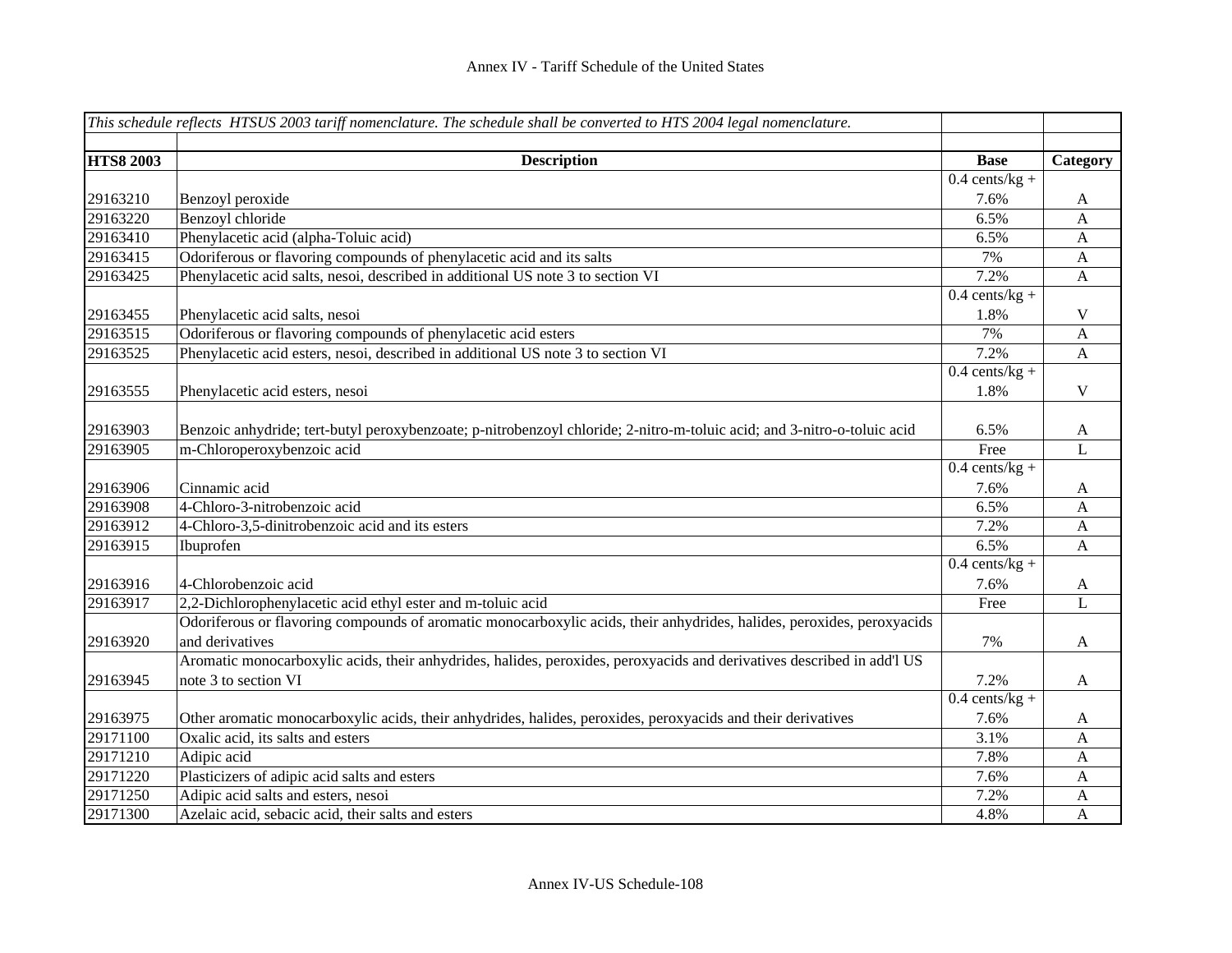| *This schedule reflects HTSUS 2003 tariff nomenclature. The schedule shall be converted to HTS 2004 legal nomenclature.* | | | |
|---|---|---|---|
| | | | |
| **HTS8 2003** | **Description** | **Base** | **Category** |
| 29163210 | Benzoyl peroxide | 0.4 cents/kg + 7.6% | A |
| 29163220 | Benzoyl chloride | 6.5% | A |
| 29163410 | Phenylacetic acid (alpha-Toluic acid) | 6.5% | A |
| 29163415 | Odoriferous or flavoring compounds of phenylacetic acid and its salts | 7% | A |
| 29163425 | Phenylacetic acid salts, nesoi, described in additional US note 3 to section VI | 7.2% | A |
| 29163455 | Phenylacetic acid salts, nesoi | 0.4 cents/kg + 1.8% | V |
| 29163515 | Odoriferous or flavoring compounds of phenylacetic acid esters | 7% | A |
| 29163525 | Phenylacetic acid esters, nesoi, described in additional US note 3 to section VI | 7.2% | A |
| 29163555 | Phenylacetic acid esters, nesoi | 0.4 cents/kg + 1.8% | V |
| 29163903 | Benzoic anhydride; tert-butyl peroxybenzoate; p-nitrobenzoyl chloride; 2-nitro-m-toluic acid; and 3-nitro-o-toluic acid | 6.5% | A |
| 29163905 | m-Chloroperoxybenzoic acid | Free | L |
| 29163906 | Cinnamic acid | 0.4 cents/kg + 7.6% | A |
| 29163908 | 4-Chloro-3-nitrobenzoic acid | 6.5% | A |
| 29163912 | 4-Chloro-3,5-dinitrobenzoic acid and its esters | 7.2% | A |
| 29163915 | Ibuprofen | 6.5% | A |
| 29163916 | 4-Chlorobenzoic acid | 0.4 cents/kg + 7.6% | A |
| 29163917 | 2,2-Dichlorophenylacetic acid ethyl ester and m-toluic acid | Free | L |
| 29163920 | Odoriferous or flavoring compounds of aromatic monocarboxylic acids, their anhydrides, halides, peroxides, peroxyacids and derivatives | 7% | A |
| 29163945 | Aromatic monocarboxylic acids, their anhydrides, halides, peroxides, peroxyacids and derivatives described in add'l US note 3 to section VI | 7.2% | A |
| 29163975 | Other aromatic monocarboxylic acids, their anhydrides, halides, peroxides, peroxyacids and their derivatives | 0.4 cents/kg + 7.6% | A |
| 29171100 | Oxalic acid, its salts and esters | 3.1% | A |
| 29171210 | Adipic acid | 7.8% | A |
| 29171220 | Plasticizers of adipic acid salts and esters | 7.6% | A |
| 29171250 | Adipic acid salts and esters, nesoi | 7.2% | A |
| 29171300 | Azelaic acid, sebacic acid, their salts and esters | 4.8% | A |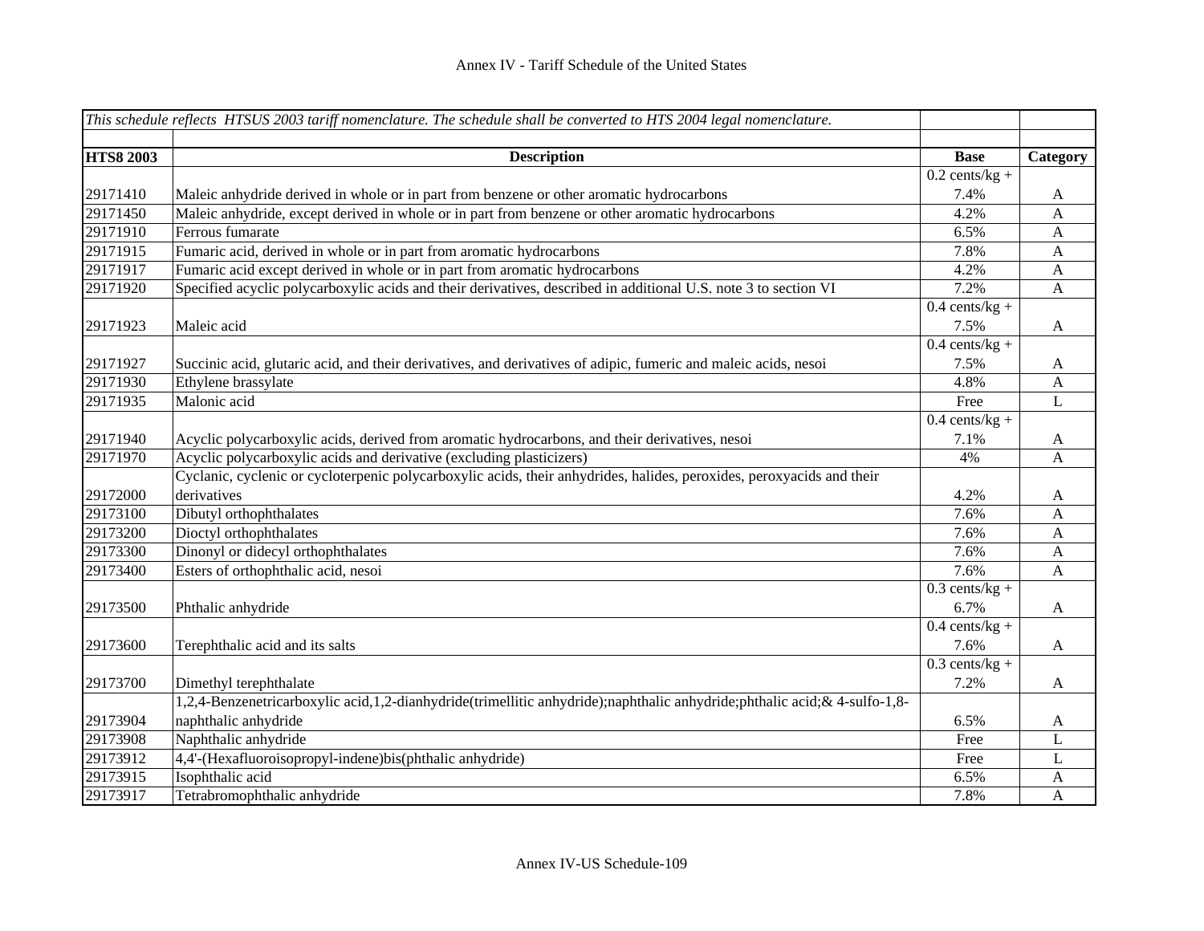| *This schedule reflects HTSUS 2003 tariff nomenclature. The schedule shall be converted to HTS 2004 legal nomenclature.* | | | |
|---|---|---|---|
| | | | |
| **HTS8 2003** | **Description** | **Base** | **Category** |
| 29171410 | Maleic anhydride derived in whole or in part from benzene or other aromatic hydrocarbons | 0.2 cents/kg + 7.4% | A |
| 29171450 | Maleic anhydride, except derived in whole or in part from benzene or other aromatic hydrocarbons | 4.2% | A |
| 29171910 | Ferrous fumarate | 6.5% | A |
| 29171915 | Fumaric acid, derived in whole or in part from aromatic hydrocarbons | 7.8% | A |
| 29171917 | Fumaric acid except derived in whole or in part from aromatic hydrocarbons | 4.2% | A |
| 29171920 | Specified acyclic polycarboxylic acids and their derivatives, described in additional U.S. note 3 to section VI | 7.2% | A |
| 29171923 | Maleic acid | 0.4 cents/kg + 7.5% | A |
| 29171927 | Succinic acid, glutaric acid, and their derivatives, and derivatives of adipic, fumeric and maleic acids, nesoi | 0.4 cents/kg + 7.5% | A |
| 29171930 | Ethylene brassylate | 4.8% | A |
| 29171935 | Malonic acid | Free | L |
| 29171940 | Acyclic polycarboxylic acids, derived from aromatic hydrocarbons, and their derivatives, nesoi | 0.4 cents/kg + 7.1% | A |
| 29171970 | Acyclic polycarboxylic acids and derivative (excluding plasticizers) | 4% | A |
| 29172000 | Cyclanic, cyclenic or cycloterpenic polycarboxylic acids, their anhydrides, halides, peroxides, peroxyacids and their derivatives | 4.2% | A |
| 29173100 | Dibutyl orthophthalates | 7.6% | A |
| 29173200 | Dioctyl orthophthalates | 7.6% | A |
| 29173300 | Dinonyl or didecyl orthophthalates | 7.6% | A |
| 29173400 | Esters of orthophthalic acid, nesoi | 7.6% | A |
| 29173500 | Phthalic anhydride | 0.3 cents/kg + 6.7% | A |
| 29173600 | Terephthalic acid and its salts | 0.4 cents/kg + 7.6% | A |
| 29173700 | Dimethyl terephthalate | 0.3 cents/kg + 7.2% | A |
| 29173904 | 1,2,4-Benzenetricarboxylic acid,1,2-dianhydride(trimellitic anhydride);naphthalic anhydride;phthalic acid;& 4-sulfo-1,8-naphthalic anhydride | 6.5% | A |
| 29173908 | Naphthalic anhydride | Free | L |
| 29173912 | 4,4'-(Hexafluoroisopropyl-indene)bis(phthalic anhydride) | Free | L |
| 29173915 | Isophthalic acid | 6.5% | A |
| 29173917 | Tetrabromophthalic anhydride | 7.8% | A |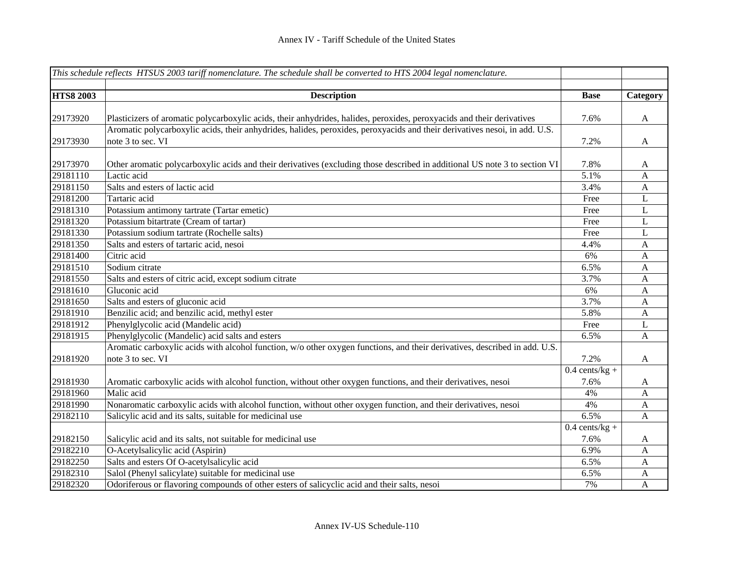| This schedule reflects HTSUS 2003 tariff nomenclature. The schedule shall be converted to HTS 2004 legal nomenclature. | | | |
|---|---|---|---|
| **HTS8 2003** | **Description** | **Base** | **Category** |
| 29173920 | Plasticizers of aromatic polycarboxylic acids, their anhydrides, halides, peroxides, peroxyacids and their derivatives | 7.6% | A |
| 29173930 | Aromatic polycarboxylic acids, their anhydrides, halides, peroxides, peroxyacids and their derivatives nesoi, in add. U.S. note 3 to sec. VI | 7.2% | A |
| 29173970 | Other aromatic polycarboxylic acids and their derivatives (excluding those described in additional US note 3 to section VI | 7.8% | A |
| 29181110 | Lactic acid | 5.1% | A |
| 29181150 | Salts and esters of lactic acid | 3.4% | A |
| 29181200 | Tartaric acid | Free | L |
| 29181310 | Potassium antimony tartrate (Tartar emetic) | Free | L |
| 29181320 | Potassium bitartrate (Cream of tartar) | Free | L |
| 29181330 | Potassium sodium tartrate (Rochelle salts) | Free | L |
| 29181350 | Salts and esters of tartaric acid, nesoi | 4.4% | A |
| 29181400 | Citric acid | 6% | A |
| 29181510 | Sodium citrate | 6.5% | A |
| 29181550 | Salts and esters of citric acid, except sodium citrate | 3.7% | A |
| 29181610 | Gluconic acid | 6% | A |
| 29181650 | Salts and esters of gluconic acid | 3.7% | A |
| 29181910 | Benzilic acid; and benzilic acid, methyl ester | 5.8% | A |
| 29181912 | Phenylglycolic acid (Mandelic acid) | Free | L |
| 29181915 | Phenylglycolic (Mandelic) acid salts and esters | 6.5% | A |
| 29181920 | Aromatic carboxylic acids with alcohol function, w/o other oxygen functions, and their derivatives, described in add. U.S. note 3 to sec. VI | 7.2% | A |
| 29181930 | Aromatic carboxylic acids with alcohol function, without other oxygen functions, and their derivatives, nesoi | 0.4 cents/kg + 7.6% | A |
| 29181960 | Malic acid | 4% | A |
| 29181990 | Nonaromatic carboxylic acids with alcohol function, without other oxygen function, and their derivatives, nesoi | 4% | A |
| 29182110 | Salicylic acid and its salts, suitable for medicinal use | 6.5% | A |
| 29182150 | Salicylic acid and its salts, not suitable for medicinal use | 0.4 cents/kg + 7.6% | A |
| 29182210 | O-Acetylsalicylic acid (Aspirin) | 6.9% | A |
| 29182250 | Salts and esters Of O-acetylsalicylic acid | 6.5% | A |
| 29182310 | Salol (Phenyl salicylate) suitable for medicinal use | 6.5% | A |
| 29182320 | Odoriferous or flavoring compounds of other esters of salicyclic acid and their salts, nesoi | 7% | A |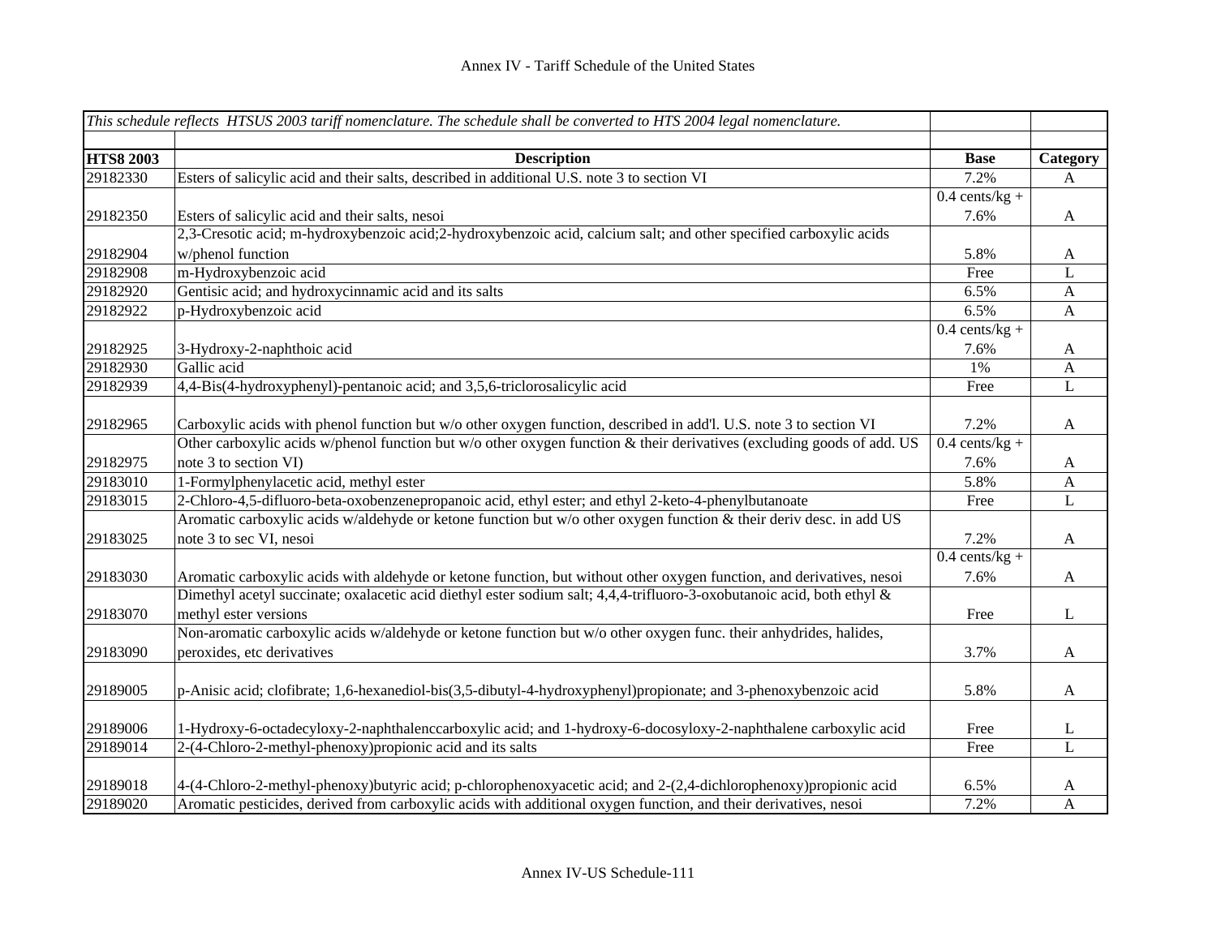# Annex IV - Tariff Schedule of the United States

| *This schedule reflects HTSUS 2003 tariff nomenclature. The schedule shall be converted to HTS 2004 legal nomenclature.* | | | |
|---|---|---|---|
| **HTS8 2003** | **Description** | **Base** | **Category** |
| 29182330 | Esters of salicylic acid and their salts, described in additional U.S. note 3 to section VI | 7.2% | A |
| 29182350 | Esters of salicylic acid and their salts, nesoi | 0.4 cents/kg + 7.6% | A |
| 29182904 | 2,3-Cresotic acid; m-hydroxybenzoic acid;2-hydroxybenzoic acid, calcium salt; and other specified carboxylic acids w/phenol function | 5.8% | A |
| 29182908 | m-Hydroxybenzoic acid | Free | L |
| 29182920 | Gentisic acid; and hydroxycinnamic acid and its salts | 6.5% | A |
| 29182922 | p-Hydroxybenzoic acid | 6.5% | A |
| 29182925 | 3-Hydroxy-2-naphthoic acid | 0.4 cents/kg + 7.6% | A |
| 29182930 | Gallic acid | 1% | A |
| 29182939 | 4,4-Bis(4-hydroxyphenyl)-pentanoic acid; and 3,5,6-triclorosalicylic acid | Free | L |
| 29182965 | Carboxylic acids with phenol function but w/o other oxygen function, described in add'l. U.S. note 3 to section VI | 7.2% | A |
| 29182975 | Other carboxylic acids w/phenol function but w/o other oxygen function & their derivatives (excluding goods of add. US note 3 to section VI) | 0.4 cents/kg + 7.6% | A |
| 29183010 | 1-Formylphenylacetic acid, methyl ester | 5.8% | A |
| 29183015 | 2-Chloro-4,5-difluoro-beta-oxobenzenepropanoic acid, ethyl ester; and ethyl 2-keto-4-phenylbutanoate | Free | L |
| 29183025 | Aromatic carboxylic acids w/aldehyde or ketone function but w/o other oxygen function & their deriv desc. in add US note 3 to sec VI, nesoi | 7.2% | A |
| 29183030 | Aromatic carboxylic acids with aldehyde or ketone function, but without other oxygen function, and derivatives, nesoi | 0.4 cents/kg + 7.6% | A |
| 29183070 | Dimethyl acetyl succinate; oxalacetic acid diethyl ester sodium salt; 4,4,4-trifluoro-3-oxobutanoic acid, both ethyl & methyl ester versions | Free | L |
| 29183090 | Non-aromatic carboxylic acids w/aldehyde or ketone function but w/o other oxygen func. their anhydrides, halides, peroxides, etc derivatives | 3.7% | A |
| 29189005 | p-Anisic acid; clofibrate; 1,6-hexanediol-bis(3,5-dibutyl-4-hydroxyphenyl)propionate; and 3-phenoxybenzoic acid | 5.8% | A |
| 29189006 | 1-Hydroxy-6-octadecyloxy-2-naphthalenccarboxylic acid; and 1-hydroxy-6-docosyloxy-2-naphthalene carboxylic acid | Free | L |
| 29189014 | 2-(4-Chloro-2-methyl-phenoxy)propionic acid and its salts | Free | L |
| 29189018 | 4-(4-Chloro-2-methyl-phenoxy)butyric acid; p-chlorophenoxyacetic acid; and 2-(2,4-dichlorophenoxy)propionic acid | 6.5% | A |
| 29189020 | Aromatic pesticides, derived from carboxylic acids with additional oxygen function, and their derivatives, nesoi | 7.2% | A |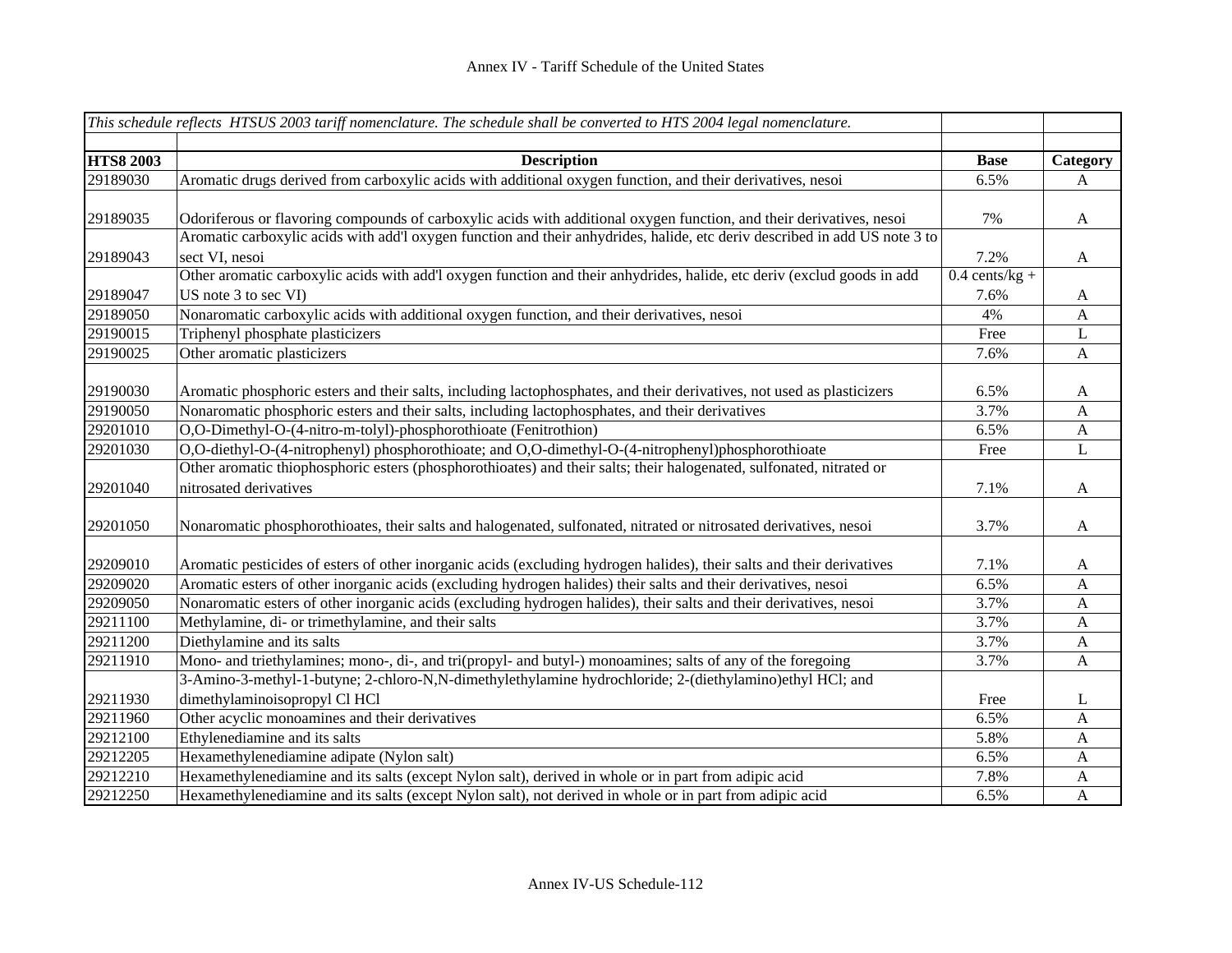# Annex IV - Tariff Schedule of the United States

| *This schedule reflects HTSUS 2003 tariff nomenclature. The schedule shall be converted to HTS 2004 legal nomenclature.* | | | |
|---|---|---|---|
| | | | |
| **HTS8 2003** | **Description** | **Base** | **Category** |
| 29189030 | Aromatic drugs derived from carboxylic acids with additional oxygen function, and their derivatives, nesoi | 6.5% | A |
| 29189035 | Odoriferous or flavoring compounds of carboxylic acids with additional oxygen function, and their derivatives, nesoi | 7% | A |
| 29189043 | Aromatic carboxylic acids with add'l oxygen function and their anhydrides, halide, etc deriv described in add US note 3 to sect VI, nesoi | 7.2% | A |
| 29189047 | Other aromatic carboxylic acids with add'l oxygen function and their anhydrides, halide, etc deriv (exclud goods in add US note 3 to sec VI) | 0.4 cents/kg + 7.6% | A |
| 29189050 | Nonaromatic carboxylic acids with additional oxygen function, and their derivatives, nesoi | 4% | A |
| 29190015 | Triphenyl phosphate plasticizers | Free | L |
| 29190025 | Other aromatic plasticizers | 7.6% | A |
| 29190030 | Aromatic phosphoric esters and their salts, including lactophosphates, and their derivatives, not used as plasticizers | 6.5% | A |
| 29190050 | Nonaromatic phosphoric esters and their salts, including lactophosphates, and their derivatives | 3.7% | A |
| 29201010 | O,O-Dimethyl-O-(4-nitro-m-tolyl)-phosphorothioate (Fenitrothion) | 6.5% | A |
| 29201030 | O,O-diethyl-O-(4-nitrophenyl) phosphorothioate; and O,O-dimethyl-O-(4-nitrophenyl)phosphorothioate | Free | L |
| 29201040 | Other aromatic thiophosphoric esters (phosphorothioates) and their salts; their halogenated, sulfonated, nitrated or nitrosated derivatives | 7.1% | A |
| 29201050 | Nonaromatic phosphorothioates, their salts and halogenated, sulfonated, nitrated or nitrosated derivatives, nesoi | 3.7% | A |
| 29209010 | Aromatic pesticides of esters of other inorganic acids (excluding hydrogen halides), their salts and their derivatives | 7.1% | A |
| 29209020 | Aromatic esters of other inorganic acids (excluding hydrogen halides) their salts and their derivatives, nesoi | 6.5% | A |
| 29209050 | Nonaromatic esters of other inorganic acids (excluding hydrogen halides), their salts and their derivatives, nesoi | 3.7% | A |
| 29211100 | Methylamine, di- or trimethylamine, and their salts | 3.7% | A |
| 29211200 | Diethylamine and its salts | 3.7% | A |
| 29211910 | Mono- and triethylamines; mono-, di-, and tri(propyl- and butyl-) monoamines; salts of any of the foregoing | 3.7% | A |
| 29211930 | 3-Amino-3-methyl-1-butyne; 2-chloro-N,N-dimethylethylamine hydrochloride; 2-(diethylamino)ethyl HCl; and dimethylaminoisopropyl Cl HCl | Free | L |
| 29211960 | Other acyclic monoamines and their derivatives | 6.5% | A |
| 29212100 | Ethylenediamine and its salts | 5.8% | A |
| 29212205 | Hexamethylenediamine adipate (Nylon salt) | 6.5% | A |
| 29212210 | Hexamethylenediamine and its salts (except Nylon salt), derived in whole or in part from adipic acid | 7.8% | A |
| 29212250 | Hexamethylenediamine and its salts (except Nylon salt), not derived in whole or in part from adipic acid | 6.5% | A |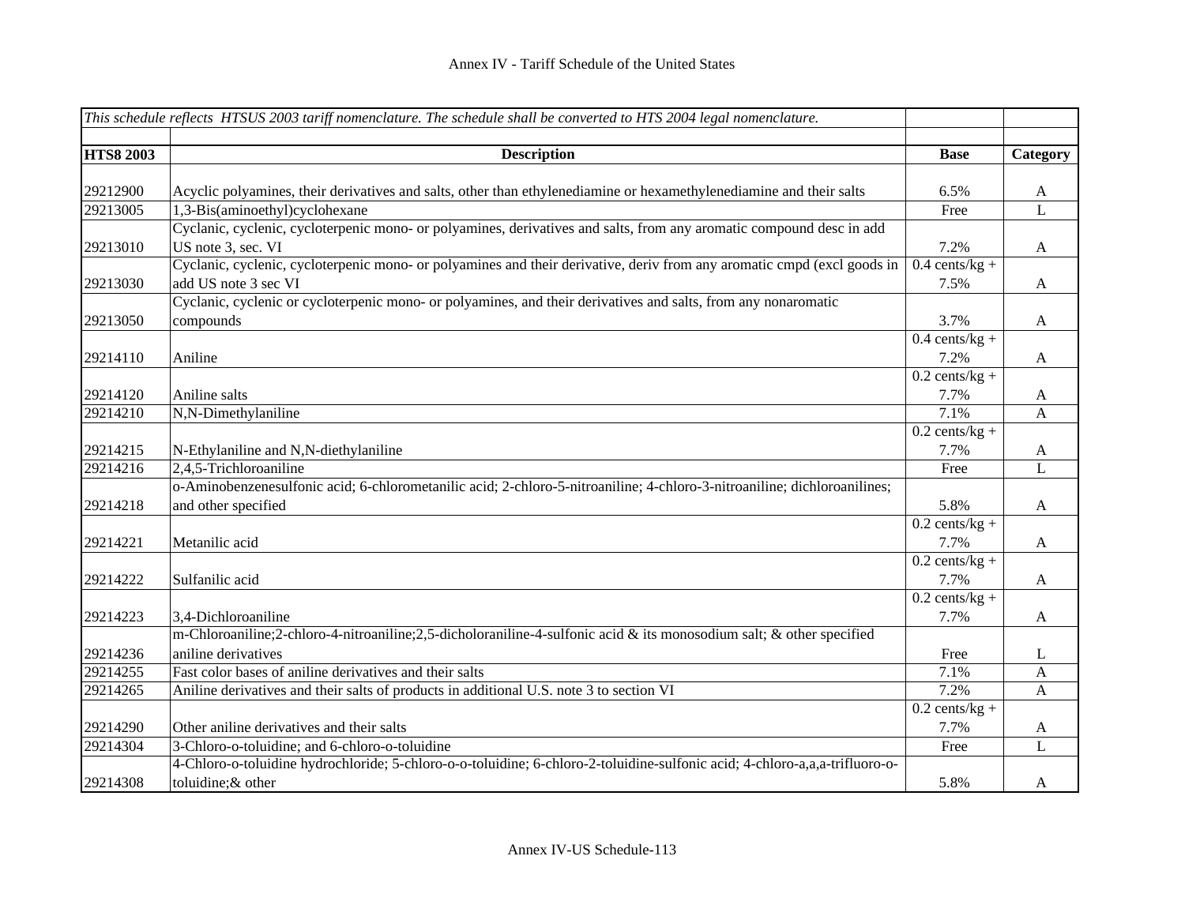| *This schedule reflects HTSUS 2003 tariff nomenclature. The schedule shall be converted to HTS 2004 legal nomenclature.* | | | |
|---|---|---|---|
| **HTS8 2003** | **Description** | **Base** | **Category** |
| 29212900 | Acyclic polyamines, their derivatives and salts, other than ethylenediamine or hexamethylenediamine and their salts | 6.5% | A |
| 29213005 | 1,3-Bis(aminoethyl)cyclohexane | Free | L |
| 29213010 | Cyclanic, cyclenic, cycloterpenic mono- or polyamines, derivatives and salts, from any aromatic compound desc in add US note 3, sec. VI | 7.2% | A |
| 29213030 | Cyclanic, cyclenic, cycloterpenic mono- or polyamines and their derivative, deriv from any aromatic cmpd (excl goods in add US note 3 sec VI | 0.4 cents/kg + 7.5% | A |
| 29213050 | Cyclanic, cyclenic or cycloterpenic mono- or polyamines, and their derivatives and salts, from any nonaromatic compounds | 3.7% | A |
| 29214110 | Aniline | 0.4 cents/kg + 7.2% | A |
| 29214120 | Aniline salts | 0.2 cents/kg + 7.7% | A |
| 29214210 | N,N-Dimethylaniline | 7.1% | A |
| 29214215 | N-Ethylaniline and N,N-diethylaniline | 0.2 cents/kg + 7.7% | A |
| 29214216 | 2,4,5-Trichloroaniline | Free | L |
| 29214218 | o-Aminobenzenesulfonic acid; 6-chlorometanilic acid; 2-chloro-5-nitroaniline; 4-chloro-3-nitroaniline; dichloroanilines; and other specified | 5.8% | A |
| 29214221 | Metanilic acid | 0.2 cents/kg + 7.7% | A |
| 29214222 | Sulfanilic acid | 0.2 cents/kg + 7.7% | A |
| 29214223 | 3,4-Dichloroaniline | 0.2 cents/kg + 7.7% | A |
| 29214236 | m-Chloroaniline;2-chloro-4-nitroaniline;2,5-dicholoraniline-4-sulfonic acid & its monosodium salt; & other specified aniline derivatives | Free | L |
| 29214255 | Fast color bases of aniline derivatives and their salts | 7.1% | A |
| 29214265 | Aniline derivatives and their salts of products in additional U.S. note 3 to section VI | 7.2% | A |
| 29214290 | Other aniline derivatives and their salts | 0.2 cents/kg + 7.7% | A |
| 29214304 | 3-Chloro-o-toluidine; and 6-chloro-o-toluidine | Free | L |
| 29214308 | 4-Chloro-o-toluidine hydrochloride; 5-chloro-o-o-toluidine; 6-chloro-2-toluidine-sulfonic acid; 4-chloro-a,a,a-trifluoro-o-toluidine;& other | 5.8% | A |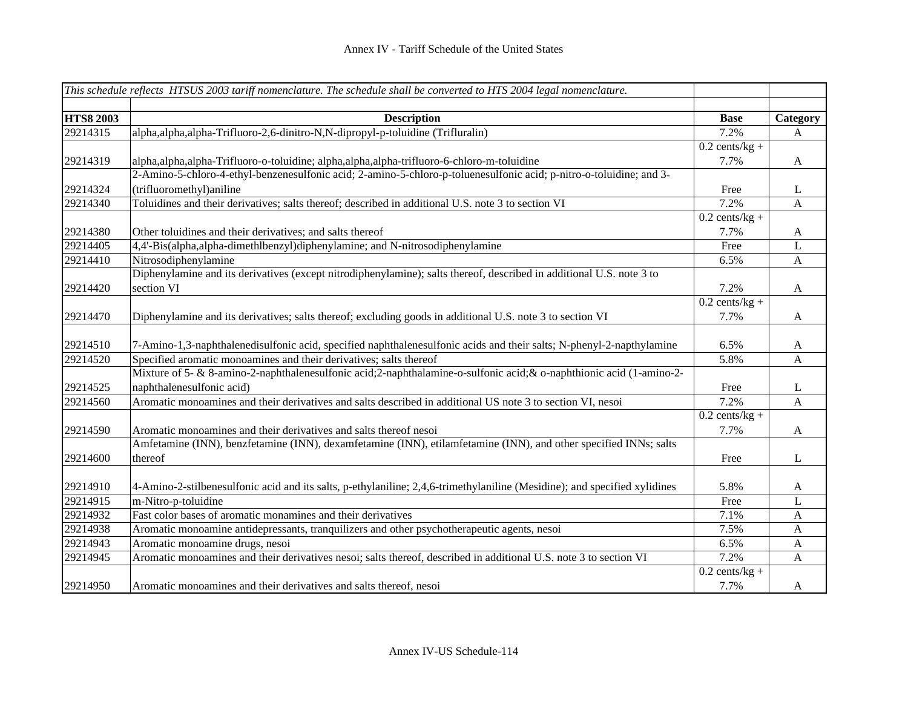| *This schedule reflects HTSUS 2003 tariff nomenclature. The schedule shall be converted to HTS 2004 legal nomenclature.* | | | |
|---|---|---|---|
| | | | |
| **HTS8 2003** | **Description** | **Base** | **Category** |
| 29214315 | alpha,alpha,alpha-Trifluoro-2,6-dinitro-N,N-dipropyl-p-toluidine (Trifluralin) | 7.2% | A |
| 29214319 | alpha,alpha,alpha-Trifluoro-o-toluidine; alpha,alpha,alpha-trifluoro-6-chloro-m-toluidine | 0.2 cents/kg + 7.7% | A |
| 29214324 | 2-Amino-5-chloro-4-ethyl-benzenesulfonic acid; 2-amino-5-chloro-p-toluenesulfonic acid; p-nitro-o-toluidine; and 3-(trifluoromethyl)aniline | Free | L |
| 29214340 | Toluidines and their derivatives; salts thereof; described in additional U.S. note 3 to section VI | 7.2% | A |
| 29214380 | Other toluidines and their derivatives; and salts thereof | 0.2 cents/kg + 7.7% | A |
| 29214405 | 4,4'-Bis(alpha,alpha-dimethlbenzyl)diphenylamine; and N-nitrosodiphenylamine | Free | L |
| 29214410 | Nitrosodiphenylamine | 6.5% | A |
| 29214420 | Diphenylamine and its derivatives (except nitrodiphenylamine); salts thereof, described in additional U.S. note 3 to section VI | 7.2% | A |
| 29214470 | Diphenylamine and its derivatives; salts thereof; excluding goods in additional U.S. note 3 to section VI | 0.2 cents/kg + 7.7% | A |
| 29214510 | 7-Amino-1,3-naphthalenedisulfonic acid, specified naphthalenesulfonic acids and their salts; N-phenyl-2-napthylamine | 6.5% | A |
| 29214520 | Specified aromatic monoamines and their derivatives; salts thereof | 5.8% | A |
| 29214525 | Mixture of 5- & 8-amino-2-naphthalenesulfonic acid;2-naphthalamine-o-sulfonic acid;& o-naphthionic acid (1-amino-2-naphthalenesulfonic acid) | Free | L |
| 29214560 | Aromatic monoamines and their derivatives and salts described in additional US note 3 to section VI, nesoi | 7.2% | A |
| 29214590 | Aromatic monoamines and their derivatives and salts thereof nesoi | 0.2 cents/kg + 7.7% | A |
| 29214600 | Amfetamine (INN), benzfetamine (INN), dexamfetamine (INN), etilamfetamine (INN), and other specified INNs; salts thereof | Free | L |
| 29214910 | 4-Amino-2-stilbenesulfonic acid and its salts, p-ethylaniline; 2,4,6-trimethylaniline (Mesidine); and specified xylidines | 5.8% | A |
| 29214915 | m-Nitro-p-toluidine | Free | L |
| 29214932 | Fast color bases of aromatic monamines and their derivatives | 7.1% | A |
| 29214938 | Aromatic monoamine antidepressants, tranquilizers and other psychotherapeutic agents, nesoi | 7.5% | A |
| 29214943 | Aromatic monoamine drugs, nesoi | 6.5% | A |
| 29214945 | Aromatic monoamines and their derivatives nesoi; salts thereof, described in additional U.S. note 3 to section VI | 7.2% | A |
| 29214950 | Aromatic monoamines and their derivatives and salts thereof, nesoi | 0.2 cents/kg + 7.7% | A |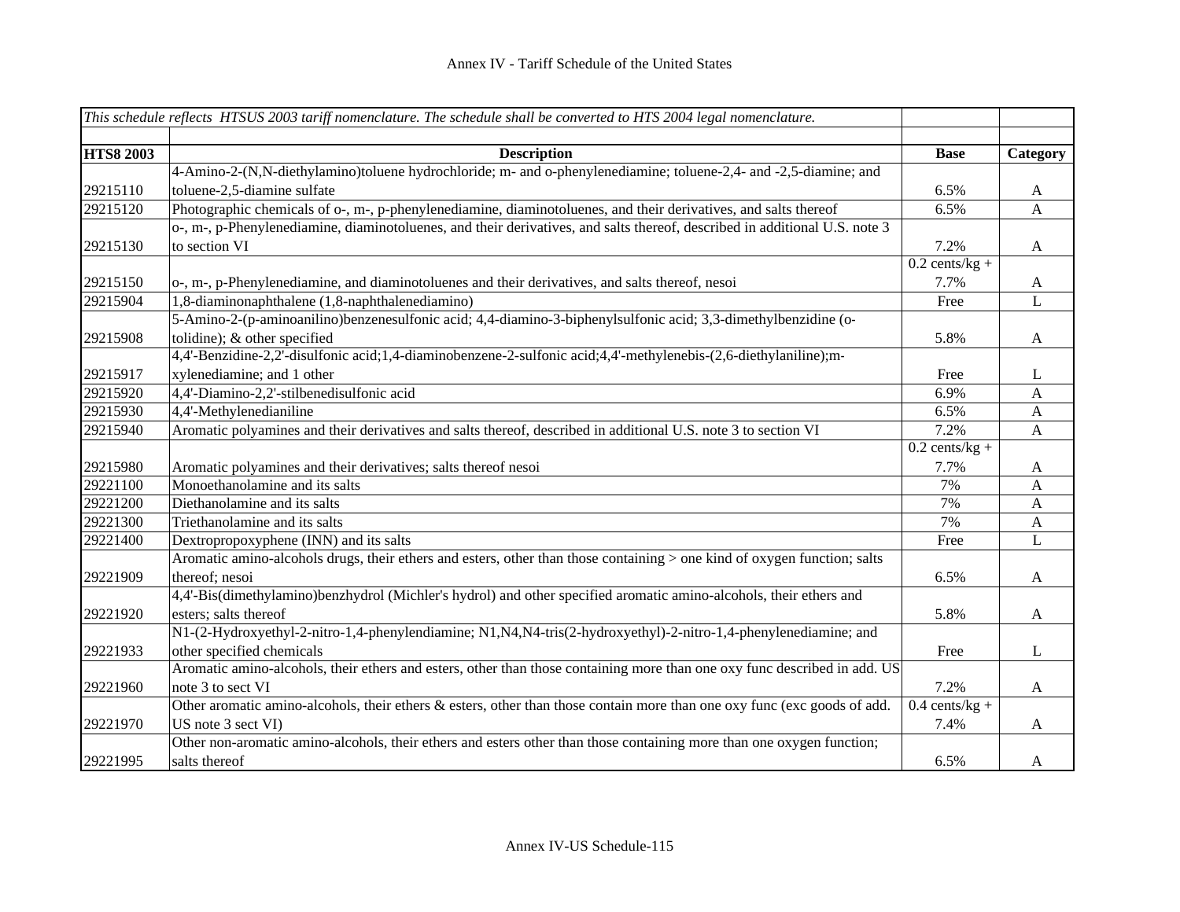Annex IV - Tariff Schedule of the United States

| *This schedule reflects HTSUS 2003 tariff nomenclature. The schedule shall be converted to HTS 2004 legal nomenclature.* | | | |
|---|---|---|---|
| **HTS8 2003** | **Description** | **Base** | **Category** |
| 29215110 | 4-Amino-2-(N,N-diethylamino)toluene hydrochloride; m- and o-phenylenediamine; toluene-2,4- and -2,5-diamine; and toluene-2,5-diamine sulfate | 6.5% | A |
| 29215120 | Photographic chemicals of o-, m-, p-phenylenediamine, diaminotoluenes, and their derivatives, and salts thereof | 6.5% | A |
| 29215130 | o-, m-, p-Phenylenediamine, diaminotoluenes, and their derivatives, and salts thereof, described in additional U.S. note 3 to section VI | 7.2% | A |
| 29215150 | o-, m-, p-Phenylenediamine, and diaminotoluenes and their derivatives, and salts thereof, nesoi | 0.2 cents/kg + 7.7% | A |
| 29215904 | 1,8-diaminonaphthalene (1,8-naphthalenediamino) | Free | L |
| 29215908 | 5-Amino-2-(p-aminoanilino)benzenesulfonic acid; 4,4-diamino-3-biphenylsulfonic acid; 3,3-dimethylbenzidine (o-tolidine); & other specified | 5.8% | A |
| 29215917 | 4,4'-Benzidine-2,2'-disulfonic acid;1,4-diaminobenzene-2-sulfonic acid;4,4'-methylenebis-(2,6-diethylaniline);m-xylenediamine; and 1 other | Free | L |
| 29215920 | 4,4'-Diamino-2,2'-stilbenedisulfonic acid | 6.9% | A |
| 29215930 | 4,4'-Methylenedianiline | 6.5% | A |
| 29215940 | Aromatic polyamines and their derivatives and salts thereof, described in additional U.S. note 3 to section VI | 7.2% | A |
| 29215980 | Aromatic polyamines and their derivatives; salts thereof nesoi | 0.2 cents/kg + 7.7% | A |
| 29221100 | Monoethanolamine and its salts | 7% | A |
| 29221200 | Diethanolamine and its salts | 7% | A |
| 29221300 | Triethanolamine and its salts | 7% | A |
| 29221400 | Dextropropoxyphene (INN) and its salts | Free | L |
| 29221909 | Aromatic amino-alcohols drugs, their ethers and esters, other than those containing > one kind of oxygen function; salts thereof; nesoi | 6.5% | A |
| 29221920 | 4,4'-Bis(dimethylamino)benzhydrol (Michler's hydrol) and other specified aromatic amino-alcohols, their ethers and esters; salts thereof | 5.8% | A |
| 29221933 | N1-(2-Hydroxyethyl-2-nitro-1,4-phenylendiamine; N1,N4,N4-tris(2-hydroxyethyl)-2-nitro-1,4-phenylenediamine; and other specified chemicals | Free | L |
| 29221960 | Aromatic amino-alcohols, their ethers and esters, other than those containing more than one oxy func described in add. US note 3 to sect VI | 7.2% | A |
| 29221970 | Other aromatic amino-alcohols, their ethers & esters, other than those contain more than one oxy func (exc goods of add. US note 3 sect VI) | 0.4 cents/kg + 7.4% | A |
| 29221995 | Other non-aromatic amino-alcohols, their ethers and esters other than those containing more than one oxygen function; salts thereof | 6.5% | A |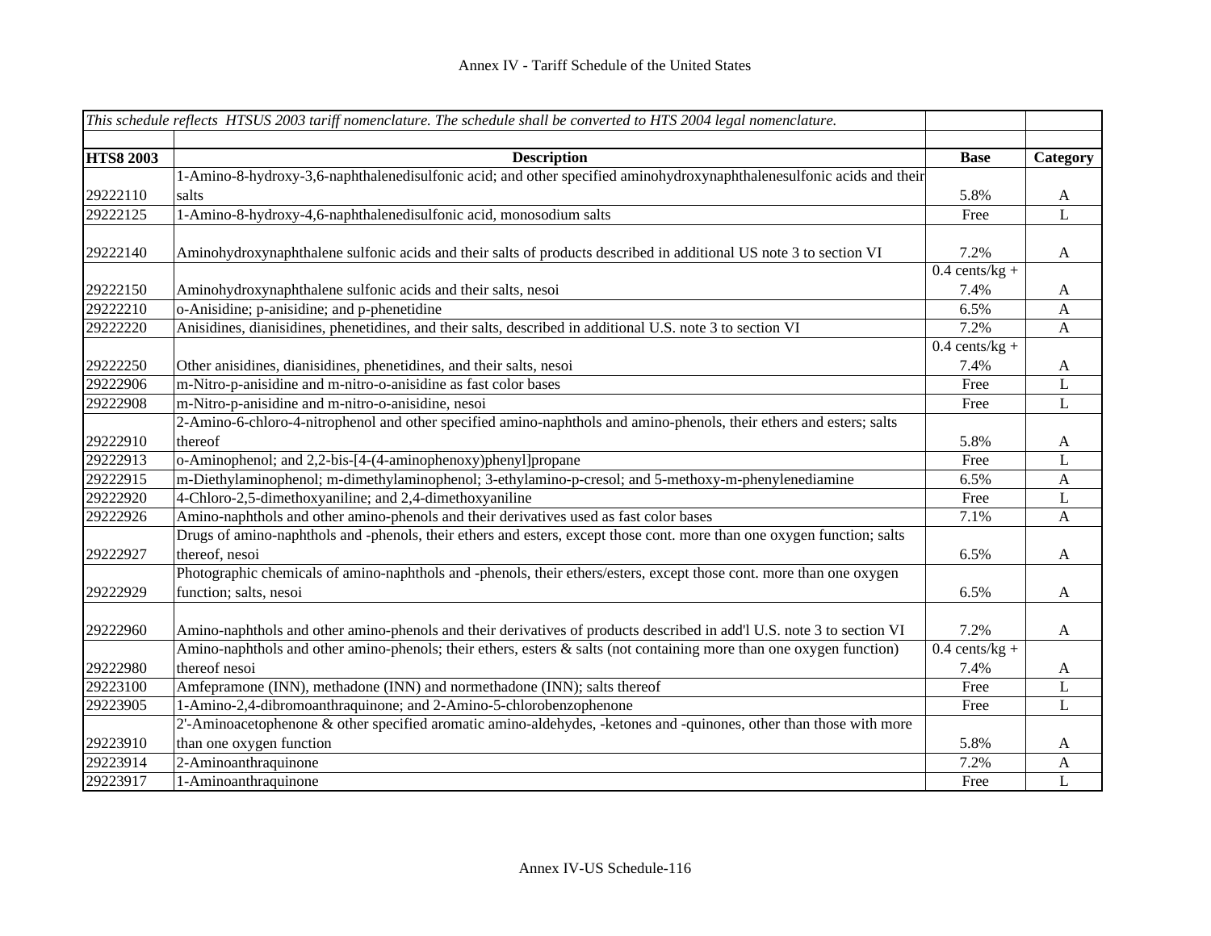*This schedule reflects HTSUS 2003 tariff nomenclature. The schedule shall be converted to HTS 2004 legal nomenclature.*

| HTS8 2003 | Description | Base | Category |
|---|---|---|---|
| 29222110 | 1-Amino-8-hydroxy-3,6-naphthalenedisulfonic acid; and other specified aminohydroxynaphthalenesulfonic acids and their salts | 5.8% | A |
| 29222125 | 1-Amino-8-hydroxy-4,6-naphthalenedisulfonic acid, monosodium salts | Free | L |
| 29222140 | Aminohydroxynaphthalene sulfonic acids and their salts of products described in additional US note 3 to section VI | 7.2% | A |
| 29222150 | Aminohydroxynaphthalene sulfonic acids and their salts, nesoi | 0.4 cents/kg + 7.4% | A |
| 29222210 | o-Anisidine; p-anisidine; and p-phenetidine | 6.5% | A |
| 29222220 | Anisidines, dianisidines, phenetidines, and their salts, described in additional U.S. note 3 to section VI | 7.2% | A |
| 29222250 | Other anisidines, dianisidines, phenetidines, and their salts, nesoi | 0.4 cents/kg + 7.4% | A |
| 29222906 | m-Nitro-p-anisidine and m-nitro-o-anisidine as fast color bases | Free | L |
| 29222908 | m-Nitro-p-anisidine and m-nitro-o-anisidine, nesoi | Free | L |
| 29222910 | 2-Amino-6-chloro-4-nitrophenol and other specified amino-naphthols and amino-phenols, their ethers and esters; salts thereof | 5.8% | A |
| 29222913 | o-Aminophenol; and 2,2-bis-[4-(4-aminophenoxy)phenyl]propane | Free | L |
| 29222915 | m-Diethylaminophenol; m-dimethylaminophenol; 3-ethylamino-p-cresol; and 5-methoxy-m-phenylenediamine | 6.5% | A |
| 29222920 | 4-Chloro-2,5-dimethoxyaniline; and 2,4-dimethoxyaniline | Free | L |
| 29222926 | Amino-naphthols and other amino-phenols and their derivatives used as fast color bases | 7.1% | A |
| 29222927 | Drugs of amino-naphthols and -phenols, their ethers and esters, except those cont. more than one oxygen function; salts thereof, nesoi | 6.5% | A |
| 29222929 | Photographic chemicals of amino-naphthols and -phenols, their ethers/esters, except those cont. more than one oxygen function; salts, nesoi | 6.5% | A |
| 29222960 | Amino-naphthols and other amino-phenols and their derivatives of products described in add'l U.S. note 3 to section VI | 7.2% | A |
| 29222980 | Amino-naphthols and other amino-phenols; their ethers, esters & salts (not containing more than one oxygen function) thereof nesoi | 0.4 cents/kg + 7.4% | A |
| 29223100 | Amfepramone (INN), methadone (INN) and normethadone (INN); salts thereof | Free | L |
| 29223905 | 1-Amino-2,4-dibromoanthraquinone; and 2-Amino-5-chlorobenzophenone | Free | L |
| 29223910 | 2'-Aminoacetophenone & other specified aromatic amino-aldehydes, -ketones and -quinones, other than those with more than one oxygen function | 5.8% | A |
| 29223914 | 2-Aminoanthraquinone | 7.2% | A |
| 29223917 | 1-Aminoanthraquinone | Free | L |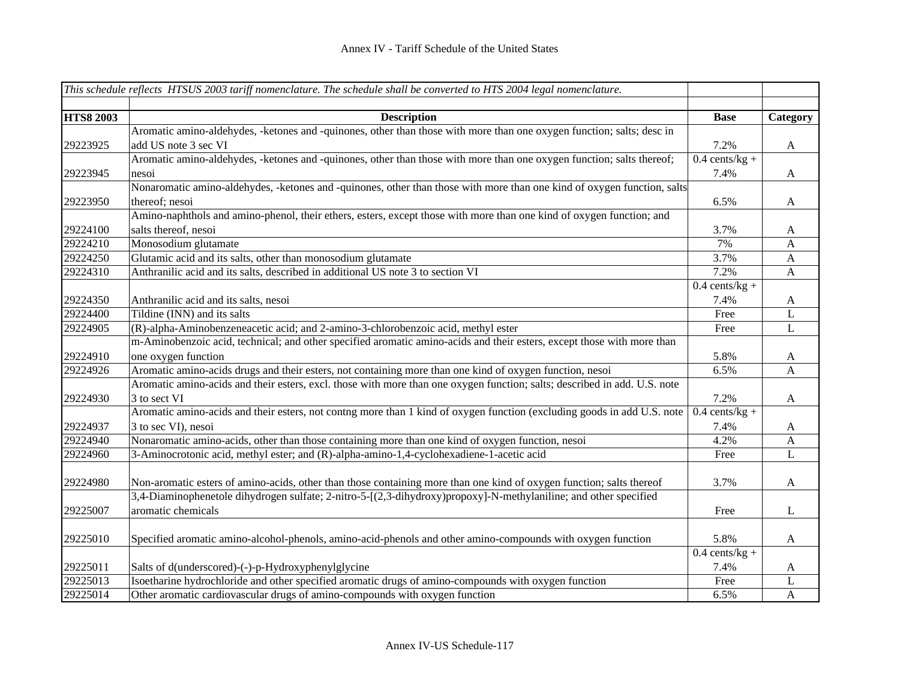| *This schedule reflects HTSUS 2003 tariff nomenclature. The schedule shall be converted to HTS 2004 legal nomenclature.* | | | |
|---|---|---|---|
| **HTS8 2003** | **Description** | **Base** | **Category** |
| 29223925 | Aromatic amino-aldehydes, -ketones and -quinones, other than those with more than one oxygen function; salts; desc in add US note 3 sec VI | 7.2% | A |
| 29223945 | Aromatic amino-aldehydes, -ketones and -quinones, other than those with more than one oxygen function; salts thereof; nesoi | 0.4 cents/kg + 7.4% | A |
| 29223950 | Nonaromatic amino-aldehydes, -ketones and -quinones, other than those with more than one kind of oxygen function, salts thereof; nesoi | 6.5% | A |
| 29224100 | Amino-naphthols and amino-phenol, their ethers, esters, except those with more than one kind of oxygen function; and salts thereof, nesoi | 3.7% | A |
| 29224210 | Monosodium glutamate | 7% | A |
| 29224250 | Glutamic acid and its salts, other than monosodium glutamate | 3.7% | A |
| 29224310 | Anthranilic acid and its salts, described in additional US note 3 to section VI | 7.2% | A |
| 29224350 | Anthranilic acid and its salts, nesoi | 0.4 cents/kg + 7.4% | A |
| 29224400 | Tildine (INN) and its salts | Free | L |
| 29224905 | (R)-alpha-Aminobenzeneacetic acid; and 2-amino-3-chlorobenzoic acid, methyl ester | Free | L |
| 29224910 | m-Aminobenzoic acid, technical; and other specified aromatic amino-acids and their esters, except those with more than one oxygen function | 5.8% | A |
| 29224926 | Aromatic amino-acids drugs and their esters, not containing more than one kind of oxygen function, nesoi | 6.5% | A |
| 29224930 | Aromatic amino-acids and their esters, excl. those with more than one oxygen function; salts; described in add. U.S. note 3 to sect VI | 7.2% | A |
| 29224937 | Aromatic amino-acids and their esters, not contng more than 1 kind of oxygen function (excluding goods in add U.S. note 3 to sec VI), nesoi | 0.4 cents/kg + 7.4% | A |
| 29224940 | Nonaromatic amino-acids, other than those containing more than one kind of oxygen function, nesoi | 4.2% | A |
| 29224960 | 3-Aminocrotonic acid, methyl ester; and (R)-alpha-amino-1,4-cyclohexadiene-1-acetic acid | Free | L |
| 29224980 | Non-aromatic esters of amino-acids, other than those containing more than one kind of oxygen function; salts thereof | 3.7% | A |
| 29225007 | 3,4-Diaminophenetole dihydrogen sulfate; 2-nitro-5-[(2,3-dihydroxy)propoxy]-N-methylaniline; and other specified aromatic chemicals | Free | L |
| 29225010 | Specified aromatic amino-alcohol-phenols, amino-acid-phenols and other amino-compounds with oxygen function | 5.8% | A |
| 29225011 | Salts of d(underscored)-(-)-p-Hydroxyphenylglycine | 0.4 cents/kg + 7.4% | A |
| 29225013 | Isoetharine hydrochloride and other specified aromatic drugs of amino-compounds with oxygen function | Free | L |
| 29225014 | Other aromatic cardiovascular drugs of amino-compounds with oxygen function | 6.5% | A |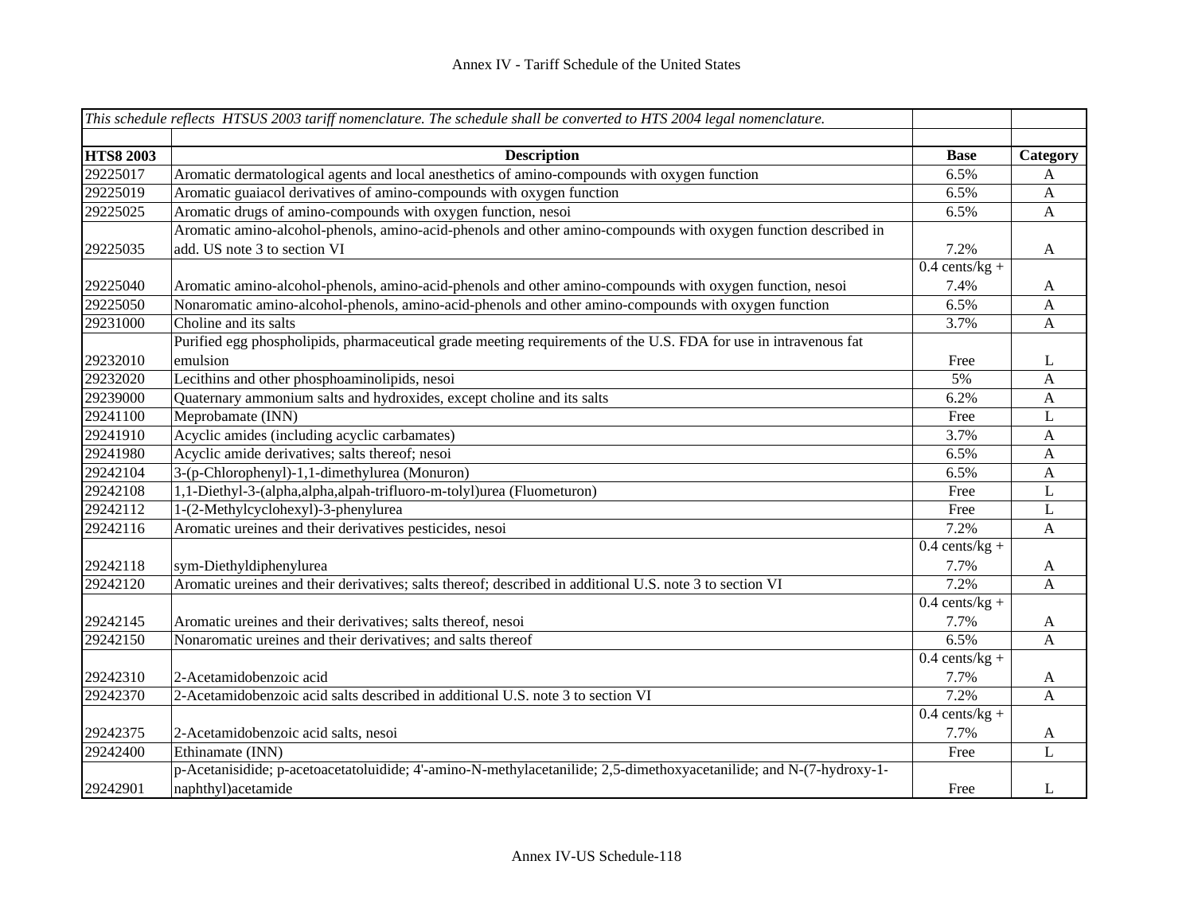| *This schedule reflects HTSUS 2003 tariff nomenclature. The schedule shall be converted to HTS 2004 legal nomenclature.* | | | |
|---|---|---|---|
| | | | |
| **HTS8 2003** | **Description** | **Base** | **Category** |
| 29225017 | Aromatic dermatological agents and local anesthetics of amino-compounds with oxygen function | 6.5% | A |
| 29225019 | Aromatic guaiacol derivatives of amino-compounds with oxygen function | 6.5% | A |
| 29225025 | Aromatic drugs of amino-compounds with oxygen function, nesoi | 6.5% | A |
| 29225035 | Aromatic amino-alcohol-phenols, amino-acid-phenols and other amino-compounds with oxygen function described in add. US note 3 to section VI | 7.2% | A |
| 29225040 | Aromatic amino-alcohol-phenols, amino-acid-phenols and other amino-compounds with oxygen function, nesoi | 0.4 cents/kg + 7.4% | A |
| 29225050 | Nonaromatic amino-alcohol-phenols, amino-acid-phenols and other amino-compounds with oxygen function | 6.5% | A |
| 29231000 | Choline and its salts | 3.7% | A |
| 29232010 | Purified egg phospholipids, pharmaceutical grade meeting requirements of the U.S. FDA for use in intravenous fat emulsion | Free | L |
| 29232020 | Lecithins and other phosphoaminolipids, nesoi | 5% | A |
| 29239000 | Quaternary ammonium salts and hydroxides, except choline and its salts | 6.2% | A |
| 29241100 | Meprobamate (INN) | Free | L |
| 29241910 | Acyclic amides (including acyclic carbamates) | 3.7% | A |
| 29241980 | Acyclic amide derivatives; salts thereof; nesoi | 6.5% | A |
| 29242104 | 3-(p-Chlorophenyl)-1,1-dimethylurea (Monuron) | 6.5% | A |
| 29242108 | 1,1-Diethyl-3-(alpha,alpha,alpah-trifluoro-m-tolyl)urea (Fluometuron) | Free | L |
| 29242112 | 1-(2-Methylcyclohexyl)-3-phenylurea | Free | L |
| 29242116 | Aromatic ureines and their derivatives pesticides, nesoi | 7.2% | A |
| 29242118 | sym-Diethyldiphenylurea | 0.4 cents/kg + 7.7% | A |
| 29242120 | Aromatic ureines and their derivatives; salts thereof; described in additional U.S. note 3 to section VI | 7.2% | A |
| 29242145 | Aromatic ureines and their derivatives; salts thereof, nesoi | 0.4 cents/kg + 7.7% | A |
| 29242150 | Nonaromatic ureines and their derivatives; and salts thereof | 6.5% | A |
| 29242310 | 2-Acetamidobenzoic acid | 0.4 cents/kg + 7.7% | A |
| 29242370 | 2-Acetamidobenzoic acid salts described in additional U.S. note 3 to section VI | 7.2% | A |
| 29242375 | 2-Acetamidobenzoic acid salts, nesoi | 0.4 cents/kg + 7.7% | A |
| 29242400 | Ethinamate (INN) | Free | L |
| 29242901 | p-Acetanisidide; p-acetoacetatoluidide; 4'-amino-N-methylacetanilide; 2,5-dimethoxyacetanilide; and N-(7-hydroxy-1-naphthyl)acetamide | Free | L |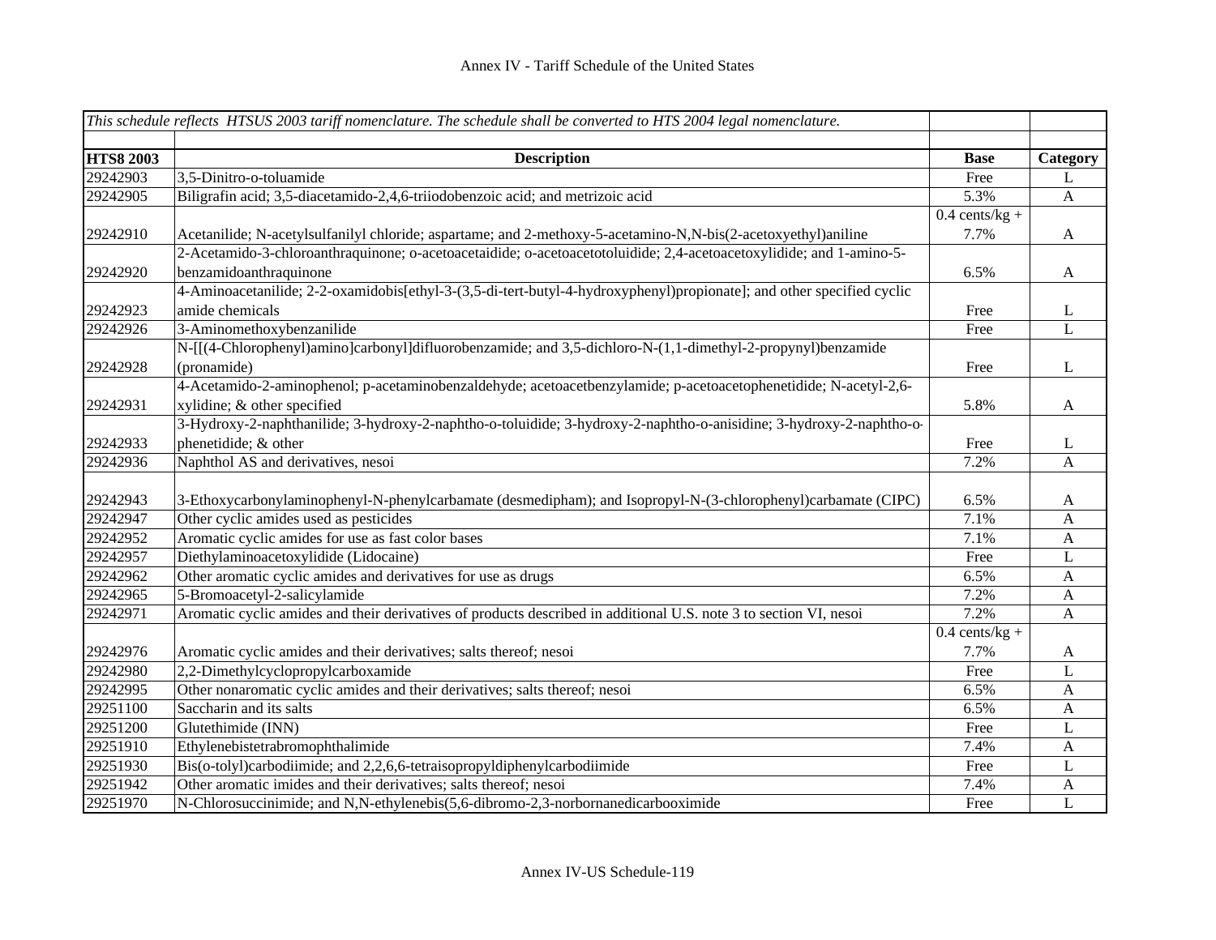# Annex IV - Tariff Schedule of the United States

| *This schedule reflects HTSUS 2003 tariff nomenclature. The schedule shall be converted to HTS 2004 legal nomenclature.* | | | |
|---|---|---|---|
| **HTS8 2003** | **Description** | **Base** | **Category** |
| 29242903 | 3,5-Dinitro-o-toluamide | Free | L |
| 29242905 | Biligrafin acid; 3,5-diacetamido-2,4,6-triiodobenzoic acid; and metrizoic acid | 5.3% | A |
| 29242910 | Acetanilide; N-acetylsulfanilyl chloride; aspartame; and 2-methoxy-5-acetamino-N,N-bis(2-acetoxyethyl)aniline | 0.4 cents/kg + 7.7% | A |
| 29242920 | 2-Acetamido-3-chloroanthraquinone; o-acetoacetaidide; o-acetoacetotoluidide; 2,4-acetoacetoxylidide; and 1-amino-5-benzamidoanthraquinone | 6.5% | A |
| 29242923 | 4-Aminoacetanilide; 2-2-oxamidobis[ethyl-3-(3,5-di-tert-butyl-4-hydroxyphenyl)propionate]; and other specified cyclic amide chemicals | Free | L |
| 29242926 | 3-Aminomethoxybenzanilide | Free | L |
| 29242928 | N-[[(4-Chlorophenyl)amino]carbonyl]difluorobenzamide; and 3,5-dichloro-N-(1,1-dimethyl-2-propynyl)benzamide (pronamide) | Free | L |
| 29242931 | 4-Acetamido-2-aminophenol; p-acetaminobenzaldehyde; acetoacetbenzylamide; p-acetoacetophenetidide; N-acetyl-2,6-xylidine; & other specified | 5.8% | A |
| 29242933 | 3-Hydroxy-2-naphthanilide; 3-hydroxy-2-naphtho-o-toluidide; 3-hydroxy-2-naphtho-o-anisidine; 3-hydroxy-2-naphtho-o-phenetidide; & other | Free | L |
| 29242936 | Naphthol AS and derivatives, nesoi | 7.2% | A |
| 29242943 | 3-Ethoxycarbonylaminophenyl-N-phenylcarbamate (desmedipham); and Isopropyl-N-(3-chlorophenyl)carbamate (CIPC) | 6.5% | A |
| 29242947 | Other cyclic amides used as pesticides | 7.1% | A |
| 29242952 | Aromatic cyclic amides for use as fast color bases | 7.1% | A |
| 29242957 | Diethylaminoacetoxylidide (Lidocaine) | Free | L |
| 29242962 | Other aromatic cyclic amides and derivatives for use as drugs | 6.5% | A |
| 29242965 | 5-Bromoacetyl-2-salicylamide | 7.2% | A |
| 29242971 | Aromatic cyclic amides and their derivatives of products described in additional U.S. note 3 to section VI, nesoi | 7.2% | A |
| 29242976 | Aromatic cyclic amides and their derivatives; salts thereof; nesoi | 0.4 cents/kg + 7.7% | A |
| 29242980 | 2,2-Dimethylcyclopropylcarboxamide | Free | L |
| 29242995 | Other nonaromatic cyclic amides and their derivatives; salts thereof; nesoi | 6.5% | A |
| 29251100 | Saccharin and its salts | 6.5% | A |
| 29251200 | Glutethimide (INN) | Free | L |
| 29251910 | Ethylenebistetrabromophthalimide | 7.4% | A |
| 29251930 | Bis(o-tolyl)carbodiimide; and 2,2,6,6-tetraisopropyldiphenylcarbodiimide | Free | L |
| 29251942 | Other aromatic imides and their derivatives; salts thereof; nesoi | 7.4% | A |
| 29251970 | N-Chlorosuccinimide; and N,N-ethylenebis(5,6-dibromo-2,3-norbornanedicarbooximide | Free | L |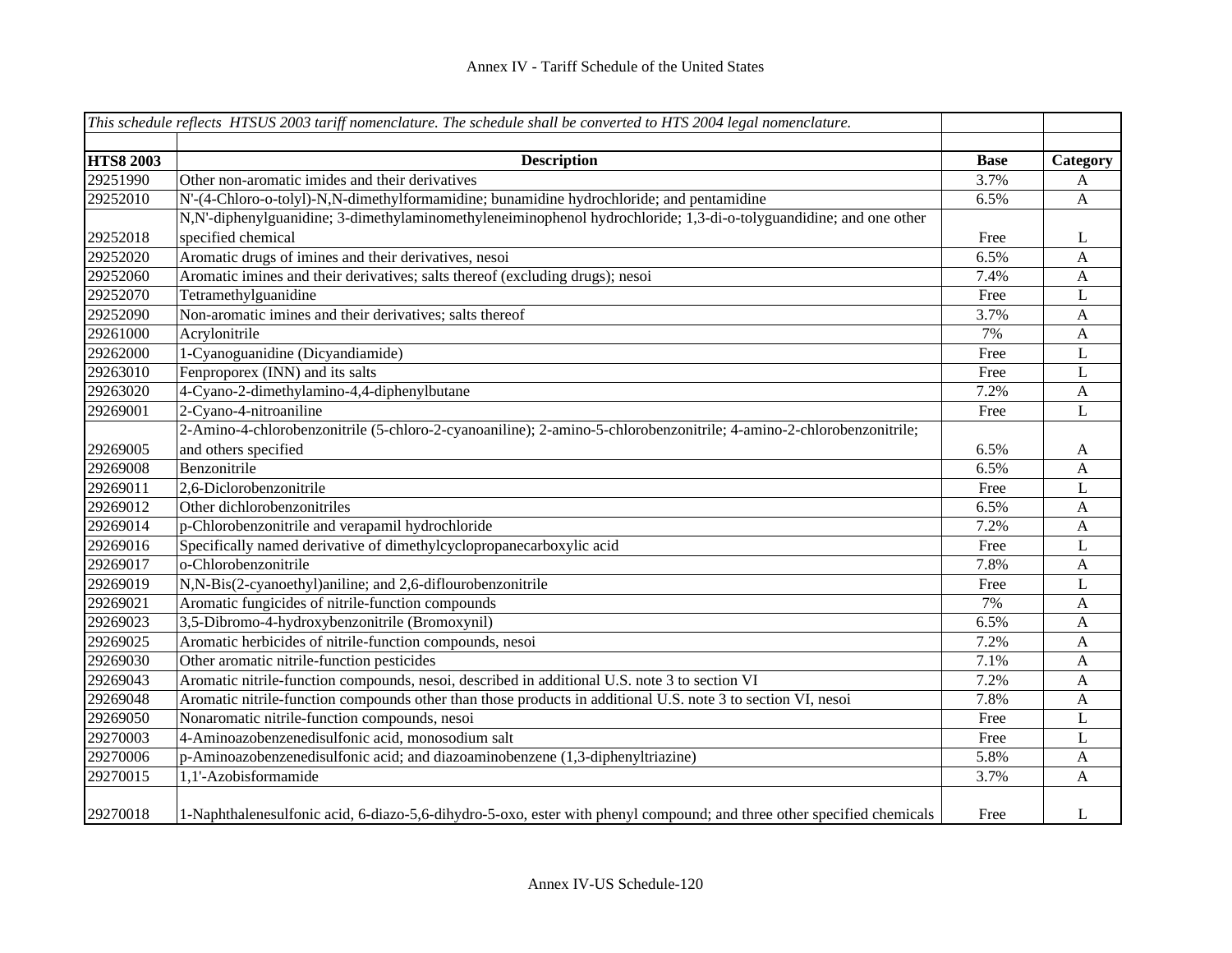| *This schedule reflects HTSUS 2003 tariff nomenclature. The schedule shall be converted to HTS 2004 legal nomenclature.* | | | |
|---|---|---|---|
| | | | |
| **HTS8 2003** | **Description** | **Base** | **Category** |
| 29251990 | Other non-aromatic imides and their derivatives | 3.7% | A |
| 29252010 | N'-(4-Chloro-o-tolyl)-N,N-dimethylformamidine; bunamidine hydrochloride; and pentamidine | 6.5% | A |
| 29252018 | N,N'-diphenylguanidine; 3-dimethylaminomethyleneiminophenol hydrochloride; 1,3-di-o-tolyguandidine; and one other specified chemical | Free | L |
| 29252020 | Aromatic drugs of imines and their derivatives, nesoi | 6.5% | A |
| 29252060 | Aromatic imines and their derivatives; salts thereof (excluding drugs); nesoi | 7.4% | A |
| 29252070 | Tetramethylguanidine | Free | L |
| 29252090 | Non-aromatic imines and their derivatives; salts thereof | 3.7% | A |
| 29261000 | Acrylonitrile | 7% | A |
| 29262000 | 1-Cyanoguanidine (Dicyandiamide) | Free | L |
| 29263010 | Fenproporex (INN) and its salts | Free | L |
| 29263020 | 4-Cyano-2-dimethylamino-4,4-diphenylbutane | 7.2% | A |
| 29269001 | 2-Cyano-4-nitroaniline | Free | L |
| 29269005 | 2-Amino-4-chlorobenzonitrile (5-chloro-2-cyanoaniline); 2-amino-5-chlorobenzonitrile; 4-amino-2-chlorobenzonitrile; and others specified | 6.5% | A |
| 29269008 | Benzonitrile | 6.5% | A |
| 29269011 | 2,6-Diclorobenzonitrile | Free | L |
| 29269012 | Other dichlorobenzonitriles | 6.5% | A |
| 29269014 | p-Chlorobenzonitrile and verapamil hydrochloride | 7.2% | A |
| 29269016 | Specifically named derivative of dimethylcyclopropanecarboxylic acid | Free | L |
| 29269017 | o-Chlorobenzonitrile | 7.8% | A |
| 29269019 | N,N-Bis(2-cyanoethyl)aniline; and 2,6-diflourobenzonitrile | Free | L |
| 29269021 | Aromatic fungicides of nitrile-function compounds | 7% | A |
| 29269023 | 3,5-Dibromo-4-hydroxybenzonitrile (Bromoxynil) | 6.5% | A |
| 29269025 | Aromatic herbicides of nitrile-function compounds, nesoi | 7.2% | A |
| 29269030 | Other aromatic nitrile-function pesticides | 7.1% | A |
| 29269043 | Aromatic nitrile-function compounds, nesoi, described in additional U.S. note 3 to section VI | 7.2% | A |
| 29269048 | Aromatic nitrile-function compounds other than those products in additional U.S. note 3 to section VI, nesoi | 7.8% | A |
| 29269050 | Nonaromatic nitrile-function compounds, nesoi | Free | L |
| 29270003 | 4-Aminoazobenzenedisulfonic acid, monosodium salt | Free | L |
| 29270006 | p-Aminoazobenzenedisulfonic acid; and diazoaminobenzene (1,3-diphenyltriazine) | 5.8% | A |
| 29270015 | 1,1'-Azobisformamide | 3.7% | A |
| 29270018 | 1-Naphthalenesulfonic acid, 6-diazo-5,6-dihydro-5-oxo, ester with phenyl compound; and three other specified chemicals | Free | L |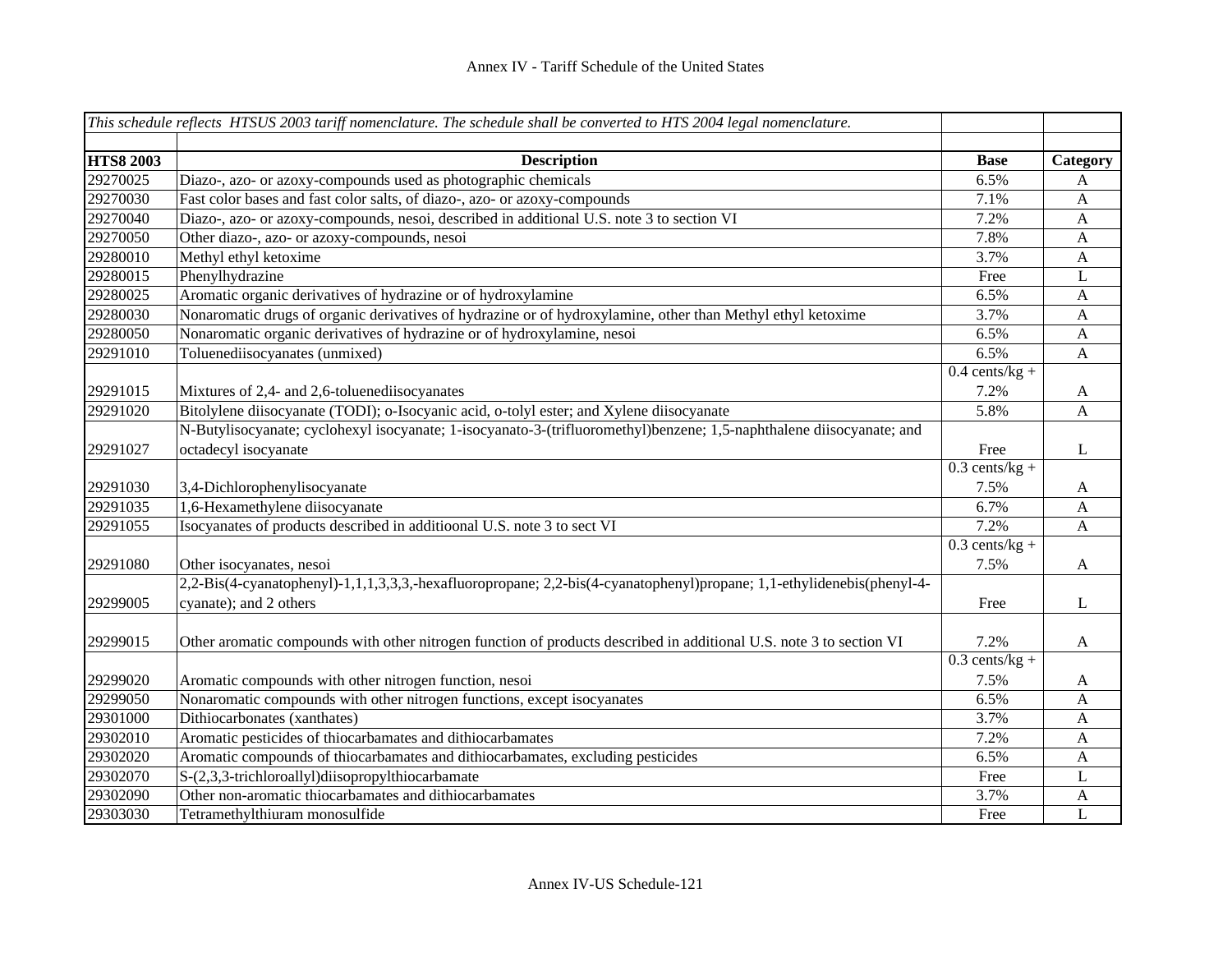Annex IV - Tariff Schedule of the United States

| *This schedule reflects HTSUS 2003 tariff nomenclature. The schedule shall be converted to HTS 2004 legal nomenclature.* | | | |
|---|---|---|---|
| | | | |
| **HTS8 2003** | **Description** | **Base** | **Category** |
| 29270025 | Diazo-, azo- or azoxy-compounds used as photographic chemicals | 6.5% | A |
| 29270030 | Fast color bases and fast color salts, of diazo-, azo- or azoxy-compounds | 7.1% | A |
| 29270040 | Diazo-, azo- or azoxy-compounds, nesoi, described in additional U.S. note 3 to section VI | 7.2% | A |
| 29270050 | Other diazo-, azo- or azoxy-compounds, nesoi | 7.8% | A |
| 29280010 | Methyl ethyl ketoxime | 3.7% | A |
| 29280015 | Phenylhydrazine | Free | L |
| 29280025 | Aromatic organic derivatives of hydrazine or of hydroxylamine | 6.5% | A |
| 29280030 | Nonaromatic drugs of organic derivatives of hydrazine or of hydroxylamine, other than Methyl ethyl ketoxime | 3.7% | A |
| 29280050 | Nonaromatic organic derivatives of hydrazine or of hydroxylamine, nesoi | 6.5% | A |
| 29291010 | Toluenediisocyanates (unmixed) | 6.5% | A |
| 29291015 | Mixtures of 2,4- and 2,6-toluenediisocyanates | 0.4 cents/kg + 7.2% | A |
| 29291020 | Bitolylene diisocyanate (TODI); o-Isocyanic acid, o-tolyl ester; and Xylene diisocyanate | 5.8% | A |
| 29291027 | N-Butylisocyanate; cyclohexyl isocyanate; 1-isocyanato-3-(trifluoromethyl)benzene; 1,5-naphthalene diisocyanate; and octadecyl isocyanate | Free | L |
| 29291030 | 3,4-Dichlorophenylisocyanate | 0.3 cents/kg + 7.5% | A |
| 29291035 | 1,6-Hexamethylene diisocyanate | 6.7% | A |
| 29291055 | Isocyanates of products described in additioonal U.S. note 3 to sect VI | 7.2% | A |
| 29291080 | Other isocyanates, nesoi | 0.3 cents/kg + 7.5% | A |
| 29299005 | 2,2-Bis(4-cyanatophenyl)-1,1,1,3,3,3,-hexafluoropropane; 2,2-bis(4-cyanatophenyl)propane; 1,1-ethylidenebis(phenyl-4-cyanate); and 2 others | Free | L |
| 29299015 | Other aromatic compounds with other nitrogen function of products described in additional U.S. note 3 to section VI | 7.2% | A |
| 29299020 | Aromatic compounds with other nitrogen function, nesoi | 0.3 cents/kg + 7.5% | A |
| 29299050 | Nonaromatic compounds with other nitrogen functions, except isocyanates | 6.5% | A |
| 29301000 | Dithiocarbonates (xanthates) | 3.7% | A |
| 29302010 | Aromatic pesticides of thiocarbamates and dithiocarbamates | 7.2% | A |
| 29302020 | Aromatic compounds of thiocarbamates and dithiocarbamates, excluding pesticides | 6.5% | A |
| 29302070 | S-(2,3,3-trichloroallyl)diisopropylthiocarbamate | Free | L |
| 29302090 | Other non-aromatic thiocarbamates and dithiocarbamates | 3.7% | A |
| 29303030 | Tetramethylthiuram monosulfide | Free | L |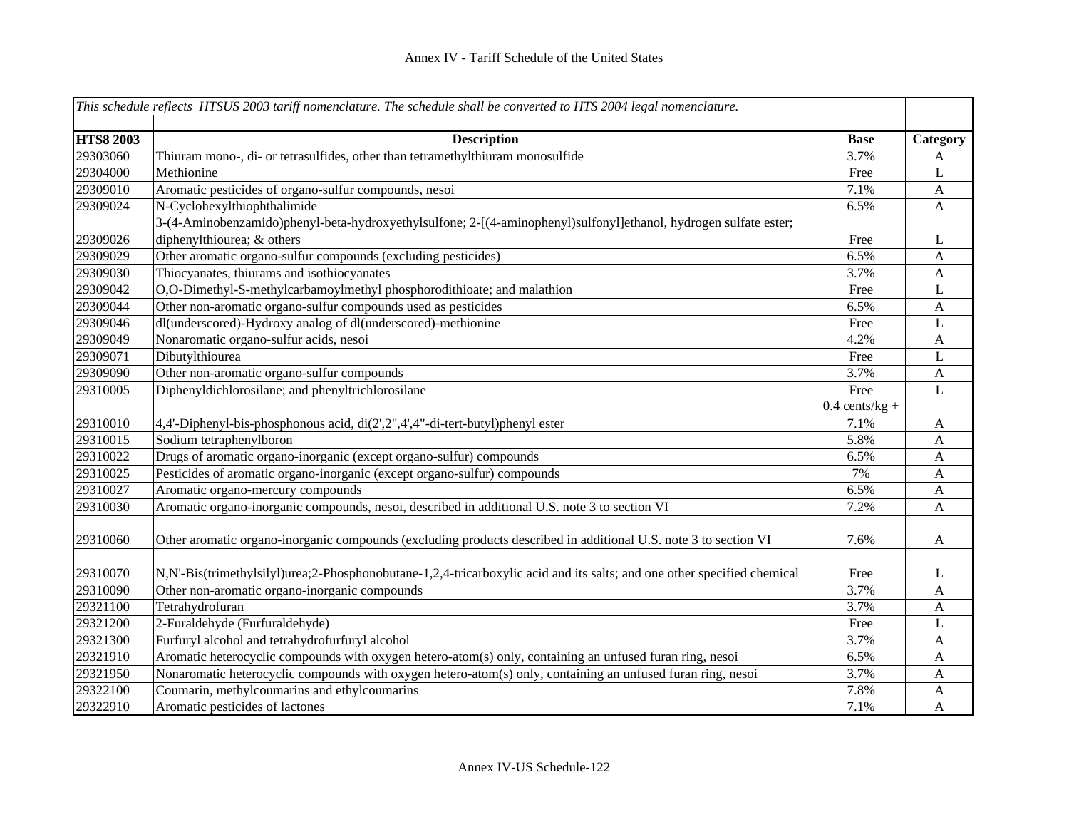# Annex IV - Tariff Schedule of the United States

| *This schedule reflects HTSUS 2003 tariff nomenclature. The schedule shall be converted to HTS 2004 legal nomenclature.* | | | |
|---|---|---|---|
| **HTS8 2003** | **Description** | **Base** | **Category** |
| 29303060 | Thiuram mono-, di- or tetrasulfides, other than tetramethylthiuram monosulfide | 3.7% | A |
| 29304000 | Methionine | Free | L |
| 29309010 | Aromatic pesticides of organo-sulfur compounds, nesoi | 7.1% | A |
| 29309024 | N-Cyclohexylthiophthalimide | 6.5% | A |
| 29309026 | 3-(4-Aminobenzamido)phenyl-beta-hydroxyethylsulfone; 2-[(4-aminophenyl)sulfonyl]ethanol, hydrogen sulfate ester; diphenylthiourea; & others | Free | L |
| 29309029 | Other aromatic organo-sulfur compounds (excluding pesticides) | 6.5% | A |
| 29309030 | Thiocyanates, thiurams and isothiocyanates | 3.7% | A |
| 29309042 | O,O-Dimethyl-S-methylcarbamoylmethyl phosphorodithioate; and malathion | Free | L |
| 29309044 | Other non-aromatic organo-sulfur compounds used as pesticides | 6.5% | A |
| 29309046 | dl(underscored)-Hydroxy analog of dl(underscored)-methionine | Free | L |
| 29309049 | Nonaromatic organo-sulfur acids, nesoi | 4.2% | A |
| 29309071 | Dibutylthiourea | Free | L |
| 29309090 | Other non-aromatic organo-sulfur compounds | 3.7% | A |
| 29310005 | Diphenyldichlorosilane; and phenyltrichlorosilane | Free | L |
| 29310010 | 4,4'-Diphenyl-bis-phosphonous acid, di(2',2",4',4"-di-tert-butyl)phenyl ester | 0.4 cents/kg + 7.1% | A |
| 29310015 | Sodium tetraphenylboron | 5.8% | A |
| 29310022 | Drugs of aromatic organo-inorganic (except organo-sulfur) compounds | 6.5% | A |
| 29310025 | Pesticides of aromatic organo-inorganic (except organo-sulfur) compounds | 7% | A |
| 29310027 | Aromatic organo-mercury compounds | 6.5% | A |
| 29310030 | Aromatic organo-inorganic compounds, nesoi, described in additional U.S. note 3 to section VI | 7.2% | A |
| 29310060 | Other aromatic organo-inorganic compounds (excluding products described in additional U.S. note 3 to section VI | 7.6% | A |
| 29310070 | N,N'-Bis(trimethylsilyl)urea;2-Phosphonobutane-1,2,4-tricarboxylic acid and its salts; and one other specified chemical | Free | L |
| 29310090 | Other non-aromatic organo-inorganic compounds | 3.7% | A |
| 29321100 | Tetrahydrofuran | 3.7% | A |
| 29321200 | 2-Furaldehyde (Furfuraldehyde) | Free | L |
| 29321300 | Furfuryl alcohol and tetrahydrofurfuryl alcohol | 3.7% | A |
| 29321910 | Aromatic heterocyclic compounds with oxygen hetero-atom(s) only, containing an unfused furan ring, nesoi | 6.5% | A |
| 29321950 | Nonaromatic heterocyclic compounds with oxygen hetero-atom(s) only, containing an unfused furan ring, nesoi | 3.7% | A |
| 29322100 | Coumarin, methylcoumarins and ethylcoumarins | 7.8% | A |
| 29322910 | Aromatic pesticides of lactones | 7.1% | A |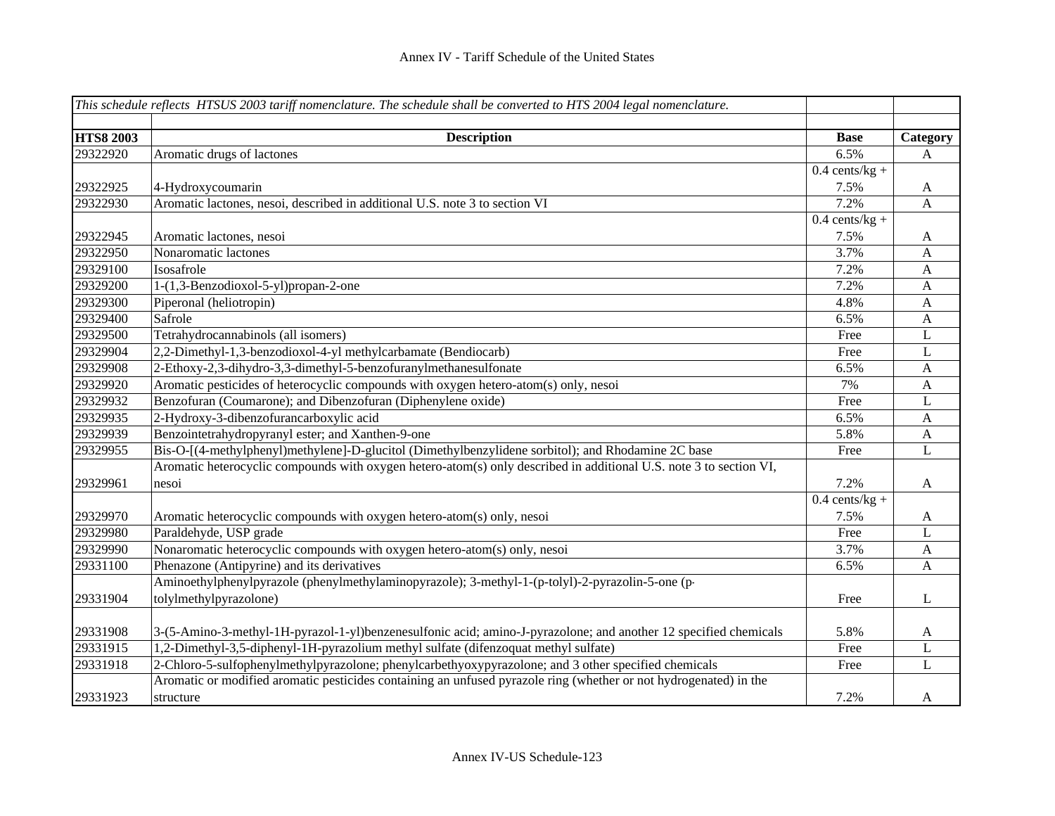| *This schedule reflects HTSUS 2003 tariff nomenclature. The schedule shall be converted to HTS 2004 legal nomenclature.* | | | |
|---|---|---|---|
| | | | |
| **HTS8 2003** | **Description** | **Base** | **Category** |
| 29322920 | Aromatic drugs of lactones | 6.5% | A |
| 29322925 | 4-Hydroxycoumarin | 0.4 cents/kg + 7.5% | A |
| 29322930 | Aromatic lactones, nesoi, described in additional U.S. note 3 to section VI | 7.2% | A |
| 29322945 | Aromatic lactones, nesoi | 0.4 cents/kg + 7.5% | A |
| 29322950 | Nonaromatic lactones | 3.7% | A |
| 29329100 | Isosafrole | 7.2% | A |
| 29329200 | 1-(1,3-Benzodioxol-5-yl)propan-2-one | 7.2% | A |
| 29329300 | Piperonal (heliotropin) | 4.8% | A |
| 29329400 | Safrole | 6.5% | A |
| 29329500 | Tetrahydrocannabinols (all isomers) | Free | L |
| 29329904 | 2,2-Dimethyl-1,3-benzodioxol-4-yl methylcarbamate (Bendiocarb) | Free | L |
| 29329908 | 2-Ethoxy-2,3-dihydro-3,3-dimethyl-5-benzofuranylmethanesulfonate | 6.5% | A |
| 29329920 | Aromatic pesticides of heterocyclic compounds with oxygen hetero-atom(s) only, nesoi | 7% | A |
| 29329932 | Benzofuran (Coumarone); and Dibenzofuran (Diphenylene oxide) | Free | L |
| 29329935 | 2-Hydroxy-3-dibenzofurancarboxylic acid | 6.5% | A |
| 29329939 | Benzointetrahydropyranyl ester; and Xanthen-9-one | 5.8% | A |
| 29329955 | Bis-O-[(4-methylphenyl)methylene]-D-glucitol (Dimethylbenzylidene sorbitol); and Rhodamine 2C base | Free | L |
| 29329961 | Aromatic heterocyclic compounds with oxygen hetero-atom(s) only described in additional U.S. note 3 to section VI, nesoi | 7.2% | A |
| 29329970 | Aromatic heterocyclic compounds with oxygen hetero-atom(s) only, nesoi | 0.4 cents/kg + 7.5% | A |
| 29329980 | Paraldehyde, USP grade | Free | L |
| 29329990 | Nonaromatic heterocyclic compounds with oxygen hetero-atom(s) only, nesoi | 3.7% | A |
| 29331100 | Phenazone (Antipyrine) and its derivatives | 6.5% | A |
| 29331904 | Aminoethylphenylpyrazole (phenylmethylaminopyrazole); 3-methyl-1-(p-tolyl)-2-pyrazolin-5-one (p-tolylmethylpyrazolone) | Free | L |
| 29331908 | 3-(5-Amino-3-methyl-1H-pyrazol-1-yl)benzenesulfonic acid; amino-J-pyrazolone; and another 12 specified chemicals | 5.8% | A |
| 29331915 | 1,2-Dimethyl-3,5-diphenyl-1H-pyrazolium methyl sulfate (difenzoquat methyl sulfate) | Free | L |
| 29331918 | 2-Chloro-5-sulfophenylmethylpyrazolone; phenylcarbethyoxypyrazolone; and 3 other specified chemicals | Free | L |
| 29331923 | Aromatic or modified aromatic pesticides containing an unfused pyrazole ring (whether or not hydrogenated) in the structure | 7.2% | A |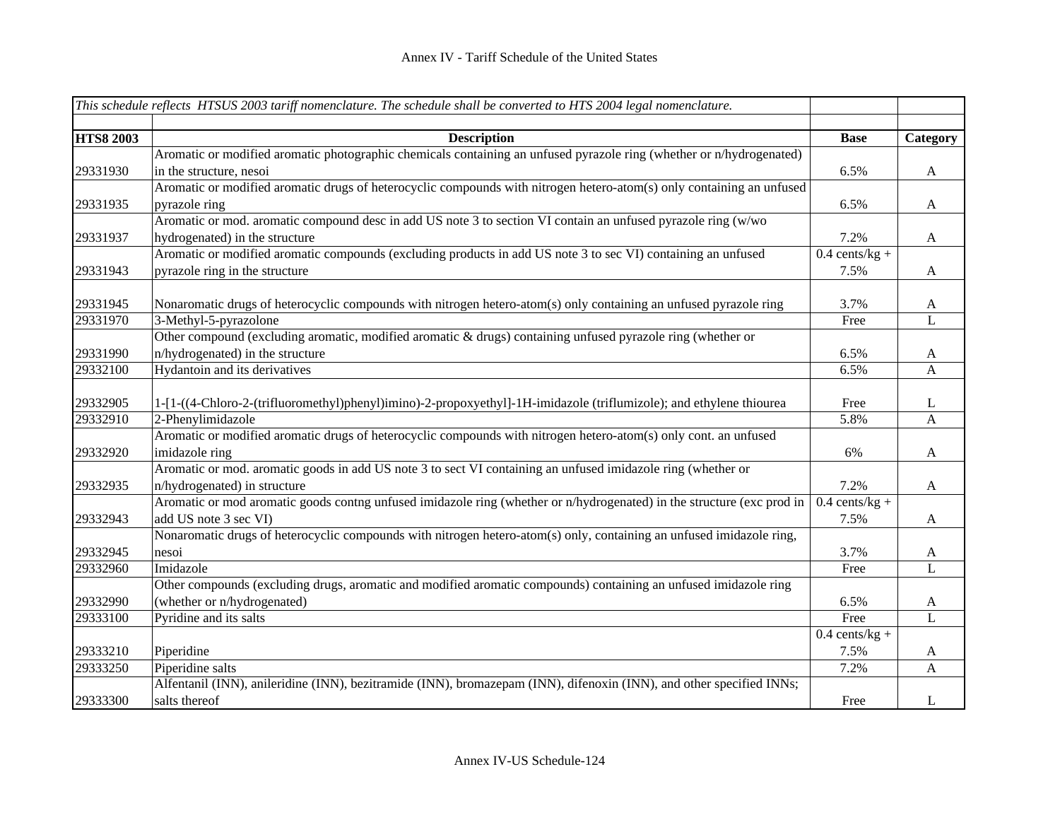# Annex IV - Tariff Schedule of the United States

*This schedule reflects HTSUS 2003 tariff nomenclature. The schedule shall be converted to HTS 2004 legal nomenclature.*

| HTS8 2003 | Description | Base | Category |
|---|---|---|---|
| 29331930 | Aromatic or modified aromatic photographic chemicals containing an unfused pyrazole ring (whether or n/hydrogenated) in the structure, nesoi | 6.5% | A |
| 29331935 | Aromatic or modified aromatic drugs of heterocyclic compounds with nitrogen hetero-atom(s) only containing an unfused pyrazole ring | 6.5% | A |
| 29331937 | Aromatic or mod. aromatic compound desc in add US note 3 to section VI contain an unfused pyrazole ring (w/wo hydrogenated) in the structure | 7.2% | A |
| 29331943 | Aromatic or modified aromatic compounds (excluding products in add US note 3 to sec VI) containing an unfused pyrazole ring in the structure | 0.4 cents/kg + 7.5% | A |
| 29331945 | Nonaromatic drugs of heterocyclic compounds with nitrogen hetero-atom(s) only containing an unfused pyrazole ring | 3.7% | A |
| 29331970 | 3-Methyl-5-pyrazolone | Free | L |
| 29331990 | Other compound (excluding aromatic, modified aromatic & drugs) containing unfused pyrazole ring (whether or n/hydrogenated) in the structure | 6.5% | A |
| 29332100 | Hydantoin and its derivatives | 6.5% | A |
| 29332905 | 1-[1-((4-Chloro-2-(trifluoromethyl)phenyl)imino)-2-propoxyethyl]-1H-imidazole (triflumizole); and ethylene thiourea | Free | L |
| 29332910 | 2-Phenylimidazole | 5.8% | A |
| 29332920 | Aromatic or modified aromatic drugs of heterocyclic compounds with nitrogen hetero-atom(s) only cont. an unfused imidazole ring | 6% | A |
| 29332935 | Aromatic or mod. aromatic goods in add US note 3 to sect VI containing an unfused imidazole ring (whether or n/hydrogenated) in structure | 7.2% | A |
| 29332943 | Aromatic or mod aromatic goods contng unfused imidazole ring (whether or n/hydrogenated) in the structure (exc prod in add US note 3 sec VI) | 0.4 cents/kg + 7.5% | A |
| 29332945 | Nonaromatic drugs of heterocyclic compounds with nitrogen hetero-atom(s) only, containing an unfused imidazole ring, nesoi | 3.7% | A |
| 29332960 | Imidazole | Free | L |
| 29332990 | Other compounds (excluding drugs, aromatic and modified aromatic compounds) containing an unfused imidazole ring (whether or n/hydrogenated) | 6.5% | A |
| 29333100 | Pyridine and its salts | Free | L |
| 29333210 | Piperidine | 0.4 cents/kg + 7.5% | A |
| 29333250 | Piperidine salts | 7.2% | A |
| 29333300 | Alfentanil (INN), anileridine (INN), bezitramide (INN), bromazepam (INN), difenoxin (INN), and other specified INNs; salts thereof | Free | L |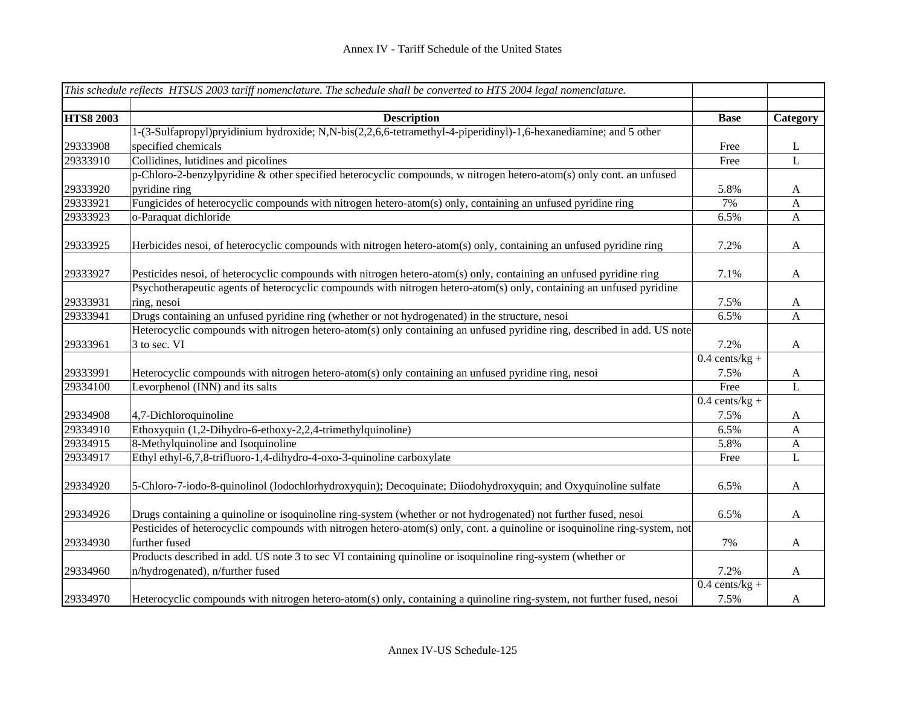Annex IV - Tariff Schedule of the United States

| *This schedule reflects HTSUS 2003 tariff nomenclature. The schedule shall be converted to HTS 2004 legal nomenclature.* | | | |
|---|---|---|---|
| | | | |
| **HTS8 2003** | **Description** | **Base** | **Category** |
| 29333908 | 1-(3-Sulfapropyl)pryidinium hydroxide; N,N-bis(2,2,6,6-tetramethyl-4-piperidinyl)-1,6-hexanediamine; and 5 other specified chemicals | Free | L |
| 29333910 | Collidines, lutidines and picolines | Free | L |
| 29333920 | p-Chloro-2-benzylpyridine & other specified heterocyclic compounds, w nitrogen hetero-atom(s) only cont. an unfused pyridine ring | 5.8% | A |
| 29333921 | Fungicides of heterocyclic compounds with nitrogen hetero-atom(s) only, containing an unfused pyridine ring | 7% | A |
| 29333923 | o-Paraquat dichloride | 6.5% | A |
| 29333925 | Herbicides nesoi, of heterocyclic compounds with nitrogen hetero-atom(s) only, containing an unfused pyridine ring | 7.2% | A |
| 29333927 | Pesticides nesoi, of heterocyclic compounds with nitrogen hetero-atom(s) only, containing an unfused pyridine ring | 7.1% | A |
| 29333931 | Psychotherapeutic agents of heterocyclic compounds with nitrogen hetero-atom(s) only, containing an unfused pyridine ring, nesoi | 7.5% | A |
| 29333941 | Drugs containing an unfused pyridine ring (whether or not hydrogenated) in the structure, nesoi | 6.5% | A |
| 29333961 | Heterocyclic compounds with nitrogen hetero-atom(s) only containing an unfused pyridine ring, described in add. US note 3 to sec. VI | 7.2% | A |
| 29333991 | Heterocyclic compounds with nitrogen hetero-atom(s) only containing an unfused pyridine ring, nesoi | 0.4 cents/kg + 7.5% | A |
| 29334100 | Levorphenol (INN) and its salts | Free | L |
| 29334908 | 4,7-Dichloroquinoline | 0.4 cents/kg + 7.5% | A |
| 29334910 | Ethoxyquin (1,2-Dihydro-6-ethoxy-2,2,4-trimethylquinoline) | 6.5% | A |
| 29334915 | 8-Methylquinoline and Isoquinoline | 5.8% | A |
| 29334917 | Ethyl ethyl-6,7,8-trifluoro-1,4-dihydro-4-oxo-3-quinoline carboxylate | Free | L |
| 29334920 | 5-Chloro-7-iodo-8-quinolinol (Iodochlorhydroxyquin); Decoquinate; Diiodohydroxyquin; and Oxyquinoline sulfate | 6.5% | A |
| 29334926 | Drugs containing a quinoline or isoquinoline ring-system (whether or not hydrogenated) not further fused, nesoi | 6.5% | A |
| 29334930 | Pesticides of heterocyclic compounds with nitrogen hetero-atom(s) only, cont. a quinoline or isoquinoline ring-system, not further fused | 7% | A |
| 29334960 | Products described in add. US note 3 to sec VI containing quinoline or isoquinoline ring-system (whether or n/hydrogenated), n/further fused | 7.2% | A |
| 29334970 | Heterocyclic compounds with nitrogen hetero-atom(s) only, containing a quinoline ring-system, not further fused, nesoi | 0.4 cents/kg + 7.5% | A |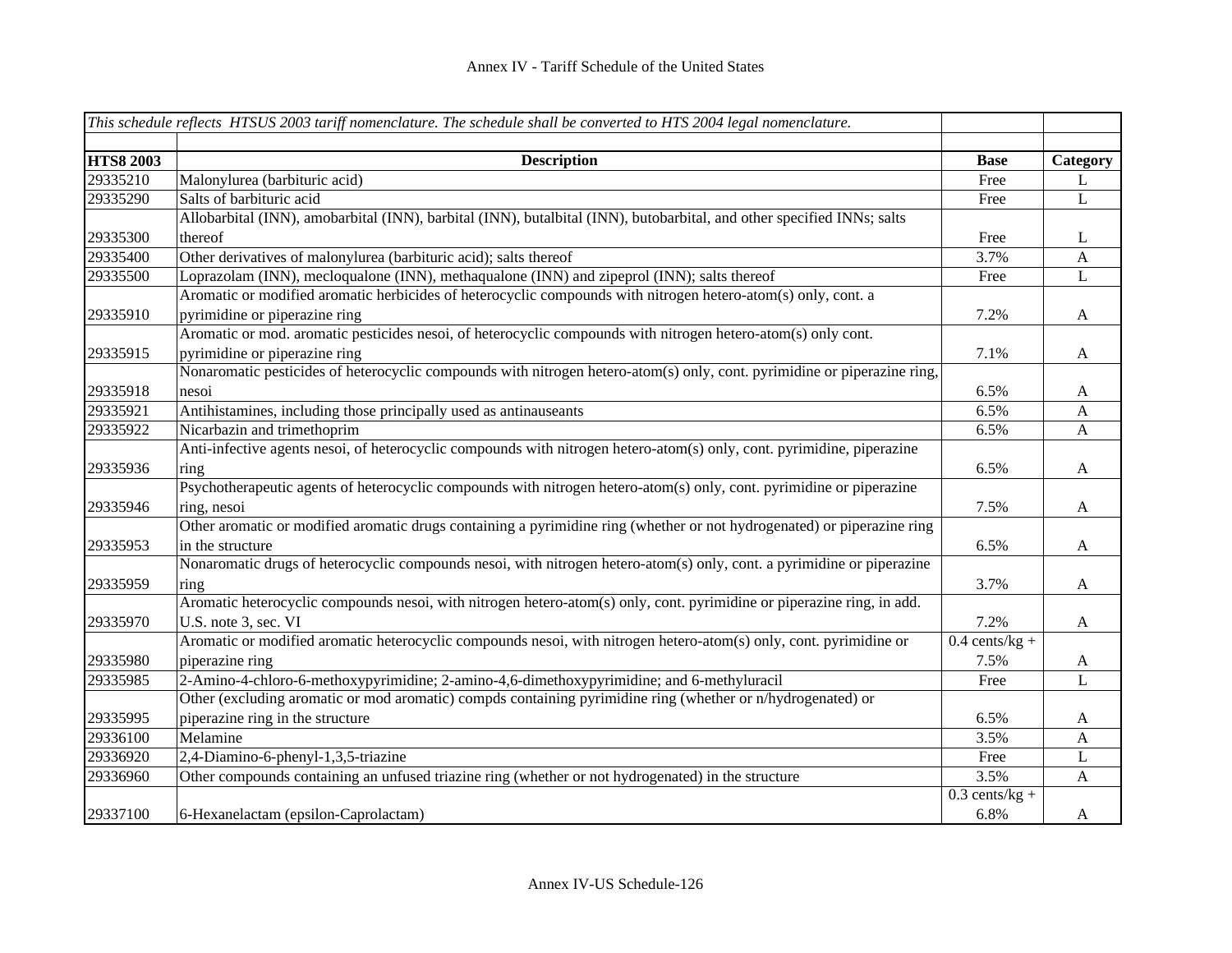| *This schedule reflects HTSUS 2003 tariff nomenclature. The schedule shall be converted to HTS 2004 legal nomenclature.* | | | |
|---|---|---|---|
| | | | |
| **HTS8 2003** | **Description** | **Base** | **Category** |
| 29335210 | Malonylurea (barbituric acid) | Free | L |
| 29335290 | Salts of barbituric acid | Free | L |
| 29335300 | Allobarbital (INN), amobarbital (INN), barbital (INN), butalbital (INN), butobarbital, and other specified INNs; salts thereof | Free | L |
| 29335400 | Other derivatives of malonylurea (barbituric acid); salts thereof | 3.7% | A |
| 29335500 | Loprazolam (INN), mecloqualone (INN), methaqualone (INN) and zipeprol (INN); salts thereof | Free | L |
| 29335910 | Aromatic or modified aromatic herbicides of heterocyclic compounds with nitrogen hetero-atom(s) only, cont. a pyrimidine or piperazine ring | 7.2% | A |
| 29335915 | Aromatic or mod. aromatic pesticides nesoi, of heterocyclic compounds with nitrogen hetero-atom(s) only cont. pyrimidine or piperazine ring | 7.1% | A |
| 29335918 | Nonaromatic pesticides of heterocyclic compounds with nitrogen hetero-atom(s) only, cont. pyrimidine or piperazine ring, nesoi | 6.5% | A |
| 29335921 | Antihistamines, including those principally used as antinauseants | 6.5% | A |
| 29335922 | Nicarbazin and trimethoprim | 6.5% | A |
| 29335936 | Anti-infective agents nesoi, of heterocyclic compounds with nitrogen hetero-atom(s) only, cont. pyrimidine, piperazine ring | 6.5% | A |
| 29335946 | Psychotherapeutic agents of heterocyclic compounds with nitrogen hetero-atom(s) only, cont. pyrimidine or piperazine ring, nesoi | 7.5% | A |
| 29335953 | Other aromatic or modified aromatic drugs containing a pyrimidine ring (whether or not hydrogenated) or piperazine ring in the structure | 6.5% | A |
| 29335959 | Nonaromatic drugs of heterocyclic compounds nesoi, with nitrogen hetero-atom(s) only, cont. a pyrimidine or piperazine ring | 3.7% | A |
| 29335970 | Aromatic heterocyclic compounds nesoi, with nitrogen hetero-atom(s) only, cont. pyrimidine or piperazine ring, in add. U.S. note 3, sec. VI | 7.2% | A |
| 29335980 | Aromatic or modified aromatic heterocyclic compounds nesoi, with nitrogen hetero-atom(s) only, cont. pyrimidine or piperazine ring | 0.4 cents/kg + 7.5% | A |
| 29335985 | 2-Amino-4-chloro-6-methoxypyrimidine; 2-amino-4,6-dimethoxypyrimidine; and 6-methyluracil | Free | L |
| 29335995 | Other (excluding aromatic or mod aromatic) compds containing pyrimidine ring (whether or n/hydrogenated) or piperazine ring in the structure | 6.5% | A |
| 29336100 | Melamine | 3.5% | A |
| 29336920 | 2,4-Diamino-6-phenyl-1,3,5-triazine | Free | L |
| 29336960 | Other compounds containing an unfused triazine ring (whether or not hydrogenated) in the structure | 3.5% | A |
| 29337100 | 6-Hexanelactam (epsilon-Caprolactam) | 0.3 cents/kg + 6.8% | A |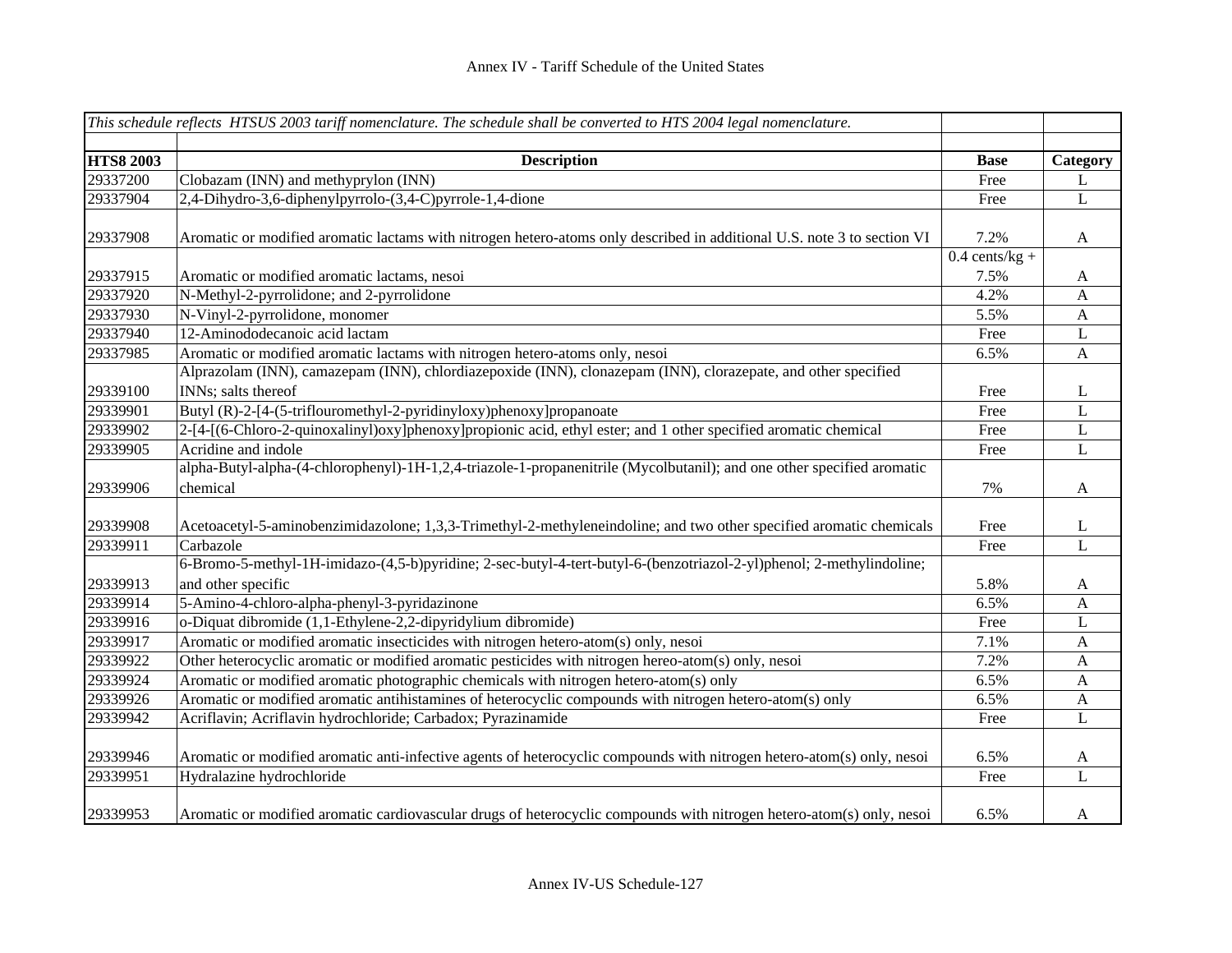| *This schedule reflects HTSUS 2003 tariff nomenclature. The schedule shall be converted to HTS 2004 legal nomenclature.* | | | |
|---|---|---|---|
| | | | |
| **HTS8 2003** | **Description** | **Base** | **Category** |
| 29337200 | Clobazam (INN) and methyprylon (INN) | Free | L |
| 29337904 | 2,4-Dihydro-3,6-diphenylpyrrolo-(3,4-C)pyrrole-1,4-dione | Free | L |
| 29337908 | Aromatic or modified aromatic lactams with nitrogen hetero-atoms only described in additional U.S. note 3 to section VI | 7.2% | A |
| 29337915 | Aromatic or modified aromatic lactams, nesoi | 0.4 cents/kg + 7.5% | A |
| 29337920 | N-Methyl-2-pyrrolidone; and 2-pyrrolidone | 4.2% | A |
| 29337930 | N-Vinyl-2-pyrrolidone, monomer | 5.5% | A |
| 29337940 | 12-Aminododecanoic acid lactam | Free | L |
| 29337985 | Aromatic or modified aromatic lactams with nitrogen hetero-atoms only, nesoi | 6.5% | A |
| 29339100 | Alprazolam (INN), camazepam (INN), chlordiazepoxide (INN), clonazepam (INN), clorazepate, and other specified INNs; salts thereof | Free | L |
| 29339901 | Butyl (R)-2-[4-(5-triflouromethyl-2-pyridinyloxy)phenoxy]propanoate | Free | L |
| 29339902 | 2-[4-[(6-Chloro-2-quinoxalinyl)oxy]phenoxy]propionic acid, ethyl ester; and 1 other specified aromatic chemical | Free | L |
| 29339905 | Acridine and indole | Free | L |
| 29339906 | alpha-Butyl-alpha-(4-chlorophenyl)-1H-1,2,4-triazole-1-propanenitrile (Mycolbutanil); and one other specified aromatic chemical | 7% | A |
| 29339908 | Acetoacetyl-5-aminobenzimidazolone; 1,3,3-Trimethyl-2-methyleneindoline; and two other specified aromatic chemicals | Free | L |
| 29339911 | Carbazole | Free | L |
| 29339913 | 6-Bromo-5-methyl-1H-imidazo-(4,5-b)pyridine; 2-sec-butyl-4-tert-butyl-6-(benzotriazol-2-yl)phenol; 2-methylindoline; and other specific | 5.8% | A |
| 29339914 | 5-Amino-4-chloro-alpha-phenyl-3-pyridazinone | 6.5% | A |
| 29339916 | o-Diquat dibromide (1,1-Ethylene-2,2-dipyridylium dibromide) | Free | L |
| 29339917 | Aromatic or modified aromatic insecticides with nitrogen hetero-atom(s) only, nesoi | 7.1% | A |
| 29339922 | Other heterocyclic aromatic or modified aromatic pesticides with nitrogen hereo-atom(s) only, nesoi | 7.2% | A |
| 29339924 | Aromatic or modified aromatic photographic chemicals with nitrogen hetero-atom(s) only | 6.5% | A |
| 29339926 | Aromatic or modified aromatic antihistamines of heterocyclic compounds with nitrogen hetero-atom(s) only | 6.5% | A |
| 29339942 | Acriflavin; Acriflavin hydrochloride; Carbadox; Pyrazinamide | Free | L |
| 29339946 | Aromatic or modified aromatic anti-infective agents of heterocyclic compounds with nitrogen hetero-atom(s) only, nesoi | 6.5% | A |
| 29339951 | Hydralazine hydrochloride | Free | L |
| 29339953 | Aromatic or modified aromatic cardiovascular drugs of heterocyclic compounds with nitrogen hetero-atom(s) only, nesoi | 6.5% | A |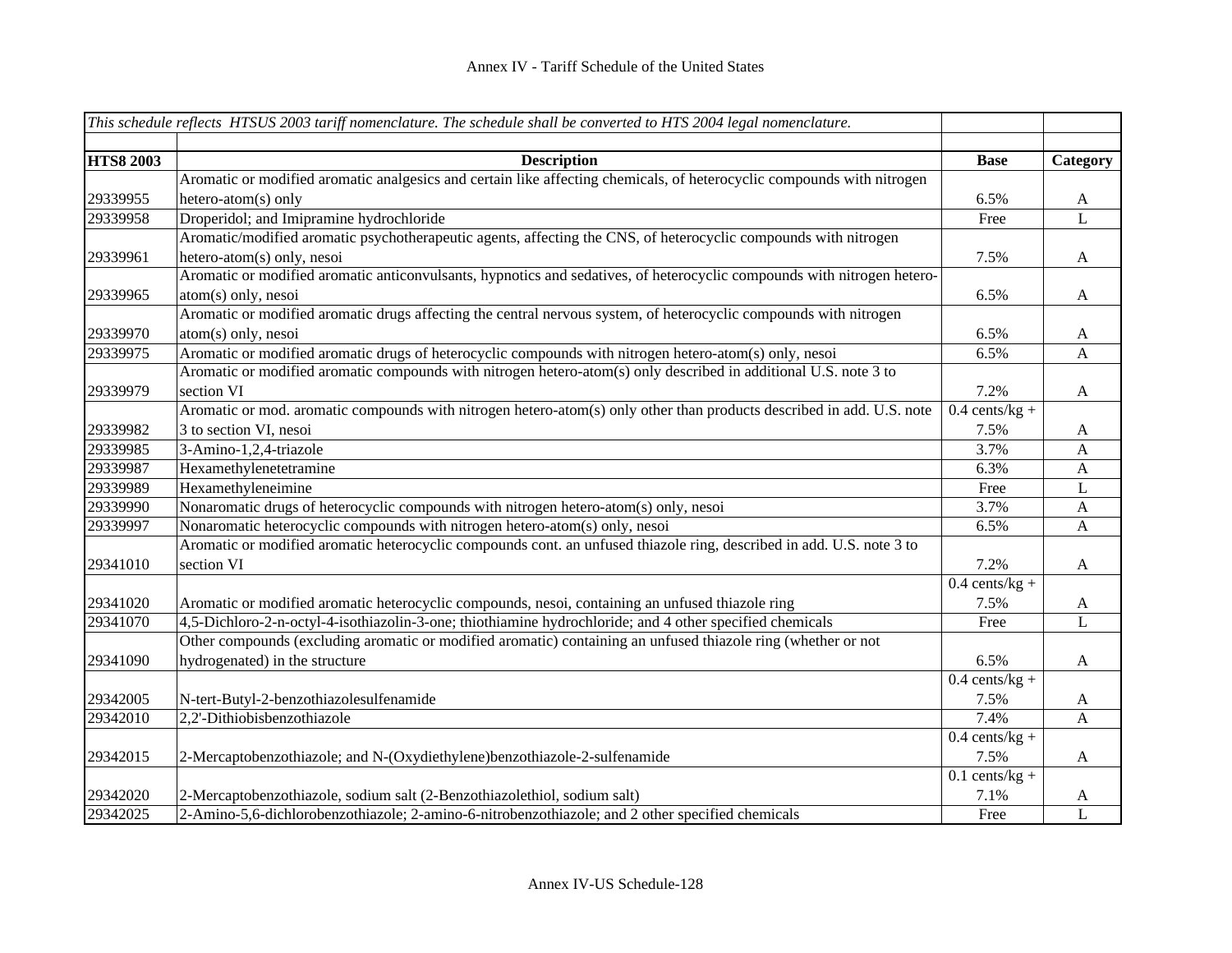Annex IV - Tariff Schedule of the United States

| *This schedule reflects HTSUS 2003 tariff nomenclature. The schedule shall be converted to HTS 2004 legal nomenclature.* | | | |
|---|---|---|---|
| | | | |
| **HTS8 2003** | **Description** | **Base** | **Category** |
| 29339955 | Aromatic or modified aromatic analgesics and certain like affecting chemicals, of heterocyclic compounds with nitrogen hetero-atom(s) only | 6.5% | A |
| 29339958 | Droperidol; and Imipramine hydrochloride | Free | L |
| 29339961 | Aromatic/modified aromatic psychotherapeutic agents, affecting the CNS, of heterocyclic compounds with nitrogen hetero-atom(s) only, nesoi | 7.5% | A |
| 29339965 | Aromatic or modified aromatic anticonvulsants, hypnotics and sedatives, of heterocyclic compounds with nitrogen hetero-atom(s) only, nesoi | 6.5% | A |
| 29339970 | Aromatic or modified aromatic drugs affecting the central nervous system, of heterocyclic compounds with nitrogen atom(s) only, nesoi | 6.5% | A |
| 29339975 | Aromatic or modified aromatic drugs of heterocyclic compounds with nitrogen hetero-atom(s) only, nesoi | 6.5% | A |
| 29339979 | Aromatic or modified aromatic compounds with nitrogen hetero-atom(s) only described in additional U.S. note 3 to section VI | 7.2% | A |
| 29339982 | Aromatic or mod. aromatic compounds with nitrogen hetero-atom(s) only other than products described in add. U.S. note 3 to section VI, nesoi | 0.4 cents/kg + 7.5% | A |
| 29339985 | 3-Amino-1,2,4-triazole | 3.7% | A |
| 29339987 | Hexamethylenetetramine | 6.3% | A |
| 29339989 | Hexamethyleneimine | Free | L |
| 29339990 | Nonaromatic drugs of heterocyclic compounds with nitrogen hetero-atom(s) only, nesoi | 3.7% | A |
| 29339997 | Nonaromatic heterocyclic compounds with nitrogen hetero-atom(s) only, nesoi | 6.5% | A |
| 29341010 | Aromatic or modified aromatic heterocyclic compounds cont. an unfused thiazole ring, described in add. U.S. note 3 to section VI | 7.2% | A |
| 29341020 | Aromatic or modified aromatic heterocyclic compounds, nesoi, containing an unfused thiazole ring | 0.4 cents/kg + 7.5% | A |
| 29341070 | 4,5-Dichloro-2-n-octyl-4-isothiazolin-3-one; thiothiamine hydrochloride; and 4 other specified chemicals | Free | L |
| 29341090 | Other compounds (excluding aromatic or modified aromatic) containing an unfused thiazole ring (whether or not hydrogenated) in the structure | 6.5% | A |
| 29342005 | N-tert-Butyl-2-benzothiazolesulfenamide | 0.4 cents/kg + 7.5% | A |
| 29342010 | 2,2'-Dithiobisbenzothiazole | 7.4% | A |
| 29342015 | 2-Mercaptobenzothiazole; and N-(Oxydiethylene)benzothiazole-2-sulfenamide | 0.4 cents/kg + 7.5% | A |
| 29342020 | 2-Mercaptobenzothiazole, sodium salt (2-Benzothiazolethiol, sodium salt) | 0.1 cents/kg + 7.1% | A |
| 29342025 | 2-Amino-5,6-dichlorobenzothiazole; 2-amino-6-nitrobenzothiazole; and 2 other specified chemicals | Free | L |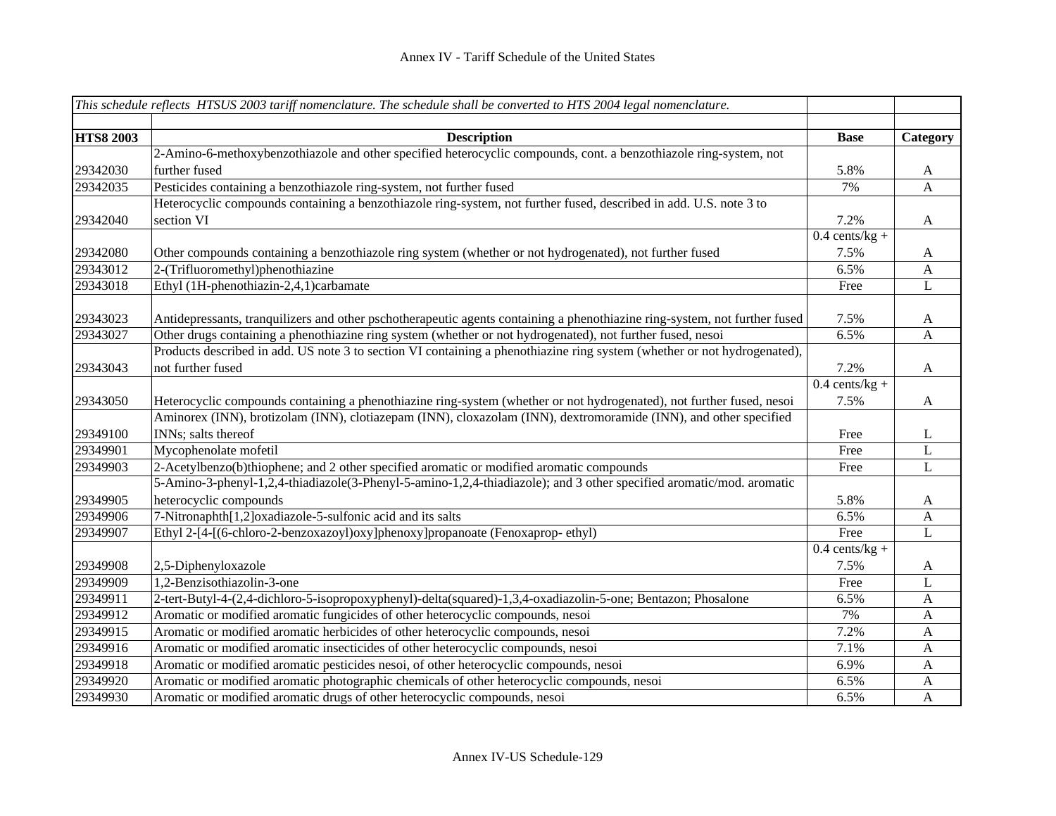# Annex IV - Tariff Schedule of the United States

| *This schedule reflects HTSUS 2003 tariff nomenclature. The schedule shall be converted to HTS 2004 legal nomenclature.* | | | |
|---|---|---|---|
| **HTS8 2003** | **Description** | **Base** | **Category** |
| 29342030 | 2-Amino-6-methoxybenzothiazole and other specified heterocyclic compounds, cont. a benzothiazole ring-system, not further fused | 5.8% | A |
| 29342035 | Pesticides containing a benzothiazole ring-system, not further fused | 7% | A |
| 29342040 | Heterocyclic compounds containing a benzothiazole ring-system, not further fused, described in add. U.S. note 3 to section VI | 7.2% | A |
| 29342080 | Other compounds containing a benzothiazole ring system (whether or not hydrogenated), not further fused | 0.4 cents/kg + 7.5% | A |
| 29343012 | 2-(Trifluoromethyl)phenothiazine | 6.5% | A |
| 29343018 | Ethyl (1H-phenothiazin-2,4,1)carbamate | Free | L |
| 29343023 | Antidepressants, tranquilizers and other pschotherapeutic agents containing a phenothiazine ring-system, not further fused | 7.5% | A |
| 29343027 | Other drugs containing a phenothiazine ring system (whether or not hydrogenated), not further fused, nesoi | 6.5% | A |
| 29343043 | Products described in add. US note 3 to section VI containing a phenothiazine ring system (whether or not hydrogenated), not further fused | 7.2% | A |
| 29343050 | Heterocyclic compounds containing a phenothiazine ring-system (whether or not hydrogenated), not further fused, nesoi | 0.4 cents/kg + 7.5% | A |
| 29349100 | Aminorex (INN), brotizolam (INN), clotiazepam (INN), cloxazolam (INN), dextromoramide (INN), and other specified INNs; salts thereof | Free | L |
| 29349901 | Mycophenolate mofetil | Free | L |
| 29349903 | 2-Acetylbenzo(b)thiophene; and 2 other specified aromatic or modified aromatic compounds | Free | L |
| 29349905 | 5-Amino-3-phenyl-1,2,4-thiadiazole(3-Phenyl-5-amino-1,2,4-thiadiazole); and 3 other specified aromatic/mod. aromatic heterocyclic compounds | 5.8% | A |
| 29349906 | 7-Nitronaphth[1,2]oxadiazole-5-sulfonic acid and its salts | 6.5% | A |
| 29349907 | Ethyl 2-[4-[(6-chloro-2-benzoxazoyl)oxy]phenoxy]propanoate (Fenoxaprop- ethyl) | Free | L |
| 29349908 | 2,5-Diphenyloxazole | 0.4 cents/kg + 7.5% | A |
| 29349909 | 1,2-Benzisothiazolin-3-one | Free | L |
| 29349911 | 2-tert-Butyl-4-(2,4-dichloro-5-isopropoxyphenyl)-delta(squared)-1,3,4-oxadiazolin-5-one; Bentazon; Phosalone | 6.5% | A |
| 29349912 | Aromatic or modified aromatic fungicides of other heterocyclic compounds, nesoi | 7% | A |
| 29349915 | Aromatic or modified aromatic herbicides of other heterocyclic compounds, nesoi | 7.2% | A |
| 29349916 | Aromatic or modified aromatic insecticides of other heterocyclic compounds, nesoi | 7.1% | A |
| 29349918 | Aromatic or modified aromatic pesticides nesoi, of other heterocyclic compounds, nesoi | 6.9% | A |
| 29349920 | Aromatic or modified aromatic photographic chemicals of other heterocyclic compounds, nesoi | 6.5% | A |
| 29349930 | Aromatic or modified aromatic drugs of other heterocyclic compounds, nesoi | 6.5% | A |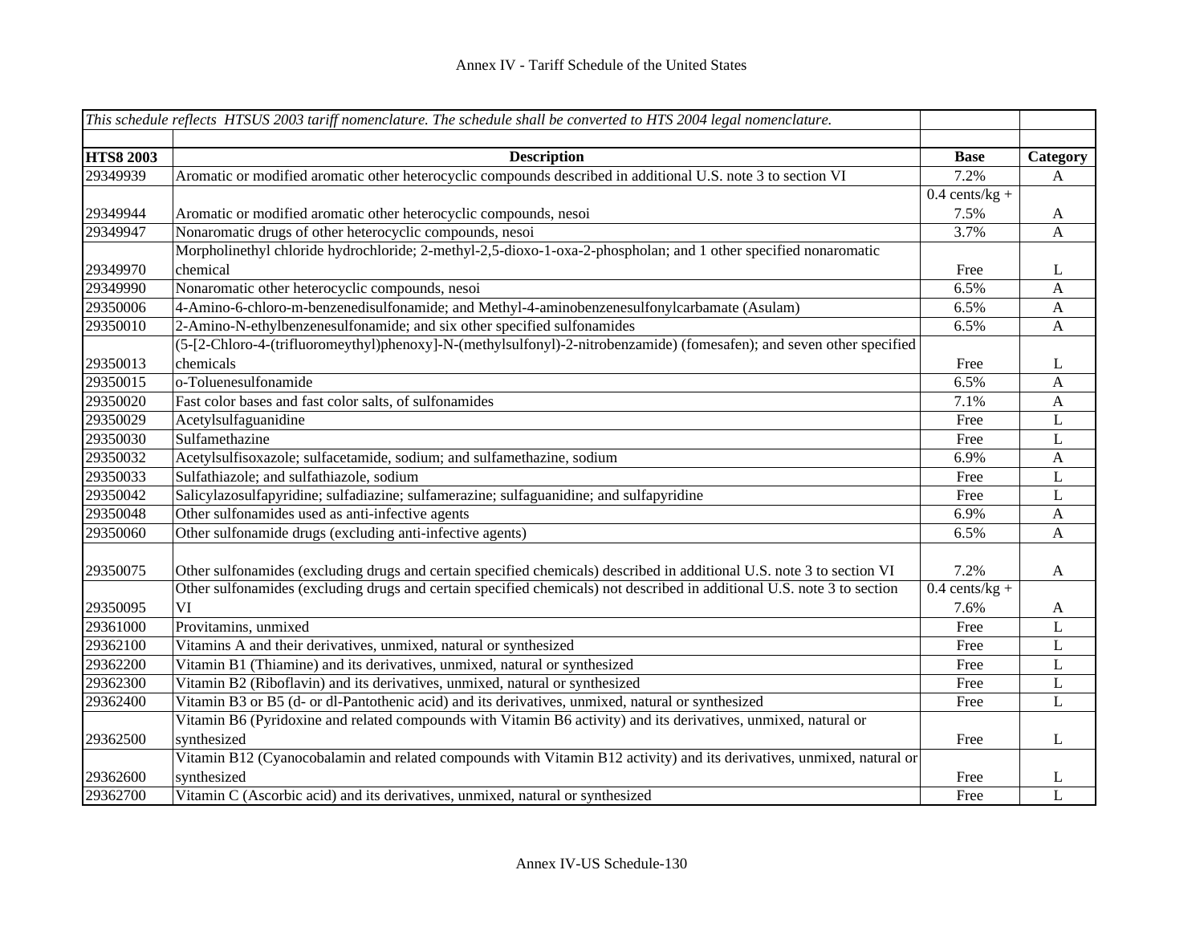| This schedule reflects HTSUS 2003 tariff nomenclature. The schedule shall be converted to HTS 2004 legal nomenclature. | | | |
|---|---|---|---|
| **HTS8 2003** | **Description** | **Base** | **Category** |
| 29349939 | Aromatic or modified aromatic other heterocyclic compounds described in additional U.S. note 3 to section VI | 7.2% | A |
| 29349944 | Aromatic or modified aromatic other heterocyclic compounds, nesoi | 0.4 cents/kg + 7.5% | A |
| 29349947 | Nonaromatic drugs of other heterocyclic compounds, nesoi | 3.7% | A |
| 29349970 | Morpholinethyl chloride hydrochloride; 2-methyl-2,5-dioxo-1-oxa-2-phospholan; and 1 other specified nonaromatic chemical | Free | L |
| 29349990 | Nonaromatic other heterocyclic compounds, nesoi | 6.5% | A |
| 29350006 | 4-Amino-6-chloro-m-benzenedisulfonamide; and Methyl-4-aminobenzenesulfonylcarbamate (Asulam) | 6.5% | A |
| 29350010 | 2-Amino-N-ethylbenzenesulfonamide; and six other specified sulfonamides | 6.5% | A |
| 29350013 | (5-[2-Chloro-4-(trifluoromeythyl)phenoxy]-N-(methylsulfonyl)-2-nitrobenzamide) (fomesafen); and seven other specified chemicals | Free | L |
| 29350015 | o-Toluenesulfonamide | 6.5% | A |
| 29350020 | Fast color bases and fast color salts, of sulfonamides | 7.1% | A |
| 29350029 | Acetylsulfaguanidine | Free | L |
| 29350030 | Sulfamethazine | Free | L |
| 29350032 | Acetylsulfisoxazole; sulfacetamide, sodium; and sulfamethazine, sodium | 6.9% | A |
| 29350033 | Sulfathiazole; and sulfathiazole, sodium | Free | L |
| 29350042 | Salicylazosulfapyridine; sulfadiazine; sulfamerazine; sulfaguanidine; and sulfapyridine | Free | L |
| 29350048 | Other sulfonamides used as anti-infective agents | 6.9% | A |
| 29350060 | Other sulfonamide drugs (excluding anti-infective agents) | 6.5% | A |
| 29350075 | Other sulfonamides (excluding drugs and certain specified chemicals) described in additional U.S. note 3 to section VI | 7.2% | A |
| 29350095 | Other sulfonamides (excluding drugs and certain specified chemicals) not described in additional U.S. note 3 to section VI | 0.4 cents/kg + 7.6% | A |
| 29361000 | Provitamins, unmixed | Free | L |
| 29362100 | Vitamins A and their derivatives, unmixed, natural or synthesized | Free | L |
| 29362200 | Vitamin B1 (Thiamine) and its derivatives, unmixed, natural or synthesized | Free | L |
| 29362300 | Vitamin B2 (Riboflavin) and its derivatives, unmixed, natural or synthesized | Free | L |
| 29362400 | Vitamin B3 or B5 (d- or dl-Pantothenic acid) and its derivatives, unmixed, natural or synthesized | Free | L |
| 29362500 | Vitamin B6 (Pyridoxine and related compounds with Vitamin B6 activity) and its derivatives, unmixed, natural or synthesized | Free | L |
| 29362600 | Vitamin B12 (Cyanocobalamin and related compounds with Vitamin B12 activity) and its derivatives, unmixed, natural or synthesized | Free | L |
| 29362700 | Vitamin C (Ascorbic acid) and its derivatives, unmixed, natural or synthesized | Free | L |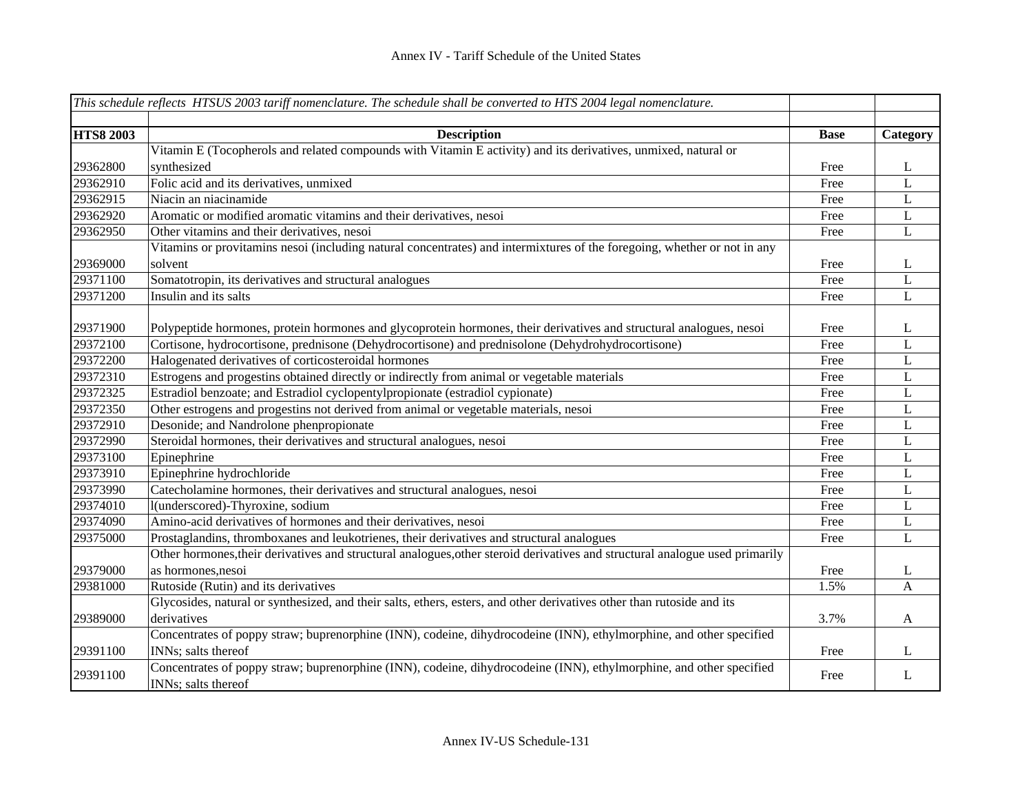# Annex IV - Tariff Schedule of the United States

| *This schedule reflects HTSUS 2003 tariff nomenclature. The schedule shall be converted to HTS 2004 legal nomenclature.* | | | |
|---|---|---|---|
| | | | |
| **HTS8 2003** | **Description** | **Base** | **Category** |
| 29362800 | Vitamin E (Tocopherols and related compounds with Vitamin E activity) and its derivatives, unmixed, natural or synthesized | Free | L |
| 29362910 | Folic acid and its derivatives, unmixed | Free | L |
| 29362915 | Niacin an niacinamide | Free | L |
| 29362920 | Aromatic or modified aromatic vitamins and their derivatives, nesoi | Free | L |
| 29362950 | Other vitamins and their derivatives, nesoi | Free | L |
| 29369000 | Vitamins or provitamins nesoi (including natural concentrates) and intermixtures of the foregoing, whether or not in any solvent | Free | L |
| 29371100 | Somatotropin, its derivatives and structural analogues | Free | L |
| 29371200 | Insulin and its salts | Free | L |
| 29371900 | Polypeptide hormones, protein hormones and glycoprotein hormones, their derivatives and structural analogues, nesoi | Free | L |
| 29372100 | Cortisone, hydrocortisone, prednisone (Dehydrocortisone) and prednisolone (Dehydrohydrocortisone) | Free | L |
| 29372200 | Halogenated derivatives of corticosteroidal hormones | Free | L |
| 29372310 | Estrogens and progestins obtained directly or indirectly from animal or vegetable materials | Free | L |
| 29372325 | Estradiol benzoate; and Estradiol cyclopentylpropionate (estradiol cypionate) | Free | L |
| 29372350 | Other estrogens and progestins not derived from animal or vegetable materials, nesoi | Free | L |
| 29372910 | Desonide; and Nandrolone phenpropionate | Free | L |
| 29372990 | Steroidal hormones, their derivatives and structural analogues, nesoi | Free | L |
| 29373100 | Epinephrine | Free | L |
| 29373910 | Epinephrine hydrochloride | Free | L |
| 29373990 | Catecholamine hormones, their derivatives and structural analogues, nesoi | Free | L |
| 29374010 | l(underscored)-Thyroxine, sodium | Free | L |
| 29374090 | Amino-acid derivatives of hormones and their derivatives, nesoi | Free | L |
| 29375000 | Prostaglandins, thromboxanes and leukotrienes, their derivatives and structural analogues | Free | L |
| 29379000 | Other hormones,their derivatives and structural analogues,other steroid derivatives and structural analogue used primarily as hormones,nesoi | Free | L |
| 29381000 | Rutoside (Rutin) and its derivatives | 1.5% | A |
| 29389000 | Glycosides, natural or synthesized, and their salts, ethers, esters, and other derivatives other than rutoside and its derivatives | 3.7% | A |
| 29391100 | Concentrates of poppy straw; buprenorphine (INN), codeine, dihydrocodeine (INN), ethylmorphine, and other specified INNs; salts thereof | Free | L |
| 29391100 | Concentrates of poppy straw; buprenorphine (INN), codeine, dihydrocodeine (INN), ethylmorphine, and other specified INNs; salts thereof | Free | L |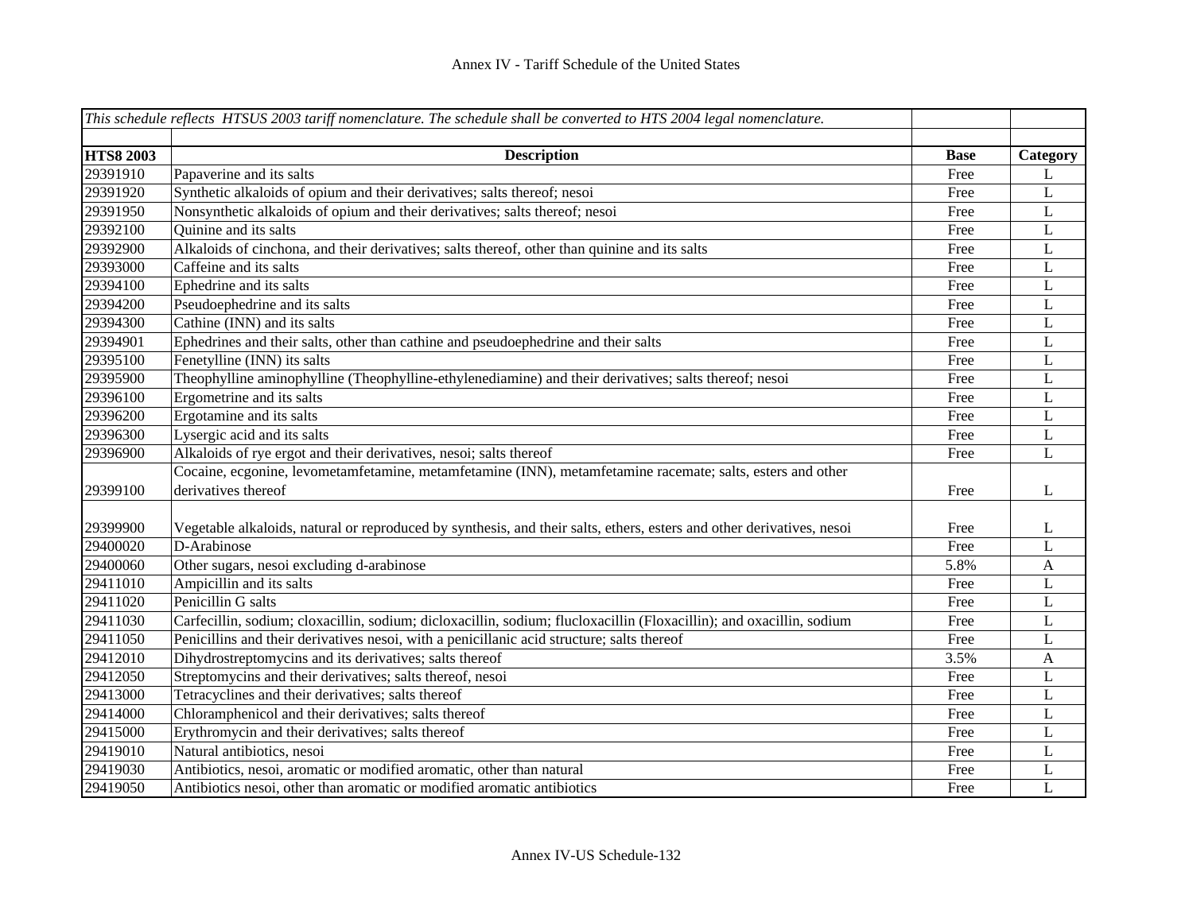Annex IV - Tariff Schedule of the United States

| *This schedule reflects HTSUS 2003 tariff nomenclature. The schedule shall be converted to HTS 2004 legal nomenclature.* | | | |
|---|---|---|---|
| **HTS8 2003** | **Description** | **Base** | **Category** |
| 29391910 | Papaverine and its salts | Free | L |
| 29391920 | Synthetic alkaloids of opium and their derivatives; salts thereof; nesoi | Free | L |
| 29391950 | Nonsynthetic alkaloids of opium and their derivatives; salts thereof; nesoi | Free | L |
| 29392100 | Quinine and its salts | Free | L |
| 29392900 | Alkaloids of cinchona, and their derivatives; salts thereof, other than quinine and its salts | Free | L |
| 29393000 | Caffeine and its salts | Free | L |
| 29394100 | Ephedrine and its salts | Free | L |
| 29394200 | Pseudoephedrine and its salts | Free | L |
| 29394300 | Cathine (INN) and its salts | Free | L |
| 29394901 | Ephedrines and their salts, other than cathine and pseudoephedrine and their salts | Free | L |
| 29395100 | Fenetylline (INN) its salts | Free | L |
| 29395900 | Theophylline aminophylline (Theophylline-ethylenediamine) and their derivatives; salts thereof; nesoi | Free | L |
| 29396100 | Ergometrine and its salts | Free | L |
| 29396200 | Ergotamine and its salts | Free | L |
| 29396300 | Lysergic acid and its salts | Free | L |
| 29396900 | Alkaloids of rye ergot and their derivatives, nesoi; salts thereof | Free | L |
| 29399100 | Cocaine, ecgonine, levometamfetamine, metamfetamine (INN), metamfetamine racemate; salts, esters and other derivatives thereof | Free | L |
| 29399900 | Vegetable alkaloids, natural or reproduced by synthesis, and their salts, ethers, esters and other derivatives, nesoi | Free | L |
| 29400020 | D-Arabinose | Free | L |
| 29400060 | Other sugars, nesoi excluding d-arabinose | 5.8% | A |
| 29411010 | Ampicillin and its salts | Free | L |
| 29411020 | Penicillin G salts | Free | L |
| 29411030 | Carfecillin, sodium; cloxacillin, sodium; dicloxacillin, sodium; flucloxacillin (Floxacillin); and oxacillin, sodium | Free | L |
| 29411050 | Penicillins and their derivatives nesoi, with a penicillanic acid structure; salts thereof | Free | L |
| 29412010 | Dihydrostreptomycins and its derivatives; salts thereof | 3.5% | A |
| 29412050 | Streptomycins and their derivatives; salts thereof, nesoi | Free | L |
| 29413000 | Tetracyclines and their derivatives; salts thereof | Free | L |
| 29414000 | Chloramphenicol and their derivatives; salts thereof | Free | L |
| 29415000 | Erythromycin and their derivatives; salts thereof | Free | L |
| 29419010 | Natural antibiotics, nesoi | Free | L |
| 29419030 | Antibiotics, nesoi, aromatic or modified aromatic, other than natural | Free | L |
| 29419050 | Antibiotics nesoi, other than aromatic or modified aromatic antibiotics | Free | L |

Annex IV-US Schedule-132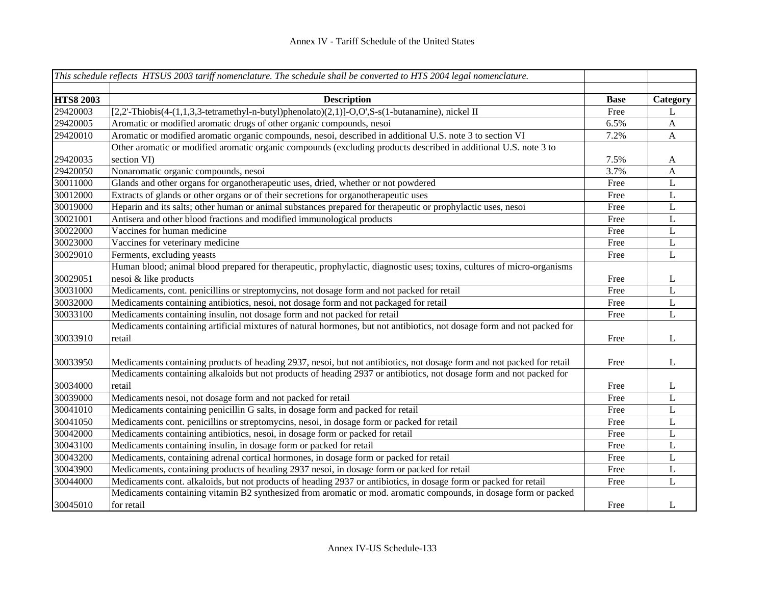| *This schedule reflects HTSUS 2003 tariff nomenclature. The schedule shall be converted to HTS 2004 legal nomenclature.* | | | |
|---|---|---|---|
| | | | |
| **HTS8 2003** | **Description** | **Base** | **Category** |
| 29420003 | [2,2'-Thiobis(4-(1,1,3,3-tetramethyl-n-butyl)phenolato)(2,1)]-O,O',S-s(1-butanamine), nickel II | Free | L |
| 29420005 | Aromatic or modified aromatic drugs of other organic compounds, nesoi | 6.5% | A |
| 29420010 | Aromatic or modified aromatic organic compounds, nesoi, described in additional U.S. note 3 to section VI | 7.2% | A |
| 29420035 | Other aromatic or modified aromatic organic compounds (excluding products described in additional U.S. note 3 to section VI) | 7.5% | A |
| 29420050 | Nonaromatic organic compounds, nesoi | 3.7% | A |
| 30011000 | Glands and other organs for organotherapeutic uses, dried, whether or not powdered | Free | L |
| 30012000 | Extracts of glands or other organs or of their secretions for organotherapeutic uses | Free | L |
| 30019000 | Heparin and its salts; other human or animal substances prepared for therapeutic or prophylactic uses, nesoi | Free | L |
| 30021001 | Antisera and other blood fractions and modified immunological products | Free | L |
| 30022000 | Vaccines for human medicine | Free | L |
| 30023000 | Vaccines for veterinary medicine | Free | L |
| 30029010 | Ferments, excluding yeasts | Free | L |
| 30029051 | Human blood; animal blood prepared for therapeutic, prophylactic, diagnostic uses; toxins, cultures of micro-organisms nesoi & like products | Free | L |
| 30031000 | Medicaments, cont. penicillins or streptomycins, not dosage form and not packed for retail | Free | L |
| 30032000 | Medicaments containing antibiotics, nesoi, not dosage form and not packaged for retail | Free | L |
| 30033100 | Medicaments containing insulin, not dosage form and not packed for retail | Free | L |
| 30033910 | Medicaments containing artificial mixtures of natural hormones, but not antibiotics, not dosage form and not packed for retail | Free | L |
| 30033950 | Medicaments containing products of heading 2937, nesoi, but not antibiotics, not dosage form and not packed for retail | Free | L |
| 30034000 | Medicaments containing alkaloids but not products of heading 2937 or antibiotics, not dosage form and not packed for retail | Free | L |
| 30039000 | Medicaments nesoi, not dosage form and not packed for retail | Free | L |
| 30041010 | Medicaments containing penicillin G salts, in dosage form and packed for retail | Free | L |
| 30041050 | Medicaments cont. penicillins or streptomycins, nesoi, in dosage form or packed for retail | Free | L |
| 30042000 | Medicaments containing antibiotics, nesoi, in dosage form or packed for retail | Free | L |
| 30043100 | Medicaments containing insulin, in dosage form or packed for retail | Free | L |
| 30043200 | Medicaments, containing adrenal cortical hormones, in dosage form or packed for retail | Free | L |
| 30043900 | Medicaments, containing products of heading 2937 nesoi, in dosage form or packed for retail | Free | L |
| 30044000 | Medicaments cont. alkaloids, but not products of heading 2937 or antibiotics, in dosage form or packed for retail | Free | L |
| 30045010 | Medicaments containing vitamin B2 synthesized from aromatic or mod. aromatic compounds, in dosage form or packed for retail | Free | L |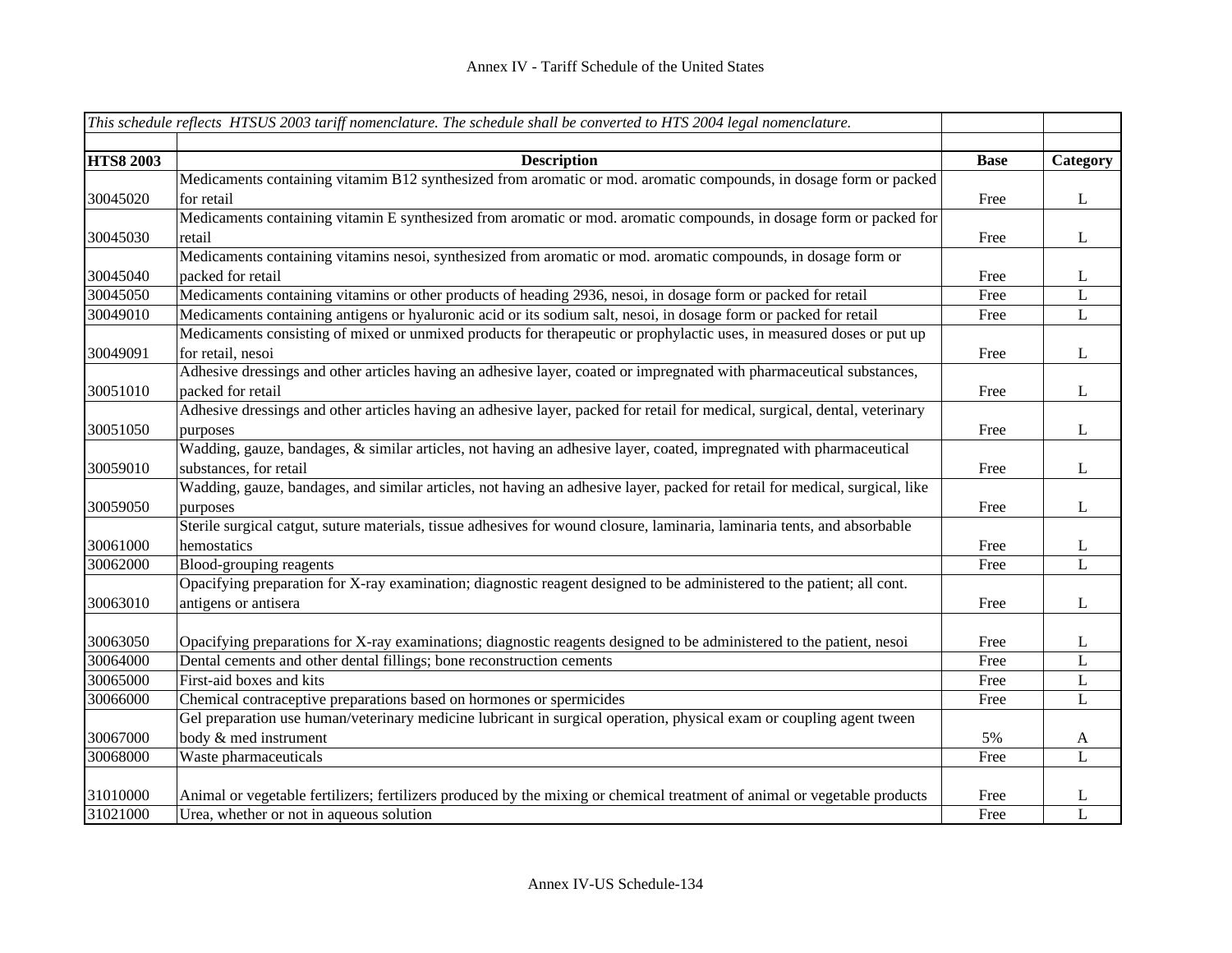| *This schedule reflects HTSUS 2003 tariff nomenclature. The schedule shall be converted to HTS 2004 legal nomenclature.* | | | |
|---|---|---|---|
| | | | |
| **HTS8 2003** | **Description** | **Base** | **Category** |
| 30045020 | Medicaments containing vitamim B12 synthesized from aromatic or mod. aromatic compounds, in dosage form or packed for retail | Free | L |
| 30045030 | Medicaments containing vitamin E synthesized from aromatic or mod. aromatic compounds, in dosage form or packed for retail | Free | L |
| 30045040 | Medicaments containing vitamins nesoi, synthesized from aromatic or mod. aromatic compounds, in dosage form or packed for retail | Free | L |
| 30045050 | Medicaments containing vitamins or other products of heading 2936, nesoi, in dosage form or packed for retail | Free | L |
| 30049010 | Medicaments containing antigens or hyaluronic acid or its sodium salt, nesoi, in dosage form or packed for retail | Free | L |
| 30049091 | Medicaments consisting of mixed or unmixed products for therapeutic or prophylactic uses, in measured doses or put up for retail, nesoi | Free | L |
| 30051010 | Adhesive dressings and other articles having an adhesive layer, coated or impregnated with pharmaceutical substances, packed for retail | Free | L |
| 30051050 | Adhesive dressings and other articles having an adhesive layer, packed for retail for medical, surgical, dental, veterinary purposes | Free | L |
| 30059010 | Wadding, gauze, bandages, & similar articles, not having an adhesive layer, coated, impregnated with pharmaceutical substances, for retail | Free | L |
| 30059050 | Wadding, gauze, bandages, and similar articles, not having an adhesive layer, packed for retail for medical, surgical, like purposes | Free | L |
| 30061000 | Sterile surgical catgut, suture materials, tissue adhesives for wound closure, laminaria, laminaria tents, and absorbable hemostatics | Free | L |
| 30062000 | Blood-grouping reagents | Free | L |
| 30063010 | Opacifying preparation for X-ray examination; diagnostic reagent designed to be administered to the patient; all cont. antigens or antisera | Free | L |
| 30063050 | Opacifying preparations for X-ray examinations; diagnostic reagents designed to be administered to the patient, nesoi | Free | L |
| 30064000 | Dental cements and other dental fillings; bone reconstruction cements | Free | L |
| 30065000 | First-aid boxes and kits | Free | L |
| 30066000 | Chemical contraceptive preparations based on hormones or spermicides | Free | L |
| 30067000 | Gel preparation use human/veterinary medicine lubricant in surgical operation, physical exam or coupling agent tween body & med instrument | 5% | A |
| 30068000 | Waste pharmaceuticals | Free | L |
| 31010000 | Animal or vegetable fertilizers; fertilizers produced by the mixing or chemical treatment of animal or vegetable products | Free | L |
| 31021000 | Urea, whether or not in aqueous solution | Free | L |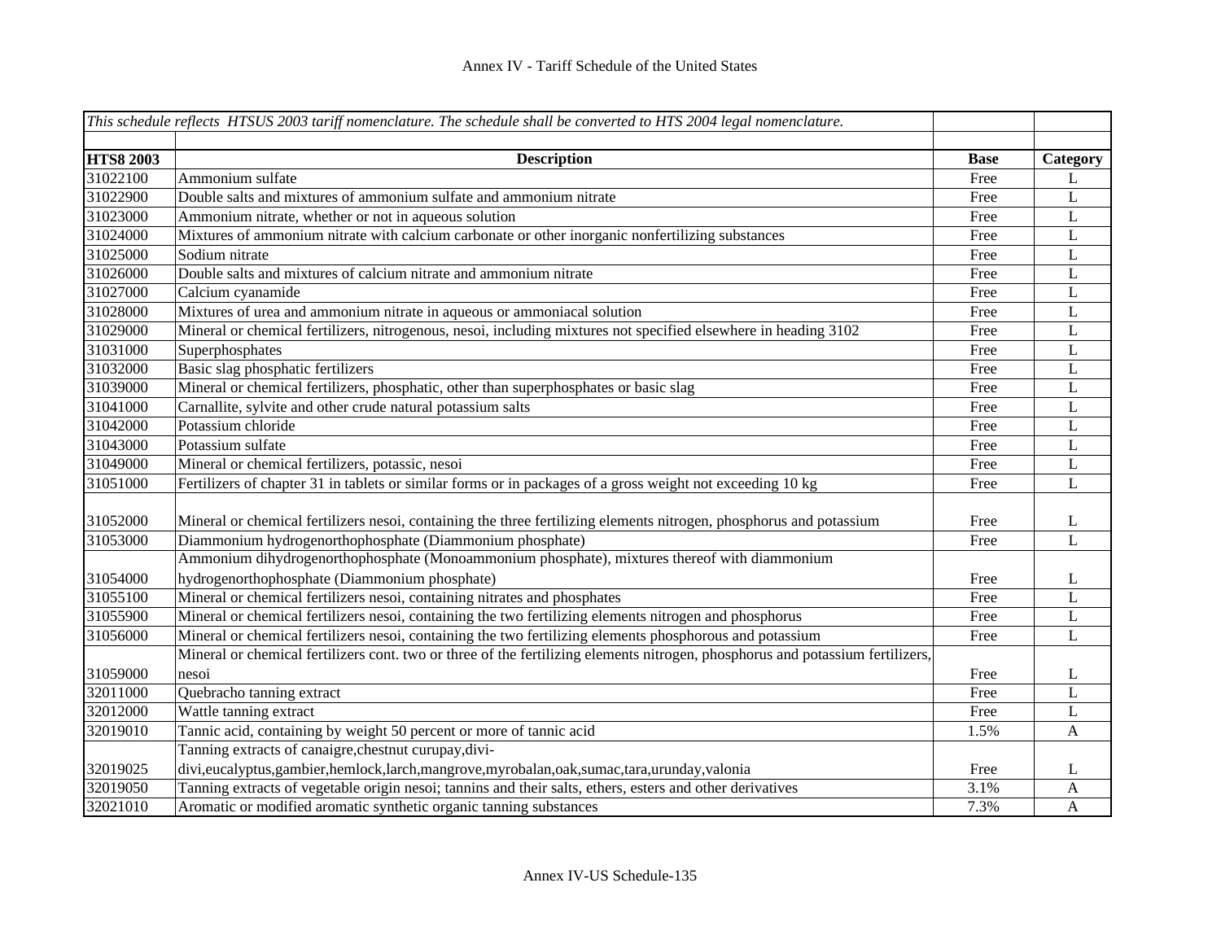| *This schedule reflects HTSUS 2003 tariff nomenclature. The schedule shall be converted to HTS 2004 legal nomenclature.* | | | |
|---|---|---|---|
| | | | |
| **HTS8 2003** | **Description** | **Base** | **Category** |
| 31022100 | Ammonium sulfate | Free | L |
| 31022900 | Double salts and mixtures of ammonium sulfate and ammonium nitrate | Free | L |
| 31023000 | Ammonium nitrate, whether or not in aqueous solution | Free | L |
| 31024000 | Mixtures of ammonium nitrate with calcium carbonate or other inorganic nonfertilizing substances | Free | L |
| 31025000 | Sodium nitrate | Free | L |
| 31026000 | Double salts and mixtures of calcium nitrate and ammonium nitrate | Free | L |
| 31027000 | Calcium cyanamide | Free | L |
| 31028000 | Mixtures of urea and ammonium nitrate in aqueous or ammoniacal solution | Free | L |
| 31029000 | Mineral or chemical fertilizers, nitrogenous, nesoi, including mixtures not specified elsewhere in heading 3102 | Free | L |
| 31031000 | Superphosphates | Free | L |
| 31032000 | Basic slag phosphatic fertilizers | Free | L |
| 31039000 | Mineral or chemical fertilizers, phosphatic, other than superphosphates or basic slag | Free | L |
| 31041000 | Carnallite, sylvite and other crude natural potassium salts | Free | L |
| 31042000 | Potassium chloride | Free | L |
| 31043000 | Potassium sulfate | Free | L |
| 31049000 | Mineral or chemical fertilizers, potassic, nesoi | Free | L |
| 31051000 | Fertilizers of chapter 31 in tablets or similar forms or in packages of a gross weight not exceeding 10 kg | Free | L |
| 31052000 | Mineral or chemical fertilizers nesoi, containing the three fertilizing elements nitrogen, phosphorus and potassium | Free | L |
| 31053000 | Diammonium hydrogenorthophosphate (Diammonium phosphate) | Free | L |
| 31054000 | Ammonium dihydrogenorthophosphate (Monoammonium phosphate), mixtures thereof with diammonium hydrogenorthophosphate (Diammonium phosphate) | Free | L |
| 31055100 | Mineral or chemical fertilizers nesoi, containing nitrates and phosphates | Free | L |
| 31055900 | Mineral or chemical fertilizers nesoi, containing the two fertilizing elements nitrogen and phosphorus | Free | L |
| 31056000 | Mineral or chemical fertilizers nesoi, containing the two fertilizing elements phosphorous and potassium | Free | L |
| 31059000 | Mineral or chemical fertilizers cont. two or three of the fertilizing elements nitrogen, phosphorus and potassium fertilizers, nesoi | Free | L |
| 32011000 | Quebracho tanning extract | Free | L |
| 32012000 | Wattle tanning extract | Free | L |
| 32019010 | Tannic acid, containing by weight 50 percent or more of tannic acid | 1.5% | A |
| 32019025 | Tanning extracts of canaigre,chestnut curupay,divi-divi,eucalyptus,gambier,hemlock,larch,mangrove,myrobalan,oak,sumac,tara,urunday,valonia | Free | L |
| 32019050 | Tanning extracts of vegetable origin nesoi; tannins and their salts, ethers, esters and other derivatives | 3.1% | A |
| 32021010 | Aromatic or modified aromatic synthetic organic tanning substances | 7.3% | A |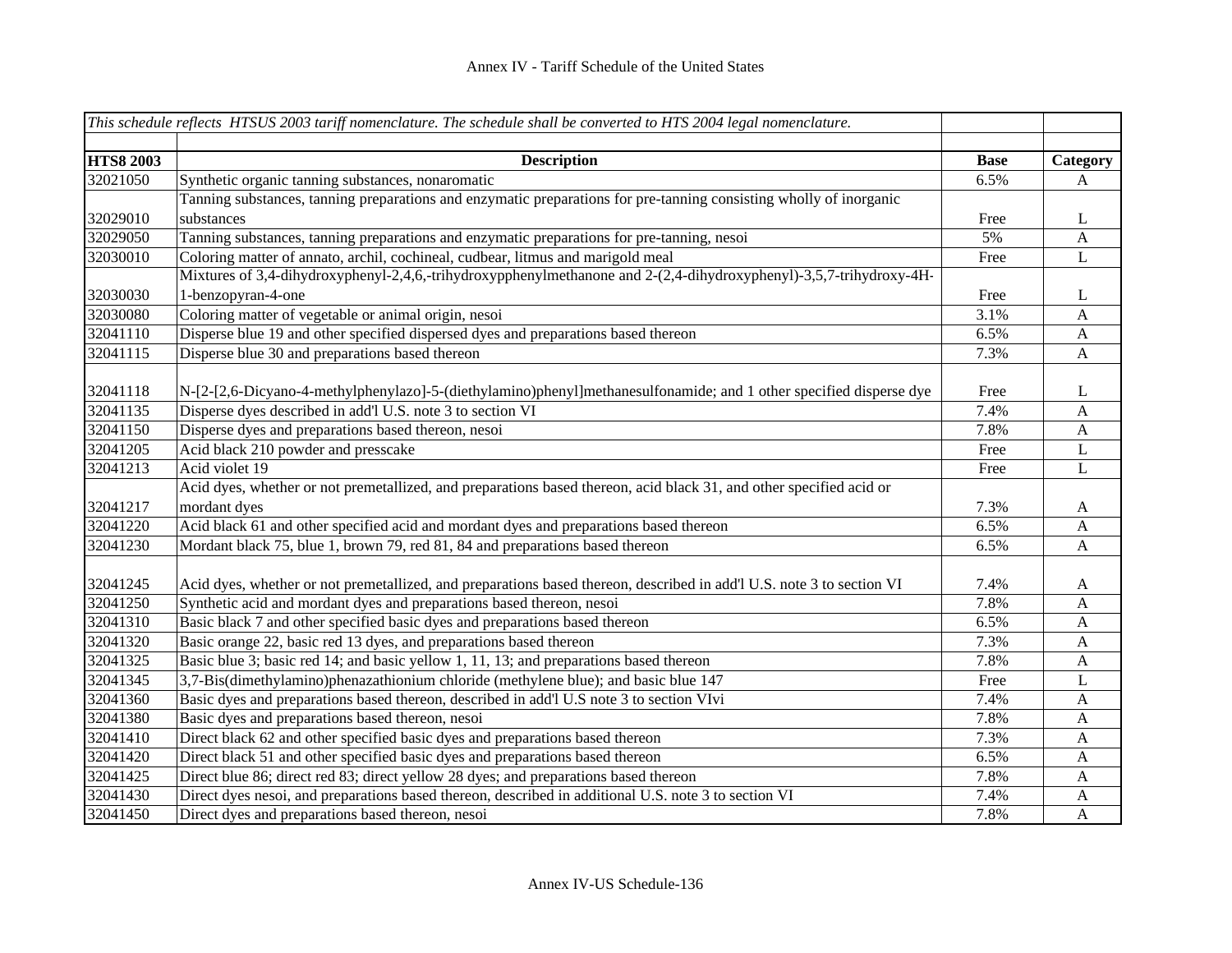| *This schedule reflects HTSUS 2003 tariff nomenclature. The schedule shall be converted to HTS 2004 legal nomenclature.* | | | |
|---|---|---|---|
| **HTS8 2003** | **Description** | **Base** | **Category** |
| 32021050 | Synthetic organic tanning substances, nonaromatic | 6.5% | A |
| 32029010 | Tanning substances, tanning preparations and enzymatic preparations for pre-tanning consisting wholly of inorganic substances | Free | L |
| 32029050 | Tanning substances, tanning preparations and enzymatic preparations for pre-tanning, nesoi | 5% | A |
| 32030010 | Coloring matter of annato, archil, cochineal, cudbear, litmus and marigold meal | Free | L |
| 32030030 | Mixtures of 3,4-dihydroxyphenyl-2,4,6,-trihydroxypphenylmethanone and 2-(2,4-dihydroxyphenyl)-3,5,7-trihydroxy-4H-1-benzopyran-4-one | Free | L |
| 32030080 | Coloring matter of vegetable or animal origin, nesoi | 3.1% | A |
| 32041110 | Disperse blue 19 and other specified dispersed dyes and preparations based thereon | 6.5% | A |
| 32041115 | Disperse blue 30 and preparations based thereon | 7.3% | A |
| 32041118 | N-[2-[2,6-Dicyano-4-methylphenylazo]-5-(diethylamino)phenyl]methanesulfonamide; and 1 other specified disperse dye | Free | L |
| 32041135 | Disperse dyes described in add'l U.S. note 3 to section VI | 7.4% | A |
| 32041150 | Disperse dyes and preparations based thereon, nesoi | 7.8% | A |
| 32041205 | Acid black 210 powder and presscake | Free | L |
| 32041213 | Acid violet 19 | Free | L |
| 32041217 | Acid dyes, whether or not premetallized, and preparations based thereon, acid black 31, and other specified acid or mordant dyes | 7.3% | A |
| 32041220 | Acid black 61 and other specified acid and mordant dyes and preparations based thereon | 6.5% | A |
| 32041230 | Mordant black 75, blue 1, brown 79, red 81, 84 and preparations based thereon | 6.5% | A |
| 32041245 | Acid dyes, whether or not premetallized, and preparations based thereon, described in add'l U.S. note 3 to section VI | 7.4% | A |
| 32041250 | Synthetic acid and mordant dyes and preparations based thereon, nesoi | 7.8% | A |
| 32041310 | Basic black 7 and other specified basic dyes and preparations based thereon | 6.5% | A |
| 32041320 | Basic orange 22, basic red 13 dyes, and preparations based thereon | 7.3% | A |
| 32041325 | Basic blue 3; basic red 14; and basic yellow 1, 11, 13; and preparations based thereon | 7.8% | A |
| 32041345 | 3,7-Bis(dimethylamino)phenazathionium chloride (methylene blue); and basic blue 147 | Free | L |
| 32041360 | Basic dyes and preparations based thereon, described in add'l U.S note 3 to section VIvi | 7.4% | A |
| 32041380 | Basic dyes and preparations based thereon, nesoi | 7.8% | A |
| 32041410 | Direct black 62 and other specified basic dyes and preparations based thereon | 7.3% | A |
| 32041420 | Direct black 51 and other specified basic dyes and preparations based thereon | 6.5% | A |
| 32041425 | Direct blue 86; direct red 83; direct yellow 28 dyes; and preparations based thereon | 7.8% | A |
| 32041430 | Direct dyes nesoi, and preparations based thereon, described in additional U.S. note 3 to section VI | 7.4% | A |
| 32041450 | Direct dyes and preparations based thereon, nesoi | 7.8% | A |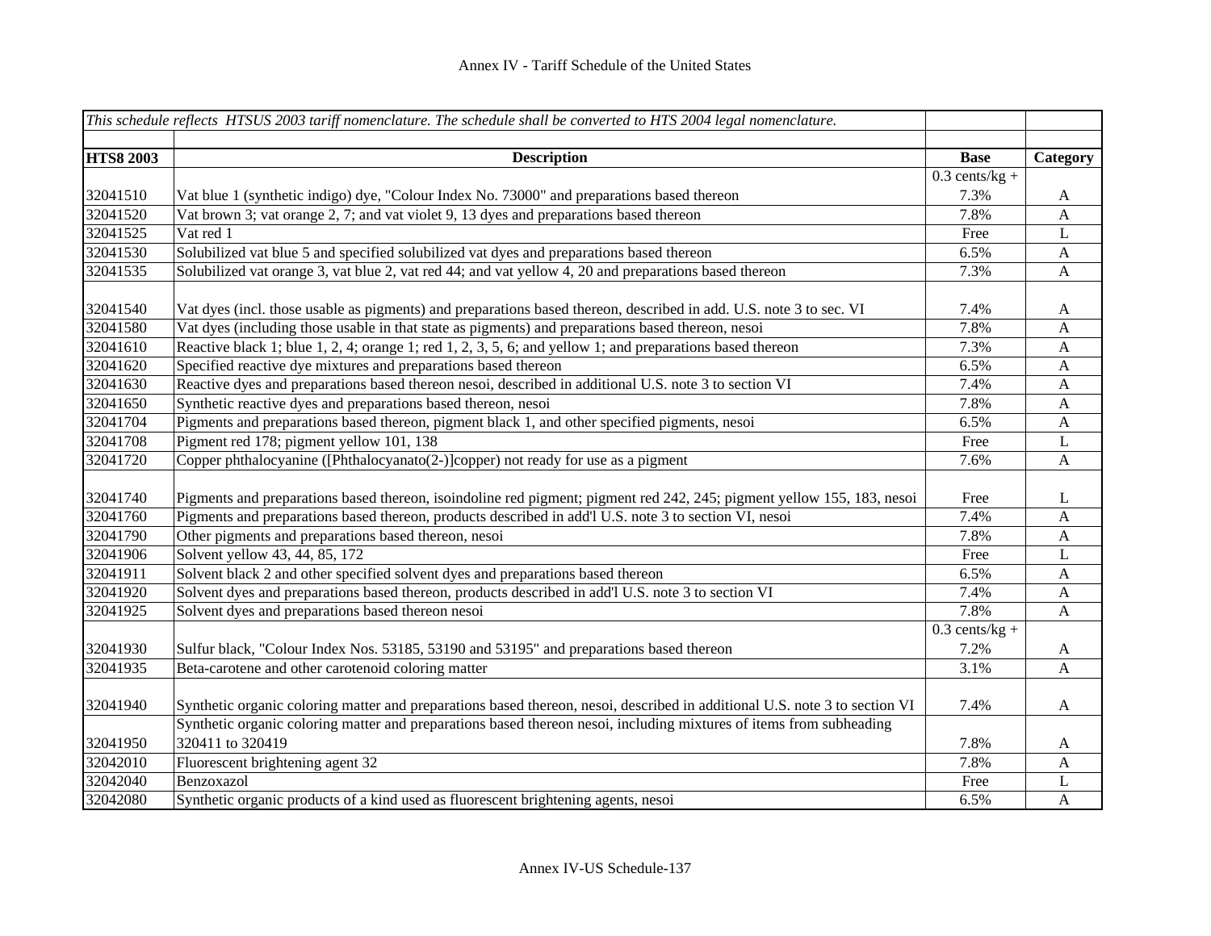# Annex IV - Tariff Schedule of the United States

| *This schedule reflects HTSUS 2003 tariff nomenclature. The schedule shall be converted to HTS 2004 legal nomenclature.* | | | |
|---|---|---|---|
| **HTS8 2003** | **Description** | **Base** | **Category** |
| 32041510 | Vat blue 1 (synthetic indigo) dye, "Colour Index No. 73000" and preparations based thereon | 0.3 cents/kg + 7.3% | A |
| 32041520 | Vat brown 3; vat orange 2, 7; and vat violet 9, 13 dyes and preparations based thereon | 7.8% | A |
| 32041525 | Vat red 1 | Free | L |
| 32041530 | Solubilized vat blue 5 and specified solubilized vat dyes and preparations based thereon | 6.5% | A |
| 32041535 | Solubilized vat orange 3, vat blue 2, vat red 44; and vat yellow 4, 20 and preparations based thereon | 7.3% | A |
| 32041540 | Vat dyes (incl. those usable as pigments) and preparations based thereon, described in add. U.S. note 3 to sec. VI | 7.4% | A |
| 32041580 | Vat dyes (including those usable in that state as pigments) and preparations based thereon, nesoi | 7.8% | A |
| 32041610 | Reactive black 1; blue 1, 2, 4; orange 1; red 1, 2, 3, 5, 6; and yellow 1; and preparations based thereon | 7.3% | A |
| 32041620 | Specified reactive dye mixtures and preparations based thereon | 6.5% | A |
| 32041630 | Reactive dyes and preparations based thereon nesoi, described in additional U.S. note 3 to section VI | 7.4% | A |
| 32041650 | Synthetic reactive dyes and preparations based thereon, nesoi | 7.8% | A |
| 32041704 | Pigments and preparations based thereon, pigment black 1, and other specified pigments, nesoi | 6.5% | A |
| 32041708 | Pigment red 178; pigment yellow 101, 138 | Free | L |
| 32041720 | Copper phthalocyanine ([Phthalocyanato(2-)]copper) not ready for use as a pigment | 7.6% | A |
| 32041740 | Pigments and preparations based thereon, isoindoline red pigment; pigment red 242, 245; pigment yellow 155, 183, nesoi | Free | L |
| 32041760 | Pigments and preparations based thereon, products described in add'l U.S. note 3 to section VI, nesoi | 7.4% | A |
| 32041790 | Other pigments and preparations based thereon, nesoi | 7.8% | A |
| 32041906 | Solvent yellow 43, 44, 85, 172 | Free | L |
| 32041911 | Solvent black 2 and other specified solvent dyes and preparations based thereon | 6.5% | A |
| 32041920 | Solvent dyes and preparations based thereon, products described in add'l U.S. note 3 to section VI | 7.4% | A |
| 32041925 | Solvent dyes and preparations based thereon nesoi | 7.8% | A |
| 32041930 | Sulfur black, "Colour Index Nos. 53185, 53190 and 53195" and preparations based thereon | 0.3 cents/kg + 7.2% | A |
| 32041935 | Beta-carotene and other carotenoid coloring matter | 3.1% | A |
| 32041940 | Synthetic organic coloring matter and preparations based thereon, nesoi, described in additional U.S. note 3 to section VI | 7.4% | A |
| 32041950 | Synthetic organic coloring matter and preparations based thereon nesoi, including mixtures of items from subheading 320411 to 320419 | 7.8% | A |
| 32042010 | Fluorescent brightening agent 32 | 7.8% | A |
| 32042040 | Benzoxazol | Free | L |
| 32042080 | Synthetic organic products of a kind used as fluorescent brightening agents, nesoi | 6.5% | A |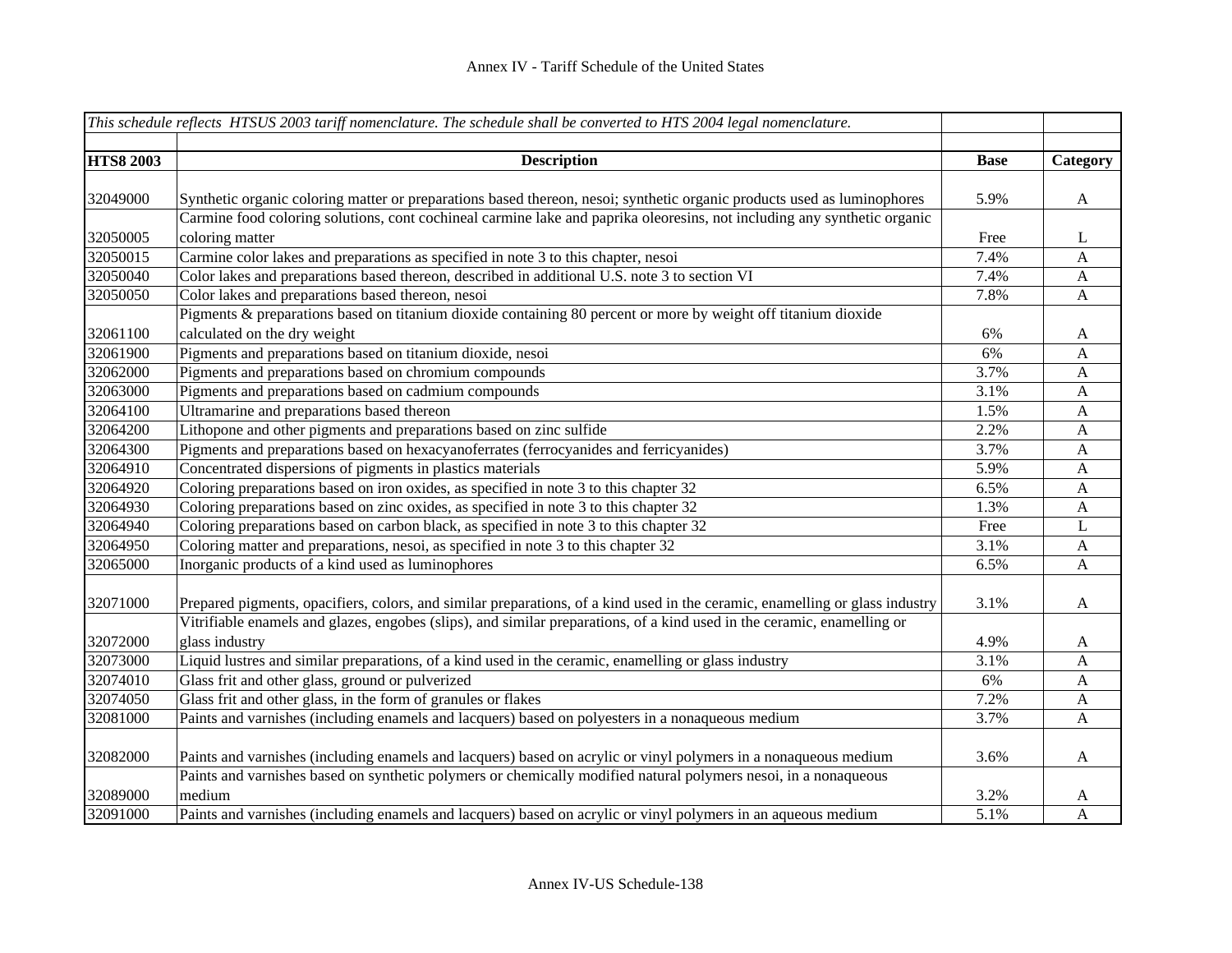| *This schedule reflects HTSUS 2003 tariff nomenclature. The schedule shall be converted to HTS 2004 legal nomenclature.* | | | |
|---|---|---|---|
| **HTS8 2003** | **Description** | **Base** | **Category** |
| 32049000 | Synthetic organic coloring matter or preparations based thereon, nesoi; synthetic organic products used as luminophores | 5.9% | A |
| 32050005 | Carmine food coloring solutions, cont cochineal carmine lake and paprika oleoresins, not including any synthetic organic coloring matter | Free | L |
| 32050015 | Carmine color lakes and preparations as specified in note 3 to this chapter, nesoi | 7.4% | A |
| 32050040 | Color lakes and preparations based thereon, described in additional U.S. note 3 to section VI | 7.4% | A |
| 32050050 | Color lakes and preparations based thereon, nesoi | 7.8% | A |
| 32061100 | Pigments & preparations based on titanium dioxide containing 80 percent or more by weight off titanium dioxide calculated on the dry weight | 6% | A |
| 32061900 | Pigments and preparations based on titanium dioxide, nesoi | 6% | A |
| 32062000 | Pigments and preparations based on chromium compounds | 3.7% | A |
| 32063000 | Pigments and preparations based on cadmium compounds | 3.1% | A |
| 32064100 | Ultramarine and preparations based thereon | 1.5% | A |
| 32064200 | Lithopone and other pigments and preparations based on zinc sulfide | 2.2% | A |
| 32064300 | Pigments and preparations based on hexacyanoferrates (ferrocyanides and ferricyanides) | 3.7% | A |
| 32064910 | Concentrated dispersions of pigments in plastics materials | 5.9% | A |
| 32064920 | Coloring preparations based on iron oxides, as specified in note 3 to this chapter 32 | 6.5% | A |
| 32064930 | Coloring preparations based on zinc oxides, as specified in note 3 to this chapter 32 | 1.3% | A |
| 32064940 | Coloring preparations based on carbon black, as specified in note 3 to this chapter 32 | Free | L |
| 32064950 | Coloring matter and preparations, nesoi, as specified in note 3 to this chapter 32 | 3.1% | A |
| 32065000 | Inorganic products of a kind used as luminophores | 6.5% | A |
| 32071000 | Prepared pigments, opacifiers, colors, and similar preparations, of a kind used in the ceramic, enamelling or glass industry | 3.1% | A |
| 32072000 | Vitrifiable enamels and glazes, engobes (slips), and similar preparations, of a kind used in the ceramic, enamelling or glass industry | 4.9% | A |
| 32073000 | Liquid lustres and similar preparations, of a kind used in the ceramic, enamelling or glass industry | 3.1% | A |
| 32074010 | Glass frit and other glass, ground or pulverized | 6% | A |
| 32074050 | Glass frit and other glass, in the form of granules or flakes | 7.2% | A |
| 32081000 | Paints and varnishes (including enamels and lacquers) based on polyesters in a nonaqueous medium | 3.7% | A |
| 32082000 | Paints and varnishes (including enamels and lacquers) based on acrylic or vinyl polymers in a nonaqueous medium | 3.6% | A |
| 32089000 | Paints and varnishes based on synthetic polymers or chemically modified natural polymers nesoi, in a nonaqueous medium | 3.2% | A |
| 32091000 | Paints and varnishes (including enamels and lacquers) based on acrylic or vinyl polymers in an aqueous medium | 5.1% | A |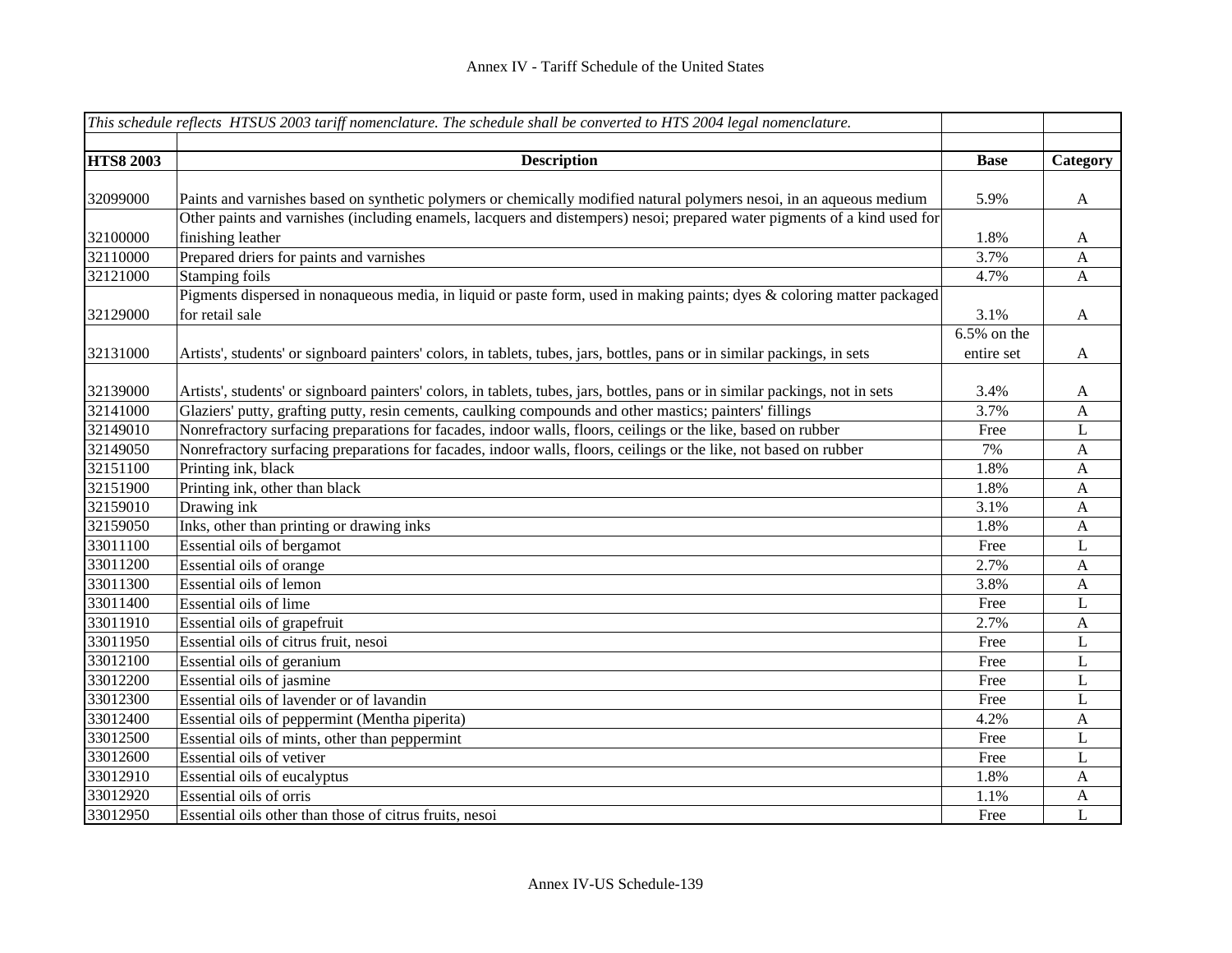| *This schedule reflects HTSUS 2003 tariff nomenclature. The schedule shall be converted to HTS 2004 legal nomenclature.* | | | |
|---|---|---|---|
| **HTS8 2003** | **Description** | **Base** | **Category** |
| 32099000 | Paints and varnishes based on synthetic polymers or chemically modified natural polymers nesoi, in an aqueous medium | 5.9% | A |
| 32100000 | Other paints and varnishes (including enamels, lacquers and distempers) nesoi; prepared water pigments of a kind used for finishing leather | 1.8% | A |
| 32110000 | Prepared driers for paints and varnishes | 3.7% | A |
| 32121000 | Stamping foils | 4.7% | A |
| 32129000 | Pigments dispersed in nonaqueous media, in liquid or paste form, used in making paints; dyes & coloring matter packaged for retail sale | 3.1% | A |
| 32131000 | Artists', students' or signboard painters' colors, in tablets, tubes, jars, bottles, pans or in similar packings, in sets | 6.5% on the entire set | A |
| 32139000 | Artists', students' or signboard painters' colors, in tablets, tubes, jars, bottles, pans or in similar packings, not in sets | 3.4% | A |
| 32141000 | Glaziers' putty, grafting putty, resin cements, caulking compounds and other mastics; painters' fillings | 3.7% | A |
| 32149010 | Nonrefractory surfacing preparations for facades, indoor walls, floors, ceilings or the like, based on rubber | Free | L |
| 32149050 | Nonrefractory surfacing preparations for facades, indoor walls, floors, ceilings or the like, not based on rubber | 7% | A |
| 32151100 | Printing ink, black | 1.8% | A |
| 32151900 | Printing ink, other than black | 1.8% | A |
| 32159010 | Drawing ink | 3.1% | A |
| 32159050 | Inks, other than printing or drawing inks | 1.8% | A |
| 33011100 | Essential oils of bergamot | Free | L |
| 33011200 | Essential oils of orange | 2.7% | A |
| 33011300 | Essential oils of lemon | 3.8% | A |
| 33011400 | Essential oils of lime | Free | L |
| 33011910 | Essential oils of grapefruit | 2.7% | A |
| 33011950 | Essential oils of citrus fruit, nesoi | Free | L |
| 33012100 | Essential oils of geranium | Free | L |
| 33012200 | Essential oils of jasmine | Free | L |
| 33012300 | Essential oils of lavender or of lavandin | Free | L |
| 33012400 | Essential oils of peppermint (Mentha piperita) | 4.2% | A |
| 33012500 | Essential oils of mints, other than peppermint | Free | L |
| 33012600 | Essential oils of vetiver | Free | L |
| 33012910 | Essential oils of eucalyptus | 1.8% | A |
| 33012920 | Essential oils of orris | 1.1% | A |
| 33012950 | Essential oils other than those of citrus fruits, nesoi | Free | L |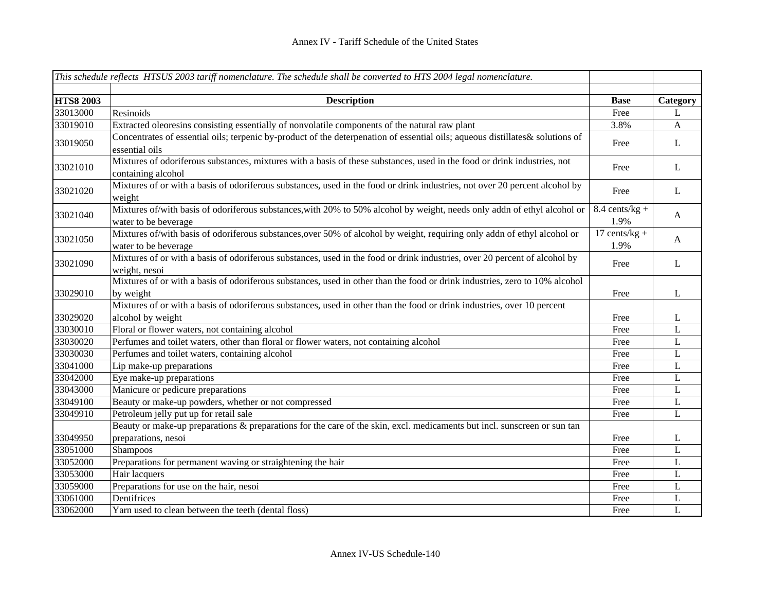| *This schedule reflects HTSUS 2003 tariff nomenclature. The schedule shall be converted to HTS 2004 legal nomenclature.* | | | |
|---|---|---|---|
| | | | |
| **HTS8 2003** | **Description** | **Base** | **Category** |
| 33013000 | Resinoids | Free | L |
| 33019010 | Extracted oleoresins consisting essentially of nonvolatile components of the natural raw plant | 3.8% | A |
| 33019050 | Concentrates of essential oils; terpenic by-product of the deterpenation of essential oils; aqueous distillates& solutions of essential oils | Free | L |
| 33021010 | Mixtures of odoriferous substances, mixtures with a basis of these substances, used in the food or drink industries, not containing alcohol | Free | L |
| 33021020 | Mixtures of or with a basis of odoriferous substances, used in the food or drink industries, not over 20 percent alcohol by weight | Free | L |
| 33021040 | Mixtures of/with basis of odoriferous substances,with 20% to 50% alcohol by weight, needs only addn of ethyl alcohol or water to be beverage | 8.4 cents/kg + 1.9% | A |
| 33021050 | Mixtures of/with basis of odoriferous substances,over 50% of alcohol by weight, requiring only addn of ethyl alcohol or water to be beverage | 17 cents/kg + 1.9% | A |
| 33021090 | Mixtures of or with a basis of odoriferous substances, used in the food or drink industries, over 20 percent of alcohol by weight, nesoi | Free | L |
| 33029010 | Mixtures of or with a basis of odoriferous substances, used in other than the food or drink industries, zero to 10% alcohol by weight | Free | L |
| 33029020 | Mixtures of or with a basis of odoriferous substances, used in other than the food or drink industries, over 10 percent alcohol by weight | Free | L |
| 33030010 | Floral or flower waters, not containing alcohol | Free | L |
| 33030020 | Perfumes and toilet waters, other than floral or flower waters, not containing alcohol | Free | L |
| 33030030 | Perfumes and toilet waters, containing alcohol | Free | L |
| 33041000 | Lip make-up preparations | Free | L |
| 33042000 | Eye make-up preparations | Free | L |
| 33043000 | Manicure or pedicure preparations | Free | L |
| 33049100 | Beauty or make-up powders, whether or not compressed | Free | L |
| 33049910 | Petroleum jelly put up for retail sale | Free | L |
| 33049950 | Beauty or make-up preparations & preparations for the care of the skin, excl. medicaments but incl. sunscreen or sun tan preparations, nesoi | Free | L |
| 33051000 | Shampoos | Free | L |
| 33052000 | Preparations for permanent waving or straightening the hair | Free | L |
| 33053000 | Hair lacquers | Free | L |
| 33059000 | Preparations for use on the hair, nesoi | Free | L |
| 33061000 | Dentifrices | Free | L |
| 33062000 | Yarn used to clean between the teeth (dental floss) | Free | L |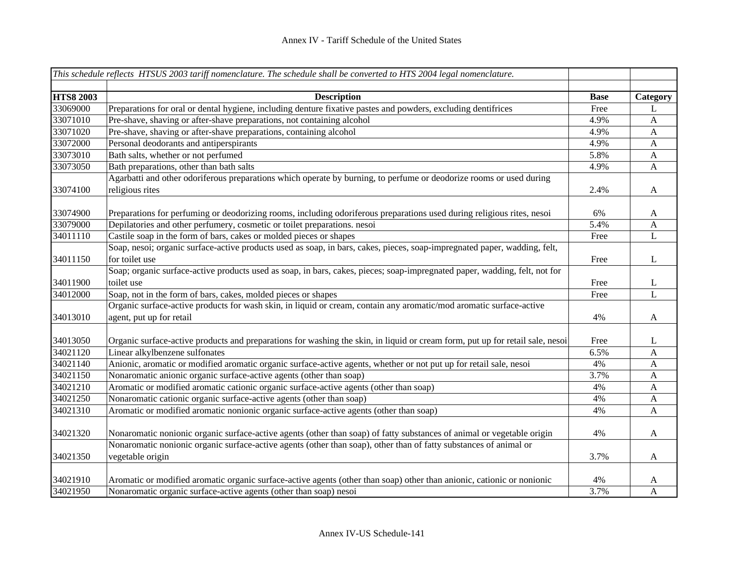| *This schedule reflects HTSUS 2003 tariff nomenclature. The schedule shall be converted to HTS 2004 legal nomenclature.* | | | |
|---|---|---|---|
| | | | |
| **HTS8 2003** | **Description** | **Base** | **Category** |
| 33069000 | Preparations for oral or dental hygiene, including denture fixative pastes and powders, excluding dentifrices | Free | L |
| 33071010 | Pre-shave, shaving or after-shave preparations, not containing alcohol | 4.9% | A |
| 33071020 | Pre-shave, shaving or after-shave preparations, containing alcohol | 4.9% | A |
| 33072000 | Personal deodorants and antiperspirants | 4.9% | A |
| 33073010 | Bath salts, whether or not perfumed | 5.8% | A |
| 33073050 | Bath preparations, other than bath salts | 4.9% | A |
| 33074100 | Agarbatti and other odoriferous preparations which operate by burning, to perfume or deodorize rooms or used during religious rites | 2.4% | A |
| 33074900 | Preparations for perfuming or deodorizing rooms, including odoriferous preparations used during religious rites, nesoi | 6% | A |
| 33079000 | Depilatories and other perfumery, cosmetic or toilet preparations. nesoi | 5.4% | A |
| 34011110 | Castile soap in the form of bars, cakes or molded pieces or shapes | Free | L |
| 34011150 | Soap, nesoi; organic surface-active products used as soap, in bars, cakes, pieces, soap-impregnated paper, wadding, felt, for toilet use | Free | L |
| 34011900 | Soap; organic surface-active products used as soap, in bars, cakes, pieces; soap-impregnated paper, wadding, felt, not for toilet use | Free | L |
| 34012000 | Soap, not in the form of bars, cakes, molded pieces or shapes | Free | L |
| 34013010 | Organic surface-active products for wash skin, in liquid or cream, contain any aromatic/mod aromatic surface-active agent, put up for retail | 4% | A |
| 34013050 | Organic surface-active products and preparations for washing the skin, in liquid or cream form, put up for retail sale, nesoi | Free | L |
| 34021120 | Linear alkylbenzene sulfonates | 6.5% | A |
| 34021140 | Anionic, aromatic or modified aromatic organic surface-active agents, whether or not put up for retail sale, nesoi | 4% | A |
| 34021150 | Nonaromatic anionic organic surface-active agents (other than soap) | 3.7% | A |
| 34021210 | Aromatic or modified aromatic cationic organic surface-active agents (other than soap) | 4% | A |
| 34021250 | Nonaromatic cationic organic surface-active agents (other than soap) | 4% | A |
| 34021310 | Aromatic or modified aromatic nonionic organic surface-active agents (other than soap) | 4% | A |
| 34021320 | Nonaromatic nonionic organic surface-active agents (other than soap) of fatty substances of animal or vegetable origin | 4% | A |
| 34021350 | Nonaromatic nonionic organic surface-active agents (other than soap), other than of fatty substances of animal or vegetable origin | 3.7% | A |
| 34021910 | Aromatic or modified aromatic organic surface-active agents (other than soap) other than anionic, cationic or nonionic | 4% | A |
| 34021950 | Nonaromatic organic surface-active agents (other than soap) nesoi | 3.7% | A |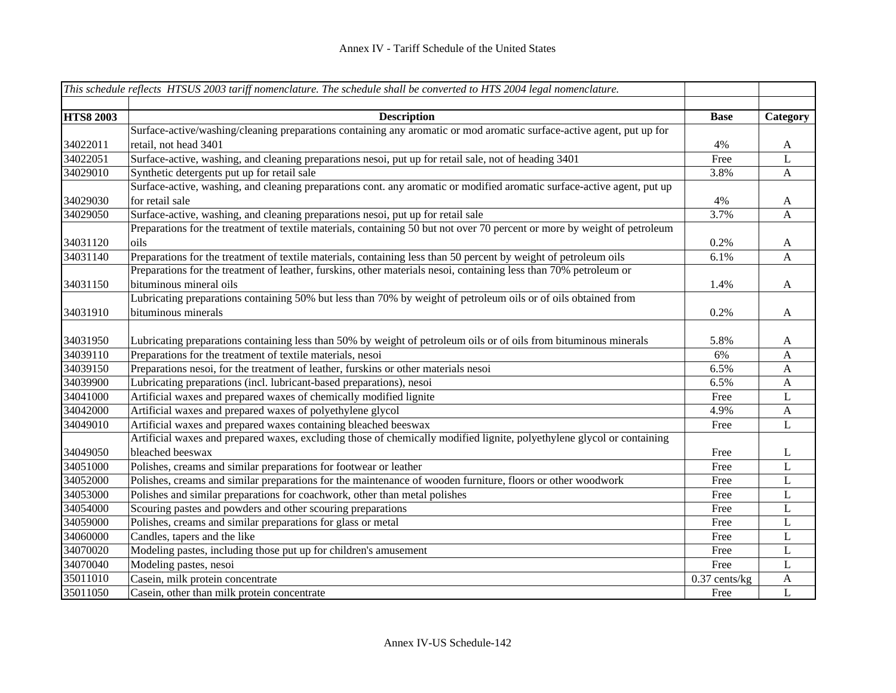| *This schedule reflects HTSUS 2003 tariff nomenclature. The schedule shall be converted to HTS 2004 legal nomenclature.* | | | |
|---|---|---|---|
| | | | |
| **HTS8 2003** | **Description** | **Base** | **Category** |
| 34022011 | Surface-active/washing/cleaning preparations containing any aromatic or mod aromatic surface-active agent, put up for retail, not head 3401 | 4% | A |
| 34022051 | Surface-active, washing, and cleaning preparations nesoi, put up for retail sale, not of heading 3401 | Free | L |
| 34029010 | Synthetic detergents put up for retail sale | 3.8% | A |
| 34029030 | Surface-active, washing, and cleaning preparations cont. any aromatic or modified aromatic surface-active agent, put up for retail sale | 4% | A |
| 34029050 | Surface-active, washing, and cleaning preparations nesoi, put up for retail sale | 3.7% | A |
| 34031120 | Preparations for the treatment of textile materials, containing 50 but not over 70 percent or more by weight of petroleum oils | 0.2% | A |
| 34031140 | Preparations for the treatment of textile materials, containing less than 50 percent by weight of petroleum oils | 6.1% | A |
| 34031150 | Preparations for the treatment of leather, furskins, other materials nesoi, containing less than 70% petroleum or bituminous mineral oils | 1.4% | A |
| 34031910 | Lubricating preparations containing 50% but less than 70% by weight of petroleum oils or of oils obtained from bituminous minerals | 0.2% | A |
| 34031950 | Lubricating preparations containing less than 50% by weight of petroleum oils or of oils from bituminous minerals | 5.8% | A |
| 34039110 | Preparations for the treatment of textile materials, nesoi | 6% | A |
| 34039150 | Preparations nesoi, for the treatment of leather, furskins or other materials nesoi | 6.5% | A |
| 34039900 | Lubricating preparations (incl. lubricant-based preparations), nesoi | 6.5% | A |
| 34041000 | Artificial waxes and prepared waxes of chemically modified lignite | Free | L |
| 34042000 | Artificial waxes and prepared waxes of polyethylene glycol | 4.9% | A |
| 34049010 | Artificial waxes and prepared waxes containing bleached beeswax | Free | L |
| 34049050 | Artificial waxes and prepared waxes, excluding those of chemically modified lignite, polyethylene glycol or containing bleached beeswax | Free | L |
| 34051000 | Polishes, creams and similar preparations for footwear or leather | Free | L |
| 34052000 | Polishes, creams and similar preparations for the maintenance of wooden furniture, floors or other woodwork | Free | L |
| 34053000 | Polishes and similar preparations for coachwork, other than metal polishes | Free | L |
| 34054000 | Scouring pastes and powders and other scouring preparations | Free | L |
| 34059000 | Polishes, creams and similar preparations for glass or metal | Free | L |
| 34060000 | Candles, tapers and the like | Free | L |
| 34070020 | Modeling pastes, including those put up for children's amusement | Free | L |
| 34070040 | Modeling pastes, nesoi | Free | L |
| 35011010 | Casein, milk protein concentrate | 0.37 cents/kg | A |
| 35011050 | Casein, other than milk protein concentrate | Free | L |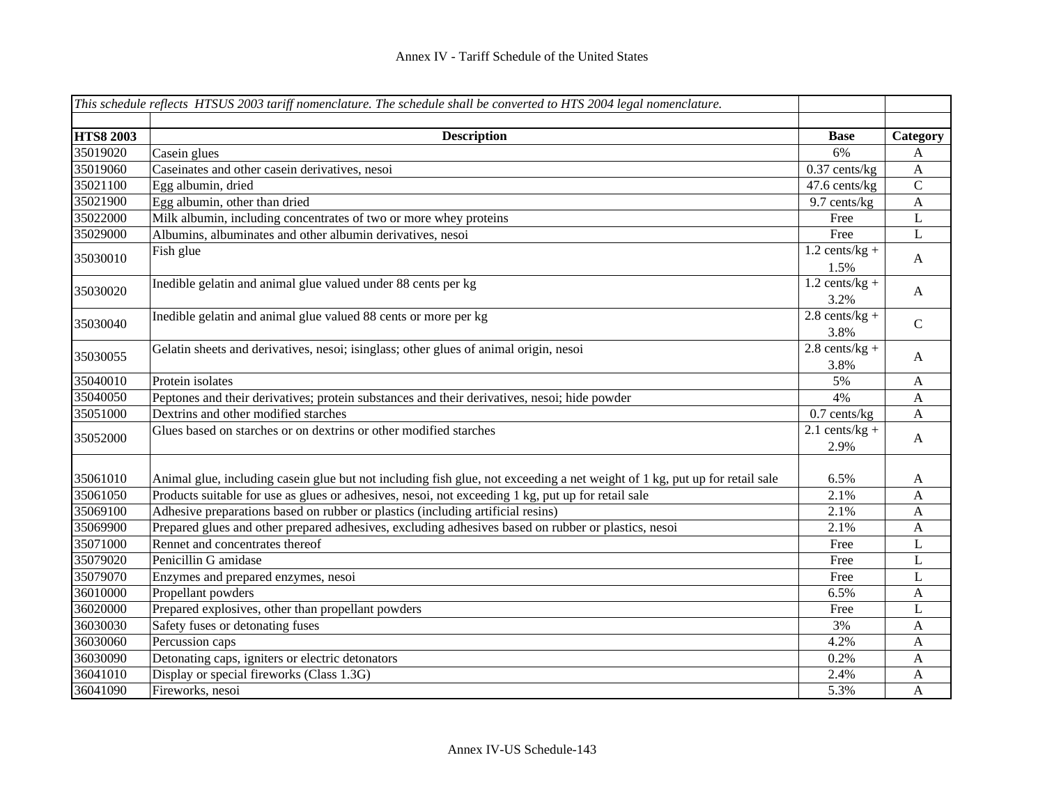*This schedule reflects HTSUS 2003 tariff nomenclature. The schedule shall be converted to HTS 2004 legal nomenclature.*

| HTS8 2003 | Description | Base | Category |
|---|---|---|---|
| 35019020 | Casein glues | 6% | A |
| 35019060 | Caseinates and other casein derivatives, nesoi | 0.37 cents/kg | A |
| 35021100 | Egg albumin, dried | 47.6 cents/kg | C |
| 35021900 | Egg albumin, other than dried | 9.7 cents/kg | A |
| 35022000 | Milk albumin, including concentrates of two or more whey proteins | Free | L |
| 35029000 | Albumins, albuminates and other albumin derivatives, nesoi | Free | L |
| 35030010 | Fish glue | 1.2 cents/kg + 1.5% | A |
| 35030020 | Inedible gelatin and animal glue valued under 88 cents per kg | 1.2 cents/kg + 3.2% | A |
| 35030040 | Inedible gelatin and animal glue valued 88 cents or more per kg | 2.8 cents/kg + 3.8% | C |
| 35030055 | Gelatin sheets and derivatives, nesoi; isinglass; other glues of animal origin, nesoi | 2.8 cents/kg + 3.8% | A |
| 35040010 | Protein isolates | 5% | A |
| 35040050 | Peptones and their derivatives; protein substances and their derivatives, nesoi; hide powder | 4% | A |
| 35051000 | Dextrins and other modified starches | 0.7 cents/kg | A |
| 35052000 | Glues based on starches or on dextrins or other modified starches | 2.1 cents/kg + 2.9% | A |
| 35061010 | Animal glue, including casein glue but not including fish glue, not exceeding a net weight of 1 kg, put up for retail sale | 6.5% | A |
| 35061050 | Products suitable for use as glues or adhesives, nesoi, not exceeding 1 kg, put up for retail sale | 2.1% | A |
| 35069100 | Adhesive preparations based on rubber or plastics (including artificial resins) | 2.1% | A |
| 35069900 | Prepared glues and other prepared adhesives, excluding adhesives based on rubber or plastics, nesoi | 2.1% | A |
| 35071000 | Rennet and concentrates thereof | Free | L |
| 35079020 | Penicillin G amidase | Free | L |
| 35079070 | Enzymes and prepared enzymes, nesoi | Free | L |
| 36010000 | Propellant powders | 6.5% | A |
| 36020000 | Prepared explosives, other than propellant powders | Free | L |
| 36030030 | Safety fuses or detonating fuses | 3% | A |
| 36030060 | Percussion caps | 4.2% | A |
| 36030090 | Detonating caps, igniters or electric detonators | 0.2% | A |
| 36041010 | Display or special fireworks (Class 1.3G) | 2.4% | A |
| 36041090 | Fireworks, nesoi | 5.3% | A |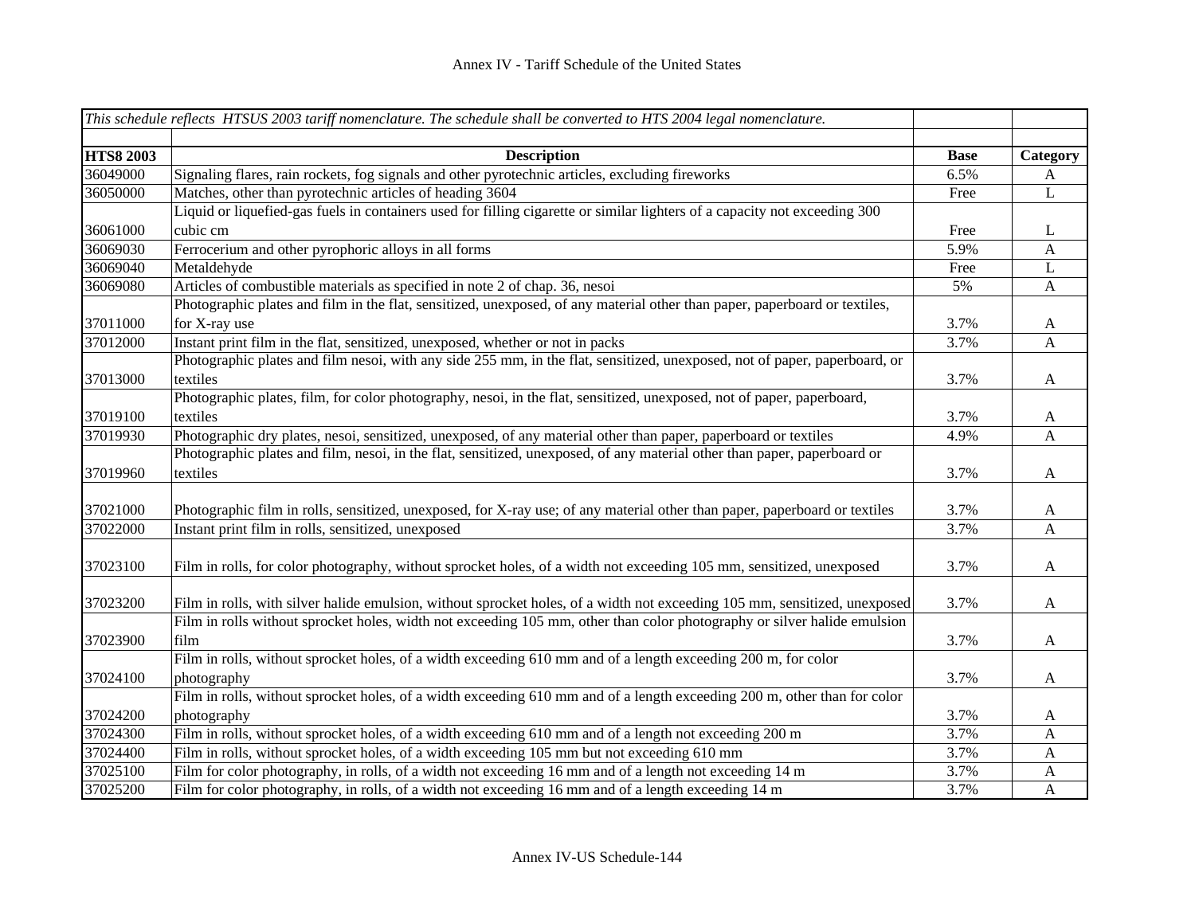Annex IV - Tariff Schedule of the United States

| *This schedule reflects HTSUS 2003 tariff nomenclature. The schedule shall be converted to HTS 2004 legal nomenclature.* | | | |
|---|---|---|---|
| | | | |
| **HTS8 2003** | **Description** | **Base** | **Category** |
| 36049000 | Signaling flares, rain rockets, fog signals and other pyrotechnic articles, excluding fireworks | 6.5% | A |
| 36050000 | Matches, other than pyrotechnic articles of heading 3604 | Free | L |
| 36061000 | Liquid or liquefied-gas fuels in containers used for filling cigarette or similar lighters of a capacity not exceeding 300 cubic cm | Free | L |
| 36069030 | Ferrocerium and other pyrophoric alloys in all forms | 5.9% | A |
| 36069040 | Metaldehyde | Free | L |
| 36069080 | Articles of combustible materials as specified in note 2 of chap. 36, nesoi | 5% | A |
| 37011000 | Photographic plates and film in the flat, sensitized, unexposed, of any material other than paper, paperboard or textiles, for X-ray use | 3.7% | A |
| 37012000 | Instant print film in the flat, sensitized, unexposed, whether or not in packs | 3.7% | A |
| 37013000 | Photographic plates and film nesoi, with any side 255 mm, in the flat, sensitized, unexposed, not of paper, paperboard, or textiles | 3.7% | A |
| 37019100 | Photographic plates, film, for color photography, nesoi, in the flat, sensitized, unexposed, not of paper, paperboard, textiles | 3.7% | A |
| 37019930 | Photographic dry plates, nesoi, sensitized, unexposed, of any material other than paper, paperboard or textiles | 4.9% | A |
| 37019960 | Photographic plates and film, nesoi, in the flat, sensitized, unexposed, of any material other than paper, paperboard or textiles | 3.7% | A |
| 37021000 | Photographic film in rolls, sensitized, unexposed, for X-ray use; of any material other than paper, paperboard or textiles | 3.7% | A |
| 37022000 | Instant print film in rolls, sensitized, unexposed | 3.7% | A |
| 37023100 | Film in rolls, for color photography, without sprocket holes, of a width not exceeding 105 mm, sensitized, unexposed | 3.7% | A |
| 37023200 | Film in rolls, with silver halide emulsion, without sprocket holes, of a width not exceeding 105 mm, sensitized, unexposed | 3.7% | A |
| 37023900 | Film in rolls without sprocket holes, width not exceeding 105 mm, other than color photography or silver halide emulsion film | 3.7% | A |
| 37024100 | Film in rolls, without sprocket holes, of a width exceeding 610 mm and of a length exceeding 200 m, for color photography | 3.7% | A |
| 37024200 | Film in rolls, without sprocket holes, of a width exceeding 610 mm and of a length exceeding 200 m, other than for color photography | 3.7% | A |
| 37024300 | Film in rolls, without sprocket holes, of a width exceeding 610 mm and of a length not exceeding 200 m | 3.7% | A |
| 37024400 | Film in rolls, without sprocket holes, of a width exceeding 105 mm but not exceeding 610 mm | 3.7% | A |
| 37025100 | Film for color photography, in rolls, of a width not exceeding 16 mm and of a length not exceeding 14 m | 3.7% | A |
| 37025200 | Film for color photography, in rolls, of a width not exceeding 16 mm and of a length exceeding 14 m | 3.7% | A |

Annex IV-US Schedule-144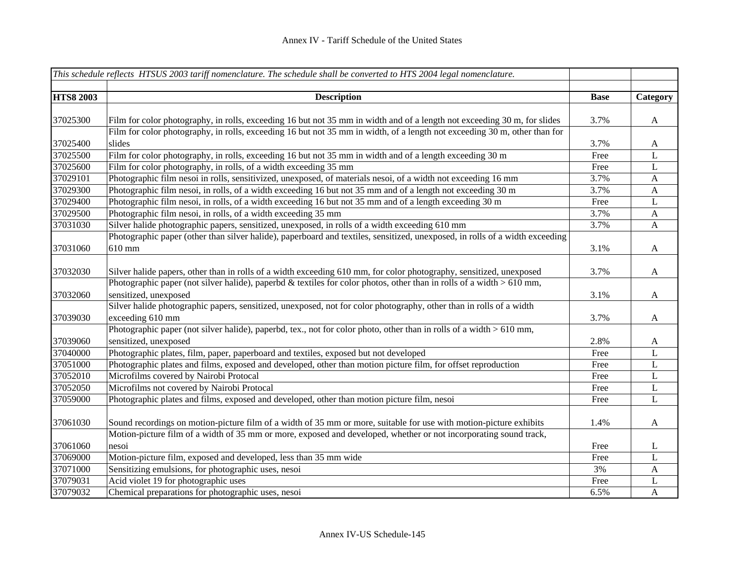| *This schedule reflects HTSUS 2003 tariff nomenclature. The schedule shall be converted to HTS 2004 legal nomenclature.* | | | |
|---|---|---|---|
| **HTS8 2003** | **Description** | **Base** | **Category** |
| 37025300 | Film for color photography, in rolls, exceeding 16 but not 35 mm in width and of a length not exceeding 30 m, for slides | 3.7% | A |
| 37025400 | Film for color photography, in rolls, exceeding 16 but not 35 mm in width, of a length not exceeding 30 m, other than for slides | 3.7% | A |
| 37025500 | Film for color photography, in rolls, exceeding 16 but not 35 mm in width and of a length exceeding 30 m | Free | L |
| 37025600 | Film for color photography, in rolls, of a width exceeding 35 mm | Free | L |
| 37029101 | Photographic film nesoi in rolls, sensitivized, unexposed, of materials nesoi, of a width not exceeding 16 mm | 3.7% | A |
| 37029300 | Photographic film nesoi, in rolls, of a width exceeding 16 but not 35 mm and of a length not exceeding 30 m | 3.7% | A |
| 37029400 | Photographic film nesoi, in rolls, of a width exceeding 16 but not 35 mm and of a length exceeding 30 m | Free | L |
| 37029500 | Photographic film nesoi, in rolls, of a width exceeding 35 mm | 3.7% | A |
| 37031030 | Silver halide photographic papers, sensitized, unexposed, in rolls of a width exceeding 610 mm | 3.7% | A |
| 37031060 | Photographic paper (other than silver halide), paperboard and textiles, sensitized, unexposed, in rolls of a width exceeding 610 mm | 3.1% | A |
| 37032030 | Silver halide papers, other than in rolls of a width exceeding 610 mm, for color photography, sensitized, unexposed | 3.7% | A |
| 37032060 | Photographic paper (not silver halide), paperbd & textiles for color photos, other than in rolls of a width > 610 mm, sensitized, unexposed | 3.1% | A |
| 37039030 | Silver halide photographic papers, sensitized, unexposed, not for color photography, other than in rolls of a width exceeding 610 mm | 3.7% | A |
| 37039060 | Photographic paper (not silver halide), paperbd, tex., not for color photo, other than in rolls of a width > 610 mm, sensitized, unexposed | 2.8% | A |
| 37040000 | Photographic plates, film, paper, paperboard and textiles, exposed but not developed | Free | L |
| 37051000 | Photographic plates and films, exposed and developed, other than motion picture film, for offset reproduction | Free | L |
| 37052010 | Microfilms covered by Nairobi Protocal | Free | L |
| 37052050 | Microfilms not covered by Nairobi Protocal | Free | L |
| 37059000 | Photographic plates and films, exposed and developed, other than motion picture film, nesoi | Free | L |
| 37061030 | Sound recordings on motion-picture film of a width of 35 mm or more, suitable for use with motion-picture exhibits | 1.4% | A |
| 37061060 | Motion-picture film of a width of 35 mm or more, exposed and developed, whether or not incorporating sound track, nesoi | Free | L |
| 37069000 | Motion-picture film, exposed and developed, less than 35 mm wide | Free | L |
| 37071000 | Sensitizing emulsions, for photographic uses, nesoi | 3% | A |
| 37079031 | Acid violet 19 for photographic uses | Free | L |
| 37079032 | Chemical preparations for photographic uses, nesoi | 6.5% | A |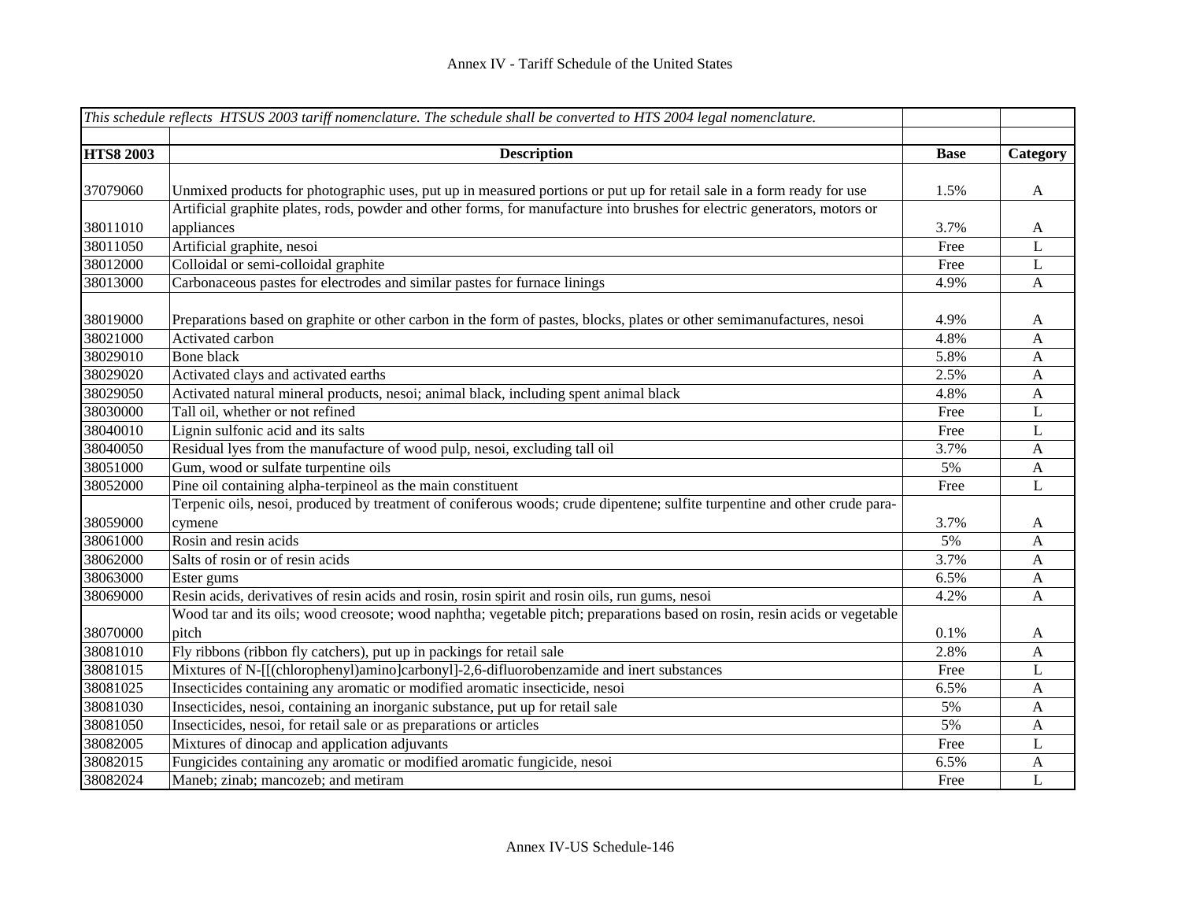# Annex IV - Tariff Schedule of the United States

| *This schedule reflects HTSUS 2003 tariff nomenclature. The schedule shall be converted to HTS 2004 legal nomenclature.* | | | |
|---|---|---|---|
| **HTS8 2003** | **Description** | **Base** | **Category** |
| 37079060 | Unmixed products for photographic uses, put up in measured portions or put up for retail sale in a form ready for use | 1.5% | A |
| 38011010 | Artificial graphite plates, rods, powder and other forms, for manufacture into brushes for electric generators, motors or appliances | 3.7% | A |
| 38011050 | Artificial graphite, nesoi | Free | L |
| 38012000 | Colloidal or semi-colloidal graphite | Free | L |
| 38013000 | Carbonaceous pastes for electrodes and similar pastes for furnace linings | 4.9% | A |
| 38019000 | Preparations based on graphite or other carbon in the form of pastes, blocks, plates or other semimanufactures, nesoi | 4.9% | A |
| 38021000 | Activated carbon | 4.8% | A |
| 38029010 | Bone black | 5.8% | A |
| 38029020 | Activated clays and activated earths | 2.5% | A |
| 38029050 | Activated natural mineral products, nesoi; animal black, including spent animal black | 4.8% | A |
| 38030000 | Tall oil, whether or not refined | Free | L |
| 38040010 | Lignin sulfonic acid and its salts | Free | L |
| 38040050 | Residual lyes from the manufacture of wood pulp, nesoi, excluding tall oil | 3.7% | A |
| 38051000 | Gum, wood or sulfate turpentine oils | 5% | A |
| 38052000 | Pine oil containing alpha-terpineol as the main constituent | Free | L |
| 38059000 | Terpenic oils, nesoi, produced by treatment of coniferous woods; crude dipentene; sulfite turpentine and other crude para-cymene | 3.7% | A |
| 38061000 | Rosin and resin acids | 5% | A |
| 38062000 | Salts of rosin or of resin acids | 3.7% | A |
| 38063000 | Ester gums | 6.5% | A |
| 38069000 | Resin acids, derivatives of resin acids and rosin, rosin spirit and rosin oils, run gums, nesoi | 4.2% | A |
| 38070000 | Wood tar and its oils; wood creosote; wood naphtha; vegetable pitch; preparations based on rosin, resin acids or vegetable pitch | 0.1% | A |
| 38081010 | Fly ribbons (ribbon fly catchers), put up in packings for retail sale | 2.8% | A |
| 38081015 | Mixtures of N-[[(chlorophenyl)amino]carbonyl]-2,6-difluorobenzamide and inert substances | Free | L |
| 38081025 | Insecticides containing any aromatic or modified aromatic insecticide, nesoi | 6.5% | A |
| 38081030 | Insecticides, nesoi, containing an inorganic substance, put up for retail sale | 5% | A |
| 38081050 | Insecticides, nesoi, for retail sale or as preparations or articles | 5% | A |
| 38082005 | Mixtures of dinocap and application adjuvants | Free | L |
| 38082015 | Fungicides containing any aromatic or modified aromatic fungicide, nesoi | 6.5% | A |
| 38082024 | Maneb; zinab; mancozeb; and metiram | Free | L |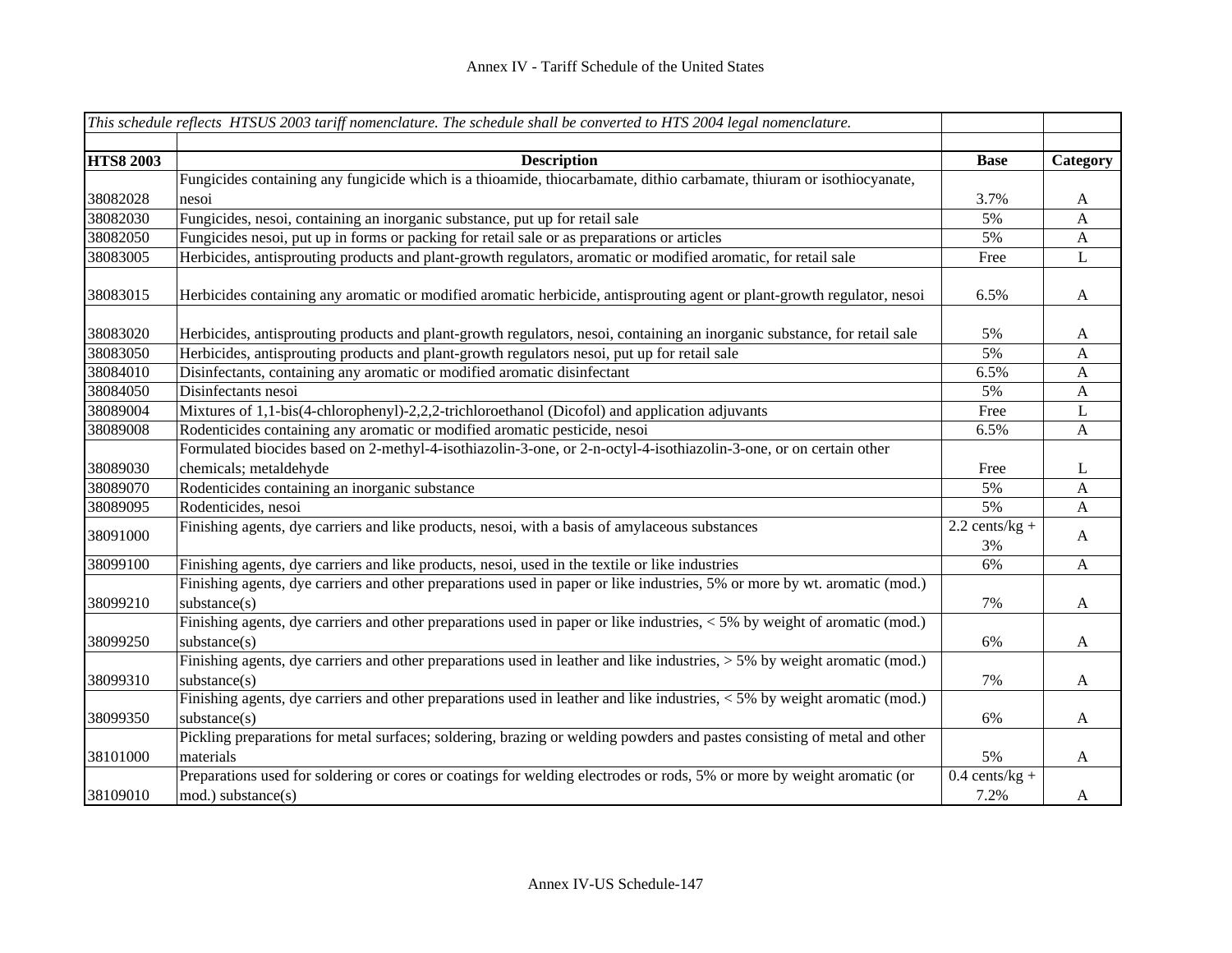| *This schedule reflects HTSUS 2003 tariff nomenclature. The schedule shall be converted to HTS 2004 legal nomenclature.* | | | |
|---|---|---|---|
| **HTS8 2003** | **Description** | **Base** | **Category** |
| 38082028 | Fungicides containing any fungicide which is a thioamide, thiocarbamate, dithio carbamate, thiuram or isothiocyanate, nesoi | 3.7% | A |
| 38082030 | Fungicides, nesoi, containing an inorganic substance, put up for retail sale | 5% | A |
| 38082050 | Fungicides nesoi, put up in forms or packing for retail sale or as preparations or articles | 5% | A |
| 38083005 | Herbicides, antisprouting products and plant-growth regulators, aromatic or modified aromatic, for retail sale | Free | L |
| 38083015 | Herbicides containing any aromatic or modified aromatic herbicide, antisprouting agent or plant-growth regulator, nesoi | 6.5% | A |
| 38083020 | Herbicides, antisprouting products and plant-growth regulators, nesoi, containing an inorganic substance, for retail sale | 5% | A |
| 38083050 | Herbicides, antisprouting products and plant-growth regulators nesoi, put up for retail sale | 5% | A |
| 38084010 | Disinfectants, containing any aromatic or modified aromatic disinfectant | 6.5% | A |
| 38084050 | Disinfectants nesoi | 5% | A |
| 38089004 | Mixtures of 1,1-bis(4-chlorophenyl)-2,2,2-trichloroethanol (Dicofol) and application adjuvants | Free | L |
| 38089008 | Rodenticides containing any aromatic or modified aromatic pesticide, nesoi | 6.5% | A |
| 38089030 | Formulated biocides based on 2-methyl-4-isothiazolin-3-one, or 2-n-octyl-4-isothiazolin-3-one, or on certain other chemicals; metaldehyde | Free | L |
| 38089070 | Rodenticides containing an inorganic substance | 5% | A |
| 38089095 | Rodenticides, nesoi | 5% | A |
| 38091000 | Finishing agents, dye carriers and like products, nesoi, with a basis of amylaceous substances | 2.2 cents/kg + 3% | A |
| 38099100 | Finishing agents, dye carriers and like products, nesoi, used in the textile or like industries | 6% | A |
| 38099210 | Finishing agents, dye carriers and other preparations used in paper or like industries, 5% or more by wt. aromatic (mod.) substance(s) | 7% | A |
| 38099250 | Finishing agents, dye carriers and other preparations used in paper or like industries, < 5% by weight of aromatic (mod.) substance(s) | 6% | A |
| 38099310 | Finishing agents, dye carriers and other preparations used in leather and like industries, > 5% by weight aromatic (mod.) substance(s) | 7% | A |
| 38099350 | Finishing agents, dye carriers and other preparations used in leather and like industries, < 5% by weight aromatic (mod.) substance(s) | 6% | A |
| 38101000 | Pickling preparations for metal surfaces; soldering, brazing or welding powders and pastes consisting of metal and other materials | 5% | A |
| 38109010 | Preparations used for soldering or cores or coatings for welding electrodes or rods, 5% or more by weight aromatic (or mod.) substance(s) | 0.4 cents/kg + 7.2% | A |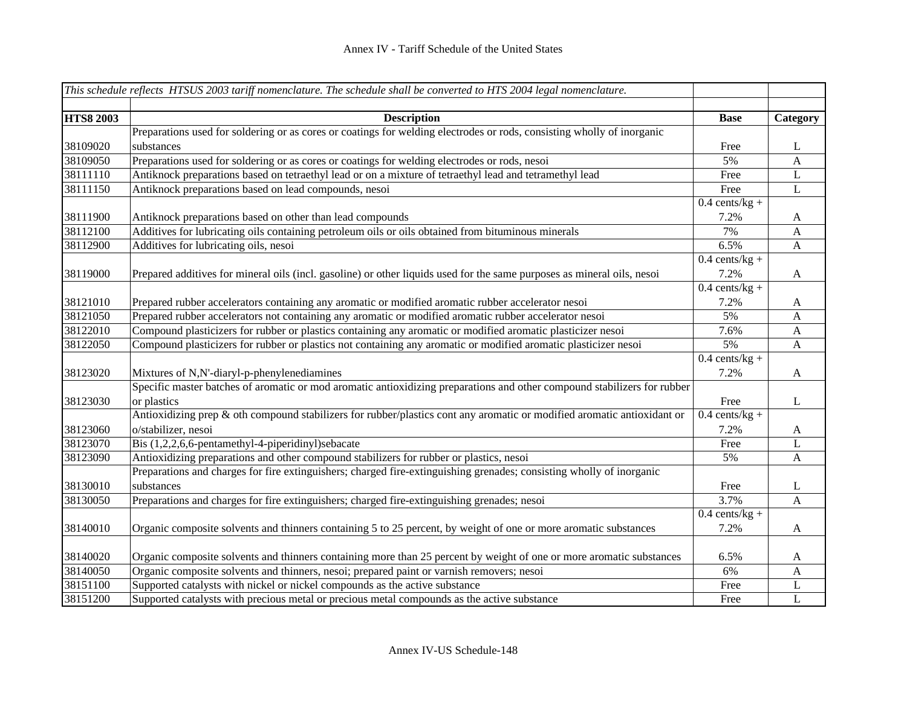| *This schedule reflects HTSUS 2003 tariff nomenclature. The schedule shall be converted to HTS 2004 legal nomenclature.* | | | |
|---|---|---|---|
| | | | |
| **HTS8 2003** | **Description** | **Base** | **Category** |
| 38109020 | Preparations used for soldering or as cores or coatings for welding electrodes or rods, consisting wholly of inorganic substances | Free | L |
| 38109050 | Preparations used for soldering or as cores or coatings for welding electrodes or rods, nesoi | 5% | A |
| 38111110 | Antiknock preparations based on tetraethyl lead or on a mixture of tetraethyl lead and tetramethyl lead | Free | L |
| 38111150 | Antiknock preparations based on lead compounds, nesoi | Free | L |
| 38111900 | Antiknock preparations based on other than lead compounds | 0.4 cents/kg + 7.2% | A |
| 38112100 | Additives for lubricating oils containing petroleum oils or oils obtained from bituminous minerals | 7% | A |
| 38112900 | Additives for lubricating oils, nesoi | 6.5% | A |
| 38119000 | Prepared additives for mineral oils (incl. gasoline) or other liquids used for the same purposes as mineral oils, nesoi | 0.4 cents/kg + 7.2% | A |
| 38121010 | Prepared rubber accelerators containing any aromatic or modified aromatic rubber accelerator nesoi | 0.4 cents/kg + 7.2% | A |
| 38121050 | Prepared rubber accelerators not containing any aromatic or modified aromatic rubber accelerator nesoi | 5% | A |
| 38122010 | Compound plasticizers for rubber or plastics containing any aromatic or modified aromatic plasticizer nesoi | 7.6% | A |
| 38122050 | Compound plasticizers for rubber or plastics not containing any aromatic or modified aromatic plasticizer nesoi | 5% | A |
| 38123020 | Mixtures of N,N'-diaryl-p-phenylenediamines | 0.4 cents/kg + 7.2% | A |
| 38123030 | Specific master batches of aromatic or mod aromatic antioxidizing preparations and other compound stabilizers for rubber or plastics | Free | L |
| 38123060 | Antioxidizing prep & oth compound stabilizers for rubber/plastics cont any aromatic or modified aromatic antioxidant or o/stabilizer, nesoi | 0.4 cents/kg + 7.2% | A |
| 38123070 | Bis (1,2,2,6,6-pentamethyl-4-piperidinyl)sebacate | Free | L |
| 38123090 | Antioxidizing preparations and other compound stabilizers for rubber or plastics, nesoi | 5% | A |
| 38130010 | Preparations and charges for fire extinguishers; charged fire-extinguishing grenades; consisting wholly of inorganic substances | Free | L |
| 38130050 | Preparations and charges for fire extinguishers; charged fire-extinguishing grenades; nesoi | 3.7% | A |
| 38140010 | Organic composite solvents and thinners containing 5 to 25 percent, by weight of one or more aromatic substances | 0.4 cents/kg + 7.2% | A |
| 38140020 | Organic composite solvents and thinners containing more than 25 percent by weight of one or more aromatic substances | 6.5% | A |
| 38140050 | Organic composite solvents and thinners, nesoi; prepared paint or varnish removers; nesoi | 6% | A |
| 38151100 | Supported catalysts with nickel or nickel compounds as the active substance | Free | L |
| 38151200 | Supported catalysts with precious metal or precious metal compounds as the active substance | Free | L |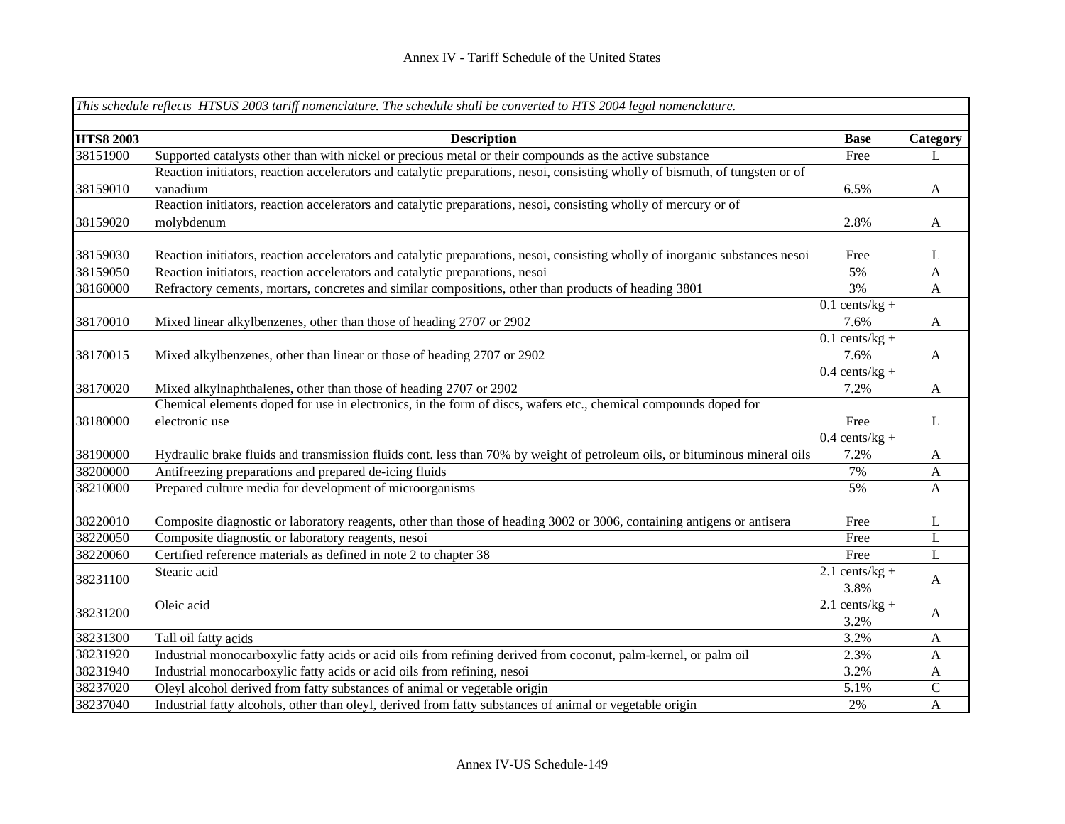Annex IV - Tariff Schedule of the United States

| *This schedule reflects HTSUS 2003 tariff nomenclature. The schedule shall be converted to HTS 2004 legal nomenclature.* | | | |
|---|---|---|---|
| **HTS8 2003** | **Description** | **Base** | **Category** |
| 38151900 | Supported catalysts other than with nickel or precious metal or their compounds as the active substance | Free | L |
| 38159010 | Reaction initiators, reaction accelerators and catalytic preparations, nesoi, consisting wholly of bismuth, of tungsten or of vanadium | 6.5% | A |
| 38159020 | Reaction initiators, reaction accelerators and catalytic preparations, nesoi, consisting wholly of mercury or of molybdenum | 2.8% | A |
| 38159030 | Reaction initiators, reaction accelerators and catalytic preparations, nesoi, consisting wholly of inorganic substances nesoi | Free | L |
| 38159050 | Reaction initiators, reaction accelerators and catalytic preparations, nesoi | 5% | A |
| 38160000 | Refractory cements, mortars, concretes and similar compositions, other than products of heading 3801 | 3% | A |
| 38170010 | Mixed linear alkylbenzenes, other than those of heading 2707 or 2902 | 0.1 cents/kg + 7.6% | A |
| 38170015 | Mixed alkylbenzenes, other than linear or those of heading 2707 or 2902 | 0.1 cents/kg + 7.6% | A |
| 38170020 | Mixed alkylnaphthalenes, other than those of heading 2707 or 2902 | 0.4 cents/kg + 7.2% | A |
| 38180000 | Chemical elements doped for use in electronics, in the form of discs, wafers etc., chemical compounds doped for electronic use | Free | L |
| 38190000 | Hydraulic brake fluids and transmission fluids cont. less than 70% by weight of petroleum oils, or bituminous mineral oils | 0.4 cents/kg + 7.2% | A |
| 38200000 | Antifreezing preparations and prepared de-icing fluids | 7% | A |
| 38210000 | Prepared culture media for development of microorganisms | 5% | A |
| 38220010 | Composite diagnostic or laboratory reagents, other than those of heading 3002 or 3006, containing antigens or antisera | Free | L |
| 38220050 | Composite diagnostic or laboratory reagents, nesoi | Free | L |
| 38220060 | Certified reference materials as defined in note 2 to chapter 38 | Free | L |
| 38231100 | Stearic acid | 2.1 cents/kg + 3.8% | A |
| 38231200 | Oleic acid | 2.1 cents/kg + 3.2% | A |
| 38231300 | Tall oil fatty acids | 3.2% | A |
| 38231920 | Industrial monocarboxylic fatty acids or acid oils from refining derived from coconut, palm-kernel, or palm oil | 2.3% | A |
| 38231940 | Industrial monocarboxylic fatty acids or acid oils from refining, nesoi | 3.2% | A |
| 38237020 | Oleyl alcohol derived from fatty substances of animal or vegetable origin | 5.1% | C |
| 38237040 | Industrial fatty alcohols, other than oleyl, derived from fatty substances of animal or vegetable origin | 2% | A |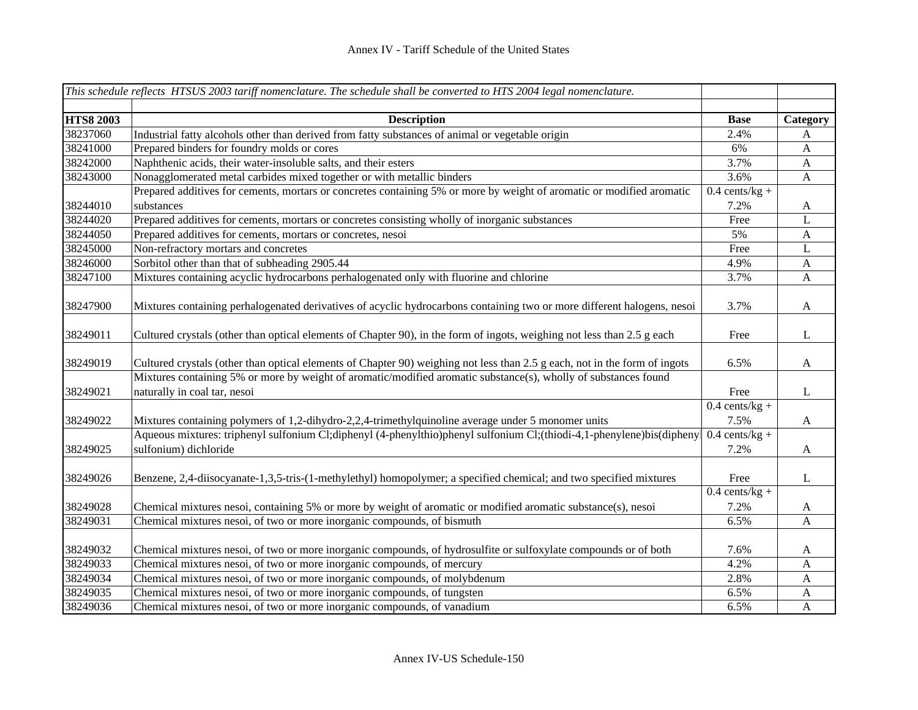# Annex IV - Tariff Schedule of the United States

| *This schedule reflects HTSUS 2003 tariff nomenclature. The schedule shall be converted to HTS 2004 legal nomenclature.* | | | |
|---|---|---|---|
| **HTS8 2003** | **Description** | **Base** | **Category** |
| 38237060 | Industrial fatty alcohols other than derived from fatty substances of animal or vegetable origin | 2.4% | A |
| 38241000 | Prepared binders for foundry molds or cores | 6% | A |
| 38242000 | Naphthenic acids, their water-insoluble salts, and their esters | 3.7% | A |
| 38243000 | Nonagglomerated metal carbides mixed together or with metallic binders | 3.6% | A |
| 38244010 | Prepared additives for cements, mortars or concretes containing 5% or more by weight of aromatic or modified aromatic substances | 0.4 cents/kg + 7.2% | A |
| 38244020 | Prepared additives for cements, mortars or concretes consisting wholly of inorganic substances | Free | L |
| 38244050 | Prepared additives for cements, mortars or concretes, nesoi | 5% | A |
| 38245000 | Non-refractory mortars and concretes | Free | L |
| 38246000 | Sorbitol other than that of subheading 2905.44 | 4.9% | A |
| 38247100 | Mixtures containing acyclic hydrocarbons perhalogenated only with fluorine and chlorine | 3.7% | A |
| 38247900 | Mixtures containing perhalogenated derivatives of acyclic hydrocarbons containing two or more different halogens, nesoi | 3.7% | A |
| 38249011 | Cultured crystals (other than optical elements of Chapter 90), in the form of ingots, weighing not less than 2.5 g each | Free | L |
| 38249019 | Cultured crystals (other than optical elements of Chapter 90) weighing not less than 2.5 g each, not in the form of ingots | 6.5% | A |
| 38249021 | Mixtures containing 5% or more by weight of aromatic/modified aromatic substance(s), wholly of substances found naturally in coal tar, nesoi | Free | L |
| 38249022 | Mixtures containing polymers of 1,2-dihydro-2,2,4-trimethylquinoline average under 5 monomer units | 0.4 cents/kg + 7.5% | A |
| 38249025 | Aqueous mixtures: triphenyl sulfonium Cl;diphenyl (4-phenylthio)phenyl sulfonium Cl;(thiodi-4,1-phenylene)bis(dipheny sulfonium) dichloride | 0.4 cents/kg + 7.2% | A |
| 38249026 | Benzene, 2,4-diisocyanate-1,3,5-tris-(1-methylethyl) homopolymer; a specified chemical; and two specified mixtures | Free | L |
| 38249028 | Chemical mixtures nesoi, containing 5% or more by weight of aromatic or modified aromatic substance(s), nesoi | 0.4 cents/kg + 7.2% | A |
| 38249031 | Chemical mixtures nesoi, of two or more inorganic compounds, of bismuth | 6.5% | A |
| 38249032 | Chemical mixtures nesoi, of two or more inorganic compounds, of hydrosulfite or sulfoxylate compounds or of both | 7.6% | A |
| 38249033 | Chemical mixtures nesoi, of two or more inorganic compounds, of mercury | 4.2% | A |
| 38249034 | Chemical mixtures nesoi, of two or more inorganic compounds, of molybdenum | 2.8% | A |
| 38249035 | Chemical mixtures nesoi, of two or more inorganic compounds, of tungsten | 6.5% | A |
| 38249036 | Chemical mixtures nesoi, of two or more inorganic compounds, of vanadium | 6.5% | A |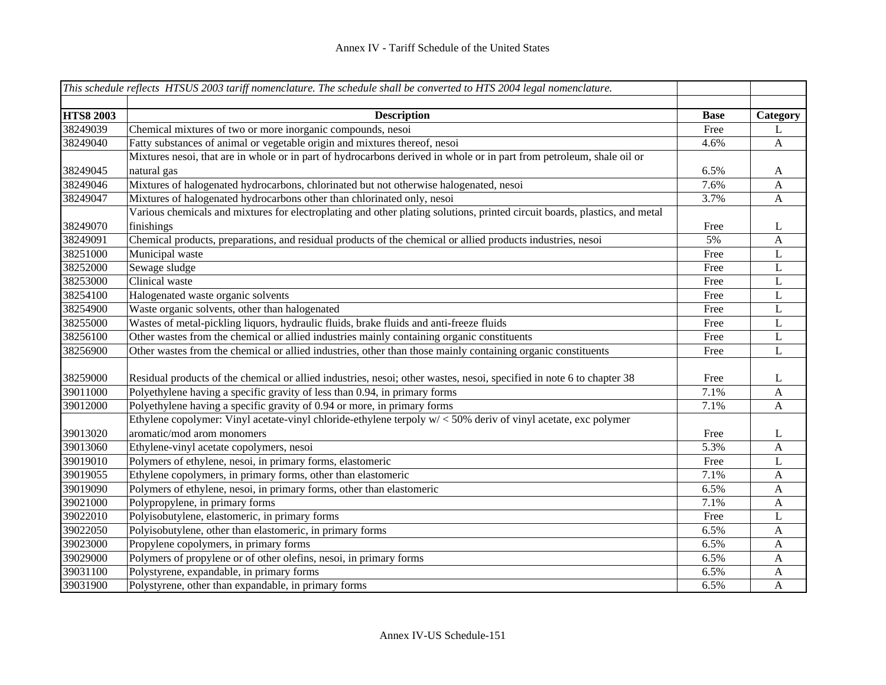# Annex IV - Tariff Schedule of the United States

| *This schedule reflects HTSUS 2003 tariff nomenclature. The schedule shall be converted to HTS 2004 legal nomenclature.* | | | |
|---|---|---|---|
| **HTS8 2003** | **Description** | **Base** | **Category** |
| 38249039 | Chemical mixtures of two or more inorganic compounds, nesoi | Free | L |
| 38249040 | Fatty substances of animal or vegetable origin and mixtures thereof, nesoi | 4.6% | A |
| 38249045 | Mixtures nesoi, that are in whole or in part of hydrocarbons derived in whole or in part from petroleum, shale oil or natural gas | 6.5% | A |
| 38249046 | Mixtures of halogenated hydrocarbons, chlorinated but not otherwise halogenated, nesoi | 7.6% | A |
| 38249047 | Mixtures of halogenated hydrocarbons other than chlorinated only, nesoi | 3.7% | A |
| 38249070 | Various chemicals and mixtures for electroplating and other plating solutions, printed circuit boards, plastics, and metal finishings | Free | L |
| 38249091 | Chemical products, preparations, and residual products of the chemical or allied products industries, nesoi | 5% | A |
| 38251000 | Municipal waste | Free | L |
| 38252000 | Sewage sludge | Free | L |
| 38253000 | Clinical waste | Free | L |
| 38254100 | Halogenated waste organic solvents | Free | L |
| 38254900 | Waste organic solvents, other than halogenated | Free | L |
| 38255000 | Wastes of metal-pickling liquors, hydraulic fluids, brake fluids and anti-freeze fluids | Free | L |
| 38256100 | Other wastes from the chemical or allied industries mainly containing organic constituents | Free | L |
| 38256900 | Other wastes from the chemical or allied industries, other than those mainly containing organic constituents | Free | L |
| 38259000 | Residual products of the chemical or allied industries, nesoi; other wastes, nesoi, specified in note 6 to chapter 38 | Free | L |
| 39011000 | Polyethylene having a specific gravity of less than 0.94, in primary forms | 7.1% | A |
| 39012000 | Polyethylene having a specific gravity of 0.94 or more, in primary forms | 7.1% | A |
| 39013020 | Ethylene copolymer: Vinyl acetate-vinyl chloride-ethylene terpoly w/ < 50% deriv of vinyl acetate, exc polymer aromatic/mod arom monomers | Free | L |
| 39013060 | Ethylene-vinyl acetate copolymers, nesoi | 5.3% | A |
| 39019010 | Polymers of ethylene, nesoi, in primary forms, elastomeric | Free | L |
| 39019055 | Ethylene copolymers, in primary forms, other than elastomeric | 7.1% | A |
| 39019090 | Polymers of ethylene, nesoi, in primary forms, other than elastomeric | 6.5% | A |
| 39021000 | Polypropylene, in primary forms | 7.1% | A |
| 39022010 | Polyisobutylene, elastomeric, in primary forms | Free | L |
| 39022050 | Polyisobutylene, other than elastomeric, in primary forms | 6.5% | A |
| 39023000 | Propylene copolymers, in primary forms | 6.5% | A |
| 39029000 | Polymers of propylene or of other olefins, nesoi, in primary forms | 6.5% | A |
| 39031100 | Polystyrene, expandable, in primary forms | 6.5% | A |
| 39031900 | Polystyrene, other than expandable, in primary forms | 6.5% | A |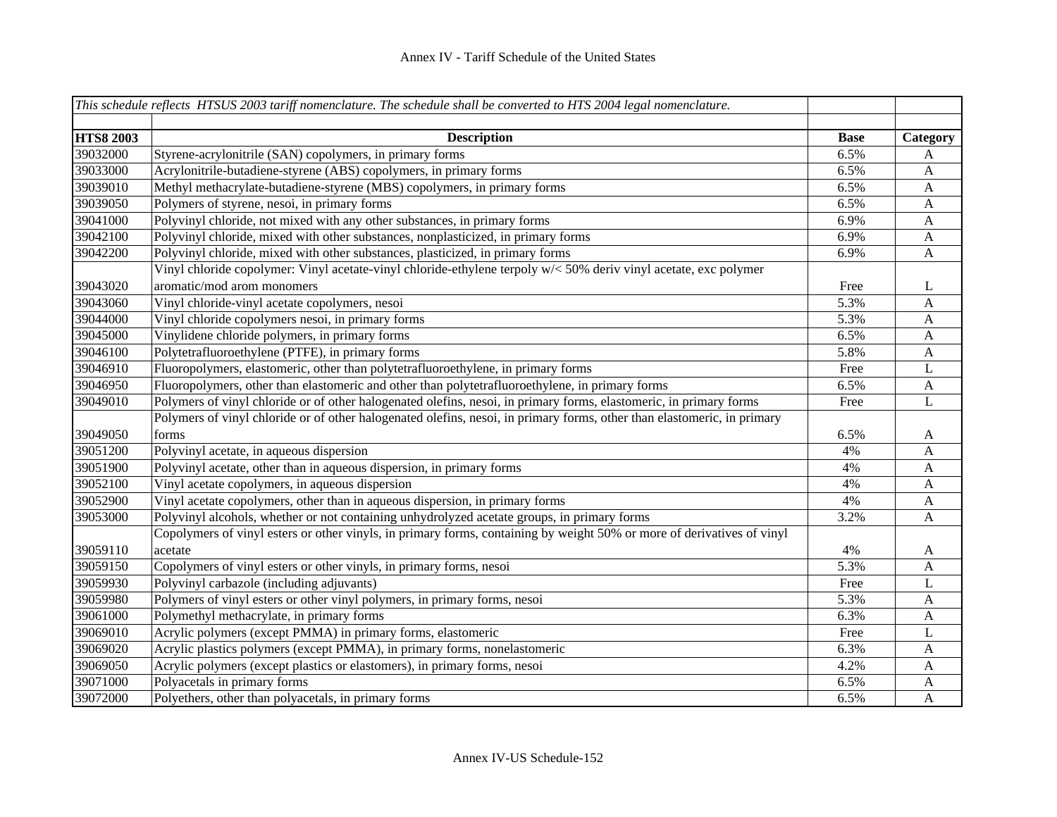# Annex IV - Tariff Schedule of the United States

| *This schedule reflects HTSUS 2003 tariff nomenclature. The schedule shall be converted to HTS 2004 legal nomenclature.* | | | |
|---|---|---|---|
| **HTS8 2003** | **Description** | **Base** | **Category** |
| 39032000 | Styrene-acrylonitrile (SAN) copolymers, in primary forms | 6.5% | A |
| 39033000 | Acrylonitrile-butadiene-styrene (ABS) copolymers, in primary forms | 6.5% | A |
| 39039010 | Methyl methacrylate-butadiene-styrene (MBS) copolymers, in primary forms | 6.5% | A |
| 39039050 | Polymers of styrene, nesoi, in primary forms | 6.5% | A |
| 39041000 | Polyvinyl chloride, not mixed with any other substances, in primary forms | 6.9% | A |
| 39042100 | Polyvinyl chloride, mixed with other substances, nonplasticized, in primary forms | 6.9% | A |
| 39042200 | Polyvinyl chloride, mixed with other substances, plasticized, in primary forms | 6.9% | A |
| 39043020 | Vinyl chloride copolymer: Vinyl acetate-vinyl chloride-ethylene terpoly w/< 50% deriv vinyl acetate, exc polymer aromatic/mod arom monomers | Free | L |
| 39043060 | Vinyl chloride-vinyl acetate copolymers, nesoi | 5.3% | A |
| 39044000 | Vinyl chloride copolymers nesoi, in primary forms | 5.3% | A |
| 39045000 | Vinylidene chloride polymers, in primary forms | 6.5% | A |
| 39046100 | Polytetrafluoroethylene (PTFE), in primary forms | 5.8% | A |
| 39046910 | Fluoropolymers, elastomeric, other than polytetrafluoroethylene, in primary forms | Free | L |
| 39046950 | Fluoropolymers, other than elastomeric and other than polytetrafluoroethylene, in primary forms | 6.5% | A |
| 39049010 | Polymers of vinyl chloride or of other halogenated olefins, nesoi, in primary forms, elastomeric, in primary forms | Free | L |
| 39049050 | Polymers of vinyl chloride or of other halogenated olefins, nesoi, in primary forms, other than elastomeric, in primary forms | 6.5% | A |
| 39051200 | Polyvinyl acetate, in aqueous dispersion | 4% | A |
| 39051900 | Polyvinyl acetate, other than in aqueous dispersion, in primary forms | 4% | A |
| 39052100 | Vinyl acetate copolymers, in aqueous dispersion | 4% | A |
| 39052900 | Vinyl acetate copolymers, other than in aqueous dispersion, in primary forms | 4% | A |
| 39053000 | Polyvinyl alcohols, whether or not containing unhydrolyzed acetate groups, in primary forms | 3.2% | A |
| 39059110 | Copolymers of vinyl esters or other vinyls, in primary forms, containing by weight 50% or more of derivatives of vinyl acetate | 4% | A |
| 39059150 | Copolymers of vinyl esters or other vinyls, in primary forms, nesoi | 5.3% | A |
| 39059930 | Polyvinyl carbazole (including adjuvants) | Free | L |
| 39059980 | Polymers of vinyl esters or other vinyl polymers, in primary forms, nesoi | 5.3% | A |
| 39061000 | Polymethyl methacrylate, in primary forms | 6.3% | A |
| 39069010 | Acrylic polymers (except PMMA) in primary forms, elastomeric | Free | L |
| 39069020 | Acrylic plastics polymers (except PMMA), in primary forms, nonelastomeric | 6.3% | A |
| 39069050 | Acrylic polymers (except plastics or elastomers), in primary forms, nesoi | 4.2% | A |
| 39071000 | Polyacetals in primary forms | 6.5% | A |
| 39072000 | Polyethers, other than polyacetals, in primary forms | 6.5% | A |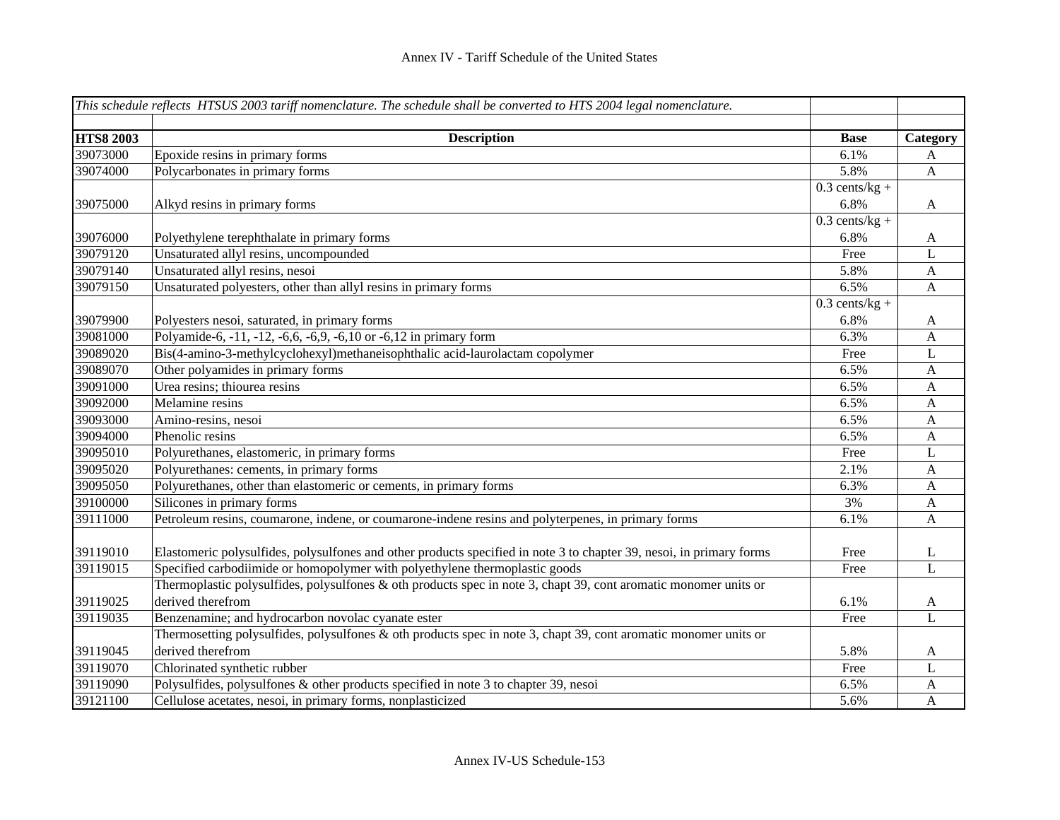# Annex IV - Tariff Schedule of the United States

| *This schedule reflects HTSUS 2003 tariff nomenclature. The schedule shall be converted to HTS 2004 legal nomenclature.* | | | |
|---|---|---|---|
| | | | |
| **HTS8 2003** | **Description** | **Base** | **Category** |
| 39073000 | Epoxide resins in primary forms | 6.1% | A |
| 39074000 | Polycarbonates in primary forms | 5.8% | A |
| 39075000 | Alkyd resins in primary forms | 0.3 cents/kg + 6.8% | A |
| 39076000 | Polyethylene terephthalate in primary forms | 0.3 cents/kg + 6.8% | A |
| 39079120 | Unsaturated allyl resins, uncompounded | Free | L |
| 39079140 | Unsaturated allyl resins, nesoi | 5.8% | A |
| 39079150 | Unsaturated polyesters, other than allyl resins in primary forms | 6.5% | A |
| 39079900 | Polyesters nesoi, saturated, in primary forms | 0.3 cents/kg + 6.8% | A |
| 39081000 | Polyamide-6, -11, -12, -6,6, -6,9, -6,10 or -6,12 in primary form | 6.3% | A |
| 39089020 | Bis(4-amino-3-methylcyclohexyl)methaneisophthalic acid-laurolactam copolymer | Free | L |
| 39089070 | Other polyamides in primary forms | 6.5% | A |
| 39091000 | Urea resins; thiourea resins | 6.5% | A |
| 39092000 | Melamine resins | 6.5% | A |
| 39093000 | Amino-resins, nesoi | 6.5% | A |
| 39094000 | Phenolic resins | 6.5% | A |
| 39095010 | Polyurethanes, elastomeric, in primary forms | Free | L |
| 39095020 | Polyurethanes: cements, in primary forms | 2.1% | A |
| 39095050 | Polyurethanes, other than elastomeric or cements, in primary forms | 6.3% | A |
| 39100000 | Silicones in primary forms | 3% | A |
| 39111000 | Petroleum resins, coumarone, indene, or coumarone-indene resins and polyterpenes, in primary forms | 6.1% | A |
| 39119010 | Elastomeric polysulfides, polysulfones and other products specified in note 3 to chapter 39, nesoi, in primary forms | Free | L |
| 39119015 | Specified carbodiimide or homopolymer with polyethylene thermoplastic goods | Free | L |
| 39119025 | Thermoplastic polysulfides, polysulfones & oth products spec in note 3, chapt 39, cont aromatic monomer units or derived therefrom | 6.1% | A |
| 39119035 | Benzenamine; and hydrocarbon novolac cyanate ester | Free | L |
| 39119045 | Thermosetting polysulfides, polysulfones & oth products spec in note 3, chapt 39, cont aromatic monomer units or derived therefrom | 5.8% | A |
| 39119070 | Chlorinated synthetic rubber | Free | L |
| 39119090 | Polysulfides, polysulfones & other products specified in note 3 to chapter 39, nesoi | 6.5% | A |
| 39121100 | Cellulose acetates, nesoi, in primary forms, nonplasticized | 5.6% | A |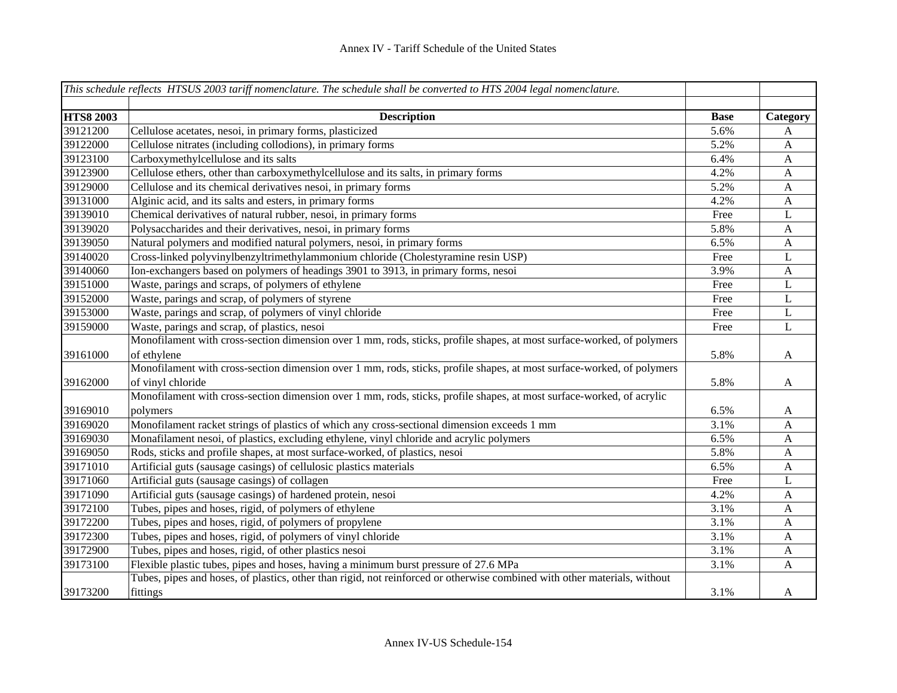| *This schedule reflects HTSUS 2003 tariff nomenclature. The schedule shall be converted to HTS 2004 legal nomenclature.* | | | |
|---|---|---|---|
| **HTS8 2003** | **Description** | **Base** | **Category** |
| 39121200 | Cellulose acetates, nesoi, in primary forms, plasticized | 5.6% | A |
| 39122000 | Cellulose nitrates (including collodions), in primary forms | 5.2% | A |
| 39123100 | Carboxymethylcellulose and its salts | 6.4% | A |
| 39123900 | Cellulose ethers, other than carboxymethylcellulose and its salts, in primary forms | 4.2% | A |
| 39129000 | Cellulose and its chemical derivatives nesoi, in primary forms | 5.2% | A |
| 39131000 | Alginic acid, and its salts and esters, in primary forms | 4.2% | A |
| 39139010 | Chemical derivatives of natural rubber, nesoi, in primary forms | Free | L |
| 39139020 | Polysaccharides and their derivatives, nesoi, in primary forms | 5.8% | A |
| 39139050 | Natural polymers and modified natural polymers, nesoi, in primary forms | 6.5% | A |
| 39140020 | Cross-linked polyvinylbenzyltrimethylammonium chloride (Cholestyramine resin USP) | Free | L |
| 39140060 | Ion-exchangers based on polymers of headings 3901 to 3913, in primary forms, nesoi | 3.9% | A |
| 39151000 | Waste, parings and scraps, of polymers of ethylene | Free | L |
| 39152000 | Waste, parings and scrap, of polymers of styrene | Free | L |
| 39153000 | Waste, parings and scrap, of polymers of vinyl chloride | Free | L |
| 39159000 | Waste, parings and scrap, of plastics, nesoi | Free | L |
| 39161000 | Monofilament with cross-section dimension over 1 mm, rods, sticks, profile shapes, at most surface-worked, of polymers of ethylene | 5.8% | A |
| 39162000 | Monofilament with cross-section dimension over 1 mm, rods, sticks, profile shapes, at most surface-worked, of polymers of vinyl chloride | 5.8% | A |
| 39169010 | Monofilament with cross-section dimension over 1 mm, rods, sticks, profile shapes, at most surface-worked, of acrylic polymers | 6.5% | A |
| 39169020 | Monofilament racket strings of plastics of which any cross-sectional dimension exceeds 1 mm | 3.1% | A |
| 39169030 | Monafilament nesoi, of plastics, excluding ethylene, vinyl chloride and acrylic polymers | 6.5% | A |
| 39169050 | Rods, sticks and profile shapes, at most surface-worked, of plastics, nesoi | 5.8% | A |
| 39171010 | Artificial guts (sausage casings) of cellulosic plastics materials | 6.5% | A |
| 39171060 | Artificial guts (sausage casings) of collagen | Free | L |
| 39171090 | Artificial guts (sausage casings) of hardened protein, nesoi | 4.2% | A |
| 39172100 | Tubes, pipes and hoses, rigid, of polymers of ethylene | 3.1% | A |
| 39172200 | Tubes, pipes and hoses, rigid, of polymers of propylene | 3.1% | A |
| 39172300 | Tubes, pipes and hoses, rigid, of polymers of vinyl chloride | 3.1% | A |
| 39172900 | Tubes, pipes and hoses, rigid, of other plastics nesoi | 3.1% | A |
| 39173100 | Flexible plastic tubes, pipes and hoses, having a minimum burst pressure of 27.6 MPa | 3.1% | A |
| 39173200 | Tubes, pipes and hoses, of plastics, other than rigid, not reinforced or otherwise combined with other materials, without fittings | 3.1% | A |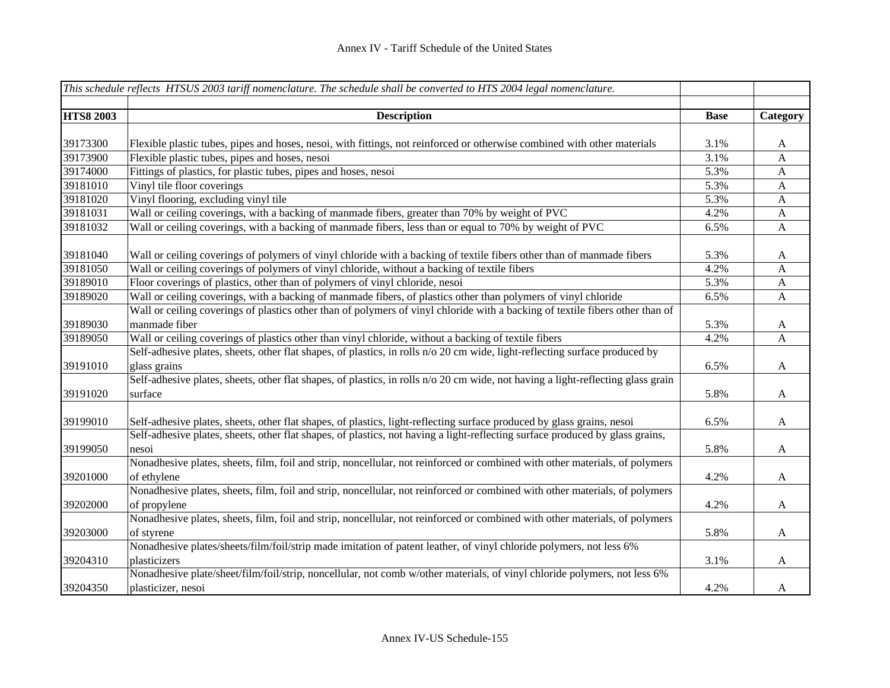| *This schedule reflects HTSUS 2003 tariff nomenclature. The schedule shall be converted to HTS 2004 legal nomenclature.* | | | |
|---|---|---|---|
| **HTS8 2003** | **Description** | **Base** | **Category** |
| 39173300 | Flexible plastic tubes, pipes and hoses, nesoi, with fittings, not reinforced or otherwise combined with other materials | 3.1% | A |
| 39173900 | Flexible plastic tubes, pipes and hoses, nesoi | 3.1% | A |
| 39174000 | Fittings of plastics, for plastic tubes, pipes and hoses, nesoi | 5.3% | A |
| 39181010 | Vinyl tile floor coverings | 5.3% | A |
| 39181020 | Vinyl flooring, excluding vinyl tile | 5.3% | A |
| 39181031 | Wall or ceiling coverings, with a backing of manmade fibers, greater than 70% by weight of PVC | 4.2% | A |
| 39181032 | Wall or ceiling coverings, with a backing of manmade fibers, less than or equal to 70% by weight of PVC | 6.5% | A |
| 39181040 | Wall or ceiling coverings of polymers of vinyl chloride with a backing of textile fibers other than of manmade fibers | 5.3% | A |
| 39181050 | Wall or ceiling coverings of polymers of vinyl chloride, without a backing of textile fibers | 4.2% | A |
| 39189010 | Floor coverings of plastics, other than of polymers of vinyl chloride, nesoi | 5.3% | A |
| 39189020 | Wall or ceiling coverings, with a backing of manmade fibers, of plastics other than polymers of vinyl chloride | 6.5% | A |
| 39189030 | Wall or ceiling coverings of plastics other than of polymers of vinyl chloride with a backing of textile fibers other than of manmade fiber | 5.3% | A |
| 39189050 | Wall or ceiling coverings of plastics other than vinyl chloride, without a backing of textile fibers | 4.2% | A |
| 39191010 | Self-adhesive plates, sheets, other flat shapes, of plastics, in rolls n/o 20 cm wide, light-reflecting surface produced by glass grains | 6.5% | A |
| 39191020 | Self-adhesive plates, sheets, other flat shapes, of plastics, in rolls n/o 20 cm wide, not having a light-reflecting glass grain surface | 5.8% | A |
| 39199010 | Self-adhesive plates, sheets, other flat shapes, of plastics, light-reflecting surface produced by glass grains, nesoi | 6.5% | A |
| 39199050 | Self-adhesive plates, sheets, other flat shapes, of plastics, not having a light-reflecting surface produced by glass grains, nesoi | 5.8% | A |
| 39201000 | Nonadhesive plates, sheets, film, foil and strip, noncellular, not reinforced or combined with other materials, of polymers of ethylene | 4.2% | A |
| 39202000 | Nonadhesive plates, sheets, film, foil and strip, noncellular, not reinforced or combined with other materials, of polymers of propylene | 4.2% | A |
| 39203000 | Nonadhesive plates, sheets, film, foil and strip, noncellular, not reinforced or combined with other materials, of polymers of styrene | 5.8% | A |
| 39204310 | Nonadhesive plates/sheets/film/foil/strip made imitation of patent leather, of vinyl chloride polymers, not less 6% plasticizers | 3.1% | A |
| 39204350 | Nonadhesive plate/sheet/film/foil/strip, noncellular, not comb w/other materials, of vinyl chloride polymers, not less 6% plasticizer, nesoi | 4.2% | A |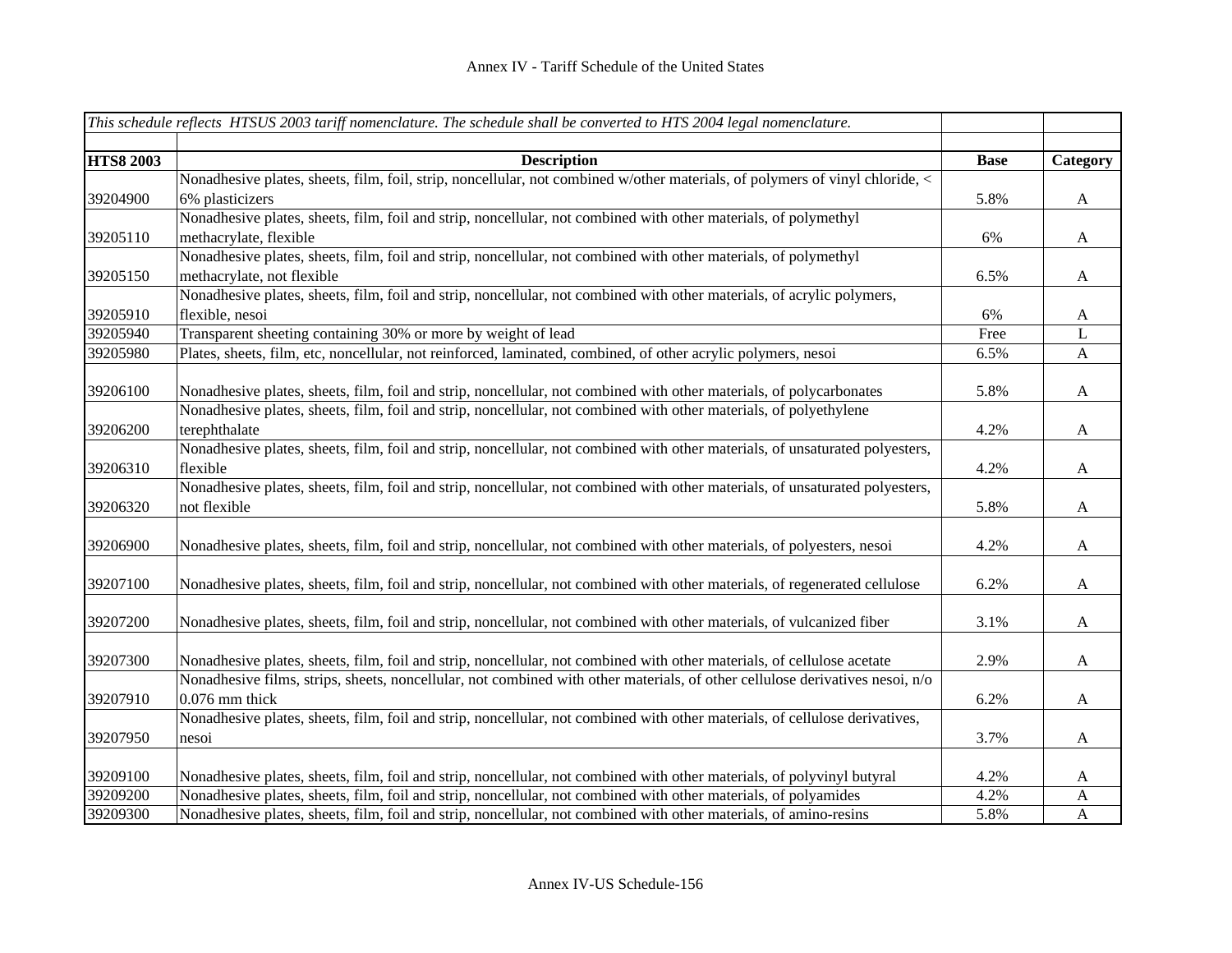| *This schedule reflects HTSUS 2003 tariff nomenclature. The schedule shall be converted to HTS 2004 legal nomenclature.* | | | |
|---|---|---|---|
| **HTS8 2003** | **Description** | **Base** | **Category** |
| 39204900 | Nonadhesive plates, sheets, film, foil, strip, noncellular, not combined w/other materials, of polymers of vinyl chloride, < 6% plasticizers | 5.8% | A |
| 39205110 | Nonadhesive plates, sheets, film, foil and strip, noncellular, not combined with other materials, of polymethyl methacrylate, flexible | 6% | A |
| 39205150 | Nonadhesive plates, sheets, film, foil and strip, noncellular, not combined with other materials, of polymethyl methacrylate, not flexible | 6.5% | A |
| 39205910 | Nonadhesive plates, sheets, film, foil and strip, noncellular, not combined with other materials, of acrylic polymers, flexible, nesoi | 6% | A |
| 39205940 | Transparent sheeting containing 30% or more by weight of lead | Free | L |
| 39205980 | Plates, sheets, film, etc, noncellular, not reinforced, laminated, combined, of other acrylic polymers, nesoi | 6.5% | A |
| 39206100 | Nonadhesive plates, sheets, film, foil and strip, noncellular, not combined with other materials, of polycarbonates | 5.8% | A |
| 39206200 | Nonadhesive plates, sheets, film, foil and strip, noncellular, not combined with other materials, of polyethylene terephthalate | 4.2% | A |
| 39206310 | Nonadhesive plates, sheets, film, foil and strip, noncellular, not combined with other materials, of unsaturated polyesters, flexible | 4.2% | A |
| 39206320 | Nonadhesive plates, sheets, film, foil and strip, noncellular, not combined with other materials, of unsaturated polyesters, not flexible | 5.8% | A |
| 39206900 | Nonadhesive plates, sheets, film, foil and strip, noncellular, not combined with other materials, of polyesters, nesoi | 4.2% | A |
| 39207100 | Nonadhesive plates, sheets, film, foil and strip, noncellular, not combined with other materials, of regenerated cellulose | 6.2% | A |
| 39207200 | Nonadhesive plates, sheets, film, foil and strip, noncellular, not combined with other materials, of vulcanized fiber | 3.1% | A |
| 39207300 | Nonadhesive plates, sheets, film, foil and strip, noncellular, not combined with other materials, of cellulose acetate | 2.9% | A |
| 39207910 | Nonadhesive films, strips, sheets, noncellular, not combined with other materials, of other cellulose derivatives nesoi, n/o 0.076 mm thick | 6.2% | A |
| 39207950 | Nonadhesive plates, sheets, film, foil and strip, noncellular, not combined with other materials, of cellulose derivatives, nesoi | 3.7% | A |
| 39209100 | Nonadhesive plates, sheets, film, foil and strip, noncellular, not combined with other materials, of polyvinyl butyral | 4.2% | A |
| 39209200 | Nonadhesive plates, sheets, film, foil and strip, noncellular, not combined with other materials, of polyamides | 4.2% | A |
| 39209300 | Nonadhesive plates, sheets, film, foil and strip, noncellular, not combined with other materials, of amino-resins | 5.8% | A |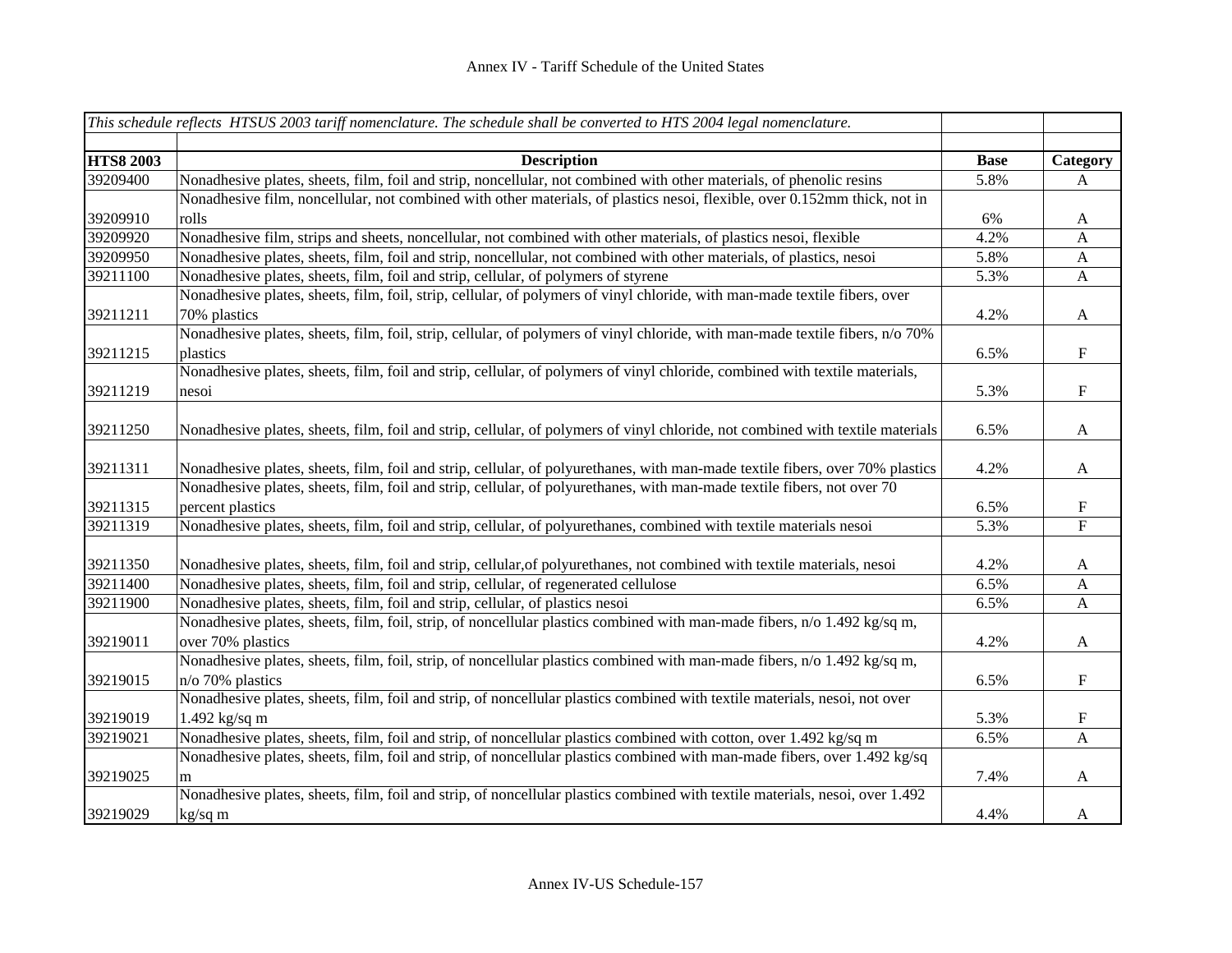| *This schedule reflects HTSUS 2003 tariff nomenclature. The schedule shall be converted to HTS 2004 legal nomenclature.* | | | |
|---|---|---|---|
| **HTS8 2003** | **Description** | **Base** | **Category** |
| 39209400 | Nonadhesive plates, sheets, film, foil and strip, noncellular, not combined with other materials, of phenolic resins | 5.8% | A |
| 39209910 | Nonadhesive film, noncellular, not combined with other materials, of plastics nesoi, flexible, over 0.152mm thick, not in rolls | 6% | A |
| 39209920 | Nonadhesive film, strips and sheets, noncellular, not combined with other materials, of plastics nesoi, flexible | 4.2% | A |
| 39209950 | Nonadhesive plates, sheets, film, foil and strip, noncellular, not combined with other materials, of plastics, nesoi | 5.8% | A |
| 39211100 | Nonadhesive plates, sheets, film, foil and strip, cellular, of polymers of styrene | 5.3% | A |
| 39211211 | Nonadhesive plates, sheets, film, foil, strip, cellular, of polymers of vinyl chloride, with man-made textile fibers, over 70% plastics | 4.2% | A |
| 39211215 | Nonadhesive plates, sheets, film, foil, strip, cellular, of polymers of vinyl chloride, with man-made textile fibers, n/o 70% plastics | 6.5% | F |
| 39211219 | Nonadhesive plates, sheets, film, foil and strip, cellular, of polymers of vinyl chloride, combined with textile materials, nesoi | 5.3% | F |
| 39211250 | Nonadhesive plates, sheets, film, foil and strip, cellular, of polymers of vinyl chloride, not combined with textile materials | 6.5% | A |
| 39211311 | Nonadhesive plates, sheets, film, foil and strip, cellular, of polyurethanes, with man-made textile fibers, over 70% plastics | 4.2% | A |
| 39211315 | Nonadhesive plates, sheets, film, foil and strip, cellular, of polyurethanes, with man-made textile fibers, not over 70 percent plastics | 6.5% | F |
| 39211319 | Nonadhesive plates, sheets, film, foil and strip, cellular, of polyurethanes, combined with textile materials nesoi | 5.3% | F |
| 39211350 | Nonadhesive plates, sheets, film, foil and strip, cellular,of polyurethanes, not combined with textile materials, nesoi | 4.2% | A |
| 39211400 | Nonadhesive plates, sheets, film, foil and strip, cellular, of regenerated cellulose | 6.5% | A |
| 39211900 | Nonadhesive plates, sheets, film, foil and strip, cellular, of plastics nesoi | 6.5% | A |
| 39219011 | Nonadhesive plates, sheets, film, foil, strip, of noncellular plastics combined with man-made fibers, n/o 1.492 kg/sq m, over 70% plastics | 4.2% | A |
| 39219015 | Nonadhesive plates, sheets, film, foil, strip, of noncellular plastics combined with man-made fibers, n/o 1.492 kg/sq m, n/o 70% plastics | 6.5% | F |
| 39219019 | Nonadhesive plates, sheets, film, foil and strip, of noncellular plastics combined with textile materials, nesoi, not over 1.492 kg/sq m | 5.3% | F |
| 39219021 | Nonadhesive plates, sheets, film, foil and strip, of noncellular plastics combined with cotton, over 1.492 kg/sq m | 6.5% | A |
| 39219025 | Nonadhesive plates, sheets, film, foil and strip, of noncellular plastics combined with man-made fibers, over 1.492 kg/sq m | 7.4% | A |
| 39219029 | Nonadhesive plates, sheets, film, foil and strip, of noncellular plastics combined with textile materials, nesoi, over 1.492 kg/sq m | 4.4% | A |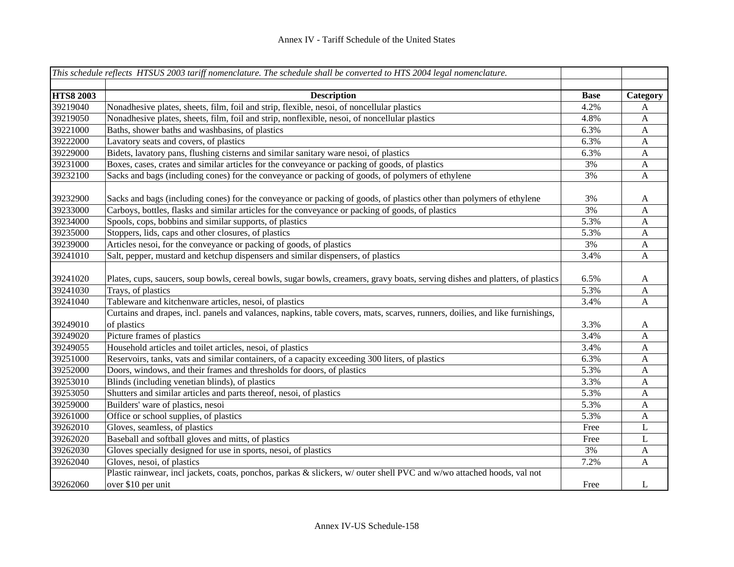*This schedule reflects HTSUS 2003 tariff nomenclature. The schedule shall be converted to HTS 2004 legal nomenclature.*

| HTS8 2003 | Description | Base | Category |
|---|---|---|---|
| 39219040 | Nonadhesive plates, sheets, film, foil and strip, flexible, nesoi, of noncellular plastics | 4.2% | A |
| 39219050 | Nonadhesive plates, sheets, film, foil and strip, nonflexible, nesoi, of noncellular plastics | 4.8% | A |
| 39221000 | Baths, shower baths and washbasins, of plastics | 6.3% | A |
| 39222000 | Lavatory seats and covers, of plastics | 6.3% | A |
| 39229000 | Bidets, lavatory pans, flushing cisterns and similar sanitary ware nesoi, of plastics | 6.3% | A |
| 39231000 | Boxes, cases, crates and similar articles for the conveyance or packing of goods, of plastics | 3% | A |
| 39232100 | Sacks and bags (including cones) for the conveyance or packing of goods, of polymers of ethylene | 3% | A |
| 39232900 | Sacks and bags (including cones) for the conveyance or packing of goods, of plastics other than polymers of ethylene | 3% | A |
| 39233000 | Carboys, bottles, flasks and similar articles for the conveyance or packing of goods, of plastics | 3% | A |
| 39234000 | Spools, cops, bobbins and similar supports, of plastics | 5.3% | A |
| 39235000 | Stoppers, lids, caps and other closures, of plastics | 5.3% | A |
| 39239000 | Articles nesoi, for the conveyance or packing of goods, of plastics | 3% | A |
| 39241010 | Salt, pepper, mustard and ketchup dispensers and similar dispensers, of plastics | 3.4% | A |
| 39241020 | Plates, cups, saucers, soup bowls, cereal bowls, sugar bowls, creamers, gravy boats, serving dishes and platters, of plastics | 6.5% | A |
| 39241030 | Trays, of plastics | 5.3% | A |
| 39241040 | Tableware and kitchenware articles, nesoi, of plastics | 3.4% | A |
| 39249010 | Curtains and drapes, incl. panels and valances, napkins, table covers, mats, scarves, runners, doilies, and like furnishings, of plastics | 3.3% | A |
| 39249020 | Picture frames of plastics | 3.4% | A |
| 39249055 | Household articles and toilet articles, nesoi, of plastics | 3.4% | A |
| 39251000 | Reservoirs, tanks, vats and similar containers, of a capacity exceeding 300 liters, of plastics | 6.3% | A |
| 39252000 | Doors, windows, and their frames and thresholds for doors, of plastics | 5.3% | A |
| 39253010 | Blinds (including venetian blinds), of plastics | 3.3% | A |
| 39253050 | Shutters and similar articles and parts thereof, nesoi, of plastics | 5.3% | A |
| 39259000 | Builders' ware of plastics, nesoi | 5.3% | A |
| 39261000 | Office or school supplies, of plastics | 5.3% | A |
| 39262010 | Gloves, seamless, of plastics | Free | L |
| 39262020 | Baseball and softball gloves and mitts, of plastics | Free | L |
| 39262030 | Gloves specially designed for use in sports, nesoi, of plastics | 3% | A |
| 39262040 | Gloves, nesoi, of plastics | 7.2% | A |
| 39262060 | Plastic rainwear, incl jackets, coats, ponchos, parkas & slickers, w/ outer shell PVC and w/wo attached hoods, val not over $10 per unit | Free | L |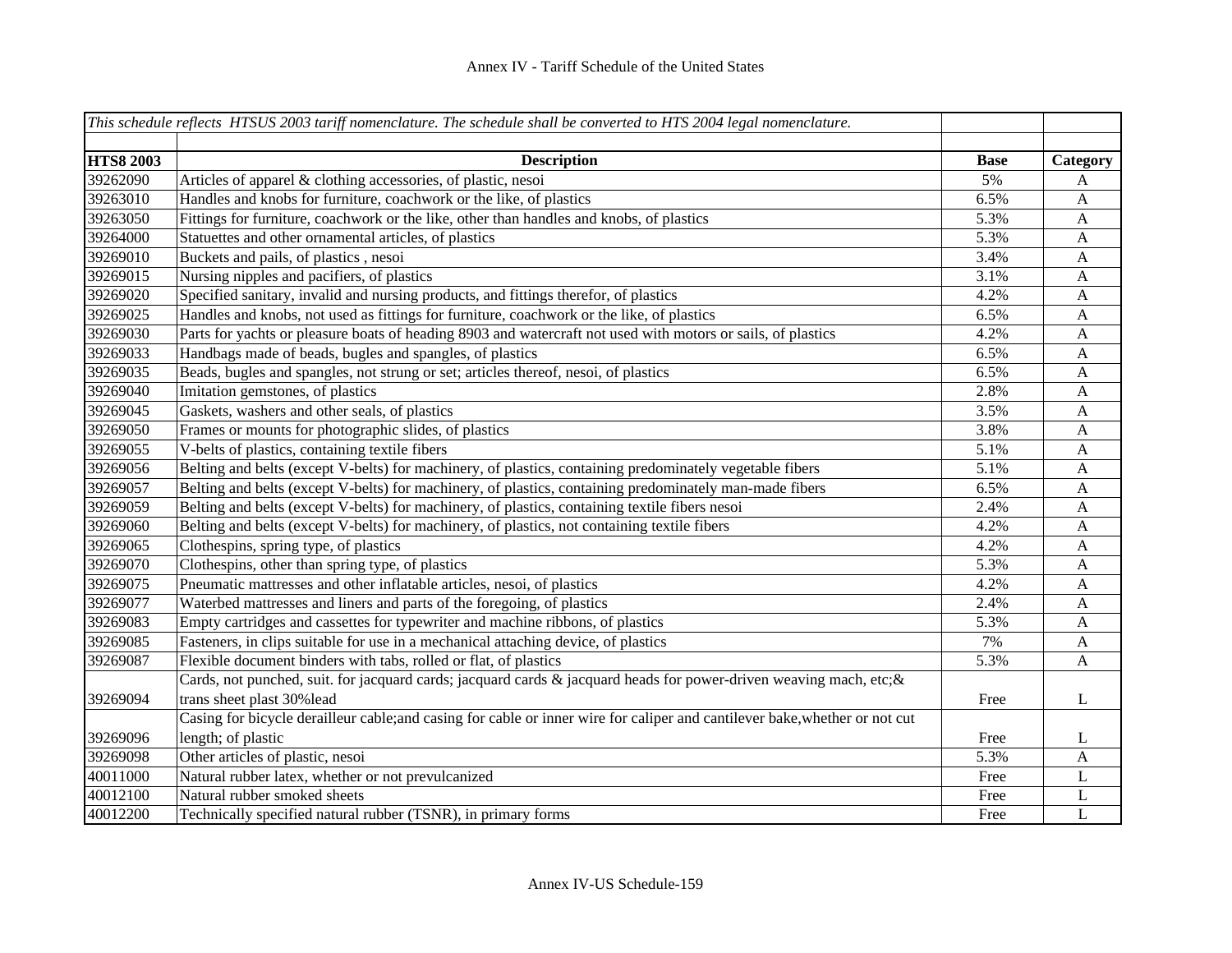Annex IV - Tariff Schedule of the United States

| *This schedule reflects HTSUS 2003 tariff nomenclature. The schedule shall be converted to HTS 2004 legal nomenclature.* | | | |
|---|---|---|---|
| **HTS8 2003** | **Description** | **Base** | **Category** |
| 39262090 | Articles of apparel & clothing accessories, of plastic, nesoi | 5% | A |
| 39263010 | Handles and knobs for furniture, coachwork or the like, of plastics | 6.5% | A |
| 39263050 | Fittings for furniture, coachwork or the like, other than handles and knobs, of plastics | 5.3% | A |
| 39264000 | Statuettes and other ornamental articles, of plastics | 5.3% | A |
| 39269010 | Buckets and pails, of plastics , nesoi | 3.4% | A |
| 39269015 | Nursing nipples and pacifiers, of plastics | 3.1% | A |
| 39269020 | Specified sanitary, invalid and nursing products, and fittings therefor, of plastics | 4.2% | A |
| 39269025 | Handles and knobs, not used as fittings for furniture, coachwork or the like, of plastics | 6.5% | A |
| 39269030 | Parts for yachts or pleasure boats of heading 8903 and watercraft not used with motors or sails, of plastics | 4.2% | A |
| 39269033 | Handbags made of beads, bugles and spangles, of plastics | 6.5% | A |
| 39269035 | Beads, bugles and spangles, not strung or set; articles thereof, nesoi, of plastics | 6.5% | A |
| 39269040 | Imitation gemstones, of plastics | 2.8% | A |
| 39269045 | Gaskets, washers and other seals, of plastics | 3.5% | A |
| 39269050 | Frames or mounts for photographic slides, of plastics | 3.8% | A |
| 39269055 | V-belts of plastics, containing textile fibers | 5.1% | A |
| 39269056 | Belting and belts (except V-belts) for machinery, of plastics, containing predominately vegetable fibers | 5.1% | A |
| 39269057 | Belting and belts (except V-belts) for machinery, of plastics, containing predominately man-made fibers | 6.5% | A |
| 39269059 | Belting and belts (except V-belts) for machinery, of plastics, containing textile fibers nesoi | 2.4% | A |
| 39269060 | Belting and belts (except V-belts) for machinery, of plastics, not containing textile fibers | 4.2% | A |
| 39269065 | Clothespins, spring type, of plastics | 4.2% | A |
| 39269070 | Clothespins, other than spring type, of plastics | 5.3% | A |
| 39269075 | Pneumatic mattresses and other inflatable articles, nesoi, of plastics | 4.2% | A |
| 39269077 | Waterbed mattresses and liners and parts of the foregoing, of plastics | 2.4% | A |
| 39269083 | Empty cartridges and cassettes for typewriter and machine ribbons, of plastics | 5.3% | A |
| 39269085 | Fasteners, in clips suitable for use in a mechanical attaching device, of plastics | 7% | A |
| 39269087 | Flexible document binders with tabs, rolled or flat, of plastics | 5.3% | A |
| 39269094 | Cards, not punched, suit. for jacquard cards; jacquard cards & jacquard heads for power-driven weaving mach, etc;& trans sheet plast 30%lead | Free | L |
| 39269096 | Casing for bicycle derailleur cable;and casing for cable or inner wire for caliper and cantilever bake,whether or not cut length; of plastic | Free | L |
| 39269098 | Other articles of plastic, nesoi | 5.3% | A |
| 40011000 | Natural rubber latex, whether or not prevulcanized | Free | L |
| 40012100 | Natural rubber smoked sheets | Free | L |
| 40012200 | Technically specified natural rubber (TSNR), in primary forms | Free | L |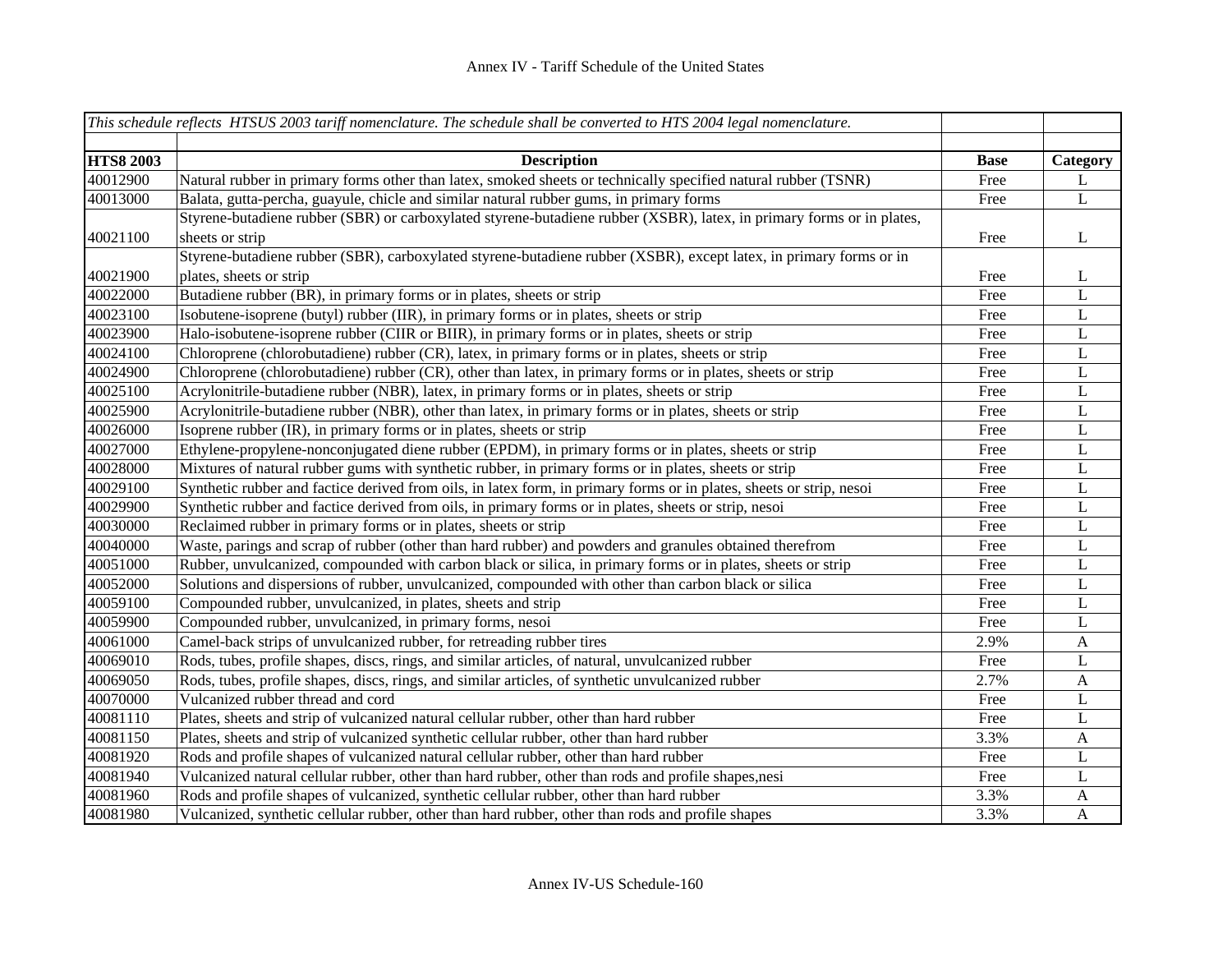| *This schedule reflects HTSUS 2003 tariff nomenclature. The schedule shall be converted to HTS 2004 legal nomenclature.* | | | |
|---|---|---|---|
| **HTS8 2003** | **Description** | **Base** | **Category** |
| 40012900 | Natural rubber in primary forms other than latex, smoked sheets or technically specified natural rubber (TSNR) | Free | L |
| 40013000 | Balata, gutta-percha, guayule, chicle and similar natural rubber gums, in primary forms | Free | L |
| 40021100 | Styrene-butadiene rubber (SBR) or carboxylated styrene-butadiene rubber (XSBR), latex, in primary forms or in plates, sheets or strip | Free | L |
| 40021900 | Styrene-butadiene rubber (SBR), carboxylated styrene-butadiene rubber (XSBR), except latex, in primary forms or in plates, sheets or strip | Free | L |
| 40022000 | Butadiene rubber (BR), in primary forms or in plates, sheets or strip | Free | L |
| 40023100 | Isobutene-isoprene (butyl) rubber (IIR), in primary forms or in plates, sheets or strip | Free | L |
| 40023900 | Halo-isobutene-isoprene rubber (CIIR or BIIR), in primary forms or in plates, sheets or strip | Free | L |
| 40024100 | Chloroprene (chlorobutadiene) rubber (CR), latex, in primary forms or in plates, sheets or strip | Free | L |
| 40024900 | Chloroprene (chlorobutadiene) rubber (CR), other than latex, in primary forms or in plates, sheets or strip | Free | L |
| 40025100 | Acrylonitrile-butadiene rubber (NBR), latex, in primary forms or in plates, sheets or strip | Free | L |
| 40025900 | Acrylonitrile-butadiene rubber (NBR), other than latex, in primary forms or in plates, sheets or strip | Free | L |
| 40026000 | Isoprene rubber (IR), in primary forms or in plates, sheets or strip | Free | L |
| 40027000 | Ethylene-propylene-nonconjugated diene rubber (EPDM), in primary forms or in plates, sheets or strip | Free | L |
| 40028000 | Mixtures of natural rubber gums with synthetic rubber, in primary forms or in plates, sheets or strip | Free | L |
| 40029100 | Synthetic rubber and factice derived from oils, in latex form, in primary forms or in plates, sheets or strip, nesoi | Free | L |
| 40029900 | Synthetic rubber and factice derived from oils, in primary forms or in plates, sheets or strip, nesoi | Free | L |
| 40030000 | Reclaimed rubber in primary forms or in plates, sheets or strip | Free | L |
| 40040000 | Waste, parings and scrap of rubber (other than hard rubber) and powders and granules obtained therefrom | Free | L |
| 40051000 | Rubber, unvulcanized, compounded with carbon black or silica, in primary forms or in plates, sheets or strip | Free | L |
| 40052000 | Solutions and dispersions of rubber, unvulcanized, compounded with other than carbon black or silica | Free | L |
| 40059100 | Compounded rubber, unvulcanized, in plates, sheets and strip | Free | L |
| 40059900 | Compounded rubber, unvulcanized, in primary forms, nesoi | Free | L |
| 40061000 | Camel-back strips of unvulcanized rubber, for retreading rubber tires | 2.9% | A |
| 40069010 | Rods, tubes, profile shapes, discs, rings, and similar articles, of natural, unvulcanized rubber | Free | L |
| 40069050 | Rods, tubes, profile shapes, discs, rings, and similar articles, of synthetic unvulcanized rubber | 2.7% | A |
| 40070000 | Vulcanized rubber thread and cord | Free | L |
| 40081110 | Plates, sheets and strip of vulcanized natural cellular rubber, other than hard rubber | Free | L |
| 40081150 | Plates, sheets and strip of vulcanized synthetic cellular rubber, other than hard rubber | 3.3% | A |
| 40081920 | Rods and profile shapes of vulcanized natural cellular rubber, other than hard rubber | Free | L |
| 40081940 | Vulcanized natural cellular rubber, other than hard rubber, other than rods and profile shapes,nesi | Free | L |
| 40081960 | Rods and profile shapes of vulcanized, synthetic cellular rubber, other than hard rubber | 3.3% | A |
| 40081980 | Vulcanized, synthetic cellular rubber, other than hard rubber, other than rods and profile shapes | 3.3% | A |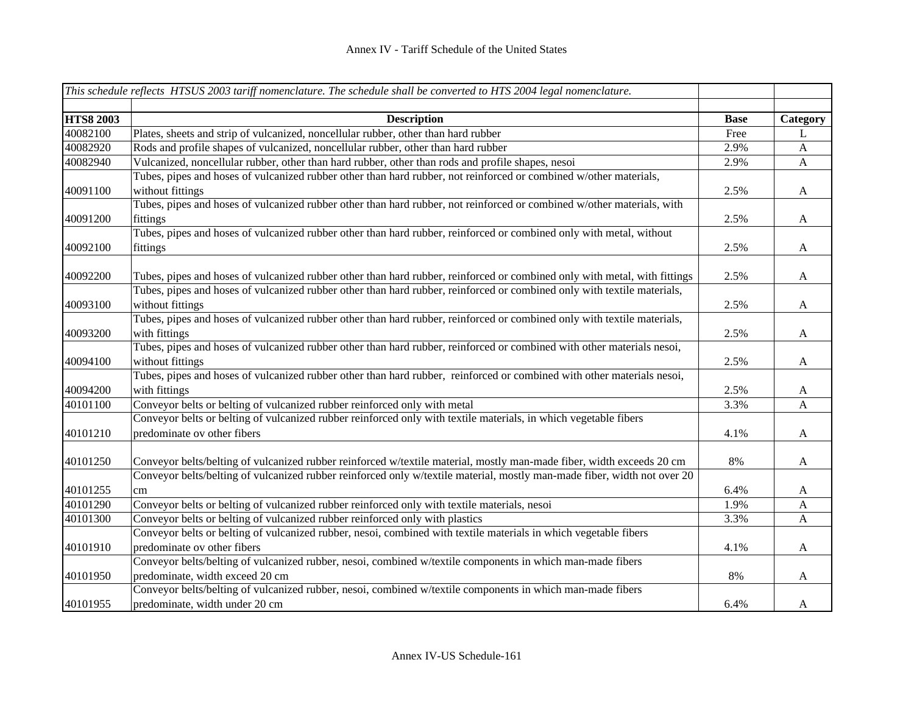| *This schedule reflects HTSUS 2003 tariff nomenclature. The schedule shall be converted to HTS 2004 legal nomenclature.* | | | |
|---|---|---|---|
| **HTS8 2003** | **Description** | **Base** | **Category** |
| 40082100 | Plates, sheets and strip of vulcanized, noncellular rubber, other than hard rubber | Free | L |
| 40082920 | Rods and profile shapes of vulcanized, noncellular rubber, other than hard rubber | 2.9% | A |
| 40082940 | Vulcanized, noncellular rubber, other than hard rubber, other than rods and profile shapes, nesoi | 2.9% | A |
| 40091100 | Tubes, pipes and hoses of vulcanized rubber other than hard rubber, not reinforced or combined w/other materials, without fittings | 2.5% | A |
| 40091200 | Tubes, pipes and hoses of vulcanized rubber other than hard rubber, not reinforced or combined w/other materials, with fittings | 2.5% | A |
| 40092100 | Tubes, pipes and hoses of vulcanized rubber other than hard rubber, reinforced or combined only with metal, without fittings | 2.5% | A |
| 40092200 | Tubes, pipes and hoses of vulcanized rubber other than hard rubber, reinforced or combined only with metal, with fittings | 2.5% | A |
| 40093100 | Tubes, pipes and hoses of vulcanized rubber other than hard rubber, reinforced or combined only with textile materials, without fittings | 2.5% | A |
| 40093200 | Tubes, pipes and hoses of vulcanized rubber other than hard rubber, reinforced or combined only with textile materials, with fittings | 2.5% | A |
| 40094100 | Tubes, pipes and hoses of vulcanized rubber other than hard rubber, reinforced or combined with other materials nesoi, without fittings | 2.5% | A |
| 40094200 | Tubes, pipes and hoses of vulcanized rubber other than hard rubber, reinforced or combined with other materials nesoi, with fittings | 2.5% | A |
| 40101100 | Conveyor belts or belting of vulcanized rubber reinforced only with metal | 3.3% | A |
| 40101210 | Conveyor belts or belting of vulcanized rubber reinforced only with textile materials, in which vegetable fibers predominate ov other fibers | 4.1% | A |
| 40101250 | Conveyor belts/belting of vulcanized rubber reinforced w/textile material, mostly man-made fiber, width exceeds 20 cm | 8% | A |
| 40101255 | Conveyor belts/belting of vulcanized rubber reinforced only w/textile material, mostly man-made fiber, width not over 20 cm | 6.4% | A |
| 40101290 | Conveyor belts or belting of vulcanized rubber reinforced only with textile materials, nesoi | 1.9% | A |
| 40101300 | Conveyor belts or belting of vulcanized rubber reinforced only with plastics | 3.3% | A |
| 40101910 | Conveyor belts or belting of vulcanized rubber, nesoi, combined with textile materials in which vegetable fibers predominate ov other fibers | 4.1% | A |
| 40101950 | Conveyor belts/belting of vulcanized rubber, nesoi, combined w/textile components in which man-made fibers predominate, width exceed 20 cm | 8% | A |
| 40101955 | Conveyor belts/belting of vulcanized rubber, nesoi, combined w/textile components in which man-made fibers predominate, width under 20 cm | 6.4% | A |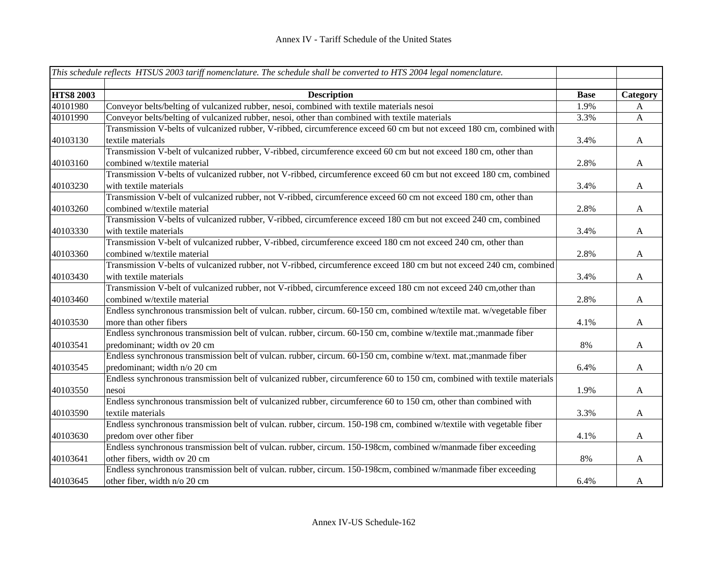Annex IV - Tariff Schedule of the United States

| *This schedule reflects HTSUS 2003 tariff nomenclature. The schedule shall be converted to HTS 2004 legal nomenclature.* | | | |
|---|---|---|---|
| **HTS8 2003** | **Description** | **Base** | **Category** |
| 40101980 | Conveyor belts/belting of vulcanized rubber, nesoi, combined with textile materials nesoi | 1.9% | A |
| 40101990 | Conveyor belts/belting of vulcanized rubber, nesoi, other than combined with textile materials | 3.3% | A |
| 40103130 | Transmission V-belts of vulcanized rubber, V-ribbed, circumference exceed 60 cm but not exceed 180 cm, combined with textile materials | 3.4% | A |
| 40103160 | Transmission V-belt of vulcanized rubber, V-ribbed, circumference exceed 60 cm but not exceed 180 cm, other than combined w/textile material | 2.8% | A |
| 40103230 | Transmission V-belts of vulcanized rubber, not V-ribbed, circumference exceed 60 cm but not exceed 180 cm, combined with textile materials | 3.4% | A |
| 40103260 | Transmission V-belt of vulcanized rubber, not V-ribbed, circumference exceed 60 cm not exceed 180 cm, other than combined w/textile material | 2.8% | A |
| 40103330 | Transmission V-belts of vulcanized rubber, V-ribbed, circumference exceed 180 cm but not exceed 240 cm, combined with textile materials | 3.4% | A |
| 40103360 | Transmission V-belt of vulcanized rubber, V-ribbed, circumference exceed 180 cm not exceed 240 cm, other than combined w/textile material | 2.8% | A |
| 40103430 | Transmission V-belts of vulcanized rubber, not V-ribbed, circumference exceed 180 cm but not exceed 240 cm, combined with textile materials | 3.4% | A |
| 40103460 | Transmission V-belt of vulcanized rubber, not V-ribbed, circumference exceed 180 cm not exceed 240 cm,other than combined w/textile material | 2.8% | A |
| 40103530 | Endless synchronous transmission belt of vulcan. rubber, circum. 60-150 cm, combined w/textile mat. w/vegetable fiber more than other fibers | 4.1% | A |
| 40103541 | Endless synchronous transmission belt of vulcan. rubber, circum. 60-150 cm, combine w/textile mat.;manmade fiber predominant; width ov 20 cm | 8% | A |
| 40103545 | Endless synchronous transmission belt of vulcan. rubber, circum. 60-150 cm, combine w/text. mat.;manmade fiber predominant; width n/o 20 cm | 6.4% | A |
| 40103550 | Endless synchronous transmission belt of vulcanized rubber, circumference 60 to 150 cm, combined with textile materials nesoi | 1.9% | A |
| 40103590 | Endless synchronous transmission belt of vulcanized rubber, circumference 60 to 150 cm, other than combined with textile materials | 3.3% | A |
| 40103630 | Endless synchronous transmission belt of vulcan. rubber, circum. 150-198 cm, combined w/textile with vegetable fiber predom over other fiber | 4.1% | A |
| 40103641 | Endless synchronous transmission belt of vulcan. rubber, circum. 150-198cm, combined w/manmade fiber exceeding other fibers, width ov 20 cm | 8% | A |
| 40103645 | Endless synchronous transmission belt of vulcan. rubber, circum. 150-198cm, combined w/manmade fiber exceeding other fiber, width n/o 20 cm | 6.4% | A |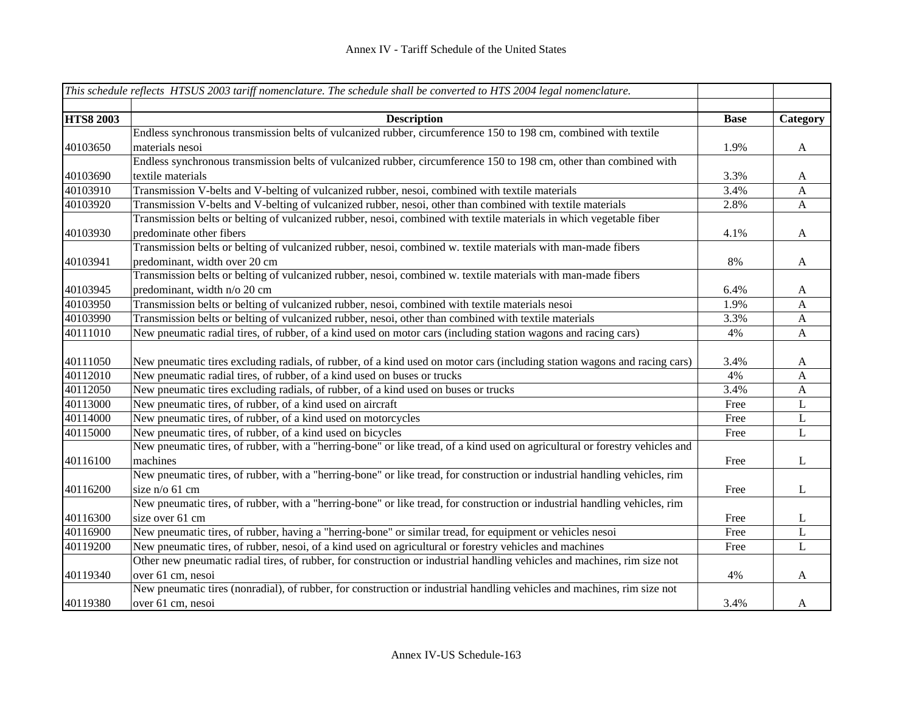Annex IV - Tariff Schedule of the United States

| *This schedule reflects HTSUS 2003 tariff nomenclature. The schedule shall be converted to HTS 2004 legal nomenclature.* | | | |
|---|---|---|---|
| **HTS8 2003** | **Description** | **Base** | **Category** |
| 40103650 | Endless synchronous transmission belts of vulcanized rubber, circumference 150 to 198 cm, combined with textile materials nesoi | 1.9% | A |
| 40103690 | Endless synchronous transmission belts of vulcanized rubber, circumference 150 to 198 cm, other than combined with textile materials | 3.3% | A |
| 40103910 | Transmission V-belts and V-belting of vulcanized rubber, nesoi, combined with textile materials | 3.4% | A |
| 40103920 | Transmission V-belts and V-belting of vulcanized rubber, nesoi, other than combined with textile materials | 2.8% | A |
| 40103930 | Transmission belts or belting of vulcanized rubber, nesoi, combined with textile materials in which vegetable fiber predominate other fibers | 4.1% | A |
| 40103941 | Transmission belts or belting of vulcanized rubber, nesoi, combined w. textile materials with man-made fibers predominant, width over 20 cm | 8% | A |
| 40103945 | Transmission belts or belting of vulcanized rubber, nesoi, combined w. textile materials with man-made fibers predominant, width n/o 20 cm | 6.4% | A |
| 40103950 | Transmission belts or belting of vulcanized rubber, nesoi, combined with textile materials nesoi | 1.9% | A |
| 40103990 | Transmission belts or belting of vulcanized rubber, nesoi, other than combined with textile materials | 3.3% | A |
| 40111010 | New pneumatic radial tires, of rubber, of a kind used on motor cars (including station wagons and racing cars) | 4% | A |
| 40111050 | New pneumatic tires excluding radials, of rubber, of a kind used on motor cars (including station wagons and racing cars) | 3.4% | A |
| 40112010 | New pneumatic radial tires, of rubber, of a kind used on buses or trucks | 4% | A |
| 40112050 | New pneumatic tires excluding radials, of rubber, of a kind used on buses or trucks | 3.4% | A |
| 40113000 | New pneumatic tires, of rubber, of a kind used on aircraft | Free | L |
| 40114000 | New pneumatic tires, of rubber, of a kind used on motorcycles | Free | L |
| 40115000 | New pneumatic tires, of rubber, of a kind used on bicycles | Free | L |
| 40116100 | New pneumatic tires, of rubber, with a "herring-bone" or like tread, of a kind used on agricultural or forestry vehicles and machines | Free | L |
| 40116200 | New pneumatic tires, of rubber, with a "herring-bone" or like tread, for construction or industrial handling vehicles, rim size n/o 61 cm | Free | L |
| 40116300 | New pneumatic tires, of rubber, with a "herring-bone" or like tread, for construction or industrial handling vehicles, rim size over 61 cm | Free | L |
| 40116900 | New pneumatic tires, of rubber, having a "herring-bone" or similar tread, for equipment or vehicles nesoi | Free | L |
| 40119200 | New pneumatic tires, of rubber, nesoi, of a kind used on agricultural or forestry vehicles and machines | Free | L |
| 40119340 | Other new pneumatic radial tires, of rubber, for construction or industrial handling vehicles and machines, rim size not over 61 cm, nesoi | 4% | A |
| 40119380 | New pneumatic tires (nonradial), of rubber, for construction or industrial handling vehicles and machines, rim size not over 61 cm, nesoi | 3.4% | A |

Annex IV-US Schedule-163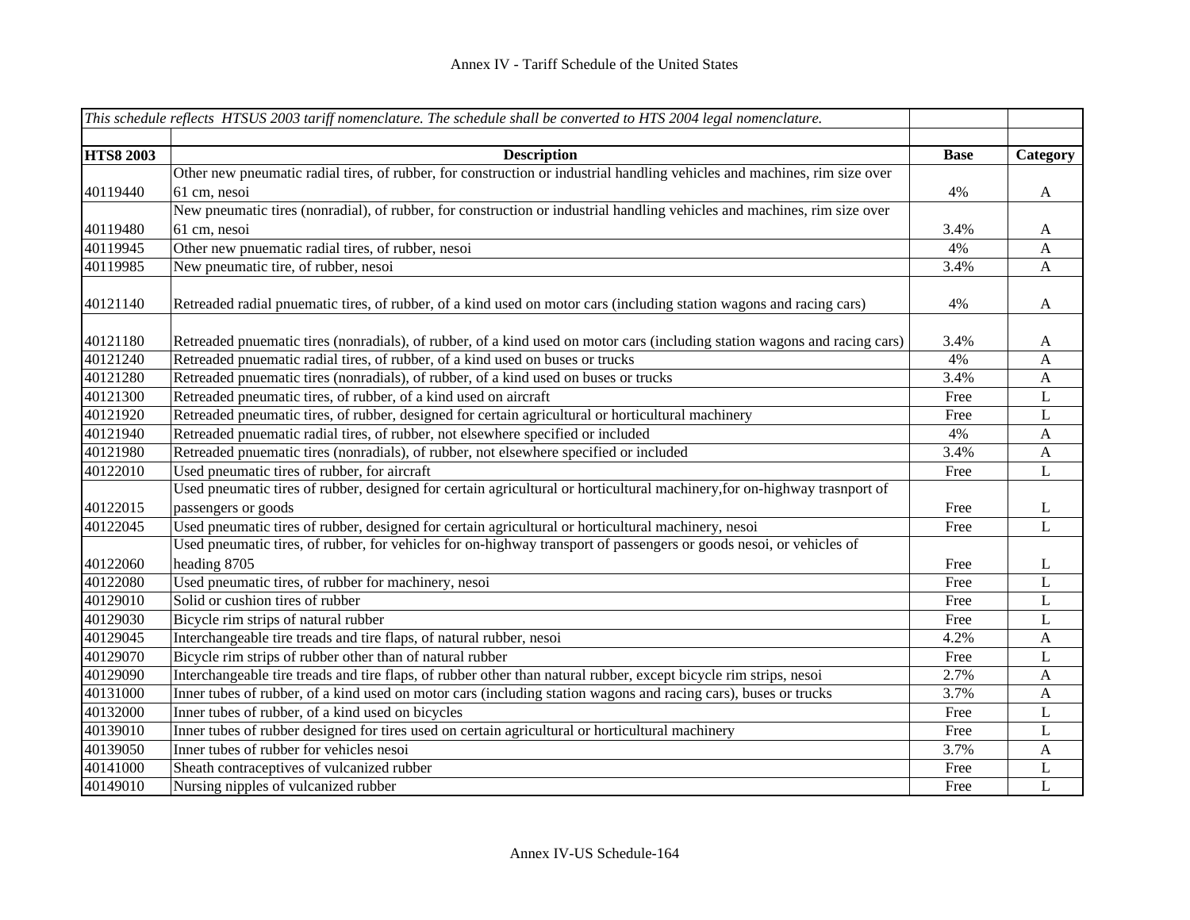# Annex IV - Tariff Schedule of the United States

| *This schedule reflects HTSUS 2003 tariff nomenclature. The schedule shall be converted to HTS 2004 legal nomenclature.* | | | |
|---|---|---|---|
| | | | |
| **HTS8 2003** | **Description** | **Base** | **Category** |
| 40119440 | Other new pneumatic radial tires, of rubber, for construction or industrial handling vehicles and machines, rim size over 61 cm, nesoi | 4% | A |
| 40119480 | New pneumatic tires (nonradial), of rubber, for construction or industrial handling vehicles and machines, rim size over 61 cm, nesoi | 3.4% | A |
| 40119945 | Other new pnuematic radial tires, of rubber, nesoi | 4% | A |
| 40119985 | New pneumatic tire, of rubber, nesoi | 3.4% | A |
| 40121140 | Retreaded radial pnuematic tires, of rubber, of a kind used on motor cars (including station wagons and racing cars) | 4% | A |
| 40121180 | Retreaded pnuematic tires (nonradials), of rubber, of a kind used on motor cars (including station wagons and racing cars) | 3.4% | A |
| 40121240 | Retreaded pnuematic radial tires, of rubber, of a kind used on buses or trucks | 4% | A |
| 40121280 | Retreaded pnuematic tires (nonradials), of rubber, of a kind used on buses or trucks | 3.4% | A |
| 40121300 | Retreaded pneumatic tires, of rubber, of a kind used on aircraft | Free | L |
| 40121920 | Retreaded pneumatic tires, of rubber, designed for certain agricultural or horticultural machinery | Free | L |
| 40121940 | Retreaded pnuematic radial tires, of rubber, not elsewhere specified or included | 4% | A |
| 40121980 | Retreaded pnuematic tires (nonradials), of rubber, not elsewhere specified or included | 3.4% | A |
| 40122010 | Used pneumatic tires of rubber, for aircraft | Free | L |
| 40122015 | Used pneumatic tires of rubber, designed for certain agricultural or horticultural machinery,for on-highway trasnport of passengers or goods | Free | L |
| 40122045 | Used pneumatic tires of rubber, designed for certain agricultural or horticultural machinery, nesoi | Free | L |
| 40122060 | Used pneumatic tires, of rubber, for vehicles for on-highway transport of passengers or goods nesoi, or vehicles of heading 8705 | Free | L |
| 40122080 | Used pneumatic tires, of rubber for machinery, nesoi | Free | L |
| 40129010 | Solid or cushion tires of rubber | Free | L |
| 40129030 | Bicycle rim strips of natural rubber | Free | L |
| 40129045 | Interchangeable tire treads and tire flaps, of natural rubber, nesoi | 4.2% | A |
| 40129070 | Bicycle rim strips of rubber other than of natural rubber | Free | L |
| 40129090 | Interchangeable tire treads and tire flaps, of rubber other than natural rubber, except bicycle rim strips, nesoi | 2.7% | A |
| 40131000 | Inner tubes of rubber, of a kind used on motor cars (including station wagons and racing cars), buses or trucks | 3.7% | A |
| 40132000 | Inner tubes of rubber, of a kind used on bicycles | Free | L |
| 40139010 | Inner tubes of rubber designed for tires used on certain agricultural or horticultural machinery | Free | L |
| 40139050 | Inner tubes of rubber for vehicles nesoi | 3.7% | A |
| 40141000 | Sheath contraceptives of vulcanized rubber | Free | L |
| 40149010 | Nursing nipples of vulcanized rubber | Free | L |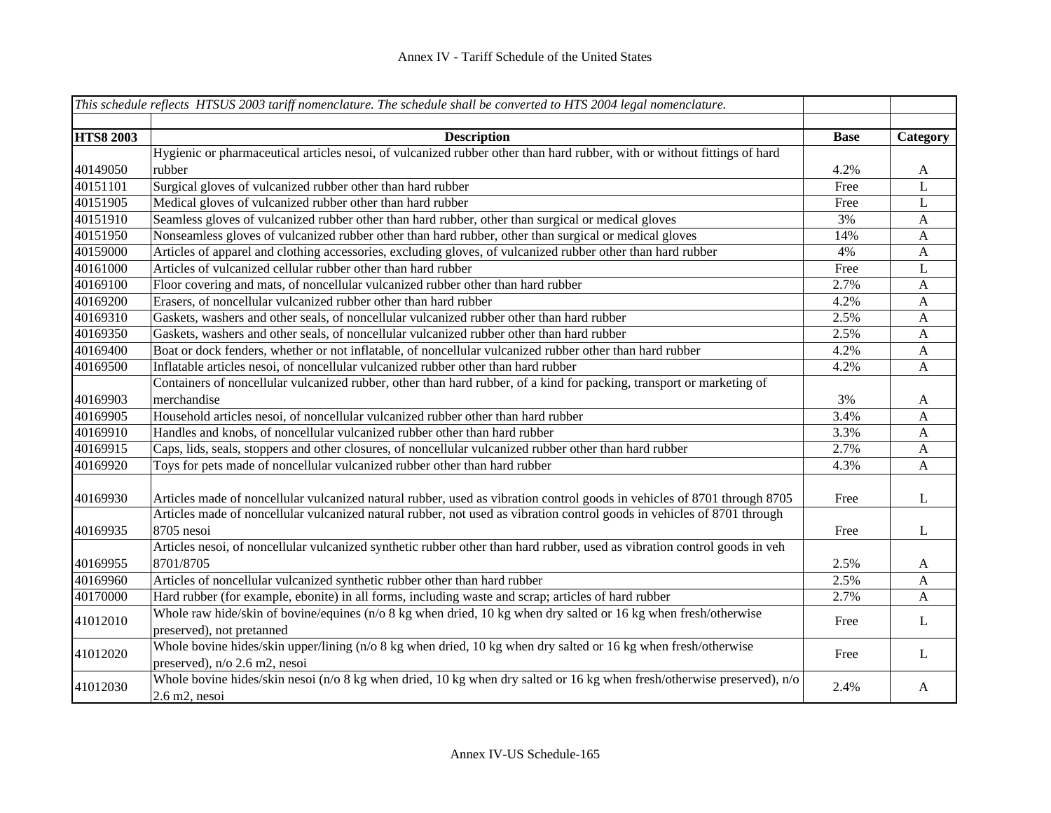# Annex IV - Tariff Schedule of the United States

| *This schedule reflects HTSUS 2003 tariff nomenclature. The schedule shall be converted to HTS 2004 legal nomenclature.* | | | |
|---|---|---|---|
| **HTS8 2003** | **Description** | **Base** | **Category** |
| 40149050 | Hygienic or pharmaceutical articles nesoi, of vulcanized rubber other than hard rubber, with or without fittings of hard rubber | 4.2% | A |
| 40151101 | Surgical gloves of vulcanized rubber other than hard rubber | Free | L |
| 40151905 | Medical gloves of vulcanized rubber other than hard rubber | Free | L |
| 40151910 | Seamless gloves of vulcanized rubber other than hard rubber, other than surgical or medical gloves | 3% | A |
| 40151950 | Nonseamless gloves of vulcanized rubber other than hard rubber, other than surgical or medical gloves | 14% | A |
| 40159000 | Articles of apparel and clothing accessories, excluding gloves, of vulcanized rubber other than hard rubber | 4% | A |
| 40161000 | Articles of vulcanized cellular rubber other than hard rubber | Free | L |
| 40169100 | Floor covering and mats, of noncellular vulcanized rubber other than hard rubber | 2.7% | A |
| 40169200 | Erasers, of noncellular vulcanized rubber other than hard rubber | 4.2% | A |
| 40169310 | Gaskets, washers and other seals, of noncellular vulcanized rubber other than hard rubber | 2.5% | A |
| 40169350 | Gaskets, washers and other seals, of noncellular vulcanized rubber other than hard rubber | 2.5% | A |
| 40169400 | Boat or dock fenders, whether or not inflatable, of noncellular vulcanized rubber other than hard rubber | 4.2% | A |
| 40169500 | Inflatable articles nesoi, of noncellular vulcanized rubber other than hard rubber | 4.2% | A |
| 40169903 | Containers of noncellular vulcanized rubber, other than hard rubber, of a kind for packing, transport or marketing of merchandise | 3% | A |
| 40169905 | Household articles nesoi, of noncellular vulcanized rubber other than hard rubber | 3.4% | A |
| 40169910 | Handles and knobs, of noncellular vulcanized rubber other than hard rubber | 3.3% | A |
| 40169915 | Caps, lids, seals, stoppers and other closures, of noncellular vulcanized rubber other than hard rubber | 2.7% | A |
| 40169920 | Toys for pets made of noncellular vulcanized rubber other than hard rubber | 4.3% | A |
| 40169930 | Articles made of noncellular vulcanized natural rubber, used as vibration control goods in vehicles of 8701 through 8705 | Free | L |
| 40169935 | Articles made of noncellular vulcanized natural rubber, not used as vibration control goods in vehicles of 8701 through 8705 nesoi | Free | L |
| 40169955 | Articles nesoi, of noncellular vulcanized synthetic rubber other than hard rubber, used as vibration control goods in veh 8701/8705 | 2.5% | A |
| 40169960 | Articles of noncellular vulcanized synthetic rubber other than hard rubber | 2.5% | A |
| 40170000 | Hard rubber (for example, ebonite) in all forms, including waste and scrap; articles of hard rubber | 2.7% | A |
| 41012010 | Whole raw hide/skin of bovine/equines (n/o 8 kg when dried, 10 kg when dry salted or 16 kg when fresh/otherwise preserved), not pretanned | Free | L |
| 41012020 | Whole bovine hides/skin upper/lining (n/o 8 kg when dried, 10 kg when dry salted or 16 kg when fresh/otherwise preserved), n/o 2.6 m2, nesoi | Free | L |
| 41012030 | Whole bovine hides/skin nesoi (n/o 8 kg when dried, 10 kg when dry salted or 16 kg when fresh/otherwise preserved), n/o 2.6 m2, nesoi | 2.4% | A |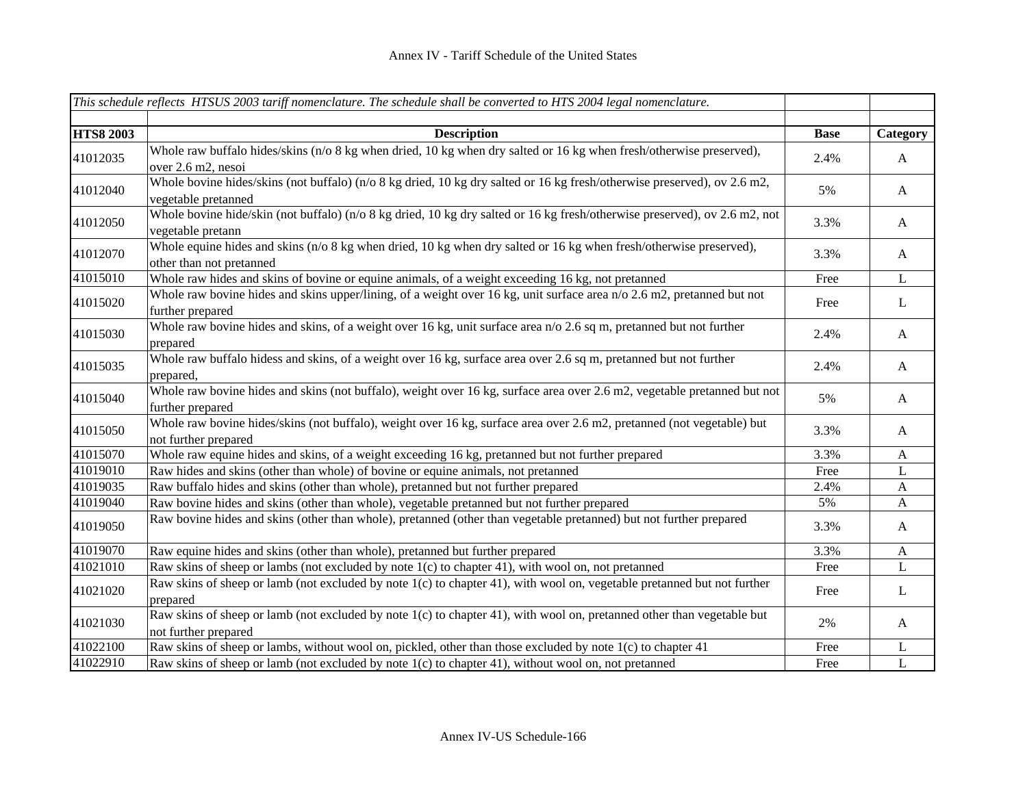Annex IV - Tariff Schedule of the United States

| *This schedule reflects HTSUS 2003 tariff nomenclature. The schedule shall be converted to HTS 2004 legal nomenclature.* | | | |
|---|---|---|---|
| **HTS8 2003** | **Description** | **Base** | **Category** |
| 41012035 | Whole raw buffalo hides/skins (n/o 8 kg when dried, 10 kg when dry salted or 16 kg when fresh/otherwise preserved), over 2.6 m2, nesoi | 2.4% | A |
| 41012040 | Whole bovine hides/skins (not buffalo) (n/o 8 kg dried, 10 kg dry salted or 16 kg fresh/otherwise preserved), ov 2.6 m2, vegetable pretanned | 5% | A |
| 41012050 | Whole bovine hide/skin (not buffalo) (n/o 8 kg dried, 10 kg dry salted or 16 kg fresh/otherwise preserved), ov 2.6 m2, not vegetable pretann | 3.3% | A |
| 41012070 | Whole equine hides and skins (n/o 8 kg when dried, 10 kg when dry salted or 16 kg when fresh/otherwise preserved), other than not pretanned | 3.3% | A |
| 41015010 | Whole raw hides and skins of bovine or equine animals, of a weight exceeding 16 kg, not pretanned | Free | L |
| 41015020 | Whole raw bovine hides and skins upper/lining, of a weight over 16 kg, unit surface area n/o 2.6 m2, pretanned but not further prepared | Free | L |
| 41015030 | Whole raw bovine hides and skins, of a weight over 16 kg, unit surface area n/o 2.6 sq m, pretanned but not further prepared | 2.4% | A |
| 41015035 | Whole raw buffalo hidess and skins, of a weight over 16 kg, surface area over 2.6 sq m, pretanned but not further prepared, | 2.4% | A |
| 41015040 | Whole raw bovine hides and skins (not buffalo), weight over 16 kg, surface area over 2.6 m2, vegetable pretanned but not further prepared | 5% | A |
| 41015050 | Whole raw bovine hides/skins (not buffalo), weight over 16 kg, surface area over 2.6 m2, pretanned (not vegetable) but not further prepared | 3.3% | A |
| 41015070 | Whole raw equine hides and skins, of a weight exceeding 16 kg, pretanned but not further prepared | 3.3% | A |
| 41019010 | Raw hides and skins (other than whole) of bovine or equine animals, not pretanned | Free | L |
| 41019035 | Raw buffalo hides and skins (other than whole), pretanned but not further prepared | 2.4% | A |
| 41019040 | Raw bovine hides and skins (other than whole), vegetable pretanned but not further prepared | 5% | A |
| 41019050 | Raw bovine hides and skins (other than whole), pretanned (other than vegetable pretanned) but not further prepared | 3.3% | A |
| 41019070 | Raw equine hides and skins (other than whole), pretanned but further prepared | 3.3% | A |
| 41021010 | Raw skins of sheep or lambs (not excluded by note 1(c) to chapter 41), with wool on, not pretanned | Free | L |
| 41021020 | Raw skins of sheep or lamb (not excluded by note 1(c) to chapter 41), with wool on, vegetable pretanned but not further prepared | Free | L |
| 41021030 | Raw skins of sheep or lamb (not excluded by note 1(c) to chapter 41), with wool on, pretanned other than vegetable but not further prepared | 2% | A |
| 41022100 | Raw skins of sheep or lambs, without wool on, pickled, other than those excluded by note 1(c) to chapter 41 | Free | L |
| 41022910 | Raw skins of sheep or lamb (not excluded by note 1(c) to chapter 41), without wool on, not pretanned | Free | L |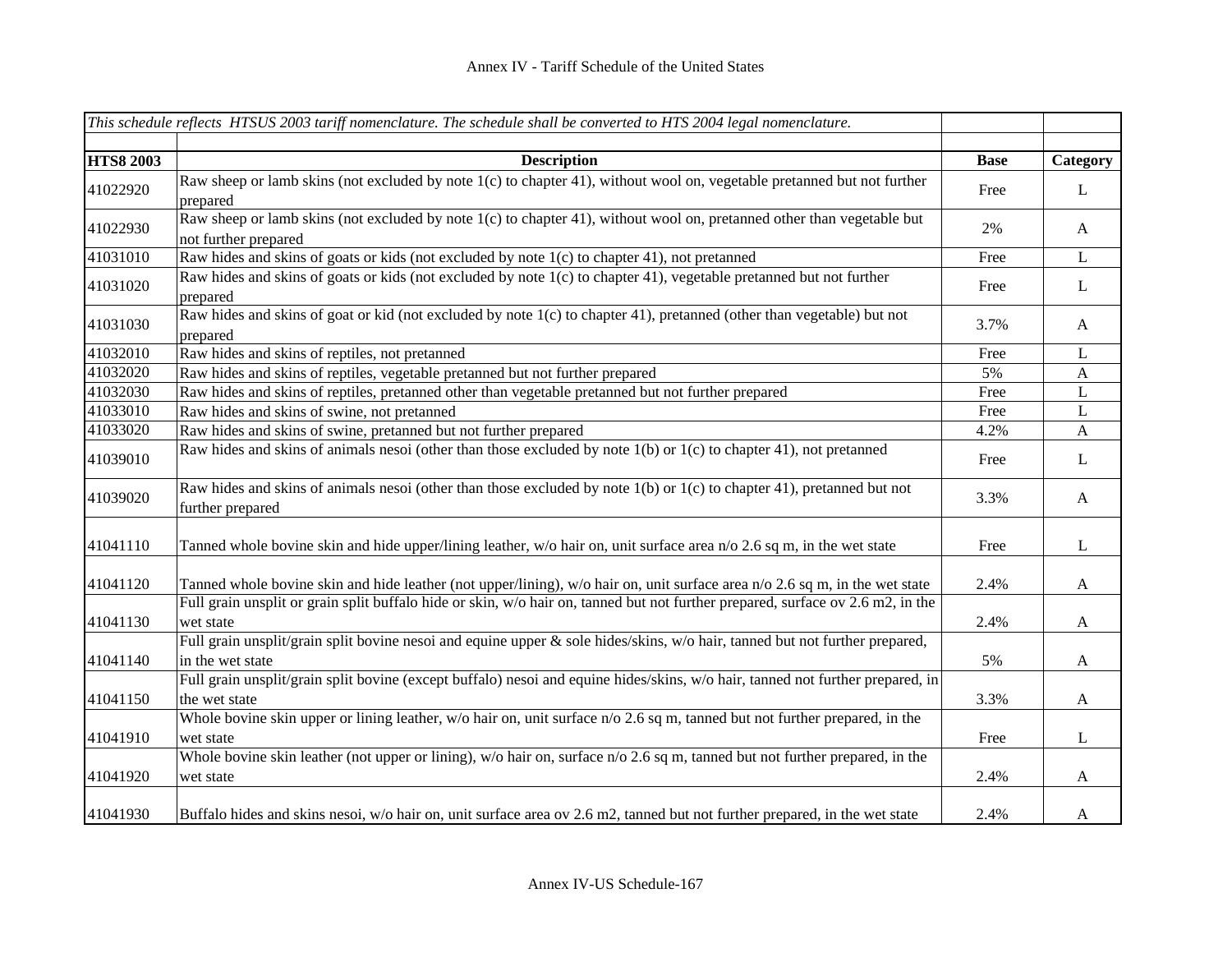# Annex IV - Tariff Schedule of the United States

| *This schedule reflects HTSUS 2003 tariff nomenclature. The schedule shall be converted to HTS 2004 legal nomenclature.* | | | |
|---|---|---|---|
| | | | |
| **HTS8 2003** | **Description** | **Base** | **Category** |
| 41022920 | Raw sheep or lamb skins (not excluded by note 1(c) to chapter 41), without wool on, vegetable pretanned but not further prepared | Free | L |
| 41022930 | Raw sheep or lamb skins (not excluded by note 1(c) to chapter 41), without wool on, pretanned other than vegetable but not further prepared | 2% | A |
| 41031010 | Raw hides and skins of goats or kids (not excluded by note 1(c) to chapter 41), not pretanned | Free | L |
| 41031020 | Raw hides and skins of goats or kids (not excluded by note 1(c) to chapter 41), vegetable pretanned but not further prepared | Free | L |
| 41031030 | Raw hides and skins of goat or kid (not excluded by note 1(c) to chapter 41), pretanned (other than vegetable) but not prepared | 3.7% | A |
| 41032010 | Raw hides and skins of reptiles, not pretanned | Free | L |
| 41032020 | Raw hides and skins of reptiles, vegetable pretanned but not further prepared | 5% | A |
| 41032030 | Raw hides and skins of reptiles, pretanned other than vegetable pretanned but not further prepared | Free | L |
| 41033010 | Raw hides and skins of swine, not pretanned | Free | L |
| 41033020 | Raw hides and skins of swine, pretanned but not further prepared | 4.2% | A |
| 41039010 | Raw hides and skins of animals nesoi (other than those excluded by note 1(b) or 1(c) to chapter 41), not pretanned | Free | L |
| 41039020 | Raw hides and skins of animals nesoi (other than those excluded by note 1(b) or 1(c) to chapter 41), pretanned but not further prepared | 3.3% | A |
| 41041110 | Tanned whole bovine skin and hide upper/lining leather, w/o hair on, unit surface area n/o 2.6 sq m, in the wet state | Free | L |
| 41041120 | Tanned whole bovine skin and hide leather (not upper/lining), w/o hair on, unit surface area n/o 2.6 sq m, in the wet state | 2.4% | A |
| 41041130 | Full grain unsplit or grain split buffalo hide or skin, w/o hair on, tanned but not further prepared, surface ov 2.6 m2, in the wet state | 2.4% | A |
| 41041140 | Full grain unsplit/grain split bovine nesoi and equine upper & sole hides/skins, w/o hair, tanned but not further prepared, in the wet state | 5% | A |
| 41041150 | Full grain unsplit/grain split bovine (except buffalo) nesoi and equine hides/skins, w/o hair, tanned not further prepared, in the wet state | 3.3% | A |
| 41041910 | Whole bovine skin upper or lining leather, w/o hair on, unit surface n/o 2.6 sq m, tanned but not further prepared, in the wet state | Free | L |
| 41041920 | Whole bovine skin leather (not upper or lining), w/o hair on, surface n/o 2.6 sq m, tanned but not further prepared, in the wet state | 2.4% | A |
| 41041930 | Buffalo hides and skins nesoi, w/o hair on, unit surface area ov 2.6 m2, tanned but not further prepared, in the wet state | 2.4% | A |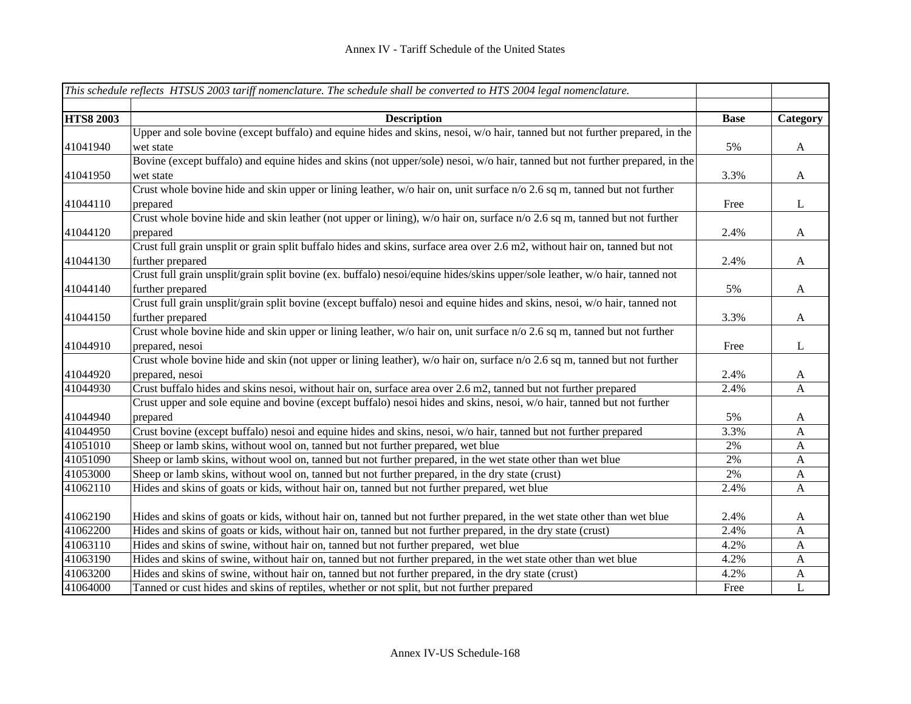## Annex IV - Tariff Schedule of the United States

| *This schedule reflects HTSUS 2003 tariff nomenclature. The schedule shall be converted to HTS 2004 legal nomenclature.* | | | |
|---|---|---|---|
| **HTS8 2003** | **Description** | **Base** | **Category** |
| 41041940 | Upper and sole bovine (except buffalo) and equine hides and skins, nesoi, w/o hair, tanned but not further prepared, in the wet state | 5% | A |
| 41041950 | Bovine (except buffalo) and equine hides and skins (not upper/sole) nesoi, w/o hair, tanned but not further prepared, in the wet state | 3.3% | A |
| 41044110 | Crust whole bovine hide and skin upper or lining leather, w/o hair on, unit surface n/o 2.6 sq m, tanned but not further prepared | Free | L |
| 41044120 | Crust whole bovine hide and skin leather (not upper or lining), w/o hair on, surface n/o 2.6 sq m, tanned but not further prepared | 2.4% | A |
| 41044130 | Crust full grain unsplit or grain split buffalo hides and skins, surface area over 2.6 m2, without hair on, tanned but not further prepared | 2.4% | A |
| 41044140 | Crust full grain unsplit/grain split bovine (ex. buffalo) nesoi/equine hides/skins upper/sole leather, w/o hair, tanned not further prepared | 5% | A |
| 41044150 | Crust full grain unsplit/grain split bovine (except buffalo) nesoi and equine hides and skins, nesoi, w/o hair, tanned not further prepared | 3.3% | A |
| 41044910 | Crust whole bovine hide and skin upper or lining leather, w/o hair on, unit surface n/o 2.6 sq m, tanned but not further prepared, nesoi | Free | L |
| 41044920 | Crust whole bovine hide and skin (not upper or lining leather), w/o hair on, surface n/o 2.6 sq m, tanned but not further prepared, nesoi | 2.4% | A |
| 41044930 | Crust buffalo hides and skins nesoi, without hair on, surface area over 2.6 m2, tanned but not further prepared | 2.4% | A |
| 41044940 | Crust upper and sole equine and bovine (except buffalo) nesoi hides and skins, nesoi, w/o hair, tanned but not further prepared | 5% | A |
| 41044950 | Crust bovine (except buffalo) nesoi and equine hides and skins, nesoi, w/o hair, tanned but not further prepared | 3.3% | A |
| 41051010 | Sheep or lamb skins, without wool on, tanned but not further prepared, wet blue | 2% | A |
| 41051090 | Sheep or lamb skins, without wool on, tanned but not further prepared, in the wet state other than wet blue | 2% | A |
| 41053000 | Sheep or lamb skins, without wool on, tanned but not further prepared, in the dry state (crust) | 2% | A |
| 41062110 | Hides and skins of goats or kids, without hair on, tanned but not further prepared, wet blue | 2.4% | A |
| 41062190 | Hides and skins of goats or kids, without hair on, tanned but not further prepared, in the wet state other than wet blue | 2.4% | A |
| 41062200 | Hides and skins of goats or kids, without hair on, tanned but not further prepared, in the dry state (crust) | 2.4% | A |
| 41063110 | Hides and skins of swine, without hair on, tanned but not further prepared, wet blue | 4.2% | A |
| 41063190 | Hides and skins of swine, without hair on, tanned but not further prepared, in the wet state other than wet blue | 4.2% | A |
| 41063200 | Hides and skins of swine, without hair on, tanned but not further prepared, in the dry state (crust) | 4.2% | A |
| 41064000 | Tanned or cust hides and skins of reptiles, whether or not split, but not further prepared | Free | L |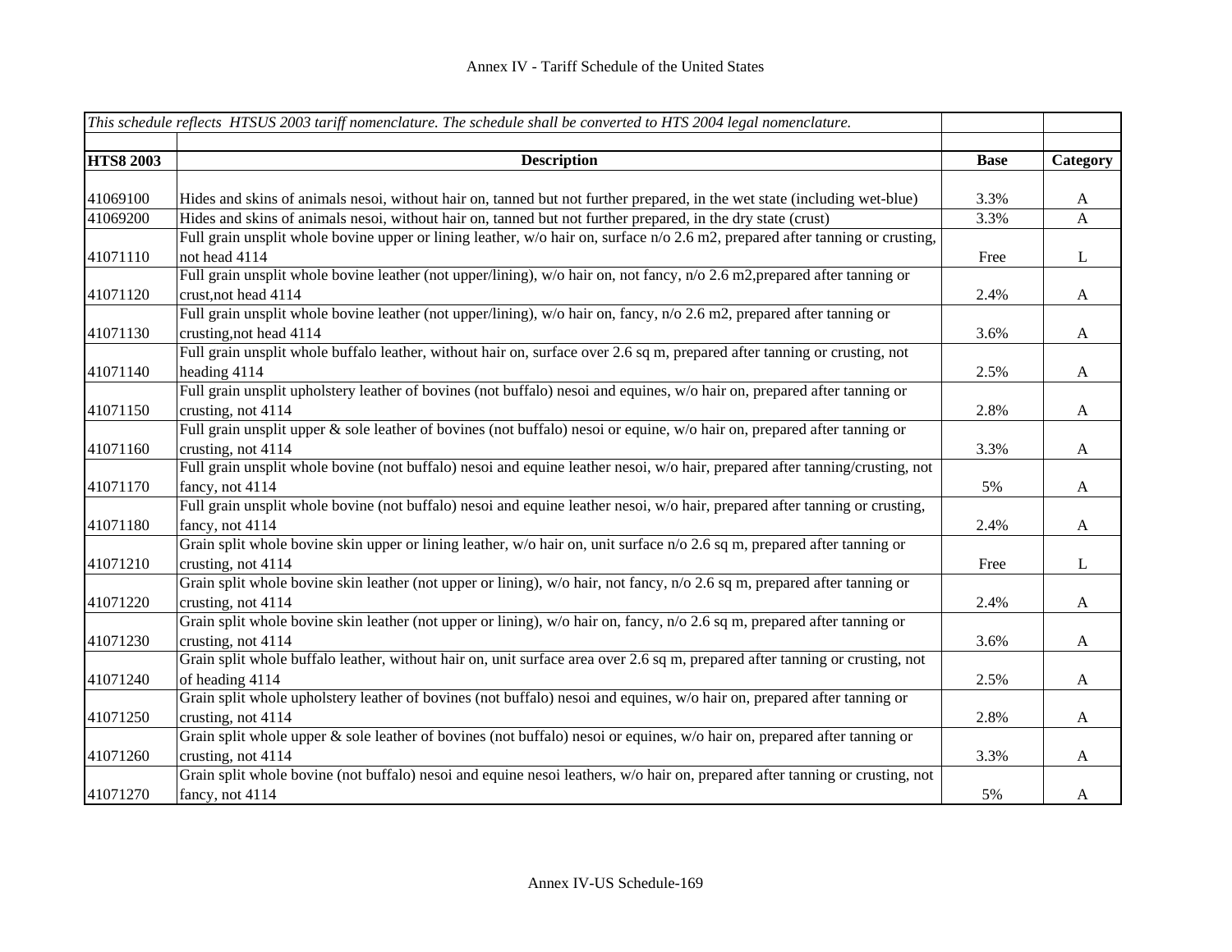# Annex IV - Tariff Schedule of the United States

| *This schedule reflects HTSUS 2003 tariff nomenclature. The schedule shall be converted to HTS 2004 legal nomenclature.* | | | |
|---|---|---|---|
| **HTS8 2003** | **Description** | **Base** | **Category** |
| 41069100 | Hides and skins of animals nesoi, without hair on, tanned but not further prepared, in the wet state (including wet-blue) | 3.3% | A |
| 41069200 | Hides and skins of animals nesoi, without hair on, tanned but not further prepared, in the dry state (crust) | 3.3% | A |
| 41071110 | Full grain unsplit whole bovine upper or lining leather, w/o hair on, surface n/o 2.6 m2, prepared after tanning or crusting, not head 4114 | Free | L |
| 41071120 | Full grain unsplit whole bovine leather (not upper/lining), w/o hair on, not fancy, n/o 2.6 m2,prepared after tanning or crust,not head 4114 | 2.4% | A |
| 41071130 | Full grain unsplit whole bovine leather (not upper/lining), w/o hair on, fancy, n/o 2.6 m2, prepared after tanning or crusting,not head 4114 | 3.6% | A |
| 41071140 | Full grain unsplit whole buffalo leather, without hair on, surface over 2.6 sq m, prepared after tanning or crusting, not heading 4114 | 2.5% | A |
| 41071150 | Full grain unsplit upholstery leather of bovines (not buffalo) nesoi and equines, w/o hair on, prepared after tanning or crusting, not 4114 | 2.8% | A |
| 41071160 | Full grain unsplit upper & sole leather of bovines (not buffalo) nesoi or equine, w/o hair on, prepared after tanning or crusting, not 4114 | 3.3% | A |
| 41071170 | Full grain unsplit whole bovine (not buffalo) nesoi and equine leather nesoi, w/o hair, prepared after tanning/crusting, not fancy, not 4114 | 5% | A |
| 41071180 | Full grain unsplit whole bovine (not buffalo) nesoi and equine leather nesoi, w/o hair, prepared after tanning or crusting, fancy, not 4114 | 2.4% | A |
| 41071210 | Grain split whole bovine skin upper or lining leather, w/o hair on, unit surface n/o 2.6 sq m, prepared after tanning or crusting, not 4114 | Free | L |
| 41071220 | Grain split whole bovine skin leather (not upper or lining), w/o hair, not fancy, n/o 2.6 sq m, prepared after tanning or crusting, not 4114 | 2.4% | A |
| 41071230 | Grain split whole bovine skin leather (not upper or lining), w/o hair on, fancy, n/o 2.6 sq m, prepared after tanning or crusting, not 4114 | 3.6% | A |
| 41071240 | Grain split whole buffalo leather, without hair on, unit surface area over 2.6 sq m, prepared after tanning or crusting, not of heading 4114 | 2.5% | A |
| 41071250 | Grain split whole upholstery leather of bovines (not buffalo) nesoi and equines, w/o hair on, prepared after tanning or crusting, not 4114 | 2.8% | A |
| 41071260 | Grain split whole upper & sole leather of bovines (not buffalo) nesoi or equines, w/o hair on, prepared after tanning or crusting, not 4114 | 3.3% | A |
| 41071270 | Grain split whole bovine (not buffalo) nesoi and equine nesoi leathers, w/o hair on, prepared after tanning or crusting, not fancy, not 4114 | 5% | A |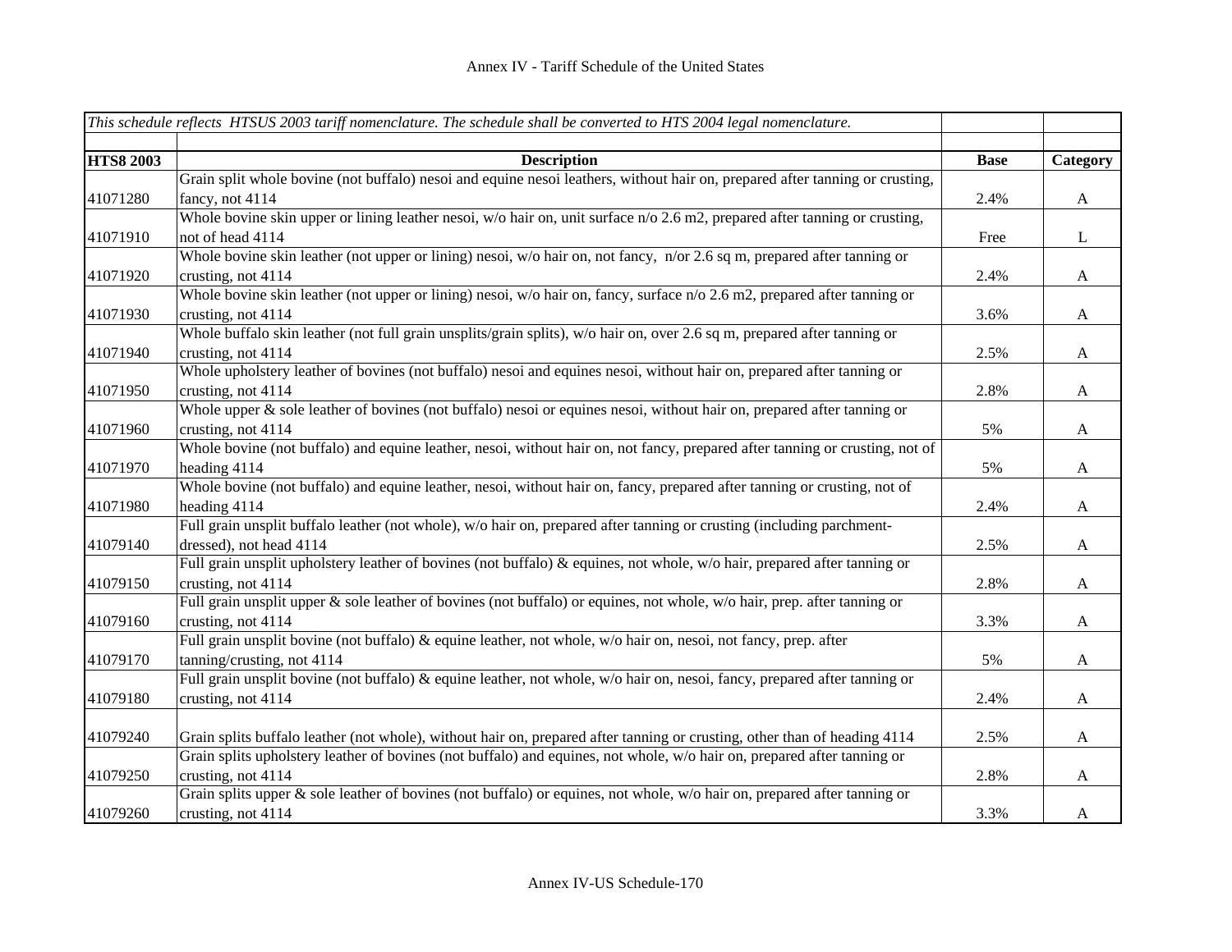Annex IV - Tariff Schedule of the United States

| *This schedule reflects HTSUS 2003 tariff nomenclature. The schedule shall be converted to HTS 2004 legal nomenclature.* | | | |
|---|---|---|---|
| **HTS8 2003** | **Description** | **Base** | **Category** |
| 41071280 | Grain split whole bovine (not buffalo) nesoi and equine nesoi leathers, without hair on, prepared after tanning or crusting, fancy, not 4114 | 2.4% | A |
| 41071910 | Whole bovine skin upper or lining leather nesoi, w/o hair on, unit surface n/o 2.6 m2, prepared after tanning or crusting, not of head 4114 | Free | L |
| 41071920 | Whole bovine skin leather (not upper or lining) nesoi, w/o hair on, not fancy, n/or 2.6 sq m, prepared after tanning or crusting, not 4114 | 2.4% | A |
| 41071930 | Whole bovine skin leather (not upper or lining) nesoi, w/o hair on, fancy, surface n/o 2.6 m2, prepared after tanning or crusting, not 4114 | 3.6% | A |
| 41071940 | Whole buffalo skin leather (not full grain unsplits/grain splits), w/o hair on, over 2.6 sq m, prepared after tanning or crusting, not 4114 | 2.5% | A |
| 41071950 | Whole upholstery leather of bovines (not buffalo) nesoi and equines nesoi, without hair on, prepared after tanning or crusting, not 4114 | 2.8% | A |
| 41071960 | Whole upper & sole leather of bovines (not buffalo) nesoi or equines nesoi, without hair on, prepared after tanning or crusting, not 4114 | 5% | A |
| 41071970 | Whole bovine (not buffalo) and equine leather, nesoi, without hair on, not fancy, prepared after tanning or crusting, not of heading 4114 | 5% | A |
| 41071980 | Whole bovine (not buffalo) and equine leather, nesoi, without hair on, fancy, prepared after tanning or crusting, not of heading 4114 | 2.4% | A |
| 41079140 | Full grain unsplit buffalo leather (not whole), w/o hair on, prepared after tanning or crusting (including parchment-dressed), not head 4114 | 2.5% | A |
| 41079150 | Full grain unsplit upholstery leather of bovines (not buffalo) & equines, not whole, w/o hair, prepared after tanning or crusting, not 4114 | 2.8% | A |
| 41079160 | Full grain unsplit upper & sole leather of bovines (not buffalo) or equines, not whole, w/o hair, prep. after tanning or crusting, not 4114 | 3.3% | A |
| 41079170 | Full grain unsplit bovine (not buffalo) & equine leather, not whole, w/o hair on, nesoi, not fancy, prep. after tanning/crusting, not 4114 | 5% | A |
| 41079180 | Full grain unsplit bovine (not buffalo) & equine leather, not whole, w/o hair on, nesoi, fancy, prepared after tanning or crusting, not 4114 | 2.4% | A |
| 41079240 | Grain splits buffalo leather (not whole), without hair on, prepared after tanning or crusting, other than of heading 4114 | 2.5% | A |
| 41079250 | Grain splits upholstery leather of bovines (not buffalo) and equines, not whole, w/o hair on, prepared after tanning or crusting, not 4114 | 2.8% | A |
| 41079260 | Grain splits upper & sole leather of bovines (not buffalo) or equines, not whole, w/o hair on, prepared after tanning or crusting, not 4114 | 3.3% | A |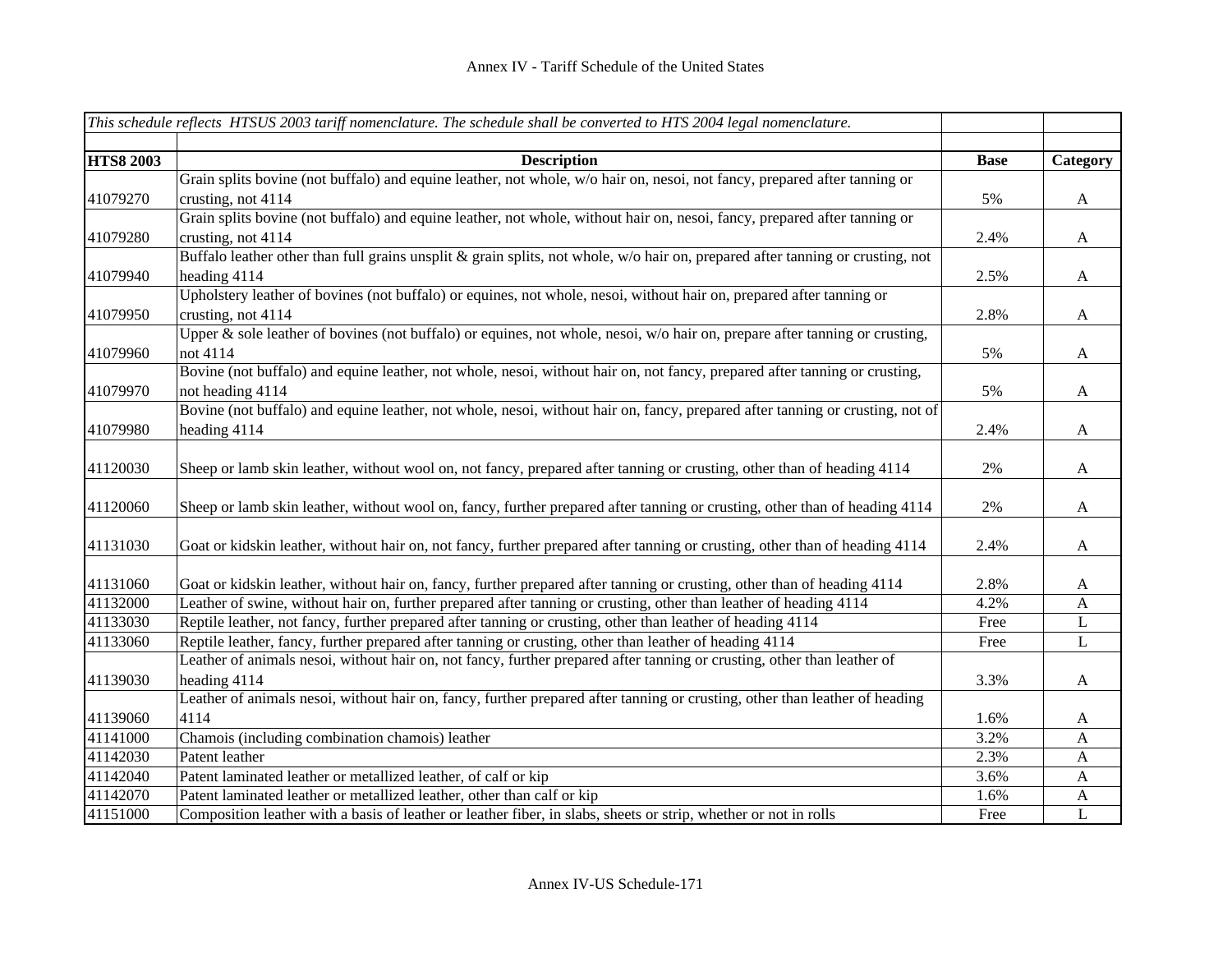# Annex IV - Tariff Schedule of the United States

| *This schedule reflects HTSUS 2003 tariff nomenclature. The schedule shall be converted to HTS 2004 legal nomenclature.* | | | |
|---|---|---|---|
| **HTS8 2003** | **Description** | **Base** | **Category** |
| 41079270 | Grain splits bovine (not buffalo) and equine leather, not whole, w/o hair on, nesoi, not fancy, prepared after tanning or crusting, not 4114 | 5% | A |
| 41079280 | Grain splits bovine (not buffalo) and equine leather, not whole, without hair on, nesoi, fancy, prepared after tanning or crusting, not 4114 | 2.4% | A |
| 41079940 | Buffalo leather other than full grains unsplit & grain splits, not whole, w/o hair on, prepared after tanning or crusting, not heading 4114 | 2.5% | A |
| 41079950 | Upholstery leather of bovines (not buffalo) or equines, not whole, nesoi, without hair on, prepared after tanning or crusting, not 4114 | 2.8% | A |
| 41079960 | Upper & sole leather of bovines (not buffalo) or equines, not whole, nesoi, w/o hair on, prepare after tanning or crusting, not 4114 | 5% | A |
| 41079970 | Bovine (not buffalo) and equine leather, not whole, nesoi, without hair on, not fancy, prepared after tanning or crusting, not heading 4114 | 5% | A |
| 41079980 | Bovine (not buffalo) and equine leather, not whole, nesoi, without hair on, fancy, prepared after tanning or crusting, not of heading 4114 | 2.4% | A |
| 41120030 | Sheep or lamb skin leather, without wool on, not fancy, prepared after tanning or crusting, other than of heading 4114 | 2% | A |
| 41120060 | Sheep or lamb skin leather, without wool on, fancy, further prepared after tanning or crusting, other than of heading 4114 | 2% | A |
| 41131030 | Goat or kidskin leather, without hair on, not fancy, further prepared after tanning or crusting, other than of heading 4114 | 2.4% | A |
| 41131060 | Goat or kidskin leather, without hair on, fancy, further prepared after tanning or crusting, other than of heading 4114 | 2.8% | A |
| 41132000 | Leather of swine, without hair on, further prepared after tanning or crusting, other than leather of heading 4114 | 4.2% | A |
| 41133030 | Reptile leather, not fancy, further prepared after tanning or crusting, other than leather of heading 4114 | Free | L |
| 41133060 | Reptile leather, fancy, further prepared after tanning or crusting, other than leather of heading 4114 | Free | L |
| 41139030 | Leather of animals nesoi, without hair on, not fancy, further prepared after tanning or crusting, other than leather of heading 4114 | 3.3% | A |
| 41139060 | Leather of animals nesoi, without hair on, fancy, further prepared after tanning or crusting, other than leather of heading 4114 | 1.6% | A |
| 41141000 | Chamois (including combination chamois) leather | 3.2% | A |
| 41142030 | Patent leather | 2.3% | A |
| 41142040 | Patent laminated leather or metallized leather, of calf or kip | 3.6% | A |
| 41142070 | Patent laminated leather or metallized leather, other than calf or kip | 1.6% | A |
| 41151000 | Composition leather with a basis of leather or leather fiber, in slabs, sheets or strip, whether or not in rolls | Free | L |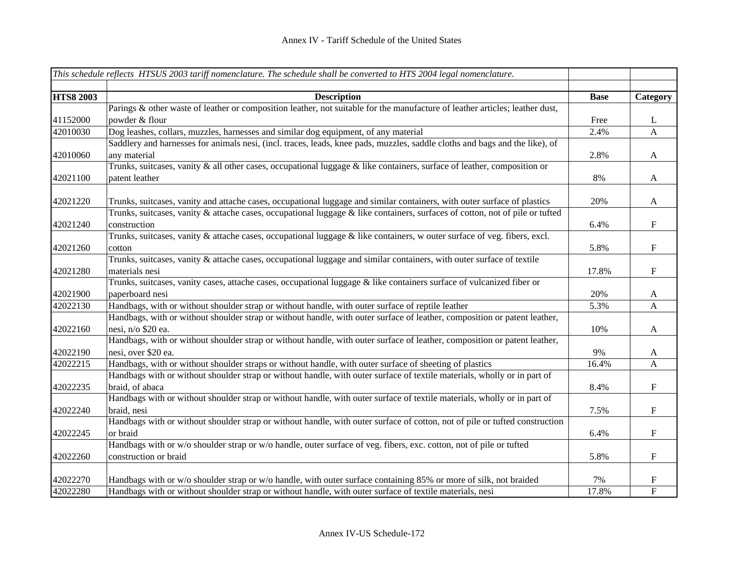Annex IV - Tariff Schedule of the United States

| *This schedule reflects HTSUS 2003 tariff nomenclature. The schedule shall be converted to HTS 2004 legal nomenclature.* | | | |
|---|---|---|---|
| | | | |
| **HTS8 2003** | **Description** | **Base** | **Category** |
| 41152000 | Parings & other waste of leather or composition leather, not suitable for the manufacture of leather articles; leather dust, powder & flour | Free | L |
| 42010030 | Dog leashes, collars, muzzles, harnesses and similar dog equipment, of any material | 2.4% | A |
| 42010060 | Saddlery and harnesses for animals nesi, (incl. traces, leads, knee pads, muzzles, saddle cloths and bags and the like), of any material | 2.8% | A |
| 42021100 | Trunks, suitcases, vanity & all other cases, occupational luggage & like containers, surface of leather, composition or patent leather | 8% | A |
| 42021220 | Trunks, suitcases, vanity and attache cases, occupational luggage and similar containers, with outer surface of plastics | 20% | A |
| 42021240 | Trunks, suitcases, vanity & attache cases, occupational luggage & like containers, surfaces of cotton, not of pile or tufted construction | 6.4% | F |
| 42021260 | Trunks, suitcases, vanity & attache cases, occupational luggage & like containers, w outer surface of veg. fibers, excl. cotton | 5.8% | F |
| 42021280 | Trunks, suitcases, vanity & attache cases, occupational luggage and similar containers, with outer surface of textile materials nesi | 17.8% | F |
| 42021900 | Trunks, suitcases, vanity cases, attache cases, occupational luggage & like containers surface of vulcanized fiber or paperboard nesi | 20% | A |
| 42022130 | Handbags, with or without shoulder strap or without handle, with outer surface of reptile leather | 5.3% | A |
| 42022160 | Handbags, with or without shoulder strap or without handle, with outer surface of leather, composition or patent leather, nesi, n/o $20 ea. | 10% | A |
| 42022190 | Handbags, with or without shoulder strap or without handle, with outer surface of leather, composition or patent leather, nesi, over $20 ea. | 9% | A |
| 42022215 | Handbags, with or without shoulder straps or without handle, with outer surface of sheeting of plastics | 16.4% | A |
| 42022235 | Handbags with or without shoulder strap or without handle, with outer surface of textile materials, wholly or in part of braid, of abaca | 8.4% | F |
| 42022240 | Handbags with or without shoulder strap or without handle, with outer surface of textile materials, wholly or in part of braid, nesi | 7.5% | F |
| 42022245 | Handbags with or without shoulder strap or without handle, with outer surface of cotton, not of pile or tufted construction or braid | 6.4% | F |
| 42022260 | Handbags with or w/o shoulder strap or w/o handle, outer surface of veg. fibers, exc. cotton, not of pile or tufted construction or braid | 5.8% | F |
| 42022270 | Handbags with or w/o shoulder strap or w/o handle, with outer surface containing 85% or more of silk, not braided | 7% | F |
| 42022280 | Handbags with or without shoulder strap or without handle, with outer surface of textile materials, nesi | 17.8% | F |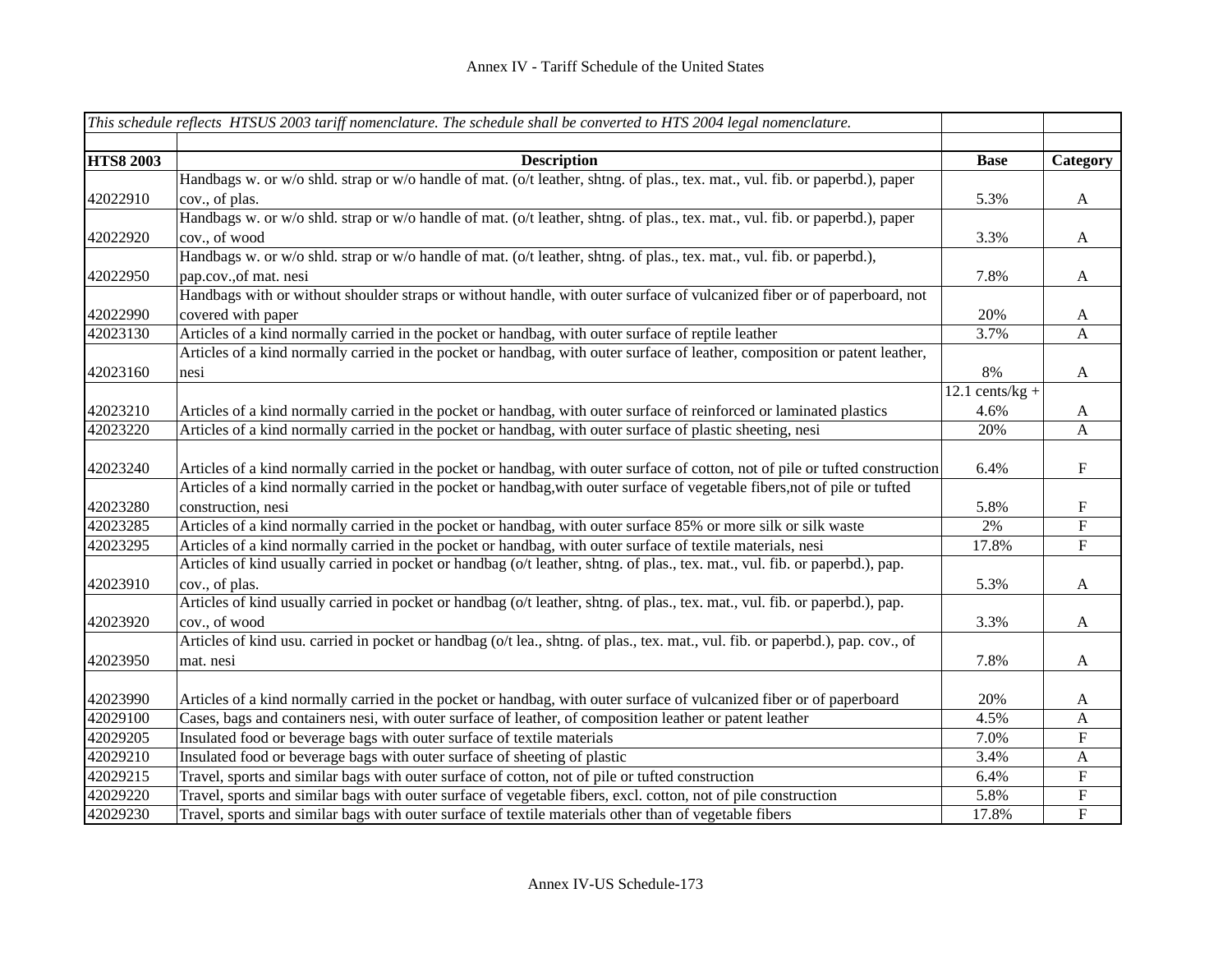| This schedule reflects HTSUS 2003 tariff nomenclature. The schedule shall be converted to HTS 2004 legal nomenclature. | | | |
|---|---|---|---|
| **HTS8 2003** | **Description** | **Base** | **Category** |
| 42022910 | Handbags w. or w/o shld. strap or w/o handle of mat. (o/t leather, shtng. of plas., tex. mat., vul. fib. or paperbd.), paper cov., of plas. | 5.3% | A |
| 42022920 | Handbags w. or w/o shld. strap or w/o handle of mat. (o/t leather, shtng. of plas., tex. mat., vul. fib. or paperbd.), paper cov., of wood | 3.3% | A |
| 42022950 | Handbags w. or w/o shld. strap or w/o handle of mat. (o/t leather, shtng. of plas., tex. mat., vul. fib. or paperbd.), pap.cov.,of mat. nesi | 7.8% | A |
| 42022990 | Handbags with or without shoulder straps or without handle, with outer surface of vulcanized fiber or of paperboard, not covered with paper | 20% | A |
| 42023130 | Articles of a kind normally carried in the pocket or handbag, with outer surface of reptile leather | 3.7% | A |
| 42023160 | Articles of a kind normally carried in the pocket or handbag, with outer surface of leather, composition or patent leather, nesi | 8% | A |
| 42023210 | Articles of a kind normally carried in the pocket or handbag, with outer surface of reinforced or laminated plastics | 12.1 cents/kg + 4.6% | A |
| 42023220 | Articles of a kind normally carried in the pocket or handbag, with outer surface of plastic sheeting, nesi | 20% | A |
| 42023240 | Articles of a kind normally carried in the pocket or handbag, with outer surface of cotton, not of pile or tufted construction | 6.4% | F |
| 42023280 | Articles of a kind normally carried in the pocket or handbag,with outer surface of vegetable fibers,not of pile or tufted construction, nesi | 5.8% | F |
| 42023285 | Articles of a kind normally carried in the pocket or handbag, with outer surface 85% or more silk or silk waste | 2% | F |
| 42023295 | Articles of a kind normally carried in the pocket or handbag, with outer surface of textile materials, nesi | 17.8% | F |
| 42023910 | Articles of kind usually carried in pocket or handbag (o/t leather, shtng. of plas., tex. mat., vul. fib. or paperbd.), pap. cov., of plas. | 5.3% | A |
| 42023920 | Articles of kind usually carried in pocket or handbag (o/t leather, shtng. of plas., tex. mat., vul. fib. or paperbd.), pap. cov., of wood | 3.3% | A |
| 42023950 | Articles of kind usu. carried in pocket or handbag (o/t lea., shtng. of plas., tex. mat., vul. fib. or paperbd.), pap. cov., of mat. nesi | 7.8% | A |
| 42023990 | Articles of a kind normally carried in the pocket or handbag, with outer surface of vulcanized fiber or of paperboard | 20% | A |
| 42029100 | Cases, bags and containers nesi, with outer surface of leather, of composition leather or patent leather | 4.5% | A |
| 42029205 | Insulated food or beverage bags with outer surface of textile materials | 7.0% | F |
| 42029210 | Insulated food or beverage bags with outer surface of sheeting of plastic | 3.4% | A |
| 42029215 | Travel, sports and similar bags with outer surface of cotton, not of pile or tufted construction | 6.4% | F |
| 42029220 | Travel, sports and similar bags with outer surface of vegetable fibers, excl. cotton, not of pile construction | 5.8% | F |
| 42029230 | Travel, sports and similar bags with outer surface of textile materials other than of vegetable fibers | 17.8% | F |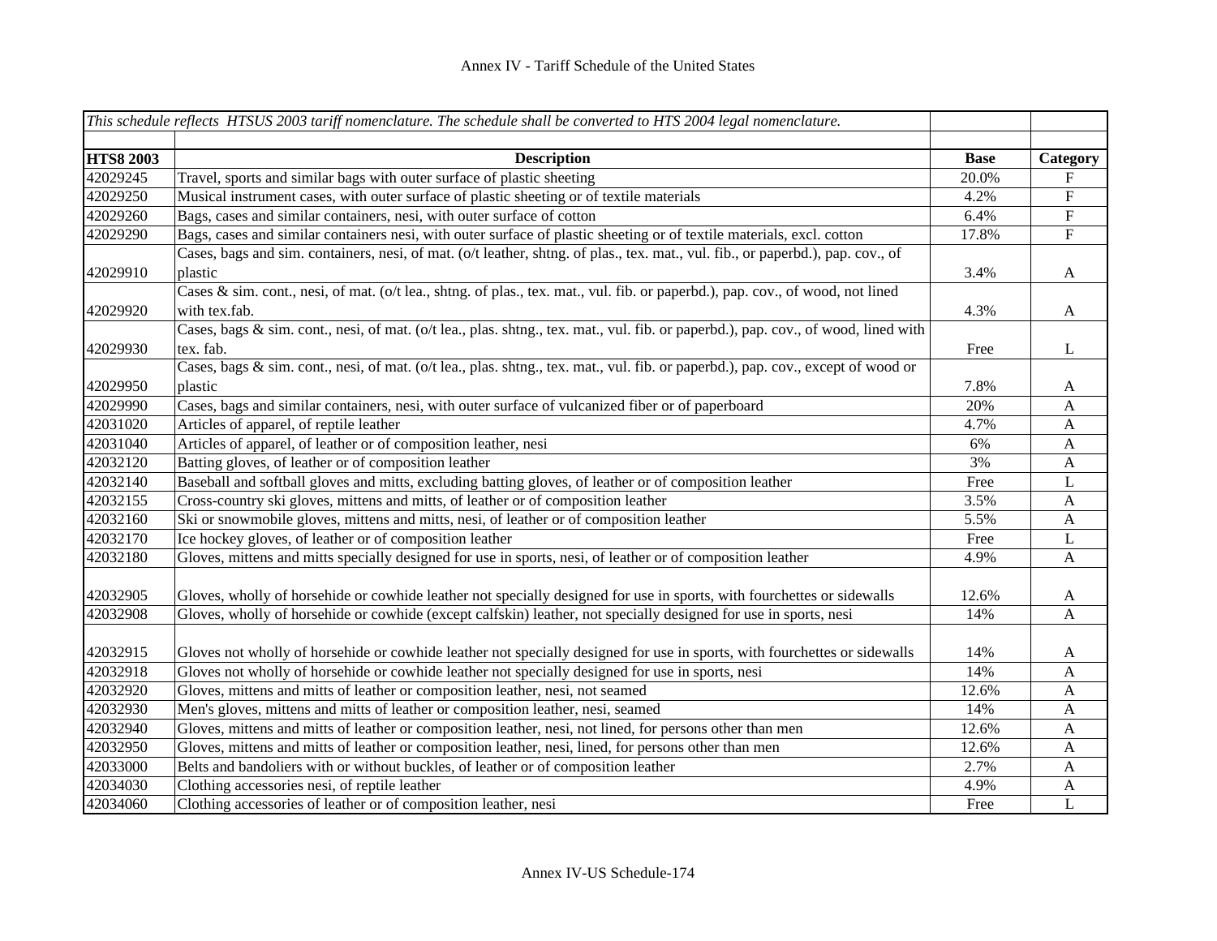# Annex IV - Tariff Schedule of the United States

| *This schedule reflects HTSUS 2003 tariff nomenclature. The schedule shall be converted to HTS 2004 legal nomenclature.* | | | |
|---|---|---|---|
| | | | |
| **HTS8 2003** | **Description** | **Base** | **Category** |
| 42029245 | Travel, sports and similar bags with outer surface of plastic sheeting | 20.0% | F |
| 42029250 | Musical instrument cases, with outer surface of plastic sheeting or of textile materials | 4.2% | F |
| 42029260 | Bags, cases and similar containers, nesi, with outer surface of cotton | 6.4% | F |
| 42029290 | Bags, cases and similar containers nesi, with outer surface of plastic sheeting or of textile materials, excl. cotton | 17.8% | F |
| 42029910 | Cases, bags and sim. containers, nesi, of mat. (o/t leather, shtng. of plas., tex. mat., vul. fib., or paperbd.), pap. cov., of plastic | 3.4% | A |
| 42029920 | Cases & sim. cont., nesi, of mat. (o/t lea., shtng. of plas., tex. mat., vul. fib. or paperbd.), pap. cov., of wood, not lined with tex.fab. | 4.3% | A |
| 42029930 | Cases, bags & sim. cont., nesi, of mat. (o/t lea., plas. shtng., tex. mat., vul. fib. or paperbd.), pap. cov., of wood, lined with tex. fab. | Free | L |
| 42029950 | Cases, bags & sim. cont., nesi, of mat. (o/t lea., plas. shtng., tex. mat., vul. fib. or paperbd.), pap. cov., except of wood or plastic | 7.8% | A |
| 42029990 | Cases, bags and similar containers, nesi, with outer surface of vulcanized fiber or of paperboard | 20% | A |
| 42031020 | Articles of apparel, of reptile leather | 4.7% | A |
| 42031040 | Articles of apparel, of leather or of composition leather, nesi | 6% | A |
| 42032120 | Batting gloves, of leather or of composition leather | 3% | A |
| 42032140 | Baseball and softball gloves and mitts, excluding batting gloves, of leather or of composition leather | Free | L |
| 42032155 | Cross-country ski gloves, mittens and mitts, of leather or of composition leather | 3.5% | A |
| 42032160 | Ski or snowmobile gloves, mittens and mitts, nesi, of leather or of composition leather | 5.5% | A |
| 42032170 | Ice hockey gloves, of leather or of composition leather | Free | L |
| 42032180 | Gloves, mittens and mitts specially designed for use in sports, nesi, of leather or of composition leather | 4.9% | A |
| 42032905 | Gloves, wholly of horsehide or cowhide leather not specially designed for use in sports, with fourchettes or sidewalls | 12.6% | A |
| 42032908 | Gloves, wholly of horsehide or cowhide (except calfskin) leather, not specially designed for use in sports, nesi | 14% | A |
| 42032915 | Gloves not wholly of horsehide or cowhide leather not specially designed for use in sports, with fourchettes or sidewalls | 14% | A |
| 42032918 | Gloves not wholly of horsehide or cowhide leather not specially designed for use in sports, nesi | 14% | A |
| 42032920 | Gloves, mittens and mitts of leather or composition leather, nesi, not seamed | 12.6% | A |
| 42032930 | Men's gloves, mittens and mitts of leather or composition leather, nesi, seamed | 14% | A |
| 42032940 | Gloves, mittens and mitts of leather or composition leather, nesi, not lined, for persons other than men | 12.6% | A |
| 42032950 | Gloves, mittens and mitts of leather or composition leather, nesi, lined, for persons other than men | 12.6% | A |
| 42033000 | Belts and bandoliers with or without buckles, of leather or of composition leather | 2.7% | A |
| 42034030 | Clothing accessories nesi, of reptile leather | 4.9% | A |
| 42034060 | Clothing accessories of leather or of composition leather, nesi | Free | L |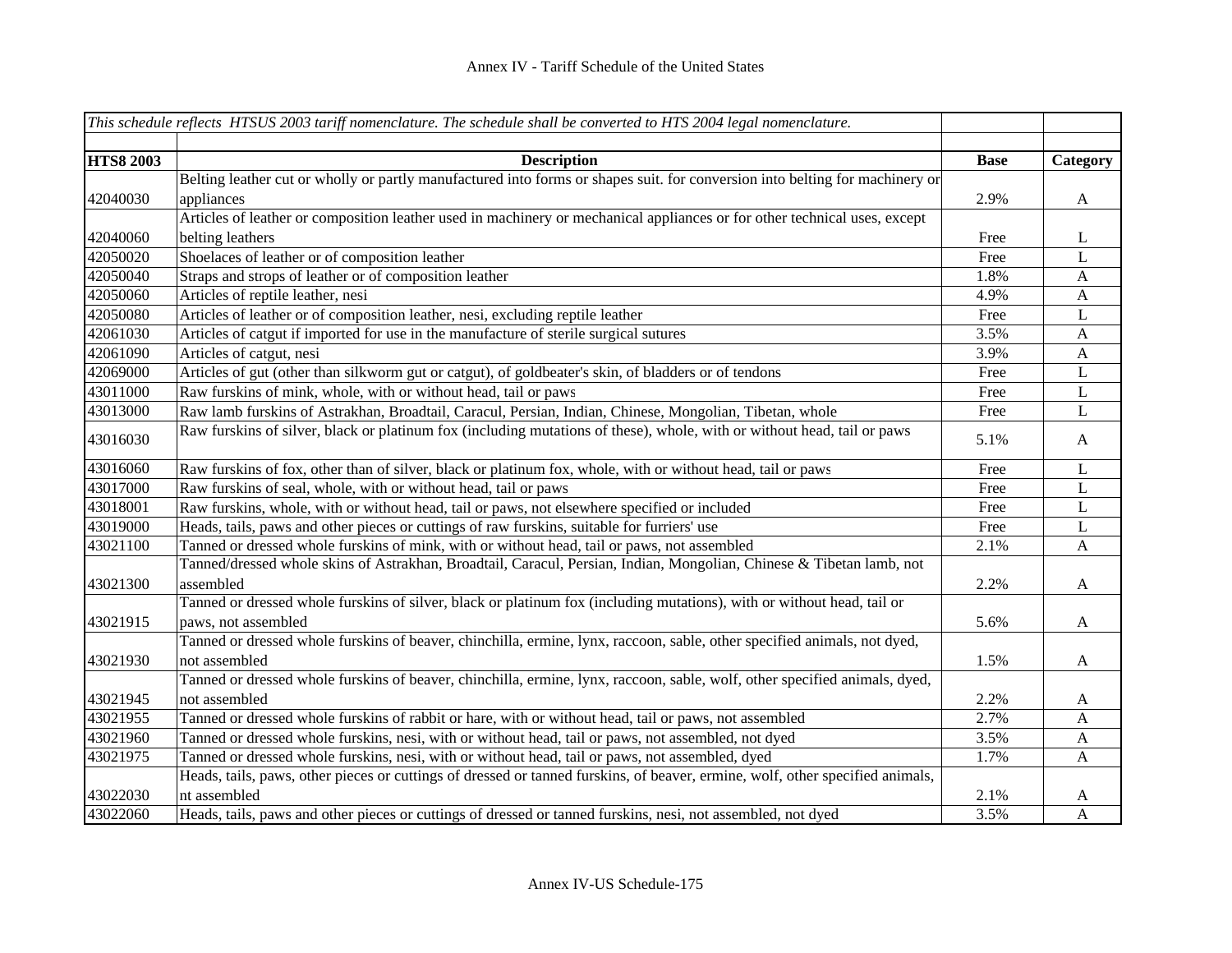Annex IV - Tariff Schedule of the United States

| *This schedule reflects HTSUS 2003 tariff nomenclature. The schedule shall be converted to HTS 2004 legal nomenclature.* | | | |
|---|---|---|---|
| **HTS8 2003** | **Description** | **Base** | **Category** |
| 42040030 | Belting leather cut or wholly or partly manufactured into forms or shapes suit. for conversion into belting for machinery or appliances | 2.9% | A |
| 42040060 | Articles of leather or composition leather used in machinery or mechanical appliances or for other technical uses, except belting leathers | Free | L |
| 42050020 | Shoelaces of leather or of composition leather | Free | L |
| 42050040 | Straps and strops of leather or of composition leather | 1.8% | A |
| 42050060 | Articles of reptile leather, nesi | 4.9% | A |
| 42050080 | Articles of leather or of composition leather, nesi, excluding reptile leather | Free | L |
| 42061030 | Articles of catgut if imported for use in the manufacture of sterile surgical sutures | 3.5% | A |
| 42061090 | Articles of catgut, nesi | 3.9% | A |
| 42069000 | Articles of gut (other than silkworm gut or catgut), of goldbeater's skin, of bladders or of tendons | Free | L |
| 43011000 | Raw furskins of mink, whole, with or without head, tail or paws | Free | L |
| 43013000 | Raw lamb furskins of Astrakhan, Broadtail, Caracul, Persian, Indian, Chinese, Mongolian, Tibetan, whole | Free | L |
| 43016030 | Raw furskins of silver, black or platinum fox (including mutations of these), whole, with or without head, tail or paws | 5.1% | A |
| 43016060 | Raw furskins of fox, other than of silver, black or platinum fox, whole, with or without head, tail or paws | Free | L |
| 43017000 | Raw furskins of seal, whole, with or without head, tail or paws | Free | L |
| 43018001 | Raw furskins, whole, with or without head, tail or paws, not elsewhere specified or included | Free | L |
| 43019000 | Heads, tails, paws and other pieces or cuttings of raw furskins, suitable for furriers' use | Free | L |
| 43021100 | Tanned or dressed whole furskins of mink, with or without head, tail or paws, not assembled | 2.1% | A |
| 43021300 | Tanned/dressed whole skins of Astrakhan, Broadtail, Caracul, Persian, Indian, Mongolian, Chinese & Tibetan lamb, not assembled | 2.2% | A |
| 43021915 | Tanned or dressed whole furskins of silver, black or platinum fox (including mutations), with or without head, tail or paws, not assembled | 5.6% | A |
| 43021930 | Tanned or dressed whole furskins of beaver, chinchilla, ermine, lynx, raccoon, sable, other specified animals, not dyed, not assembled | 1.5% | A |
| 43021945 | Tanned or dressed whole furskins of beaver, chinchilla, ermine, lynx, raccoon, sable, wolf, other specified animals, dyed, not assembled | 2.2% | A |
| 43021955 | Tanned or dressed whole furskins of rabbit or hare, with or without head, tail or paws, not assembled | 2.7% | A |
| 43021960 | Tanned or dressed whole furskins, nesi, with or without head, tail or paws, not assembled, not dyed | 3.5% | A |
| 43021975 | Tanned or dressed whole furskins, nesi, with or without head, tail or paws, not assembled, dyed | 1.7% | A |
| 43022030 | Heads, tails, paws, other pieces or cuttings of dressed or tanned furskins, of beaver, ermine, wolf, other specified animals, nt assembled | 2.1% | A |
| 43022060 | Heads, tails, paws and other pieces or cuttings of dressed or tanned furskins, nesi, not assembled, not dyed | 3.5% | A |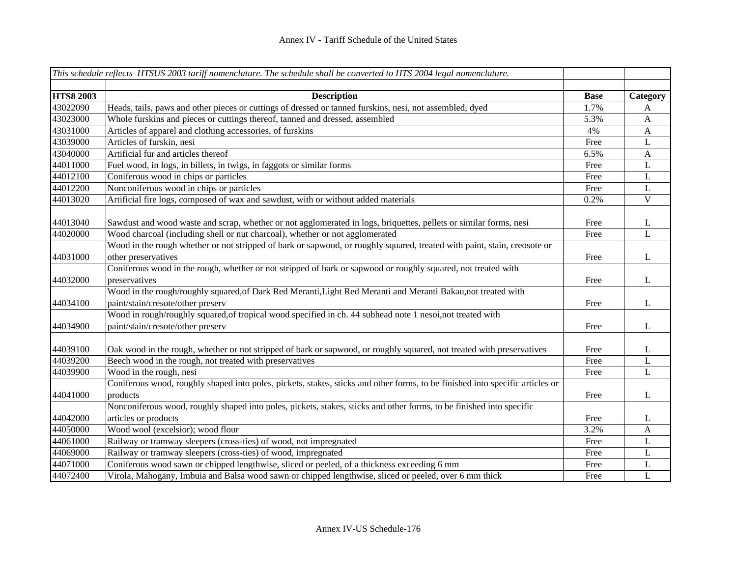# Annex IV - Tariff Schedule of the United States

| *This schedule reflects HTSUS 2003 tariff nomenclature. The schedule shall be converted to HTS 2004 legal nomenclature.* | | | |
|---|---|---|---|
| **HTS8 2003** | **Description** | **Base** | **Category** |
| 43022090 | Heads, tails, paws and other pieces or cuttings of dressed or tanned furskins, nesi, not assembled, dyed | 1.7% | A |
| 43023000 | Whole furskins and pieces or cuttings thereof, tanned and dressed, assembled | 5.3% | A |
| 43031000 | Articles of apparel and clothing accessories, of furskins | 4% | A |
| 43039000 | Articles of furskin, nesi | Free | L |
| 43040000 | Artificial fur and articles thereof | 6.5% | A |
| 44011000 | Fuel wood, in logs, in billets, in twigs, in faggots or similar forms | Free | L |
| 44012100 | Coniferous wood in chips or particles | Free | L |
| 44012200 | Nonconiferous wood in chips or particles | Free | L |
| 44013020 | Artificial fire logs, composed of wax and sawdust, with or without added materials | 0.2% | V |
| 44013040 | Sawdust and wood waste and scrap, whether or not agglomerated in logs, briquettes, pellets or similar forms, nesi | Free | L |
| 44020000 | Wood charcoal (including shell or nut charcoal), whether or not agglomerated | Free | L |
| 44031000 | Wood in the rough whether or not stripped of bark or sapwood, or roughly squared, treated with paint, stain, creosote or other preservatives | Free | L |
| 44032000 | Coniferous wood in the rough, whether or not stripped of bark or sapwood or roughly squared, not treated with preservatives | Free | L |
| 44034100 | Wood in the rough/roughly squared,of Dark Red Meranti,Light Red Meranti and Meranti Bakau,not treated with paint/stain/cresote/other preserv | Free | L |
| 44034900 | Wood in rough/roughly squared,of tropical wood specified in ch. 44 subhead note 1 nesoi,not treated with paint/stain/cresote/other preserv | Free | L |
| 44039100 | Oak wood in the rough, whether or not stripped of bark or sapwood, or roughly squared, not treated with preservatives | Free | L |
| 44039200 | Beech wood in the rough, not treated with preservatives | Free | L |
| 44039900 | Wood in the rough, nesi | Free | L |
| 44041000 | Coniferous wood, roughly shaped into poles, pickets, stakes, sticks and other forms, to be finished into specific articles or products | Free | L |
| 44042000 | Nonconiferous wood, roughly shaped into poles, pickets, stakes, sticks and other forms, to be finished into specific articles or products | Free | L |
| 44050000 | Wood wool (excelsior); wood flour | 3.2% | A |
| 44061000 | Railway or tramway sleepers (cross-ties) of wood, not impregnated | Free | L |
| 44069000 | Railway or tramway sleepers (cross-ties) of wood, impregnated | Free | L |
| 44071000 | Coniferous wood sawn or chipped lengthwise, sliced or peeled, of a thickness exceeding 6 mm | Free | L |
| 44072400 | Virola, Mahogany, Imbuia and Balsa wood sawn or chipped lengthwise, sliced or peeled, over 6 mm thick | Free | L |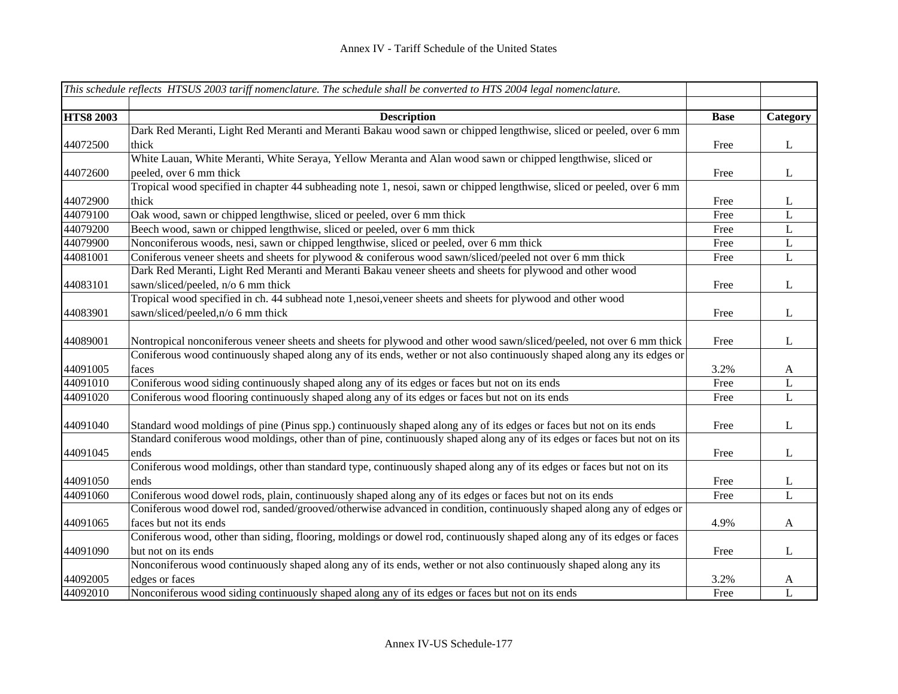| *This schedule reflects HTSUS 2003 tariff nomenclature. The schedule shall be converted to HTS 2004 legal nomenclature.* | | | |
|---|---|---|---|
| | | | |
| **HTS8 2003** | **Description** | **Base** | **Category** |
| 44072500 | Dark Red Meranti, Light Red Meranti and Meranti Bakau wood sawn or chipped lengthwise, sliced or peeled, over 6 mm thick | Free | L |
| 44072600 | White Lauan, White Meranti, White Seraya, Yellow Meranta and Alan wood sawn or chipped lengthwise, sliced or peeled, over 6 mm thick | Free | L |
| 44072900 | Tropical wood specified in chapter 44 subheading note 1, nesoi, sawn or chipped lengthwise, sliced or peeled, over 6 mm thick | Free | L |
| 44079100 | Oak wood, sawn or chipped lengthwise, sliced or peeled, over 6 mm thick | Free | L |
| 44079200 | Beech wood, sawn or chipped lengthwise, sliced or peeled, over 6 mm thick | Free | L |
| 44079900 | Nonconiferous woods, nesi, sawn or chipped lengthwise, sliced or peeled, over 6 mm thick | Free | L |
| 44081001 | Coniferous veneer sheets and sheets for plywood & coniferous wood sawn/sliced/peeled not over 6 mm thick | Free | L |
| 44083101 | Dark Red Meranti, Light Red Meranti and Meranti Bakau veneer sheets and sheets for plywood and other wood sawn/sliced/peeled, n/o 6 mm thick | Free | L |
| 44083901 | Tropical wood specified in ch. 44 subhead note 1,nesoi,veneer sheets and sheets for plywood and other wood sawn/sliced/peeled,n/o 6 mm thick | Free | L |
| 44089001 | Nontropical nonconiferous veneer sheets and sheets for plywood and other wood sawn/sliced/peeled, not over 6 mm thick | Free | L |
| 44091005 | Coniferous wood continuously shaped along any of its ends, wether or not also continuously shaped along any its edges or faces | 3.2% | A |
| 44091010 | Coniferous wood siding continuously shaped along any of its edges or faces but not on its ends | Free | L |
| 44091020 | Coniferous wood flooring continuously shaped along any of its edges or faces but not on its ends | Free | L |
| 44091040 | Standard wood moldings of pine (Pinus spp.) continuously shaped along any of its edges or faces but not on its ends | Free | L |
| 44091045 | Standard coniferous wood moldings, other than of pine, continuously shaped along any of its edges or faces but not on its ends | Free | L |
| 44091050 | Coniferous wood moldings, other than standard type, continuously shaped along any of its edges or faces but not on its ends | Free | L |
| 44091060 | Coniferous wood dowel rods, plain, continuously shaped along any of its edges or faces but not on its ends | Free | L |
| 44091065 | Coniferous wood dowel rod, sanded/grooved/otherwise advanced in condition, continuously shaped along any of edges or faces but not its ends | 4.9% | A |
| 44091090 | Coniferous wood, other than siding, flooring, moldings or dowel rod, continuously shaped along any of its edges or faces but not on its ends | Free | L |
| 44092005 | Nonconiferous wood continuously shaped along any of its ends, wether or not also continuously shaped along any its edges or faces | 3.2% | A |
| 44092010 | Nonconiferous wood siding continuously shaped along any of its edges or faces but not on its ends | Free | L |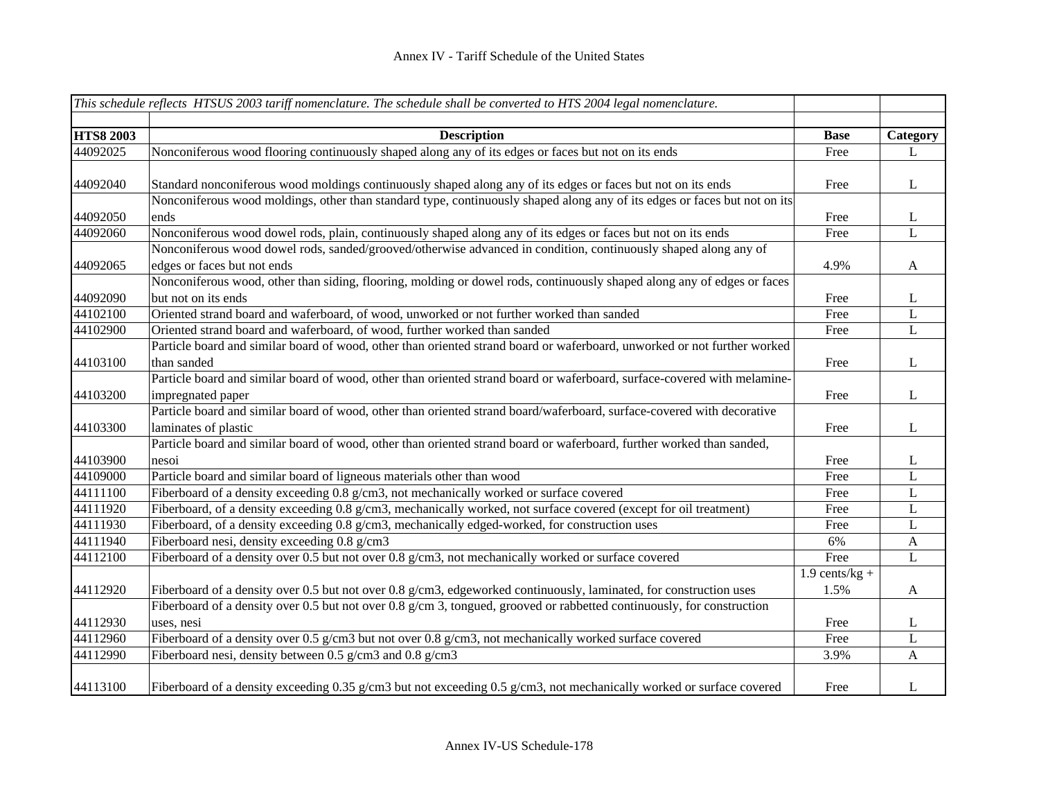| *This schedule reflects HTSUS 2003 tariff nomenclature. The schedule shall be converted to HTS 2004 legal nomenclature.* | | | |
|---|---|---|---|
| | | | |
| **HTS8 2003** | **Description** | **Base** | **Category** |
| 44092025 | Nonconiferous wood flooring continuously shaped along any of its edges or faces but not on its ends | Free | L |
| 44092040 | Standard nonconiferous wood moldings continuously shaped along any of its edges or faces but not on its ends | Free | L |
| 44092050 | Nonconiferous wood moldings, other than standard type, continuously shaped along any of its edges or faces but not on its ends | Free | L |
| 44092060 | Nonconiferous wood dowel rods, plain, continuously shaped along any of its edges or faces but not on its ends | Free | L |
| 44092065 | Nonconiferous wood dowel rods, sanded/grooved/otherwise advanced in condition, continuously shaped along any of edges or faces but not ends | 4.9% | A |
| 44092090 | Nonconiferous wood, other than siding, flooring, molding or dowel rods, continuously shaped along any of edges or faces but not on its ends | Free | L |
| 44102100 | Oriented strand board and waferboard, of wood, unworked or not further worked than sanded | Free | L |
| 44102900 | Oriented strand board and waferboard, of wood, further worked than sanded | Free | L |
| 44103100 | Particle board and similar board of wood, other than oriented strand board or waferboard, unworked or not further worked than sanded | Free | L |
| 44103200 | Particle board and similar board of wood, other than oriented strand board or waferboard, surface-covered with melamine-impregnated paper | Free | L |
| 44103300 | Particle board and similar board of wood, other than oriented strand board/waferboard, surface-covered with decorative laminates of plastic | Free | L |
| 44103900 | Particle board and similar board of wood, other than oriented strand board or waferboard, further worked than sanded, nesoi | Free | L |
| 44109000 | Particle board and similar board of ligneous materials other than wood | Free | L |
| 44111100 | Fiberboard of a density exceeding 0.8 g/cm3, not mechanically worked or surface covered | Free | L |
| 44111920 | Fiberboard, of a density exceeding 0.8 g/cm3, mechanically worked, not surface covered (except for oil treatment) | Free | L |
| 44111930 | Fiberboard, of a density exceeding 0.8 g/cm3, mechanically edged-worked, for construction uses | Free | L |
| 44111940 | Fiberboard nesi, density exceeding 0.8 g/cm3 | 6% | A |
| 44112100 | Fiberboard of a density over 0.5 but not over 0.8 g/cm3, not mechanically worked or surface covered | Free | L |
| 44112920 | Fiberboard of a density over 0.5 but not over 0.8 g/cm3, edgeworked continuously, laminated, for construction uses | 1.9 cents/kg + 1.5% | A |
| 44112930 | Fiberboard of a density over 0.5 but not over 0.8 g/cm 3, tongued, grooved or rabbetted continuously, for construction uses, nesi | Free | L |
| 44112960 | Fiberboard of a density over 0.5 g/cm3 but not over 0.8 g/cm3, not mechanically worked surface covered | Free | L |
| 44112990 | Fiberboard nesi, density between 0.5 g/cm3 and 0.8 g/cm3 | 3.9% | A |
| 44113100 | Fiberboard of a density exceeding 0.35 g/cm3 but not exceeding 0.5 g/cm3, not mechanically worked or surface covered | Free | L |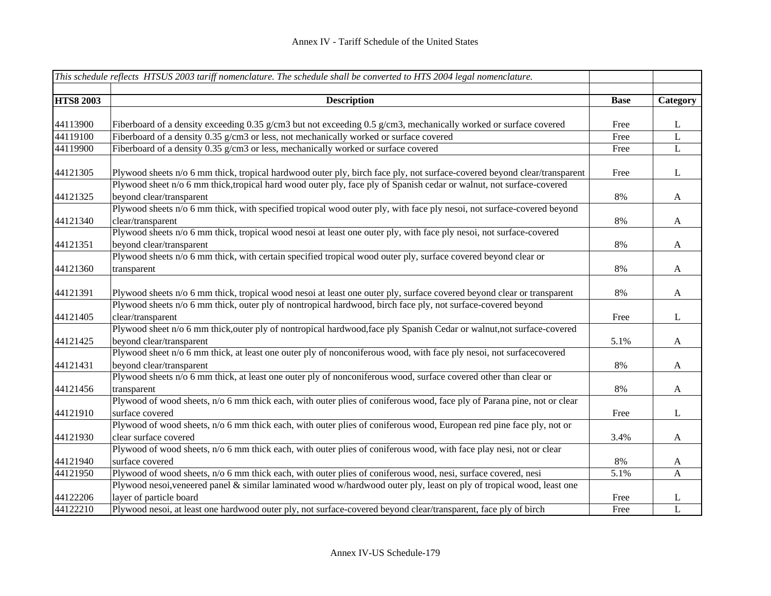# Annex IV - Tariff Schedule of the United States

| *This schedule reflects HTSUS 2003 tariff nomenclature. The schedule shall be converted to HTS 2004 legal nomenclature.* | | | |
|---|---|---|---|
| **HTS8 2003** | **Description** | **Base** | **Category** |
| 44113900 | Fiberboard of a density exceeding 0.35 g/cm3 but not exceeding 0.5 g/cm3, mechanically worked or surface covered | Free | L |
| 44119100 | Fiberboard of a density 0.35 g/cm3 or less, not mechanically worked or surface covered | Free | L |
| 44119900 | Fiberboard of a density 0.35 g/cm3 or less, mechanically worked or surface covered | Free | L |
| 44121305 | Plywood sheets n/o 6 mm thick, tropical hardwood outer ply, birch face ply, not surface-covered beyond clear/transparent | Free | L |
| 44121325 | Plywood sheet n/o 6 mm thick,tropical hard wood outer ply, face ply of Spanish cedar or walnut, not surface-covered beyond clear/transparent | 8% | A |
| 44121340 | Plywood sheets n/o 6 mm thick, with specified tropical wood outer ply, with face ply nesoi, not surface-covered beyond clear/transparent | 8% | A |
| 44121351 | Plywood sheets n/o 6 mm thick, tropical wood nesoi at least one outer ply, with face ply nesoi, not surface-covered beyond clear/transparent | 8% | A |
| 44121360 | Plywood sheets n/o 6 mm thick, with certain specified tropical wood outer ply, surface covered beyond clear or transparent | 8% | A |
| 44121391 | Plywood sheets n/o 6 mm thick, tropical wood nesoi at least one outer ply, surface covered beyond clear or transparent | 8% | A |
| 44121405 | Plywood sheets n/o 6 mm thick, outer ply of nontropical hardwood, birch face ply, not surface-covered beyond clear/transparent | Free | L |
| 44121425 | Plywood sheet n/o 6 mm thick,outer ply of nontropical hardwood,face ply Spanish Cedar or walnut,not surface-covered beyond clear/transparent | 5.1% | A |
| 44121431 | Plywood sheet n/o 6 mm thick, at least one outer ply of nonconiferous wood, with face ply nesoi, not surfacecovered beyond clear/transparent | 8% | A |
| 44121456 | Plywood sheets n/o 6 mm thick, at least one outer ply of nonconiferous wood, surface covered other than clear or transparent | 8% | A |
| 44121910 | Plywood of wood sheets, n/o 6 mm thick each, with outer plies of coniferous wood, face ply of Parana pine, not or clear surface covered | Free | L |
| 44121930 | Plywood of wood sheets, n/o 6 mm thick each, with outer plies of coniferous wood, European red pine face ply, not or clear surface covered | 3.4% | A |
| 44121940 | Plywood of wood sheets, n/o 6 mm thick each, with outer plies of coniferous wood, with face play nesi, not or clear surface covered | 8% | A |
| 44121950 | Plywood of wood sheets, n/o 6 mm thick each, with outer plies of coniferous wood, nesi, surface covered, nesi | 5.1% | A |
| 44122206 | Plywood nesoi,veneered panel & similar laminated wood w/hardwood outer ply, least on ply of tropical wood, least one layer of particle board | Free | L |
| 44122210 | Plywood nesoi, at least one hardwood outer ply, not surface-covered beyond clear/transparent, face ply of birch | Free | L |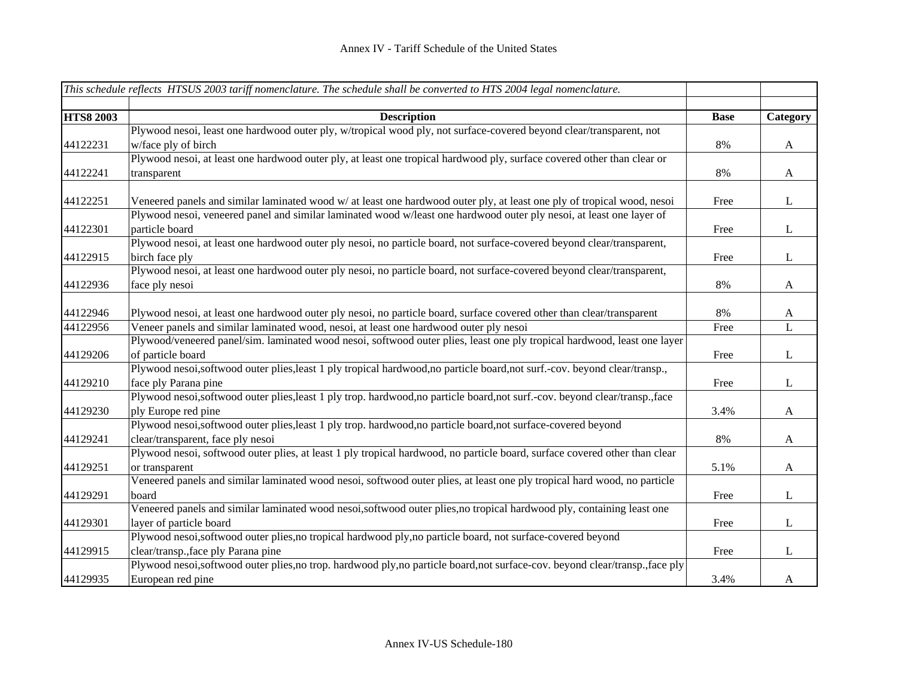# Annex IV - Tariff Schedule of the United States

| *This schedule reflects HTSUS 2003 tariff nomenclature. The schedule shall be converted to HTS 2004 legal nomenclature.* | | | |
|---|---|---|---|
| | | | |
| **HTS8 2003** | **Description** | **Base** | **Category** |
| 44122231 | Plywood nesoi, least one hardwood outer ply, w/tropical wood ply, not surface-covered beyond clear/transparent, not w/face ply of birch | 8% | A |
| 44122241 | Plywood nesoi, at least one hardwood outer ply, at least one tropical hardwood ply, surface covered other than clear or transparent | 8% | A |
| 44122251 | Veneered panels and similar laminated wood w/ at least one hardwood outer ply, at least one ply of tropical wood, nesoi | Free | L |
| 44122301 | Plywood nesoi, veneered panel and similar laminated wood w/least one hardwood outer ply nesoi, at least one layer of particle board | Free | L |
| 44122915 | Plywood nesoi, at least one hardwood outer ply nesoi, no particle board, not surface-covered beyond clear/transparent, birch face ply | Free | L |
| 44122936 | Plywood nesoi, at least one hardwood outer ply nesoi, no particle board, not surface-covered beyond clear/transparent, face ply nesoi | 8% | A |
| 44122946 | Plywood nesoi, at least one hardwood outer ply nesoi, no particle board, surface covered other than clear/transparent | 8% | A |
| 44122956 | Veneer panels and similar laminated wood, nesoi, at least one hardwood outer ply nesoi | Free | L |
| 44129206 | Plywood/veneered panel/sim. laminated wood nesoi, softwood outer plies, least one ply tropical hardwood, least one layer of particle board | Free | L |
| 44129210 | Plywood nesoi,softwood outer plies,least 1 ply tropical hardwood,no particle board,not surf.-cov. beyond clear/transp., face ply Parana pine | Free | L |
| 44129230 | Plywood nesoi,softwood outer plies,least 1 ply trop. hardwood,no particle board,not surf.-cov. beyond clear/transp.,face ply Europe red pine | 3.4% | A |
| 44129241 | Plywood nesoi,softwood outer plies,least 1 ply trop. hardwood,no particle board,not surface-covered beyond clear/transparent, face ply nesoi | 8% | A |
| 44129251 | Plywood nesoi, softwood outer plies, at least 1 ply tropical hardwood, no particle board, surface covered other than clear or transparent | 5.1% | A |
| 44129291 | Veneered panels and similar laminated wood nesoi, softwood outer plies, at least one ply tropical hard wood, no particle board | Free | L |
| 44129301 | Veneered panels and similar laminated wood nesoi,softwood outer plies,no tropical hardwood ply, containing least one layer of particle board | Free | L |
| 44129915 | Plywood nesoi,softwood outer plies,no tropical hardwood ply,no particle board, not surface-covered beyond clear/transp.,face ply Parana pine | Free | L |
| 44129935 | Plywood nesoi,softwood outer plies,no trop. hardwood ply,no particle board,not surface-cov. beyond clear/transp.,face ply European red pine | 3.4% | A |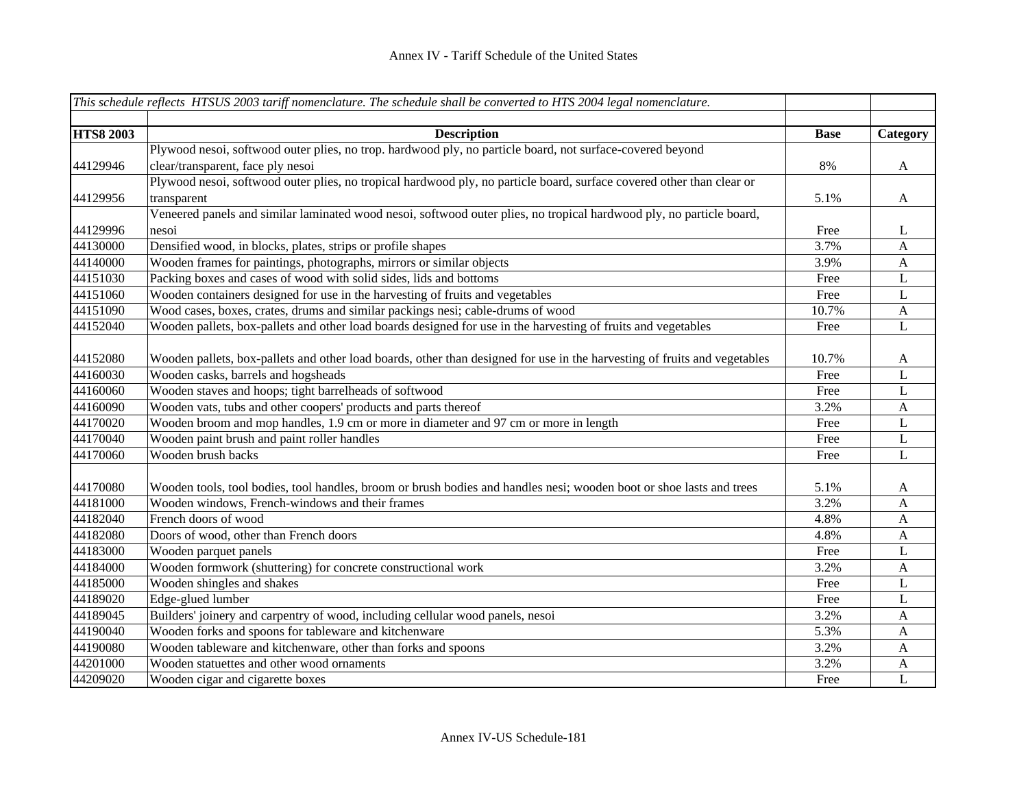| *This schedule reflects HTSUS 2003 tariff nomenclature. The schedule shall be converted to HTS 2004 legal nomenclature.* | | | |
|---|---|---|---|
| | | | |
| **HTS8 2003** | **Description** | **Base** | **Category** |
| 44129946 | Plywood nesoi, softwood outer plies, no trop. hardwood ply, no particle board, not surface-covered beyond clear/transparent, face ply nesoi | 8% | A |
| 44129956 | Plywood nesoi, softwood outer plies, no tropical hardwood ply, no particle board, surface covered other than clear or transparent | 5.1% | A |
| 44129996 | Veneered panels and similar laminated wood nesoi, softwood outer plies, no tropical hardwood ply, no particle board, nesoi | Free | L |
| 44130000 | Densified wood, in blocks, plates, strips or profile shapes | 3.7% | A |
| 44140000 | Wooden frames for paintings, photographs, mirrors or similar objects | 3.9% | A |
| 44151030 | Packing boxes and cases of wood with solid sides, lids and bottoms | Free | L |
| 44151060 | Wooden containers designed for use in the harvesting of fruits and vegetables | Free | L |
| 44151090 | Wood cases, boxes, crates, drums and similar packings nesi; cable-drums of wood | 10.7% | A |
| 44152040 | Wooden pallets, box-pallets and other load boards designed for use in the harvesting of fruits and vegetables | Free | L |
| 44152080 | Wooden pallets, box-pallets and other load boards, other than designed for use in the harvesting of fruits and vegetables | 10.7% | A |
| 44160030 | Wooden casks, barrels and hogsheads | Free | L |
| 44160060 | Wooden staves and hoops; tight barrelheads of softwood | Free | L |
| 44160090 | Wooden vats, tubs and other coopers' products and parts thereof | 3.2% | A |
| 44170020 | Wooden broom and mop handles, 1.9 cm or more in diameter and 97 cm or more in length | Free | L |
| 44170040 | Wooden paint brush and paint roller handles | Free | L |
| 44170060 | Wooden brush backs | Free | L |
| 44170080 | Wooden tools, tool bodies, tool handles, broom or brush bodies and handles nesi; wooden boot or shoe lasts and trees | 5.1% | A |
| 44181000 | Wooden windows, French-windows and their frames | 3.2% | A |
| 44182040 | French doors of wood | 4.8% | A |
| 44182080 | Doors of wood, other than French doors | 4.8% | A |
| 44183000 | Wooden parquet panels | Free | L |
| 44184000 | Wooden formwork (shuttering) for concrete constructional work | 3.2% | A |
| 44185000 | Wooden shingles and shakes | Free | L |
| 44189020 | Edge-glued lumber | Free | L |
| 44189045 | Builders' joinery and carpentry of wood, including cellular wood panels, nesoi | 3.2% | A |
| 44190040 | Wooden forks and spoons for tableware and kitchenware | 5.3% | A |
| 44190080 | Wooden tableware and kitchenware, other than forks and spoons | 3.2% | A |
| 44201000 | Wooden statuettes and other wood ornaments | 3.2% | A |
| 44209020 | Wooden cigar and cigarette boxes | Free | L |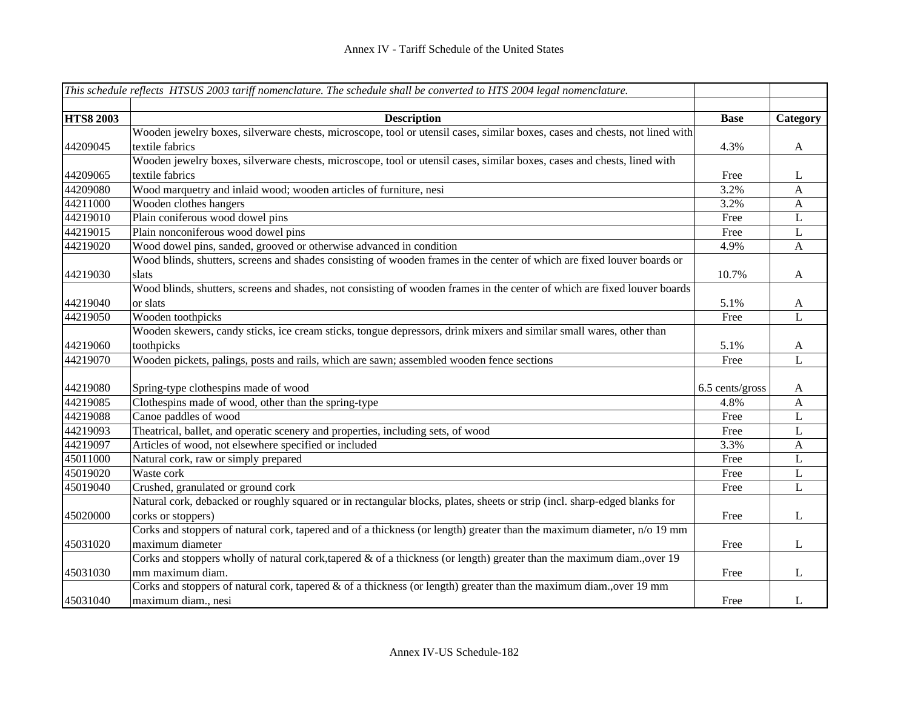| This schedule reflects HTSUS 2003 tariff nomenclature. The schedule shall be converted to HTS 2004 legal nomenclature. | | | |
|---|---|---|---|
| **HTS8 2003** | **Description** | **Base** | **Category** |
| 44209045 | Wooden jewelry boxes, silverware chests, microscope, tool or utensil cases, similar boxes, cases and chests, not lined with textile fabrics | 4.3% | A |
| 44209065 | Wooden jewelry boxes, silverware chests, microscope, tool or utensil cases, similar boxes, cases and chests, lined with textile fabrics | Free | L |
| 44209080 | Wood marquetry and inlaid wood; wooden articles of furniture, nesi | 3.2% | A |
| 44211000 | Wooden clothes hangers | 3.2% | A |
| 44219010 | Plain coniferous wood dowel pins | Free | L |
| 44219015 | Plain nonconiferous wood dowel pins | Free | L |
| 44219020 | Wood dowel pins, sanded, grooved or otherwise advanced in condition | 4.9% | A |
| 44219030 | Wood blinds, shutters, screens and shades consisting of wooden frames in the center of which are fixed louver boards or slats | 10.7% | A |
| 44219040 | Wood blinds, shutters, screens and shades, not consisting of wooden frames in the center of which are fixed louver boards or slats | 5.1% | A |
| 44219050 | Wooden toothpicks | Free | L |
| 44219060 | Wooden skewers, candy sticks, ice cream sticks, tongue depressors, drink mixers and similar small wares, other than toothpicks | 5.1% | A |
| 44219070 | Wooden pickets, palings, posts and rails, which are sawn; assembled wooden fence sections | Free | L |
| 44219080 | Spring-type clothespins made of wood | 6.5 cents/gross | A |
| 44219085 | Clothespins made of wood, other than the spring-type | 4.8% | A |
| 44219088 | Canoe paddles of wood | Free | L |
| 44219093 | Theatrical, ballet, and operatic scenery and properties, including sets, of wood | Free | L |
| 44219097 | Articles of wood, not elsewhere specified or included | 3.3% | A |
| 45011000 | Natural cork, raw or simply prepared | Free | L |
| 45019020 | Waste cork | Free | L |
| 45019040 | Crushed, granulated or ground cork | Free | L |
| 45020000 | Natural cork, debacked or roughly squared or in rectangular blocks, plates, sheets or strip (incl. sharp-edged blanks for corks or stoppers) | Free | L |
| 45031020 | Corks and stoppers of natural cork, tapered and of a thickness (or length) greater than the maximum diameter, n/o 19 mm maximum diameter | Free | L |
| 45031030 | Corks and stoppers wholly of natural cork,tapered & of a thickness (or length) greater than the maximum diam.,over 19 mm maximum diam. | Free | L |
| 45031040 | Corks and stoppers of natural cork, tapered & of a thickness (or length) greater than the maximum diam.,over 19 mm maximum diam., nesi | Free | L |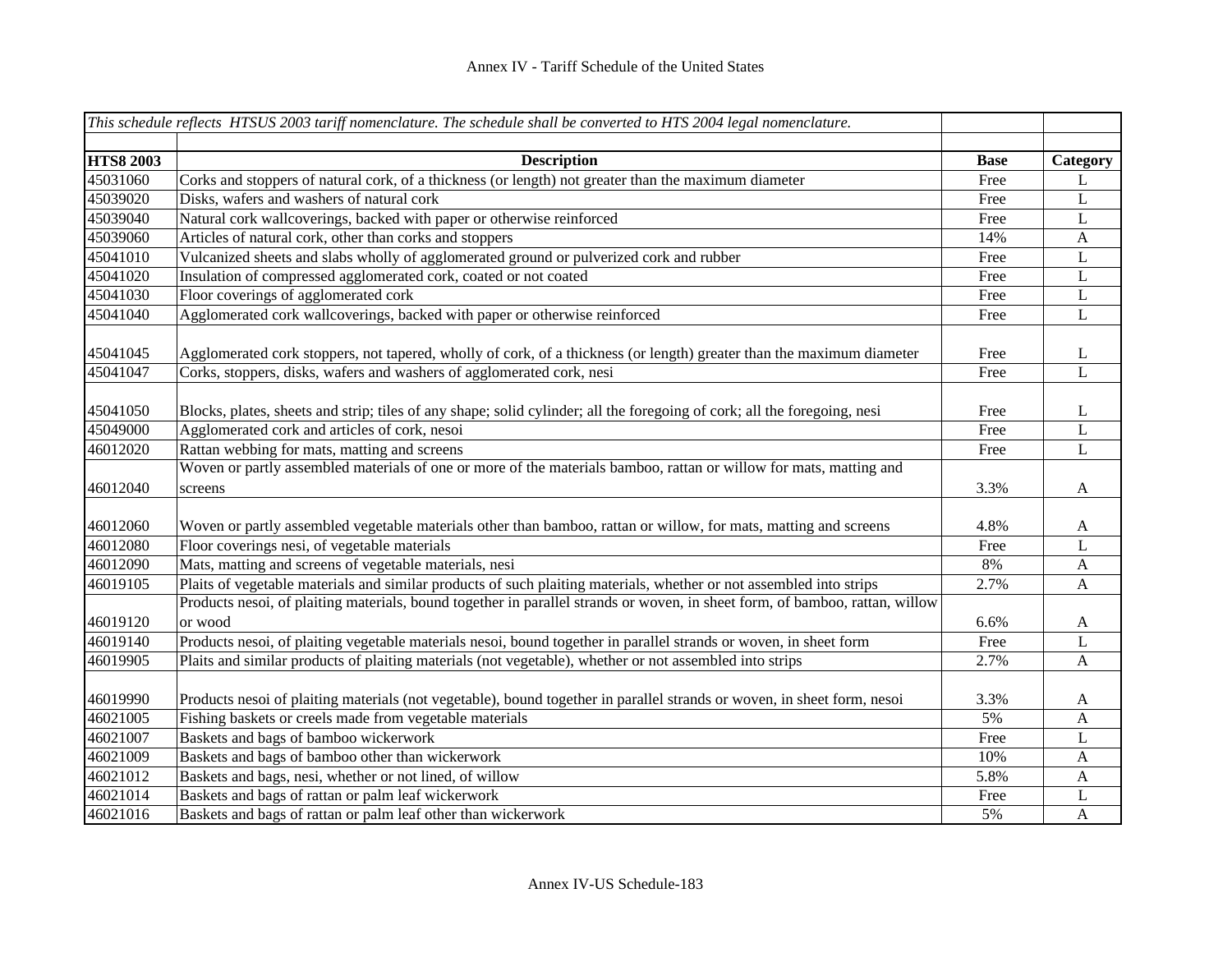Annex IV - Tariff Schedule of the United States

| *This schedule reflects HTSUS 2003 tariff nomenclature. The schedule shall be converted to HTS 2004 legal nomenclature.* | | | |
|---|---|---|---|
| **HTS8 2003** | **Description** | **Base** | **Category** |
| 45031060 | Corks and stoppers of natural cork, of a thickness (or length) not greater than the maximum diameter | Free | L |
| 45039020 | Disks, wafers and washers of natural cork | Free | L |
| 45039040 | Natural cork wallcoverings, backed with paper or otherwise reinforced | Free | L |
| 45039060 | Articles of natural cork, other than corks and stoppers | 14% | A |
| 45041010 | Vulcanized sheets and slabs wholly of agglomerated ground or pulverized cork and rubber | Free | L |
| 45041020 | Insulation of compressed agglomerated cork, coated or not coated | Free | L |
| 45041030 | Floor coverings of agglomerated cork | Free | L |
| 45041040 | Agglomerated cork wallcoverings, backed with paper or otherwise reinforced | Free | L |
| 45041045 | Agglomerated cork stoppers, not tapered, wholly of cork, of a thickness (or length) greater than the maximum diameter | Free | L |
| 45041047 | Corks, stoppers, disks, wafers and washers of agglomerated cork, nesi | Free | L |
| 45041050 | Blocks, plates, sheets and strip; tiles of any shape; solid cylinder; all the foregoing of cork; all the foregoing, nesi | Free | L |
| 45049000 | Agglomerated cork and articles of cork, nesoi | Free | L |
| 46012020 | Rattan webbing for mats, matting and screens | Free | L |
| 46012040 | Woven or partly assembled materials of one or more of the materials bamboo, rattan or willow for mats, matting and screens | 3.3% | A |
| 46012060 | Woven or partly assembled vegetable materials other than bamboo, rattan or willow, for mats, matting and screens | 4.8% | A |
| 46012080 | Floor coverings nesi, of vegetable materials | Free | L |
| 46012090 | Mats, matting and screens of vegetable materials, nesi | 8% | A |
| 46019105 | Plaits of vegetable materials and similar products of such plaiting materials, whether or not assembled into strips | 2.7% | A |
| 46019120 | Products nesoi, of plaiting materials, bound together in parallel strands or woven, in sheet form, of bamboo, rattan, willow or wood | 6.6% | A |
| 46019140 | Products nesoi, of plaiting vegetable materials nesoi, bound together in parallel strands or woven, in sheet form | Free | L |
| 46019905 | Plaits and similar products of plaiting materials (not vegetable), whether or not assembled into strips | 2.7% | A |
| 46019990 | Products nesoi of plaiting materials (not vegetable), bound together in parallel strands or woven, in sheet form, nesoi | 3.3% | A |
| 46021005 | Fishing baskets or creels made from vegetable materials | 5% | A |
| 46021007 | Baskets and bags of bamboo wickerwork | Free | L |
| 46021009 | Baskets and bags of bamboo other than wickerwork | 10% | A |
| 46021012 | Baskets and bags, nesi, whether or not lined, of willow | 5.8% | A |
| 46021014 | Baskets and bags of rattan or palm leaf wickerwork | Free | L |
| 46021016 | Baskets and bags of rattan or palm leaf other than wickerwork | 5% | A |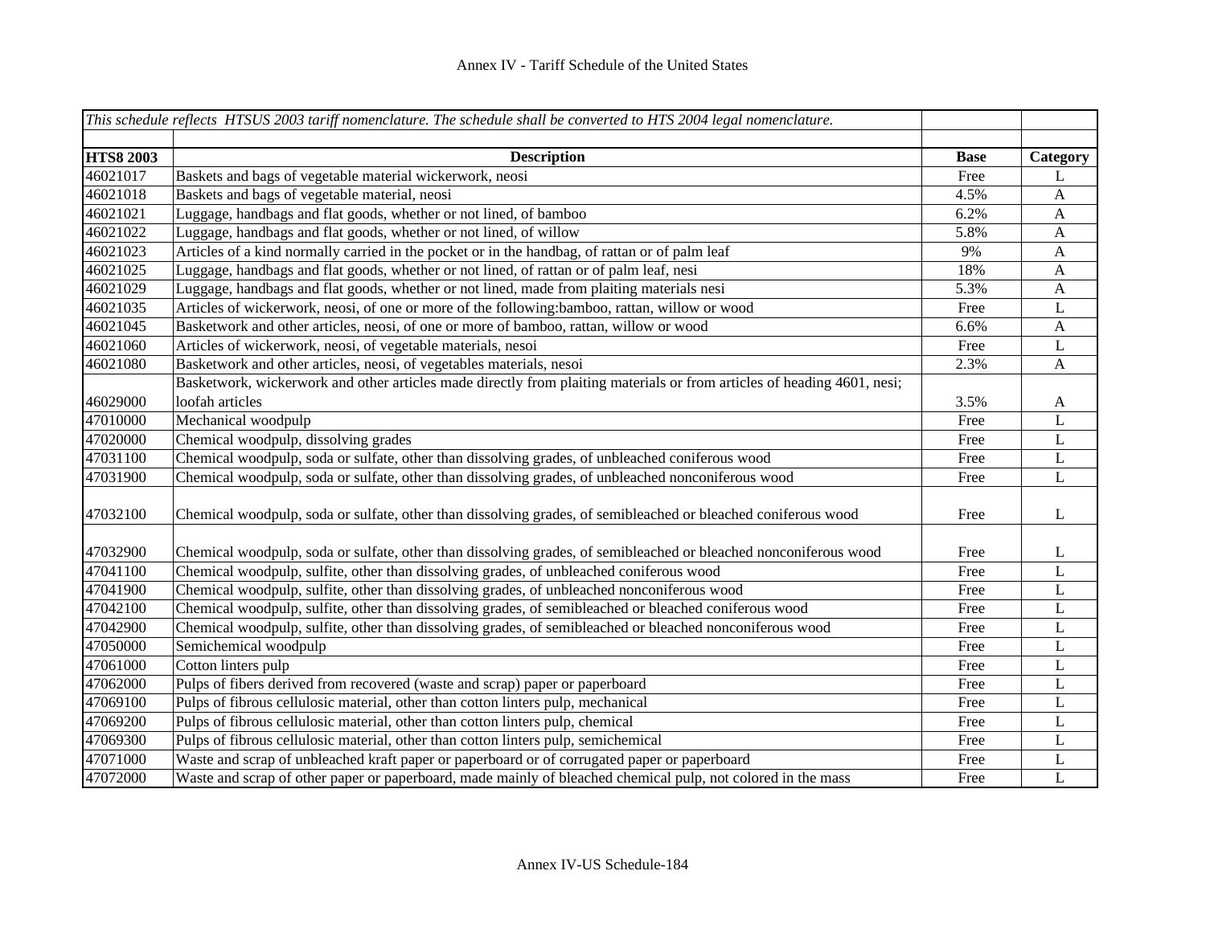| *This schedule reflects HTSUS 2003 tariff nomenclature. The schedule shall be converted to HTS 2004 legal nomenclature.* | | | |
|---|---|---|---|
| | | | |
| **HTS8 2003** | **Description** | **Base** | **Category** |
| 46021017 | Baskets and bags of vegetable material wickerwork, neosi | Free | L |
| 46021018 | Baskets and bags of vegetable material, neosi | 4.5% | A |
| 46021021 | Luggage, handbags and flat goods, whether or not lined, of bamboo | 6.2% | A |
| 46021022 | Luggage, handbags and flat goods, whether or not lined, of willow | 5.8% | A |
| 46021023 | Articles of a kind normally carried in the pocket or in the handbag, of rattan or of palm leaf | 9% | A |
| 46021025 | Luggage, handbags and flat goods, whether or not lined, of rattan or of palm leaf, nesi | 18% | A |
| 46021029 | Luggage, handbags and flat goods, whether or not lined, made from plaiting materials nesi | 5.3% | A |
| 46021035 | Articles of wickerwork, neosi, of one or more of the following:bamboo, rattan, willow or wood | Free | L |
| 46021045 | Basketwork and other articles, neosi, of one or more of bamboo, rattan, willow or wood | 6.6% | A |
| 46021060 | Articles of wickerwork, neosi, of vegetable materials, nesoi | Free | L |
| 46021080 | Basketwork and other articles, neosi, of vegetables materials, nesoi | 2.3% | A |
| 46029000 | Basketwork, wickerwork and other articles made directly from plaiting materials or from articles of heading 4601, nesi; loofah articles | 3.5% | A |
| 47010000 | Mechanical woodpulp | Free | L |
| 47020000 | Chemical woodpulp, dissolving grades | Free | L |
| 47031100 | Chemical woodpulp, soda or sulfate, other than dissolving grades, of unbleached coniferous wood | Free | L |
| 47031900 | Chemical woodpulp, soda or sulfate, other than dissolving grades, of unbleached nonconiferous wood | Free | L |
| 47032100 | Chemical woodpulp, soda or sulfate, other than dissolving grades, of semibleached or bleached coniferous wood | Free | L |
| 47032900 | Chemical woodpulp, soda or sulfate, other than dissolving grades, of semibleached or bleached nonconiferous wood | Free | L |
| 47041100 | Chemical woodpulp, sulfite, other than dissolving grades, of unbleached coniferous wood | Free | L |
| 47041900 | Chemical woodpulp, sulfite, other than dissolving grades, of unbleached nonconiferous wood | Free | L |
| 47042100 | Chemical woodpulp, sulfite, other than dissolving grades, of semibleached or bleached coniferous wood | Free | L |
| 47042900 | Chemical woodpulp, sulfite, other than dissolving grades, of semibleached or bleached nonconiferous wood | Free | L |
| 47050000 | Semichemical woodpulp | Free | L |
| 47061000 | Cotton linters pulp | Free | L |
| 47062000 | Pulps of fibers derived from recovered (waste and scrap) paper or paperboard | Free | L |
| 47069100 | Pulps of fibrous cellulosic material, other than cotton linters pulp, mechanical | Free | L |
| 47069200 | Pulps of fibrous cellulosic material, other than cotton linters pulp, chemical | Free | L |
| 47069300 | Pulps of fibrous cellulosic material, other than cotton linters pulp, semichemical | Free | L |
| 47071000 | Waste and scrap of unbleached kraft paper or paperboard or of corrugated paper or paperboard | Free | L |
| 47072000 | Waste and scrap of other paper or paperboard, made mainly of bleached chemical pulp, not colored in the mass | Free | L |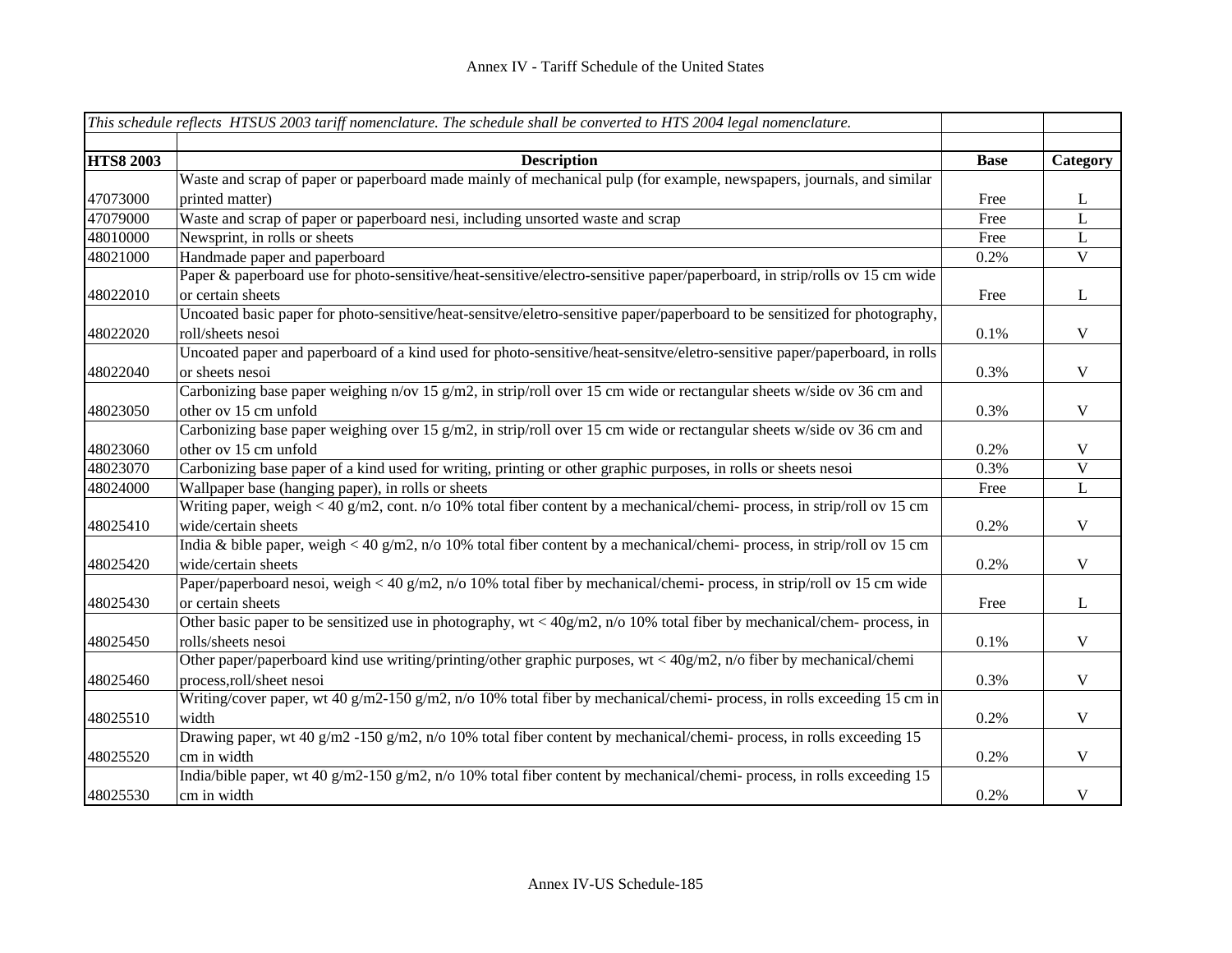# Annex IV - Tariff Schedule of the United States

| *This schedule reflects HTSUS 2003 tariff nomenclature. The schedule shall be converted to HTS 2004 legal nomenclature.* | | | |
|---|---|---|---|
| **HTS8 2003** | **Description** | **Base** | **Category** |
| 47073000 | Waste and scrap of paper or paperboard made mainly of mechanical pulp (for example, newspapers, journals, and similar printed matter) | Free | L |
| 47079000 | Waste and scrap of paper or paperboard nesi, including unsorted waste and scrap | Free | L |
| 48010000 | Newsprint, in rolls or sheets | Free | L |
| 48021000 | Handmade paper and paperboard | 0.2% | V |
| 48022010 | Paper & paperboard use for photo-sensitive/heat-sensitive/electro-sensitive paper/paperboard, in strip/rolls ov 15 cm wide or certain sheets | Free | L |
| 48022020 | Uncoated basic paper for photo-sensitive/heat-sensitve/eletro-sensitive paper/paperboard to be sensitized for photography, roll/sheets nesoi | 0.1% | V |
| 48022040 | Uncoated paper and paperboard of a kind used for photo-sensitive/heat-sensitve/eletro-sensitive paper/paperboard, in rolls or sheets nesoi | 0.3% | V |
| 48023050 | Carbonizing base paper weighing n/ov 15 g/m2, in strip/roll over 15 cm wide or rectangular sheets w/side ov 36 cm and other ov 15 cm unfold | 0.3% | V |
| 48023060 | Carbonizing base paper weighing over 15 g/m2, in strip/roll over 15 cm wide or rectangular sheets w/side ov 36 cm and other ov 15 cm unfold | 0.2% | V |
| 48023070 | Carbonizing base paper of a kind used for writing, printing or other graphic purposes, in rolls or sheets nesoi | 0.3% | V |
| 48024000 | Wallpaper base (hanging paper), in rolls or sheets | Free | L |
| 48025410 | Writing paper, weigh < 40 g/m2, cont. n/o 10% total fiber content by a mechanical/chemi- process, in strip/roll ov 15 cm wide/certain sheets | 0.2% | V |
| 48025420 | India & bible paper, weigh < 40 g/m2, n/o 10% total fiber content by a mechanical/chemi- process, in strip/roll ov 15 cm wide/certain sheets | 0.2% | V |
| 48025430 | Paper/paperboard nesoi, weigh < 40 g/m2, n/o 10% total fiber by mechanical/chemi- process, in strip/roll ov 15 cm wide or certain sheets | Free | L |
| 48025450 | Other basic paper to be sensitized use in photography, wt < 40g/m2, n/o 10% total fiber by mechanical/chem- process, in rolls/sheets nesoi | 0.1% | V |
| 48025460 | Other paper/paperboard kind use writing/printing/other graphic purposes, wt < 40g/m2, n/o fiber by mechanical/chemi process,roll/sheet nesoi | 0.3% | V |
| 48025510 | Writing/cover paper, wt 40 g/m2-150 g/m2, n/o 10% total fiber by mechanical/chemi- process, in rolls exceeding 15 cm in width | 0.2% | V |
| 48025520 | Drawing paper, wt 40 g/m2 -150 g/m2, n/o 10% total fiber content by mechanical/chemi- process, in rolls exceeding 15 cm in width | 0.2% | V |
| 48025530 | India/bible paper, wt 40 g/m2-150 g/m2, n/o 10% total fiber content by mechanical/chemi- process, in rolls exceeding 15 cm in width | 0.2% | V |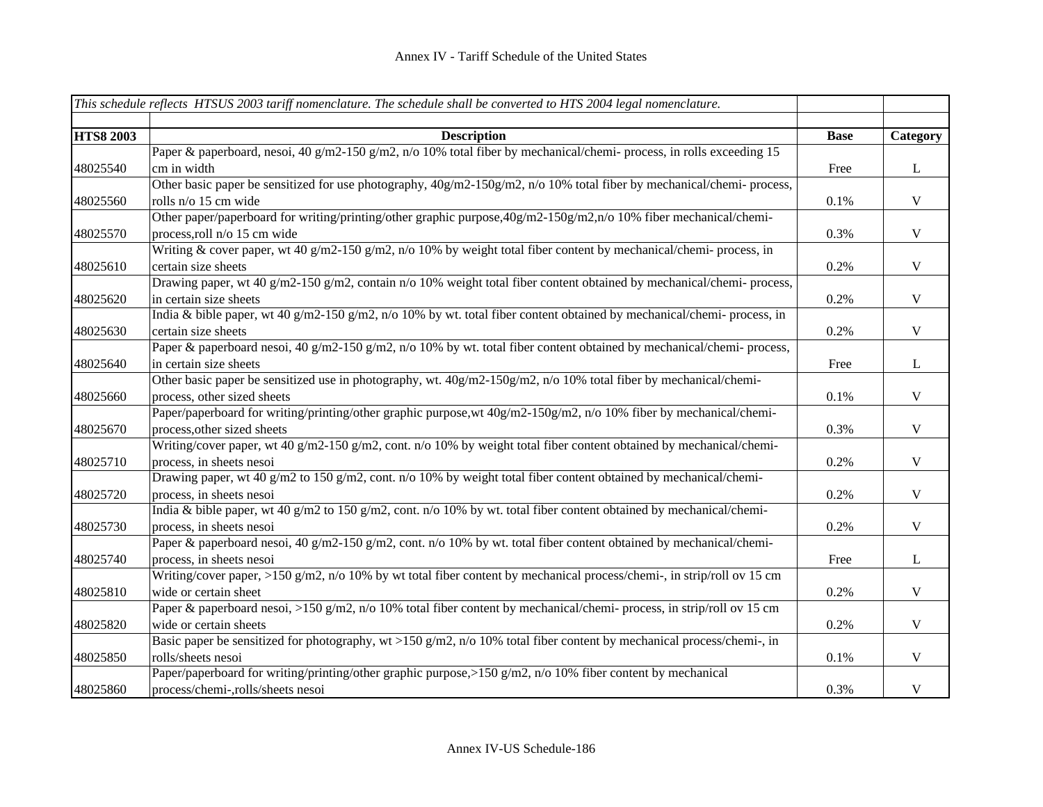Annex IV - Tariff Schedule of the United States

| *This schedule reflects HTSUS 2003 tariff nomenclature. The schedule shall be converted to HTS 2004 legal nomenclature.* | | | |
|---|---|---|---|
| **HTS8 2003** | **Description** | **Base** | **Category** |
| 48025540 | Paper & paperboard, nesoi, 40 g/m2-150 g/m2, n/o 10% total fiber by mechanical/chemi- process, in rolls exceeding 15 cm in width | Free | L |
| 48025560 | Other basic paper be sensitized for use photography, 40g/m2-150g/m2, n/o 10% total fiber by mechanical/chemi- process, rolls n/o 15 cm wide | 0.1% | V |
| 48025570 | Other paper/paperboard for writing/printing/other graphic purpose,40g/m2-150g/m2,n/o 10% fiber mechanical/chemi-process,roll n/o 15 cm wide | 0.3% | V |
| 48025610 | Writing & cover paper, wt 40 g/m2-150 g/m2, n/o 10% by weight total fiber content by mechanical/chemi- process, in certain size sheets | 0.2% | V |
| 48025620 | Drawing paper, wt 40 g/m2-150 g/m2, contain n/o 10% weight total fiber content obtained by mechanical/chemi- process, in certain size sheets | 0.2% | V |
| 48025630 | India & bible paper, wt 40 g/m2-150 g/m2, n/o 10% by wt. total fiber content obtained by mechanical/chemi- process, in certain size sheets | 0.2% | V |
| 48025640 | Paper & paperboard nesoi, 40 g/m2-150 g/m2, n/o 10% by wt. total fiber content obtained by mechanical/chemi- process, in certain size sheets | Free | L |
| 48025660 | Other basic paper be sensitized use in photography, wt. 40g/m2-150g/m2, n/o 10% total fiber by mechanical/chemi-process, other sized sheets | 0.1% | V |
| 48025670 | Paper/paperboard for writing/printing/other graphic purpose,wt 40g/m2-150g/m2, n/o 10% fiber by mechanical/chemi-process,other sized sheets | 0.3% | V |
| 48025710 | Writing/cover paper, wt 40 g/m2-150 g/m2, cont. n/o 10% by weight total fiber content obtained by mechanical/chemi-process, in sheets nesoi | 0.2% | V |
| 48025720 | Drawing paper, wt 40 g/m2 to 150 g/m2, cont. n/o 10% by weight total fiber content obtained by mechanical/chemi-process, in sheets nesoi | 0.2% | V |
| 48025730 | India & bible paper, wt 40 g/m2 to 150 g/m2, cont. n/o 10% by wt. total fiber content obtained by mechanical/chemi-process, in sheets nesoi | 0.2% | V |
| 48025740 | Paper & paperboard nesoi, 40 g/m2-150 g/m2, cont. n/o 10% by wt. total fiber content obtained by mechanical/chemi-process, in sheets nesoi | Free | L |
| 48025810 | Writing/cover paper, >150 g/m2, n/o 10% by wt total fiber content by mechanical process/chemi-, in strip/roll ov 15 cm wide or certain sheet | 0.2% | V |
| 48025820 | Paper & paperboard nesoi, >150 g/m2, n/o 10% total fiber content by mechanical/chemi- process, in strip/roll ov 15 cm wide or certain sheets | 0.2% | V |
| 48025850 | Basic paper be sensitized for photography, wt >150 g/m2, n/o 10% total fiber content by mechanical process/chemi-, in rolls/sheets nesoi | 0.1% | V |
| 48025860 | Paper/paperboard for writing/printing/other graphic purpose,>150 g/m2, n/o 10% fiber content by mechanical process/chemi-,rolls/sheets nesoi | 0.3% | V |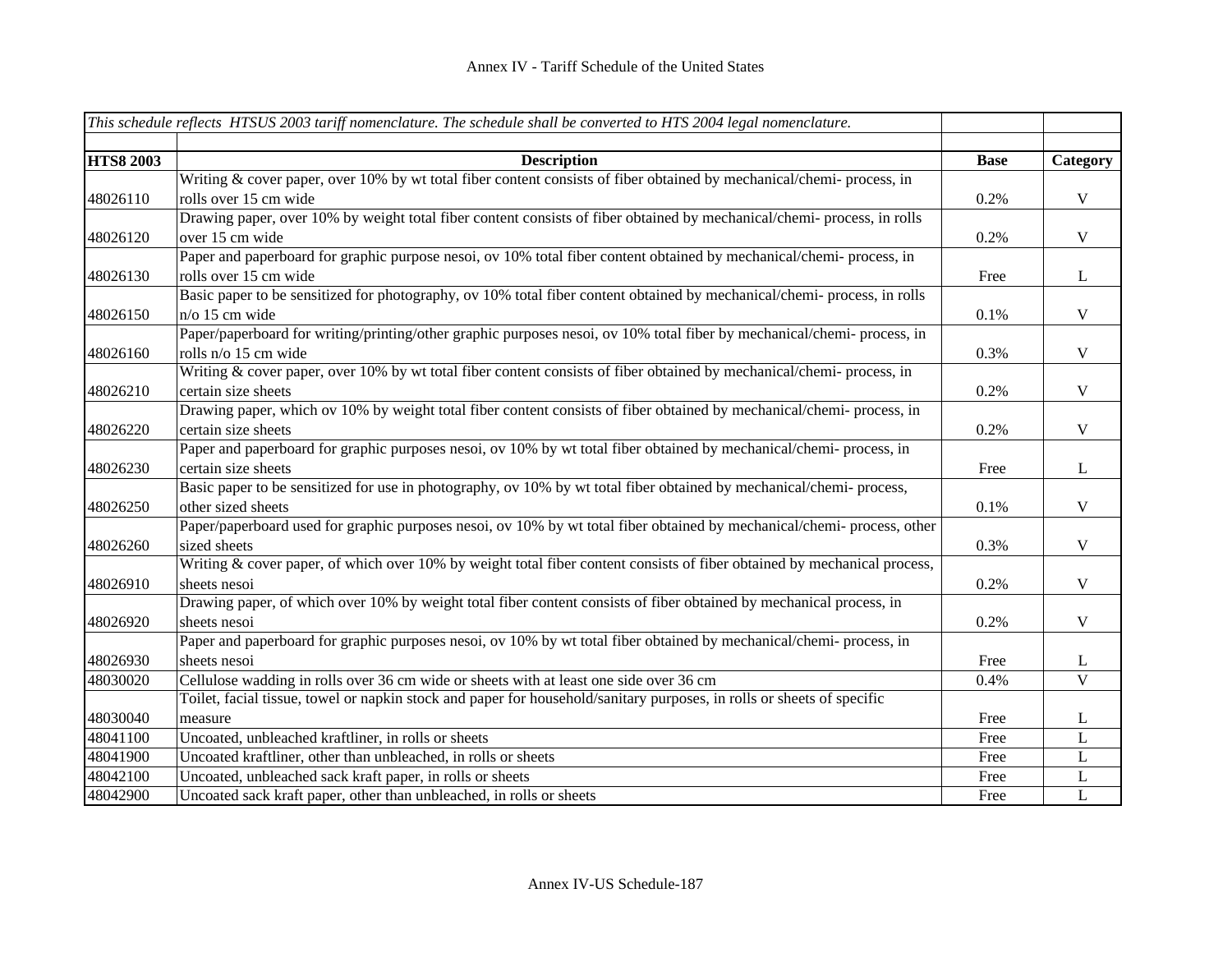| *This schedule reflects HTSUS 2003 tariff nomenclature. The schedule shall be converted to HTS 2004 legal nomenclature.* | | | |
|---|---|---|---|
| **HTS8 2003** | **Description** | **Base** | **Category** |
| 48026110 | Writing & cover paper, over 10% by wt total fiber content consists of fiber obtained by mechanical/chemi- process, in rolls over 15 cm wide | 0.2% | V |
| 48026120 | Drawing paper, over 10% by weight total fiber content consists of fiber obtained by mechanical/chemi- process, in rolls over 15 cm wide | 0.2% | V |
| 48026130 | Paper and paperboard for graphic purpose nesoi, ov 10% total fiber content obtained by mechanical/chemi- process, in rolls over 15 cm wide | Free | L |
| 48026150 | Basic paper to be sensitized for photography, ov 10% total fiber content obtained by mechanical/chemi- process, in rolls n/o 15 cm wide | 0.1% | V |
| 48026160 | Paper/paperboard for writing/printing/other graphic purposes nesoi, ov 10% total fiber by mechanical/chemi- process, in rolls n/o 15 cm wide | 0.3% | V |
| 48026210 | Writing & cover paper, over 10% by wt total fiber content consists of fiber obtained by mechanical/chemi- process, in certain size sheets | 0.2% | V |
| 48026220 | Drawing paper, which ov 10% by weight total fiber content consists of fiber obtained by mechanical/chemi- process, in certain size sheets | 0.2% | V |
| 48026230 | Paper and paperboard for graphic purposes nesoi, ov 10% by wt total fiber obtained by mechanical/chemi- process, in certain size sheets | Free | L |
| 48026250 | Basic paper to be sensitized for use in photography, ov 10% by wt total fiber obtained by mechanical/chemi- process, other sized sheets | 0.1% | V |
| 48026260 | Paper/paperboard used for graphic purposes nesoi, ov 10% by wt total fiber obtained by mechanical/chemi- process, other sized sheets | 0.3% | V |
| 48026910 | Writing & cover paper, of which over 10% by weight total fiber content consists of fiber obtained by mechanical process, sheets nesoi | 0.2% | V |
| 48026920 | Drawing paper, of which over 10% by weight total fiber content consists of fiber obtained by mechanical process, in sheets nesoi | 0.2% | V |
| 48026930 | Paper and paperboard for graphic purposes nesoi, ov 10% by wt total fiber obtained by mechanical/chemi- process, in sheets nesoi | Free | L |
| 48030020 | Cellulose wadding in rolls over 36 cm wide or sheets with at least one side over 36 cm | 0.4% | V |
| 48030040 | Toilet, facial tissue, towel or napkin stock and paper for household/sanitary purposes, in rolls or sheets of specific measure | Free | L |
| 48041100 | Uncoated, unbleached kraftliner, in rolls or sheets | Free | L |
| 48041900 | Uncoated kraftliner, other than unbleached, in rolls or sheets | Free | L |
| 48042100 | Uncoated, unbleached sack kraft paper, in rolls or sheets | Free | L |
| 48042900 | Uncoated sack kraft paper, other than unbleached, in rolls or sheets | Free | L |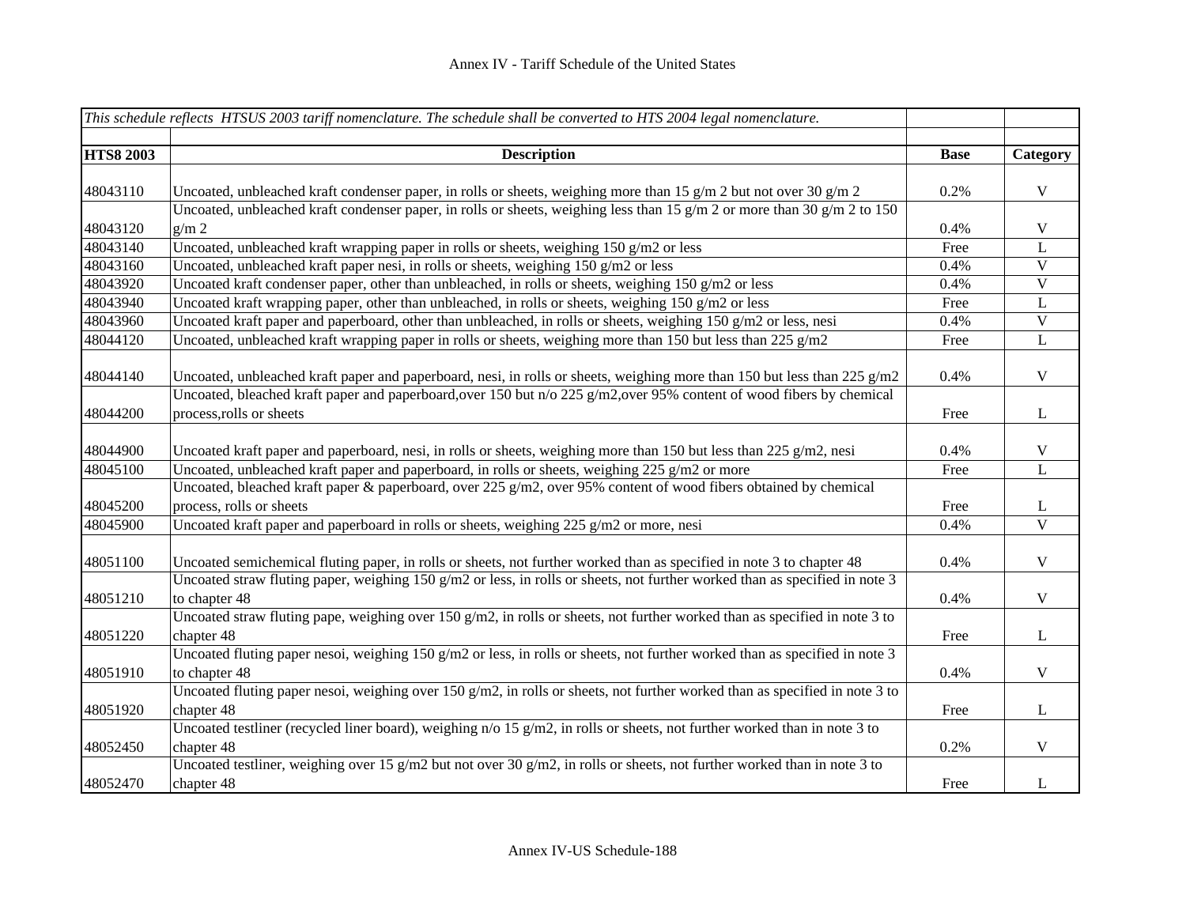Annex IV - Tariff Schedule of the United States

| *This schedule reflects HTSUS 2003 tariff nomenclature. The schedule shall be converted to HTS 2004 legal nomenclature.* | | | |
|---|---|---|---|
| **HTS8 2003** | **Description** | **Base** | **Category** |
| 48043110 | Uncoated, unbleached kraft condenser paper, in rolls or sheets, weighing more than 15 g/m 2 but not over 30 g/m 2 | 0.2% | V |
| 48043120 | Uncoated, unbleached kraft condenser paper, in rolls or sheets, weighing less than 15 g/m 2 or more than 30 g/m 2 to 150 g/m 2 | 0.4% | V |
| 48043140 | Uncoated, unbleached kraft wrapping paper in rolls or sheets, weighing 150 g/m2 or less | Free | L |
| 48043160 | Uncoated, unbleached kraft paper nesi, in rolls or sheets, weighing 150 g/m2 or less | 0.4% | V |
| 48043920 | Uncoated kraft condenser paper, other than unbleached, in rolls or sheets, weighing 150 g/m2 or less | 0.4% | V |
| 48043940 | Uncoated kraft wrapping paper, other than unbleached, in rolls or sheets, weighing 150 g/m2 or less | Free | L |
| 48043960 | Uncoated kraft paper and paperboard, other than unbleached, in rolls or sheets, weighing 150 g/m2 or less, nesi | 0.4% | V |
| 48044120 | Uncoated, unbleached kraft wrapping paper in rolls or sheets, weighing more than 150 but less than 225 g/m2 | Free | L |
| 48044140 | Uncoated, unbleached kraft paper and paperboard, nesi, in rolls or sheets, weighing more than 150 but less than 225 g/m2 | 0.4% | V |
| 48044200 | Uncoated, bleached kraft paper and paperboard,over 150 but n/o 225 g/m2,over 95% content of wood fibers by chemical process,rolls or sheets | Free | L |
| 48044900 | Uncoated kraft paper and paperboard, nesi, in rolls or sheets, weighing more than 150 but less than 225 g/m2, nesi | 0.4% | V |
| 48045100 | Uncoated, unbleached kraft paper and paperboard, in rolls or sheets, weighing 225 g/m2 or more | Free | L |
| 48045200 | Uncoated, bleached kraft paper & paperboard, over 225 g/m2, over 95% content of wood fibers obtained by chemical process, rolls or sheets | Free | L |
| 48045900 | Uncoated kraft paper and paperboard in rolls or sheets, weighing 225 g/m2 or more, nesi | 0.4% | V |
| 48051100 | Uncoated semichemical fluting paper, in rolls or sheets, not further worked than as specified in note 3 to chapter 48 | 0.4% | V |
| 48051210 | Uncoated straw fluting paper, weighing 150 g/m2 or less, in rolls or sheets, not further worked than as specified in note 3 to chapter 48 | 0.4% | V |
| 48051220 | Uncoated straw fluting pape, weighing over 150 g/m2, in rolls or sheets, not further worked than as specified in note 3 to chapter 48 | Free | L |
| 48051910 | Uncoated fluting paper nesoi, weighing 150 g/m2 or less, in rolls or sheets, not further worked than as specified in note 3 to chapter 48 | 0.4% | V |
| 48051920 | Uncoated fluting paper nesoi, weighing over 150 g/m2, in rolls or sheets, not further worked than as specified in note 3 to chapter 48 | Free | L |
| 48052450 | Uncoated testliner (recycled liner board), weighing n/o 15 g/m2, in rolls or sheets, not further worked than in note 3 to chapter 48 | 0.2% | V |
| 48052470 | Uncoated testliner, weighing over 15 g/m2 but not over 30 g/m2, in rolls or sheets, not further worked than in note 3 to chapter 48 | Free | L |

Annex IV-US Schedule-188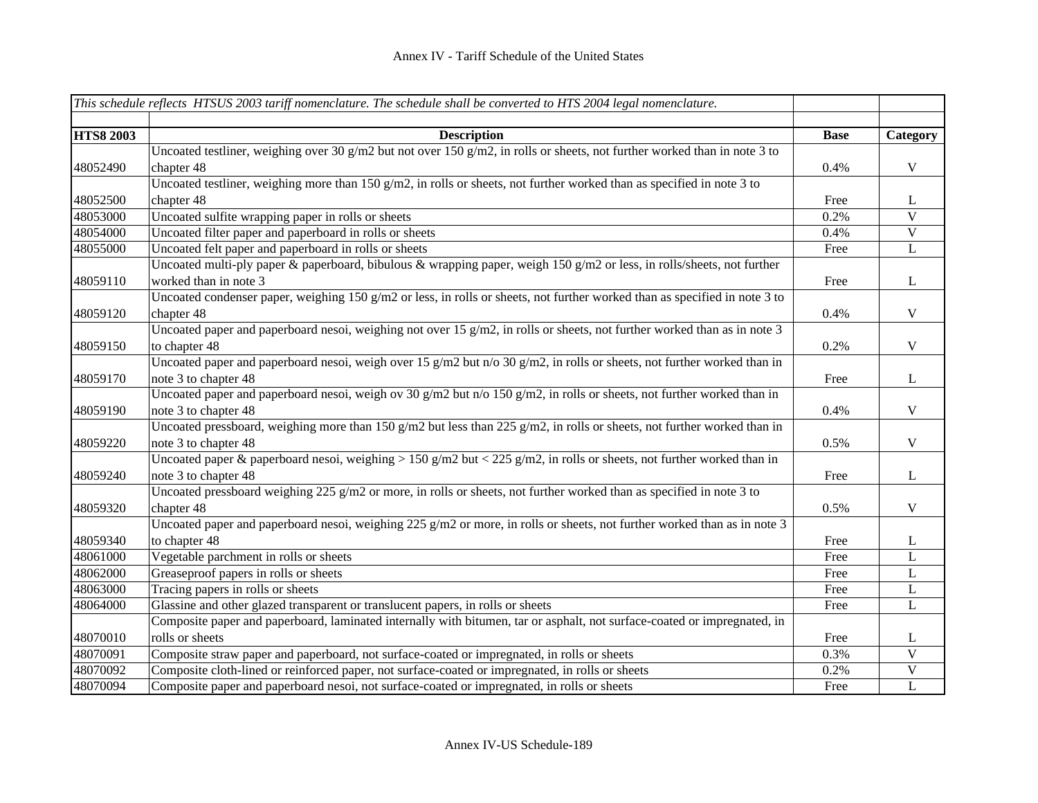Annex IV - Tariff Schedule of the United States

| *This schedule reflects HTSUS 2003 tariff nomenclature. The schedule shall be converted to HTS 2004 legal nomenclature.* | | | |
|---|---|---|---|
| **HTS8 2003** | **Description** | **Base** | **Category** |
| 48052490 | Uncoated testliner, weighing over 30 g/m2 but not over 150 g/m2, in rolls or sheets, not further worked than in note 3 to chapter 48 | 0.4% | V |
| 48052500 | Uncoated testliner, weighing more than 150 g/m2, in rolls or sheets, not further worked than as specified in note 3 to chapter 48 | Free | L |
| 48053000 | Uncoated sulfite wrapping paper in rolls or sheets | 0.2% | V |
| 48054000 | Uncoated filter paper and paperboard in rolls or sheets | 0.4% | V |
| 48055000 | Uncoated felt paper and paperboard in rolls or sheets | Free | L |
| 48059110 | Uncoated multi-ply paper & paperboard, bibulous & wrapping paper, weigh 150 g/m2 or less, in rolls/sheets, not further worked than in note 3 | Free | L |
| 48059120 | Uncoated condenser paper, weighing 150 g/m2 or less, in rolls or sheets, not further worked than as specified in note 3 to chapter 48 | 0.4% | V |
| 48059150 | Uncoated paper and paperboard nesoi, weighing not over 15 g/m2, in rolls or sheets, not further worked than as in note 3 to chapter 48 | 0.2% | V |
| 48059170 | Uncoated paper and paperboard nesoi, weigh over 15 g/m2 but n/o 30 g/m2, in rolls or sheets, not further worked than in note 3 to chapter 48 | Free | L |
| 48059190 | Uncoated paper and paperboard nesoi, weigh ov 30 g/m2 but n/o 150 g/m2, in rolls or sheets, not further worked than in note 3 to chapter 48 | 0.4% | V |
| 48059220 | Uncoated pressboard, weighing more than 150 g/m2 but less than 225 g/m2, in rolls or sheets, not further worked than in note 3 to chapter 48 | 0.5% | V |
| 48059240 | Uncoated paper & paperboard nesoi, weighing > 150 g/m2 but < 225 g/m2, in rolls or sheets, not further worked than in note 3 to chapter 48 | Free | L |
| 48059320 | Uncoated pressboard weighing 225 g/m2 or more, in rolls or sheets, not further worked than as specified in note 3 to chapter 48 | 0.5% | V |
| 48059340 | Uncoated paper and paperboard nesoi, weighing 225 g/m2 or more, in rolls or sheets, not further worked than as in note 3 to chapter 48 | Free | L |
| 48061000 | Vegetable parchment in rolls or sheets | Free | L |
| 48062000 | Greaseproof papers in rolls or sheets | Free | L |
| 48063000 | Tracing papers in rolls or sheets | Free | L |
| 48064000 | Glassine and other glazed transparent or translucent papers, in rolls or sheets | Free | L |
| 48070010 | Composite paper and paperboard, laminated internally with bitumen, tar or asphalt, not surface-coated or impregnated, in rolls or sheets | Free | L |
| 48070091 | Composite straw paper and paperboard, not surface-coated or impregnated, in rolls or sheets | 0.3% | V |
| 48070092 | Composite cloth-lined or reinforced paper, not surface-coated or impregnated, in rolls or sheets | 0.2% | V |
| 48070094 | Composite paper and paperboard nesoi, not surface-coated or impregnated, in rolls or sheets | Free | L |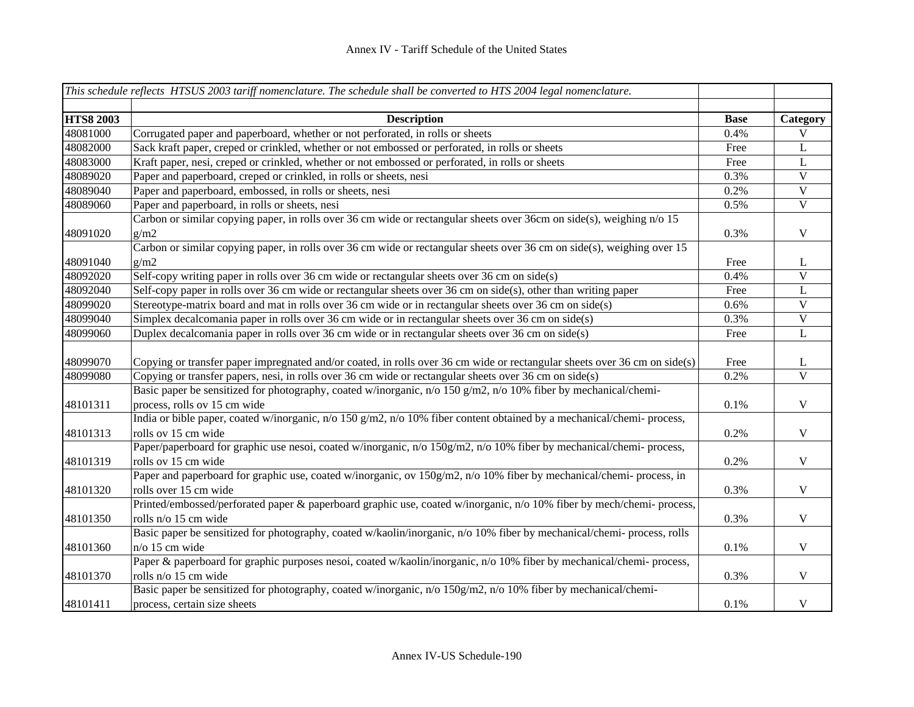| *This schedule reflects HTSUS 2003 tariff nomenclature. The schedule shall be converted to HTS 2004 legal nomenclature.* | | | |
|---|---|---|---|
| | | | |
| **HTS8 2003** | **Description** | **Base** | **Category** |
| 48081000 | Corrugated paper and paperboard, whether or not perforated, in rolls or sheets | 0.4% | V |
| 48082000 | Sack kraft paper, creped or crinkled, whether or not embossed or perforated, in rolls or sheets | Free | L |
| 48083000 | Kraft paper, nesi, creped or crinkled, whether or not embossed or perforated, in rolls or sheets | Free | L |
| 48089020 | Paper and paperboard, creped or crinkled, in rolls or sheets, nesi | 0.3% | V |
| 48089040 | Paper and paperboard, embossed, in rolls or sheets, nesi | 0.2% | V |
| 48089060 | Paper and paperboard, in rolls or sheets, nesi | 0.5% | V |
| 48091020 | Carbon or similar copying paper, in rolls over 36 cm wide or rectangular sheets over 36cm on side(s), weighing n/o 15 g/m2 | 0.3% | V |
| 48091040 | Carbon or similar copying paper, in rolls over 36 cm wide or rectangular sheets over 36 cm on side(s), weighing over 15 g/m2 | Free | L |
| 48092020 | Self-copy writing paper in rolls over 36 cm wide or rectangular sheets over 36 cm on side(s) | 0.4% | V |
| 48092040 | Self-copy paper in rolls over 36 cm wide or rectangular sheets over 36 cm on side(s), other than writing paper | Free | L |
| 48099020 | Stereotype-matrix board and mat in rolls over 36 cm wide or in rectangular sheets over 36 cm on side(s) | 0.6% | V |
| 48099040 | Simplex decalcomania paper in rolls over 36 cm wide or in rectangular sheets over 36 cm on side(s) | 0.3% | V |
| 48099060 | Duplex decalcomania paper in rolls over 36 cm wide or in rectangular sheets over 36 cm on side(s) | Free | L |
| 48099070 | Copying or transfer paper impregnated and/or coated, in rolls over 36 cm wide or rectangular sheets over 36 cm on side(s) | Free | L |
| 48099080 | Copying or transfer papers, nesi, in rolls over 36 cm wide or rectangular sheets over 36 cm on side(s) | 0.2% | V |
| 48101311 | Basic paper be sensitized for photography, coated w/inorganic, n/o 150 g/m2, n/o 10% fiber by mechanical/chemi-process, rolls ov 15 cm wide | 0.1% | V |
| 48101313 | India or bible paper, coated w/inorganic, n/o 150 g/m2, n/o 10% fiber content obtained by a mechanical/chemi- process, rolls ov 15 cm wide | 0.2% | V |
| 48101319 | Paper/paperboard for graphic use nesoi, coated w/inorganic, n/o 150g/m2, n/o 10% fiber by mechanical/chemi- process, rolls ov 15 cm wide | 0.2% | V |
| 48101320 | Paper and paperboard for graphic use, coated w/inorganic, ov 150g/m2, n/o 10% fiber by mechanical/chemi- process, in rolls over 15 cm wide | 0.3% | V |
| 48101350 | Printed/embossed/perforated paper & paperboard graphic use, coated w/inorganic, n/o 10% fiber by mech/chemi- process, rolls n/o 15 cm wide | 0.3% | V |
| 48101360 | Basic paper be sensitized for photography, coated w/kaolin/inorganic, n/o 10% fiber by mechanical/chemi- process, rolls n/o 15 cm wide | 0.1% | V |
| 48101370 | Paper & paperboard for graphic purposes nesoi, coated w/kaolin/inorganic, n/o 10% fiber by mechanical/chemi- process, rolls n/o 15 cm wide | 0.3% | V |
| 48101411 | Basic paper be sensitized for photography, coated w/inorganic, n/o 150g/m2, n/o 10% fiber by mechanical/chemi-process, certain size sheets | 0.1% | V |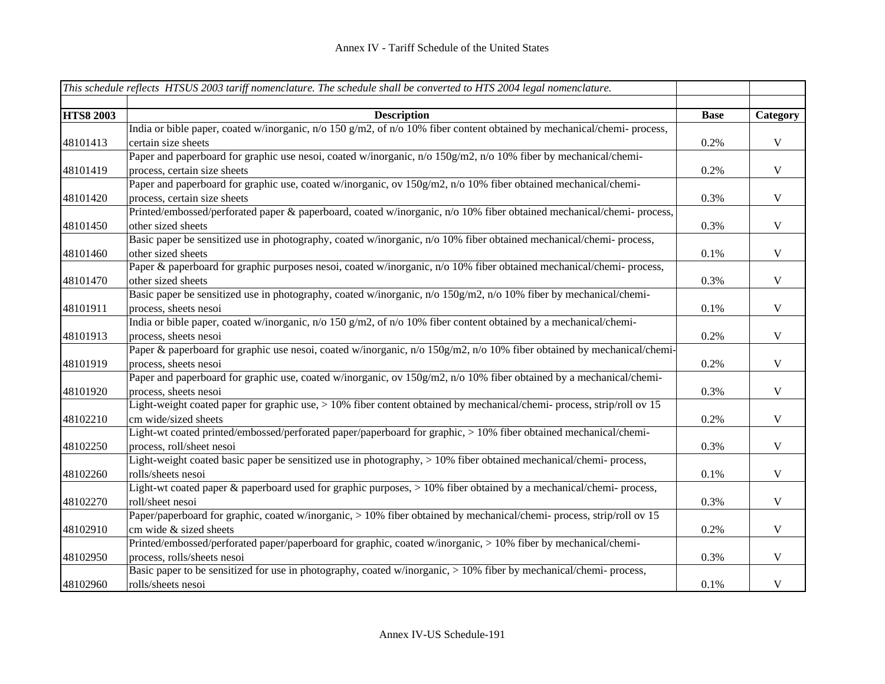| *This schedule reflects HTSUS 2003 tariff nomenclature. The schedule shall be converted to HTS 2004 legal nomenclature.* | | | |
|---|---|---|---|
| | | | |
| **HTS8 2003** | **Description** | **Base** | **Category** |
| 48101413 | India or bible paper, coated w/inorganic, n/o 150 g/m2, of n/o 10% fiber content obtained by mechanical/chemi- process, certain size sheets | 0.2% | V |
| 48101419 | Paper and paperboard for graphic use nesoi, coated w/inorganic, n/o 150g/m2, n/o 10% fiber by mechanical/chemi-process, certain size sheets | 0.2% | V |
| 48101420 | Paper and paperboard for graphic use, coated w/inorganic, ov 150g/m2, n/o 10% fiber obtained mechanical/chemi-process, certain size sheets | 0.3% | V |
| 48101450 | Printed/embossed/perforated paper & paperboard, coated w/inorganic, n/o 10% fiber obtained mechanical/chemi- process, other sized sheets | 0.3% | V |
| 48101460 | Basic paper be sensitized use in photography, coated w/inorganic, n/o 10% fiber obtained mechanical/chemi- process, other sized sheets | 0.1% | V |
| 48101470 | Paper & paperboard for graphic purposes nesoi, coated w/inorganic, n/o 10% fiber obtained mechanical/chemi- process, other sized sheets | 0.3% | V |
| 48101911 | Basic paper be sensitized use in photography, coated w/inorganic, n/o 150g/m2, n/o 10% fiber by mechanical/chemi-process, sheets nesoi | 0.1% | V |
| 48101913 | India or bible paper, coated w/inorganic, n/o 150 g/m2, of n/o 10% fiber content obtained by a mechanical/chemi-process, sheets nesoi | 0.2% | V |
| 48101919 | Paper & paperboard for graphic use nesoi, coated w/inorganic, n/o 150g/m2, n/o 10% fiber obtained by mechanical/chemi-process, sheets nesoi | 0.2% | V |
| 48101920 | Paper and paperboard for graphic use, coated w/inorganic, ov 150g/m2, n/o 10% fiber obtained by a mechanical/chemi-process, sheets nesoi | 0.3% | V |
| 48102210 | Light-weight coated paper for graphic use, > 10% fiber content obtained by mechanical/chemi- process, strip/roll ov 15 cm wide/sized sheets | 0.2% | V |
| 48102250 | Light-wt coated printed/embossed/perforated paper/paperboard for graphic, > 10% fiber obtained mechanical/chemi-process, roll/sheet nesoi | 0.3% | V |
| 48102260 | Light-weight coated basic paper be sensitized use in photography, > 10% fiber obtained mechanical/chemi- process, rolls/sheets nesoi | 0.1% | V |
| 48102270 | Light-wt coated paper & paperboard used for graphic purposes, > 10% fiber obtained by a mechanical/chemi- process, roll/sheet nesoi | 0.3% | V |
| 48102910 | Paper/paperboard for graphic, coated w/inorganic, > 10% fiber obtained by mechanical/chemi- process, strip/roll ov 15 cm wide & sized sheets | 0.2% | V |
| 48102950 | Printed/embossed/perforated paper/paperboard for graphic, coated w/inorganic, > 10% fiber by mechanical/chemi-process, rolls/sheets nesoi | 0.3% | V |
| 48102960 | Basic paper to be sensitized for use in photography, coated w/inorganic, > 10% fiber by mechanical/chemi- process, rolls/sheets nesoi | 0.1% | V |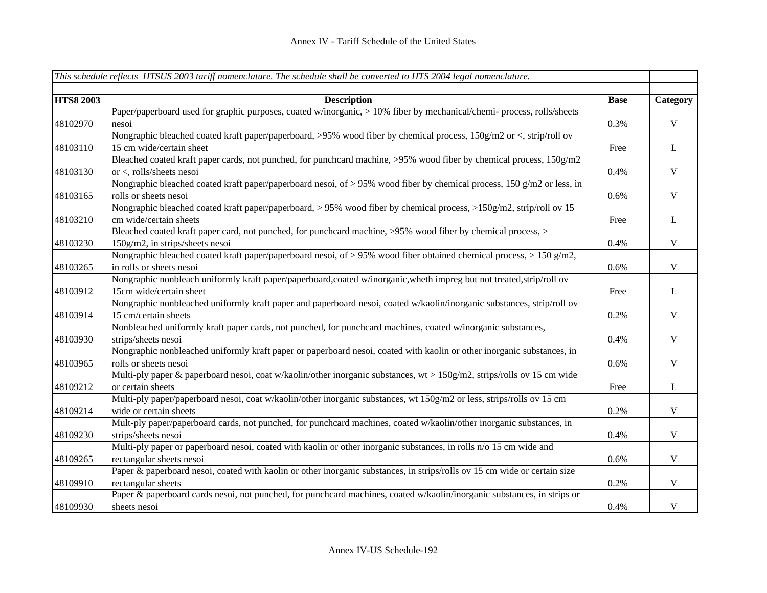| *This schedule reflects HTSUS 2003 tariff nomenclature. The schedule shall be converted to HTS 2004 legal nomenclature.* | | | |
|---|---|---|---|
| | | | |
| **HTS8 2003** | **Description** | **Base** | **Category** |
| 48102970 | Paper/paperboard used for graphic purposes, coated w/inorganic, > 10% fiber by mechanical/chemi- process, rolls/sheets nesoi | 0.3% | V |
| 48103110 | Nongraphic bleached coated kraft paper/paperboard, >95% wood fiber by chemical process, 150g/m2 or <, strip/roll ov 15 cm wide/certain sheet | Free | L |
| 48103130 | Bleached coated kraft paper cards, not punched, for punchcard machine, >95% wood fiber by chemical process, 150g/m2 or <, rolls/sheets nesoi | 0.4% | V |
| 48103165 | Nongraphic bleached coated kraft paper/paperboard nesoi, of > 95% wood fiber by chemical process, 150 g/m2 or less, in rolls or sheets nesoi | 0.6% | V |
| 48103210 | Nongraphic bleached coated kraft paper/paperboard, > 95% wood fiber by chemical process, >150g/m2, strip/roll ov 15 cm wide/certain sheets | Free | L |
| 48103230 | Bleached coated kraft paper card, not punched, for punchcard machine, >95% wood fiber by chemical process, > 150g/m2, in strips/sheets nesoi | 0.4% | V |
| 48103265 | Nongraphic bleached coated kraft paper/paperboard nesoi, of > 95% wood fiber obtained chemical process, > 150 g/m2, in rolls or sheets nesoi | 0.6% | V |
| 48103912 | Nongraphic nonbleach uniformly kraft paper/paperboard,coated w/inorganic,wheth impreg but not treated,strip/roll ov 15cm wide/certain sheet | Free | L |
| 48103914 | Nongraphic nonbleached uniformly kraft paper and paperboard nesoi, coated w/kaolin/inorganic substances, strip/roll ov 15 cm/certain sheets | 0.2% | V |
| 48103930 | Nonbleached uniformly kraft paper cards, not punched, for punchcard machines, coated w/inorganic substances, strips/sheets nesoi | 0.4% | V |
| 48103965 | Nongraphic nonbleached uniformly kraft paper or paperboard nesoi, coated with kaolin or other inorganic substances, in rolls or sheets nesoi | 0.6% | V |
| 48109212 | Multi-ply paper & paperboard nesoi, coat w/kaolin/other inorganic substances, wt > 150g/m2, strips/rolls ov 15 cm wide or certain sheets | Free | L |
| 48109214 | Multi-ply paper/paperboard nesoi, coat w/kaolin/other inorganic substances, wt 150g/m2 or less, strips/rolls ov 15 cm wide or certain sheets | 0.2% | V |
| 48109230 | Mult-ply paper/paperboard cards, not punched, for punchcard machines, coated w/kaolin/other inorganic substances, in strips/sheets nesoi | 0.4% | V |
| 48109265 | Multi-ply paper or paperboard nesoi, coated with kaolin or other inorganic substances, in rolls n/o 15 cm wide and rectangular sheets nesoi | 0.6% | V |
| 48109910 | Paper & paperboard nesoi, coated with kaolin or other inorganic substances, in strips/rolls ov 15 cm wide or certain size rectangular sheets | 0.2% | V |
| 48109930 | Paper & paperboard cards nesoi, not punched, for punchcard machines, coated w/kaolin/inorganic substances, in strips or sheets nesoi | 0.4% | V |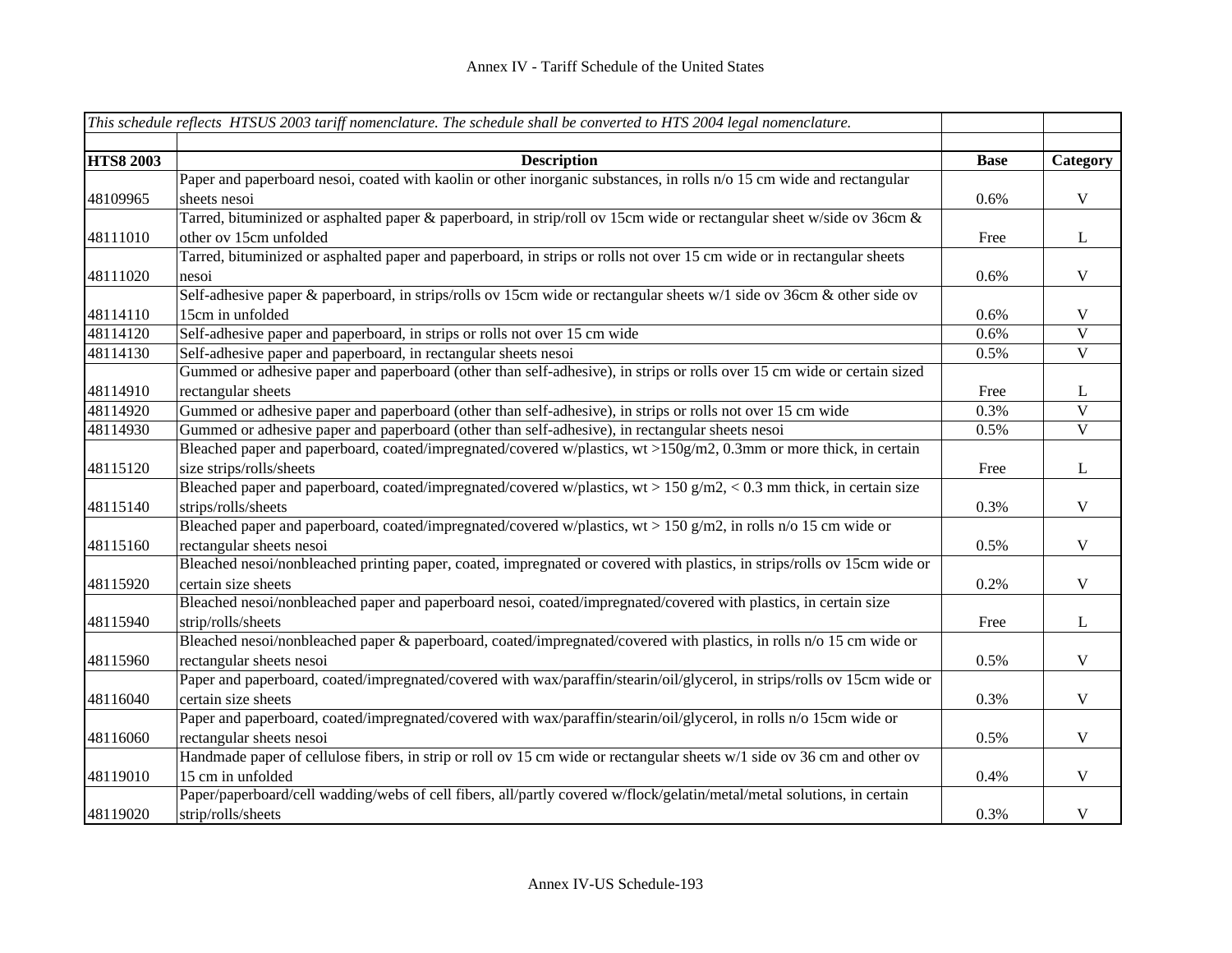| *This schedule reflects HTSUS 2003 tariff nomenclature. The schedule shall be converted to HTS 2004 legal nomenclature.* | | | |
|---|---|---|---|
| **HTS8 2003** | **Description** | **Base** | **Category** |
| 48109965 | Paper and paperboard nesoi, coated with kaolin or other inorganic substances, in rolls n/o 15 cm wide and rectangular sheets nesoi | 0.6% | V |
| 48111010 | Tarred, bituminized or asphalted paper & paperboard, in strip/roll ov 15cm wide or rectangular sheet w/side ov 36cm & other ov 15cm unfolded | Free | L |
| 48111020 | Tarred, bituminized or asphalted paper and paperboard, in strips or rolls not over 15 cm wide or in rectangular sheets nesoi | 0.6% | V |
| 48114110 | Self-adhesive paper & paperboard, in strips/rolls ov 15cm wide or rectangular sheets w/1 side ov 36cm & other side ov 15cm in unfolded | 0.6% | V |
| 48114120 | Self-adhesive paper and paperboard, in strips or rolls not over 15 cm wide | 0.6% | V |
| 48114130 | Self-adhesive paper and paperboard, in rectangular sheets nesoi | 0.5% | V |
| 48114910 | Gummed or adhesive paper and paperboard (other than self-adhesive), in strips or rolls over 15 cm wide or certain sized rectangular sheets | Free | L |
| 48114920 | Gummed or adhesive paper and paperboard (other than self-adhesive), in strips or rolls not over 15 cm wide | 0.3% | V |
| 48114930 | Gummed or adhesive paper and paperboard (other than self-adhesive), in rectangular sheets nesoi | 0.5% | V |
| 48115120 | Bleached paper and paperboard, coated/impregnated/covered w/plastics, wt >150g/m2, 0.3mm or more thick, in certain size strips/rolls/sheets | Free | L |
| 48115140 | Bleached paper and paperboard, coated/impregnated/covered w/plastics, wt > 150 g/m2, < 0.3 mm thick, in certain size strips/rolls/sheets | 0.3% | V |
| 48115160 | Bleached paper and paperboard, coated/impregnated/covered w/plastics, wt > 150 g/m2, in rolls n/o 15 cm wide or rectangular sheets nesoi | 0.5% | V |
| 48115920 | Bleached nesoi/nonbleached printing paper, coated, impregnated or covered with plastics, in strips/rolls ov 15cm wide or certain size sheets | 0.2% | V |
| 48115940 | Bleached nesoi/nonbleached paper and paperboard nesoi, coated/impregnated/covered with plastics, in certain size strip/rolls/sheets | Free | L |
| 48115960 | Bleached nesoi/nonbleached paper & paperboard, coated/impregnated/covered with plastics, in rolls n/o 15 cm wide or rectangular sheets nesoi | 0.5% | V |
| 48116040 | Paper and paperboard, coated/impregnated/covered with wax/paraffin/stearin/oil/glycerol, in strips/rolls ov 15cm wide or certain size sheets | 0.3% | V |
| 48116060 | Paper and paperboard, coated/impregnated/covered with wax/paraffin/stearin/oil/glycerol, in rolls n/o 15cm wide or rectangular sheets nesoi | 0.5% | V |
| 48119010 | Handmade paper of cellulose fibers, in strip or roll ov 15 cm wide or rectangular sheets w/1 side ov 36 cm and other ov 15 cm in unfolded | 0.4% | V |
| 48119020 | Paper/paperboard/cell wadding/webs of cell fibers, all/partly covered w/flock/gelatin/metal/metal solutions, in certain strip/rolls/sheets | 0.3% | V |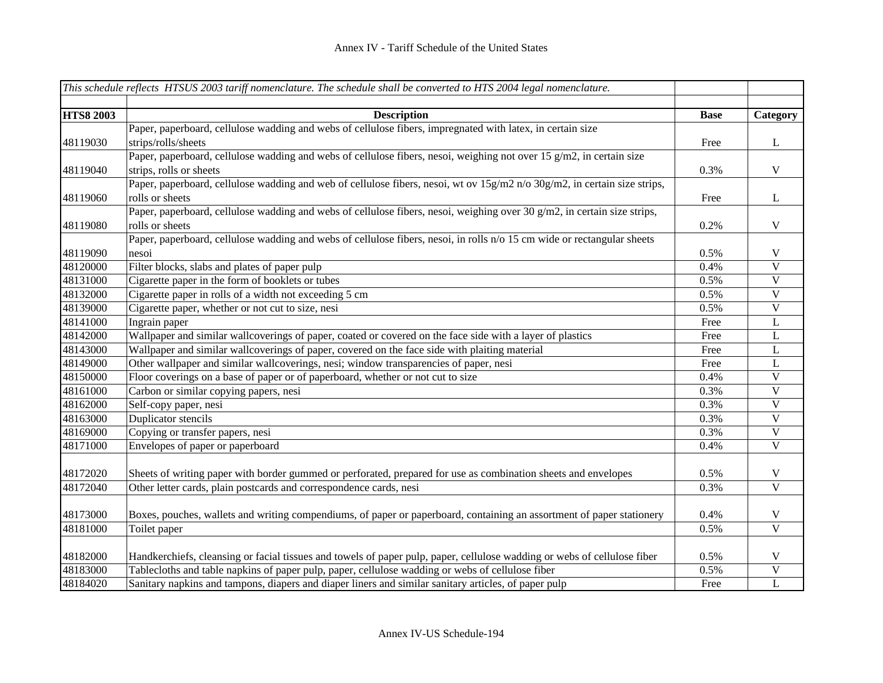Annex IV - Tariff Schedule of the United States

| *This schedule reflects HTSUS 2003 tariff nomenclature. The schedule shall be converted to HTS 2004 legal nomenclature.* | | | |
|---|---|---|---|
| **HTS8 2003** | **Description** | **Base** | **Category** |
| 48119030 | Paper, paperboard, cellulose wadding and webs of cellulose fibers, impregnated with latex, in certain size strips/rolls/sheets | Free | L |
| 48119040 | Paper, paperboard, cellulose wadding and webs of cellulose fibers, nesoi, weighing not over 15 g/m2, in certain size strips, rolls or sheets | 0.3% | V |
| 48119060 | Paper, paperboard, cellulose wadding and web of cellulose fibers, nesoi, wt ov 15g/m2 n/o 30g/m2, in certain size strips, rolls or sheets | Free | L |
| 48119080 | Paper, paperboard, cellulose wadding and webs of cellulose fibers, nesoi, weighing over 30 g/m2, in certain size strips, rolls or sheets | 0.2% | V |
| 48119090 | Paper, paperboard, cellulose wadding and webs of cellulose fibers, nesoi, in rolls n/o 15 cm wide or rectangular sheets nesoi | 0.5% | V |
| 48120000 | Filter blocks, slabs and plates of paper pulp | 0.4% | V |
| 48131000 | Cigarette paper in the form of booklets or tubes | 0.5% | V |
| 48132000 | Cigarette paper in rolls of a width not exceeding 5 cm | 0.5% | V |
| 48139000 | Cigarette paper, whether or not cut to size, nesi | 0.5% | V |
| 48141000 | Ingrain paper | Free | L |
| 48142000 | Wallpaper and similar wallcoverings of paper, coated or covered on the face side with a layer of plastics | Free | L |
| 48143000 | Wallpaper and similar wallcoverings of paper, covered on the face side with plaiting material | Free | L |
| 48149000 | Other wallpaper and similar wallcoverings, nesi; window transparencies of paper, nesi | Free | L |
| 48150000 | Floor coverings on a base of paper or of paperboard, whether or not cut to size | 0.4% | V |
| 48161000 | Carbon or similar copying papers, nesi | 0.3% | V |
| 48162000 | Self-copy paper, nesi | 0.3% | V |
| 48163000 | Duplicator stencils | 0.3% | V |
| 48169000 | Copying or transfer papers, nesi | 0.3% | V |
| 48171000 | Envelopes of paper or paperboard | 0.4% | V |
| 48172020 | Sheets of writing paper with border gummed or perforated, prepared for use as combination sheets and envelopes | 0.5% | V |
| 48172040 | Other letter cards, plain postcards and correspondence cards, nesi | 0.3% | V |
| 48173000 | Boxes, pouches, wallets and writing compendiums, of paper or paperboard, containing an assortment of paper stationery | 0.4% | V |
| 48181000 | Toilet paper | 0.5% | V |
| 48182000 | Handkerchiefs, cleansing or facial tissues and towels of paper pulp, paper, cellulose wadding or webs of cellulose fiber | 0.5% | V |
| 48183000 | Tablecloths and table napkins of paper pulp, paper, cellulose wadding or webs of cellulose fiber | 0.5% | V |
| 48184020 | Sanitary napkins and tampons, diapers and diaper liners and similar sanitary articles, of paper pulp | Free | L |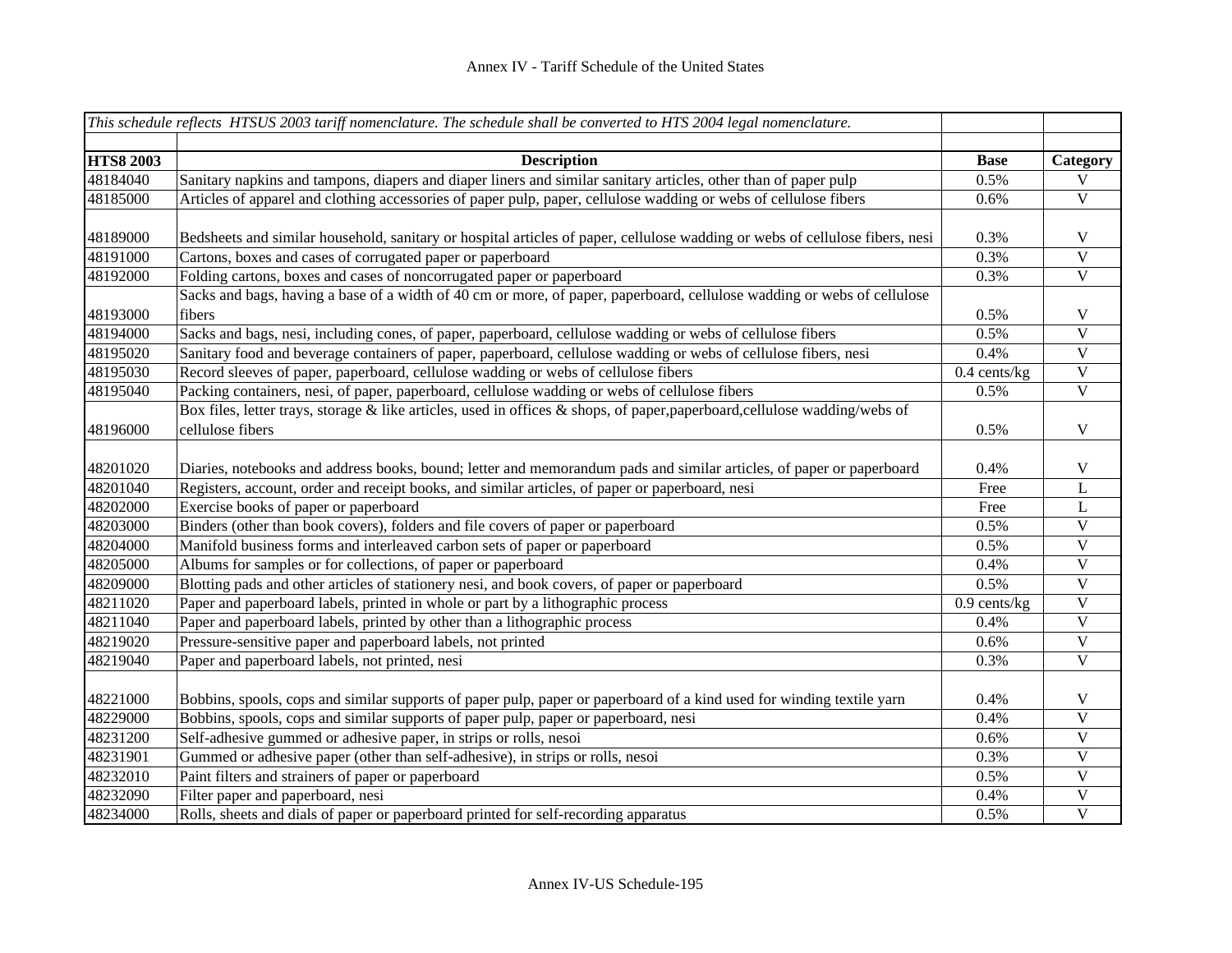| *This schedule reflects HTSUS 2003 tariff nomenclature. The schedule shall be converted to HTS 2004 legal nomenclature.* | | | |
|---|---|---|---|
| **HTS8 2003** | **Description** | **Base** | **Category** |
| 48184040 | Sanitary napkins and tampons, diapers and diaper liners and similar sanitary articles, other than of paper pulp | 0.5% | V |
| 48185000 | Articles of apparel and clothing accessories of paper pulp, paper, cellulose wadding or webs of cellulose fibers | 0.6% | V |
| 48189000 | Bedsheets and similar household, sanitary or hospital articles of paper, cellulose wadding or webs of cellulose fibers, nesi | 0.3% | V |
| 48191000 | Cartons, boxes and cases of corrugated paper or paperboard | 0.3% | V |
| 48192000 | Folding cartons, boxes and cases of noncorrugated paper or paperboard | 0.3% | V |
| 48193000 | Sacks and bags, having a base of a width of 40 cm or more, of paper, paperboard, cellulose wadding or webs of cellulose fibers | 0.5% | V |
| 48194000 | Sacks and bags, nesi, including cones, of paper, paperboard, cellulose wadding or webs of cellulose fibers | 0.5% | V |
| 48195020 | Sanitary food and beverage containers of paper, paperboard, cellulose wadding or webs of cellulose fibers, nesi | 0.4% | V |
| 48195030 | Record sleeves of paper, paperboard, cellulose wadding or webs of cellulose fibers | 0.4 cents/kg | V |
| 48195040 | Packing containers, nesi, of paper, paperboard, cellulose wadding or webs of cellulose fibers | 0.5% | V |
| 48196000 | Box files, letter trays, storage & like articles, used in offices & shops, of paper,paperboard,cellulose wadding/webs of cellulose fibers | 0.5% | V |
| 48201020 | Diaries, notebooks and address books, bound; letter and memorandum pads and similar articles, of paper or paperboard | 0.4% | V |
| 48201040 | Registers, account, order and receipt books, and similar articles, of paper or paperboard, nesi | Free | L |
| 48202000 | Exercise books of paper or paperboard | Free | L |
| 48203000 | Binders (other than book covers), folders and file covers of paper or paperboard | 0.5% | V |
| 48204000 | Manifold business forms and interleaved carbon sets of paper or paperboard | 0.5% | V |
| 48205000 | Albums for samples or for collections, of paper or paperboard | 0.4% | V |
| 48209000 | Blotting pads and other articles of stationery nesi, and book covers, of paper or paperboard | 0.5% | V |
| 48211020 | Paper and paperboard labels, printed in whole or part by a lithographic process | 0.9 cents/kg | V |
| 48211040 | Paper and paperboard labels, printed by other than a lithographic process | 0.4% | V |
| 48219020 | Pressure-sensitive paper and paperboard labels, not printed | 0.6% | V |
| 48219040 | Paper and paperboard labels, not printed, nesi | 0.3% | V |
| 48221000 | Bobbins, spools, cops and similar supports of paper pulp, paper or paperboard of a kind used for winding textile yarn | 0.4% | V |
| 48229000 | Bobbins, spools, cops and similar supports of paper pulp, paper or paperboard, nesi | 0.4% | V |
| 48231200 | Self-adhesive gummed or adhesive paper, in strips or rolls, nesoi | 0.6% | V |
| 48231901 | Gummed or adhesive paper (other than self-adhesive), in strips or rolls, nesoi | 0.3% | V |
| 48232010 | Paint filters and strainers of paper or paperboard | 0.5% | V |
| 48232090 | Filter paper and paperboard, nesi | 0.4% | V |
| 48234000 | Rolls, sheets and dials of paper or paperboard printed for self-recording apparatus | 0.5% | V |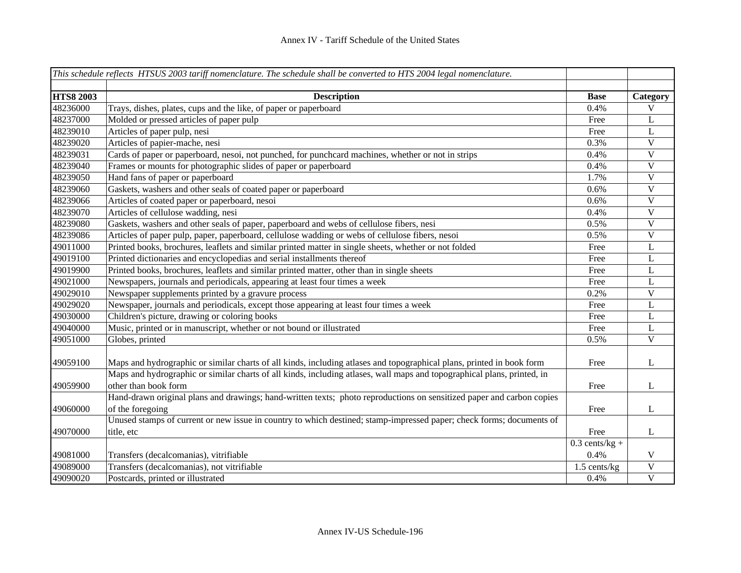| This schedule reflects HTSUS 2003 tariff nomenclature. The schedule shall be converted to HTS 2004 legal nomenclature. | | | |
|---|---|---|---|
| **HTS8 2003** | **Description** | **Base** | **Category** |
| 48236000 | Trays, dishes, plates, cups and the like, of paper or paperboard | 0.4% | V |
| 48237000 | Molded or pressed articles of paper pulp | Free | L |
| 48239010 | Articles of paper pulp, nesi | Free | L |
| 48239020 | Articles of papier-mache, nesi | 0.3% | V |
| 48239031 | Cards of paper or paperboard, nesoi, not punched, for punchcard machines, whether or not in strips | 0.4% | V |
| 48239040 | Frames or mounts for photographic slides of paper or paperboard | 0.4% | V |
| 48239050 | Hand fans of paper or paperboard | 1.7% | V |
| 48239060 | Gaskets, washers and other seals of coated paper or paperboard | 0.6% | V |
| 48239066 | Articles of coated paper or paperboard, nesoi | 0.6% | V |
| 48239070 | Articles of cellulose wadding, nesi | 0.4% | V |
| 48239080 | Gaskets, washers and other seals of paper, paperboard and webs of cellulose fibers, nesi | 0.5% | V |
| 48239086 | Articles of paper pulp, paper, paperboard, cellulose wadding or webs of cellulose fibers, nesoi | 0.5% | V |
| 49011000 | Printed books, brochures, leaflets and similar printed matter in single sheets, whether or not folded | Free | L |
| 49019100 | Printed dictionaries and encyclopedias and serial installments thereof | Free | L |
| 49019900 | Printed books, brochures, leaflets and similar printed matter, other than in single sheets | Free | L |
| 49021000 | Newspapers, journals and periodicals, appearing at least four times a week | Free | L |
| 49029010 | Newspaper supplements printed by a gravure process | 0.2% | V |
| 49029020 | Newspaper, journals and periodicals, except those appearing at least four times a week | Free | L |
| 49030000 | Children's picture, drawing or coloring books | Free | L |
| 49040000 | Music, printed or in manuscript, whether or not bound or illustrated | Free | L |
| 49051000 | Globes, printed | 0.5% | V |
| 49059100 | Maps and hydrographic or similar charts of all kinds, including atlases and topographical plans, printed in book form | Free | L |
| 49059900 | Maps and hydrographic or similar charts of all kinds, including atlases, wall maps and topographical plans, printed, in other than book form | Free | L |
| 49060000 | Hand-drawn original plans and drawings; hand-written texts; photo reproductions on sensitized paper and carbon copies of the foregoing | Free | L |
| 49070000 | Unused stamps of current or new issue in country to which destined; stamp-impressed paper; check forms; documents of title, etc | Free | L |
| 49081000 | Transfers (decalcomanias), vitrifiable | 0.3 cents/kg + 0.4% | V |
| 49089000 | Transfers (decalcomanias), not vitrifiable | 1.5 cents/kg | V |
| 49090020 | Postcards, printed or illustrated | 0.4% | V |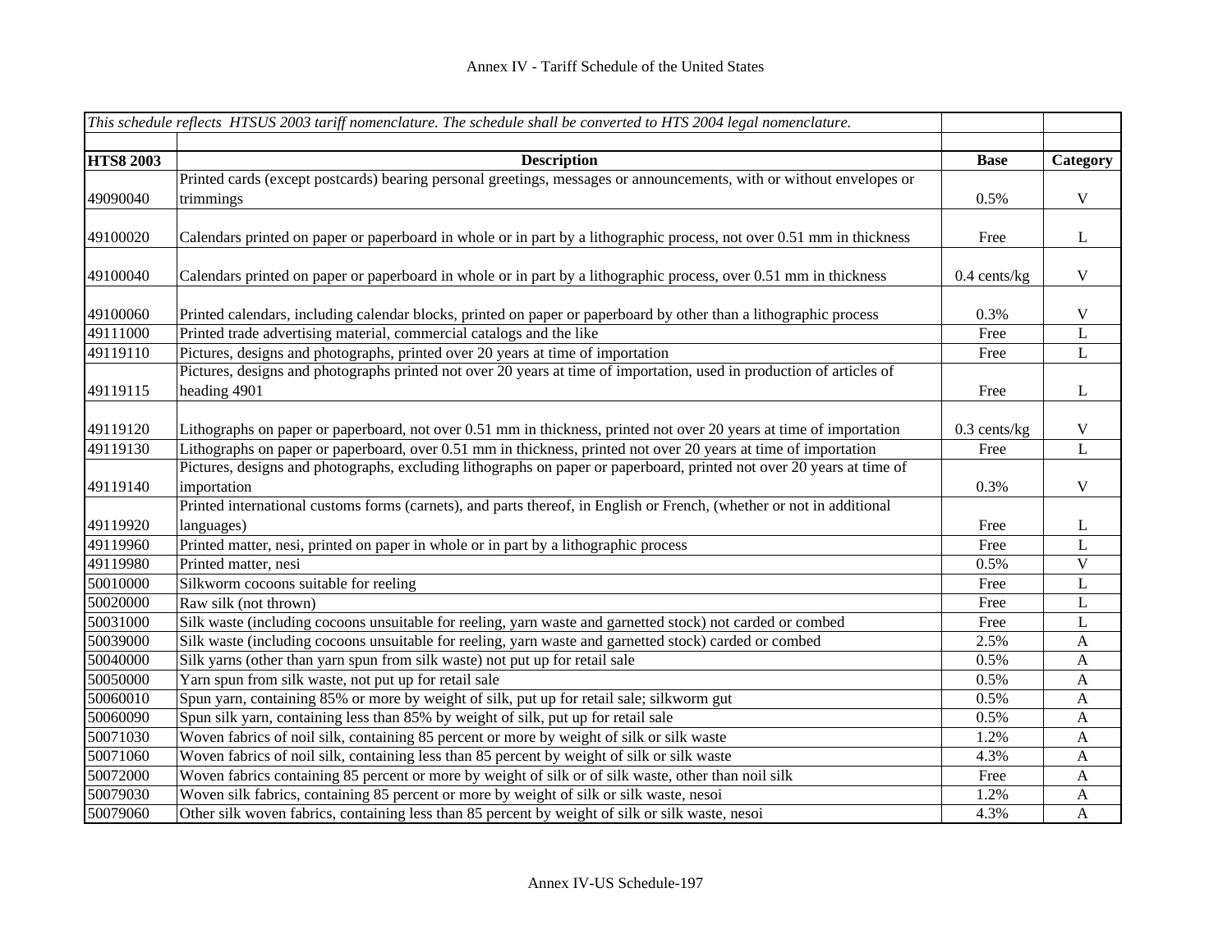| *This schedule reflects HTSUS 2003 tariff nomenclature. The schedule shall be converted to HTS 2004 legal nomenclature.* | | | |
|---|---|---|---|
| | | | |
| **HTS8 2003** | **Description** | **Base** | **Category** |
| 49090040 | Printed cards (except postcards) bearing personal greetings, messages or announcements, with or without envelopes or trimmings | 0.5% | V |
| 49100020 | Calendars printed on paper or paperboard in whole or in part by a lithographic process, not over 0.51 mm in thickness | Free | L |
| 49100040 | Calendars printed on paper or paperboard in whole or in part by a lithographic process, over 0.51 mm in thickness | 0.4 cents/kg | V |
| 49100060 | Printed calendars, including calendar blocks, printed on paper or paperboard by other than a lithographic process | 0.3% | V |
| 49111000 | Printed trade advertising material, commercial catalogs and the like | Free | L |
| 49119110 | Pictures, designs and photographs, printed over 20 years at time of importation | Free | L |
| 49119115 | Pictures, designs and photographs printed not over 20 years at time of importation, used in production of articles of heading 4901 | Free | L |
| 49119120 | Lithographs on paper or paperboard, not over 0.51 mm in thickness, printed not over 20 years at time of importation | 0.3 cents/kg | V |
| 49119130 | Lithographs on paper or paperboard, over 0.51 mm in thickness, printed not over 20 years at time of importation | Free | L |
| 49119140 | Pictures, designs and photographs, excluding lithographs on paper or paperboard, printed not over 20 years at time of importation | 0.3% | V |
| 49119920 | Printed international customs forms (carnets), and parts thereof, in English or French, (whether or not in additional languages) | Free | L |
| 49119960 | Printed matter, nesi, printed on paper in whole or in part by a lithographic process | Free | L |
| 49119980 | Printed matter, nesi | 0.5% | V |
| 50010000 | Silkworm cocoons suitable for reeling | Free | L |
| 50020000 | Raw silk (not thrown) | Free | L |
| 50031000 | Silk waste (including cocoons unsuitable for reeling, yarn waste and garnetted stock) not carded or combed | Free | L |
| 50039000 | Silk waste (including cocoons unsuitable for reeling, yarn waste and garnetted stock) carded or combed | 2.5% | A |
| 50040000 | Silk yarns (other than yarn spun from silk waste) not put up for retail sale | 0.5% | A |
| 50050000 | Yarn spun from silk waste, not put up for retail sale | 0.5% | A |
| 50060010 | Spun yarn, containing 85% or more by weight of silk, put up for retail sale; silkworm gut | 0.5% | A |
| 50060090 | Spun silk yarn, containing less than 85% by weight of silk, put up for retail sale | 0.5% | A |
| 50071030 | Woven fabrics of noil silk, containing 85 percent or more by weight of silk or silk waste | 1.2% | A |
| 50071060 | Woven fabrics of noil silk, containing less than 85 percent by weight of silk or silk waste | 4.3% | A |
| 50072000 | Woven fabrics containing 85 percent or more by weight of silk or of silk waste, other than noil silk | Free | A |
| 50079030 | Woven silk fabrics, containing 85 percent or more by weight of silk or silk waste, nesoi | 1.2% | A |
| 50079060 | Other silk woven fabrics, containing less than 85 percent by weight of silk or silk waste, nesoi | 4.3% | A |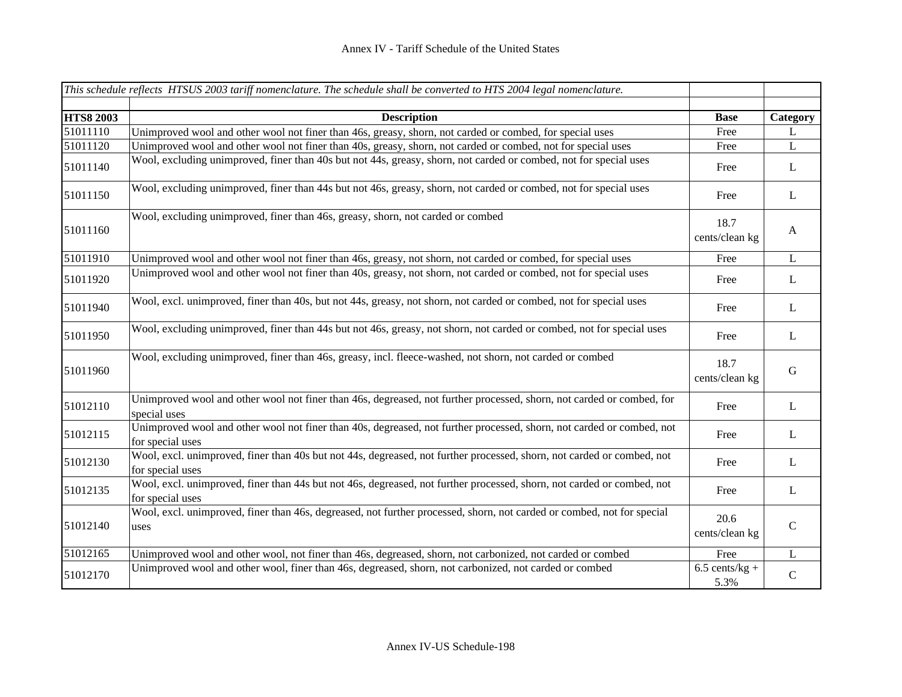*This schedule reflects HTSUS 2003 tariff nomenclature. The schedule shall be converted to HTS 2004 legal nomenclature.*

| HTS8 2003 | Description | Base | Category |
|---|---|---|---|
| 51011110 | Unimproved wool and other wool not finer than 46s, greasy, shorn, not carded or combed, for special uses | Free | L |
| 51011120 | Unimproved wool and other wool not finer than 40s, greasy, shorn, not carded or combed, not for special uses | Free | L |
| 51011140 | Wool, excluding unimproved, finer than 40s but not 44s, greasy, shorn, not carded or combed, not for special uses | Free | L |
| 51011150 | Wool, excluding unimproved, finer than 44s but not 46s, greasy, shorn, not carded or combed, not for special uses | Free | L |
| 51011160 | Wool, excluding unimproved, finer than 46s, greasy, shorn, not carded or combed | 18.7 cents/clean kg | A |
| 51011910 | Unimproved wool and other wool not finer than 46s, greasy, not shorn, not carded or combed, for special uses | Free | L |
| 51011920 | Unimproved wool and other wool not finer than 40s, greasy, not shorn, not carded or combed, not for special uses | Free | L |
| 51011940 | Wool, excl. unimproved, finer than 40s, but not 44s, greasy, not shorn, not carded or combed, not for special uses | Free | L |
| 51011950 | Wool, excluding unimproved, finer than 44s but not 46s, greasy, not shorn, not carded or combed, not for special uses | Free | L |
| 51011960 | Wool, excluding unimproved, finer than 46s, greasy, incl. fleece-washed, not shorn, not carded or combed | 18.7 cents/clean kg | G |
| 51012110 | Unimproved wool and other wool not finer than 46s, degreased, not further processed, shorn, not carded or combed, for special uses | Free | L |
| 51012115 | Unimproved wool and other wool not finer than 40s, degreased, not further processed, shorn, not carded or combed, not for special uses | Free | L |
| 51012130 | Wool, excl. unimproved, finer than 40s but not 44s, degreased, not further processed, shorn, not carded or combed, not for special uses | Free | L |
| 51012135 | Wool, excl. unimproved, finer than 44s but not 46s, degreased, not further processed, shorn, not carded or combed, not for special uses | Free | L |
| 51012140 | Wool, excl. unimproved, finer than 46s, degreased, not further processed, shorn, not carded or combed, not for special uses | 20.6 cents/clean kg | C |
| 51012165 | Unimproved wool and other wool, not finer than 46s, degreased, shorn, not carbonized, not carded or combed | Free | L |
| 51012170 | Unimproved wool and other wool, finer than 46s, degreased, shorn, not carbonized, not carded or combed | 6.5 cents/kg + 5.3% | C |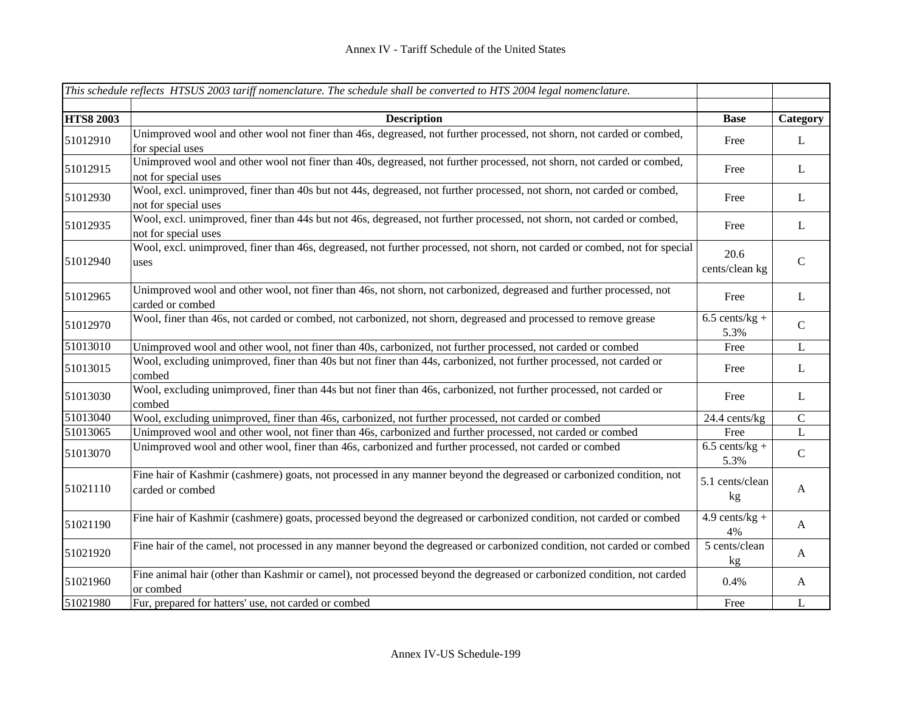# Annex IV - Tariff Schedule of the United States

| *This schedule reflects HTSUS 2003 tariff nomenclature. The schedule shall be converted to HTS 2004 legal nomenclature.* | | | |
|---|---|---|---|
| **HTS8 2003** | **Description** | **Base** | **Category** |
| 51012910 | Unimproved wool and other wool not finer than 46s, degreased, not further processed, not shorn, not carded or combed, for special uses | Free | L |
| 51012915 | Unimproved wool and other wool not finer than 40s, degreased, not further processed, not shorn, not carded or combed, not for special uses | Free | L |
| 51012930 | Wool, excl. unimproved, finer than 40s but not 44s, degreased, not further processed, not shorn, not carded or combed, not for special uses | Free | L |
| 51012935 | Wool, excl. unimproved, finer than 44s but not 46s, degreased, not further processed, not shorn, not carded or combed, not for special uses | Free | L |
| 51012940 | Wool, excl. unimproved, finer than 46s, degreased, not further processed, not shorn, not carded or combed, not for special uses | 20.6 cents/clean kg | C |
| 51012965 | Unimproved wool and other wool, not finer than 46s, not shorn, not carbonized, degreased and further processed, not carded or combed | Free | L |
| 51012970 | Wool, finer than 46s, not carded or combed, not carbonized, not shorn, degreased and processed to remove grease | 6.5 cents/kg + 5.3% | C |
| 51013010 | Unimproved wool and other wool, not finer than 40s, carbonized, not further processed, not carded or combed | Free | L |
| 51013015 | Wool, excluding unimproved, finer than 40s but not finer than 44s, carbonized, not further processed, not carded or combed | Free | L |
| 51013030 | Wool, excluding unimproved, finer than 44s but not finer than 46s, carbonized, not further processed, not carded or combed | Free | L |
| 51013040 | Wool, excluding unimproved, finer than 46s, carbonized, not further processed, not carded or combed | 24.4 cents/kg | C |
| 51013065 | Unimproved wool and other wool, not finer than 46s, carbonized and further processed, not carded or combed | Free | L |
| 51013070 | Unimproved wool and other wool, finer than 46s, carbonized and further processed, not carded or combed | 6.5 cents/kg + 5.3% | C |
| 51021110 | Fine hair of Kashmir (cashmere) goats, not processed in any manner beyond the degreased or carbonized condition, not carded or combed | 5.1 cents/clean kg | A |
| 51021190 | Fine hair of Kashmir (cashmere) goats, processed beyond the degreased or carbonized condition, not carded or combed | 4.9 cents/kg + 4% | A |
| 51021920 | Fine hair of the camel, not processed in any manner beyond the degreased or carbonized condition, not carded or combed | 5 cents/clean kg | A |
| 51021960 | Fine animal hair (other than Kashmir or camel), not processed beyond the degreased or carbonized condition, not carded or combed | 0.4% | A |
| 51021980 | Fur, prepared for hatters' use, not carded or combed | Free | L |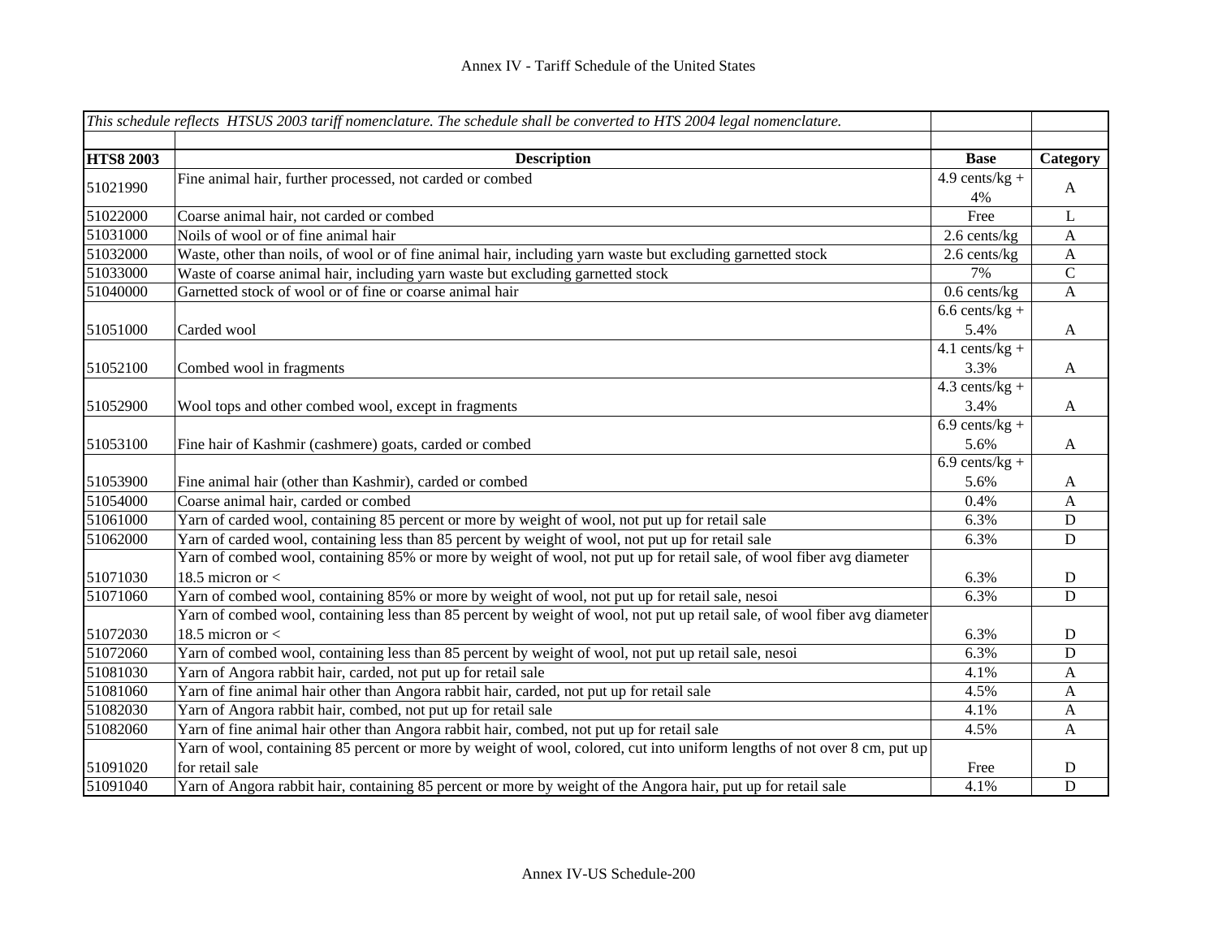Annex IV - Tariff Schedule of the United States

| *This schedule reflects HTSUS 2003 tariff nomenclature. The schedule shall be converted to HTS 2004 legal nomenclature.* | | | |
|---|---|---|---|
| **HTS8 2003** | **Description** | **Base** | **Category** |
| 51021990 | Fine animal hair, further processed, not carded or combed | 4.9 cents/kg + 4% | A |
| 51022000 | Coarse animal hair, not carded or combed | Free | L |
| 51031000 | Noils of wool or of fine animal hair | 2.6 cents/kg | A |
| 51032000 | Waste, other than noils, of wool or of fine animal hair, including yarn waste but excluding garnetted stock | 2.6 cents/kg | A |
| 51033000 | Waste of coarse animal hair, including yarn waste but excluding garnetted stock | 7% | C |
| 51040000 | Garnetted stock of wool or of fine or coarse animal hair | 0.6 cents/kg | A |
| 51051000 | Carded wool | 6.6 cents/kg + 5.4% | A |
| 51052100 | Combed wool in fragments | 4.1 cents/kg + 3.3% | A |
| 51052900 | Wool tops and other combed wool, except in fragments | 4.3 cents/kg + 3.4% | A |
| 51053100 | Fine hair of Kashmir (cashmere) goats, carded or combed | 6.9 cents/kg + 5.6% | A |
| 51053900 | Fine animal hair (other than Kashmir), carded or combed | 6.9 cents/kg + 5.6% | A |
| 51054000 | Coarse animal hair, carded or combed | 0.4% | A |
| 51061000 | Yarn of carded wool, containing 85 percent or more by weight of wool, not put up for retail sale | 6.3% | D |
| 51062000 | Yarn of carded wool, containing less than 85 percent by weight of wool, not put up for retail sale | 6.3% | D |
| 51071030 | Yarn of combed wool, containing 85% or more by weight of wool, not put up for retail sale, of wool fiber avg diameter 18.5 micron or < | 6.3% | D |
| 51071060 | Yarn of combed wool, containing 85% or more by weight of wool, not put up for retail sale, nesoi | 6.3% | D |
| 51072030 | Yarn of combed wool, containing less than 85 percent by weight of wool, not put up retail sale, of wool fiber avg diameter 18.5 micron or < | 6.3% | D |
| 51072060 | Yarn of combed wool, containing less than 85 percent by weight of wool, not put up retail sale, nesoi | 6.3% | D |
| 51081030 | Yarn of Angora rabbit hair, carded, not put up for retail sale | 4.1% | A |
| 51081060 | Yarn of fine animal hair other than Angora rabbit hair, carded, not put up for retail sale | 4.5% | A |
| 51082030 | Yarn of Angora rabbit hair, combed, not put up for retail sale | 4.1% | A |
| 51082060 | Yarn of fine animal hair other than Angora rabbit hair, combed, not put up for retail sale | 4.5% | A |
| 51091020 | Yarn of wool, containing 85 percent or more by weight of wool, colored, cut into uniform lengths of not over 8 cm, put up for retail sale | Free | D |
| 51091040 | Yarn of Angora rabbit hair, containing 85 percent or more by weight of the Angora hair, put up for retail sale | 4.1% | D |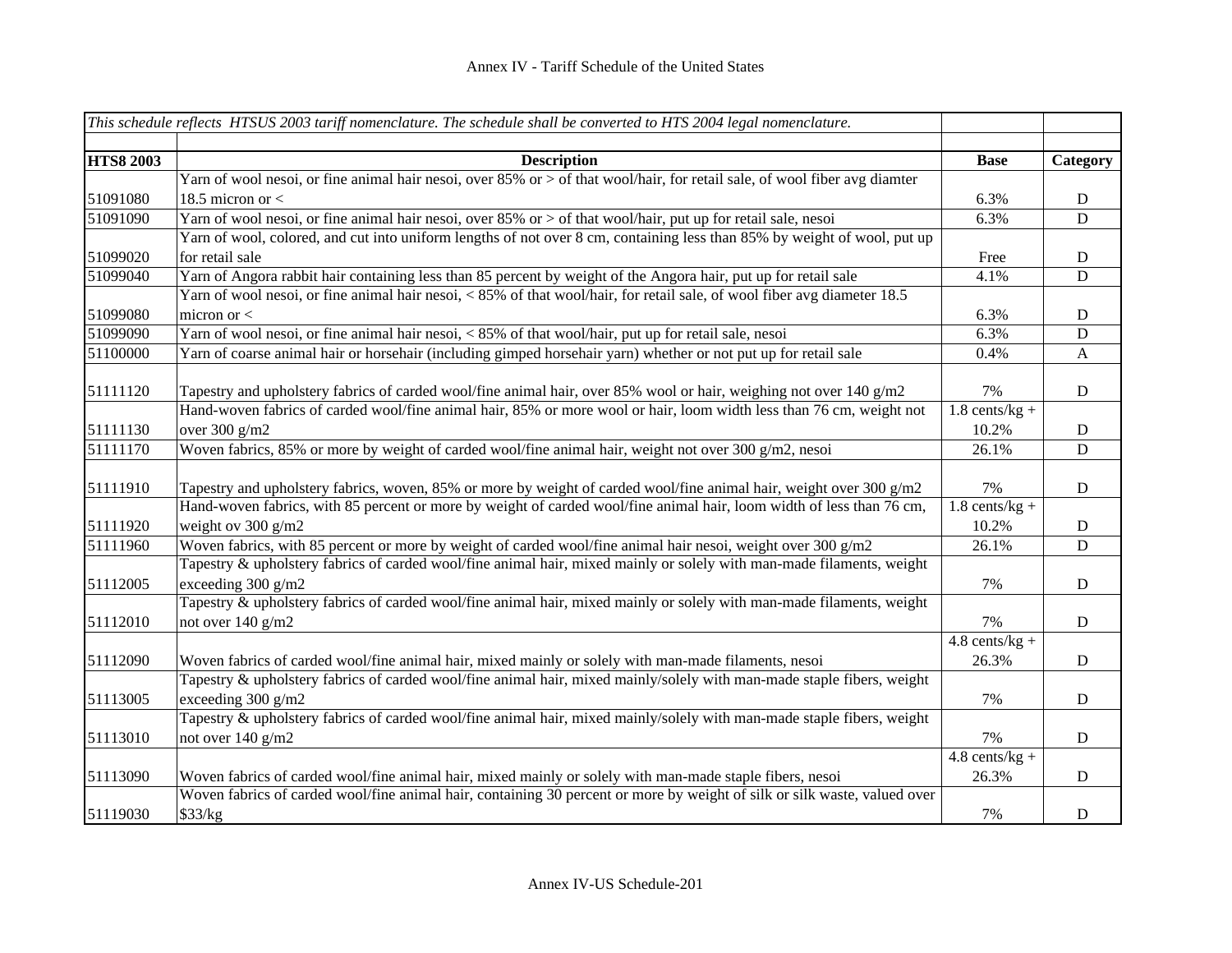| *This schedule reflects HTSUS 2003 tariff nomenclature. The schedule shall be converted to HTS 2004 legal nomenclature.* | | | |
|---|---|---|---|
| | | | |
| **HTS8 2003** | **Description** | **Base** | **Category** |
| 51091080 | Yarn of wool nesoi, or fine animal hair nesoi, over 85% or > of that wool/hair, for retail sale, of wool fiber avg diamter 18.5 micron or < | 6.3% | D |
| 51091090 | Yarn of wool nesoi, or fine animal hair nesoi, over 85% or > of that wool/hair, put up for retail sale, nesoi | 6.3% | D |
| 51099020 | Yarn of wool, colored, and cut into uniform lengths of not over 8 cm, containing less than 85% by weight of wool, put up for retail sale | Free | D |
| 51099040 | Yarn of Angora rabbit hair containing less than 85 percent by weight of the Angora hair, put up for retail sale | 4.1% | D |
| 51099080 | Yarn of wool nesoi, or fine animal hair nesoi, < 85% of that wool/hair, for retail sale, of wool fiber avg diameter 18.5 micron or < | 6.3% | D |
| 51099090 | Yarn of wool nesoi, or fine animal hair nesoi, < 85% of that wool/hair, put up for retail sale, nesoi | 6.3% | D |
| 51100000 | Yarn of coarse animal hair or horsehair (including gimped horsehair yarn) whether or not put up for retail sale | 0.4% | A |
| 51111120 | Tapestry and upholstery fabrics of carded wool/fine animal hair, over 85% wool or hair, weighing not over 140 g/m2 | 7% | D |
| 51111130 | Hand-woven fabrics of carded wool/fine animal hair, 85% or more wool or hair, loom width less than 76 cm, weight not over 300 g/m2 | 1.8 cents/kg + 10.2% | D |
| 51111170 | Woven fabrics, 85% or more by weight of carded wool/fine animal hair, weight not over 300 g/m2, nesoi | 26.1% | D |
| 51111910 | Tapestry and upholstery fabrics, woven, 85% or more by weight of carded wool/fine animal hair, weight over 300 g/m2 | 7% | D |
| 51111920 | Hand-woven fabrics, with 85 percent or more by weight of carded wool/fine animal hair, loom width of less than 76 cm, weight ov 300 g/m2 | 1.8 cents/kg + 10.2% | D |
| 51111960 | Woven fabrics, with 85 percent or more by weight of carded wool/fine animal hair nesoi, weight over 300 g/m2 | 26.1% | D |
| 51112005 | Tapestry & upholstery fabrics of carded wool/fine animal hair, mixed mainly or solely with man-made filaments, weight exceeding 300 g/m2 | 7% | D |
| 51112010 | Tapestry & upholstery fabrics of carded wool/fine animal hair, mixed mainly or solely with man-made filaments, weight not over 140 g/m2 | 7% | D |
| 51112090 | Woven fabrics of carded wool/fine animal hair, mixed mainly or solely with man-made filaments, nesoi | 4.8 cents/kg + 26.3% | D |
| 51113005 | Tapestry & upholstery fabrics of carded wool/fine animal hair, mixed mainly/solely with man-made staple fibers, weight exceeding 300 g/m2 | 7% | D |
| 51113010 | Tapestry & upholstery fabrics of carded wool/fine animal hair, mixed mainly/solely with man-made staple fibers, weight not over 140 g/m2 | 7% | D |
| 51113090 | Woven fabrics of carded wool/fine animal hair, mixed mainly or solely with man-made staple fibers, nesoi | 4.8 cents/kg + 26.3% | D |
| 51119030 | Woven fabrics of carded wool/fine animal hair, containing 30 percent or more by weight of silk or silk waste, valued over $33/kg | 7% | D |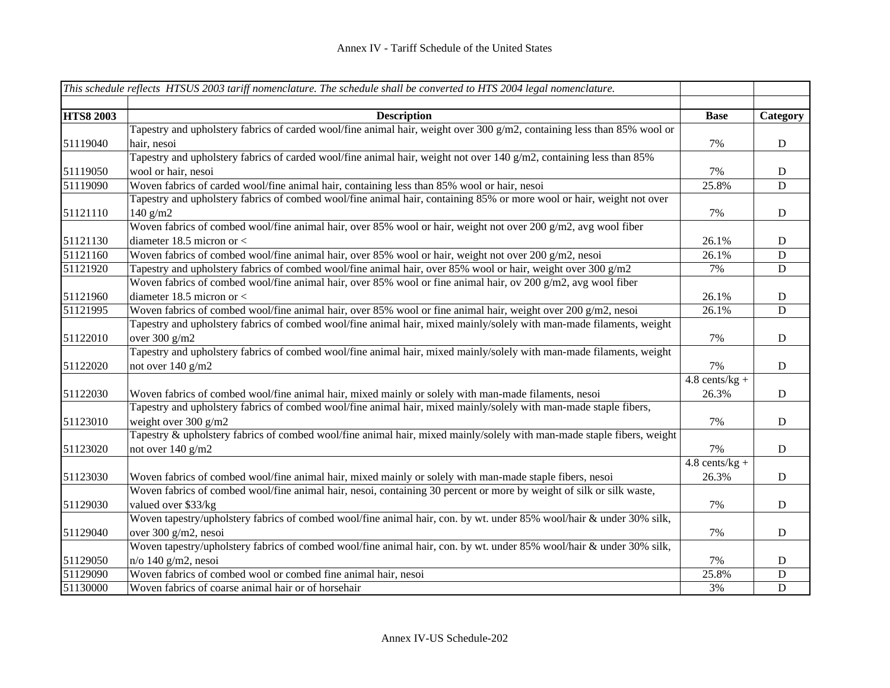Annex IV - Tariff Schedule of the United States

| *This schedule reflects HTSUS 2003 tariff nomenclature. The schedule shall be converted to HTS 2004 legal nomenclature.* | | | |
|---|---|---|---|
| **HTS8 2003** | **Description** | **Base** | **Category** |
| 51119040 | Tapestry and upholstery fabrics of carded wool/fine animal hair, weight over 300 g/m2, containing less than 85% wool or hair, nesoi | 7% | D |
| 51119050 | Tapestry and upholstery fabrics of carded wool/fine animal hair, weight not over 140 g/m2, containing less than 85% wool or hair, nesoi | 7% | D |
| 51119090 | Woven fabrics of carded wool/fine animal hair, containing less than 85% wool or hair, nesoi | 25.8% | D |
| 51121110 | Tapestry and upholstery fabrics of combed wool/fine animal hair, containing 85% or more wool or hair, weight not over 140 g/m2 | 7% | D |
| 51121130 | Woven fabrics of combed wool/fine animal hair, over 85% wool or hair, weight not over 200 g/m2, avg wool fiber diameter 18.5 micron or < | 26.1% | D |
| 51121160 | Woven fabrics of combed wool/fine animal hair, over 85% wool or hair, weight not over 200 g/m2, nesoi | 26.1% | D |
| 51121920 | Tapestry and upholstery fabrics of combed wool/fine animal hair, over 85% wool or hair, weight over 300 g/m2 | 7% | D |
| 51121960 | Woven fabrics of combed wool/fine animal hair, over 85% wool or fine animal hair, ov 200 g/m2, avg wool fiber diameter 18.5 micron or < | 26.1% | D |
| 51121995 | Woven fabrics of combed wool/fine animal hair, over 85% wool or fine animal hair, weight over 200 g/m2, nesoi | 26.1% | D |
| 51122010 | Tapestry and upholstery fabrics of combed wool/fine animal hair, mixed mainly/solely with man-made filaments, weight over 300 g/m2 | 7% | D |
| 51122020 | Tapestry and upholstery fabrics of combed wool/fine animal hair, mixed mainly/solely with man-made filaments, weight not over 140 g/m2 | 7% | D |
| 51122030 | Woven fabrics of combed wool/fine animal hair, mixed mainly or solely with man-made filaments, nesoi | 4.8 cents/kg + 26.3% | D |
| 51123010 | Tapestry and upholstery fabrics of combed wool/fine animal hair, mixed mainly/solely with man-made staple fibers, weight over 300 g/m2 | 7% | D |
| 51123020 | Tapestry & upholstery fabrics of combed wool/fine animal hair, mixed mainly/solely with man-made staple fibers, weight not over 140 g/m2 | 7% | D |
| 51123030 | Woven fabrics of combed wool/fine animal hair, mixed mainly or solely with man-made staple fibers, nesoi | 4.8 cents/kg + 26.3% | D |
| 51129030 | Woven fabrics of combed wool/fine animal hair, nesoi, containing 30 percent or more by weight of silk or silk waste, valued over $33/kg | 7% | D |
| 51129040 | Woven tapestry/upholstery fabrics of combed wool/fine animal hair, con. by wt. under 85% wool/hair & under 30% silk, over 300 g/m2, nesoi | 7% | D |
| 51129050 | Woven tapestry/upholstery fabrics of combed wool/fine animal hair, con. by wt. under 85% wool/hair & under 30% silk, n/o 140 g/m2, nesoi | 7% | D |
| 51129090 | Woven fabrics of combed wool or combed fine animal hair, nesoi | 25.8% | D |
| 51130000 | Woven fabrics of coarse animal hair or of horsehair | 3% | D |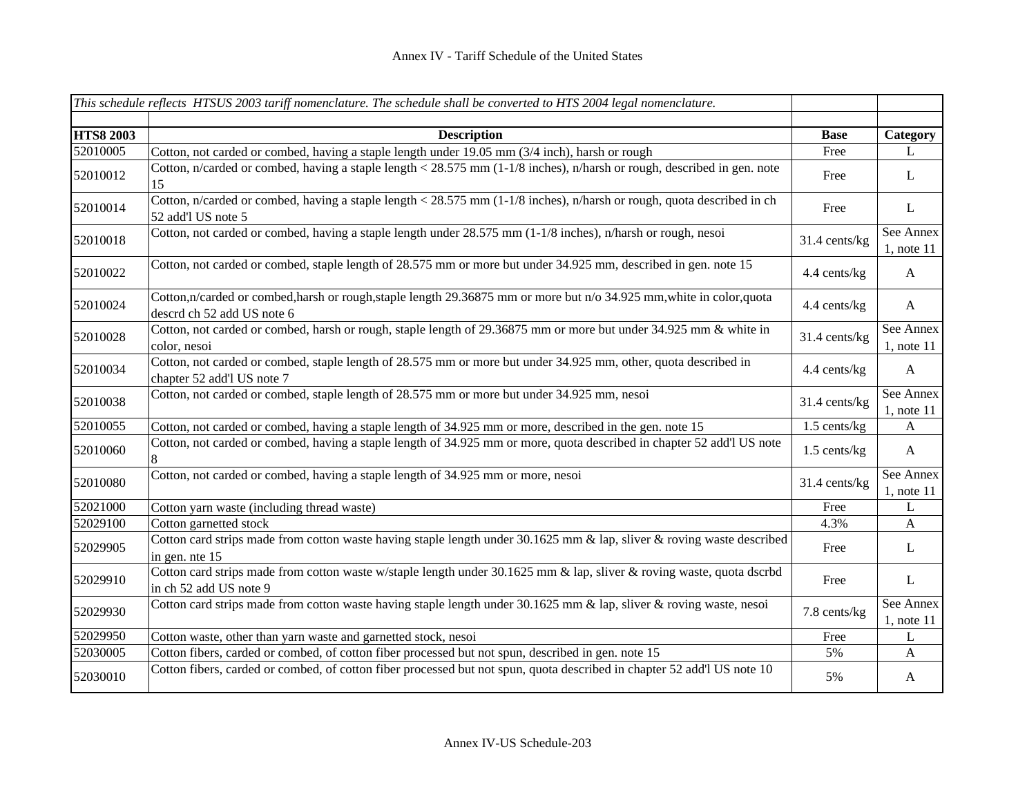Annex IV - Tariff Schedule of the United States

| *This schedule reflects HTSUS 2003 tariff nomenclature. The schedule shall be converted to HTS 2004 legal nomenclature.* | | | |
|---|---|---|---|
| **HTS8 2003** | **Description** | **Base** | **Category** |
| 52010005 | Cotton, not carded or combed, having a staple length under 19.05 mm (3/4 inch), harsh or rough | Free | L |
| 52010012 | Cotton, n/carded or combed, having a staple length < 28.575 mm (1-1/8 inches), n/harsh or rough, described in gen. note 15 | Free | L |
| 52010014 | Cotton, n/carded or combed, having a staple length < 28.575 mm (1-1/8 inches), n/harsh or rough, quota described in ch 52 add'l US note 5 | Free | L |
| 52010018 | Cotton, not carded or combed, having a staple length under 28.575 mm (1-1/8 inches), n/harsh or rough, nesoi | 31.4 cents/kg | See Annex 1, note 11 |
| 52010022 | Cotton, not carded or combed, staple length of 28.575 mm or more but under 34.925 mm, described in gen. note 15 | 4.4 cents/kg | A |
| 52010024 | Cotton,n/carded or combed,harsh or rough,staple length 29.36875 mm or more but n/o 34.925 mm,white in color,quota descrd ch 52 add US note 6 | 4.4 cents/kg | A |
| 52010028 | Cotton, not carded or combed, harsh or rough, staple length of 29.36875 mm or more but under 34.925 mm & white in color, nesoi | 31.4 cents/kg | See Annex 1, note 11 |
| 52010034 | Cotton, not carded or combed, staple length of 28.575 mm or more but under 34.925 mm, other, quota described in chapter 52 add'l US note 7 | 4.4 cents/kg | A |
| 52010038 | Cotton, not carded or combed, staple length of 28.575 mm or more but under 34.925 mm, nesoi | 31.4 cents/kg | See Annex 1, note 11 |
| 52010055 | Cotton, not carded or combed, having a staple length of 34.925 mm or more, described in the gen. note 15 | 1.5 cents/kg | A |
| 52010060 | Cotton, not carded or combed, having a staple length of 34.925 mm or more, quota described in chapter 52 add'l US note 8 | 1.5 cents/kg | A |
| 52010080 | Cotton, not carded or combed, having a staple length of 34.925 mm or more, nesoi | 31.4 cents/kg | See Annex 1, note 11 |
| 52021000 | Cotton yarn waste (including thread waste) | Free | L |
| 52029100 | Cotton garnetted stock | 4.3% | A |
| 52029905 | Cotton card strips made from cotton waste having staple length under 30.1625 mm & lap, sliver & roving waste described in gen. nte 15 | Free | L |
| 52029910 | Cotton card strips made from cotton waste w/staple length under 30.1625 mm & lap, sliver & roving waste, quota dscrbd in ch 52 add US note 9 | Free | L |
| 52029930 | Cotton card strips made from cotton waste having staple length under 30.1625 mm & lap, sliver & roving waste, nesoi | 7.8 cents/kg | See Annex 1, note 11 |
| 52029950 | Cotton waste, other than yarn waste and garnetted stock, nesoi | Free | L |
| 52030005 | Cotton fibers, carded or combed, of cotton fiber processed but not spun, described in gen. note 15 | 5% | A |
| 52030010 | Cotton fibers, carded or combed, of cotton fiber processed but not spun, quota described in chapter 52 add'l US note 10 | 5% | A |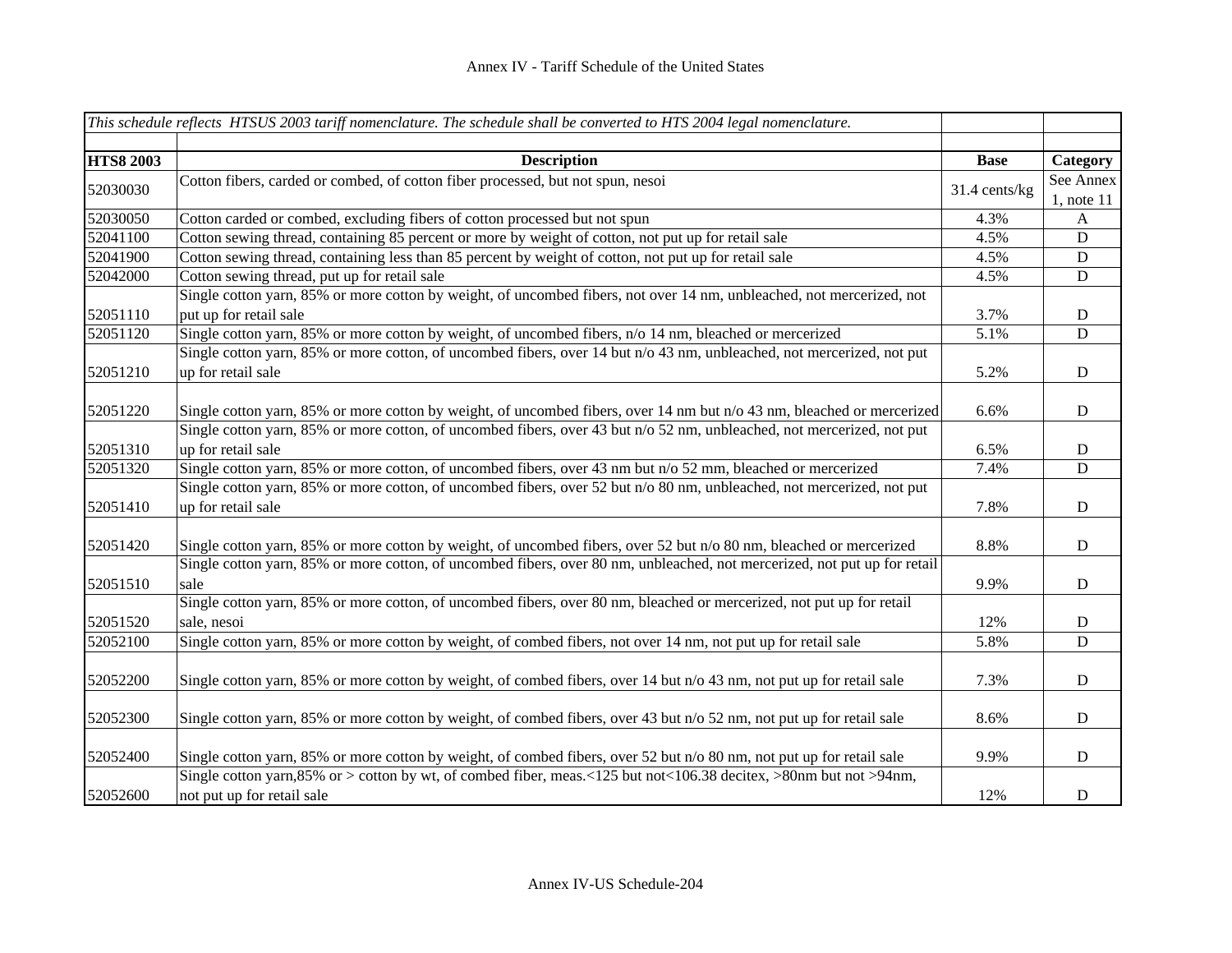# Annex IV - Tariff Schedule of the United States

| *This schedule reflects HTSUS 2003 tariff nomenclature. The schedule shall be converted to HTS 2004 legal nomenclature.* | | | |
|---|---|---|---|
| **HTS8 2003** | **Description** | **Base** | **Category** |
| 52030030 | Cotton fibers, carded or combed, of cotton fiber processed, but not spun, nesoi | 31.4 cents/kg | See Annex 1, note 11 |
| 52030050 | Cotton carded or combed, excluding fibers of cotton processed but not spun | 4.3% | A |
| 52041100 | Cotton sewing thread, containing 85 percent or more by weight of cotton, not put up for retail sale | 4.5% | D |
| 52041900 | Cotton sewing thread, containing less than 85 percent by weight of cotton, not put up for retail sale | 4.5% | D |
| 52042000 | Cotton sewing thread, put up for retail sale | 4.5% | D |
| 52051110 | Single cotton yarn, 85% or more cotton by weight, of uncombed fibers, not over 14 nm, unbleached, not mercerized, not put up for retail sale | 3.7% | D |
| 52051120 | Single cotton yarn, 85% or more cotton by weight, of uncombed fibers, n/o 14 nm, bleached or mercerized | 5.1% | D |
| 52051210 | Single cotton yarn, 85% or more cotton, of uncombed fibers, over 14 but n/o 43 nm, unbleached, not mercerized, not put up for retail sale | 5.2% | D |
| 52051220 | Single cotton yarn, 85% or more cotton by weight, of uncombed fibers, over 14 nm but n/o 43 nm, bleached or mercerized | 6.6% | D |
| 52051310 | Single cotton yarn, 85% or more cotton, of uncombed fibers, over 43 but n/o 52 nm, unbleached, not mercerized, not put up for retail sale | 6.5% | D |
| 52051320 | Single cotton yarn, 85% or more cotton, of uncombed fibers, over 43 nm but n/o 52 mm, bleached or mercerized | 7.4% | D |
| 52051410 | Single cotton yarn, 85% or more cotton, of uncombed fibers, over 52 but n/o 80 nm, unbleached, not mercerized, not put up for retail sale | 7.8% | D |
| 52051420 | Single cotton yarn, 85% or more cotton by weight, of uncombed fibers, over 52 but n/o 80 nm, bleached or mercerized | 8.8% | D |
| 52051510 | Single cotton yarn, 85% or more cotton, of uncombed fibers, over 80 nm, unbleached, not mercerized, not put up for retail sale | 9.9% | D |
| 52051520 | Single cotton yarn, 85% or more cotton, of uncombed fibers, over 80 nm, bleached or mercerized, not put up for retail sale, nesoi | 12% | D |
| 52052100 | Single cotton yarn, 85% or more cotton by weight, of combed fibers, not over 14 nm, not put up for retail sale | 5.8% | D |
| 52052200 | Single cotton yarn, 85% or more cotton by weight, of combed fibers, over 14 but n/o 43 nm, not put up for retail sale | 7.3% | D |
| 52052300 | Single cotton yarn, 85% or more cotton by weight, of combed fibers, over 43 but n/o 52 nm, not put up for retail sale | 8.6% | D |
| 52052400 | Single cotton yarn, 85% or more cotton by weight, of combed fibers, over 52 but n/o 80 nm, not put up for retail sale | 9.9% | D |
| 52052600 | Single cotton yarn,85% or > cotton by wt, of combed fiber, meas.<125 but not<106.38 decitex, >80nm but not >94nm, not put up for retail sale | 12% | D |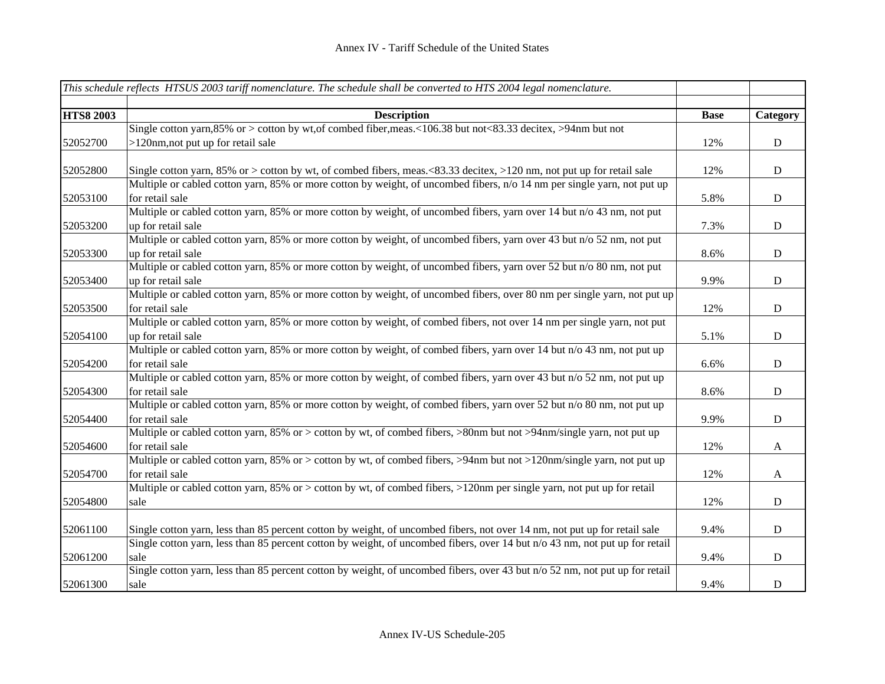| *This schedule reflects HTSUS 2003 tariff nomenclature. The schedule shall be converted to HTS 2004 legal nomenclature.* | | | |
|---|---|---|---|
| **HTS8 2003** | **Description** | **Base** | **Category** |
| 52052700 | Single cotton yarn,85% or > cotton by wt,of combed fiber,meas.<106.38 but not<83.33 decitex, >94nm but not >120nm,not put up for retail sale | 12% | D |
| 52052800 | Single cotton yarn, 85% or > cotton by wt, of combed fibers, meas.<83.33 decitex, >120 nm, not put up for retail sale | 12% | D |
| 52053100 | Multiple or cabled cotton yarn, 85% or more cotton by weight, of uncombed fibers, n/o 14 nm per single yarn, not put up for retail sale | 5.8% | D |
| 52053200 | Multiple or cabled cotton yarn, 85% or more cotton by weight, of uncombed fibers, yarn over 14 but n/o 43 nm, not put up for retail sale | 7.3% | D |
| 52053300 | Multiple or cabled cotton yarn, 85% or more cotton by weight, of uncombed fibers, yarn over 43 but n/o 52 nm, not put up for retail sale | 8.6% | D |
| 52053400 | Multiple or cabled cotton yarn, 85% or more cotton by weight, of uncombed fibers, yarn over 52 but n/o 80 nm, not put up for retail sale | 9.9% | D |
| 52053500 | Multiple or cabled cotton yarn, 85% or more cotton by weight, of uncombed fibers, over 80 nm per single yarn, not put up for retail sale | 12% | D |
| 52054100 | Multiple or cabled cotton yarn, 85% or more cotton by weight, of combed fibers, not over 14 nm per single yarn, not put up for retail sale | 5.1% | D |
| 52054200 | Multiple or cabled cotton yarn, 85% or more cotton by weight, of combed fibers, yarn over 14 but n/o 43 nm, not put up for retail sale | 6.6% | D |
| 52054300 | Multiple or cabled cotton yarn, 85% or more cotton by weight, of combed fibers, yarn over 43 but n/o 52 nm, not put up for retail sale | 8.6% | D |
| 52054400 | Multiple or cabled cotton yarn, 85% or more cotton by weight, of combed fibers, yarn over 52 but n/o 80 nm, not put up for retail sale | 9.9% | D |
| 52054600 | Multiple or cabled cotton yarn, 85% or > cotton by wt, of combed fibers, >80nm but not >94nm/single yarn, not put up for retail sale | 12% | A |
| 52054700 | Multiple or cabled cotton yarn, 85% or > cotton by wt, of combed fibers, >94nm but not >120nm/single yarn, not put up for retail sale | 12% | A |
| 52054800 | Multiple or cabled cotton yarn, 85% or > cotton by wt, of combed fibers, >120nm per single yarn, not put up for retail sale | 12% | D |
| 52061100 | Single cotton yarn, less than 85 percent cotton by weight, of uncombed fibers, not over 14 nm, not put up for retail sale | 9.4% | D |
| 52061200 | Single cotton yarn, less than 85 percent cotton by weight, of uncombed fibers, over 14 but n/o 43 nm, not put up for retail sale | 9.4% | D |
| 52061300 | Single cotton yarn, less than 85 percent cotton by weight, of uncombed fibers, over 43 but n/o 52 nm, not put up for retail sale | 9.4% | D |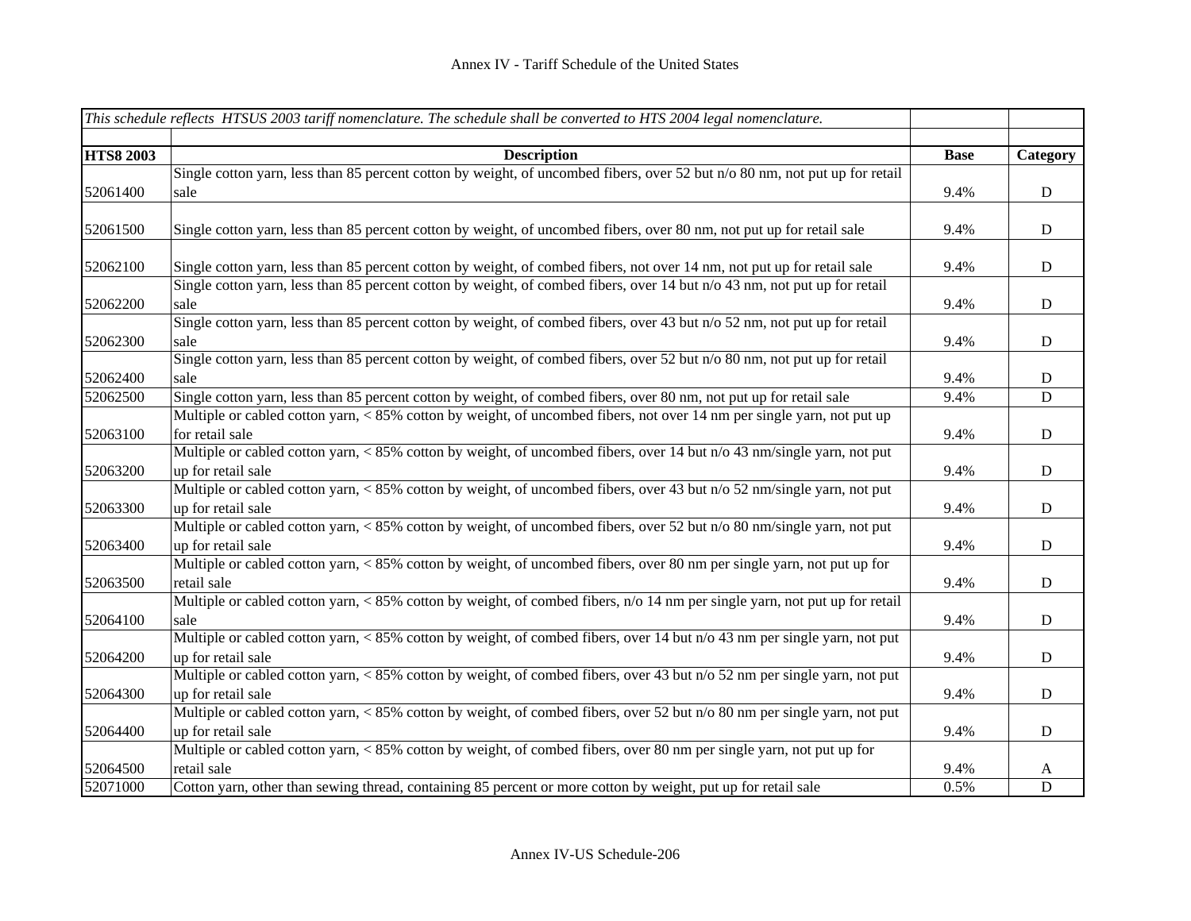# Annex IV - Tariff Schedule of the United States

| *This schedule reflects HTSUS 2003 tariff nomenclature. The schedule shall be converted to HTS 2004 legal nomenclature.* | | | |
|---|---|---|---|
| **HTS8 2003** | **Description** | **Base** | **Category** |
| 52061400 | Single cotton yarn, less than 85 percent cotton by weight, of uncombed fibers, over 52 but n/o 80 nm, not put up for retail sale | 9.4% | D |
| 52061500 | Single cotton yarn, less than 85 percent cotton by weight, of uncombed fibers, over 80 nm, not put up for retail sale | 9.4% | D |
| 52062100 | Single cotton yarn, less than 85 percent cotton by weight, of combed fibers, not over 14 nm, not put up for retail sale | 9.4% | D |
| 52062200 | Single cotton yarn, less than 85 percent cotton by weight, of combed fibers, over 14 but n/o 43 nm, not put up for retail sale | 9.4% | D |
| 52062300 | Single cotton yarn, less than 85 percent cotton by weight, of combed fibers, over 43 but n/o 52 nm, not put up for retail sale | 9.4% | D |
| 52062400 | Single cotton yarn, less than 85 percent cotton by weight, of combed fibers, over 52 but n/o 80 nm, not put up for retail sale | 9.4% | D |
| 52062500 | Single cotton yarn, less than 85 percent cotton by weight, of combed fibers, over 80 nm, not put up for retail sale | 9.4% | D |
| 52063100 | Multiple or cabled cotton yarn, < 85% cotton by weight, of uncombed fibers, not over 14 nm per single yarn, not put up for retail sale | 9.4% | D |
| 52063200 | Multiple or cabled cotton yarn, < 85% cotton by weight, of uncombed fibers, over 14 but n/o 43 nm/single yarn, not put up for retail sale | 9.4% | D |
| 52063300 | Multiple or cabled cotton yarn, < 85% cotton by weight, of uncombed fibers, over 43 but n/o 52 nm/single yarn, not put up for retail sale | 9.4% | D |
| 52063400 | Multiple or cabled cotton yarn, < 85% cotton by weight, of uncombed fibers, over 52 but n/o 80 nm/single yarn, not put up for retail sale | 9.4% | D |
| 52063500 | Multiple or cabled cotton yarn, < 85% cotton by weight, of uncombed fibers, over 80 nm per single yarn, not put up for retail sale | 9.4% | D |
| 52064100 | Multiple or cabled cotton yarn, < 85% cotton by weight, of combed fibers, n/o 14 nm per single yarn, not put up for retail sale | 9.4% | D |
| 52064200 | Multiple or cabled cotton yarn, < 85% cotton by weight, of combed fibers, over 14 but n/o 43 nm per single yarn, not put up for retail sale | 9.4% | D |
| 52064300 | Multiple or cabled cotton yarn, < 85% cotton by weight, of combed fibers, over 43 but n/o 52 nm per single yarn, not put up for retail sale | 9.4% | D |
| 52064400 | Multiple or cabled cotton yarn, < 85% cotton by weight, of combed fibers, over 52 but n/o 80 nm per single yarn, not put up for retail sale | 9.4% | D |
| 52064500 | Multiple or cabled cotton yarn, < 85% cotton by weight, of combed fibers, over 80 nm per single yarn, not put up for retail sale | 9.4% | A |
| 52071000 | Cotton yarn, other than sewing thread, containing 85 percent or more cotton by weight, put up for retail sale | 0.5% | D |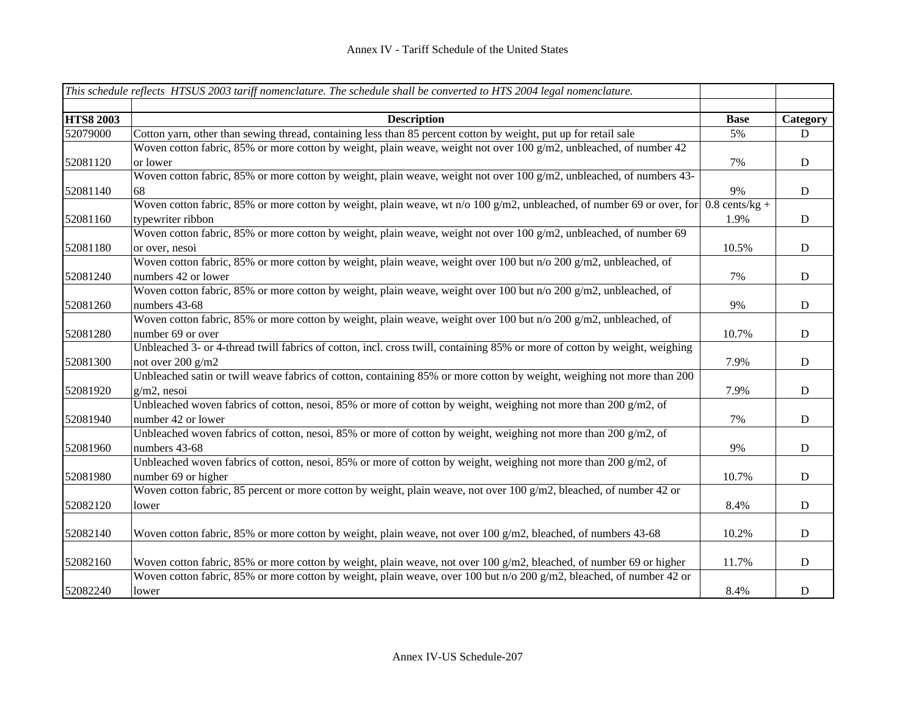# Annex IV - Tariff Schedule of the United States

| *This schedule reflects HTSUS 2003 tariff nomenclature. The schedule shall be converted to HTS 2004 legal nomenclature.* | | | |
|---|---|---|---|
| | | | |
| **HTS8 2003** | **Description** | **Base** | **Category** |
| 52079000 | Cotton yarn, other than sewing thread, containing less than 85 percent cotton by weight, put up for retail sale | 5% | D |
| 52081120 | Woven cotton fabric, 85% or more cotton by weight, plain weave, weight not over 100 g/m2, unbleached, of number 42 or lower | 7% | D |
| 52081140 | Woven cotton fabric, 85% or more cotton by weight, plain weave, weight not over 100 g/m2, unbleached, of numbers 43-68 | 9% | D |
| 52081160 | Woven cotton fabric, 85% or more cotton by weight, plain weave, wt n/o 100 g/m2, unbleached, of number 69 or over, for typewriter ribbon | 0.8 cents/kg + 1.9% | D |
| 52081180 | Woven cotton fabric, 85% or more cotton by weight, plain weave, weight not over 100 g/m2, unbleached, of number 69 or over, nesoi | 10.5% | D |
| 52081240 | Woven cotton fabric, 85% or more cotton by weight, plain weave, weight over 100 but n/o 200 g/m2, unbleached, of numbers 42 or lower | 7% | D |
| 52081260 | Woven cotton fabric, 85% or more cotton by weight, plain weave, weight over 100 but n/o 200 g/m2, unbleached, of numbers 43-68 | 9% | D |
| 52081280 | Woven cotton fabric, 85% or more cotton by weight, plain weave, weight over 100 but n/o 200 g/m2, unbleached, of number 69 or over | 10.7% | D |
| 52081300 | Unbleached 3- or 4-thread twill fabrics of cotton, incl. cross twill, containing 85% or more of cotton by weight, weighing not over 200 g/m2 | 7.9% | D |
| 52081920 | Unbleached satin or twill weave fabrics of cotton, containing 85% or more cotton by weight, weighing not more than 200 g/m2, nesoi | 7.9% | D |
| 52081940 | Unbleached woven fabrics of cotton, nesoi, 85% or more of cotton by weight, weighing not more than 200 g/m2, of number 42 or lower | 7% | D |
| 52081960 | Unbleached woven fabrics of cotton, nesoi, 85% or more of cotton by weight, weighing not more than 200 g/m2, of numbers 43-68 | 9% | D |
| 52081980 | Unbleached woven fabrics of cotton, nesoi, 85% or more of cotton by weight, weighing not more than 200 g/m2, of number 69 or higher | 10.7% | D |
| 52082120 | Woven cotton fabric, 85 percent or more cotton by weight, plain weave, not over 100 g/m2, bleached, of number 42 or lower | 8.4% | D |
| 52082140 | Woven cotton fabric, 85% or more cotton by weight, plain weave, not over 100 g/m2, bleached, of numbers 43-68 | 10.2% | D |
| 52082160 | Woven cotton fabric, 85% or more cotton by weight, plain weave, not over 100 g/m2, bleached, of number 69 or higher | 11.7% | D |
| 52082240 | Woven cotton fabric, 85% or more cotton by weight, plain weave, over 100 but n/o 200 g/m2, bleached, of number 42 or lower | 8.4% | D |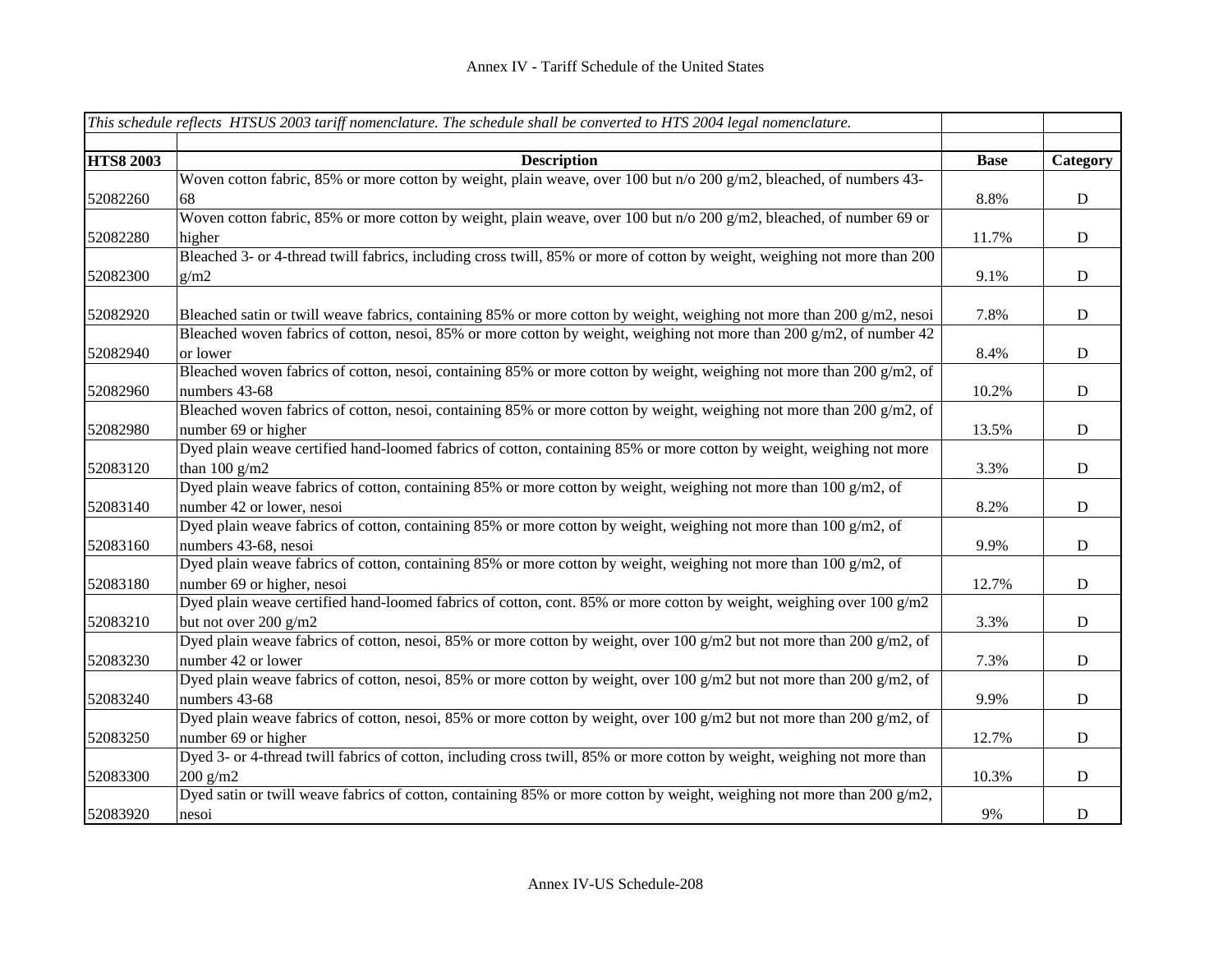| *This schedule reflects HTSUS 2003 tariff nomenclature. The schedule shall be converted to HTS 2004 legal nomenclature.* | | | |
|---|---|---|---|
| | | | |
| **HTS8 2003** | **Description** | **Base** | **Category** |
| 52082260 | Woven cotton fabric, 85% or more cotton by weight, plain weave, over 100 but n/o 200 g/m2, bleached, of numbers 43-68 | 8.8% | D |
| 52082280 | Woven cotton fabric, 85% or more cotton by weight, plain weave, over 100 but n/o 200 g/m2, bleached, of number 69 or higher | 11.7% | D |
| 52082300 | Bleached 3- or 4-thread twill fabrics, including cross twill, 85% or more of cotton by weight, weighing not more than 200 g/m2 | 9.1% | D |
| 52082920 | Bleached satin or twill weave fabrics, containing 85% or more cotton by weight, weighing not more than 200 g/m2, nesoi | 7.8% | D |
| 52082940 | Bleached woven fabrics of cotton, nesoi, 85% or more cotton by weight, weighing not more than 200 g/m2, of number 42 or lower | 8.4% | D |
| 52082960 | Bleached woven fabrics of cotton, nesoi, containing 85% or more cotton by weight, weighing not more than 200 g/m2, of numbers 43-68 | 10.2% | D |
| 52082980 | Bleached woven fabrics of cotton, nesoi, containing 85% or more cotton by weight, weighing not more than 200 g/m2, of number 69 or higher | 13.5% | D |
| 52083120 | Dyed plain weave certified hand-loomed fabrics of cotton, containing 85% or more cotton by weight, weighing not more than 100 g/m2 | 3.3% | D |
| 52083140 | Dyed plain weave fabrics of cotton, containing 85% or more cotton by weight, weighing not more than 100 g/m2, of number 42 or lower, nesoi | 8.2% | D |
| 52083160 | Dyed plain weave fabrics of cotton, containing 85% or more cotton by weight, weighing not more than 100 g/m2, of numbers 43-68, nesoi | 9.9% | D |
| 52083180 | Dyed plain weave fabrics of cotton, containing 85% or more cotton by weight, weighing not more than 100 g/m2, of number 69 or higher, nesoi | 12.7% | D |
| 52083210 | Dyed plain weave certified hand-loomed fabrics of cotton, cont. 85% or more cotton by weight, weighing over 100 g/m2 but not over 200 g/m2 | 3.3% | D |
| 52083230 | Dyed plain weave fabrics of cotton, nesoi, 85% or more cotton by weight, over 100 g/m2 but not more than 200 g/m2, of number 42 or lower | 7.3% | D |
| 52083240 | Dyed plain weave fabrics of cotton, nesoi, 85% or more cotton by weight, over 100 g/m2 but not more than 200 g/m2, of numbers 43-68 | 9.9% | D |
| 52083250 | Dyed plain weave fabrics of cotton, nesoi, 85% or more cotton by weight, over 100 g/m2 but not more than 200 g/m2, of number 69 or higher | 12.7% | D |
| 52083300 | Dyed 3- or 4-thread twill fabrics of cotton, including cross twill, 85% or more cotton by weight, weighing not more than 200 g/m2 | 10.3% | D |
| 52083920 | Dyed satin or twill weave fabrics of cotton, containing 85% or more cotton by weight, weighing not more than 200 g/m2, nesoi | 9% | D |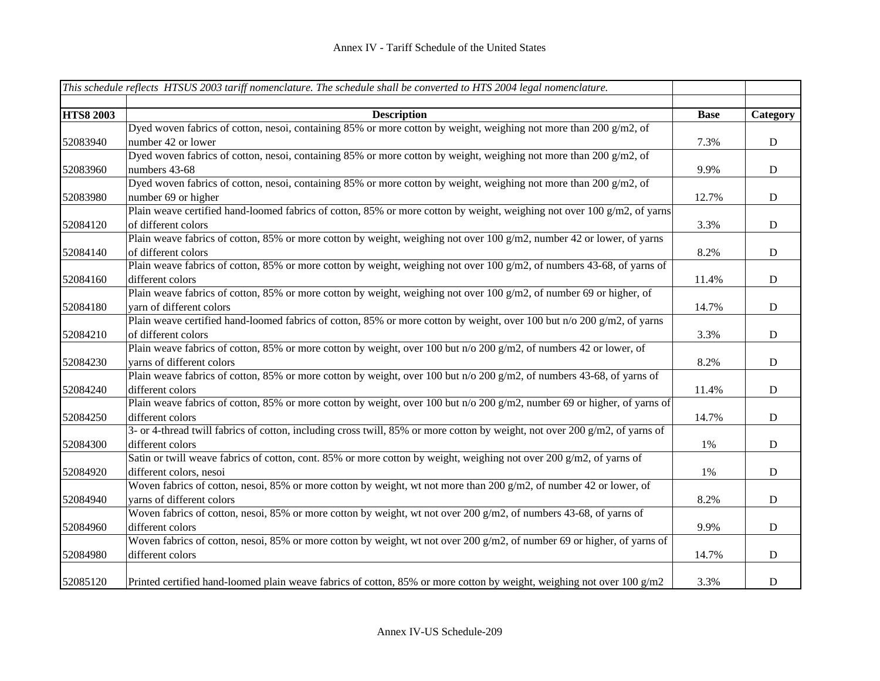Annex IV - Tariff Schedule of the United States

| *This schedule reflects HTSUS 2003 tariff nomenclature. The schedule shall be converted to HTS 2004 legal nomenclature.* | | | |
|---|---|---|---|
| **HTS8 2003** | **Description** | **Base** | **Category** |
| 52083940 | Dyed woven fabrics of cotton, nesoi, containing 85% or more cotton by weight, weighing not more than 200 g/m2, of number 42 or lower | 7.3% | D |
| 52083960 | Dyed woven fabrics of cotton, nesoi, containing 85% or more cotton by weight, weighing not more than 200 g/m2, of numbers 43-68 | 9.9% | D |
| 52083980 | Dyed woven fabrics of cotton, nesoi, containing 85% or more cotton by weight, weighing not more than 200 g/m2, of number 69 or higher | 12.7% | D |
| 52084120 | Plain weave certified hand-loomed fabrics of cotton, 85% or more cotton by weight, weighing not over 100 g/m2, of yarns of different colors | 3.3% | D |
| 52084140 | Plain weave fabrics of cotton, 85% or more cotton by weight, weighing not over 100 g/m2, number 42 or lower, of yarns of different colors | 8.2% | D |
| 52084160 | Plain weave fabrics of cotton, 85% or more cotton by weight, weighing not over 100 g/m2, of numbers 43-68, of yarns of different colors | 11.4% | D |
| 52084180 | Plain weave fabrics of cotton, 85% or more cotton by weight, weighing not over 100 g/m2, of number 69 or higher, of yarn of different colors | 14.7% | D |
| 52084210 | Plain weave certified hand-loomed fabrics of cotton, 85% or more cotton by weight, over 100 but n/o 200 g/m2, of yarns of different colors | 3.3% | D |
| 52084230 | Plain weave fabrics of cotton, 85% or more cotton by weight, over 100 but n/o 200 g/m2, of numbers 42 or lower, of yarns of different colors | 8.2% | D |
| 52084240 | Plain weave fabrics of cotton, 85% or more cotton by weight, over 100 but n/o 200 g/m2, of numbers 43-68, of yarns of different colors | 11.4% | D |
| 52084250 | Plain weave fabrics of cotton, 85% or more cotton by weight, over 100 but n/o 200 g/m2, number 69 or higher, of yarns of different colors | 14.7% | D |
| 52084300 | 3- or 4-thread twill fabrics of cotton, including cross twill, 85% or more cotton by weight, not over 200 g/m2, of yarns of different colors | 1% | D |
| 52084920 | Satin or twill weave fabrics of cotton, cont. 85% or more cotton by weight, weighing not over 200 g/m2, of yarns of different colors, nesoi | 1% | D |
| 52084940 | Woven fabrics of cotton, nesoi, 85% or more cotton by weight, wt not more than 200 g/m2, of number 42 or lower, of yarns of different colors | 8.2% | D |
| 52084960 | Woven fabrics of cotton, nesoi, 85% or more cotton by weight, wt not over 200 g/m2, of numbers 43-68, of yarns of different colors | 9.9% | D |
| 52084980 | Woven fabrics of cotton, nesoi, 85% or more cotton by weight, wt not over 200 g/m2, of number 69 or higher, of yarns of different colors | 14.7% | D |
| 52085120 | Printed certified hand-loomed plain weave fabrics of cotton, 85% or more cotton by weight, weighing not over 100 g/m2 | 3.3% | D |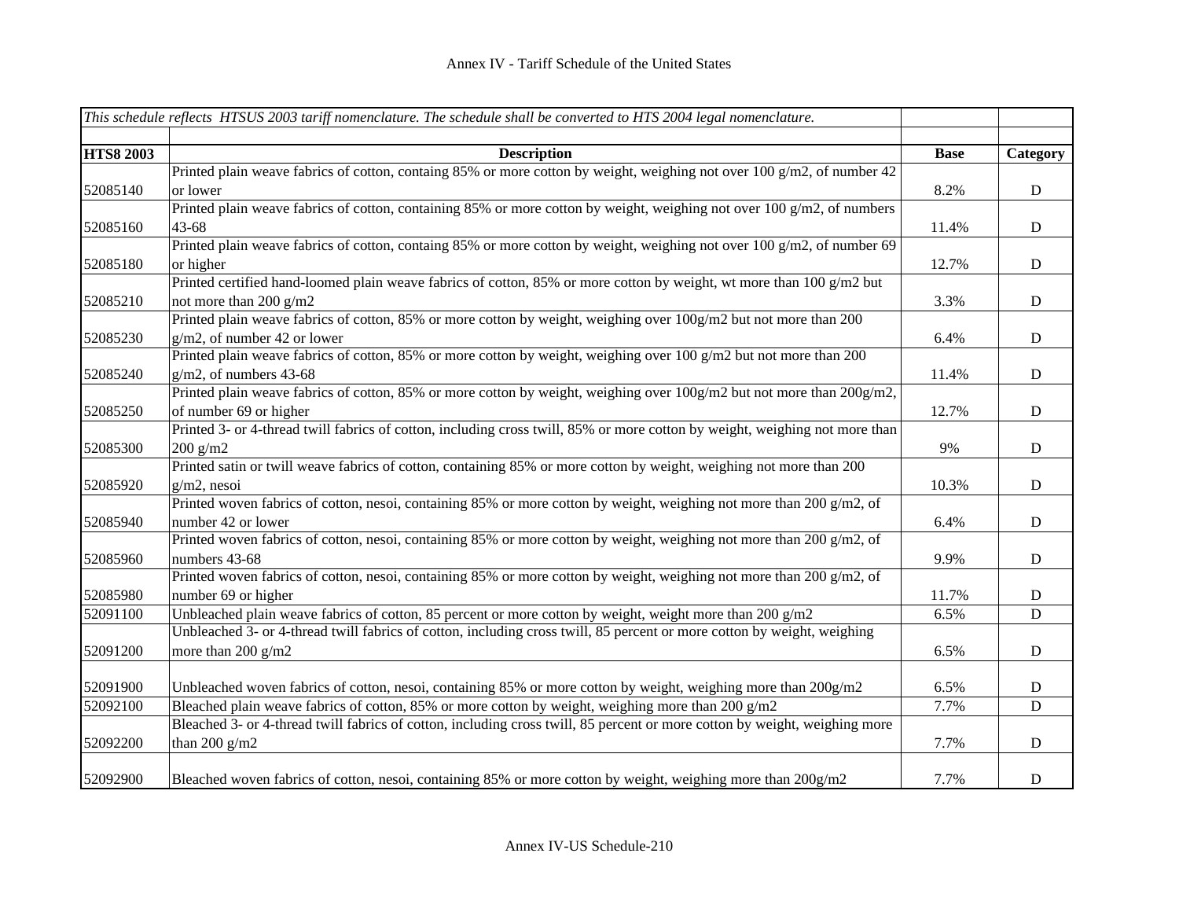Annex IV - Tariff Schedule of the United States

| *This schedule reflects HTSUS 2003 tariff nomenclature. The schedule shall be converted to HTS 2004 legal nomenclature.* | | | |
|---|---|---|---|
| **HTS8 2003** | **Description** | **Base** | **Category** |
| 52085140 | Printed plain weave fabrics of cotton, containg 85% or more cotton by weight, weighing not over 100 g/m2, of number 42 or lower | 8.2% | D |
| 52085160 | Printed plain weave fabrics of cotton, containing 85% or more cotton by weight, weighing not over 100 g/m2, of numbers 43-68 | 11.4% | D |
| 52085180 | Printed plain weave fabrics of cotton, containg 85% or more cotton by weight, weighing not over 100 g/m2, of number 69 or higher | 12.7% | D |
| 52085210 | Printed certified hand-loomed plain weave fabrics of cotton, 85% or more cotton by weight, wt more than 100 g/m2 but not more than 200 g/m2 | 3.3% | D |
| 52085230 | Printed plain weave fabrics of cotton, 85% or more cotton by weight, weighing over 100g/m2 but not more than 200 g/m2, of number 42 or lower | 6.4% | D |
| 52085240 | Printed plain weave fabrics of cotton, 85% or more cotton by weight, weighing over 100 g/m2 but not more than 200 g/m2, of numbers 43-68 | 11.4% | D |
| 52085250 | Printed plain weave fabrics of cotton, 85% or more cotton by weight, weighing over 100g/m2 but not more than 200g/m2, of number 69 or higher | 12.7% | D |
| 52085300 | Printed 3- or 4-thread twill fabrics of cotton, including cross twill, 85% or more cotton by weight, weighing not more than 200 g/m2 | 9% | D |
| 52085920 | Printed satin or twill weave fabrics of cotton, containing 85% or more cotton by weight, weighing not more than 200 g/m2, nesoi | 10.3% | D |
| 52085940 | Printed woven fabrics of cotton, nesoi, containing 85% or more cotton by weight, weighing not more than 200 g/m2, of number 42 or lower | 6.4% | D |
| 52085960 | Printed woven fabrics of cotton, nesoi, containing 85% or more cotton by weight, weighing not more than 200 g/m2, of numbers 43-68 | 9.9% | D |
| 52085980 | Printed woven fabrics of cotton, nesoi, containing 85% or more cotton by weight, weighing not more than 200 g/m2, of number 69 or higher | 11.7% | D |
| 52091100 | Unbleached plain weave fabrics of cotton, 85 percent or more cotton by weight, weight more than 200 g/m2 | 6.5% | D |
| 52091200 | Unbleached 3- or 4-thread twill fabrics of cotton, including cross twill, 85 percent or more cotton by weight, weighing more than 200 g/m2 | 6.5% | D |
| 52091900 | Unbleached woven fabrics of cotton, nesoi, containing 85% or more cotton by weight, weighing more than 200g/m2 | 6.5% | D |
| 52092100 | Bleached plain weave fabrics of cotton, 85% or more cotton by weight, weighing more than 200 g/m2 | 7.7% | D |
| 52092200 | Bleached 3- or 4-thread twill fabrics of cotton, including cross twill, 85 percent or more cotton by weight, weighing more than 200 g/m2 | 7.7% | D |
| 52092900 | Bleached woven fabrics of cotton, nesoi, containing 85% or more cotton by weight, weighing more than 200g/m2 | 7.7% | D |

Annex IV-US Schedule-210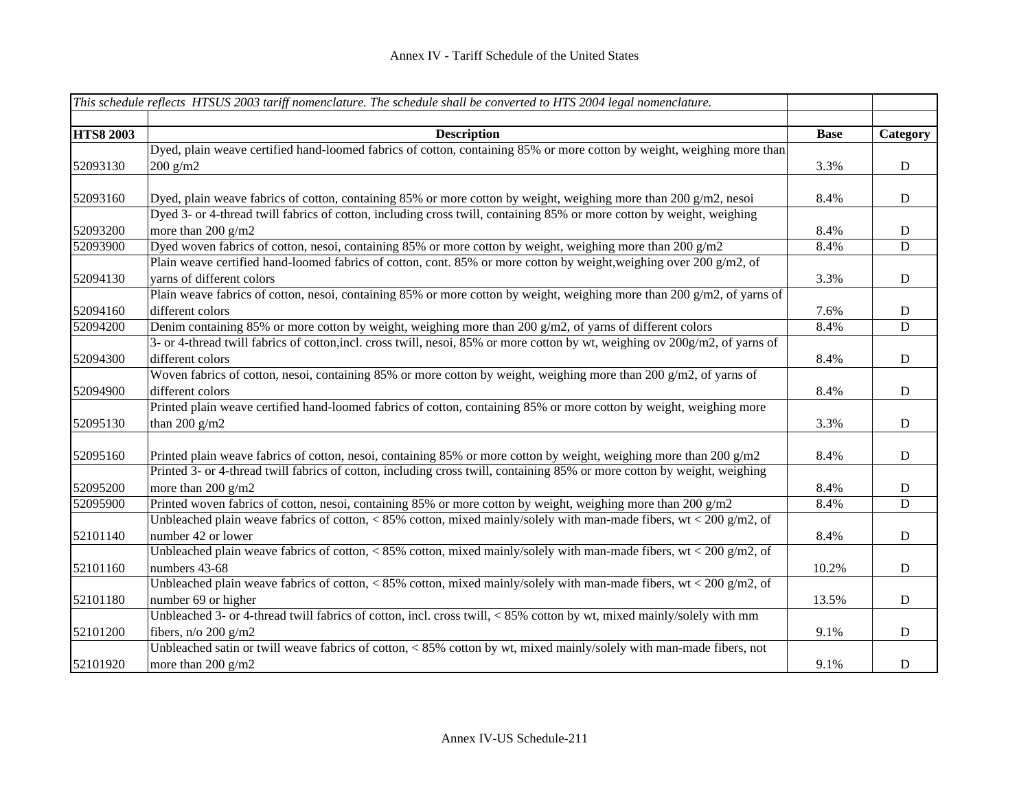Annex IV - Tariff Schedule of the United States

| *This schedule reflects HTSUS 2003 tariff nomenclature. The schedule shall be converted to HTS 2004 legal nomenclature.* | | | |
|---|---|---|---|
| **HTS8 2003** | **Description** | **Base** | **Category** |
| 52093130 | Dyed, plain weave certified hand-loomed fabrics of cotton, containing 85% or more cotton by weight, weighing more than 200 g/m2 | 3.3% | D |
| 52093160 | Dyed, plain weave fabrics of cotton, containing 85% or more cotton by weight, weighing more than 200 g/m2, nesoi | 8.4% | D |
| 52093200 | Dyed 3- or 4-thread twill fabrics of cotton, including cross twill, containing 85% or more cotton by weight, weighing more than 200 g/m2 | 8.4% | D |
| 52093900 | Dyed woven fabrics of cotton, nesoi, containing 85% or more cotton by weight, weighing more than 200 g/m2 | 8.4% | D |
| 52094130 | Plain weave certified hand-loomed fabrics of cotton, cont. 85% or more cotton by weight,weighing over 200 g/m2, of yarns of different colors | 3.3% | D |
| 52094160 | Plain weave fabrics of cotton, nesoi, containing 85% or more cotton by weight, weighing more than 200 g/m2, of yarns of different colors | 7.6% | D |
| 52094200 | Denim containing 85% or more cotton by weight, weighing more than 200 g/m2, of yarns of different colors | 8.4% | D |
| 52094300 | 3- or 4-thread twill fabrics of cotton,incl. cross twill, nesoi, 85% or more cotton by wt, weighing ov 200g/m2, of yarns of different colors | 8.4% | D |
| 52094900 | Woven fabrics of cotton, nesoi, containing 85% or more cotton by weight, weighing more than 200 g/m2, of yarns of different colors | 8.4% | D |
| 52095130 | Printed plain weave certified hand-loomed fabrics of cotton, containing 85% or more cotton by weight, weighing more than 200 g/m2 | 3.3% | D |
| 52095160 | Printed plain weave fabrics of cotton, nesoi, containing 85% or more cotton by weight, weighing more than 200 g/m2 | 8.4% | D |
| 52095200 | Printed 3- or 4-thread twill fabrics of cotton, including cross twill, containing 85% or more cotton by weight, weighing more than 200 g/m2 | 8.4% | D |
| 52095900 | Printed woven fabrics of cotton, nesoi, containing 85% or more cotton by weight, weighing more than 200 g/m2 | 8.4% | D |
| 52101140 | Unbleached plain weave fabrics of cotton, < 85% cotton, mixed mainly/solely with man-made fibers, wt < 200 g/m2, of number 42 or lower | 8.4% | D |
| 52101160 | Unbleached plain weave fabrics of cotton, < 85% cotton, mixed mainly/solely with man-made fibers, wt < 200 g/m2, of numbers 43-68 | 10.2% | D |
| 52101180 | Unbleached plain weave fabrics of cotton, < 85% cotton, mixed mainly/solely with man-made fibers, wt < 200 g/m2, of number 69 or higher | 13.5% | D |
| 52101200 | Unbleached 3- or 4-thread twill fabrics of cotton, incl. cross twill, < 85% cotton by wt, mixed mainly/solely with mm fibers, n/o 200 g/m2 | 9.1% | D |
| 52101920 | Unbleached satin or twill weave fabrics of cotton, < 85% cotton by wt, mixed mainly/solely with man-made fibers, not more than 200 g/m2 | 9.1% | D |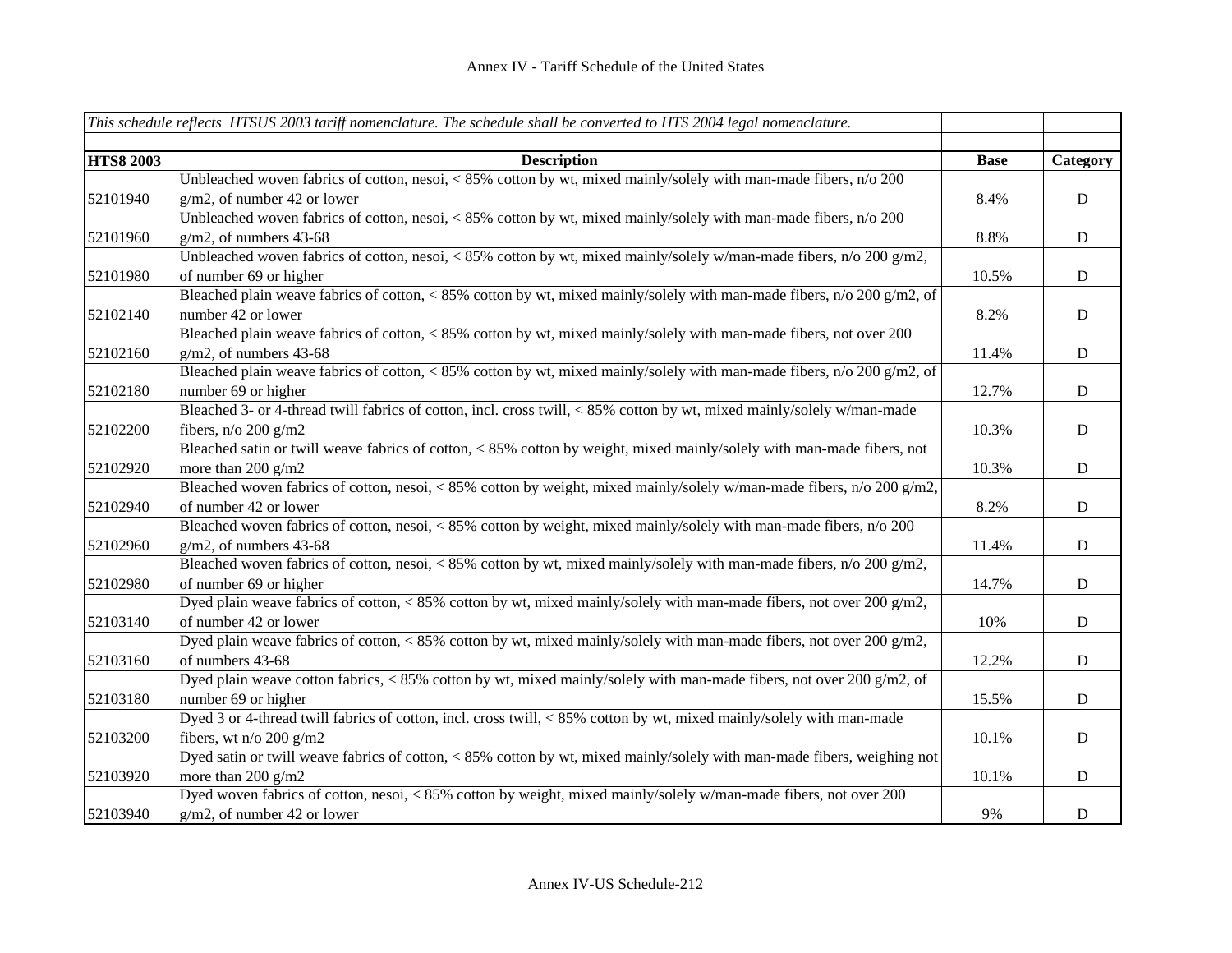## Annex IV - Tariff Schedule of the United States

| *This schedule reflects HTSUS 2003 tariff nomenclature. The schedule shall be converted to HTS 2004 legal nomenclature.* | | | |
|---|---|---|---|
| **HTS8 2003** | **Description** | **Base** | **Category** |
| 52101940 | Unbleached woven fabrics of cotton, nesoi, < 85% cotton by wt, mixed mainly/solely with man-made fibers, n/o 200 g/m2, of number 42 or lower | 8.4% | D |
| 52101960 | Unbleached woven fabrics of cotton, nesoi, < 85% cotton by wt, mixed mainly/solely with man-made fibers, n/o 200 g/m2, of numbers 43-68 | 8.8% | D |
| 52101980 | Unbleached woven fabrics of cotton, nesoi, < 85% cotton by wt, mixed mainly/solely w/man-made fibers, n/o 200 g/m2, of number 69 or higher | 10.5% | D |
| 52102140 | Bleached plain weave fabrics of cotton, < 85% cotton by wt, mixed mainly/solely with man-made fibers, n/o 200 g/m2, of number 42 or lower | 8.2% | D |
| 52102160 | Bleached plain weave fabrics of cotton, < 85% cotton by wt, mixed mainly/solely with man-made fibers, not over 200 g/m2, of numbers 43-68 | 11.4% | D |
| 52102180 | Bleached plain weave fabrics of cotton, < 85% cotton by wt, mixed mainly/solely with man-made fibers, n/o 200 g/m2, of number 69 or higher | 12.7% | D |
| 52102200 | Bleached 3- or 4-thread twill fabrics of cotton, incl. cross twill, < 85% cotton by wt, mixed mainly/solely w/man-made fibers, n/o 200 g/m2 | 10.3% | D |
| 52102920 | Bleached satin or twill weave fabrics of cotton, < 85% cotton by weight, mixed mainly/solely with man-made fibers, not more than 200 g/m2 | 10.3% | D |
| 52102940 | Bleached woven fabrics of cotton, nesoi, < 85% cotton by weight, mixed mainly/solely w/man-made fibers, n/o 200 g/m2, of number 42 or lower | 8.2% | D |
| 52102960 | Bleached woven fabrics of cotton, nesoi, < 85% cotton by weight, mixed mainly/solely with man-made fibers, n/o 200 g/m2, of numbers 43-68 | 11.4% | D |
| 52102980 | Bleached woven fabrics of cotton, nesoi, < 85% cotton by wt, mixed mainly/solely with man-made fibers, n/o 200 g/m2, of number 69 or higher | 14.7% | D |
| 52103140 | Dyed plain weave fabrics of cotton, < 85% cotton by wt, mixed mainly/solely with man-made fibers, not over 200 g/m2, of number 42 or lower | 10% | D |
| 52103160 | Dyed plain weave fabrics of cotton, < 85% cotton by wt, mixed mainly/solely with man-made fibers, not over 200 g/m2, of numbers 43-68 | 12.2% | D |
| 52103180 | Dyed plain weave cotton fabrics, < 85% cotton by wt, mixed mainly/solely with man-made fibers, not over 200 g/m2, of number 69 or higher | 15.5% | D |
| 52103200 | Dyed 3 or 4-thread twill fabrics of cotton, incl. cross twill, < 85% cotton by wt, mixed mainly/solely with man-made fibers, wt n/o 200 g/m2 | 10.1% | D |
| 52103920 | Dyed satin or twill weave fabrics of cotton, < 85% cotton by wt, mixed mainly/solely with man-made fibers, weighing not more than 200 g/m2 | 10.1% | D |
| 52103940 | Dyed woven fabrics of cotton, nesoi, < 85% cotton by weight, mixed mainly/solely w/man-made fibers, not over 200 g/m2, of number 42 or lower | 9% | D |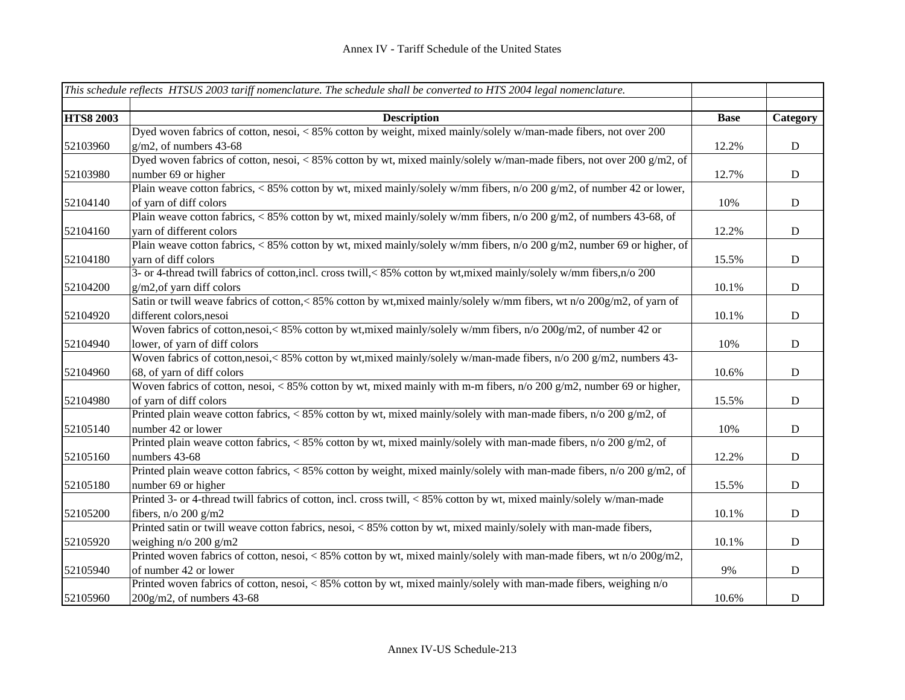Annex IV - Tariff Schedule of the United States

| *This schedule reflects HTSUS 2003 tariff nomenclature. The schedule shall be converted to HTS 2004 legal nomenclature.* | | | |
|---|---|---|---|
| **HTS8 2003** | **Description** | **Base** | **Category** |
| 52103960 | Dyed woven fabrics of cotton, nesoi, < 85% cotton by weight, mixed mainly/solely w/man-made fibers, not over 200 g/m2, of numbers 43-68 | 12.2% | D |
| 52103980 | Dyed woven fabrics of cotton, nesoi, < 85% cotton by wt, mixed mainly/solely w/man-made fibers, not over 200 g/m2, of number 69 or higher | 12.7% | D |
| 52104140 | Plain weave cotton fabrics, < 85% cotton by wt, mixed mainly/solely w/mm fibers, n/o 200 g/m2, of number 42 or lower, of yarn of diff colors | 10% | D |
| 52104160 | Plain weave cotton fabrics, < 85% cotton by wt, mixed mainly/solely w/mm fibers, n/o 200 g/m2, of numbers 43-68, of yarn of different colors | 12.2% | D |
| 52104180 | Plain weave cotton fabrics, < 85% cotton by wt, mixed mainly/solely w/mm fibers, n/o 200 g/m2, number 69 or higher, of yarn of diff colors | 15.5% | D |
| 52104200 | 3- or 4-thread twill fabrics of cotton,incl. cross twill,< 85% cotton by wt,mixed mainly/solely w/mm fibers,n/o 200 g/m2,of yarn diff colors | 10.1% | D |
| 52104920 | Satin or twill weave fabrics of cotton,< 85% cotton by wt,mixed mainly/solely w/mm fibers, wt n/o 200g/m2, of yarn of different colors,nesoi | 10.1% | D |
| 52104940 | Woven fabrics of cotton,nesoi,< 85% cotton by wt,mixed mainly/solely w/mm fibers, n/o 200g/m2, of number 42 or lower, of yarn of diff colors | 10% | D |
| 52104960 | Woven fabrics of cotton,nesoi,< 85% cotton by wt,mixed mainly/solely w/man-made fibers, n/o 200 g/m2, numbers 43-68, of yarn of diff colors | 10.6% | D |
| 52104980 | Woven fabrics of cotton, nesoi, < 85% cotton by wt, mixed mainly with m-m fibers, n/o 200 g/m2, number 69 or higher, of yarn of diff colors | 15.5% | D |
| 52105140 | Printed plain weave cotton fabrics, < 85% cotton by wt, mixed mainly/solely with man-made fibers, n/o 200 g/m2, of number 42 or lower | 10% | D |
| 52105160 | Printed plain weave cotton fabrics, < 85% cotton by wt, mixed mainly/solely with man-made fibers, n/o 200 g/m2, of numbers 43-68 | 12.2% | D |
| 52105180 | Printed plain weave cotton fabrics, < 85% cotton by weight, mixed mainly/solely with man-made fibers, n/o 200 g/m2, of number 69 or higher | 15.5% | D |
| 52105200 | Printed 3- or 4-thread twill fabrics of cotton, incl. cross twill, < 85% cotton by wt, mixed mainly/solely w/man-made fibers, n/o 200 g/m2 | 10.1% | D |
| 52105920 | Printed satin or twill weave cotton fabrics, nesoi, < 85% cotton by wt, mixed mainly/solely with man-made fibers, weighing n/o 200 g/m2 | 10.1% | D |
| 52105940 | Printed woven fabrics of cotton, nesoi, < 85% cotton by wt, mixed mainly/solely with man-made fibers, wt n/o 200g/m2, of number 42 or lower | 9% | D |
| 52105960 | Printed woven fabrics of cotton, nesoi, < 85% cotton by wt, mixed mainly/solely with man-made fibers, weighing n/o 200g/m2, of numbers 43-68 | 10.6% | D |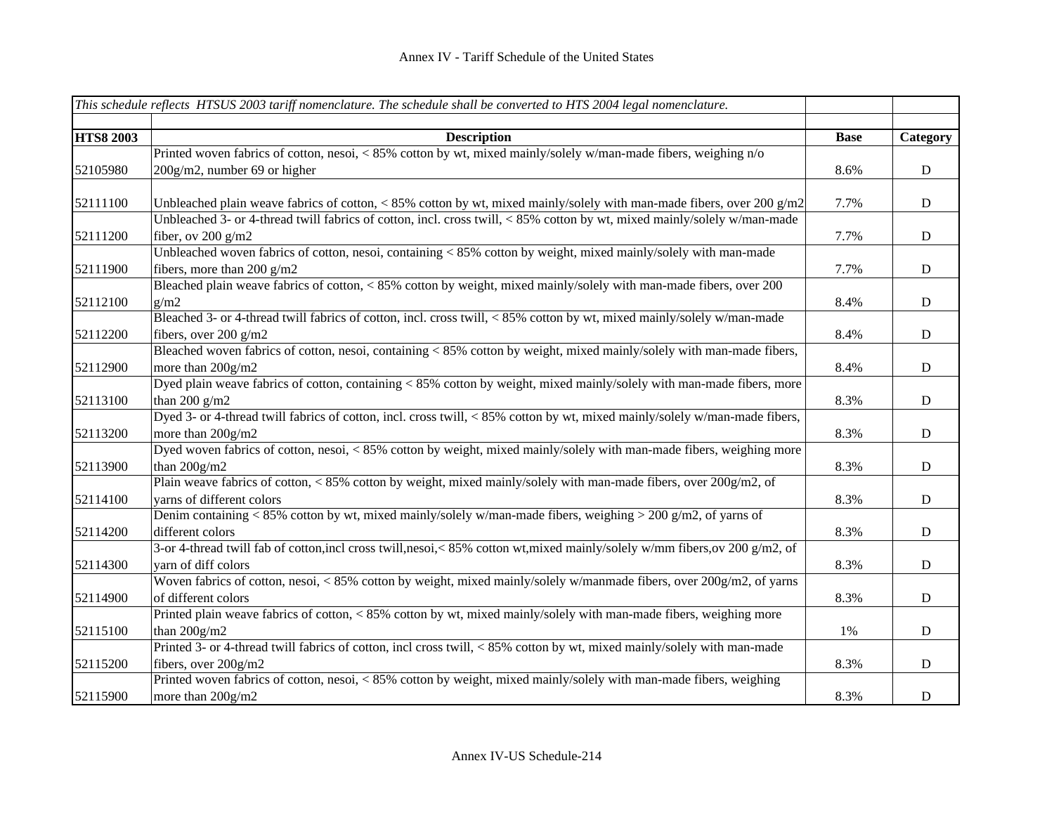Annex IV - Tariff Schedule of the United States

| *This schedule reflects HTSUS 2003 tariff nomenclature. The schedule shall be converted to HTS 2004 legal nomenclature.* | | | |
|---|---|---|---|
| **HTS8 2003** | **Description** | **Base** | **Category** |
| 52105980 | Printed woven fabrics of cotton, nesoi, < 85% cotton by wt, mixed mainly/solely w/man-made fibers, weighing n/o 200g/m2, number 69 or higher | 8.6% | D |
| 52111100 | Unbleached plain weave fabrics of cotton, < 85% cotton by wt, mixed mainly/solely with man-made fibers, over 200 g/m2 | 7.7% | D |
| 52111200 | Unbleached 3- or 4-thread twill fabrics of cotton, incl. cross twill, < 85% cotton by wt, mixed mainly/solely w/man-made fiber, ov 200 g/m2 | 7.7% | D |
| 52111900 | Unbleached woven fabrics of cotton, nesoi, containing < 85% cotton by weight, mixed mainly/solely with man-made fibers, more than 200 g/m2 | 7.7% | D |
| 52112100 | Bleached plain weave fabrics of cotton, < 85% cotton by weight, mixed mainly/solely with man-made fibers, over 200 g/m2 | 8.4% | D |
| 52112200 | Bleached 3- or 4-thread twill fabrics of cotton, incl. cross twill, < 85% cotton by wt, mixed mainly/solely w/man-made fibers, over 200 g/m2 | 8.4% | D |
| 52112900 | Bleached woven fabrics of cotton, nesoi, containing < 85% cotton by weight, mixed mainly/solely with man-made fibers, more than 200g/m2 | 8.4% | D |
| 52113100 | Dyed plain weave fabrics of cotton, containing < 85% cotton by weight, mixed mainly/solely with man-made fibers, more than 200 g/m2 | 8.3% | D |
| 52113200 | Dyed 3- or 4-thread twill fabrics of cotton, incl. cross twill, < 85% cotton by wt, mixed mainly/solely w/man-made fibers, more than 200g/m2 | 8.3% | D |
| 52113900 | Dyed woven fabrics of cotton, nesoi, < 85% cotton by weight, mixed mainly/solely with man-made fibers, weighing more than 200g/m2 | 8.3% | D |
| 52114100 | Plain weave fabrics of cotton, < 85% cotton by weight, mixed mainly/solely with man-made fibers, over 200g/m2, of yarns of different colors | 8.3% | D |
| 52114200 | Denim containing < 85% cotton by wt, mixed mainly/solely w/man-made fibers, weighing > 200 g/m2, of yarns of different colors | 8.3% | D |
| 52114300 | 3-or 4-thread twill fab of cotton,incl cross twill,nesoi,< 85% cotton wt,mixed mainly/solely w/mm fibers,ov 200 g/m2, of yarn of diff colors | 8.3% | D |
| 52114900 | Woven fabrics of cotton, nesoi, < 85% cotton by weight, mixed mainly/solely w/manmade fibers, over 200g/m2, of yarns of different colors | 8.3% | D |
| 52115100 | Printed plain weave fabrics of cotton, < 85% cotton by wt, mixed mainly/solely with man-made fibers, weighing more than 200g/m2 | 1% | D |
| 52115200 | Printed 3- or 4-thread twill fabrics of cotton, incl cross twill, < 85% cotton by wt, mixed mainly/solely with man-made fibers, over 200g/m2 | 8.3% | D |
| 52115900 | Printed woven fabrics of cotton, nesoi, < 85% cotton by weight, mixed mainly/solely with man-made fibers, weighing more than 200g/m2 | 8.3% | D |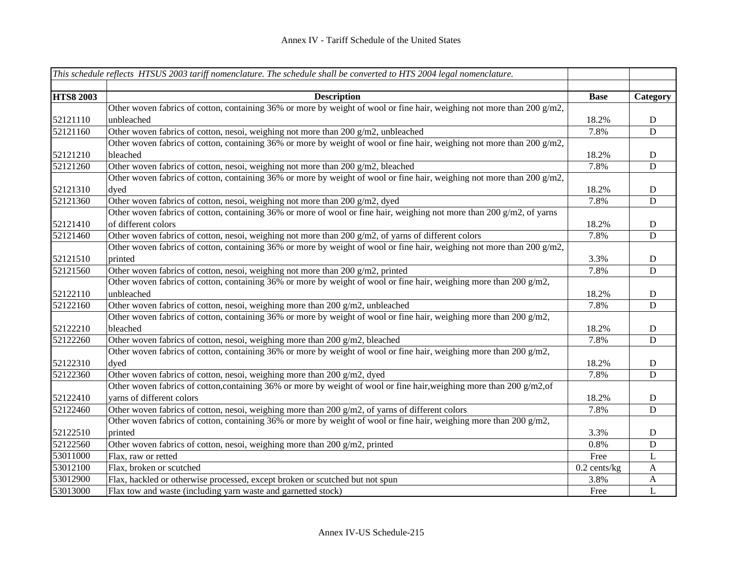# Annex IV - Tariff Schedule of the United States

| *This schedule reflects HTSUS 2003 tariff nomenclature. The schedule shall be converted to HTS 2004 legal nomenclature.* | | | |
|---|---|---|---|
| **HTS8 2003** | **Description** | **Base** | **Category** |
| 52121110 | Other woven fabrics of cotton, containing 36% or more by weight of wool or fine hair, weighing not more than 200 g/m2, unbleached | 18.2% | D |
| 52121160 | Other woven fabrics of cotton, nesoi, weighing not more than 200 g/m2, unbleached | 7.8% | D |
| 52121210 | Other woven fabrics of cotton, containing 36% or more by weight of wool or fine hair, weighing not more than 200 g/m2, bleached | 18.2% | D |
| 52121260 | Other woven fabrics of cotton, nesoi, weighing not more than 200 g/m2, bleached | 7.8% | D |
| 52121310 | Other woven fabrics of cotton, containing 36% or more by weight of wool or fine hair, weighing not more than 200 g/m2, dyed | 18.2% | D |
| 52121360 | Other woven fabrics of cotton, nesoi, weighing not more than 200 g/m2, dyed | 7.8% | D |
| 52121410 | Other woven fabrics of cotton, containing 36% or more of wool or fine hair, weighing not more than 200 g/m2, of yarns of different colors | 18.2% | D |
| 52121460 | Other woven fabrics of cotton, nesoi, weighing not more than 200 g/m2, of yarns of different colors | 7.8% | D |
| 52121510 | Other woven fabrics of cotton, containing 36% or more by weight of wool or fine hair, weighing not more than 200 g/m2, printed | 3.3% | D |
| 52121560 | Other woven fabrics of cotton, nesoi, weighing not more than 200 g/m2, printed | 7.8% | D |
| 52122110 | Other woven fabrics of cotton, containing 36% or more by weight of wool or fine hair, weighing more than 200 g/m2, unbleached | 18.2% | D |
| 52122160 | Other woven fabrics of cotton, nesoi, weighing more than 200 g/m2, unbleached | 7.8% | D |
| 52122210 | Other woven fabrics of cotton, containing 36% or more by weight of wool or fine hair, weighing more than 200 g/m2, bleached | 18.2% | D |
| 52122260 | Other woven fabrics of cotton, nesoi, weighing more than 200 g/m2, bleached | 7.8% | D |
| 52122310 | Other woven fabrics of cotton, containing 36% or more by weight of wool or fine hair, weighing more than 200 g/m2, dyed | 18.2% | D |
| 52122360 | Other woven fabrics of cotton, nesoi, weighing more than 200 g/m2, dyed | 7.8% | D |
| 52122410 | Other woven fabrics of cotton,containing 36% or more by weight of wool or fine hair,weighing more than 200 g/m2,of yarns of different colors | 18.2% | D |
| 52122460 | Other woven fabrics of cotton, nesoi, weighing more than 200 g/m2, of yarns of different colors | 7.8% | D |
| 52122510 | Other woven fabrics of cotton, containing 36% or more by weight of wool or fine hair, weighing more than 200 g/m2, printed | 3.3% | D |
| 52122560 | Other woven fabrics of cotton, nesoi, weighing more than 200 g/m2, printed | 0.8% | D |
| 53011000 | Flax, raw or retted | Free | L |
| 53012100 | Flax, broken or scutched | 0.2 cents/kg | A |
| 53012900 | Flax, hackled or otherwise processed, except broken or scutched but not spun | 3.8% | A |
| 53013000 | Flax tow and waste (including yarn waste and garnetted stock) | Free | L |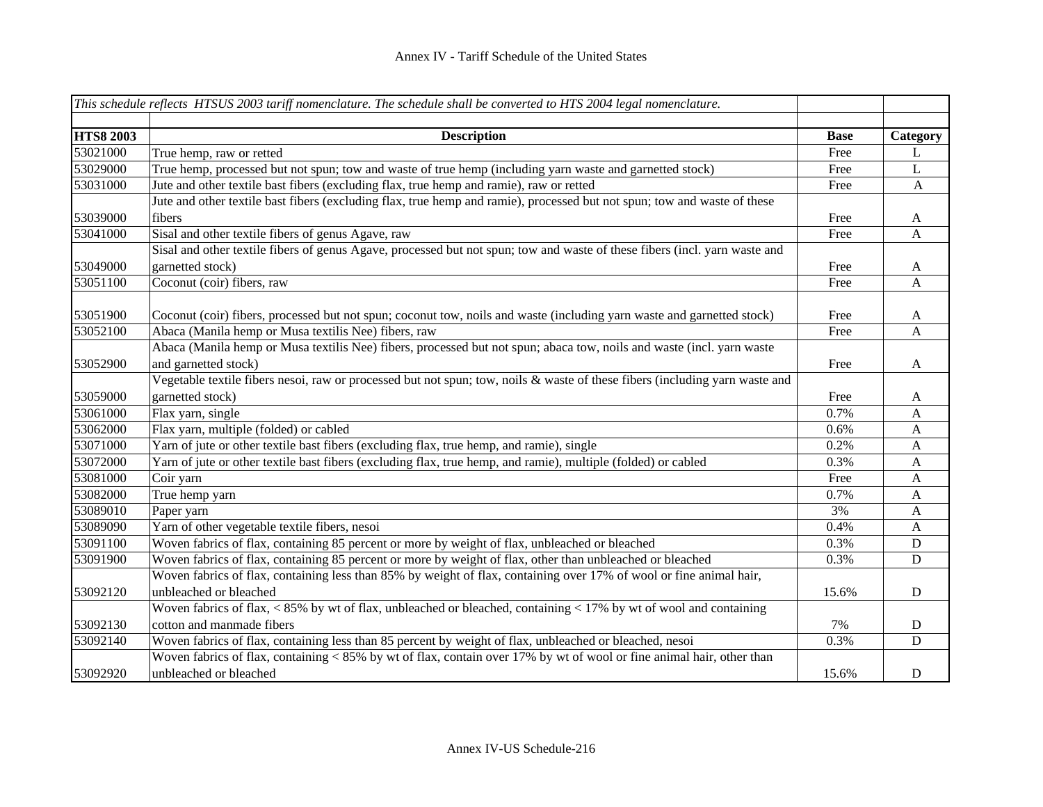Annex IV - Tariff Schedule of the United States

| *This schedule reflects HTSUS 2003 tariff nomenclature. The schedule shall be converted to HTS 2004 legal nomenclature.* | | | |
|---|---|---|---|
| **HTS8 2003** | **Description** | **Base** | **Category** |
| 53021000 | True hemp, raw or retted | Free | L |
| 53029000 | True hemp, processed but not spun; tow and waste of true hemp (including yarn waste and garnetted stock) | Free | L |
| 53031000 | Jute and other textile bast fibers (excluding flax, true hemp and ramie), raw or retted | Free | A |
| 53039000 | Jute and other textile bast fibers (excluding flax, true hemp and ramie), processed but not spun; tow and waste of these fibers | Free | A |
| 53041000 | Sisal and other textile fibers of genus Agave, raw | Free | A |
| 53049000 | Sisal and other textile fibers of genus Agave, processed but not spun; tow and waste of these fibers (incl. yarn waste and garnetted stock) | Free | A |
| 53051100 | Coconut (coir) fibers, raw | Free | A |
| 53051900 | Coconut (coir) fibers, processed but not spun; coconut tow, noils and waste (including yarn waste and garnetted stock) | Free | A |
| 53052100 | Abaca (Manila hemp or Musa textilis Nee) fibers, raw | Free | A |
| 53052900 | Abaca (Manila hemp or Musa textilis Nee) fibers, processed but not spun; abaca tow, noils and waste (incl. yarn waste and garnetted stock) | Free | A |
| 53059000 | Vegetable textile fibers nesoi, raw or processed but not spun; tow, noils & waste of these fibers (including yarn waste and garnetted stock) | Free | A |
| 53061000 | Flax yarn, single | 0.7% | A |
| 53062000 | Flax yarn, multiple (folded) or cabled | 0.6% | A |
| 53071000 | Yarn of jute or other textile bast fibers (excluding flax, true hemp, and ramie), single | 0.2% | A |
| 53072000 | Yarn of jute or other textile bast fibers (excluding flax, true hemp, and ramie), multiple (folded) or cabled | 0.3% | A |
| 53081000 | Coir yarn | Free | A |
| 53082000 | True hemp yarn | 0.7% | A |
| 53089010 | Paper yarn | 3% | A |
| 53089090 | Yarn of other vegetable textile fibers, nesoi | 0.4% | A |
| 53091100 | Woven fabrics of flax, containing 85 percent or more by weight of flax, unbleached or bleached | 0.3% | D |
| 53091900 | Woven fabrics of flax, containing 85 percent or more by weight of flax, other than unbleached or bleached | 0.3% | D |
| 53092120 | Woven fabrics of flax, containing less than 85% by weight of flax, containing over 17% of wool or fine animal hair, unbleached or bleached | 15.6% | D |
| 53092130 | Woven fabrics of flax, < 85% by wt of flax, unbleached or bleached, containing < 17% by wt of wool and containing cotton and manmade fibers | 7% | D |
| 53092140 | Woven fabrics of flax, containing less than 85 percent by weight of flax, unbleached or bleached, nesoi | 0.3% | D |
| 53092920 | Woven fabrics of flax, containing < 85% by wt of flax, contain over 17% by wt of wool or fine animal hair, other than unbleached or bleached | 15.6% | D |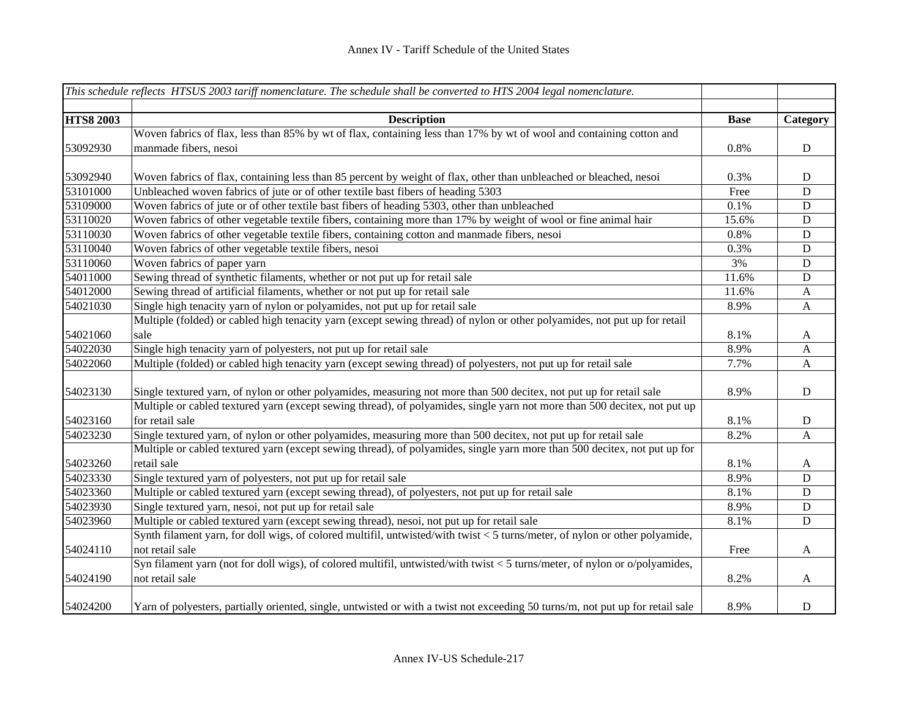Annex IV - Tariff Schedule of the United States

| *This schedule reflects HTSUS 2003 tariff nomenclature. The schedule shall be converted to HTS 2004 legal nomenclature.* | | | |
|---|---|---|---|
| | | | |
| **HTS8 2003** | **Description** | **Base** | **Category** |
| 53092930 | Woven fabrics of flax, less than 85% by wt of flax, containing less than 17% by wt of wool and containing cotton and manmade fibers, nesoi | 0.8% | D |
| 53092940 | Woven fabrics of flax, containing less than 85 percent by weight of flax, other than unbleached or bleached, nesoi | 0.3% | D |
| 53101000 | Unbleached woven fabrics of jute or of other textile bast fibers of heading 5303 | Free | D |
| 53109000 | Woven fabrics of jute or of other textile bast fibers of heading 5303, other than unbleached | 0.1% | D |
| 53110020 | Woven fabrics of other vegetable textile fibers, containing more than 17% by weight of wool or fine animal hair | 15.6% | D |
| 53110030 | Woven fabrics of other vegetable textile fibers, containing cotton and manmade fibers, nesoi | 0.8% | D |
| 53110040 | Woven fabrics of other vegetable textile fibers, nesoi | 0.3% | D |
| 53110060 | Woven fabrics of paper yarn | 3% | D |
| 54011000 | Sewing thread of synthetic filaments, whether or not put up for retail sale | 11.6% | D |
| 54012000 | Sewing thread of artificial filaments, whether or not put up for retail sale | 11.6% | A |
| 54021030 | Single high tenacity yarn of nylon or polyamides, not put up for retail sale | 8.9% | A |
| 54021060 | Multiple (folded) or cabled high tenacity yarn (except sewing thread) of nylon or other polyamides, not put up for retail sale | 8.1% | A |
| 54022030 | Single high tenacity yarn of polyesters, not put up for retail sale | 8.9% | A |
| 54022060 | Multiple (folded) or cabled high tenacity yarn (except sewing thread) of polyesters, not put up for retail sale | 7.7% | A |
| 54023130 | Single textured yarn, of nylon or other polyamides, measuring not more than 500 decitex, not put up for retail sale | 8.9% | D |
| 54023160 | Multiple or cabled textured yarn (except sewing thread), of polyamides, single yarn not more than 500 decitex, not put up for retail sale | 8.1% | D |
| 54023230 | Single textured yarn, of nylon or other polyamides, measuring more than 500 decitex, not put up for retail sale | 8.2% | A |
| 54023260 | Multiple or cabled textured yarn (except sewing thread), of polyamides, single yarn more than 500 decitex, not put up for retail sale | 8.1% | A |
| 54023330 | Single textured yarn of polyesters, not put up for retail sale | 8.9% | D |
| 54023360 | Multiple or cabled textured yarn (except sewing thread), of polyesters, not put up for retail sale | 8.1% | D |
| 54023930 | Single textured yarn, nesoi, not put up for retail sale | 8.9% | D |
| 54023960 | Multiple or cabled textured yarn (except sewing thread), nesoi, not put up for retail sale | 8.1% | D |
| 54024110 | Synth filament yarn, for doll wigs, of colored multifil, untwisted/with twist < 5 turns/meter, of nylon or other polyamide, not retail sale | Free | A |
| 54024190 | Syn filament yarn (not for doll wigs), of colored multifil, untwisted/with twist < 5 turns/meter, of nylon or o/polyamides, not retail sale | 8.2% | A |
| 54024200 | Yarn of polyesters, partially oriented, single, untwisted or with a twist not exceeding 50 turns/m, not put up for retail sale | 8.9% | D |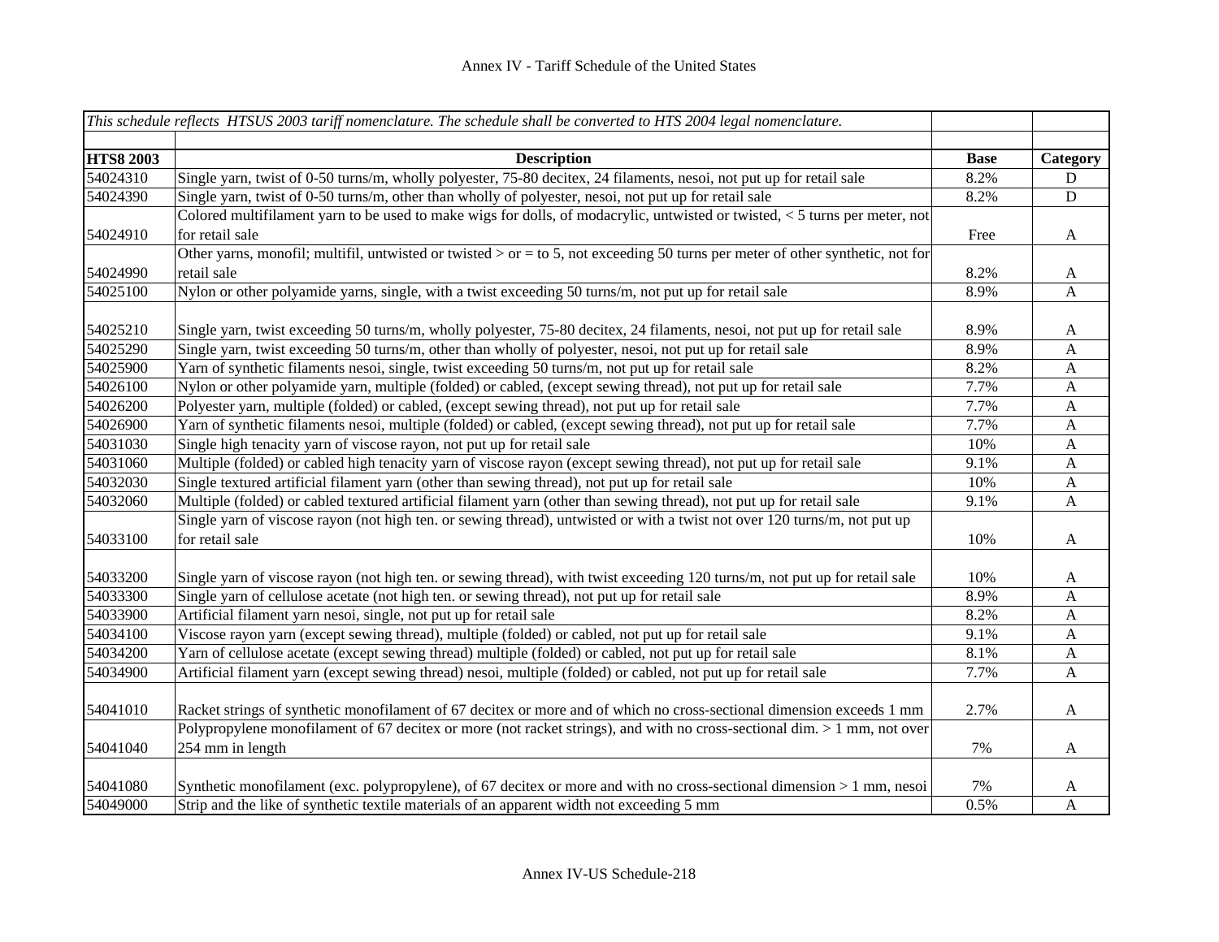| *This schedule reflects HTSUS 2003 tariff nomenclature. The schedule shall be converted to HTS 2004 legal nomenclature.* | | | |
|---|---|---|---|
| **HTS8 2003** | **Description** | **Base** | **Category** |
| 54024310 | Single yarn, twist of 0-50 turns/m, wholly polyester, 75-80 decitex, 24 filaments, nesoi, not put up for retail sale | 8.2% | D |
| 54024390 | Single yarn, twist of 0-50 turns/m, other than wholly of polyester, nesoi, not put up for retail sale | 8.2% | D |
| 54024910 | Colored multifilament yarn to be used to make wigs for dolls, of modacrylic, untwisted or twisted, < 5 turns per meter, not for retail sale | Free | A |
| 54024990 | Other yarns, monofil; multifil, untwisted or twisted > or = to 5, not exceeding 50 turns per meter of other synthetic, not for retail sale | 8.2% | A |
| 54025100 | Nylon or other polyamide yarns, single, with a twist exceeding 50 turns/m, not put up for retail sale | 8.9% | A |
| 54025210 | Single yarn, twist exceeding 50 turns/m, wholly polyester, 75-80 decitex, 24 filaments, nesoi, not put up for retail sale | 8.9% | A |
| 54025290 | Single yarn, twist exceeding 50 turns/m, other than wholly of polyester, nesoi, not put up for retail sale | 8.9% | A |
| 54025900 | Yarn of synthetic filaments nesoi, single, twist exceeding 50 turns/m, not put up for retail sale | 8.2% | A |
| 54026100 | Nylon or other polyamide yarn, multiple (folded) or cabled, (except sewing thread), not put up for retail sale | 7.7% | A |
| 54026200 | Polyester yarn, multiple (folded) or cabled, (except sewing thread), not put up for retail sale | 7.7% | A |
| 54026900 | Yarn of synthetic filaments nesoi, multiple (folded) or cabled, (except sewing thread), not put up for retail sale | 7.7% | A |
| 54031030 | Single high tenacity yarn of viscose rayon, not put up for retail sale | 10% | A |
| 54031060 | Multiple (folded) or cabled high tenacity yarn of viscose rayon (except sewing thread), not put up for retail sale | 9.1% | A |
| 54032030 | Single textured artificial filament yarn (other than sewing thread), not put up for retail sale | 10% | A |
| 54032060 | Multiple (folded) or cabled textured artificial filament yarn (other than sewing thread), not put up for retail sale | 9.1% | A |
| 54033100 | Single yarn of viscose rayon (not high ten. or sewing thread), untwisted or with a twist not over 120 turns/m, not put up for retail sale | 10% | A |
| 54033200 | Single yarn of viscose rayon (not high ten. or sewing thread), with twist exceeding 120 turns/m, not put up for retail sale | 10% | A |
| 54033300 | Single yarn of cellulose acetate (not high ten. or sewing thread), not put up for retail sale | 8.9% | A |
| 54033900 | Artificial filament yarn nesoi, single, not put up for retail sale | 8.2% | A |
| 54034100 | Viscose rayon yarn (except sewing thread), multiple (folded) or cabled, not put up for retail sale | 9.1% | A |
| 54034200 | Yarn of cellulose acetate (except sewing thread) multiple (folded) or cabled, not put up for retail sale | 8.1% | A |
| 54034900 | Artificial filament yarn (except sewing thread) nesoi, multiple (folded) or cabled, not put up for retail sale | 7.7% | A |
| 54041010 | Racket strings of synthetic monofilament of 67 decitex or more and of which no cross-sectional dimension exceeds 1 mm | 2.7% | A |
| 54041040 | Polypropylene monofilament of 67 decitex or more (not racket strings), and with no cross-sectional dim. > 1 mm, not over 254 mm in length | 7% | A |
| 54041080 | Synthetic monofilament (exc. polypropylene), of 67 decitex or more and with no cross-sectional dimension > 1 mm, nesoi | 7% | A |
| 54049000 | Strip and the like of synthetic textile materials of an apparent width not exceeding 5 mm | 0.5% | A |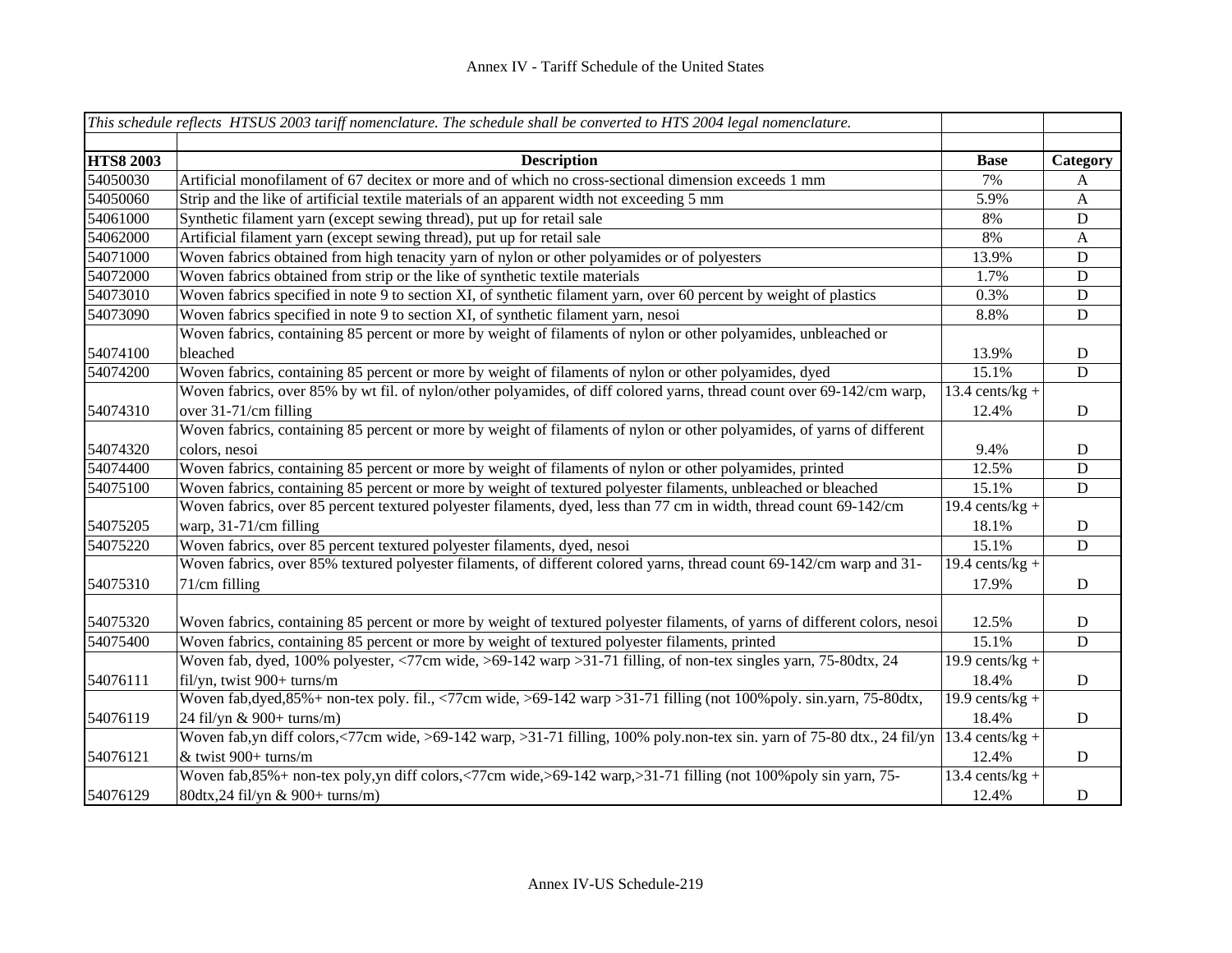# Annex IV - Tariff Schedule of the United States

| *This schedule reflects HTSUS 2003 tariff nomenclature. The schedule shall be converted to HTS 2004 legal nomenclature.* | | | |
|---|---|---|---|
| **HTS8 2003** | **Description** | **Base** | **Category** |
| 54050030 | Artificial monofilament of 67 decitex or more and of which no cross-sectional dimension exceeds 1 mm | 7% | A |
| 54050060 | Strip and the like of artificial textile materials of an apparent width not exceeding 5 mm | 5.9% | A |
| 54061000 | Synthetic filament yarn (except sewing thread), put up for retail sale | 8% | D |
| 54062000 | Artificial filament yarn (except sewing thread), put up for retail sale | 8% | A |
| 54071000 | Woven fabrics obtained from high tenacity yarn of nylon or other polyamides or of polyesters | 13.9% | D |
| 54072000 | Woven fabrics obtained from strip or the like of synthetic textile materials | 1.7% | D |
| 54073010 | Woven fabrics specified in note 9 to section XI, of synthetic filament yarn, over 60 percent by weight of plastics | 0.3% | D |
| 54073090 | Woven fabrics specified in note 9 to section XI, of synthetic filament yarn, nesoi | 8.8% | D |
| 54074100 | Woven fabrics, containing 85 percent or more by weight of filaments of nylon or other polyamides, unbleached or bleached | 13.9% | D |
| 54074200 | Woven fabrics, containing 85 percent or more by weight of filaments of nylon or other polyamides, dyed | 15.1% | D |
| 54074310 | Woven fabrics, over 85% by wt fil. of nylon/other polyamides, of diff colored yarns, thread count over 69-142/cm warp, over 31-71/cm filling | 13.4 cents/kg + 12.4% | D |
| 54074320 | Woven fabrics, containing 85 percent or more by weight of filaments of nylon or other polyamides, of yarns of different colors, nesoi | 9.4% | D |
| 54074400 | Woven fabrics, containing 85 percent or more by weight of filaments of nylon or other polyamides, printed | 12.5% | D |
| 54075100 | Woven fabrics, containing 85 percent or more by weight of textured polyester filaments, unbleached or bleached | 15.1% | D |
| 54075205 | Woven fabrics, over 85 percent textured polyester filaments, dyed, less than 77 cm in width, thread count 69-142/cm warp, 31-71/cm filling | 19.4 cents/kg + 18.1% | D |
| 54075220 | Woven fabrics, over 85 percent textured polyester filaments, dyed, nesoi | 15.1% | D |
| 54075310 | Woven fabrics, over 85% textured polyester filaments, of different colored yarns, thread count 69-142/cm warp and 31-71/cm filling | 19.4 cents/kg + 17.9% | D |
| 54075320 | Woven fabrics, containing 85 percent or more by weight of textured polyester filaments, of yarns of different colors, nesoi | 12.5% | D |
| 54075400 | Woven fabrics, containing 85 percent or more by weight of textured polyester filaments, printed | 15.1% | D |
| 54076111 | Woven fab, dyed, 100% polyester, <77cm wide, >69-142 warp >31-71 filling, of non-tex singles yarn, 75-80dtx, 24 fil/yn, twist 900+ turns/m | 19.9 cents/kg + 18.4% | D |
| 54076119 | Woven fab,dyed,85%+ non-tex poly. fil., <77cm wide, >69-142 warp >31-71 filling (not 100%poly. sin.yarn, 75-80dtx, 24 fil/yn & 900+ turns/m) | 19.9 cents/kg + 18.4% | D |
| 54076121 | Woven fab,yn diff colors,<77cm wide, >69-142 warp, >31-71 filling, 100% poly.non-tex sin. yarn of 75-80 dtx., 24 fil/yn & twist 900+ turns/m | 13.4 cents/kg + 12.4% | D |
| 54076129 | Woven fab,85%+ non-tex poly,yn diff colors,<77cm wide,>69-142 warp,>31-71 filling (not 100%poly sin yarn, 75-80dtx,24 fil/yn & 900+ turns/m) | 13.4 cents/kg + 12.4% | D |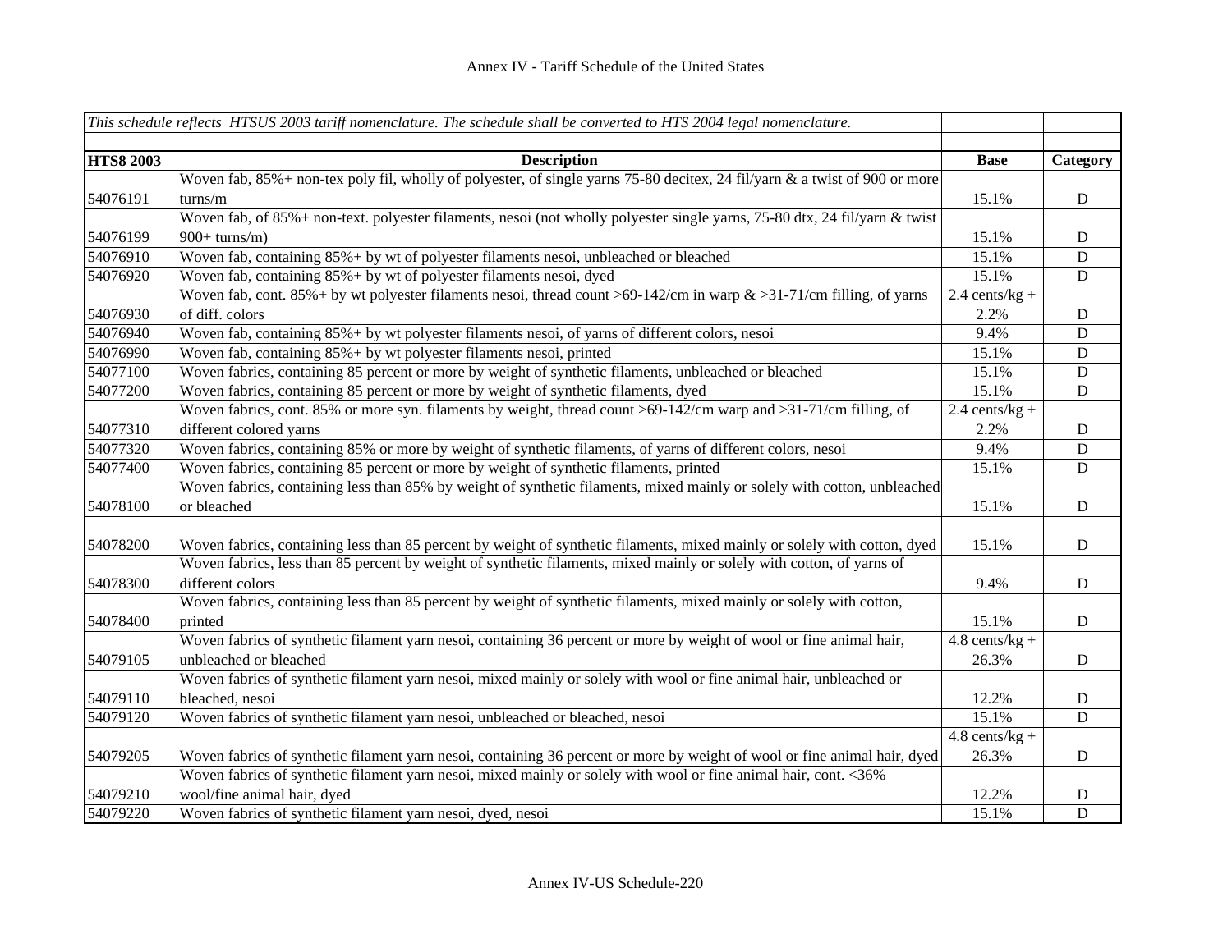| *This schedule reflects HTSUS 2003 tariff nomenclature. The schedule shall be converted to HTS 2004 legal nomenclature.* | | | |
|---|---|---|---|
| | | | |
| **HTS8 2003** | **Description** | **Base** | **Category** |
| 54076191 | Woven fab, 85%+ non-tex poly fil, wholly of polyester, of single yarns 75-80 decitex, 24 fil/yarn & a twist of 900 or more turns/m | 15.1% | D |
| 54076199 | Woven fab, of 85%+ non-text. polyester filaments, nesoi (not wholly polyester single yarns, 75-80 dtx, 24 fil/yarn & twist 900+ turns/m) | 15.1% | D |
| 54076910 | Woven fab, containing 85%+ by wt of polyester filaments nesoi, unbleached or bleached | 15.1% | D |
| 54076920 | Woven fab, containing 85%+ by wt of polyester filaments nesoi, dyed | 15.1% | D |
| 54076930 | Woven fab, cont. 85%+ by wt polyester filaments nesoi, thread count >69-142/cm in warp & >31-71/cm filling, of yarns of diff. colors | 2.4 cents/kg + 2.2% | D |
| 54076940 | Woven fab, containing 85%+ by wt polyester filaments nesoi, of yarns of different colors, nesoi | 9.4% | D |
| 54076990 | Woven fab, containing 85%+ by wt polyester filaments nesoi, printed | 15.1% | D |
| 54077100 | Woven fabrics, containing 85 percent or more by weight of synthetic filaments, unbleached or bleached | 15.1% | D |
| 54077200 | Woven fabrics, containing 85 percent or more by weight of synthetic filaments, dyed | 15.1% | D |
| 54077310 | Woven fabrics, cont. 85% or more syn. filaments by weight, thread count >69-142/cm warp and >31-71/cm filling, of different colored yarns | 2.4 cents/kg + 2.2% | D |
| 54077320 | Woven fabrics, containing 85% or more by weight of synthetic filaments, of yarns of different colors, nesoi | 9.4% | D |
| 54077400 | Woven fabrics, containing 85 percent or more by weight of synthetic filaments, printed | 15.1% | D |
| 54078100 | Woven fabrics, containing less than 85% by weight of synthetic filaments, mixed mainly or solely with cotton, unbleached or bleached | 15.1% | D |
| 54078200 | Woven fabrics, containing less than 85 percent by weight of synthetic filaments, mixed mainly or solely with cotton, dyed | 15.1% | D |
| 54078300 | Woven fabrics, less than 85 percent by weight of synthetic filaments, mixed mainly or solely with cotton, of yarns of different colors | 9.4% | D |
| 54078400 | Woven fabrics, containing less than 85 percent by weight of synthetic filaments, mixed mainly or solely with cotton, printed | 15.1% | D |
| 54079105 | Woven fabrics of synthetic filament yarn nesoi, containing 36 percent or more by weight of wool or fine animal hair, unbleached or bleached | 4.8 cents/kg + 26.3% | D |
| 54079110 | Woven fabrics of synthetic filament yarn nesoi, mixed mainly or solely with wool or fine animal hair, unbleached or bleached, nesoi | 12.2% | D |
| 54079120 | Woven fabrics of synthetic filament yarn nesoi, unbleached or bleached, nesoi | 15.1% | D |
| 54079205 | Woven fabrics of synthetic filament yarn nesoi, containing 36 percent or more by weight of wool or fine animal hair, dyed | 4.8 cents/kg + 26.3% | D |
| 54079210 | Woven fabrics of synthetic filament yarn nesoi, mixed mainly or solely with wool or fine animal hair, cont. <36% wool/fine animal hair, dyed | 12.2% | D |
| 54079220 | Woven fabrics of synthetic filament yarn nesoi, dyed, nesoi | 15.1% | D |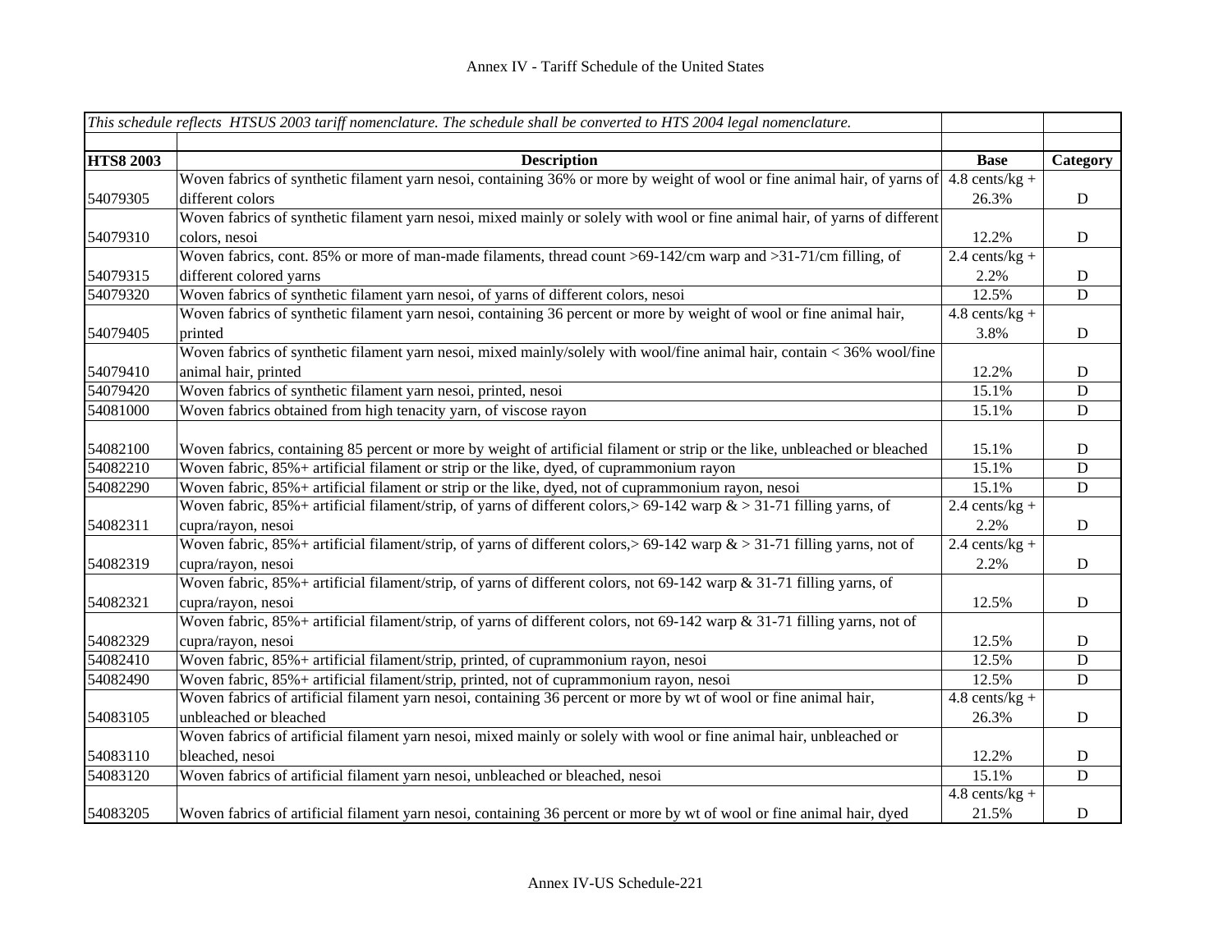Annex IV - Tariff Schedule of the United States

| *This schedule reflects HTSUS 2003 tariff nomenclature. The schedule shall be converted to HTS 2004 legal nomenclature.* | | | |
|---|---|---|---|
| **HTS8 2003** | **Description** | **Base** | **Category** |
| 54079305 | Woven fabrics of synthetic filament yarn nesoi, containing 36% or more by weight of wool or fine animal hair, of yarns of different colors | 4.8 cents/kg + 26.3% | D |
| 54079310 | Woven fabrics of synthetic filament yarn nesoi, mixed mainly or solely with wool or fine animal hair, of yarns of different colors, nesoi | 12.2% | D |
| 54079315 | Woven fabrics, cont. 85% or more of man-made filaments, thread count >69-142/cm warp and >31-71/cm filling, of different colored yarns | 2.4 cents/kg + 2.2% | D |
| 54079320 | Woven fabrics of synthetic filament yarn nesoi, of yarns of different colors, nesoi | 12.5% | D |
| 54079405 | Woven fabrics of synthetic filament yarn nesoi, containing 36 percent or more by weight of wool or fine animal hair, printed | 4.8 cents/kg + 3.8% | D |
| 54079410 | Woven fabrics of synthetic filament yarn nesoi, mixed mainly/solely with wool/fine animal hair, contain < 36% wool/fine animal hair, printed | 12.2% | D |
| 54079420 | Woven fabrics of synthetic filament yarn nesoi, printed, nesoi | 15.1% | D |
| 54081000 | Woven fabrics obtained from high tenacity yarn, of viscose rayon | 15.1% | D |
| 54082100 | Woven fabrics, containing 85 percent or more by weight of artificial filament or strip or the like, unbleached or bleached | 15.1% | D |
| 54082210 | Woven fabric, 85%+ artificial filament or strip or the like, dyed, of cuprammonium rayon | 15.1% | D |
| 54082290 | Woven fabric, 85%+ artificial filament or strip or the like, dyed, not of cuprammonium rayon, nesoi | 15.1% | D |
| 54082311 | Woven fabric, 85%+ artificial filament/strip, of yarns of different colors,> 69-142 warp & > 31-71 filling yarns, of cupra/rayon, nesoi | 2.4 cents/kg + 2.2% | D |
| 54082319 | Woven fabric, 85%+ artificial filament/strip, of yarns of different colors,> 69-142 warp & > 31-71 filling yarns, not of cupra/rayon, nesoi | 2.4 cents/kg + 2.2% | D |
| 54082321 | Woven fabric, 85%+ artificial filament/strip, of yarns of different colors, not 69-142 warp & 31-71 filling yarns, of cupra/rayon, nesoi | 12.5% | D |
| 54082329 | Woven fabric, 85%+ artificial filament/strip, of yarns of different colors, not 69-142 warp & 31-71 filling yarns, not of cupra/rayon, nesoi | 12.5% | D |
| 54082410 | Woven fabric, 85%+ artificial filament/strip, printed, of cuprammonium rayon, nesoi | 12.5% | D |
| 54082490 | Woven fabric, 85%+ artificial filament/strip, printed, not of cuprammonium rayon, nesoi | 12.5% | D |
| 54083105 | Woven fabrics of artificial filament yarn nesoi, containing 36 percent or more by wt of wool or fine animal hair, unbleached or bleached | 4.8 cents/kg + 26.3% | D |
| 54083110 | Woven fabrics of artificial filament yarn nesoi, mixed mainly or solely with wool or fine animal hair, unbleached or bleached, nesoi | 12.2% | D |
| 54083120 | Woven fabrics of artificial filament yarn nesoi, unbleached or bleached, nesoi | 15.1% | D |
| 54083205 | Woven fabrics of artificial filament yarn nesoi, containing 36 percent or more by wt of wool or fine animal hair, dyed | 4.8 cents/kg + 21.5% | D |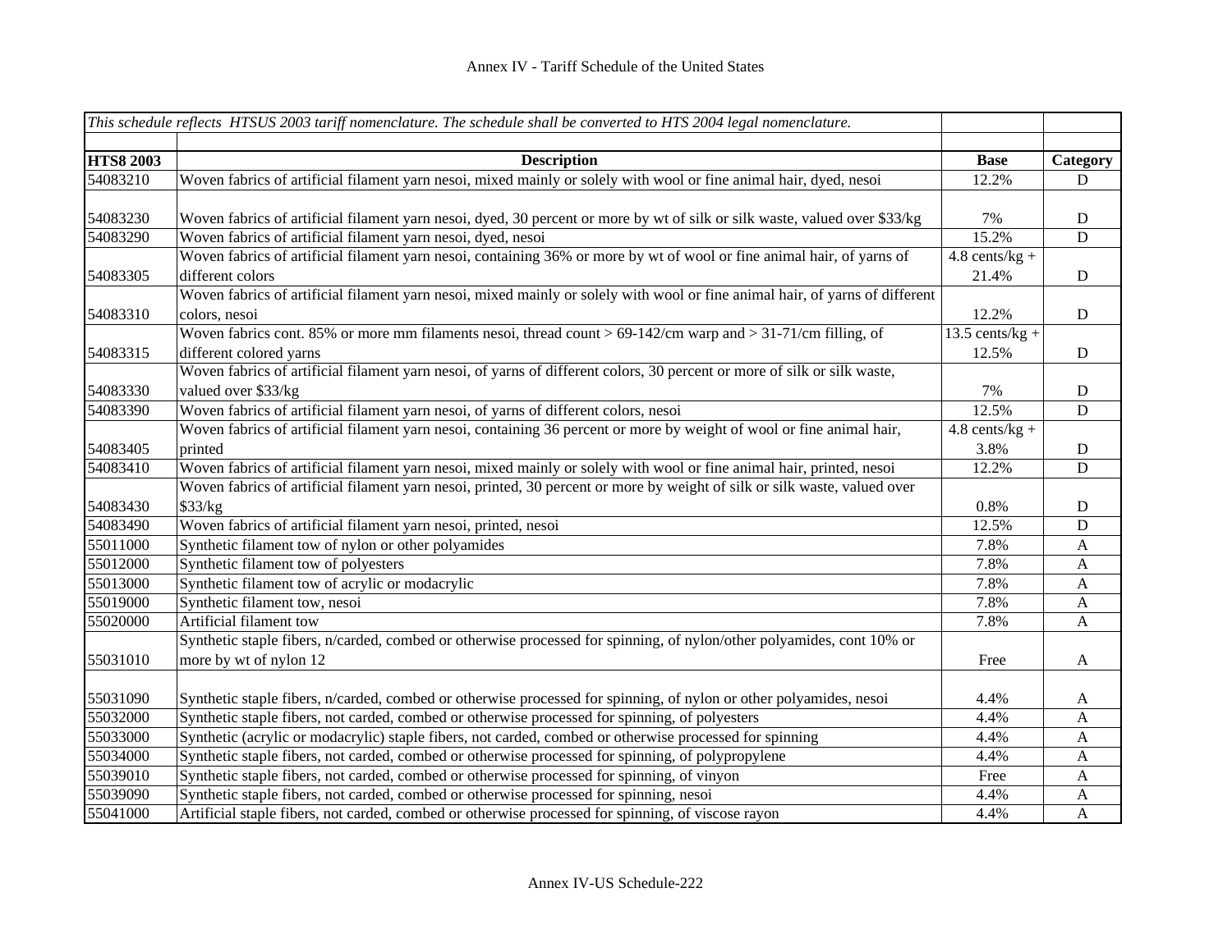Annex IV - Tariff Schedule of the United States

| *This schedule reflects HTSUS 2003 tariff nomenclature. The schedule shall be converted to HTS 2004 legal nomenclature.* | | | |
|---|---|---|---|
| **HTS8 2003** | **Description** | **Base** | **Category** |
| 54083210 | Woven fabrics of artificial filament yarn nesoi, mixed mainly or solely with wool or fine animal hair, dyed, nesoi | 12.2% | D |
| 54083230 | Woven fabrics of artificial filament yarn nesoi, dyed, 30 percent or more by wt of silk or silk waste, valued over $33/kg | 7% | D |
| 54083290 | Woven fabrics of artificial filament yarn nesoi, dyed, nesoi | 15.2% | D |
| 54083305 | Woven fabrics of artificial filament yarn nesoi, containing 36% or more by wt of wool or fine animal hair, of yarns of different colors | 4.8 cents/kg + 21.4% | D |
| 54083310 | Woven fabrics of artificial filament yarn nesoi, mixed mainly or solely with wool or fine animal hair, of yarns of different colors, nesoi | 12.2% | D |
| 54083315 | Woven fabrics cont. 85% or more mm filaments nesoi, thread count > 69-142/cm warp and > 31-71/cm filling, of different colored yarns | 13.5 cents/kg + 12.5% | D |
| 54083330 | Woven fabrics of artificial filament yarn nesoi, of yarns of different colors, 30 percent or more of silk or silk waste, valued over $33/kg | 7% | D |
| 54083390 | Woven fabrics of artificial filament yarn nesoi, of yarns of different colors, nesoi | 12.5% | D |
| 54083405 | Woven fabrics of artificial filament yarn nesoi, containing 36 percent or more by weight of wool or fine animal hair, printed | 4.8 cents/kg + 3.8% | D |
| 54083410 | Woven fabrics of artificial filament yarn nesoi, mixed mainly or solely with wool or fine animal hair, printed, nesoi | 12.2% | D |
| 54083430 | Woven fabrics of artificial filament yarn nesoi, printed, 30 percent or more by weight of silk or silk waste, valued over $33/kg | 0.8% | D |
| 54083490 | Woven fabrics of artificial filament yarn nesoi, printed, nesoi | 12.5% | D |
| 55011000 | Synthetic filament tow of nylon or other polyamides | 7.8% | A |
| 55012000 | Synthetic filament tow of polyesters | 7.8% | A |
| 55013000 | Synthetic filament tow of acrylic or modacrylic | 7.8% | A |
| 55019000 | Synthetic filament tow, nesoi | 7.8% | A |
| 55020000 | Artificial filament tow | 7.8% | A |
| 55031010 | Synthetic staple fibers, n/carded, combed or otherwise processed for spinning, of nylon/other polyamides, cont 10% or more by wt of nylon 12 | Free | A |
| 55031090 | Synthetic staple fibers, n/carded, combed or otherwise processed for spinning, of nylon or other polyamides, nesoi | 4.4% | A |
| 55032000 | Synthetic staple fibers, not carded, combed or otherwise processed for spinning, of polyesters | 4.4% | A |
| 55033000 | Synthetic (acrylic or modacrylic) staple fibers, not carded, combed or otherwise processed for spinning | 4.4% | A |
| 55034000 | Synthetic staple fibers, not carded, combed or otherwise processed for spinning, of polypropylene | 4.4% | A |
| 55039010 | Synthetic staple fibers, not carded, combed or otherwise processed for spinning, of vinyon | Free | A |
| 55039090 | Synthetic staple fibers, not carded, combed or otherwise processed for spinning, nesoi | 4.4% | A |
| 55041000 | Artificial staple fibers, not carded, combed or otherwise processed for spinning, of viscose rayon | 4.4% | A |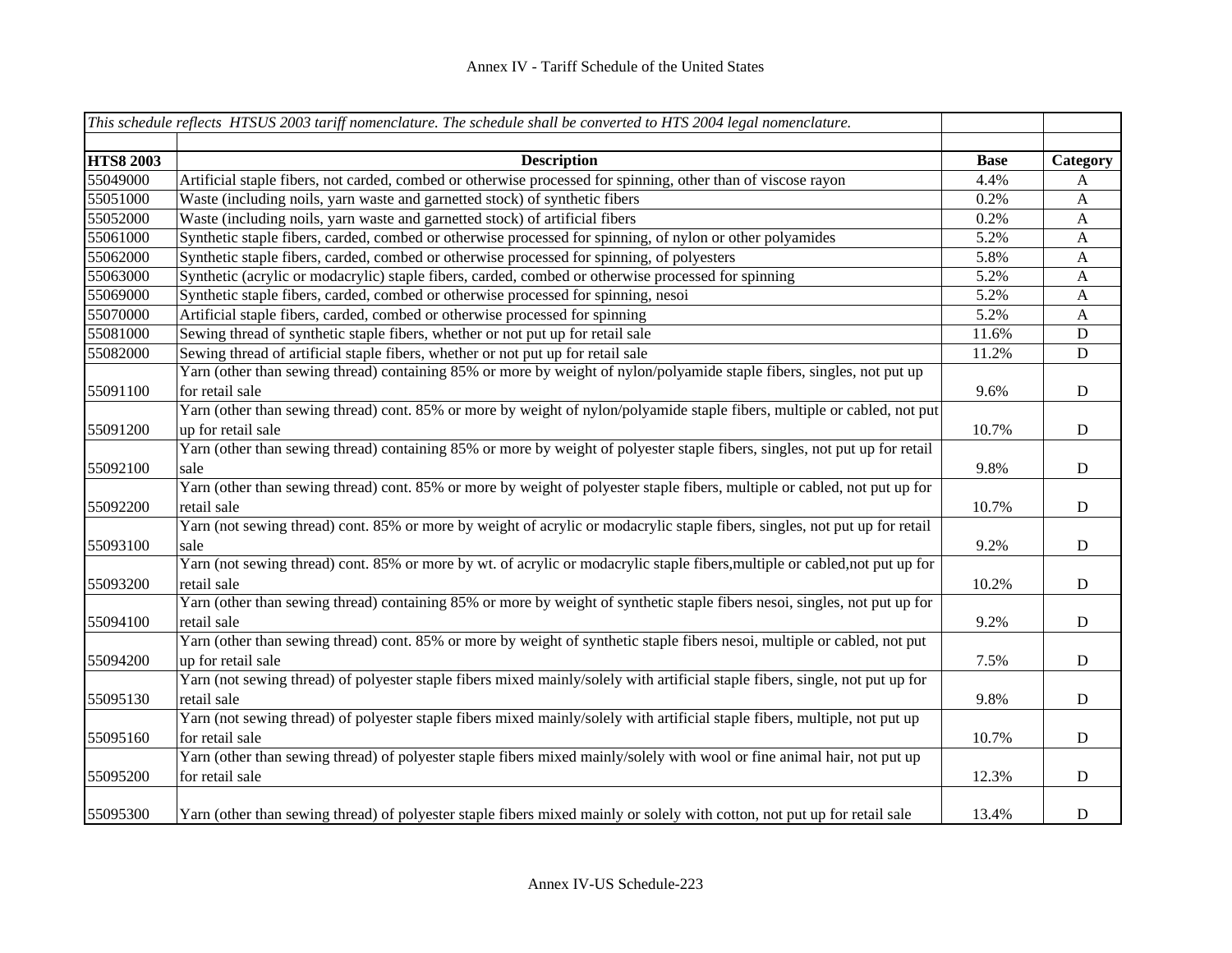Annex IV - Tariff Schedule of the United States

| *This schedule reflects HTSUS 2003 tariff nomenclature. The schedule shall be converted to HTS 2004 legal nomenclature.* | | | |
|---|---|---|---|
| **HTS8 2003** | **Description** | **Base** | **Category** |
| 55049000 | Artificial staple fibers, not carded, combed or otherwise processed for spinning, other than of viscose rayon | 4.4% | A |
| 55051000 | Waste (including noils, yarn waste and garnetted stock) of synthetic fibers | 0.2% | A |
| 55052000 | Waste (including noils, yarn waste and garnetted stock) of artificial fibers | 0.2% | A |
| 55061000 | Synthetic staple fibers, carded, combed or otherwise processed for spinning, of nylon or other polyamides | 5.2% | A |
| 55062000 | Synthetic staple fibers, carded, combed or otherwise processed for spinning, of polyesters | 5.8% | A |
| 55063000 | Synthetic (acrylic or modacrylic) staple fibers, carded, combed or otherwise processed for spinning | 5.2% | A |
| 55069000 | Synthetic staple fibers, carded, combed or otherwise processed for spinning, nesoi | 5.2% | A |
| 55070000 | Artificial staple fibers, carded, combed or otherwise processed for spinning | 5.2% | A |
| 55081000 | Sewing thread of synthetic staple fibers, whether or not put up for retail sale | 11.6% | D |
| 55082000 | Sewing thread of artificial staple fibers, whether or not put up for retail sale | 11.2% | D |
| 55091100 | Yarn (other than sewing thread) containing 85% or more by weight of nylon/polyamide staple fibers, singles, not put up for retail sale | 9.6% | D |
| 55091200 | Yarn (other than sewing thread) cont. 85% or more by weight of nylon/polyamide staple fibers, multiple or cabled, not put up for retail sale | 10.7% | D |
| 55092100 | Yarn (other than sewing thread) containing 85% or more by weight of polyester staple fibers, singles, not put up for retail sale | 9.8% | D |
| 55092200 | Yarn (other than sewing thread) cont. 85% or more by weight of polyester staple fibers, multiple or cabled, not put up for retail sale | 10.7% | D |
| 55093100 | Yarn (not sewing thread) cont. 85% or more by weight of acrylic or modacrylic staple fibers, singles, not put up for retail sale | 9.2% | D |
| 55093200 | Yarn (not sewing thread) cont. 85% or more by wt. of acrylic or modacrylic staple fibers,multiple or cabled,not put up for retail sale | 10.2% | D |
| 55094100 | Yarn (other than sewing thread) containing 85% or more by weight of synthetic staple fibers nesoi, singles, not put up for retail sale | 9.2% | D |
| 55094200 | Yarn (other than sewing thread) cont. 85% or more by weight of synthetic staple fibers nesoi, multiple or cabled, not put up for retail sale | 7.5% | D |
| 55095130 | Yarn (not sewing thread) of polyester staple fibers mixed mainly/solely with artificial staple fibers, single, not put up for retail sale | 9.8% | D |
| 55095160 | Yarn (not sewing thread) of polyester staple fibers mixed mainly/solely with artificial staple fibers, multiple, not put up for retail sale | 10.7% | D |
| 55095200 | Yarn (other than sewing thread) of polyester staple fibers mixed mainly/solely with wool or fine animal hair, not put up for retail sale | 12.3% | D |
| 55095300 | Yarn (other than sewing thread) of polyester staple fibers mixed mainly or solely with cotton, not put up for retail sale | 13.4% | D |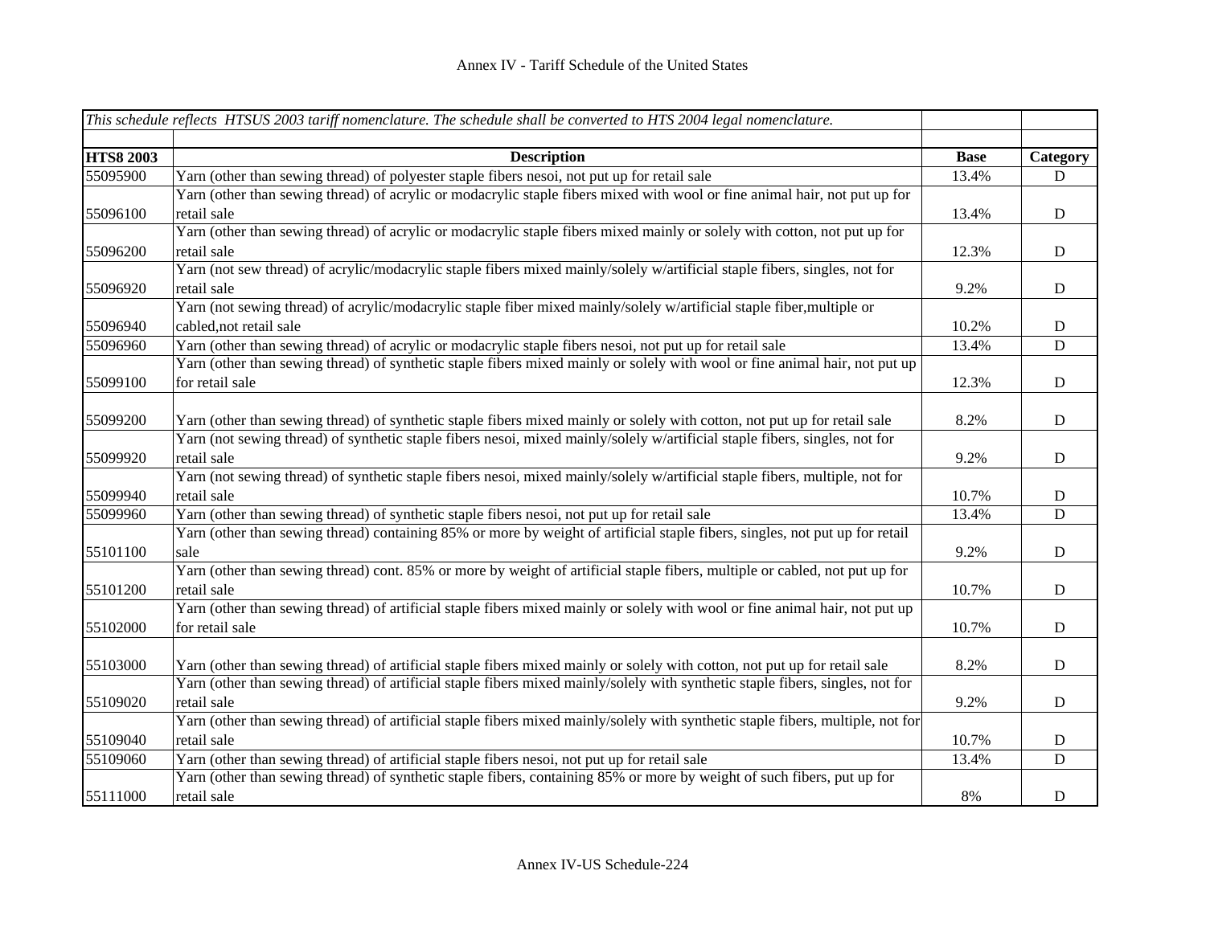Annex IV - Tariff Schedule of the United States

| *This schedule reflects HTSUS 2003 tariff nomenclature. The schedule shall be converted to HTS 2004 legal nomenclature.* | | | |
|---|---|---|---|
| **HTS8 2003** | **Description** | **Base** | **Category** |
| 55095900 | Yarn (other than sewing thread) of polyester staple fibers nesoi, not put up for retail sale | 13.4% | D |
| 55096100 | Yarn (other than sewing thread) of acrylic or modacrylic staple fibers mixed with wool or fine animal hair, not put up for retail sale | 13.4% | D |
| 55096200 | Yarn (other than sewing thread) of acrylic or modacrylic staple fibers mixed mainly or solely with cotton, not put up for retail sale | 12.3% | D |
| 55096920 | Yarn (not sew thread) of acrylic/modacrylic staple fibers mixed mainly/solely w/artificial staple fibers, singles, not for retail sale | 9.2% | D |
| 55096940 | Yarn (not sewing thread) of acrylic/modacrylic staple fiber mixed mainly/solely w/artificial staple fiber,multiple or cabled,not retail sale | 10.2% | D |
| 55096960 | Yarn (other than sewing thread) of acrylic or modacrylic staple fibers nesoi, not put up for retail sale | 13.4% | D |
| 55099100 | Yarn (other than sewing thread) of synthetic staple fibers mixed mainly or solely with wool or fine animal hair, not put up for retail sale | 12.3% | D |
| 55099200 | Yarn (other than sewing thread) of synthetic staple fibers mixed mainly or solely with cotton, not put up for retail sale | 8.2% | D |
| 55099920 | Yarn (not sewing thread) of synthetic staple fibers nesoi, mixed mainly/solely w/artificial staple fibers, singles, not for retail sale | 9.2% | D |
| 55099940 | Yarn (not sewing thread) of synthetic staple fibers nesoi, mixed mainly/solely w/artificial staple fibers, multiple, not for retail sale | 10.7% | D |
| 55099960 | Yarn (other than sewing thread) of synthetic staple fibers nesoi, not put up for retail sale | 13.4% | D |
| 55101100 | Yarn (other than sewing thread) containing 85% or more by weight of artificial staple fibers, singles, not put up for retail sale | 9.2% | D |
| 55101200 | Yarn (other than sewing thread) cont. 85% or more by weight of artificial staple fibers, multiple or cabled, not put up for retail sale | 10.7% | D |
| 55102000 | Yarn (other than sewing thread) of artificial staple fibers mixed mainly or solely with wool or fine animal hair, not put up for retail sale | 10.7% | D |
| 55103000 | Yarn (other than sewing thread) of artificial staple fibers mixed mainly or solely with cotton, not put up for retail sale | 8.2% | D |
| 55109020 | Yarn (other than sewing thread) of artificial staple fibers mixed mainly/solely with synthetic staple fibers, singles, not for retail sale | 9.2% | D |
| 55109040 | Yarn (other than sewing thread) of artificial staple fibers mixed mainly/solely with synthetic staple fibers, multiple, not for retail sale | 10.7% | D |
| 55109060 | Yarn (other than sewing thread) of artificial staple fibers nesoi, not put up for retail sale | 13.4% | D |
| 55111000 | Yarn (other than sewing thread) of synthetic staple fibers, containing 85% or more by weight of such fibers, put up for retail sale | 8% | D |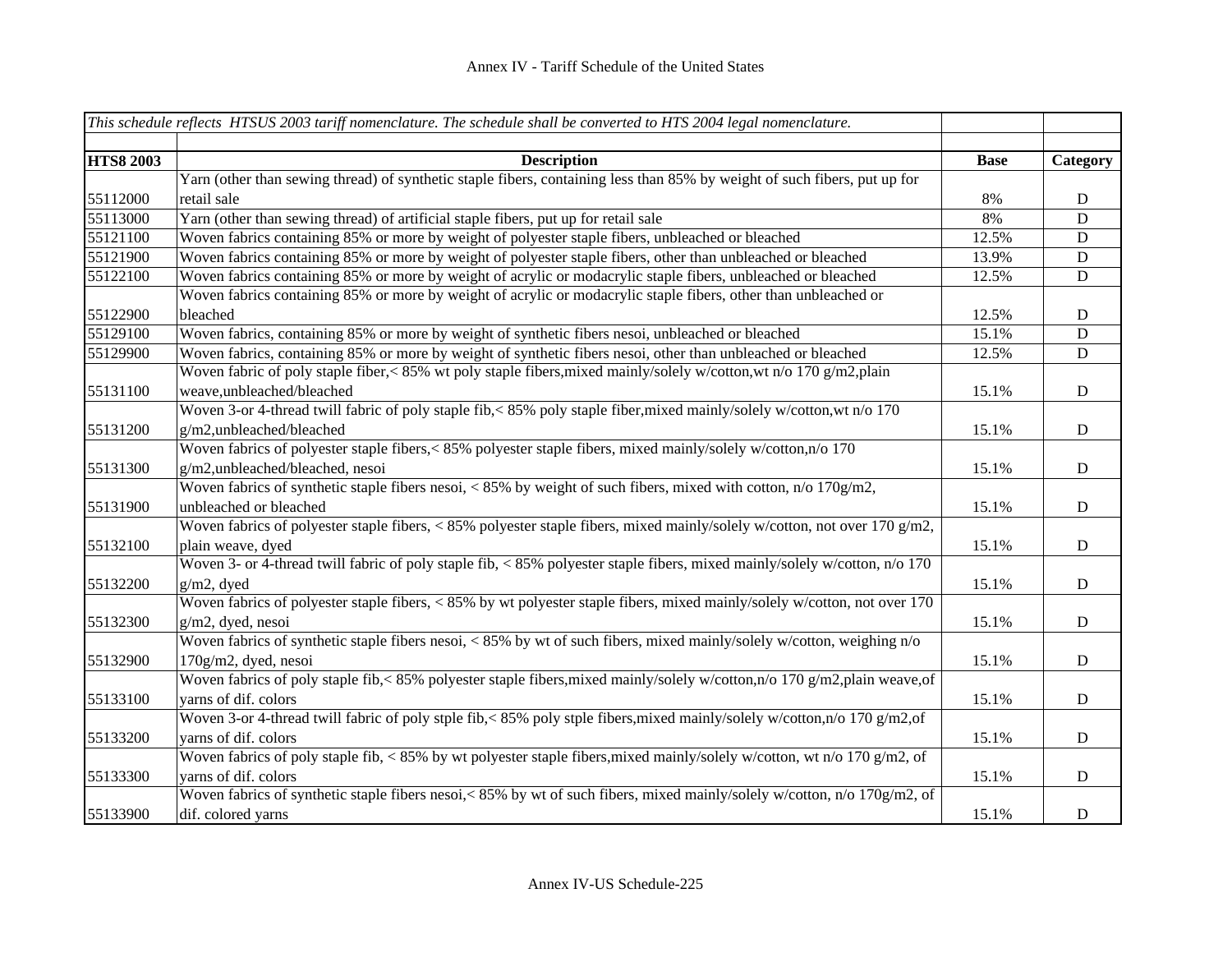| *This schedule reflects HTSUS 2003 tariff nomenclature. The schedule shall be converted to HTS 2004 legal nomenclature.* | | | |
|---|---|---|---|
| | | | |
| **HTS8 2003** | **Description** | **Base** | **Category** |
| 55112000 | Yarn (other than sewing thread) of synthetic staple fibers, containing less than 85% by weight of such fibers, put up for retail sale | 8% | D |
| 55113000 | Yarn (other than sewing thread) of artificial staple fibers, put up for retail sale | 8% | D |
| 55121100 | Woven fabrics containing 85% or more by weight of polyester staple fibers, unbleached or bleached | 12.5% | D |
| 55121900 | Woven fabrics containing 85% or more by weight of polyester staple fibers, other than unbleached or bleached | 13.9% | D |
| 55122100 | Woven fabrics containing 85% or more by weight of acrylic or modacrylic staple fibers, unbleached or bleached | 12.5% | D |
| 55122900 | Woven fabrics containing 85% or more by weight of acrylic or modacrylic staple fibers, other than unbleached or bleached | 12.5% | D |
| 55129100 | Woven fabrics, containing 85% or more by weight of synthetic fibers nesoi, unbleached or bleached | 15.1% | D |
| 55129900 | Woven fabrics, containing 85% or more by weight of synthetic fibers nesoi, other than unbleached or bleached | 12.5% | D |
| 55131100 | Woven fabric of poly staple fiber,< 85% wt poly staple fibers,mixed mainly/solely w/cotton,wt n/o 170 g/m2,plain weave,unbleached/bleached | 15.1% | D |
| 55131200 | Woven 3-or 4-thread twill fabric of poly staple fib,< 85% poly staple fiber,mixed mainly/solely w/cotton,wt n/o 170 g/m2,unbleached/bleached | 15.1% | D |
| 55131300 | Woven fabrics of polyester staple fibers,< 85% polyester staple fibers, mixed mainly/solely w/cotton,n/o 170 g/m2,unbleached/bleached, nesoi | 15.1% | D |
| 55131900 | Woven fabrics of synthetic staple fibers nesoi, < 85% by weight of such fibers, mixed with cotton, n/o 170g/m2, unbleached or bleached | 15.1% | D |
| 55132100 | Woven fabrics of polyester staple fibers, < 85% polyester staple fibers, mixed mainly/solely w/cotton, not over 170 g/m2, plain weave, dyed | 15.1% | D |
| 55132200 | Woven 3- or 4-thread twill fabric of poly staple fib, < 85% polyester staple fibers, mixed mainly/solely w/cotton, n/o 170 g/m2, dyed | 15.1% | D |
| 55132300 | Woven fabrics of polyester staple fibers, < 85% by wt polyester staple fibers, mixed mainly/solely w/cotton, not over 170 g/m2, dyed, nesoi | 15.1% | D |
| 55132900 | Woven fabrics of synthetic staple fibers nesoi, < 85% by wt of such fibers, mixed mainly/solely w/cotton, weighing n/o 170g/m2, dyed, nesoi | 15.1% | D |
| 55133100 | Woven fabrics of poly staple fib,< 85% polyester staple fibers,mixed mainly/solely w/cotton,n/o 170 g/m2,plain weave,of yarns of dif. colors | 15.1% | D |
| 55133200 | Woven 3-or 4-thread twill fabric of poly stple fib,< 85% poly stple fibers,mixed mainly/solely w/cotton,n/o 170 g/m2,of yarns of dif. colors | 15.1% | D |
| 55133300 | Woven fabrics of poly staple fib, < 85% by wt polyester staple fibers,mixed mainly/solely w/cotton, wt n/o 170 g/m2, of yarns of dif. colors | 15.1% | D |
| 55133900 | Woven fabrics of synthetic staple fibers nesoi,< 85% by wt of such fibers, mixed mainly/solely w/cotton, n/o 170g/m2, of dif. colored yarns | 15.1% | D |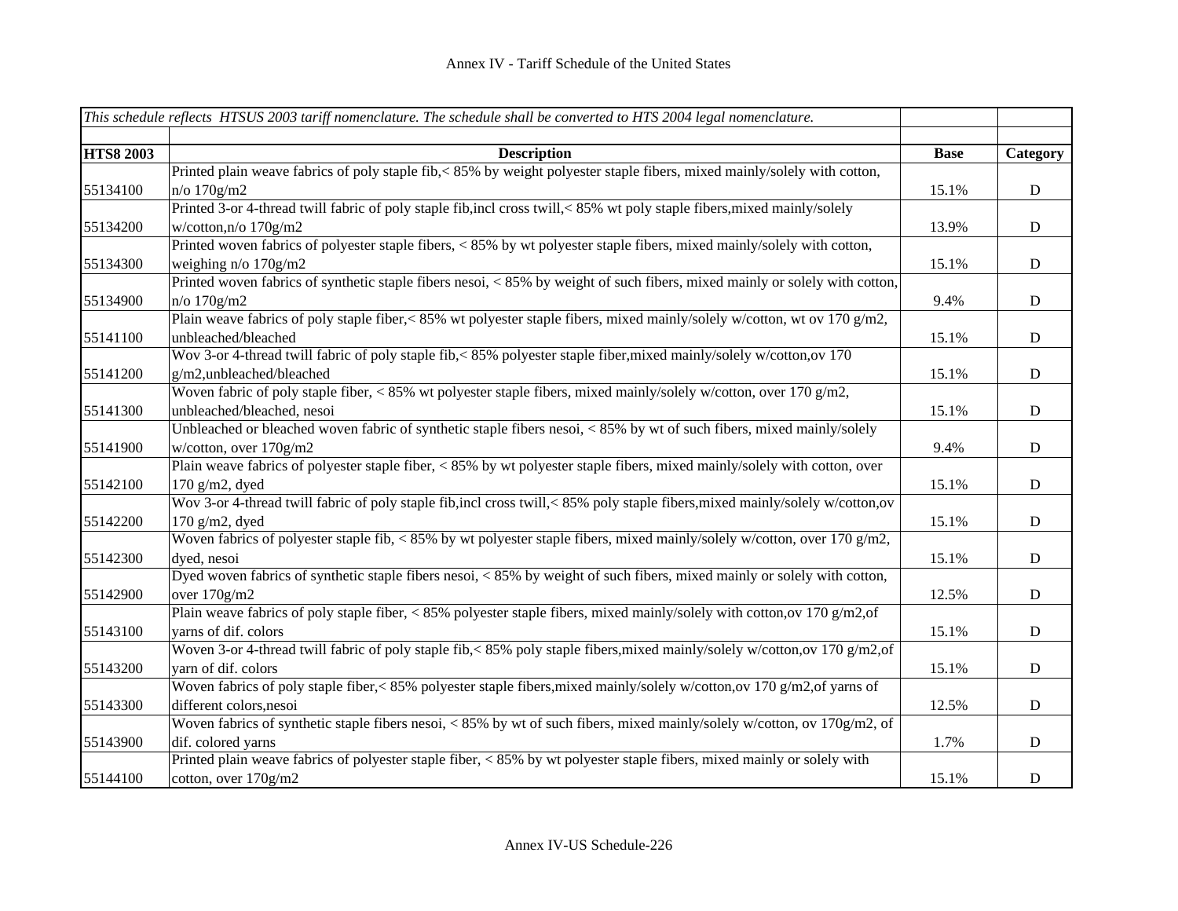| *This schedule reflects HTSUS 2003 tariff nomenclature. The schedule shall be converted to HTS 2004 legal nomenclature.* | | | |
|---|---|---|---|
| | | | |
| **HTS8 2003** | **Description** | **Base** | **Category** |
| 55134100 | Printed plain weave fabrics of poly staple fib,< 85% by weight polyester staple fibers, mixed mainly/solely with cotton, n/o 170g/m2 | 15.1% | D |
| 55134200 | Printed 3-or 4-thread twill fabric of poly staple fib,incl cross twill,< 85% wt poly staple fibers,mixed mainly/solely w/cotton,n/o 170g/m2 | 13.9% | D |
| 55134300 | Printed woven fabrics of polyester staple fibers, < 85% by wt polyester staple fibers, mixed mainly/solely with cotton, weighing n/o 170g/m2 | 15.1% | D |
| 55134900 | Printed woven fabrics of synthetic staple fibers nesoi, < 85% by weight of such fibers, mixed mainly or solely with cotton, n/o 170g/m2 | 9.4% | D |
| 55141100 | Plain weave fabrics of poly staple fiber,< 85% wt polyester staple fibers, mixed mainly/solely w/cotton, wt ov 170 g/m2, unbleached/bleached | 15.1% | D |
| 55141200 | Wov 3-or 4-thread twill fabric of poly staple fib,< 85% polyester staple fiber,mixed mainly/solely w/cotton,ov 170 g/m2,unbleached/bleached | 15.1% | D |
| 55141300 | Woven fabric of poly staple fiber, < 85% wt polyester staple fibers, mixed mainly/solely w/cotton, over 170 g/m2, unbleached/bleached, nesoi | 15.1% | D |
| 55141900 | Unbleached or bleached woven fabric of synthetic staple fibers nesoi, < 85% by wt of such fibers, mixed mainly/solely w/cotton, over 170g/m2 | 9.4% | D |
| 55142100 | Plain weave fabrics of polyester staple fiber, < 85% by wt polyester staple fibers, mixed mainly/solely with cotton, over 170 g/m2, dyed | 15.1% | D |
| 55142200 | Wov 3-or 4-thread twill fabric of poly staple fib,incl cross twill,< 85% poly staple fibers,mixed mainly/solely w/cotton,ov 170 g/m2, dyed | 15.1% | D |
| 55142300 | Woven fabrics of polyester staple fib, < 85% by wt polyester staple fibers, mixed mainly/solely w/cotton, over 170 g/m2, dyed, nesoi | 15.1% | D |
| 55142900 | Dyed woven fabrics of synthetic staple fibers nesoi, < 85% by weight of such fibers, mixed mainly or solely with cotton, over 170g/m2 | 12.5% | D |
| 55143100 | Plain weave fabrics of poly staple fiber, < 85% polyester staple fibers, mixed mainly/solely with cotton,ov 170 g/m2,of yarns of dif. colors | 15.1% | D |
| 55143200 | Woven 3-or 4-thread twill fabric of poly staple fib,< 85% poly staple fibers,mixed mainly/solely w/cotton,ov 170 g/m2,of yarn of dif. colors | 15.1% | D |
| 55143300 | Woven fabrics of poly staple fiber,< 85% polyester staple fibers,mixed mainly/solely w/cotton,ov 170 g/m2,of yarns of different colors,nesoi | 12.5% | D |
| 55143900 | Woven fabrics of synthetic staple fibers nesoi, < 85% by wt of such fibers, mixed mainly/solely w/cotton, ov 170g/m2, of dif. colored yarns | 1.7% | D |
| 55144100 | Printed plain weave fabrics of polyester staple fiber, < 85% by wt polyester staple fibers, mixed mainly or solely with cotton, over 170g/m2 | 15.1% | D |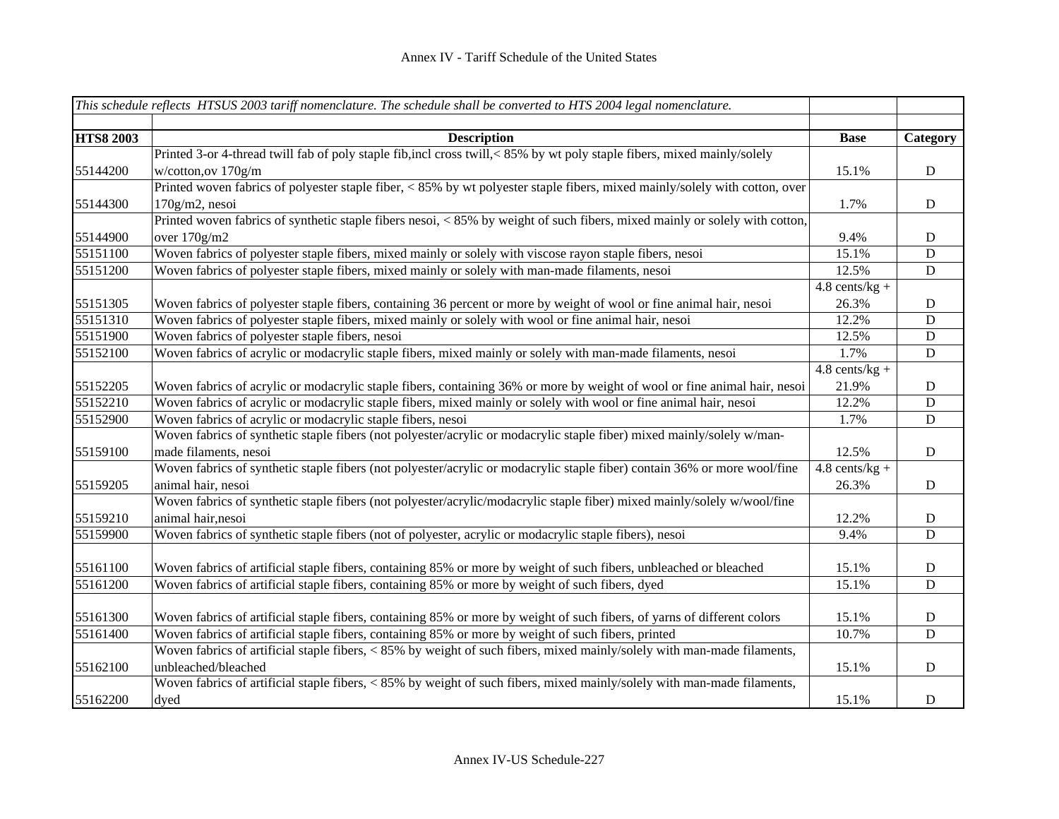Annex IV - Tariff Schedule of the United States

| *This schedule reflects HTSUS 2003 tariff nomenclature. The schedule shall be converted to HTS 2004 legal nomenclature.* | | | |
|---|---|---|---|
| **HTS8 2003** | **Description** | **Base** | **Category** |
| 55144200 | Printed 3-or 4-thread twill fab of poly staple fib,incl cross twill,< 85% by wt poly staple fibers, mixed mainly/solely w/cotton,ov 170g/m | 15.1% | D |
| 55144300 | Printed woven fabrics of polyester staple fiber, < 85% by wt polyester staple fibers, mixed mainly/solely with cotton, over 170g/m2, nesoi | 1.7% | D |
| 55144900 | Printed woven fabrics of synthetic staple fibers nesoi, < 85% by weight of such fibers, mixed mainly or solely with cotton, over 170g/m2 | 9.4% | D |
| 55151100 | Woven fabrics of polyester staple fibers, mixed mainly or solely with viscose rayon staple fibers, nesoi | 15.1% | D |
| 55151200 | Woven fabrics of polyester staple fibers, mixed mainly or solely with man-made filaments, nesoi | 12.5% | D |
| 55151305 | Woven fabrics of polyester staple fibers, containing 36 percent or more by weight of wool or fine animal hair, nesoi | 4.8 cents/kg + 26.3% | D |
| 55151310 | Woven fabrics of polyester staple fibers, mixed mainly or solely with wool or fine animal hair, nesoi | 12.2% | D |
| 55151900 | Woven fabrics of polyester staple fibers, nesoi | 12.5% | D |
| 55152100 | Woven fabrics of acrylic or modacrylic staple fibers, mixed mainly or solely with man-made filaments, nesoi | 1.7% | D |
| 55152205 | Woven fabrics of acrylic or modacrylic staple fibers, containing 36% or more by weight of wool or fine animal hair, nesoi | 4.8 cents/kg + 21.9% | D |
| 55152210 | Woven fabrics of acrylic or modacrylic staple fibers, mixed mainly or solely with wool or fine animal hair, nesoi | 12.2% | D |
| 55152900 | Woven fabrics of acrylic or modacrylic staple fibers, nesoi | 1.7% | D |
| 55159100 | Woven fabrics of synthetic staple fibers (not polyester/acrylic or modacrylic staple fiber) mixed mainly/solely w/man-made filaments, nesoi | 12.5% | D |
| 55159205 | Woven fabrics of synthetic staple fibers (not polyester/acrylic or modacrylic staple fiber) contain 36% or more wool/fine animal hair, nesoi | 4.8 cents/kg + 26.3% | D |
| 55159210 | Woven fabrics of synthetic staple fibers (not polyester/acrylic/modacrylic staple fiber) mixed mainly/solely w/wool/fine animal hair,nesoi | 12.2% | D |
| 55159900 | Woven fabrics of synthetic staple fibers (not of polyester, acrylic or modacrylic staple fibers), nesoi | 9.4% | D |
| 55161100 | Woven fabrics of artificial staple fibers, containing 85% or more by weight of such fibers, unbleached or bleached | 15.1% | D |
| 55161200 | Woven fabrics of artificial staple fibers, containing 85% or more by weight of such fibers, dyed | 15.1% | D |
| 55161300 | Woven fabrics of artificial staple fibers, containing 85% or more by weight of such fibers, of yarns of different colors | 15.1% | D |
| 55161400 | Woven fabrics of artificial staple fibers, containing 85% or more by weight of such fibers, printed | 10.7% | D |
| 55162100 | Woven fabrics of artificial staple fibers, < 85% by weight of such fibers, mixed mainly/solely with man-made filaments, unbleached/bleached | 15.1% | D |
| 55162200 | Woven fabrics of artificial staple fibers, < 85% by weight of such fibers, mixed mainly/solely with man-made filaments, dyed | 15.1% | D |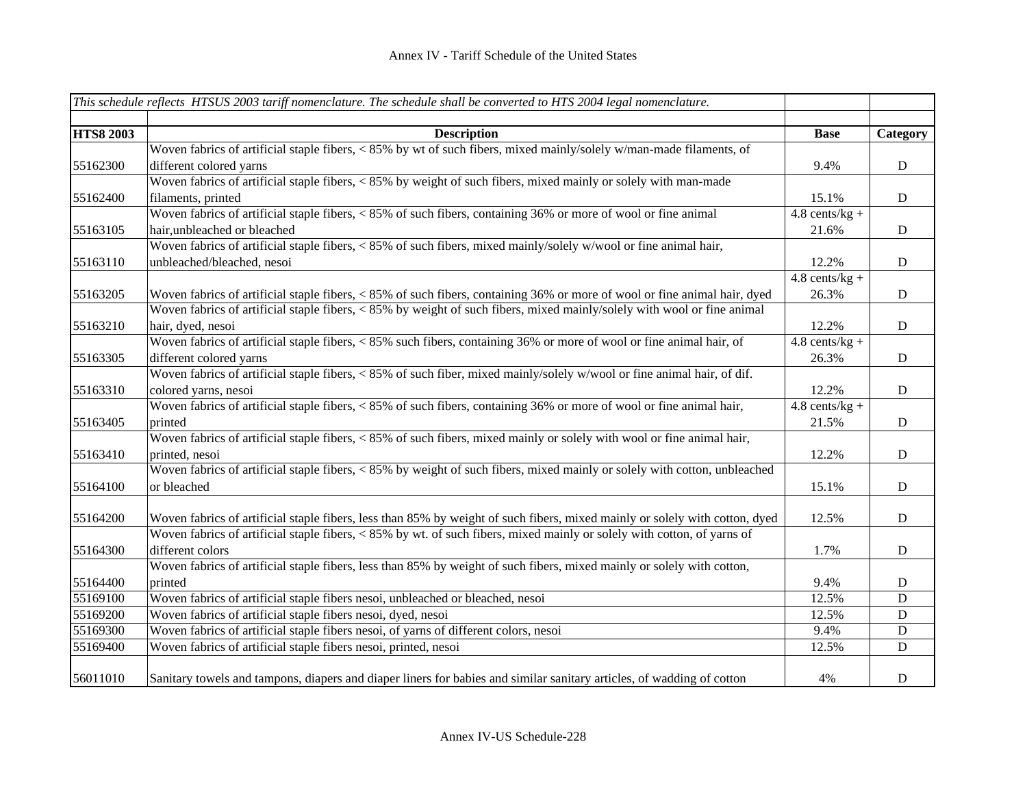Annex IV - Tariff Schedule of the United States

| *This schedule reflects HTSUS 2003 tariff nomenclature. The schedule shall be converted to HTS 2004 legal nomenclature.* | | | |
|---|---|---|---|
| **HTS8 2003** | **Description** | **Base** | **Category** |
| 55162300 | Woven fabrics of artificial staple fibers, < 85% by wt of such fibers, mixed mainly/solely w/man-made filaments, of different colored yarns | 9.4% | D |
| 55162400 | Woven fabrics of artificial staple fibers, < 85% by weight of such fibers, mixed mainly or solely with man-made filaments, printed | 15.1% | D |
| 55163105 | Woven fabrics of artificial staple fibers, < 85% of such fibers, containing 36% or more of wool or fine animal hair,unbleached or bleached | 4.8 cents/kg + 21.6% | D |
| 55163110 | Woven fabrics of artificial staple fibers, < 85% of such fibers, mixed mainly/solely w/wool or fine animal hair, unbleached/bleached, nesoi | 12.2% | D |
| 55163205 | Woven fabrics of artificial staple fibers, < 85% of such fibers, containing 36% or more of wool or fine animal hair, dyed | 4.8 cents/kg + 26.3% | D |
| 55163210 | Woven fabrics of artificial staple fibers, < 85% by weight of such fibers, mixed mainly/solely with wool or fine animal hair, dyed, nesoi | 12.2% | D |
| 55163305 | Woven fabrics of artificial staple fibers, < 85% such fibers, containing 36% or more of wool or fine animal hair, of different colored yarns | 4.8 cents/kg + 26.3% | D |
| 55163310 | Woven fabrics of artificial staple fibers, < 85% of such fiber, mixed mainly/solely w/wool or fine animal hair, of dif. colored yarns, nesoi | 12.2% | D |
| 55163405 | Woven fabrics of artificial staple fibers, < 85% of such fibers, containing 36% or more of wool or fine animal hair, printed | 4.8 cents/kg + 21.5% | D |
| 55163410 | Woven fabrics of artificial staple fibers, < 85% of such fibers, mixed mainly or solely with wool or fine animal hair, printed, nesoi | 12.2% | D |
| 55164100 | Woven fabrics of artificial staple fibers, < 85% by weight of such fibers, mixed mainly or solely with cotton, unbleached or bleached | 15.1% | D |
| 55164200 | Woven fabrics of artificial staple fibers, less than 85% by weight of such fibers, mixed mainly or solely with cotton, dyed | 12.5% | D |
| 55164300 | Woven fabrics of artificial staple fibers, < 85% by wt. of such fibers, mixed mainly or solely with cotton, of yarns of different colors | 1.7% | D |
| 55164400 | Woven fabrics of artificial staple fibers, less than 85% by weight of such fibers, mixed mainly or solely with cotton, printed | 9.4% | D |
| 55169100 | Woven fabrics of artificial staple fibers nesoi, unbleached or bleached, nesoi | 12.5% | D |
| 55169200 | Woven fabrics of artificial staple fibers nesoi, dyed, nesoi | 12.5% | D |
| 55169300 | Woven fabrics of artificial staple fibers nesoi, of yarns of different colors, nesoi | 9.4% | D |
| 55169400 | Woven fabrics of artificial staple fibers nesoi, printed, nesoi | 12.5% | D |
| 56011010 | Sanitary towels and tampons, diapers and diaper liners for babies and similar sanitary articles, of wadding of cotton | 4% | D |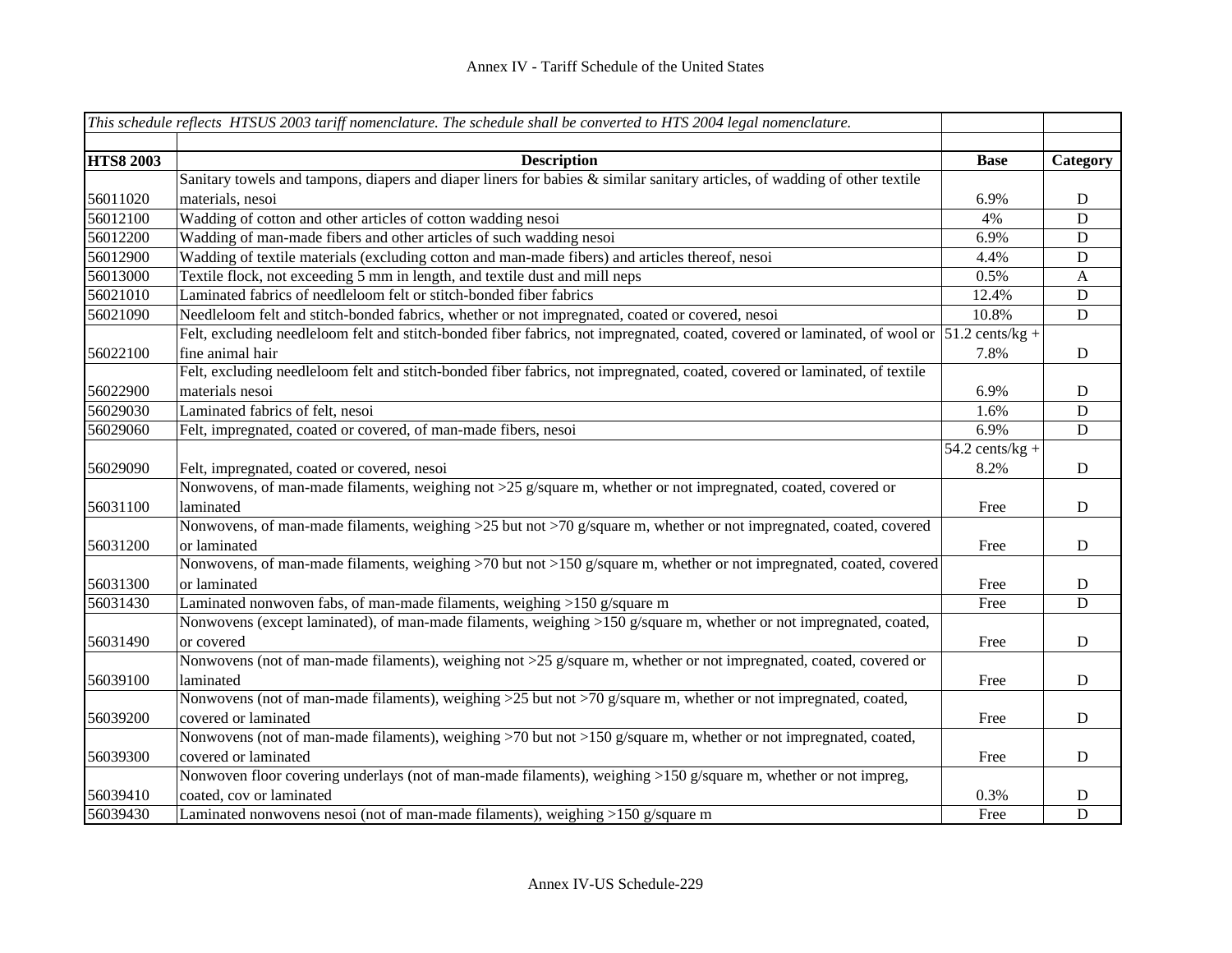| *This schedule reflects HTSUS 2003 tariff nomenclature. The schedule shall be converted to HTS 2004 legal nomenclature.* | | | |
|---|---|---|---|
| **HTS8 2003** | **Description** | **Base** | **Category** |
| 56011020 | Sanitary towels and tampons, diapers and diaper liners for babies & similar sanitary articles, of wadding of other textile materials, nesoi | 6.9% | D |
| 56012100 | Wadding of cotton and other articles of cotton wadding nesoi | 4% | D |
| 56012200 | Wadding of man-made fibers and other articles of such wadding nesoi | 6.9% | D |
| 56012900 | Wadding of textile materials (excluding cotton and man-made fibers) and articles thereof, nesoi | 4.4% | D |
| 56013000 | Textile flock, not exceeding 5 mm in length, and textile dust and mill neps | 0.5% | A |
| 56021010 | Laminated fabrics of needleloom felt or stitch-bonded fiber fabrics | 12.4% | D |
| 56021090 | Needleloom felt and stitch-bonded fabrics, whether or not impregnated, coated or covered, nesoi | 10.8% | D |
| 56022100 | Felt, excluding needleloom felt and stitch-bonded fiber fabrics, not impregnated, coated, covered or laminated, of wool or fine animal hair | 51.2 cents/kg + 7.8% | D |
| 56022900 | Felt, excluding needleloom felt and stitch-bonded fiber fabrics, not impregnated, coated, covered or laminated, of textile materials nesoi | 6.9% | D |
| 56029030 | Laminated fabrics of felt, nesoi | 1.6% | D |
| 56029060 | Felt, impregnated, coated or covered, of man-made fibers, nesoi | 6.9% | D |
| 56029090 | Felt, impregnated, coated or covered, nesoi | 54.2 cents/kg + 8.2% | D |
| 56031100 | Nonwovens, of man-made filaments, weighing not >25 g/square m, whether or not impregnated, coated, covered or laminated | Free | D |
| 56031200 | Nonwovens, of man-made filaments, weighing >25 but not >70 g/square m, whether or not impregnated, coated, covered or laminated | Free | D |
| 56031300 | Nonwovens, of man-made filaments, weighing >70 but not >150 g/square m, whether or not impregnated, coated, covered or laminated | Free | D |
| 56031430 | Laminated nonwoven fabs, of man-made filaments, weighing >150 g/square m | Free | D |
| 56031490 | Nonwovens (except laminated), of man-made filaments, weighing >150 g/square m, whether or not impregnated, coated, or covered | Free | D |
| 56039100 | Nonwovens (not of man-made filaments), weighing not >25 g/square m, whether or not impregnated, coated, covered or laminated | Free | D |
| 56039200 | Nonwovens (not of man-made filaments), weighing >25 but not >70 g/square m, whether or not impregnated, coated, covered or laminated | Free | D |
| 56039300 | Nonwovens (not of man-made filaments), weighing >70 but not >150 g/square m, whether or not impregnated, coated, covered or laminated | Free | D |
| 56039410 | Nonwoven floor covering underlays (not of man-made filaments), weighing >150 g/square m, whether or not impreg, coated, cov or laminated | 0.3% | D |
| 56039430 | Laminated nonwovens nesoi (not of man-made filaments), weighing >150 g/square m | Free | D |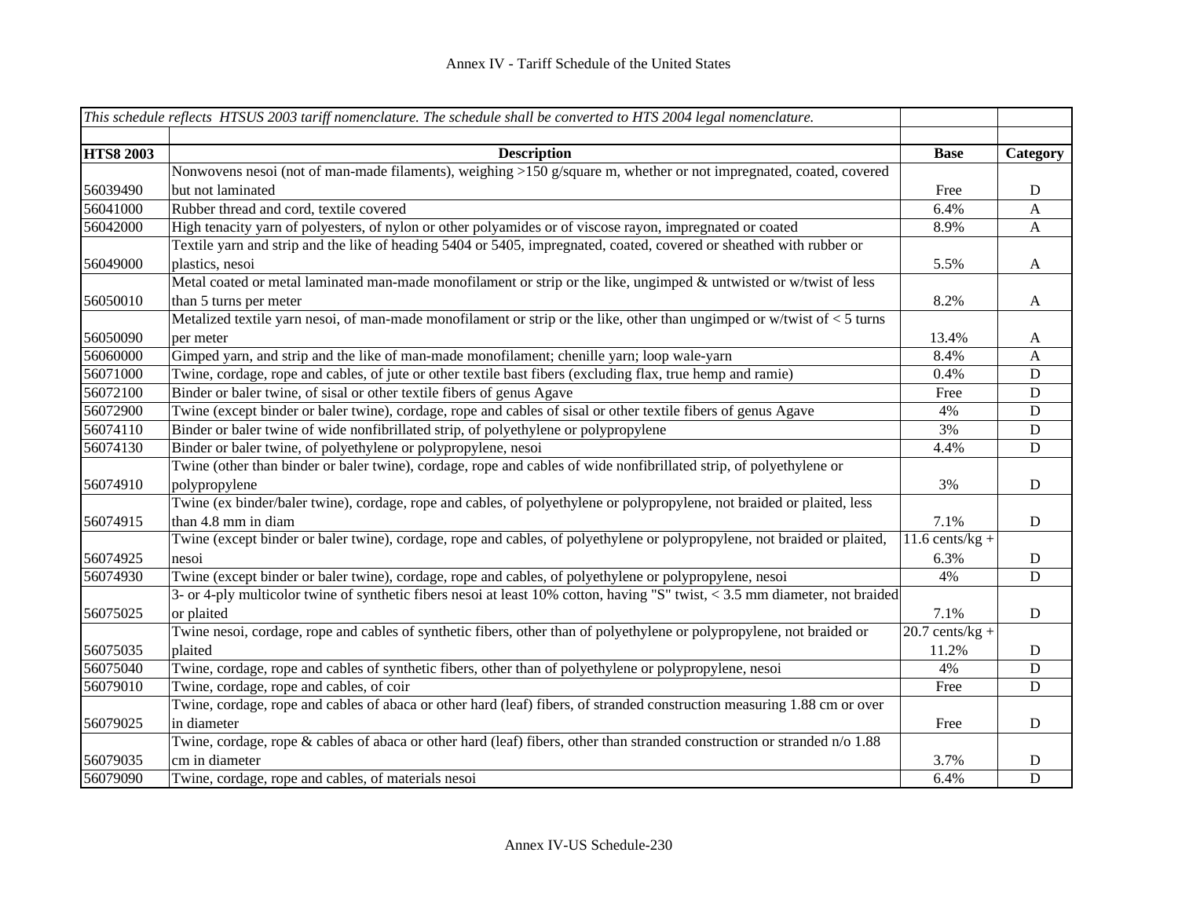Annex IV - Tariff Schedule of the United States

| *This schedule reflects HTSUS 2003 tariff nomenclature. The schedule shall be converted to HTS 2004 legal nomenclature.* | | | |
|---|---|---|---|
| **HTS8 2003** | **Description** | **Base** | **Category** |
| 56039490 | Nonwovens nesoi (not of man-made filaments), weighing >150 g/square m, whether or not impregnated, coated, covered but not laminated | Free | D |
| 56041000 | Rubber thread and cord, textile covered | 6.4% | A |
| 56042000 | High tenacity yarn of polyesters, of nylon or other polyamides or of viscose rayon, impregnated or coated | 8.9% | A |
| 56049000 | Textile yarn and strip and the like of heading 5404 or 5405, impregnated, coated, covered or sheathed with rubber or plastics, nesoi | 5.5% | A |
| 56050010 | Metal coated or metal laminated man-made monofilament or strip or the like, ungimped & untwisted or w/twist of less than 5 turns per meter | 8.2% | A |
| 56050090 | Metalized textile yarn nesoi, of man-made monofilament or strip or the like, other than ungimped or w/twist of < 5 turns per meter | 13.4% | A |
| 56060000 | Gimped yarn, and strip and the like of man-made monofilament; chenille yarn; loop wale-yarn | 8.4% | A |
| 56071000 | Twine, cordage, rope and cables, of jute or other textile bast fibers (excluding flax, true hemp and ramie) | 0.4% | D |
| 56072100 | Binder or baler twine, of sisal or other textile fibers of genus Agave | Free | D |
| 56072900 | Twine (except binder or baler twine), cordage, rope and cables of sisal or other textile fibers of genus Agave | 4% | D |
| 56074110 | Binder or baler twine of wide nonfibrillated strip, of polyethylene or polypropylene | 3% | D |
| 56074130 | Binder or baler twine, of polyethylene or polypropylene, nesoi | 4.4% | D |
| 56074910 | Twine (other than binder or baler twine), cordage, rope and cables of wide nonfibrillated strip, of polyethylene or polypropylene | 3% | D |
| 56074915 | Twine (ex binder/baler twine), cordage, rope and cables, of polyethylene or polypropylene, not braided or plaited, less than 4.8 mm in diam | 7.1% | D |
| 56074925 | Twine (except binder or baler twine), cordage, rope and cables, of polyethylene or polypropylene, not braided or plaited, nesoi | 11.6 cents/kg + 6.3% | D |
| 56074930 | Twine (except binder or baler twine), cordage, rope and cables, of polyethylene or polypropylene, nesoi | 4% | D |
| 56075025 | 3- or 4-ply multicolor twine of synthetic fibers nesoi at least 10% cotton, having "S" twist, < 3.5 mm diameter, not braided or plaited | 7.1% | D |
| 56075035 | Twine nesoi, cordage, rope and cables of synthetic fibers, other than of polyethylene or polypropylene, not braided or plaited | 20.7 cents/kg + 11.2% | D |
| 56075040 | Twine, cordage, rope and cables of synthetic fibers, other than of polyethylene or polypropylene, nesoi | 4% | D |
| 56079010 | Twine, cordage, rope and cables, of coir | Free | D |
| 56079025 | Twine, cordage, rope and cables of abaca or other hard (leaf) fibers, of stranded construction measuring 1.88 cm or over in diameter | Free | D |
| 56079035 | Twine, cordage, rope & cables of abaca or other hard (leaf) fibers, other than stranded construction or stranded n/o 1.88 cm in diameter | 3.7% | D |
| 56079090 | Twine, cordage, rope and cables, of materials nesoi | 6.4% | D |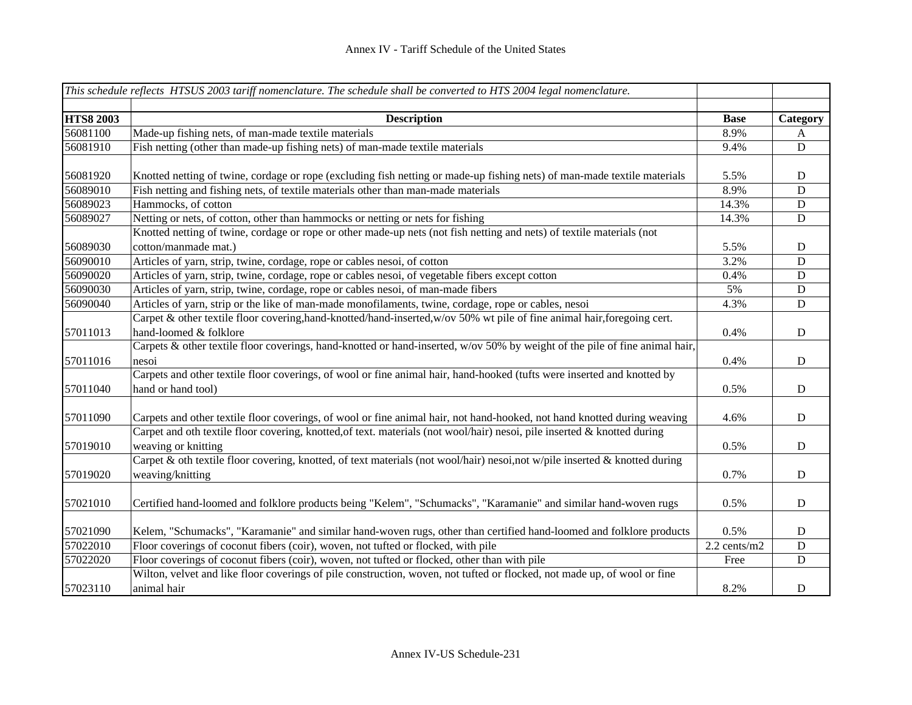## Annex IV - Tariff Schedule of the United States

| *This schedule reflects HTSUS 2003 tariff nomenclature. The schedule shall be converted to HTS 2004 legal nomenclature.* | | | |
|---|---|---|---|
| | | | |
| **HTS8 2003** | **Description** | **Base** | **Category** |
| 56081100 | Made-up fishing nets, of man-made textile materials | 8.9% | A |
| 56081910 | Fish netting (other than made-up fishing nets) of man-made textile materials | 9.4% | D |
| 56081920 | Knotted netting of twine, cordage or rope (excluding fish netting or made-up fishing nets) of man-made textile materials | 5.5% | D |
| 56089010 | Fish netting and fishing nets, of textile materials other than man-made materials | 8.9% | D |
| 56089023 | Hammocks, of cotton | 14.3% | D |
| 56089027 | Netting or nets, of cotton, other than hammocks or netting or nets for fishing | 14.3% | D |
| 56089030 | Knotted netting of twine, cordage or rope or other made-up nets (not fish netting and nets) of textile materials (not cotton/manmade mat.) | 5.5% | D |
| 56090010 | Articles of yarn, strip, twine, cordage, rope or cables nesoi, of cotton | 3.2% | D |
| 56090020 | Articles of yarn, strip, twine, cordage, rope or cables nesoi, of vegetable fibers except cotton | 0.4% | D |
| 56090030 | Articles of yarn, strip, twine, cordage, rope or cables nesoi, of man-made fibers | 5% | D |
| 56090040 | Articles of yarn, strip or the like of man-made monofilaments, twine, cordage, rope or cables, nesoi | 4.3% | D |
| 57011013 | Carpet & other textile floor covering,hand-knotted/hand-inserted,w/ov 50% wt pile of fine animal hair,foregoing cert. hand-loomed & folklore | 0.4% | D |
| 57011016 | Carpets & other textile floor coverings, hand-knotted or hand-inserted, w/ov 50% by weight of the pile of fine animal hair, nesoi | 0.4% | D |
| 57011040 | Carpets and other textile floor coverings, of wool or fine animal hair, hand-hooked (tufts were inserted and knotted by hand or hand tool) | 0.5% | D |
| 57011090 | Carpets and other textile floor coverings, of wool or fine animal hair, not hand-hooked, not hand knotted during weaving | 4.6% | D |
| 57019010 | Carpet and oth textile floor covering, knotted,of text. materials (not wool/hair) nesoi, pile inserted & knotted during weaving or knitting | 0.5% | D |
| 57019020 | Carpet & oth textile floor covering, knotted, of text materials (not wool/hair) nesoi,not w/pile inserted & knotted during weaving/knitting | 0.7% | D |
| 57021010 | Certified hand-loomed and folklore products being "Kelem", "Schumacks", "Karamanie" and similar hand-woven rugs | 0.5% | D |
| 57021090 | Kelem, "Schumacks", "Karamanie" and similar hand-woven rugs, other than certified hand-loomed and folklore products | 0.5% | D |
| 57022010 | Floor coverings of coconut fibers (coir), woven, not tufted or flocked, with pile | 2.2 cents/m2 | D |
| 57022020 | Floor coverings of coconut fibers (coir), woven, not tufted or flocked, other than with pile | Free | D |
| 57023110 | Wilton, velvet and like floor coverings of pile construction, woven, not tufted or flocked, not made up, of wool or fine animal hair | 8.2% | D |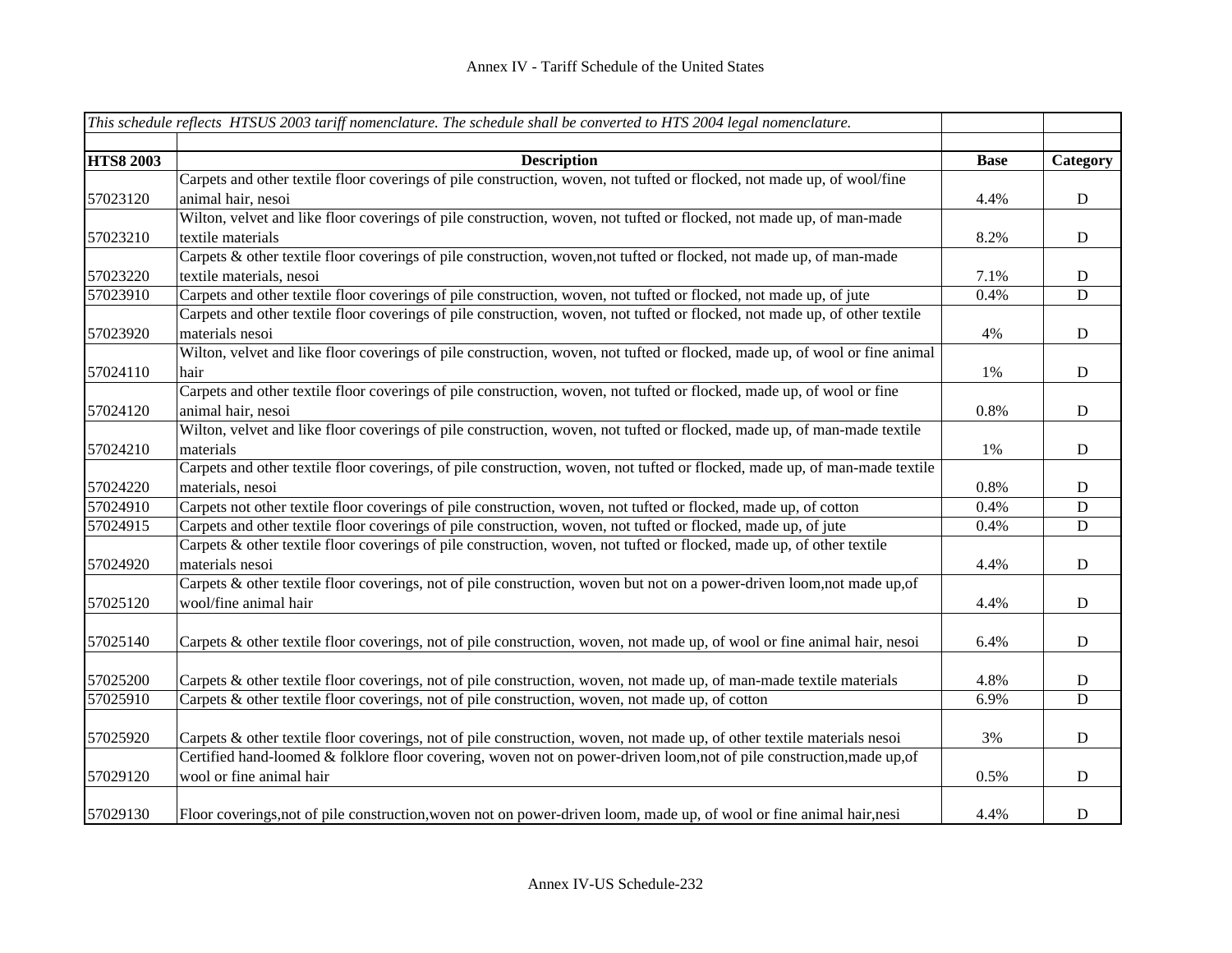Annex IV - Tariff Schedule of the United States

| *This schedule reflects HTSUS 2003 tariff nomenclature. The schedule shall be converted to HTS 2004 legal nomenclature.* | | | |
|---|---|---|---|
| **HTS8 2003** | **Description** | **Base** | **Category** |
| 57023120 | Carpets and other textile floor coverings of pile construction, woven, not tufted or flocked, not made up, of wool/fine animal hair, nesoi | 4.4% | D |
| 57023210 | Wilton, velvet and like floor coverings of pile construction, woven, not tufted or flocked, not made up, of man-made textile materials | 8.2% | D |
| 57023220 | Carpets & other textile floor coverings of pile construction, woven,not tufted or flocked, not made up, of man-made textile materials, nesoi | 7.1% | D |
| 57023910 | Carpets and other textile floor coverings of pile construction, woven, not tufted or flocked, not made up, of jute | 0.4% | D |
| 57023920 | Carpets and other textile floor coverings of pile construction, woven, not tufted or flocked, not made up, of other textile materials nesoi | 4% | D |
| 57024110 | Wilton, velvet and like floor coverings of pile construction, woven, not tufted or flocked, made up, of wool or fine animal hair | 1% | D |
| 57024120 | Carpets and other textile floor coverings of pile construction, woven, not tufted or flocked, made up, of wool or fine animal hair, nesoi | 0.8% | D |
| 57024210 | Wilton, velvet and like floor coverings of pile construction, woven, not tufted or flocked, made up, of man-made textile materials | 1% | D |
| 57024220 | Carpets and other textile floor coverings, of pile construction, woven, not tufted or flocked, made up, of man-made textile materials, nesoi | 0.8% | D |
| 57024910 | Carpets not other textile floor coverings of pile construction, woven, not tufted or flocked, made up, of cotton | 0.4% | D |
| 57024915 | Carpets and other textile floor coverings of pile construction, woven, not tufted or flocked, made up, of jute | 0.4% | D |
| 57024920 | Carpets & other textile floor coverings of pile construction, woven, not tufted or flocked, made up, of other textile materials nesoi | 4.4% | D |
| 57025120 | Carpets & other textile floor coverings, not of pile construction, woven but not on a power-driven loom,not made up,of wool/fine animal hair | 4.4% | D |
| 57025140 | Carpets & other textile floor coverings, not of pile construction, woven, not made up, of wool or fine animal hair, nesoi | 6.4% | D |
| 57025200 | Carpets & other textile floor coverings, not of pile construction, woven, not made up, of man-made textile materials | 4.8% | D |
| 57025910 | Carpets & other textile floor coverings, not of pile construction, woven, not made up, of cotton | 6.9% | D |
| 57025920 | Carpets & other textile floor coverings, not of pile construction, woven, not made up, of other textile materials nesoi | 3% | D |
| 57029120 | Certified hand-loomed & folklore floor covering, woven not on power-driven loom,not of pile construction,made up,of wool or fine animal hair | 0.5% | D |
| 57029130 | Floor coverings,not of pile construction,woven not on power-driven loom, made up, of wool or fine animal hair,nesi | 4.4% | D |

Annex IV-US Schedule-232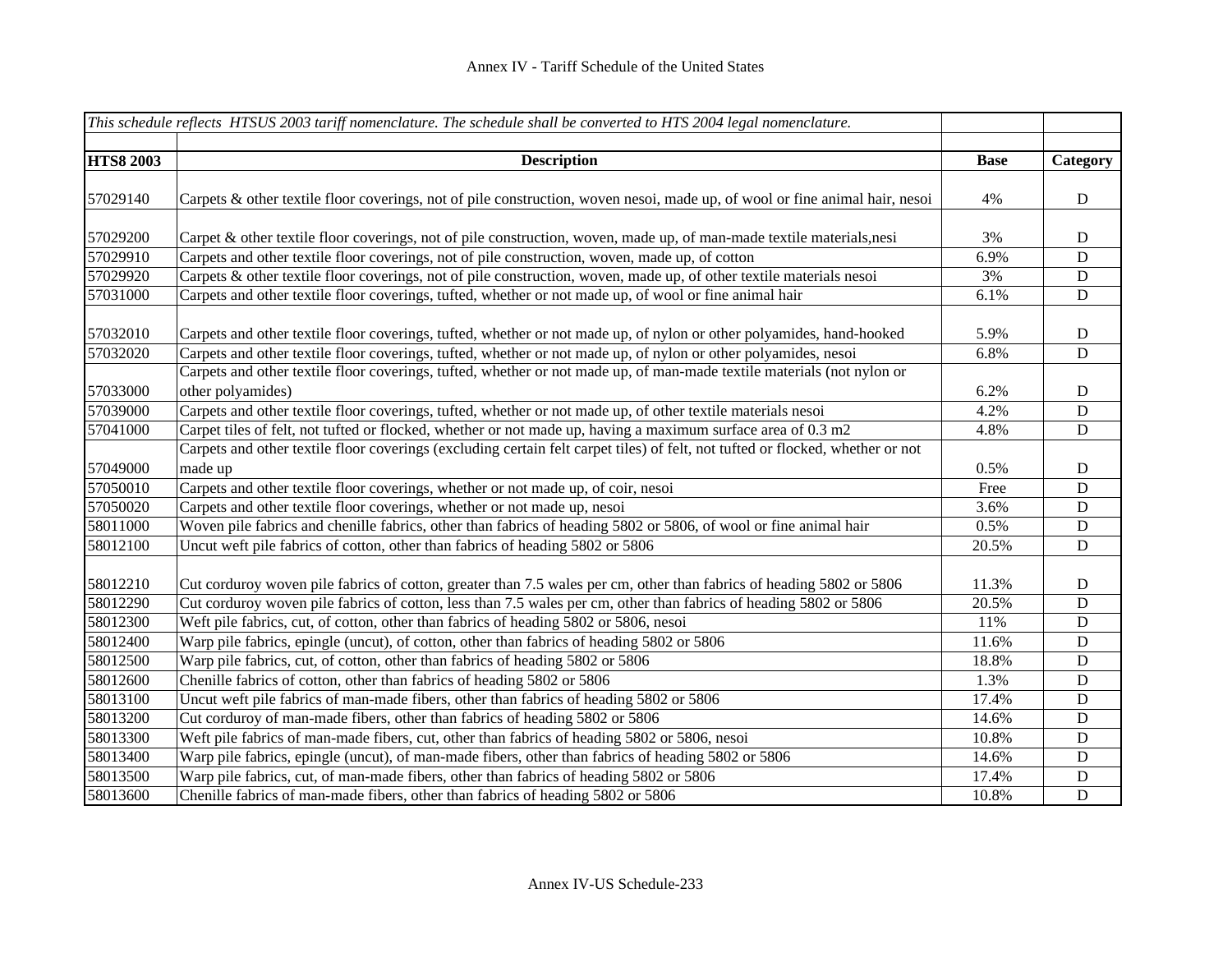Annex IV - Tariff Schedule of the United States

| *This schedule reflects HTSUS 2003 tariff nomenclature. The schedule shall be converted to HTS 2004 legal nomenclature.* | | | |
|---|---|---|---|
| **HTS8 2003** | **Description** | **Base** | **Category** |
| 57029140 | Carpets & other textile floor coverings, not of pile construction, woven nesoi, made up, of wool or fine animal hair, nesoi | 4% | D |
| 57029200 | Carpet & other textile floor coverings, not of pile construction, woven, made up, of man-made textile materials,nesi | 3% | D |
| 57029910 | Carpets and other textile floor coverings, not of pile construction, woven, made up, of cotton | 6.9% | D |
| 57029920 | Carpets & other textile floor coverings, not of pile construction, woven, made up, of other textile materials nesoi | 3% | D |
| 57031000 | Carpets and other textile floor coverings, tufted, whether or not made up, of wool or fine animal hair | 6.1% | D |
| 57032010 | Carpets and other textile floor coverings, tufted, whether or not made up, of nylon or other polyamides, hand-hooked | 5.9% | D |
| 57032020 | Carpets and other textile floor coverings, tufted, whether or not made up, of nylon or other polyamides, nesoi | 6.8% | D |
| 57033000 | Carpets and other textile floor coverings, tufted, whether or not made up, of man-made textile materials (not nylon or other polyamides) | 6.2% | D |
| 57039000 | Carpets and other textile floor coverings, tufted, whether or not made up, of other textile materials nesoi | 4.2% | D |
| 57041000 | Carpet tiles of felt, not tufted or flocked, whether or not made up, having a maximum surface area of 0.3 m2 | 4.8% | D |
| 57049000 | Carpets and other textile floor coverings (excluding certain felt carpet tiles) of felt, not tufted or flocked, whether or not made up | 0.5% | D |
| 57050010 | Carpets and other textile floor coverings, whether or not made up, of coir, nesoi | Free | D |
| 57050020 | Carpets and other textile floor coverings, whether or not made up, nesoi | 3.6% | D |
| 58011000 | Woven pile fabrics and chenille fabrics, other than fabrics of heading 5802 or 5806, of wool or fine animal hair | 0.5% | D |
| 58012100 | Uncut weft pile fabrics of cotton, other than fabrics of heading 5802 or 5806 | 20.5% | D |
| 58012210 | Cut corduroy woven pile fabrics of cotton, greater than 7.5 wales per cm, other than fabrics of heading 5802 or 5806 | 11.3% | D |
| 58012290 | Cut corduroy woven pile fabrics of cotton, less than 7.5 wales per cm, other than fabrics of heading 5802 or 5806 | 20.5% | D |
| 58012300 | Weft pile fabrics, cut, of cotton, other than fabrics of heading 5802 or 5806, nesoi | 11% | D |
| 58012400 | Warp pile fabrics, epingle (uncut), of cotton, other than fabrics of heading 5802 or 5806 | 11.6% | D |
| 58012500 | Warp pile fabrics, cut, of cotton, other than fabrics of heading 5802 or 5806 | 18.8% | D |
| 58012600 | Chenille fabrics of cotton, other than fabrics of heading 5802 or 5806 | 1.3% | D |
| 58013100 | Uncut weft pile fabrics of man-made fibers, other than fabrics of heading 5802 or 5806 | 17.4% | D |
| 58013200 | Cut corduroy of man-made fibers, other than fabrics of heading 5802 or 5806 | 14.6% | D |
| 58013300 | Weft pile fabrics of man-made fibers, cut, other than fabrics of heading 5802 or 5806, nesoi | 10.8% | D |
| 58013400 | Warp pile fabrics, epingle (uncut), of man-made fibers, other than fabrics of heading 5802 or 5806 | 14.6% | D |
| 58013500 | Warp pile fabrics, cut, of man-made fibers, other than fabrics of heading 5802 or 5806 | 17.4% | D |
| 58013600 | Chenille fabrics of man-made fibers, other than fabrics of heading 5802 or 5806 | 10.8% | D |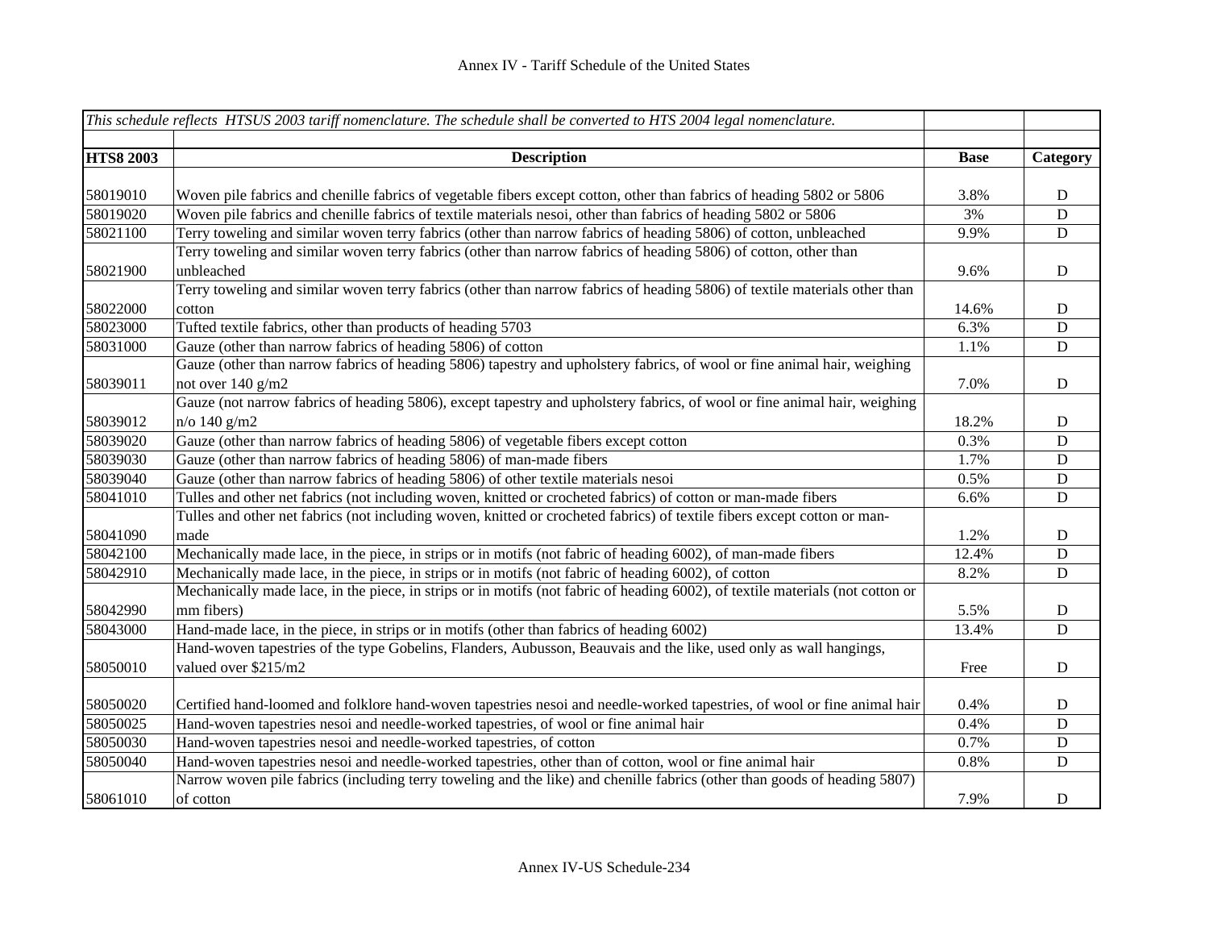# Annex IV - Tariff Schedule of the United States

| *This schedule reflects HTSUS 2003 tariff nomenclature. The schedule shall be converted to HTS 2004 legal nomenclature.* | | | |
|---|---|---|---|
| **HTS8 2003** | **Description** | **Base** | **Category** |
| 58019010 | Woven pile fabrics and chenille fabrics of vegetable fibers except cotton, other than fabrics of heading 5802 or 5806 | 3.8% | D |
| 58019020 | Woven pile fabrics and chenille fabrics of textile materials nesoi, other than fabrics of heading 5802 or 5806 | 3% | D |
| 58021100 | Terry toweling and similar woven terry fabrics (other than narrow fabrics of heading 5806) of cotton, unbleached | 9.9% | D |
| 58021900 | Terry toweling and similar woven terry fabrics (other than narrow fabrics of heading 5806) of cotton, other than unbleached | 9.6% | D |
| 58022000 | Terry toweling and similar woven terry fabrics (other than narrow fabrics of heading 5806) of textile materials other than cotton | 14.6% | D |
| 58023000 | Tufted textile fabrics, other than products of heading 5703 | 6.3% | D |
| 58031000 | Gauze (other than narrow fabrics of heading 5806) of cotton | 1.1% | D |
| 58039011 | Gauze (other than narrow fabrics of heading 5806) tapestry and upholstery fabrics, of wool or fine animal hair, weighing not over 140 g/m2 | 7.0% | D |
| 58039012 | Gauze (not narrow fabrics of heading 5806), except tapestry and upholstery fabrics, of wool or fine animal hair, weighing n/o 140 g/m2 | 18.2% | D |
| 58039020 | Gauze (other than narrow fabrics of heading 5806) of vegetable fibers except cotton | 0.3% | D |
| 58039030 | Gauze (other than narrow fabrics of heading 5806) of man-made fibers | 1.7% | D |
| 58039040 | Gauze (other than narrow fabrics of heading 5806) of other textile materials nesoi | 0.5% | D |
| 58041010 | Tulles and other net fabrics (not including woven, knitted or crocheted fabrics) of cotton or man-made fibers | 6.6% | D |
| 58041090 | Tulles and other net fabrics (not including woven, knitted or crocheted fabrics) of textile fibers except cotton or man-made | 1.2% | D |
| 58042100 | Mechanically made lace, in the piece, in strips or in motifs (not fabric of heading 6002), of man-made fibers | 12.4% | D |
| 58042910 | Mechanically made lace, in the piece, in strips or in motifs (not fabric of heading 6002), of cotton | 8.2% | D |
| 58042990 | Mechanically made lace, in the piece, in strips or in motifs (not fabric of heading 6002), of textile materials (not cotton or mm fibers) | 5.5% | D |
| 58043000 | Hand-made lace, in the piece, in strips or in motifs (other than fabrics of heading 6002) | 13.4% | D |
| 58050010 | Hand-woven tapestries of the type Gobelins, Flanders, Aubusson, Beauvais and the like, used only as wall hangings, valued over $215/m2 | Free | D |
| 58050020 | Certified hand-loomed and folklore hand-woven tapestries nesoi and needle-worked tapestries, of wool or fine animal hair | 0.4% | D |
| 58050025 | Hand-woven tapestries nesoi and needle-worked tapestries, of wool or fine animal hair | 0.4% | D |
| 58050030 | Hand-woven tapestries nesoi and needle-worked tapestries, of cotton | 0.7% | D |
| 58050040 | Hand-woven tapestries nesoi and needle-worked tapestries, other than of cotton, wool or fine animal hair | 0.8% | D |
| 58061010 | Narrow woven pile fabrics (including terry toweling and the like) and chenille fabrics (other than goods of heading 5807) of cotton | 7.9% | D |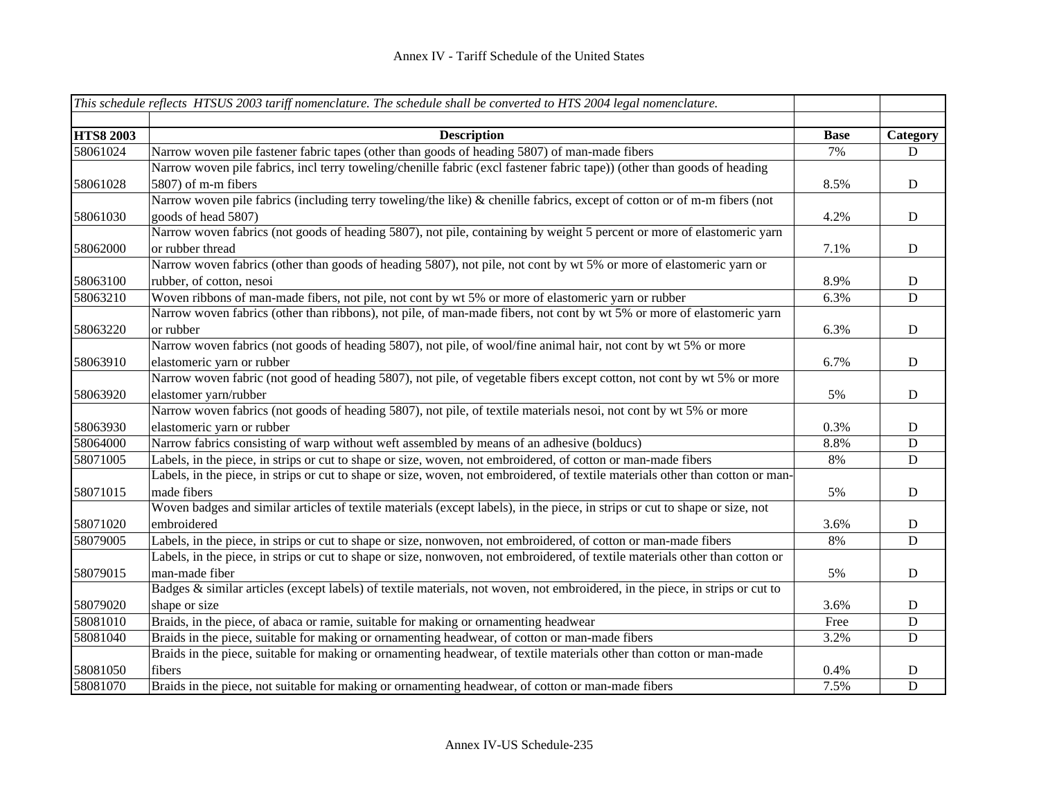# Annex IV - Tariff Schedule of the United States

| *This schedule reflects HTSUS 2003 tariff nomenclature. The schedule shall be converted to HTS 2004 legal nomenclature.* | | | |
|---|---|---|---|
| **HTS8 2003** | **Description** | **Base** | **Category** |
| 58061024 | Narrow woven pile fastener fabric tapes (other than goods of heading 5807) of man-made fibers | 7% | D |
| 58061028 | Narrow woven pile fabrics, incl terry toweling/chenille fabric (excl fastener fabric tape)) (other than goods of heading 5807) of m-m fibers | 8.5% | D |
| 58061030 | Narrow woven pile fabrics (including terry toweling/the like) & chenille fabrics, except of cotton or of m-m fibers (not goods of head 5807) | 4.2% | D |
| 58062000 | Narrow woven fabrics (not goods of heading 5807), not pile, containing by weight 5 percent or more of elastomeric yarn or rubber thread | 7.1% | D |
| 58063100 | Narrow woven fabrics (other than goods of heading 5807), not pile, not cont by wt 5% or more of elastomeric yarn or rubber, of cotton, nesoi | 8.9% | D |
| 58063210 | Woven ribbons of man-made fibers, not pile, not cont by wt 5% or more of elastomeric yarn or rubber | 6.3% | D |
| 58063220 | Narrow woven fabrics (other than ribbons), not pile, of man-made fibers, not cont by wt 5% or more of elastomeric yarn or rubber | 6.3% | D |
| 58063910 | Narrow woven fabrics (not goods of heading 5807), not pile, of wool/fine animal hair, not cont by wt 5% or more elastomeric yarn or rubber | 6.7% | D |
| 58063920 | Narrow woven fabric (not good of heading 5807), not pile, of vegetable fibers except cotton, not cont by wt 5% or more elastomer yarn/rubber | 5% | D |
| 58063930 | Narrow woven fabrics (not goods of heading 5807), not pile, of textile materials nesoi, not cont by wt 5% or more elastomeric yarn or rubber | 0.3% | D |
| 58064000 | Narrow fabrics consisting of warp without weft assembled by means of an adhesive (bolducs) | 8.8% | D |
| 58071005 | Labels, in the piece, in strips or cut to shape or size, woven, not embroidered, of cotton or man-made fibers | 8% | D |
| 58071015 | Labels, in the piece, in strips or cut to shape or size, woven, not embroidered, of textile materials other than cotton or man-made fibers | 5% | D |
| 58071020 | Woven badges and similar articles of textile materials (except labels), in the piece, in strips or cut to shape or size, not embroidered | 3.6% | D |
| 58079005 | Labels, in the piece, in strips or cut to shape or size, nonwoven, not embroidered, of cotton or man-made fibers | 8% | D |
| 58079015 | Labels, in the piece, in strips or cut to shape or size, nonwoven, not embroidered, of textile materials other than cotton or man-made fiber | 5% | D |
| 58079020 | Badges & similar articles (except labels) of textile materials, not woven, not embroidered, in the piece, in strips or cut to shape or size | 3.6% | D |
| 58081010 | Braids, in the piece, of abaca or ramie, suitable for making or ornamenting headwear | Free | D |
| 58081040 | Braids in the piece, suitable for making or ornamenting headwear, of cotton or man-made fibers | 3.2% | D |
| 58081050 | Braids in the piece, suitable for making or ornamenting headwear, of textile materials other than cotton or man-made fibers | 0.4% | D |
| 58081070 | Braids in the piece, not suitable for making or ornamenting headwear, of cotton or man-made fibers | 7.5% | D |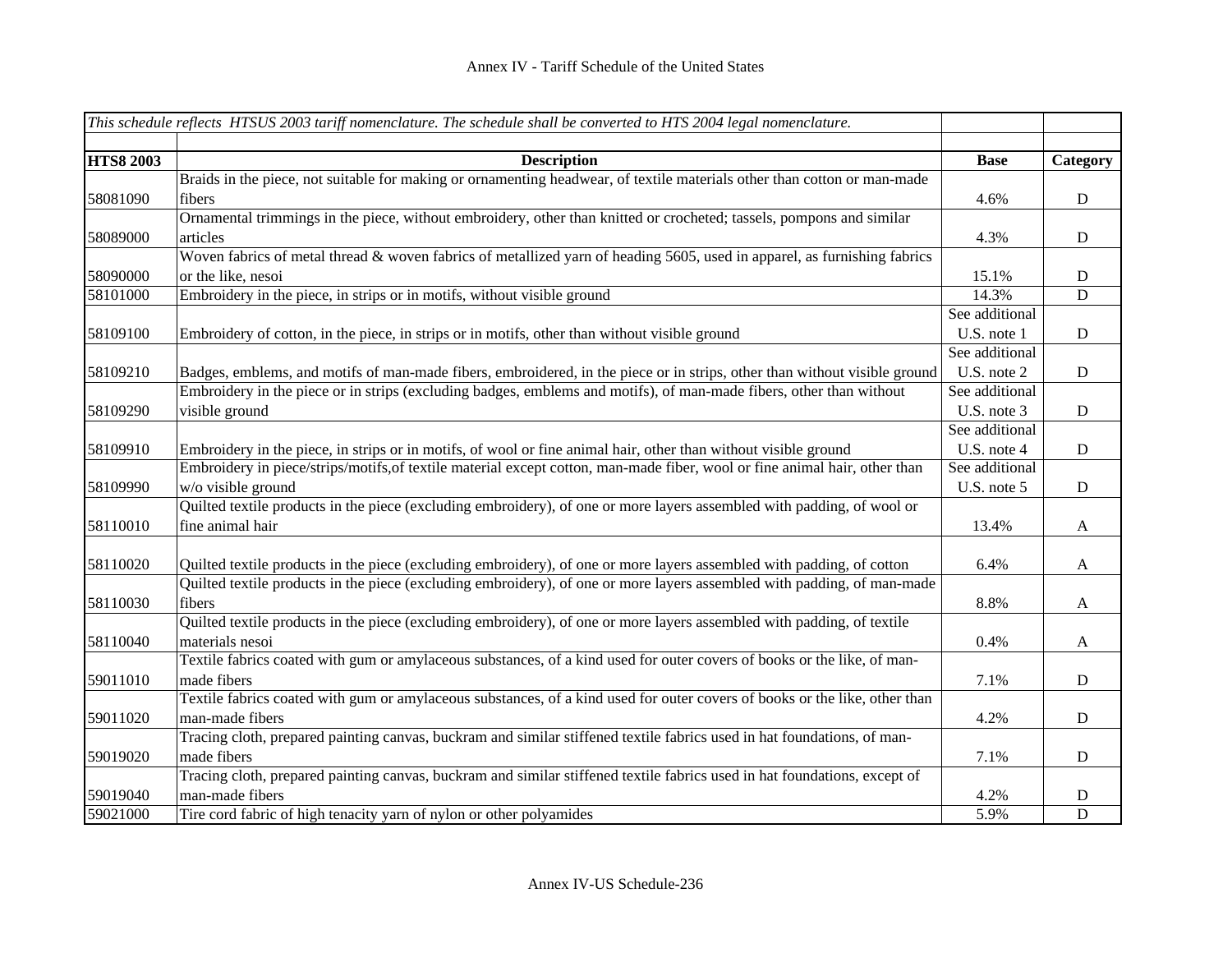| *This schedule reflects HTSUS 2003 tariff nomenclature. The schedule shall be converted to HTS 2004 legal nomenclature.* | | | |
|---|---|---|---|
| **HTS8 2003** | **Description** | **Base** | **Category** |
| 58081090 | Braids in the piece, not suitable for making or ornamenting headwear, of textile materials other than cotton or man-made fibers | 4.6% | D |
| 58089000 | Ornamental trimmings in the piece, without embroidery, other than knitted or crocheted; tassels, pompons and similar articles | 4.3% | D |
| 58090000 | Woven fabrics of metal thread & woven fabrics of metallized yarn of heading 5605, used in apparel, as furnishing fabrics or the like, nesoi | 15.1% | D |
| 58101000 | Embroidery in the piece, in strips or in motifs, without visible ground | 14.3% | D |
| 58109100 | Embroidery of cotton, in the piece, in strips or in motifs, other than without visible ground | See additional U.S. note 1 | D |
| 58109210 | Badges, emblems, and motifs of man-made fibers, embroidered, in the piece or in strips, other than without visible ground | See additional U.S. note 2 | D |
| 58109290 | Embroidery in the piece or in strips (excluding badges, emblems and motifs), of man-made fibers, other than without visible ground | See additional U.S. note 3 | D |
| 58109910 | Embroidery in the piece, in strips or in motifs, of wool or fine animal hair, other than without visible ground | See additional U.S. note 4 | D |
| 58109990 | Embroidery in piece/strips/motifs,of textile material except cotton, man-made fiber, wool or fine animal hair, other than w/o visible ground | See additional U.S. note 5 | D |
| 58110010 | Quilted textile products in the piece (excluding embroidery), of one or more layers assembled with padding, of wool or fine animal hair | 13.4% | A |
| 58110020 | Quilted textile products in the piece (excluding embroidery), of one or more layers assembled with padding, of cotton | 6.4% | A |
| 58110030 | Quilted textile products in the piece (excluding embroidery), of one or more layers assembled with padding, of man-made fibers | 8.8% | A |
| 58110040 | Quilted textile products in the piece (excluding embroidery), of one or more layers assembled with padding, of textile materials nesoi | 0.4% | A |
| 59011010 | Textile fabrics coated with gum or amylaceous substances, of a kind used for outer covers of books or the like, of man-made fibers | 7.1% | D |
| 59011020 | Textile fabrics coated with gum or amylaceous substances, of a kind used for outer covers of books or the like, other than man-made fibers | 4.2% | D |
| 59019020 | Tracing cloth, prepared painting canvas, buckram and similar stiffened textile fabrics used in hat foundations, of man-made fibers | 7.1% | D |
| 59019040 | Tracing cloth, prepared painting canvas, buckram and similar stiffened textile fabrics used in hat foundations, except of man-made fibers | 4.2% | D |
| 59021000 | Tire cord fabric of high tenacity yarn of nylon or other polyamides | 5.9% | D |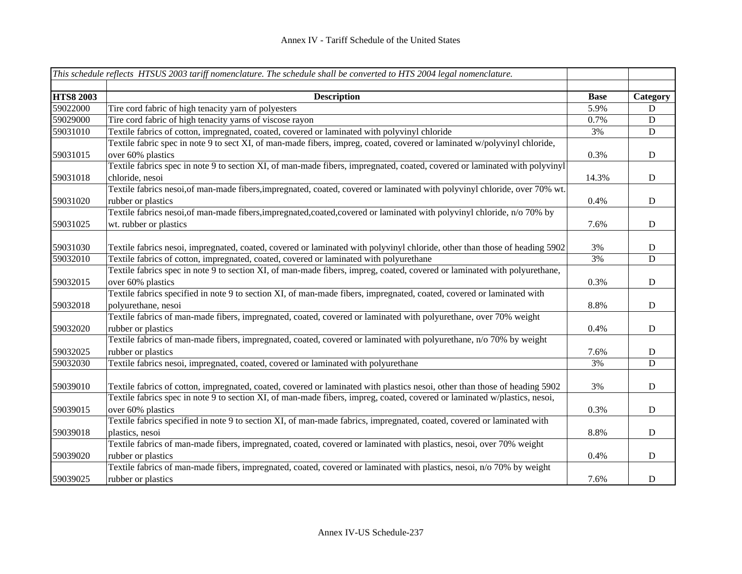Annex IV - Tariff Schedule of the United States

| *This schedule reflects HTSUS 2003 tariff nomenclature. The schedule shall be converted to HTS 2004 legal nomenclature.* | | | |
|---|---|---|---|
| **HTS8 2003** | **Description** | **Base** | **Category** |
| 59022000 | Tire cord fabric of high tenacity yarn of polyesters | 5.9% | D |
| 59029000 | Tire cord fabric of high tenacity yarns of viscose rayon | 0.7% | D |
| 59031010 | Textile fabrics of cotton, impregnated, coated, covered or laminated with polyvinyl chloride | 3% | D |
| 59031015 | Textile fabric spec in note 9 to sect XI, of man-made fibers, impreg, coated, covered or laminated w/polyvinyl chloride, over 60% plastics | 0.3% | D |
| 59031018 | Textile fabrics spec in note 9 to section XI, of man-made fibers, impregnated, coated, covered or laminated with polyvinyl chloride, nesoi | 14.3% | D |
| 59031020 | Textile fabrics nesoi,of man-made fibers,impregnated, coated, covered or laminated with polyvinyl chloride, over 70% wt. rubber or plastics | 0.4% | D |
| 59031025 | Textile fabrics nesoi,of man-made fibers,impregnated,coated,covered or laminated with polyvinyl chloride, n/o 70% by wt. rubber or plastics | 7.6% | D |
| 59031030 | Textile fabrics nesoi, impregnated, coated, covered or laminated with polyvinyl chloride, other than those of heading 5902 | 3% | D |
| 59032010 | Textile fabrics of cotton, impregnated, coated, covered or laminated with polyurethane | 3% | D |
| 59032015 | Textile fabrics spec in note 9 to section XI, of man-made fibers, impreg, coated, covered or laminated with polyurethane, over 60% plastics | 0.3% | D |
| 59032018 | Textile fabrics specified in note 9 to section XI, of man-made fibers, impregnated, coated, covered or laminated with polyurethane, nesoi | 8.8% | D |
| 59032020 | Textile fabrics of man-made fibers, impregnated, coated, covered or laminated with polyurethane, over 70% weight rubber or plastics | 0.4% | D |
| 59032025 | Textile fabrics of man-made fibers, impregnated, coated, covered or laminated with polyurethane, n/o 70% by weight rubber or plastics | 7.6% | D |
| 59032030 | Textile fabrics nesoi, impregnated, coated, covered or laminated with polyurethane | 3% | D |
| 59039010 | Textile fabrics of cotton, impregnated, coated, covered or laminated with plastics nesoi, other than those of heading 5902 | 3% | D |
| 59039015 | Textile fabrics spec in note 9 to section XI, of man-made fibers, impreg, coated, covered or laminated w/plastics, nesoi, over 60% plastics | 0.3% | D |
| 59039018 | Textile fabrics specified in note 9 to section XI, of man-made fabrics, impregnated, coated, covered or laminated with plastics, nesoi | 8.8% | D |
| 59039020 | Textile fabrics of man-made fibers, impregnated, coated, covered or laminated with plastics, nesoi, over 70% weight rubber or plastics | 0.4% | D |
| 59039025 | Textile fabrics of man-made fibers, impregnated, coated, covered or laminated with plastics, nesoi, n/o 70% by weight rubber or plastics | 7.6% | D |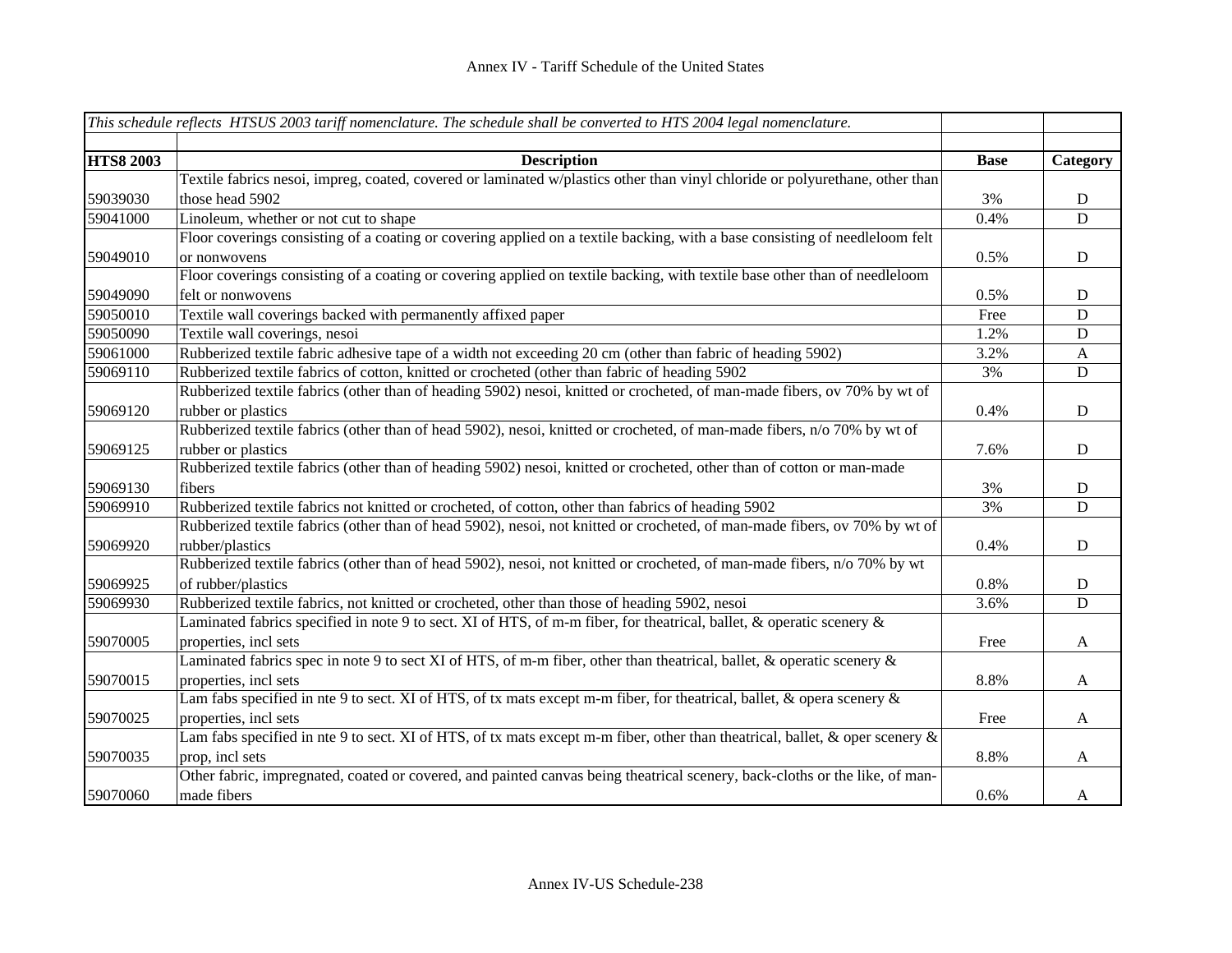# Annex IV - Tariff Schedule of the United States

| *This schedule reflects HTSUS 2003 tariff nomenclature. The schedule shall be converted to HTS 2004 legal nomenclature.* | | | |
|---|---|---|---|
| **HTS8 2003** | **Description** | **Base** | **Category** |
| 59039030 | Textile fabrics nesoi, impreg, coated, covered or laminated w/plastics other than vinyl chloride or polyurethane, other than those head 5902 | 3% | D |
| 59041000 | Linoleum, whether or not cut to shape | 0.4% | D |
| 59049010 | Floor coverings consisting of a coating or covering applied on a textile backing, with a base consisting of needleloom felt or nonwovens | 0.5% | D |
| 59049090 | Floor coverings consisting of a coating or covering applied on textile backing, with textile base other than of needleloom felt or nonwovens | 0.5% | D |
| 59050010 | Textile wall coverings backed with permanently affixed paper | Free | D |
| 59050090 | Textile wall coverings, nesoi | 1.2% | D |
| 59061000 | Rubberized textile fabric adhesive tape of a width not exceeding 20 cm (other than fabric of heading 5902) | 3.2% | A |
| 59069110 | Rubberized textile fabrics of cotton, knitted or crocheted (other than fabric of heading 5902 | 3% | D |
| 59069120 | Rubberized textile fabrics (other than of heading 5902) nesoi, knitted or crocheted, of man-made fibers, ov 70% by wt of rubber or plastics | 0.4% | D |
| 59069125 | Rubberized textile fabrics (other than of head 5902), nesoi, knitted or crocheted, of man-made fibers, n/o 70% by wt of rubber or plastics | 7.6% | D |
| 59069130 | Rubberized textile fabrics (other than of heading 5902) nesoi, knitted or crocheted, other than of cotton or man-made fibers | 3% | D |
| 59069910 | Rubberized textile fabrics not knitted or crocheted, of cotton, other than fabrics of heading 5902 | 3% | D |
| 59069920 | Rubberized textile fabrics (other than of head 5902), nesoi, not knitted or crocheted, of man-made fibers, ov 70% by wt of rubber/plastics | 0.4% | D |
| 59069925 | Rubberized textile fabrics (other than of head 5902), nesoi, not knitted or crocheted, of man-made fibers, n/o 70% by wt of rubber/plastics | 0.8% | D |
| 59069930 | Rubberized textile fabrics, not knitted or crocheted, other than those of heading 5902, nesoi | 3.6% | D |
| 59070005 | Laminated fabrics specified in note 9 to sect. XI of HTS, of m-m fiber, for theatrical, ballet, & operatic scenery & properties, incl sets | Free | A |
| 59070015 | Laminated fabrics spec in note 9 to sect XI of HTS, of m-m fiber, other than theatrical, ballet, & operatic scenery & properties, incl sets | 8.8% | A |
| 59070025 | Lam fabs specified in nte 9 to sect. XI of HTS, of tx mats except m-m fiber, for theatrical, ballet, & opera scenery & properties, incl sets | Free | A |
| 59070035 | Lam fabs specified in nte 9 to sect. XI of HTS, of tx mats except m-m fiber, other than theatrical, ballet, & oper scenery & prop, incl sets | 8.8% | A |
| 59070060 | Other fabric, impregnated, coated or covered, and painted canvas being theatrical scenery, back-cloths or the like, of man-made fibers | 0.6% | A |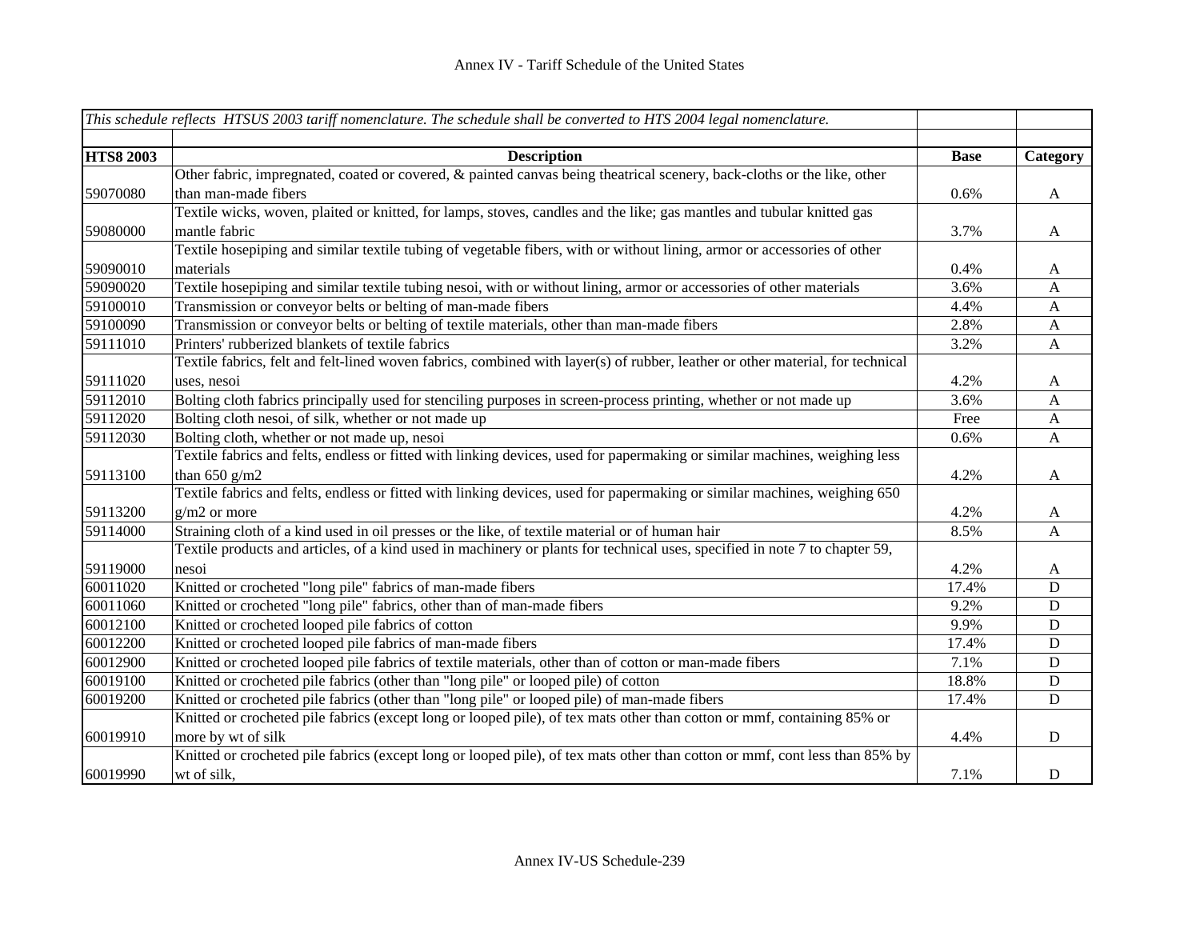| *This schedule reflects HTSUS 2003 tariff nomenclature. The schedule shall be converted to HTS 2004 legal nomenclature.* | | | |
|---|---|---|---|
| | | | |
| **HTS8 2003** | **Description** | **Base** | **Category** |
| 59070080 | Other fabric, impregnated, coated or covered, & painted canvas being theatrical scenery, back-cloths or the like, other than man-made fibers | 0.6% | A |
| 59080000 | Textile wicks, woven, plaited or knitted, for lamps, stoves, candles and the like; gas mantles and tubular knitted gas mantle fabric | 3.7% | A |
| 59090010 | Textile hosepiping and similar textile tubing of vegetable fibers, with or without lining, armor or accessories of other materials | 0.4% | A |
| 59090020 | Textile hosepiping and similar textile tubing nesoi, with or without lining, armor or accessories of other materials | 3.6% | A |
| 59100010 | Transmission or conveyor belts or belting of man-made fibers | 4.4% | A |
| 59100090 | Transmission or conveyor belts or belting of textile materials, other than man-made fibers | 2.8% | A |
| 59111010 | Printers' rubberized blankets of textile fabrics | 3.2% | A |
| 59111020 | Textile fabrics, felt and felt-lined woven fabrics, combined with layer(s) of rubber, leather or other material, for technical uses, nesoi | 4.2% | A |
| 59112010 | Bolting cloth fabrics principally used for stenciling purposes in screen-process printing, whether or not made up | 3.6% | A |
| 59112020 | Bolting cloth nesoi, of silk, whether or not made up | Free | A |
| 59112030 | Bolting cloth, whether or not made up, nesoi | 0.6% | A |
| 59113100 | Textile fabrics and felts, endless or fitted with linking devices, used for papermaking or similar machines, weighing less than 650 g/m2 | 4.2% | A |
| 59113200 | Textile fabrics and felts, endless or fitted with linking devices, used for papermaking or similar machines, weighing 650 g/m2 or more | 4.2% | A |
| 59114000 | Straining cloth of a kind used in oil presses or the like, of textile material or of human hair | 8.5% | A |
| 59119000 | Textile products and articles, of a kind used in machinery or plants for technical uses, specified in note 7 to chapter 59, nesoi | 4.2% | A |
| 60011020 | Knitted or crocheted "long pile" fabrics of man-made fibers | 17.4% | D |
| 60011060 | Knitted or crocheted "long pile" fabrics, other than of man-made fibers | 9.2% | D |
| 60012100 | Knitted or crocheted looped pile fabrics of cotton | 9.9% | D |
| 60012200 | Knitted or crocheted looped pile fabrics of man-made fibers | 17.4% | D |
| 60012900 | Knitted or crocheted looped pile fabrics of textile materials, other than of cotton or man-made fibers | 7.1% | D |
| 60019100 | Knitted or crocheted pile fabrics (other than "long pile" or looped pile) of cotton | 18.8% | D |
| 60019200 | Knitted or crocheted pile fabrics (other than "long pile" or looped pile) of man-made fibers | 17.4% | D |
| 60019910 | Knitted or crocheted pile fabrics (except long or looped pile), of tex mats other than cotton or mmf, containing 85% or more by wt of silk | 4.4% | D |
| 60019990 | Knitted or crocheted pile fabrics (except long or looped pile), of tex mats other than cotton or mmf, cont less than 85% by wt of silk, | 7.1% | D |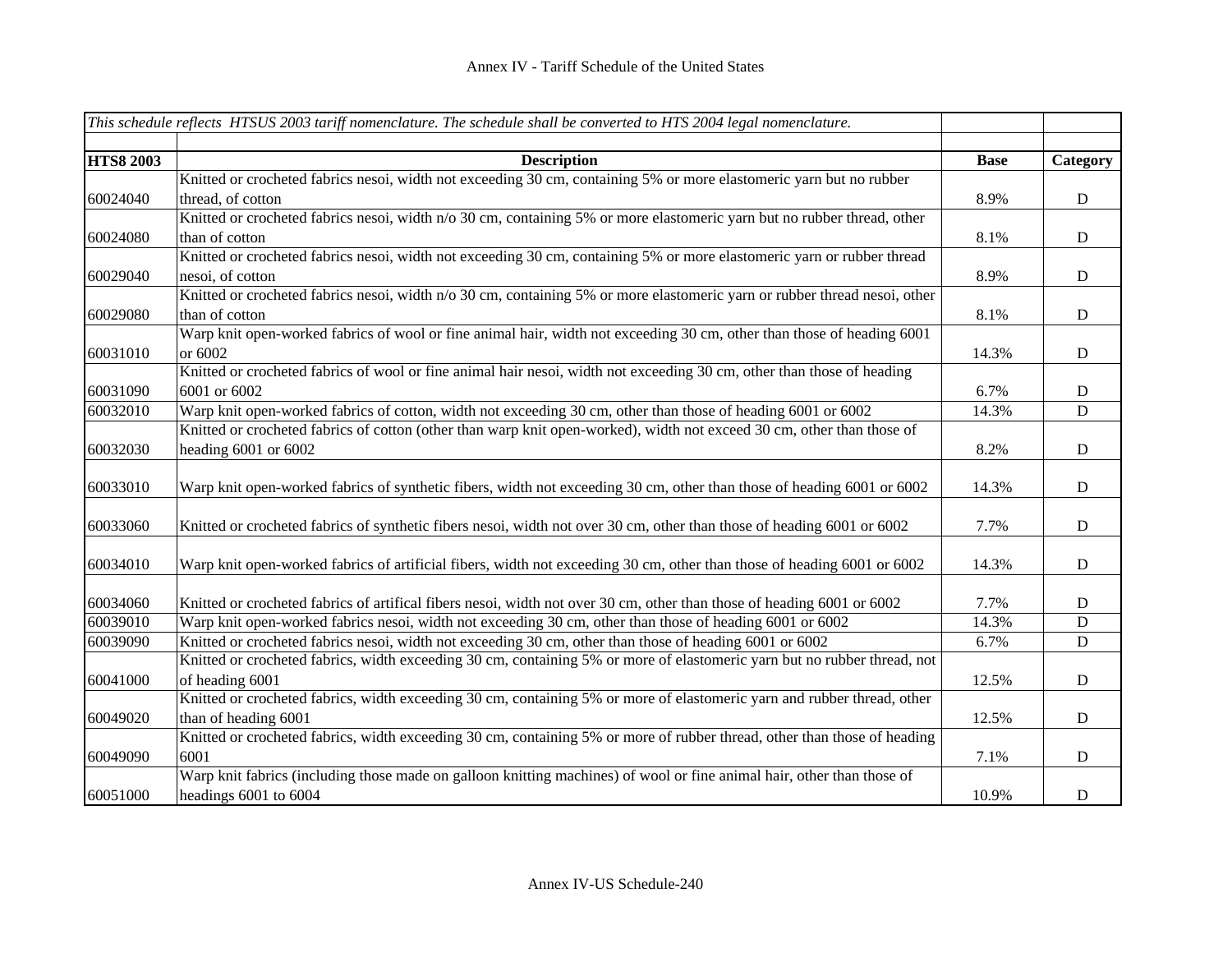| *This schedule reflects HTSUS 2003 tariff nomenclature. The schedule shall be converted to HTS 2004 legal nomenclature.* | | | |
|---|---|---|---|
| **HTS8 2003** | **Description** | **Base** | **Category** |
| 60024040 | Knitted or crocheted fabrics nesoi, width not exceeding 30 cm, containing 5% or more elastomeric yarn but no rubber thread, of cotton | 8.9% | D |
| 60024080 | Knitted or crocheted fabrics nesoi, width n/o 30 cm, containing 5% or more elastomeric yarn but no rubber thread, other than of cotton | 8.1% | D |
| 60029040 | Knitted or crocheted fabrics nesoi, width not exceeding 30 cm, containing 5% or more elastomeric yarn or rubber thread nesoi, of cotton | 8.9% | D |
| 60029080 | Knitted or crocheted fabrics nesoi, width n/o 30 cm, containing 5% or more elastomeric yarn or rubber thread nesoi, other than of cotton | 8.1% | D |
| 60031010 | Warp knit open-worked fabrics of wool or fine animal hair, width not exceeding 30 cm, other than those of heading 6001 or 6002 | 14.3% | D |
| 60031090 | Knitted or crocheted fabrics of wool or fine animal hair nesoi, width not exceeding 30 cm, other than those of heading 6001 or 6002 | 6.7% | D |
| 60032010 | Warp knit open-worked fabrics of cotton, width not exceeding 30 cm, other than those of heading 6001 or 6002 | 14.3% | D |
| 60032030 | Knitted or crocheted fabrics of cotton (other than warp knit open-worked), width not exceed 30 cm, other than those of heading 6001 or 6002 | 8.2% | D |
| 60033010 | Warp knit open-worked fabrics of synthetic fibers, width not exceeding 30 cm, other than those of heading 6001 or 6002 | 14.3% | D |
| 60033060 | Knitted or crocheted fabrics of synthetic fibers nesoi, width not over 30 cm, other than those of heading 6001 or 6002 | 7.7% | D |
| 60034010 | Warp knit open-worked fabrics of artificial fibers, width not exceeding 30 cm, other than those of heading 6001 or 6002 | 14.3% | D |
| 60034060 | Knitted or crocheted fabrics of artifical fibers nesoi, width not over 30 cm, other than those of heading 6001 or 6002 | 7.7% | D |
| 60039010 | Warp knit open-worked fabrics nesoi, width not exceeding 30 cm, other than those of heading 6001 or 6002 | 14.3% | D |
| 60039090 | Knitted or crocheted fabrics nesoi, width not exceeding 30 cm, other than those of heading 6001 or 6002 | 6.7% | D |
| 60041000 | Knitted or crocheted fabrics, width exceeding 30 cm, containing 5% or more of elastomeric yarn but no rubber thread, not of heading 6001 | 12.5% | D |
| 60049020 | Knitted or crocheted fabrics, width exceeding 30 cm, containing 5% or more of elastomeric yarn and rubber thread, other than of heading 6001 | 12.5% | D |
| 60049090 | Knitted or crocheted fabrics, width exceeding 30 cm, containing 5% or more of rubber thread, other than those of heading 6001 | 7.1% | D |
| 60051000 | Warp knit fabrics (including those made on galloon knitting machines) of wool or fine animal hair, other than those of headings 6001 to 6004 | 10.9% | D |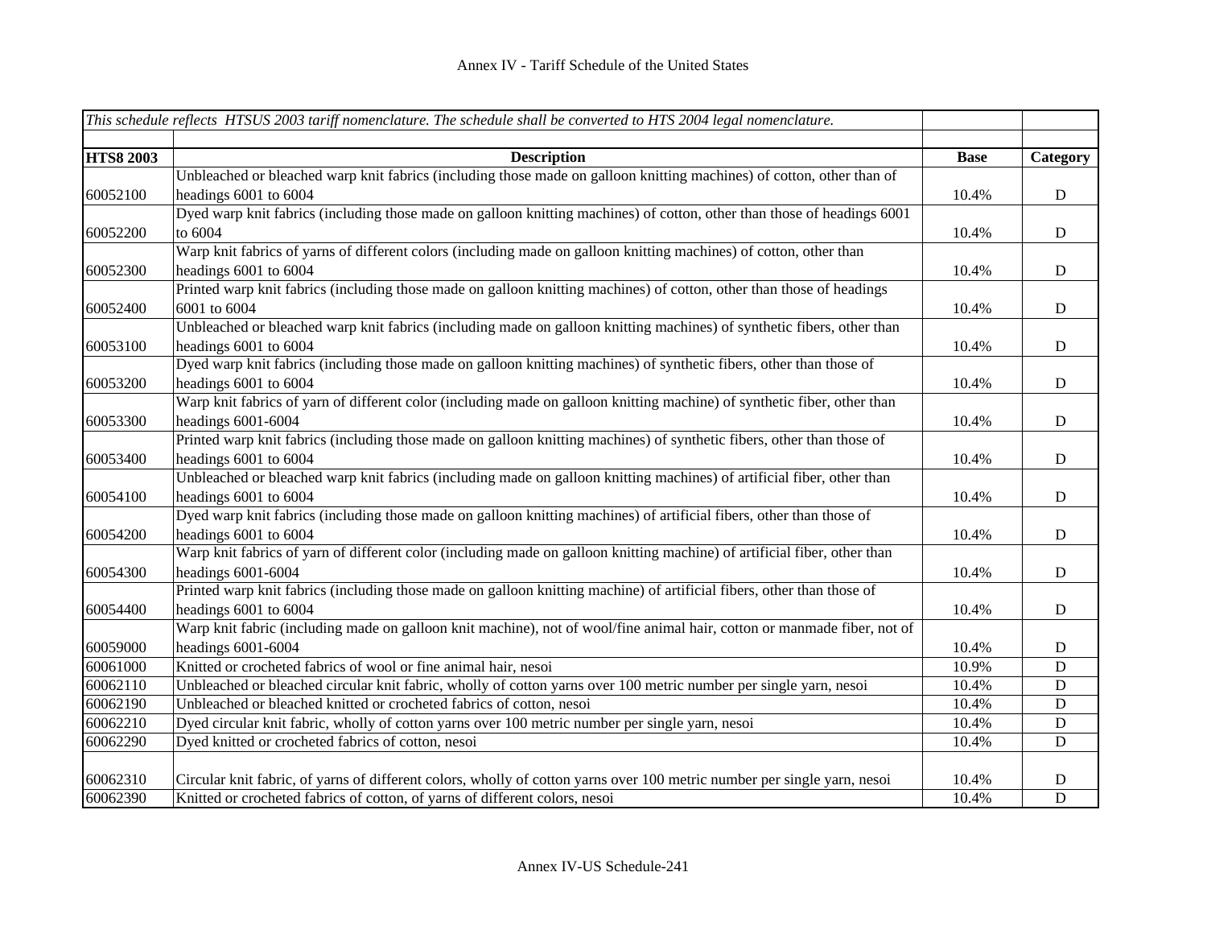Annex IV - Tariff Schedule of the United States

| *This schedule reflects HTSUS 2003 tariff nomenclature. The schedule shall be converted to HTS 2004 legal nomenclature.* | | | |
|---|---|---|---|
| **HTS8 2003** | **Description** | **Base** | **Category** |
| 60052100 | Unbleached or bleached warp knit fabrics (including those made on galloon knitting machines) of cotton, other than of headings 6001 to 6004 | 10.4% | D |
| 60052200 | Dyed warp knit fabrics (including those made on galloon knitting machines) of cotton, other than those of headings 6001 to 6004 | 10.4% | D |
| 60052300 | Warp knit fabrics of yarns of different colors (including made on galloon knitting machines) of cotton, other than headings 6001 to 6004 | 10.4% | D |
| 60052400 | Printed warp knit fabrics (including those made on galloon knitting machines) of cotton, other than those of headings 6001 to 6004 | 10.4% | D |
| 60053100 | Unbleached or bleached warp knit fabrics (including made on galloon knitting machines) of synthetic fibers, other than headings 6001 to 6004 | 10.4% | D |
| 60053200 | Dyed warp knit fabrics (including those made on galloon knitting machines) of synthetic fibers, other than those of headings 6001 to 6004 | 10.4% | D |
| 60053300 | Warp knit fabrics of yarn of different color (including made on galloon knitting machine) of synthetic fiber, other than headings 6001-6004 | 10.4% | D |
| 60053400 | Printed warp knit fabrics (including those made on galloon knitting machines) of synthetic fibers, other than those of headings 6001 to 6004 | 10.4% | D |
| 60054100 | Unbleached or bleached warp knit fabrics (including made on galloon knitting machines) of artificial fiber, other than headings 6001 to 6004 | 10.4% | D |
| 60054200 | Dyed warp knit fabrics (including those made on galloon knitting machines) of artificial fibers, other than those of headings 6001 to 6004 | 10.4% | D |
| 60054300 | Warp knit fabrics of yarn of different color (including made on galloon knitting machine) of artificial fiber, other than headings 6001-6004 | 10.4% | D |
| 60054400 | Printed warp knit fabrics (including those made on galloon knitting machine) of artificial fibers, other than those of headings 6001 to 6004 | 10.4% | D |
| 60059000 | Warp knit fabric (including made on galloon knit machine), not of wool/fine animal hair, cotton or manmade fiber, not of headings 6001-6004 | 10.4% | D |
| 60061000 | Knitted or crocheted fabrics of wool or fine animal hair, nesoi | 10.9% | D |
| 60062110 | Unbleached or bleached circular knit fabric, wholly of cotton yarns over 100 metric number per single yarn, nesoi | 10.4% | D |
| 60062190 | Unbleached or bleached knitted or crocheted fabrics of cotton, nesoi | 10.4% | D |
| 60062210 | Dyed circular knit fabric, wholly of cotton yarns over 100 metric number per single yarn, nesoi | 10.4% | D |
| 60062290 | Dyed knitted or crocheted fabrics of cotton, nesoi | 10.4% | D |
| 60062310 | Circular knit fabric, of yarns of different colors, wholly of cotton yarns over 100 metric number per single yarn, nesoi | 10.4% | D |
| 60062390 | Knitted or crocheted fabrics of cotton, of yarns of different colors, nesoi | 10.4% | D |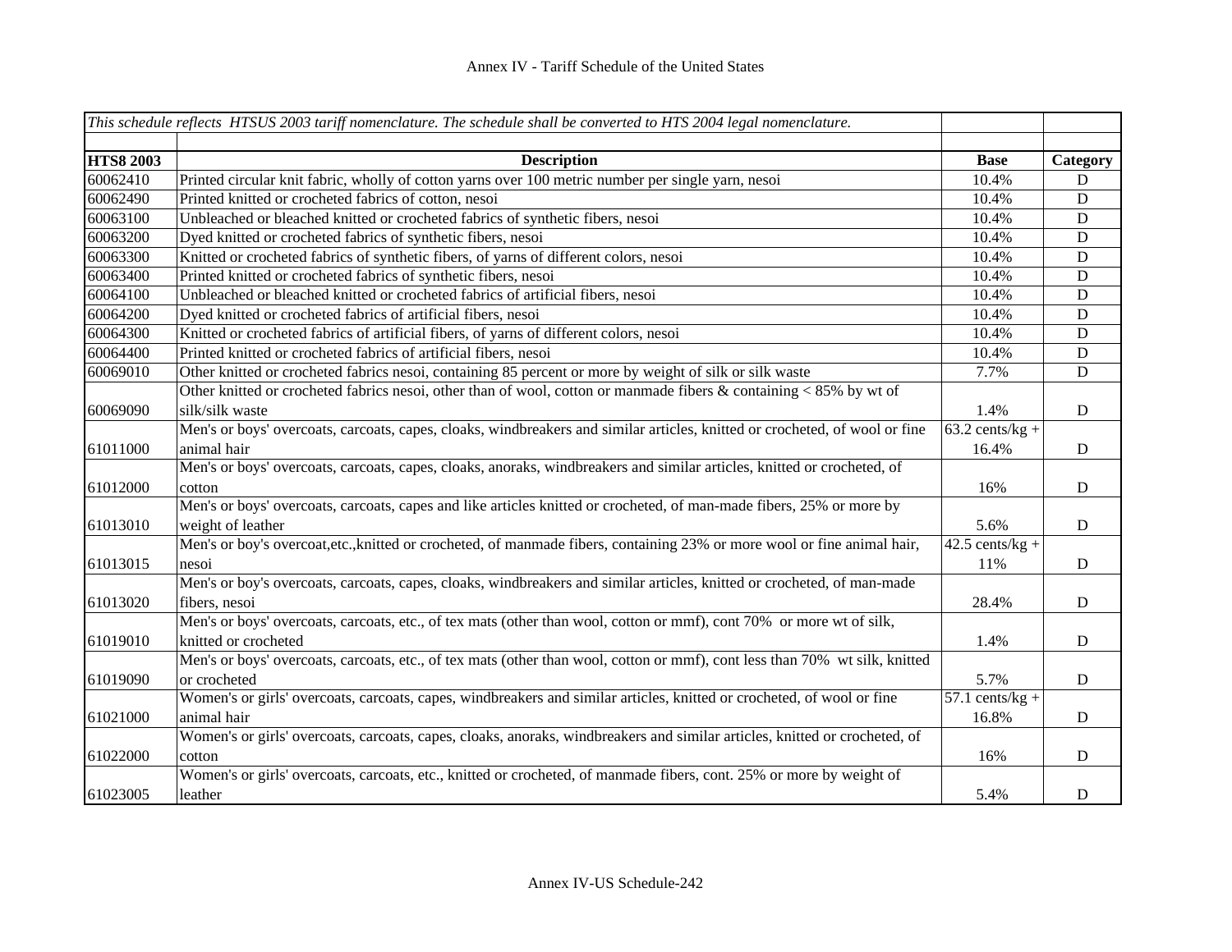| *This schedule reflects HTSUS 2003 tariff nomenclature. The schedule shall be converted to HTS 2004 legal nomenclature.* | | | |
|---|---|---|---|
| | | | |
| **HTS8 2003** | **Description** | **Base** | **Category** |
| 60062410 | Printed circular knit fabric, wholly of cotton yarns over 100 metric number per single yarn, nesoi | 10.4% | D |
| 60062490 | Printed knitted or crocheted fabrics of cotton, nesoi | 10.4% | D |
| 60063100 | Unbleached or bleached knitted or crocheted fabrics of synthetic fibers, nesoi | 10.4% | D |
| 60063200 | Dyed knitted or crocheted fabrics of synthetic fibers, nesoi | 10.4% | D |
| 60063300 | Knitted or crocheted fabrics of synthetic fibers, of yarns of different colors, nesoi | 10.4% | D |
| 60063400 | Printed knitted or crocheted fabrics of synthetic fibers, nesoi | 10.4% | D |
| 60064100 | Unbleached or bleached knitted or crocheted fabrics of artificial fibers, nesoi | 10.4% | D |
| 60064200 | Dyed knitted or crocheted fabrics of artificial fibers, nesoi | 10.4% | D |
| 60064300 | Knitted or crocheted fabrics of artificial fibers, of yarns of different colors, nesoi | 10.4% | D |
| 60064400 | Printed knitted or crocheted fabrics of artificial fibers, nesoi | 10.4% | D |
| 60069010 | Other knitted or crocheted fabrics nesoi, containing 85 percent or more by weight of silk or silk waste | 7.7% | D |
| 60069090 | Other knitted or crocheted fabrics nesoi, other than of wool, cotton or manmade fibers & containing < 85% by wt of silk/silk waste | 1.4% | D |
| 61011000 | Men's or boys' overcoats, carcoats, capes, cloaks, windbreakers and similar articles, knitted or crocheted, of wool or fine animal hair | 63.2 cents/kg + 16.4% | D |
| 61012000 | Men's or boys' overcoats, carcoats, capes, cloaks, anoraks, windbreakers and similar articles, knitted or crocheted, of cotton | 16% | D |
| 61013010 | Men's or boys' overcoats, carcoats, capes and like articles knitted or crocheted, of man-made fibers, 25% or more by weight of leather | 5.6% | D |
| 61013015 | Men's or boy's overcoat,etc.,knitted or crocheted, of manmade fibers, containing 23% or more wool or fine animal hair, nesoi | 42.5 cents/kg + 11% | D |
| 61013020 | Men's or boy's overcoats, carcoats, capes, cloaks, windbreakers and similar articles, knitted or crocheted, of man-made fibers, nesoi | 28.4% | D |
| 61019010 | Men's or boys' overcoats, carcoats, etc., of tex mats (other than wool, cotton or mmf), cont 70% or more wt of silk, knitted or crocheted | 1.4% | D |
| 61019090 | Men's or boys' overcoats, carcoats, etc., of tex mats (other than wool, cotton or mmf), cont less than 70% wt silk, knitted or crocheted | 5.7% | D |
| 61021000 | Women's or girls' overcoats, carcoats, capes, windbreakers and similar articles, knitted or crocheted, of wool or fine animal hair | 57.1 cents/kg + 16.8% | D |
| 61022000 | Women's or girls' overcoats, carcoats, capes, cloaks, anoraks, windbreakers and similar articles, knitted or crocheted, of cotton | 16% | D |
| 61023005 | Women's or girls' overcoats, carcoats, etc., knitted or crocheted, of manmade fibers, cont. 25% or more by weight of leather | 5.4% | D |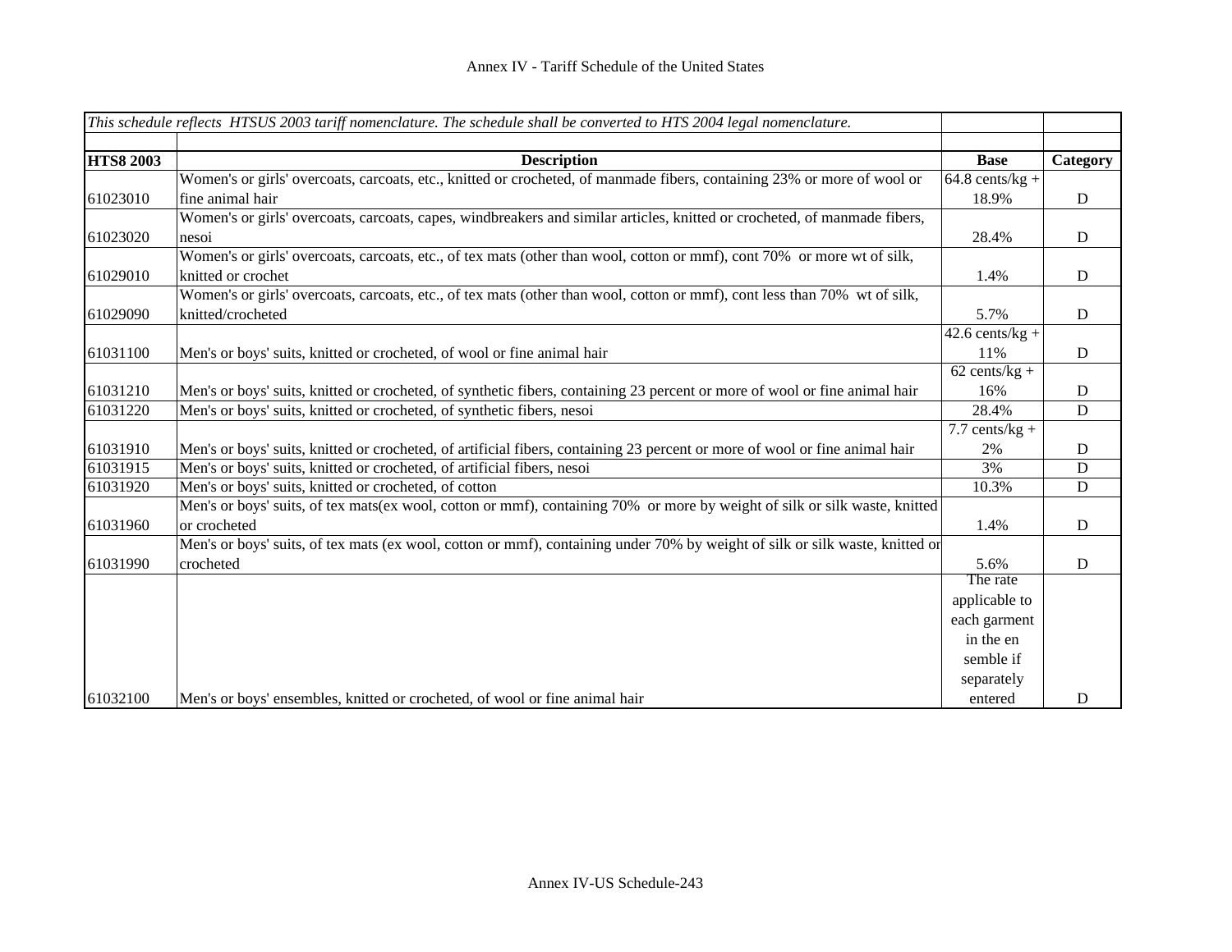*This schedule reflects HTSUS 2003 tariff nomenclature. The schedule shall be converted to HTS 2004 legal nomenclature.*

| HTS8 2003 | Description | Base | Category |
|---|---|---|---|
| 61023010 | Women's or girls' overcoats, carcoats, etc., knitted or crocheted, of manmade fibers, containing 23% or more of wool or fine animal hair | 64.8 cents/kg + 18.9% | D |
| 61023020 | Women's or girls' overcoats, carcoats, capes, windbreakers and similar articles, knitted or crocheted, of manmade fibers, nesoi | 28.4% | D |
| 61029010 | Women's or girls' overcoats, carcoats, etc., of tex mats (other than wool, cotton or mmf), cont 70% or more wt of silk, knitted or crochet | 1.4% | D |
| 61029090 | Women's or girls' overcoats, carcoats, etc., of tex mats (other than wool, cotton or mmf), cont less than 70% wt of silk, knitted/crocheted | 5.7% | D |
| 61031100 | Men's or boys' suits, knitted or crocheted, of wool or fine animal hair | 42.6 cents/kg + 11% | D |
| 61031210 | Men's or boys' suits, knitted or crocheted, of synthetic fibers, containing 23 percent or more of wool or fine animal hair | 62 cents/kg + 16% | D |
| 61031220 | Men's or boys' suits, knitted or crocheted, of synthetic fibers, nesoi | 28.4% | D |
| 61031910 | Men's or boys' suits, knitted or crocheted, of artificial fibers, containing 23 percent or more of wool or fine animal hair | 7.7 cents/kg + 2% | D |
| 61031915 | Men's or boys' suits, knitted or crocheted, of artificial fibers, nesoi | 3% | D |
| 61031920 | Men's or boys' suits, knitted or crocheted, of cotton | 10.3% | D |
| 61031960 | Men's or boys' suits, of tex mats(ex wool, cotton or mmf), containing 70% or more by weight of silk or silk waste, knitted or crocheted | 1.4% | D |
| 61031990 | Men's or boys' suits, of tex mats (ex wool, cotton or mmf), containing under 70% by weight of silk or silk waste, knitted or crocheted | 5.6% | D |
| 61032100 | Men's or boys' ensembles, knitted or crocheted, of wool or fine animal hair | The rate applicable to each garment in the en semble if separately entered | D |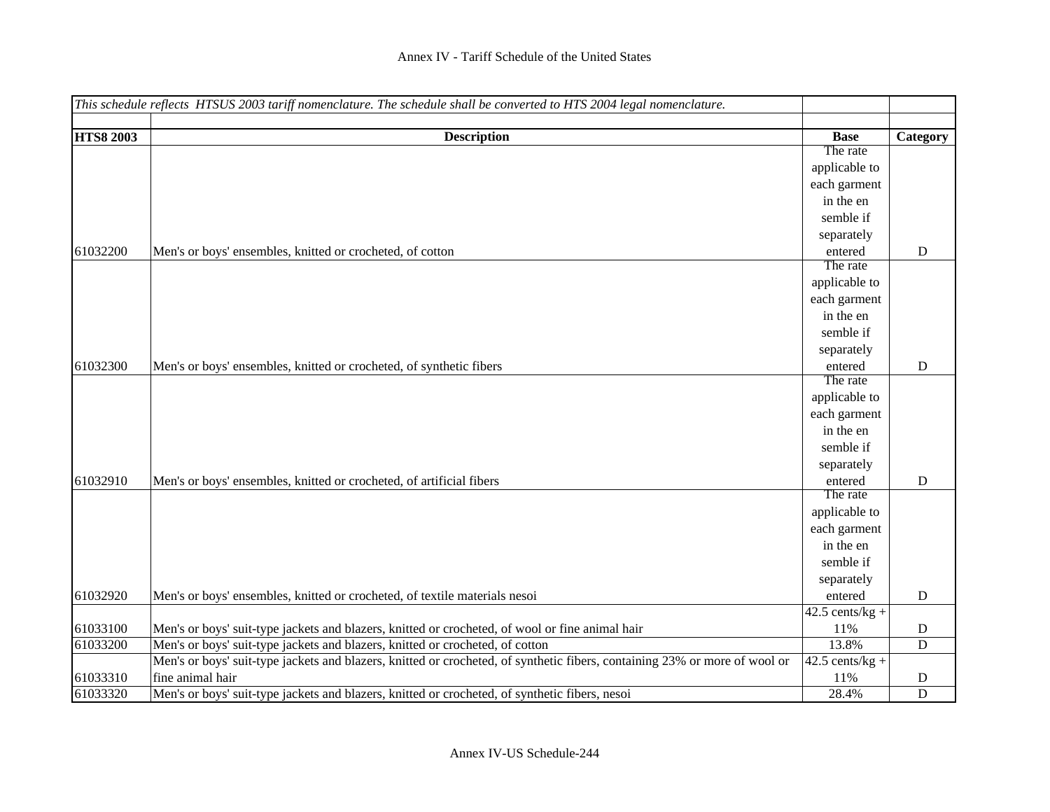# Annex IV - Tariff Schedule of the United States

| *This schedule reflects HTSUS 2003 tariff nomenclature. The schedule shall be converted to HTS 2004 legal nomenclature.* | | | |
|---|---|---|---|
| | | | |
| **HTS8 2003** | **Description** | **Base** | **Category** |
| 61032200 | Men's or boys' ensembles, knitted or crocheted, of cotton | The rate applicable to each garment in the en semble if separately entered | D |
| 61032300 | Men's or boys' ensembles, knitted or crocheted, of synthetic fibers | The rate applicable to each garment in the en semble if separately entered | D |
| 61032910 | Men's or boys' ensembles, knitted or crocheted, of artificial fibers | The rate applicable to each garment in the en semble if separately entered | D |
| 61032920 | Men's or boys' ensembles, knitted or crocheted, of textile materials nesoi | The rate applicable to each garment in the en semble if separately entered | D |
| 61033100 | Men's or boys' suit-type jackets and blazers, knitted or crocheted, of wool or fine animal hair | 42.5 cents/kg + 11% | D |
| 61033200 | Men's or boys' suit-type jackets and blazers, knitted or crocheted, of cotton | 13.8% | D |
| 61033310 | Men's or boys' suit-type jackets and blazers, knitted or crocheted, of synthetic fibers, containing 23% or more of wool or fine animal hair | 42.5 cents/kg + 11% | D |
| 61033320 | Men's or boys' suit-type jackets and blazers, knitted or crocheted, of synthetic fibers, nesoi | 28.4% | D |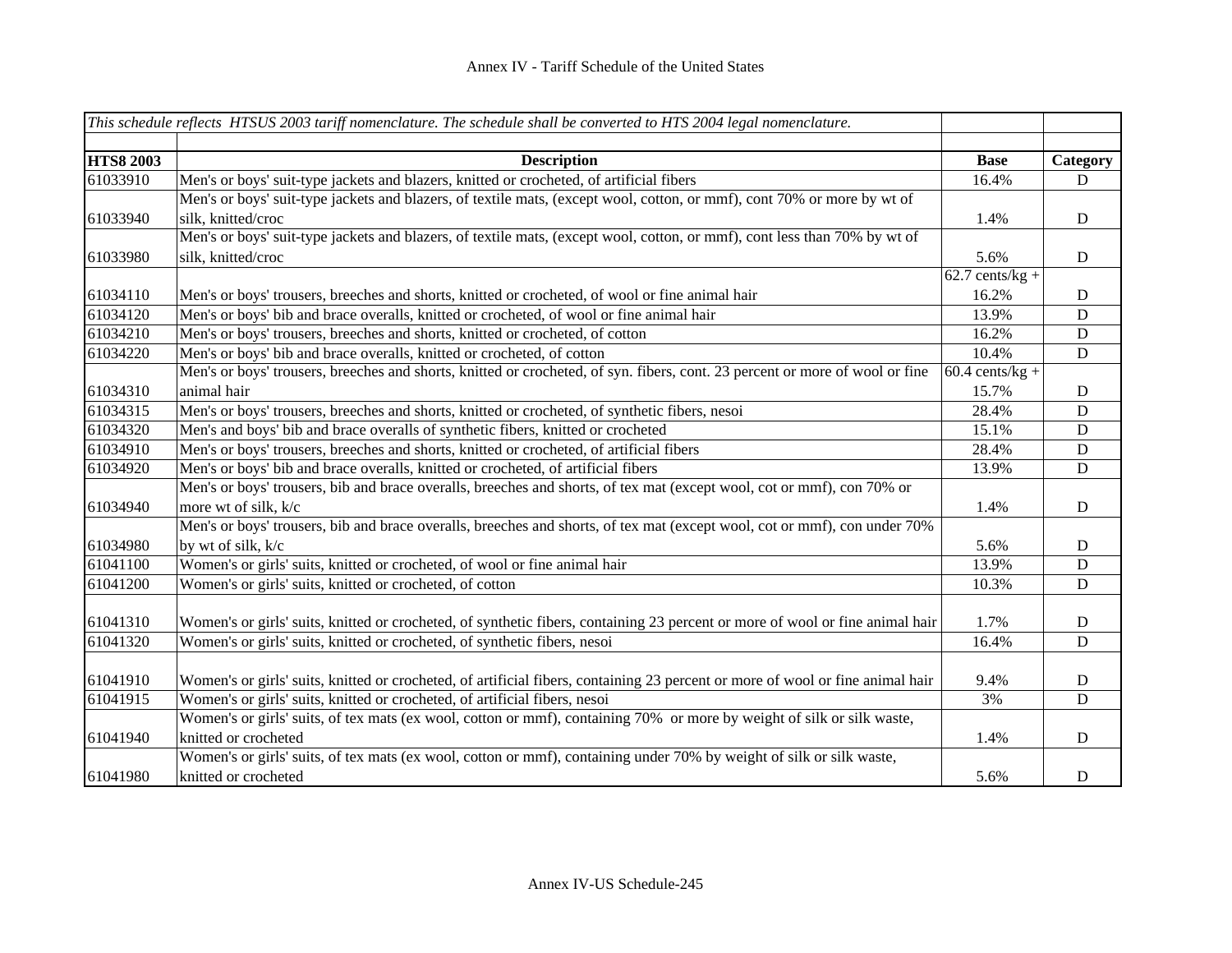# Annex IV - Tariff Schedule of the United States

| *This schedule reflects HTSUS 2003 tariff nomenclature. The schedule shall be converted to HTS 2004 legal nomenclature.* | | | |
|---|---|---|---|
| **HTS8 2003** | **Description** | **Base** | **Category** |
| 61033910 | Men's or boys' suit-type jackets and blazers, knitted or crocheted, of artificial fibers | 16.4% | D |
| 61033940 | Men's or boys' suit-type jackets and blazers, of textile mats, (except wool, cotton, or mmf), cont 70% or more by wt of silk, knitted/croc | 1.4% | D |
| 61033980 | Men's or boys' suit-type jackets and blazers, of textile mats, (except wool, cotton, or mmf), cont less than 70% by wt of silk, knitted/croc | 5.6% | D |
| 61034110 | Men's or boys' trousers, breeches and shorts, knitted or crocheted, of wool or fine animal hair | 62.7 cents/kg + 16.2% | D |
| 61034120 | Men's or boys' bib and brace overalls, knitted or crocheted, of wool or fine animal hair | 13.9% | D |
| 61034210 | Men's or boys' trousers, breeches and shorts, knitted or crocheted, of cotton | 16.2% | D |
| 61034220 | Men's or boys' bib and brace overalls, knitted or crocheted, of cotton | 10.4% | D |
| 61034310 | Men's or boys' trousers, breeches and shorts, knitted or crocheted, of syn. fibers, cont. 23 percent or more of wool or fine animal hair | 60.4 cents/kg + 15.7% | D |
| 61034315 | Men's or boys' trousers, breeches and shorts, knitted or crocheted, of synthetic fibers, nesoi | 28.4% | D |
| 61034320 | Men's and boys' bib and brace overalls of synthetic fibers, knitted or crocheted | 15.1% | D |
| 61034910 | Men's or boys' trousers, breeches and shorts, knitted or crocheted, of artificial fibers | 28.4% | D |
| 61034920 | Men's or boys' bib and brace overalls, knitted or crocheted, of artificial fibers | 13.9% | D |
| 61034940 | Men's or boys' trousers, bib and brace overalls, breeches and shorts, of tex mat (except wool, cot or mmf), con 70% or more wt of silk, k/c | 1.4% | D |
| 61034980 | Men's or boys' trousers, bib and brace overalls, breeches and shorts, of tex mat (except wool, cot or mmf), con under 70% by wt of silk, k/c | 5.6% | D |
| 61041100 | Women's or girls' suits, knitted or crocheted, of wool or fine animal hair | 13.9% | D |
| 61041200 | Women's or girls' suits, knitted or crocheted, of cotton | 10.3% | D |
| 61041310 | Women's or girls' suits, knitted or crocheted, of synthetic fibers, containing 23 percent or more of wool or fine animal hair | 1.7% | D |
| 61041320 | Women's or girls' suits, knitted or crocheted, of synthetic fibers, nesoi | 16.4% | D |
| 61041910 | Women's or girls' suits, knitted or crocheted, of artificial fibers, containing 23 percent or more of wool or fine animal hair | 9.4% | D |
| 61041915 | Women's or girls' suits, knitted or crocheted, of artificial fibers, nesoi | 3% | D |
| 61041940 | Women's or girls' suits, of tex mats (ex wool, cotton or mmf), containing 70% or more by weight of silk or silk waste, knitted or crocheted | 1.4% | D |
| 61041980 | Women's or girls' suits, of tex mats (ex wool, cotton or mmf), containing under 70% by weight of silk or silk waste, knitted or crocheted | 5.6% | D |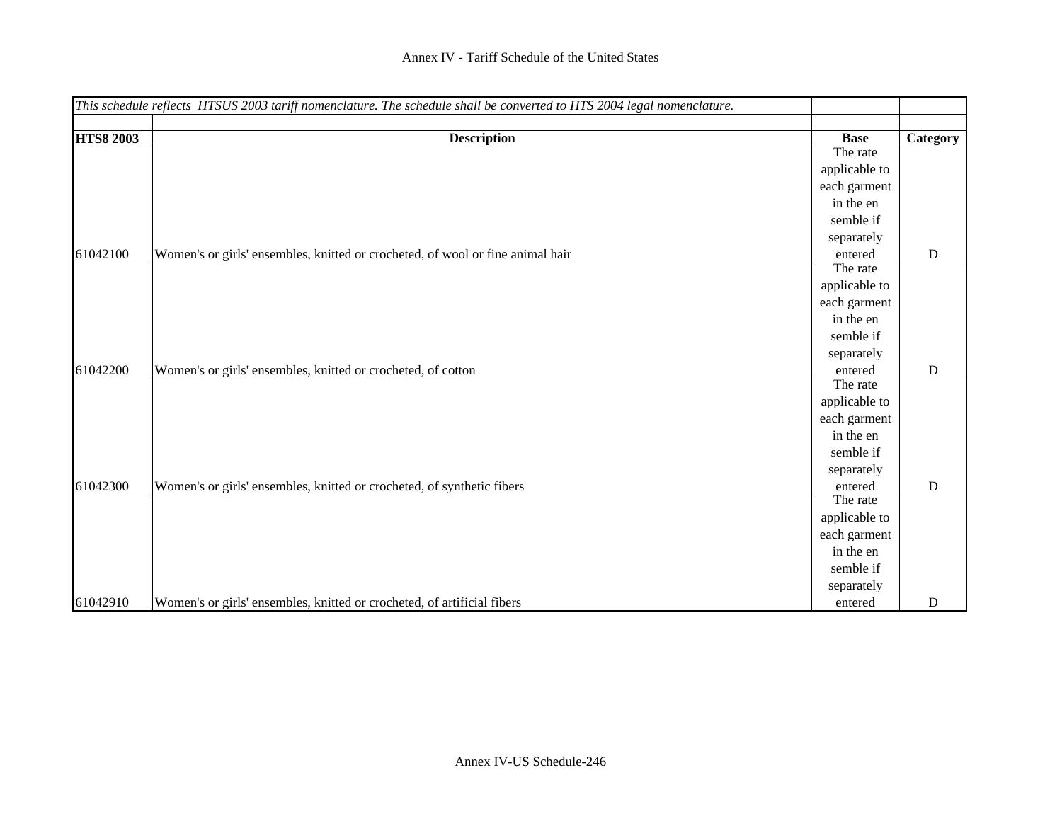*This schedule reflects HTSUS 2003 tariff nomenclature. The schedule shall be converted to HTS 2004 legal nomenclature.*

| HTS8 2003 | Description | Base | Category |
|---|---|---|---|
| 61042100 | Women's or girls' ensembles, knitted or crocheted, of wool or fine animal hair | The rate applicable to each garment in the en semble if separately entered | D |
| 61042200 | Women's or girls' ensembles, knitted or crocheted, of cotton | The rate applicable to each garment in the en semble if separately entered | D |
| 61042300 | Women's or girls' ensembles, knitted or crocheted, of synthetic fibers | The rate applicable to each garment in the en semble if separately entered | D |
| 61042910 | Women's or girls' ensembles, knitted or crocheted, of artificial fibers | The rate applicable to each garment in the en semble if separately entered | D |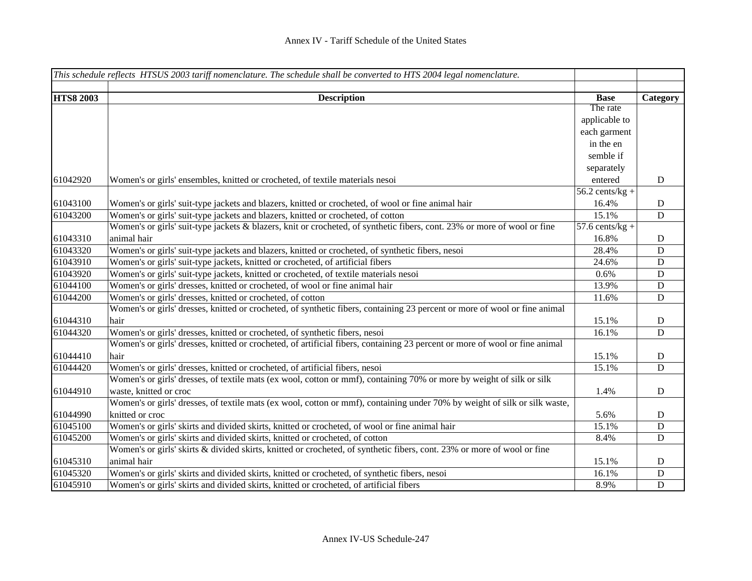| *This schedule reflects HTSUS 2003 tariff nomenclature. The schedule shall be converted to HTS 2004 legal nomenclature.* | | | |
|---|---|---|---|
| **HTS8 2003** | **Description** | **Base** | **Category** |
| 61042920 | Women's or girls' ensembles, knitted or crocheted, of textile materials nesoi | The rate applicable to each garment in the en semble if separately entered | D |
| 61043100 | Women's or girls' suit-type jackets and blazers, knitted or crocheted, of wool or fine animal hair | 56.2 cents/kg + 16.4% | D |
| 61043200 | Women's or girls' suit-type jackets and blazers, knitted or crocheted, of cotton | 15.1% | D |
| 61043310 | Women's or girls' suit-type jackets & blazers, knit or crocheted, of synthetic fibers, cont. 23% or more of wool or fine animal hair | 57.6 cents/kg + 16.8% | D |
| 61043320 | Women's or girls' suit-type jackets and blazers, knitted or crocheted, of synthetic fibers, nesoi | 28.4% | D |
| 61043910 | Women's or girls' suit-type jackets, knitted or crocheted, of artificial fibers | 24.6% | D |
| 61043920 | Women's or girls' suit-type jackets, knitted or crocheted, of textile materials nesoi | 0.6% | D |
| 61044100 | Women's or girls' dresses, knitted or crocheted, of wool or fine animal hair | 13.9% | D |
| 61044200 | Women's or girls' dresses, knitted or crocheted, of cotton | 11.6% | D |
| 61044310 | Women's or girls' dresses, knitted or crocheted, of synthetic fibers, containing 23 percent or more of wool or fine animal hair | 15.1% | D |
| 61044320 | Women's or girls' dresses, knitted or crocheted, of synthetic fibers, nesoi | 16.1% | D |
| 61044410 | Women's or girls' dresses, knitted or crocheted, of artificial fibers, containing 23 percent or more of wool or fine animal hair | 15.1% | D |
| 61044420 | Women's or girls' dresses, knitted or crocheted, of artificial fibers, nesoi | 15.1% | D |
| 61044910 | Women's or girls' dresses, of textile mats (ex wool, cotton or mmf), containing 70% or more by weight of silk or silk waste, knitted or croc | 1.4% | D |
| 61044990 | Women's or girls' dresses, of textile mats (ex wool, cotton or mmf), containing under 70% by weight of silk or silk waste, knitted or croc | 5.6% | D |
| 61045100 | Women's or girls' skirts and divided skirts, knitted or crocheted, of wool or fine animal hair | 15.1% | D |
| 61045200 | Women's or girls' skirts and divided skirts, knitted or crocheted, of cotton | 8.4% | D |
| 61045310 | Women's or girls' skirts & divided skirts, knitted or crocheted, of synthetic fibers, cont. 23% or more of wool or fine animal hair | 15.1% | D |
| 61045320 | Women's or girls' skirts and divided skirts, knitted or crocheted, of synthetic fibers, nesoi | 16.1% | D |
| 61045910 | Women's or girls' skirts and divided skirts, knitted or crocheted, of artificial fibers | 8.9% | D |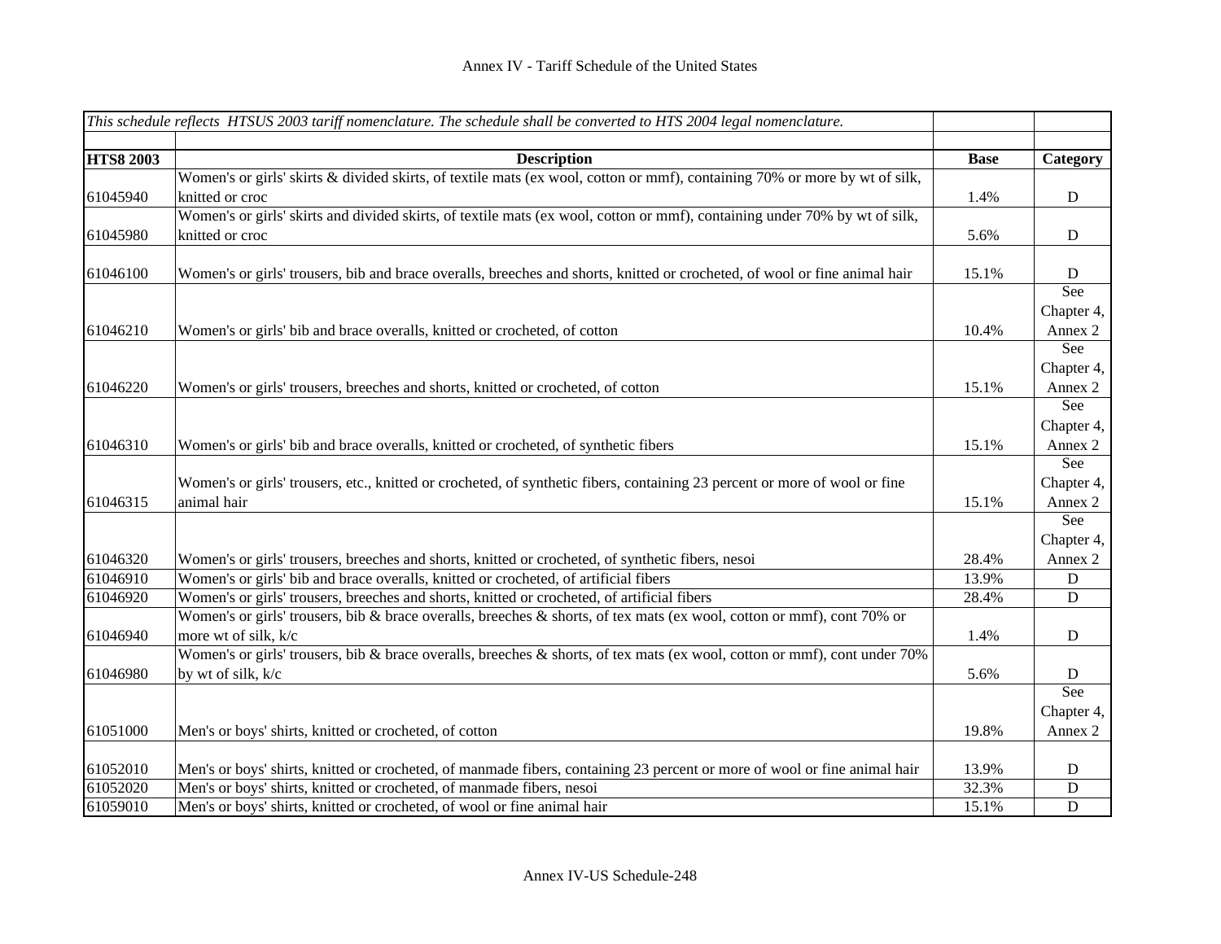Annex IV - Tariff Schedule of the United States

| *This schedule reflects HTSUS 2003 tariff nomenclature. The schedule shall be converted to HTS 2004 legal nomenclature.* | | | |
|---|---|---|---|
| **HTS8 2003** | **Description** | **Base** | **Category** |
| 61045940 | Women's or girls' skirts & divided skirts, of textile mats (ex wool, cotton or mmf), containing 70% or more by wt of silk, knitted or croc | 1.4% | D |
| 61045980 | Women's or girls' skirts and divided skirts, of textile mats (ex wool, cotton or mmf), containing under 70% by wt of silk, knitted or croc | 5.6% | D |
| 61046100 | Women's or girls' trousers, bib and brace overalls, breeches and shorts, knitted or crocheted, of wool or fine animal hair | 15.1% | D |
| 61046210 | Women's or girls' bib and brace overalls, knitted or crocheted, of cotton | 10.4% | See Chapter 4, Annex 2 |
| 61046220 | Women's or girls' trousers, breeches and shorts, knitted or crocheted, of cotton | 15.1% | See Chapter 4, Annex 2 |
| 61046310 | Women's or girls' bib and brace overalls, knitted or crocheted, of synthetic fibers | 15.1% | See Chapter 4, Annex 2 |
| 61046315 | Women's or girls' trousers, etc., knitted or crocheted, of synthetic fibers, containing 23 percent or more of wool or fine animal hair | 15.1% | See Chapter 4, Annex 2 |
| 61046320 | Women's or girls' trousers, breeches and shorts, knitted or crocheted, of synthetic fibers, nesoi | 28.4% | See Chapter 4, Annex 2 |
| 61046910 | Women's or girls' bib and brace overalls, knitted or crocheted, of artificial fibers | 13.9% | D |
| 61046920 | Women's or girls' trousers, breeches and shorts, knitted or crocheted, of artificial fibers | 28.4% | D |
| 61046940 | Women's or girls' trousers, bib & brace overalls, breeches & shorts, of tex mats (ex wool, cotton or mmf), cont 70% or more wt of silk, k/c | 1.4% | D |
| 61046980 | Women's or girls' trousers, bib & brace overalls, breeches & shorts, of tex mats (ex wool, cotton or mmf), cont under 70% by wt of silk, k/c | 5.6% | D |
| 61051000 | Men's or boys' shirts, knitted or crocheted, of cotton | 19.8% | See Chapter 4, Annex 2 |
| 61052010 | Men's or boys' shirts, knitted or crocheted, of manmade fibers, containing 23 percent or more of wool or fine animal hair | 13.9% | D |
| 61052020 | Men's or boys' shirts, knitted or crocheted, of manmade fibers, nesoi | 32.3% | D |
| 61059010 | Men's or boys' shirts, knitted or crocheted, of wool or fine animal hair | 15.1% | D |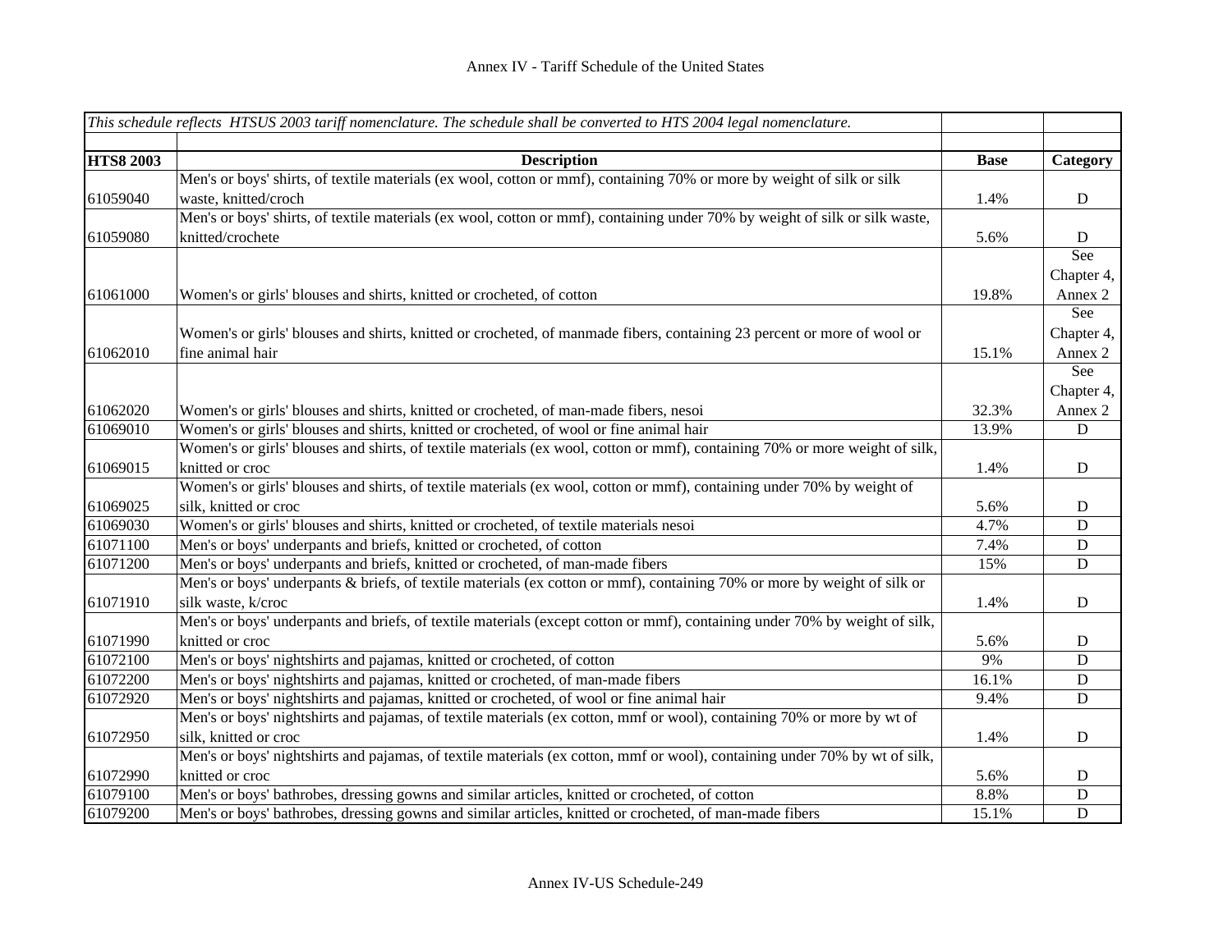Annex IV - Tariff Schedule of the United States

| *This schedule reflects HTSUS 2003 tariff nomenclature. The schedule shall be converted to HTS 2004 legal nomenclature.* | | | |
|---|---|---|---|
| **HTS8 2003** | **Description** | **Base** | **Category** |
| 61059040 | Men's or boys' shirts, of textile materials (ex wool, cotton or mmf), containing 70% or more by weight of silk or silk waste, knitted/croch | 1.4% | D |
| 61059080 | Men's or boys' shirts, of textile materials (ex wool, cotton or mmf), containing under 70% by weight of silk or silk waste, knitted/crochete | 5.6% | D |
| 61061000 | Women's or girls' blouses and shirts, knitted or crocheted, of cotton | 19.8% | See Chapter 4, Annex 2 |
| 61062010 | Women's or girls' blouses and shirts, knitted or crocheted, of manmade fibers, containing 23 percent or more of wool or fine animal hair | 15.1% | See Chapter 4, Annex 2 |
| 61062020 | Women's or girls' blouses and shirts, knitted or crocheted, of man-made fibers, nesoi | 32.3% | See Chapter 4, Annex 2 |
| 61069010 | Women's or girls' blouses and shirts, knitted or crocheted, of wool or fine animal hair | 13.9% | D |
| 61069015 | Women's or girls' blouses and shirts, of textile materials (ex wool, cotton or mmf), containing 70% or more weight of silk, knitted or croc | 1.4% | D |
| 61069025 | Women's or girls' blouses and shirts, of textile materials (ex wool, cotton or mmf), containing under 70% by weight of silk, knitted or croc | 5.6% | D |
| 61069030 | Women's or girls' blouses and shirts, knitted or crocheted, of textile materials nesoi | 4.7% | D |
| 61071100 | Men's or boys' underpants and briefs, knitted or crocheted, of cotton | 7.4% | D |
| 61071200 | Men's or boys' underpants and briefs, knitted or crocheted, of man-made fibers | 15% | D |
| 61071910 | Men's or boys' underpants & briefs, of textile materials (ex cotton or mmf), containing 70% or more by weight of silk or silk waste, k/croc | 1.4% | D |
| 61071990 | Men's or boys' underpants and briefs, of textile materials (except cotton or mmf), containing under 70% by weight of silk, knitted or croc | 5.6% | D |
| 61072100 | Men's or boys' nightshirts and pajamas, knitted or crocheted, of cotton | 9% | D |
| 61072200 | Men's or boys' nightshirts and pajamas, knitted or crocheted, of man-made fibers | 16.1% | D |
| 61072920 | Men's or boys' nightshirts and pajamas, knitted or crocheted, of wool or fine animal hair | 9.4% | D |
| 61072950 | Men's or boys' nightshirts and pajamas, of textile materials (ex cotton, mmf or wool), containing 70% or more by wt of silk, knitted or croc | 1.4% | D |
| 61072990 | Men's or boys' nightshirts and pajamas, of textile materials (ex cotton, mmf or wool), containing under 70% by wt of silk, knitted or croc | 5.6% | D |
| 61079100 | Men's or boys' bathrobes, dressing gowns and similar articles, knitted or crocheted, of cotton | 8.8% | D |
| 61079200 | Men's or boys' bathrobes, dressing gowns and similar articles, knitted or crocheted, of man-made fibers | 15.1% | D |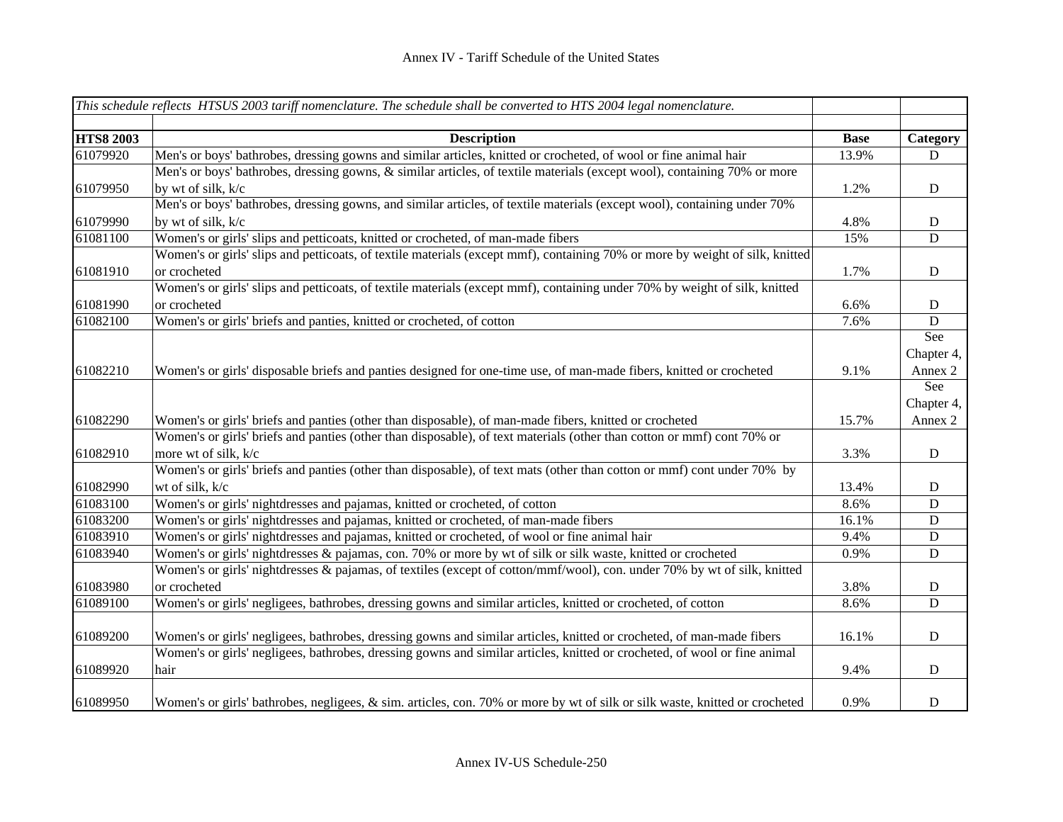*This schedule reflects HTSUS 2003 tariff nomenclature. The schedule shall be converted to HTS 2004 legal nomenclature.*

| HTS8 2003 | Description | Base | Category |
|---|---|---|---|
| 61079920 | Men's or boys' bathrobes, dressing gowns and similar articles, knitted or crocheted, of wool or fine animal hair | 13.9% | D |
| 61079950 | Men's or boys' bathrobes, dressing gowns, & similar articles, of textile materials (except wool), containing 70% or more by wt of silk, k/c | 1.2% | D |
| 61079990 | Men's or boys' bathrobes, dressing gowns, and similar articles, of textile materials (except wool), containing under 70% by wt of silk, k/c | 4.8% | D |
| 61081100 | Women's or girls' slips and petticoats, knitted or crocheted, of man-made fibers | 15% | D |
| 61081910 | Women's or girls' slips and petticoats, of textile materials (except mmf), containing 70% or more by weight of silk, knitted or crocheted | 1.7% | D |
| 61081990 | Women's or girls' slips and petticoats, of textile materials (except mmf), containing under 70% by weight of silk, knitted or crocheted | 6.6% | D |
| 61082100 | Women's or girls' briefs and panties, knitted or crocheted, of cotton | 7.6% | D |
| 61082210 | Women's or girls' disposable briefs and panties designed for one-time use, of man-made fibers, knitted or crocheted | 9.1% | See Chapter 4, Annex 2 |
| 61082290 | Women's or girls' briefs and panties (other than disposable), of man-made fibers, knitted or crocheted | 15.7% | See Chapter 4, Annex 2 |
| 61082910 | Women's or girls' briefs and panties (other than disposable), of text materials (other than cotton or mmf) cont 70% or more wt of silk, k/c | 3.3% | D |
| 61082990 | Women's or girls' briefs and panties (other than disposable), of text mats (other than cotton or mmf) cont under 70% by wt of silk, k/c | 13.4% | D |
| 61083100 | Women's or girls' nightdresses and pajamas, knitted or crocheted, of cotton | 8.6% | D |
| 61083200 | Women's or girls' nightdresses and pajamas, knitted or crocheted, of man-made fibers | 16.1% | D |
| 61083910 | Women's or girls' nightdresses and pajamas, knitted or crocheted, of wool or fine animal hair | 9.4% | D |
| 61083940 | Women's or girls' nightdresses & pajamas, con. 70% or more by wt of silk or silk waste, knitted or crocheted | 0.9% | D |
| 61083980 | Women's or girls' nightdresses & pajamas, of textiles (except of cotton/mmf/wool), con. under 70% by wt of silk, knitted or crocheted | 3.8% | D |
| 61089100 | Women's or girls' negligees, bathrobes, dressing gowns and similar articles, knitted or crocheted, of cotton | 8.6% | D |
| 61089200 | Women's or girls' negligees, bathrobes, dressing gowns and similar articles, knitted or crocheted, of man-made fibers | 16.1% | D |
| 61089920 | Women's or girls' negligees, bathrobes, dressing gowns and similar articles, knitted or crocheted, of wool or fine animal hair | 9.4% | D |
| 61089950 | Women's or girls' bathrobes, negligees, & sim. articles, con. 70% or more by wt of silk or silk waste, knitted or crocheted | 0.9% | D |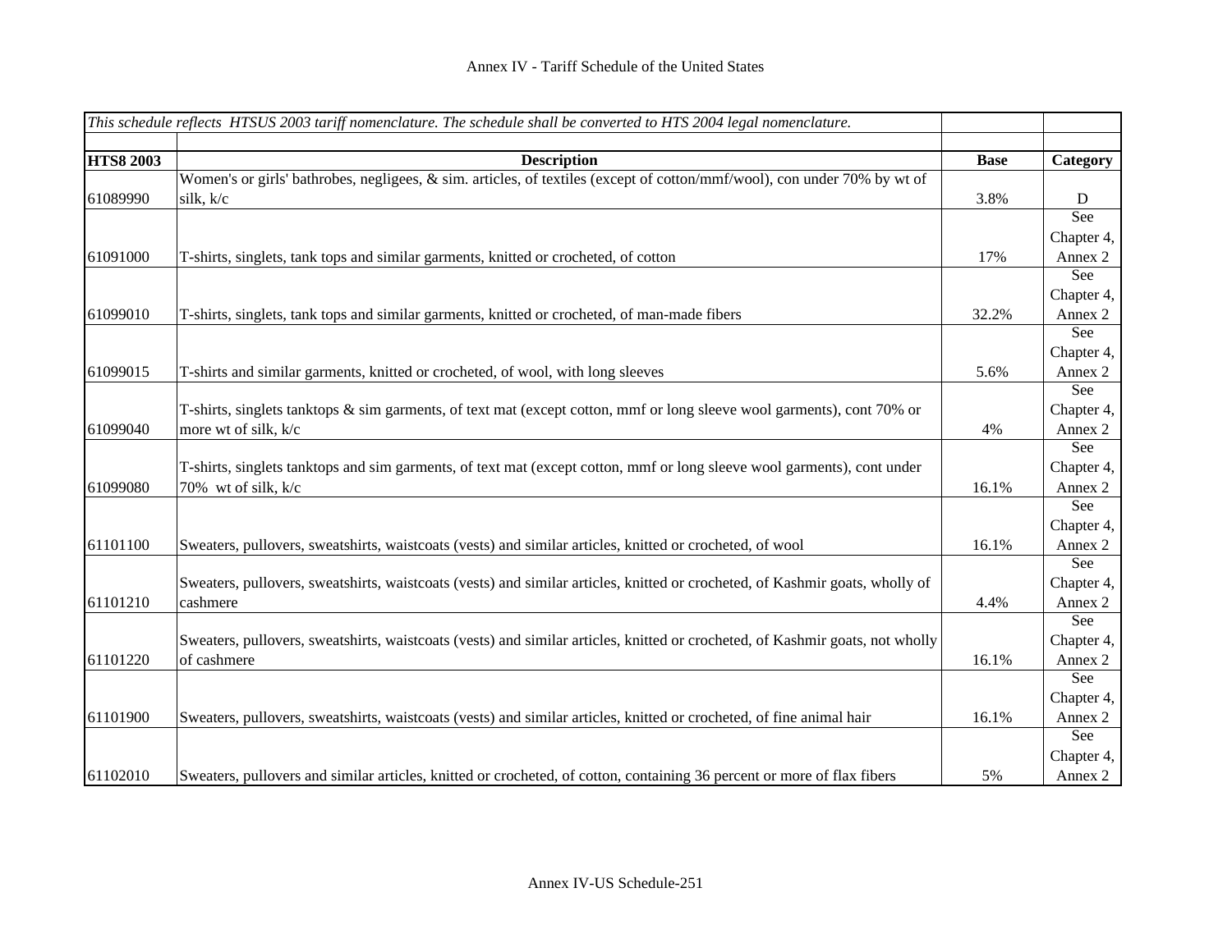Annex IV - Tariff Schedule of the United States

| *This schedule reflects HTSUS 2003 tariff nomenclature. The schedule shall be converted to HTS 2004 legal nomenclature.* | | | |
|---|---|---|---|
| **HTS8 2003** | **Description** | **Base** | **Category** |
| 61089990 | Women's or girls' bathrobes, negligees, & sim. articles, of textiles (except of cotton/mmf/wool), con under 70% by wt of silk, k/c | 3.8% | D |
| 61091000 | T-shirts, singlets, tank tops and similar garments, knitted or crocheted, of cotton | 17% | See Chapter 4, Annex 2 |
| 61099010 | T-shirts, singlets, tank tops and similar garments, knitted or crocheted, of man-made fibers | 32.2% | See Chapter 4, Annex 2 |
| 61099015 | T-shirts and similar garments, knitted or crocheted, of wool, with long sleeves | 5.6% | See Chapter 4, Annex 2 |
| 61099040 | T-shirts, singlets tanktops & sim garments, of text mat (except cotton, mmf or long sleeve wool garments), cont 70% or more wt of silk, k/c | 4% | See Chapter 4, Annex 2 |
| 61099080 | T-shirts, singlets tanktops and sim garments, of text mat (except cotton, mmf or long sleeve wool garments), cont under 70% wt of silk, k/c | 16.1% | See Chapter 4, Annex 2 |
| 61101100 | Sweaters, pullovers, sweatshirts, waistcoats (vests) and similar articles, knitted or crocheted, of wool | 16.1% | See Chapter 4, Annex 2 |
| 61101210 | Sweaters, pullovers, sweatshirts, waistcoats (vests) and similar articles, knitted or crocheted, of Kashmir goats, wholly of cashmere | 4.4% | See Chapter 4, Annex 2 |
| 61101220 | Sweaters, pullovers, sweatshirts, waistcoats (vests) and similar articles, knitted or crocheted, of Kashmir goats, not wholly of cashmere | 16.1% | See Chapter 4, Annex 2 |
| 61101900 | Sweaters, pullovers, sweatshirts, waistcoats (vests) and similar articles, knitted or crocheted, of fine animal hair | 16.1% | See Chapter 4, Annex 2 |
| 61102010 | Sweaters, pullovers and similar articles, knitted or crocheted, of cotton, containing 36 percent or more of flax fibers | 5% | See Chapter 4, Annex 2 |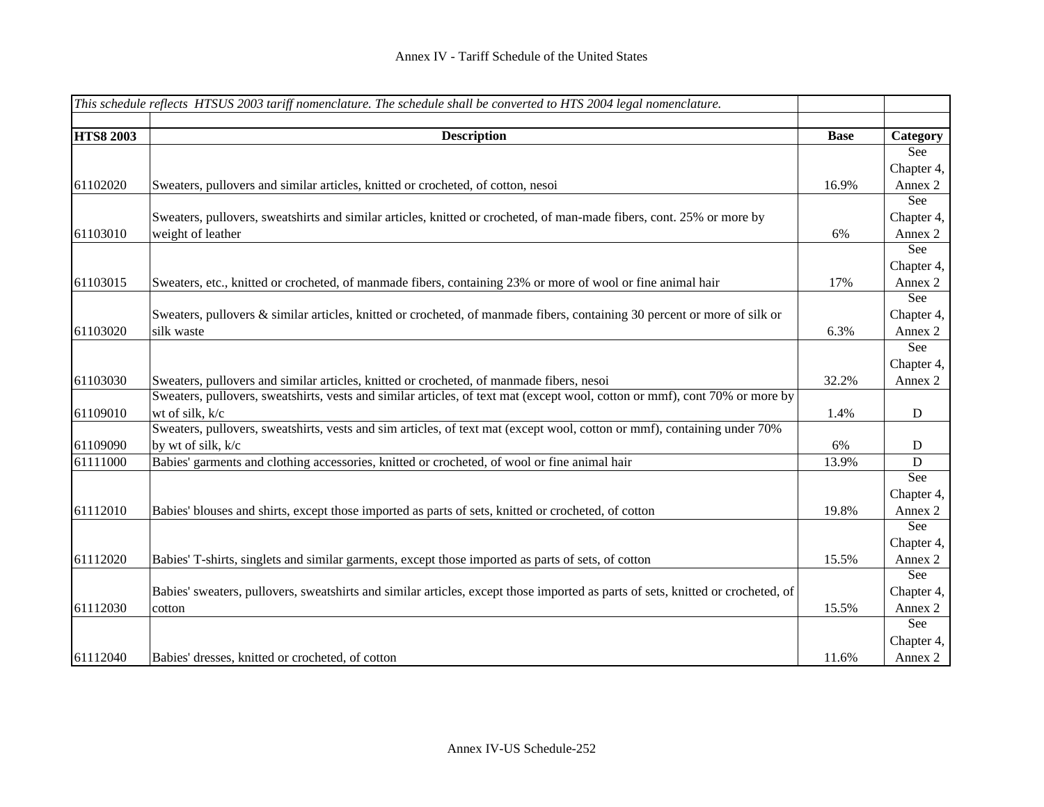Annex IV - Tariff Schedule of the United States

| *This schedule reflects HTSUS 2003 tariff nomenclature. The schedule shall be converted to HTS 2004 legal nomenclature.* | | | |
|---|---|---|---|
| **HTS8 2003** | **Description** | **Base** | **Category** |
| 61102020 | Sweaters, pullovers and similar articles, knitted or crocheted, of cotton, nesoi | 16.9% | See Chapter 4, Annex 2 |
| 61103010 | Sweaters, pullovers, sweatshirts and similar articles, knitted or crocheted, of man-made fibers, cont. 25% or more by weight of leather | 6% | See Chapter 4, Annex 2 |
| 61103015 | Sweaters, etc., knitted or crocheted, of manmade fibers, containing 23% or more of wool or fine animal hair | 17% | See Chapter 4, Annex 2 |
| 61103020 | Sweaters, pullovers & similar articles, knitted or crocheted, of manmade fibers, containing 30 percent or more of silk or silk waste | 6.3% | See Chapter 4, Annex 2 |
| 61103030 | Sweaters, pullovers and similar articles, knitted or crocheted, of manmade fibers, nesoi | 32.2% | See Chapter 4, Annex 2 |
| 61109010 | Sweaters, pullovers, sweatshirts, vests and similar articles, of text mat (except wool, cotton or mmf), cont 70% or more by wt of silk, k/c | 1.4% | D |
| 61109090 | Sweaters, pullovers, sweatshirts, vests and sim articles, of text mat (except wool, cotton or mmf), containing under 70% by wt of silk, k/c | 6% | D |
| 61111000 | Babies' garments and clothing accessories, knitted or crocheted, of wool or fine animal hair | 13.9% | D |
| 61112010 | Babies' blouses and shirts, except those imported as parts of sets, knitted or crocheted, of cotton | 19.8% | See Chapter 4, Annex 2 |
| 61112020 | Babies' T-shirts, singlets and similar garments, except those imported as parts of sets, of cotton | 15.5% | See Chapter 4, Annex 2 |
| 61112030 | Babies' sweaters, pullovers, sweatshirts and similar articles, except those imported as parts of sets, knitted or crocheted, of cotton | 15.5% | See Chapter 4, Annex 2 |
| 61112040 | Babies' dresses, knitted or crocheted, of cotton | 11.6% | See Chapter 4, Annex 2 |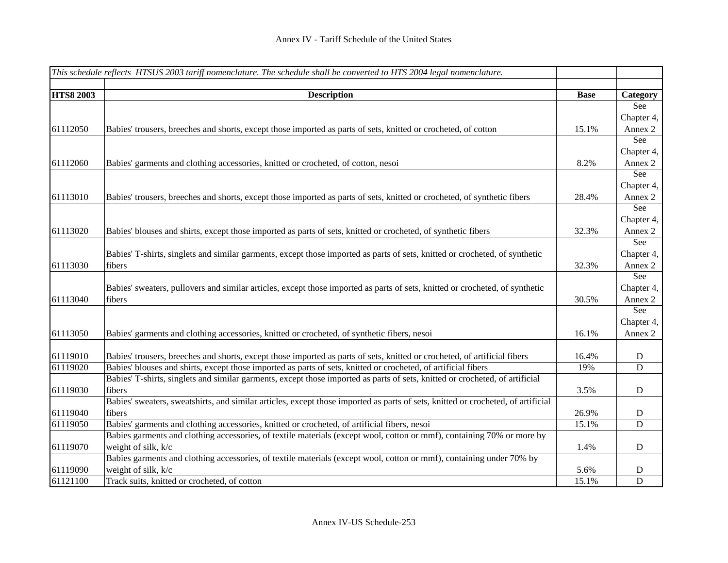| *This schedule reflects HTSUS 2003 tariff nomenclature. The schedule shall be converted to HTS 2004 legal nomenclature.* | | | |
|---|---|---|---|
| **HTS8 2003** | **Description** | **Base** | **Category** |
| 61112050 | Babies' trousers, breeches and shorts, except those imported as parts of sets, knitted or crocheted, of cotton | 15.1% | See Chapter 4, Annex 2 |
| 61112060 | Babies' garments and clothing accessories, knitted or crocheted, of cotton, nesoi | 8.2% | See Chapter 4, Annex 2 |
| 61113010 | Babies' trousers, breeches and shorts, except those imported as parts of sets, knitted or crocheted, of synthetic fibers | 28.4% | See Chapter 4, Annex 2 |
| 61113020 | Babies' blouses and shirts, except those imported as parts of sets, knitted or crocheted, of synthetic fibers | 32.3% | See Chapter 4, Annex 2 |
| 61113030 | Babies' T-shirts, singlets and similar garments, except those imported as parts of sets, knitted or crocheted, of synthetic fibers | 32.3% | See Chapter 4, Annex 2 |
| 61113040 | Babies' sweaters, pullovers and similar articles, except those imported as parts of sets, knitted or crocheted, of synthetic fibers | 30.5% | See Chapter 4, Annex 2 |
| 61113050 | Babies' garments and clothing accessories, knitted or crocheted, of synthetic fibers, nesoi | 16.1% | See Chapter 4, Annex 2 |
| 61119010 | Babies' trousers, breeches and shorts, except those imported as parts of sets, knitted or crocheted, of artificial fibers | 16.4% | D |
| 61119020 | Babies' blouses and shirts, except those imported as parts of sets, knitted or crocheted, of artificial fibers | 19% | D |
| 61119030 | Babies' T-shirts, singlets and similar garments, except those imported as parts of sets, knitted or crocheted, of artificial fibers | 3.5% | D |
| 61119040 | Babies' sweaters, sweatshirts, and similar articles, except those imported as parts of sets, knitted or crocheted, of artificial fibers | 26.9% | D |
| 61119050 | Babies' garments and clothing accessories, knitted or crocheted, of artificial fibers, nesoi | 15.1% | D |
| 61119070 | Babies garments and clothing accessories, of textile materials (except wool, cotton or mmf), containing 70% or more by weight of silk, k/c | 1.4% | D |
| 61119090 | Babies garments and clothing accessories, of textile materials (except wool, cotton or mmf), containing under 70% by weight of silk, k/c | 5.6% | D |
| 61121100 | Track suits, knitted or crocheted, of cotton | 15.1% | D |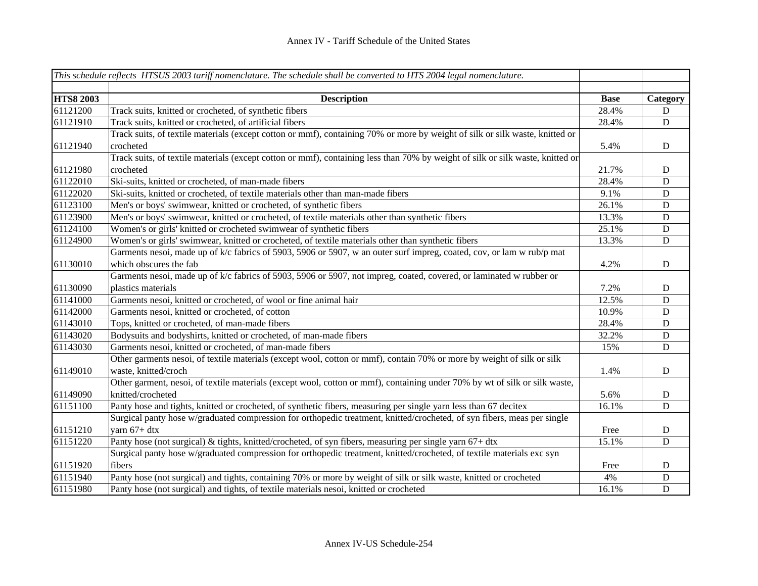| *This schedule reflects HTSUS 2003 tariff nomenclature. The schedule shall be converted to HTS 2004 legal nomenclature.* | | | |
|---|---|---|---|
| **HTS8 2003** | **Description** | **Base** | **Category** |
| 61121200 | Track suits, knitted or crocheted, of synthetic fibers | 28.4% | D |
| 61121910 | Track suits, knitted or crocheted, of artificial fibers | 28.4% | D |
| 61121940 | Track suits, of textile materials (except cotton or mmf), containing 70% or more by weight of silk or silk waste, knitted or crocheted | 5.4% | D |
| 61121980 | Track suits, of textile materials (except cotton or mmf), containing less than 70% by weight of silk or silk waste, knitted or crocheted | 21.7% | D |
| 61122010 | Ski-suits, knitted or crocheted, of man-made fibers | 28.4% | D |
| 61122020 | Ski-suits, knitted or crocheted, of textile materials other than man-made fibers | 9.1% | D |
| 61123100 | Men's or boys' swimwear, knitted or crocheted, of synthetic fibers | 26.1% | D |
| 61123900 | Men's or boys' swimwear, knitted or crocheted, of textile materials other than synthetic fibers | 13.3% | D |
| 61124100 | Women's or girls' knitted or crocheted swimwear of synthetic fibers | 25.1% | D |
| 61124900 | Women's or girls' swimwear, knitted or crocheted, of textile materials other than synthetic fibers | 13.3% | D |
| 61130010 | Garments nesoi, made up of k/c fabrics of 5903, 5906 or 5907, w an outer surf impreg, coated, cov, or lam w rub/p mat which obscures the fab | 4.2% | D |
| 61130090 | Garments nesoi, made up of k/c fabrics of 5903, 5906 or 5907, not impreg, coated, covered, or laminated w rubber or plastics materials | 7.2% | D |
| 61141000 | Garments nesoi, knitted or crocheted, of wool or fine animal hair | 12.5% | D |
| 61142000 | Garments nesoi, knitted or crocheted, of cotton | 10.9% | D |
| 61143010 | Tops, knitted or crocheted, of man-made fibers | 28.4% | D |
| 61143020 | Bodysuits and bodyshirts, knitted or crocheted, of man-made fibers | 32.2% | D |
| 61143030 | Garments nesoi, knitted or crocheted, of man-made fibers | 15% | D |
| 61149010 | Other garments nesoi, of textile materials (except wool, cotton or mmf), contain 70% or more by weight of silk or silk waste, knitted/croch | 1.4% | D |
| 61149090 | Other garment, nesoi, of textile materials (except wool, cotton or mmf), containing under 70% by wt of silk or silk waste, knitted/crocheted | 5.6% | D |
| 61151100 | Panty hose and tights, knitted or crocheted, of synthetic fibers, measuring per single yarn less than 67 decitex | 16.1% | D |
| 61151210 | Surgical panty hose w/graduated compression for orthopedic treatment, knitted/crocheted, of syn fibers, meas per single yarn 67+ dtx | Free | D |
| 61151220 | Panty hose (not surgical) & tights, knitted/crocheted, of syn fibers, measuring per single yarn 67+ dtx | 15.1% | D |
| 61151920 | Surgical panty hose w/graduated compression for orthopedic treatment, knitted/crocheted, of textile materials exc syn fibers | Free | D |
| 61151940 | Panty hose (not surgical) and tights, containing 70% or more by weight of silk or silk waste, knitted or crocheted | 4% | D |
| 61151980 | Panty hose (not surgical) and tights, of textile materials nesoi, knitted or crocheted | 16.1% | D |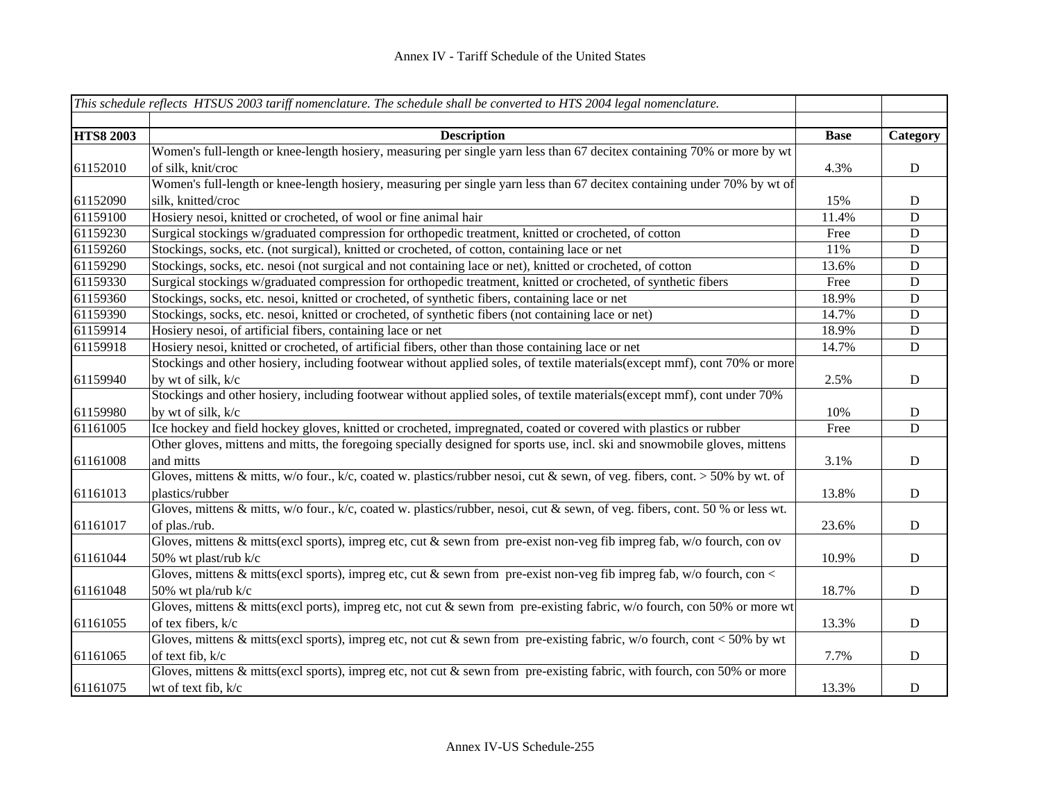Annex IV - Tariff Schedule of the United States

| *This schedule reflects HTSUS 2003 tariff nomenclature. The schedule shall be converted to HTS 2004 legal nomenclature.* | | | |
|---|---|---|---|
| **HTS8 2003** | **Description** | **Base** | **Category** |
| 61152010 | Women's full-length or knee-length hosiery, measuring per single yarn less than 67 decitex containing 70% or more by wt of silk, knit/croc | 4.3% | D |
| 61152090 | Women's full-length or knee-length hosiery, measuring per single yarn less than 67 decitex containing under 70% by wt of silk, knitted/croc | 15% | D |
| 61159100 | Hosiery nesoi, knitted or crocheted, of wool or fine animal hair | 11.4% | D |
| 61159230 | Surgical stockings w/graduated compression for orthopedic treatment, knitted or crocheted, of cotton | Free | D |
| 61159260 | Stockings, socks, etc. (not surgical), knitted or crocheted, of cotton, containing lace or net | 11% | D |
| 61159290 | Stockings, socks, etc. nesoi (not surgical and not containing lace or net), knitted or crocheted, of cotton | 13.6% | D |
| 61159330 | Surgical stockings w/graduated compression for orthopedic treatment, knitted or crocheted, of synthetic fibers | Free | D |
| 61159360 | Stockings, socks, etc. nesoi, knitted or crocheted, of synthetic fibers, containing lace or net | 18.9% | D |
| 61159390 | Stockings, socks, etc. nesoi, knitted or crocheted, of synthetic fibers (not containing lace or net) | 14.7% | D |
| 61159914 | Hosiery nesoi, of artificial fibers, containing lace or net | 18.9% | D |
| 61159918 | Hosiery nesoi, knitted or crocheted, of artificial fibers, other than those containing lace or net | 14.7% | D |
| 61159940 | Stockings and other hosiery, including footwear without applied soles, of textile materials(except mmf), cont 70% or more by wt of silk, k/c | 2.5% | D |
| 61159980 | Stockings and other hosiery, including footwear without applied soles, of textile materials(except mmf), cont under 70% by wt of silk, k/c | 10% | D |
| 61161005 | Ice hockey and field hockey gloves, knitted or crocheted, impregnated, coated or covered with plastics or rubber | Free | D |
| 61161008 | Other gloves, mittens and mitts, the foregoing specially designed for sports use, incl. ski and snowmobile gloves, mittens and mitts | 3.1% | D |
| 61161013 | Gloves, mittens & mitts, w/o four., k/c, coated w. plastics/rubber nesoi, cut & sewn, of veg. fibers, cont. > 50% by wt. of plastics/rubber | 13.8% | D |
| 61161017 | Gloves, mittens & mitts, w/o four., k/c, coated w. plastics/rubber, nesoi, cut & sewn, of veg. fibers, cont. 50 % or less wt. of plas./rub. | 23.6% | D |
| 61161044 | Gloves, mittens & mitts(excl sports), impreg etc, cut & sewn from pre-exist non-veg fib impreg fab, w/o fourch, con ov 50% wt plast/rub k/c | 10.9% | D |
| 61161048 | Gloves, mittens & mitts(excl sports), impreg etc, cut & sewn from pre-exist non-veg fib impreg fab, w/o fourch, con < 50% wt pla/rub k/c | 18.7% | D |
| 61161055 | Gloves, mittens & mitts(excl ports), impreg etc, not cut & sewn from pre-existing fabric, w/o fourch, con 50% or more wt of tex fibers, k/c | 13.3% | D |
| 61161065 | Gloves, mittens & mitts(excl sports), impreg etc, not cut & sewn from pre-existing fabric, w/o fourch, cont < 50% by wt of text fib, k/c | 7.7% | D |
| 61161075 | Gloves, mittens & mitts(excl sports), impreg etc, not cut & sewn from pre-existing fabric, with fourch, con 50% or more wt of text fib, k/c | 13.3% | D |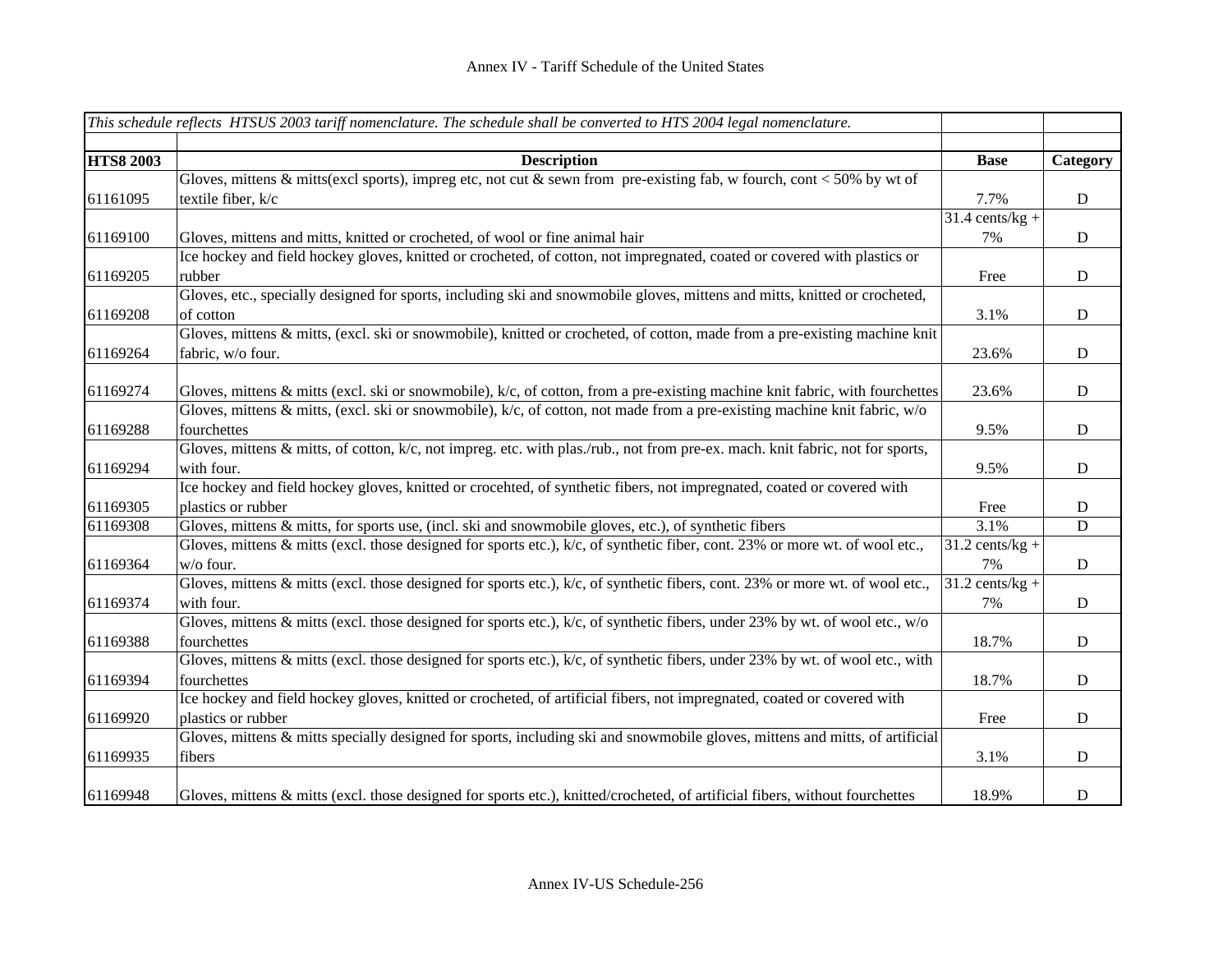# Annex IV - Tariff Schedule of the United States

| *This schedule reflects HTSUS 2003 tariff nomenclature. The schedule shall be converted to HTS 2004 legal nomenclature.* | | | |
|---|---|---|---|
| **HTS8 2003** | **Description** | **Base** | **Category** |
| 61161095 | Gloves, mittens & mitts(excl sports), impreg etc, not cut & sewn from pre-existing fab, w fourch, cont < 50% by wt of textile fiber, k/c | 7.7% | D |
| 61169100 | Gloves, mittens and mitts, knitted or crocheted, of wool or fine animal hair | 31.4 cents/kg + 7% | D |
| 61169205 | Ice hockey and field hockey gloves, knitted or crocheted, of cotton, not impregnated, coated or covered with plastics or rubber | Free | D |
| 61169208 | Gloves, etc., specially designed for sports, including ski and snowmobile gloves, mittens and mitts, knitted or crocheted, of cotton | 3.1% | D |
| 61169264 | Gloves, mittens & mitts, (excl. ski or snowmobile), knitted or crocheted, of cotton, made from a pre-existing machine knit fabric, w/o four. | 23.6% | D |
| 61169274 | Gloves, mittens & mitts (excl. ski or snowmobile), k/c, of cotton, from a pre-existing machine knit fabric, with fourchettes | 23.6% | D |
| 61169288 | Gloves, mittens & mitts, (excl. ski or snowmobile), k/c, of cotton, not made from a pre-existing machine knit fabric, w/o fourchettes | 9.5% | D |
| 61169294 | Gloves, mittens & mitts, of cotton, k/c, not impreg. etc. with plas./rub., not from pre-ex. mach. knit fabric, not for sports, with four. | 9.5% | D |
| 61169305 | Ice hockey and field hockey gloves, knitted or crocehted, of synthetic fibers, not impregnated, coated or covered with plastics or rubber | Free | D |
| 61169308 | Gloves, mittens & mitts, for sports use, (incl. ski and snowmobile gloves, etc.), of synthetic fibers | 3.1% | D |
| 61169364 | Gloves, mittens & mitts (excl. those designed for sports etc.), k/c, of synthetic fiber, cont. 23% or more wt. of wool etc., w/o four. | 31.2 cents/kg + 7% | D |
| 61169374 | Gloves, mittens & mitts (excl. those designed for sports etc.), k/c, of synthetic fibers, cont. 23% or more wt. of wool etc., with four. | 31.2 cents/kg + 7% | D |
| 61169388 | Gloves, mittens & mitts (excl. those designed for sports etc.), k/c, of synthetic fibers, under 23% by wt. of wool etc., w/o fourchettes | 18.7% | D |
| 61169394 | Gloves, mittens & mitts (excl. those designed for sports etc.), k/c, of synthetic fibers, under 23% by wt. of wool etc., with fourchettes | 18.7% | D |
| 61169920 | Ice hockey and field hockey gloves, knitted or crocheted, of artificial fibers, not impregnated, coated or covered with plastics or rubber | Free | D |
| 61169935 | Gloves, mittens & mitts specially designed for sports, including ski and snowmobile gloves, mittens and mitts, of artificial fibers | 3.1% | D |
| 61169948 | Gloves, mittens & mitts (excl. those designed for sports etc.), knitted/crocheted, of artificial fibers, without fourchettes | 18.9% | D |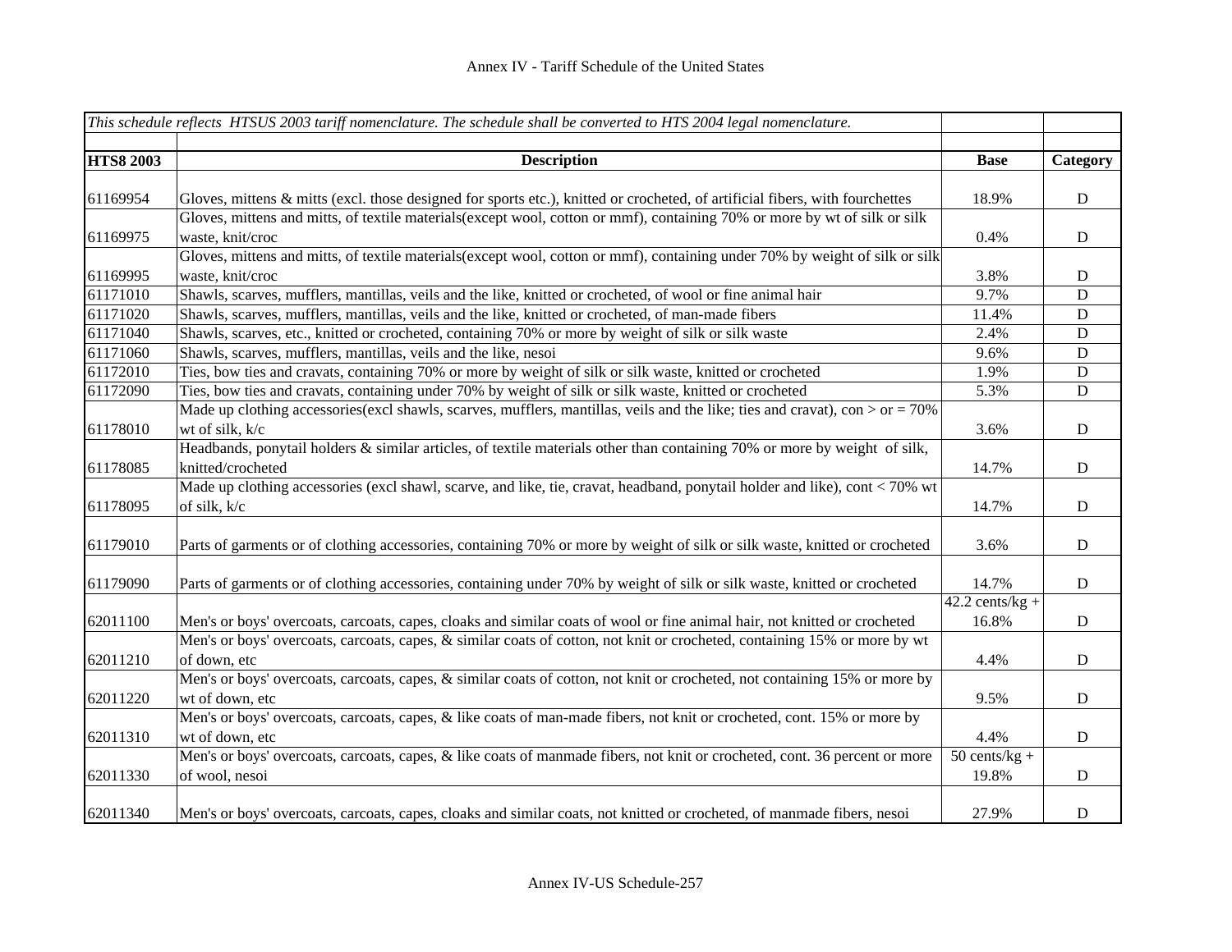# Annex IV - Tariff Schedule of the United States

| *This schedule reflects HTSUS 2003 tariff nomenclature. The schedule shall be converted to HTS 2004 legal nomenclature.* | | | |
|---|---|---|---|
| **HTS8 2003** | **Description** | **Base** | **Category** |
| 61169954 | Gloves, mittens & mitts (excl. those designed for sports etc.), knitted or crocheted, of artificial fibers, with fourchettes | 18.9% | D |
| 61169975 | Gloves, mittens and mitts, of textile materials(except wool, cotton or mmf), containing 70% or more by wt of silk or silk waste, knit/croc | 0.4% | D |
| 61169995 | Gloves, mittens and mitts, of textile materials(except wool, cotton or mmf), containing under 70% by weight of silk or silk waste, knit/croc | 3.8% | D |
| 61171010 | Shawls, scarves, mufflers, mantillas, veils and the like, knitted or crocheted, of wool or fine animal hair | 9.7% | D |
| 61171020 | Shawls, scarves, mufflers, mantillas, veils and the like, knitted or crocheted, of man-made fibers | 11.4% | D |
| 61171040 | Shawls, scarves, etc., knitted or crocheted, containing 70% or more by weight of silk or silk waste | 2.4% | D |
| 61171060 | Shawls, scarves, mufflers, mantillas, veils and the like, nesoi | 9.6% | D |
| 61172010 | Ties, bow ties and cravats, containing 70% or more by weight of silk or silk waste, knitted or crocheted | 1.9% | D |
| 61172090 | Ties, bow ties and cravats, containing under 70% by weight of silk or silk waste, knitted or crocheted | 5.3% | D |
| 61178010 | Made up clothing accessories(excl shawls, scarves, mufflers, mantillas, veils and the like; ties and cravat), con > or = 70% wt of silk, k/c | 3.6% | D |
| 61178085 | Headbands, ponytail holders & similar articles, of textile materials other than containing 70% or more by weight of silk, knitted/crocheted | 14.7% | D |
| 61178095 | Made up clothing accessories (excl shawl, scarve, and like, tie, cravat, headband, ponytail holder and like), cont < 70% wt of silk, k/c | 14.7% | D |
| 61179010 | Parts of garments or of clothing accessories, containing 70% or more by weight of silk or silk waste, knitted or crocheted | 3.6% | D |
| 61179090 | Parts of garments or of clothing accessories, containing under 70% by weight of silk or silk waste, knitted or crocheted | 14.7% | D |
| 62011100 | Men's or boys' overcoats, carcoats, capes, cloaks and similar coats of wool or fine animal hair, not knitted or crocheted | 42.2 cents/kg + 16.8% | D |
| 62011210 | Men's or boys' overcoats, carcoats, capes, & similar coats of cotton, not knit or crocheted, containing 15% or more by wt of down, etc | 4.4% | D |
| 62011220 | Men's or boys' overcoats, carcoats, capes, & similar coats of cotton, not knit or crocheted, not containing 15% or more by wt of down, etc | 9.5% | D |
| 62011310 | Men's or boys' overcoats, carcoats, capes, & like coats of man-made fibers, not knit or crocheted, cont. 15% or more by wt of down, etc | 4.4% | D |
| 62011330 | Men's or boys' overcoats, carcoats, capes, & like coats of manmade fibers, not knit or crocheted, cont. 36 percent or more of wool, nesoi | 50 cents/kg + 19.8% | D |
| 62011340 | Men's or boys' overcoats, carcoats, capes, cloaks and similar coats, not knitted or crocheted, of manmade fibers, nesoi | 27.9% | D |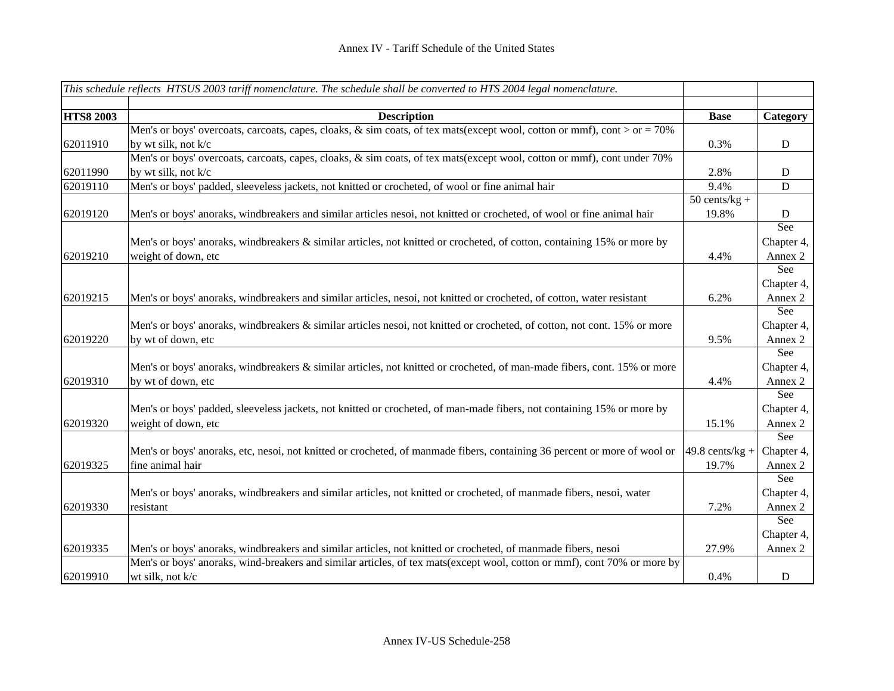Annex IV - Tariff Schedule of the United States

| *This schedule reflects HTSUS 2003 tariff nomenclature. The schedule shall be converted to HTS 2004 legal nomenclature.* | | | |
|---|---|---|---|
| **HTS8 2003** | **Description** | **Base** | **Category** |
| 62011910 | Men's or boys' overcoats, carcoats, capes, cloaks, & sim coats, of tex mats(except wool, cotton or mmf), cont > or = 70% by wt silk, not k/c | 0.3% | D |
| 62011990 | Men's or boys' overcoats, carcoats, capes, cloaks, & sim coats, of tex mats(except wool, cotton or mmf), cont under 70% by wt silk, not k/c | 2.8% | D |
| 62019110 | Men's or boys' padded, sleeveless jackets, not knitted or crocheted, of wool or fine animal hair | 9.4% | D |
| 62019120 | Men's or boys' anoraks, windbreakers and similar articles nesoi, not knitted or crocheted, of wool or fine animal hair | 50 cents/kg + 19.8% | D |
| 62019210 | Men's or boys' anoraks, windbreakers & similar articles, not knitted or crocheted, of cotton, containing 15% or more by weight of down, etc | 4.4% | See Chapter 4, Annex 2 |
| 62019215 | Men's or boys' anoraks, windbreakers and similar articles, nesoi, not knitted or crocheted, of cotton, water resistant | 6.2% | See Chapter 4, Annex 2 |
| 62019220 | Men's or boys' anoraks, windbreakers & similar articles nesoi, not knitted or crocheted, of cotton, not cont. 15% or more by wt of down, etc | 9.5% | See Chapter 4, Annex 2 |
| 62019310 | Men's or boys' anoraks, windbreakers & similar articles, not knitted or crocheted, of man-made fibers, cont. 15% or more by wt of down, etc | 4.4% | See Chapter 4, Annex 2 |
| 62019320 | Men's or boys' padded, sleeveless jackets, not knitted or crocheted, of man-made fibers, not containing 15% or more by weight of down, etc | 15.1% | See Chapter 4, Annex 2 |
| 62019325 | Men's or boys' anoraks, etc, nesoi, not knitted or crocheted, of manmade fibers, containing 36 percent or more of wool or fine animal hair | 49.8 cents/kg + 19.7% | See Chapter 4, Annex 2 |
| 62019330 | Men's or boys' anoraks, windbreakers and similar articles, not knitted or crocheted, of manmade fibers, nesoi, water resistant | 7.2% | See Chapter 4, Annex 2 |
| 62019335 | Men's or boys' anoraks, windbreakers and similar articles, not knitted or crocheted, of manmade fibers, nesoi | 27.9% | See Chapter 4, Annex 2 |
| 62019910 | Men's or boys' anoraks, wind-breakers and similar articles, of tex mats(except wool, cotton or mmf), cont 70% or more by wt silk, not k/c | 0.4% | D |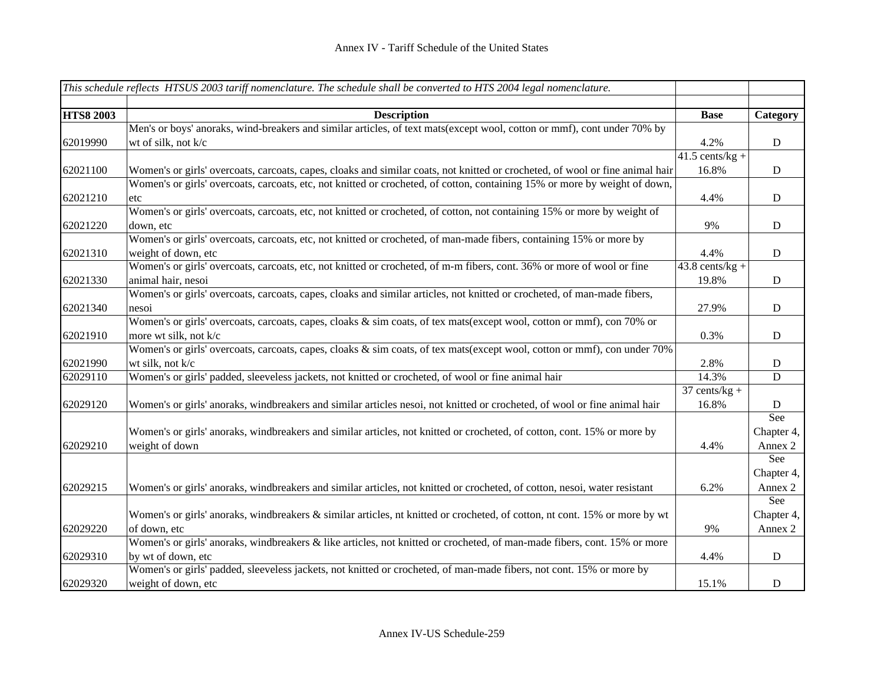# Annex IV - Tariff Schedule of the United States

| *This schedule reflects HTSUS 2003 tariff nomenclature. The schedule shall be converted to HTS 2004 legal nomenclature.* | | | |
|---|---|---|---|
| **HTS8 2003** | **Description** | **Base** | **Category** |
| 62019990 | Men's or boys' anoraks, wind-breakers and similar articles, of text mats(except wool, cotton or mmf), cont under 70% by wt of silk, not k/c | 4.2% | D |
| 62021100 | Women's or girls' overcoats, carcoats, capes, cloaks and similar coats, not knitted or crocheted, of wool or fine animal hair | 41.5 cents/kg + 16.8% | D |
| 62021210 | Women's or girls' overcoats, carcoats, etc, not knitted or crocheted, of cotton, containing 15% or more by weight of down, etc | 4.4% | D |
| 62021220 | Women's or girls' overcoats, carcoats, etc, not knitted or crocheted, of cotton, not containing 15% or more by weight of down, etc | 9% | D |
| 62021310 | Women's or girls' overcoats, carcoats, etc, not knitted or crocheted, of man-made fibers, containing 15% or more by weight of down, etc | 4.4% | D |
| 62021330 | Women's or girls' overcoats, carcoats, etc, not knitted or crocheted, of m-m fibers, cont. 36% or more of wool or fine animal hair, nesoi | 43.8 cents/kg + 19.8% | D |
| 62021340 | Women's or girls' overcoats, carcoats, capes, cloaks and similar articles, not knitted or crocheted, of man-made fibers, nesoi | 27.9% | D |
| 62021910 | Women's or girls' overcoats, carcoats, capes, cloaks & sim coats, of tex mats(except wool, cotton or mmf), con 70% or more wt silk, not k/c | 0.3% | D |
| 62021990 | Women's or girls' overcoats, carcoats, capes, cloaks & sim coats, of tex mats(except wool, cotton or mmf), con under 70% wt silk, not k/c | 2.8% | D |
| 62029110 | Women's or girls' padded, sleeveless jackets, not knitted or crocheted, of wool or fine animal hair | 14.3% | D |
| 62029120 | Women's or girls' anoraks, windbreakers and similar articles nesoi, not knitted or crocheted, of wool or fine animal hair | 37 cents/kg + 16.8% | D |
| 62029210 | Women's or girls' anoraks, windbreakers and similar articles, not knitted or crocheted, of cotton, cont. 15% or more by weight of down | 4.4% | See Chapter 4, Annex 2 |
| 62029215 | Women's or girls' anoraks, windbreakers and similar articles, not knitted or crocheted, of cotton, nesoi, water resistant | 6.2% | See Chapter 4, Annex 2 |
| 62029220 | Women's or girls' anoraks, windbreakers & similar articles, nt knitted or crocheted, of cotton, nt cont. 15% or more by wt of down, etc | 9% | See Chapter 4, Annex 2 |
| 62029310 | Women's or girls' anoraks, windbreakers & like articles, not knitted or crocheted, of man-made fibers, cont. 15% or more by wt of down, etc | 4.4% | D |
| 62029320 | Women's or girls' padded, sleeveless jackets, not knitted or crocheted, of man-made fibers, not cont. 15% or more by weight of down, etc | 15.1% | D |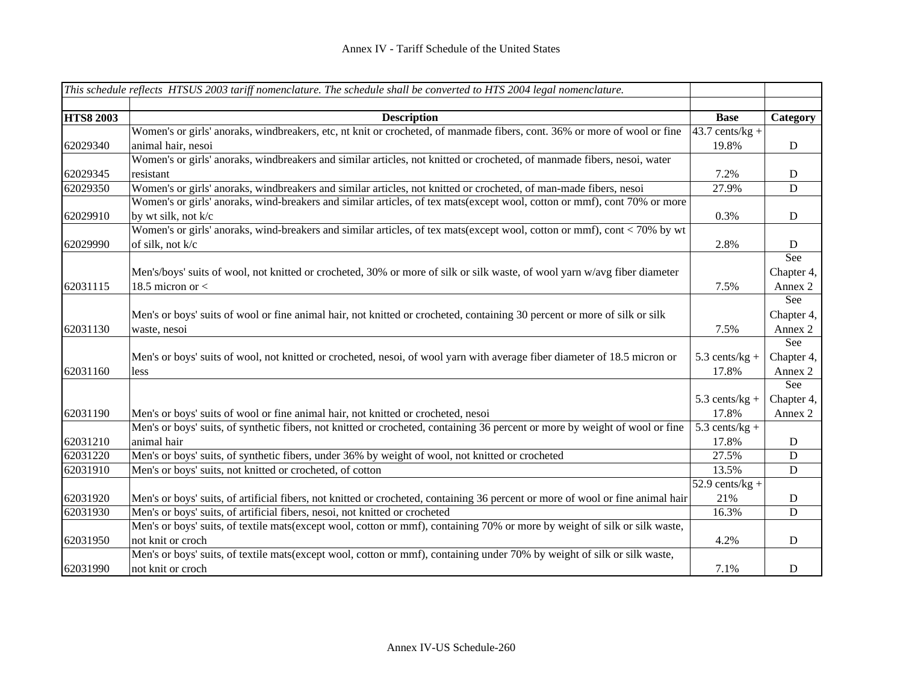Annex IV - Tariff Schedule of the United States

| *This schedule reflects HTSUS 2003 tariff nomenclature. The schedule shall be converted to HTS 2004 legal nomenclature.* | | | |
|---|---|---|---|
| | | | |
| **HTS8 2003** | **Description** | **Base** | **Category** |
| 62029340 | Women's or girls' anoraks, windbreakers, etc, nt knit or crocheted, of manmade fibers, cont. 36% or more of wool or fine animal hair, nesoi | 43.7 cents/kg + 19.8% | D |
| 62029345 | Women's or girls' anoraks, windbreakers and similar articles, not knitted or crocheted, of manmade fibers, nesoi, water resistant | 7.2% | D |
| 62029350 | Women's or girls' anoraks, windbreakers and similar articles, not knitted or crocheted, of man-made fibers, nesoi | 27.9% | D |
| 62029910 | Women's or girls' anoraks, wind-breakers and similar articles, of tex mats(except wool, cotton or mmf), cont 70% or more by wt silk, not k/c | 0.3% | D |
| 62029990 | Women's or girls' anoraks, wind-breakers and similar articles, of tex mats(except wool, cotton or mmf), cont < 70% by wt of silk, not k/c | 2.8% | D |
| 62031115 | Men's/boys' suits of wool, not knitted or crocheted, 30% or more of silk or silk waste, of wool yarn w/avg fiber diameter 18.5 micron or < | 7.5% | See Chapter 4, Annex 2 |
| 62031130 | Men's or boys' suits of wool or fine animal hair, not knitted or crocheted, containing 30 percent or more of silk or silk waste, nesoi | 7.5% | See Chapter 4, Annex 2 |
| 62031160 | Men's or boys' suits of wool, not knitted or crocheted, nesoi, of wool yarn with average fiber diameter of 18.5 micron or less | 5.3 cents/kg + 17.8% | See Chapter 4, Annex 2 |
| 62031190 | Men's or boys' suits of wool or fine animal hair, not knitted or crocheted, nesoi | 5.3 cents/kg + 17.8% | See Chapter 4, Annex 2 |
| 62031210 | Men's or boys' suits, of synthetic fibers, not knitted or crocheted, containing 36 percent or more by weight of wool or fine animal hair | 5.3 cents/kg + 17.8% | D |
| 62031220 | Men's or boys' suits, of synthetic fibers, under 36% by weight of wool, not knitted or crocheted | 27.5% | D |
| 62031910 | Men's or boys' suits, not knitted or crocheted, of cotton | 13.5% | D |
| 62031920 | Men's or boys' suits, of artificial fibers, not knitted or crocheted, containing 36 percent or more of wool or fine animal hair | 52.9 cents/kg + 21% | D |
| 62031930 | Men's or boys' suits, of artificial fibers, nesoi, not knitted or crocheted | 16.3% | D |
| 62031950 | Men's or boys' suits, of textile mats(except wool, cotton or mmf), containing 70% or more by weight of silk or silk waste, not knit or croch | 4.2% | D |
| 62031990 | Men's or boys' suits, of textile mats(except wool, cotton or mmf), containing under 70% by weight of silk or silk waste, not knit or croch | 7.1% | D |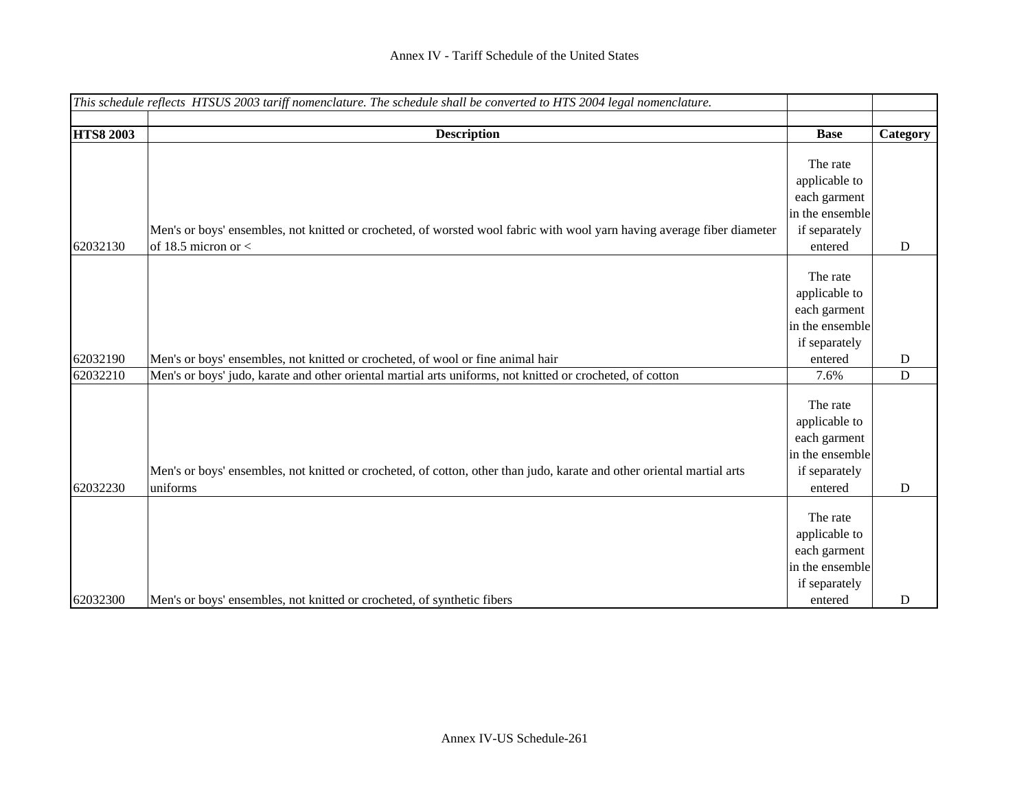*This schedule reflects HTSUS 2003 tariff nomenclature. The schedule shall be converted to HTS 2004 legal nomenclature.*

| HTS8 2003 | Description | Base | Category |
|---|---|---|---|
| 62032130 | Men's or boys' ensembles, not knitted or crocheted, of worsted wool fabric with wool yarn having average fiber diameter of 18.5 micron or < | The rate applicable to each garment in the ensemble if separately entered | D |
| 62032190 | Men's or boys' ensembles, not knitted or crocheted, of wool or fine animal hair | The rate applicable to each garment in the ensemble if separately entered | D |
| 62032210 | Men's or boys' judo, karate and other oriental martial arts uniforms, not knitted or crocheted, of cotton | 7.6% | D |
| 62032230 | Men's or boys' ensembles, not knitted or crocheted, of cotton, other than judo, karate and other oriental martial arts uniforms | The rate applicable to each garment in the ensemble if separately entered | D |
| 62032300 | Men's or boys' ensembles, not knitted or crocheted, of synthetic fibers | The rate applicable to each garment in the ensemble if separately entered | D |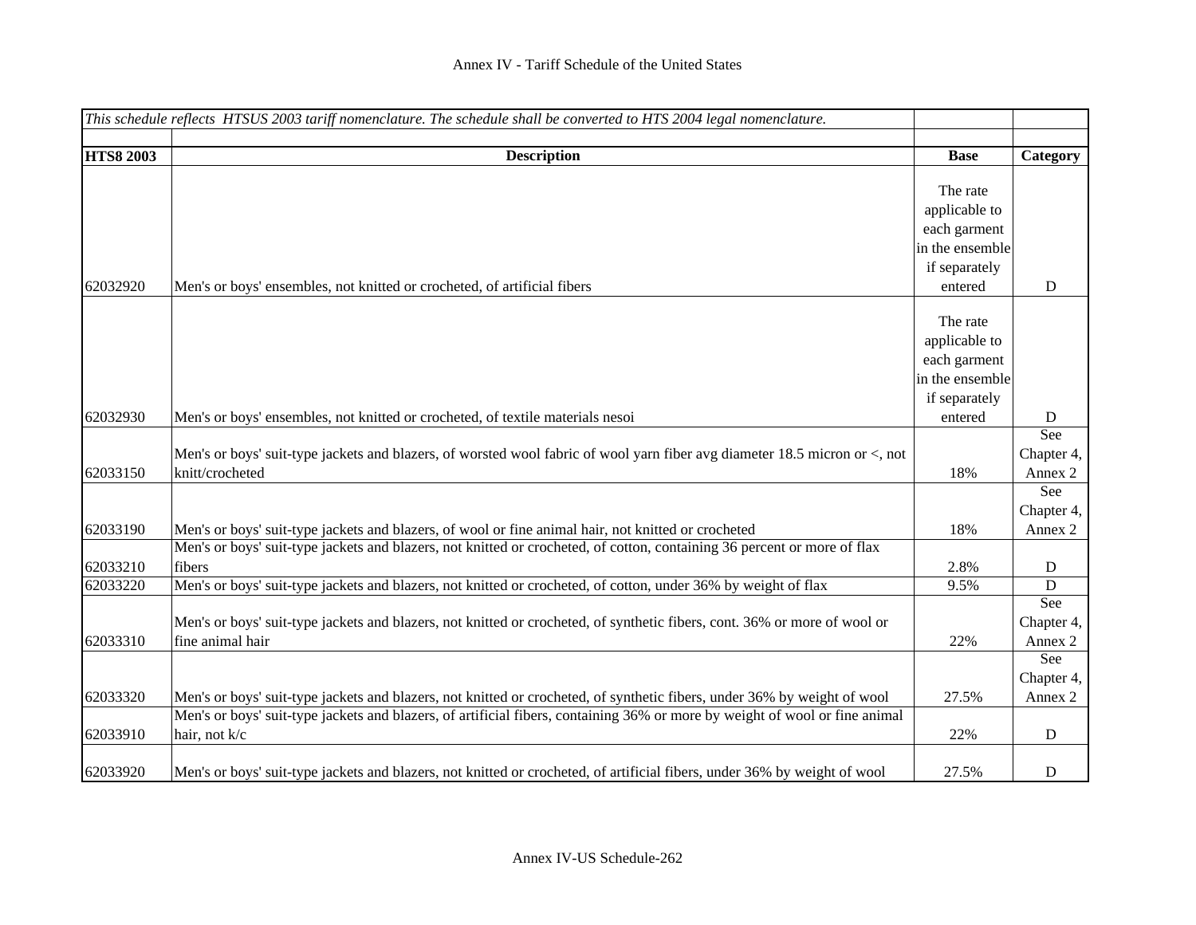# Annex IV - Tariff Schedule of the United States

| *This schedule reflects HTSUS 2003 tariff nomenclature. The schedule shall be converted to HTS 2004 legal nomenclature.* | | | |
|---|---|---|---|
| **HTS8 2003** | **Description** | **Base** | **Category** |
| 62032920 | Men's or boys' ensembles, not knitted or crocheted, of artificial fibers | The rate applicable to each garment in the ensemble if separately entered | D |
| 62032930 | Men's or boys' ensembles, not knitted or crocheted, of textile materials nesoi | The rate applicable to each garment in the ensemble if separately entered | D |
| 62033150 | Men's or boys' suit-type jackets and blazers, of worsted wool fabric of wool yarn fiber avg diameter 18.5 micron or <, not knitt/crocheted | 18% | See Chapter 4, Annex 2 |
| 62033190 | Men's or boys' suit-type jackets and blazers, of wool or fine animal hair, not knitted or crocheted | 18% | See Chapter 4, Annex 2 |
| 62033210 | Men's or boys' suit-type jackets and blazers, not knitted or crocheted, of cotton, containing 36 percent or more of flax fibers | 2.8% | D |
| 62033220 | Men's or boys' suit-type jackets and blazers, not knitted or crocheted, of cotton, under 36% by weight of flax | 9.5% | D |
| 62033310 | Men's or boys' suit-type jackets and blazers, not knitted or crocheted, of synthetic fibers, cont. 36% or more of wool or fine animal hair | 22% | See Chapter 4, Annex 2 |
| 62033320 | Men's or boys' suit-type jackets and blazers, not knitted or crocheted, of synthetic fibers, under 36% by weight of wool | 27.5% | See Chapter 4, Annex 2 |
| 62033910 | Men's or boys' suit-type jackets and blazers, of artificial fibers, containing 36% or more by weight of wool or fine animal hair, not k/c | 22% | D |
| 62033920 | Men's or boys' suit-type jackets and blazers, not knitted or crocheted, of artificial fibers, under 36% by weight of wool | 27.5% | D |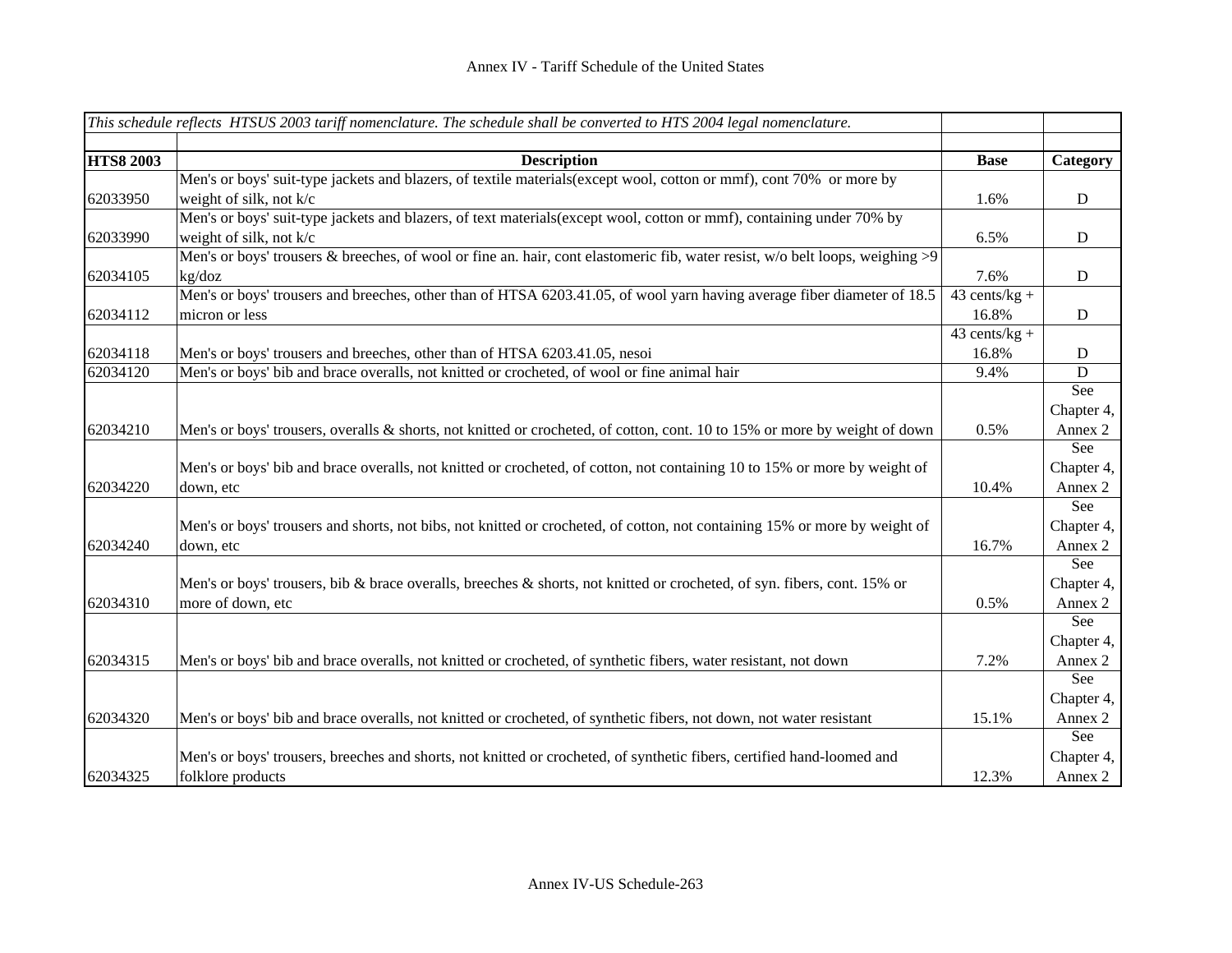Annex IV - Tariff Schedule of the United States

| *This schedule reflects HTSUS 2003 tariff nomenclature. The schedule shall be converted to HTS 2004 legal nomenclature.* | | | |
|---|---|---|---|
| **HTS8 2003** | **Description** | **Base** | **Category** |
| 62033950 | Men's or boys' suit-type jackets and blazers, of textile materials(except wool, cotton or mmf), cont 70% or more by weight of silk, not k/c | 1.6% | D |
| 62033990 | Men's or boys' suit-type jackets and blazers, of text materials(except wool, cotton or mmf), containing under 70% by weight of silk, not k/c | 6.5% | D |
| 62034105 | Men's or boys' trousers & breeches, of wool or fine an. hair, cont elastomeric fib, water resist, w/o belt loops, weighing >9 kg/doz | 7.6% | D |
| 62034112 | Men's or boys' trousers and breeches, other than of HTSA 6203.41.05, of wool yarn having average fiber diameter of 18.5 micron or less | 43 cents/kg + 16.8% | D |
| 62034118 | Men's or boys' trousers and breeches, other than of HTSA 6203.41.05, nesoi | 43 cents/kg + 16.8% | D |
| 62034120 | Men's or boys' bib and brace overalls, not knitted or crocheted, of wool or fine animal hair | 9.4% | D |
| 62034210 | Men's or boys' trousers, overalls & shorts, not knitted or crocheted, of cotton, cont. 10 to 15% or more by weight of down | 0.5% | See Chapter 4, Annex 2 |
| 62034220 | Men's or boys' bib and brace overalls, not knitted or crocheted, of cotton, not containing 10 to 15% or more by weight of down, etc | 10.4% | See Chapter 4, Annex 2 |
| 62034240 | Men's or boys' trousers and shorts, not bibs, not knitted or crocheted, of cotton, not containing 15% or more by weight of down, etc | 16.7% | See Chapter 4, Annex 2 |
| 62034310 | Men's or boys' trousers, bib & brace overalls, breeches & shorts, not knitted or crocheted, of syn. fibers, cont. 15% or more of down, etc | 0.5% | See Chapter 4, Annex 2 |
| 62034315 | Men's or boys' bib and brace overalls, not knitted or crocheted, of synthetic fibers, water resistant, not down | 7.2% | See Chapter 4, Annex 2 |
| 62034320 | Men's or boys' bib and brace overalls, not knitted or crocheted, of synthetic fibers, not down, not water resistant | 15.1% | See Chapter 4, Annex 2 |
| 62034325 | Men's or boys' trousers, breeches and shorts, not knitted or crocheted, of synthetic fibers, certified hand-loomed and folklore products | 12.3% | See Chapter 4, Annex 2 |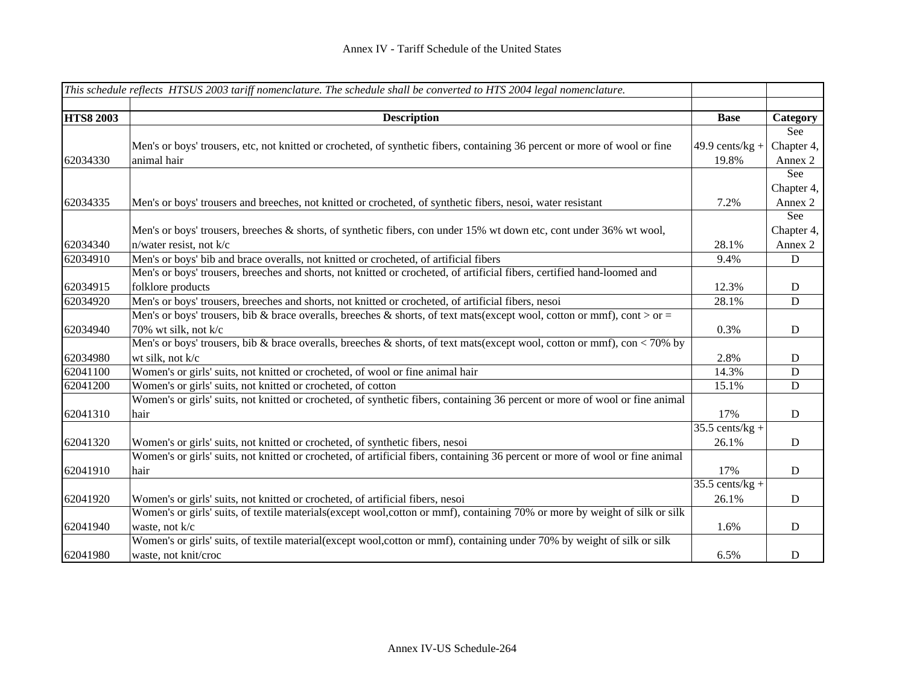| *This schedule reflects HTSUS 2003 tariff nomenclature. The schedule shall be converted to HTS 2004 legal nomenclature.* | | | |
|---|---|---|---|
| | | | |
| **HTS8 2003** | **Description** | **Base** | **Category** |
| 62034330 | Men's or boys' trousers, etc, not knitted or crocheted, of synthetic fibers, containing 36 percent or more of wool or fine animal hair | 49.9 cents/kg + 19.8% | See Chapter 4, Annex 2 |
| 62034335 | Men's or boys' trousers and breeches, not knitted or crocheted, of synthetic fibers, nesoi, water resistant | 7.2% | See Chapter 4, Annex 2 |
| 62034340 | Men's or boys' trousers, breeches & shorts, of synthetic fibers, con under 15% wt down etc, cont under 36% wt wool, n/water resist, not k/c | 28.1% | See Chapter 4, Annex 2 |
| 62034910 | Men's or boys' bib and brace overalls, not knitted or crocheted, of artificial fibers | 9.4% | D |
| 62034915 | Men's or boys' trousers, breeches and shorts, not knitted or crocheted, of artificial fibers, certified hand-loomed and folklore products | 12.3% | D |
| 62034920 | Men's or boys' trousers, breeches and shorts, not knitted or crocheted, of artificial fibers, nesoi | 28.1% | D |
| 62034940 | Men's or boys' trousers, bib & brace overalls, breeches & shorts, of text mats(except wool, cotton or mmf), cont > or = 70% wt silk, not k/c | 0.3% | D |
| 62034980 | Men's or boys' trousers, bib & brace overalls, breeches & shorts, of text mats(except wool, cotton or mmf), con < 70% by wt silk, not k/c | 2.8% | D |
| 62041100 | Women's or girls' suits, not knitted or crocheted, of wool or fine animal hair | 14.3% | D |
| 62041200 | Women's or girls' suits, not knitted or crocheted, of cotton | 15.1% | D |
| 62041310 | Women's or girls' suits, not knitted or crocheted, of synthetic fibers, containing 36 percent or more of wool or fine animal hair | 17% | D |
| 62041320 | Women's or girls' suits, not knitted or crocheted, of synthetic fibers, nesoi | 35.5 cents/kg + 26.1% | D |
| 62041910 | Women's or girls' suits, not knitted or crocheted, of artificial fibers, containing 36 percent or more of wool or fine animal hair | 17% | D |
| 62041920 | Women's or girls' suits, not knitted or crocheted, of artificial fibers, nesoi | 35.5 cents/kg + 26.1% | D |
| 62041940 | Women's or girls' suits, of textile materials(except wool,cotton or mmf), containing 70% or more by weight of silk or silk waste, not k/c | 1.6% | D |
| 62041980 | Women's or girls' suits, of textile material(except wool,cotton or mmf), containing under 70% by weight of silk or silk waste, not knit/croc | 6.5% | D |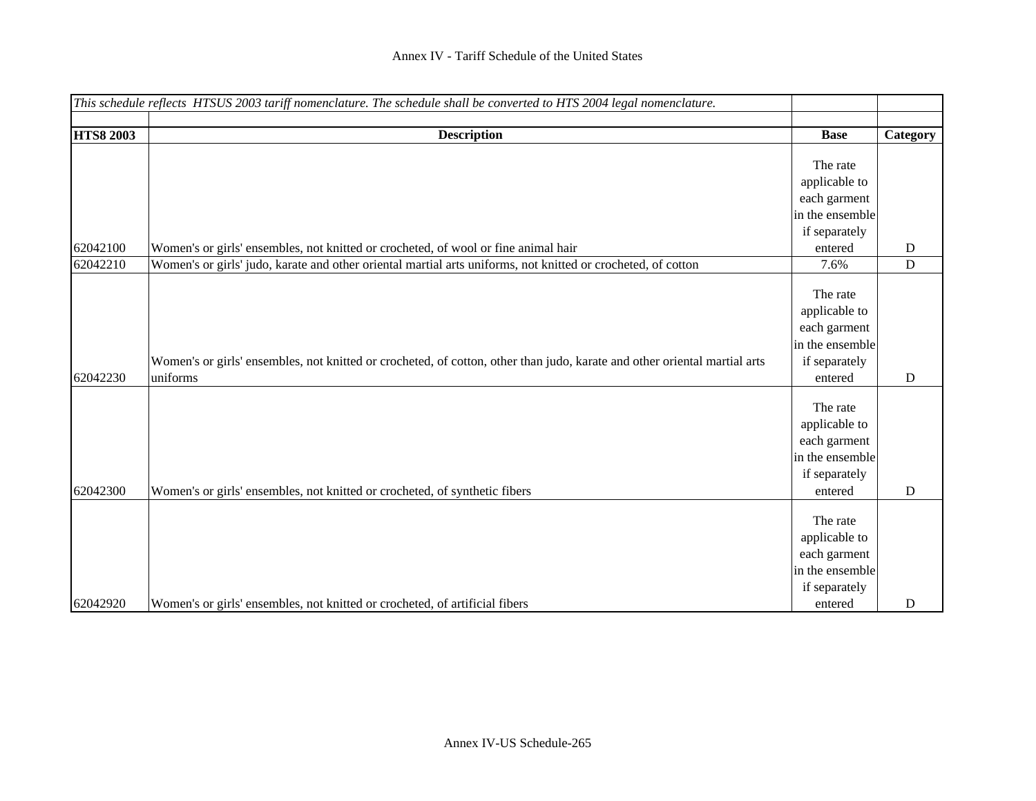*This schedule reflects HTSUS 2003 tariff nomenclature. The schedule shall be converted to HTS 2004 legal nomenclature.*

| HTS8 2003 | Description | Base | Category |
|---|---|---|---|
| 62042100 | Women's or girls' ensembles, not knitted or crocheted, of wool or fine animal hair | The rate applicable to each garment in the ensemble if separately entered | D |
| 62042210 | Women's or girls' judo, karate and other oriental martial arts uniforms, not knitted or crocheted, of cotton | 7.6% | D |
| 62042230 | Women's or girls' ensembles, not knitted or crocheted, of cotton, other than judo, karate and other oriental martial arts uniforms | The rate applicable to each garment in the ensemble if separately entered | D |
| 62042300 | Women's or girls' ensembles, not knitted or crocheted, of synthetic fibers | The rate applicable to each garment in the ensemble if separately entered | D |
| 62042920 | Women's or girls' ensembles, not knitted or crocheted, of artificial fibers | The rate applicable to each garment in the ensemble if separately entered | D |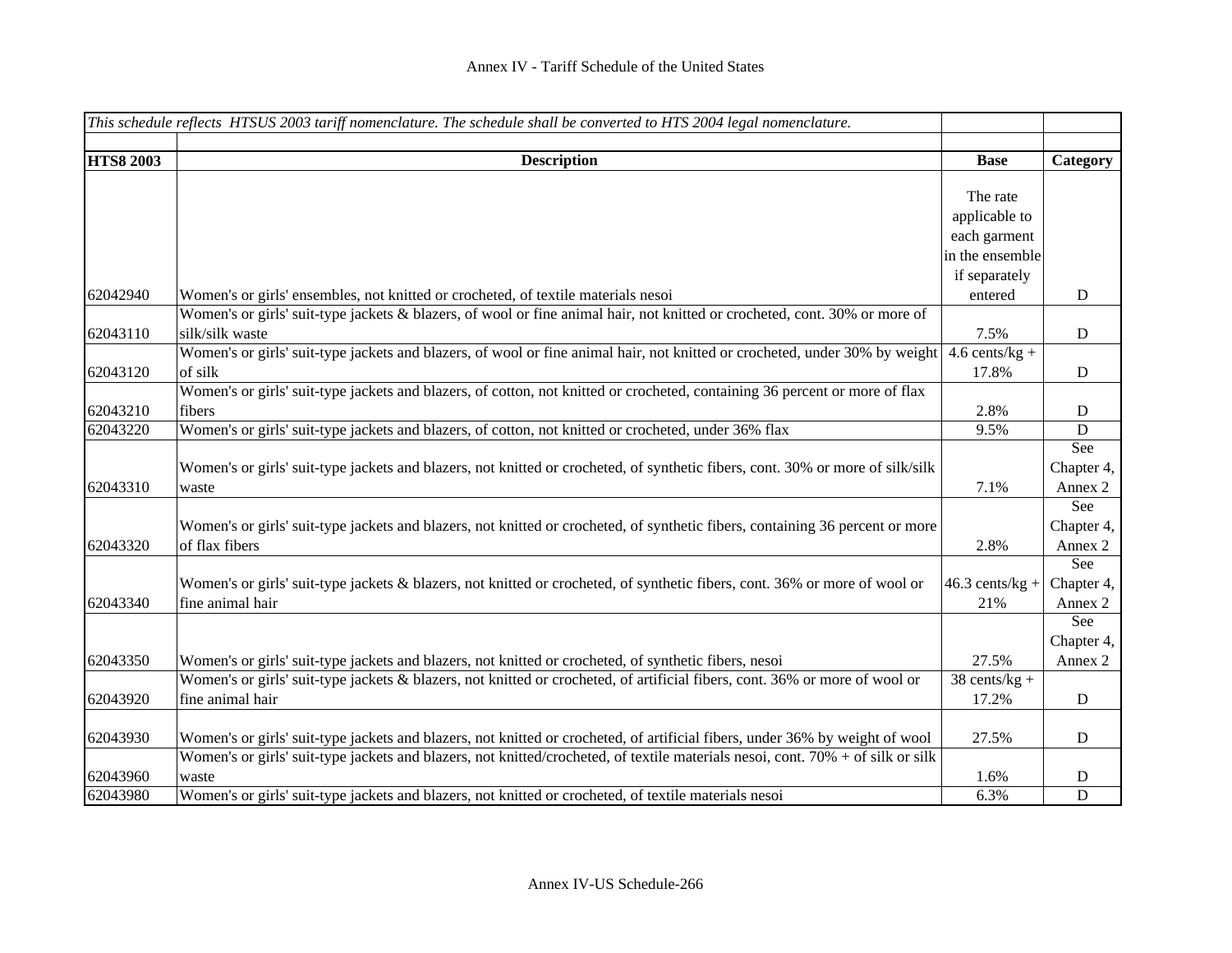Annex IV - Tariff Schedule of the United States

| *This schedule reflects HTSUS 2003 tariff nomenclature. The schedule shall be converted to HTS 2004 legal nomenclature.* | | | |
|---|---|---|---|
| **HTS8 2003** | **Description** | **Base** | **Category** |
| 62042940 | Women's or girls' ensembles, not knitted or crocheted, of textile materials nesoi | The rate applicable to each garment in the ensemble if separately entered | D |
| 62043110 | Women's or girls' suit-type jackets & blazers, of wool or fine animal hair, not knitted or crocheted, cont. 30% or more of silk/silk waste | 7.5% | D |
| 62043120 | Women's or girls' suit-type jackets and blazers, of wool or fine animal hair, not knitted or crocheted, under 30% by weight of silk | 4.6 cents/kg + 17.8% | D |
| 62043210 | Women's or girls' suit-type jackets and blazers, of cotton, not knitted or crocheted, containing 36 percent or more of flax fibers | 2.8% | D |
| 62043220 | Women's or girls' suit-type jackets and blazers, of cotton, not knitted or crocheted, under 36% flax | 9.5% | D |
| 62043310 | Women's or girls' suit-type jackets and blazers, not knitted or crocheted, of synthetic fibers, cont. 30% or more of silk/silk waste | 7.1% | See Chapter 4, Annex 2 |
| 62043320 | Women's or girls' suit-type jackets and blazers, not knitted or crocheted, of synthetic fibers, containing 36 percent or more of flax fibers | 2.8% | See Chapter 4, Annex 2 |
| 62043340 | Women's or girls' suit-type jackets & blazers, not knitted or crocheted, of synthetic fibers, cont. 36% or more of wool or fine animal hair | 46.3 cents/kg + 21% | See Chapter 4, Annex 2 |
| 62043350 | Women's or girls' suit-type jackets and blazers, not knitted or crocheted, of synthetic fibers, nesoi | 27.5% | See Chapter 4, Annex 2 |
| 62043920 | Women's or girls' suit-type jackets & blazers, not knitted or crocheted, of artificial fibers, cont. 36% or more of wool or fine animal hair | 38 cents/kg + 17.2% | D |
| 62043930 | Women's or girls' suit-type jackets and blazers, not knitted or crocheted, of artificial fibers, under 36% by weight of wool | 27.5% | D |
| 62043960 | Women's or girls' suit-type jackets and blazers, not knitted/crocheted, of textile materials nesoi, cont. 70% + of silk or silk waste | 1.6% | D |
| 62043980 | Women's or girls' suit-type jackets and blazers, not knitted or crocheted, of textile materials nesoi | 6.3% | D |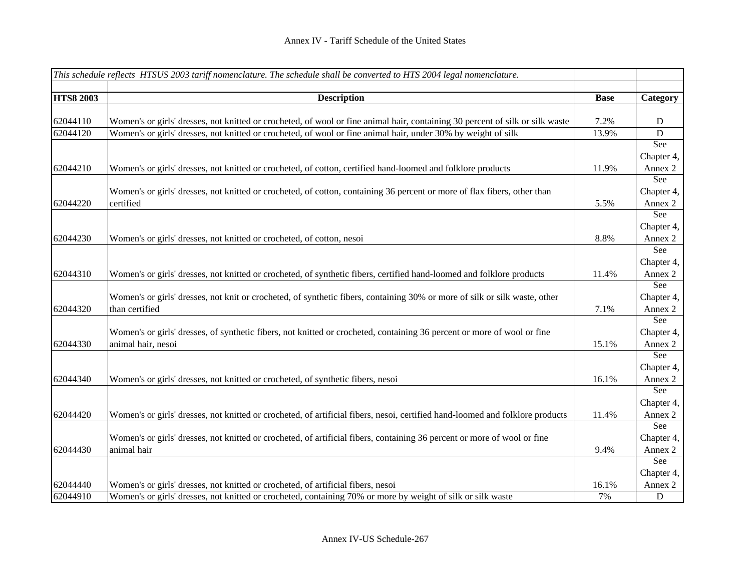Annex IV - Tariff Schedule of the United States

| *This schedule reflects HTSUS 2003 tariff nomenclature. The schedule shall be converted to HTS 2004 legal nomenclature.* | | | |
|---|---|---|---|
| **HTS8 2003** | **Description** | **Base** | **Category** |
| 62044110 | Women's or girls' dresses, not knitted or crocheted, of wool or fine animal hair, containing 30 percent of silk or silk waste | 7.2% | D |
| 62044120 | Women's or girls' dresses, not knitted or crocheted, of wool or fine animal hair, under 30% by weight of silk | 13.9% | D |
| 62044210 | Women's or girls' dresses, not knitted or crocheted, of cotton, certified hand-loomed and folklore products | 11.9% | See Chapter 4, Annex 2 |
| 62044220 | Women's or girls' dresses, not knitted or crocheted, of cotton, containing 36 percent or more of flax fibers, other than certified | 5.5% | See Chapter 4, Annex 2 |
| 62044230 | Women's or girls' dresses, not knitted or crocheted, of cotton, nesoi | 8.8% | See Chapter 4, Annex 2 |
| 62044310 | Women's or girls' dresses, not knitted or crocheted, of synthetic fibers, certified hand-loomed and folklore products | 11.4% | See Chapter 4, Annex 2 |
| 62044320 | Women's or girls' dresses, not knit or crocheted, of synthetic fibers, containing 30% or more of silk or silk waste, other than certified | 7.1% | See Chapter 4, Annex 2 |
| 62044330 | Women's or girls' dresses, of synthetic fibers, not knitted or crocheted, containing 36 percent or more of wool or fine animal hair, nesoi | 15.1% | See Chapter 4, Annex 2 |
| 62044340 | Women's or girls' dresses, not knitted or crocheted, of synthetic fibers, nesoi | 16.1% | See Chapter 4, Annex 2 |
| 62044420 | Women's or girls' dresses, not knitted or crocheted, of artificial fibers, nesoi, certified hand-loomed and folklore products | 11.4% | See Chapter 4, Annex 2 |
| 62044430 | Women's or girls' dresses, not knitted or crocheted, of artificial fibers, containing 36 percent or more of wool or fine animal hair | 9.4% | See Chapter 4, Annex 2 |
| 62044440 | Women's or girls' dresses, not knitted or crocheted, of artificial fibers, nesoi | 16.1% | See Chapter 4, Annex 2 |
| 62044910 | Women's or girls' dresses, not knitted or crocheted, containing 70% or more by weight of silk or silk waste | 7% | D |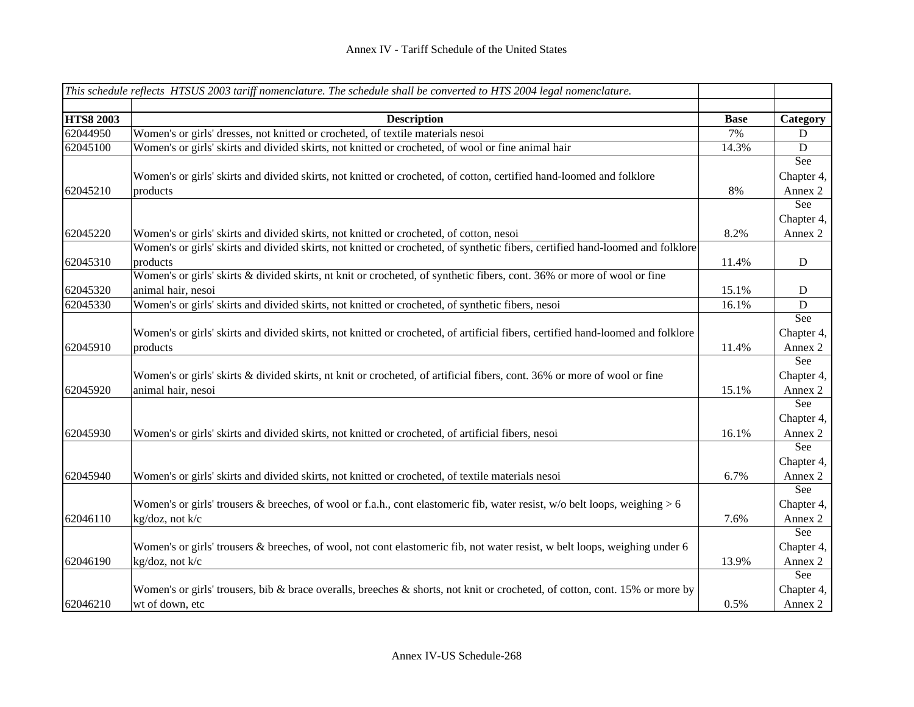Annex IV - Tariff Schedule of the United States

*This schedule reflects HTSUS 2003 tariff nomenclature. The schedule shall be converted to HTS 2004 legal nomenclature.*

| HTS8 2003 | Description | Base | Category |
|---|---|---|---|
| 62044950 | Women's or girls' dresses, not knitted or crocheted, of textile materials nesoi | 7% | D |
| 62045100 | Women's or girls' skirts and divided skirts, not knitted or crocheted, of wool or fine animal hair | 14.3% | D |
| 62045210 | Women's or girls' skirts and divided skirts, not knitted or crocheted, of cotton, certified hand-loomed and folklore products | 8% | See Chapter 4, Annex 2 |
| 62045220 | Women's or girls' skirts and divided skirts, not knitted or crocheted, of cotton, nesoi | 8.2% | See Chapter 4, Annex 2 |
| 62045310 | Women's or girls' skirts and divided skirts, not knitted or crocheted, of synthetic fibers, certified hand-loomed and folklore products | 11.4% | D |
| 62045320 | Women's or girls' skirts & divided skirts, nt knit or crocheted, of synthetic fibers, cont. 36% or more of wool or fine animal hair, nesoi | 15.1% | D |
| 62045330 | Women's or girls' skirts and divided skirts, not knitted or crocheted, of synthetic fibers, nesoi | 16.1% | D |
| 62045910 | Women's or girls' skirts and divided skirts, not knitted or crocheted, of artificial fibers, certified hand-loomed and folklore products | 11.4% | See Chapter 4, Annex 2 |
| 62045920 | Women's or girls' skirts & divided skirts, nt knit or crocheted, of artificial fibers, cont. 36% or more of wool or fine animal hair, nesoi | 15.1% | See Chapter 4, Annex 2 |
| 62045930 | Women's or girls' skirts and divided skirts, not knitted or crocheted, of artificial fibers, nesoi | 16.1% | See Chapter 4, Annex 2 |
| 62045940 | Women's or girls' skirts and divided skirts, not knitted or crocheted, of textile materials nesoi | 6.7% | See Chapter 4, Annex 2 |
| 62046110 | Women's or girls' trousers & breeches, of wool or f.a.h., cont elastomeric fib, water resist, w/o belt loops, weighing > 6 kg/doz, not k/c | 7.6% | See Chapter 4, Annex 2 |
| 62046190 | Women's or girls' trousers & breeches, of wool, not cont elastomeric fib, not water resist, w belt loops, weighing under 6 kg/doz, not k/c | 13.9% | See Chapter 4, Annex 2 |
| 62046210 | Women's or girls' trousers, bib & brace overalls, breeches & shorts, not knit or crocheted, of cotton, cont. 15% or more by wt of down, etc | 0.5% | See Chapter 4, Annex 2 |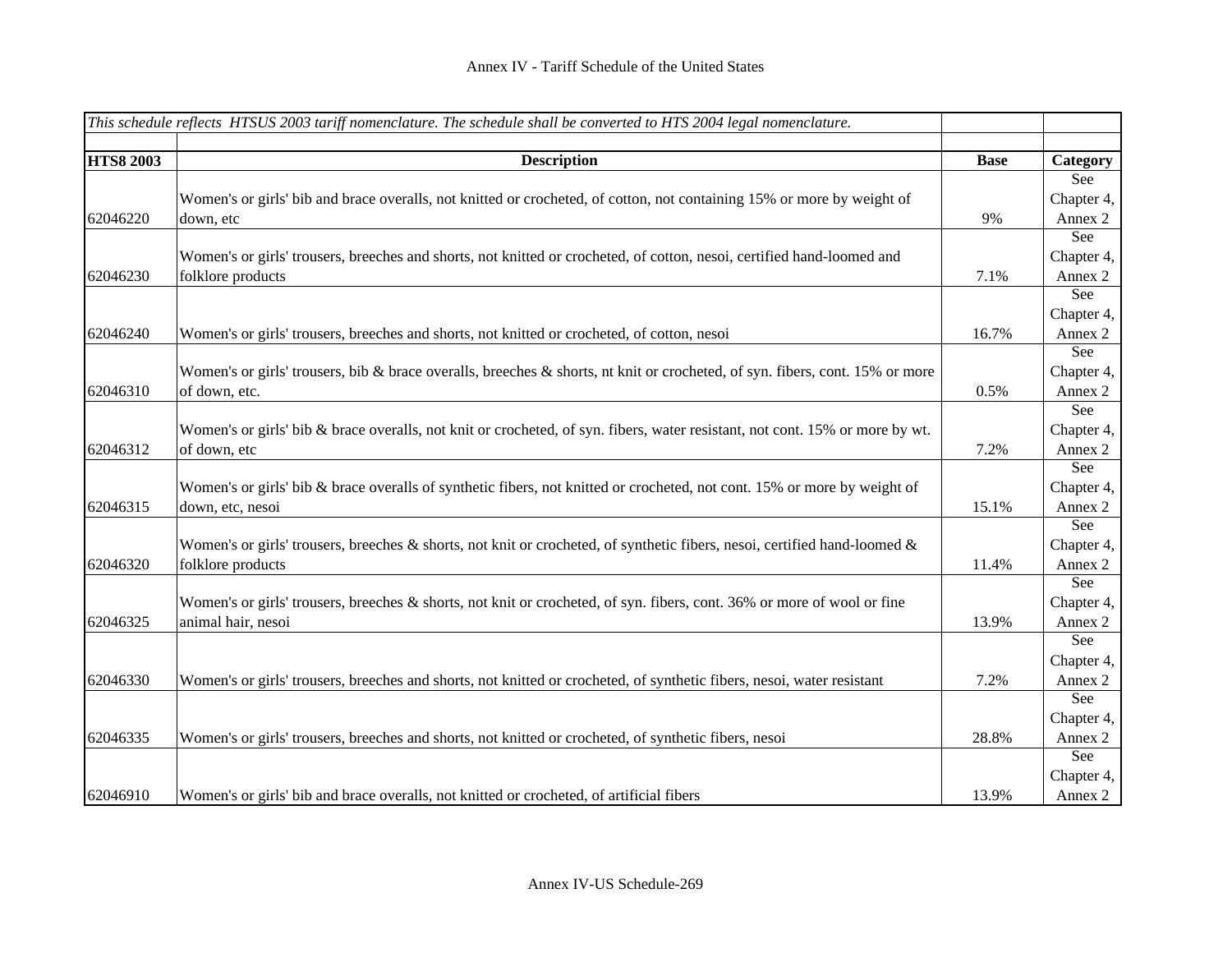| *This schedule reflects HTSUS 2003 tariff nomenclature. The schedule shall be converted to HTS 2004 legal nomenclature.* | | | |
|---|---|---|---|
| | | | |
| **HTS8 2003** | **Description** | **Base** | **Category** |
| 62046220 | Women's or girls' bib and brace overalls, not knitted or crocheted, of cotton, not containing 15% or more by weight of down, etc | 9% | See Chapter 4, Annex 2 |
| 62046230 | Women's or girls' trousers, breeches and shorts, not knitted or crocheted, of cotton, nesoi, certified hand-loomed and folklore products | 7.1% | See Chapter 4, Annex 2 |
| 62046240 | Women's or girls' trousers, breeches and shorts, not knitted or crocheted, of cotton, nesoi | 16.7% | See Chapter 4, Annex 2 |
| 62046310 | Women's or girls' trousers, bib & brace overalls, breeches & shorts, nt knit or crocheted, of syn. fibers, cont. 15% or more of down, etc. | 0.5% | See Chapter 4, Annex 2 |
| 62046312 | Women's or girls' bib & brace overalls, not knit or crocheted, of syn. fibers, water resistant, not cont. 15% or more by wt. of down, etc | 7.2% | See Chapter 4, Annex 2 |
| 62046315 | Women's or girls' bib & brace overalls of synthetic fibers, not knitted or crocheted, not cont. 15% or more by weight of down, etc, nesoi | 15.1% | See Chapter 4, Annex 2 |
| 62046320 | Women's or girls' trousers, breeches & shorts, not knit or crocheted, of synthetic fibers, nesoi, certified hand-loomed & folklore products | 11.4% | See Chapter 4, Annex 2 |
| 62046325 | Women's or girls' trousers, breeches & shorts, not knit or crocheted, of syn. fibers, cont. 36% or more of wool or fine animal hair, nesoi | 13.9% | See Chapter 4, Annex 2 |
| 62046330 | Women's or girls' trousers, breeches and shorts, not knitted or crocheted, of synthetic fibers, nesoi, water resistant | 7.2% | See Chapter 4, Annex 2 |
| 62046335 | Women's or girls' trousers, breeches and shorts, not knitted or crocheted, of synthetic fibers, nesoi | 28.8% | See Chapter 4, Annex 2 |
| 62046910 | Women's or girls' bib and brace overalls, not knitted or crocheted, of artificial fibers | 13.9% | See Chapter 4, Annex 2 |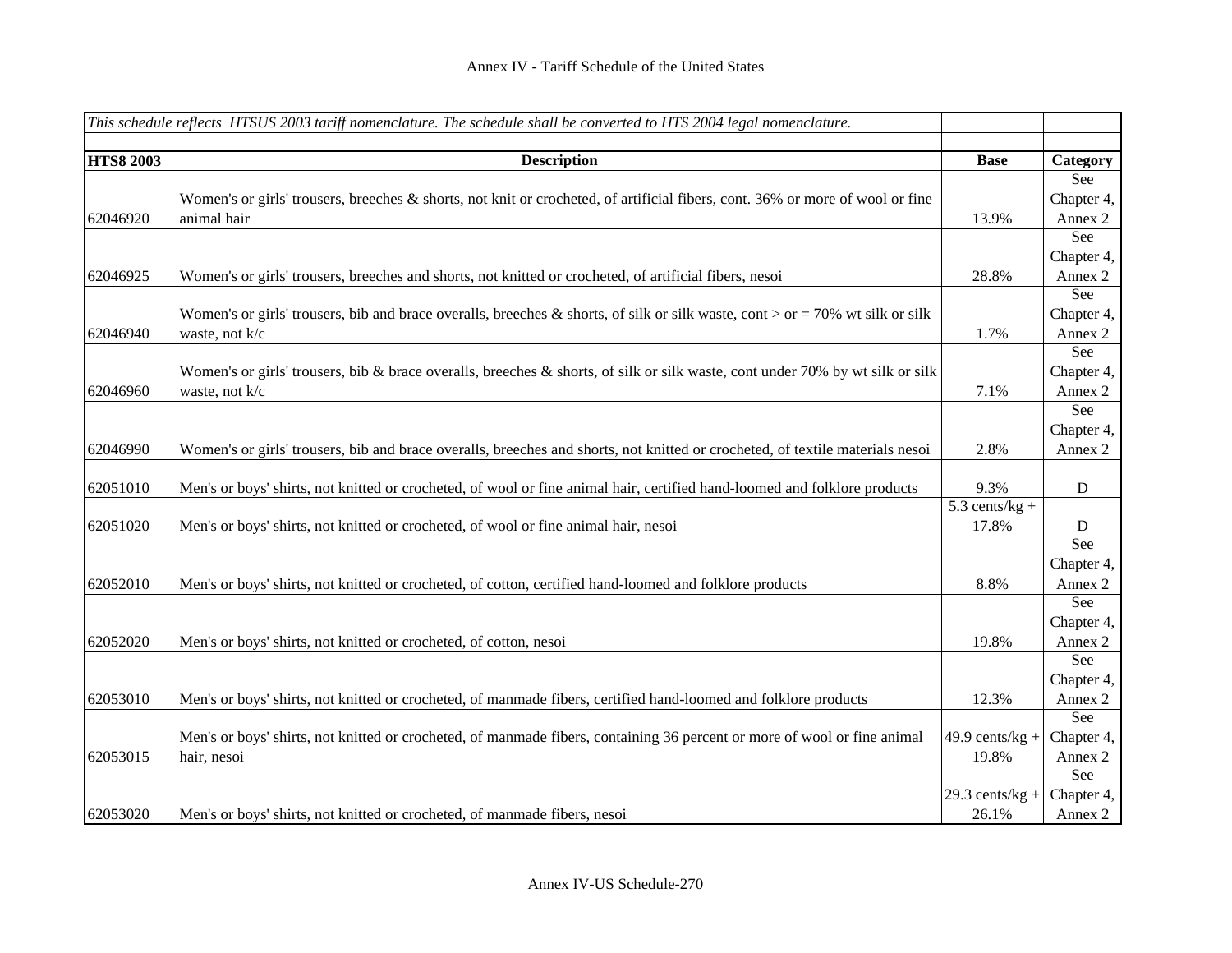Annex IV - Tariff Schedule of the United States

| *This schedule reflects HTSUS 2003 tariff nomenclature. The schedule shall be converted to HTS 2004 legal nomenclature.* | | | |
|---|---|---|---|
| **HTS8 2003** | **Description** | **Base** | **Category** |
| 62046920 | Women's or girls' trousers, breeches & shorts, not knit or crocheted, of artificial fibers, cont. 36% or more of wool or fine animal hair | 13.9% | See Chapter 4, Annex 2 |
| 62046925 | Women's or girls' trousers, breeches and shorts, not knitted or crocheted, of artificial fibers, nesoi | 28.8% | See Chapter 4, Annex 2 |
| 62046940 | Women's or girls' trousers, bib and brace overalls, breeches & shorts, of silk or silk waste, cont > or = 70% wt silk or silk waste, not k/c | 1.7% | See Chapter 4, Annex 2 |
| 62046960 | Women's or girls' trousers, bib & brace overalls, breeches & shorts, of silk or silk waste, cont under 70% by wt silk or silk waste, not k/c | 7.1% | See Chapter 4, Annex 2 |
| 62046990 | Women's or girls' trousers, bib and brace overalls, breeches and shorts, not knitted or crocheted, of textile materials nesoi | 2.8% | See Chapter 4, Annex 2 |
| 62051010 | Men's or boys' shirts, not knitted or crocheted, of wool or fine animal hair, certified hand-loomed and folklore products | 9.3% | D |
| 62051020 | Men's or boys' shirts, not knitted or crocheted, of wool or fine animal hair, nesoi | 5.3 cents/kg + 17.8% | D |
| 62052010 | Men's or boys' shirts, not knitted or crocheted, of cotton, certified hand-loomed and folklore products | 8.8% | See Chapter 4, Annex 2 |
| 62052020 | Men's or boys' shirts, not knitted or crocheted, of cotton, nesoi | 19.8% | See Chapter 4, Annex 2 |
| 62053010 | Men's or boys' shirts, not knitted or crocheted, of manmade fibers, certified hand-loomed and folklore products | 12.3% | See Chapter 4, Annex 2 |
| 62053015 | Men's or boys' shirts, not knitted or crocheted, of manmade fibers, containing 36 percent or more of wool or fine animal hair, nesoi | 49.9 cents/kg + 19.8% | See Chapter 4, Annex 2 |
| 62053020 | Men's or boys' shirts, not knitted or crocheted, of manmade fibers, nesoi | 29.3 cents/kg + 26.1% | See Chapter 4, Annex 2 |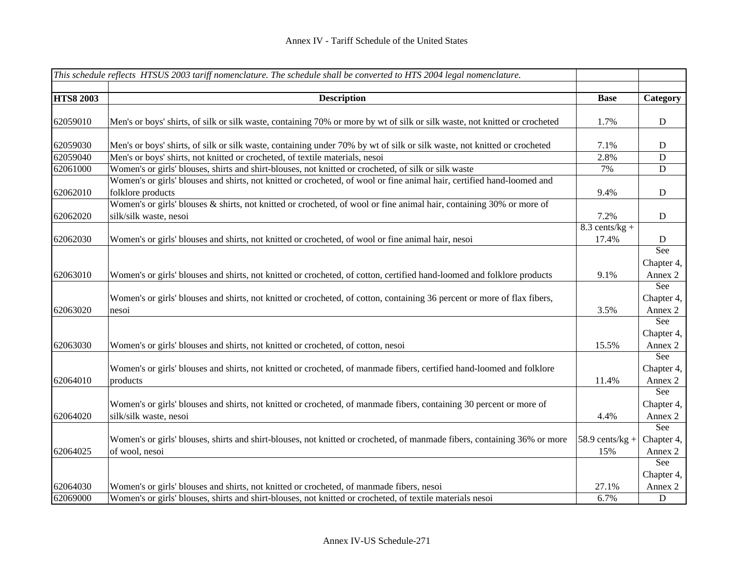Annex IV - Tariff Schedule of the United States

| *This schedule reflects HTSUS 2003 tariff nomenclature. The schedule shall be converted to HTS 2004 legal nomenclature.* | | | |
|---|---|---|---|
| **HTS8 2003** | **Description** | **Base** | **Category** |
| 62059010 | Men's or boys' shirts, of silk or silk waste, containing 70% or more by wt of silk or silk waste, not knitted or crocheted | 1.7% | D |
| 62059030 | Men's or boys' shirts, of silk or silk waste, containing under 70% by wt of silk or silk waste, not knitted or crocheted | 7.1% | D |
| 62059040 | Men's or boys' shirts, not knitted or crocheted, of textile materials, nesoi | 2.8% | D |
| 62061000 | Women's or girls' blouses, shirts and shirt-blouses, not knitted or crocheted, of silk or silk waste | 7% | D |
| 62062010 | Women's or girls' blouses and shirts, not knitted or crocheted, of wool or fine animal hair, certified hand-loomed and folklore products | 9.4% | D |
| 62062020 | Women's or girls' blouses & shirts, not knitted or crocheted, of wool or fine animal hair, containing 30% or more of silk/silk waste, nesoi | 7.2% | D |
| 62062030 | Women's or girls' blouses and shirts, not knitted or crocheted, of wool or fine animal hair, nesoi | 8.3 cents/kg + 17.4% | D |
| 62063010 | Women's or girls' blouses and shirts, not knitted or crocheted, of cotton, certified hand-loomed and folklore products | 9.1% | See Chapter 4, Annex 2 |
| 62063020 | Women's or girls' blouses and shirts, not knitted or crocheted, of cotton, containing 36 percent or more of flax fibers, nesoi | 3.5% | See Chapter 4, Annex 2 |
| 62063030 | Women's or girls' blouses and shirts, not knitted or crocheted, of cotton, nesoi | 15.5% | See Chapter 4, Annex 2 |
| 62064010 | Women's or girls' blouses and shirts, not knitted or crocheted, of manmade fibers, certified hand-loomed and folklore products | 11.4% | See Chapter 4, Annex 2 |
| 62064020 | Women's or girls' blouses and shirts, not knitted or crocheted, of manmade fibers, containing 30 percent or more of silk/silk waste, nesoi | 4.4% | See Chapter 4, Annex 2 |
| 62064025 | Women's or girls' blouses, shirts and shirt-blouses, not knitted or crocheted, of manmade fibers, containing 36% or more of wool, nesoi | 58.9 cents/kg + 15% | See Chapter 4, Annex 2 |
| 62064030 | Women's or girls' blouses and shirts, not knitted or crocheted, of manmade fibers, nesoi | 27.1% | See Chapter 4, Annex 2 |
| 62069000 | Women's or girls' blouses, shirts and shirt-blouses, not knitted or crocheted, of textile materials nesoi | 6.7% | D |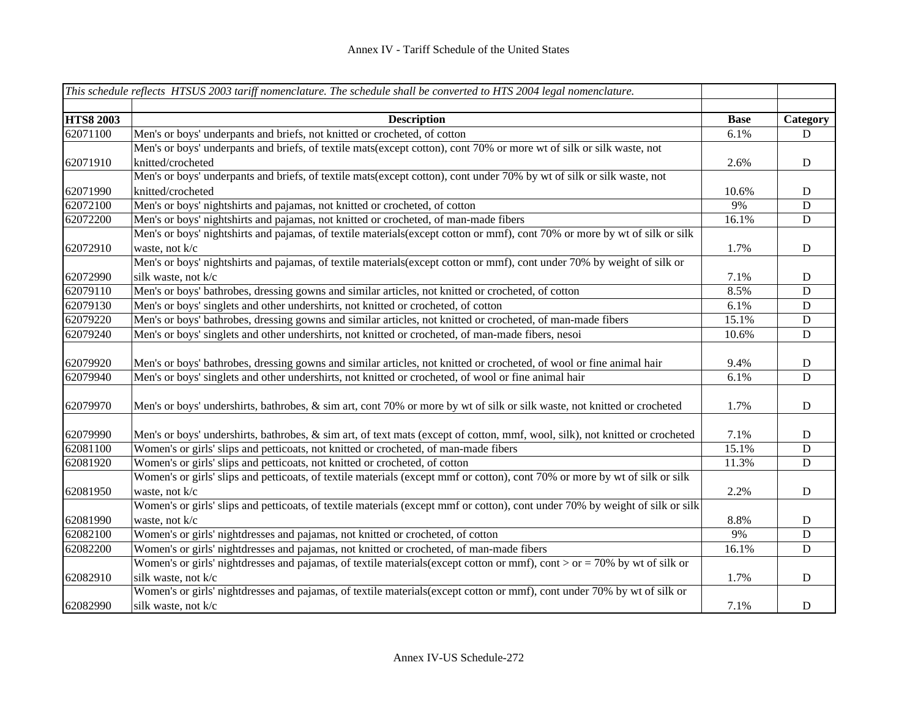*This schedule reflects HTSUS 2003 tariff nomenclature. The schedule shall be converted to HTS 2004 legal nomenclature.*

| HTS8 2003 | Description | Base | Category |
|---|---|---|---|
| 62071100 | Men's or boys' underpants and briefs, not knitted or crocheted, of cotton | 6.1% | D |
| 62071910 | Men's or boys' underpants and briefs, of textile mats(except cotton), cont 70% or more wt of silk or silk waste, not knitted/crocheted | 2.6% | D |
| 62071990 | Men's or boys' underpants and briefs, of textile mats(except cotton), cont under 70% by wt of silk or silk waste, not knitted/crocheted | 10.6% | D |
| 62072100 | Men's or boys' nightshirts and pajamas, not knitted or crocheted, of cotton | 9% | D |
| 62072200 | Men's or boys' nightshirts and pajamas, not knitted or crocheted, of man-made fibers | 16.1% | D |
| 62072910 | Men's or boys' nightshirts and pajamas, of textile materials(except cotton or mmf), cont 70% or more by wt of silk or silk waste, not k/c | 1.7% | D |
| 62072990 | Men's or boys' nightshirts and pajamas, of textile materials(except cotton or mmf), cont under 70% by weight of silk or silk waste, not k/c | 7.1% | D |
| 62079110 | Men's or boys' bathrobes, dressing gowns and similar articles, not knitted or crocheted, of cotton | 8.5% | D |
| 62079130 | Men's or boys' singlets and other undershirts, not knitted or crocheted, of cotton | 6.1% | D |
| 62079220 | Men's or boys' bathrobes, dressing gowns and similar articles, not knitted or crocheted, of man-made fibers | 15.1% | D |
| 62079240 | Men's or boys' singlets and other undershirts, not knitted or crocheted, of man-made fibers, nesoi | 10.6% | D |
| 62079920 | Men's or boys' bathrobes, dressing gowns and similar articles, not knitted or crocheted, of wool or fine animal hair | 9.4% | D |
| 62079940 | Men's or boys' singlets and other undershirts, not knitted or crocheted, of wool or fine animal hair | 6.1% | D |
| 62079970 | Men's or boys' undershirts, bathrobes, & sim art, cont 70% or more by wt of silk or silk waste, not knitted or crocheted | 1.7% | D |
| 62079990 | Men's or boys' undershirts, bathrobes, & sim art, of text mats (except of cotton, mmf, wool, silk), not knitted or crocheted | 7.1% | D |
| 62081100 | Women's or girls' slips and petticoats, not knitted or crocheted, of man-made fibers | 15.1% | D |
| 62081920 | Women's or girls' slips and petticoats, not knitted or crocheted, of cotton | 11.3% | D |
| 62081950 | Women's or girls' slips and petticoats, of textile materials (except mmf or cotton), cont 70% or more by wt of silk or silk waste, not k/c | 2.2% | D |
| 62081990 | Women's or girls' slips and petticoats, of textile materials (except mmf or cotton), cont under 70% by weight of silk or silk waste, not k/c | 8.8% | D |
| 62082100 | Women's or girls' nightdresses and pajamas, not knitted or crocheted, of cotton | 9% | D |
| 62082200 | Women's or girls' nightdresses and pajamas, not knitted or crocheted, of man-made fibers | 16.1% | D |
| 62082910 | Women's or girls' nightdresses and pajamas, of textile materials(except cotton or mmf), cont > or = 70% by wt of silk or silk waste, not k/c | 1.7% | D |
| 62082990 | Women's or girls' nightdresses and pajamas, of textile materials(except cotton or mmf), cont under 70% by wt of silk or silk waste, not k/c | 7.1% | D |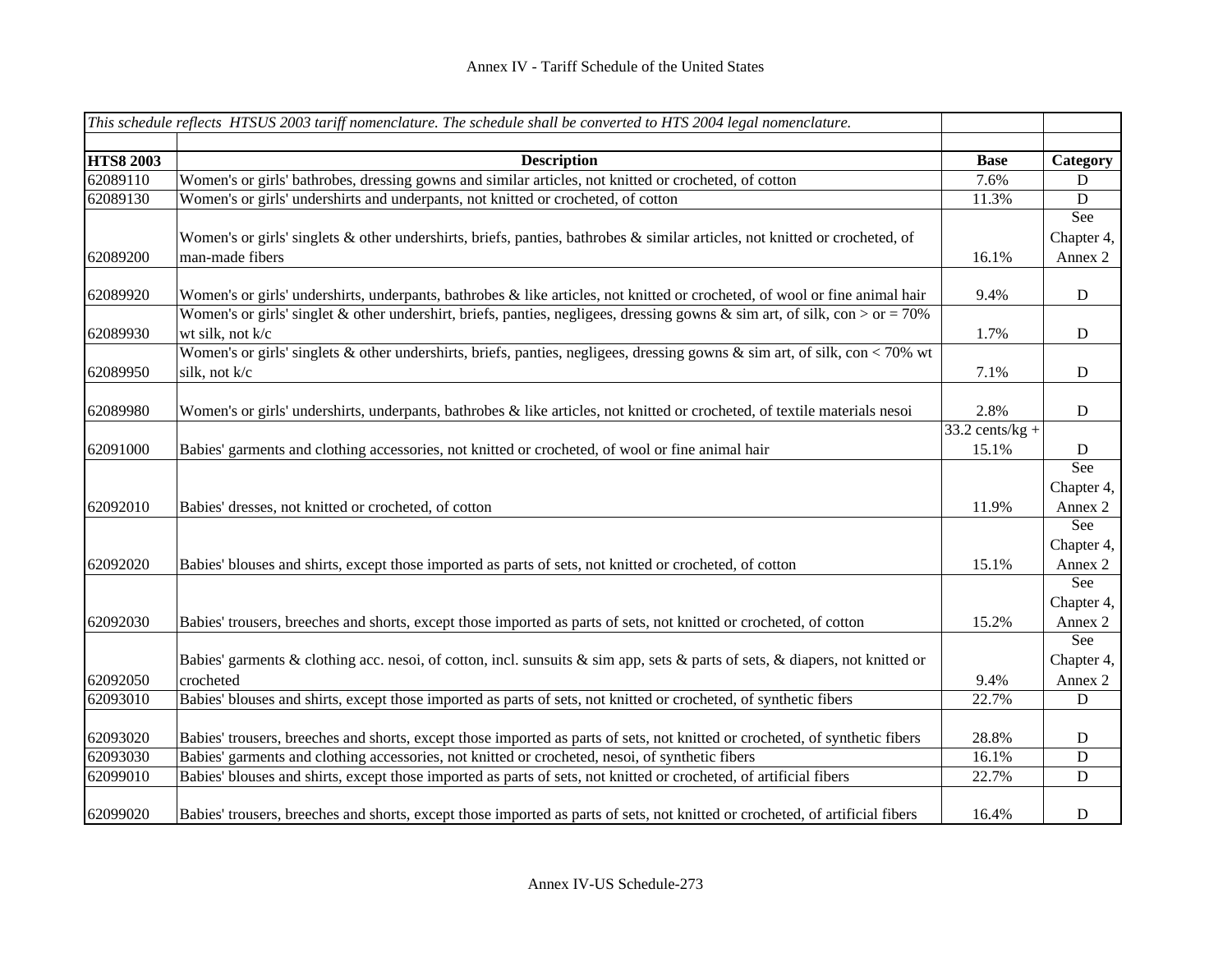| *This schedule reflects HTSUS 2003 tariff nomenclature. The schedule shall be converted to HTS 2004 legal nomenclature.* | | | |
|---|---|---|---|
| | | | |
| **HTS8 2003** | **Description** | **Base** | **Category** |
| 62089110 | Women's or girls' bathrobes, dressing gowns and similar articles, not knitted or crocheted, of cotton | 7.6% | D |
| 62089130 | Women's or girls' undershirts and underpants, not knitted or crocheted, of cotton | 11.3% | D |
| 62089200 | Women's or girls' singlets & other undershirts, briefs, panties, bathrobes & similar articles, not knitted or crocheted, of man-made fibers | 16.1% | See Chapter 4, Annex 2 |
| 62089920 | Women's or girls' undershirts, underpants, bathrobes & like articles, not knitted or crocheted, of wool or fine animal hair | 9.4% | D |
| 62089930 | Women's or girls' singlet & other undershirt, briefs, panties, negligees, dressing gowns & sim art, of silk, con > or = 70% wt silk, not k/c | 1.7% | D |
| 62089950 | Women's or girls' singlets & other undershirts, briefs, panties, negligees, dressing gowns & sim art, of silk, con < 70% wt silk, not k/c | 7.1% | D |
| 62089980 | Women's or girls' undershirts, underpants, bathrobes & like articles, not knitted or crocheted, of textile materials nesoi | 2.8% | D |
| 62091000 | Babies' garments and clothing accessories, not knitted or crocheted, of wool or fine animal hair | 33.2 cents/kg + 15.1% | D |
| 62092010 | Babies' dresses, not knitted or crocheted, of cotton | 11.9% | See Chapter 4, Annex 2 |
| 62092020 | Babies' blouses and shirts, except those imported as parts of sets, not knitted or crocheted, of cotton | 15.1% | See Chapter 4, Annex 2 |
| 62092030 | Babies' trousers, breeches and shorts, except those imported as parts of sets, not knitted or crocheted, of cotton | 15.2% | See Chapter 4, Annex 2 |
| 62092050 | Babies' garments & clothing acc. nesoi, of cotton, incl. sunsuits & sim app, sets & parts of sets, & diapers, not knitted or crocheted | 9.4% | See Chapter 4, Annex 2 |
| 62093010 | Babies' blouses and shirts, except those imported as parts of sets, not knitted or crocheted, of synthetic fibers | 22.7% | D |
| 62093020 | Babies' trousers, breeches and shorts, except those imported as parts of sets, not knitted or crocheted, of synthetic fibers | 28.8% | D |
| 62093030 | Babies' garments and clothing accessories, not knitted or crocheted, nesoi, of synthetic fibers | 16.1% | D |
| 62099010 | Babies' blouses and shirts, except those imported as parts of sets, not knitted or crocheted, of artificial fibers | 22.7% | D |
| 62099020 | Babies' trousers, breeches and shorts, except those imported as parts of sets, not knitted or crocheted, of artificial fibers | 16.4% | D |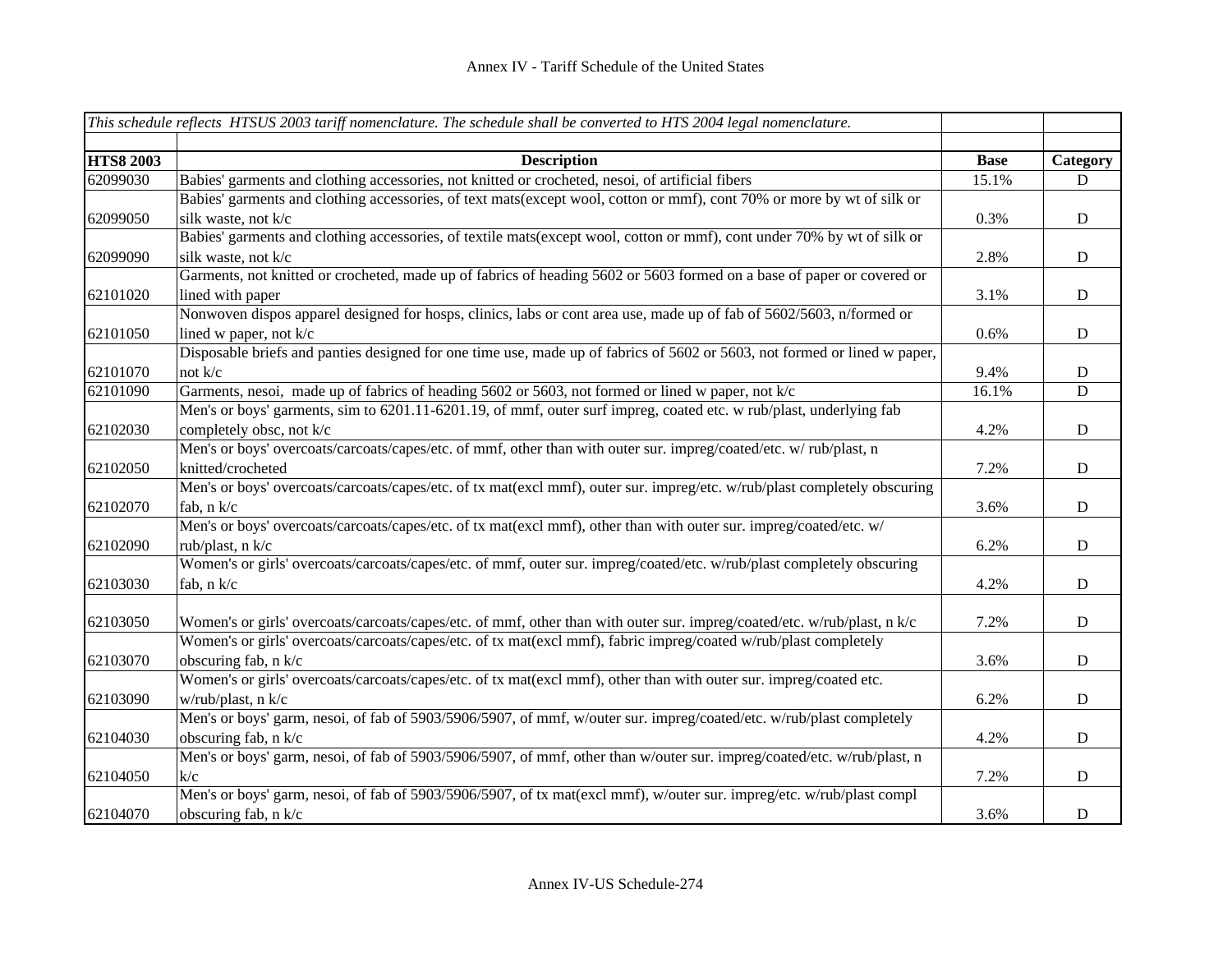Annex IV - Tariff Schedule of the United States

| *This schedule reflects HTSUS 2003 tariff nomenclature. The schedule shall be converted to HTS 2004 legal nomenclature.* | | | |
|---|---|---|---|
| **HTS8 2003** | **Description** | **Base** | **Category** |
| 62099030 | Babies' garments and clothing accessories, not knitted or crocheted, nesoi, of artificial fibers | 15.1% | D |
| 62099050 | Babies' garments and clothing accessories, of text mats(except wool, cotton or mmf), cont 70% or more by wt of silk or silk waste, not k/c | 0.3% | D |
| 62099090 | Babies' garments and clothing accessories, of textile mats(except wool, cotton or mmf), cont under 70% by wt of silk or silk waste, not k/c | 2.8% | D |
| 62101020 | Garments, not knitted or crocheted, made up of fabrics of heading 5602 or 5603 formed on a base of paper or covered or lined with paper | 3.1% | D |
| 62101050 | Nonwoven dispos apparel designed for hosps, clinics, labs or cont area use, made up of fab of 5602/5603, n/formed or lined w paper, not k/c | 0.6% | D |
| 62101070 | Disposable briefs and panties designed for one time use, made up of fabrics of 5602 or 5603, not formed or lined w paper, not k/c | 9.4% | D |
| 62101090 | Garments, nesoi, made up of fabrics of heading 5602 or 5603, not formed or lined w paper, not k/c | 16.1% | D |
| 62102030 | Men's or boys' garments, sim to 6201.11-6201.19, of mmf, outer surf impreg, coated etc. w rub/plast, underlying fab completely obsc, not k/c | 4.2% | D |
| 62102050 | Men's or boys' overcoats/carcoats/capes/etc. of mmf, other than with outer sur. impreg/coated/etc. w/ rub/plast, n knitted/crocheted | 7.2% | D |
| 62102070 | Men's or boys' overcoats/carcoats/capes/etc. of tx mat(excl mmf), outer sur. impreg/etc. w/rub/plast completely obscuring fab, n k/c | 3.6% | D |
| 62102090 | Men's or boys' overcoats/carcoats/capes/etc. of tx mat(excl mmf), other than with outer sur. impreg/coated/etc. w/ rub/plast, n k/c | 6.2% | D |
| 62103030 | Women's or girls' overcoats/carcoats/capes/etc. of mmf, outer sur. impreg/coated/etc. w/rub/plast completely obscuring fab, n k/c | 4.2% | D |
| 62103050 | Women's or girls' overcoats/carcoats/capes/etc. of mmf, other than with outer sur. impreg/coated/etc. w/rub/plast, n k/c | 7.2% | D |
| 62103070 | Women's or girls' overcoats/carcoats/capes/etc. of tx mat(excl mmf), fabric impreg/coated w/rub/plast completely obscuring fab, n k/c | 3.6% | D |
| 62103090 | Women's or girls' overcoats/carcoats/capes/etc. of tx mat(excl mmf), other than with outer sur. impreg/coated etc. w/rub/plast, n k/c | 6.2% | D |
| 62104030 | Men's or boys' garm, nesoi, of fab of 5903/5906/5907, of mmf, w/outer sur. impreg/coated/etc. w/rub/plast completely obscuring fab, n k/c | 4.2% | D |
| 62104050 | Men's or boys' garm, nesoi, of fab of 5903/5906/5907, of mmf, other than w/outer sur. impreg/coated/etc. w/rub/plast, n k/c | 7.2% | D |
| 62104070 | Men's or boys' garm, nesoi, of fab of 5903/5906/5907, of tx mat(excl mmf), w/outer sur. impreg/etc. w/rub/plast compl obscuring fab, n k/c | 3.6% | D |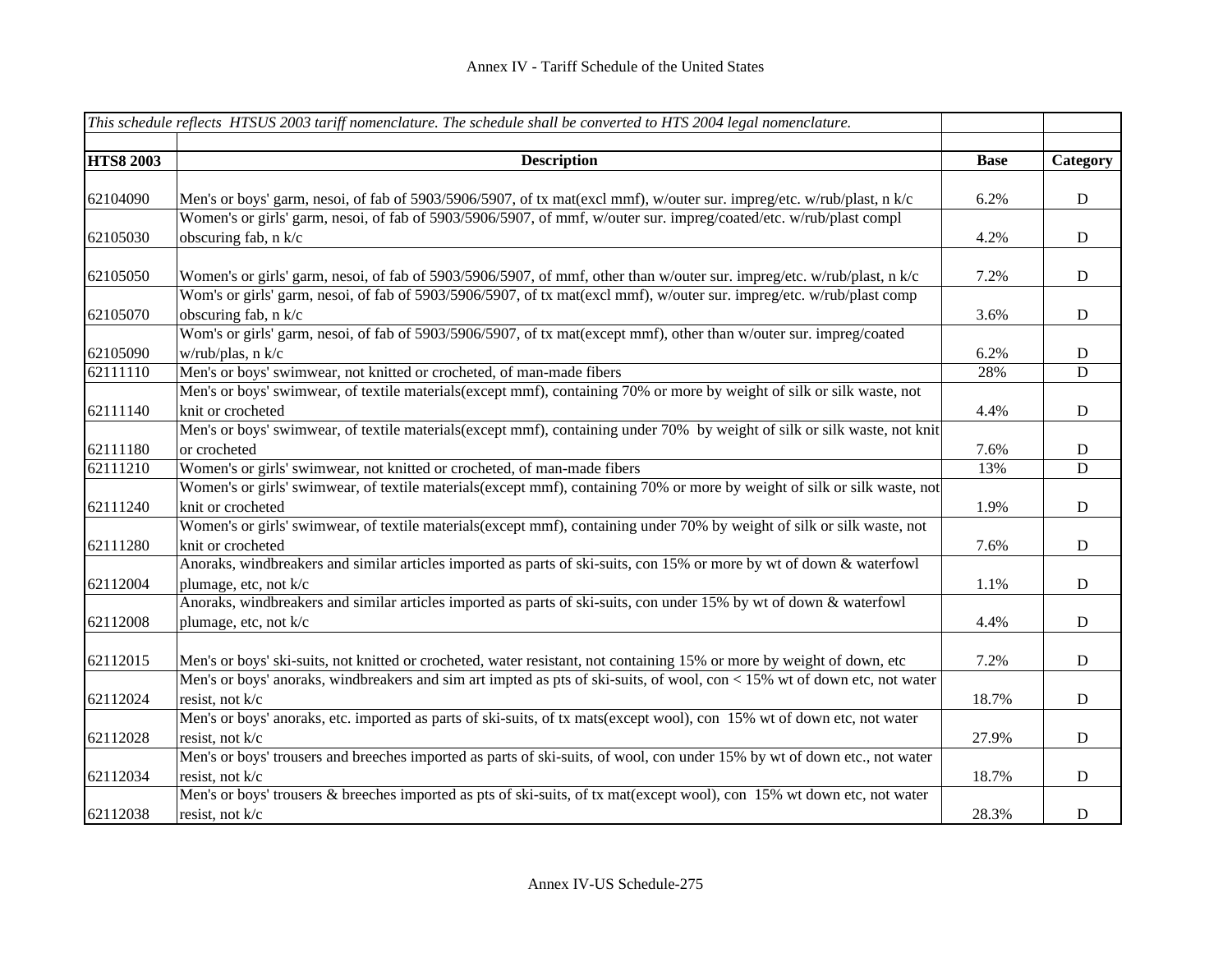| This schedule reflects HTSUS 2003 tariff nomenclature. The schedule shall be converted to HTS 2004 legal nomenclature. | | | |
|---|---|---|---|
| **HTS8 2003** | **Description** | **Base** | **Category** |
| 62104090 | Men's or boys' garm, nesoi, of fab of 5903/5906/5907, of tx mat(excl mmf), w/outer sur. impreg/etc. w/rub/plast, n k/c | 6.2% | D |
| 62105030 | Women's or girls' garm, nesoi, of fab of 5903/5906/5907, of mmf, w/outer sur. impreg/coated/etc. w/rub/plast compl obscuring fab, n k/c | 4.2% | D |
| 62105050 | Women's or girls' garm, nesoi, of fab of 5903/5906/5907, of mmf, other than w/outer sur. impreg/etc. w/rub/plast, n k/c | 7.2% | D |
| 62105070 | Wom's or girls' garm, nesoi, of fab of 5903/5906/5907, of tx mat(excl mmf), w/outer sur. impreg/etc. w/rub/plast comp obscuring fab, n k/c | 3.6% | D |
| 62105090 | Wom's or girls' garm, nesoi, of fab of 5903/5906/5907, of tx mat(except mmf), other than w/outer sur. impreg/coated w/rub/plas, n k/c | 6.2% | D |
| 62111110 | Men's or boys' swimwear, not knitted or crocheted, of man-made fibers | 28% | D |
| 62111140 | Men's or boys' swimwear, of textile materials(except mmf), containing 70% or more by weight of silk or silk waste, not knit or crocheted | 4.4% | D |
| 62111180 | Men's or boys' swimwear, of textile materials(except mmf), containing under 70% by weight of silk or silk waste, not knit or crocheted | 7.6% | D |
| 62111210 | Women's or girls' swimwear, not knitted or crocheted, of man-made fibers | 13% | D |
| 62111240 | Women's or girls' swimwear, of textile materials(except mmf), containing 70% or more by weight of silk or silk waste, not knit or crocheted | 1.9% | D |
| 62111280 | Women's or girls' swimwear, of textile materials(except mmf), containing under 70% by weight of silk or silk waste, not knit or crocheted | 7.6% | D |
| 62112004 | Anoraks, windbreakers and similar articles imported as parts of ski-suits, con 15% or more by wt of down & waterfowl plumage, etc, not k/c | 1.1% | D |
| 62112008 | Anoraks, windbreakers and similar articles imported as parts of ski-suits, con under 15% by wt of down & waterfowl plumage, etc, not k/c | 4.4% | D |
| 62112015 | Men's or boys' ski-suits, not knitted or crocheted, water resistant, not containing 15% or more by weight of down, etc | 7.2% | D |
| 62112024 | Men's or boys' anoraks, windbreakers and sim art impted as pts of ski-suits, of wool, con < 15% wt of down etc, not water resist, not k/c | 18.7% | D |
| 62112028 | Men's or boys' anoraks, etc. imported as parts of ski-suits, of tx mats(except wool), con 15% wt of down etc, not water resist, not k/c | 27.9% | D |
| 62112034 | Men's or boys' trousers and breeches imported as parts of ski-suits, of wool, con under 15% by wt of down etc., not water resist, not k/c | 18.7% | D |
| 62112038 | Men's or boys' trousers & breeches imported as pts of ski-suits, of tx mat(except wool), con 15% wt down etc, not water resist, not k/c | 28.3% | D |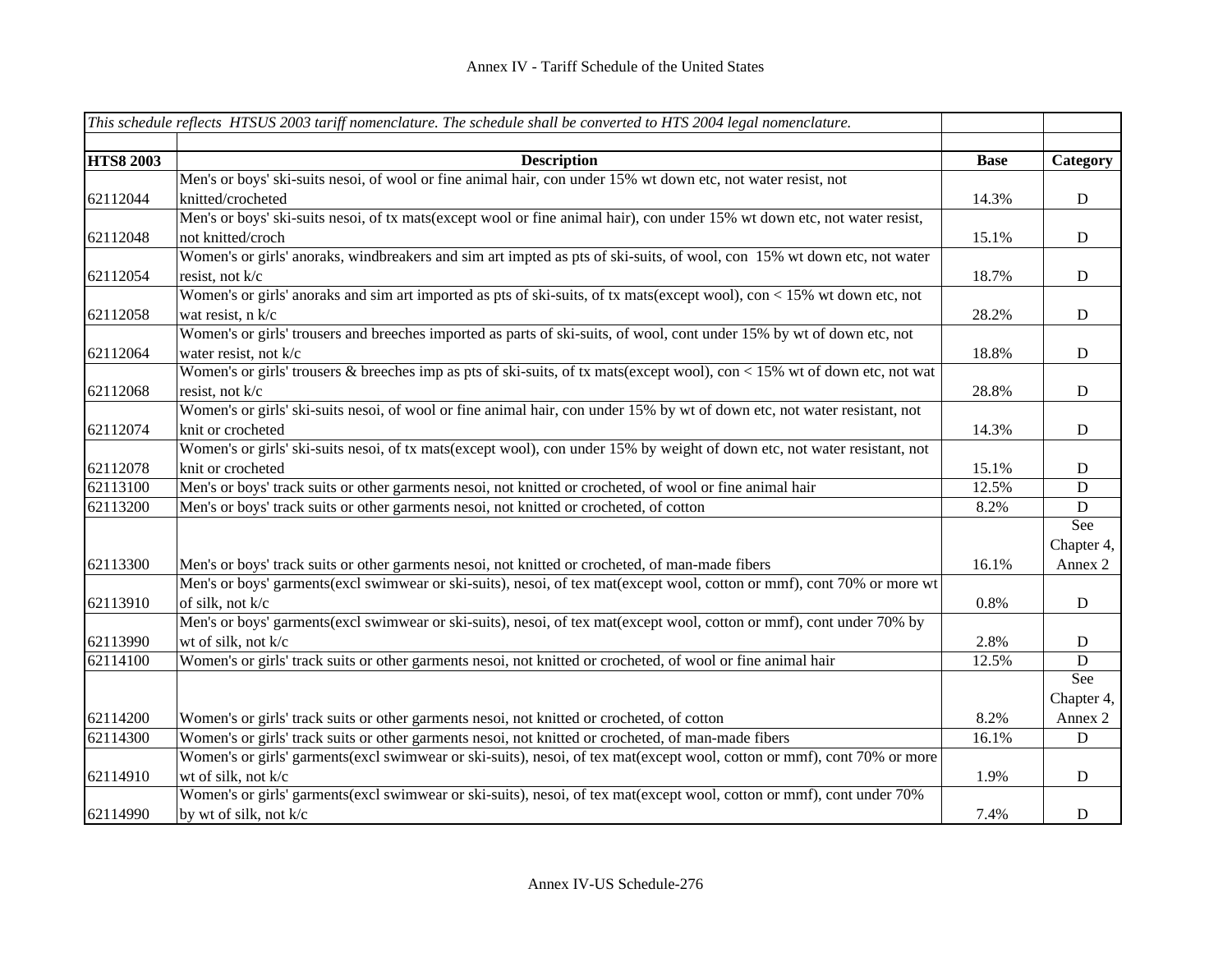| *This schedule reflects HTSUS 2003 tariff nomenclature. The schedule shall be converted to HTS 2004 legal nomenclature.* | | | |
|---|---|---|---|
| | | | |
| **HTS8 2003** | **Description** | **Base** | **Category** |
| 62112044 | Men's or boys' ski-suits nesoi, of wool or fine animal hair, con under 15% wt down etc, not water resist, not knitted/crocheted | 14.3% | D |
| 62112048 | Men's or boys' ski-suits nesoi, of tx mats(except wool or fine animal hair), con under 15% wt down etc, not water resist, not knitted/croch | 15.1% | D |
| 62112054 | Women's or girls' anoraks, windbreakers and sim art impted as pts of ski-suits, of wool, con 15% wt down etc, not water resist, not k/c | 18.7% | D |
| 62112058 | Women's or girls' anoraks and sim art imported as pts of ski-suits, of tx mats(except wool), con < 15% wt down etc, not wat resist, n k/c | 28.2% | D |
| 62112064 | Women's or girls' trousers and breeches imported as parts of ski-suits, of wool, cont under 15% by wt of down etc, not water resist, not k/c | 18.8% | D |
| 62112068 | Women's or girls' trousers & breeches imp as pts of ski-suits, of tx mats(except wool), con < 15% wt of down etc, not wat resist, not k/c | 28.8% | D |
| 62112074 | Women's or girls' ski-suits nesoi, of wool or fine animal hair, con under 15% by wt of down etc, not water resistant, not knit or crocheted | 14.3% | D |
| 62112078 | Women's or girls' ski-suits nesoi, of tx mats(except wool), con under 15% by weight of down etc, not water resistant, not knit or crocheted | 15.1% | D |
| 62113100 | Men's or boys' track suits or other garments nesoi, not knitted or crocheted, of wool or fine animal hair | 12.5% | D |
| 62113200 | Men's or boys' track suits or other garments nesoi, not knitted or crocheted, of cotton | 8.2% | D |
| 62113300 | Men's or boys' track suits or other garments nesoi, not knitted or crocheted, of man-made fibers | 16.1% | See Chapter 4, Annex 2 |
| 62113910 | Men's or boys' garments(excl swimwear or ski-suits), nesoi, of tex mat(except wool, cotton or mmf), cont 70% or more wt of silk, not k/c | 0.8% | D |
| 62113990 | Men's or boys' garments(excl swimwear or ski-suits), nesoi, of tex mat(except wool, cotton or mmf), cont under 70% by wt of silk, not k/c | 2.8% | D |
| 62114100 | Women's or girls' track suits or other garments nesoi, not knitted or crocheted, of wool or fine animal hair | 12.5% | D |
| 62114200 | Women's or girls' track suits or other garments nesoi, not knitted or crocheted, of cotton | 8.2% | See Chapter 4, Annex 2 |
| 62114300 | Women's or girls' track suits or other garments nesoi, not knitted or crocheted, of man-made fibers | 16.1% | D |
| 62114910 | Women's or girls' garments(excl swimwear or ski-suits), nesoi, of tex mat(except wool, cotton or mmf), cont 70% or more wt of silk, not k/c | 1.9% | D |
| 62114990 | Women's or girls' garments(excl swimwear or ski-suits), nesoi, of tex mat(except wool, cotton or mmf), cont under 70% by wt of silk, not k/c | 7.4% | D |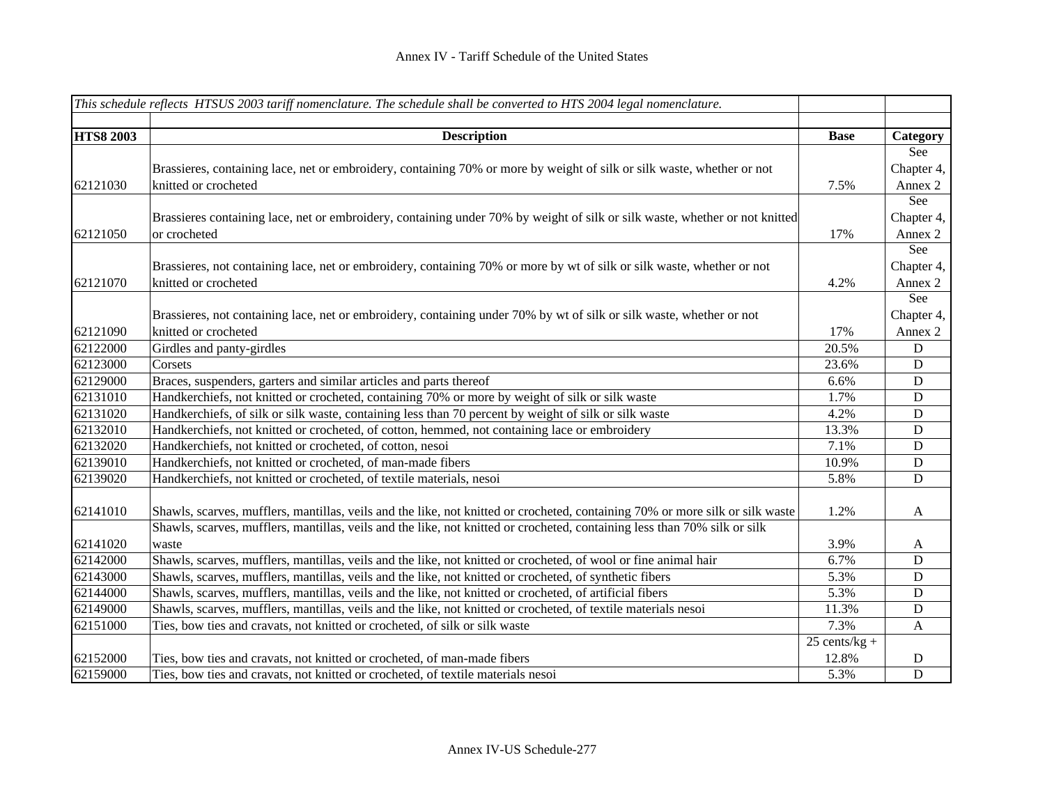# Annex IV - Tariff Schedule of the United States

| *This schedule reflects HTSUS 2003 tariff nomenclature. The schedule shall be converted to HTS 2004 legal nomenclature.* | | | |
|---|---|---|---|
| **HTS8 2003** | **Description** | **Base** | **Category** |
| 62121030 | Brassieres, containing lace, net or embroidery, containing 70% or more by weight of silk or silk waste, whether or not knitted or crocheted | 7.5% | See Chapter 4, Annex 2 |
| 62121050 | Brassieres containing lace, net or embroidery, containing under 70% by weight of silk or silk waste, whether or not knitted or crocheted | 17% | See Chapter 4, Annex 2 |
| 62121070 | Brassieres, not containing lace, net or embroidery, containing 70% or more by wt of silk or silk waste, whether or not knitted or crocheted | 4.2% | See Chapter 4, Annex 2 |
| 62121090 | Brassieres, not containing lace, net or embroidery, containing under 70% by wt of silk or silk waste, whether or not knitted or crocheted | 17% | See Chapter 4, Annex 2 |
| 62122000 | Girdles and panty-girdles | 20.5% | D |
| 62123000 | Corsets | 23.6% | D |
| 62129000 | Braces, suspenders, garters and similar articles and parts thereof | 6.6% | D |
| 62131010 | Handkerchiefs, not knitted or crocheted, containing 70% or more by weight of silk or silk waste | 1.7% | D |
| 62131020 | Handkerchiefs, of silk or silk waste, containing less than 70 percent by weight of silk or silk waste | 4.2% | D |
| 62132010 | Handkerchiefs, not knitted or crocheted, of cotton, hemmed, not containing lace or embroidery | 13.3% | D |
| 62132020 | Handkerchiefs, not knitted or crocheted, of cotton, nesoi | 7.1% | D |
| 62139010 | Handkerchiefs, not knitted or crocheted, of man-made fibers | 10.9% | D |
| 62139020 | Handkerchiefs, not knitted or crocheted, of textile materials, nesoi | 5.8% | D |
| 62141010 | Shawls, scarves, mufflers, mantillas, veils and the like, not knitted or crocheted, containing 70% or more silk or silk waste | 1.2% | A |
| 62141020 | Shawls, scarves, mufflers, mantillas, veils and the like, not knitted or crocheted, containing less than 70% silk or silk waste | 3.9% | A |
| 62142000 | Shawls, scarves, mufflers, mantillas, veils and the like, not knitted or crocheted, of wool or fine animal hair | 6.7% | D |
| 62143000 | Shawls, scarves, mufflers, mantillas, veils and the like, not knitted or crocheted, of synthetic fibers | 5.3% | D |
| 62144000 | Shawls, scarves, mufflers, mantillas, veils and the like, not knitted or crocheted, of artificial fibers | 5.3% | D |
| 62149000 | Shawls, scarves, mufflers, mantillas, veils and the like, not knitted or crocheted, of textile materials nesoi | 11.3% | D |
| 62151000 | Ties, bow ties and cravats, not knitted or crocheted, of silk or silk waste | 7.3% | A |
| 62152000 | Ties, bow ties and cravats, not knitted or crocheted, of man-made fibers | 25 cents/kg + 12.8% | D |
| 62159000 | Ties, bow ties and cravats, not knitted or crocheted, of textile materials nesoi | 5.3% | D |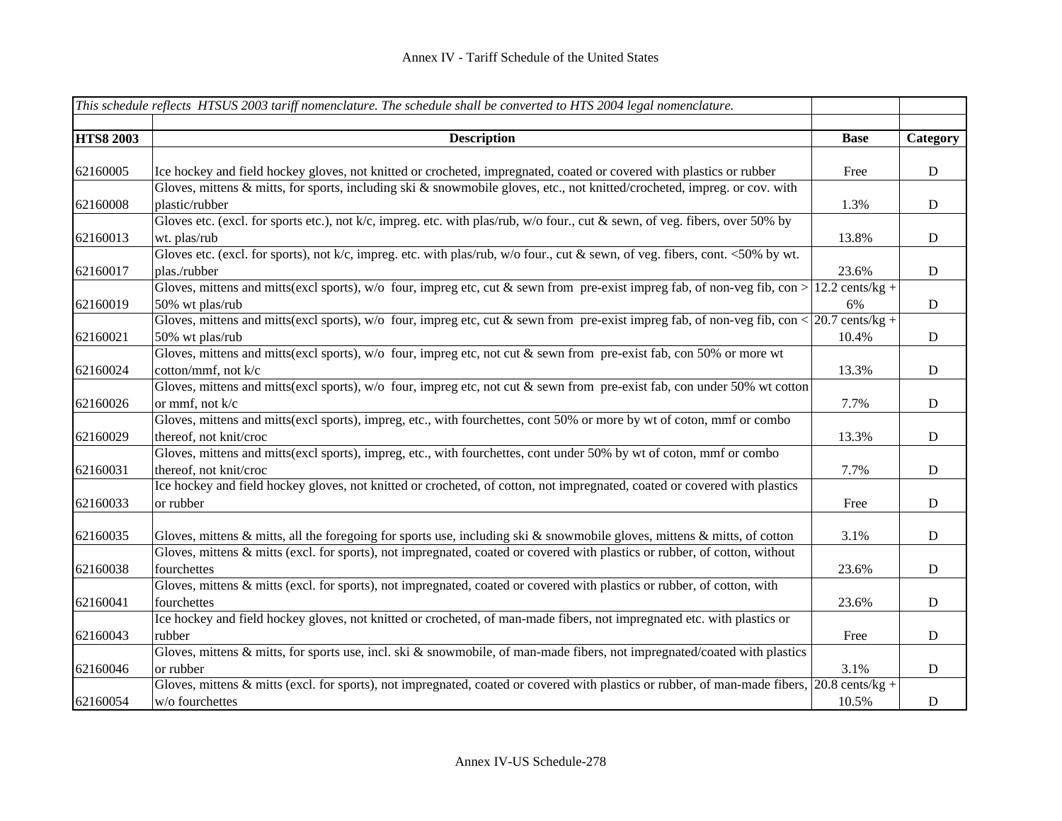Annex IV - Tariff Schedule of the United States

| *This schedule reflects HTSUS 2003 tariff nomenclature. The schedule shall be converted to HTS 2004 legal nomenclature.* | | | |
|---|---|---|---|
| **HTS8 2003** | **Description** | **Base** | **Category** |
| 62160005 | Ice hockey and field hockey gloves, not knitted or crocheted, impregnated, coated or covered with plastics or rubber | Free | D |
| 62160008 | Gloves, mittens & mitts, for sports, including ski & snowmobile gloves, etc., not knitted/crocheted, impreg. or cov. with plastic/rubber | 1.3% | D |
| 62160013 | Gloves etc. (excl. for sports etc.), not k/c, impreg. etc. with plas/rub, w/o four., cut & sewn, of veg. fibers, over 50% by wt. plas/rub | 13.8% | D |
| 62160017 | Gloves etc. (excl. for sports), not k/c, impreg. etc. with plas/rub, w/o four., cut & sewn, of veg. fibers, cont. <50% by wt. plas./rubber | 23.6% | D |
| 62160019 | Gloves, mittens and mitts(excl sports), w/o four, impreg etc, cut & sewn from pre-exist impreg fab, of non-veg fib, con > 50% wt plas/rub | 12.2 cents/kg + 6% | D |
| 62160021 | Gloves, mittens and mitts(excl sports), w/o four, impreg etc, cut & sewn from pre-exist impreg fab, of non-veg fib, con < 50% wt plas/rub | 20.7 cents/kg + 10.4% | D |
| 62160024 | Gloves, mittens and mitts(excl sports), w/o four, impreg etc, not cut & sewn from pre-exist fab, con 50% or more wt cotton/mmf, not k/c | 13.3% | D |
| 62160026 | Gloves, mittens and mitts(excl sports), w/o four, impreg etc, not cut & sewn from pre-exist fab, con under 50% wt cotton or mmf, not k/c | 7.7% | D |
| 62160029 | Gloves, mittens and mitts(excl sports), impreg, etc., with fourchettes, cont 50% or more by wt of coton, mmf or combo thereof, not knit/croc | 13.3% | D |
| 62160031 | Gloves, mittens and mitts(excl sports), impreg, etc., with fourchettes, cont under 50% by wt of coton, mmf or combo thereof, not knit/croc | 7.7% | D |
| 62160033 | Ice hockey and field hockey gloves, not knitted or crocheted, of cotton, not impregnated, coated or covered with plastics or rubber | Free | D |
| 62160035 | Gloves, mittens & mitts, all the foregoing for sports use, including ski & snowmobile gloves, mittens & mitts, of cotton | 3.1% | D |
| 62160038 | Gloves, mittens & mitts (excl. for sports), not impregnated, coated or covered with plastics or rubber, of cotton, without fourchettes | 23.6% | D |
| 62160041 | Gloves, mittens & mitts (excl. for sports), not impregnated, coated or covered with plastics or rubber, of cotton, with fourchettes | 23.6% | D |
| 62160043 | Ice hockey and field hockey gloves, not knitted or crocheted, of man-made fibers, not impregnated etc. with plastics or rubber | Free | D |
| 62160046 | Gloves, mittens & mitts, for sports use, incl. ski & snowmobile, of man-made fibers, not impregnated/coated with plastics or rubber | 3.1% | D |
| 62160054 | Gloves, mittens & mitts (excl. for sports), not impregnated, coated or covered with plastics or rubber, of man-made fibers, w/o fourchettes | 20.8 cents/kg + 10.5% | D |

Annex IV-US Schedule-278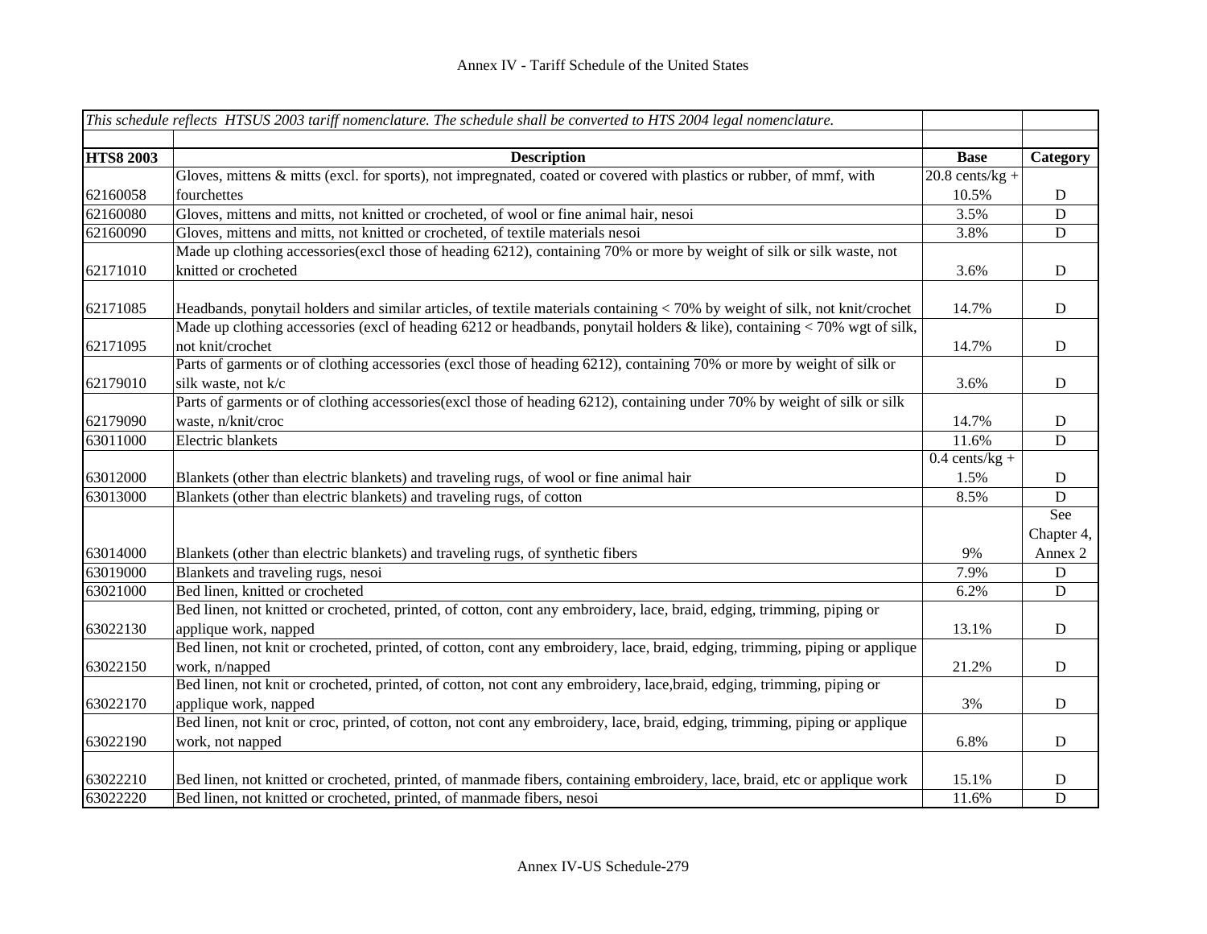| *This schedule reflects HTSUS 2003 tariff nomenclature. The schedule shall be converted to HTS 2004 legal nomenclature.* | | | |
|---|---|---|---|
| **HTS8 2003** | **Description** | **Base** | **Category** |
| 62160058 | Gloves, mittens & mitts (excl. for sports), not impregnated, coated or covered with plastics or rubber, of mmf, with fourchettes | 20.8 cents/kg + 10.5% | D |
| 62160080 | Gloves, mittens and mitts, not knitted or crocheted, of wool or fine animal hair, nesoi | 3.5% | D |
| 62160090 | Gloves, mittens and mitts, not knitted or crocheted, of textile materials nesoi | 3.8% | D |
| 62171010 | Made up clothing accessories(excl those of heading 6212), containing 70% or more by weight of silk or silk waste, not knitted or crocheted | 3.6% | D |
| 62171085 | Headbands, ponytail holders and similar articles, of textile materials containing < 70% by weight of silk, not knit/crochet | 14.7% | D |
| 62171095 | Made up clothing accessories (excl of heading 6212 or headbands, ponytail holders & like), containing < 70% wgt of silk, not knit/crochet | 14.7% | D |
| 62179010 | Parts of garments or of clothing accessories (excl those of heading 6212), containing 70% or more by weight of silk or silk waste, not k/c | 3.6% | D |
| 62179090 | Parts of garments or of clothing accessories(excl those of heading 6212), containing under 70% by weight of silk or silk waste, n/knit/croc | 14.7% | D |
| 63011000 | Electric blankets | 11.6% | D |
| 63012000 | Blankets (other than electric blankets) and traveling rugs, of wool or fine animal hair | 0.4 cents/kg + 1.5% | D |
| 63013000 | Blankets (other than electric blankets) and traveling rugs, of cotton | 8.5% | D |
| 63014000 | Blankets (other than electric blankets) and traveling rugs, of synthetic fibers | 9% | See Chapter 4, Annex 2 |
| 63019000 | Blankets and traveling rugs, nesoi | 7.9% | D |
| 63021000 | Bed linen, knitted or crocheted | 6.2% | D |
| 63022130 | Bed linen, not knitted or crocheted, printed, of cotton, cont any embroidery, lace, braid, edging, trimming, piping or applique work, napped | 13.1% | D |
| 63022150 | Bed linen, not knit or crocheted, printed, of cotton, cont any embroidery, lace, braid, edging, trimming, piping or applique work, n/napped | 21.2% | D |
| 63022170 | Bed linen, not knit or crocheted, printed, of cotton, not cont any embroidery, lace,braid, edging, trimming, piping or applique work, napped | 3% | D |
| 63022190 | Bed linen, not knit or croc, printed, of cotton, not cont any embroidery, lace, braid, edging, trimming, piping or applique work, not napped | 6.8% | D |
| 63022210 | Bed linen, not knitted or crocheted, printed, of manmade fibers, containing embroidery, lace, braid, etc or applique work | 15.1% | D |
| 63022220 | Bed linen, not knitted or crocheted, printed, of manmade fibers, nesoi | 11.6% | D |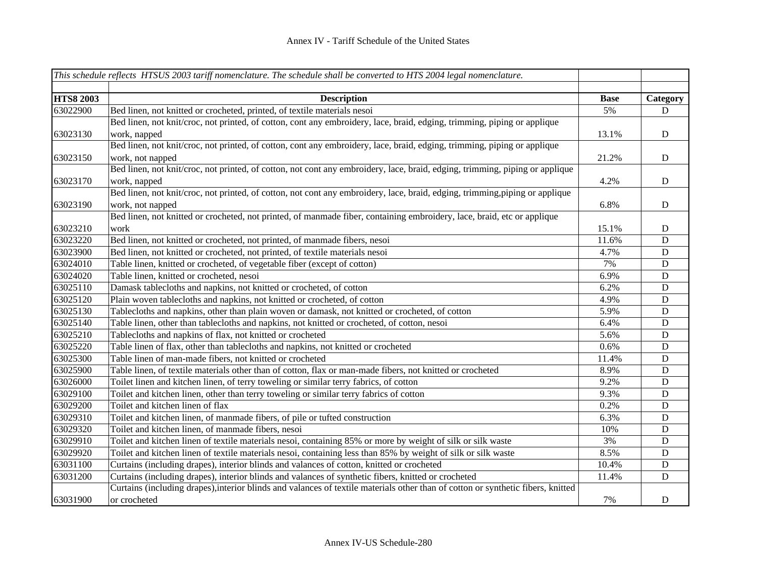# Annex IV - Tariff Schedule of the United States

| *This schedule reflects HTSUS 2003 tariff nomenclature. The schedule shall be converted to HTS 2004 legal nomenclature.* | | | |
|---|---|---|---|
| | | | |
| **HTS8 2003** | **Description** | **Base** | **Category** |
| 63022900 | Bed linen, not knitted or crocheted, printed, of textile materials nesoi | 5% | D |
| 63023130 | Bed linen, not knit/croc, not printed, of cotton, cont any embroidery, lace, braid, edging, trimming, piping or applique work, napped | 13.1% | D |
| 63023150 | Bed linen, not knit/croc, not printed, of cotton, cont any embroidery, lace, braid, edging, trimming, piping or applique work, not napped | 21.2% | D |
| 63023170 | Bed linen, not knit/croc, not printed, of cotton, not cont any embroidery, lace, braid, edging, trimming, piping or applique work, napped | 4.2% | D |
| 63023190 | Bed linen, not knit/croc, not printed, of cotton, not cont any embroidery, lace, braid, edging, trimming,piping or applique work, not napped | 6.8% | D |
| 63023210 | Bed linen, not knitted or crocheted, not printed, of manmade fiber, containing embroidery, lace, braid, etc or applique work | 15.1% | D |
| 63023220 | Bed linen, not knitted or crocheted, not printed, of manmade fibers, nesoi | 11.6% | D |
| 63023900 | Bed linen, not knitted or crocheted, not printed, of textile materials nesoi | 4.7% | D |
| 63024010 | Table linen, knitted or crocheted, of vegetable fiber (except of cotton) | 7% | D |
| 63024020 | Table linen, knitted or crocheted, nesoi | 6.9% | D |
| 63025110 | Damask tablecloths and napkins, not knitted or crocheted, of cotton | 6.2% | D |
| 63025120 | Plain woven tablecloths and napkins, not knitted or crocheted, of cotton | 4.9% | D |
| 63025130 | Tablecloths and napkins, other than plain woven or damask, not knitted or crocheted, of cotton | 5.9% | D |
| 63025140 | Table linen, other than tablecloths and napkins, not knitted or crocheted, of cotton, nesoi | 6.4% | D |
| 63025210 | Tablecloths and napkins of flax, not knitted or crocheted | 5.6% | D |
| 63025220 | Table linen of flax, other than tablecloths and napkins, not knitted or crocheted | 0.6% | D |
| 63025300 | Table linen of man-made fibers, not knitted or crocheted | 11.4% | D |
| 63025900 | Table linen, of textile materials other than of cotton, flax or man-made fibers, not knitted or crocheted | 8.9% | D |
| 63026000 | Toilet linen and kitchen linen, of terry toweling or similar terry fabrics, of cotton | 9.2% | D |
| 63029100 | Toilet and kitchen linen, other than terry toweling or similar terry fabrics of cotton | 9.3% | D |
| 63029200 | Toilet and kitchen linen of flax | 0.2% | D |
| 63029310 | Toilet and kitchen linen, of manmade fibers, of pile or tufted construction | 6.3% | D |
| 63029320 | Toilet and kitchen linen, of manmade fibers, nesoi | 10% | D |
| 63029910 | Toilet and kitchen linen of textile materials nesoi, containing 85% or more by weight of silk or silk waste | 3% | D |
| 63029920 | Toilet and kitchen linen of textile materials nesoi, containing less than 85% by weight of silk or silk waste | 8.5% | D |
| 63031100 | Curtains (including drapes), interior blinds and valances of cotton, knitted or crocheted | 10.4% | D |
| 63031200 | Curtains (including drapes), interior blinds and valances of synthetic fibers, knitted or crocheted | 11.4% | D |
| 63031900 | Curtains (including drapes),interior blinds and valances of textile materials other than of cotton or synthetic fibers, knitted or crocheted | 7% | D |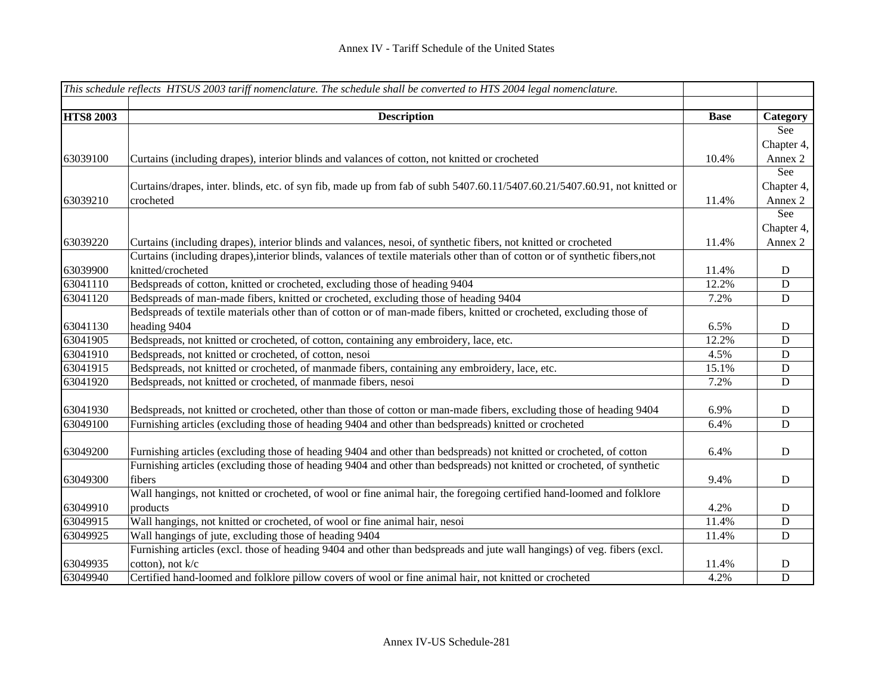| This schedule reflects HTSUS 2003 tariff nomenclature. The schedule shall be converted to HTS 2004 legal nomenclature. | | | |
|---|---|---|---|
| **HTS8 2003** | **Description** | **Base** | **Category** |
| 63039100 | Curtains (including drapes), interior blinds and valances of cotton, not knitted or crocheted | 10.4% | See Chapter 4, Annex 2 |
| 63039210 | Curtains/drapes, inter. blinds, etc. of syn fib, made up from fab of subh 5407.60.11/5407.60.21/5407.60.91, not knitted or crocheted | 11.4% | See Chapter 4, Annex 2 |
| 63039220 | Curtains (including drapes), interior blinds and valances, nesoi, of synthetic fibers, not knitted or crocheted | 11.4% | See Chapter 4, Annex 2 |
| 63039900 | Curtains (including drapes),interior blinds, valances of textile materials other than of cotton or of synthetic fibers,not knitted/crocheted | 11.4% | D |
| 63041110 | Bedspreads of cotton, knitted or crocheted, excluding those of heading 9404 | 12.2% | D |
| 63041120 | Bedspreads of man-made fibers, knitted or crocheted, excluding those of heading 9404 | 7.2% | D |
| 63041130 | Bedspreads of textile materials other than of cotton or of man-made fibers, knitted or crocheted, excluding those of heading 9404 | 6.5% | D |
| 63041905 | Bedspreads, not knitted or crocheted, of cotton, containing any embroidery, lace, etc. | 12.2% | D |
| 63041910 | Bedspreads, not knitted or crocheted, of cotton, nesoi | 4.5% | D |
| 63041915 | Bedspreads, not knitted or crocheted, of manmade fibers, containing any embroidery, lace, etc. | 15.1% | D |
| 63041920 | Bedspreads, not knitted or crocheted, of manmade fibers, nesoi | 7.2% | D |
| 63041930 | Bedspreads, not knitted or crocheted, other than those of cotton or man-made fibers, excluding those of heading 9404 | 6.9% | D |
| 63049100 | Furnishing articles (excluding those of heading 9404 and other than bedspreads) knitted or crocheted | 6.4% | D |
| 63049200 | Furnishing articles (excluding those of heading 9404 and other than bedspreads) not knitted or crocheted, of cotton | 6.4% | D |
| 63049300 | Furnishing articles (excluding those of heading 9404 and other than bedspreads) not knitted or crocheted, of synthetic fibers | 9.4% | D |
| 63049910 | Wall hangings, not knitted or crocheted, of wool or fine animal hair, the foregoing certified hand-loomed and folklore products | 4.2% | D |
| 63049915 | Wall hangings, not knitted or crocheted, of wool or fine animal hair, nesoi | 11.4% | D |
| 63049925 | Wall hangings of jute, excluding those of heading 9404 | 11.4% | D |
| 63049935 | Furnishing articles (excl. those of heading 9404 and other than bedspreads and jute wall hangings) of veg. fibers (excl. cotton), not k/c | 11.4% | D |
| 63049940 | Certified hand-loomed and folklore pillow covers of wool or fine animal hair, not knitted or crocheted | 4.2% | D |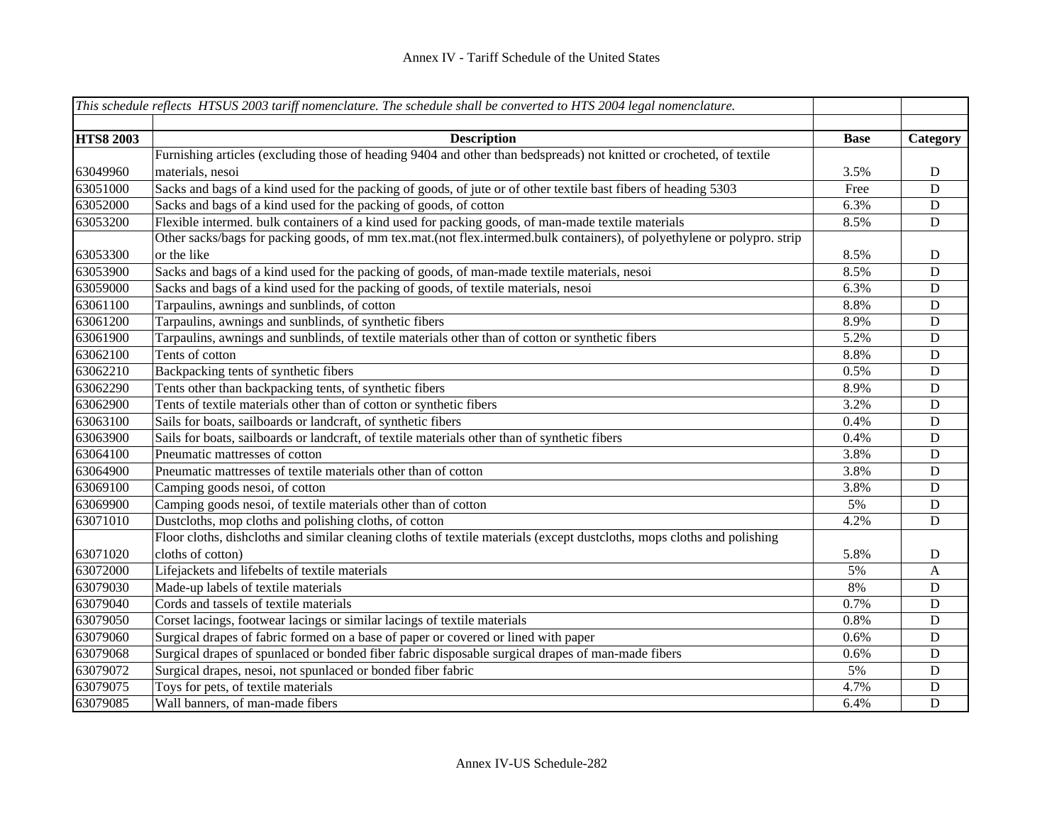Annex IV - Tariff Schedule of the United States

| *This schedule reflects HTSUS 2003 tariff nomenclature. The schedule shall be converted to HTS 2004 legal nomenclature.* | | | |
|---|---|---|---|
| **HTS8 2003** | **Description** | **Base** | **Category** |
| 63049960 | Furnishing articles (excluding those of heading 9404 and other than bedspreads) not knitted or crocheted, of textile materials, nesoi | 3.5% | D |
| 63051000 | Sacks and bags of a kind used for the packing of goods, of jute or of other textile bast fibers of heading 5303 | Free | D |
| 63052000 | Sacks and bags of a kind used for the packing of goods, of cotton | 6.3% | D |
| 63053200 | Flexible intermed. bulk containers of a kind used for packing goods, of man-made textile materials | 8.5% | D |
| 63053300 | Other sacks/bags for packing goods, of mm tex.mat.(not flex.intermed.bulk containers), of polyethylene or polypro. strip or the like | 8.5% | D |
| 63053900 | Sacks and bags of a kind used for the packing of goods, of man-made textile materials, nesoi | 8.5% | D |
| 63059000 | Sacks and bags of a kind used for the packing of goods, of textile materials, nesoi | 6.3% | D |
| 63061100 | Tarpaulins, awnings and sunblinds, of cotton | 8.8% | D |
| 63061200 | Tarpaulins, awnings and sunblinds, of synthetic fibers | 8.9% | D |
| 63061900 | Tarpaulins, awnings and sunblinds, of textile materials other than of cotton or synthetic fibers | 5.2% | D |
| 63062100 | Tents of cotton | 8.8% | D |
| 63062210 | Backpacking tents of synthetic fibers | 0.5% | D |
| 63062290 | Tents other than backpacking tents, of synthetic fibers | 8.9% | D |
| 63062900 | Tents of textile materials other than of cotton or synthetic fibers | 3.2% | D |
| 63063100 | Sails for boats, sailboards or landcraft, of synthetic fibers | 0.4% | D |
| 63063900 | Sails for boats, sailboards or landcraft, of textile materials other than of synthetic fibers | 0.4% | D |
| 63064100 | Pneumatic mattresses of cotton | 3.8% | D |
| 63064900 | Pneumatic mattresses of textile materials other than of cotton | 3.8% | D |
| 63069100 | Camping goods nesoi, of cotton | 3.8% | D |
| 63069900 | Camping goods nesoi, of textile materials other than of cotton | 5% | D |
| 63071010 | Dustcloths, mop cloths and polishing cloths, of cotton | 4.2% | D |
| 63071020 | Floor cloths, dishcloths and similar cleaning cloths of textile materials (except dustcloths, mops cloths and polishing cloths of cotton) | 5.8% | D |
| 63072000 | Lifejackets and lifebelts of textile materials | 5% | A |
| 63079030 | Made-up labels of textile materials | 8% | D |
| 63079040 | Cords and tassels of textile materials | 0.7% | D |
| 63079050 | Corset lacings, footwear lacings or similar lacings of textile materials | 0.8% | D |
| 63079060 | Surgical drapes of fabric formed on a base of paper or covered or lined with paper | 0.6% | D |
| 63079068 | Surgical drapes of spunlaced or bonded fiber fabric disposable surgical drapes of man-made fibers | 0.6% | D |
| 63079072 | Surgical drapes, nesoi, not spunlaced or bonded fiber fabric | 5% | D |
| 63079075 | Toys for pets, of textile materials | 4.7% | D |
| 63079085 | Wall banners, of man-made fibers | 6.4% | D |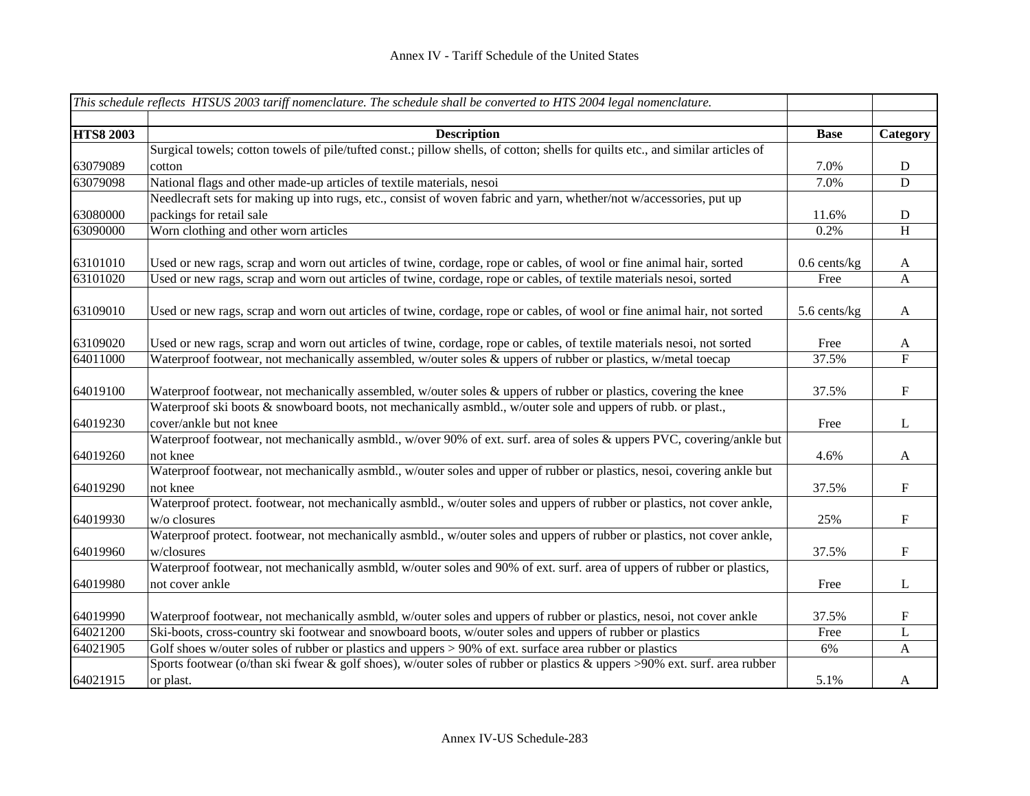| This schedule reflects HTSUS 2003 tariff nomenclature. The schedule shall be converted to HTS 2004 legal nomenclature. | | | |
|---|---|---|---|
| | | | |
| **HTS8 2003** | **Description** | **Base** | **Category** |
| 63079089 | Surgical towels; cotton towels of pile/tufted const.; pillow shells, of cotton; shells for quilts etc., and similar articles of cotton | 7.0% | D |
| 63079098 | National flags and other made-up articles of textile materials, nesoi | 7.0% | D |
| 63080000 | Needlecraft sets for making up into rugs, etc., consist of woven fabric and yarn, whether/not w/accessories, put up packings for retail sale | 11.6% | D |
| 63090000 | Worn clothing and other worn articles | 0.2% | H |
| 63101010 | Used or new rags, scrap and worn out articles of twine, cordage, rope or cables, of wool or fine animal hair, sorted | 0.6 cents/kg | A |
| 63101020 | Used or new rags, scrap and worn out articles of twine, cordage, rope or cables, of textile materials nesoi, sorted | Free | A |
| 63109010 | Used or new rags, scrap and worn out articles of twine, cordage, rope or cables, of wool or fine animal hair, not sorted | 5.6 cents/kg | A |
| 63109020 | Used or new rags, scrap and worn out articles of twine, cordage, rope or cables, of textile materials nesoi, not sorted | Free | A |
| 64011000 | Waterproof footwear, not mechanically assembled, w/outer soles & uppers of rubber or plastics, w/metal toecap | 37.5% | F |
| 64019100 | Waterproof footwear, not mechanically assembled, w/outer soles & uppers of rubber or plastics, covering the knee | 37.5% | F |
| 64019230 | Waterproof ski boots & snowboard boots, not mechanically asmbld., w/outer sole and uppers of rubb. or plast., cover/ankle but not knee | Free | L |
| 64019260 | Waterproof footwear, not mechanically asmbld., w/over 90% of ext. surf. area of soles & uppers PVC, covering/ankle but not knee | 4.6% | A |
| 64019290 | Waterproof footwear, not mechanically asmbld., w/outer soles and upper of rubber or plastics, nesoi, covering ankle but not knee | 37.5% | F |
| 64019930 | Waterproof protect. footwear, not mechanically asmbld., w/outer soles and uppers of rubber or plastics, not cover ankle, w/o closures | 25% | F |
| 64019960 | Waterproof protect. footwear, not mechanically asmbld., w/outer soles and uppers of rubber or plastics, not cover ankle, w/closures | 37.5% | F |
| 64019980 | Waterproof footwear, not mechanically asmbld, w/outer soles and 90% of ext. surf. area of uppers of rubber or plastics, not cover ankle | Free | L |
| 64019990 | Waterproof footwear, not mechanically asmbld, w/outer soles and uppers of rubber or plastics, nesoi, not cover ankle | 37.5% | F |
| 64021200 | Ski-boots, cross-country ski footwear and snowboard boots, w/outer soles and uppers of rubber or plastics | Free | L |
| 64021905 | Golf shoes w/outer soles of rubber or plastics and uppers > 90% of ext. surface area rubber or plastics | 6% | A |
| 64021915 | Sports footwear (o/than ski fwear & golf shoes), w/outer soles of rubber or plastics & uppers >90% ext. surf. area rubber or plast. | 5.1% | A |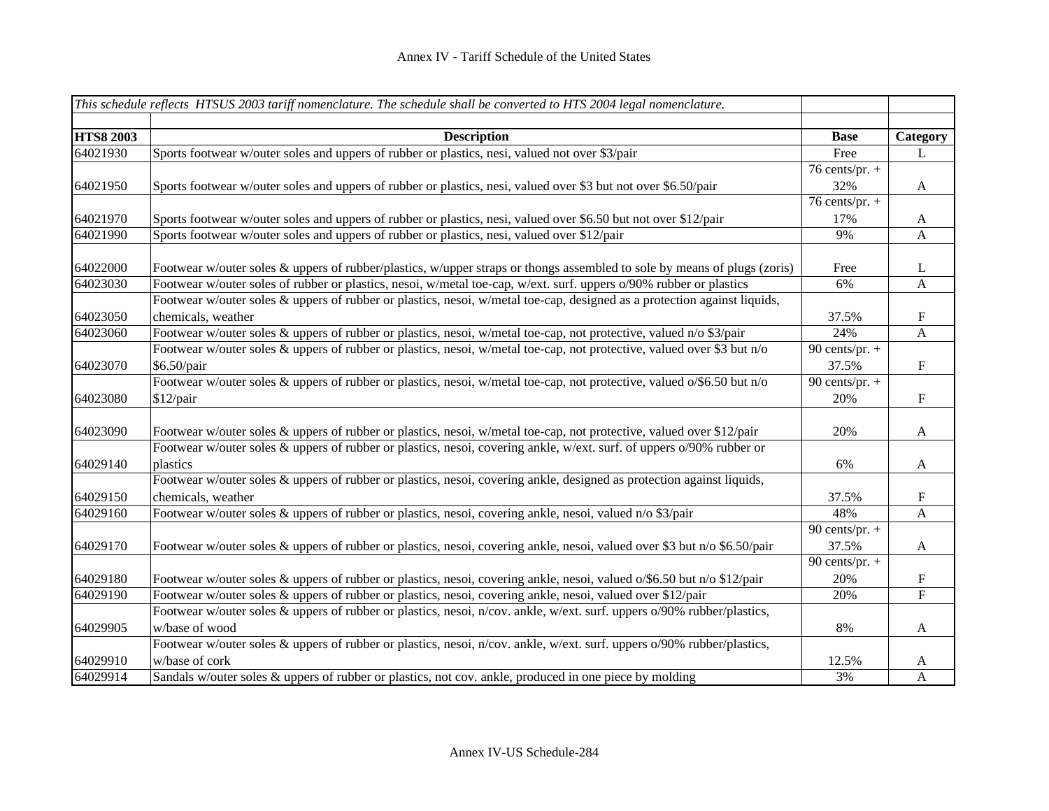# Annex IV - Tariff Schedule of the United States

| *This schedule reflects HTSUS 2003 tariff nomenclature. The schedule shall be converted to HTS 2004 legal nomenclature.* | | | |
|---|---|---|---|
| **HTS8 2003** | **Description** | **Base** | **Category** |
| 64021930 | Sports footwear w/outer soles and uppers of rubber or plastics, nesi, valued not over $3/pair | Free | L |
| 64021950 | Sports footwear w/outer soles and uppers of rubber or plastics, nesi, valued over $3 but not over $6.50/pair | 76 cents/pr. + 32% | A |
| 64021970 | Sports footwear w/outer soles and uppers of rubber or plastics, nesi, valued over $6.50 but not over $12/pair | 76 cents/pr. + 17% | A |
| 64021990 | Sports footwear w/outer soles and uppers of rubber or plastics, nesi, valued over $12/pair | 9% | A |
| 64022000 | Footwear w/outer soles & uppers of rubber/plastics, w/upper straps or thongs assembled to sole by means of plugs (zoris) | Free | L |
| 64023030 | Footwear w/outer soles of rubber or plastics, nesoi, w/metal toe-cap, w/ext. surf. uppers o/90% rubber or plastics | 6% | A |
| 64023050 | Footwear w/outer soles & uppers of rubber or plastics, nesoi, w/metal toe-cap, designed as a protection against liquids, chemicals, weather | 37.5% | F |
| 64023060 | Footwear w/outer soles & uppers of rubber or plastics, nesoi, w/metal toe-cap, not protective, valued n/o $3/pair | 24% | A |
| 64023070 | Footwear w/outer soles & uppers of rubber or plastics, nesoi, w/metal toe-cap, not protective, valued over $3 but n/o $6.50/pair | 90 cents/pr. + 37.5% | F |
| 64023080 | Footwear w/outer soles & uppers of rubber or plastics, nesoi, w/metal toe-cap, not protective, valued o/$6.50 but n/o $12/pair | 90 cents/pr. + 20% | F |
| 64023090 | Footwear w/outer soles & uppers of rubber or plastics, nesoi, w/metal toe-cap, not protective, valued over $12/pair | 20% | A |
| 64029140 | Footwear w/outer soles & uppers of rubber or plastics, nesoi, covering ankle, w/ext. surf. of uppers o/90% rubber or plastics | 6% | A |
| 64029150 | Footwear w/outer soles & uppers of rubber or plastics, nesoi, covering ankle, designed as protection against liquids, chemicals, weather | 37.5% | F |
| 64029160 | Footwear w/outer soles & uppers of rubber or plastics, nesoi, covering ankle, nesoi, valued n/o $3/pair | 48% | A |
| 64029170 | Footwear w/outer soles & uppers of rubber or plastics, nesoi, covering ankle, nesoi, valued over $3 but n/o $6.50/pair | 90 cents/pr. + 37.5% | A |
| 64029180 | Footwear w/outer soles & uppers of rubber or plastics, nesoi, covering ankle, nesoi, valued o/$6.50 but n/o $12/pair | 90 cents/pr. + 20% | F |
| 64029190 | Footwear w/outer soles & uppers of rubber or plastics, nesoi, covering ankle, nesoi, valued over $12/pair | 20% | F |
| 64029905 | Footwear w/outer soles & uppers of rubber or plastics, nesoi, n/cov. ankle, w/ext. surf. uppers o/90% rubber/plastics, w/base of wood | 8% | A |
| 64029910 | Footwear w/outer soles & uppers of rubber or plastics, nesoi, n/cov. ankle, w/ext. surf. uppers o/90% rubber/plastics, w/base of cork | 12.5% | A |
| 64029914 | Sandals w/outer soles & uppers of rubber or plastics, not cov. ankle, produced in one piece by molding | 3% | A |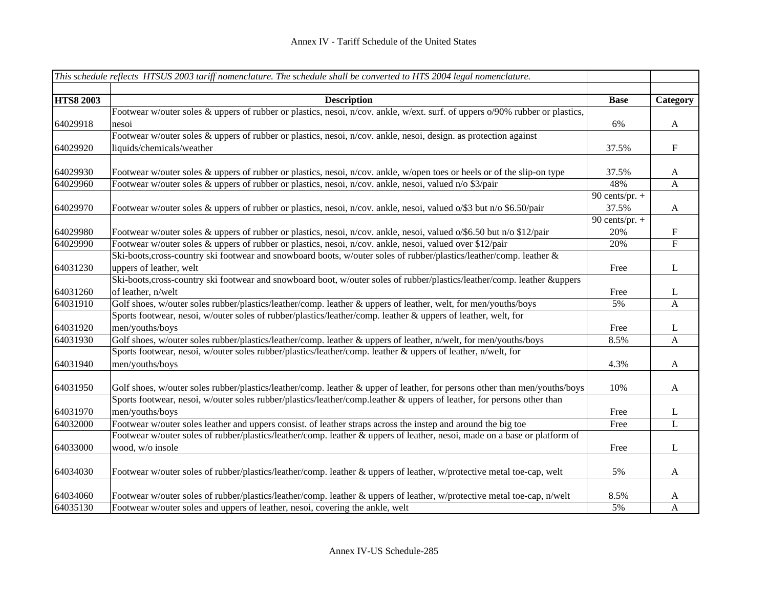# Annex IV - Tariff Schedule of the United States

| *This schedule reflects HTSUS 2003 tariff nomenclature. The schedule shall be converted to HTS 2004 legal nomenclature.* | | | |
|---|---|---|---|
| | | | |
| **HTS8 2003** | **Description** | **Base** | **Category** |
| 64029918 | Footwear w/outer soles & uppers of rubber or plastics, nesoi, n/cov. ankle, w/ext. surf. of uppers o/90% rubber or plastics, nesoi | 6% | A |
| 64029920 | Footwear w/outer soles & uppers of rubber or plastics, nesoi, n/cov. ankle, nesoi, design. as protection against liquids/chemicals/weather | 37.5% | F |
| 64029930 | Footwear w/outer soles & uppers of rubber or plastics, nesoi, n/cov. ankle, w/open toes or heels or of the slip-on type | 37.5% | A |
| 64029960 | Footwear w/outer soles & uppers of rubber or plastics, nesoi, n/cov. ankle, nesoi, valued n/o $3/pair | 48% | A |
| 64029970 | Footwear w/outer soles & uppers of rubber or plastics, nesoi, n/cov. ankle, nesoi, valued o/$3 but n/o $6.50/pair | 90 cents/pr. + 37.5% | A |
| 64029980 | Footwear w/outer soles & uppers of rubber or plastics, nesoi, n/cov. ankle, nesoi, valued o/$6.50 but n/o $12/pair | 90 cents/pr. + 20% | F |
| 64029990 | Footwear w/outer soles & uppers of rubber or plastics, nesoi, n/cov. ankle, nesoi, valued over $12/pair | 20% | F |
| 64031230 | Ski-boots,cross-country ski footwear and snowboard boots, w/outer soles of rubber/plastics/leather/comp. leather & uppers of leather, welt | Free | L |
| 64031260 | Ski-boots,cross-country ski footwear and snowboard boot, w/outer soles of rubber/plastics/leather/comp. leather &uppers of leather, n/welt | Free | L |
| 64031910 | Golf shoes, w/outer soles rubber/plastics/leather/comp. leather & uppers of leather, welt, for men/youths/boys | 5% | A |
| 64031920 | Sports footwear, nesoi, w/outer soles of rubber/plastics/leather/comp. leather & uppers of leather, welt, for men/youths/boys | Free | L |
| 64031930 | Golf shoes, w/outer soles rubber/plastics/leather/comp. leather & uppers of leather, n/welt, for men/youths/boys | 8.5% | A |
| 64031940 | Sports footwear, nesoi, w/outer soles rubber/plastics/leather/comp. leather & uppers of leather, n/welt, for men/youths/boys | 4.3% | A |
| 64031950 | Golf shoes, w/outer soles rubber/plastics/leather/comp. leather & upper of leather, for persons other than men/youths/boys | 10% | A |
| 64031970 | Sports footwear, nesoi, w/outer soles rubber/plastics/leather/comp.leather & uppers of leather, for persons other than men/youths/boys | Free | L |
| 64032000 | Footwear w/outer soles leather and uppers consist. of leather straps across the instep and around the big toe | Free | L |
| 64033000 | Footwear w/outer soles of rubber/plastics/leather/comp. leather & uppers of leather, nesoi, made on a base or platform of wood, w/o insole | Free | L |
| 64034030 | Footwear w/outer soles of rubber/plastics/leather/comp. leather & uppers of leather, w/protective metal toe-cap, welt | 5% | A |
| 64034060 | Footwear w/outer soles of rubber/plastics/leather/comp. leather & uppers of leather, w/protective metal toe-cap, n/welt | 8.5% | A |
| 64035130 | Footwear w/outer soles and uppers of leather, nesoi, covering the ankle, welt | 5% | A |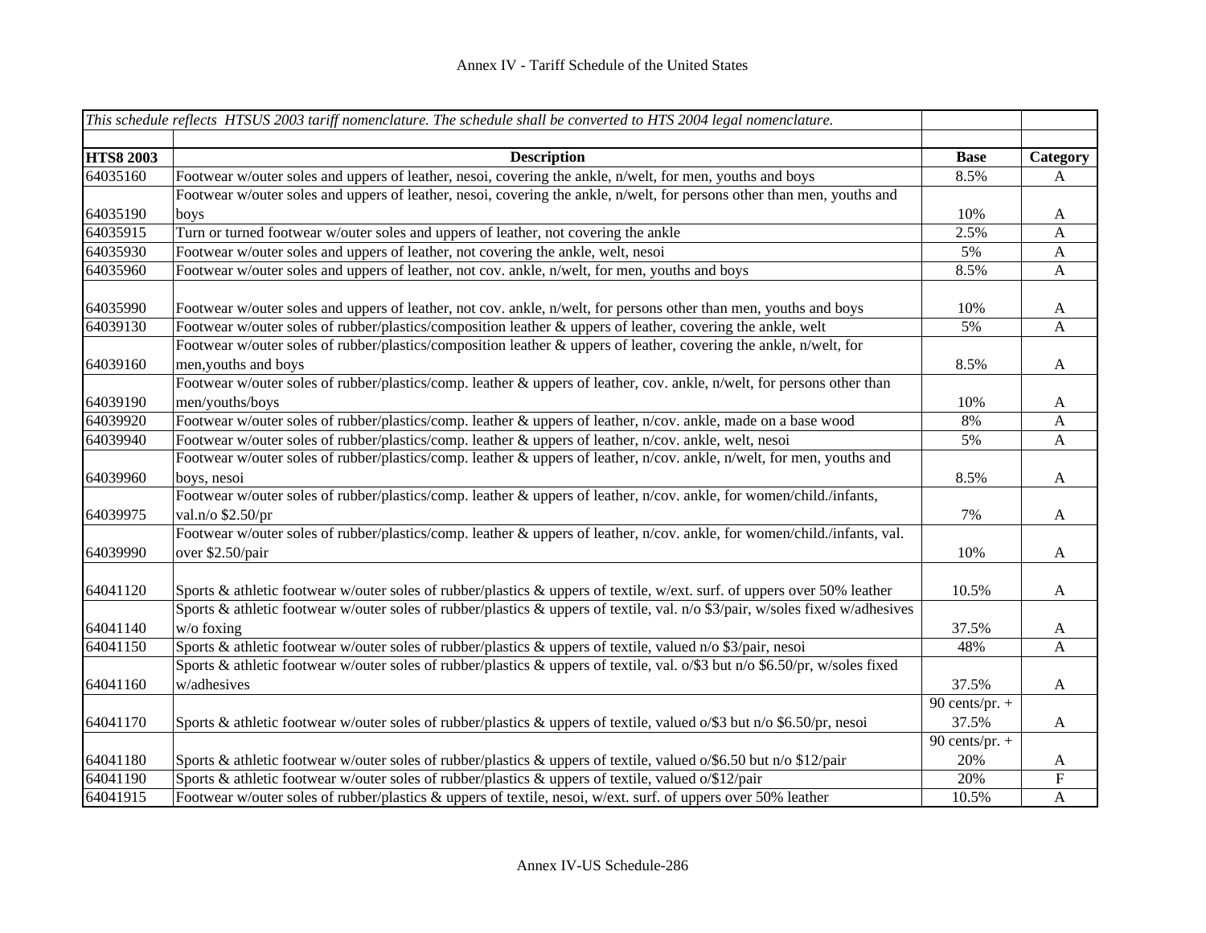Annex IV - Tariff Schedule of the United States

| *This schedule reflects HTSUS 2003 tariff nomenclature. The schedule shall be converted to HTS 2004 legal nomenclature.* | | | |
|---|---|---|---|
| **HTS8 2003** | **Description** | **Base** | **Category** |
| 64035160 | Footwear w/outer soles and uppers of leather, nesoi, covering the ankle, n/welt, for men, youths and boys | 8.5% | A |
| 64035190 | Footwear w/outer soles and uppers of leather, nesoi, covering the ankle, n/welt, for persons other than men, youths and boys | 10% | A |
| 64035915 | Turn or turned footwear w/outer soles and uppers of leather, not covering the ankle | 2.5% | A |
| 64035930 | Footwear w/outer soles and uppers of leather, not covering the ankle, welt, nesoi | 5% | A |
| 64035960 | Footwear w/outer soles and uppers of leather, not cov. ankle, n/welt, for men, youths and boys | 8.5% | A |
| 64035990 | Footwear w/outer soles and uppers of leather, not cov. ankle, n/welt, for persons other than men, youths and boys | 10% | A |
| 64039130 | Footwear w/outer soles of rubber/plastics/composition leather & uppers of leather, covering the ankle, welt | 5% | A |
| 64039160 | Footwear w/outer soles of rubber/plastics/composition leather & uppers of leather, covering the ankle, n/welt, for men,youths and boys | 8.5% | A |
| 64039190 | Footwear w/outer soles of rubber/plastics/comp. leather & uppers of leather, cov. ankle, n/welt, for persons other than men/youths/boys | 10% | A |
| 64039920 | Footwear w/outer soles of rubber/plastics/comp. leather & uppers of leather, n/cov. ankle, made on a base wood | 8% | A |
| 64039940 | Footwear w/outer soles of rubber/plastics/comp. leather & uppers of leather, n/cov. ankle, welt, nesoi | 5% | A |
| 64039960 | Footwear w/outer soles of rubber/plastics/comp. leather & uppers of leather, n/cov. ankle, n/welt, for men, youths and boys, nesoi | 8.5% | A |
| 64039975 | Footwear w/outer soles of rubber/plastics/comp. leather & uppers of leather, n/cov. ankle, for women/child./infants, val.n/o $2.50/pr | 7% | A |
| 64039990 | Footwear w/outer soles of rubber/plastics/comp. leather & uppers of leather, n/cov. ankle, for women/child./infants, val. over $2.50/pair | 10% | A |
| 64041120 | Sports & athletic footwear w/outer soles of rubber/plastics & uppers of textile, w/ext. surf. of uppers over 50% leather | 10.5% | A |
| 64041140 | Sports & athletic footwear w/outer soles of rubber/plastics & uppers of textile, val. n/o $3/pair, w/soles fixed w/adhesives w/o foxing | 37.5% | A |
| 64041150 | Sports & athletic footwear w/outer soles of rubber/plastics & uppers of textile, valued n/o $3/pair, nesoi | 48% | A |
| 64041160 | Sports & athletic footwear w/outer soles of rubber/plastics & uppers of textile, val. o/$3 but n/o $6.50/pr, w/soles fixed w/adhesives | 37.5% | A |
| 64041170 | Sports & athletic footwear w/outer soles of rubber/plastics & uppers of textile, valued o/$3 but n/o $6.50/pr, nesoi | 90 cents/pr. + 37.5% | A |
| 64041180 | Sports & athletic footwear w/outer soles of rubber/plastics & uppers of textile, valued o/$6.50 but n/o $12/pair | 90 cents/pr. + 20% | A |
| 64041190 | Sports & athletic footwear w/outer soles of rubber/plastics & uppers of textile, valued o/$12/pair | 20% | F |
| 64041915 | Footwear w/outer soles of rubber/plastics & uppers of textile, nesoi, w/ext. surf. of uppers over 50% leather | 10.5% | A |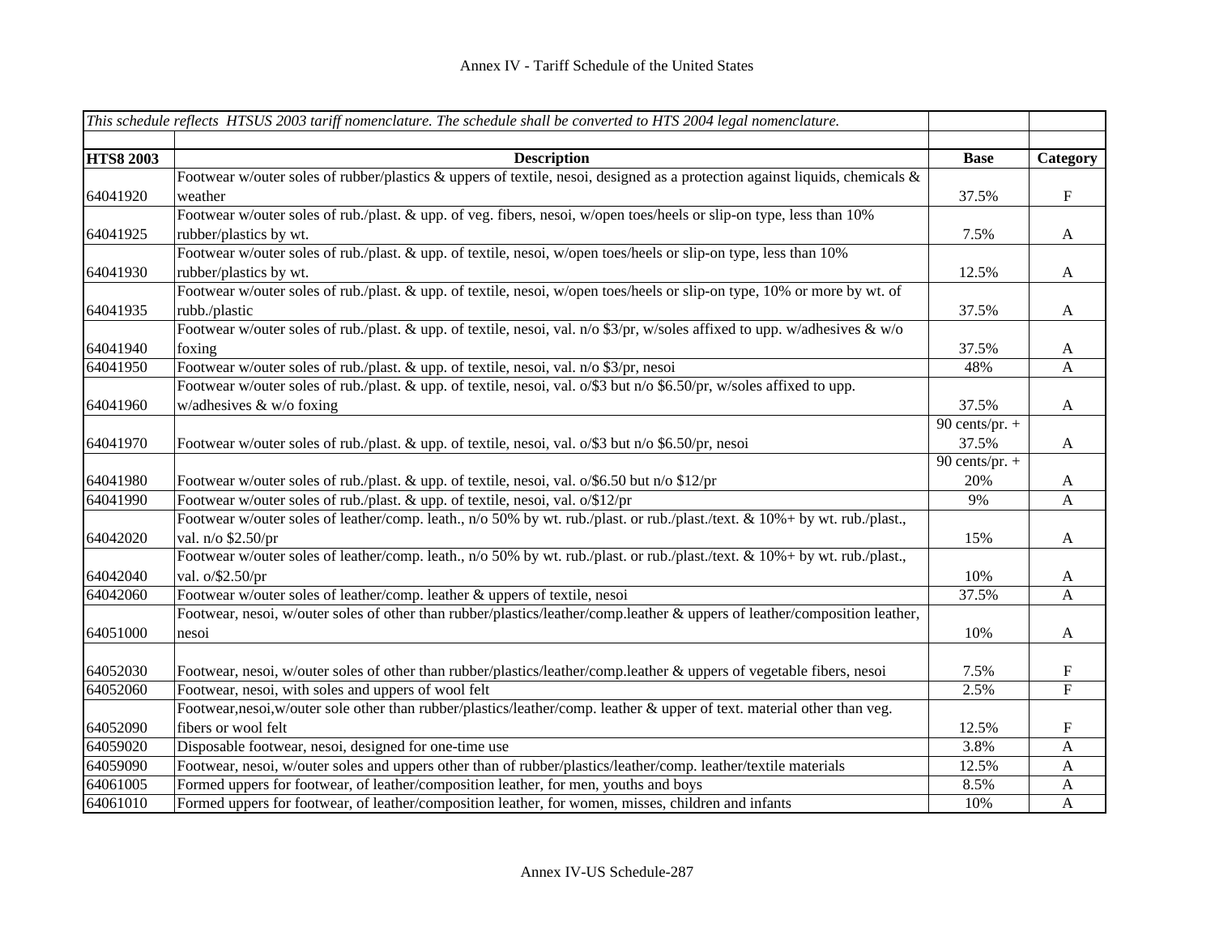Annex IV - Tariff Schedule of the United States

| *This schedule reflects HTSUS 2003 tariff nomenclature. The schedule shall be converted to HTS 2004 legal nomenclature.* | | | |
|---|---|---|---|
| | | | |
| **HTS8 2003** | **Description** | **Base** | **Category** |
| 64041920 | Footwear w/outer soles of rubber/plastics & uppers of textile, nesoi, designed as a protection against liquids, chemicals & weather | 37.5% | F |
| 64041925 | Footwear w/outer soles of rub./plast. & upp. of veg. fibers, nesoi, w/open toes/heels or slip-on type, less than 10% rubber/plastics by wt. | 7.5% | A |
| 64041930 | Footwear w/outer soles of rub./plast. & upp. of textile, nesoi, w/open toes/heels or slip-on type, less than 10% rubber/plastics by wt. | 12.5% | A |
| 64041935 | Footwear w/outer soles of rub./plast. & upp. of textile, nesoi, w/open toes/heels or slip-on type, 10% or more by wt. of rubb./plastic | 37.5% | A |
| 64041940 | Footwear w/outer soles of rub./plast. & upp. of textile, nesoi, val. n/o $3/pr, w/soles affixed to upp. w/adhesives & w/o foxing | 37.5% | A |
| 64041950 | Footwear w/outer soles of rub./plast. & upp. of textile, nesoi, val. n/o $3/pr, nesoi | 48% | A |
| 64041960 | Footwear w/outer soles of rub./plast. & upp. of textile, nesoi, val. o/$3 but n/o $6.50/pr, w/soles affixed to upp. w/adhesives & w/o foxing | 37.5% | A |
| 64041970 | Footwear w/outer soles of rub./plast. & upp. of textile, nesoi, val. o/$3 but n/o $6.50/pr, nesoi | 90 cents/pr. + 37.5% | A |
| 64041980 | Footwear w/outer soles of rub./plast. & upp. of textile, nesoi, val. o/$6.50 but n/o $12/pr | 90 cents/pr. + 20% | A |
| 64041990 | Footwear w/outer soles of rub./plast. & upp. of textile, nesoi, val. o/$12/pr | 9% | A |
| 64042020 | Footwear w/outer soles of leather/comp. leath., n/o 50% by wt. rub./plast. or rub./plast./text. & 10%+ by wt. rub./plast., val. n/o $2.50/pr | 15% | A |
| 64042040 | Footwear w/outer soles of leather/comp. leath., n/o 50% by wt. rub./plast. or rub./plast./text. & 10%+ by wt. rub./plast., val. o/$2.50/pr | 10% | A |
| 64042060 | Footwear w/outer soles of leather/comp. leather & uppers of textile, nesoi | 37.5% | A |
| 64051000 | Footwear, nesoi, w/outer soles of other than rubber/plastics/leather/comp.leather & uppers of leather/composition leather, nesoi | 10% | A |
| 64052030 | Footwear, nesoi, w/outer soles of other than rubber/plastics/leather/comp.leather & uppers of vegetable fibers, nesoi | 7.5% | F |
| 64052060 | Footwear, nesoi, with soles and uppers of wool felt | 2.5% | F |
| 64052090 | Footwear,nesoi,w/outer sole other than rubber/plastics/leather/comp. leather & upper of text. material other than veg. fibers or wool felt | 12.5% | F |
| 64059020 | Disposable footwear, nesoi, designed for one-time use | 3.8% | A |
| 64059090 | Footwear, nesoi, w/outer soles and uppers other than of rubber/plastics/leather/comp. leather/textile materials | 12.5% | A |
| 64061005 | Formed uppers for footwear, of leather/composition leather, for men, youths and boys | 8.5% | A |
| 64061010 | Formed uppers for footwear, of leather/composition leather, for women, misses, children and infants | 10% | A |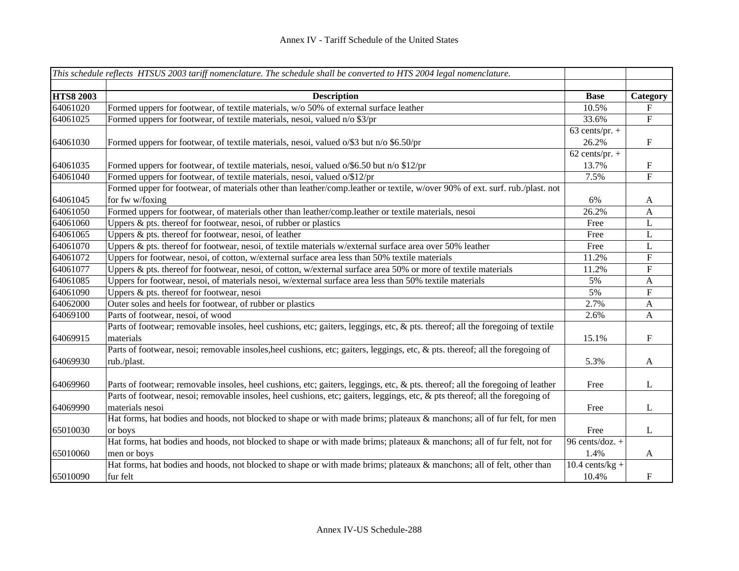Annex IV - Tariff Schedule of the United States

| *This schedule reflects HTSUS 2003 tariff nomenclature. The schedule shall be converted to HTS 2004 legal nomenclature.* | | | |
|---|---|---|---|
| | | | |
| **HTS8 2003** | **Description** | **Base** | **Category** |
| 64061020 | Formed uppers for footwear, of textile materials, w/o 50% of external surface leather | 10.5% | F |
| 64061025 | Formed uppers for footwear, of textile materials, nesoi, valued n/o $3/pr | 33.6% | F |
| 64061030 | Formed uppers for footwear, of textile materials, nesoi, valued o/$3 but n/o $6.50/pr | 63 cents/pr. + 26.2% | F |
| 64061035 | Formed uppers for footwear, of textile materials, nesoi, valued o/$6.50 but n/o $12/pr | 62 cents/pr. + 13.7% | F |
| 64061040 | Formed uppers for footwear, of textile materials, nesoi, valued o/$12/pr | 7.5% | F |
| 64061045 | Formed upper for footwear, of materials other than leather/comp.leather or textile, w/over 90% of ext. surf. rub./plast. not for fw w/foxing | 6% | A |
| 64061050 | Formed uppers for footwear, of materials other than leather/comp.leather or textile materials, nesoi | 26.2% | A |
| 64061060 | Uppers & pts. thereof for footwear, nesoi, of rubber or plastics | Free | L |
| 64061065 | Uppers & pts. thereof for footwear, nesoi, of leather | Free | L |
| 64061070 | Uppers & pts. thereof for footwear, nesoi, of textile materials w/external surface area over 50% leather | Free | L |
| 64061072 | Uppers for footwear, nesoi, of cotton, w/external surface area less than 50% textile materials | 11.2% | F |
| 64061077 | Uppers & pts. thereof for footwear, nesoi, of cotton, w/external surface area 50% or more of textile materials | 11.2% | F |
| 64061085 | Uppers for footwear, nesoi, of materials nesoi, w/external surface area less than 50% textile materials | 5% | A |
| 64061090 | Uppers & pts. thereof for footwear, nesoi | 5% | F |
| 64062000 | Outer soles and heels for footwear, of rubber or plastics | 2.7% | A |
| 64069100 | Parts of footwear, nesoi, of wood | 2.6% | A |
| 64069915 | Parts of footwear; removable insoles, heel cushions, etc; gaiters, leggings, etc, & pts. thereof; all the foregoing of textile materials | 15.1% | F |
| 64069930 | Parts of footwear, nesoi; removable insoles,heel cushions, etc; gaiters, leggings, etc, & pts. thereof; all the foregoing of rub./plast. | 5.3% | A |
| 64069960 | Parts of footwear; removable insoles, heel cushions, etc; gaiters, leggings, etc, & pts. thereof; all the foregoing of leather | Free | L |
| 64069990 | Parts of footwear, nesoi; removable insoles, heel cushions, etc; gaiters, leggings, etc, & pts thereof; all the foregoing of materials nesoi | Free | L |
| 65010030 | Hat forms, hat bodies and hoods, not blocked to shape or with made brims; plateaux & manchons; all of fur felt, for men or boys | Free | L |
| 65010060 | Hat forms, hat bodies and hoods, not blocked to shape or with made brims; plateaux & manchons; all of fur felt, not for men or boys | 96 cents/doz. + 1.4% | A |
| 65010090 | Hat forms, hat bodies and hoods, not blocked to shape or with made brims; plateaux & manchons; all of felt, other than fur felt | 10.4 cents/kg + 10.4% | F |

Annex IV-US Schedule-288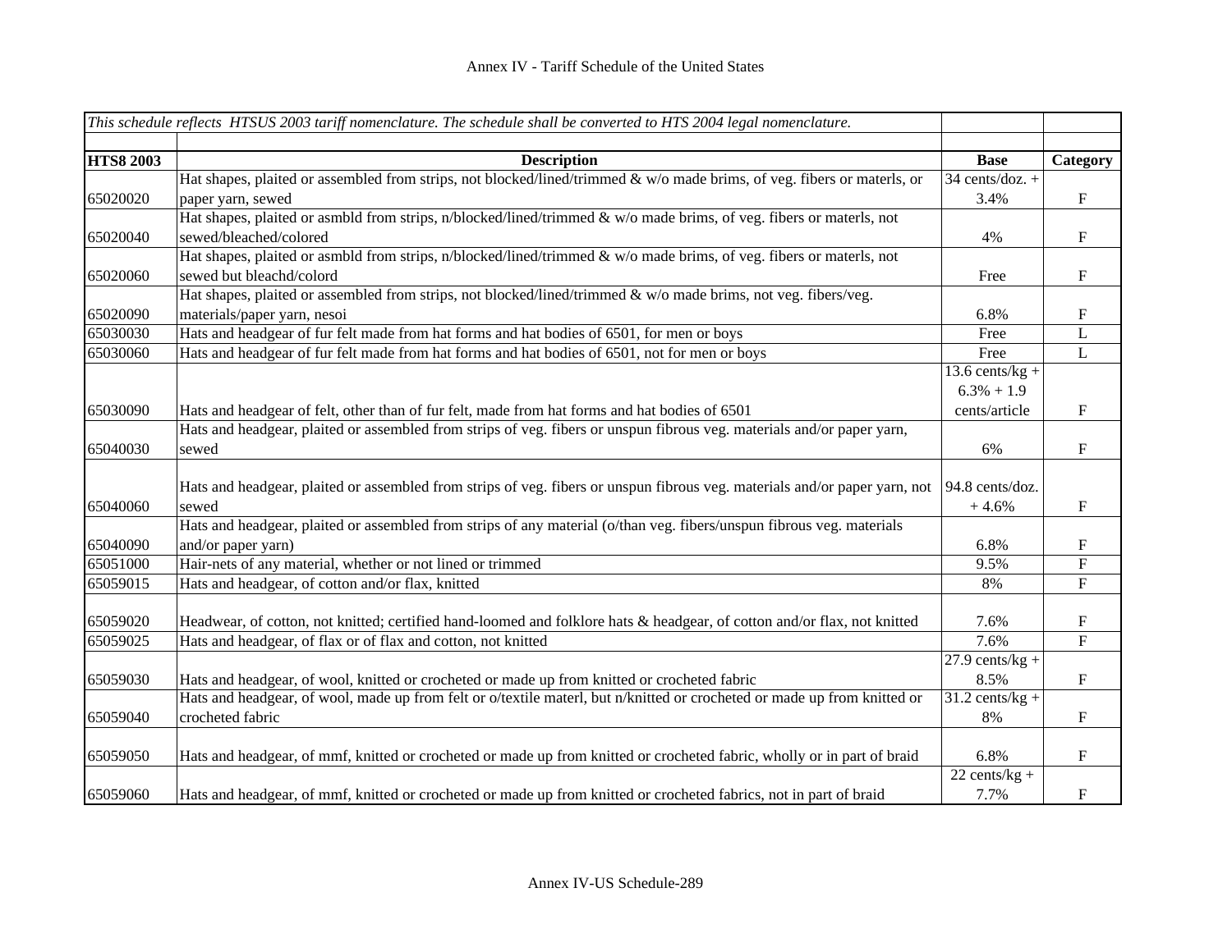| *This schedule reflects HTSUS 2003 tariff nomenclature. The schedule shall be converted to HTS 2004 legal nomenclature.* | | | |
|---|---|---|---|
| | | | |
| **HTS8 2003** | **Description** | **Base** | **Category** |
| 65020020 | Hat shapes, plaited or assembled from strips, not blocked/lined/trimmed & w/o made brims, of veg. fibers or materls, or paper yarn, sewed | 34 cents/doz. + 3.4% | F |
| 65020040 | Hat shapes, plaited or asmbld from strips, n/blocked/lined/trimmed & w/o made brims, of veg. fibers or materls, not sewed/bleached/colored | 4% | F |
| 65020060 | Hat shapes, plaited or asmbld from strips, n/blocked/lined/trimmed & w/o made brims, of veg. fibers or materls, not sewed but bleachd/colord | Free | F |
| 65020090 | Hat shapes, plaited or assembled from strips, not blocked/lined/trimmed & w/o made brims, not veg. fibers/veg. materials/paper yarn, nesoi | 6.8% | F |
| 65030030 | Hats and headgear of fur felt made from hat forms and hat bodies of 6501, for men or boys | Free | L |
| 65030060 | Hats and headgear of fur felt made from hat forms and hat bodies of 6501, not for men or boys | Free | L |
| 65030090 | Hats and headgear of felt, other than of fur felt, made from hat forms and hat bodies of 6501 | 13.6 cents/kg + 6.3% + 1.9 cents/article | F |
| 65040030 | Hats and headgear, plaited or assembled from strips of veg. fibers or unspun fibrous veg. materials and/or paper yarn, sewed | 6% | F |
| 65040060 | Hats and headgear, plaited or assembled from strips of veg. fibers or unspun fibrous veg. materials and/or paper yarn, not sewed | 94.8 cents/doz. + 4.6% | F |
| 65040090 | Hats and headgear, plaited or assembled from strips of any material (o/than veg. fibers/unspun fibrous veg. materials and/or paper yarn) | 6.8% | F |
| 65051000 | Hair-nets of any material, whether or not lined or trimmed | 9.5% | F |
| 65059015 | Hats and headgear, of cotton and/or flax, knitted | 8% | F |
| 65059020 | Headwear, of cotton, not knitted; certified hand-loomed and folklore hats & headgear, of cotton and/or flax, not knitted | 7.6% | F |
| 65059025 | Hats and headgear, of flax or of flax and cotton, not knitted | 7.6% | F |
| 65059030 | Hats and headgear, of wool, knitted or crocheted or made up from knitted or crocheted fabric | 27.9 cents/kg + 8.5% | F |
| 65059040 | Hats and headgear, of wool, made up from felt or o/textile materl, but n/knitted or crocheted or made up from knitted or crocheted fabric | 31.2 cents/kg + 8% | F |
| 65059050 | Hats and headgear, of mmf, knitted or crocheted or made up from knitted or crocheted fabric, wholly or in part of braid | 6.8% | F |
| 65059060 | Hats and headgear, of mmf, knitted or crocheted or made up from knitted or crocheted fabrics, not in part of braid | 22 cents/kg + 7.7% | F |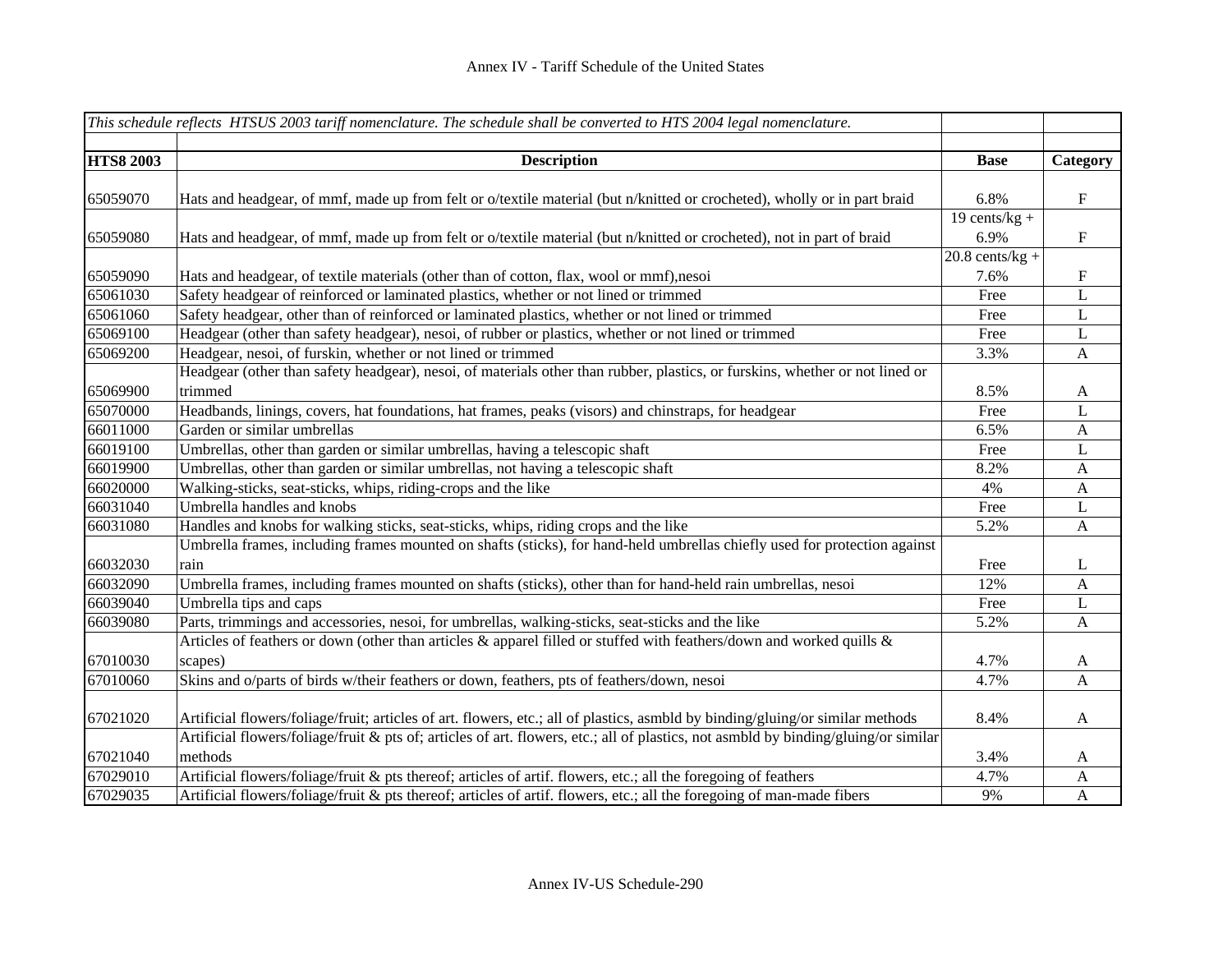# Annex IV - Tariff Schedule of the United States

| *This schedule reflects HTSUS 2003 tariff nomenclature. The schedule shall be converted to HTS 2004 legal nomenclature.* | | | |
|---|---|---|---|
| **HTS8 2003** | **Description** | **Base** | **Category** |
| 65059070 | Hats and headgear, of mmf, made up from felt or o/textile material (but n/knitted or crocheted), wholly or in part braid | 6.8% | F |
| 65059080 | Hats and headgear, of mmf, made up from felt or o/textile material (but n/knitted or crocheted), not in part of braid | 19 cents/kg + 6.9% | F |
| 65059090 | Hats and headgear, of textile materials (other than of cotton, flax, wool or mmf),nesoi | 20.8 cents/kg + 7.6% | F |
| 65061030 | Safety headgear of reinforced or laminated plastics, whether or not lined or trimmed | Free | L |
| 65061060 | Safety headgear, other than of reinforced or laminated plastics, whether or not lined or trimmed | Free | L |
| 65069100 | Headgear (other than safety headgear), nesoi, of rubber or plastics, whether or not lined or trimmed | Free | L |
| 65069200 | Headgear, nesoi, of furskin, whether or not lined or trimmed | 3.3% | A |
| 65069900 | Headgear (other than safety headgear), nesoi, of materials other than rubber, plastics, or furskins, whether or not lined or trimmed | 8.5% | A |
| 65070000 | Headbands, linings, covers, hat foundations, hat frames, peaks (visors) and chinstraps, for headgear | Free | L |
| 66011000 | Garden or similar umbrellas | 6.5% | A |
| 66019100 | Umbrellas, other than garden or similar umbrellas, having a telescopic shaft | Free | L |
| 66019900 | Umbrellas, other than garden or similar umbrellas, not having a telescopic shaft | 8.2% | A |
| 66020000 | Walking-sticks, seat-sticks, whips, riding-crops and the like | 4% | A |
| 66031040 | Umbrella handles and knobs | Free | L |
| 66031080 | Handles and knobs for walking sticks, seat-sticks, whips, riding crops and the like | 5.2% | A |
| 66032030 | Umbrella frames, including frames mounted on shafts (sticks), for hand-held umbrellas chiefly used for protection against rain | Free | L |
| 66032090 | Umbrella frames, including frames mounted on shafts (sticks), other than for hand-held rain umbrellas, nesoi | 12% | A |
| 66039040 | Umbrella tips and caps | Free | L |
| 66039080 | Parts, trimmings and accessories, nesoi, for umbrellas, walking-sticks, seat-sticks and the like | 5.2% | A |
| 67010030 | Articles of feathers or down (other than articles & apparel filled or stuffed with feathers/down and worked quills & scapes) | 4.7% | A |
| 67010060 | Skins and o/parts of birds w/their feathers or down, feathers, pts of feathers/down, nesoi | 4.7% | A |
| 67021020 | Artificial flowers/foliage/fruit; articles of art. flowers, etc.; all of plastics, asmbld by binding/gluing/or similar methods | 8.4% | A |
| 67021040 | Artificial flowers/foliage/fruit & pts of; articles of art. flowers, etc.; all of plastics, not asmbld by binding/gluing/or similar methods | 3.4% | A |
| 67029010 | Artificial flowers/foliage/fruit & pts thereof; articles of artif. flowers, etc.; all the foregoing of feathers | 4.7% | A |
| 67029035 | Artificial flowers/foliage/fruit & pts thereof; articles of artif. flowers, etc.; all the foregoing of man-made fibers | 9% | A |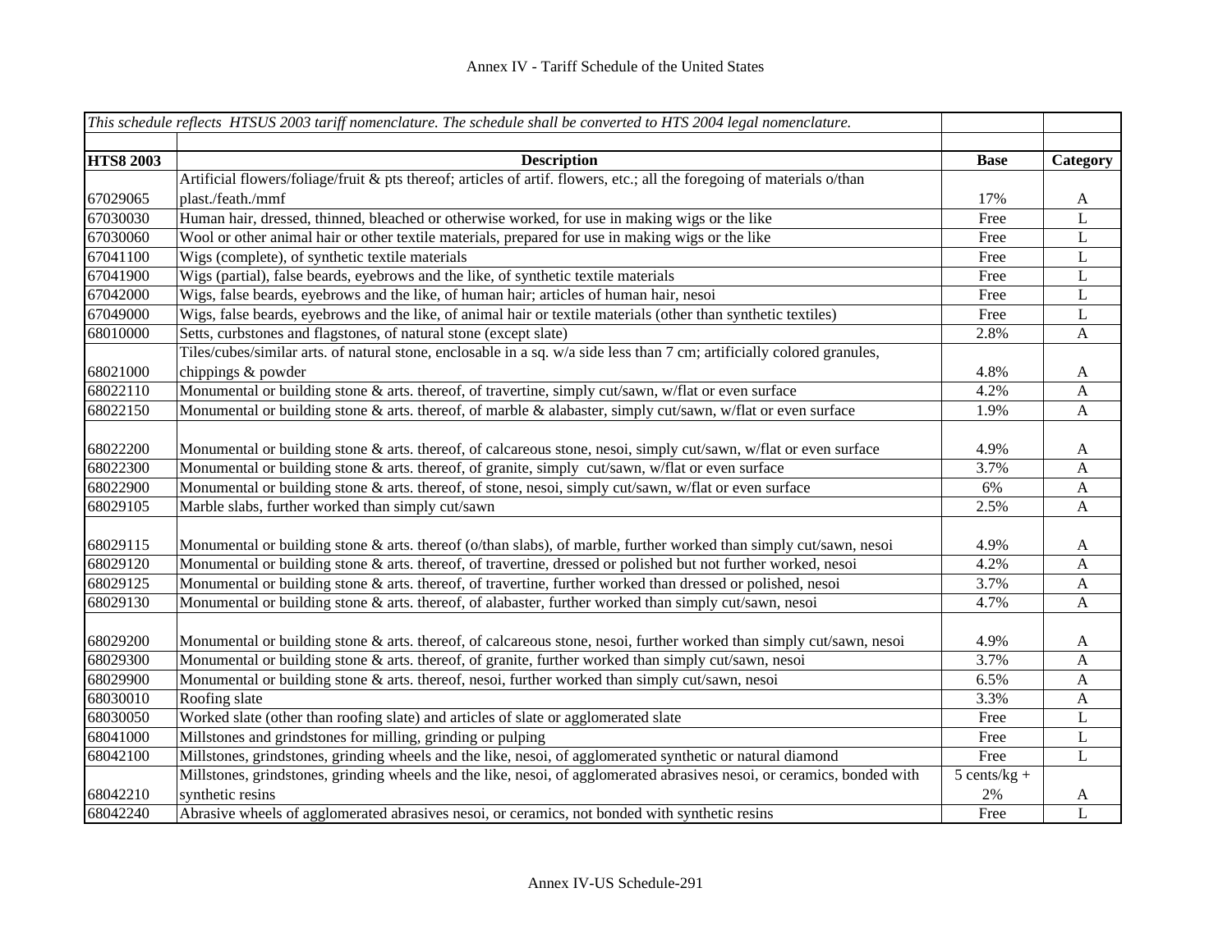# Annex IV - Tariff Schedule of the United States

| *This schedule reflects HTSUS 2003 tariff nomenclature. The schedule shall be converted to HTS 2004 legal nomenclature.* | | | |
|---|---|---|---|
| **HTS8 2003** | **Description** | **Base** | **Category** |
| 67029065 | Artificial flowers/foliage/fruit & pts thereof; articles of artif. flowers, etc.; all the foregoing of materials o/than plast./feath./mmf | 17% | A |
| 67030030 | Human hair, dressed, thinned, bleached or otherwise worked, for use in making wigs or the like | Free | L |
| 67030060 | Wool or other animal hair or other textile materials, prepared for use in making wigs or the like | Free | L |
| 67041100 | Wigs (complete), of synthetic textile materials | Free | L |
| 67041900 | Wigs (partial), false beards, eyebrows and the like, of synthetic textile materials | Free | L |
| 67042000 | Wigs, false beards, eyebrows and the like, of human hair; articles of human hair, nesoi | Free | L |
| 67049000 | Wigs, false beards, eyebrows and the like, of animal hair or textile materials (other than synthetic textiles) | Free | L |
| 68010000 | Setts, curbstones and flagstones, of natural stone (except slate) | 2.8% | A |
| 68021000 | Tiles/cubes/similar arts. of natural stone, enclosable in a sq. w/a side less than 7 cm; artificially colored granules, chippings & powder | 4.8% | A |
| 68022110 | Monumental or building stone & arts. thereof, of travertine, simply cut/sawn, w/flat or even surface | 4.2% | A |
| 68022150 | Monumental or building stone & arts. thereof, of marble & alabaster, simply cut/sawn, w/flat or even surface | 1.9% | A |
| 68022200 | Monumental or building stone & arts. thereof, of calcareous stone, nesoi, simply cut/sawn, w/flat or even surface | 4.9% | A |
| 68022300 | Monumental or building stone & arts. thereof, of granite, simply cut/sawn, w/flat or even surface | 3.7% | A |
| 68022900 | Monumental or building stone & arts. thereof, of stone, nesoi, simply cut/sawn, w/flat or even surface | 6% | A |
| 68029105 | Marble slabs, further worked than simply cut/sawn | 2.5% | A |
| 68029115 | Monumental or building stone & arts. thereof (o/than slabs), of marble, further worked than simply cut/sawn, nesoi | 4.9% | A |
| 68029120 | Monumental or building stone & arts. thereof, of travertine, dressed or polished but not further worked, nesoi | 4.2% | A |
| 68029125 | Monumental or building stone & arts. thereof, of travertine, further worked than dressed or polished, nesoi | 3.7% | A |
| 68029130 | Monumental or building stone & arts. thereof, of alabaster, further worked than simply cut/sawn, nesoi | 4.7% | A |
| 68029200 | Monumental or building stone & arts. thereof, of calcareous stone, nesoi, further worked than simply cut/sawn, nesoi | 4.9% | A |
| 68029300 | Monumental or building stone & arts. thereof, of granite, further worked than simply cut/sawn, nesoi | 3.7% | A |
| 68029900 | Monumental or building stone & arts. thereof, nesoi, further worked than simply cut/sawn, nesoi | 6.5% | A |
| 68030010 | Roofing slate | 3.3% | A |
| 68030050 | Worked slate (other than roofing slate) and articles of slate or agglomerated slate | Free | L |
| 68041000 | Millstones and grindstones for milling, grinding or pulping | Free | L |
| 68042100 | Millstones, grindstones, grinding wheels and the like, nesoi, of agglomerated synthetic or natural diamond | Free | L |
| 68042210 | Millstones, grindstones, grinding wheels and the like, nesoi, of agglomerated abrasives nesoi, or ceramics, bonded with synthetic resins | 5 cents/kg + 2% | A |
| 68042240 | Abrasive wheels of agglomerated abrasives nesoi, or ceramics, not bonded with synthetic resins | Free | L |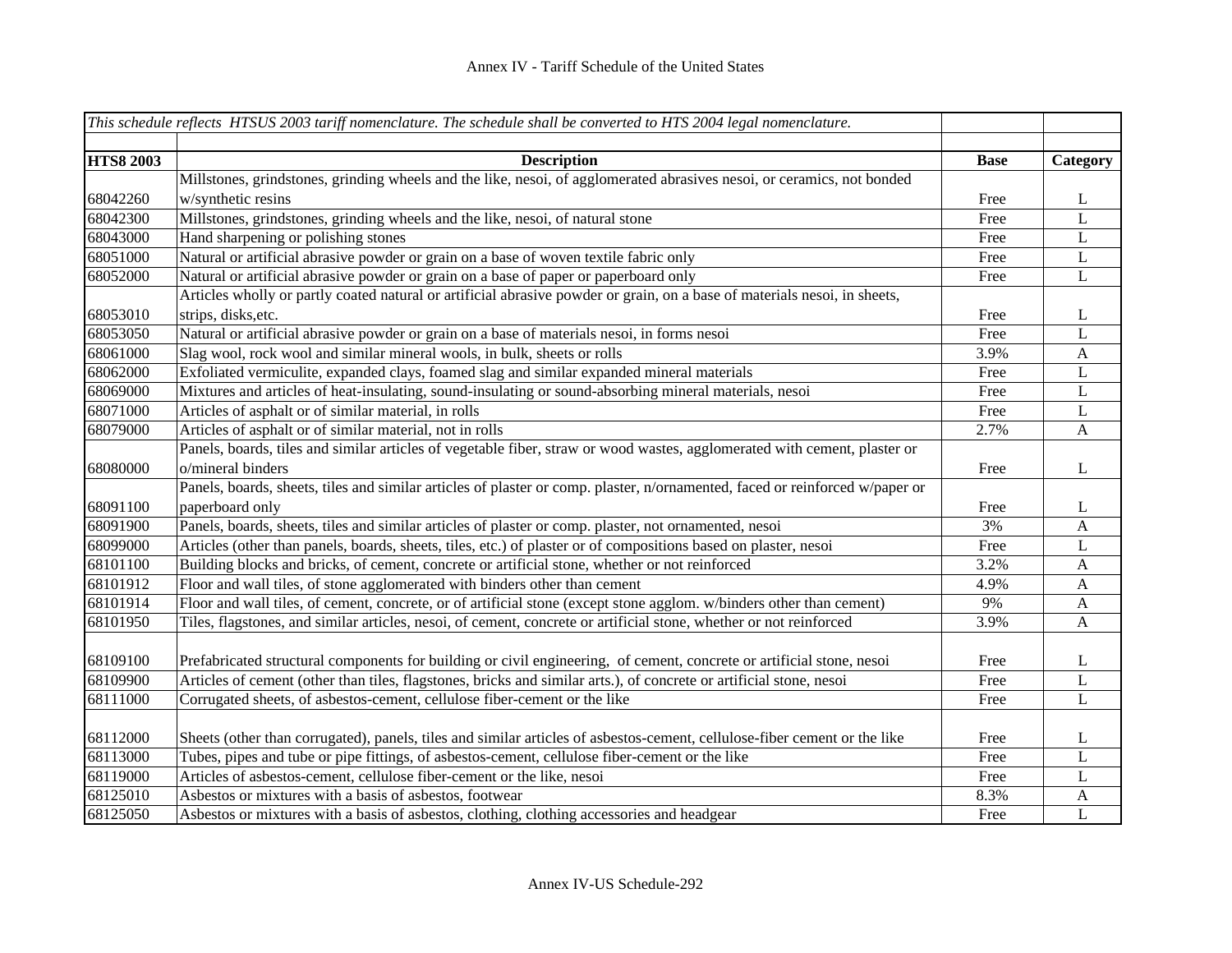| *This schedule reflects HTSUS 2003 tariff nomenclature. The schedule shall be converted to HTS 2004 legal nomenclature.* | | | |
|---|---|---|---|
| | | | |
| **HTS8 2003** | **Description** | **Base** | **Category** |
| 68042260 | Millstones, grindstones, grinding wheels and the like, nesoi, of agglomerated abrasives nesoi, or ceramics, not bonded w/synthetic resins | Free | L |
| 68042300 | Millstones, grindstones, grinding wheels and the like, nesoi, of natural stone | Free | L |
| 68043000 | Hand sharpening or polishing stones | Free | L |
| 68051000 | Natural or artificial abrasive powder or grain on a base of woven textile fabric only | Free | L |
| 68052000 | Natural or artificial abrasive powder or grain on a base of paper or paperboard only | Free | L |
| 68053010 | Articles wholly or partly coated natural or artificial abrasive powder or grain, on a base of materials nesoi, in sheets, strips, disks,etc. | Free | L |
| 68053050 | Natural or artificial abrasive powder or grain on a base of materials nesoi, in forms nesoi | Free | L |
| 68061000 | Slag wool, rock wool and similar mineral wools, in bulk, sheets or rolls | 3.9% | A |
| 68062000 | Exfoliated vermiculite, expanded clays, foamed slag and similar expanded mineral materials | Free | L |
| 68069000 | Mixtures and articles of heat-insulating, sound-insulating or sound-absorbing mineral materials, nesoi | Free | L |
| 68071000 | Articles of asphalt or of similar material, in rolls | Free | L |
| 68079000 | Articles of asphalt or of similar material, not in rolls | 2.7% | A |
| 68080000 | Panels, boards, tiles and similar articles of vegetable fiber, straw or wood wastes, agglomerated with cement, plaster or o/mineral binders | Free | L |
| 68091100 | Panels, boards, sheets, tiles and similar articles of plaster or comp. plaster, n/ornamented, faced or reinforced w/paper or paperboard only | Free | L |
| 68091900 | Panels, boards, sheets, tiles and similar articles of plaster or comp. plaster, not ornamented, nesoi | 3% | A |
| 68099000 | Articles (other than panels, boards, sheets, tiles, etc.) of plaster or of compositions based on plaster, nesoi | Free | L |
| 68101100 | Building blocks and bricks, of cement, concrete or artificial stone, whether or not reinforced | 3.2% | A |
| 68101912 | Floor and wall tiles, of stone agglomerated with binders other than cement | 4.9% | A |
| 68101914 | Floor and wall tiles, of cement, concrete, or of artificial stone (except stone agglom. w/binders other than cement) | 9% | A |
| 68101950 | Tiles, flagstones, and similar articles, nesoi, of cement, concrete or artificial stone, whether or not reinforced | 3.9% | A |
| 68109100 | Prefabricated structural components for building or civil engineering, of cement, concrete or artificial stone, nesoi | Free | L |
| 68109900 | Articles of cement (other than tiles, flagstones, bricks and similar arts.), of concrete or artificial stone, nesoi | Free | L |
| 68111000 | Corrugated sheets, of asbestos-cement, cellulose fiber-cement or the like | Free | L |
| 68112000 | Sheets (other than corrugated), panels, tiles and similar articles of asbestos-cement, cellulose-fiber cement or the like | Free | L |
| 68113000 | Tubes, pipes and tube or pipe fittings, of asbestos-cement, cellulose fiber-cement or the like | Free | L |
| 68119000 | Articles of asbestos-cement, cellulose fiber-cement or the like, nesoi | Free | L |
| 68125010 | Asbestos or mixtures with a basis of asbestos, footwear | 8.3% | A |
| 68125050 | Asbestos or mixtures with a basis of asbestos, clothing, clothing accessories and headgear | Free | L |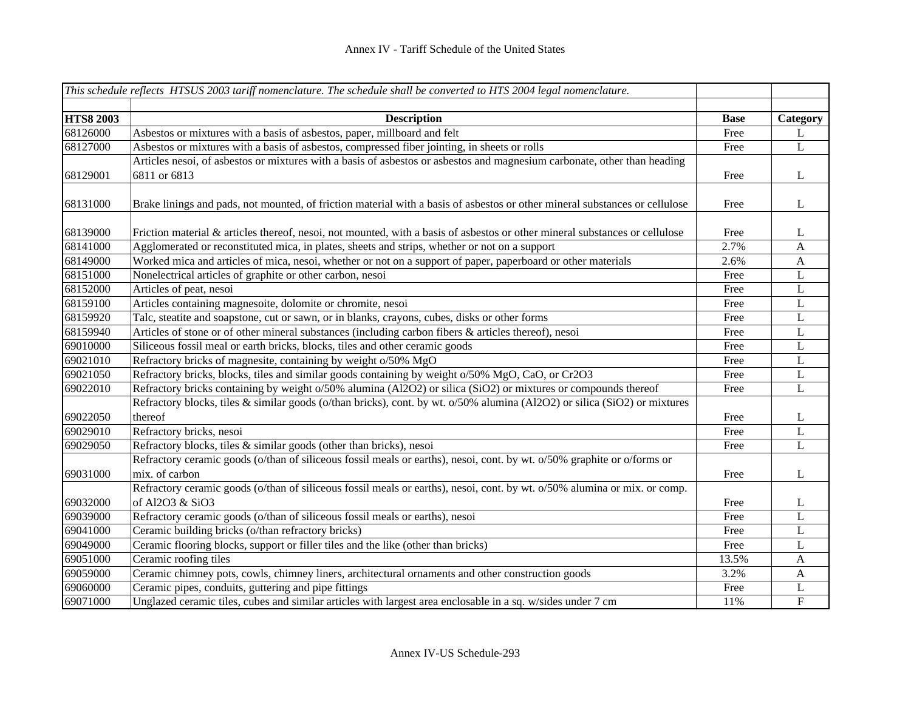# Annex IV - Tariff Schedule of the United States

| *This schedule reflects HTSUS 2003 tariff nomenclature. The schedule shall be converted to HTS 2004 legal nomenclature.* | | | |
|---|---|---|---|
| | | | |
| **HTS8 2003** | **Description** | **Base** | **Category** |
| 68126000 | Asbestos or mixtures with a basis of asbestos, paper, millboard and felt | Free | L |
| 68127000 | Asbestos or mixtures with a basis of asbestos, compressed fiber jointing, in sheets or rolls | Free | L |
| 68129001 | Articles nesoi, of asbestos or mixtures with a basis of asbestos or asbestos and magnesium carbonate, other than heading 6811 or 6813 | Free | L |
| 68131000 | Brake linings and pads, not mounted, of friction material with a basis of asbestos or other mineral substances or cellulose | Free | L |
| 68139000 | Friction material & articles thereof, nesoi, not mounted, with a basis of asbestos or other mineral substances or cellulose | Free | L |
| 68141000 | Agglomerated or reconstituted mica, in plates, sheets and strips, whether or not on a support | 2.7% | A |
| 68149000 | Worked mica and articles of mica, nesoi, whether or not on a support of paper, paperboard or other materials | 2.6% | A |
| 68151000 | Nonelectrical articles of graphite or other carbon, nesoi | Free | L |
| 68152000 | Articles of peat, nesoi | Free | L |
| 68159100 | Articles containing magnesoite, dolomite or chromite, nesoi | Free | L |
| 68159920 | Talc, steatite and soapstone, cut or sawn, or in blanks, crayons, cubes, disks or other forms | Free | L |
| 68159940 | Articles of stone or of other mineral substances (including carbon fibers & articles thereof), nesoi | Free | L |
| 69010000 | Siliceous fossil meal or earth bricks, blocks, tiles and other ceramic goods | Free | L |
| 69021010 | Refractory bricks of magnesite, containing by weight o/50% MgO | Free | L |
| 69021050 | Refractory bricks, blocks, tiles and similar goods containing by weight o/50% MgO, CaO, or Cr2O3 | Free | L |
| 69022010 | Refractory bricks containing by weight o/50% alumina (Al2O2) or silica (SiO2) or mixtures or compounds thereof | Free | L |
| 69022050 | Refractory blocks, tiles & similar goods (o/than bricks), cont. by wt. o/50% alumina (Al2O2) or silica (SiO2) or mixtures thereof | Free | L |
| 69029010 | Refractory bricks, nesoi | Free | L |
| 69029050 | Refractory blocks, tiles & similar goods (other than bricks), nesoi | Free | L |
| 69031000 | Refractory ceramic goods (o/than of siliceous fossil meals or earths), nesoi, cont. by wt. o/50% graphite or o/forms or mix. of carbon | Free | L |
| 69032000 | Refractory ceramic goods (o/than of siliceous fossil meals or earths), nesoi, cont. by wt. o/50% alumina or mix. or comp. of Al2O3 & SiO3 | Free | L |
| 69039000 | Refractory ceramic goods (o/than of siliceous fossil meals or earths), nesoi | Free | L |
| 69041000 | Ceramic building bricks (o/than refractory bricks) | Free | L |
| 69049000 | Ceramic flooring blocks, support or filler tiles and the like (other than bricks) | Free | L |
| 69051000 | Ceramic roofing tiles | 13.5% | A |
| 69059000 | Ceramic chimney pots, cowls, chimney liners, architectural ornaments and other construction goods | 3.2% | A |
| 69060000 | Ceramic pipes, conduits, guttering and pipe fittings | Free | L |
| 69071000 | Unglazed ceramic tiles, cubes and similar articles with largest area enclosable in a sq. w/sides under 7 cm | 11% | F |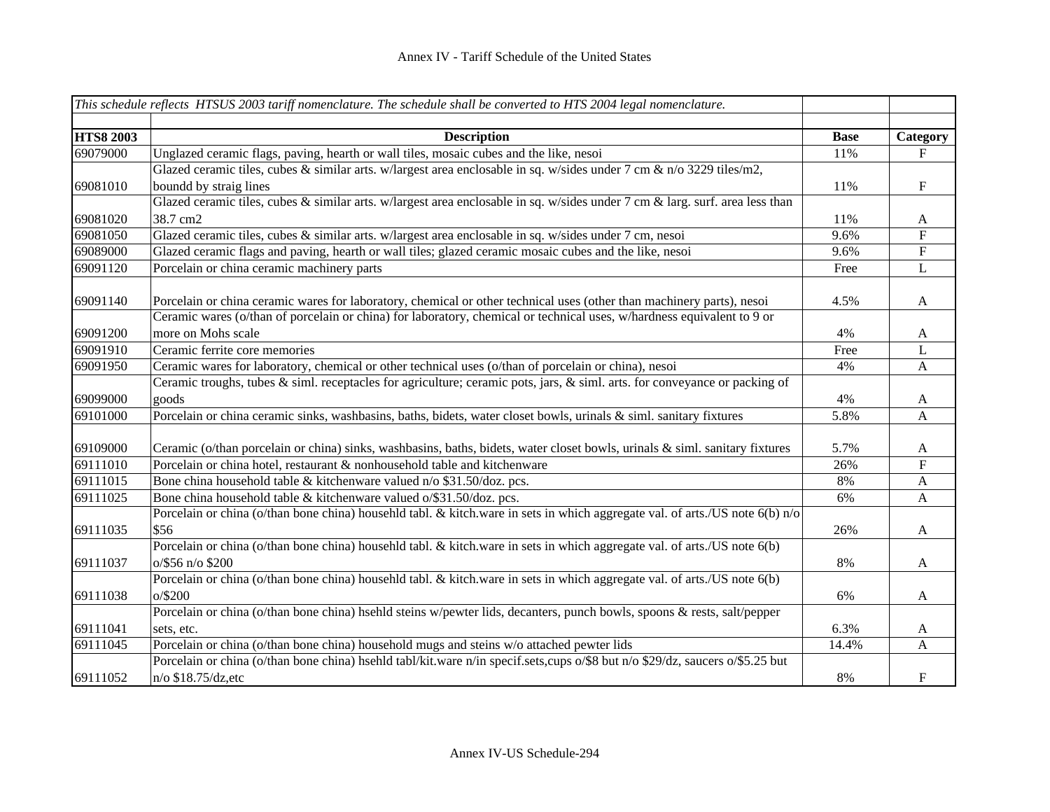| *This schedule reflects HTSUS 2003 tariff nomenclature. The schedule shall be converted to HTS 2004 legal nomenclature.* | | | |
|---|---|---|---|
| | | | |
| **HTS8 2003** | **Description** | **Base** | **Category** |
| 69079000 | Unglazed ceramic flags, paving, hearth or wall tiles, mosaic cubes and the like, nesoi | 11% | F |
| 69081010 | Glazed ceramic tiles, cubes & similar arts. w/largest area enclosable in sq. w/sides under 7 cm & n/o 3229 tiles/m2, boundd by straig lines | 11% | F |
| 69081020 | Glazed ceramic tiles, cubes & similar arts. w/largest area enclosable in sq. w/sides under 7 cm & larg. surf. area less than 38.7 cm2 | 11% | A |
| 69081050 | Glazed ceramic tiles, cubes & similar arts. w/largest area enclosable in sq. w/sides under 7 cm, nesoi | 9.6% | F |
| 69089000 | Glazed ceramic flags and paving, hearth or wall tiles; glazed ceramic mosaic cubes and the like, nesoi | 9.6% | F |
| 69091120 | Porcelain or china ceramic machinery parts | Free | L |
| 69091140 | Porcelain or china ceramic wares for laboratory, chemical or other technical uses (other than machinery parts), nesoi | 4.5% | A |
| 69091200 | Ceramic wares (o/than of porcelain or china) for laboratory, chemical or technical uses, w/hardness equivalent to 9 or more on Mohs scale | 4% | A |
| 69091910 | Ceramic ferrite core memories | Free | L |
| 69091950 | Ceramic wares for laboratory, chemical or other technical uses (o/than of porcelain or china), nesoi | 4% | A |
| 69099000 | Ceramic troughs, tubes & siml. receptacles for agriculture; ceramic pots, jars, & siml. arts. for conveyance or packing of goods | 4% | A |
| 69101000 | Porcelain or china ceramic sinks, washbasins, baths, bidets, water closet bowls, urinals & siml. sanitary fixtures | 5.8% | A |
| 69109000 | Ceramic (o/than porcelain or china) sinks, washbasins, baths, bidets, water closet bowls, urinals & siml. sanitary fixtures | 5.7% | A |
| 69111010 | Porcelain or china hotel, restaurant & nonhousehold table and kitchenware | 26% | F |
| 69111015 | Bone china household table & kitchenware valued n/o $31.50/doz. pcs. | 8% | A |
| 69111025 | Bone china household table & kitchenware valued o/$31.50/doz. pcs. | 6% | A |
| 69111035 | Porcelain or china (o/than bone china) househld tabl. & kitch.ware in sets in which aggregate val. of arts./US note 6(b) n/o $56 | 26% | A |
| 69111037 | Porcelain or china (o/than bone china) househld tabl. & kitch.ware in sets in which aggregate val. of arts./US note 6(b) o/$56 n/o $200 | 8% | A |
| 69111038 | Porcelain or china (o/than bone china) househld tabl. & kitch.ware in sets in which aggregate val. of arts./US note 6(b) o/$200 | 6% | A |
| 69111041 | Porcelain or china (o/than bone china) hsehld steins w/pewter lids, decanters, punch bowls, spoons & rests, salt/pepper sets, etc. | 6.3% | A |
| 69111045 | Porcelain or china (o/than bone china) household mugs and steins w/o attached pewter lids | 14.4% | A |
| 69111052 | Porcelain or china (o/than bone china) hsehld tabl/kit.ware n/in specif.sets,cups o/$8 but n/o $29/dz, saucers o/$5.25 but n/o $18.75/dz,etc | 8% | F |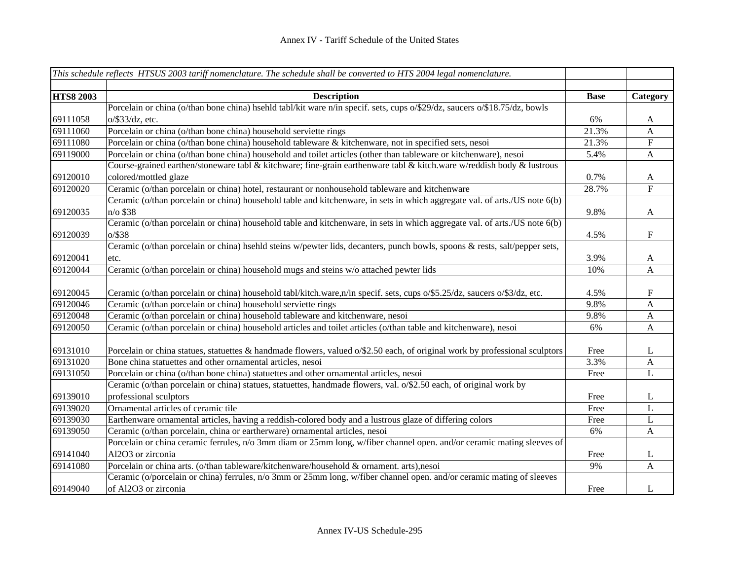# Annex IV - Tariff Schedule of the United States

| *This schedule reflects HTSUS 2003 tariff nomenclature. The schedule shall be converted to HTS 2004 legal nomenclature.* | | | |
|---|---|---|---|
| | | | |
| **HTS8 2003** | **Description** | **Base** | **Category** |
| 69111058 | Porcelain or china (o/than bone china) hsehld tabl/kit ware n/in specif. sets, cups o/$29/dz, saucers o/$18.75/dz, bowls o/$33/dz, etc. | 6% | A |
| 69111060 | Porcelain or china (o/than bone china) household serviette rings | 21.3% | A |
| 69111080 | Porcelain or china (o/than bone china) household tableware & kitchenware, not in specified sets, nesoi | 21.3% | F |
| 69119000 | Porcelain or china (o/than bone china) household and toilet articles (other than tableware or kitchenware), nesoi | 5.4% | A |
| 69120010 | Course-grained earthen/stoneware tabl & kitchware; fine-grain earthenware tabl & kitch.ware w/reddish body & lustrous colored/mottled glaze | 0.7% | A |
| 69120020 | Ceramic (o/than porcelain or china) hotel, restaurant or nonhousehold tableware and kitchenware | 28.7% | F |
| 69120035 | Ceramic (o/than porcelain or china) household table and kitchenware, in sets in which aggregate val. of arts./US note 6(b) n/o $38 | 9.8% | A |
| 69120039 | Ceramic (o/than porcelain or china) household table and kitchenware, in sets in which aggregate val. of arts./US note 6(b) o/$38 | 4.5% | F |
| 69120041 | Ceramic (o/than porcelain or china) hsehld steins w/pewter lids, decanters, punch bowls, spoons & rests, salt/pepper sets, etc. | 3.9% | A |
| 69120044 | Ceramic (o/than porcelain or china) household mugs and steins w/o attached pewter lids | 10% | A |
| 69120045 | Ceramic (o/than porcelain or china) household tabl/kitch.ware,n/in specif. sets, cups o/$5.25/dz, saucers o/$3/dz, etc. | 4.5% | F |
| 69120046 | Ceramic (o/than porcelain or china) household serviette rings | 9.8% | A |
| 69120048 | Ceramic (o/than porcelain or china) household tableware and kitchenware, nesoi | 9.8% | A |
| 69120050 | Ceramic (o/than porcelain or china) household articles and toilet articles (o/than table and kitchenware), nesoi | 6% | A |
| 69131010 | Porcelain or china statues, statuettes & handmade flowers, valued o/$2.50 each, of original work by professional sculptors | Free | L |
| 69131020 | Bone china statuettes and other ornamental articles, nesoi | 3.3% | A |
| 69131050 | Porcelain or china (o/than bone china) statuettes and other ornamental articles, nesoi | Free | L |
| 69139010 | Ceramic (o/than porcelain or china) statues, statuettes, handmade flowers, val. o/$2.50 each, of original work by professional sculptors | Free | L |
| 69139020 | Ornamental articles of ceramic tile | Free | L |
| 69139030 | Earthenware ornamental articles, having a reddish-colored body and a lustrous glaze of differing colors | Free | L |
| 69139050 | Ceramic (o/than porcelain, china or eartherware) ornamental articles, nesoi | 6% | A |
| 69141040 | Porcelain or china ceramic ferrules, n/o 3mm diam or 25mm long, w/fiber channel open. and/or ceramic mating sleeves of $Al_2O_3$ or zirconia | Free | L |
| 69141080 | Porcelain or china arts. (o/than tableware/kitchenware/household & ornament. arts),nesoi | 9% | A |
| 69149040 | Ceramic (o/porcelain or china) ferrules, n/o 3mm or 25mm long, w/fiber channel open. and/or ceramic mating of sleeves of $Al_2O_3$ or zirconia | Free | L |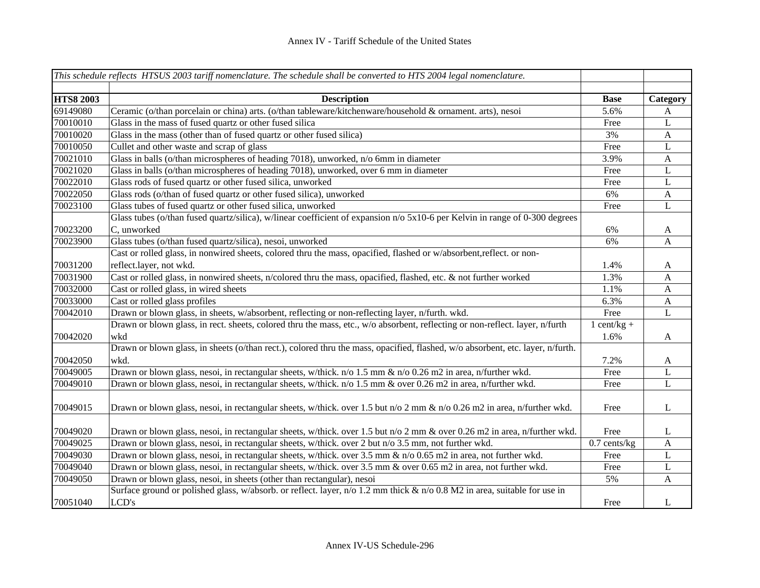| *This schedule reflects HTSUS 2003 tariff nomenclature. The schedule shall be converted to HTS 2004 legal nomenclature.* | | | |
|---|---|---|---|
| **HTS8 2003** | **Description** | **Base** | **Category** |
| 69149080 | Ceramic (o/than porcelain or china) arts. (o/than tableware/kitchenware/household & ornament. arts), nesoi | 5.6% | A |
| 70010010 | Glass in the mass of fused quartz or other fused silica | Free | L |
| 70010020 | Glass in the mass (other than of fused quartz or other fused silica) | 3% | A |
| 70010050 | Cullet and other waste and scrap of glass | Free | L |
| 70021010 | Glass in balls (o/than microspheres of heading 7018), unworked, n/o 6mm in diameter | 3.9% | A |
| 70021020 | Glass in balls (o/than microspheres of heading 7018), unworked, over 6 mm in diameter | Free | L |
| 70022010 | Glass rods of fused quartz or other fused silica, unworked | Free | L |
| 70022050 | Glass rods (o/than of fused quartz or other fused silica), unworked | 6% | A |
| 70023100 | Glass tubes of fused quartz or other fused silica, unworked | Free | L |
| 70023200 | Glass tubes (o/than fused quartz/silica), w/linear coefficient of expansion n/o 5x10-6 per Kelvin in range of 0-300 degrees C, unworked | 6% | A |
| 70023900 | Glass tubes (o/than fused quartz/silica), nesoi, unworked | 6% | A |
| 70031200 | Cast or rolled glass, in nonwired sheets, colored thru the mass, opacified, flashed or w/absorbent,reflect. or non-reflect.layer, not wkd. | 1.4% | A |
| 70031900 | Cast or rolled glass, in nonwired sheets, n/colored thru the mass, opacified, flashed, etc. & not further worked | 1.3% | A |
| 70032000 | Cast or rolled glass, in wired sheets | 1.1% | A |
| 70033000 | Cast or rolled glass profiles | 6.3% | A |
| 70042010 | Drawn or blown glass, in sheets, w/absorbent, reflecting or non-reflecting layer, n/furth. wkd. | Free | L |
| 70042020 | Drawn or blown glass, in rect. sheets, colored thru the mass, etc., w/o absorbent, reflecting or non-reflect. layer, n/furth wkd | 1 cent/kg + 1.6% | A |
| 70042050 | Drawn or blown glass, in sheets (o/than rect.), colored thru the mass, opacified, flashed, w/o absorbent, etc. layer, n/furth. wkd. | 7.2% | A |
| 70049005 | Drawn or blown glass, nesoi, in rectangular sheets, w/thick. n/o 1.5 mm & n/o 0.26 m2 in area, n/further wkd. | Free | L |
| 70049010 | Drawn or blown glass, nesoi, in rectangular sheets, w/thick. n/o 1.5 mm & over 0.26 m2 in area, n/further wkd. | Free | L |
| 70049015 | Drawn or blown glass, nesoi, in rectangular sheets, w/thick. over 1.5 but n/o 2 mm & n/o 0.26 m2 in area, n/further wkd. | Free | L |
| 70049020 | Drawn or blown glass, nesoi, in rectangular sheets, w/thick. over 1.5 but n/o 2 mm & over 0.26 m2 in area, n/further wkd. | Free | L |
| 70049025 | Drawn or blown glass, nesoi, in rectangular sheets, w/thick. over 2 but n/o 3.5 mm, not further wkd. | 0.7 cents/kg | A |
| 70049030 | Drawn or blown glass, nesoi, in rectangular sheets, w/thick. over 3.5 mm & n/o 0.65 m2 in area, not further wkd. | Free | L |
| 70049040 | Drawn or blown glass, nesoi, in rectangular sheets, w/thick. over 3.5 mm & over 0.65 m2 in area, not further wkd. | Free | L |
| 70049050 | Drawn or blown glass, nesoi, in sheets (other than rectangular), nesoi | 5% | A |
| 70051040 | Surface ground or polished glass, w/absorb. or reflect. layer, n/o 1.2 mm thick & n/o 0.8 M2 in area, suitable for use in LCD's | Free | L |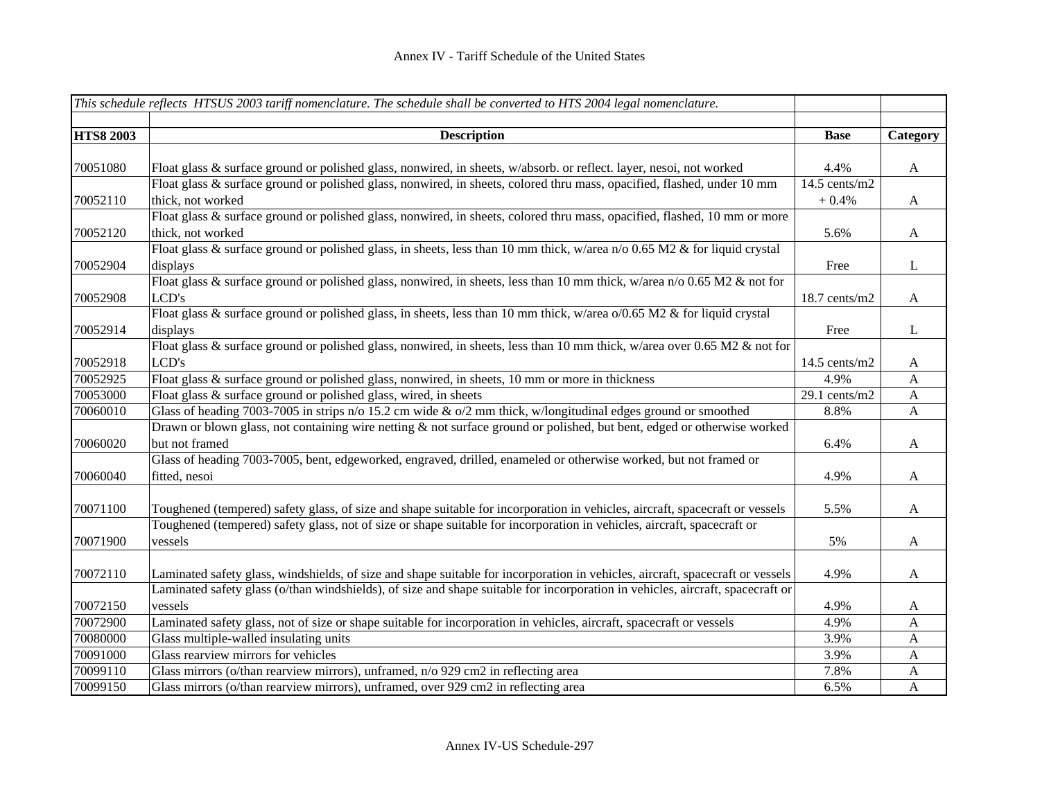Annex IV - Tariff Schedule of the United States

| *This schedule reflects HTSUS 2003 tariff nomenclature. The schedule shall be converted to HTS 2004 legal nomenclature.* | | | |
|---|---|---|---|
| **HTS8 2003** | **Description** | **Base** | **Category** |
| 70051080 | Float glass & surface ground or polished glass, nonwired, in sheets, w/absorb. or reflect. layer, nesoi, not worked | 4.4% | A |
| 70052110 | Float glass & surface ground or polished glass, nonwired, in sheets, colored thru mass, opacified, flashed, under 10 mm thick, not worked | 14.5 cents/m2 + 0.4% | A |
| 70052120 | Float glass & surface ground or polished glass, nonwired, in sheets, colored thru mass, opacified, flashed, 10 mm or more thick, not worked | 5.6% | A |
| 70052904 | Float glass & surface ground or polished glass, in sheets, less than 10 mm thick, w/area n/o 0.65 M2 & for liquid crystal displays | Free | L |
| 70052908 | Float glass & surface ground or polished glass, nonwired, in sheets, less than 10 mm thick, w/area n/o 0.65 M2 & not for LCD's | 18.7 cents/m2 | A |
| 70052914 | Float glass & surface ground or polished glass, in sheets, less than 10 mm thick, w/area o/0.65 M2 & for liquid crystal displays | Free | L |
| 70052918 | Float glass & surface ground or polished glass, nonwired, in sheets, less than 10 mm thick, w/area over 0.65 M2 & not for LCD's | 14.5 cents/m2 | A |
| 70052925 | Float glass & surface ground or polished glass, nonwired, in sheets, 10 mm or more in thickness | 4.9% | A |
| 70053000 | Float glass & surface ground or polished glass, wired, in sheets | 29.1 cents/m2 | A |
| 70060010 | Glass of heading 7003-7005 in strips n/o 15.2 cm wide & o/2 mm thick, w/longitudinal edges ground or smoothed | 8.8% | A |
| 70060020 | Drawn or blown glass, not containing wire netting & not surface ground or polished, but bent, edged or otherwise worked but not framed | 6.4% | A |
| 70060040 | Glass of heading 7003-7005, bent, edgeworked, engraved, drilled, enameled or otherwise worked, but not framed or fitted, nesoi | 4.9% | A |
| 70071100 | Toughened (tempered) safety glass, of size and shape suitable for incorporation in vehicles, aircraft, spacecraft or vessels | 5.5% | A |
| 70071900 | Toughened (tempered) safety glass, not of size or shape suitable for incorporation in vehicles, aircraft, spacecraft or vessels | 5% | A |
| 70072110 | Laminated safety glass, windshields, of size and shape suitable for incorporation in vehicles, aircraft, spacecraft or vessels | 4.9% | A |
| 70072150 | Laminated safety glass (o/than windshields), of size and shape suitable for incorporation in vehicles, aircraft, spacecraft or vessels | 4.9% | A |
| 70072900 | Laminated safety glass, not of size or shape suitable for incorporation in vehicles, aircraft, spacecraft or vessels | 4.9% | A |
| 70080000 | Glass multiple-walled insulating units | 3.9% | A |
| 70091000 | Glass rearview mirrors for vehicles | 3.9% | A |
| 70099110 | Glass mirrors (o/than rearview mirrors), unframed, n/o 929 cm2 in reflecting area | 7.8% | A |
| 70099150 | Glass mirrors (o/than rearview mirrors), unframed, over 929 cm2 in reflecting area | 6.5% | A |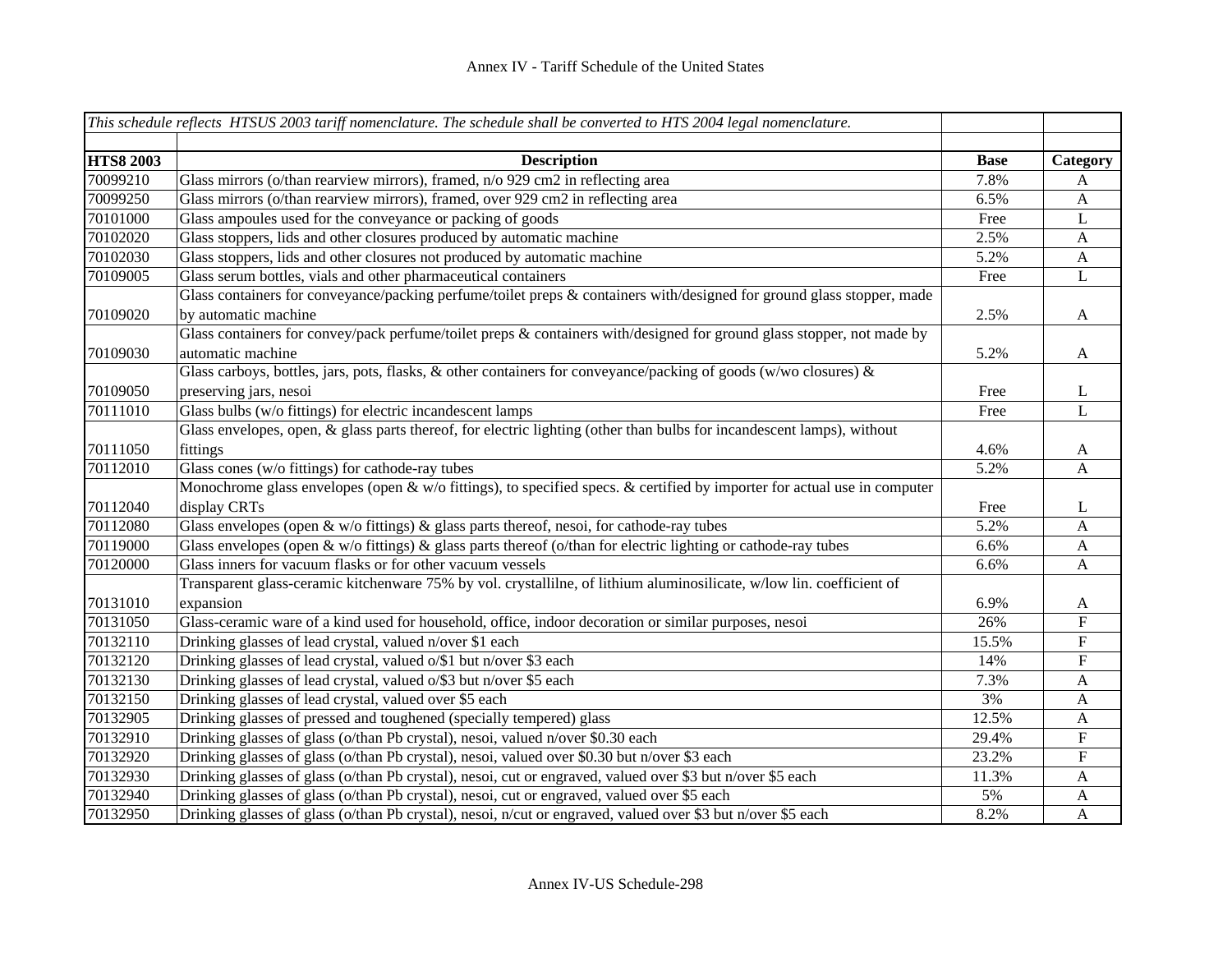# Annex IV - Tariff Schedule of the United States

| *This schedule reflects HTSUS 2003 tariff nomenclature. The schedule shall be converted to HTS 2004 legal nomenclature.* | | | |
|---|---|---|---|
| **HTS8 2003** | **Description** | **Base** | **Category** |
| 70099210 | Glass mirrors (o/than rearview mirrors), framed, n/o 929 cm2 in reflecting area | 7.8% | A |
| 70099250 | Glass mirrors (o/than rearview mirrors), framed, over 929 cm2 in reflecting area | 6.5% | A |
| 70101000 | Glass ampoules used for the conveyance or packing of goods | Free | L |
| 70102020 | Glass stoppers, lids and other closures produced by automatic machine | 2.5% | A |
| 70102030 | Glass stoppers, lids and other closures not produced by automatic machine | 5.2% | A |
| 70109005 | Glass serum bottles, vials and other pharmaceutical containers | Free | L |
| 70109020 | Glass containers for conveyance/packing perfume/toilet preps & containers with/designed for ground glass stopper, made by automatic machine | 2.5% | A |
| 70109030 | Glass containers for convey/pack perfume/toilet preps & containers with/designed for ground glass stopper, not made by automatic machine | 5.2% | A |
| 70109050 | Glass carboys, bottles, jars, pots, flasks, & other containers for conveyance/packing of goods (w/wo closures) & preserving jars, nesoi | Free | L |
| 70111010 | Glass bulbs (w/o fittings) for electric incandescent lamps | Free | L |
| 70111050 | Glass envelopes, open, & glass parts thereof, for electric lighting (other than bulbs for incandescent lamps), without fittings | 4.6% | A |
| 70112010 | Glass cones (w/o fittings) for cathode-ray tubes | 5.2% | A |
| 70112040 | Monochrome glass envelopes (open & w/o fittings), to specified specs. & certified by importer for actual use in computer display CRTs | Free | L |
| 70112080 | Glass envelopes (open & w/o fittings) & glass parts thereof, nesoi, for cathode-ray tubes | 5.2% | A |
| 70119000 | Glass envelopes (open & w/o fittings) & glass parts thereof (o/than for electric lighting or cathode-ray tubes | 6.6% | A |
| 70120000 | Glass inners for vacuum flasks or for other vacuum vessels | 6.6% | A |
| 70131010 | Transparent glass-ceramic kitchenware 75% by vol. crystallilne, of lithium aluminosilicate, w/low lin. coefficient of expansion | 6.9% | A |
| 70131050 | Glass-ceramic ware of a kind used for household, office, indoor decoration or similar purposes, nesoi | 26% | F |
| 70132110 | Drinking glasses of lead crystal, valued n/over $1 each | 15.5% | F |
| 70132120 | Drinking glasses of lead crystal, valued o/$1 but n/over $3 each | 14% | F |
| 70132130 | Drinking glasses of lead crystal, valued o/$3 but n/over $5 each | 7.3% | A |
| 70132150 | Drinking glasses of lead crystal, valued over $5 each | 3% | A |
| 70132905 | Drinking glasses of pressed and toughened (specially tempered) glass | 12.5% | A |
| 70132910 | Drinking glasses of glass (o/than Pb crystal), nesoi, valued n/over $0.30 each | 29.4% | F |
| 70132920 | Drinking glasses of glass (o/than Pb crystal), nesoi, valued over $0.30 but n/over $3 each | 23.2% | F |
| 70132930 | Drinking glasses of glass (o/than Pb crystal), nesoi, cut or engraved, valued over $3 but n/over $5 each | 11.3% | A |
| 70132940 | Drinking glasses of glass (o/than Pb crystal), nesoi, cut or engraved, valued over $5 each | 5% | A |
| 70132950 | Drinking glasses of glass (o/than Pb crystal), nesoi, n/cut or engraved, valued over $3 but n/over $5 each | 8.2% | A |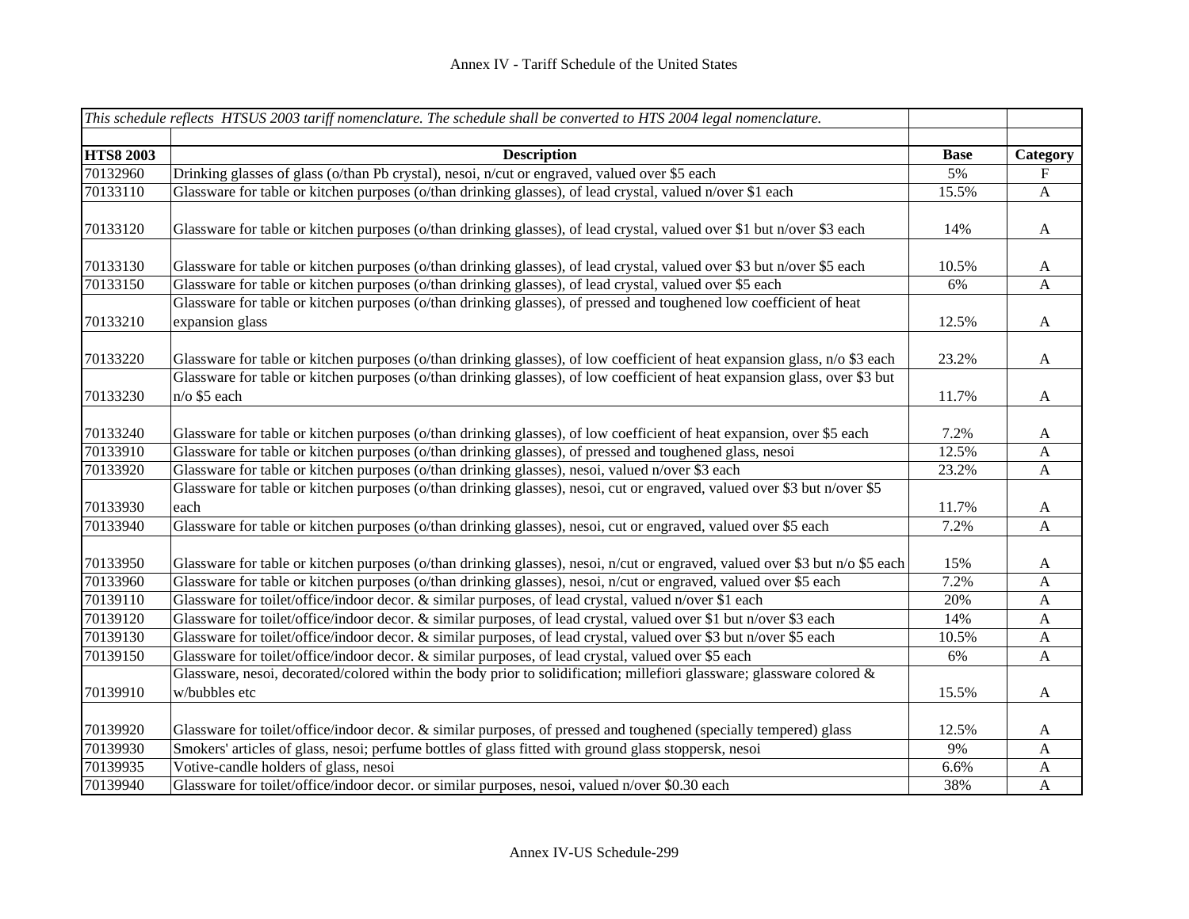| *This schedule reflects HTSUS 2003 tariff nomenclature. The schedule shall be converted to HTS 2004 legal nomenclature.* | | | |
|---|---|---|---|
| **HTS8 2003** | **Description** | **Base** | **Category** |
| 70132960 | Drinking glasses of glass (o/than Pb crystal), nesoi, n/cut or engraved, valued over $5 each | 5% | F |
| 70133110 | Glassware for table or kitchen purposes (o/than drinking glasses), of lead crystal, valued n/over $1 each | 15.5% | A |
| 70133120 | Glassware for table or kitchen purposes (o/than drinking glasses), of lead crystal, valued over $1 but n/over $3 each | 14% | A |
| 70133130 | Glassware for table or kitchen purposes (o/than drinking glasses), of lead crystal, valued over $3 but n/over $5 each | 10.5% | A |
| 70133150 | Glassware for table or kitchen purposes (o/than drinking glasses), of lead crystal, valued over $5 each | 6% | A |
| 70133210 | Glassware for table or kitchen purposes (o/than drinking glasses), of pressed and toughened low coefficient of heat expansion glass | 12.5% | A |
| 70133220 | Glassware for table or kitchen purposes (o/than drinking glasses), of low coefficient of heat expansion glass, n/o $3 each | 23.2% | A |
| 70133230 | Glassware for table or kitchen purposes (o/than drinking glasses), of low coefficient of heat expansion glass, over $3 but n/o $5 each | 11.7% | A |
| 70133240 | Glassware for table or kitchen purposes (o/than drinking glasses), of low coefficient of heat expansion, over $5 each | 7.2% | A |
| 70133910 | Glassware for table or kitchen purposes (o/than drinking glasses), of pressed and toughened glass, nesoi | 12.5% | A |
| 70133920 | Glassware for table or kitchen purposes (o/than drinking glasses), nesoi, valued n/over $3 each | 23.2% | A |
| 70133930 | Glassware for table or kitchen purposes (o/than drinking glasses), nesoi, cut or engraved, valued over $3 but n/over $5 each | 11.7% | A |
| 70133940 | Glassware for table or kitchen purposes (o/than drinking glasses), nesoi, cut or engraved, valued over $5 each | 7.2% | A |
| 70133950 | Glassware for table or kitchen purposes (o/than drinking glasses), nesoi, n/cut or engraved, valued over $3 but n/o $5 each | 15% | A |
| 70133960 | Glassware for table or kitchen purposes (o/than drinking glasses), nesoi, n/cut or engraved, valued over $5 each | 7.2% | A |
| 70139110 | Glassware for toilet/office/indoor decor. & similar purposes, of lead crystal, valued n/over $1 each | 20% | A |
| 70139120 | Glassware for toilet/office/indoor decor. & similar purposes, of lead crystal, valued over $1 but n/over $3 each | 14% | A |
| 70139130 | Glassware for toilet/office/indoor decor. & similar purposes, of lead crystal, valued over $3 but n/over $5 each | 10.5% | A |
| 70139150 | Glassware for toilet/office/indoor decor. & similar purposes, of lead crystal, valued over $5 each | 6% | A |
| 70139910 | Glassware, nesoi, decorated/colored within the body prior to solidification; millefiori glassware; glassware colored & w/bubbles etc | 15.5% | A |
| 70139920 | Glassware for toilet/office/indoor decor. & similar purposes, of pressed and toughened (specially tempered) glass | 12.5% | A |
| 70139930 | Smokers' articles of glass, nesoi; perfume bottles of glass fitted with ground glass stoppersk, nesoi | 9% | A |
| 70139935 | Votive-candle holders of glass, nesoi | 6.6% | A |
| 70139940 | Glassware for toilet/office/indoor decor. or similar purposes, nesoi, valued n/over $0.30 each | 38% | A |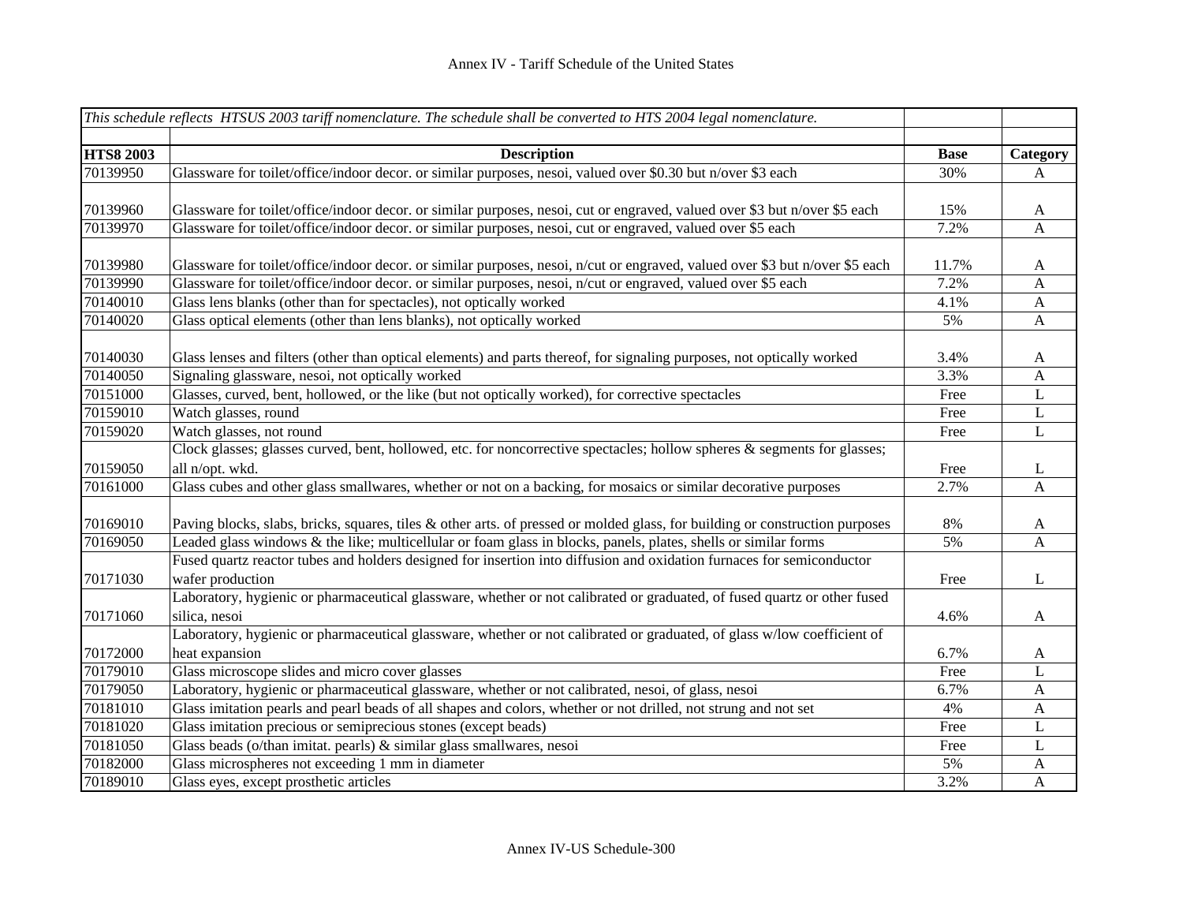Annex IV - Tariff Schedule of the United States

| *This schedule reflects HTSUS 2003 tariff nomenclature. The schedule shall be converted to HTS 2004 legal nomenclature.* | | | |
|---|---|---|---|
| | | | |
| **HTS8 2003** | **Description** | **Base** | **Category** |
| 70139950 | Glassware for toilet/office/indoor decor. or similar purposes, nesoi, valued over $0.30 but n/over $3 each | 30% | A |
| 70139960 | Glassware for toilet/office/indoor decor. or similar purposes, nesoi, cut or engraved, valued over $3 but n/over $5 each | 15% | A |
| 70139970 | Glassware for toilet/office/indoor decor. or similar purposes, nesoi, cut or engraved, valued over $5 each | 7.2% | A |
| 70139980 | Glassware for toilet/office/indoor decor. or similar purposes, nesoi, n/cut or engraved, valued over $3 but n/over $5 each | 11.7% | A |
| 70139990 | Glassware for toilet/office/indoor decor. or similar purposes, nesoi, n/cut or engraved, valued over $5 each | 7.2% | A |
| 70140010 | Glass lens blanks (other than for spectacles), not optically worked | 4.1% | A |
| 70140020 | Glass optical elements (other than lens blanks), not optically worked | 5% | A |
| 70140030 | Glass lenses and filters (other than optical elements) and parts thereof, for signaling purposes, not optically worked | 3.4% | A |
| 70140050 | Signaling glassware, nesoi, not optically worked | 3.3% | A |
| 70151000 | Glasses, curved, bent, hollowed, or the like (but not optically worked), for corrective spectacles | Free | L |
| 70159010 | Watch glasses, round | Free | L |
| 70159020 | Watch glasses, not round | Free | L |
| 70159050 | Clock glasses; glasses curved, bent, hollowed, etc. for noncorrective spectacles; hollow spheres & segments for glasses; all n/opt. wkd. | Free | L |
| 70161000 | Glass cubes and other glass smallwares, whether or not on a backing, for mosaics or similar decorative purposes | 2.7% | A |
| 70169010 | Paving blocks, slabs, bricks, squares, tiles & other arts. of pressed or molded glass, for building or construction purposes | 8% | A |
| 70169050 | Leaded glass windows & the like; multicellular or foam glass in blocks, panels, plates, shells or similar forms | 5% | A |
| 70171030 | Fused quartz reactor tubes and holders designed for insertion into diffusion and oxidation furnaces for semiconductor wafer production | Free | L |
| 70171060 | Laboratory, hygienic or pharmaceutical glassware, whether or not calibrated or graduated, of fused quartz or other fused silica, nesoi | 4.6% | A |
| 70172000 | Laboratory, hygienic or pharmaceutical glassware, whether or not calibrated or graduated, of glass w/low coefficient of heat expansion | 6.7% | A |
| 70179010 | Glass microscope slides and micro cover glasses | Free | L |
| 70179050 | Laboratory, hygienic or pharmaceutical glassware, whether or not calibrated, nesoi, of glass, nesoi | 6.7% | A |
| 70181010 | Glass imitation pearls and pearl beads of all shapes and colors, whether or not drilled, not strung and not set | 4% | A |
| 70181020 | Glass imitation precious or semiprecious stones (except beads) | Free | L |
| 70181050 | Glass beads (o/than imitat. pearls) & similar glass smallwares, nesoi | Free | L |
| 70182000 | Glass microspheres not exceeding 1 mm in diameter | 5% | A |
| 70189010 | Glass eyes, except prosthetic articles | 3.2% | A |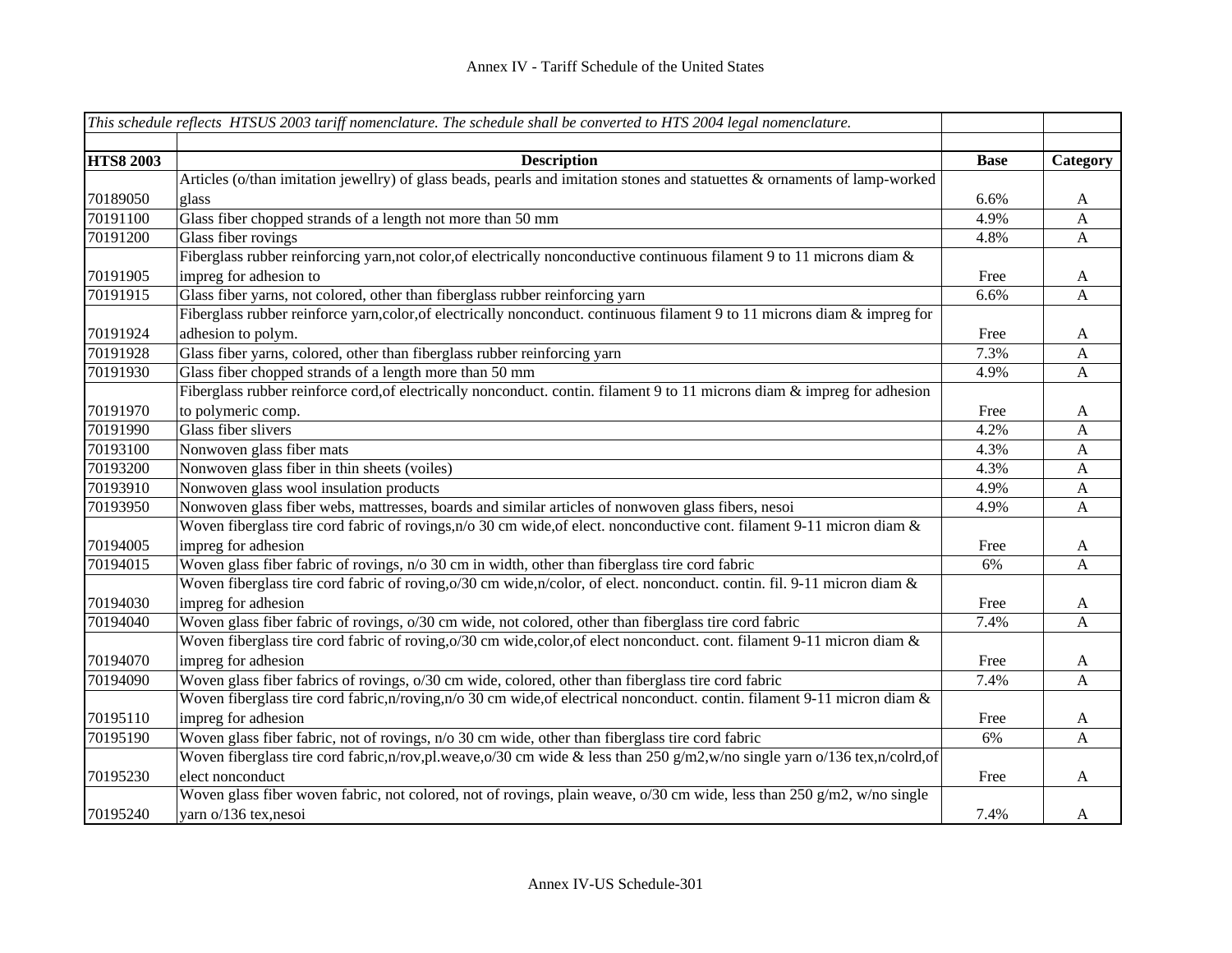# Annex IV - Tariff Schedule of the United States

| *This schedule reflects HTSUS 2003 tariff nomenclature. The schedule shall be converted to HTS 2004 legal nomenclature.* | | | |
|---|---|---|---|
| **HTS8 2003** | **Description** | **Base** | **Category** |
| 70189050 | Articles (o/than imitation jewellry) of glass beads, pearls and imitation stones and statuettes & ornaments of lamp-worked glass | 6.6% | A |
| 70191100 | Glass fiber chopped strands of a length not more than 50 mm | 4.9% | A |
| 70191200 | Glass fiber rovings | 4.8% | A |
| 70191905 | Fiberglass rubber reinforcing yarn,not color,of electrically nonconductive continuous filament 9 to 11 microns diam & impreg for adhesion to | Free | A |
| 70191915 | Glass fiber yarns, not colored, other than fiberglass rubber reinforcing yarn | 6.6% | A |
| 70191924 | Fiberglass rubber reinforce yarn,color,of electrically nonconduct. continuous filament 9 to 11 microns diam & impreg for adhesion to polym. | Free | A |
| 70191928 | Glass fiber yarns, colored, other than fiberglass rubber reinforcing yarn | 7.3% | A |
| 70191930 | Glass fiber chopped strands of a length more than 50 mm | 4.9% | A |
| 70191970 | Fiberglass rubber reinforce cord,of electrically nonconduct. contin. filament 9 to 11 microns diam & impreg for adhesion to polymeric comp. | Free | A |
| 70191990 | Glass fiber slivers | 4.2% | A |
| 70193100 | Nonwoven glass fiber mats | 4.3% | A |
| 70193200 | Nonwoven glass fiber in thin sheets (voiles) | 4.3% | A |
| 70193910 | Nonwoven glass wool insulation products | 4.9% | A |
| 70193950 | Nonwoven glass fiber webs, mattresses, boards and similar articles of nonwoven glass fibers, nesoi | 4.9% | A |
| 70194005 | Woven fiberglass tire cord fabric of rovings,n/o 30 cm wide,of elect. nonconductive cont. filament 9-11 micron diam & impreg for adhesion | Free | A |
| 70194015 | Woven glass fiber fabric of rovings, n/o 30 cm in width, other than fiberglass tire cord fabric | 6% | A |
| 70194030 | Woven fiberglass tire cord fabric of roving,o/30 cm wide,n/color, of elect. nonconduct. contin. fil. 9-11 micron diam & impreg for adhesion | Free | A |
| 70194040 | Woven glass fiber fabric of rovings, o/30 cm wide, not colored, other than fiberglass tire cord fabric | 7.4% | A |
| 70194070 | Woven fiberglass tire cord fabric of roving,o/30 cm wide,color,of elect nonconduct. cont. filament 9-11 micron diam & impreg for adhesion | Free | A |
| 70194090 | Woven glass fiber fabrics of rovings, o/30 cm wide, colored, other than fiberglass tire cord fabric | 7.4% | A |
| 70195110 | Woven fiberglass tire cord fabric,n/roving,n/o 30 cm wide,of electrical nonconduct. contin. filament 9-11 micron diam & impreg for adhesion | Free | A |
| 70195190 | Woven glass fiber fabric, not of rovings, n/o 30 cm wide, other than fiberglass tire cord fabric | 6% | A |
| 70195230 | Woven fiberglass tire cord fabric,n/rov,pl.weave,o/30 cm wide & less than 250 g/m2,w/no single yarn o/136 tex,n/colrd,of elect nonconduct | Free | A |
| 70195240 | Woven glass fiber woven fabric, not colored, not of rovings, plain weave, o/30 cm wide, less than 250 g/m2, w/no single yarn o/136 tex,nesoi | 7.4% | A |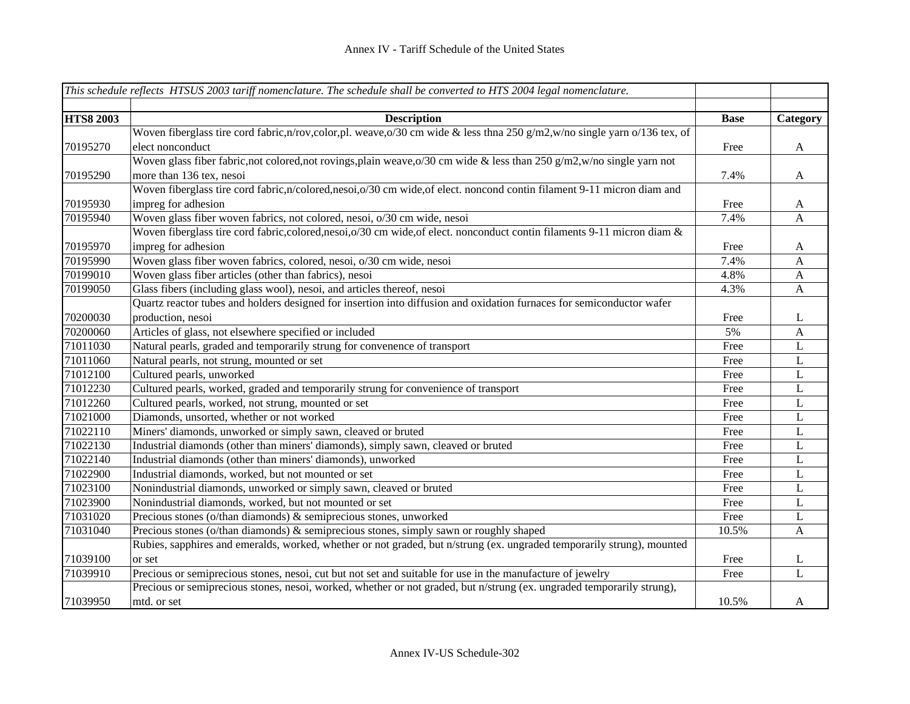# Annex IV - Tariff Schedule of the United States

| *This schedule reflects HTSUS 2003 tariff nomenclature. The schedule shall be converted to HTS 2004 legal nomenclature.* | | | |
|---|---|---|---|
| **HTS8 2003** | **Description** | **Base** | **Category** |
| 70195270 | Woven fiberglass tire cord fabric,n/rov,color,pl. weave,o/30 cm wide & less thna 250 g/m2,w/no single yarn o/136 tex, of elect nonconduct | Free | A |
| 70195290 | Woven glass fiber fabric,not colored,not rovings,plain weave,o/30 cm wide & less than 250 g/m2,w/no single yarn not more than 136 tex, nesoi | 7.4% | A |
| 70195930 | Woven fiberglass tire cord fabric,n/colored,nesoi,o/30 cm wide,of elect. noncond contin filament 9-11 micron diam and impreg for adhesion | Free | A |
| 70195940 | Woven glass fiber woven fabrics, not colored, nesoi, o/30 cm wide, nesoi | 7.4% | A |
| 70195970 | Woven fiberglass tire cord fabric,colored,nesoi,o/30 cm wide,of elect. nonconduct contin filaments 9-11 micron diam & impreg for adhesion | Free | A |
| 70195990 | Woven glass fiber woven fabrics, colored, nesoi, o/30 cm wide, nesoi | 7.4% | A |
| 70199010 | Woven glass fiber articles (other than fabrics), nesoi | 4.8% | A |
| 70199050 | Glass fibers (including glass wool), nesoi, and articles thereof, nesoi | 4.3% | A |
| 70200030 | Quartz reactor tubes and holders designed for insertion into diffusion and oxidation furnaces for semiconductor wafer production, nesoi | Free | L |
| 70200060 | Articles of glass, not elsewhere specified or included | 5% | A |
| 71011030 | Natural pearls, graded and temporarily strung for convenence of transport | Free | L |
| 71011060 | Natural pearls, not strung, mounted or set | Free | L |
| 71012100 | Cultured pearls, unworked | Free | L |
| 71012230 | Cultured pearls, worked, graded and temporarily strung for convenience of transport | Free | L |
| 71012260 | Cultured pearls, worked, not strung, mounted or set | Free | L |
| 71021000 | Diamonds, unsorted, whether or not worked | Free | L |
| 71022110 | Miners' diamonds, unworked or simply sawn, cleaved or bruted | Free | L |
| 71022130 | Industrial diamonds (other than miners' diamonds), simply sawn, cleaved or bruted | Free | L |
| 71022140 | Industrial diamonds (other than miners' diamonds), unworked | Free | L |
| 71022900 | Industrial diamonds, worked, but not mounted or set | Free | L |
| 71023100 | Nonindustrial diamonds, unworked or simply sawn, cleaved or bruted | Free | L |
| 71023900 | Nonindustrial diamonds, worked, but not mounted or set | Free | L |
| 71031020 | Precious stones (o/than diamonds) & semiprecious stones, unworked | Free | L |
| 71031040 | Precious stones (o/than diamonds) & semiprecious stones, simply sawn or roughly shaped | 10.5% | A |
| 71039100 | Rubies, sapphires and emeralds, worked, whether or not graded, but n/strung (ex. ungraded temporarily strung), mounted or set | Free | L |
| 71039910 | Precious or semiprecious stones, nesoi, cut but not set and suitable for use in the manufacture of jewelry | Free | L |
| 71039950 | Precious or semiprecious stones, nesoi, worked, whether or not graded, but n/strung (ex. ungraded temporarily strung), mtd. or set | 10.5% | A |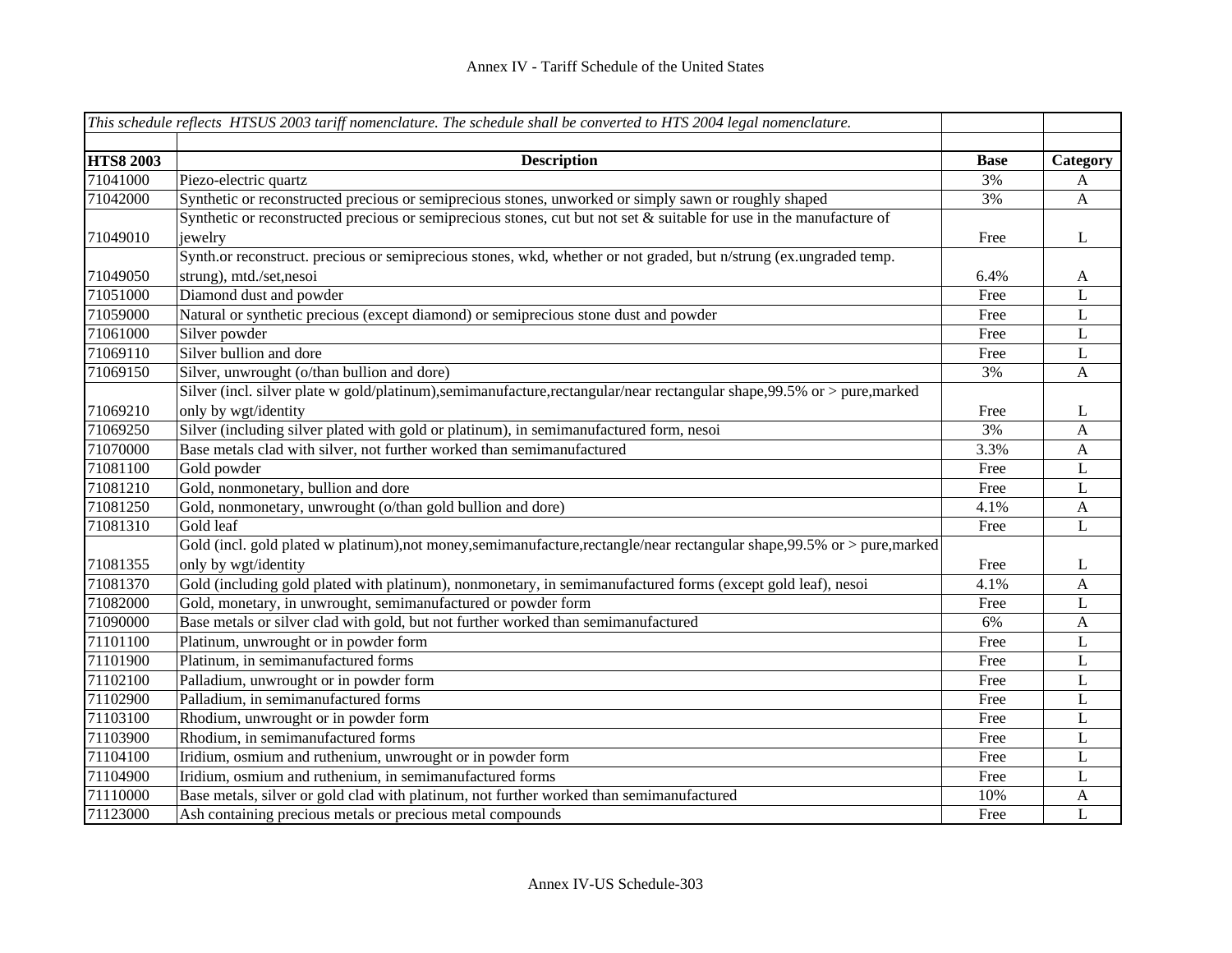| *This schedule reflects HTSUS 2003 tariff nomenclature. The schedule shall be converted to HTS 2004 legal nomenclature.* | | | |
|---|---|---|---|
| | | | |
| **HTS8 2003** | **Description** | **Base** | **Category** |
| 71041000 | Piezo-electric quartz | 3% | A |
| 71042000 | Synthetic or reconstructed precious or semiprecious stones, unworked or simply sawn or roughly shaped | 3% | A |
| 71049010 | Synthetic or reconstructed precious or semiprecious stones, cut but not set & suitable for use in the manufacture of jewelry | Free | L |
| 71049050 | Synth.or reconstruct. precious or semiprecious stones, wkd, whether or not graded, but n/strung (ex.ungraded temp. strung), mtd./set,nesoi | 6.4% | A |
| 71051000 | Diamond dust and powder | Free | L |
| 71059000 | Natural or synthetic precious (except diamond) or semiprecious stone dust and powder | Free | L |
| 71061000 | Silver powder | Free | L |
| 71069110 | Silver bullion and dore | Free | L |
| 71069150 | Silver, unwrought (o/than bullion and dore) | 3% | A |
| 71069210 | Silver (incl. silver plate w gold/platinum),semimanufacture,rectangular/near rectangular shape,99.5% or > pure,marked only by wgt/identity | Free | L |
| 71069250 | Silver (including silver plated with gold or platinum), in semimanufactured form, nesoi | 3% | A |
| 71070000 | Base metals clad with silver, not further worked than semimanufactured | 3.3% | A |
| 71081100 | Gold powder | Free | L |
| 71081210 | Gold, nonmonetary, bullion and dore | Free | L |
| 71081250 | Gold, nonmonetary, unwrought (o/than gold bullion and dore) | 4.1% | A |
| 71081310 | Gold leaf | Free | L |
| 71081355 | Gold (incl. gold plated w platinum),not money,semimanufacture,rectangle/near rectangular shape,99.5% or > pure,marked only by wgt/identity | Free | L |
| 71081370 | Gold (including gold plated with platinum), nonmonetary, in semimanufactured forms (except gold leaf), nesoi | 4.1% | A |
| 71082000 | Gold, monetary, in unwrought, semimanufactured or powder form | Free | L |
| 71090000 | Base metals or silver clad with gold, but not further worked than semimanufactured | 6% | A |
| 71101100 | Platinum, unwrought or in powder form | Free | L |
| 71101900 | Platinum, in semimanufactured forms | Free | L |
| 71102100 | Palladium, unwrought or in powder form | Free | L |
| 71102900 | Palladium, in semimanufactured forms | Free | L |
| 71103100 | Rhodium, unwrought or in powder form | Free | L |
| 71103900 | Rhodium, in semimanufactured forms | Free | L |
| 71104100 | Iridium, osmium and ruthenium, unwrought or in powder form | Free | L |
| 71104900 | Iridium, osmium and ruthenium, in semimanufactured forms | Free | L |
| 71110000 | Base metals, silver or gold clad with platinum, not further worked than semimanufactured | 10% | A |
| 71123000 | Ash containing precious metals or precious metal compounds | Free | L |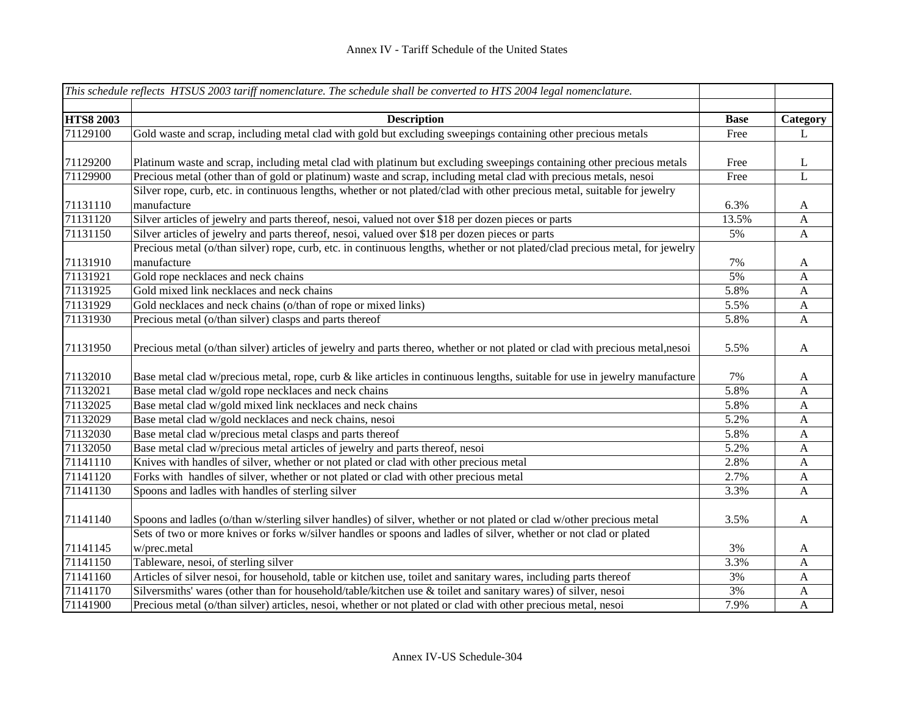# Annex IV - Tariff Schedule of the United States

| *This schedule reflects HTSUS 2003 tariff nomenclature. The schedule shall be converted to HTS 2004 legal nomenclature.* | | | |
|---|---|---|---|
| **HTS8 2003** | **Description** | **Base** | **Category** |
| 71129100 | Gold waste and scrap, including metal clad with gold but excluding sweepings containing other precious metals | Free | L |
| 71129200 | Platinum waste and scrap, including metal clad with platinum but excluding sweepings containing other precious metals | Free | L |
| 71129900 | Precious metal (other than of gold or platinum) waste and scrap, including metal clad with precious metals, nesoi | Free | L |
| 71131110 | Silver rope, curb, etc. in continuous lengths, whether or not plated/clad with other precious metal, suitable for jewelry manufacture | 6.3% | A |
| 71131120 | Silver articles of jewelry and parts thereof, nesoi, valued not over $18 per dozen pieces or parts | 13.5% | A |
| 71131150 | Silver articles of jewelry and parts thereof, nesoi, valued over $18 per dozen pieces or parts | 5% | A |
| 71131910 | Precious metal (o/than silver) rope, curb, etc. in continuous lengths, whether or not plated/clad precious metal, for jewelry manufacture | 7% | A |
| 71131921 | Gold rope necklaces and neck chains | 5% | A |
| 71131925 | Gold mixed link necklaces and neck chains | 5.8% | A |
| 71131929 | Gold necklaces and neck chains (o/than of rope or mixed links) | 5.5% | A |
| 71131930 | Precious metal (o/than silver) clasps and parts thereof | 5.8% | A |
| 71131950 | Precious metal (o/than silver) articles of jewelry and parts thereo, whether or not plated or clad with precious metal,nesoi | 5.5% | A |
| 71132010 | Base metal clad w/precious metal, rope, curb & like articles in continuous lengths, suitable for use in jewelry manufacture | 7% | A |
| 71132021 | Base metal clad w/gold rope necklaces and neck chains | 5.8% | A |
| 71132025 | Base metal clad w/gold mixed link necklaces and neck chains | 5.8% | A |
| 71132029 | Base metal clad w/gold necklaces and neck chains, nesoi | 5.2% | A |
| 71132030 | Base metal clad w/precious metal clasps and parts thereof | 5.8% | A |
| 71132050 | Base metal clad w/precious metal articles of jewelry and parts thereof, nesoi | 5.2% | A |
| 71141110 | Knives with handles of silver, whether or not plated or clad with other precious metal | 2.8% | A |
| 71141120 | Forks with handles of silver, whether or not plated or clad with other precious metal | 2.7% | A |
| 71141130 | Spoons and ladles with handles of sterling silver | 3.3% | A |
| 71141140 | Spoons and ladles (o/than w/sterling silver handles) of silver, whether or not plated or clad w/other precious metal | 3.5% | A |
| 71141145 | Sets of two or more knives or forks w/silver handles or spoons and ladles of silver, whether or not clad or plated w/prec.metal | 3% | A |
| 71141150 | Tableware, nesoi, of sterling silver | 3.3% | A |
| 71141160 | Articles of silver nesoi, for household, table or kitchen use, toilet and sanitary wares, including parts thereof | 3% | A |
| 71141170 | Silversmiths' wares (other than for household/table/kitchen use & toilet and sanitary wares) of silver, nesoi | 3% | A |
| 71141900 | Precious metal (o/than silver) articles, nesoi, whether or not plated or clad with other precious metal, nesoi | 7.9% | A |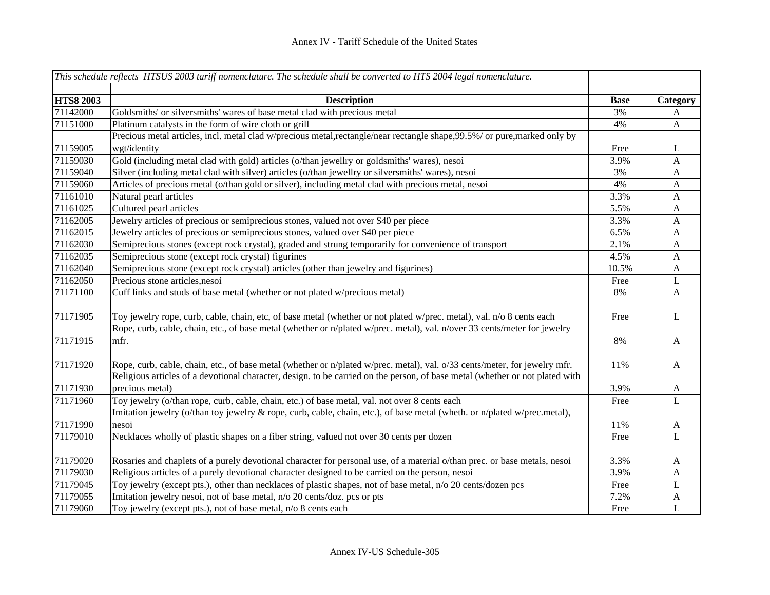| *This schedule reflects HTSUS 2003 tariff nomenclature. The schedule shall be converted to HTS 2004 legal nomenclature.* | | | |
|---|---|---|---|
| | | | |
| **HTS8 2003** | **Description** | **Base** | **Category** |
| 71142000 | Goldsmiths' or silversmiths' wares of base metal clad with precious metal | 3% | A |
| 71151000 | Platinum catalysts in the form of wire cloth or grill | 4% | A |
| 71159005 | Precious metal articles, incl. metal clad w/precious metal,rectangle/near rectangle shape,99.5%/ or pure,marked only by wgt/identity | Free | L |
| 71159030 | Gold (including metal clad with gold) articles (o/than jewellry or goldsmiths' wares), nesoi | 3.9% | A |
| 71159040 | Silver (including metal clad with silver) articles (o/than jewellry or silversmiths' wares), nesoi | 3% | A |
| 71159060 | Articles of precious metal (o/than gold or silver), including metal clad with precious metal, nesoi | 4% | A |
| 71161010 | Natural pearl articles | 3.3% | A |
| 71161025 | Cultured pearl articles | 5.5% | A |
| 71162005 | Jewelry articles of precious or semiprecious stones, valued not over $40 per piece | 3.3% | A |
| 71162015 | Jewelry articles of precious or semiprecious stones, valued over $40 per piece | 6.5% | A |
| 71162030 | Semiprecious stones (except rock crystal), graded and strung temporarily for convenience of transport | 2.1% | A |
| 71162035 | Semiprecious stone (except rock crystal) figurines | 4.5% | A |
| 71162040 | Semiprecious stone (except rock crystal) articles (other than jewelry and figurines) | 10.5% | A |
| 71162050 | Precious stone articles,nesoi | Free | L |
| 71171100 | Cuff links and studs of base metal (whether or not plated w/precious metal) | 8% | A |
| 71171905 | Toy jewelry rope, curb, cable, chain, etc, of base metal (whether or not plated w/prec. metal), val. n/o 8 cents each | Free | L |
| 71171915 | Rope, curb, cable, chain, etc., of base metal (whether or n/plated w/prec. metal), val. n/over 33 cents/meter for jewelry mfr. | 8% | A |
| 71171920 | Rope, curb, cable, chain, etc., of base metal (whether or n/plated w/prec. metal), val. o/33 cents/meter, for jewelry mfr. | 11% | A |
| 71171930 | Religious articles of a devotional character, design. to be carried on the person, of base metal (whether or not plated with precious metal) | 3.9% | A |
| 71171960 | Toy jewelry (o/than rope, curb, cable, chain, etc.) of base metal, val. not over 8 cents each | Free | L |
| 71171990 | Imitation jewelry (o/than toy jewelry & rope, curb, cable, chain, etc.), of base metal (wheth. or n/plated w/prec.metal), nesoi | 11% | A |
| 71179010 | Necklaces wholly of plastic shapes on a fiber string, valued not over 30 cents per dozen | Free | L |
| 71179020 | Rosaries and chaplets of a purely devotional character for personal use, of a material o/than prec. or base metals, nesoi | 3.3% | A |
| 71179030 | Religious articles of a purely devotional character designed to be carried on the person, nesoi | 3.9% | A |
| 71179045 | Toy jewelry (except pts.), other than necklaces of plastic shapes, not of base metal, n/o 20 cents/dozen pcs | Free | L |
| 71179055 | Imitation jewelry nesoi, not of base metal, n/o 20 cents/doz. pcs or pts | 7.2% | A |
| 71179060 | Toy jewelry (except pts.), not of base metal, n/o 8 cents each | Free | L |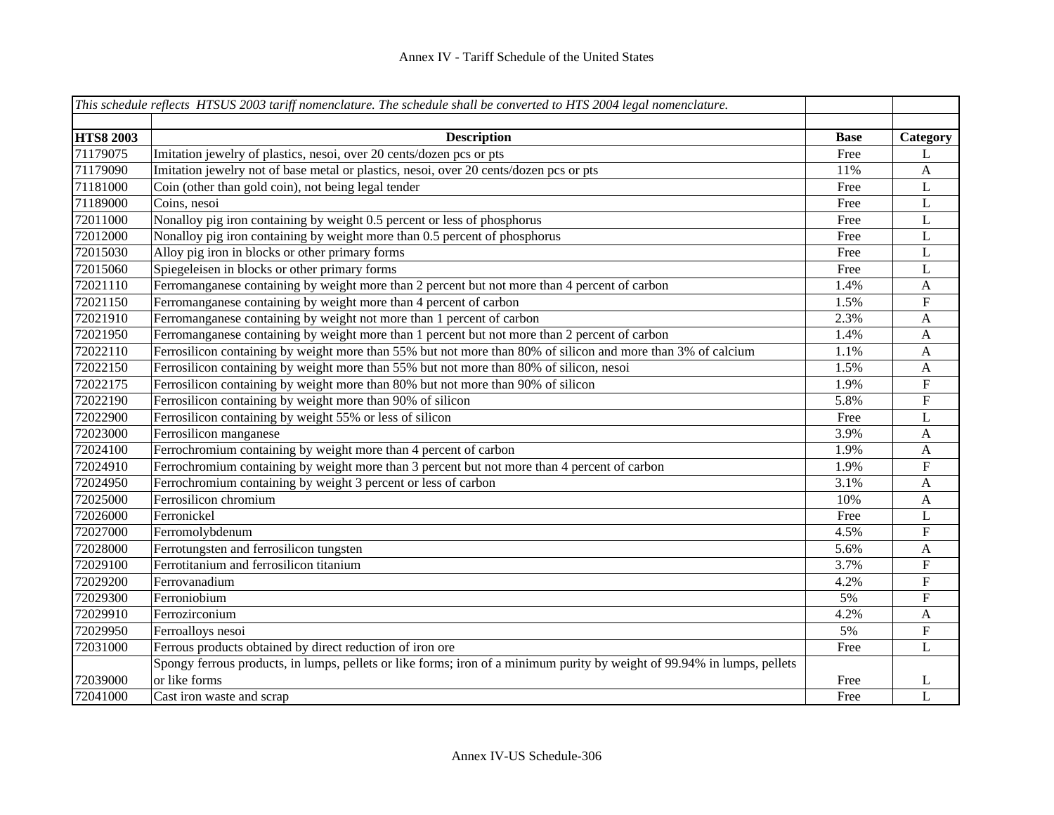| *This schedule reflects HTSUS 2003 tariff nomenclature. The schedule shall be converted to HTS 2004 legal nomenclature.* | | | |
|---|---|---|---|
| | | | |
| **HTS8 2003** | **Description** | **Base** | **Category** |
| 71179075 | Imitation jewelry of plastics, nesoi, over 20 cents/dozen pcs or pts | Free | L |
| 71179090 | Imitation jewelry not of base metal or plastics, nesoi, over 20 cents/dozen pcs or pts | 11% | A |
| 71181000 | Coin (other than gold coin), not being legal tender | Free | L |
| 71189000 | Coins, nesoi | Free | L |
| 72011000 | Nonalloy pig iron containing by weight 0.5 percent or less of phosphorus | Free | L |
| 72012000 | Nonalloy pig iron containing by weight more than 0.5 percent of phosphorus | Free | L |
| 72015030 | Alloy pig iron in blocks or other primary forms | Free | L |
| 72015060 | Spiegeleisen in blocks or other primary forms | Free | L |
| 72021110 | Ferromanganese containing by weight more than 2 percent but not more than 4 percent of carbon | 1.4% | A |
| 72021150 | Ferromanganese containing by weight more than 4 percent of carbon | 1.5% | F |
| 72021910 | Ferromanganese containing by weight not more than 1 percent of carbon | 2.3% | A |
| 72021950 | Ferromanganese containing by weight more than 1 percent but not more than 2 percent of carbon | 1.4% | A |
| 72022110 | Ferrosilicon containing by weight more than 55% but not more than 80% of silicon and more than 3% of calcium | 1.1% | A |
| 72022150 | Ferrosilicon containing by weight more than 55% but not more than 80% of silicon, nesoi | 1.5% | A |
| 72022175 | Ferrosilicon containing by weight more than 80% but not more than 90% of silicon | 1.9% | F |
| 72022190 | Ferrosilicon containing by weight more than 90% of silicon | 5.8% | F |
| 72022900 | Ferrosilicon containing by weight 55% or less of silicon | Free | L |
| 72023000 | Ferrosilicon manganese | 3.9% | A |
| 72024100 | Ferrochromium containing by weight more than 4 percent of carbon | 1.9% | A |
| 72024910 | Ferrochromium containing by weight more than 3 percent but not more than 4 percent of carbon | 1.9% | F |
| 72024950 | Ferrochromium containing by weight 3 percent or less of carbon | 3.1% | A |
| 72025000 | Ferrosilicon chromium | 10% | A |
| 72026000 | Ferronickel | Free | L |
| 72027000 | Ferromolybdenum | 4.5% | F |
| 72028000 | Ferrotungsten and ferrosilicon tungsten | 5.6% | A |
| 72029100 | Ferrotitanium and ferrosilicon titanium | 3.7% | F |
| 72029200 | Ferrovanadium | 4.2% | F |
| 72029300 | Ferroniobium | 5% | F |
| 72029910 | Ferrozirconium | 4.2% | A |
| 72029950 | Ferroalloys nesoi | 5% | F |
| 72031000 | Ferrous products obtained by direct reduction of iron ore | Free | L |
| 72039000 | Spongy ferrous products, in lumps, pellets or like forms; iron of a minimum purity by weight of 99.94% in lumps, pellets or like forms | Free | L |
| 72041000 | Cast iron waste and scrap | Free | L |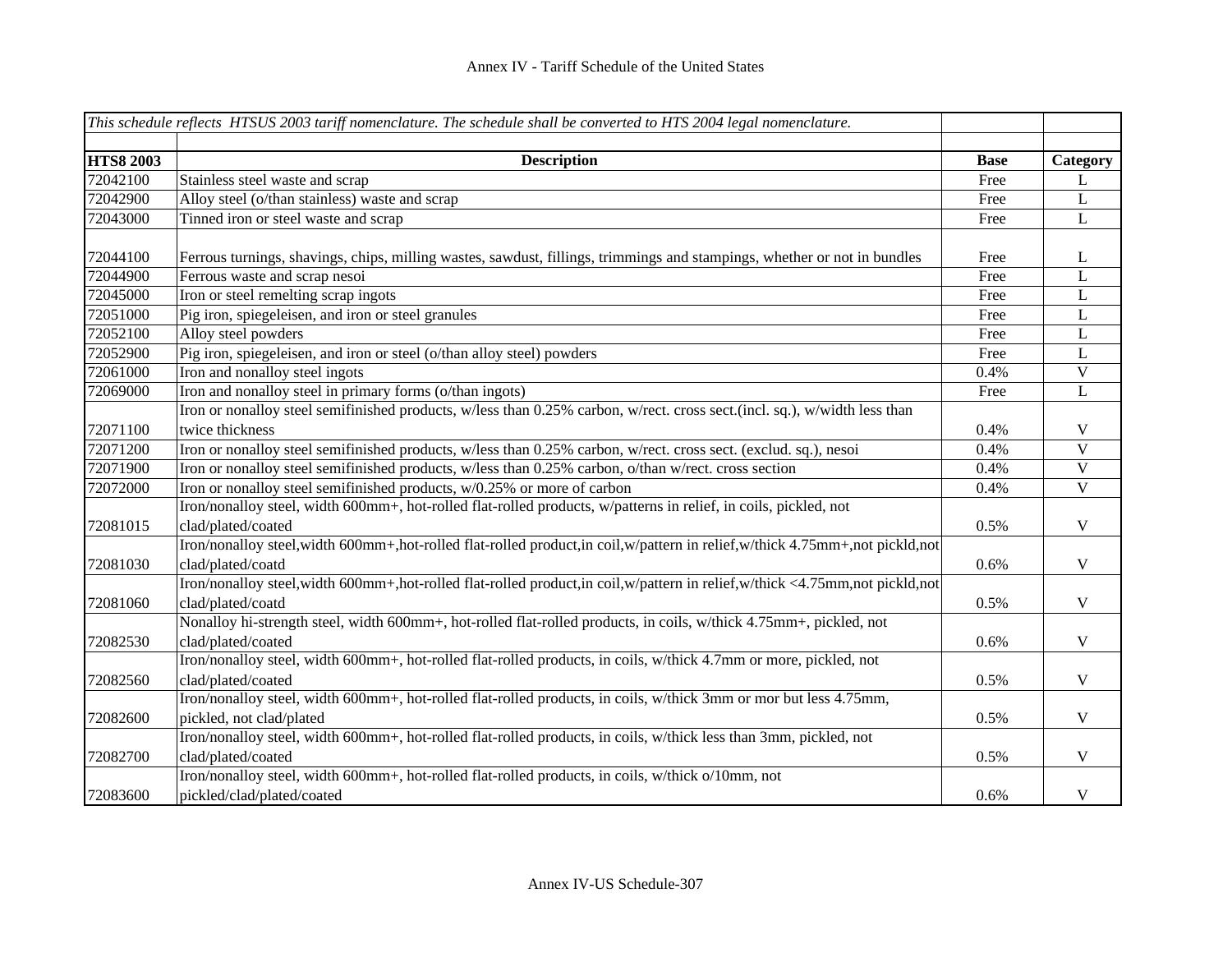| *This schedule reflects HTSUS 2003 tariff nomenclature. The schedule shall be converted to HTS 2004 legal nomenclature.* | | | |
|---|---|---|---|
| | | | |
| **HTS8 2003** | **Description** | **Base** | **Category** |
| 72042100 | Stainless steel waste and scrap | Free | L |
| 72042900 | Alloy steel (o/than stainless) waste and scrap | Free | L |
| 72043000 | Tinned iron or steel waste and scrap | Free | L |
| 72044100 | Ferrous turnings, shavings, chips, milling wastes, sawdust, fillings, trimmings and stampings, whether or not in bundles | Free | L |
| 72044900 | Ferrous waste and scrap nesoi | Free | L |
| 72045000 | Iron or steel remelting scrap ingots | Free | L |
| 72051000 | Pig iron, spiegeleisen, and iron or steel granules | Free | L |
| 72052100 | Alloy steel powders | Free | L |
| 72052900 | Pig iron, spiegeleisen, and iron or steel (o/than alloy steel) powders | Free | L |
| 72061000 | Iron and nonalloy steel ingots | 0.4% | V |
| 72069000 | Iron and nonalloy steel in primary forms (o/than ingots) | Free | L |
| 72071100 | Iron or nonalloy steel semifinished products, w/less than 0.25% carbon, w/rect. cross sect.(incl. sq.), w/width less than twice thickness | 0.4% | V |
| 72071200 | Iron or nonalloy steel semifinished products, w/less than 0.25% carbon, w/rect. cross sect. (exclud. sq.), nesoi | 0.4% | V |
| 72071900 | Iron or nonalloy steel semifinished products, w/less than 0.25% carbon, o/than w/rect. cross section | 0.4% | V |
| 72072000 | Iron or nonalloy steel semifinished products, w/0.25% or more of carbon | 0.4% | V |
| 72081015 | Iron/nonalloy steel, width 600mm+, hot-rolled flat-rolled products, w/patterns in relief, in coils, pickled, not clad/plated/coated | 0.5% | V |
| 72081030 | Iron/nonalloy steel,width 600mm+,hot-rolled flat-rolled product,in coil,w/pattern in relief,w/thick 4.75mm+,not pickld,not clad/plated/coatd | 0.6% | V |
| 72081060 | Iron/nonalloy steel,width 600mm+,hot-rolled flat-rolled product,in coil,w/pattern in relief,w/thick <4.75mm,not pickld,not clad/plated/coatd | 0.5% | V |
| 72082530 | Nonalloy hi-strength steel, width 600mm+, hot-rolled flat-rolled products, in coils, w/thick 4.75mm+, pickled, not clad/plated/coated | 0.6% | V |
| 72082560 | Iron/nonalloy steel, width 600mm+, hot-rolled flat-rolled products, in coils, w/thick 4.7mm or more, pickled, not clad/plated/coated | 0.5% | V |
| 72082600 | Iron/nonalloy steel, width 600mm+, hot-rolled flat-rolled products, in coils, w/thick 3mm or mor but less 4.75mm, pickled, not clad/plated | 0.5% | V |
| 72082700 | Iron/nonalloy steel, width 600mm+, hot-rolled flat-rolled products, in coils, w/thick less than 3mm, pickled, not clad/plated/coated | 0.5% | V |
| 72083600 | Iron/nonalloy steel, width 600mm+, hot-rolled flat-rolled products, in coils, w/thick o/10mm, not pickled/clad/plated/coated | 0.6% | V |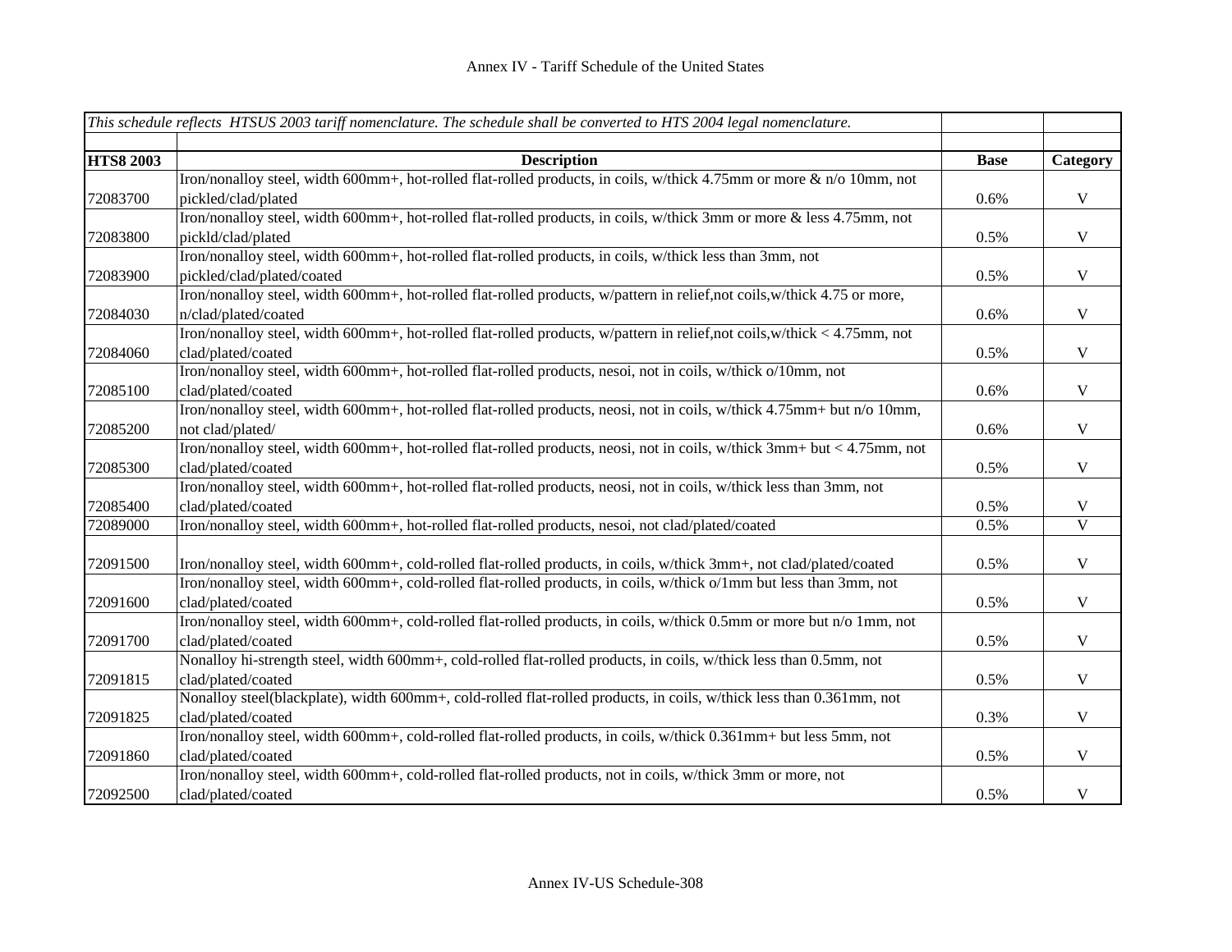Annex IV - Tariff Schedule of the United States

| *This schedule reflects HTSUS 2003 tariff nomenclature. The schedule shall be converted to HTS 2004 legal nomenclature.* | | | |
|---|---|---|---|
| | | | |
| **HTS8 2003** | **Description** | **Base** | **Category** |
| 72083700 | Iron/nonalloy steel, width 600mm+, hot-rolled flat-rolled products, in coils, w/thick 4.75mm or more & n/o 10mm, not pickled/clad/plated | 0.6% | V |
| 72083800 | Iron/nonalloy steel, width 600mm+, hot-rolled flat-rolled products, in coils, w/thick 3mm or more & less 4.75mm, not pickld/clad/plated | 0.5% | V |
| 72083900 | Iron/nonalloy steel, width 600mm+, hot-rolled flat-rolled products, in coils, w/thick less than 3mm, not pickled/clad/plated/coated | 0.5% | V |
| 72084030 | Iron/nonalloy steel, width 600mm+, hot-rolled flat-rolled products, w/pattern in relief,not coils,w/thick 4.75 or more, n/clad/plated/coated | 0.6% | V |
| 72084060 | Iron/nonalloy steel, width 600mm+, hot-rolled flat-rolled products, w/pattern in relief,not coils,w/thick < 4.75mm, not clad/plated/coated | 0.5% | V |
| 72085100 | Iron/nonalloy steel, width 600mm+, hot-rolled flat-rolled products, nesoi, not in coils, w/thick o/10mm, not clad/plated/coated | 0.6% | V |
| 72085200 | Iron/nonalloy steel, width 600mm+, hot-rolled flat-rolled products, neosi, not in coils, w/thick 4.75mm+ but n/o 10mm, not clad/plated/ | 0.6% | V |
| 72085300 | Iron/nonalloy steel, width 600mm+, hot-rolled flat-rolled products, neosi, not in coils, w/thick 3mm+ but < 4.75mm, not clad/plated/coated | 0.5% | V |
| 72085400 | Iron/nonalloy steel, width 600mm+, hot-rolled flat-rolled products, neosi, not in coils, w/thick less than 3mm, not clad/plated/coated | 0.5% | V |
| 72089000 | Iron/nonalloy steel, width 600mm+, hot-rolled flat-rolled products, nesoi, not clad/plated/coated | 0.5% | V |
| 72091500 | Iron/nonalloy steel, width 600mm+, cold-rolled flat-rolled products, in coils, w/thick 3mm+, not clad/plated/coated | 0.5% | V |
| 72091600 | Iron/nonalloy steel, width 600mm+, cold-rolled flat-rolled products, in coils, w/thick o/1mm but less than 3mm, not clad/plated/coated | 0.5% | V |
| 72091700 | Iron/nonalloy steel, width 600mm+, cold-rolled flat-rolled products, in coils, w/thick 0.5mm or more but n/o 1mm, not clad/plated/coated | 0.5% | V |
| 72091815 | Nonalloy hi-strength steel, width 600mm+, cold-rolled flat-rolled products, in coils, w/thick less than 0.5mm, not clad/plated/coated | 0.5% | V |
| 72091825 | Nonalloy steel(blackplate), width 600mm+, cold-rolled flat-rolled products, in coils, w/thick less than 0.361mm, not clad/plated/coated | 0.3% | V |
| 72091860 | Iron/nonalloy steel, width 600mm+, cold-rolled flat-rolled products, in coils, w/thick 0.361mm+ but less 5mm, not clad/plated/coated | 0.5% | V |
| 72092500 | Iron/nonalloy steel, width 600mm+, cold-rolled flat-rolled products, not in coils, w/thick 3mm or more, not clad/plated/coated | 0.5% | V |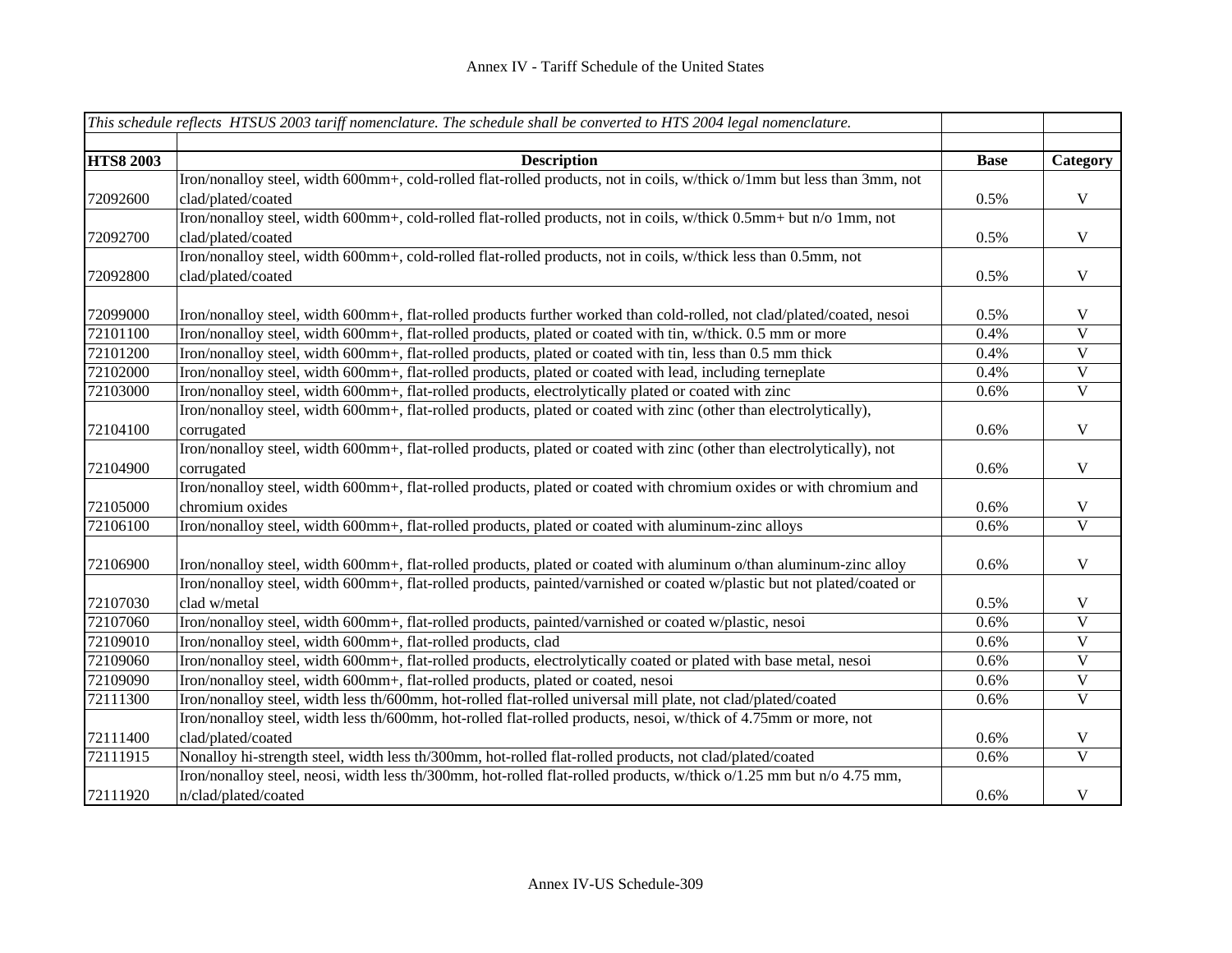| HTS8 2003 | Description | Base | Category |
|---|---|---|---|
| *This schedule reflects HTSUS 2003 tariff nomenclature. The schedule shall be converted to HTS 2004 legal nomenclature.* | | | |
| 72092600 | Iron/nonalloy steel, width 600mm+, cold-rolled flat-rolled products, not in coils, w/thick o/1mm but less than 3mm, not clad/plated/coated | 0.5% | V |
| 72092700 | Iron/nonalloy steel, width 600mm+, cold-rolled flat-rolled products, not in coils, w/thick 0.5mm+ but n/o 1mm, not clad/plated/coated | 0.5% | V |
| 72092800 | Iron/nonalloy steel, width 600mm+, cold-rolled flat-rolled products, not in coils, w/thick less than 0.5mm, not clad/plated/coated | 0.5% | V |
| 72099000 | Iron/nonalloy steel, width 600mm+, flat-rolled products further worked than cold-rolled, not clad/plated/coated, nesoi | 0.5% | V |
| 72101100 | Iron/nonalloy steel, width 600mm+, flat-rolled products, plated or coated with tin, w/thick. 0.5 mm or more | 0.4% | V |
| 72101200 | Iron/nonalloy steel, width 600mm+, flat-rolled products, plated or coated with tin, less than 0.5 mm thick | 0.4% | V |
| 72102000 | Iron/nonalloy steel, width 600mm+, flat-rolled products, plated or coated with lead, including terneplate | 0.4% | V |
| 72103000 | Iron/nonalloy steel, width 600mm+, flat-rolled products, electrolytically plated or coated with zinc | 0.6% | V |
| 72104100 | Iron/nonalloy steel, width 600mm+, flat-rolled products, plated or coated with zinc (other than electrolytically), corrugated | 0.6% | V |
| 72104900 | Iron/nonalloy steel, width 600mm+, flat-rolled products, plated or coated with zinc (other than electrolytically), not corrugated | 0.6% | V |
| 72105000 | Iron/nonalloy steel, width 600mm+, flat-rolled products, plated or coated with chromium oxides or with chromium and chromium oxides | 0.6% | V |
| 72106100 | Iron/nonalloy steel, width 600mm+, flat-rolled products, plated or coated with aluminum-zinc alloys | 0.6% | V |
| 72106900 | Iron/nonalloy steel, width 600mm+, flat-rolled products, plated or coated with aluminum o/than aluminum-zinc alloy | 0.6% | V |
| 72107030 | Iron/nonalloy steel, width 600mm+, flat-rolled products, painted/varnished or coated w/plastic but not plated/coated or clad w/metal | 0.5% | V |
| 72107060 | Iron/nonalloy steel, width 600mm+, flat-rolled products, painted/varnished or coated w/plastic, nesoi | 0.6% | V |
| 72109010 | Iron/nonalloy steel, width 600mm+, flat-rolled products, clad | 0.6% | V |
| 72109060 | Iron/nonalloy steel, width 600mm+, flat-rolled products, electrolytically coated or plated with base metal, nesoi | 0.6% | V |
| 72109090 | Iron/nonalloy steel, width 600mm+, flat-rolled products, plated or coated, nesoi | 0.6% | V |
| 72111300 | Iron/nonalloy steel, width less th/600mm, hot-rolled flat-rolled universal mill plate, not clad/plated/coated | 0.6% | V |
| 72111400 | Iron/nonalloy steel, width less th/600mm, hot-rolled flat-rolled products, nesoi, w/thick of 4.75mm or more, not clad/plated/coated | 0.6% | V |
| 72111915 | Nonalloy hi-strength steel, width less th/300mm, hot-rolled flat-rolled products, not clad/plated/coated | 0.6% | V |
| 72111920 | Iron/nonalloy steel, neosi, width less th/300mm, hot-rolled flat-rolled products, w/thick o/1.25 mm but n/o 4.75 mm, n/clad/plated/coated | 0.6% | V |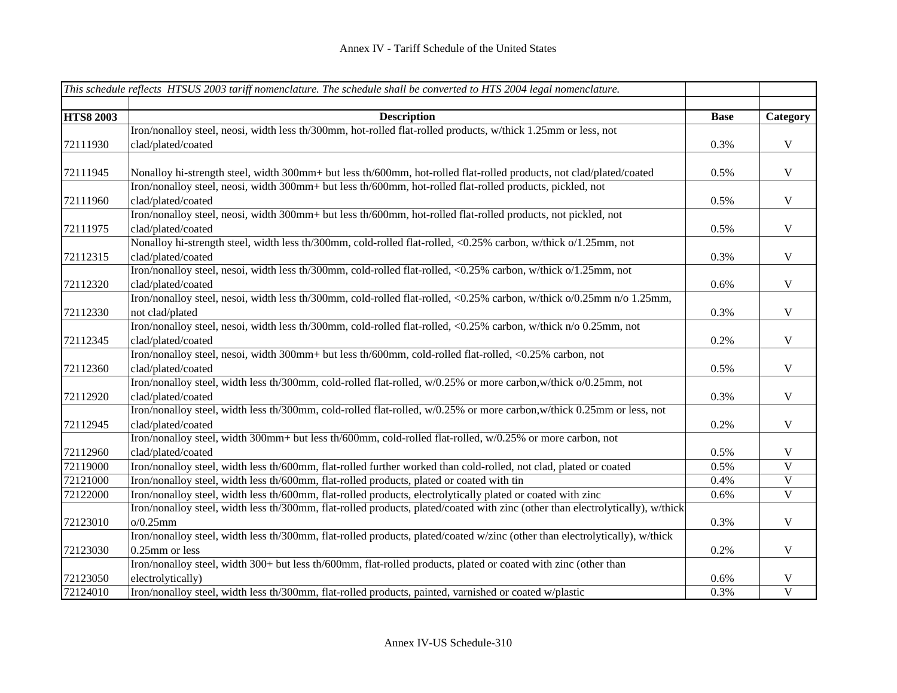# Annex IV - Tariff Schedule of the United States

| *This schedule reflects HTSUS 2003 tariff nomenclature. The schedule shall be converted to HTS 2004 legal nomenclature.* | | | |
|---|---|---|---|
| **HTS8 2003** | **Description** | **Base** | **Category** |
| 72111930 | Iron/nonalloy steel, neosi, width less th/300mm, hot-rolled flat-rolled products, w/thick 1.25mm or less, not clad/plated/coated | 0.3% | V |
| 72111945 | Nonalloy hi-strength steel, width 300mm+ but less th/600mm, hot-rolled flat-rolled products, not clad/plated/coated | 0.5% | V |
| 72111960 | Iron/nonalloy steel, neosi, width 300mm+ but less th/600mm, hot-rolled flat-rolled products, pickled, not clad/plated/coated | 0.5% | V |
| 72111975 | Iron/nonalloy steel, neosi, width 300mm+ but less th/600mm, hot-rolled flat-rolled products, not pickled, not clad/plated/coated | 0.5% | V |
| 72112315 | Nonalloy hi-strength steel, width less th/300mm, cold-rolled flat-rolled, <0.25% carbon, w/thick o/1.25mm, not clad/plated/coated | 0.3% | V |
| 72112320 | Iron/nonalloy steel, nesoi, width less th/300mm, cold-rolled flat-rolled, <0.25% carbon, w/thick o/1.25mm, not clad/plated/coated | 0.6% | V |
| 72112330 | Iron/nonalloy steel, nesoi, width less th/300mm, cold-rolled flat-rolled, <0.25% carbon, w/thick o/0.25mm n/o 1.25mm, not clad/plated | 0.3% | V |
| 72112345 | Iron/nonalloy steel, nesoi, width less th/300mm, cold-rolled flat-rolled, <0.25% carbon, w/thick n/o 0.25mm, not clad/plated/coated | 0.2% | V |
| 72112360 | Iron/nonalloy steel, nesoi, width 300mm+ but less th/600mm, cold-rolled flat-rolled, <0.25% carbon, not clad/plated/coated | 0.5% | V |
| 72112920 | Iron/nonalloy steel, width less th/300mm, cold-rolled flat-rolled, w/0.25% or more carbon,w/thick o/0.25mm, not clad/plated/coated | 0.3% | V |
| 72112945 | Iron/nonalloy steel, width less th/300mm, cold-rolled flat-rolled, w/0.25% or more carbon,w/thick 0.25mm or less, not clad/plated/coated | 0.2% | V |
| 72112960 | Iron/nonalloy steel, width 300mm+ but less th/600mm, cold-rolled flat-rolled, w/0.25% or more carbon, not clad/plated/coated | 0.5% | V |
| 72119000 | Iron/nonalloy steel, width less th/600mm, flat-rolled further worked than cold-rolled, not clad, plated or coated | 0.5% | V |
| 72121000 | Iron/nonalloy steel, width less th/600mm, flat-rolled products, plated or coated with tin | 0.4% | V |
| 72122000 | Iron/nonalloy steel, width less th/600mm, flat-rolled products, electrolytically plated or coated with zinc | 0.6% | V |
| 72123010 | Iron/nonalloy steel, width less th/300mm, flat-rolled products, plated/coated with zinc (other than electrolytically), w/thick o/0.25mm | 0.3% | V |
| 72123030 | Iron/nonalloy steel, width less th/300mm, flat-rolled products, plated/coated w/zinc (other than electrolytically), w/thick 0.25mm or less | 0.2% | V |
| 72123050 | Iron/nonalloy steel, width 300+ but less th/600mm, flat-rolled products, plated or coated with zinc (other than electrolytically) | 0.6% | V |
| 72124010 | Iron/nonalloy steel, width less th/300mm, flat-rolled products, painted, varnished or coated w/plastic | 0.3% | V |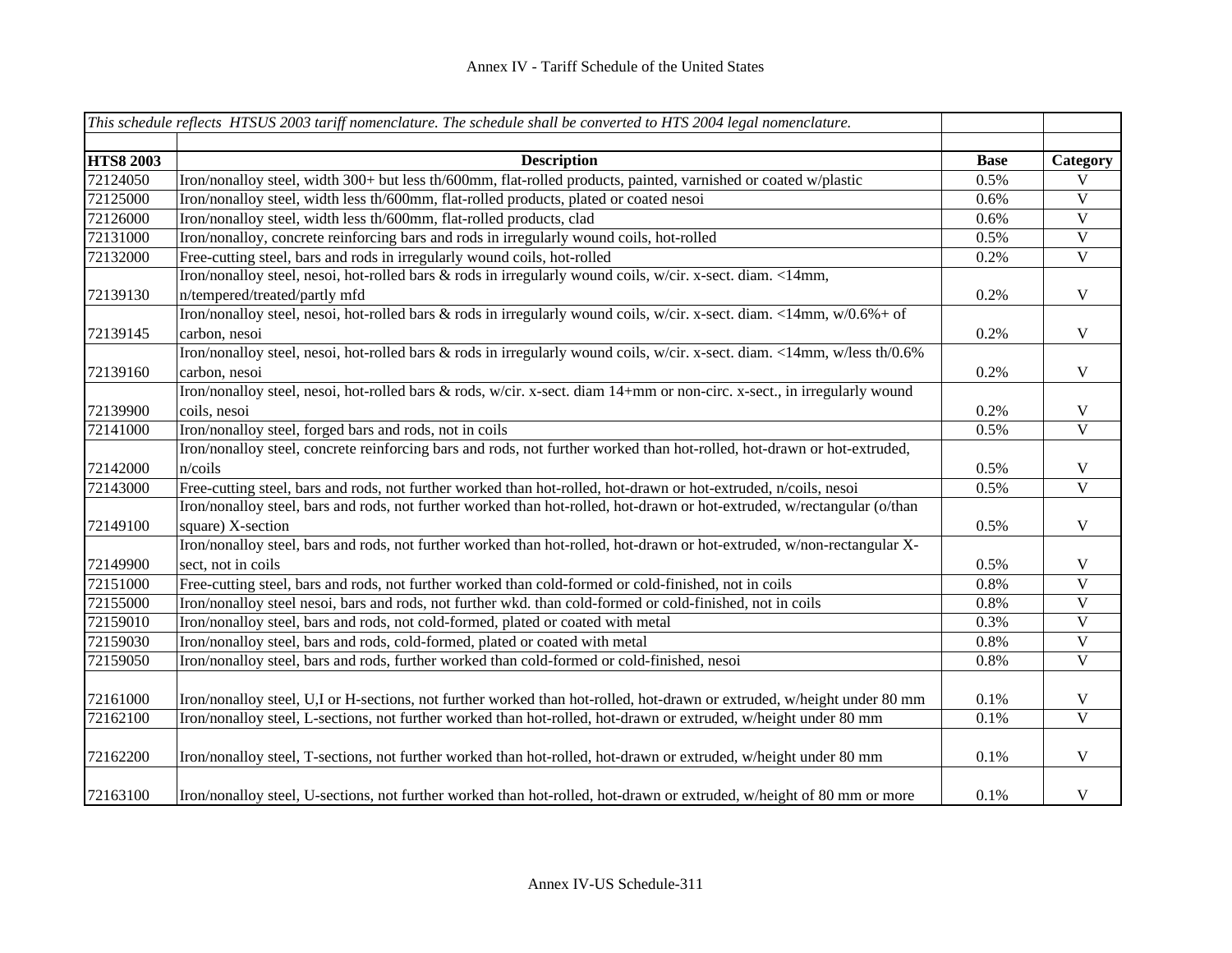Annex IV - Tariff Schedule of the United States

| *This schedule reflects HTSUS 2003 tariff nomenclature. The schedule shall be converted to HTS 2004 legal nomenclature.* | | | |
|---|---|---|---|
| **HTS8 2003** | **Description** | **Base** | **Category** |
| 72124050 | Iron/nonalloy steel, width 300+ but less th/600mm, flat-rolled products, painted, varnished or coated w/plastic | 0.5% | V |
| 72125000 | Iron/nonalloy steel, width less th/600mm, flat-rolled products, plated or coated nesoi | 0.6% | V |
| 72126000 | Iron/nonalloy steel, width less th/600mm, flat-rolled products, clad | 0.6% | V |
| 72131000 | Iron/nonalloy, concrete reinforcing bars and rods in irregularly wound coils, hot-rolled | 0.5% | V |
| 72132000 | Free-cutting steel, bars and rods in irregularly wound coils, hot-rolled | 0.2% | V |
| 72139130 | Iron/nonalloy steel, nesoi, hot-rolled bars & rods in irregularly wound coils, w/cir. x-sect. diam. <14mm, n/tempered/treated/partly mfd | 0.2% | V |
| 72139145 | Iron/nonalloy steel, nesoi, hot-rolled bars & rods in irregularly wound coils, w/cir. x-sect. diam. <14mm, w/0.6%+ of carbon, nesoi | 0.2% | V |
| 72139160 | Iron/nonalloy steel, nesoi, hot-rolled bars & rods in irregularly wound coils, w/cir. x-sect. diam. <14mm, w/less th/0.6% carbon, nesoi | 0.2% | V |
| 72139900 | Iron/nonalloy steel, nesoi, hot-rolled bars & rods, w/cir. x-sect. diam 14+mm or non-circ. x-sect., in irregularly wound coils, nesoi | 0.2% | V |
| 72141000 | Iron/nonalloy steel, forged bars and rods, not in coils | 0.5% | V |
| 72142000 | Iron/nonalloy steel, concrete reinforcing bars and rods, not further worked than hot-rolled, hot-drawn or hot-extruded, n/coils | 0.5% | V |
| 72143000 | Free-cutting steel, bars and rods, not further worked than hot-rolled, hot-drawn or hot-extruded, n/coils, nesoi | 0.5% | V |
| 72149100 | Iron/nonalloy steel, bars and rods, not further worked than hot-rolled, hot-drawn or hot-extruded, w/rectangular (o/than square) X-section | 0.5% | V |
| 72149900 | Iron/nonalloy steel, bars and rods, not further worked than hot-rolled, hot-drawn or hot-extruded, w/non-rectangular X-sect, not in coils | 0.5% | V |
| 72151000 | Free-cutting steel, bars and rods, not further worked than cold-formed or cold-finished, not in coils | 0.8% | V |
| 72155000 | Iron/nonalloy steel nesoi, bars and rods, not further wkd. than cold-formed or cold-finished, not in coils | 0.8% | V |
| 72159010 | Iron/nonalloy steel, bars and rods, not cold-formed, plated or coated with metal | 0.3% | V |
| 72159030 | Iron/nonalloy steel, bars and rods, cold-formed, plated or coated with metal | 0.8% | V |
| 72159050 | Iron/nonalloy steel, bars and rods, further worked than cold-formed or cold-finished, nesoi | 0.8% | V |
| 72161000 | Iron/nonalloy steel, U,I or H-sections, not further worked than hot-rolled, hot-drawn or extruded, w/height under 80 mm | 0.1% | V |
| 72162100 | Iron/nonalloy steel, L-sections, not further worked than hot-rolled, hot-drawn or extruded, w/height under 80 mm | 0.1% | V |
| 72162200 | Iron/nonalloy steel, T-sections, not further worked than hot-rolled, hot-drawn or extruded, w/height under 80 mm | 0.1% | V |
| 72163100 | Iron/nonalloy steel, U-sections, not further worked than hot-rolled, hot-drawn or extruded, w/height of 80 mm or more | 0.1% | V |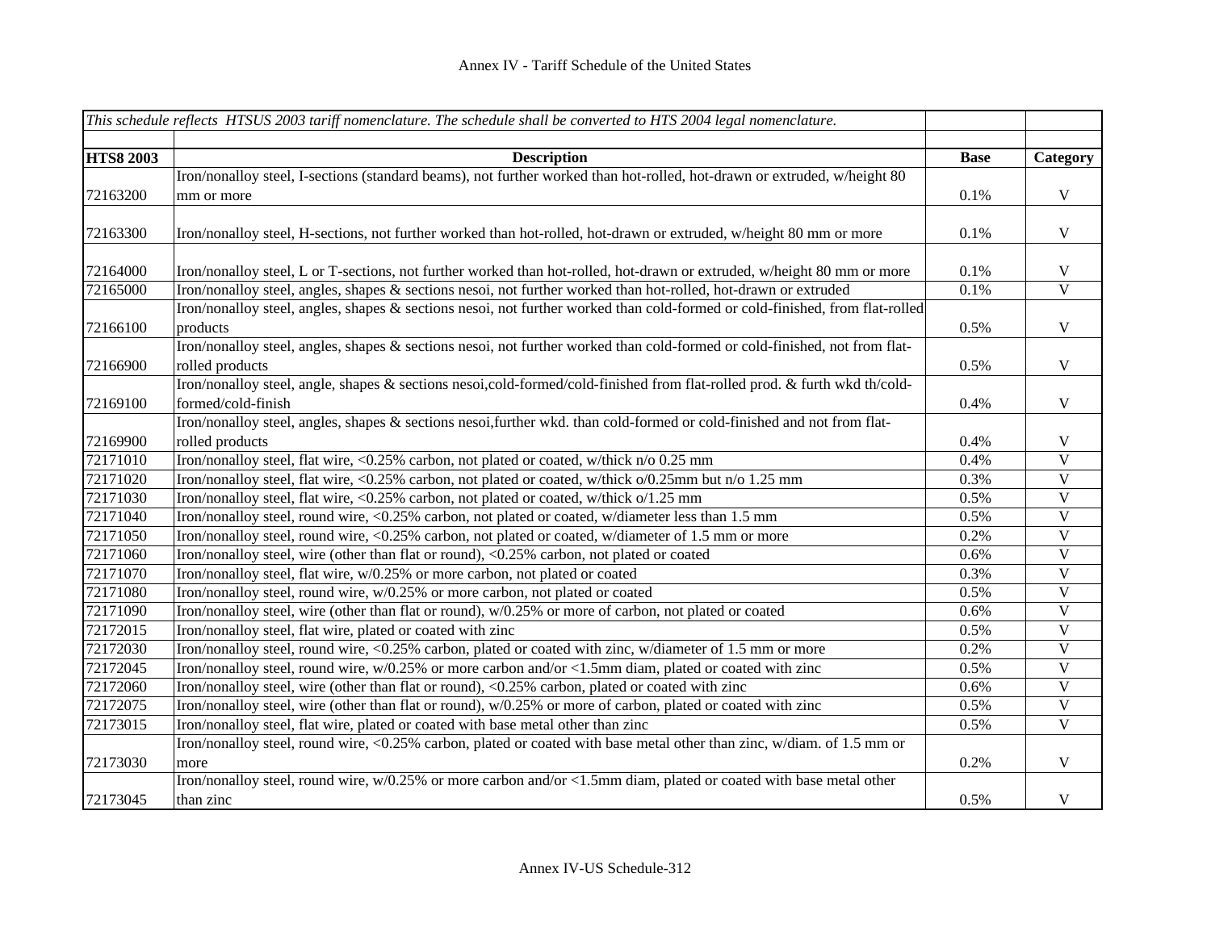# Annex IV - Tariff Schedule of the United States

| *This schedule reflects HTSUS 2003 tariff nomenclature. The schedule shall be converted to HTS 2004 legal nomenclature.* | | | |
|---|---|---|---|
| **HTS8 2003** | **Description** | **Base** | **Category** |
| 72163200 | Iron/nonalloy steel, I-sections (standard beams), not further worked than hot-rolled, hot-drawn or extruded, w/height 80 mm or more | 0.1% | V |
| 72163300 | Iron/nonalloy steel, H-sections, not further worked than hot-rolled, hot-drawn or extruded, w/height 80 mm or more | 0.1% | V |
| 72164000 | Iron/nonalloy steel, L or T-sections, not further worked than hot-rolled, hot-drawn or extruded, w/height 80 mm or more | 0.1% | V |
| 72165000 | Iron/nonalloy steel, angles, shapes & sections nesoi, not further worked than hot-rolled, hot-drawn or extruded | 0.1% | V |
| 72166100 | Iron/nonalloy steel, angles, shapes & sections nesoi, not further worked than cold-formed or cold-finished, from flat-rolled products | 0.5% | V |
| 72166900 | Iron/nonalloy steel, angles, shapes & sections nesoi, not further worked than cold-formed or cold-finished, not from flat-rolled products | 0.5% | V |
| 72169100 | Iron/nonalloy steel, angle, shapes & sections nesoi,cold-formed/cold-finished from flat-rolled prod. & furth wkd th/cold-formed/cold-finish | 0.4% | V |
| 72169900 | Iron/nonalloy steel, angles, shapes & sections nesoi,further wkd. than cold-formed or cold-finished and not from flat-rolled products | 0.4% | V |
| 72171010 | Iron/nonalloy steel, flat wire, <0.25% carbon, not plated or coated, w/thick n/o 0.25 mm | 0.4% | V |
| 72171020 | Iron/nonalloy steel, flat wire, <0.25% carbon, not plated or coated, w/thick o/0.25mm but n/o 1.25 mm | 0.3% | V |
| 72171030 | Iron/nonalloy steel, flat wire, <0.25% carbon, not plated or coated, w/thick o/1.25 mm | 0.5% | V |
| 72171040 | Iron/nonalloy steel, round wire, <0.25% carbon, not plated or coated, w/diameter less than 1.5 mm | 0.5% | V |
| 72171050 | Iron/nonalloy steel, round wire, <0.25% carbon, not plated or coated, w/diameter of 1.5 mm or more | 0.2% | V |
| 72171060 | Iron/nonalloy steel, wire (other than flat or round), <0.25% carbon, not plated or coated | 0.6% | V |
| 72171070 | Iron/nonalloy steel, flat wire, w/0.25% or more carbon, not plated or coated | 0.3% | V |
| 72171080 | Iron/nonalloy steel, round wire, w/0.25% or more carbon, not plated or coated | 0.5% | V |
| 72171090 | Iron/nonalloy steel, wire (other than flat or round), w/0.25% or more of carbon, not plated or coated | 0.6% | V |
| 72172015 | Iron/nonalloy steel, flat wire, plated or coated with zinc | 0.5% | V |
| 72172030 | Iron/nonalloy steel, round wire, <0.25% carbon, plated or coated with zinc, w/diameter of 1.5 mm or more | 0.2% | V |
| 72172045 | Iron/nonalloy steel, round wire, w/0.25% or more carbon and/or <1.5mm diam, plated or coated with zinc | 0.5% | V |
| 72172060 | Iron/nonalloy steel, wire (other than flat or round), <0.25% carbon, plated or coated with zinc | 0.6% | V |
| 72172075 | Iron/nonalloy steel, wire (other than flat or round), w/0.25% or more of carbon, plated or coated with zinc | 0.5% | V |
| 72173015 | Iron/nonalloy steel, flat wire, plated or coated with base metal other than zinc | 0.5% | V |
| 72173030 | Iron/nonalloy steel, round wire, <0.25% carbon, plated or coated with base metal other than zinc, w/diam. of 1.5 mm or more | 0.2% | V |
| 72173045 | Iron/nonalloy steel, round wire, w/0.25% or more carbon and/or <1.5mm diam, plated or coated with base metal other than zinc | 0.5% | V |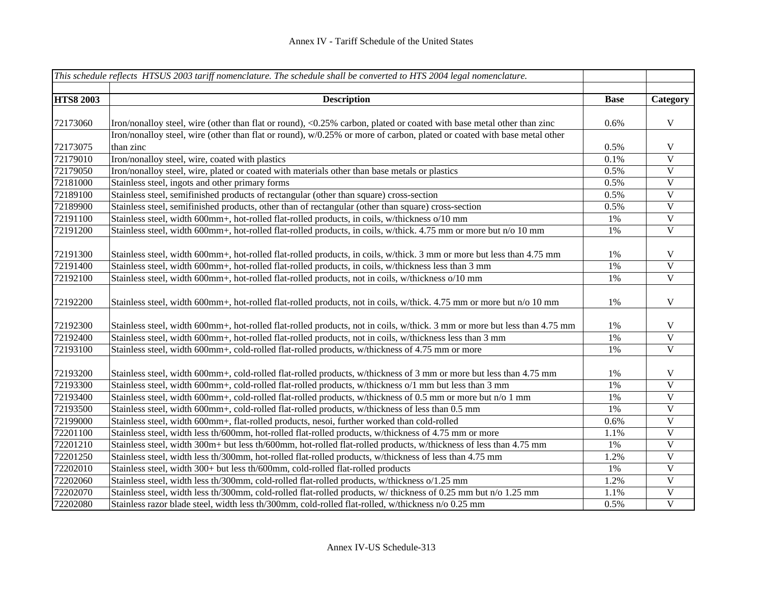| HTS8 2003 | Description | Base | Category |
|---|---|---|---|
| *This schedule reflects HTSUS 2003 tariff nomenclature. The schedule shall be converted to HTS 2004 legal nomenclature.* | | | |
| 72173060 | Iron/nonalloy steel, wire (other than flat or round), <0.25% carbon, plated or coated with base metal other than zinc | 0.6% | V |
| 72173075 | Iron/nonalloy steel, wire (other than flat or round), w/0.25% or more of carbon, plated or coated with base metal other than zinc | 0.5% | V |
| 72179010 | Iron/nonalloy steel, wire, coated with plastics | 0.1% | V |
| 72179050 | Iron/nonalloy steel, wire, plated or coated with materials other than base metals or plastics | 0.5% | V |
| 72181000 | Stainless steel, ingots and other primary forms | 0.5% | V |
| 72189100 | Stainless steel, semifinished products of rectangular (other than square) cross-section | 0.5% | V |
| 72189900 | Stainless steel, semifinished products, other than of rectangular (other than square) cross-section | 0.5% | V |
| 72191100 | Stainless steel, width 600mm+, hot-rolled flat-rolled products, in coils, w/thickness o/10 mm | 1% | V |
| 72191200 | Stainless steel, width 600mm+, hot-rolled flat-rolled products, in coils, w/thick. 4.75 mm or more but n/o 10 mm | 1% | V |
| 72191300 | Stainless steel, width 600mm+, hot-rolled flat-rolled products, in coils, w/thick. 3 mm or more but less than 4.75 mm | 1% | V |
| 72191400 | Stainless steel, width 600mm+, hot-rolled flat-rolled products, in coils, w/thickness less than 3 mm | 1% | V |
| 72192100 | Stainless steel, width 600mm+, hot-rolled flat-rolled products, not in coils, w/thickness o/10 mm | 1% | V |
| 72192200 | Stainless steel, width 600mm+, hot-rolled flat-rolled products, not in coils, w/thick. 4.75 mm or more but n/o 10 mm | 1% | V |
| 72192300 | Stainless steel, width 600mm+, hot-rolled flat-rolled products, not in coils, w/thick. 3 mm or more but less than 4.75 mm | 1% | V |
| 72192400 | Stainless steel, width 600mm+, hot-rolled flat-rolled products, not in coils, w/thickness less than 3 mm | 1% | V |
| 72193100 | Stainless steel, width 600mm+, cold-rolled flat-rolled products, w/thickness of 4.75 mm or more | 1% | V |
| 72193200 | Stainless steel, width 600mm+, cold-rolled flat-rolled products, w/thickness of 3 mm or more but less than 4.75 mm | 1% | V |
| 72193300 | Stainless steel, width 600mm+, cold-rolled flat-rolled products, w/thickness o/1 mm but less than 3 mm | 1% | V |
| 72193400 | Stainless steel, width 600mm+, cold-rolled flat-rolled products, w/thickness of 0.5 mm or more but n/o 1 mm | 1% | V |
| 72193500 | Stainless steel, width 600mm+, cold-rolled flat-rolled products, w/thickness of less than 0.5 mm | 1% | V |
| 72199000 | Stainless steel, width 600mm+, flat-rolled products, nesoi, further worked than cold-rolled | 0.6% | V |
| 72201100 | Stainless steel, width less th/600mm, hot-rolled flat-rolled products, w/thickness of 4.75 mm or more | 1.1% | V |
| 72201210 | Stainless steel, width 300m+ but less th/600mm, hot-rolled flat-rolled products, w/thickness of less than 4.75 mm | 1% | V |
| 72201250 | Stainless steel, width less th/300mm, hot-rolled flat-rolled products, w/thickness of less than 4.75 mm | 1.2% | V |
| 72202010 | Stainless steel, width 300+ but less th/600mm, cold-rolled flat-rolled products | 1% | V |
| 72202060 | Stainless steel, width less th/300mm, cold-rolled flat-rolled products, w/thickness o/1.25 mm | 1.2% | V |
| 72202070 | Stainless steel, width less th/300mm, cold-rolled flat-rolled products, w/ thickness of 0.25 mm but n/o 1.25 mm | 1.1% | V |
| 72202080 | Stainless razor blade steel, width less th/300mm, cold-rolled flat-rolled, w/thickness n/o 0.25 mm | 0.5% | V |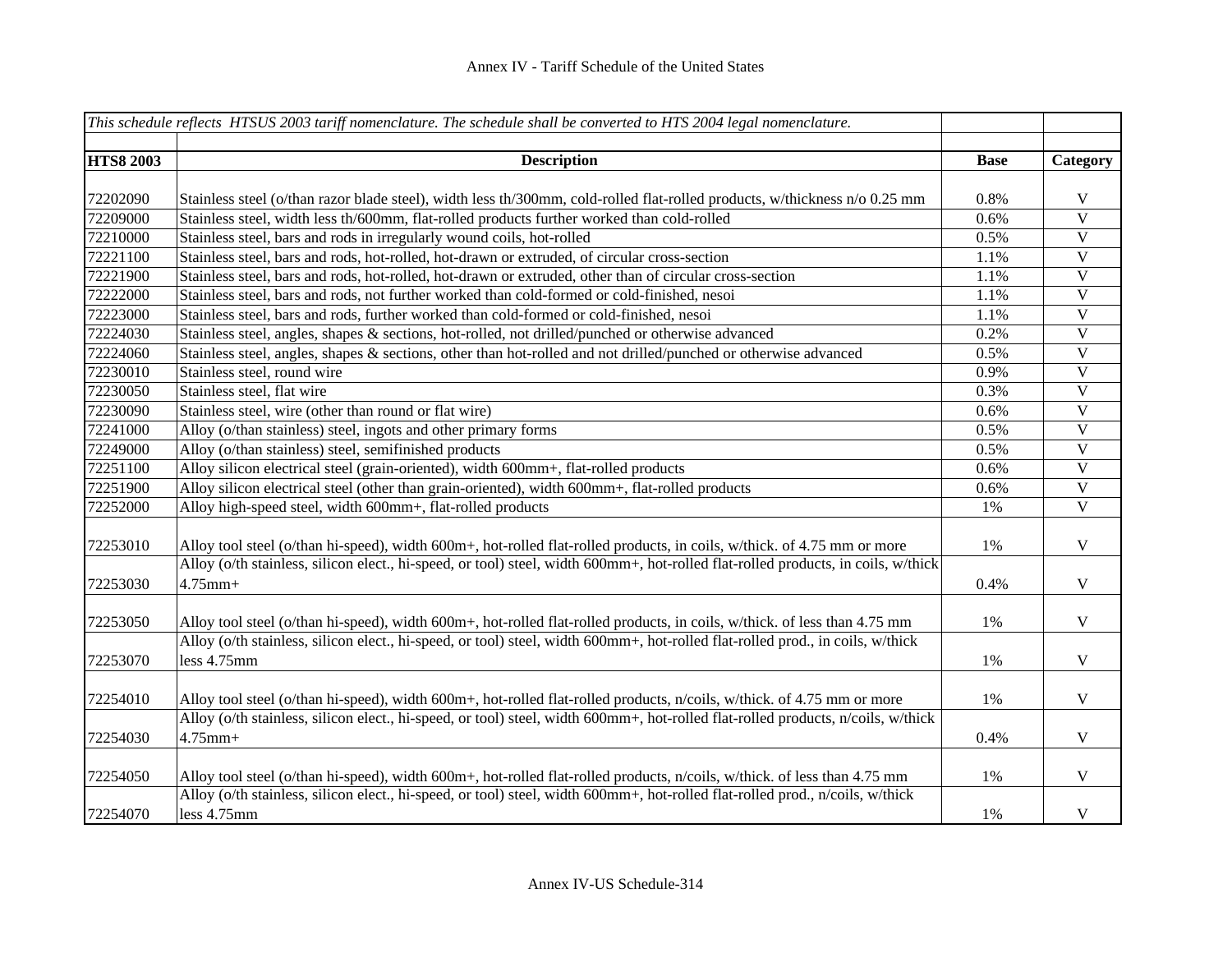## Annex IV - Tariff Schedule of the United States

| *This schedule reflects HTSUS 2003 tariff nomenclature. The schedule shall be converted to HTS 2004 legal nomenclature.* | | | |
|---|---|---|---|
| **HTS8 2003** | **Description** | **Base** | **Category** |
| 72202090 | Stainless steel (o/than razor blade steel), width less th/300mm, cold-rolled flat-rolled products, w/thickness n/o 0.25 mm | 0.8% | V |
| 72209000 | Stainless steel, width less th/600mm, flat-rolled products further worked than cold-rolled | 0.6% | V |
| 72210000 | Stainless steel, bars and rods in irregularly wound coils, hot-rolled | 0.5% | V |
| 72221100 | Stainless steel, bars and rods, hot-rolled, hot-drawn or extruded, of circular cross-section | 1.1% | V |
| 72221900 | Stainless steel, bars and rods, hot-rolled, hot-drawn or extruded, other than of circular cross-section | 1.1% | V |
| 72222000 | Stainless steel, bars and rods, not further worked than cold-formed or cold-finished, nesoi | 1.1% | V |
| 72223000 | Stainless steel, bars and rods, further worked than cold-formed or cold-finished, nesoi | 1.1% | V |
| 72224030 | Stainless steel, angles, shapes & sections, hot-rolled, not drilled/punched or otherwise advanced | 0.2% | V |
| 72224060 | Stainless steel, angles, shapes & sections, other than hot-rolled and not drilled/punched or otherwise advanced | 0.5% | V |
| 72230010 | Stainless steel, round wire | 0.9% | V |
| 72230050 | Stainless steel, flat wire | 0.3% | V |
| 72230090 | Stainless steel, wire (other than round or flat wire) | 0.6% | V |
| 72241000 | Alloy (o/than stainless) steel, ingots and other primary forms | 0.5% | V |
| 72249000 | Alloy (o/than stainless) steel, semifinished products | 0.5% | V |
| 72251100 | Alloy silicon electrical steel (grain-oriented), width 600mm+, flat-rolled products | 0.6% | V |
| 72251900 | Alloy silicon electrical steel (other than grain-oriented), width 600mm+, flat-rolled products | 0.6% | V |
| 72252000 | Alloy high-speed steel, width 600mm+, flat-rolled products | 1% | V |
| 72253010 | Alloy tool steel (o/than hi-speed), width 600m+, hot-rolled flat-rolled products, in coils, w/thick. of 4.75 mm or more | 1% | V |
| 72253030 | Alloy (o/th stainless, silicon elect., hi-speed, or tool) steel, width 600mm+, hot-rolled flat-rolled products, in coils, w/thick 4.75mm+ | 0.4% | V |
| 72253050 | Alloy tool steel (o/than hi-speed), width 600m+, hot-rolled flat-rolled products, in coils, w/thick. of less than 4.75 mm | 1% | V |
| 72253070 | Alloy (o/th stainless, silicon elect., hi-speed, or tool) steel, width 600mm+, hot-rolled flat-rolled prod., in coils, w/thick less 4.75mm | 1% | V |
| 72254010 | Alloy tool steel (o/than hi-speed), width 600m+, hot-rolled flat-rolled products, n/coils, w/thick. of 4.75 mm or more | 1% | V |
| 72254030 | Alloy (o/th stainless, silicon elect., hi-speed, or tool) steel, width 600mm+, hot-rolled flat-rolled products, n/coils, w/thick 4.75mm+ | 0.4% | V |
| 72254050 | Alloy tool steel (o/than hi-speed), width 600m+, hot-rolled flat-rolled products, n/coils, w/thick. of less than 4.75 mm | 1% | V |
| 72254070 | Alloy (o/th stainless, silicon elect., hi-speed, or tool) steel, width 600mm+, hot-rolled flat-rolled prod., n/coils, w/thick less 4.75mm | 1% | V |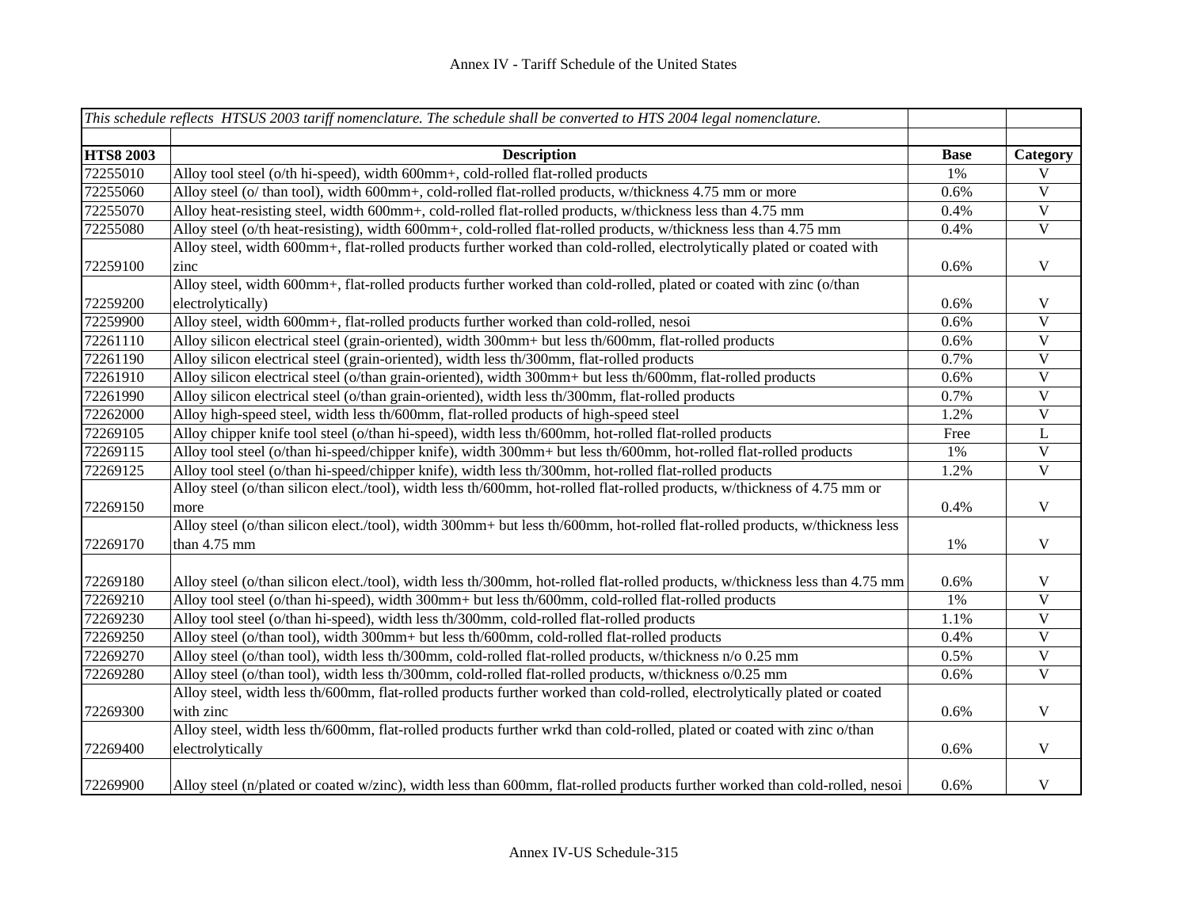| *This schedule reflects HTSUS 2003 tariff nomenclature. The schedule shall be converted to HTS 2004 legal nomenclature.* | | | |
|---|---|---|---|
| **HTS8 2003** | **Description** | **Base** | **Category** |
| 72255010 | Alloy tool steel (o/th hi-speed), width 600mm+, cold-rolled flat-rolled products | 1% | V |
| 72255060 | Alloy steel (o/ than tool), width 600mm+, cold-rolled flat-rolled products, w/thickness 4.75 mm or more | 0.6% | V |
| 72255070 | Alloy heat-resisting steel, width 600mm+, cold-rolled flat-rolled products, w/thickness less than 4.75 mm | 0.4% | V |
| 72255080 | Alloy steel (o/th heat-resisting), width 600mm+, cold-rolled flat-rolled products, w/thickness less than 4.75 mm | 0.4% | V |
| 72259100 | Alloy steel, width 600mm+, flat-rolled products further worked than cold-rolled, electrolytically plated or coated with zinc | 0.6% | V |
| 72259200 | Alloy steel, width 600mm+, flat-rolled products further worked than cold-rolled, plated or coated with zinc (o/than electrolytically) | 0.6% | V |
| 72259900 | Alloy steel, width 600mm+, flat-rolled products further worked than cold-rolled, nesoi | 0.6% | V |
| 72261110 | Alloy silicon electrical steel (grain-oriented), width 300mm+ but less th/600mm, flat-rolled products | 0.6% | V |
| 72261190 | Alloy silicon electrical steel (grain-oriented), width less th/300mm, flat-rolled products | 0.7% | V |
| 72261910 | Alloy silicon electrical steel (o/than grain-oriented), width 300mm+ but less th/600mm, flat-rolled products | 0.6% | V |
| 72261990 | Alloy silicon electrical steel (o/than grain-oriented), width less th/300mm, flat-rolled products | 0.7% | V |
| 72262000 | Alloy high-speed steel, width less th/600mm, flat-rolled products of high-speed steel | 1.2% | V |
| 72269105 | Alloy chipper knife tool steel (o/than hi-speed), width less th/600mm, hot-rolled flat-rolled products | Free | L |
| 72269115 | Alloy tool steel (o/than hi-speed/chipper knife), width 300mm+ but less th/600mm, hot-rolled flat-rolled products | 1% | V |
| 72269125 | Alloy tool steel (o/than hi-speed/chipper knife), width less th/300mm, hot-rolled flat-rolled products | 1.2% | V |
| 72269150 | Alloy steel (o/than silicon elect./tool), width less th/600mm, hot-rolled flat-rolled products, w/thickness of 4.75 mm or more | 0.4% | V |
| 72269170 | Alloy steel (o/than silicon elect./tool), width 300mm+ but less th/600mm, hot-rolled flat-rolled products, w/thickness less than 4.75 mm | 1% | V |
| 72269180 | Alloy steel (o/than silicon elect./tool), width less th/300mm, hot-rolled flat-rolled products, w/thickness less than 4.75 mm | 0.6% | V |
| 72269210 | Alloy tool steel (o/than hi-speed), width 300mm+ but less th/600mm, cold-rolled flat-rolled products | 1% | V |
| 72269230 | Alloy tool steel (o/than hi-speed), width less th/300mm, cold-rolled flat-rolled products | 1.1% | V |
| 72269250 | Alloy steel (o/than tool), width 300mm+ but less th/600mm, cold-rolled flat-rolled products | 0.4% | V |
| 72269270 | Alloy steel (o/than tool), width less th/300mm, cold-rolled flat-rolled products, w/thickness n/o 0.25 mm | 0.5% | V |
| 72269280 | Alloy steel (o/than tool), width less th/300mm, cold-rolled flat-rolled products, w/thickness o/0.25 mm | 0.6% | V |
| 72269300 | Alloy steel, width less th/600mm, flat-rolled products further worked than cold-rolled, electrolytically plated or coated with zinc | 0.6% | V |
| 72269400 | Alloy steel, width less th/600mm, flat-rolled products further wrkd than cold-rolled, plated or coated with zinc o/than electrolytically | 0.6% | V |
| 72269900 | Alloy steel (n/plated or coated w/zinc), width less than 600mm, flat-rolled products further worked than cold-rolled, nesoi | 0.6% | V |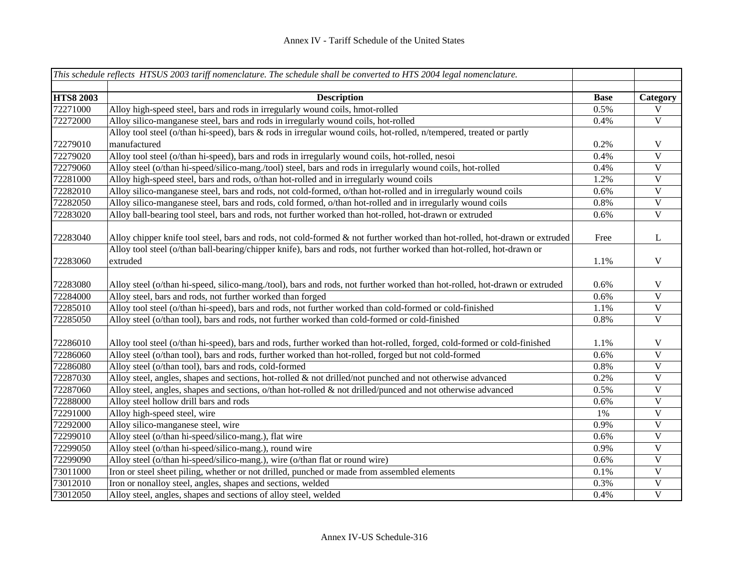Annex IV - Tariff Schedule of the United States

| *This schedule reflects HTSUS 2003 tariff nomenclature. The schedule shall be converted to HTS 2004 legal nomenclature.* | | | |
|---|---|---|---|
| **HTS8 2003** | **Description** | **Base** | **Category** |
| 72271000 | Alloy high-speed steel, bars and rods in irregularly wound coils, hmot-rolled | 0.5% | V |
| 72272000 | Alloy silico-manganese steel, bars and rods in irregularly wound coils, hot-rolled | 0.4% | V |
| 72279010 | Alloy tool steel (o/than hi-speed), bars & rods in irregular wound coils, hot-rolled, n/tempered, treated or partly manufactured | 0.2% | V |
| 72279020 | Alloy tool steel (o/than hi-speed), bars and rods in irregularly wound coils, hot-rolled, nesoi | 0.4% | V |
| 72279060 | Alloy steel (o/than hi-speed/silico-mang./tool) steel, bars and rods in irregularly wound coils, hot-rolled | 0.4% | V |
| 72281000 | Alloy high-speed steel, bars and rods, o/than hot-rolled and in irregularly wound coils | 1.2% | V |
| 72282010 | Alloy silico-manganese steel, bars and rods, not cold-formed, o/than hot-rolled and in irregularly wound coils | 0.6% | V |
| 72282050 | Alloy silico-manganese steel, bars and rods, cold formed, o/than hot-rolled and in irregularly wound coils | 0.8% | V |
| 72283020 | Alloy ball-bearing tool steel, bars and rods, not further worked than hot-rolled, hot-drawn or extruded | 0.6% | V |
| 72283040 | Alloy chipper knife tool steel, bars and rods, not cold-formed & not further worked than hot-rolled, hot-drawn or extruded | Free | L |
| 72283060 | Alloy tool steel (o/than ball-bearing/chipper knife), bars and rods, not further worked than hot-rolled, hot-drawn or extruded | 1.1% | V |
| 72283080 | Alloy steel (o/than hi-speed, silico-mang./tool), bars and rods, not further worked than hot-rolled, hot-drawn or extruded | 0.6% | V |
| 72284000 | Alloy steel, bars and rods, not further worked than forged | 0.6% | V |
| 72285010 | Alloy tool steel (o/than hi-speed), bars and rods, not further worked than cold-formed or cold-finished | 1.1% | V |
| 72285050 | Alloy steel (o/than tool), bars and rods, not further worked than cold-formed or cold-finished | 0.8% | V |
| 72286010 | Alloy tool steel (o/than hi-speed), bars and rods, further worked than hot-rolled, forged, cold-formed or cold-finished | 1.1% | V |
| 72286060 | Alloy steel (o/than tool), bars and rods, further worked than hot-rolled, forged but not cold-formed | 0.6% | V |
| 72286080 | Alloy steel (o/than tool), bars and rods, cold-formed | 0.8% | V |
| 72287030 | Alloy steel, angles, shapes and sections, hot-rolled & not drilled/not punched and not otherwise advanced | 0.2% | V |
| 72287060 | Alloy steel, angles, shapes and sections, o/than hot-rolled & not drilled/punced and not otherwise advanced | 0.5% | V |
| 72288000 | Alloy steel hollow drill bars and rods | 0.6% | V |
| 72291000 | Alloy high-speed steel, wire | 1% | V |
| 72292000 | Alloy silico-manganese steel, wire | 0.9% | V |
| 72299010 | Alloy steel (o/than hi-speed/silico-mang.), flat wire | 0.6% | V |
| 72299050 | Alloy steel (o/than hi-speed/silico-mang.), round wire | 0.9% | V |
| 72299090 | Alloy steel (o/than hi-speed/silico-mang.), wire (o/than flat or round wire) | 0.6% | V |
| 73011000 | Iron or steel sheet piling, whether or not drilled, punched or made from assembled elements | 0.1% | V |
| 73012010 | Iron or nonalloy steel, angles, shapes and sections, welded | 0.3% | V |
| 73012050 | Alloy steel, angles, shapes and sections of alloy steel, welded | 0.4% | V |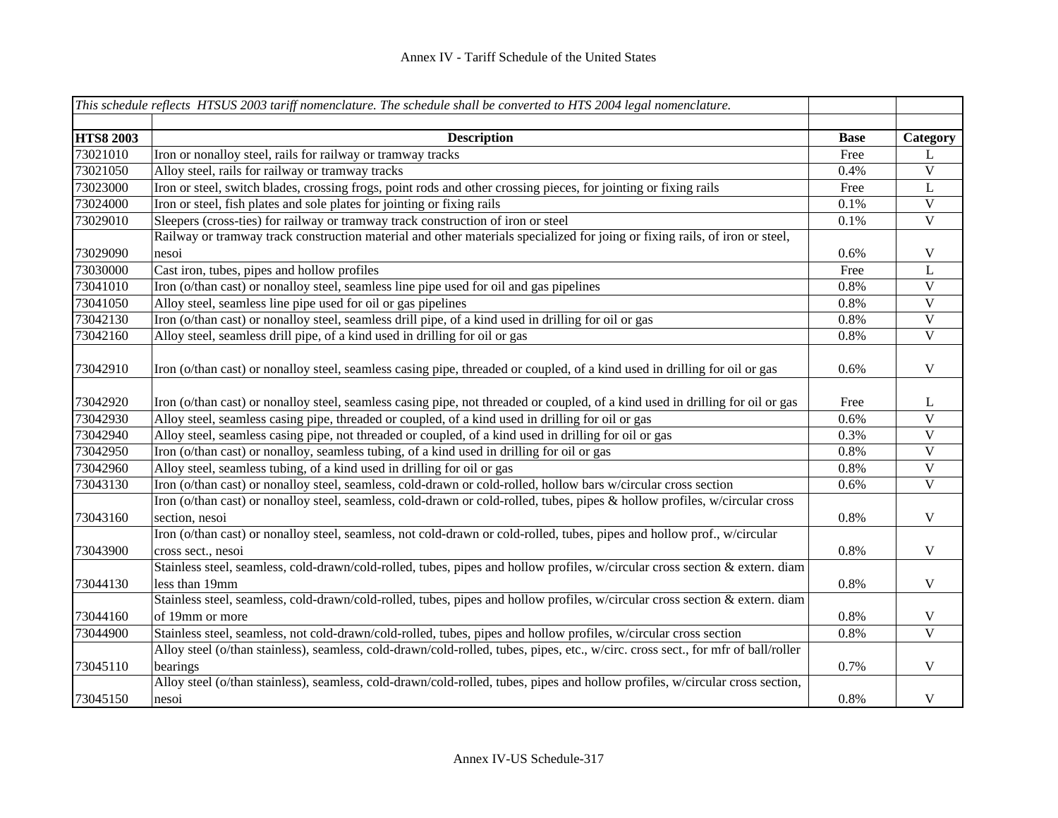# Annex IV - Tariff Schedule of the United States

| *This schedule reflects HTSUS 2003 tariff nomenclature. The schedule shall be converted to HTS 2004 legal nomenclature.* | | | |
|---|---|---|---|
| | | | |
| **HTS8 2003** | **Description** | **Base** | **Category** |
| 73021010 | Iron or nonalloy steel, rails for railway or tramway tracks | Free | L |
| 73021050 | Alloy steel, rails for railway or tramway tracks | 0.4% | V |
| 73023000 | Iron or steel, switch blades, crossing frogs, point rods and other crossing pieces, for jointing or fixing rails | Free | L |
| 73024000 | Iron or steel, fish plates and sole plates for jointing or fixing rails | 0.1% | V |
| 73029010 | Sleepers (cross-ties) for railway or tramway track construction of iron or steel | 0.1% | V |
| 73029090 | Railway or tramway track construction material and other materials specialized for joing or fixing rails, of iron or steel, nesoi | 0.6% | V |
| 73030000 | Cast iron, tubes, pipes and hollow profiles | Free | L |
| 73041010 | Iron (o/than cast) or nonalloy steel, seamless line pipe used for oil and gas pipelines | 0.8% | V |
| 73041050 | Alloy steel, seamless line pipe used for oil or gas pipelines | 0.8% | V |
| 73042130 | Iron (o/than cast) or nonalloy steel, seamless drill pipe, of a kind used in drilling for oil or gas | 0.8% | V |
| 73042160 | Alloy steel, seamless drill pipe, of a kind used in drilling for oil or gas | 0.8% | V |
| 73042910 | Iron (o/than cast) or nonalloy steel, seamless casing pipe, threaded or coupled, of a kind used in drilling for oil or gas | 0.6% | V |
| 73042920 | Iron (o/than cast) or nonalloy steel, seamless casing pipe, not threaded or coupled, of a kind used in drilling for oil or gas | Free | L |
| 73042930 | Alloy steel, seamless casing pipe, threaded or coupled, of a kind used in drilling for oil or gas | 0.6% | V |
| 73042940 | Alloy steel, seamless casing pipe, not threaded or coupled, of a kind used in drilling for oil or gas | 0.3% | V |
| 73042950 | Iron (o/than cast) or nonalloy, seamless tubing, of a kind used in drilling for oil or gas | 0.8% | V |
| 73042960 | Alloy steel, seamless tubing, of a kind used in drilling for oil or gas | 0.8% | V |
| 73043130 | Iron (o/than cast) or nonalloy steel, seamless, cold-drawn or cold-rolled, hollow bars w/circular cross section | 0.6% | V |
| 73043160 | Iron (o/than cast) or nonalloy steel, seamless, cold-drawn or cold-rolled, tubes, pipes & hollow profiles, w/circular cross section, nesoi | 0.8% | V |
| 73043900 | Iron (o/than cast) or nonalloy steel, seamless, not cold-drawn or cold-rolled, tubes, pipes and hollow prof., w/circular cross sect., nesoi | 0.8% | V |
| 73044130 | Stainless steel, seamless, cold-drawn/cold-rolled, tubes, pipes and hollow profiles, w/circular cross section & extern. diam less than 19mm | 0.8% | V |
| 73044160 | Stainless steel, seamless, cold-drawn/cold-rolled, tubes, pipes and hollow profiles, w/circular cross section & extern. diam of 19mm or more | 0.8% | V |
| 73044900 | Stainless steel, seamless, not cold-drawn/cold-rolled, tubes, pipes and hollow profiles, w/circular cross section | 0.8% | V |
| 73045110 | Alloy steel (o/than stainless), seamless, cold-drawn/cold-rolled, tubes, pipes, etc., w/circ. cross sect., for mfr of ball/roller bearings | 0.7% | V |
| 73045150 | Alloy steel (o/than stainless), seamless, cold-drawn/cold-rolled, tubes, pipes and hollow profiles, w/circular cross section, nesoi | 0.8% | V |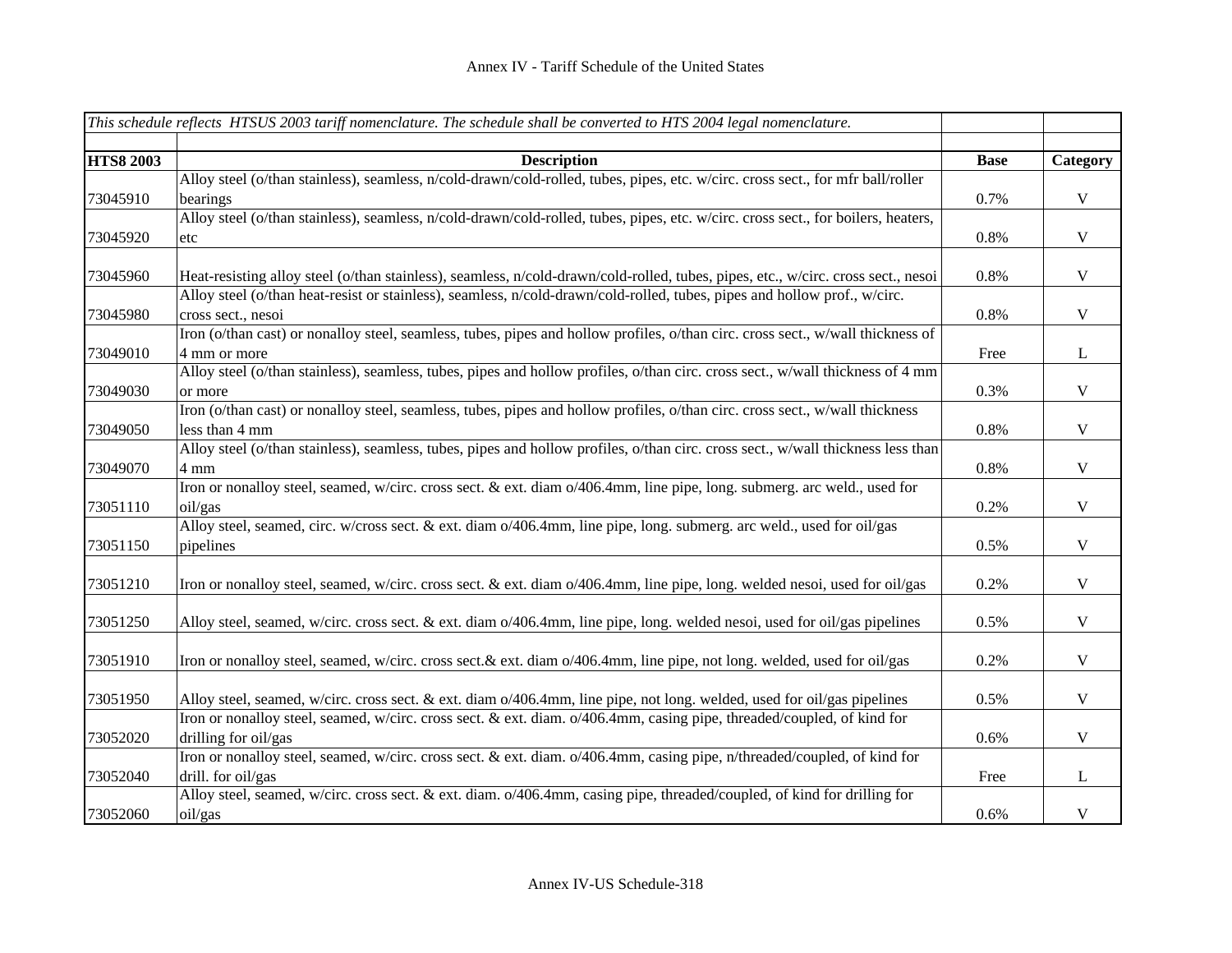Annex IV - Tariff Schedule of the United States

| *This schedule reflects HTSUS 2003 tariff nomenclature. The schedule shall be converted to HTS 2004 legal nomenclature.* | | | |
|---|---|---|---|
| **HTS8 2003** | **Description** | **Base** | **Category** |
| 73045910 | Alloy steel (o/than stainless), seamless, n/cold-drawn/cold-rolled, tubes, pipes, etc. w/circ. cross sect., for mfr ball/roller bearings | 0.7% | V |
| 73045920 | Alloy steel (o/than stainless), seamless, n/cold-drawn/cold-rolled, tubes, pipes, etc. w/circ. cross sect., for boilers, heaters, etc | 0.8% | V |
| 73045960 | Heat-resisting alloy steel (o/than stainless), seamless, n/cold-drawn/cold-rolled, tubes, pipes, etc., w/circ. cross sect., nesoi | 0.8% | V |
| 73045980 | Alloy steel (o/than heat-resist or stainless), seamless, n/cold-drawn/cold-rolled, tubes, pipes and hollow prof., w/circ. cross sect., nesoi | 0.8% | V |
| 73049010 | Iron (o/than cast) or nonalloy steel, seamless, tubes, pipes and hollow profiles, o/than circ. cross sect., w/wall thickness of 4 mm or more | Free | L |
| 73049030 | Alloy steel (o/than stainless), seamless, tubes, pipes and hollow profiles, o/than circ. cross sect., w/wall thickness of 4 mm or more | 0.3% | V |
| 73049050 | Iron (o/than cast) or nonalloy steel, seamless, tubes, pipes and hollow profiles, o/than circ. cross sect., w/wall thickness less than 4 mm | 0.8% | V |
| 73049070 | Alloy steel (o/than stainless), seamless, tubes, pipes and hollow profiles, o/than circ. cross sect., w/wall thickness less than 4 mm | 0.8% | V |
| 73051110 | Iron or nonalloy steel, seamed, w/circ. cross sect. & ext. diam o/406.4mm, line pipe, long. submerg. arc weld., used for oil/gas | 0.2% | V |
| 73051150 | Alloy steel, seamed, circ. w/cross sect. & ext. diam o/406.4mm, line pipe, long. submerg. arc weld., used for oil/gas pipelines | 0.5% | V |
| 73051210 | Iron or nonalloy steel, seamed, w/circ. cross sect. & ext. diam o/406.4mm, line pipe, long. welded nesoi, used for oil/gas | 0.2% | V |
| 73051250 | Alloy steel, seamed, w/circ. cross sect. & ext. diam o/406.4mm, line pipe, long. welded nesoi, used for oil/gas pipelines | 0.5% | V |
| 73051910 | Iron or nonalloy steel, seamed, w/circ. cross sect.& ext. diam o/406.4mm, line pipe, not long. welded, used for oil/gas | 0.2% | V |
| 73051950 | Alloy steel, seamed, w/circ. cross sect. & ext. diam o/406.4mm, line pipe, not long. welded, used for oil/gas pipelines | 0.5% | V |
| 73052020 | Iron or nonalloy steel, seamed, w/circ. cross sect. & ext. diam. o/406.4mm, casing pipe, threaded/coupled, of kind for drilling for oil/gas | 0.6% | V |
| 73052040 | Iron or nonalloy steel, seamed, w/circ. cross sect. & ext. diam. o/406.4mm, casing pipe, n/threaded/coupled, of kind for drill. for oil/gas | Free | L |
| 73052060 | Alloy steel, seamed, w/circ. cross sect. & ext. diam. o/406.4mm, casing pipe, threaded/coupled, of kind for drilling for oil/gas | 0.6% | V |

Annex IV-US Schedule-318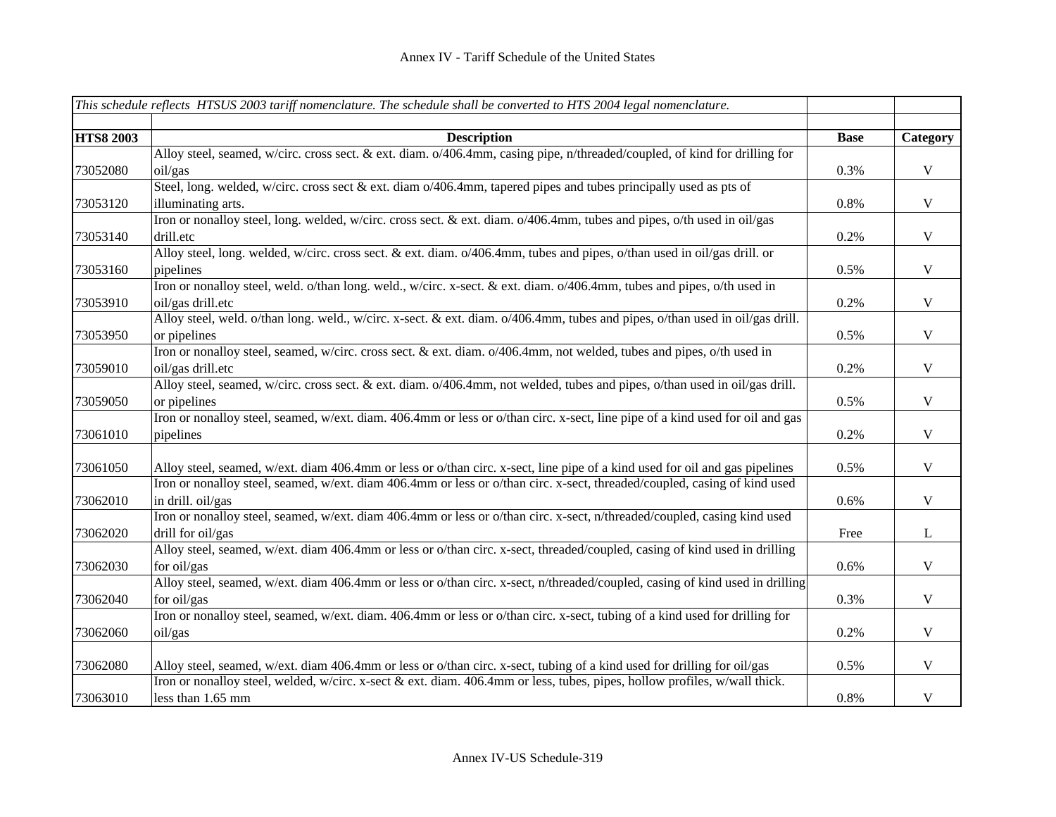| *This schedule reflects HTSUS 2003 tariff nomenclature. The schedule shall be converted to HTS 2004 legal nomenclature.* | | | |
|---|---|---|---|
| | | | |
| **HTS8 2003** | **Description** | **Base** | **Category** |
| 73052080 | Alloy steel, seamed, w/circ. cross sect. & ext. diam. o/406.4mm, casing pipe, n/threaded/coupled, of kind for drilling for oil/gas | 0.3% | V |
| 73053120 | Steel, long. welded, w/circ. cross sect & ext. diam o/406.4mm, tapered pipes and tubes principally used as pts of illuminating arts. | 0.8% | V |
| 73053140 | Iron or nonalloy steel, long. welded, w/circ. cross sect. & ext. diam. o/406.4mm, tubes and pipes, o/th used in oil/gas drill.etc | 0.2% | V |
| 73053160 | Alloy steel, long. welded, w/circ. cross sect. & ext. diam. o/406.4mm, tubes and pipes, o/than used in oil/gas drill. or pipelines | 0.5% | V |
| 73053910 | Iron or nonalloy steel, weld. o/than long. weld., w/circ. x-sect. & ext. diam. o/406.4mm, tubes and pipes, o/th used in oil/gas drill.etc | 0.2% | V |
| 73053950 | Alloy steel, weld. o/than long. weld., w/circ. x-sect. & ext. diam. o/406.4mm, tubes and pipes, o/than used in oil/gas drill. or pipelines | 0.5% | V |
| 73059010 | Iron or nonalloy steel, seamed, w/circ. cross sect. & ext. diam. o/406.4mm, not welded, tubes and pipes, o/th used in oil/gas drill.etc | 0.2% | V |
| 73059050 | Alloy steel, seamed, w/circ. cross sect. & ext. diam. o/406.4mm, not welded, tubes and pipes, o/than used in oil/gas drill. or pipelines | 0.5% | V |
| 73061010 | Iron or nonalloy steel, seamed, w/ext. diam. 406.4mm or less or o/than circ. x-sect, line pipe of a kind used for oil and gas pipelines | 0.2% | V |
| 73061050 | Alloy steel, seamed, w/ext. diam 406.4mm or less or o/than circ. x-sect, line pipe of a kind used for oil and gas pipelines | 0.5% | V |
| 73062010 | Iron or nonalloy steel, seamed, w/ext. diam 406.4mm or less or o/than circ. x-sect, threaded/coupled, casing of kind used in drill. oil/gas | 0.6% | V |
| 73062020 | Iron or nonalloy steel, seamed, w/ext. diam 406.4mm or less or o/than circ. x-sect, n/threaded/coupled, casing kind used drill for oil/gas | Free | L |
| 73062030 | Alloy steel, seamed, w/ext. diam 406.4mm or less or o/than circ. x-sect, threaded/coupled, casing of kind used in drilling for oil/gas | 0.6% | V |
| 73062040 | Alloy steel, seamed, w/ext. diam 406.4mm or less or o/than circ. x-sect, n/threaded/coupled, casing of kind used in drilling for oil/gas | 0.3% | V |
| 73062060 | Iron or nonalloy steel, seamed, w/ext. diam. 406.4mm or less or o/than circ. x-sect, tubing of a kind used for drilling for oil/gas | 0.2% | V |
| 73062080 | Alloy steel, seamed, w/ext. diam 406.4mm or less or o/than circ. x-sect, tubing of a kind used for drilling for oil/gas | 0.5% | V |
| 73063010 | Iron or nonalloy steel, welded, w/circ. x-sect & ext. diam. 406.4mm or less, tubes, pipes, hollow profiles, w/wall thick. less than 1.65 mm | 0.8% | V |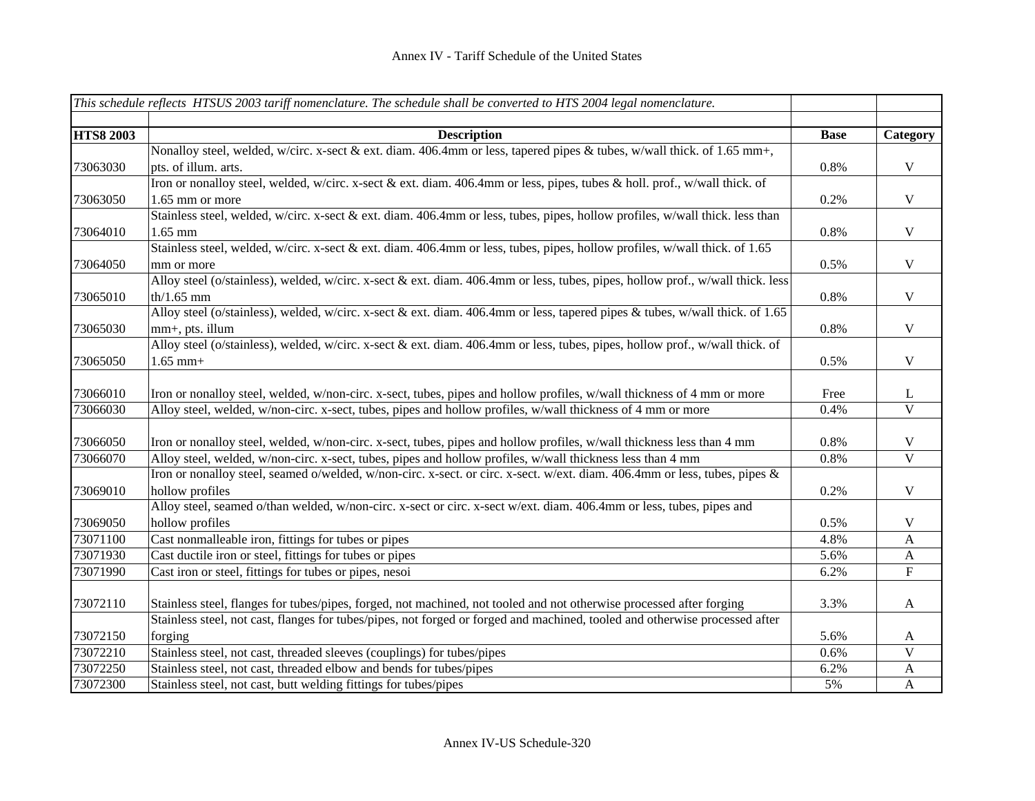| *This schedule reflects HTSUS 2003 tariff nomenclature. The schedule shall be converted to HTS 2004 legal nomenclature.* | | | |
|---|---|---|---|
| | | | |
| **HTS8 2003** | **Description** | **Base** | **Category** |
| 73063030 | Nonalloy steel, welded, w/circ. x-sect & ext. diam. 406.4mm or less, tapered pipes & tubes, w/wall thick. of 1.65 mm+, pts. of illum. arts. | 0.8% | V |
| 73063050 | Iron or nonalloy steel, welded, w/circ. x-sect & ext. diam. 406.4mm or less, pipes, tubes & holl. prof., w/wall thick. of 1.65 mm or more | 0.2% | V |
| 73064010 | Stainless steel, welded, w/circ. x-sect & ext. diam. 406.4mm or less, tubes, pipes, hollow profiles, w/wall thick. less than 1.65 mm | 0.8% | V |
| 73064050 | Stainless steel, welded, w/circ. x-sect & ext. diam. 406.4mm or less, tubes, pipes, hollow profiles, w/wall thick. of 1.65 mm or more | 0.5% | V |
| 73065010 | Alloy steel (o/stainless), welded, w/circ. x-sect & ext. diam. 406.4mm or less, tubes, pipes, hollow prof., w/wall thick. less th/1.65 mm | 0.8% | V |
| 73065030 | Alloy steel (o/stainless), welded, w/circ. x-sect & ext. diam. 406.4mm or less, tapered pipes & tubes, w/wall thick. of 1.65 mm+, pts. illum | 0.8% | V |
| 73065050 | Alloy steel (o/stainless), welded, w/circ. x-sect & ext. diam. 406.4mm or less, tubes, pipes, hollow prof., w/wall thick. of 1.65 mm+ | 0.5% | V |
| 73066010 | Iron or nonalloy steel, welded, w/non-circ. x-sect, tubes, pipes and hollow profiles, w/wall thickness of 4 mm or more | Free | L |
| 73066030 | Alloy steel, welded, w/non-circ. x-sect, tubes, pipes and hollow profiles, w/wall thickness of 4 mm or more | 0.4% | V |
| 73066050 | Iron or nonalloy steel, welded, w/non-circ. x-sect, tubes, pipes and hollow profiles, w/wall thickness less than 4 mm | 0.8% | V |
| 73066070 | Alloy steel, welded, w/non-circ. x-sect, tubes, pipes and hollow profiles, w/wall thickness less than 4 mm | 0.8% | V |
| 73069010 | Iron or nonalloy steel, seamed o/welded, w/non-circ. x-sect. or circ. x-sect. w/ext. diam. 406.4mm or less, tubes, pipes & hollow profiles | 0.2% | V |
| 73069050 | Alloy steel, seamed o/than welded, w/non-circ. x-sect or circ. x-sect w/ext. diam. 406.4mm or less, tubes, pipes and hollow profiles | 0.5% | V |
| 73071100 | Cast nonmalleable iron, fittings for tubes or pipes | 4.8% | A |
| 73071930 | Cast ductile iron or steel, fittings for tubes or pipes | 5.6% | A |
| 73071990 | Cast iron or steel, fittings for tubes or pipes, nesoi | 6.2% | F |
| 73072110 | Stainless steel, flanges for tubes/pipes, forged, not machined, not tooled and not otherwise processed after forging | 3.3% | A |
| 73072150 | Stainless steel, not cast, flanges for tubes/pipes, not forged or forged and machined, tooled and otherwise processed after forging | 5.6% | A |
| 73072210 | Stainless steel, not cast, threaded sleeves (couplings) for tubes/pipes | 0.6% | V |
| 73072250 | Stainless steel, not cast, threaded elbow and bends for tubes/pipes | 6.2% | A |
| 73072300 | Stainless steel, not cast, butt welding fittings for tubes/pipes | 5% | A |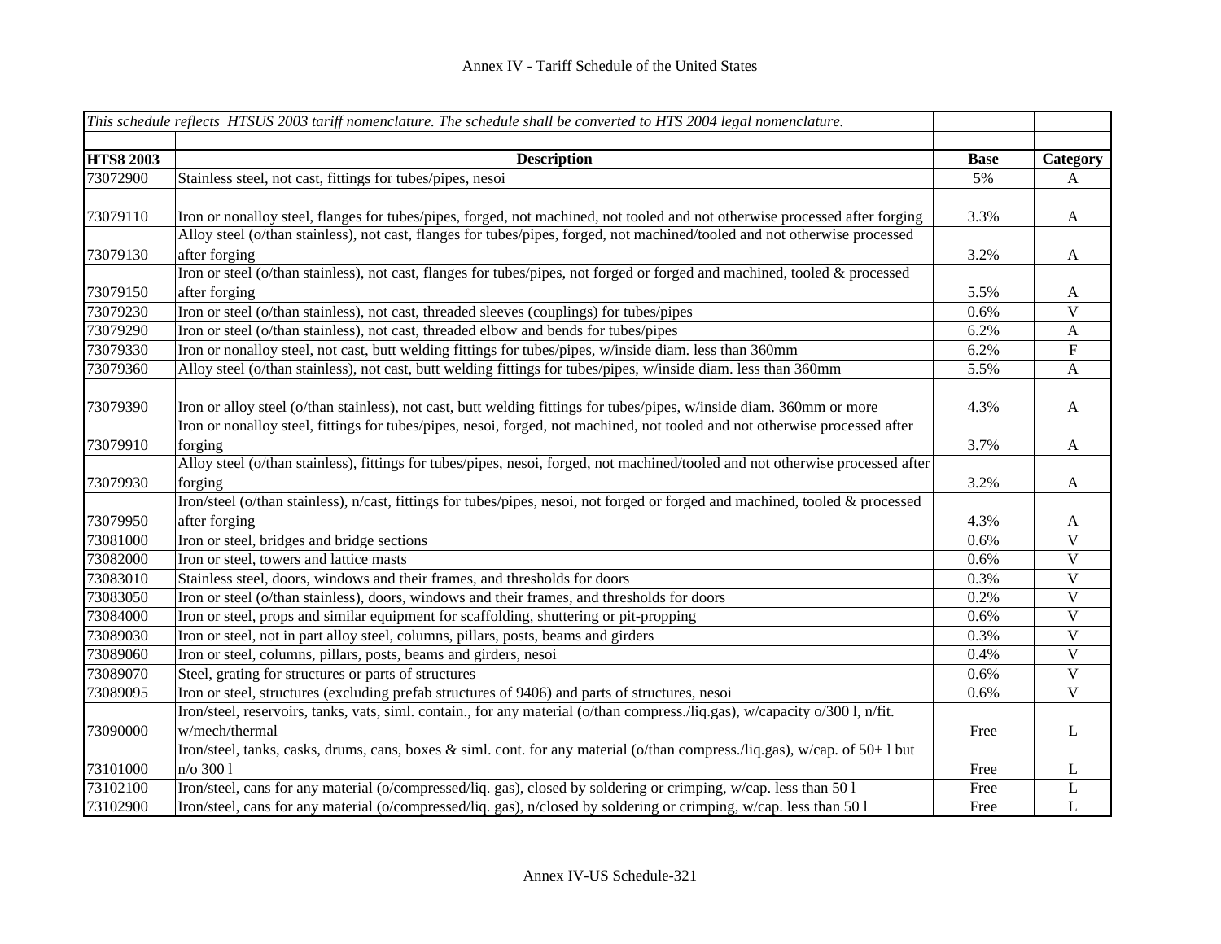| *This schedule reflects HTSUS 2003 tariff nomenclature. The schedule shall be converted to HTS 2004 legal nomenclature.* | | | |
|---|---|---|---|
| | | | |
| **HTS8 2003** | **Description** | **Base** | **Category** |
| 73072900 | Stainless steel, not cast, fittings for tubes/pipes, nesoi | 5% | A |
| 73079110 | Iron or nonalloy steel, flanges for tubes/pipes, forged, not machined, not tooled and not otherwise processed after forging | 3.3% | A |
| 73079130 | Alloy steel (o/than stainless), not cast, flanges for tubes/pipes, forged, not machined/tooled and not otherwise processed after forging | 3.2% | A |
| 73079150 | Iron or steel (o/than stainless), not cast, flanges for tubes/pipes, not forged or forged and machined, tooled & processed after forging | 5.5% | A |
| 73079230 | Iron or steel (o/than stainless), not cast, threaded sleeves (couplings) for tubes/pipes | 0.6% | V |
| 73079290 | Iron or steel (o/than stainless), not cast, threaded elbow and bends for tubes/pipes | 6.2% | A |
| 73079330 | Iron or nonalloy steel, not cast, butt welding fittings for tubes/pipes, w/inside diam. less than 360mm | 6.2% | F |
| 73079360 | Alloy steel (o/than stainless), not cast, butt welding fittings for tubes/pipes, w/inside diam. less than 360mm | 5.5% | A |
| 73079390 | Iron or alloy steel (o/than stainless), not cast, butt welding fittings for tubes/pipes, w/inside diam. 360mm or more | 4.3% | A |
| 73079910 | Iron or nonalloy steel, fittings for tubes/pipes, nesoi, forged, not machined, not tooled and not otherwise processed after forging | 3.7% | A |
| 73079930 | Alloy steel (o/than stainless), fittings for tubes/pipes, nesoi, forged, not machined/tooled and not otherwise processed after forging | 3.2% | A |
| 73079950 | Iron/steel (o/than stainless), n/cast, fittings for tubes/pipes, nesoi, not forged or forged and machined, tooled & processed after forging | 4.3% | A |
| 73081000 | Iron or steel, bridges and bridge sections | 0.6% | V |
| 73082000 | Iron or steel, towers and lattice masts | 0.6% | V |
| 73083010 | Stainless steel, doors, windows and their frames, and thresholds for doors | 0.3% | V |
| 73083050 | Iron or steel (o/than stainless), doors, windows and their frames, and thresholds for doors | 0.2% | V |
| 73084000 | Iron or steel, props and similar equipment for scaffolding, shuttering or pit-propping | 0.6% | V |
| 73089030 | Iron or steel, not in part alloy steel, columns, pillars, posts, beams and girders | 0.3% | V |
| 73089060 | Iron or steel, columns, pillars, posts, beams and girders, nesoi | 0.4% | V |
| 73089070 | Steel, grating for structures or parts of structures | 0.6% | V |
| 73089095 | Iron or steel, structures (excluding prefab structures of 9406) and parts of structures, nesoi | 0.6% | V |
| 73090000 | Iron/steel, reservoirs, tanks, vats, siml. contain., for any material (o/than compress./liq.gas), w/capacity o/300 l, n/fit. w/mech/thermal | Free | L |
| 73101000 | Iron/steel, tanks, casks, drums, cans, boxes & siml. cont. for any material (o/than compress./liq.gas), w/cap. of 50+ l but n/o 300 l | Free | L |
| 73102100 | Iron/steel, cans for any material (o/compressed/liq. gas), closed by soldering or crimping, w/cap. less than 50 l | Free | L |
| 73102900 | Iron/steel, cans for any material (o/compressed/liq. gas), n/closed by soldering or crimping, w/cap. less than 50 l | Free | L |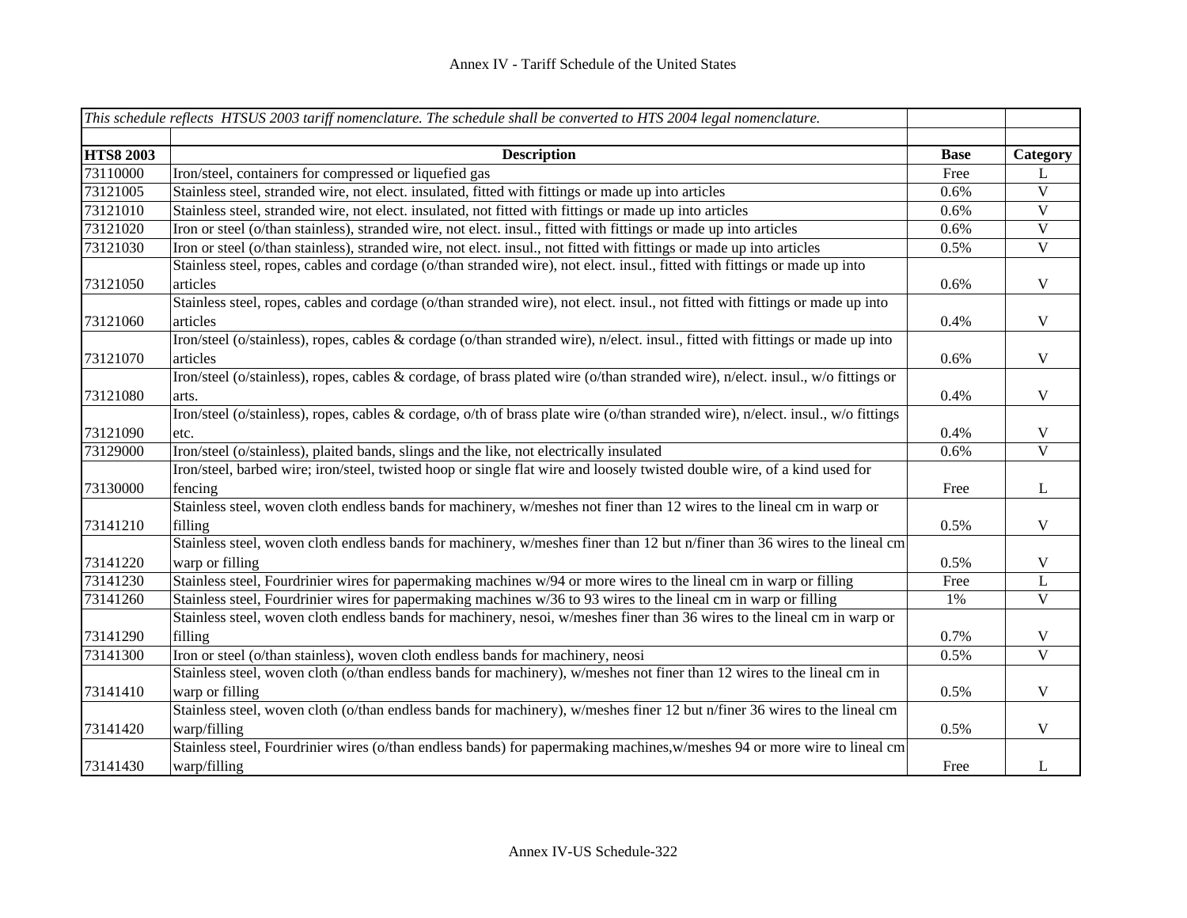# Annex IV - Tariff Schedule of the United States

| *This schedule reflects HTSUS 2003 tariff nomenclature. The schedule shall be converted to HTS 2004 legal nomenclature.* | | | |
|---|---|---|---|
| **HTS8 2003** | **Description** | **Base** | **Category** |
| 73110000 | Iron/steel, containers for compressed or liquefied gas | Free | L |
| 73121005 | Stainless steel, stranded wire, not elect. insulated, fitted with fittings or made up into articles | 0.6% | V |
| 73121010 | Stainless steel, stranded wire, not elect. insulated, not fitted with fittings or made up into articles | 0.6% | V |
| 73121020 | Iron or steel (o/than stainless), stranded wire, not elect. insul., fitted with fittings or made up into articles | 0.6% | V |
| 73121030 | Iron or steel (o/than stainless), stranded wire, not elect. insul., not fitted with fittings or made up into articles | 0.5% | V |
| 73121050 | Stainless steel, ropes, cables and cordage (o/than stranded wire), not elect. insul., fitted with fittings or made up into articles | 0.6% | V |
| 73121060 | Stainless steel, ropes, cables and cordage (o/than stranded wire), not elect. insul., not fitted with fittings or made up into articles | 0.4% | V |
| 73121070 | Iron/steel (o/stainless), ropes, cables & cordage (o/than stranded wire), n/elect. insul., fitted with fittings or made up into articles | 0.6% | V |
| 73121080 | Iron/steel (o/stainless), ropes, cables & cordage, of brass plated wire (o/than stranded wire), n/elect. insul., w/o fittings or arts. | 0.4% | V |
| 73121090 | Iron/steel (o/stainless), ropes, cables & cordage, o/th of brass plate wire (o/than stranded wire), n/elect. insul., w/o fittings etc. | 0.4% | V |
| 73129000 | Iron/steel (o/stainless), plaited bands, slings and the like, not electrically insulated | 0.6% | V |
| 73130000 | Iron/steel, barbed wire; iron/steel, twisted hoop or single flat wire and loosely twisted double wire, of a kind used for fencing | Free | L |
| 73141210 | Stainless steel, woven cloth endless bands for machinery, w/meshes not finer than 12 wires to the lineal cm in warp or filling | 0.5% | V |
| 73141220 | Stainless steel, woven cloth endless bands for machinery, w/meshes finer than 12 but n/finer than 36 wires to the lineal cm warp or filling | 0.5% | V |
| 73141230 | Stainless steel, Fourdrinier wires for papermaking machines w/94 or more wires to the lineal cm in warp or filling | Free | L |
| 73141260 | Stainless steel, Fourdrinier wires for papermaking machines w/36 to 93 wires to the lineal cm in warp or filling | 1% | V |
| 73141290 | Stainless steel, woven cloth endless bands for machinery, nesoi, w/meshes finer than 36 wires to the lineal cm in warp or filling | 0.7% | V |
| 73141300 | Iron or steel (o/than stainless), woven cloth endless bands for machinery, neosi | 0.5% | V |
| 73141410 | Stainless steel, woven cloth (o/than endless bands for machinery), w/meshes not finer than 12 wires to the lineal cm in warp or filling | 0.5% | V |
| 73141420 | Stainless steel, woven cloth (o/than endless bands for machinery), w/meshes finer 12 but n/finer 36 wires to the lineal cm warp/filling | 0.5% | V |
| 73141430 | Stainless steel, Fourdrinier wires (o/than endless bands) for papermaking machines,w/meshes 94 or more wire to lineal cm warp/filling | Free | L |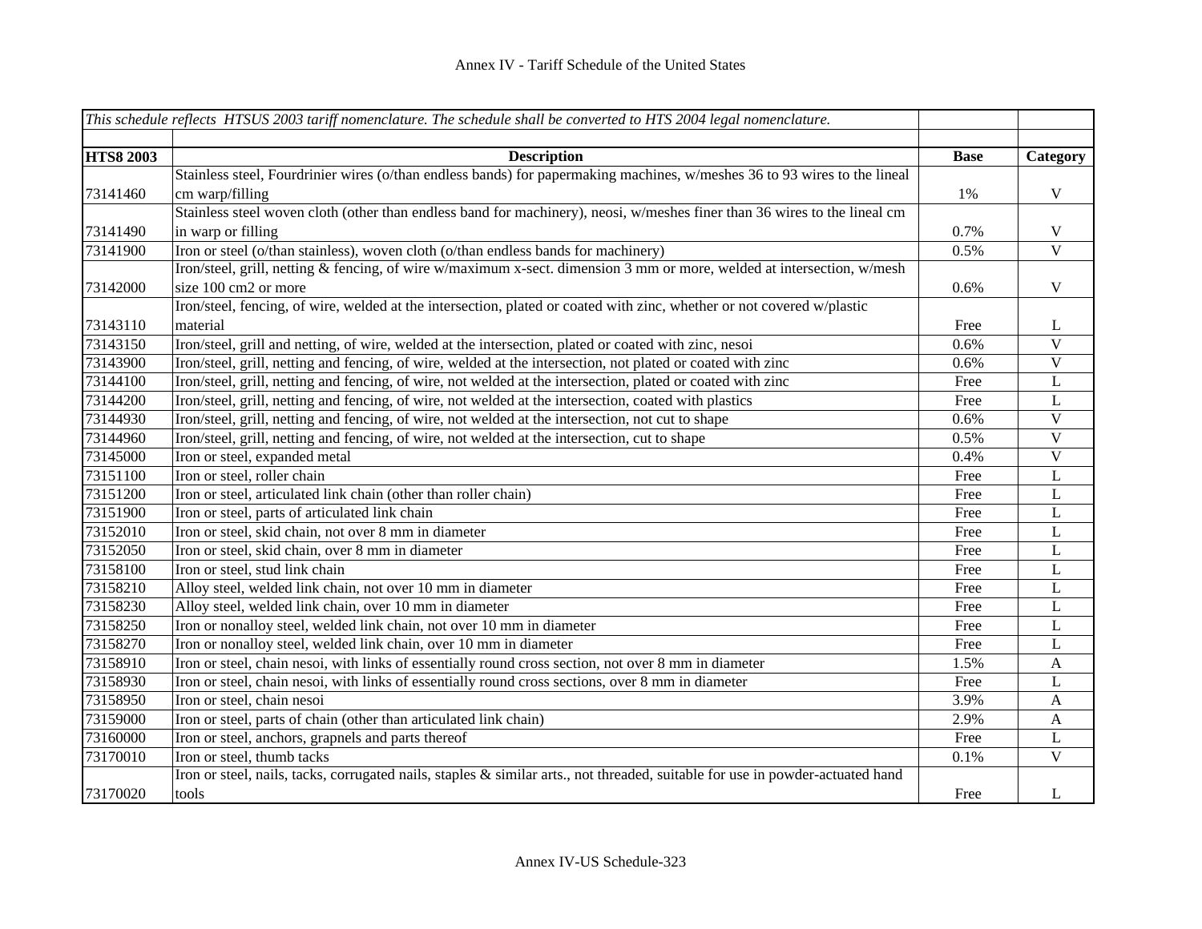| *This schedule reflects HTSUS 2003 tariff nomenclature. The schedule shall be converted to HTS 2004 legal nomenclature.* | | | |
|---|---|---|---|
| | | | |
| **HTS8 2003** | **Description** | **Base** | **Category** |
| 73141460 | Stainless steel, Fourdrinier wires (o/than endless bands) for papermaking machines, w/meshes 36 to 93 wires to the lineal cm warp/filling | 1% | V |
| 73141490 | Stainless steel woven cloth (other than endless band for machinery), neosi, w/meshes finer than 36 wires to the lineal cm in warp or filling | 0.7% | V |
| 73141900 | Iron or steel (o/than stainless), woven cloth (o/than endless bands for machinery) | 0.5% | V |
| 73142000 | Iron/steel, grill, netting & fencing, of wire w/maximum x-sect. dimension 3 mm or more, welded at intersection, w/mesh size 100 cm2 or more | 0.6% | V |
| 73143110 | Iron/steel, fencing, of wire, welded at the intersection, plated or coated with zinc, whether or not covered w/plastic material | Free | L |
| 73143150 | Iron/steel, grill and netting, of wire, welded at the intersection, plated or coated with zinc, nesoi | 0.6% | V |
| 73143900 | Iron/steel, grill, netting and fencing, of wire, welded at the intersection, not plated or coated with zinc | 0.6% | V |
| 73144100 | Iron/steel, grill, netting and fencing, of wire, not welded at the intersection, plated or coated with zinc | Free | L |
| 73144200 | Iron/steel, grill, netting and fencing, of wire, not welded at the intersection, coated with plastics | Free | L |
| 73144930 | Iron/steel, grill, netting and fencing, of wire, not welded at the intersection, not cut to shape | 0.6% | V |
| 73144960 | Iron/steel, grill, netting and fencing, of wire, not welded at the intersection, cut to shape | 0.5% | V |
| 73145000 | Iron or steel, expanded metal | 0.4% | V |
| 73151100 | Iron or steel, roller chain | Free | L |
| 73151200 | Iron or steel, articulated link chain (other than roller chain) | Free | L |
| 73151900 | Iron or steel, parts of articulated link chain | Free | L |
| 73152010 | Iron or steel, skid chain, not over 8 mm in diameter | Free | L |
| 73152050 | Iron or steel, skid chain, over 8 mm in diameter | Free | L |
| 73158100 | Iron or steel, stud link chain | Free | L |
| 73158210 | Alloy steel, welded link chain, not over 10 mm in diameter | Free | L |
| 73158230 | Alloy steel, welded link chain, over 10 mm in diameter | Free | L |
| 73158250 | Iron or nonalloy steel, welded link chain, not over 10 mm in diameter | Free | L |
| 73158270 | Iron or nonalloy steel, welded link chain, over 10 mm in diameter | Free | L |
| 73158910 | Iron or steel, chain nesoi, with links of essentially round cross section, not over 8 mm in diameter | 1.5% | A |
| 73158930 | Iron or steel, chain nesoi, with links of essentially round cross sections, over 8 mm in diameter | Free | L |
| 73158950 | Iron or steel, chain nesoi | 3.9% | A |
| 73159000 | Iron or steel, parts of chain (other than articulated link chain) | 2.9% | A |
| 73160000 | Iron or steel, anchors, grapnels and parts thereof | Free | L |
| 73170010 | Iron or steel, thumb tacks | 0.1% | V |
| 73170020 | Iron or steel, nails, tacks, corrugated nails, staples & similar arts., not threaded, suitable for use in powder-actuated hand tools | Free | L |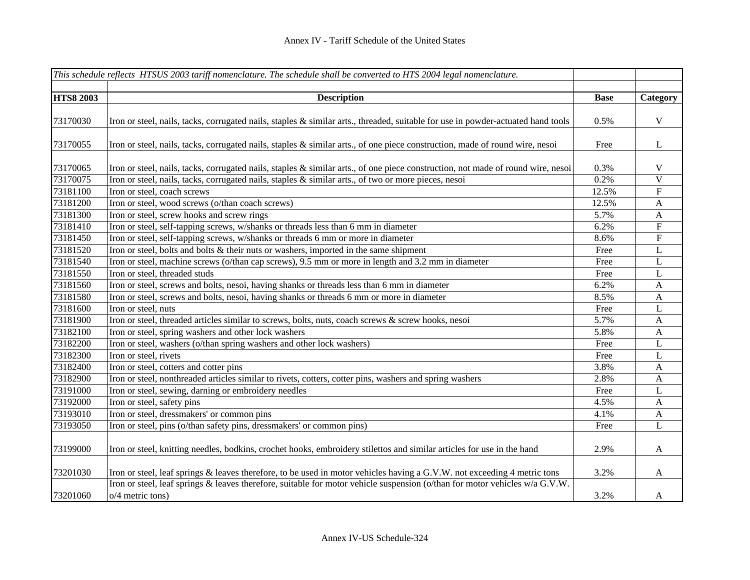| *This schedule reflects HTSUS 2003 tariff nomenclature. The schedule shall be converted to HTS 2004 legal nomenclature.* | | | |
|---|---|---|---|
| **HTS8 2003** | **Description** | **Base** | **Category** |
| 73170030 | Iron or steel, nails, tacks, corrugated nails, staples & similar arts., threaded, suitable for use in powder-actuated hand tools | 0.5% | V |
| 73170055 | Iron or steel, nails, tacks, corrugated nails, staples & similar arts., of one piece construction, made of round wire, nesoi | Free | L |
| 73170065 | Iron or steel, nails, tacks, corrugated nails, staples & similar arts., of one piece construction, not made of round wire, nesoi | 0.3% | V |
| 73170075 | Iron or steel, nails, tacks, corrugated nails, staples & similar arts., of two or more pieces, nesoi | 0.2% | V |
| 73181100 | Iron or steel, coach screws | 12.5% | F |
| 73181200 | Iron or steel, wood screws (o/than coach screws) | 12.5% | A |
| 73181300 | Iron or steel, screw hooks and screw rings | 5.7% | A |
| 73181410 | Iron or steel, self-tapping screws, w/shanks or threads less than 6 mm in diameter | 6.2% | F |
| 73181450 | Iron or steel, self-tapping screws, w/shanks or threads 6 mm or more in diameter | 8.6% | F |
| 73181520 | Iron or steel, bolts and bolts & their nuts or washers, imported in the same shipment | Free | L |
| 73181540 | Iron or steel, machine screws (o/than cap screws), 9.5 mm or more in length and 3.2 mm in diameter | Free | L |
| 73181550 | Iron or steel, threaded studs | Free | L |
| 73181560 | Iron or steel, screws and bolts, nesoi, having shanks or threads less than 6 mm in diameter | 6.2% | A |
| 73181580 | Iron or steel, screws and bolts, nesoi, having shanks or threads 6 mm or more in diameter | 8.5% | A |
| 73181600 | Iron or steel, nuts | Free | L |
| 73181900 | Iron or steel, threaded articles similar to screws, bolts, nuts, coach screws & screw hooks, nesoi | 5.7% | A |
| 73182100 | Iron or steel, spring washers and other lock washers | 5.8% | A |
| 73182200 | Iron or steel, washers (o/than spring washers and other lock washers) | Free | L |
| 73182300 | Iron or steel, rivets | Free | L |
| 73182400 | Iron or steel, cotters and cotter pins | 3.8% | A |
| 73182900 | Iron or steel, nonthreaded articles similar to rivets, cotters, cotter pins, washers and spring washers | 2.8% | A |
| 73191000 | Iron or steel, sewing, darning or embroidery needles | Free | L |
| 73192000 | Iron or steel, safety pins | 4.5% | A |
| 73193010 | Iron or steel, dressmakers' or common pins | 4.1% | A |
| 73193050 | Iron or steel, pins (o/than safety pins, dressmakers' or common pins) | Free | L |
| 73199000 | Iron or steel, knitting needles, bodkins, crochet hooks, embroidery stilettos and similar articles for use in the hand | 2.9% | A |
| 73201030 | Iron or steel, leaf springs & leaves therefore, to be used in motor vehicles having a G.V.W. not exceeding 4 metric tons | 3.2% | A |
| 73201060 | Iron or steel, leaf springs & leaves therefore, suitable for motor vehicle suspension (o/than for motor vehicles w/a G.V.W. o/4 metric tons) | 3.2% | A |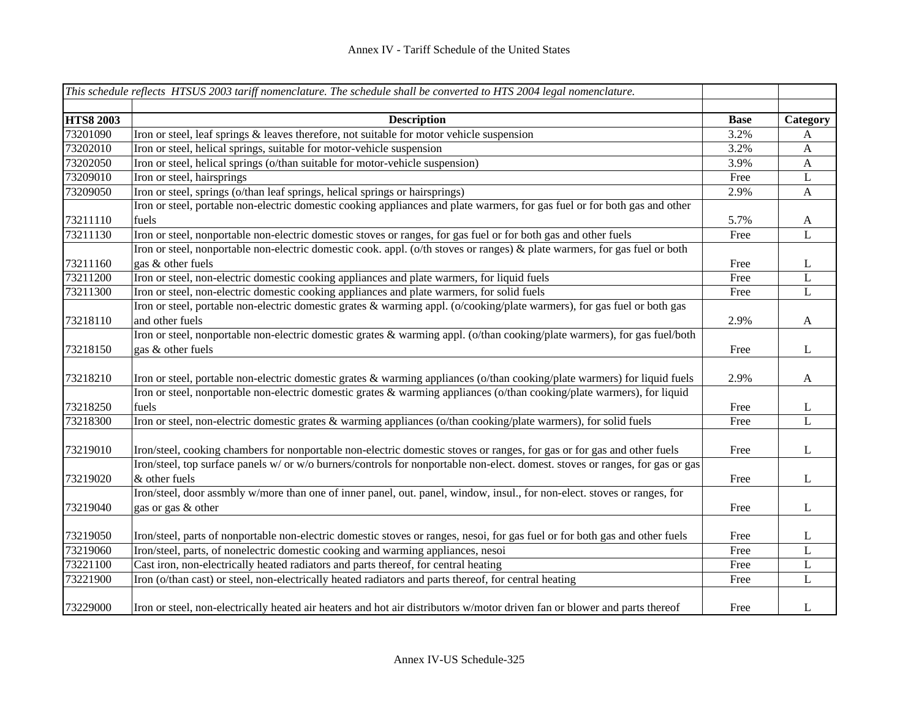| *This schedule reflects HTSUS 2003 tariff nomenclature. The schedule shall be converted to HTS 2004 legal nomenclature.* | | | |
|---|---|---|---|
| **HTS8 2003** | **Description** | **Base** | **Category** |
| 73201090 | Iron or steel, leaf springs & leaves therefore, not suitable for motor vehicle suspension | 3.2% | A |
| 73202010 | Iron or steel, helical springs, suitable for motor-vehicle suspension | 3.2% | A |
| 73202050 | Iron or steel, helical springs (o/than suitable for motor-vehicle suspension) | 3.9% | A |
| 73209010 | Iron or steel, hairsprings | Free | L |
| 73209050 | Iron or steel, springs (o/than leaf springs, helical springs or hairsprings) | 2.9% | A |
| 73211110 | Iron or steel, portable non-electric domestic cooking appliances and plate warmers, for gas fuel or for both gas and other fuels | 5.7% | A |
| 73211130 | Iron or steel, nonportable non-electric domestic stoves or ranges, for gas fuel or for both gas and other fuels | Free | L |
| 73211160 | Iron or steel, nonportable non-electric domestic cook. appl. (o/th stoves or ranges) & plate warmers, for gas fuel or both gas & other fuels | Free | L |
| 73211200 | Iron or steel, non-electric domestic cooking appliances and plate warmers, for liquid fuels | Free | L |
| 73211300 | Iron or steel, non-electric domestic cooking appliances and plate warmers, for solid fuels | Free | L |
| 73218110 | Iron or steel, portable non-electric domestic grates & warming appl. (o/cooking/plate warmers), for gas fuel or both gas and other fuels | 2.9% | A |
| 73218150 | Iron or steel, nonportable non-electric domestic grates & warming appl. (o/than cooking/plate warmers), for gas fuel/both gas & other fuels | Free | L |
| 73218210 | Iron or steel, portable non-electric domestic grates & warming appliances (o/than cooking/plate warmers) for liquid fuels | 2.9% | A |
| 73218250 | Iron or steel, nonportable non-electric domestic grates & warming appliances (o/than cooking/plate warmers), for liquid fuels | Free | L |
| 73218300 | Iron or steel, non-electric domestic grates & warming appliances (o/than cooking/plate warmers), for solid fuels | Free | L |
| 73219010 | Iron/steel, cooking chambers for nonportable non-electric domestic stoves or ranges, for gas or for gas and other fuels | Free | L |
| 73219020 | Iron/steel, top surface panels w/ or w/o burners/controls for nonportable non-elect. domest. stoves or ranges, for gas or gas & other fuels | Free | L |
| 73219040 | Iron/steel, door assmbly w/more than one of inner panel, out. panel, window, insul., for non-elect. stoves or ranges, for gas or gas & other | Free | L |
| 73219050 | Iron/steel, parts of nonportable non-electric domestic stoves or ranges, nesoi, for gas fuel or for both gas and other fuels | Free | L |
| 73219060 | Iron/steel, parts, of nonelectric domestic cooking and warming appliances, nesoi | Free | L |
| 73221100 | Cast iron, non-electrically heated radiators and parts thereof, for central heating | Free | L |
| 73221900 | Iron (o/than cast) or steel, non-electrically heated radiators and parts thereof, for central heating | Free | L |
| 73229000 | Iron or steel, non-electrically heated air heaters and hot air distributors w/motor driven fan or blower and parts thereof | Free | L |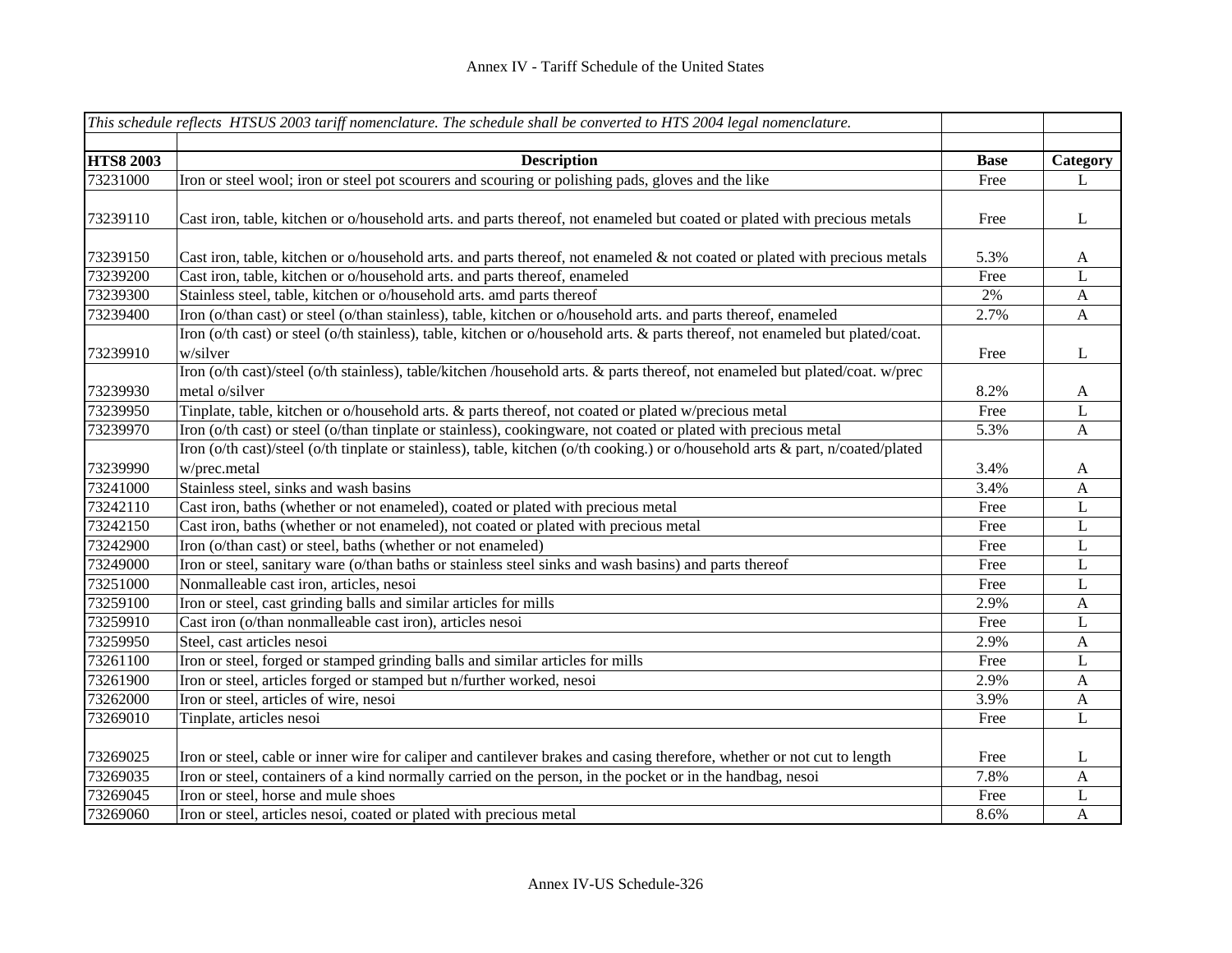# Annex IV - Tariff Schedule of the United States

| *This schedule reflects HTSUS 2003 tariff nomenclature. The schedule shall be converted to HTS 2004 legal nomenclature.* | | | |
|---|---|---|---|
| **HTS8 2003** | **Description** | **Base** | **Category** |
| 73231000 | Iron or steel wool; iron or steel pot scourers and scouring or polishing pads, gloves and the like | Free | L |
| 73239110 | Cast iron, table, kitchen or o/household arts. and parts thereof, not enameled but coated or plated with precious metals | Free | L |
| 73239150 | Cast iron, table, kitchen or o/household arts. and parts thereof, not enameled & not coated or plated with precious metals | 5.3% | A |
| 73239200 | Cast iron, table, kitchen or o/household arts. and parts thereof, enameled | Free | L |
| 73239300 | Stainless steel, table, kitchen or o/household arts. amd parts thereof | 2% | A |
| 73239400 | Iron (o/than cast) or steel (o/than stainless), table, kitchen or o/household arts. and parts thereof, enameled | 2.7% | A |
| 73239910 | Iron (o/th cast) or steel (o/th stainless), table, kitchen or o/household arts. & parts thereof, not enameled but plated/coat. w/silver | Free | L |
| 73239930 | Iron (o/th cast)/steel (o/th stainless), table/kitchen /household arts. & parts thereof, not enameled but plated/coat. w/prec metal o/silver | 8.2% | A |
| 73239950 | Tinplate, table, kitchen or o/household arts. & parts thereof, not coated or plated w/precious metal | Free | L |
| 73239970 | Iron (o/th cast) or steel (o/than tinplate or stainless), cookingware, not coated or plated with precious metal | 5.3% | A |
| 73239990 | Iron (o/th cast)/steel (o/th tinplate or stainless), table, kitchen (o/th cooking.) or o/household arts & part, n/coated/plated w/prec.metal | 3.4% | A |
| 73241000 | Stainless steel, sinks and wash basins | 3.4% | A |
| 73242110 | Cast iron, baths (whether or not enameled), coated or plated with precious metal | Free | L |
| 73242150 | Cast iron, baths (whether or not enameled), not coated or plated with precious metal | Free | L |
| 73242900 | Iron (o/than cast) or steel, baths (whether or not enameled) | Free | L |
| 73249000 | Iron or steel, sanitary ware (o/than baths or stainless steel sinks and wash basins) and parts thereof | Free | L |
| 73251000 | Nonmalleable cast iron, articles, nesoi | Free | L |
| 73259100 | Iron or steel, cast grinding balls and similar articles for mills | 2.9% | A |
| 73259910 | Cast iron (o/than nonmalleable cast iron), articles nesoi | Free | L |
| 73259950 | Steel, cast articles nesoi | 2.9% | A |
| 73261100 | Iron or steel, forged or stamped grinding balls and similar articles for mills | Free | L |
| 73261900 | Iron or steel, articles forged or stamped but n/further worked, nesoi | 2.9% | A |
| 73262000 | Iron or steel, articles of wire, nesoi | 3.9% | A |
| 73269010 | Tinplate, articles nesoi | Free | L |
| 73269025 | Iron or steel, cable or inner wire for caliper and cantilever brakes and casing therefore, whether or not cut to length | Free | L |
| 73269035 | Iron or steel, containers of a kind normally carried on the person, in the pocket or in the handbag, nesoi | 7.8% | A |
| 73269045 | Iron or steel, horse and mule shoes | Free | L |
| 73269060 | Iron or steel, articles nesoi, coated or plated with precious metal | 8.6% | A |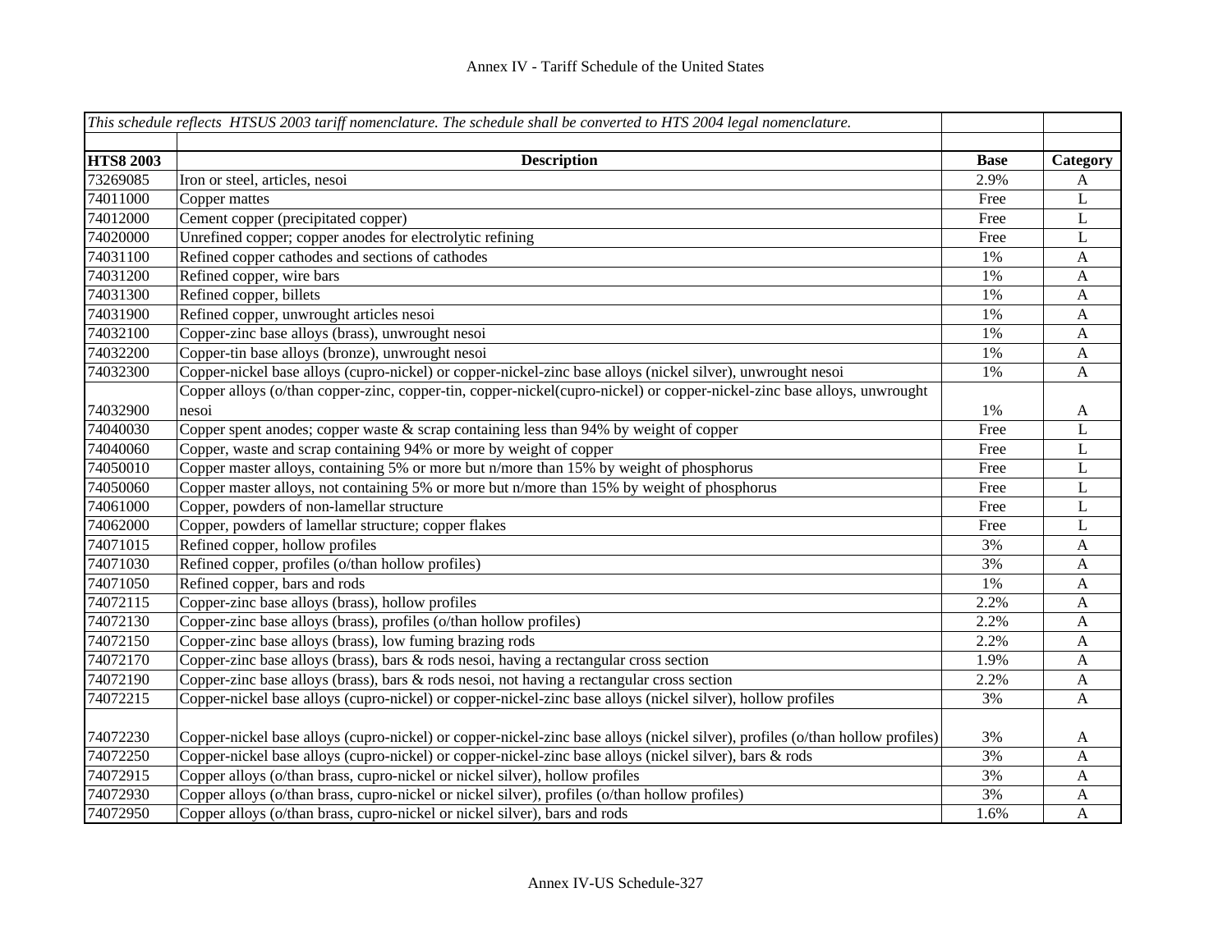| *This schedule reflects HTSUS 2003 tariff nomenclature. The schedule shall be converted to HTS 2004 legal nomenclature.* | | | |
|---|---|---|---|
| **HTS8 2003** | **Description** | **Base** | **Category** |
| 73269085 | Iron or steel, articles, nesoi | 2.9% | A |
| 74011000 | Copper mattes | Free | L |
| 74012000 | Cement copper (precipitated copper) | Free | L |
| 74020000 | Unrefined copper; copper anodes for electrolytic refining | Free | L |
| 74031100 | Refined copper cathodes and sections of cathodes | 1% | A |
| 74031200 | Refined copper, wire bars | 1% | A |
| 74031300 | Refined copper, billets | 1% | A |
| 74031900 | Refined copper, unwrought articles nesoi | 1% | A |
| 74032100 | Copper-zinc base alloys (brass), unwrought nesoi | 1% | A |
| 74032200 | Copper-tin base alloys (bronze), unwrought nesoi | 1% | A |
| 74032300 | Copper-nickel base alloys (cupro-nickel) or copper-nickel-zinc base alloys (nickel silver), unwrought nesoi | 1% | A |
| 74032900 | Copper alloys (o/than copper-zinc, copper-tin, copper-nickel(cupro-nickel) or copper-nickel-zinc base alloys, unwrought nesoi | 1% | A |
| 74040030 | Copper spent anodes; copper waste & scrap containing less than 94% by weight of copper | Free | L |
| 74040060 | Copper, waste and scrap containing 94% or more by weight of copper | Free | L |
| 74050010 | Copper master alloys, containing 5% or more but n/more than 15% by weight of phosphorus | Free | L |
| 74050060 | Copper master alloys, not containing 5% or more but n/more than 15% by weight of phosphorus | Free | L |
| 74061000 | Copper, powders of non-lamellar structure | Free | L |
| 74062000 | Copper, powders of lamellar structure; copper flakes | Free | L |
| 74071015 | Refined copper, hollow profiles | 3% | A |
| 74071030 | Refined copper, profiles (o/than hollow profiles) | 3% | A |
| 74071050 | Refined copper, bars and rods | 1% | A |
| 74072115 | Copper-zinc base alloys (brass), hollow profiles | 2.2% | A |
| 74072130 | Copper-zinc base alloys (brass), profiles (o/than hollow profiles) | 2.2% | A |
| 74072150 | Copper-zinc base alloys (brass), low fuming brazing rods | 2.2% | A |
| 74072170 | Copper-zinc base alloys (brass), bars & rods nesoi, having a rectangular cross section | 1.9% | A |
| 74072190 | Copper-zinc base alloys (brass), bars & rods nesoi, not having a rectangular cross section | 2.2% | A |
| 74072215 | Copper-nickel base alloys (cupro-nickel) or copper-nickel-zinc base alloys (nickel silver), hollow profiles | 3% | A |
| 74072230 | Copper-nickel base alloys (cupro-nickel) or copper-nickel-zinc base alloys (nickel silver), profiles (o/than hollow profiles) | 3% | A |
| 74072250 | Copper-nickel base alloys (cupro-nickel) or copper-nickel-zinc base alloys (nickel silver), bars & rods | 3% | A |
| 74072915 | Copper alloys (o/than brass, cupro-nickel or nickel silver), hollow profiles | 3% | A |
| 74072930 | Copper alloys (o/than brass, cupro-nickel or nickel silver), profiles (o/than hollow profiles) | 3% | A |
| 74072950 | Copper alloys (o/than brass, cupro-nickel or nickel silver), bars and rods | 1.6% | A |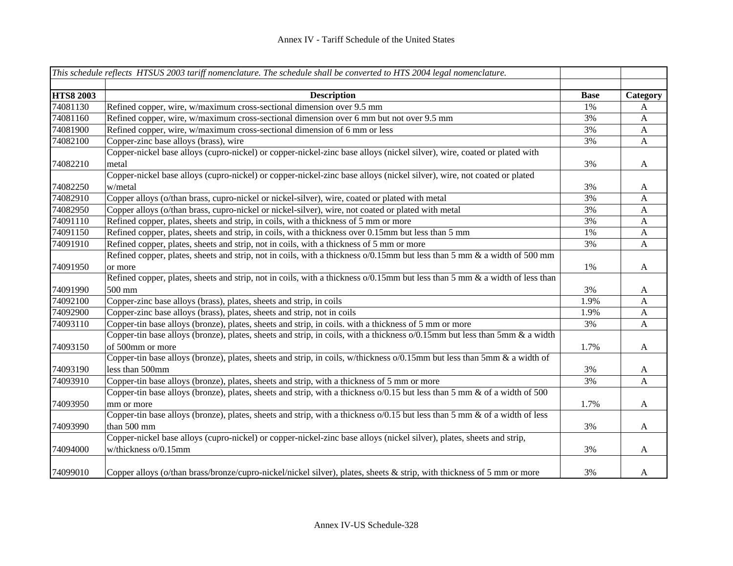| *This schedule reflects HTSUS 2003 tariff nomenclature. The schedule shall be converted to HTS 2004 legal nomenclature.* | | | |
|---|---|---|---|
| | | | |
| **HTS8 2003** | **Description** | **Base** | **Category** |
| 74081130 | Refined copper, wire, w/maximum cross-sectional dimension over 9.5 mm | 1% | A |
| 74081160 | Refined copper, wire, w/maximum cross-sectional dimension over 6 mm but not over 9.5 mm | 3% | A |
| 74081900 | Refined copper, wire, w/maximum cross-sectional dimension of 6 mm or less | 3% | A |
| 74082100 | Copper-zinc base alloys (brass), wire | 3% | A |
| 74082210 | Copper-nickel base alloys (cupro-nickel) or copper-nickel-zinc base alloys (nickel silver), wire, coated or plated with metal | 3% | A |
| 74082250 | Copper-nickel base alloys (cupro-nickel) or copper-nickel-zinc base alloys (nickel silver), wire, not coated or plated w/metal | 3% | A |
| 74082910 | Copper alloys (o/than brass, cupro-nickel or nickel-silver), wire, coated or plated with metal | 3% | A |
| 74082950 | Copper alloys (o/than brass, cupro-nickel or nickel-silver), wire, not coated or plated with metal | 3% | A |
| 74091110 | Refined copper, plates, sheets and strip, in coils, with a thickness of 5 mm or more | 3% | A |
| 74091150 | Refined copper, plates, sheets and strip, in coils, with a thickness over 0.15mm but less than 5 mm | 1% | A |
| 74091910 | Refined copper, plates, sheets and strip, not in coils, with a thickness of 5 mm or more | 3% | A |
| 74091950 | Refined copper, plates, sheets and strip, not in coils, with a thickness o/0.15mm but less than 5 mm & a width of 500 mm or more | 1% | A |
| 74091990 | Refined copper, plates, sheets and strip, not in coils, with a thickness o/0.15mm but less than 5 mm & a width of less than 500 mm | 3% | A |
| 74092100 | Copper-zinc base alloys (brass), plates, sheets and strip, in coils | 1.9% | A |
| 74092900 | Copper-zinc base alloys (brass), plates, sheets and strip, not in coils | 1.9% | A |
| 74093110 | Copper-tin base alloys (bronze), plates, sheets and strip, in coils. with a thickness of 5 mm or more | 3% | A |
| 74093150 | Copper-tin base alloys (bronze), plates, sheets and strip, in coils, with a thickness o/0.15mm but less than 5mm & a width of 500mm or more | 1.7% | A |
| 74093190 | Copper-tin base alloys (bronze), plates, sheets and strip, in coils, w/thickness o/0.15mm but less than 5mm & a width of less than 500mm | 3% | A |
| 74093910 | Copper-tin base alloys (bronze), plates, sheets and strip, with a thickness of 5 mm or more | 3% | A |
| 74093950 | Copper-tin base alloys (bronze), plates, sheets and strip, with a thickness o/0.15 but less than 5 mm & of a width of 500 mm or more | 1.7% | A |
| 74093990 | Copper-tin base alloys (bronze), plates, sheets and strip, with a thickness o/0.15 but less than 5 mm & of a width of less than 500 mm | 3% | A |
| 74094000 | Copper-nickel base alloys (cupro-nickel) or copper-nickel-zinc base alloys (nickel silver), plates, sheets and strip, w/thickness o/0.15mm | 3% | A |
| 74099010 | Copper alloys (o/than brass/bronze/cupro-nickel/nickel silver), plates, sheets & strip, with thickness of 5 mm or more | 3% | A |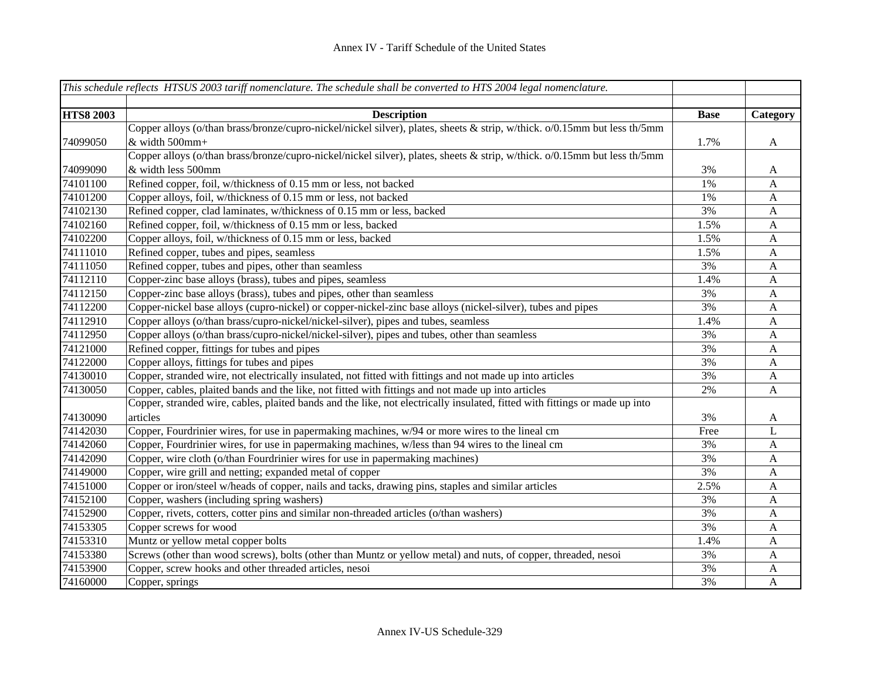Annex IV - Tariff Schedule of the United States

| *This schedule reflects HTSUS 2003 tariff nomenclature. The schedule shall be converted to HTS 2004 legal nomenclature.* | | | |
|---|---|---|---|
| **HTS8 2003** | **Description** | **Base** | **Category** |
| 74099050 | Copper alloys (o/than brass/bronze/cupro-nickel/nickel silver), plates, sheets & strip, w/thick. o/0.15mm but less th/5mm & width 500mm+ | 1.7% | A |
| 74099090 | Copper alloys (o/than brass/bronze/cupro-nickel/nickel silver), plates, sheets & strip, w/thick. o/0.15mm but less th/5mm & width less 500mm | 3% | A |
| 74101100 | Refined copper, foil, w/thickness of 0.15 mm or less, not backed | 1% | A |
| 74101200 | Copper alloys, foil, w/thickness of 0.15 mm or less, not backed | 1% | A |
| 74102130 | Refined copper, clad laminates, w/thickness of 0.15 mm or less, backed | 3% | A |
| 74102160 | Refined copper, foil, w/thickness of 0.15 mm or less, backed | 1.5% | A |
| 74102200 | Copper alloys, foil, w/thickness of 0.15 mm or less, backed | 1.5% | A |
| 74111010 | Refined copper, tubes and pipes, seamless | 1.5% | A |
| 74111050 | Refined copper, tubes and pipes, other than seamless | 3% | A |
| 74112110 | Copper-zinc base alloys (brass), tubes and pipes, seamless | 1.4% | A |
| 74112150 | Copper-zinc base alloys (brass), tubes and pipes, other than seamless | 3% | A |
| 74112200 | Copper-nickel base alloys (cupro-nickel) or copper-nickel-zinc base alloys (nickel-silver), tubes and pipes | 3% | A |
| 74112910 | Copper alloys (o/than brass/cupro-nickel/nickel-silver), pipes and tubes, seamless | 1.4% | A |
| 74112950 | Copper alloys (o/than brass/cupro-nickel/nickel-silver), pipes and tubes, other than seamless | 3% | A |
| 74121000 | Refined copper, fittings for tubes and pipes | 3% | A |
| 74122000 | Copper alloys, fittings for tubes and pipes | 3% | A |
| 74130010 | Copper, stranded wire, not electrically insulated, not fitted with fittings and not made up into articles | 3% | A |
| 74130050 | Copper, cables, plaited bands and the like, not fitted with fittings and not made up into articles | 2% | A |
| 74130090 | Copper, stranded wire, cables, plaited bands and the like, not electrically insulated, fitted with fittings or made up into articles | 3% | A |
| 74142030 | Copper, Fourdrinier wires, for use in papermaking machines, w/94 or more wires to the lineal cm | Free | L |
| 74142060 | Copper, Fourdrinier wires, for use in papermaking machines, w/less than 94 wires to the lineal cm | 3% | A |
| 74142090 | Copper, wire cloth (o/than Fourdrinier wires for use in papermaking machines) | 3% | A |
| 74149000 | Copper, wire grill and netting; expanded metal of copper | 3% | A |
| 74151000 | Copper or iron/steel w/heads of copper, nails and tacks, drawing pins, staples and similar articles | 2.5% | A |
| 74152100 | Copper, washers (including spring washers) | 3% | A |
| 74152900 | Copper, rivets, cotters, cotter pins and similar non-threaded articles (o/than washers) | 3% | A |
| 74153305 | Copper screws for wood | 3% | A |
| 74153310 | Muntz or yellow metal copper bolts | 1.4% | A |
| 74153380 | Screws (other than wood screws), bolts (other than Muntz or yellow metal) and nuts, of copper, threaded, nesoi | 3% | A |
| 74153900 | Copper, screw hooks and other threaded articles, nesoi | 3% | A |
| 74160000 | Copper, springs | 3% | A |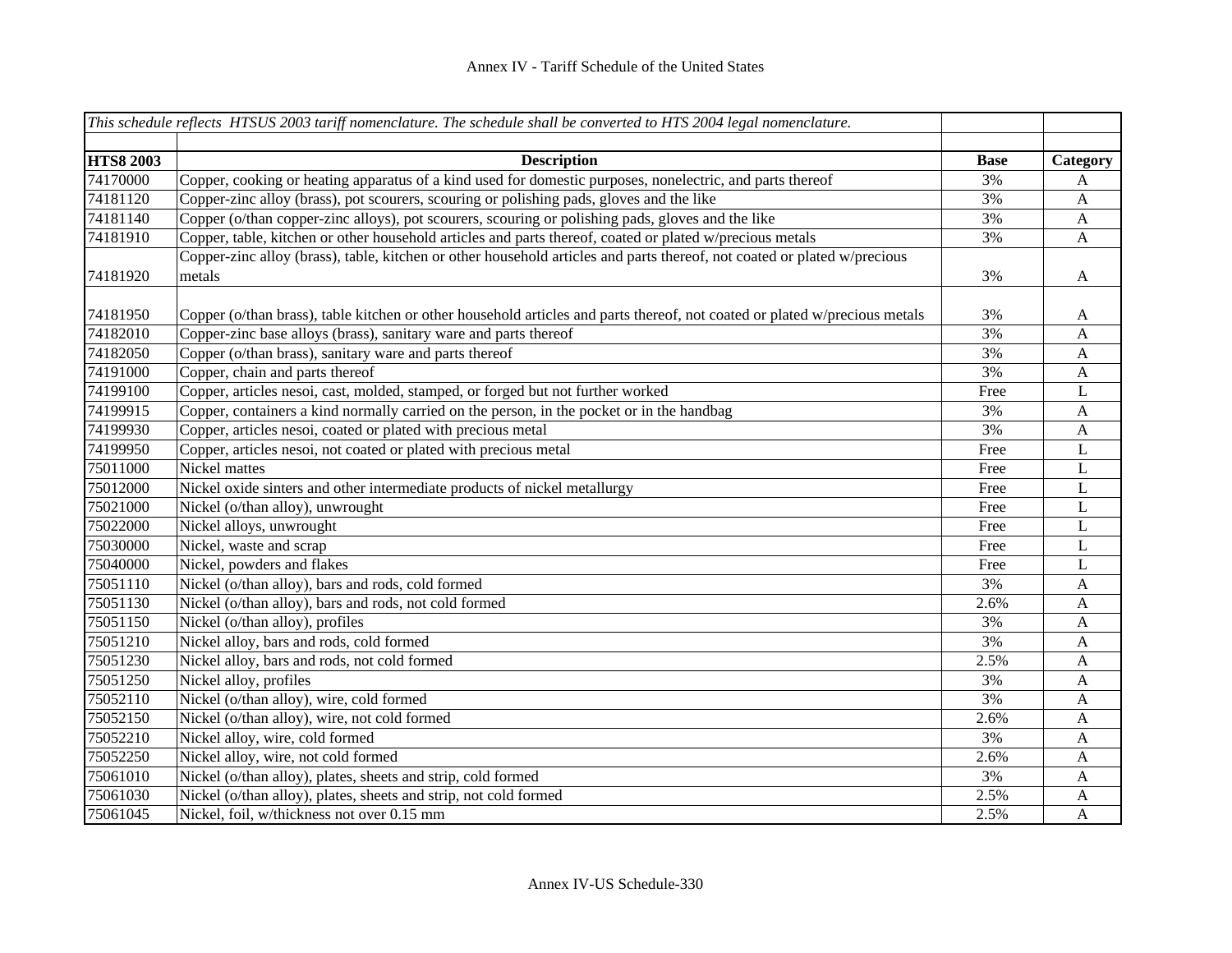| *This schedule reflects HTSUS 2003 tariff nomenclature. The schedule shall be converted to HTS 2004 legal nomenclature.* | | | |
|---|---|---|---|
| | | | |
| **HTS8 2003** | **Description** | **Base** | **Category** |
| 74170000 | Copper, cooking or heating apparatus of a kind used for domestic purposes, nonelectric, and parts thereof | 3% | A |
| 74181120 | Copper-zinc alloy (brass), pot scourers, scouring or polishing pads, gloves and the like | 3% | A |
| 74181140 | Copper (o/than copper-zinc alloys), pot scourers, scouring or polishing pads, gloves and the like | 3% | A |
| 74181910 | Copper, table, kitchen or other household articles and parts thereof, coated or plated w/precious metals | 3% | A |
| 74181920 | Copper-zinc alloy (brass), table, kitchen or other household articles and parts thereof, not coated or plated w/precious metals | 3% | A |
| 74181950 | Copper (o/than brass), table kitchen or other household articles and parts thereof, not coated or plated w/precious metals | 3% | A |
| 74182010 | Copper-zinc base alloys (brass), sanitary ware and parts thereof | 3% | A |
| 74182050 | Copper (o/than brass), sanitary ware and parts thereof | 3% | A |
| 74191000 | Copper, chain and parts thereof | 3% | A |
| 74199100 | Copper, articles nesoi, cast, molded, stamped, or forged but not further worked | Free | L |
| 74199915 | Copper, containers a kind normally carried on the person, in the pocket or in the handbag | 3% | A |
| 74199930 | Copper, articles nesoi, coated or plated with precious metal | 3% | A |
| 74199950 | Copper, articles nesoi, not coated or plated with precious metal | Free | L |
| 75011000 | Nickel mattes | Free | L |
| 75012000 | Nickel oxide sinters and other intermediate products of nickel metallurgy | Free | L |
| 75021000 | Nickel (o/than alloy), unwrought | Free | L |
| 75022000 | Nickel alloys, unwrought | Free | L |
| 75030000 | Nickel, waste and scrap | Free | L |
| 75040000 | Nickel, powders and flakes | Free | L |
| 75051110 | Nickel (o/than alloy), bars and rods, cold formed | 3% | A |
| 75051130 | Nickel (o/than alloy), bars and rods, not cold formed | 2.6% | A |
| 75051150 | Nickel (o/than alloy), profiles | 3% | A |
| 75051210 | Nickel alloy, bars and rods, cold formed | 3% | A |
| 75051230 | Nickel alloy, bars and rods, not cold formed | 2.5% | A |
| 75051250 | Nickel alloy, profiles | 3% | A |
| 75052110 | Nickel (o/than alloy), wire, cold formed | 3% | A |
| 75052150 | Nickel (o/than alloy), wire, not cold formed | 2.6% | A |
| 75052210 | Nickel alloy, wire, cold formed | 3% | A |
| 75052250 | Nickel alloy, wire, not cold formed | 2.6% | A |
| 75061010 | Nickel (o/than alloy), plates, sheets and strip, cold formed | 3% | A |
| 75061030 | Nickel (o/than alloy), plates, sheets and strip, not cold formed | 2.5% | A |
| 75061045 | Nickel, foil, w/thickness not over 0.15 mm | 2.5% | A |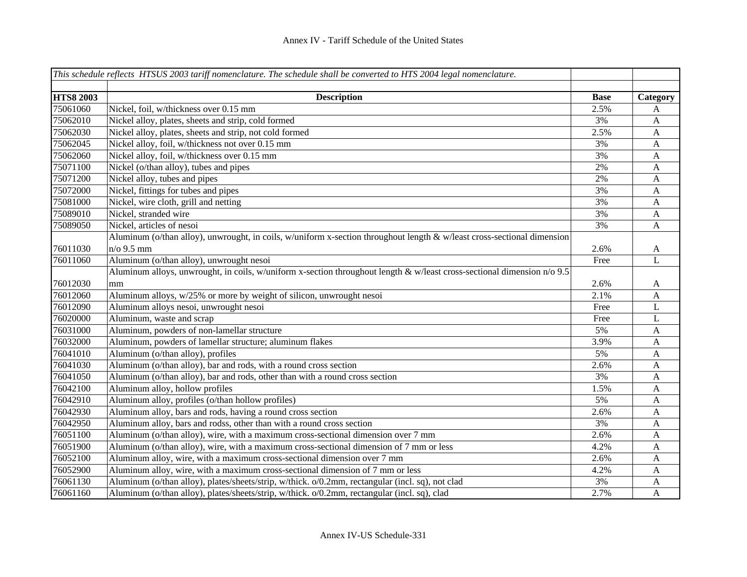# Annex IV - Tariff Schedule of the United States

| *This schedule reflects HTSUS 2003 tariff nomenclature. The schedule shall be converted to HTS 2004 legal nomenclature.* | | | |
|---|---|---|---|
| **HTS8 2003** | **Description** | **Base** | **Category** |
| 75061060 | Nickel, foil, w/thickness over 0.15 mm | 2.5% | A |
| 75062010 | Nickel alloy, plates, sheets and strip, cold formed | 3% | A |
| 75062030 | Nickel alloy, plates, sheets and strip, not cold formed | 2.5% | A |
| 75062045 | Nickel alloy, foil, w/thickness not over 0.15 mm | 3% | A |
| 75062060 | Nickel alloy, foil, w/thickness over 0.15 mm | 3% | A |
| 75071100 | Nickel (o/than alloy), tubes and pipes | 2% | A |
| 75071200 | Nickel alloy, tubes and pipes | 2% | A |
| 75072000 | Nickel, fittings for tubes and pipes | 3% | A |
| 75081000 | Nickel, wire cloth, grill and netting | 3% | A |
| 75089010 | Nickel, stranded wire | 3% | A |
| 75089050 | Nickel, articles of nesoi | 3% | A |
| 76011030 | Aluminum (o/than alloy), unwrought, in coils, w/uniform x-section throughout length & w/least cross-sectional dimension n/o 9.5 mm | 2.6% | A |
| 76011060 | Aluminum (o/than alloy), unwrought nesoi | Free | L |
| 76012030 | Aluminum alloys, unwrought, in coils, w/uniform x-section throughout length & w/least cross-sectional dimension n/o 9.5 mm | 2.6% | A |
| 76012060 | Aluminum alloys, w/25% or more by weight of silicon, unwrought nesoi | 2.1% | A |
| 76012090 | Aluminum alloys nesoi, unwrought nesoi | Free | L |
| 76020000 | Aluminum, waste and scrap | Free | L |
| 76031000 | Aluminum, powders of non-lamellar structure | 5% | A |
| 76032000 | Aluminum, powders of lamellar structure; aluminum flakes | 3.9% | A |
| 76041010 | Aluminum (o/than alloy), profiles | 5% | A |
| 76041030 | Aluminum (o/than alloy), bar and rods, with a round cross section | 2.6% | A |
| 76041050 | Aluminum (o/than alloy), bar and rods, other than with a round cross section | 3% | A |
| 76042100 | Aluminum alloy, hollow profiles | 1.5% | A |
| 76042910 | Aluminum alloy, profiles (o/than hollow profiles) | 5% | A |
| 76042930 | Aluminum alloy, bars and rods, having a round cross section | 2.6% | A |
| 76042950 | Aluminum alloy, bars and rodss, other than with a round cross section | 3% | A |
| 76051100 | Aluminum (o/than alloy), wire, with a maximum cross-sectional dimension over 7 mm | 2.6% | A |
| 76051900 | Aluminum (o/than alloy), wire, with a maximum cross-sectional dimension of 7 mm or less | 4.2% | A |
| 76052100 | Aluminum alloy, wire, with a maximum cross-sectional dimension over 7 mm | 2.6% | A |
| 76052900 | Aluminum alloy, wire, with a maximum cross-sectional dimension of 7 mm or less | 4.2% | A |
| 76061130 | Aluminum (o/than alloy), plates/sheets/strip, w/thick. o/0.2mm, rectangular (incl. sq), not clad | 3% | A |
| 76061160 | Aluminum (o/than alloy), plates/sheets/strip, w/thick. o/0.2mm, rectangular (incl. sq), clad | 2.7% | A |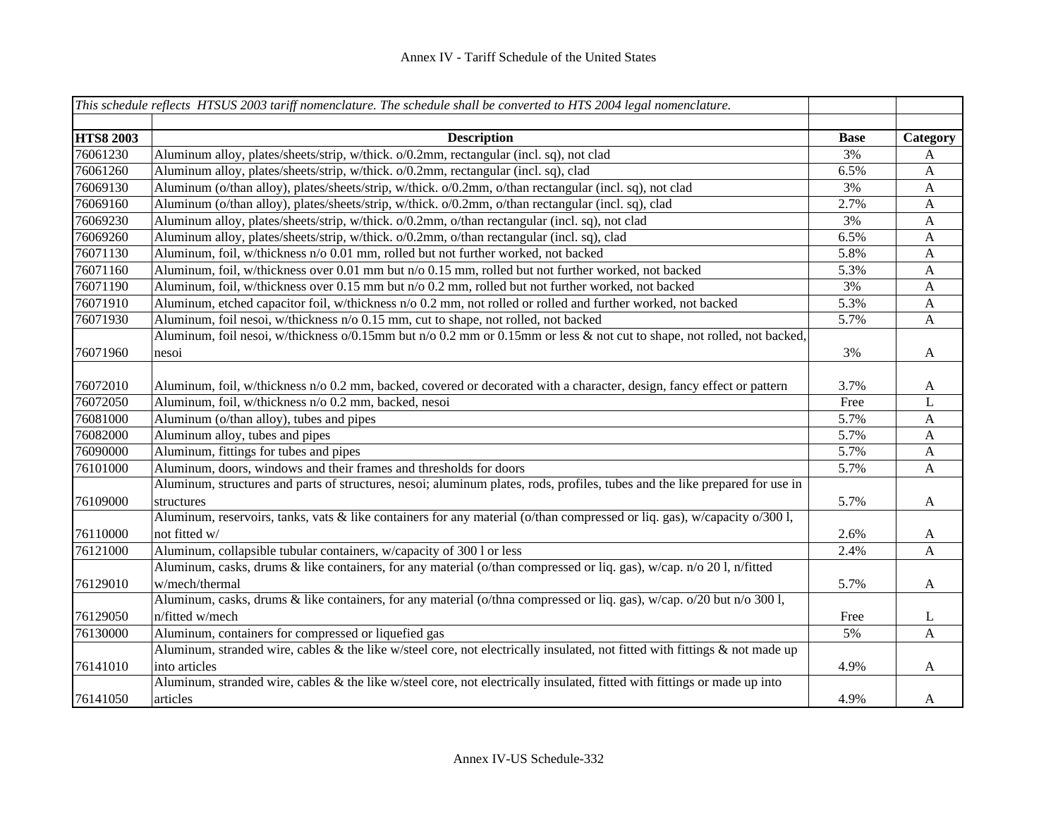Annex IV - Tariff Schedule of the United States

| *This schedule reflects HTSUS 2003 tariff nomenclature. The schedule shall be converted to HTS 2004 legal nomenclature.* | | | |
|---|---|---|---|
| | | | |
| **HTS8 2003** | **Description** | **Base** | **Category** |
| 76061230 | Aluminum alloy, plates/sheets/strip, w/thick. o/0.2mm, rectangular (incl. sq), not clad | 3% | A |
| 76061260 | Aluminum alloy, plates/sheets/strip, w/thick. o/0.2mm, rectangular (incl. sq), clad | 6.5% | A |
| 76069130 | Aluminum (o/than alloy), plates/sheets/strip, w/thick. o/0.2mm, o/than rectangular (incl. sq), not clad | 3% | A |
| 76069160 | Aluminum (o/than alloy), plates/sheets/strip, w/thick. o/0.2mm, o/than rectangular (incl. sq), clad | 2.7% | A |
| 76069230 | Aluminum alloy, plates/sheets/strip, w/thick. o/0.2mm, o/than rectangular (incl. sq), not clad | 3% | A |
| 76069260 | Aluminum alloy, plates/sheets/strip, w/thick. o/0.2mm, o/than rectangular (incl. sq), clad | 6.5% | A |
| 76071130 | Aluminum, foil, w/thickness n/o 0.01 mm, rolled but not further worked, not backed | 5.8% | A |
| 76071160 | Aluminum, foil, w/thickness over 0.01 mm but n/o 0.15 mm, rolled but not further worked, not backed | 5.3% | A |
| 76071190 | Aluminum, foil, w/thickness over 0.15 mm but n/o 0.2 mm, rolled but not further worked, not backed | 3% | A |
| 76071910 | Aluminum, etched capacitor foil, w/thickness n/o 0.2 mm, not rolled or rolled and further worked, not backed | 5.3% | A |
| 76071930 | Aluminum, foil nesoi, w/thickness n/o 0.15 mm, cut to shape, not rolled, not backed | 5.7% | A |
| 76071960 | Aluminum, foil nesoi, w/thickness o/0.15mm but n/o 0.2 mm or 0.15mm or less & not cut to shape, not rolled, not backed, nesoi | 3% | A |
| 76072010 | Aluminum, foil, w/thickness n/o 0.2 mm, backed, covered or decorated with a character, design, fancy effect or pattern | 3.7% | A |
| 76072050 | Aluminum, foil, w/thickness n/o 0.2 mm, backed, nesoi | Free | L |
| 76081000 | Aluminum (o/than alloy), tubes and pipes | 5.7% | A |
| 76082000 | Aluminum alloy, tubes and pipes | 5.7% | A |
| 76090000 | Aluminum, fittings for tubes and pipes | 5.7% | A |
| 76101000 | Aluminum, doors, windows and their frames and thresholds for doors | 5.7% | A |
| 76109000 | Aluminum, structures and parts of structures, nesoi; aluminum plates, rods, profiles, tubes and the like prepared for use in structures | 5.7% | A |
| 76110000 | Aluminum, reservoirs, tanks, vats & like containers for any material (o/than compressed or liq. gas), w/capacity o/300 l, not fitted w/ | 2.6% | A |
| 76121000 | Aluminum, collapsible tubular containers, w/capacity of 300 l or less | 2.4% | A |
| 76129010 | Aluminum, casks, drums & like containers, for any material (o/than compressed or liq. gas), w/cap. n/o 20 l, n/fitted w/mech/thermal | 5.7% | A |
| 76129050 | Aluminum, casks, drums & like containers, for any material (o/thna compressed or liq. gas), w/cap. o/20 but n/o 300 l, n/fitted w/mech | Free | L |
| 76130000 | Aluminum, containers for compressed or liquefied gas | 5% | A |
| 76141010 | Aluminum, stranded wire, cables & the like w/steel core, not electrically insulated, not fitted with fittings & not made up into articles | 4.9% | A |
| 76141050 | Aluminum, stranded wire, cables & the like w/steel core, not electrically insulated, fitted with fittings or made up into articles | 4.9% | A |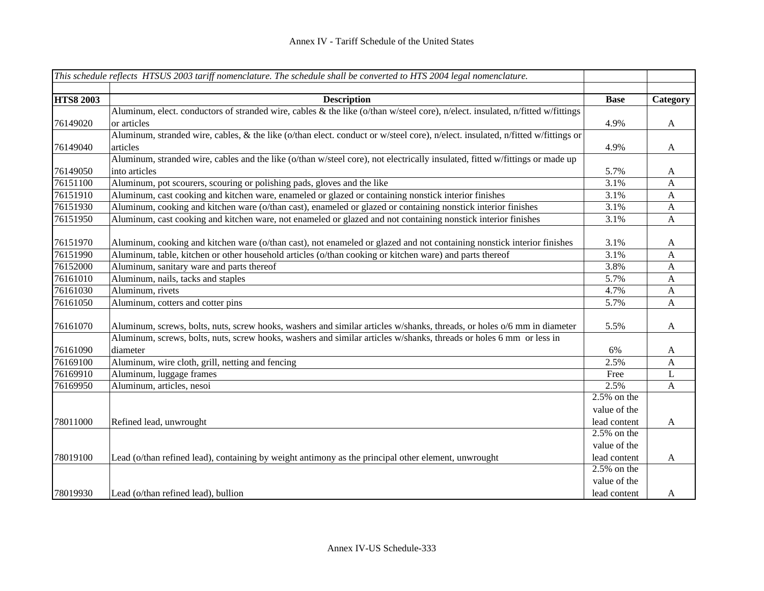| *This schedule reflects HTSUS 2003 tariff nomenclature. The schedule shall be converted to HTS 2004 legal nomenclature.* | | | |
|---|---|---|---|
| **HTS8 2003** | **Description** | **Base** | **Category** |
| 76149020 | Aluminum, elect. conductors of stranded wire, cables & the like (o/than w/steel core), n/elect. insulated, n/fitted w/fittings or articles | 4.9% | A |
| 76149040 | Aluminum, stranded wire, cables, & the like (o/than elect. conduct or w/steel core), n/elect. insulated, n/fitted w/fittings or articles | 4.9% | A |
| 76149050 | Aluminum, stranded wire, cables and the like (o/than w/steel core), not electrically insulated, fitted w/fittings or made up into articles | 5.7% | A |
| 76151100 | Aluminum, pot scourers, scouring or polishing pads, gloves and the like | 3.1% | A |
| 76151910 | Aluminum, cast cooking and kitchen ware, enameled or glazed or containing nonstick interior finishes | 3.1% | A |
| 76151930 | Aluminum, cooking and kitchen ware (o/than cast), enameled or glazed or containing nonstick interior finishes | 3.1% | A |
| 76151950 | Aluminum, cast cooking and kitchen ware, not enameled or glazed and not containing nonstick interior finishes | 3.1% | A |
| 76151970 | Aluminum, cooking and kitchen ware (o/than cast), not enameled or glazed and not containing nonstick interior finishes | 3.1% | A |
| 76151990 | Aluminum, table, kitchen or other household articles (o/than cooking or kitchen ware) and parts thereof | 3.1% | A |
| 76152000 | Aluminum, sanitary ware and parts thereof | 3.8% | A |
| 76161010 | Aluminum, nails, tacks and staples | 5.7% | A |
| 76161030 | Aluminum, rivets | 4.7% | A |
| 76161050 | Aluminum, cotters and cotter pins | 5.7% | A |
| 76161070 | Aluminum, screws, bolts, nuts, screw hooks, washers and similar articles w/shanks, threads, or holes o/6 mm in diameter | 5.5% | A |
| 76161090 | Aluminum, screws, bolts, nuts, screw hooks, washers and similar articles w/shanks, threads or holes 6 mm or less in diameter | 6% | A |
| 76169100 | Aluminum, wire cloth, grill, netting and fencing | 2.5% | A |
| 76169910 | Aluminum, luggage frames | Free | L |
| 76169950 | Aluminum, articles, nesoi | 2.5% | A |
| 78011000 | Refined lead, unwrought | 2.5% on the value of the lead content | A |
| 78019100 | Lead (o/than refined lead), containing by weight antimony as the principal other element, unwrought | 2.5% on the value of the lead content | A |
| 78019930 | Lead (o/than refined lead), bullion | 2.5% on the value of the lead content | A |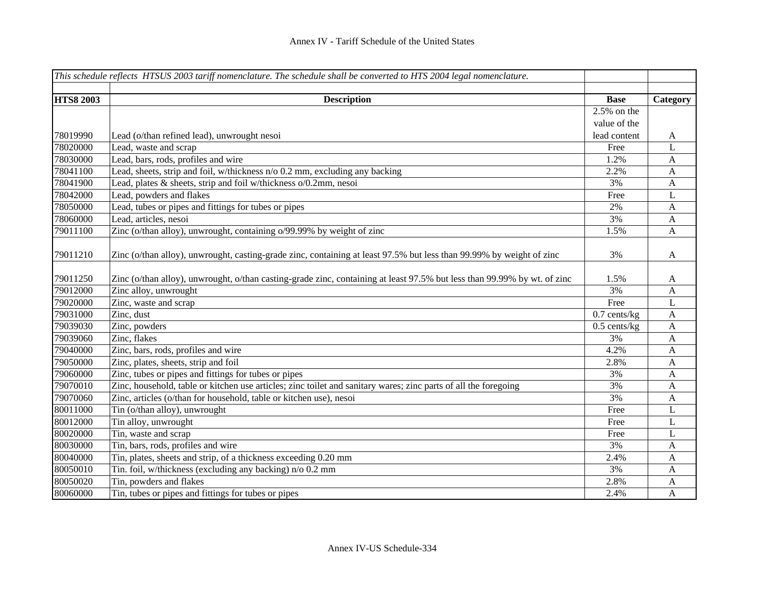Annex IV - Tariff Schedule of the United States

| *This schedule reflects HTSUS 2003 tariff nomenclature. The schedule shall be converted to HTS 2004 legal nomenclature.* | | | |
|---|---|---|---|
| | | | |
| **HTS8 2003** | **Description** | **Base** | **Category** |
| 78019990 | Lead (o/than refined lead), unwrought nesoi | 2.5% on the value of the lead content | A |
| 78020000 | Lead, waste and scrap | Free | L |
| 78030000 | Lead, bars, rods, profiles and wire | 1.2% | A |
| 78041100 | Lead, sheets, strip and foil, w/thickness n/o 0.2 mm, excluding any backing | 2.2% | A |
| 78041900 | Lead, plates & sheets, strip and foil w/thickness o/0.2mm, nesoi | 3% | A |
| 78042000 | Lead, powders and flakes | Free | L |
| 78050000 | Lead, tubes or pipes and fittings for tubes or pipes | 2% | A |
| 78060000 | Lead, articles, nesoi | 3% | A |
| 79011100 | Zinc (o/than alloy), unwrought, containing o/99.99% by weight of zinc | 1.5% | A |
| 79011210 | Zinc (o/than alloy), unwrought, casting-grade zinc, containing at least 97.5% but less than 99.99% by weight of zinc | 3% | A |
| 79011250 | Zinc (o/than alloy), unwrought, o/than casting-grade zinc, containing at least 97.5% but less than 99.99% by wt. of zinc | 1.5% | A |
| 79012000 | Zinc alloy, unwrought | 3% | A |
| 79020000 | Zinc, waste and scrap | Free | L |
| 79031000 | Zinc, dust | 0.7 cents/kg | A |
| 79039030 | Zinc, powders | 0.5 cents/kg | A |
| 79039060 | Zinc, flakes | 3% | A |
| 79040000 | Zinc, bars, rods, profiles and wire | 4.2% | A |
| 79050000 | Zinc, plates, sheets, strip and foil | 2.8% | A |
| 79060000 | Zinc, tubes or pipes and fittings for tubes or pipes | 3% | A |
| 79070010 | Zinc, household, table or kitchen use articles; zinc toilet and sanitary wares; zinc parts of all the foregoing | 3% | A |
| 79070060 | Zinc, articles (o/than for household, table or kitchen use), nesoi | 3% | A |
| 80011000 | Tin (o/than alloy), unwrought | Free | L |
| 80012000 | Tin alloy, unwrought | Free | L |
| 80020000 | Tin, waste and scrap | Free | L |
| 80030000 | Tin, bars, rods, profiles and wire | 3% | A |
| 80040000 | Tin, plates, sheets and strip, of a thickness exceeding 0.20 mm | 2.4% | A |
| 80050010 | Tin. foil, w/thickness (excluding any backing) n/o 0.2 mm | 3% | A |
| 80050020 | Tin, powders and flakes | 2.8% | A |
| 80060000 | Tin, tubes or pipes and fittings for tubes or pipes | 2.4% | A |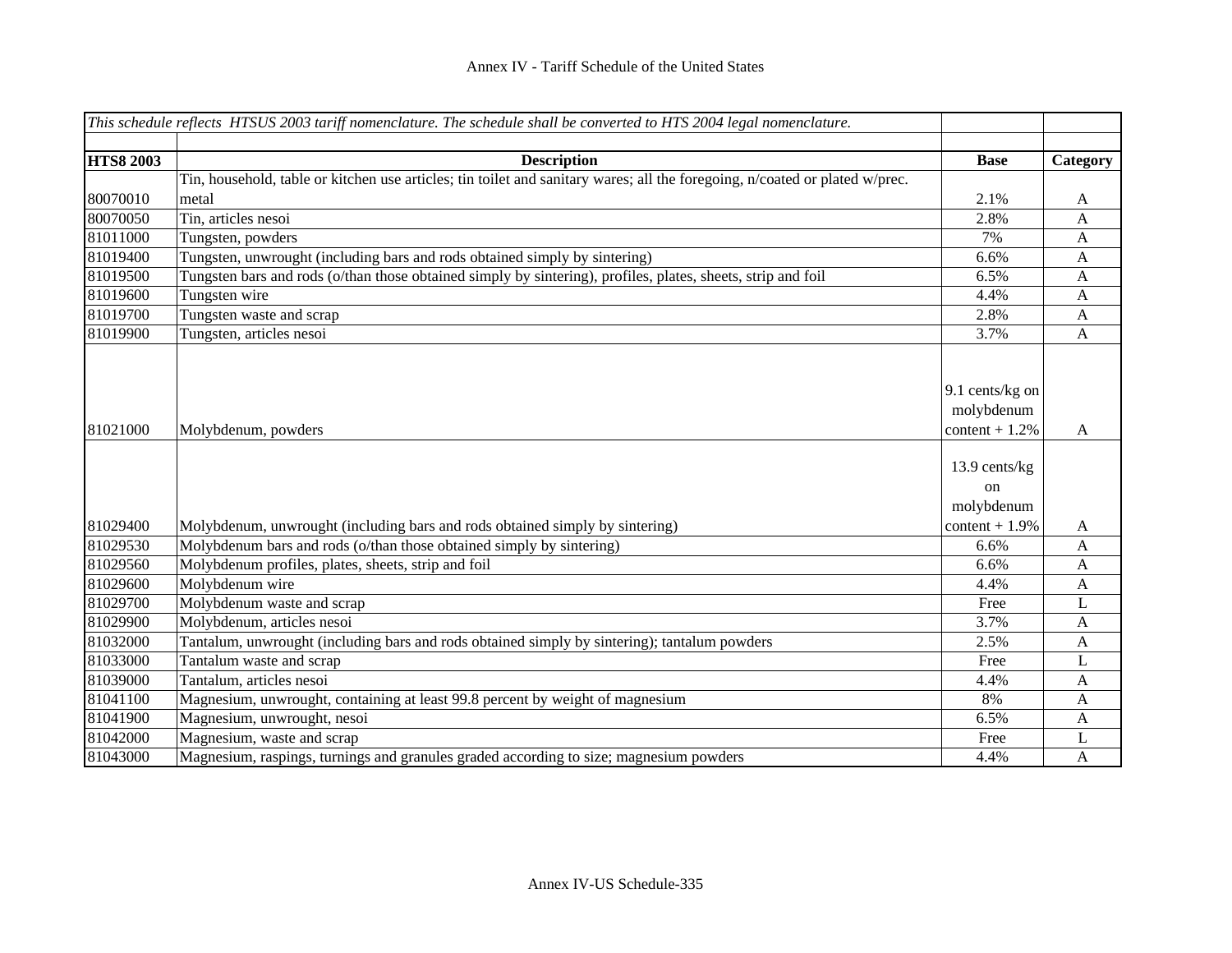Annex IV - Tariff Schedule of the United States

| *This schedule reflects HTSUS 2003 tariff nomenclature. The schedule shall be converted to HTS 2004 legal nomenclature.* | | | |
|---|---|---|---|
| | | | |
| **HTS8 2003** | **Description** | **Base** | **Category** |
| 80070010 | Tin, household, table or kitchen use articles; tin toilet and sanitary wares; all the foregoing, n/coated or plated w/prec. metal | 2.1% | A |
| 80070050 | Tin, articles nesoi | 2.8% | A |
| 81011000 | Tungsten, powders | 7% | A |
| 81019400 | Tungsten, unwrought (including bars and rods obtained simply by sintering) | 6.6% | A |
| 81019500 | Tungsten bars and rods (o/than those obtained simply by sintering), profiles, plates, sheets, strip and foil | 6.5% | A |
| 81019600 | Tungsten wire | 4.4% | A |
| 81019700 | Tungsten waste and scrap | 2.8% | A |
| 81019900 | Tungsten, articles nesoi | 3.7% | A |
| 81021000 | Molybdenum, powders | 9.1 cents/kg on molybdenum content + 1.2% | A |
| 81029400 | Molybdenum, unwrought (including bars and rods obtained simply by sintering) | 13.9 cents/kg on molybdenum content + 1.9% | A |
| 81029530 | Molybdenum bars and rods (o/than those obtained simply by sintering) | 6.6% | A |
| 81029560 | Molybdenum profiles, plates, sheets, strip and foil | 6.6% | A |
| 81029600 | Molybdenum wire | 4.4% | A |
| 81029700 | Molybdenum waste and scrap | Free | L |
| 81029900 | Molybdenum, articles nesoi | 3.7% | A |
| 81032000 | Tantalum, unwrought (including bars and rods obtained simply by sintering); tantalum powders | 2.5% | A |
| 81033000 | Tantalum waste and scrap | Free | L |
| 81039000 | Tantalum, articles nesoi | 4.4% | A |
| 81041100 | Magnesium, unwrought, containing at least 99.8 percent by weight of magnesium | 8% | A |
| 81041900 | Magnesium, unwrought, nesoi | 6.5% | A |
| 81042000 | Magnesium, waste and scrap | Free | L |
| 81043000 | Magnesium, raspings, turnings and granules graded according to size; magnesium powders | 4.4% | A |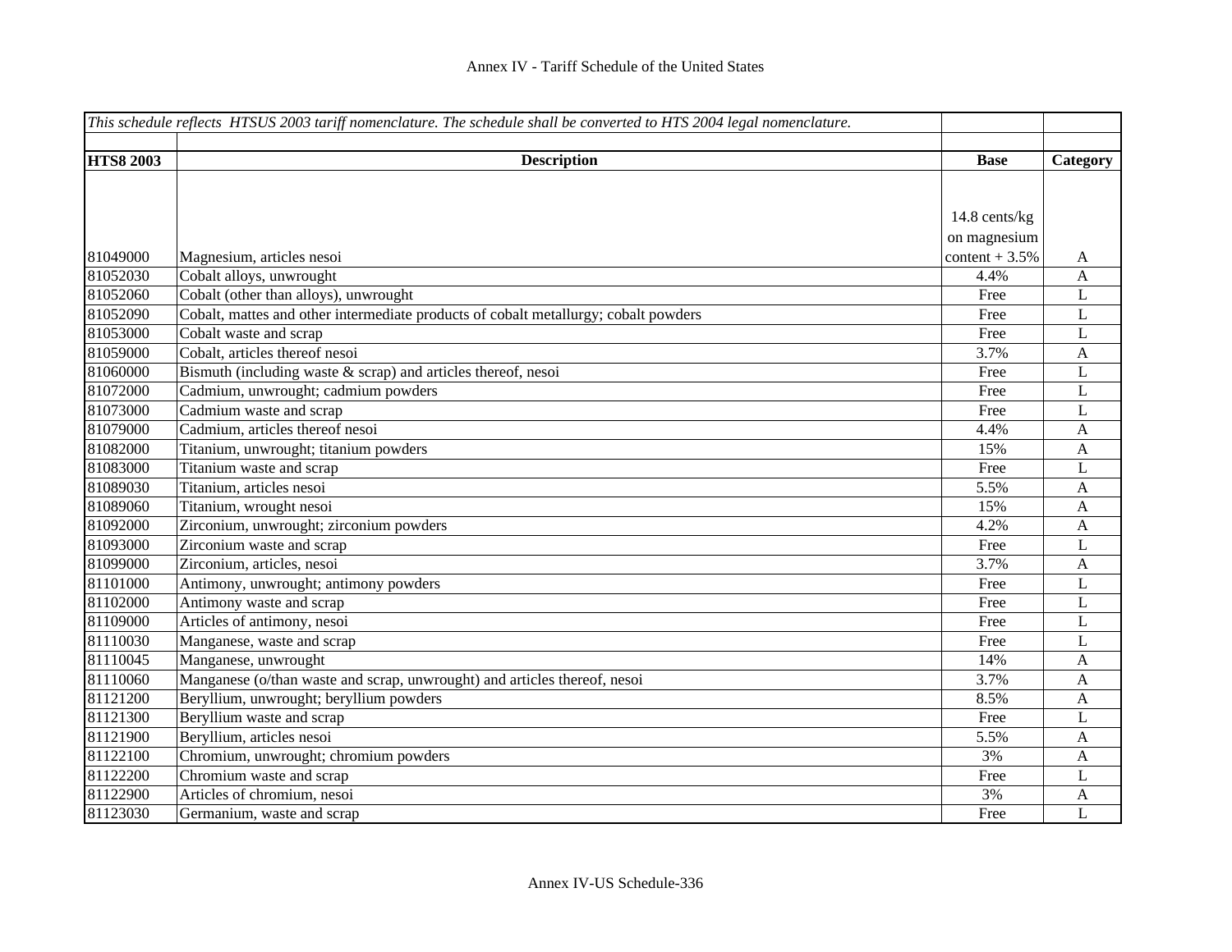| This schedule reflects HTSUS 2003 tariff nomenclature. The schedule shall be converted to HTS 2004 legal nomenclature. | | | |
|---|---|---|---|
| **HTS8 2003** | **Description** | **Base** | **Category** |
| 81049000 | Magnesium, articles nesoi | 14.8 cents/kg on magnesium content + 3.5% | A |
| 81052030 | Cobalt alloys, unwrought | 4.4% | A |
| 81052060 | Cobalt (other than alloys), unwrought | Free | L |
| 81052090 | Cobalt, mattes and other intermediate products of cobalt metallurgy; cobalt powders | Free | L |
| 81053000 | Cobalt waste and scrap | Free | L |
| 81059000 | Cobalt, articles thereof nesoi | 3.7% | A |
| 81060000 | Bismuth (including waste & scrap) and articles thereof, nesoi | Free | L |
| 81072000 | Cadmium, unwrought; cadmium powders | Free | L |
| 81073000 | Cadmium waste and scrap | Free | L |
| 81079000 | Cadmium, articles thereof nesoi | 4.4% | A |
| 81082000 | Titanium, unwrought; titanium powders | 15% | A |
| 81083000 | Titanium waste and scrap | Free | L |
| 81089030 | Titanium, articles nesoi | 5.5% | A |
| 81089060 | Titanium, wrought nesoi | 15% | A |
| 81092000 | Zirconium, unwrought; zirconium powders | 4.2% | A |
| 81093000 | Zirconium waste and scrap | Free | L |
| 81099000 | Zirconium, articles, nesoi | 3.7% | A |
| 81101000 | Antimony, unwrought; antimony powders | Free | L |
| 81102000 | Antimony waste and scrap | Free | L |
| 81109000 | Articles of antimony, nesoi | Free | L |
| 81110030 | Manganese, waste and scrap | Free | L |
| 81110045 | Manganese, unwrought | 14% | A |
| 81110060 | Manganese (o/than waste and scrap, unwrought) and articles thereof, nesoi | 3.7% | A |
| 81121200 | Beryllium, unwrought; beryllium powders | 8.5% | A |
| 81121300 | Beryllium waste and scrap | Free | L |
| 81121900 | Beryllium, articles nesoi | 5.5% | A |
| 81122100 | Chromium, unwrought; chromium powders | 3% | A |
| 81122200 | Chromium waste and scrap | Free | L |
| 81122900 | Articles of chromium, nesoi | 3% | A |
| 81123030 | Germanium, waste and scrap | Free | L |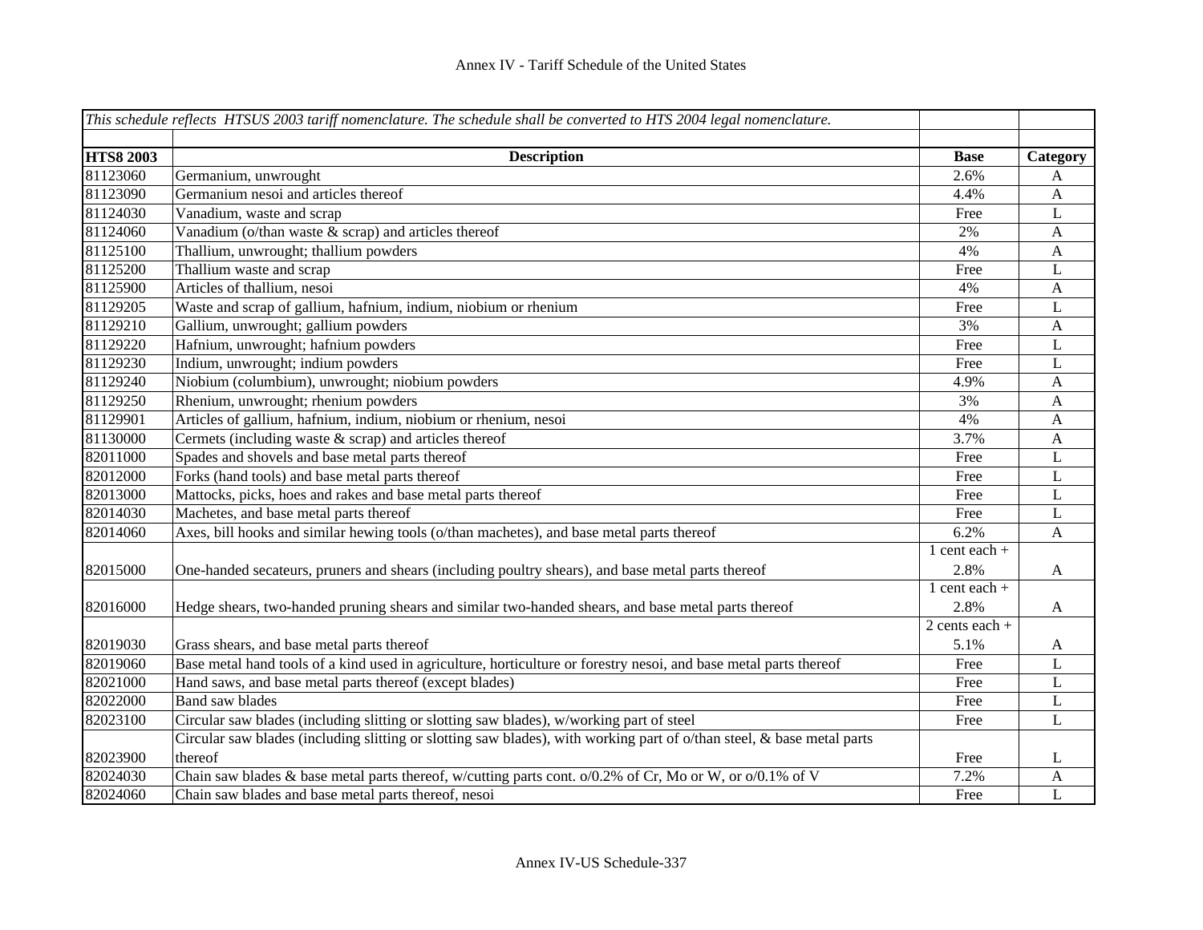| *This schedule reflects HTSUS 2003 tariff nomenclature. The schedule shall be converted to HTS 2004 legal nomenclature.* | | | |
|---|---|---|---|
| | | | |
| **HTS8 2003** | **Description** | **Base** | **Category** |
| 81123060 | Germanium, unwrought | 2.6% | A |
| 81123090 | Germanium nesoi and articles thereof | 4.4% | A |
| 81124030 | Vanadium, waste and scrap | Free | L |
| 81124060 | Vanadium (o/than waste & scrap) and articles thereof | 2% | A |
| 81125100 | Thallium, unwrought; thallium powders | 4% | A |
| 81125200 | Thallium waste and scrap | Free | L |
| 81125900 | Articles of thallium, nesoi | 4% | A |
| 81129205 | Waste and scrap of gallium, hafnium, indium, niobium or rhenium | Free | L |
| 81129210 | Gallium, unwrought; gallium powders | 3% | A |
| 81129220 | Hafnium, unwrought; hafnium powders | Free | L |
| 81129230 | Indium, unwrought; indium powders | Free | L |
| 81129240 | Niobium (columbium), unwrought; niobium powders | 4.9% | A |
| 81129250 | Rhenium, unwrought; rhenium powders | 3% | A |
| 81129901 | Articles of gallium, hafnium, indium, niobium or rhenium, nesoi | 4% | A |
| 81130000 | Cermets (including waste & scrap) and articles thereof | 3.7% | A |
| 82011000 | Spades and shovels and base metal parts thereof | Free | L |
| 82012000 | Forks (hand tools) and base metal parts thereof | Free | L |
| 82013000 | Mattocks, picks, hoes and rakes and base metal parts thereof | Free | L |
| 82014030 | Machetes, and base metal parts thereof | Free | L |
| 82014060 | Axes, bill hooks and similar hewing tools (o/than machetes), and base metal parts thereof | 6.2% | A |
| 82015000 | One-handed secateurs, pruners and shears (including poultry shears), and base metal parts thereof | 1 cent each + 2.8% | A |
| 82016000 | Hedge shears, two-handed pruning shears and similar two-handed shears, and base metal parts thereof | 1 cent each + 2.8% | A |
| 82019030 | Grass shears, and base metal parts thereof | 2 cents each + 5.1% | A |
| 82019060 | Base metal hand tools of a kind used in agriculture, horticulture or forestry nesoi, and base metal parts thereof | Free | L |
| 82021000 | Hand saws, and base metal parts thereof (except blades) | Free | L |
| 82022000 | Band saw blades | Free | L |
| 82023100 | Circular saw blades (including slitting or slotting saw blades), w/working part of steel | Free | L |
| 82023900 | Circular saw blades (including slitting or slotting saw blades), with working part of o/than steel, & base metal parts thereof | Free | L |
| 82024030 | Chain saw blades & base metal parts thereof, w/cutting parts cont. o/0.2% of Cr, Mo or W, or o/0.1% of V | 7.2% | A |
| 82024060 | Chain saw blades and base metal parts thereof, nesoi | Free | L |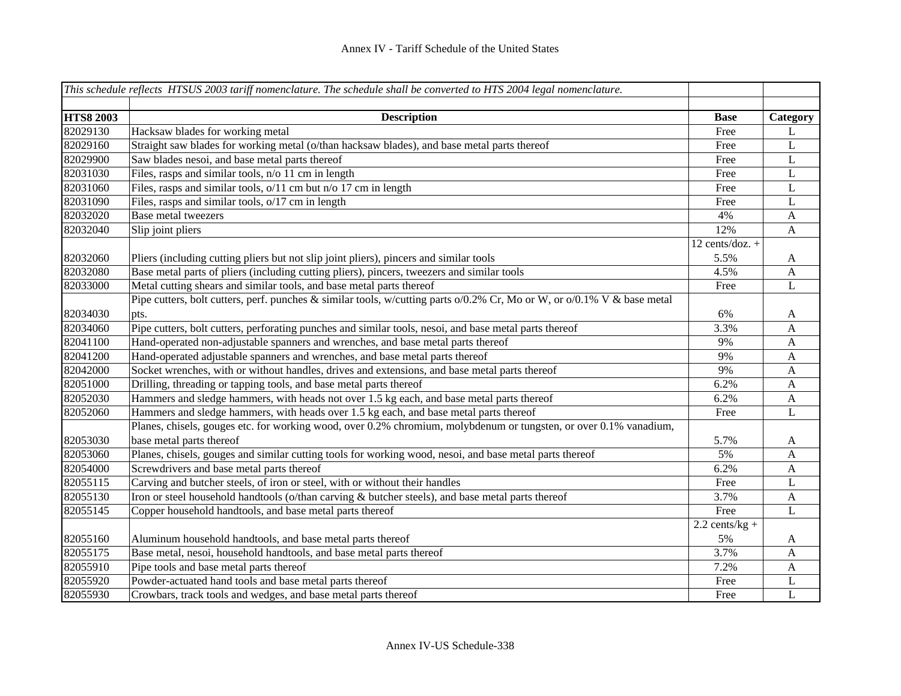# Annex IV - Tariff Schedule of the United States

| *This schedule reflects HTSUS 2003 tariff nomenclature. The schedule shall be converted to HTS 2004 legal nomenclature.* | | | |
|---|---|---|---|
| **HTS8 2003** | **Description** | **Base** | **Category** |
| 82029130 | Hacksaw blades for working metal | Free | L |
| 82029160 | Straight saw blades for working metal (o/than hacksaw blades), and base metal parts thereof | Free | L |
| 82029900 | Saw blades nesoi, and base metal parts thereof | Free | L |
| 82031030 | Files, rasps and similar tools, n/o 11 cm in length | Free | L |
| 82031060 | Files, rasps and similar tools, o/11 cm but n/o 17 cm in length | Free | L |
| 82031090 | Files, rasps and similar tools, o/17 cm in length | Free | L |
| 82032020 | Base metal tweezers | 4% | A |
| 82032040 | Slip joint pliers | 12% | A |
| 82032060 | Pliers (including cutting pliers but not slip joint pliers), pincers and similar tools | 12 cents/doz. + 5.5% | A |
| 82032080 | Base metal parts of pliers (including cutting pliers), pincers, tweezers and similar tools | 4.5% | A |
| 82033000 | Metal cutting shears and similar tools, and base metal parts thereof | Free | L |
| 82034030 | Pipe cutters, bolt cutters, perf. punches & similar tools, w/cutting parts o/0.2% Cr, Mo or W, or o/0.1% V & base metal pts. | 6% | A |
| 82034060 | Pipe cutters, bolt cutters, perforating punches and similar tools, nesoi, and base metal parts thereof | 3.3% | A |
| 82041100 | Hand-operated non-adjustable spanners and wrenches, and base metal parts thereof | 9% | A |
| 82041200 | Hand-operated adjustable spanners and wrenches, and base metal parts thereof | 9% | A |
| 82042000 | Socket wrenches, with or without handles, drives and extensions, and base metal parts thereof | 9% | A |
| 82051000 | Drilling, threading or tapping tools, and base metal parts thereof | 6.2% | A |
| 82052030 | Hammers and sledge hammers, with heads not over 1.5 kg each, and base metal parts thereof | 6.2% | A |
| 82052060 | Hammers and sledge hammers, with heads over 1.5 kg each, and base metal parts thereof | Free | L |
| 82053030 | Planes, chisels, gouges etc. for working wood, over 0.2% chromium, molybdenum or tungsten, or over 0.1% vanadium, base metal parts thereof | 5.7% | A |
| 82053060 | Planes, chisels, gouges and similar cutting tools for working wood, nesoi, and base metal parts thereof | 5% | A |
| 82054000 | Screwdrivers and base metal parts thereof | 6.2% | A |
| 82055115 | Carving and butcher steels, of iron or steel, with or without their handles | Free | L |
| 82055130 | Iron or steel household handtools (o/than carving & butcher steels), and base metal parts thereof | 3.7% | A |
| 82055145 | Copper household handtools, and base metal parts thereof | Free | L |
| 82055160 | Aluminum household handtools, and base metal parts thereof | 2.2 cents/kg + 5% | A |
| 82055175 | Base metal, nesoi, household handtools, and base metal parts thereof | 3.7% | A |
| 82055910 | Pipe tools and base metal parts thereof | 7.2% | A |
| 82055920 | Powder-actuated hand tools and base metal parts thereof | Free | L |
| 82055930 | Crowbars, track tools and wedges, and base metal parts thereof | Free | L |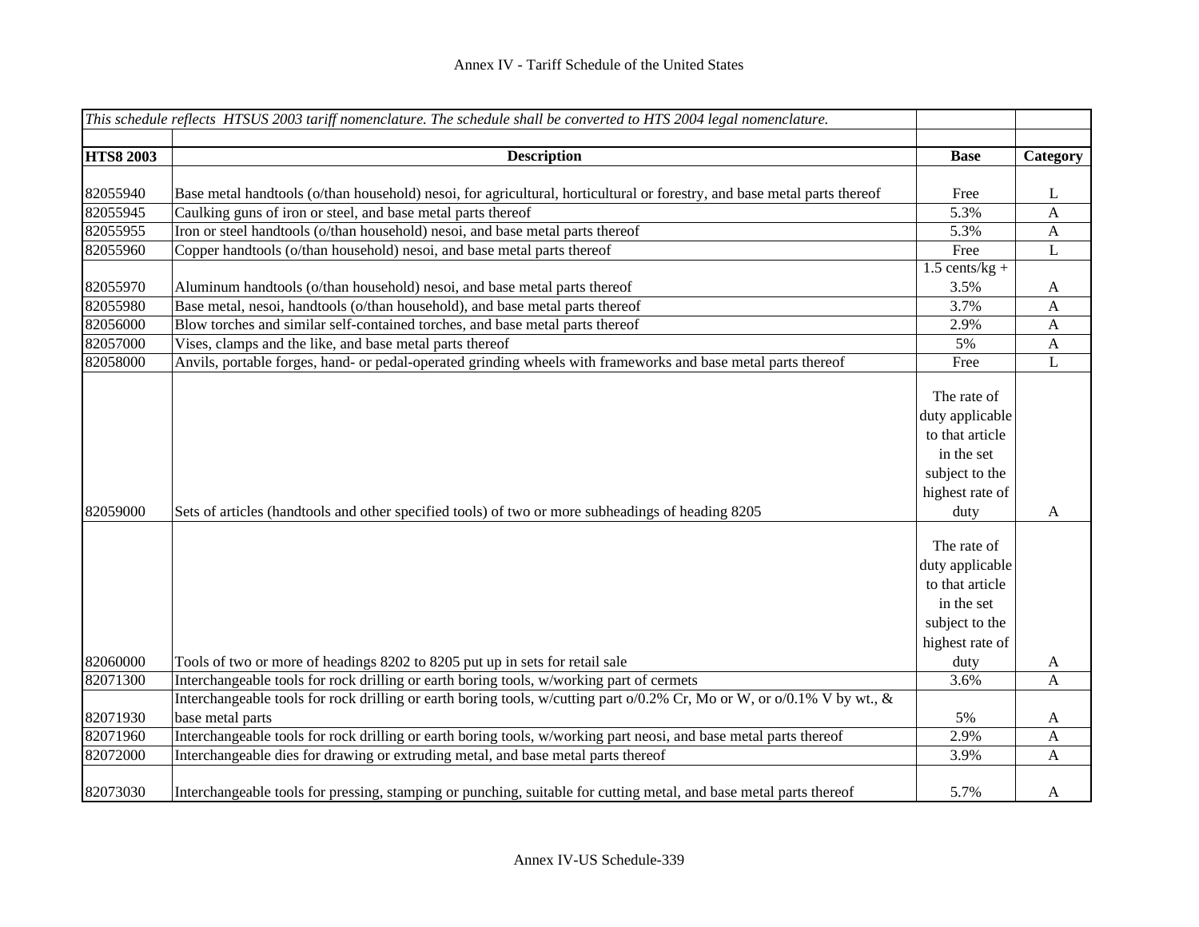Annex IV - Tariff Schedule of the United States

| *This schedule reflects HTSUS 2003 tariff nomenclature. The schedule shall be converted to HTS 2004 legal nomenclature.* | | | |
|---|---|---|---|
| **HTS8 2003** | **Description** | **Base** | **Category** |
| 82055940 | Base metal handtools (o/than household) nesoi, for agricultural, horticultural or forestry, and base metal parts thereof | Free | L |
| 82055945 | Caulking guns of iron or steel, and base metal parts thereof | 5.3% | A |
| 82055955 | Iron or steel handtools (o/than household) nesoi, and base metal parts thereof | 5.3% | A |
| 82055960 | Copper handtools (o/than household) nesoi, and base metal parts thereof | Free | L |
| 82055970 | Aluminum handtools (o/than household) nesoi, and base metal parts thereof | 1.5 cents/kg + 3.5% | A |
| 82055980 | Base metal, nesoi, handtools (o/than household), and base metal parts thereof | 3.7% | A |
| 82056000 | Blow torches and similar self-contained torches, and base metal parts thereof | 2.9% | A |
| 82057000 | Vises, clamps and the like, and base metal parts thereof | 5% | A |
| 82058000 | Anvils, portable forges, hand- or pedal-operated grinding wheels with frameworks and base metal parts thereof | Free | L |
| 82059000 | Sets of articles (handtools and other specified tools) of two or more subheadings of heading 8205 | The rate of duty applicable to that article in the set subject to the highest rate of duty | A |
| 82060000 | Tools of two or more of headings 8202 to 8205 put up in sets for retail sale | The rate of duty applicable to that article in the set subject to the highest rate of duty | A |
| 82071300 | Interchangeable tools for rock drilling or earth boring tools, w/working part of cermets | 3.6% | A |
| 82071930 | Interchangeable tools for rock drilling or earth boring tools, w/cutting part o/0.2% Cr, Mo or W, or o/0.1% V by wt., & base metal parts | 5% | A |
| 82071960 | Interchangeable tools for rock drilling or earth boring tools, w/working part neosi, and base metal parts thereof | 2.9% | A |
| 82072000 | Interchangeable dies for drawing or extruding metal, and base metal parts thereof | 3.9% | A |
| 82073030 | Interchangeable tools for pressing, stamping or punching, suitable for cutting metal, and base metal parts thereof | 5.7% | A |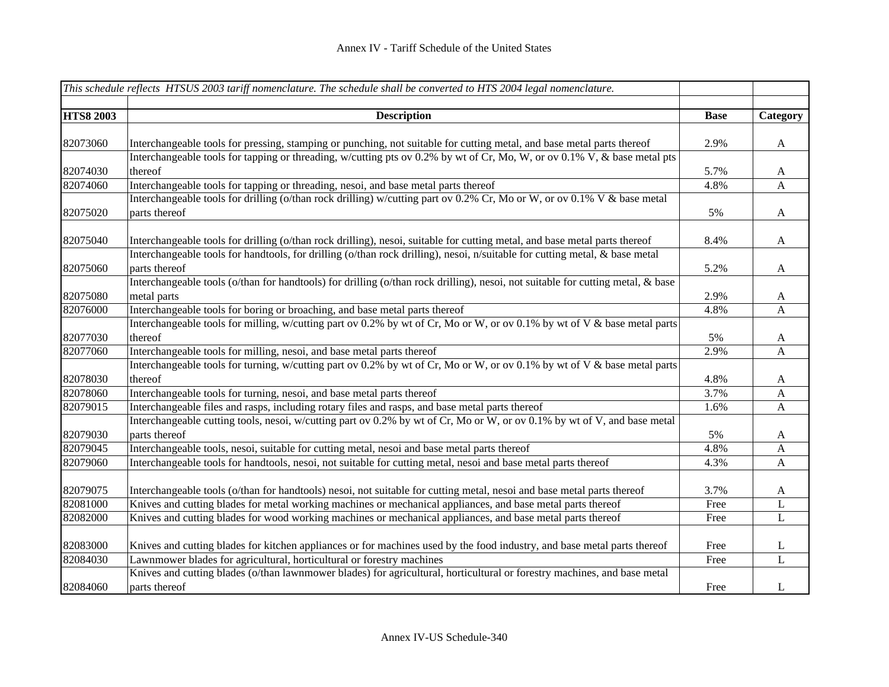| *This schedule reflects HTSUS 2003 tariff nomenclature. The schedule shall be converted to HTS 2004 legal nomenclature.* | | | |
|---|---|---|---|
| **HTS8 2003** | **Description** | **Base** | **Category** |
| 82073060 | Interchangeable tools for pressing, stamping or punching, not suitable for cutting metal, and base metal parts thereof | 2.9% | A |
| 82074030 | Interchangeable tools for tapping or threading, w/cutting pts ov 0.2% by wt of Cr, Mo, W, or ov 0.1% V, & base metal pts thereof | 5.7% | A |
| 82074060 | Interchangeable tools for tapping or threading, nesoi, and base metal parts thereof | 4.8% | A |
| 82075020 | Interchangeable tools for drilling (o/than rock drilling) w/cutting part ov 0.2% Cr, Mo or W, or ov 0.1% V & base metal parts thereof | 5% | A |
| 82075040 | Interchangeable tools for drilling (o/than rock drilling), nesoi, suitable for cutting metal, and base metal parts thereof | 8.4% | A |
| 82075060 | Interchangeable tools for handtools, for drilling (o/than rock drilling), nesoi, n/suitable for cutting metal, & base metal parts thereof | 5.2% | A |
| 82075080 | Interchangeable tools (o/than for handtools) for drilling (o/than rock drilling), nesoi, not suitable for cutting metal, & base metal parts | 2.9% | A |
| 82076000 | Interchangeable tools for boring or broaching, and base metal parts thereof | 4.8% | A |
| 82077030 | Interchangeable tools for milling, w/cutting part ov 0.2% by wt of Cr, Mo or W, or ov 0.1% by wt of V & base metal parts thereof | 5% | A |
| 82077060 | Interchangeable tools for milling, nesoi, and base metal parts thereof | 2.9% | A |
| 82078030 | Interchangeable tools for turning, w/cutting part ov 0.2% by wt of Cr, Mo or W, or ov 0.1% by wt of V & base metal parts thereof | 4.8% | A |
| 82078060 | Interchangeable tools for turning, nesoi, and base metal parts thereof | 3.7% | A |
| 82079015 | Interchangeable files and rasps, including rotary files and rasps, and base metal parts thereof | 1.6% | A |
| 82079030 | Interchangeable cutting tools, nesoi, w/cutting part ov 0.2% by wt of Cr, Mo or W, or ov 0.1% by wt of V, and base metal parts thereof | 5% | A |
| 82079045 | Interchangeable tools, nesoi, suitable for cutting metal, nesoi and base metal parts thereof | 4.8% | A |
| 82079060 | Interchangeable tools for handtools, nesoi, not suitable for cutting metal, nesoi and base metal parts thereof | 4.3% | A |
| 82079075 | Interchangeable tools (o/than for handtools) nesoi, not suitable for cutting metal, nesoi and base metal parts thereof | 3.7% | A |
| 82081000 | Knives and cutting blades for metal working machines or mechanical appliances, and base metal parts thereof | Free | L |
| 82082000 | Knives and cutting blades for wood working machines or mechanical appliances, and base metal parts thereof | Free | L |
| 82083000 | Knives and cutting blades for kitchen appliances or for machines used by the food industry, and base metal parts thereof | Free | L |
| 82084030 | Lawnmower blades for agricultural, horticultural or forestry machines | Free | L |
| 82084060 | Knives and cutting blades (o/than lawnmower blades) for agricultural, horticultural or forestry machines, and base metal parts thereof | Free | L |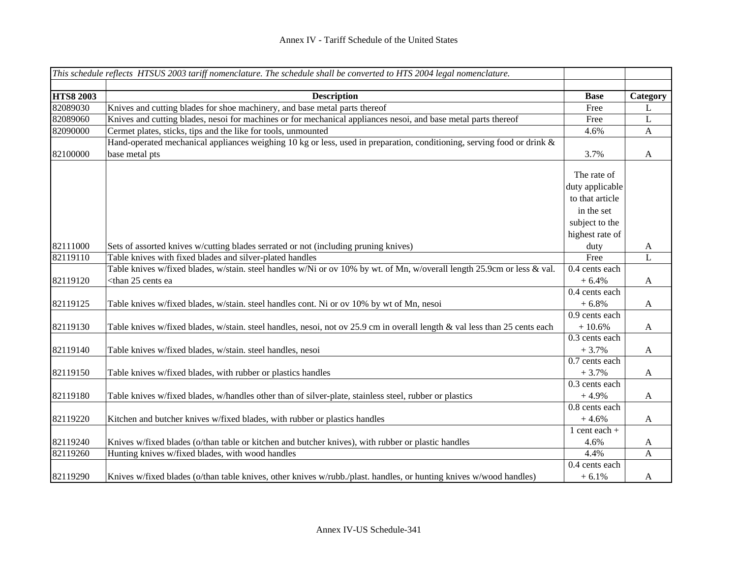# Annex IV - Tariff Schedule of the United States

| *This schedule reflects HTSUS 2003 tariff nomenclature. The schedule shall be converted to HTS 2004 legal nomenclature.* | | | |
|---|---|---|---|
| **HTS8 2003** | **Description** | **Base** | **Category** |
| 82089030 | Knives and cutting blades for shoe machinery, and base metal parts thereof | Free | L |
| 82089060 | Knives and cutting blades, nesoi for machines or for mechanical appliances nesoi, and base metal parts thereof | Free | L |
| 82090000 | Cermet plates, sticks, tips and the like for tools, unmounted | 4.6% | A |
| 82100000 | Hand-operated mechanical appliances weighing 10 kg or less, used in preparation, conditioning, serving food or drink & base metal pts | 3.7% | A |
| 82111000 | Sets of assorted knives w/cutting blades serrated or not (including pruning knives) | The rate of duty applicable to that article in the set subject to the highest rate of duty | A |
| 82119110 | Table knives with fixed blades and silver-plated handles | Free | L |
| 82119120 | Table knives w/fixed blades, w/stain. steel handles w/Ni or ov 10% by wt. of Mn, w/overall length 25.9cm or less & val. <than 25 cents ea | 0.4 cents each + 6.4% | A |
| 82119125 | Table knives w/fixed blades, w/stain. steel handles cont. Ni or ov 10% by wt of Mn, nesoi | 0.4 cents each + 6.8% | A |
| 82119130 | Table knives w/fixed blades, w/stain. steel handles, nesoi, not ov 25.9 cm in overall length & val less than 25 cents each | 0.9 cents each + 10.6% | A |
| 82119140 | Table knives w/fixed blades, w/stain. steel handles, nesoi | 0.3 cents each + 3.7% | A |
| 82119150 | Table knives w/fixed blades, with rubber or plastics handles | 0.7 cents each + 3.7% | A |
| 82119180 | Table knives w/fixed blades, w/handles other than of silver-plate, stainless steel, rubber or plastics | 0.3 cents each + 4.9% | A |
| 82119220 | Kitchen and butcher knives w/fixed blades, with rubber or plastics handles | 0.8 cents each + 4.6% | A |
| 82119240 | Knives w/fixed blades (o/than table or kitchen and butcher knives), with rubber or plastic handles | 1 cent each + 4.6% | A |
| 82119260 | Hunting knives w/fixed blades, with wood handles | 4.4% | A |
| 82119290 | Knives w/fixed blades (o/than table knives, other knives w/rubb./plast. handles, or hunting knives w/wood handles) | 0.4 cents each + 6.1% | A |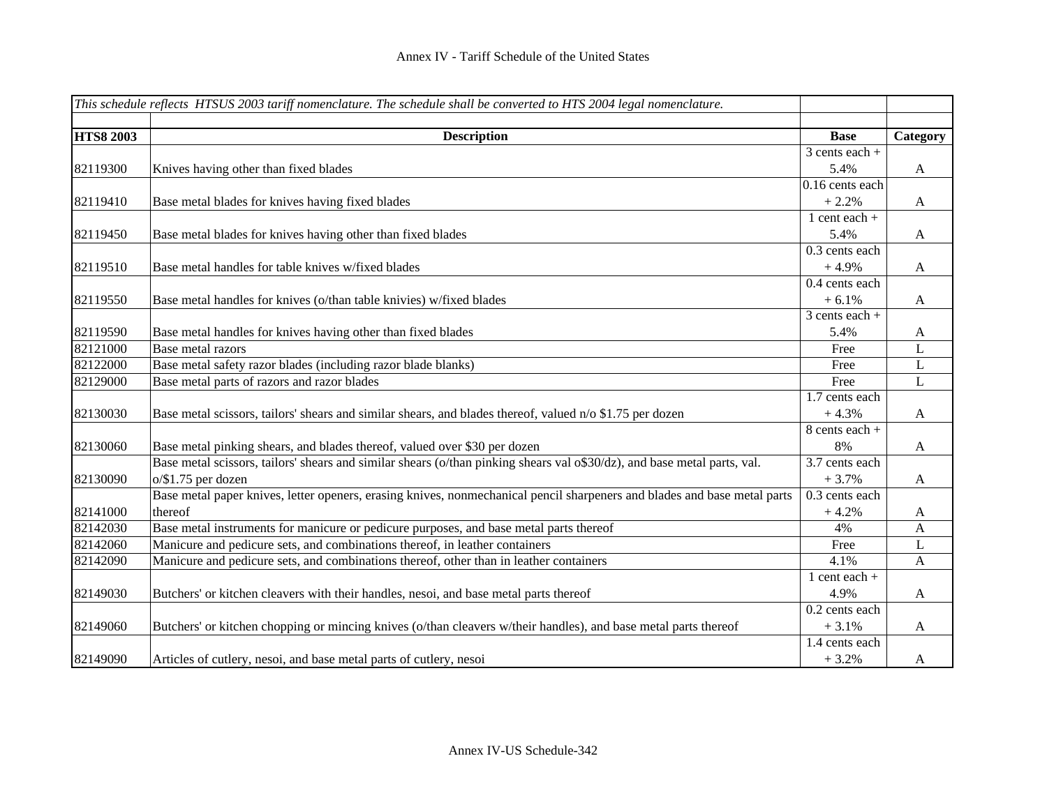Annex IV - Tariff Schedule of the United States

| *This schedule reflects HTSUS 2003 tariff nomenclature. The schedule shall be converted to HTS 2004 legal nomenclature.* | | | |
|---|---|---|---|
| **HTS8 2003** | **Description** | **Base** | **Category** |
| 82119300 | Knives having other than fixed blades | 3 cents each + 5.4% | A |
| 82119410 | Base metal blades for knives having fixed blades | 0.16 cents each + 2.2% | A |
| 82119450 | Base metal blades for knives having other than fixed blades | 1 cent each + 5.4% | A |
| 82119510 | Base metal handles for table knives w/fixed blades | 0.3 cents each + 4.9% | A |
| 82119550 | Base metal handles for knives (o/than table knivies) w/fixed blades | 0.4 cents each + 6.1% | A |
| 82119590 | Base metal handles for knives having other than fixed blades | 3 cents each + 5.4% | A |
| 82121000 | Base metal razors | Free | L |
| 82122000 | Base metal safety razor blades (including razor blade blanks) | Free | L |
| 82129000 | Base metal parts of razors and razor blades | Free | L |
| 82130030 | Base metal scissors, tailors' shears and similar shears, and blades thereof, valued n/o $1.75 per dozen | 1.7 cents each + 4.3% | A |
| 82130060 | Base metal pinking shears, and blades thereof, valued over $30 per dozen | 8 cents each + 8% | A |
| 82130090 | Base metal scissors, tailors' shears and similar shears (o/than pinking shears val o$30/dz), and base metal parts, val. o/$1.75 per dozen | 3.7 cents each + 3.7% | A |
| 82141000 | Base metal paper knives, letter openers, erasing knives, nonmechanical pencil sharpeners and blades and base metal parts thereof | 0.3 cents each + 4.2% | A |
| 82142030 | Base metal instruments for manicure or pedicure purposes, and base metal parts thereof | 4% | A |
| 82142060 | Manicure and pedicure sets, and combinations thereof, in leather containers | Free | L |
| 82142090 | Manicure and pedicure sets, and combinations thereof, other than in leather containers | 4.1% | A |
| 82149030 | Butchers' or kitchen cleavers with their handles, nesoi, and base metal parts thereof | 1 cent each + 4.9% | A |
| 82149060 | Butchers' or kitchen chopping or mincing knives (o/than cleavers w/their handles), and base metal parts thereof | 0.2 cents each + 3.1% | A |
| 82149090 | Articles of cutlery, nesoi, and base metal parts of cutlery, nesoi | 1.4 cents each + 3.2% | A |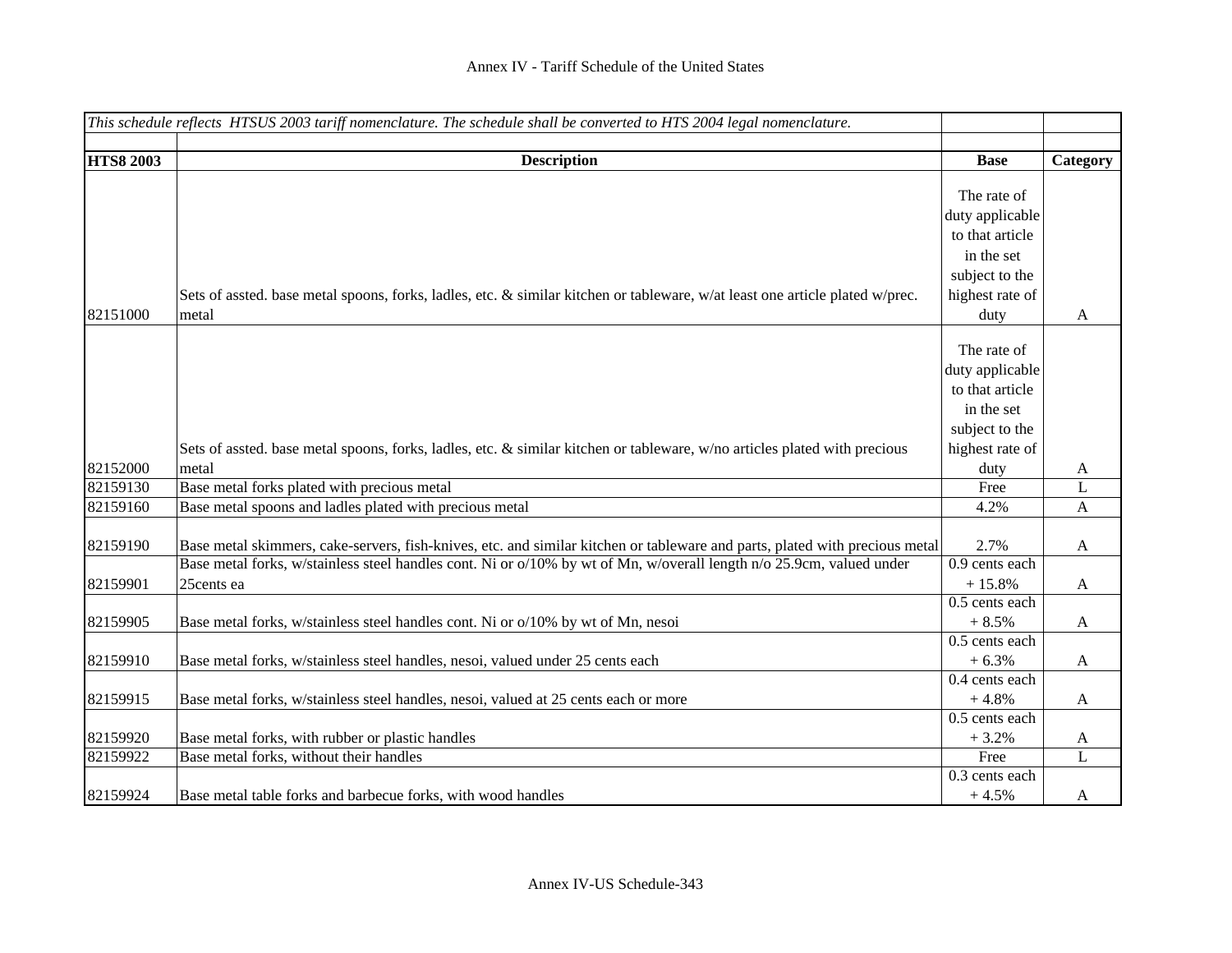Annex IV - Tariff Schedule of the United States

| *This schedule reflects HTSUS 2003 tariff nomenclature. The schedule shall be converted to HTS 2004 legal nomenclature.* | | | |
|---|---|---|---|
| **HTS8 2003** | **Description** | **Base** | **Category** |
| 82151000 | Sets of assted. base metal spoons, forks, ladles, etc. & similar kitchen or tableware, w/at least one article plated w/prec. metal | The rate of duty applicable to that article in the set subject to the highest rate of duty | A |
| 82152000 | Sets of assted. base metal spoons, forks, ladles, etc. & similar kitchen or tableware, w/no articles plated with precious metal | The rate of duty applicable to that article in the set subject to the highest rate of duty | A |
| 82159130 | Base metal forks plated with precious metal | Free | L |
| 82159160 | Base metal spoons and ladles plated with precious metal | 4.2% | A |
| 82159190 | Base metal skimmers, cake-servers, fish-knives, etc. and similar kitchen or tableware and parts, plated with precious metal | 2.7% | A |
| 82159901 | Base metal forks, w/stainless steel handles cont. Ni or o/10% by wt of Mn, w/overall length n/o 25.9cm, valued under 25cents ea | 0.9 cents each + 15.8% | A |
| 82159905 | Base metal forks, w/stainless steel handles cont. Ni or o/10% by wt of Mn, nesoi | 0.5 cents each + 8.5% | A |
| 82159910 | Base metal forks, w/stainless steel handles, nesoi, valued under 25 cents each | 0.5 cents each + 6.3% | A |
| 82159915 | Base metal forks, w/stainless steel handles, nesoi, valued at 25 cents each or more | 0.4 cents each + 4.8% | A |
| 82159920 | Base metal forks, with rubber or plastic handles | 0.5 cents each + 3.2% | A |
| 82159922 | Base metal forks, without their handles | Free | L |
| 82159924 | Base metal table forks and barbecue forks, with wood handles | 0.3 cents each + 4.5% | A |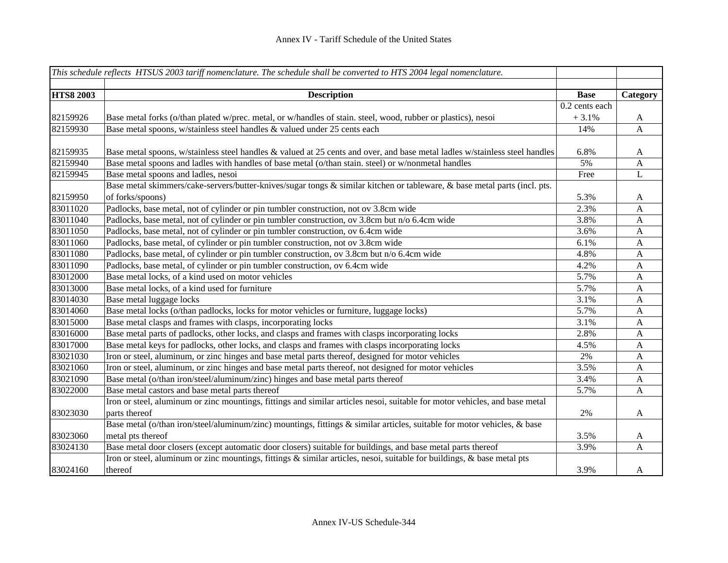Annex IV - Tariff Schedule of the United States

| *This schedule reflects HTSUS 2003 tariff nomenclature. The schedule shall be converted to HTS 2004 legal nomenclature.* | | | |
|---|---|---|---|
| | | | |
| **HTS8 2003** | **Description** | **Base** | **Category** |
| 82159926 | Base metal forks (o/than plated w/prec. metal, or w/handles of stain. steel, wood, rubber or plastics), nesoi | 0.2 cents each + 3.1% | A |
| 82159930 | Base metal spoons, w/stainless steel handles & valued under 25 cents each | 14% | A |
| 82159935 | Base metal spoons, w/stainless steel handles & valued at 25 cents and over, and base metal ladles w/stainless steel handles | 6.8% | A |
| 82159940 | Base metal spoons and ladles with handles of base metal (o/than stain. steel) or w/nonmetal handles | 5% | A |
| 82159945 | Base metal spoons and ladles, nesoi | Free | L |
| 82159950 | Base metal skimmers/cake-servers/butter-knives/sugar tongs & similar kitchen or tableware, & base metal parts (incl. pts. of forks/spoons) | 5.3% | A |
| 83011020 | Padlocks, base metal, not of cylinder or pin tumbler construction, not ov 3.8cm wide | 2.3% | A |
| 83011040 | Padlocks, base metal, not of cylinder or pin tumbler construction, ov 3.8cm but n/o 6.4cm wide | 3.8% | A |
| 83011050 | Padlocks, base metal, not of cylinder or pin tumbler construction, ov 6.4cm wide | 3.6% | A |
| 83011060 | Padlocks, base metal, of cylinder or pin tumbler construction, not ov 3.8cm wide | 6.1% | A |
| 83011080 | Padlocks, base metal, of cylinder or pin tumbler construction, ov 3.8cm but n/o 6.4cm wide | 4.8% | A |
| 83011090 | Padlocks, base metal, of cylinder or pin tumbler construction, ov 6.4cm wide | 4.2% | A |
| 83012000 | Base metal locks, of a kind used on motor vehicles | 5.7% | A |
| 83013000 | Base metal locks, of a kind used for furniture | 5.7% | A |
| 83014030 | Base metal luggage locks | 3.1% | A |
| 83014060 | Base metal locks (o/than padlocks, locks for motor vehicles or furniture, luggage locks) | 5.7% | A |
| 83015000 | Base metal clasps and frames with clasps, incorporating locks | 3.1% | A |
| 83016000 | Base metal parts of padlocks, other locks, and clasps and frames with clasps incorporating locks | 2.8% | A |
| 83017000 | Base metal keys for padlocks, other locks, and clasps and frames with clasps incorporating locks | 4.5% | A |
| 83021030 | Iron or steel, aluminum, or zinc hinges and base metal parts thereof, designed for motor vehicles | 2% | A |
| 83021060 | Iron or steel, aluminum, or zinc hinges and base metal parts thereof, not designed for motor vehicles | 3.5% | A |
| 83021090 | Base metal (o/than iron/steel/aluminum/zinc) hinges and base metal parts thereof | 3.4% | A |
| 83022000 | Base metal castors and base metal parts thereof | 5.7% | A |
| 83023030 | Iron or steel, aluminum or zinc mountings, fittings and similar articles nesoi, suitable for motor vehicles, and base metal parts thereof | 2% | A |
| 83023060 | Base metal (o/than iron/steel/aluminum/zinc) mountings, fittings & similar articles, suitable for motor vehicles, & base metal pts thereof | 3.5% | A |
| 83024130 | Base metal door closers (except automatic door closers) suitable for buildings, and base metal parts thereof | 3.9% | A |
| 83024160 | Iron or steel, aluminum or zinc mountings, fittings & similar articles, nesoi, suitable for buildings, & base metal pts thereof | 3.9% | A |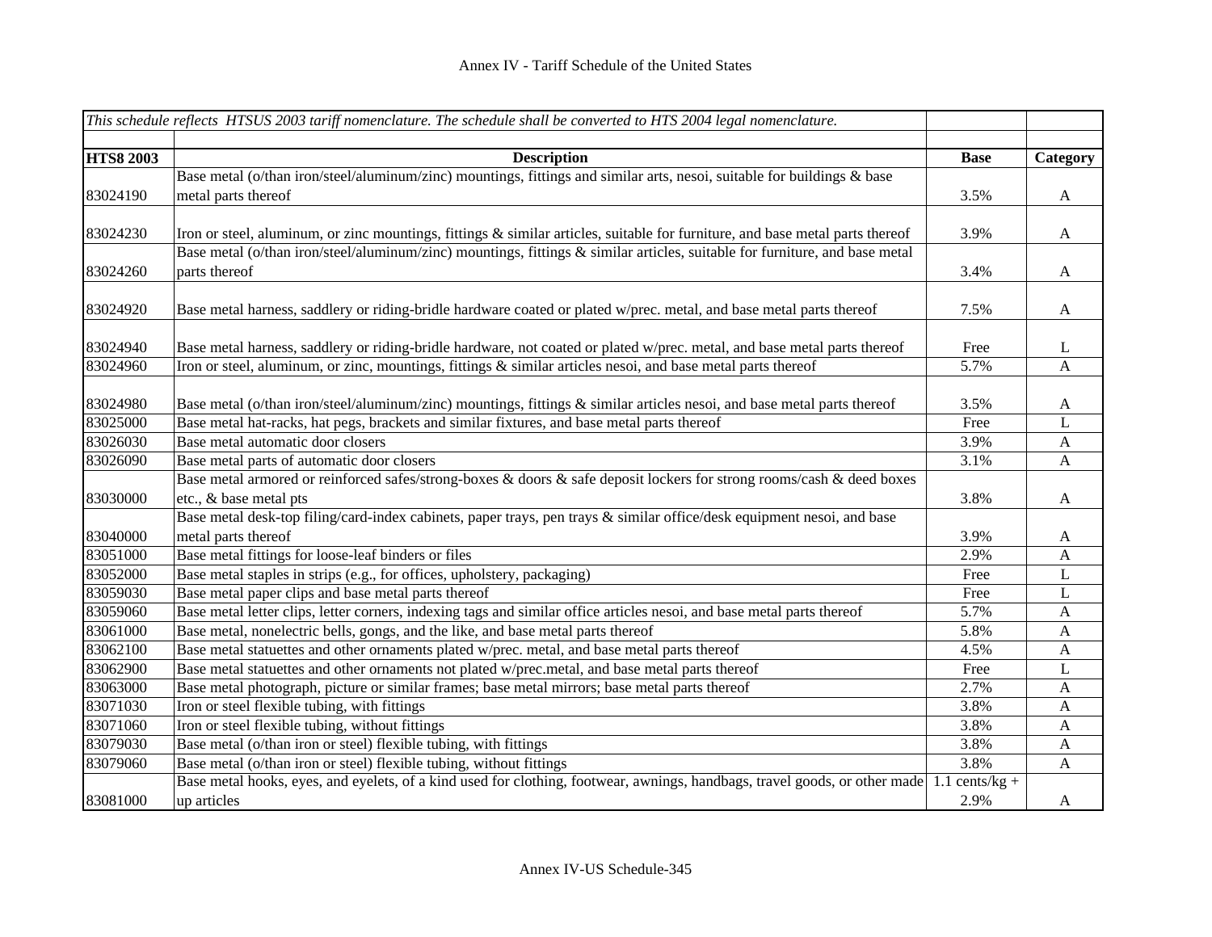| *This schedule reflects HTSUS 2003 tariff nomenclature. The schedule shall be converted to HTS 2004 legal nomenclature.* | | | |
|---|---|---|---|
| **HTS8 2003** | **Description** | **Base** | **Category** |
| 83024190 | Base metal (o/than iron/steel/aluminum/zinc) mountings, fittings and similar arts, nesoi, suitable for buildings & base metal parts thereof | 3.5% | A |
| 83024230 | Iron or steel, aluminum, or zinc mountings, fittings & similar articles, suitable for furniture, and base metal parts thereof | 3.9% | A |
| 83024260 | Base metal (o/than iron/steel/aluminum/zinc) mountings, fittings & similar articles, suitable for furniture, and base metal parts thereof | 3.4% | A |
| 83024920 | Base metal harness, saddlery or riding-bridle hardware coated or plated w/prec. metal, and base metal parts thereof | 7.5% | A |
| 83024940 | Base metal harness, saddlery or riding-bridle hardware, not coated or plated w/prec. metal, and base metal parts thereof | Free | L |
| 83024960 | Iron or steel, aluminum, or zinc, mountings, fittings & similar articles nesoi, and base metal parts thereof | 5.7% | A |
| 83024980 | Base metal (o/than iron/steel/aluminum/zinc) mountings, fittings & similar articles nesoi, and base metal parts thereof | 3.5% | A |
| 83025000 | Base metal hat-racks, hat pegs, brackets and similar fixtures, and base metal parts thereof | Free | L |
| 83026030 | Base metal automatic door closers | 3.9% | A |
| 83026090 | Base metal parts of automatic door closers | 3.1% | A |
| 83030000 | Base metal armored or reinforced safes/strong-boxes & doors & safe deposit lockers for strong rooms/cash & deed boxes etc., & base metal pts | 3.8% | A |
| 83040000 | Base metal desk-top filing/card-index cabinets, paper trays, pen trays & similar office/desk equipment nesoi, and base metal parts thereof | 3.9% | A |
| 83051000 | Base metal fittings for loose-leaf binders or files | 2.9% | A |
| 83052000 | Base metal staples in strips (e.g., for offices, upholstery, packaging) | Free | L |
| 83059030 | Base metal paper clips and base metal parts thereof | Free | L |
| 83059060 | Base metal letter clips, letter corners, indexing tags and similar office articles nesoi, and base metal parts thereof | 5.7% | A |
| 83061000 | Base metal, nonelectric bells, gongs, and the like, and base metal parts thereof | 5.8% | A |
| 83062100 | Base metal statuettes and other ornaments plated w/prec. metal, and base metal parts thereof | 4.5% | A |
| 83062900 | Base metal statuettes and other ornaments not plated w/prec.metal, and base metal parts thereof | Free | L |
| 83063000 | Base metal photograph, picture or similar frames; base metal mirrors; base metal parts thereof | 2.7% | A |
| 83071030 | Iron or steel flexible tubing, with fittings | 3.8% | A |
| 83071060 | Iron or steel flexible tubing, without fittings | 3.8% | A |
| 83079030 | Base metal (o/than iron or steel) flexible tubing, with fittings | 3.8% | A |
| 83079060 | Base metal (o/than iron or steel) flexible tubing, without fittings | 3.8% | A |
| 83081000 | Base metal hooks, eyes, and eyelets, of a kind used for clothing, footwear, awnings, handbags, travel goods, or other made up articles | 1.1 cents/kg + 2.9% | A |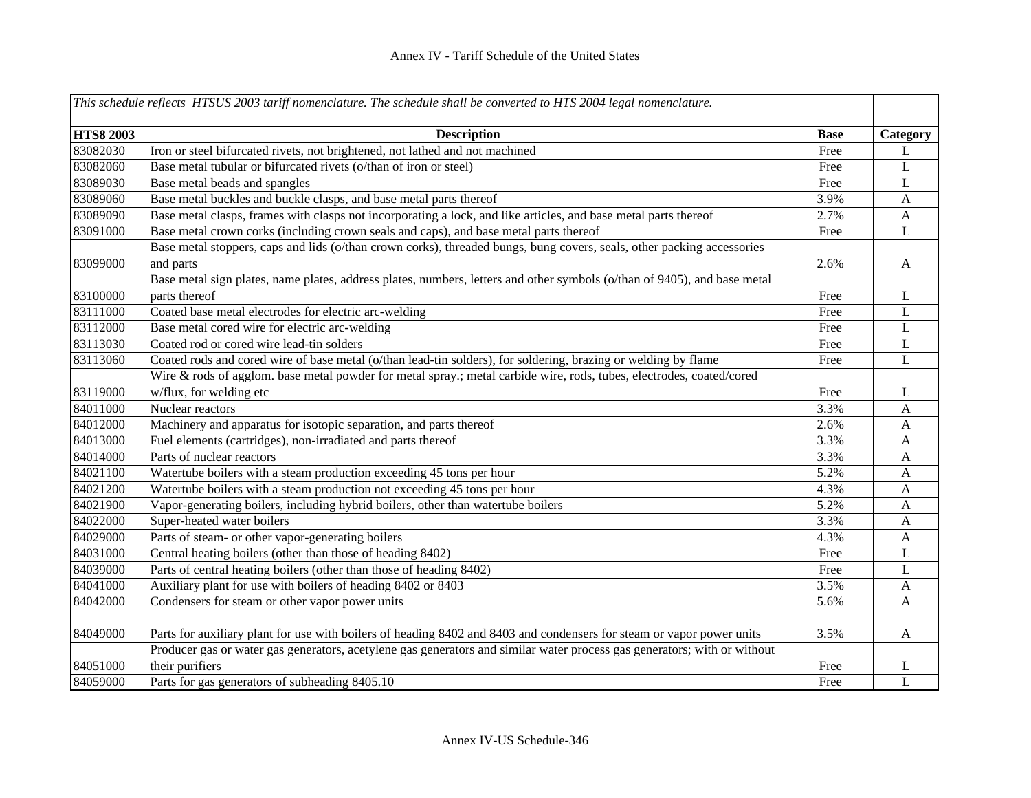| *This schedule reflects HTSUS 2003 tariff nomenclature. The schedule shall be converted to HTS 2004 legal nomenclature.* | | | |
|---|---|---|---|
| **HTS8 2003** | **Description** | **Base** | **Category** |
| 83082030 | Iron or steel bifurcated rivets, not brightened, not lathed and not machined | Free | L |
| 83082060 | Base metal tubular or bifurcated rivets (o/than of iron or steel) | Free | L |
| 83089030 | Base metal beads and spangles | Free | L |
| 83089060 | Base metal buckles and buckle clasps, and base metal parts thereof | 3.9% | A |
| 83089090 | Base metal clasps, frames with clasps not incorporating a lock, and like articles, and base metal parts thereof | 2.7% | A |
| 83091000 | Base metal crown corks (including crown seals and caps), and base metal parts thereof | Free | L |
| 83099000 | Base metal stoppers, caps and lids (o/than crown corks), threaded bungs, bung covers, seals, other packing accessories and parts | 2.6% | A |
| 83100000 | Base metal sign plates, name plates, address plates, numbers, letters and other symbols (o/than of 9405), and base metal parts thereof | Free | L |
| 83111000 | Coated base metal electrodes for electric arc-welding | Free | L |
| 83112000 | Base metal cored wire for electric arc-welding | Free | L |
| 83113030 | Coated rod or cored wire lead-tin solders | Free | L |
| 83113060 | Coated rods and cored wire of base metal (o/than lead-tin solders), for soldering, brazing or welding by flame | Free | L |
| 83119000 | Wire & rods of agglom. base metal powder for metal spray.; metal carbide wire, rods, tubes, electrodes, coated/cored w/flux, for welding etc | Free | L |
| 84011000 | Nuclear reactors | 3.3% | A |
| 84012000 | Machinery and apparatus for isotopic separation, and parts thereof | 2.6% | A |
| 84013000 | Fuel elements (cartridges), non-irradiated and parts thereof | 3.3% | A |
| 84014000 | Parts of nuclear reactors | 3.3% | A |
| 84021100 | Watertube boilers with a steam production exceeding 45 tons per hour | 5.2% | A |
| 84021200 | Watertube boilers with a steam production not exceeding 45 tons per hour | 4.3% | A |
| 84021900 | Vapor-generating boilers, including hybrid boilers, other than watertube boilers | 5.2% | A |
| 84022000 | Super-heated water boilers | 3.3% | A |
| 84029000 | Parts of steam- or other vapor-generating boilers | 4.3% | A |
| 84031000 | Central heating boilers (other than those of heading 8402) | Free | L |
| 84039000 | Parts of central heating boilers (other than those of heading 8402) | Free | L |
| 84041000 | Auxiliary plant for use with boilers of heading 8402 or 8403 | 3.5% | A |
| 84042000 | Condensers for steam or other vapor power units | 5.6% | A |
| 84049000 | Parts for auxiliary plant for use with boilers of heading 8402 and 8403 and condensers for steam or vapor power units | 3.5% | A |
| 84051000 | Producer gas or water gas generators, acetylene gas generators and similar water process gas generators; with or without their purifiers | Free | L |
| 84059000 | Parts for gas generators of subheading 8405.10 | Free | L |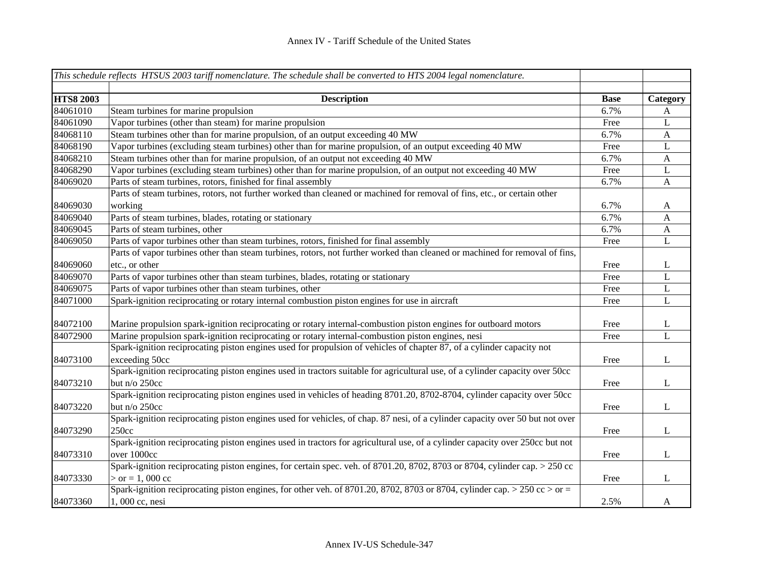Annex IV - Tariff Schedule of the United States

| *This schedule reflects HTSUS 2003 tariff nomenclature. The schedule shall be converted to HTS 2004 legal nomenclature.* | | | |
|---|---|---|---|
| **HTS8 2003** | **Description** | **Base** | **Category** |
| 84061010 | Steam turbines for marine propulsion | 6.7% | A |
| 84061090 | Vapor turbines (other than steam) for marine propulsion | Free | L |
| 84068110 | Steam turbines other than for marine propulsion, of an output exceeding 40 MW | 6.7% | A |
| 84068190 | Vapor turbines (excluding steam turbines) other than for marine propulsion, of an output exceeding 40 MW | Free | L |
| 84068210 | Steam turbines other than for marine propulsion, of an output not exceeding 40 MW | 6.7% | A |
| 84068290 | Vapor turbines (excluding steam turbines) other than for marine propulsion, of an output not exceeding 40 MW | Free | L |
| 84069020 | Parts of steam turbines, rotors, finished for final assembly | 6.7% | A |
| 84069030 | Parts of steam turbines, rotors, not further worked than cleaned or machined for removal of fins, etc., or certain other working | 6.7% | A |
| 84069040 | Parts of steam turbines, blades, rotating or stationary | 6.7% | A |
| 84069045 | Parts of steam turbines, other | 6.7% | A |
| 84069050 | Parts of vapor turbines other than steam turbines, rotors, finished for final assembly | Free | L |
| 84069060 | Parts of vapor turbines other than steam turbines, rotors, not further worked than cleaned or machined for removal of fins, etc., or other | Free | L |
| 84069070 | Parts of vapor turbines other than steam turbines, blades, rotating or stationary | Free | L |
| 84069075 | Parts of vapor turbines other than steam turbines, other | Free | L |
| 84071000 | Spark-ignition reciprocating or rotary internal combustion piston engines for use in aircraft | Free | L |
| 84072100 | Marine propulsion spark-ignition reciprocating or rotary internal-combustion piston engines for outboard motors | Free | L |
| 84072900 | Marine propulsion spark-ignition reciprocating or rotary internal-combustion piston engines, nesi | Free | L |
| 84073100 | Spark-ignition reciprocating piston engines used for propulsion of vehicles of chapter 87, of a cylinder capacity not exceeding 50cc | Free | L |
| 84073210 | Spark-ignition reciprocating piston engines used in tractors suitable for agricultural use, of a cylinder capacity over 50cc but n/o 250cc | Free | L |
| 84073220 | Spark-ignition reciprocating piston engines used in vehicles of heading 8701.20, 8702-8704, cylinder capacity over 50cc but n/o 250cc | Free | L |
| 84073290 | Spark-ignition reciprocating piston engines used for vehicles, of chap. 87 nesi, of a cylinder capacity over 50 but not over 250cc | Free | L |
| 84073310 | Spark-ignition reciprocating piston engines used in tractors for agricultural use, of a cylinder capacity over 250cc but not over 1000cc | Free | L |
| 84073330 | Spark-ignition reciprocating piston engines, for certain spec. veh. of 8701.20, 8702, 8703 or 8704, cylinder cap. > 250 cc > or = 1, 000 cc | Free | L |
| 84073360 | Spark-ignition reciprocating piston engines, for other veh. of 8701.20, 8702, 8703 or 8704, cylinder cap. > 250 cc > or = 1, 000 cc, nesi | 2.5% | A |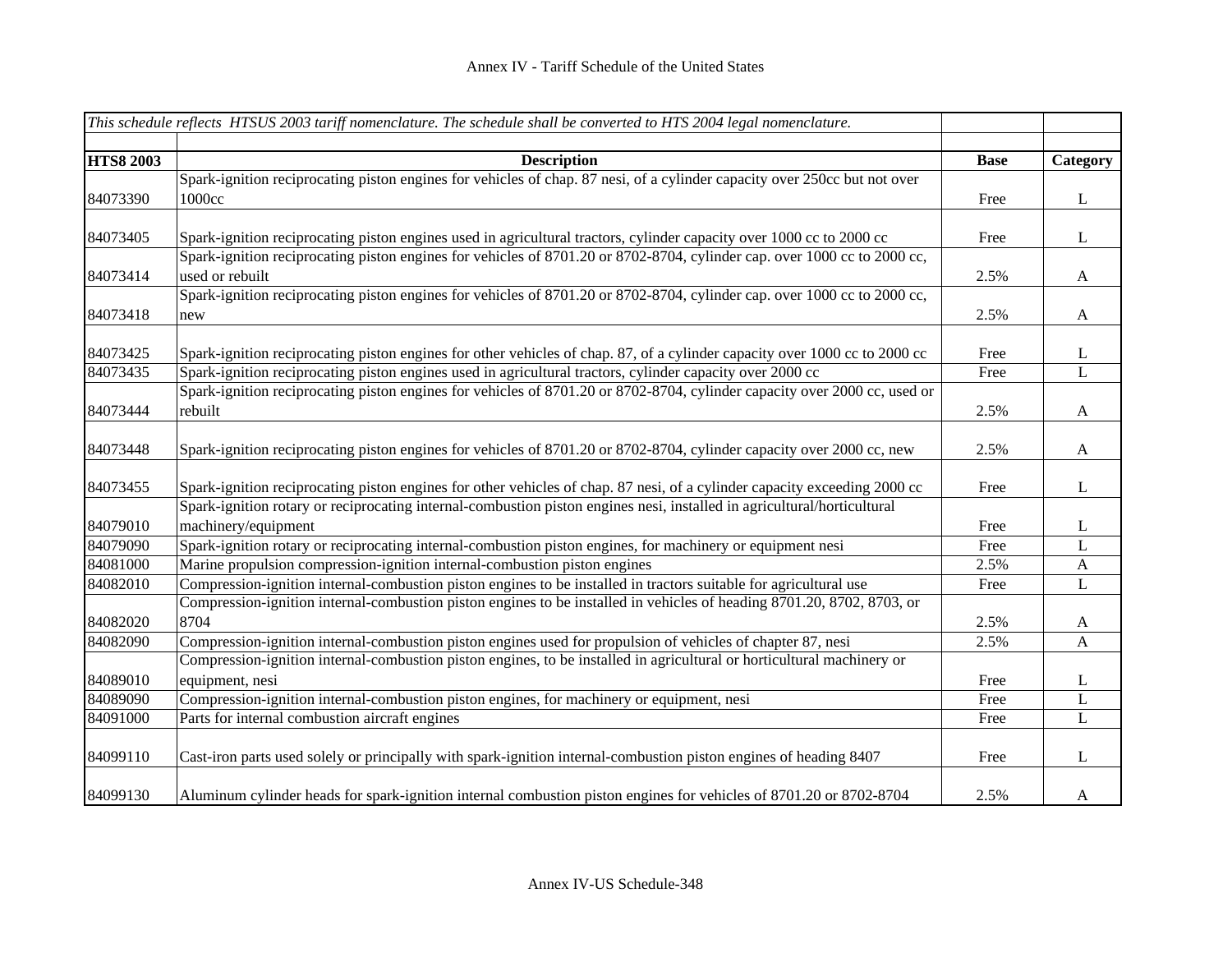| *This schedule reflects HTSUS 2003 tariff nomenclature. The schedule shall be converted to HTS 2004 legal nomenclature.* | | | |
|---|---|---|---|
| | | | |
| **HTS8 2003** | **Description** | **Base** | **Category** |
| 84073390 | Spark-ignition reciprocating piston engines for vehicles of chap. 87 nesi, of a cylinder capacity over 250cc but not over 1000cc | Free | L |
| 84073405 | Spark-ignition reciprocating piston engines used in agricultural tractors, cylinder capacity over 1000 cc to 2000 cc | Free | L |
| 84073414 | Spark-ignition reciprocating piston engines for vehicles of 8701.20 or 8702-8704, cylinder cap. over 1000 cc to 2000 cc, used or rebuilt | 2.5% | A |
| 84073418 | Spark-ignition reciprocating piston engines for vehicles of 8701.20 or 8702-8704, cylinder cap. over 1000 cc to 2000 cc, new | 2.5% | A |
| 84073425 | Spark-ignition reciprocating piston engines for other vehicles of chap. 87, of a cylinder capacity over 1000 cc to 2000 cc | Free | L |
| 84073435 | Spark-ignition reciprocating piston engines used in agricultural tractors, cylinder capacity over 2000 cc | Free | L |
| 84073444 | Spark-ignition reciprocating piston engines for vehicles of 8701.20 or 8702-8704, cylinder capacity over 2000 cc, used or rebuilt | 2.5% | A |
| 84073448 | Spark-ignition reciprocating piston engines for vehicles of 8701.20 or 8702-8704, cylinder capacity over 2000 cc, new | 2.5% | A |
| 84073455 | Spark-ignition reciprocating piston engines for other vehicles of chap. 87 nesi, of a cylinder capacity exceeding 2000 cc | Free | L |
| 84079010 | Spark-ignition rotary or reciprocating internal-combustion piston engines nesi, installed in agricultural/horticultural machinery/equipment | Free | L |
| 84079090 | Spark-ignition rotary or reciprocating internal-combustion piston engines, for machinery or equipment nesi | Free | L |
| 84081000 | Marine propulsion compression-ignition internal-combustion piston engines | 2.5% | A |
| 84082010 | Compression-ignition internal-combustion piston engines to be installed in tractors suitable for agricultural use | Free | L |
| 84082020 | Compression-ignition internal-combustion piston engines to be installed in vehicles of heading 8701.20, 8702, 8703, or 8704 | 2.5% | A |
| 84082090 | Compression-ignition internal-combustion piston engines used for propulsion of vehicles of chapter 87, nesi | 2.5% | A |
| 84089010 | Compression-ignition internal-combustion piston engines, to be installed in agricultural or horticultural machinery or equipment, nesi | Free | L |
| 84089090 | Compression-ignition internal-combustion piston engines, for machinery or equipment, nesi | Free | L |
| 84091000 | Parts for internal combustion aircraft engines | Free | L |
| 84099110 | Cast-iron parts used solely or principally with spark-ignition internal-combustion piston engines of heading 8407 | Free | L |
| 84099130 | Aluminum cylinder heads for spark-ignition internal combustion piston engines for vehicles of 8701.20 or 8702-8704 | 2.5% | A |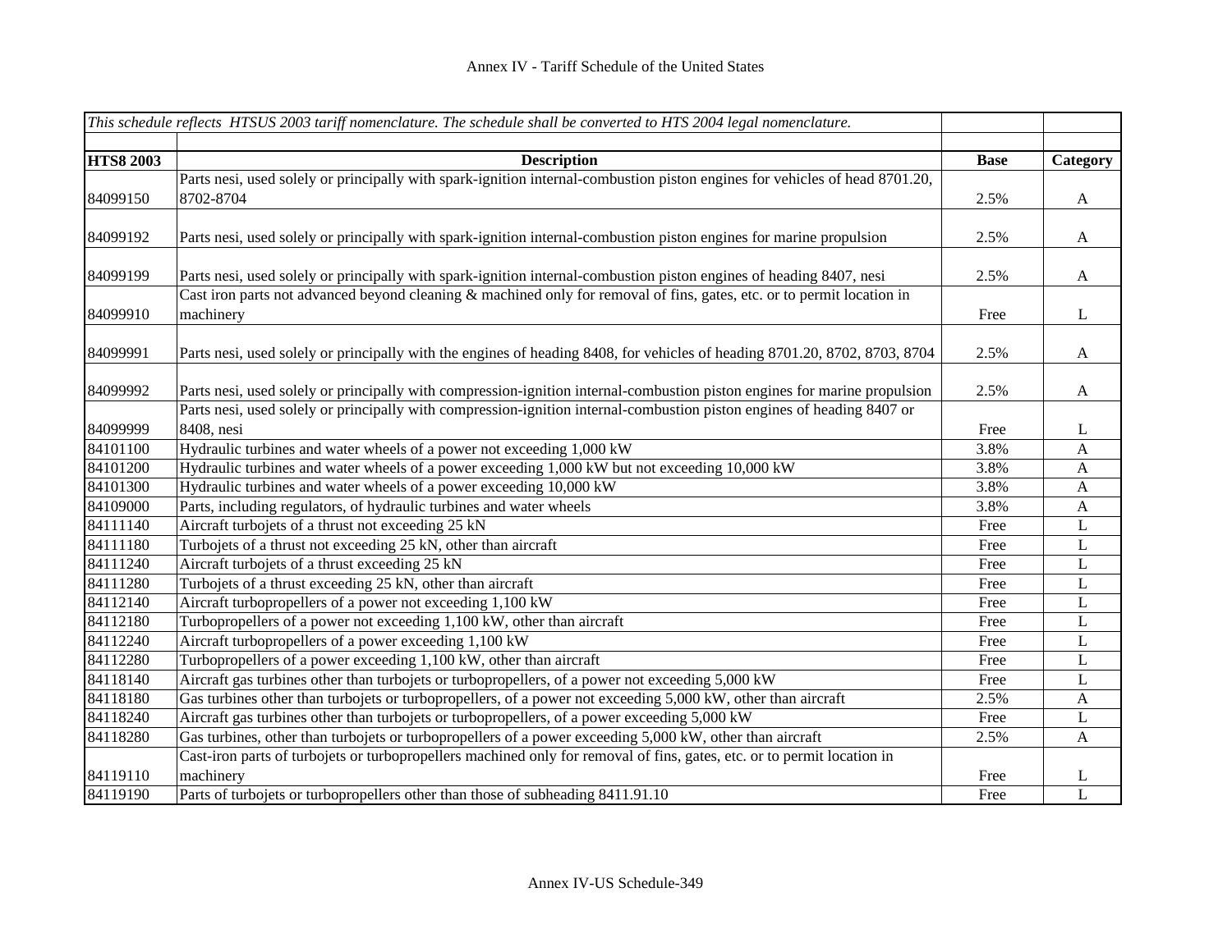| *This schedule reflects HTSUS 2003 tariff nomenclature. The schedule shall be converted to HTS 2004 legal nomenclature.* | | | |
|---|---|---|---|
| | | | |
| **HTS8 2003** | **Description** | **Base** | **Category** |
| 84099150 | Parts nesi, used solely or principally with spark-ignition internal-combustion piston engines for vehicles of head 8701.20, 8702-8704 | 2.5% | A |
| 84099192 | Parts nesi, used solely or principally with spark-ignition internal-combustion piston engines for marine propulsion | 2.5% | A |
| 84099199 | Parts nesi, used solely or principally with spark-ignition internal-combustion piston engines of heading 8407, nesi | 2.5% | A |
| 84099910 | Cast iron parts not advanced beyond cleaning & machined only for removal of fins, gates, etc. or to permit location in machinery | Free | L |
| 84099991 | Parts nesi, used solely or principally with the engines of heading 8408, for vehicles of heading 8701.20, 8702, 8703, 8704 | 2.5% | A |
| 84099992 | Parts nesi, used solely or principally with compression-ignition internal-combustion piston engines for marine propulsion | 2.5% | A |
| 84099999 | Parts nesi, used solely or principally with compression-ignition internal-combustion piston engines of heading 8407 or 8408, nesi | Free | L |
| 84101100 | Hydraulic turbines and water wheels of a power not exceeding 1,000 kW | 3.8% | A |
| 84101200 | Hydraulic turbines and water wheels of a power exceeding 1,000 kW but not exceeding 10,000 kW | 3.8% | A |
| 84101300 | Hydraulic turbines and water wheels of a power exceeding 10,000 kW | 3.8% | A |
| 84109000 | Parts, including regulators, of hydraulic turbines and water wheels | 3.8% | A |
| 84111140 | Aircraft turbojets of a thrust not exceeding 25 kN | Free | L |
| 84111180 | Turbojets of a thrust not exceeding 25 kN, other than aircraft | Free | L |
| 84111240 | Aircraft turbojets of a thrust exceeding 25 kN | Free | L |
| 84111280 | Turbojets of a thrust exceeding 25 kN, other than aircraft | Free | L |
| 84112140 | Aircraft turbopropellers of a power not exceeding 1,100 kW | Free | L |
| 84112180 | Turbopropellers of a power not exceeding 1,100 kW, other than aircraft | Free | L |
| 84112240 | Aircraft turbopropellers of a power exceeding 1,100 kW | Free | L |
| 84112280 | Turbopropellers of a power exceeding 1,100 kW, other than aircraft | Free | L |
| 84118140 | Aircraft gas turbines other than turbojets or turbopropellers, of a power not exceeding 5,000 kW | Free | L |
| 84118180 | Gas turbines other than turbojets or turbopropellers, of a power not exceeding 5,000 kW, other than aircraft | 2.5% | A |
| 84118240 | Aircraft gas turbines other than turbojets or turbopropellers, of a power exceeding 5,000 kW | Free | L |
| 84118280 | Gas turbines, other than turbojets or turbopropellers of a power exceeding 5,000 kW, other than aircraft | 2.5% | A |
| 84119110 | Cast-iron parts of turbojets or turbopropellers machined only for removal of fins, gates, etc. or to permit location in machinery | Free | L |
| 84119190 | Parts of turbojets or turbopropellers other than those of subheading 8411.91.10 | Free | L |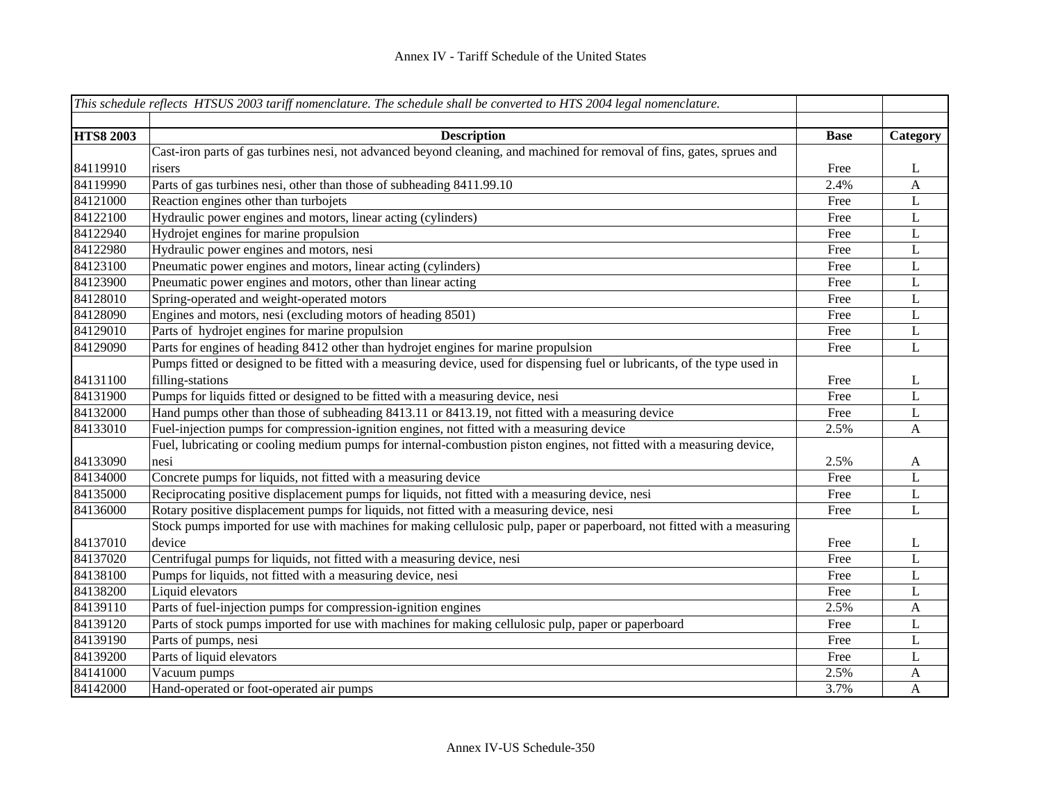Annex IV - Tariff Schedule of the United States

| *This schedule reflects HTSUS 2003 tariff nomenclature. The schedule shall be converted to HTS 2004 legal nomenclature.* | | | |
|---|---|---|---|
| | | | |
| **HTS8 2003** | **Description** | **Base** | **Category** |
| 84119910 | Cast-iron parts of gas turbines nesi, not advanced beyond cleaning, and machined for removal of fins, gates, sprues and risers | Free | L |
| 84119990 | Parts of gas turbines nesi, other than those of subheading 8411.99.10 | 2.4% | A |
| 84121000 | Reaction engines other than turbojets | Free | L |
| 84122100 | Hydraulic power engines and motors, linear acting (cylinders) | Free | L |
| 84122940 | Hydrojet engines for marine propulsion | Free | L |
| 84122980 | Hydraulic power engines and motors, nesi | Free | L |
| 84123100 | Pneumatic power engines and motors, linear acting (cylinders) | Free | L |
| 84123900 | Pneumatic power engines and motors, other than linear acting | Free | L |
| 84128010 | Spring-operated and weight-operated motors | Free | L |
| 84128090 | Engines and motors, nesi (excluding motors of heading 8501) | Free | L |
| 84129010 | Parts of hydrojet engines for marine propulsion | Free | L |
| 84129090 | Parts for engines of heading 8412 other than hydrojet engines for marine propulsion | Free | L |
| 84131100 | Pumps fitted or designed to be fitted with a measuring device, used for dispensing fuel or lubricants, of the type used in filling-stations | Free | L |
| 84131900 | Pumps for liquids fitted or designed to be fitted with a measuring device, nesi | Free | L |
| 84132000 | Hand pumps other than those of subheading 8413.11 or 8413.19, not fitted with a measuring device | Free | L |
| 84133010 | Fuel-injection pumps for compression-ignition engines, not fitted with a measuring device | 2.5% | A |
| 84133090 | Fuel, lubricating or cooling medium pumps for internal-combustion piston engines, not fitted with a measuring device, nesi | 2.5% | A |
| 84134000 | Concrete pumps for liquids, not fitted with a measuring device | Free | L |
| 84135000 | Reciprocating positive displacement pumps for liquids, not fitted with a measuring device, nesi | Free | L |
| 84136000 | Rotary positive displacement pumps for liquids, not fitted with a measuring device, nesi | Free | L |
| 84137010 | Stock pumps imported for use with machines for making cellulosic pulp, paper or paperboard, not fitted with a measuring device | Free | L |
| 84137020 | Centrifugal pumps for liquids, not fitted with a measuring device, nesi | Free | L |
| 84138100 | Pumps for liquids, not fitted with a measuring device, nesi | Free | L |
| 84138200 | Liquid elevators | Free | L |
| 84139110 | Parts of fuel-injection pumps for compression-ignition engines | 2.5% | A |
| 84139120 | Parts of stock pumps imported for use with machines for making cellulosic pulp, paper or paperboard | Free | L |
| 84139190 | Parts of pumps, nesi | Free | L |
| 84139200 | Parts of liquid elevators | Free | L |
| 84141000 | Vacuum pumps | 2.5% | A |
| 84142000 | Hand-operated or foot-operated air pumps | 3.7% | A |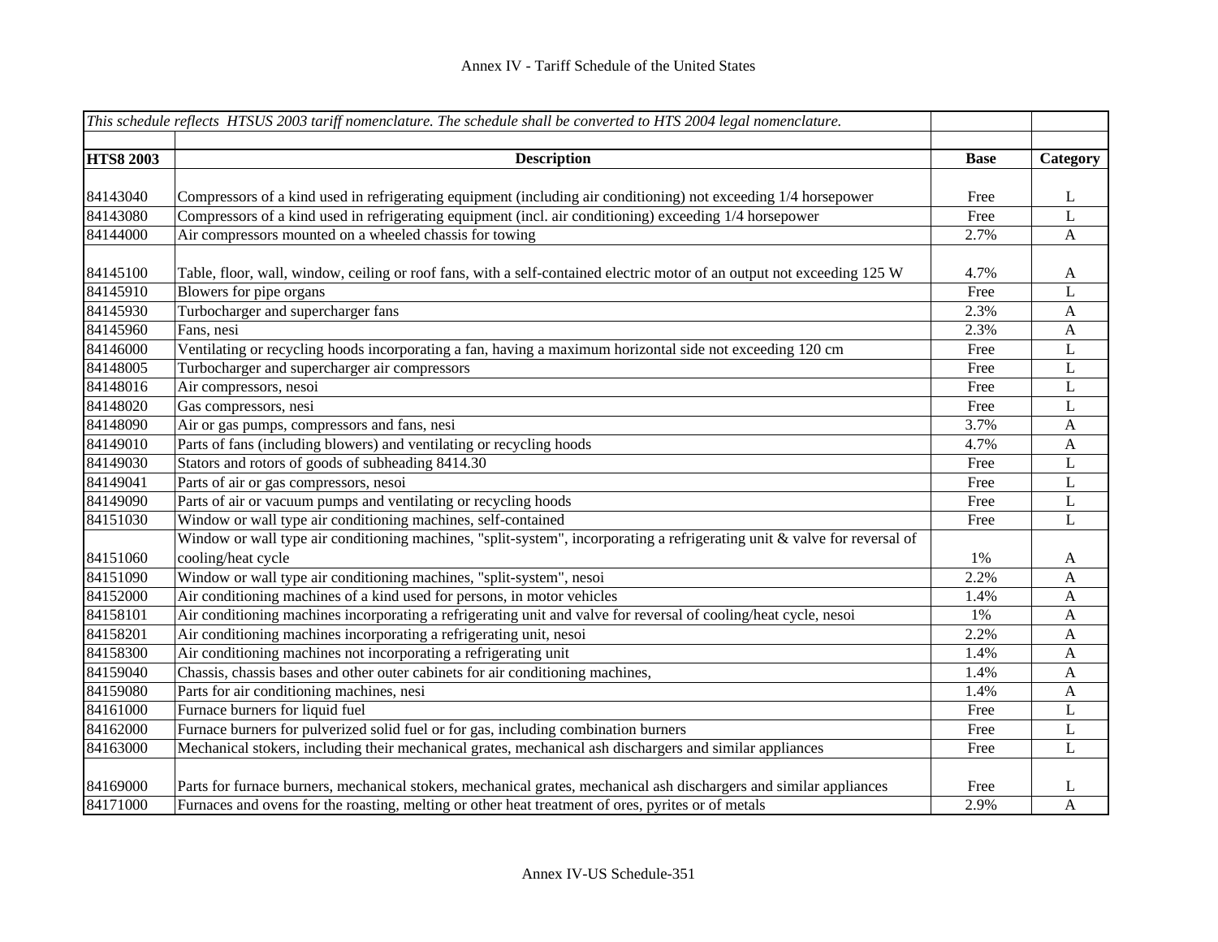# Annex IV - Tariff Schedule of the United States

| *This schedule reflects HTSUS 2003 tariff nomenclature. The schedule shall be converted to HTS 2004 legal nomenclature.* | | | |
|---|---|---|---|
| | | | |
| **HTS8 2003** | **Description** | **Base** | **Category** |
| 84143040 | Compressors of a kind used in refrigerating equipment (including air conditioning) not exceeding 1/4 horsepower | Free | L |
| 84143080 | Compressors of a kind used in refrigerating equipment (incl. air conditioning) exceeding 1/4 horsepower | Free | L |
| 84144000 | Air compressors mounted on a wheeled chassis for towing | 2.7% | A |
| 84145100 | Table, floor, wall, window, ceiling or roof fans, with a self-contained electric motor of an output not exceeding 125 W | 4.7% | A |
| 84145910 | Blowers for pipe organs | Free | L |
| 84145930 | Turbocharger and supercharger fans | 2.3% | A |
| 84145960 | Fans, nesi | 2.3% | A |
| 84146000 | Ventilating or recycling hoods incorporating a fan, having a maximum horizontal side not exceeding 120 cm | Free | L |
| 84148005 | Turbocharger and supercharger air compressors | Free | L |
| 84148016 | Air compressors, nesoi | Free | L |
| 84148020 | Gas compressors, nesi | Free | L |
| 84148090 | Air or gas pumps, compressors and fans, nesi | 3.7% | A |
| 84149010 | Parts of fans (including blowers) and ventilating or recycling hoods | 4.7% | A |
| 84149030 | Stators and rotors of goods of subheading 8414.30 | Free | L |
| 84149041 | Parts of air or gas compressors, nesoi | Free | L |
| 84149090 | Parts of air or vacuum pumps and ventilating or recycling hoods | Free | L |
| 84151030 | Window or wall type air conditioning machines, self-contained | Free | L |
| 84151060 | Window or wall type air conditioning machines, "split-system", incorporating a refrigerating unit & valve for reversal of cooling/heat cycle | 1% | A |
| 84151090 | Window or wall type air conditioning machines, "split-system", nesoi | 2.2% | A |
| 84152000 | Air conditioning machines of a kind used for persons, in motor vehicles | 1.4% | A |
| 84158101 | Air conditioning machines incorporating a refrigerating unit and valve for reversal of cooling/heat cycle, nesoi | 1% | A |
| 84158201 | Air conditioning machines incorporating a refrigerating unit, nesoi | 2.2% | A |
| 84158300 | Air conditioning machines not incorporating a refrigerating unit | 1.4% | A |
| 84159040 | Chassis, chassis bases and other outer cabinets for air conditioning machines, | 1.4% | A |
| 84159080 | Parts for air conditioning machines, nesi | 1.4% | A |
| 84161000 | Furnace burners for liquid fuel | Free | L |
| 84162000 | Furnace burners for pulverized solid fuel or for gas, including combination burners | Free | L |
| 84163000 | Mechanical stokers, including their mechanical grates, mechanical ash dischargers and similar appliances | Free | L |
| 84169000 | Parts for furnace burners, mechanical stokers, mechanical grates, mechanical ash dischargers and similar appliances | Free | L |
| 84171000 | Furnaces and ovens for the roasting, melting or other heat treatment of ores, pyrites or of metals | 2.9% | A |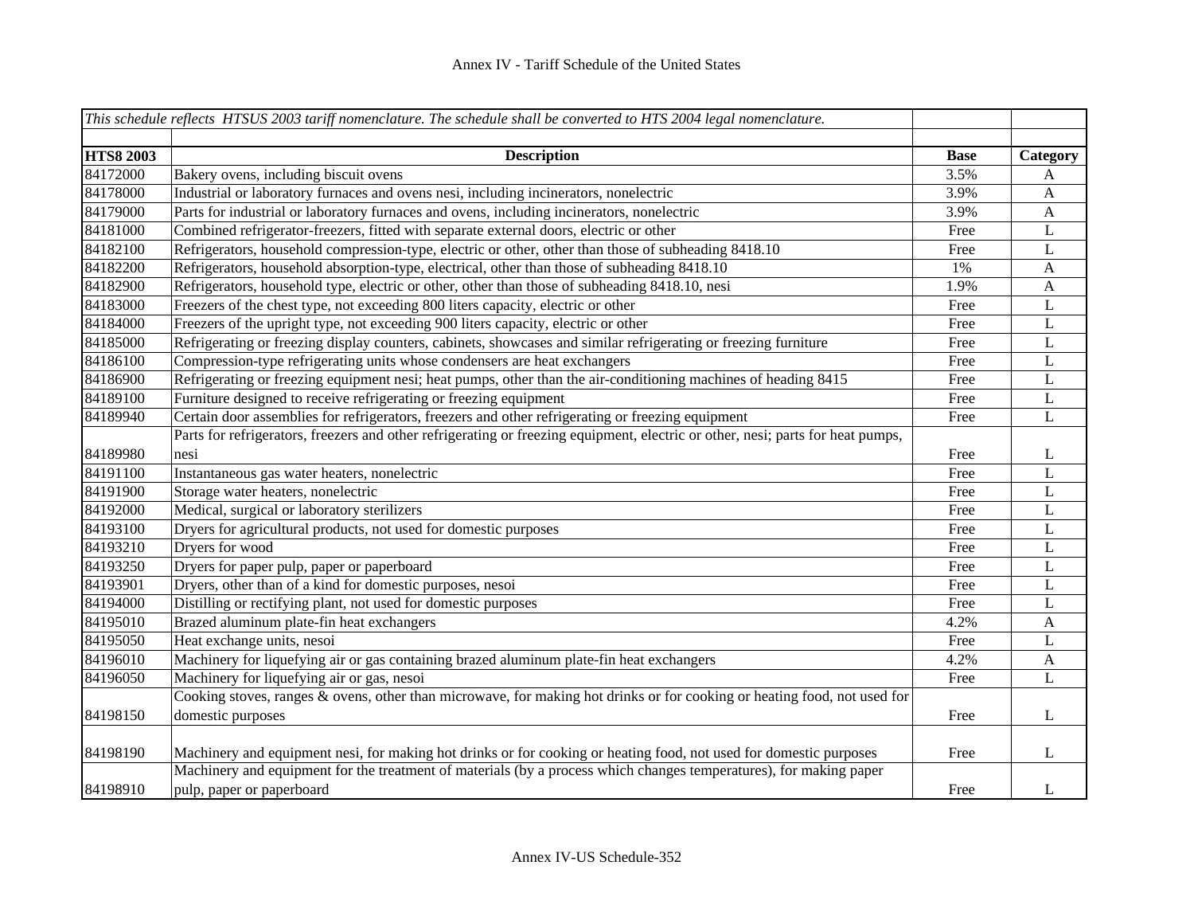# Annex IV - Tariff Schedule of the United States

*This schedule reflects HTSUS 2003 tariff nomenclature. The schedule shall be converted to HTS 2004 legal nomenclature.*

| HTS8 2003 | Description | Base | Category |
|---|---|---|---|
| 84172000 | Bakery ovens, including biscuit ovens | 3.5% | A |
| 84178000 | Industrial or laboratory furnaces and ovens nesi, including incinerators, nonelectric | 3.9% | A |
| 84179000 | Parts for industrial or laboratory furnaces and ovens, including incinerators, nonelectric | 3.9% | A |
| 84181000 | Combined refrigerator-freezers, fitted with separate external doors, electric or other | Free | L |
| 84182100 | Refrigerators, household compression-type, electric or other, other than those of subheading 8418.10 | Free | L |
| 84182200 | Refrigerators, household absorption-type, electrical, other than those of subheading 8418.10 | 1% | A |
| 84182900 | Refrigerators, household type, electric or other, other than those of subheading 8418.10, nesi | 1.9% | A |
| 84183000 | Freezers of the chest type, not exceeding 800 liters capacity, electric or other | Free | L |
| 84184000 | Freezers of the upright type, not exceeding 900 liters capacity, electric or other | Free | L |
| 84185000 | Refrigerating or freezing display counters, cabinets, showcases and similar refrigerating or freezing furniture | Free | L |
| 84186100 | Compression-type refrigerating units whose condensers are heat exchangers | Free | L |
| 84186900 | Refrigerating or freezing equipment nesi; heat pumps, other than the air-conditioning machines of heading 8415 | Free | L |
| 84189100 | Furniture designed to receive refrigerating or freezing equipment | Free | L |
| 84189940 | Certain door assemblies for refrigerators, freezers and other refrigerating or freezing equipment | Free | L |
| 84189980 | Parts for refrigerators, freezers and other refrigerating or freezing equipment, electric or other, nesi; parts for heat pumps, nesi | Free | L |
| 84191100 | Instantaneous gas water heaters, nonelectric | Free | L |
| 84191900 | Storage water heaters, nonelectric | Free | L |
| 84192000 | Medical, surgical or laboratory sterilizers | Free | L |
| 84193100 | Dryers for agricultural products, not used for domestic purposes | Free | L |
| 84193210 | Dryers for wood | Free | L |
| 84193250 | Dryers for paper pulp, paper or paperboard | Free | L |
| 84193901 | Dryers, other than of a kind for domestic purposes, nesoi | Free | L |
| 84194000 | Distilling or rectifying plant, not used for domestic purposes | Free | L |
| 84195010 | Brazed aluminum plate-fin heat exchangers | 4.2% | A |
| 84195050 | Heat exchange units, nesoi | Free | L |
| 84196010 | Machinery for liquefying air or gas containing brazed aluminum plate-fin heat exchangers | 4.2% | A |
| 84196050 | Machinery for liquefying air or gas, nesoi | Free | L |
| 84198150 | Cooking stoves, ranges & ovens, other than microwave, for making hot drinks or for cooking or heating food, not used for domestic purposes | Free | L |
| 84198190 | Machinery and equipment nesi, for making hot drinks or for cooking or heating food, not used for domestic purposes | Free | L |
| 84198910 | Machinery and equipment for the treatment of materials (by a process which changes temperatures), for making paper pulp, paper or paperboard | Free | L |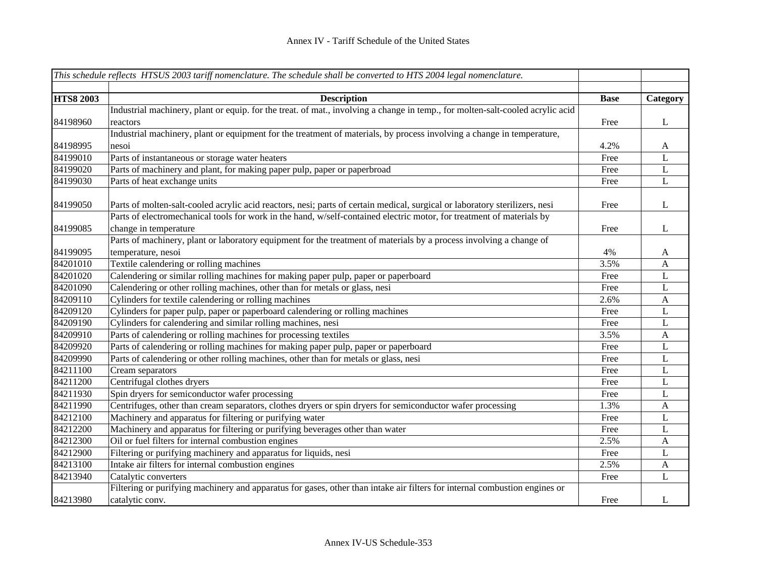| *This schedule reflects HTSUS 2003 tariff nomenclature. The schedule shall be converted to HTS 2004 legal nomenclature.* | | | |
|---|---|---|---|
| | | | |
| **HTS8 2003** | **Description** | **Base** | **Category** |
| 84198960 | Industrial machinery, plant or equip. for the treat. of mat., involving a change in temp., for molten-salt-cooled acrylic acid reactors | Free | L |
| 84198995 | Industrial machinery, plant or equipment for the treatment of materials, by process involving a change in temperature, nesoi | 4.2% | A |
| 84199010 | Parts of instantaneous or storage water heaters | Free | L |
| 84199020 | Parts of machinery and plant, for making paper pulp, paper or paperbroad | Free | L |
| 84199030 | Parts of heat exchange units | Free | L |
| 84199050 | Parts of molten-salt-cooled acrylic acid reactors, nesi; parts of certain medical, surgical or laboratory sterilizers, nesi | Free | L |
| 84199085 | Parts of electromechanical tools for work in the hand, w/self-contained electric motor, for treatment of materials by change in temperature | Free | L |
| 84199095 | Parts of machinery, plant or laboratory equipment for the treatment of materials by a process involving a change of temperature, nesoi | 4% | A |
| 84201010 | Textile calendering or rolling machines | 3.5% | A |
| 84201020 | Calendering or similar rolling machines for making paper pulp, paper or paperboard | Free | L |
| 84201090 | Calendering or other rolling machines, other than for metals or glass, nesi | Free | L |
| 84209110 | Cylinders for textile calendering or rolling machines | 2.6% | A |
| 84209120 | Cylinders for paper pulp, paper or paperboard calendering or rolling machines | Free | L |
| 84209190 | Cylinders for calendering and similar rolling machines, nesi | Free | L |
| 84209910 | Parts of calendering or rolling machines for processing textiles | 3.5% | A |
| 84209920 | Parts of calendering or rolling machines for making paper pulp, paper or paperboard | Free | L |
| 84209990 | Parts of calendering or other rolling machines, other than for metals or glass, nesi | Free | L |
| 84211100 | Cream separators | Free | L |
| 84211200 | Centrifugal clothes dryers | Free | L |
| 84211930 | Spin dryers for semiconductor wafer processing | Free | L |
| 84211990 | Centrifuges, other than cream separators, clothes dryers or spin dryers for semiconductor wafer processing | 1.3% | A |
| 84212100 | Machinery and apparatus for filtering or purifying water | Free | L |
| 84212200 | Machinery and apparatus for filtering or purifying beverages other than water | Free | L |
| 84212300 | Oil or fuel filters for internal combustion engines | 2.5% | A |
| 84212900 | Filtering or purifying machinery and apparatus for liquids, nesi | Free | L |
| 84213100 | Intake air filters for internal combustion engines | 2.5% | A |
| 84213940 | Catalytic converters | Free | L |
| 84213980 | Filtering or purifying machinery and apparatus for gases, other than intake air filters for internal combustion engines or catalytic conv. | Free | L |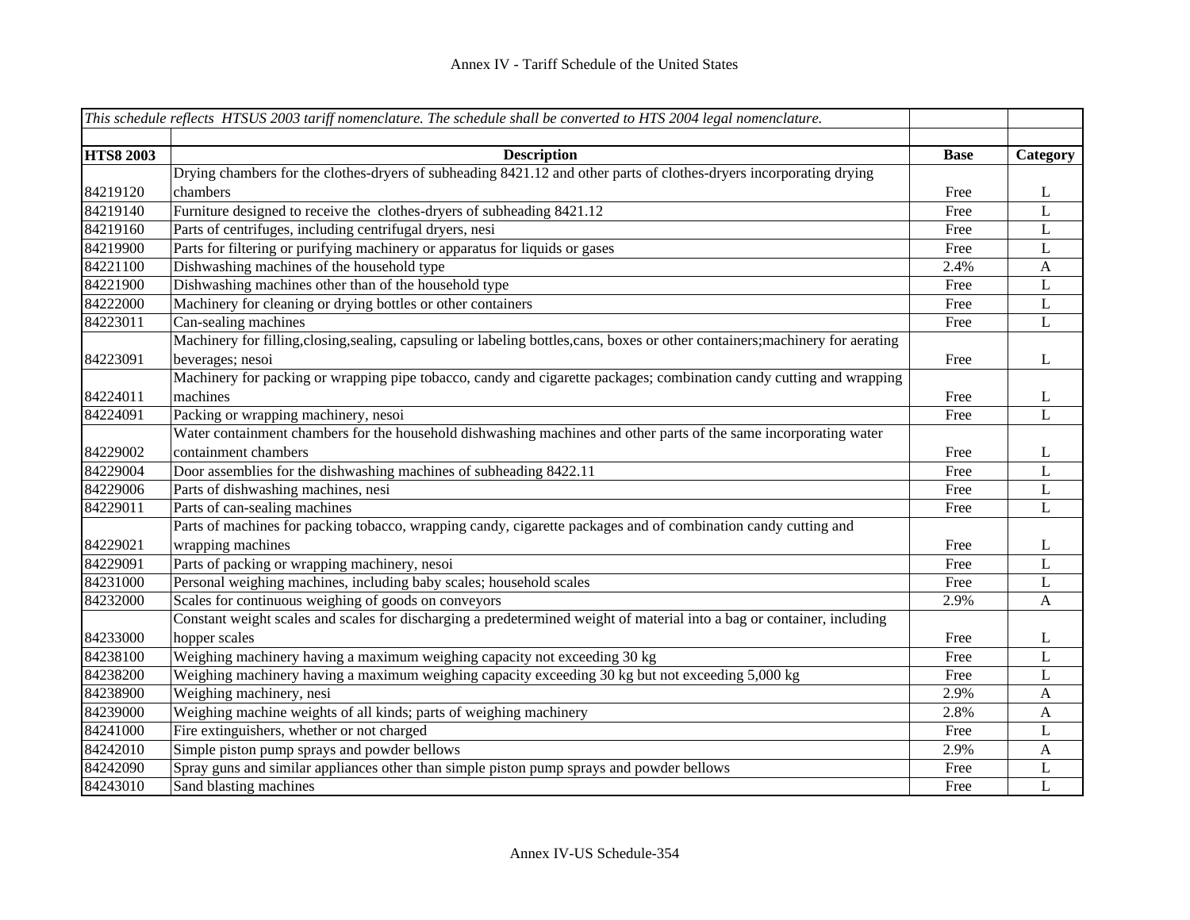Annex IV - Tariff Schedule of the United States

| *This schedule reflects HTSUS 2003 tariff nomenclature. The schedule shall be converted to HTS 2004 legal nomenclature.* | | | |
|---|---|---|---|
| **HTS8 2003** | **Description** | **Base** | **Category** |
| 84219120 | Drying chambers for the clothes-dryers of subheading 8421.12 and other parts of clothes-dryers incorporating drying chambers | Free | L |
| 84219140 | Furniture designed to receive the clothes-dryers of subheading 8421.12 | Free | L |
| 84219160 | Parts of centrifuges, including centrifugal dryers, nesi | Free | L |
| 84219900 | Parts for filtering or purifying machinery or apparatus for liquids or gases | Free | L |
| 84221100 | Dishwashing machines of the household type | 2.4% | A |
| 84221900 | Dishwashing machines other than of the household type | Free | L |
| 84222000 | Machinery for cleaning or drying bottles or other containers | Free | L |
| 84223011 | Can-sealing machines | Free | L |
| 84223091 | Machinery for filling,closing,sealing, capsuling or labeling bottles,cans, boxes or other containers;machinery for aerating beverages; nesoi | Free | L |
| 84224011 | Machinery for packing or wrapping pipe tobacco, candy and cigarette packages; combination candy cutting and wrapping machines | Free | L |
| 84224091 | Packing or wrapping machinery, nesoi | Free | L |
| 84229002 | Water containment chambers for the household dishwashing machines and other parts of the same incorporating water containment chambers | Free | L |
| 84229004 | Door assemblies for the dishwashing machines of subheading 8422.11 | Free | L |
| 84229006 | Parts of dishwashing machines, nesi | Free | L |
| 84229011 | Parts of can-sealing machines | Free | L |
| 84229021 | Parts of machines for packing tobacco, wrapping candy, cigarette packages and of combination candy cutting and wrapping machines | Free | L |
| 84229091 | Parts of packing or wrapping machinery, nesoi | Free | L |
| 84231000 | Personal weighing machines, including baby scales; household scales | Free | L |
| 84232000 | Scales for continuous weighing of goods on conveyors | 2.9% | A |
| 84233000 | Constant weight scales and scales for discharging a predetermined weight of material into a bag or container, including hopper scales | Free | L |
| 84238100 | Weighing machinery having a maximum weighing capacity not exceeding 30 kg | Free | L |
| 84238200 | Weighing machinery having a maximum weighing capacity exceeding 30 kg but not exceeding 5,000 kg | Free | L |
| 84238900 | Weighing machinery, nesi | 2.9% | A |
| 84239000 | Weighing machine weights of all kinds; parts of weighing machinery | 2.8% | A |
| 84241000 | Fire extinguishers, whether or not charged | Free | L |
| 84242010 | Simple piston pump sprays and powder bellows | 2.9% | A |
| 84242090 | Spray guns and similar appliances other than simple piston pump sprays and powder bellows | Free | L |
| 84243010 | Sand blasting machines | Free | L |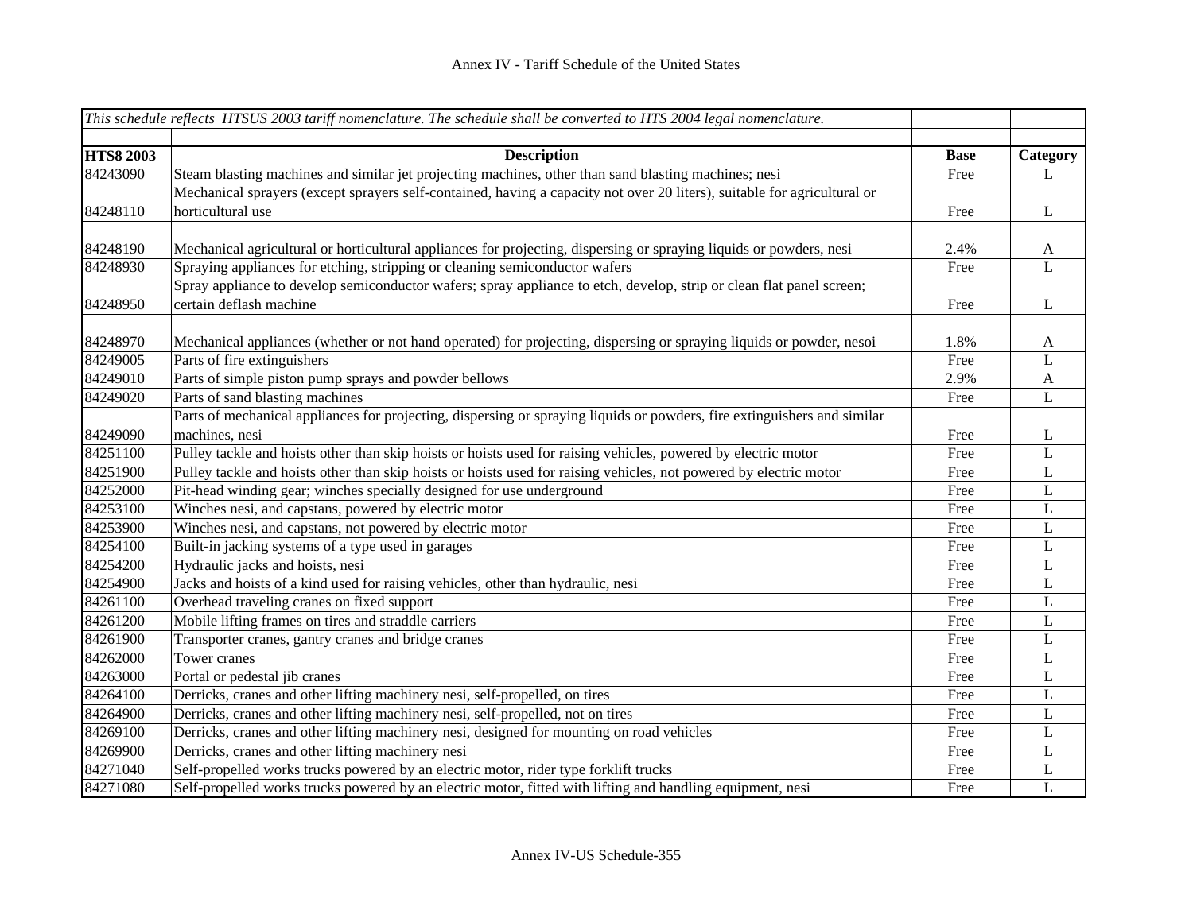| This schedule reflects HTSUS 2003 tariff nomenclature. The schedule shall be converted to HTS 2004 legal nomenclature. | | | |
|---|---|---|---|
| **HTS8 2003** | **Description** | **Base** | **Category** |
| 84243090 | Steam blasting machines and similar jet projecting machines, other than sand blasting machines; nesi | Free | L |
| 84248110 | Mechanical sprayers (except sprayers self-contained, having a capacity not over 20 liters), suitable for agricultural or horticultural use | Free | L |
| 84248190 | Mechanical agricultural or horticultural appliances for projecting, dispersing or spraying liquids or powders, nesi | 2.4% | A |
| 84248930 | Spraying appliances for etching, stripping or cleaning semiconductor wafers | Free | L |
| 84248950 | Spray appliance to develop semiconductor wafers; spray appliance to etch, develop, strip or clean flat panel screen; certain deflash machine | Free | L |
| 84248970 | Mechanical appliances (whether or not hand operated) for projecting, dispersing or spraying liquids or powder, nesoi | 1.8% | A |
| 84249005 | Parts of fire extinguishers | Free | L |
| 84249010 | Parts of simple piston pump sprays and powder bellows | 2.9% | A |
| 84249020 | Parts of sand blasting machines | Free | L |
| 84249090 | Parts of mechanical appliances for projecting, dispersing or spraying liquids or powders, fire extinguishers and similar machines, nesi | Free | L |
| 84251100 | Pulley tackle and hoists other than skip hoists or hoists used for raising vehicles, powered by electric motor | Free | L |
| 84251900 | Pulley tackle and hoists other than skip hoists or hoists used for raising vehicles, not powered by electric motor | Free | L |
| 84252000 | Pit-head winding gear; winches specially designed for use underground | Free | L |
| 84253100 | Winches nesi, and capstans, powered by electric motor | Free | L |
| 84253900 | Winches nesi, and capstans, not powered by electric motor | Free | L |
| 84254100 | Built-in jacking systems of a type used in garages | Free | L |
| 84254200 | Hydraulic jacks and hoists, nesi | Free | L |
| 84254900 | Jacks and hoists of a kind used for raising vehicles, other than hydraulic, nesi | Free | L |
| 84261100 | Overhead traveling cranes on fixed support | Free | L |
| 84261200 | Mobile lifting frames on tires and straddle carriers | Free | L |
| 84261900 | Transporter cranes, gantry cranes and bridge cranes | Free | L |
| 84262000 | Tower cranes | Free | L |
| 84263000 | Portal or pedestal jib cranes | Free | L |
| 84264100 | Derricks, cranes and other lifting machinery nesi, self-propelled, on tires | Free | L |
| 84264900 | Derricks, cranes and other lifting machinery nesi, self-propelled, not on tires | Free | L |
| 84269100 | Derricks, cranes and other lifting machinery nesi, designed for mounting on road vehicles | Free | L |
| 84269900 | Derricks, cranes and other lifting machinery nesi | Free | L |
| 84271040 | Self-propelled works trucks powered by an electric motor, rider type forklift trucks | Free | L |
| 84271080 | Self-propelled works trucks powered by an electric motor, fitted with lifting and handling equipment, nesi | Free | L |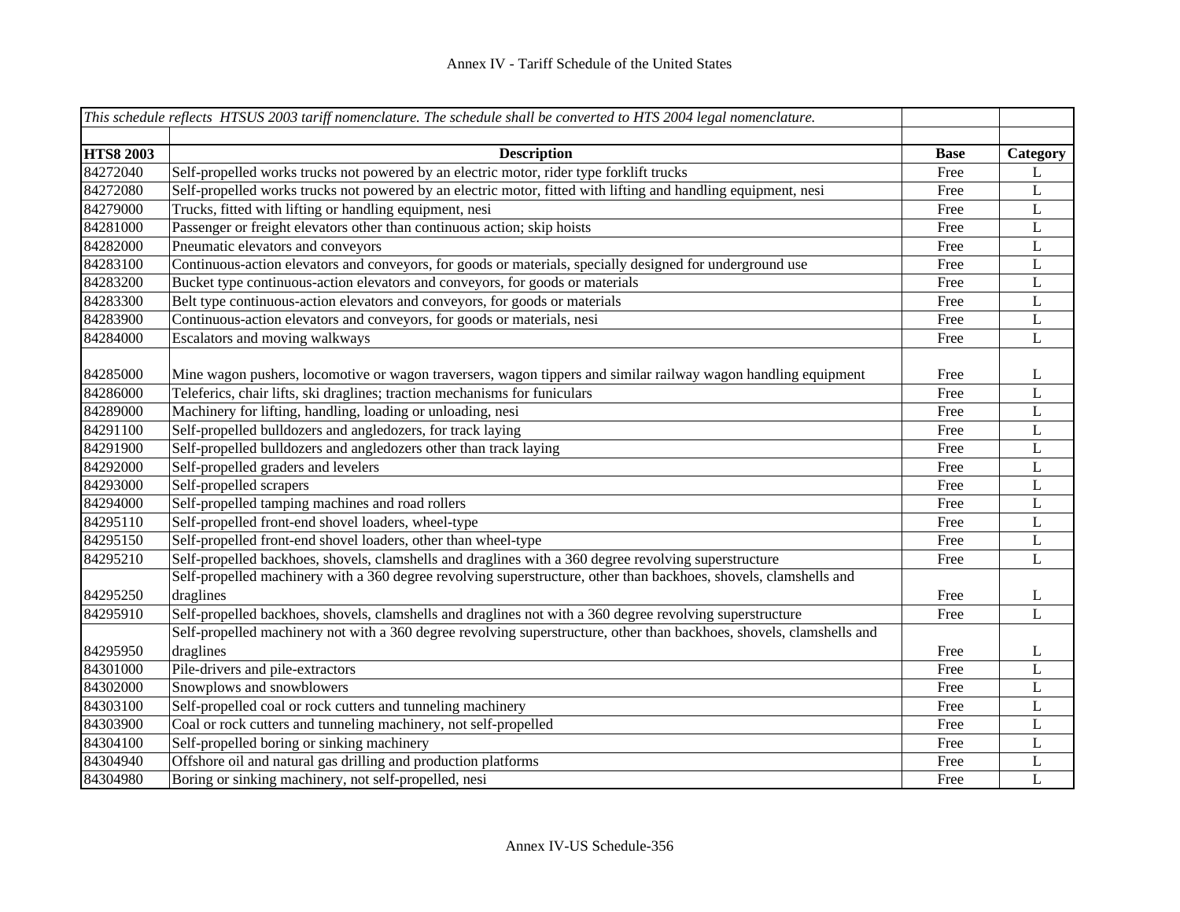Annex IV - Tariff Schedule of the United States

*This schedule reflects HTSUS 2003 tariff nomenclature. The schedule shall be converted to HTS 2004 legal nomenclature.*

| HTS8 2003 | Description | Base | Category |
|---|---|---|---|
| 84272040 | Self-propelled works trucks not powered by an electric motor, rider type forklift trucks | Free | L |
| 84272080 | Self-propelled works trucks not powered by an electric motor, fitted with lifting and handling equipment, nesi | Free | L |
| 84279000 | Trucks, fitted with lifting or handling equipment, nesi | Free | L |
| 84281000 | Passenger or freight elevators other than continuous action; skip hoists | Free | L |
| 84282000 | Pneumatic elevators and conveyors | Free | L |
| 84283100 | Continuous-action elevators and conveyors, for goods or materials, specially designed for underground use | Free | L |
| 84283200 | Bucket type continuous-action elevators and conveyors, for goods or materials | Free | L |
| 84283300 | Belt type continuous-action elevators and conveyors, for goods or materials | Free | L |
| 84283900 | Continuous-action elevators and conveyors, for goods or materials, nesi | Free | L |
| 84284000 | Escalators and moving walkways | Free | L |
| 84285000 | Mine wagon pushers, locomotive or wagon traversers, wagon tippers and similar railway wagon handling equipment | Free | L |
| 84286000 | Teleferics, chair lifts, ski draglines; traction mechanisms for funiculars | Free | L |
| 84289000 | Machinery for lifting, handling, loading or unloading, nesi | Free | L |
| 84291100 | Self-propelled bulldozers and angledozers, for track laying | Free | L |
| 84291900 | Self-propelled bulldozers and angledozers other than track laying | Free | L |
| 84292000 | Self-propelled graders and levelers | Free | L |
| 84293000 | Self-propelled scrapers | Free | L |
| 84294000 | Self-propelled tamping machines and road rollers | Free | L |
| 84295110 | Self-propelled front-end shovel loaders, wheel-type | Free | L |
| 84295150 | Self-propelled front-end shovel loaders, other than wheel-type | Free | L |
| 84295210 | Self-propelled backhoes, shovels, clamshells and draglines with a 360 degree revolving superstructure | Free | L |
| 84295250 | Self-propelled machinery with a 360 degree revolving superstructure, other than backhoes, shovels, clamshells and draglines | Free | L |
| 84295910 | Self-propelled backhoes, shovels, clamshells and draglines not with a 360 degree revolving superstructure | Free | L |
| 84295950 | Self-propelled machinery not with a 360 degree revolving superstructure, other than backhoes, shovels, clamshells and draglines | Free | L |
| 84301000 | Pile-drivers and pile-extractors | Free | L |
| 84302000 | Snowplows and snowblowers | Free | L |
| 84303100 | Self-propelled coal or rock cutters and tunneling machinery | Free | L |
| 84303900 | Coal or rock cutters and tunneling machinery, not self-propelled | Free | L |
| 84304100 | Self-propelled boring or sinking machinery | Free | L |
| 84304940 | Offshore oil and natural gas drilling and production platforms | Free | L |
| 84304980 | Boring or sinking machinery, not self-propelled, nesi | Free | L |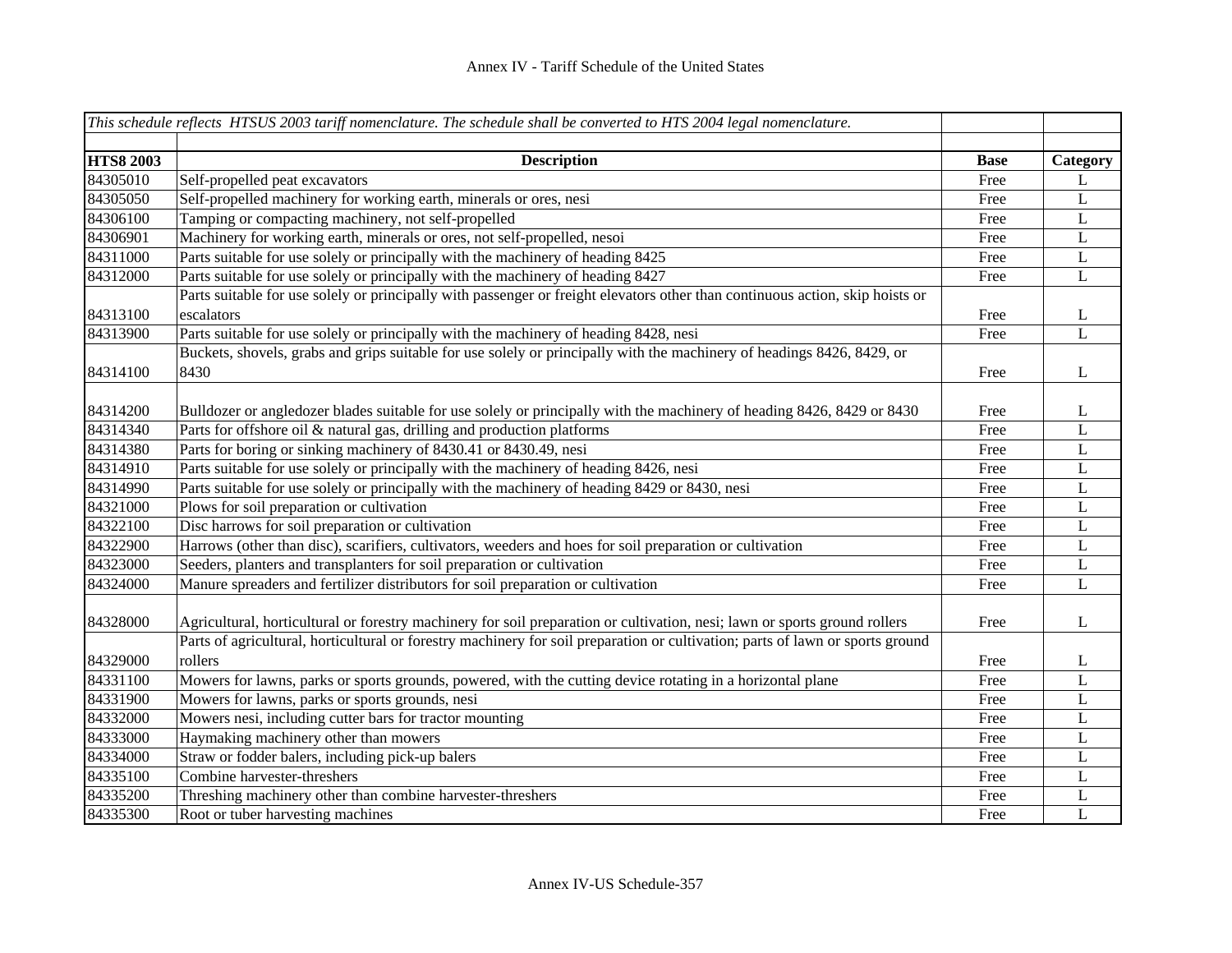| *This schedule reflects HTSUS 2003 tariff nomenclature. The schedule shall be converted to HTS 2004 legal nomenclature.* | | | |
|---|---|---|---|
| | | | |
| **HTS8 2003** | **Description** | **Base** | **Category** |
| 84305010 | Self-propelled peat excavators | Free | L |
| 84305050 | Self-propelled machinery for working earth, minerals or ores, nesi | Free | L |
| 84306100 | Tamping or compacting machinery, not self-propelled | Free | L |
| 84306901 | Machinery for working earth, minerals or ores, not self-propelled, nesoi | Free | L |
| 84311000 | Parts suitable for use solely or principally with the machinery of heading 8425 | Free | L |
| 84312000 | Parts suitable for use solely or principally with the machinery of heading 8427 | Free | L |
| 84313100 | Parts suitable for use solely or principally with passenger or freight elevators other than continuous action, skip hoists or escalators | Free | L |
| 84313900 | Parts suitable for use solely or principally with the machinery of heading 8428, nesi | Free | L |
| 84314100 | Buckets, shovels, grabs and grips suitable for use solely or principally with the machinery of headings 8426, 8429, or 8430 | Free | L |
| 84314200 | Bulldozer or angledozer blades suitable for use solely or principally with the machinery of heading 8426, 8429 or 8430 | Free | L |
| 84314340 | Parts for offshore oil & natural gas, drilling and production platforms | Free | L |
| 84314380 | Parts for boring or sinking machinery of 8430.41 or 8430.49, nesi | Free | L |
| 84314910 | Parts suitable for use solely or principally with the machinery of heading 8426, nesi | Free | L |
| 84314990 | Parts suitable for use solely or principally with the machinery of heading 8429 or 8430, nesi | Free | L |
| 84321000 | Plows for soil preparation or cultivation | Free | L |
| 84322100 | Disc harrows for soil preparation or cultivation | Free | L |
| 84322900 | Harrows (other than disc), scarifiers, cultivators, weeders and hoes for soil preparation or cultivation | Free | L |
| 84323000 | Seeders, planters and transplanters for soil preparation or cultivation | Free | L |
| 84324000 | Manure spreaders and fertilizer distributors for soil preparation or cultivation | Free | L |
| 84328000 | Agricultural, horticultural or forestry machinery for soil preparation or cultivation, nesi; lawn or sports ground rollers | Free | L |
| 84329000 | Parts of agricultural, horticultural or forestry machinery for soil preparation or cultivation; parts of lawn or sports ground rollers | Free | L |
| 84331100 | Mowers for lawns, parks or sports grounds, powered, with the cutting device rotating in a horizontal plane | Free | L |
| 84331900 | Mowers for lawns, parks or sports grounds, nesi | Free | L |
| 84332000 | Mowers nesi, including cutter bars for tractor mounting | Free | L |
| 84333000 | Haymaking machinery other than mowers | Free | L |
| 84334000 | Straw or fodder balers, including pick-up balers | Free | L |
| 84335100 | Combine harvester-threshers | Free | L |
| 84335200 | Threshing machinery other than combine harvester-threshers | Free | L |
| 84335300 | Root or tuber harvesting machines | Free | L |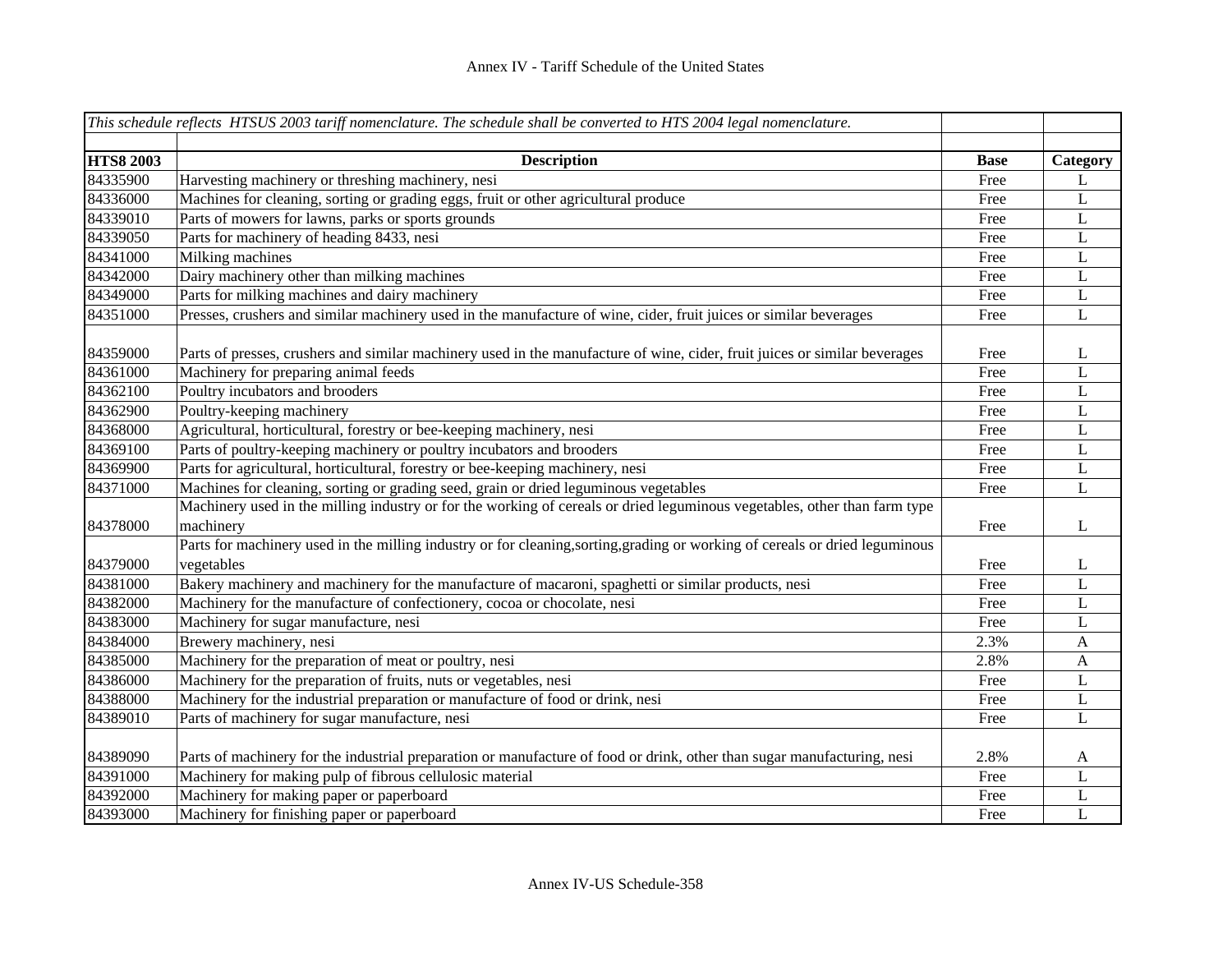# Annex IV - Tariff Schedule of the United States

| *This schedule reflects HTSUS 2003 tariff nomenclature. The schedule shall be converted to HTS 2004 legal nomenclature.* | | | |
|---|---|---|---|
| | | | |
| **HTS8 2003** | **Description** | **Base** | **Category** |
| 84335900 | Harvesting machinery or threshing machinery, nesi | Free | L |
| 84336000 | Machines for cleaning, sorting or grading eggs, fruit or other agricultural produce | Free | L |
| 84339010 | Parts of mowers for lawns, parks or sports grounds | Free | L |
| 84339050 | Parts for machinery of heading 8433, nesi | Free | L |
| 84341000 | Milking machines | Free | L |
| 84342000 | Dairy machinery other than milking machines | Free | L |
| 84349000 | Parts for milking machines and dairy machinery | Free | L |
| 84351000 | Presses, crushers and similar machinery used in the manufacture of wine, cider, fruit juices or similar beverages | Free | L |
| 84359000 | Parts of presses, crushers and similar machinery used in the manufacture of wine, cider, fruit juices or similar beverages | Free | L |
| 84361000 | Machinery for preparing animal feeds | Free | L |
| 84362100 | Poultry incubators and brooders | Free | L |
| 84362900 | Poultry-keeping machinery | Free | L |
| 84368000 | Agricultural, horticultural, forestry or bee-keeping machinery, nesi | Free | L |
| 84369100 | Parts of poultry-keeping machinery or poultry incubators and brooders | Free | L |
| 84369900 | Parts for agricultural, horticultural, forestry or bee-keeping machinery, nesi | Free | L |
| 84371000 | Machines for cleaning, sorting or grading seed, grain or dried leguminous vegetables | Free | L |
| 84378000 | Machinery used in the milling industry or for the working of cereals or dried leguminous vegetables, other than farm type machinery | Free | L |
| 84379000 | Parts for machinery used in the milling industry or for cleaning,sorting,grading or working of cereals or dried leguminous vegetables | Free | L |
| 84381000 | Bakery machinery and machinery for the manufacture of macaroni, spaghetti or similar products, nesi | Free | L |
| 84382000 | Machinery for the manufacture of confectionery, cocoa or chocolate, nesi | Free | L |
| 84383000 | Machinery for sugar manufacture, nesi | Free | L |
| 84384000 | Brewery machinery, nesi | 2.3% | A |
| 84385000 | Machinery for the preparation of meat or poultry, nesi | 2.8% | A |
| 84386000 | Machinery for the preparation of fruits, nuts or vegetables, nesi | Free | L |
| 84388000 | Machinery for the industrial preparation or manufacture of food or drink, nesi | Free | L |
| 84389010 | Parts of machinery for sugar manufacture, nesi | Free | L |
| 84389090 | Parts of machinery for the industrial preparation or manufacture of food or drink, other than sugar manufacturing, nesi | 2.8% | A |
| 84391000 | Machinery for making pulp of fibrous cellulosic material | Free | L |
| 84392000 | Machinery for making paper or paperboard | Free | L |
| 84393000 | Machinery for finishing paper or paperboard | Free | L |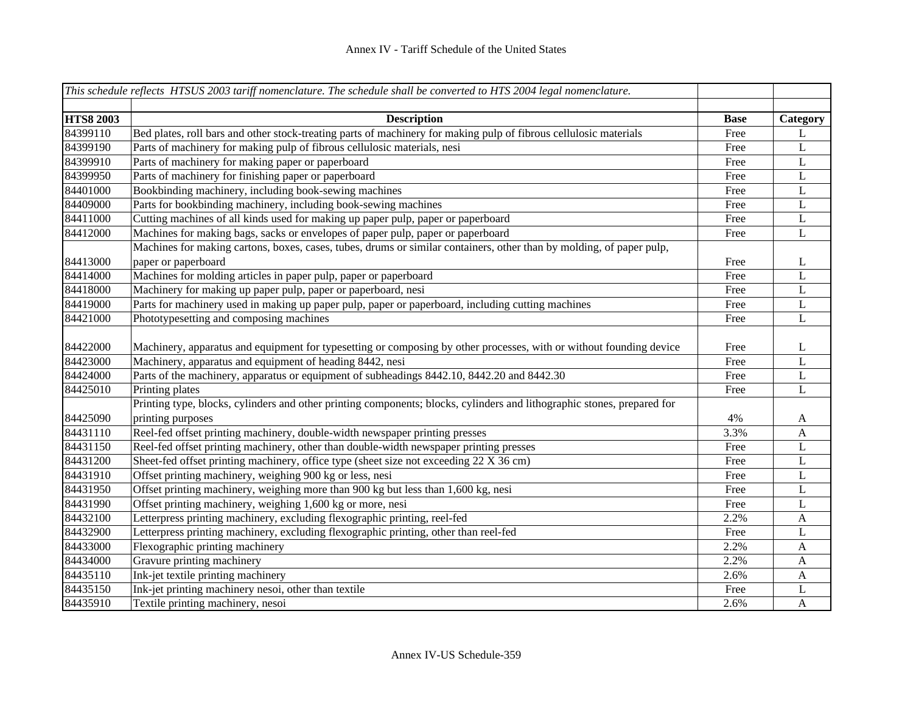Annex IV - Tariff Schedule of the United States

| *This schedule reflects HTSUS 2003 tariff nomenclature. The schedule shall be converted to HTS 2004 legal nomenclature.* | | | |
|---|---|---|---|
| **HTS8 2003** | **Description** | **Base** | **Category** |
| 84399110 | Bed plates, roll bars and other stock-treating parts of machinery for making pulp of fibrous cellulosic materials | Free | L |
| 84399190 | Parts of machinery for making pulp of fibrous cellulosic materials, nesi | Free | L |
| 84399910 | Parts of machinery for making paper or paperboard | Free | L |
| 84399950 | Parts of machinery for finishing paper or paperboard | Free | L |
| 84401000 | Bookbinding machinery, including book-sewing machines | Free | L |
| 84409000 | Parts for bookbinding machinery, including book-sewing machines | Free | L |
| 84411000 | Cutting machines of all kinds used for making up paper pulp, paper or paperboard | Free | L |
| 84412000 | Machines for making bags, sacks or envelopes of paper pulp, paper or paperboard | Free | L |
| 84413000 | Machines for making cartons, boxes, cases, tubes, drums or similar containers, other than by molding, of paper pulp, paper or paperboard | Free | L |
| 84414000 | Machines for molding articles in paper pulp, paper or paperboard | Free | L |
| 84418000 | Machinery for making up paper pulp, paper or paperboard, nesi | Free | L |
| 84419000 | Parts for machinery used in making up paper pulp, paper or paperboard, including cutting machines | Free | L |
| 84421000 | Phototypesetting and composing machines | Free | L |
| 84422000 | Machinery, apparatus and equipment for typesetting or composing by other processes, with or without founding device | Free | L |
| 84423000 | Machinery, apparatus and equipment of heading 8442, nesi | Free | L |
| 84424000 | Parts of the machinery, apparatus or equipment of subheadings 8442.10, 8442.20 and 8442.30 | Free | L |
| 84425010 | Printing plates | Free | L |
| 84425090 | Printing type, blocks, cylinders and other printing components; blocks, cylinders and lithographic stones, prepared for printing purposes | 4% | A |
| 84431110 | Reel-fed offset printing machinery, double-width newspaper printing presses | 3.3% | A |
| 84431150 | Reel-fed offset printing machinery, other than double-width newspaper printing presses | Free | L |
| 84431200 | Sheet-fed offset printing machinery, office type (sheet size not exceeding 22 X 36 cm) | Free | L |
| 84431910 | Offset printing machinery, weighing 900 kg or less, nesi | Free | L |
| 84431950 | Offset printing machinery, weighing more than 900 kg but less than 1,600 kg, nesi | Free | L |
| 84431990 | Offset printing machinery, weighing 1,600 kg or more, nesi | Free | L |
| 84432100 | Letterpress printing machinery, excluding flexographic printing, reel-fed | 2.2% | A |
| 84432900 | Letterpress printing machinery, excluding flexographic printing, other than reel-fed | Free | L |
| 84433000 | Flexographic printing machinery | 2.2% | A |
| 84434000 | Gravure printing machinery | 2.2% | A |
| 84435110 | Ink-jet textile printing machinery | 2.6% | A |
| 84435150 | Ink-jet printing machinery nesoi, other than textile | Free | L |
| 84435910 | Textile printing machinery, nesoi | 2.6% | A |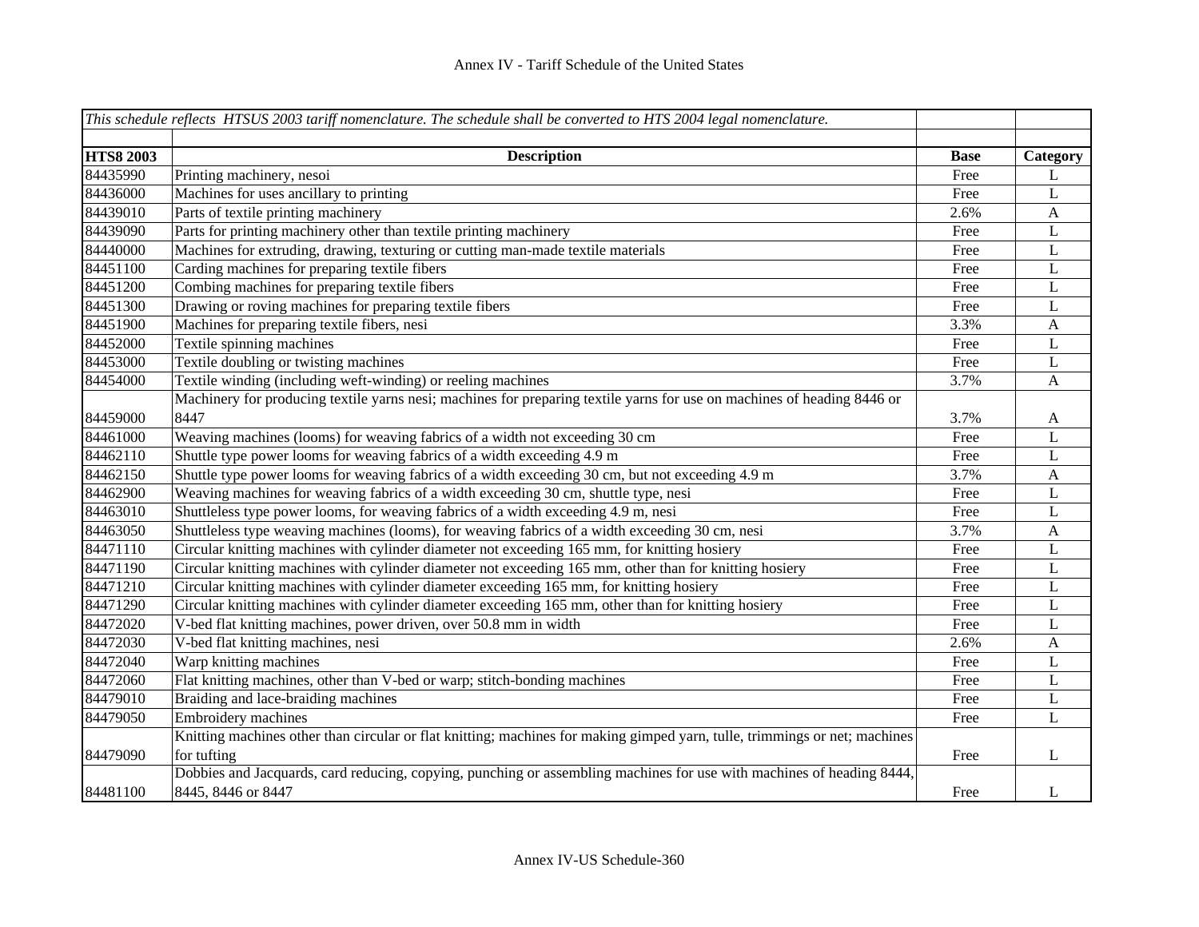*This schedule reflects HTSUS 2003 tariff nomenclature. The schedule shall be converted to HTS 2004 legal nomenclature.*

| HTS8 2003 | Description | Base | Category |
|---|---|---|---|
| 84435990 | Printing machinery, nesoi | Free | L |
| 84436000 | Machines for uses ancillary to printing | Free | L |
| 84439010 | Parts of textile printing machinery | 2.6% | A |
| 84439090 | Parts for printing machinery other than textile printing machinery | Free | L |
| 84440000 | Machines for extruding, drawing, texturing or cutting man-made textile materials | Free | L |
| 84451100 | Carding machines for preparing textile fibers | Free | L |
| 84451200 | Combing machines for preparing textile fibers | Free | L |
| 84451300 | Drawing or roving machines for preparing textile fibers | Free | L |
| 84451900 | Machines for preparing textile fibers, nesi | 3.3% | A |
| 84452000 | Textile spinning machines | Free | L |
| 84453000 | Textile doubling or twisting machines | Free | L |
| 84454000 | Textile winding (including weft-winding) or reeling machines | 3.7% | A |
| 84459000 | Machinery for producing textile yarns nesi; machines for preparing textile yarns for use on machines of heading 8446 or 8447 | 3.7% | A |
| 84461000 | Weaving machines (looms) for weaving fabrics of a width not exceeding 30 cm | Free | L |
| 84462110 | Shuttle type power looms for weaving fabrics of a width exceeding 4.9 m | Free | L |
| 84462150 | Shuttle type power looms for weaving fabrics of a width exceeding 30 cm, but not exceeding 4.9 m | 3.7% | A |
| 84462900 | Weaving machines for weaving fabrics of a width exceeding 30 cm, shuttle type, nesi | Free | L |
| 84463010 | Shuttleless type power looms, for weaving fabrics of a width exceeding 4.9 m, nesi | Free | L |
| 84463050 | Shuttleless type weaving machines (looms), for weaving fabrics of a width exceeding 30 cm, nesi | 3.7% | A |
| 84471110 | Circular knitting machines with cylinder diameter not exceeding 165 mm, for knitting hosiery | Free | L |
| 84471190 | Circular knitting machines with cylinder diameter not exceeding 165 mm, other than for knitting hosiery | Free | L |
| 84471210 | Circular knitting machines with cylinder diameter exceeding 165 mm, for knitting hosiery | Free | L |
| 84471290 | Circular knitting machines with cylinder diameter exceeding 165 mm, other than for knitting hosiery | Free | L |
| 84472020 | V-bed flat knitting machines, power driven, over 50.8 mm in width | Free | L |
| 84472030 | V-bed flat knitting machines, nesi | 2.6% | A |
| 84472040 | Warp knitting machines | Free | L |
| 84472060 | Flat knitting machines, other than V-bed or warp; stitch-bonding machines | Free | L |
| 84479010 | Braiding and lace-braiding machines | Free | L |
| 84479050 | Embroidery machines | Free | L |
| 84479090 | Knitting machines other than circular or flat knitting; machines for making gimped yarn, tulle, trimmings or net; machines for tufting | Free | L |
| 84481100 | Dobbies and Jacquards, card reducing, copying, punching or assembling machines for use with machines of heading 8444, 8445, 8446 or 8447 | Free | L |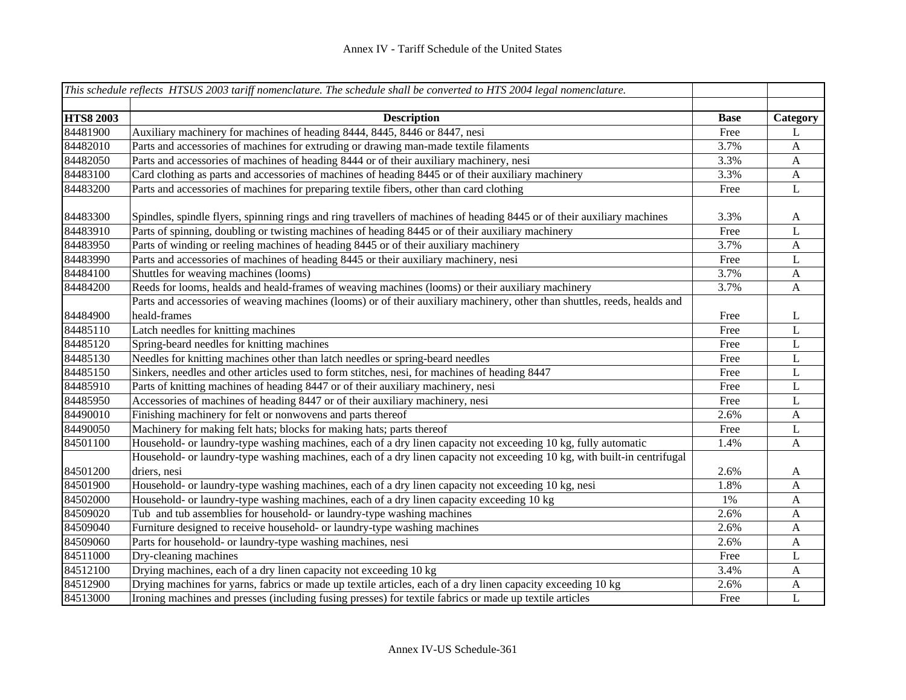| *This schedule reflects HTSUS 2003 tariff nomenclature. The schedule shall be converted to HTS 2004 legal nomenclature.* | | | |
|---|---|---|---|
| **HTS8 2003** | **Description** | **Base** | **Category** |
| 84481900 | Auxiliary machinery for machines of heading 8444, 8445, 8446 or 8447, nesi | Free | L |
| 84482010 | Parts and accessories of machines for extruding or drawing man-made textile filaments | 3.7% | A |
| 84482050 | Parts and accessories of machines of heading 8444 or of their auxiliary machinery, nesi | 3.3% | A |
| 84483100 | Card clothing as parts and accessories of machines of heading 8445 or of their auxiliary machinery | 3.3% | A |
| 84483200 | Parts and accessories of machines for preparing textile fibers, other than card clothing | Free | L |
| 84483300 | Spindles, spindle flyers, spinning rings and ring travellers of machines of heading 8445 or of their auxiliary machines | 3.3% | A |
| 84483910 | Parts of spinning, doubling or twisting machines of heading 8445 or of their auxiliary machinery | Free | L |
| 84483950 | Parts of winding or reeling machines of heading 8445 or of their auxiliary machinery | 3.7% | A |
| 84483990 | Parts and accessories of machines of heading 8445 or their auxiliary machinery, nesi | Free | L |
| 84484100 | Shuttles for weaving machines (looms) | 3.7% | A |
| 84484200 | Reeds for looms, healds and heald-frames of weaving machines (looms) or their auxiliary machinery | 3.7% | A |
| 84484900 | Parts and accessories of weaving machines (looms) or of their auxiliary machinery, other than shuttles, reeds, healds and heald-frames | Free | L |
| 84485110 | Latch needles for knitting machines | Free | L |
| 84485120 | Spring-beard needles for knitting machines | Free | L |
| 84485130 | Needles for knitting machines other than latch needles or spring-beard needles | Free | L |
| 84485150 | Sinkers, needles and other articles used to form stitches, nesi, for machines of heading 8447 | Free | L |
| 84485910 | Parts of knitting machines of heading 8447 or of their auxiliary machinery, nesi | Free | L |
| 84485950 | Accessories of machines of heading 8447 or of their auxiliary machinery, nesi | Free | L |
| 84490010 | Finishing machinery for felt or nonwovens and parts thereof | 2.6% | A |
| 84490050 | Machinery for making felt hats; blocks for making hats; parts thereof | Free | L |
| 84501100 | Household- or laundry-type washing machines, each of a dry linen capacity not exceeding 10 kg, fully automatic | 1.4% | A |
| 84501200 | Household- or laundry-type washing machines, each of a dry linen capacity not exceeding 10 kg, with built-in centrifugal driers, nesi | 2.6% | A |
| 84501900 | Household- or laundry-type washing machines, each of a dry linen capacity not exceeding 10 kg, nesi | 1.8% | A |
| 84502000 | Household- or laundry-type washing machines, each of a dry linen capacity exceeding 10 kg | 1% | A |
| 84509020 | Tub and tub assemblies for household- or laundry-type washing machines | 2.6% | A |
| 84509040 | Furniture designed to receive household- or laundry-type washing machines | 2.6% | A |
| 84509060 | Parts for household- or laundry-type washing machines, nesi | 2.6% | A |
| 84511000 | Dry-cleaning machines | Free | L |
| 84512100 | Drying machines, each of a dry linen capacity not exceeding 10 kg | 3.4% | A |
| 84512900 | Drying machines for yarns, fabrics or made up textile articles, each of a dry linen capacity exceeding 10 kg | 2.6% | A |
| 84513000 | Ironing machines and presses (including fusing presses) for textile fabrics or made up textile articles | Free | L |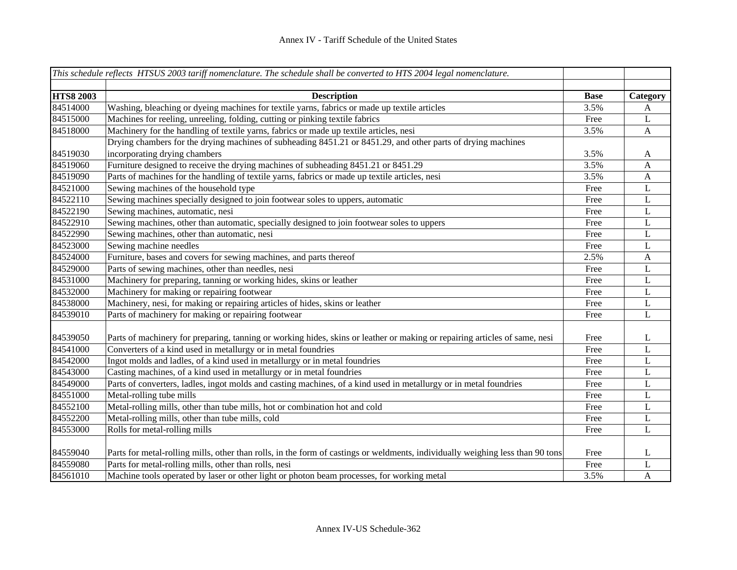Annex IV - Tariff Schedule of the United States

*This schedule reflects HTSUS 2003 tariff nomenclature. The schedule shall be converted to HTS 2004 legal nomenclature.*

| HTS8 2003 | Description | Base | Category |
|---|---|---|---|
| 84514000 | Washing, bleaching or dyeing machines for textile yarns, fabrics or made up textile articles | 3.5% | A |
| 84515000 | Machines for reeling, unreeling, folding, cutting or pinking textile fabrics | Free | L |
| 84518000 | Machinery for the handling of textile yarns, fabrics or made up textile articles, nesi | 3.5% | A |
| 84519030 | Drying chambers for the drying machines of subheading 8451.21 or 8451.29, and other parts of drying machines incorporating drying chambers | 3.5% | A |
| 84519060 | Furniture designed to receive the drying machines of subheading 8451.21 or 8451.29 | 3.5% | A |
| 84519090 | Parts of machines for the handling of textile yarns, fabrics or made up textile articles, nesi | 3.5% | A |
| 84521000 | Sewing machines of the household type | Free | L |
| 84522110 | Sewing machines specially designed to join footwear soles to uppers, automatic | Free | L |
| 84522190 | Sewing machines, automatic, nesi | Free | L |
| 84522910 | Sewing machines, other than automatic, specially designed to join footwear soles to uppers | Free | L |
| 84522990 | Sewing machines, other than automatic, nesi | Free | L |
| 84523000 | Sewing machine needles | Free | L |
| 84524000 | Furniture, bases and covers for sewing machines, and parts thereof | 2.5% | A |
| 84529000 | Parts of sewing machines, other than needles, nesi | Free | L |
| 84531000 | Machinery for preparing, tanning or working hides, skins or leather | Free | L |
| 84532000 | Machinery for making or repairing footwear | Free | L |
| 84538000 | Machinery, nesi, for making or repairing articles of hides, skins or leather | Free | L |
| 84539010 | Parts of machinery for making or repairing footwear | Free | L |
| 84539050 | Parts of machinery for preparing, tanning or working hides, skins or leather or making or repairing articles of same, nesi | Free | L |
| 84541000 | Converters of a kind used in metallurgy or in metal foundries | Free | L |
| 84542000 | Ingot molds and ladles, of a kind used in metallurgy or in metal foundries | Free | L |
| 84543000 | Casting machines, of a kind used in metallurgy or in metal foundries | Free | L |
| 84549000 | Parts of converters, ladles, ingot molds and casting machines, of a kind used in metallurgy or in metal foundries | Free | L |
| 84551000 | Metal-rolling tube mills | Free | L |
| 84552100 | Metal-rolling mills, other than tube mills, hot or combination hot and cold | Free | L |
| 84552200 | Metal-rolling mills, other than tube mills, cold | Free | L |
| 84553000 | Rolls for metal-rolling mills | Free | L |
| 84559040 | Parts for metal-rolling mills, other than rolls, in the form of castings or weldments, individually weighing less than 90 tons | Free | L |
| 84559080 | Parts for metal-rolling mills, other than rolls, nesi | Free | L |
| 84561010 | Machine tools operated by laser or other light or photon beam processes, for working metal | 3.5% | A |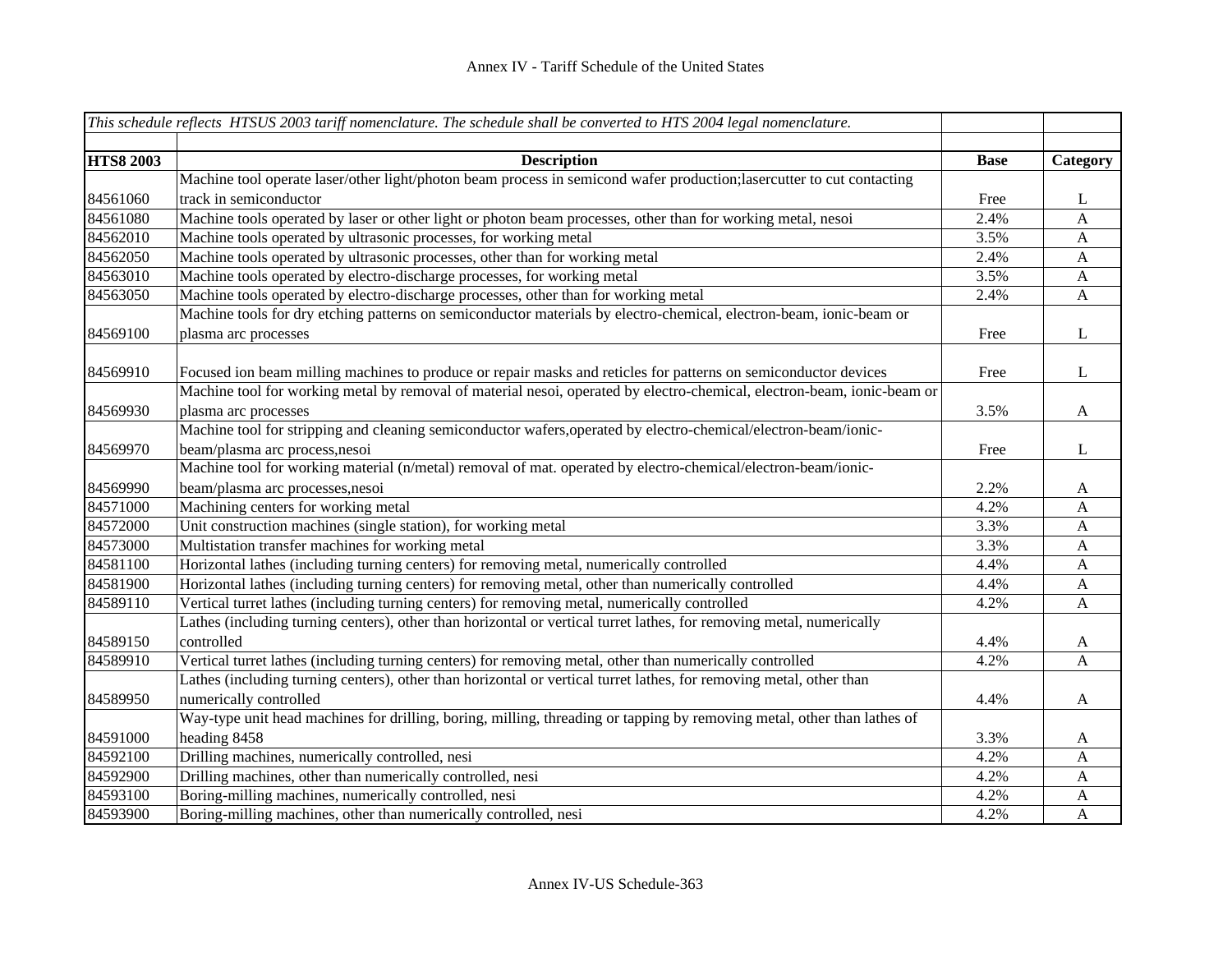Annex IV - Tariff Schedule of the United States

| *This schedule reflects HTSUS 2003 tariff nomenclature. The schedule shall be converted to HTS 2004 legal nomenclature.* | | | |
|---|---|---|---|
| **HTS8 2003** | **Description** | **Base** | **Category** |
| 84561060 | Machine tool operate laser/other light/photon beam process in semicond wafer production;lasercutter to cut contacting track in semiconductor | Free | L |
| 84561080 | Machine tools operated by laser or other light or photon beam processes, other than for working metal, nesoi | 2.4% | A |
| 84562010 | Machine tools operated by ultrasonic processes, for working metal | 3.5% | A |
| 84562050 | Machine tools operated by ultrasonic processes, other than for working metal | 2.4% | A |
| 84563010 | Machine tools operated by electro-discharge processes, for working metal | 3.5% | A |
| 84563050 | Machine tools operated by electro-discharge processes, other than for working metal | 2.4% | A |
| 84569100 | Machine tools for dry etching patterns on semiconductor materials by electro-chemical, electron-beam, ionic-beam or plasma arc processes | Free | L |
| 84569910 | Focused ion beam milling machines to produce or repair masks and reticles for patterns on semiconductor devices | Free | L |
| 84569930 | Machine tool for working metal by removal of material nesoi, operated by electro-chemical, electron-beam, ionic-beam or plasma arc processes | 3.5% | A |
| 84569970 | Machine tool for stripping and cleaning semiconductor wafers,operated by electro-chemical/electron-beam/ionic-beam/plasma arc process,nesoi | Free | L |
| 84569990 | Machine tool for working material (n/metal) removal of mat. operated by electro-chemical/electron-beam/ionic-beam/plasma arc processes,nesoi | 2.2% | A |
| 84571000 | Machining centers for working metal | 4.2% | A |
| 84572000 | Unit construction machines (single station), for working metal | 3.3% | A |
| 84573000 | Multistation transfer machines for working metal | 3.3% | A |
| 84581100 | Horizontal lathes (including turning centers) for removing metal, numerically controlled | 4.4% | A |
| 84581900 | Horizontal lathes (including turning centers) for removing metal, other than numerically controlled | 4.4% | A |
| 84589110 | Vertical turret lathes (including turning centers) for removing metal, numerically controlled | 4.2% | A |
| 84589150 | Lathes (including turning centers), other than horizontal or vertical turret lathes, for removing metal, numerically controlled | 4.4% | A |
| 84589910 | Vertical turret lathes (including turning centers) for removing metal, other than numerically controlled | 4.2% | A |
| 84589950 | Lathes (including turning centers), other than horizontal or vertical turret lathes, for removing metal, other than numerically controlled | 4.4% | A |
| 84591000 | Way-type unit head machines for drilling, boring, milling, threading or tapping by removing metal, other than lathes of heading 8458 | 3.3% | A |
| 84592100 | Drilling machines, numerically controlled, nesi | 4.2% | A |
| 84592900 | Drilling machines, other than numerically controlled, nesi | 4.2% | A |
| 84593100 | Boring-milling machines, numerically controlled, nesi | 4.2% | A |
| 84593900 | Boring-milling machines, other than numerically controlled, nesi | 4.2% | A |

Annex IV-US Schedule-363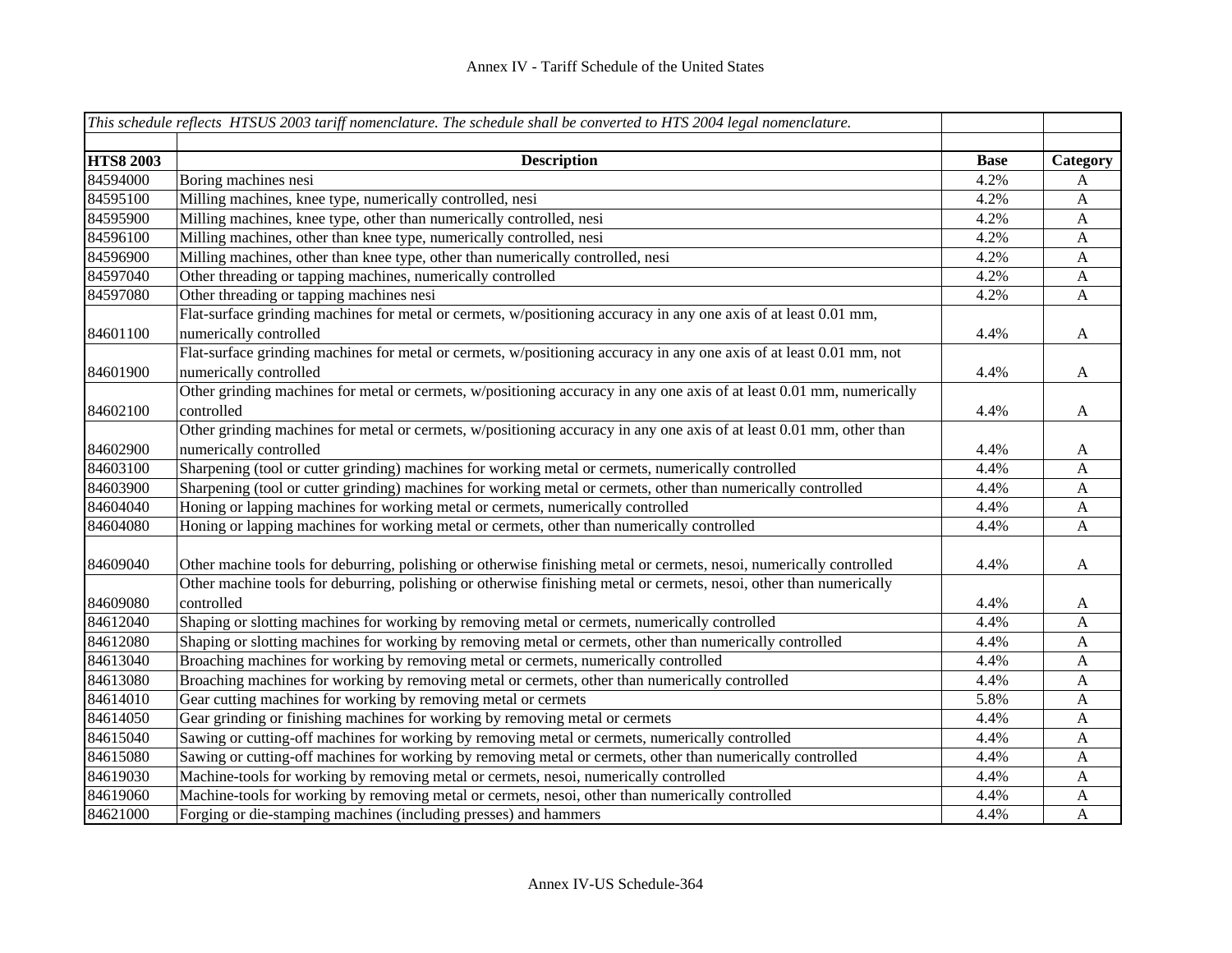Annex IV - Tariff Schedule of the United States

| *This schedule reflects HTSUS 2003 tariff nomenclature. The schedule shall be converted to HTS 2004 legal nomenclature.* | | | |
|---|---|---|---|
| **HTS8 2003** | **Description** | **Base** | **Category** |
| 84594000 | Boring machines nesi | 4.2% | A |
| 84595100 | Milling machines, knee type, numerically controlled, nesi | 4.2% | A |
| 84595900 | Milling machines, knee type, other than numerically controlled, nesi | 4.2% | A |
| 84596100 | Milling machines, other than knee type, numerically controlled, nesi | 4.2% | A |
| 84596900 | Milling machines, other than knee type, other than numerically controlled, nesi | 4.2% | A |
| 84597040 | Other threading or tapping machines, numerically controlled | 4.2% | A |
| 84597080 | Other threading or tapping machines nesi | 4.2% | A |
| 84601100 | Flat-surface grinding machines for metal or cermets, w/positioning accuracy in any one axis of at least 0.01 mm, numerically controlled | 4.4% | A |
| 84601900 | Flat-surface grinding machines for metal or cermets, w/positioning accuracy in any one axis of at least 0.01 mm, not numerically controlled | 4.4% | A |
| 84602100 | Other grinding machines for metal or cermets, w/positioning accuracy in any one axis of at least 0.01 mm, numerically controlled | 4.4% | A |
| 84602900 | Other grinding machines for metal or cermets, w/positioning accuracy in any one axis of at least 0.01 mm, other than numerically controlled | 4.4% | A |
| 84603100 | Sharpening (tool or cutter grinding) machines for working metal or cermets, numerically controlled | 4.4% | A |
| 84603900 | Sharpening (tool or cutter grinding) machines for working metal or cermets, other than numerically controlled | 4.4% | A |
| 84604040 | Honing or lapping machines for working metal or cermets, numerically controlled | 4.4% | A |
| 84604080 | Honing or lapping machines for working metal or cermets, other than numerically controlled | 4.4% | A |
| 84609040 | Other machine tools for deburring, polishing or otherwise finishing metal or cermets, nesoi, numerically controlled | 4.4% | A |
| 84609080 | Other machine tools for deburring, polishing or otherwise finishing metal or cermets, nesoi, other than numerically controlled | 4.4% | A |
| 84612040 | Shaping or slotting machines for working by removing metal or cermets, numerically controlled | 4.4% | A |
| 84612080 | Shaping or slotting machines for working by removing metal or cermets, other than numerically controlled | 4.4% | A |
| 84613040 | Broaching machines for working by removing metal or cermets, numerically controlled | 4.4% | A |
| 84613080 | Broaching machines for working by removing metal or cermets, other than numerically controlled | 4.4% | A |
| 84614010 | Gear cutting machines for working by removing metal or cermets | 5.8% | A |
| 84614050 | Gear grinding or finishing machines for working by removing metal or cermets | 4.4% | A |
| 84615040 | Sawing or cutting-off machines for working by removing metal or cermets, numerically controlled | 4.4% | A |
| 84615080 | Sawing or cutting-off machines for working by removing metal or cermets, other than numerically controlled | 4.4% | A |
| 84619030 | Machine-tools for working by removing metal or cermets, nesoi, numerically controlled | 4.4% | A |
| 84619060 | Machine-tools for working by removing metal or cermets, nesoi, other than numerically controlled | 4.4% | A |
| 84621000 | Forging or die-stamping machines (including presses) and hammers | 4.4% | A |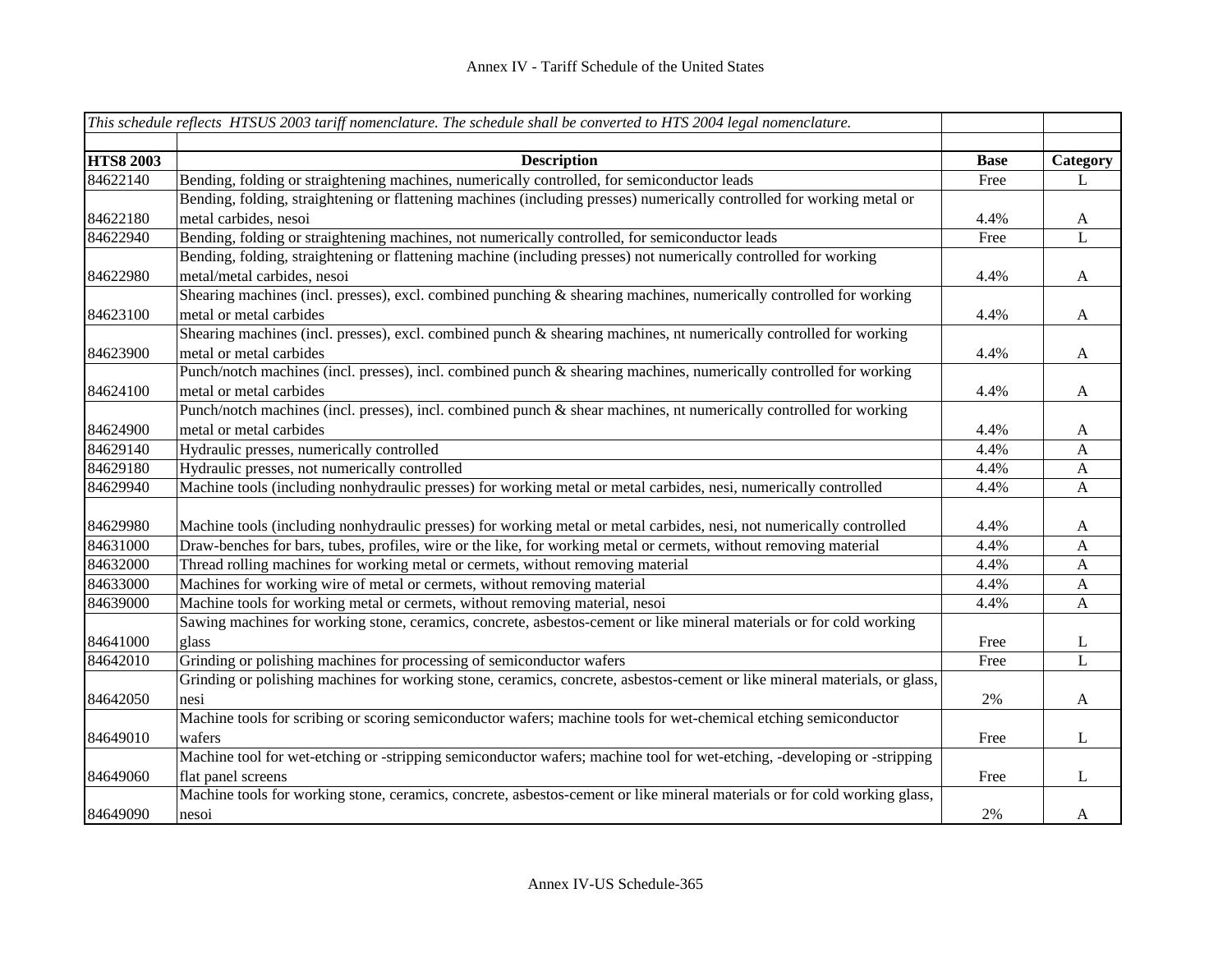# Annex IV - Tariff Schedule of the United States

| *This schedule reflects HTSUS 2003 tariff nomenclature. The schedule shall be converted to HTS 2004 legal nomenclature.* | | | |
|---|---|---|---|
| | | | |
| **HTS8 2003** | **Description** | **Base** | **Category** |
| 84622140 | Bending, folding or straightening machines, numerically controlled, for semiconductor leads | Free | L |
| 84622180 | Bending, folding, straightening or flattening machines (including presses) numerically controlled for working metal or metal carbides, nesoi | 4.4% | A |
| 84622940 | Bending, folding or straightening machines, not numerically controlled, for semiconductor leads | Free | L |
| 84622980 | Bending, folding, straightening or flattening machine (including presses) not numerically controlled for working metal/metal carbides, nesoi | 4.4% | A |
| 84623100 | Shearing machines (incl. presses), excl. combined punching & shearing machines, numerically controlled for working metal or metal carbides | 4.4% | A |
| 84623900 | Shearing machines (incl. presses), excl. combined punch & shearing machines, nt numerically controlled for working metal or metal carbides | 4.4% | A |
| 84624100 | Punch/notch machines (incl. presses), incl. combined punch & shearing machines, numerically controlled for working metal or metal carbides | 4.4% | A |
| 84624900 | Punch/notch machines (incl. presses), incl. combined punch & shear machines, nt numerically controlled for working metal or metal carbides | 4.4% | A |
| 84629140 | Hydraulic presses, numerically controlled | 4.4% | A |
| 84629180 | Hydraulic presses, not numerically controlled | 4.4% | A |
| 84629940 | Machine tools (including nonhydraulic presses) for working metal or metal carbides, nesi, numerically controlled | 4.4% | A |
| 84629980 | Machine tools (including nonhydraulic presses) for working metal or metal carbides, nesi, not numerically controlled | 4.4% | A |
| 84631000 | Draw-benches for bars, tubes, profiles, wire or the like, for working metal or cermets, without removing material | 4.4% | A |
| 84632000 | Thread rolling machines for working metal or cermets, without removing material | 4.4% | A |
| 84633000 | Machines for working wire of metal or cermets, without removing material | 4.4% | A |
| 84639000 | Machine tools for working metal or cermets, without removing material, nesoi | 4.4% | A |
| 84641000 | Sawing machines for working stone, ceramics, concrete, asbestos-cement or like mineral materials or for cold working glass | Free | L |
| 84642010 | Grinding or polishing machines for processing of semiconductor wafers | Free | L |
| 84642050 | Grinding or polishing machines for working stone, ceramics, concrete, asbestos-cement or like mineral materials, or glass, nesi | 2% | A |
| 84649010 | Machine tools for scribing or scoring semiconductor wafers; machine tools for wet-chemical etching semiconductor wafers | Free | L |
| 84649060 | Machine tool for wet-etching or -stripping semiconductor wafers; machine tool for wet-etching, -developing or -stripping flat panel screens | Free | L |
| 84649090 | Machine tools for working stone, ceramics, concrete, asbestos-cement or like mineral materials or for cold working glass, nesoi | 2% | A |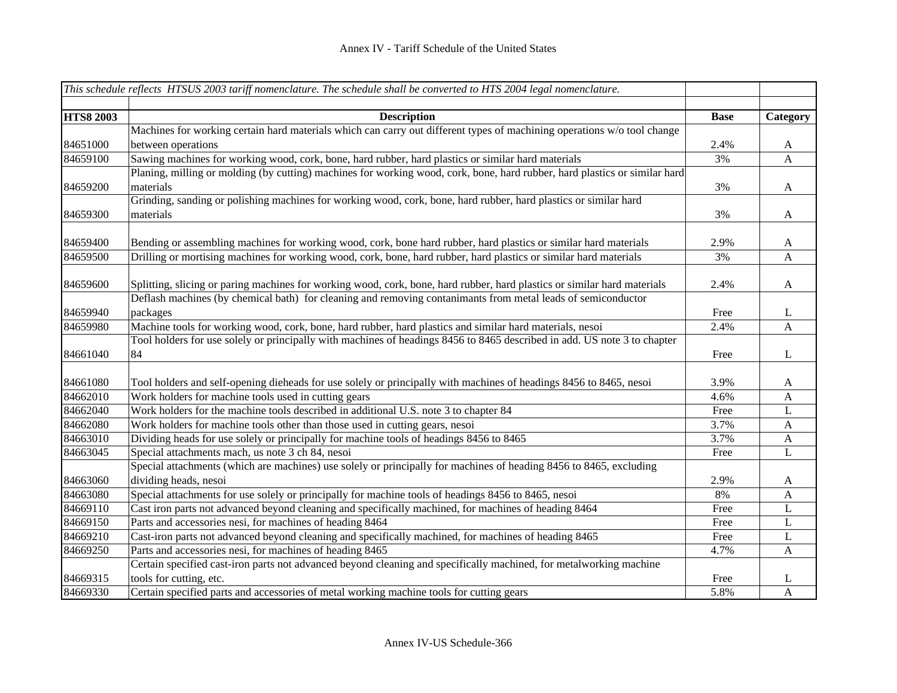| *This schedule reflects HTSUS 2003 tariff nomenclature. The schedule shall be converted to HTS 2004 legal nomenclature.* | | | |
|---|---|---|---|
| | | | |
| **HTS8 2003** | **Description** | **Base** | **Category** |
| 84651000 | Machines for working certain hard materials which can carry out different types of machining operations w/o tool change between operations | 2.4% | A |
| 84659100 | Sawing machines for working wood, cork, bone, hard rubber, hard plastics or similar hard materials | 3% | A |
| 84659200 | Planing, milling or molding (by cutting) machines for working wood, cork, bone, hard rubber, hard plastics or similar hard materials | 3% | A |
| 84659300 | Grinding, sanding or polishing machines for working wood, cork, bone, hard rubber, hard plastics or similar hard materials | 3% | A |
| 84659400 | Bending or assembling machines for working wood, cork, bone hard rubber, hard plastics or similar hard materials | 2.9% | A |
| 84659500 | Drilling or mortising machines for working wood, cork, bone, hard rubber, hard plastics or similar hard materials | 3% | A |
| 84659600 | Splitting, slicing or paring machines for working wood, cork, bone, hard rubber, hard plastics or similar hard materials | 2.4% | A |
| 84659940 | Deflash machines (by chemical bath) for cleaning and removing contanimants from metal leads of semiconductor packages | Free | L |
| 84659980 | Machine tools for working wood, cork, bone, hard rubber, hard plastics and similar hard materials, nesoi | 2.4% | A |
| 84661040 | Tool holders for use solely or principally with machines of headings 8456 to 8465 described in add. US note 3 to chapter 84 | Free | L |
| 84661080 | Tool holders and self-opening dieheads for use solely or principally with machines of headings 8456 to 8465, nesoi | 3.9% | A |
| 84662010 | Work holders for machine tools used in cutting gears | 4.6% | A |
| 84662040 | Work holders for the machine tools described in additional U.S. note 3 to chapter 84 | Free | L |
| 84662080 | Work holders for machine tools other than those used in cutting gears, nesoi | 3.7% | A |
| 84663010 | Dividing heads for use solely or principally for machine tools of headings 8456 to 8465 | 3.7% | A |
| 84663045 | Special attachments mach, us note 3 ch 84, nesoi | Free | L |
| 84663060 | Special attachments (which are machines) use solely or principally for machines of heading 8456 to 8465, excluding dividing heads, nesoi | 2.9% | A |
| 84663080 | Special attachments for use solely or principally for machine tools of headings 8456 to 8465, nesoi | 8% | A |
| 84669110 | Cast iron parts not advanced beyond cleaning and specifically machined, for machines of heading 8464 | Free | L |
| 84669150 | Parts and accessories nesi, for machines of heading 8464 | Free | L |
| 84669210 | Cast-iron parts not advanced beyond cleaning and specifically machined, for machines of heading 8465 | Free | L |
| 84669250 | Parts and accessories nesi, for machines of heading 8465 | 4.7% | A |
| 84669315 | Certain specified cast-iron parts not advanced beyond cleaning and specifically machined, for metalworking machine tools for cutting, etc. | Free | L |
| 84669330 | Certain specified parts and accessories of metal working machine tools for cutting gears | 5.8% | A |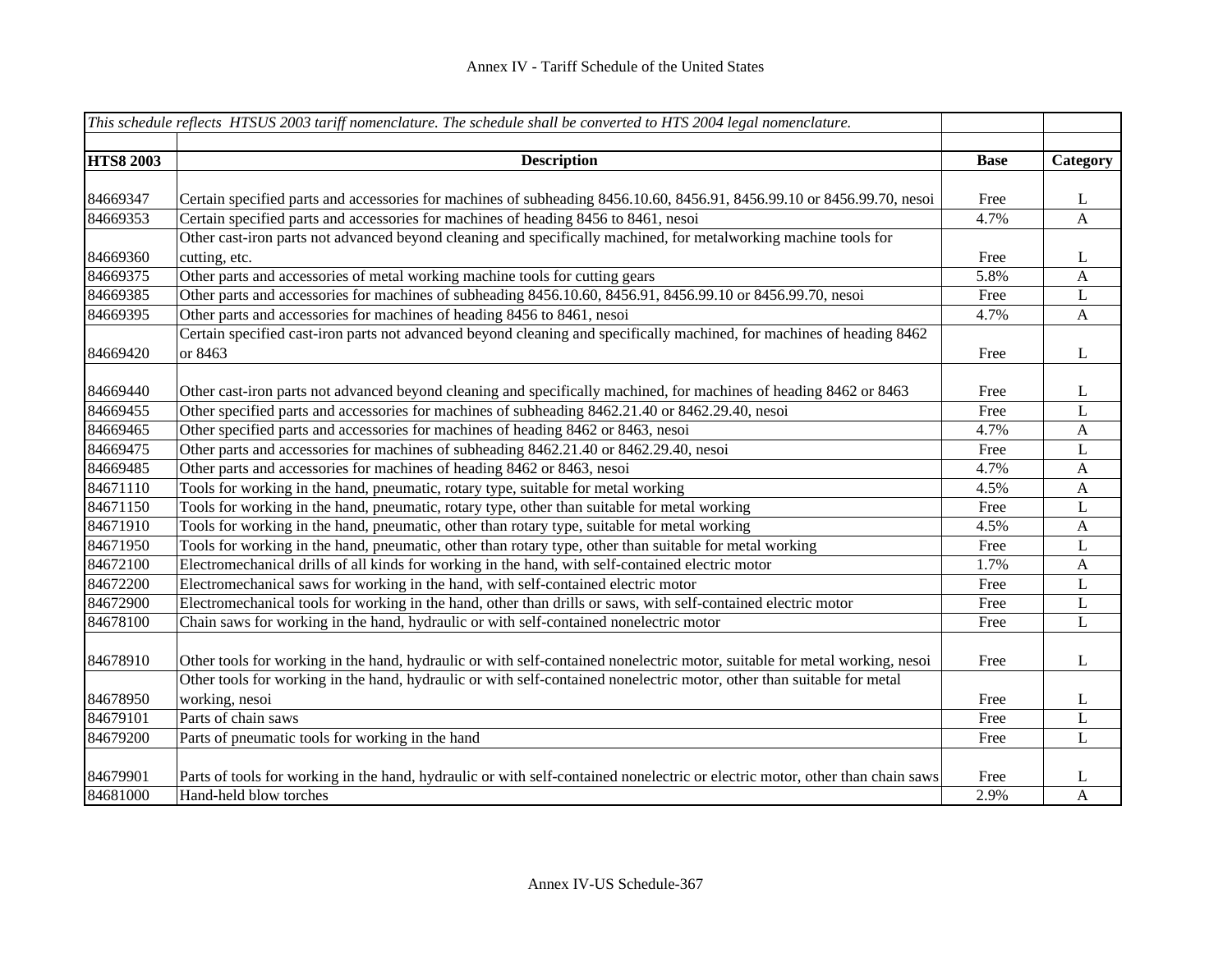| *This schedule reflects HTSUS 2003 tariff nomenclature. The schedule shall be converted to HTS 2004 legal nomenclature.* | | | |
|---|---|---|---|
| **HTS8 2003** | **Description** | **Base** | **Category** |
| 84669347 | Certain specified parts and accessories for machines of subheading 8456.10.60, 8456.91, 8456.99.10 or 8456.99.70, nesoi | Free | L |
| 84669353 | Certain specified parts and accessories for machines of heading 8456 to 8461, nesoi | 4.7% | A |
| 84669360 | Other cast-iron parts not advanced beyond cleaning and specifically machined, for metalworking machine tools for cutting, etc. | Free | L |
| 84669375 | Other parts and accessories of metal working machine tools for cutting gears | 5.8% | A |
| 84669385 | Other parts and accessories for machines of subheading 8456.10.60, 8456.91, 8456.99.10 or 8456.99.70, nesoi | Free | L |
| 84669395 | Other parts and accessories for machines of heading 8456 to 8461, nesoi | 4.7% | A |
| 84669420 | Certain specified cast-iron parts not advanced beyond cleaning and specifically machined, for machines of heading 8462 or 8463 | Free | L |
| 84669440 | Other cast-iron parts not advanced beyond cleaning and specifically machined, for machines of heading 8462 or 8463 | Free | L |
| 84669455 | Other specified parts and accessories for machines of subheading 8462.21.40 or 8462.29.40, nesoi | Free | L |
| 84669465 | Other specified parts and accessories for machines of heading 8462 or 8463, nesoi | 4.7% | A |
| 84669475 | Other parts and accessories for machines of subheading 8462.21.40 or 8462.29.40, nesoi | Free | L |
| 84669485 | Other parts and accessories for machines of heading 8462 or 8463, nesoi | 4.7% | A |
| 84671110 | Tools for working in the hand, pneumatic, rotary type, suitable for metal working | 4.5% | A |
| 84671150 | Tools for working in the hand, pneumatic, rotary type, other than suitable for metal working | Free | L |
| 84671910 | Tools for working in the hand, pneumatic, other than rotary type, suitable for metal working | 4.5% | A |
| 84671950 | Tools for working in the hand, pneumatic, other than rotary type, other than suitable for metal working | Free | L |
| 84672100 | Electromechanical drills of all kinds for working in the hand, with self-contained electric motor | 1.7% | A |
| 84672200 | Electromechanical saws for working in the hand, with self-contained electric motor | Free | L |
| 84672900 | Electromechanical tools for working in the hand, other than drills or saws, with self-contained electric motor | Free | L |
| 84678100 | Chain saws for working in the hand, hydraulic or with self-contained nonelectric motor | Free | L |
| 84678910 | Other tools for working in the hand, hydraulic or with self-contained nonelectric motor, suitable for metal working, nesoi | Free | L |
| 84678950 | Other tools for working in the hand, hydraulic or with self-contained nonelectric motor, other than suitable for metal working, nesoi | Free | L |
| 84679101 | Parts of chain saws | Free | L |
| 84679200 | Parts of pneumatic tools for working in the hand | Free | L |
| 84679901 | Parts of tools for working in the hand, hydraulic or with self-contained nonelectric or electric motor, other than chain saws | Free | L |
| 84681000 | Hand-held blow torches | 2.9% | A |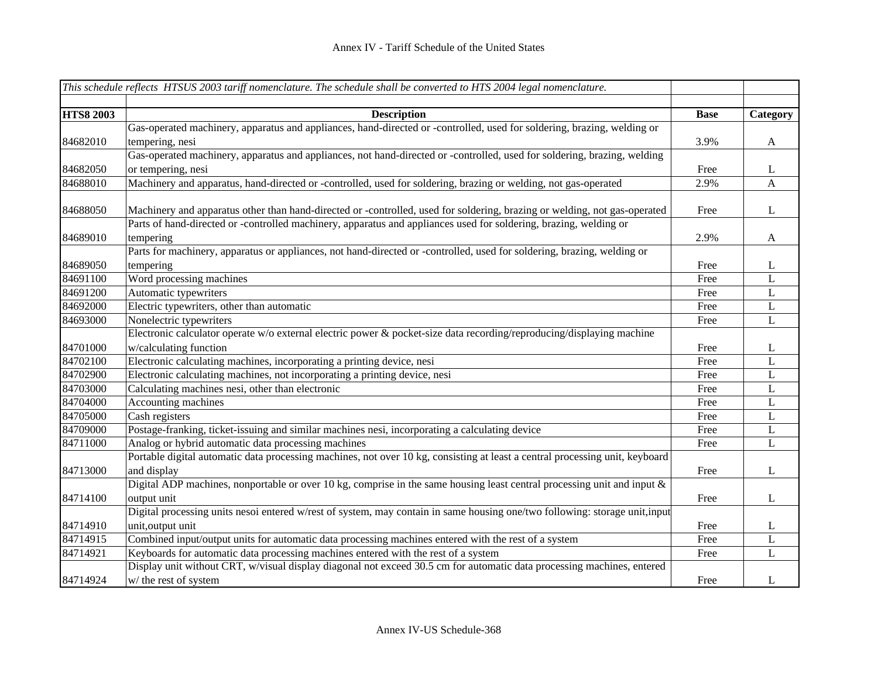## Annex IV - Tariff Schedule of the United States

*This schedule reflects HTSUS 2003 tariff nomenclature. The schedule shall be converted to HTS 2004 legal nomenclature.*

| HTS8 2003 | Description | Base | Category |
|---|---|---|---|
| 84682010 | Gas-operated machinery, apparatus and appliances, hand-directed or -controlled, used for soldering, brazing, welding or tempering, nesi | 3.9% | A |
| 84682050 | Gas-operated machinery, apparatus and appliances, not hand-directed or -controlled, used for soldering, brazing, welding or tempering, nesi | Free | L |
| 84688010 | Machinery and apparatus, hand-directed or -controlled, used for soldering, brazing or welding, not gas-operated | 2.9% | A |
| 84688050 | Machinery and apparatus other than hand-directed or -controlled, used for soldering, brazing or welding, not gas-operated | Free | L |
| 84689010 | Parts of hand-directed or -controlled machinery, apparatus and appliances used for soldering, brazing, welding or tempering | 2.9% | A |
| 84689050 | Parts for machinery, apparatus or appliances, not hand-directed or -controlled, used for soldering, brazing, welding or tempering | Free | L |
| 84691100 | Word processing machines | Free | L |
| 84691200 | Automatic typewriters | Free | L |
| 84692000 | Electric typewriters, other than automatic | Free | L |
| 84693000 | Nonelectric typewriters | Free | L |
| 84701000 | Electronic calculator operate w/o external electric power & pocket-size data recording/reproducing/displaying machine w/calculating function | Free | L |
| 84702100 | Electronic calculating machines, incorporating a printing device, nesi | Free | L |
| 84702900 | Electronic calculating machines, not incorporating a printing device, nesi | Free | L |
| 84703000 | Calculating machines nesi, other than electronic | Free | L |
| 84704000 | Accounting machines | Free | L |
| 84705000 | Cash registers | Free | L |
| 84709000 | Postage-franking, ticket-issuing and similar machines nesi, incorporating a calculating device | Free | L |
| 84711000 | Analog or hybrid automatic data processing machines | Free | L |
| 84713000 | Portable digital automatic data processing machines, not over 10 kg, consisting at least a central processing unit, keyboard and display | Free | L |
| 84714100 | Digital ADP machines, nonportable or over 10 kg, comprise in the same housing least central processing unit and input & output unit | Free | L |
| 84714910 | Digital processing units nesoi entered w/rest of system, may contain in same housing one/two following: storage unit,input unit,output unit | Free | L |
| 84714915 | Combined input/output units for automatic data processing machines entered with the rest of a system | Free | L |
| 84714921 | Keyboards for automatic data processing machines entered with the rest of a system | Free | L |
| 84714924 | Display unit without CRT, w/visual display diagonal not exceed 30.5 cm for automatic data processing machines, entered w/ the rest of system | Free | L |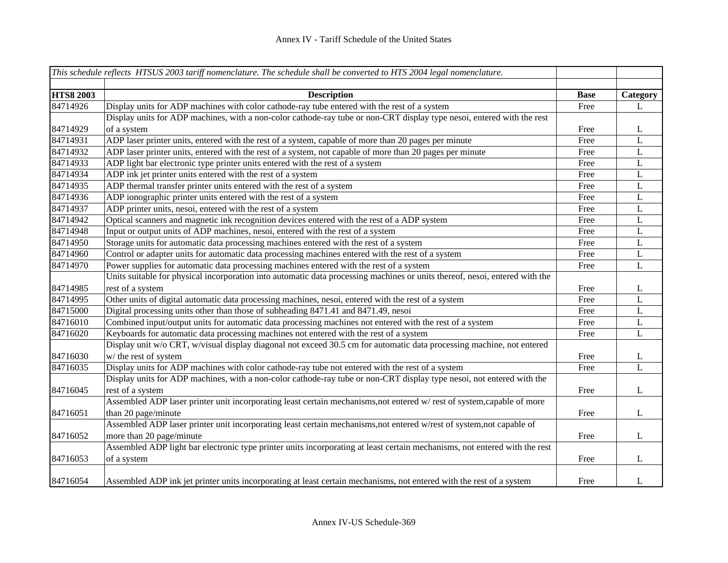| *This schedule reflects HTSUS 2003 tariff nomenclature. The schedule shall be converted to HTS 2004 legal nomenclature.* | | | |
|---|---|---|---|
| | | | |
| **HTS8 2003** | **Description** | **Base** | **Category** |
| 84714926 | Display units for ADP machines with color cathode-ray tube entered with the rest of a system | Free | L |
| 84714929 | Display units for ADP machines, with a non-color cathode-ray tube or non-CRT display type nesoi, entered with the rest of a system | Free | L |
| 84714931 | ADP laser printer units, entered with the rest of a system, capable of more than 20 pages per minute | Free | L |
| 84714932 | ADP laser printer units, entered with the rest of a system, not capable of more than 20 pages per minute | Free | L |
| 84714933 | ADP light bar electronic type printer units entered with the rest of a system | Free | L |
| 84714934 | ADP ink jet printer units entered with the rest of a system | Free | L |
| 84714935 | ADP thermal transfer printer units entered with the rest of a system | Free | L |
| 84714936 | ADP ionographic printer units entered with the rest of a system | Free | L |
| 84714937 | ADP printer units, nesoi, entered with the rest of a system | Free | L |
| 84714942 | Optical scanners and magnetic ink recognition devices entered with the rest of a ADP system | Free | L |
| 84714948 | Input or output units of ADP machines, nesoi, entered with the rest of a system | Free | L |
| 84714950 | Storage units for automatic data processing machines entered with the rest of a system | Free | L |
| 84714960 | Control or adapter units for automatic data processing machines entered with the rest of a system | Free | L |
| 84714970 | Power supplies for automatic data processing machines entered with the rest of a system | Free | L |
| 84714985 | Units suitable for physical incorporation into automatic data processing machines or units thereof, nesoi, entered with the rest of a system | Free | L |
| 84714995 | Other units of digital automatic data processing machines, nesoi, entered with the rest of a system | Free | L |
| 84715000 | Digital processing units other than those of subheading 8471.41 and 8471.49, nesoi | Free | L |
| 84716010 | Combined input/output units for automatic data processing machines not entered with the rest of a system | Free | L |
| 84716020 | Keyboards for automatic data processing machines not entered with the rest of a system | Free | L |
| 84716030 | Display unit w/o CRT, w/visual display diagonal not exceed 30.5 cm for automatic data processing machine, not entered w/ the rest of system | Free | L |
| 84716035 | Display units for ADP machines with color cathode-ray tube not entered with the rest of a system | Free | L |
| 84716045 | Display units for ADP machines, with a non-color cathode-ray tube or non-CRT display type nesoi, not entered with the rest of a system | Free | L |
| 84716051 | Assembled ADP laser printer unit incorporating least certain mechanisms,not entered w/ rest of system,capable of more than 20 page/minute | Free | L |
| 84716052 | Assembled ADP laser printer unit incorporating least certain mechanisms,not entered w/rest of system,not capable of more than 20 page/minute | Free | L |
| 84716053 | Assembled ADP light bar electronic type printer units incorporating at least certain mechanisms, not entered with the rest of a system | Free | L |
| 84716054 | Assembled ADP ink jet printer units incorporating at least certain mechanisms, not entered with the rest of a system | Free | L |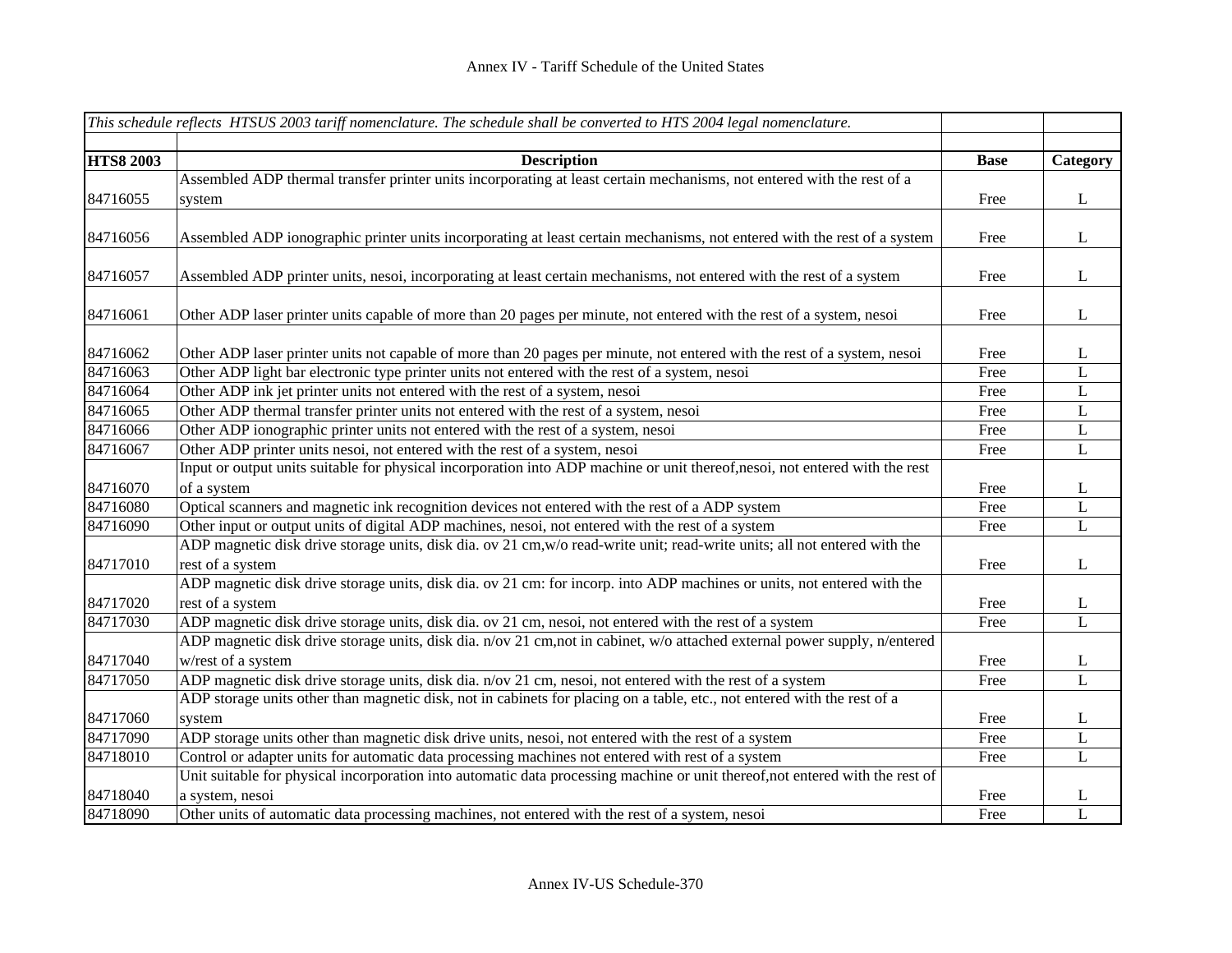| *This schedule reflects HTSUS 2003 tariff nomenclature. The schedule shall be converted to HTS 2004 legal nomenclature.* | | | |
|---|---|---|---|
| | | | |
| **HTS8 2003** | **Description** | **Base** | **Category** |
| 84716055 | Assembled ADP thermal transfer printer units incorporating at least certain mechanisms, not entered with the rest of a system | Free | L |
| 84716056 | Assembled ADP ionographic printer units incorporating at least certain mechanisms, not entered with the rest of a system | Free | L |
| 84716057 | Assembled ADP printer units, nesoi, incorporating at least certain mechanisms, not entered with the rest of a system | Free | L |
| 84716061 | Other ADP laser printer units capable of more than 20 pages per minute, not entered with the rest of a system, nesoi | Free | L |
| 84716062 | Other ADP laser printer units not capable of more than 20 pages per minute, not entered with the rest of a system, nesoi | Free | L |
| 84716063 | Other ADP light bar electronic type printer units not entered with the rest of a system, nesoi | Free | L |
| 84716064 | Other ADP ink jet printer units not entered with the rest of a system, nesoi | Free | L |
| 84716065 | Other ADP thermal transfer printer units not entered with the rest of a system, nesoi | Free | L |
| 84716066 | Other ADP ionographic printer units not entered with the rest of a system, nesoi | Free | L |
| 84716067 | Other ADP printer units nesoi, not entered with the rest of a system, nesoi | Free | L |
| 84716070 | Input or output units suitable for physical incorporation into ADP machine or unit thereof,nesoi, not entered with the rest of a system | Free | L |
| 84716080 | Optical scanners and magnetic ink recognition devices not entered with the rest of a ADP system | Free | L |
| 84716090 | Other input or output units of digital ADP machines, nesoi, not entered with the rest of a system | Free | L |
| 84717010 | ADP magnetic disk drive storage units, disk dia. ov 21 cm,w/o read-write unit; read-write units; all not entered with the rest of a system | Free | L |
| 84717020 | ADP magnetic disk drive storage units, disk dia. ov 21 cm: for incorp. into ADP machines or units, not entered with the rest of a system | Free | L |
| 84717030 | ADP magnetic disk drive storage units, disk dia. ov 21 cm, nesoi, not entered with the rest of a system | Free | L |
| 84717040 | ADP magnetic disk drive storage units, disk dia. n/ov 21 cm,not in cabinet, w/o attached external power supply, n/entered w/rest of a system | Free | L |
| 84717050 | ADP magnetic disk drive storage units, disk dia. n/ov 21 cm, nesoi, not entered with the rest of a system | Free | L |
| 84717060 | ADP storage units other than magnetic disk, not in cabinets for placing on a table, etc., not entered with the rest of a system | Free | L |
| 84717090 | ADP storage units other than magnetic disk drive units, nesoi, not entered with the rest of a system | Free | L |
| 84718010 | Control or adapter units for automatic data processing machines not entered with rest of a system | Free | L |
| 84718040 | Unit suitable for physical incorporation into automatic data processing machine or unit thereof,not entered with the rest of a system, nesoi | Free | L |
| 84718090 | Other units of automatic data processing machines, not entered with the rest of a system, nesoi | Free | L |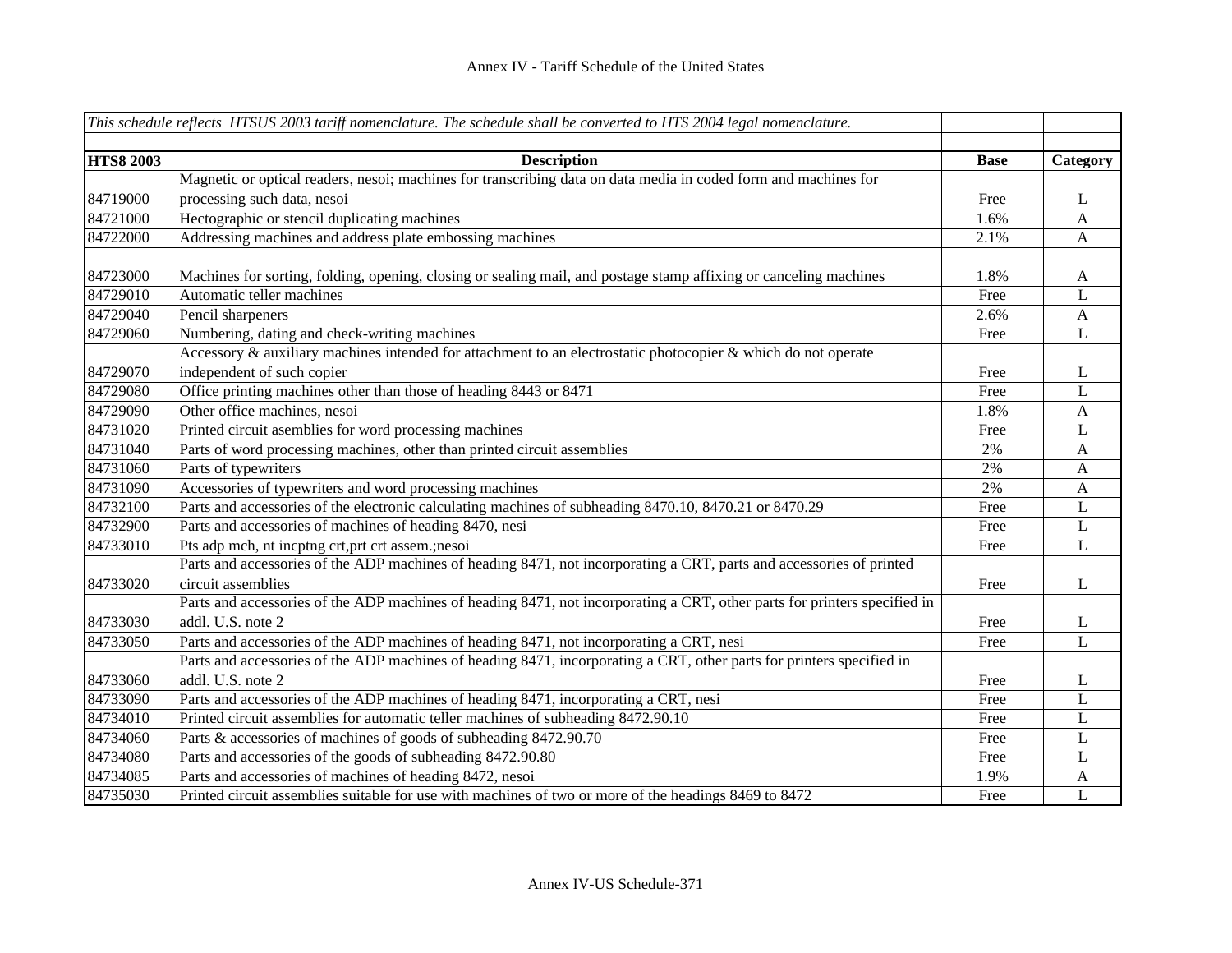| *This schedule reflects HTSUS 2003 tariff nomenclature. The schedule shall be converted to HTS 2004 legal nomenclature.* | | | |
|---|---|---|---|
| | | | |
| **HTS8 2003** | **Description** | **Base** | **Category** |
| 84719000 | Magnetic or optical readers, nesoi; machines for transcribing data on data media in coded form and machines for processing such data, nesoi | Free | L |
| 84721000 | Hectographic or stencil duplicating machines | 1.6% | A |
| 84722000 | Addressing machines and address plate embossing machines | 2.1% | A |
| 84723000 | Machines for sorting, folding, opening, closing or sealing mail, and postage stamp affixing or canceling machines | 1.8% | A |
| 84729010 | Automatic teller machines | Free | L |
| 84729040 | Pencil sharpeners | 2.6% | A |
| 84729060 | Numbering, dating and check-writing machines | Free | L |
| 84729070 | Accessory & auxiliary machines intended for attachment to an electrostatic photocopier & which do not operate independent of such copier | Free | L |
| 84729080 | Office printing machines other than those of heading 8443 or 8471 | Free | L |
| 84729090 | Other office machines, nesoi | 1.8% | A |
| 84731020 | Printed circuit asemblies for word processing machines | Free | L |
| 84731040 | Parts of word processing machines, other than printed circuit assemblies | 2% | A |
| 84731060 | Parts of typewriters | 2% | A |
| 84731090 | Accessories of typewriters and word processing machines | 2% | A |
| 84732100 | Parts and accessories of the electronic calculating machines of subheading 8470.10, 8470.21 or 8470.29 | Free | L |
| 84732900 | Parts and accessories of machines of heading 8470, nesi | Free | L |
| 84733010 | Pts adp mch, nt incptng crt,prt crt assem.;nesoi | Free | L |
| 84733020 | Parts and accessories of the ADP machines of heading 8471, not incorporating a CRT, parts and accessories of printed circuit assemblies | Free | L |
| 84733030 | Parts and accessories of the ADP machines of heading 8471, not incorporating a CRT, other parts for printers specified in addl. U.S. note 2 | Free | L |
| 84733050 | Parts and accessories of the ADP machines of heading 8471, not incorporating a CRT, nesi | Free | L |
| 84733060 | Parts and accessories of the ADP machines of heading 8471, incorporating a CRT, other parts for printers specified in addl. U.S. note 2 | Free | L |
| 84733090 | Parts and accessories of the ADP machines of heading 8471, incorporating a CRT, nesi | Free | L |
| 84734010 | Printed circuit assemblies for automatic teller machines of subheading 8472.90.10 | Free | L |
| 84734060 | Parts & accessories of machines of goods of subheading 8472.90.70 | Free | L |
| 84734080 | Parts and accessories of the goods of subheading 8472.90.80 | Free | L |
| 84734085 | Parts and accessories of machines of heading 8472, nesoi | 1.9% | A |
| 84735030 | Printed circuit assemblies suitable for use with machines of two or more of the headings 8469 to 8472 | Free | L |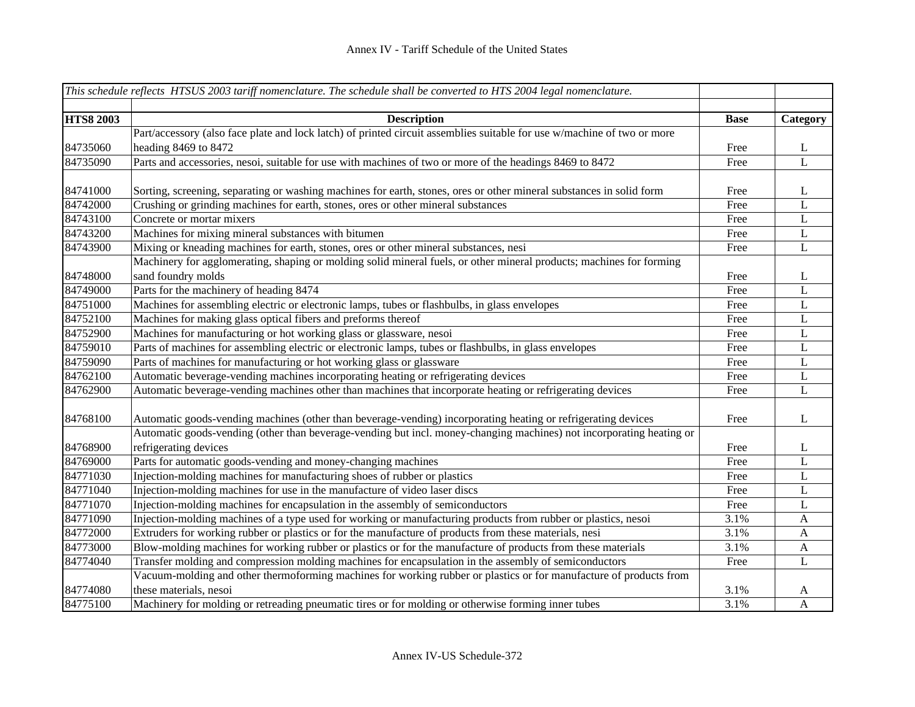| *This schedule reflects HTSUS 2003 tariff nomenclature. The schedule shall be converted to HTS 2004 legal nomenclature.* | | | |
|---|---|---|---|
| | | | |
| **HTS8 2003** | **Description** | **Base** | **Category** |
| 84735060 | Part/accessory (also face plate and lock latch) of printed circuit assemblies suitable for use w/machine of two or more heading 8469 to 8472 | Free | L |
| 84735090 | Parts and accessories, nesoi, suitable for use with machines of two or more of the headings 8469 to 8472 | Free | L |
| 84741000 | Sorting, screening, separating or washing machines for earth, stones, ores or other mineral substances in solid form | Free | L |
| 84742000 | Crushing or grinding machines for earth, stones, ores or other mineral substances | Free | L |
| 84743100 | Concrete or mortar mixers | Free | L |
| 84743200 | Machines for mixing mineral substances with bitumen | Free | L |
| 84743900 | Mixing or kneading machines for earth, stones, ores or other mineral substances, nesi | Free | L |
| 84748000 | Machinery for agglomerating, shaping or molding solid mineral fuels, or other mineral products; machines for forming sand foundry molds | Free | L |
| 84749000 | Parts for the machinery of heading 8474 | Free | L |
| 84751000 | Machines for assembling electric or electronic lamps, tubes or flashbulbs, in glass envelopes | Free | L |
| 84752100 | Machines for making glass optical fibers and preforms thereof | Free | L |
| 84752900 | Machines for manufacturing or hot working glass or glassware, nesoi | Free | L |
| 84759010 | Parts of machines for assembling electric or electronic lamps, tubes or flashbulbs, in glass envelopes | Free | L |
| 84759090 | Parts of machines for manufacturing or hot working glass or glassware | Free | L |
| 84762100 | Automatic beverage-vending machines incorporating heating or refrigerating devices | Free | L |
| 84762900 | Automatic beverage-vending machines other than machines that incorporate heating or refrigerating devices | Free | L |
| 84768100 | Automatic goods-vending machines (other than beverage-vending) incorporating heating or refrigerating devices | Free | L |
| 84768900 | Automatic goods-vending (other than beverage-vending but incl. money-changing machines) not incorporating heating or refrigerating devices | Free | L |
| 84769000 | Parts for automatic goods-vending and money-changing machines | Free | L |
| 84771030 | Injection-molding machines for manufacturing shoes of rubber or plastics | Free | L |
| 84771040 | Injection-molding machines for use in the manufacture of video laser discs | Free | L |
| 84771070 | Injection-molding machines for encapsulation in the assembly of semiconductors | Free | L |
| 84771090 | Injection-molding machines of a type used for working or manufacturing products from rubber or plastics, nesoi | 3.1% | A |
| 84772000 | Extruders for working rubber or plastics or for the manufacture of products from these materials, nesi | 3.1% | A |
| 84773000 | Blow-molding machines for working rubber or plastics or for the manufacture of products from these materials | 3.1% | A |
| 84774040 | Transfer molding and compression molding machines for encapsulation in the assembly of semiconductors | Free | L |
| 84774080 | Vacuum-molding and other thermoforming machines for working rubber or plastics or for manufacture of products from these materials, nesoi | 3.1% | A |
| 84775100 | Machinery for molding or retreading pneumatic tires or for molding or otherwise forming inner tubes | 3.1% | A |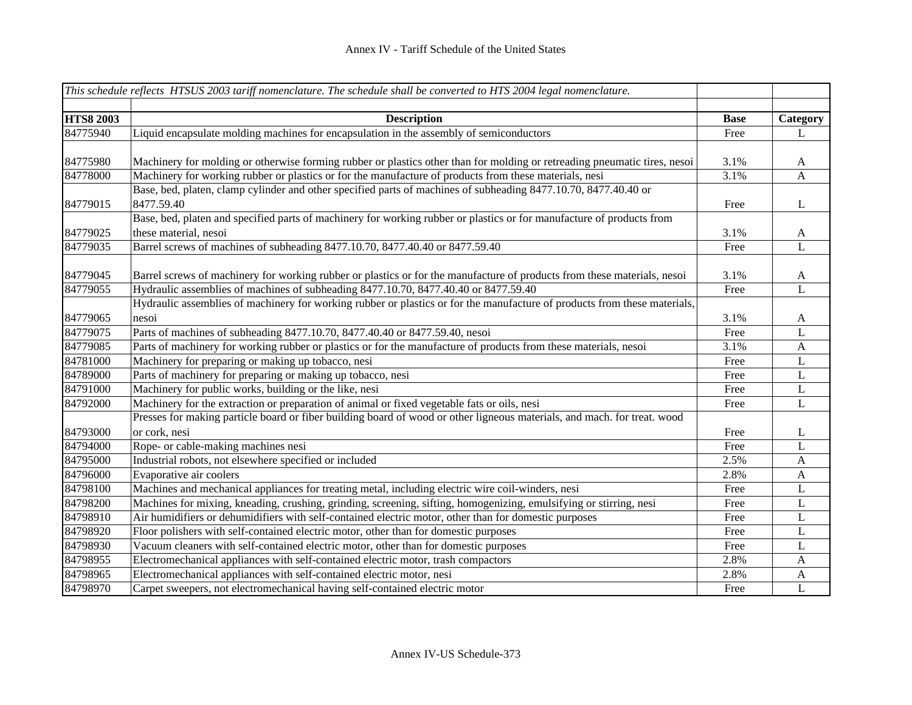Annex IV - Tariff Schedule of the United States

| *This schedule reflects HTSUS 2003 tariff nomenclature. The schedule shall be converted to HTS 2004 legal nomenclature.* | | | |
|---|---|---|---|
| **HTS8 2003** | **Description** | **Base** | **Category** |
| 84775940 | Liquid encapsulate molding machines for encapsulation in the assembly of semiconductors | Free | L |
| 84775980 | Machinery for molding or otherwise forming rubber or plastics other than for molding or retreading pneumatic tires, nesoi | 3.1% | A |
| 84778000 | Machinery for working rubber or plastics or for the manufacture of products from these materials, nesi | 3.1% | A |
| 84779015 | Base, bed, platen, clamp cylinder and other specified parts of machines of subheading 8477.10.70, 8477.40.40 or 8477.59.40 | Free | L |
| 84779025 | Base, bed, platen and specified parts of machinery for working rubber or plastics or for manufacture of products from these material, nesoi | 3.1% | A |
| 84779035 | Barrel screws of machines of subheading 8477.10.70, 8477.40.40 or 8477.59.40 | Free | L |
| 84779045 | Barrel screws of machinery for working rubber or plastics or for the manufacture of products from these materials, nesoi | 3.1% | A |
| 84779055 | Hydraulic assemblies of machines of subheading 8477.10.70, 8477.40.40 or 8477.59.40 | Free | L |
| 84779065 | Hydraulic assemblies of machinery for working rubber or plastics or for the manufacture of products from these materials, nesoi | 3.1% | A |
| 84779075 | Parts of machines of subheading 8477.10.70, 8477.40.40 or 8477.59.40, nesoi | Free | L |
| 84779085 | Parts of machinery for working rubber or plastics or for the manufacture of products from these materials, nesoi | 3.1% | A |
| 84781000 | Machinery for preparing or making up tobacco, nesi | Free | L |
| 84789000 | Parts of machinery for preparing or making up tobacco, nesi | Free | L |
| 84791000 | Machinery for public works, building or the like, nesi | Free | L |
| 84792000 | Machinery for the extraction or preparation of animal or fixed vegetable fats or oils, nesi | Free | L |
| 84793000 | Presses for making particle board or fiber building board of wood or other ligneous materials, and mach. for treat. wood or cork, nesi | Free | L |
| 84794000 | Rope- or cable-making machines nesi | Free | L |
| 84795000 | Industrial robots, not elsewhere specified or included | 2.5% | A |
| 84796000 | Evaporative air coolers | 2.8% | A |
| 84798100 | Machines and mechanical appliances for treating metal, including electric wire coil-winders, nesi | Free | L |
| 84798200 | Machines for mixing, kneading, crushing, grinding, screening, sifting, homogenizing, emulsifying or stirring, nesi | Free | L |
| 84798910 | Air humidifiers or dehumidifiers with self-contained electric motor, other than for domestic purposes | Free | L |
| 84798920 | Floor polishers with self-contained electric motor, other than for domestic purposes | Free | L |
| 84798930 | Vacuum cleaners with self-contained electric motor, other than for domestic purposes | Free | L |
| 84798955 | Electromechanical appliances with self-contained electric motor, trash compactors | 2.8% | A |
| 84798965 | Electromechanical appliances with self-contained electric motor, nesi | 2.8% | A |
| 84798970 | Carpet sweepers, not electromechanical having self-contained electric motor | Free | L |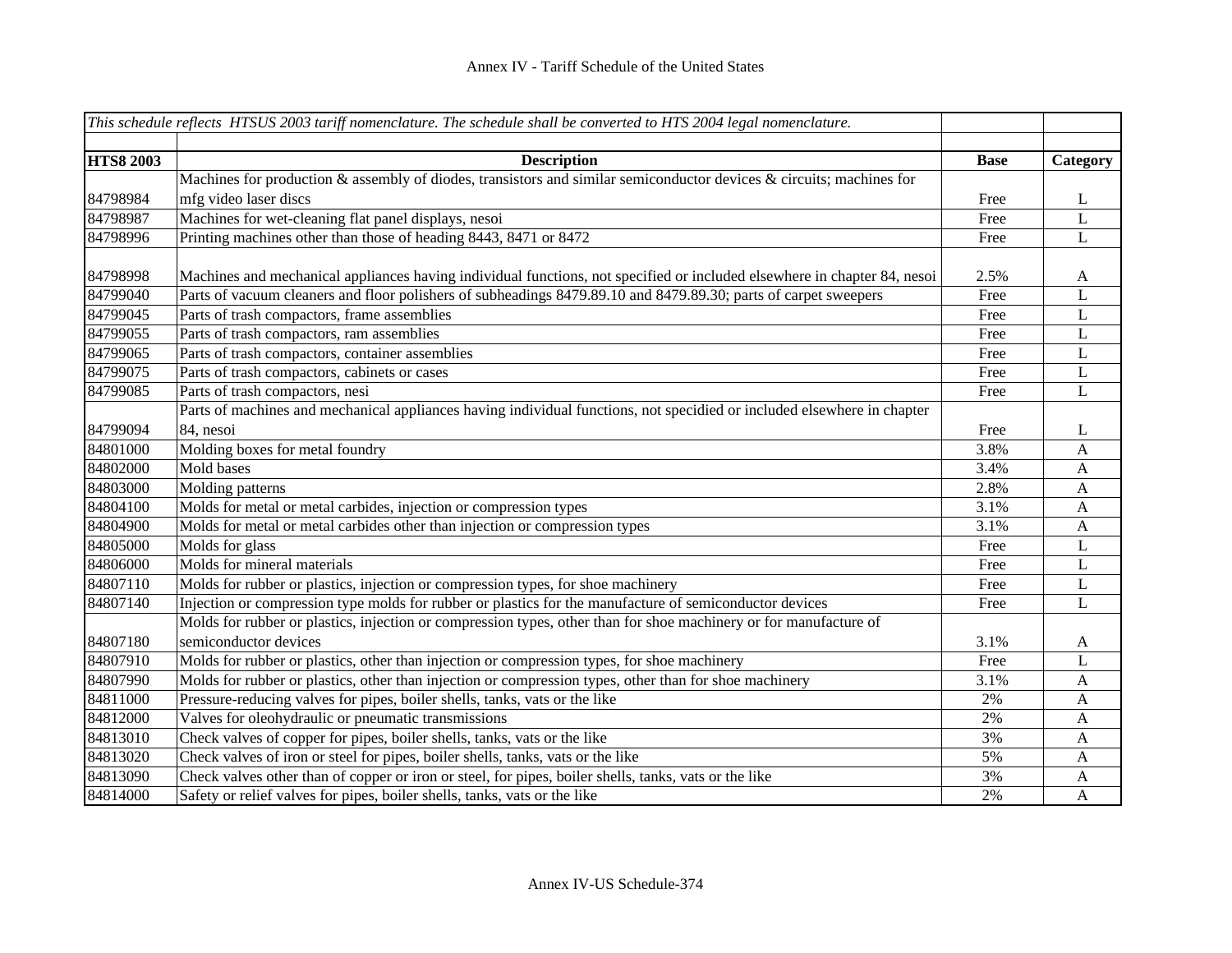| *This schedule reflects HTSUS 2003 tariff nomenclature. The schedule shall be converted to HTS 2004 legal nomenclature.* | | | |
|---|---|---|---|
| | | | |
| **HTS8 2003** | **Description** | **Base** | **Category** |
| 84798984 | Machines for production & assembly of diodes, transistors and similar semiconductor devices & circuits; machines for mfg video laser discs | Free | L |
| 84798987 | Machines for wet-cleaning flat panel displays, nesoi | Free | L |
| 84798996 | Printing machines other than those of heading 8443, 8471 or 8472 | Free | L |
| 84798998 | Machines and mechanical appliances having individual functions, not specified or included elsewhere in chapter 84, nesoi | 2.5% | A |
| 84799040 | Parts of vacuum cleaners and floor polishers of subheadings 8479.89.10 and 8479.89.30; parts of carpet sweepers | Free | L |
| 84799045 | Parts of trash compactors, frame assemblies | Free | L |
| 84799055 | Parts of trash compactors, ram assemblies | Free | L |
| 84799065 | Parts of trash compactors, container assemblies | Free | L |
| 84799075 | Parts of trash compactors, cabinets or cases | Free | L |
| 84799085 | Parts of trash compactors, nesi | Free | L |
| 84799094 | Parts of machines and mechanical appliances having individual functions, not specidied or included elsewhere in chapter 84, nesoi | Free | L |
| 84801000 | Molding boxes for metal foundry | 3.8% | A |
| 84802000 | Mold bases | 3.4% | A |
| 84803000 | Molding patterns | 2.8% | A |
| 84804100 | Molds for metal or metal carbides, injection or compression types | 3.1% | A |
| 84804900 | Molds for metal or metal carbides other than injection or compression types | 3.1% | A |
| 84805000 | Molds for glass | Free | L |
| 84806000 | Molds for mineral materials | Free | L |
| 84807110 | Molds for rubber or plastics, injection or compression types, for shoe machinery | Free | L |
| 84807140 | Injection or compression type molds for rubber or plastics for the manufacture of semiconductor devices | Free | L |
| 84807180 | Molds for rubber or plastics, injection or compression types, other than for shoe machinery or for manufacture of semiconductor devices | 3.1% | A |
| 84807910 | Molds for rubber or plastics, other than injection or compression types, for shoe machinery | Free | L |
| 84807990 | Molds for rubber or plastics, other than injection or compression types, other than for shoe machinery | 3.1% | A |
| 84811000 | Pressure-reducing valves for pipes, boiler shells, tanks, vats or the like | 2% | A |
| 84812000 | Valves for oleohydraulic or pneumatic transmissions | 2% | A |
| 84813010 | Check valves of copper for pipes, boiler shells, tanks, vats or the like | 3% | A |
| 84813020 | Check valves of iron or steel for pipes, boiler shells, tanks, vats or the like | 5% | A |
| 84813090 | Check valves other than of copper or iron or steel, for pipes, boiler shells, tanks, vats or the like | 3% | A |
| 84814000 | Safety or relief valves for pipes, boiler shells, tanks, vats or the like | 2% | A |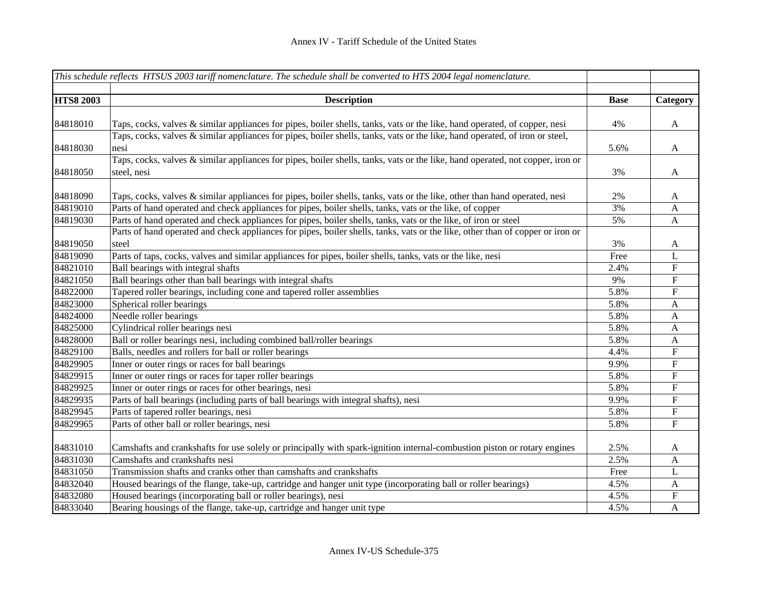| *This schedule reflects HTSUS 2003 tariff nomenclature. The schedule shall be converted to HTS 2004 legal nomenclature.* | | | |
|---|---|---|---|
| **HTS8 2003** | **Description** | **Base** | **Category** |
| 84818010 | Taps, cocks, valves & similar appliances for pipes, boiler shells, tanks, vats or the like, hand operated, of copper, nesi | 4% | A |
| 84818030 | Taps, cocks, valves & similar appliances for pipes, boiler shells, tanks, vats or the like, hand operated, of iron or steel, nesi | 5.6% | A |
| 84818050 | Taps, cocks, valves & similar appliances for pipes, boiler shells, tanks, vats or the like, hand operated, not copper, iron or steel, nesi | 3% | A |
| 84818090 | Taps, cocks, valves & similar appliances for pipes, boiler shells, tanks, vats or the like, other than hand operated, nesi | 2% | A |
| 84819010 | Parts of hand operated and check appliances for pipes, boiler shells, tanks, vats or the like, of copper | 3% | A |
| 84819030 | Parts of hand operated and check appliances for pipes, boiler shells, tanks, vats or the like, of iron or steel | 5% | A |
| 84819050 | Parts of hand operated and check appliances for pipes, boiler shells, tanks, vats or the like, other than of copper or iron or steel | 3% | A |
| 84819090 | Parts of taps, cocks, valves and similar appliances for pipes, boiler shells, tanks, vats or the like, nesi | Free | L |
| 84821010 | Ball bearings with integral shafts | 2.4% | F |
| 84821050 | Ball bearings other than ball bearings with integral shafts | 9% | F |
| 84822000 | Tapered roller bearings, including cone and tapered roller assemblies | 5.8% | F |
| 84823000 | Spherical roller bearings | 5.8% | A |
| 84824000 | Needle roller bearings | 5.8% | A |
| 84825000 | Cylindrical roller bearings nesi | 5.8% | A |
| 84828000 | Ball or roller bearings nesi, including combined ball/roller bearings | 5.8% | A |
| 84829100 | Balls, needles and rollers for ball or roller bearings | 4.4% | F |
| 84829905 | Inner or outer rings or races for ball bearings | 9.9% | F |
| 84829915 | Inner or outer rings or races for taper roller bearings | 5.8% | F |
| 84829925 | Inner or outer rings or races for other bearings, nesi | 5.8% | F |
| 84829935 | Parts of ball bearings (including parts of ball bearings with integral shafts), nesi | 9.9% | F |
| 84829945 | Parts of tapered roller bearings, nesi | 5.8% | F |
| 84829965 | Parts of other ball or roller bearings, nesi | 5.8% | F |
| 84831010 | Camshafts and crankshafts for use solely or principally with spark-ignition internal-combustion piston or rotary engines | 2.5% | A |
| 84831030 | Camshafts and crankshafts nesi | 2.5% | A |
| 84831050 | Transmission shafts and cranks other than camshafts and crankshafts | Free | L |
| 84832040 | Housed bearings of the flange, take-up, cartridge and hanger unit type (incorporating ball or roller bearings) | 4.5% | A |
| 84832080 | Housed bearings (incorporating ball or roller bearings), nesi | 4.5% | F |
| 84833040 | Bearing housings of the flange, take-up, cartridge and hanger unit type | 4.5% | A |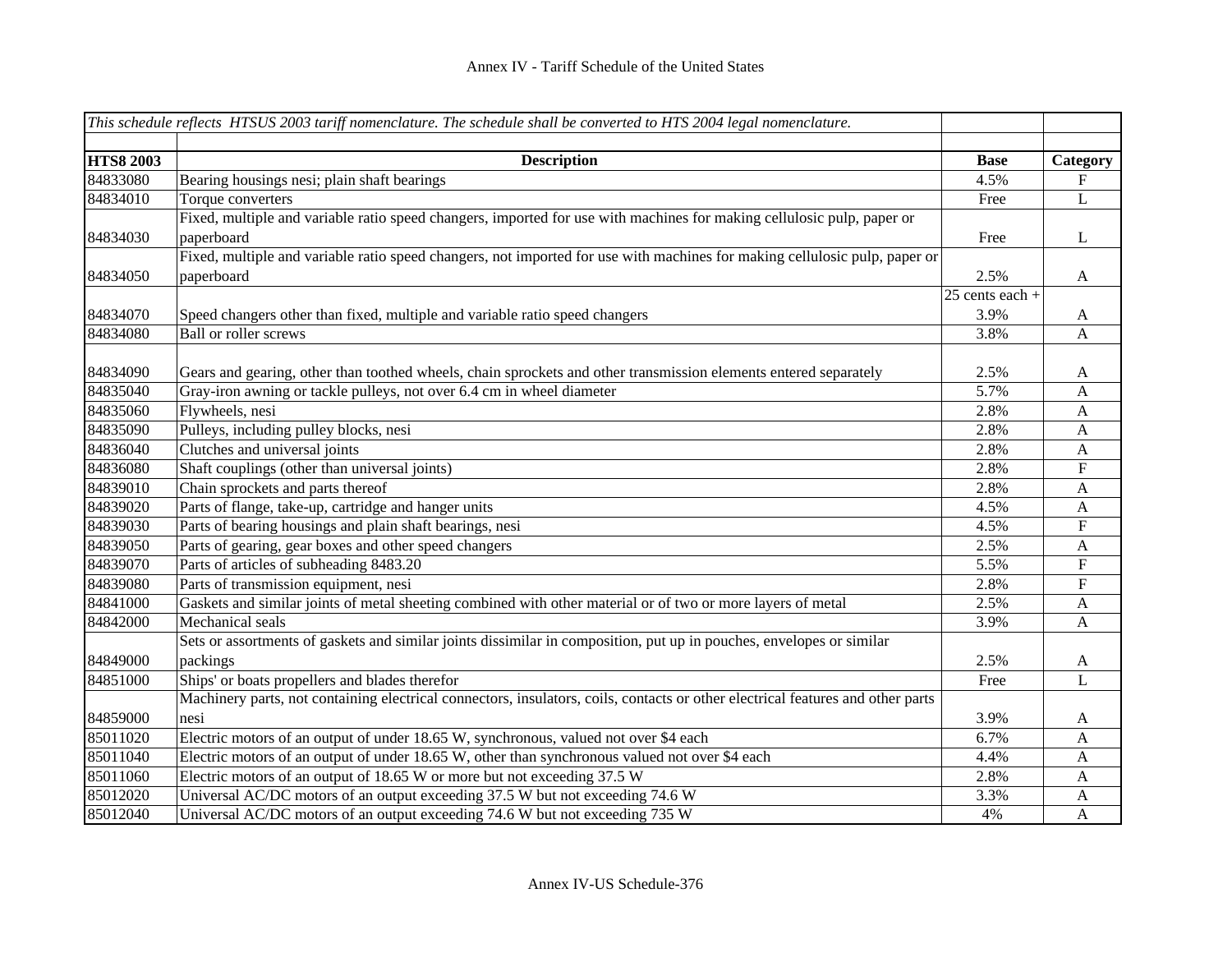| *This schedule reflects HTSUS 2003 tariff nomenclature. The schedule shall be converted to HTS 2004 legal nomenclature.* | | | |
|---|---|---|---|
| | | | |
| **HTS8 2003** | **Description** | **Base** | **Category** |
| 84833080 | Bearing housings nesi; plain shaft bearings | 4.5% | F |
| 84834010 | Torque converters | Free | L |
| 84834030 | Fixed, multiple and variable ratio speed changers, imported for use with machines for making cellulosic pulp, paper or paperboard | Free | L |
| 84834050 | Fixed, multiple and variable ratio speed changers, not imported for use with machines for making cellulosic pulp, paper or paperboard | 2.5% | A |
| 84834070 | Speed changers other than fixed, multiple and variable ratio speed changers | 25 cents each + 3.9% | A |
| 84834080 | Ball or roller screws | 3.8% | A |
| 84834090 | Gears and gearing, other than toothed wheels, chain sprockets and other transmission elements entered separately | 2.5% | A |
| 84835040 | Gray-iron awning or tackle pulleys, not over 6.4 cm in wheel diameter | 5.7% | A |
| 84835060 | Flywheels, nesi | 2.8% | A |
| 84835090 | Pulleys, including pulley blocks, nesi | 2.8% | A |
| 84836040 | Clutches and universal joints | 2.8% | A |
| 84836080 | Shaft couplings (other than universal joints) | 2.8% | F |
| 84839010 | Chain sprockets and parts thereof | 2.8% | A |
| 84839020 | Parts of flange, take-up, cartridge and hanger units | 4.5% | A |
| 84839030 | Parts of bearing housings and plain shaft bearings, nesi | 4.5% | F |
| 84839050 | Parts of gearing, gear boxes and other speed changers | 2.5% | A |
| 84839070 | Parts of articles of subheading 8483.20 | 5.5% | F |
| 84839080 | Parts of transmission equipment, nesi | 2.8% | F |
| 84841000 | Gaskets and similar joints of metal sheeting combined with other material or of two or more layers of metal | 2.5% | A |
| 84842000 | Mechanical seals | 3.9% | A |
| 84849000 | Sets or assortments of gaskets and similar joints dissimilar in composition, put up in pouches, envelopes or similar packings | 2.5% | A |
| 84851000 | Ships' or boats propellers and blades therefor | Free | L |
| 84859000 | Machinery parts, not containing electrical connectors, insulators, coils, contacts or other electrical features and other parts nesi | 3.9% | A |
| 85011020 | Electric motors of an output of under 18.65 W, synchronous, valued not over $4 each | 6.7% | A |
| 85011040 | Electric motors of an output of under 18.65 W, other than synchronous valued not over $4 each | 4.4% | A |
| 85011060 | Electric motors of an output of 18.65 W or more but not exceeding 37.5 W | 2.8% | A |
| 85012020 | Universal AC/DC motors of an output exceeding 37.5 W but not exceeding 74.6 W | 3.3% | A |
| 85012040 | Universal AC/DC motors of an output exceeding 74.6 W but not exceeding 735 W | 4% | A |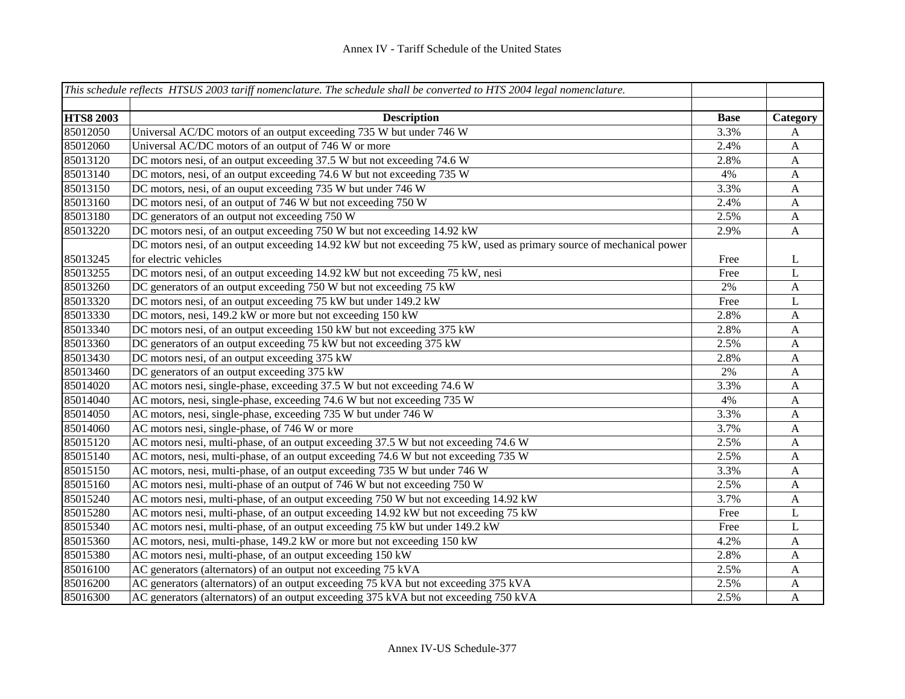# Annex IV - Tariff Schedule of the United States

| *This schedule reflects HTSUS 2003 tariff nomenclature. The schedule shall be converted to HTS 2004 legal nomenclature.* | | | |
|---|---|---|---|
| **HTS8 2003** | **Description** | **Base** | **Category** |
| 85012050 | Universal AC/DC motors of an output exceeding 735 W but under 746 W | 3.3% | A |
| 85012060 | Universal AC/DC motors of an output of 746 W or more | 2.4% | A |
| 85013120 | DC motors nesi, of an output exceeding 37.5 W but not exceeding 74.6 W | 2.8% | A |
| 85013140 | DC motors, nesi, of an output exceeding 74.6 W but not exceeding 735 W | 4% | A |
| 85013150 | DC motors, nesi, of an ouput exceeding 735 W but under 746 W | 3.3% | A |
| 85013160 | DC motors nesi, of an output of 746 W but not exceeding 750 W | 2.4% | A |
| 85013180 | DC generators of an output not exceeding 750 W | 2.5% | A |
| 85013220 | DC motors nesi, of an output exceeding 750 W but not exceeding 14.92 kW | 2.9% | A |
| 85013245 | DC motors nesi, of an output exceeding 14.92 kW but not exceeding 75 kW, used as primary source of mechanical power for electric vehicles | Free | L |
| 85013255 | DC motors nesi, of an output exceeding 14.92 kW but not exceeding 75 kW, nesi | Free | L |
| 85013260 | DC generators of an output exceeding 750 W but not exceeding 75 kW | 2% | A |
| 85013320 | DC motors nesi, of an output exceeding 75 kW but under 149.2 kW | Free | L |
| 85013330 | DC motors, nesi, 149.2 kW or more but not exceeding 150 kW | 2.8% | A |
| 85013340 | DC motors nesi, of an output exceeding 150 kW but not exceeding 375 kW | 2.8% | A |
| 85013360 | DC generators of an output exceeding 75 kW but not exceeding 375 kW | 2.5% | A |
| 85013430 | DC motors nesi, of an output exceeding 375 kW | 2.8% | A |
| 85013460 | DC generators of an output exceeding 375 kW | 2% | A |
| 85014020 | AC motors nesi, single-phase, exceeding 37.5 W but not exceeding 74.6 W | 3.3% | A |
| 85014040 | AC motors, nesi, single-phase, exceeding 74.6 W but not exceeding 735 W | 4% | A |
| 85014050 | AC motors, nesi, single-phase, exceeding 735 W but under 746 W | 3.3% | A |
| 85014060 | AC motors nesi, single-phase, of 746 W or more | 3.7% | A |
| 85015120 | AC motors nesi, multi-phase, of an output exceeding 37.5 W but not exceeding 74.6 W | 2.5% | A |
| 85015140 | AC motors, nesi, multi-phase, of an output exceeding 74.6 W but not exceeding 735 W | 2.5% | A |
| 85015150 | AC motors, nesi, multi-phase, of an output exceeding 735 W but under 746 W | 3.3% | A |
| 85015160 | AC motors nesi, multi-phase of an output of 746 W but not exceeding 750 W | 2.5% | A |
| 85015240 | AC motors nesi, multi-phase, of an output exceeding 750 W but not exceeding 14.92 kW | 3.7% | A |
| 85015280 | AC motors nesi, multi-phase, of an output exceeding 14.92 kW but not exceeding 75 kW | Free | L |
| 85015340 | AC motors nesi, multi-phase, of an output exceeding 75 kW but under 149.2 kW | Free | L |
| 85015360 | AC motors, nesi, multi-phase, 149.2 kW or more but not exceeding 150 kW | 4.2% | A |
| 85015380 | AC motors nesi, multi-phase, of an output exceeding 150 kW | 2.8% | A |
| 85016100 | AC generators (alternators) of an output not exceeding 75 kVA | 2.5% | A |
| 85016200 | AC generators (alternators) of an output exceeding 75 kVA but not exceeding 375 kVA | 2.5% | A |
| 85016300 | AC generators (alternators) of an output exceeding 375 kVA but not exceeding 750 kVA | 2.5% | A |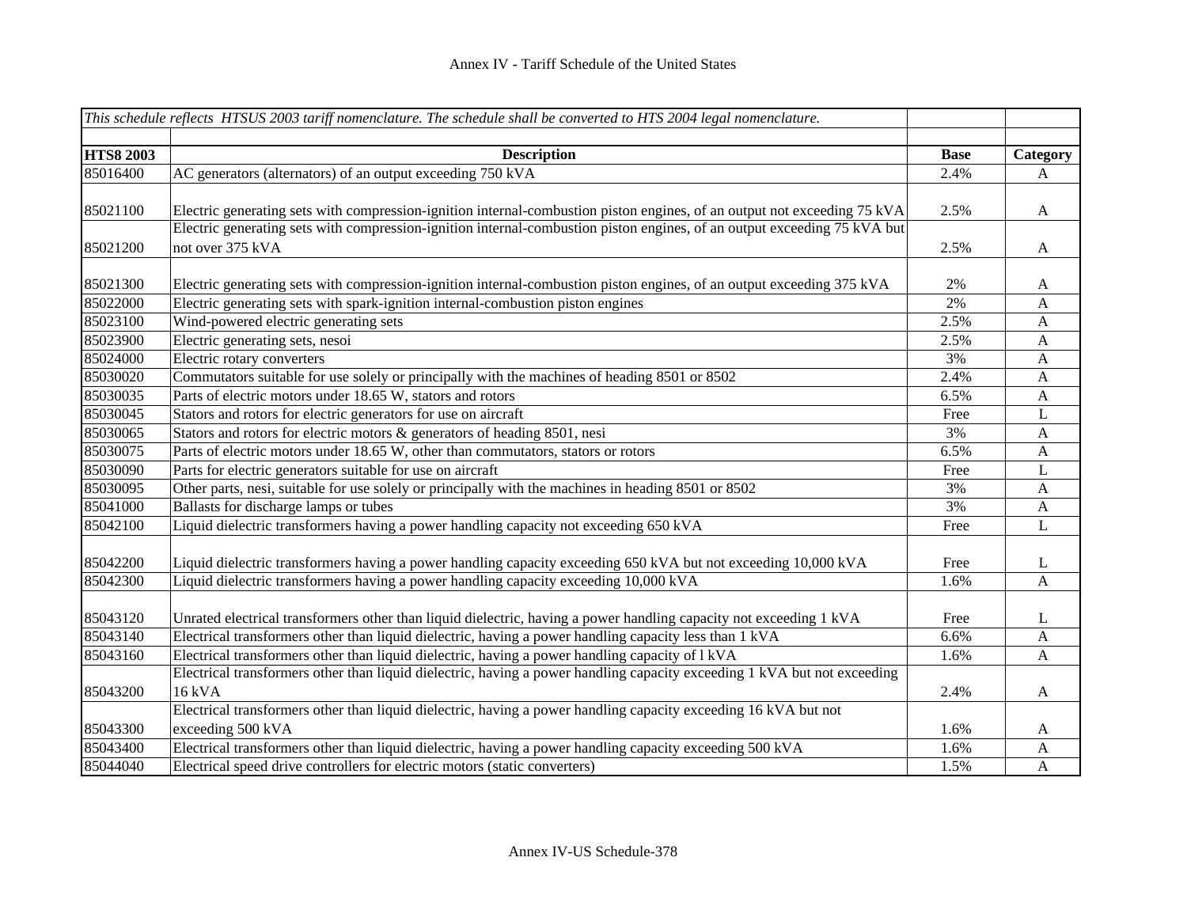# Annex IV - Tariff Schedule of the United States

| *This schedule reflects HTSUS 2003 tariff nomenclature. The schedule shall be converted to HTS 2004 legal nomenclature.* | | | |
|---|---|---|---|
| **HTS8 2003** | **Description** | **Base** | **Category** |
| 85016400 | AC generators (alternators) of an output exceeding 750 kVA | 2.4% | A |
| 85021100 | Electric generating sets with compression-ignition internal-combustion piston engines, of an output not exceeding 75 kVA | 2.5% | A |
| 85021200 | Electric generating sets with compression-ignition internal-combustion piston engines, of an output exceeding 75 kVA but not over 375 kVA | 2.5% | A |
| 85021300 | Electric generating sets with compression-ignition internal-combustion piston engines, of an output exceeding 375 kVA | 2% | A |
| 85022000 | Electric generating sets with spark-ignition internal-combustion piston engines | 2% | A |
| 85023100 | Wind-powered electric generating sets | 2.5% | A |
| 85023900 | Electric generating sets, nesoi | 2.5% | A |
| 85024000 | Electric rotary converters | 3% | A |
| 85030020 | Commutators suitable for use solely or principally with the machines of heading 8501 or 8502 | 2.4% | A |
| 85030035 | Parts of electric motors under 18.65 W, stators and rotors | 6.5% | A |
| 85030045 | Stators and rotors for electric generators for use on aircraft | Free | L |
| 85030065 | Stators and rotors for electric motors & generators of heading 8501, nesi | 3% | A |
| 85030075 | Parts of electric motors under 18.65 W, other than commutators, stators or rotors | 6.5% | A |
| 85030090 | Parts for electric generators suitable for use on aircraft | Free | L |
| 85030095 | Other parts, nesi, suitable for use solely or principally with the machines in heading 8501 or 8502 | 3% | A |
| 85041000 | Ballasts for discharge lamps or tubes | 3% | A |
| 85042100 | Liquid dielectric transformers having a power handling capacity not exceeding 650 kVA | Free | L |
| 85042200 | Liquid dielectric transformers having a power handling capacity exceeding 650 kVA but not exceeding 10,000 kVA | Free | L |
| 85042300 | Liquid dielectric transformers having a power handling capacity exceeding 10,000 kVA | 1.6% | A |
| 85043120 | Unrated electrical transformers other than liquid dielectric, having a power handling capacity not exceeding 1 kVA | Free | L |
| 85043140 | Electrical transformers other than liquid dielectric, having a power handling capacity less than 1 kVA | 6.6% | A |
| 85043160 | Electrical transformers other than liquid dielectric, having a power handling capacity of l kVA | 1.6% | A |
| 85043200 | Electrical transformers other than liquid dielectric, having a power handling capacity exceeding 1 kVA but not exceeding 16 kVA | 2.4% | A |
| 85043300 | Electrical transformers other than liquid dielectric, having a power handling capacity exceeding 16 kVA but not exceeding 500 kVA | 1.6% | A |
| 85043400 | Electrical transformers other than liquid dielectric, having a power handling capacity exceeding 500 kVA | 1.6% | A |
| 85044040 | Electrical speed drive controllers for electric motors (static converters) | 1.5% | A |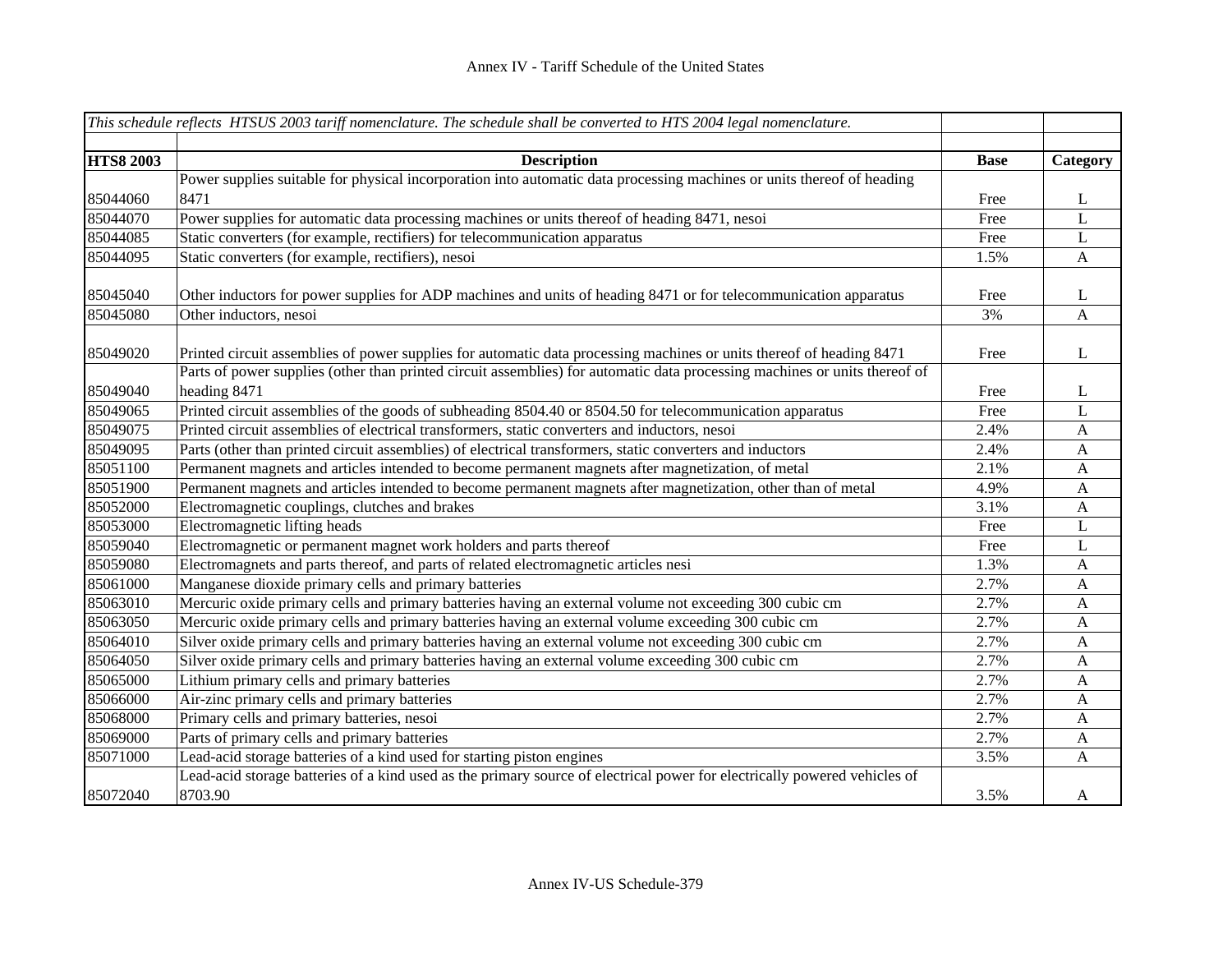Annex IV - Tariff Schedule of the United States

| *This schedule reflects HTSUS 2003 tariff nomenclature. The schedule shall be converted to HTS 2004 legal nomenclature.* | | | |
|---|---|---|---|
| **HTS8 2003** | **Description** | **Base** | **Category** |
| 85044060 | Power supplies suitable for physical incorporation into automatic data processing machines or units thereof of heading 8471 | Free | L |
| 85044070 | Power supplies for automatic data processing machines or units thereof of heading 8471, nesoi | Free | L |
| 85044085 | Static converters (for example, rectifiers) for telecommunication apparatus | Free | L |
| 85044095 | Static converters (for example, rectifiers), nesoi | 1.5% | A |
| 85045040 | Other inductors for power supplies for ADP machines and units of heading 8471 or for telecommunication apparatus | Free | L |
| 85045080 | Other inductors, nesoi | 3% | A |
| 85049020 | Printed circuit assemblies of power supplies for automatic data processing machines or units thereof of heading 8471 | Free | L |
| 85049040 | Parts of power supplies (other than printed circuit assemblies) for automatic data processing machines or units thereof of heading 8471 | Free | L |
| 85049065 | Printed circuit assemblies of the goods of subheading 8504.40 or 8504.50 for telecommunication apparatus | Free | L |
| 85049075 | Printed circuit assemblies of electrical transformers, static converters and inductors, nesoi | 2.4% | A |
| 85049095 | Parts (other than printed circuit assemblies) of electrical transformers, static converters and inductors | 2.4% | A |
| 85051100 | Permanent magnets and articles intended to become permanent magnets after magnetization, of metal | 2.1% | A |
| 85051900 | Permanent magnets and articles intended to become permanent magnets after magnetization, other than of metal | 4.9% | A |
| 85052000 | Electromagnetic couplings, clutches and brakes | 3.1% | A |
| 85053000 | Electromagnetic lifting heads | Free | L |
| 85059040 | Electromagnetic or permanent magnet work holders and parts thereof | Free | L |
| 85059080 | Electromagnets and parts thereof, and parts of related electromagnetic articles nesi | 1.3% | A |
| 85061000 | Manganese dioxide primary cells and primary batteries | 2.7% | A |
| 85063010 | Mercuric oxide primary cells and primary batteries having an external volume not exceeding 300 cubic cm | 2.7% | A |
| 85063050 | Mercuric oxide primary cells and primary batteries having an external volume exceeding 300 cubic cm | 2.7% | A |
| 85064010 | Silver oxide primary cells and primary batteries having an external volume not exceeding 300 cubic cm | 2.7% | A |
| 85064050 | Silver oxide primary cells and primary batteries having an external volume exceeding 300 cubic cm | 2.7% | A |
| 85065000 | Lithium primary cells and primary batteries | 2.7% | A |
| 85066000 | Air-zinc primary cells and primary batteries | 2.7% | A |
| 85068000 | Primary cells and primary batteries, nesoi | 2.7% | A |
| 85069000 | Parts of primary cells and primary batteries | 2.7% | A |
| 85071000 | Lead-acid storage batteries of a kind used for starting piston engines | 3.5% | A |
| 85072040 | Lead-acid storage batteries of a kind used as the primary source of electrical power for electrically powered vehicles of 8703.90 | 3.5% | A |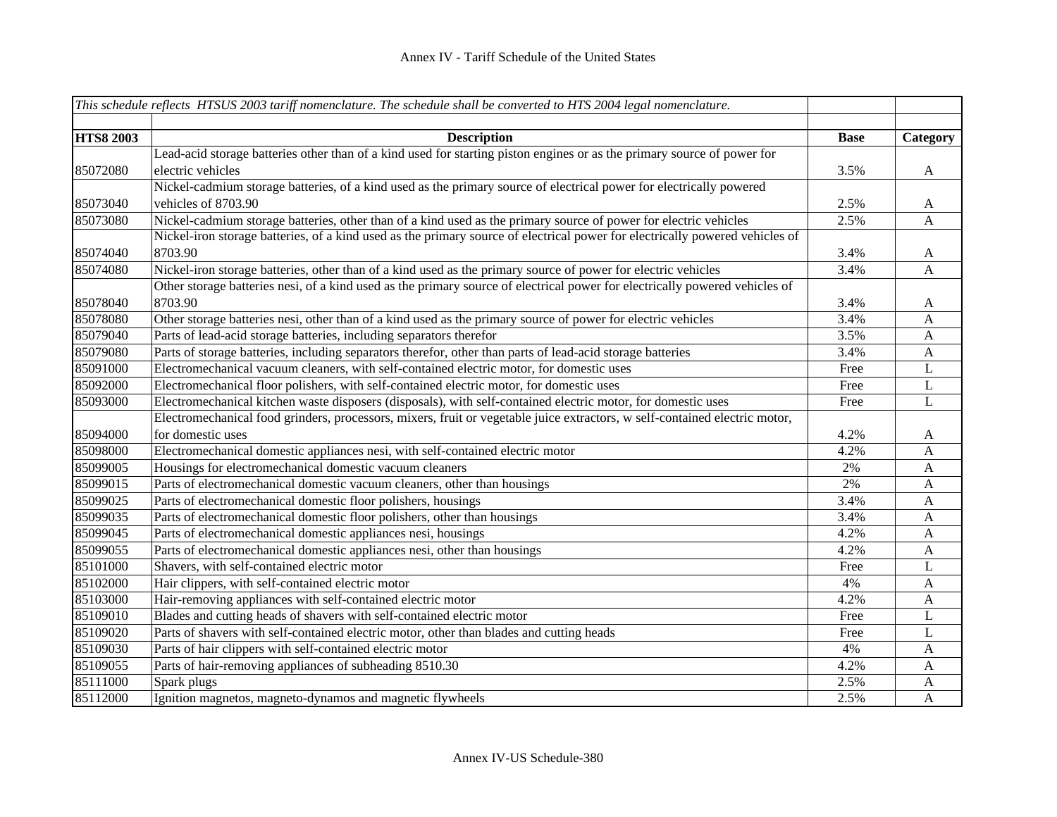Annex IV - Tariff Schedule of the United States

| *This schedule reflects HTSUS 2003 tariff nomenclature. The schedule shall be converted to HTS 2004 legal nomenclature.* | | | |
|---|---|---|---|
| **HTS8 2003** | **Description** | **Base** | **Category** |
| 85072080 | Lead-acid storage batteries other than of a kind used for starting piston engines or as the primary source of power for electric vehicles | 3.5% | A |
| 85073040 | Nickel-cadmium storage batteries, of a kind used as the primary source of electrical power for electrically powered vehicles of 8703.90 | 2.5% | A |
| 85073080 | Nickel-cadmium storage batteries, other than of a kind used as the primary source of power for electric vehicles | 2.5% | A |
| 85074040 | Nickel-iron storage batteries, of a kind used as the primary source of electrical power for electrically powered vehicles of 8703.90 | 3.4% | A |
| 85074080 | Nickel-iron storage batteries, other than of a kind used as the primary source of power for electric vehicles | 3.4% | A |
| 85078040 | Other storage batteries nesi, of a kind used as the primary source of electrical power for electrically powered vehicles of 8703.90 | 3.4% | A |
| 85078080 | Other storage batteries nesi, other than of a kind used as the primary source of power for electric vehicles | 3.4% | A |
| 85079040 | Parts of lead-acid storage batteries, including separators therefor | 3.5% | A |
| 85079080 | Parts of storage batteries, including separators therefor, other than parts of lead-acid storage batteries | 3.4% | A |
| 85091000 | Electromechanical vacuum cleaners, with self-contained electric motor, for domestic uses | Free | L |
| 85092000 | Electromechanical floor polishers, with self-contained electric motor, for domestic uses | Free | L |
| 85093000 | Electromechanical kitchen waste disposers (disposals), with self-contained electric motor, for domestic uses | Free | L |
| 85094000 | Electromechanical food grinders, processors, mixers, fruit or vegetable juice extractors, w self-contained electric motor, for domestic uses | 4.2% | A |
| 85098000 | Electromechanical domestic appliances nesi, with self-contained electric motor | 4.2% | A |
| 85099005 | Housings for electromechanical domestic vacuum cleaners | 2% | A |
| 85099015 | Parts of electromechanical domestic vacuum cleaners, other than housings | 2% | A |
| 85099025 | Parts of electromechanical domestic floor polishers, housings | 3.4% | A |
| 85099035 | Parts of electromechanical domestic floor polishers, other than housings | 3.4% | A |
| 85099045 | Parts of electromechanical domestic appliances nesi, housings | 4.2% | A |
| 85099055 | Parts of electromechanical domestic appliances nesi, other than housings | 4.2% | A |
| 85101000 | Shavers, with self-contained electric motor | Free | L |
| 85102000 | Hair clippers, with self-contained electric motor | 4% | A |
| 85103000 | Hair-removing appliances with self-contained electric motor | 4.2% | A |
| 85109010 | Blades and cutting heads of shavers with self-contained electric motor | Free | L |
| 85109020 | Parts of shavers with self-contained electric motor, other than blades and cutting heads | Free | L |
| 85109030 | Parts of hair clippers with self-contained electric motor | 4% | A |
| 85109055 | Parts of hair-removing appliances of subheading 8510.30 | 4.2% | A |
| 85111000 | Spark plugs | 2.5% | A |
| 85112000 | Ignition magnetos, magneto-dynamos and magnetic flywheels | 2.5% | A |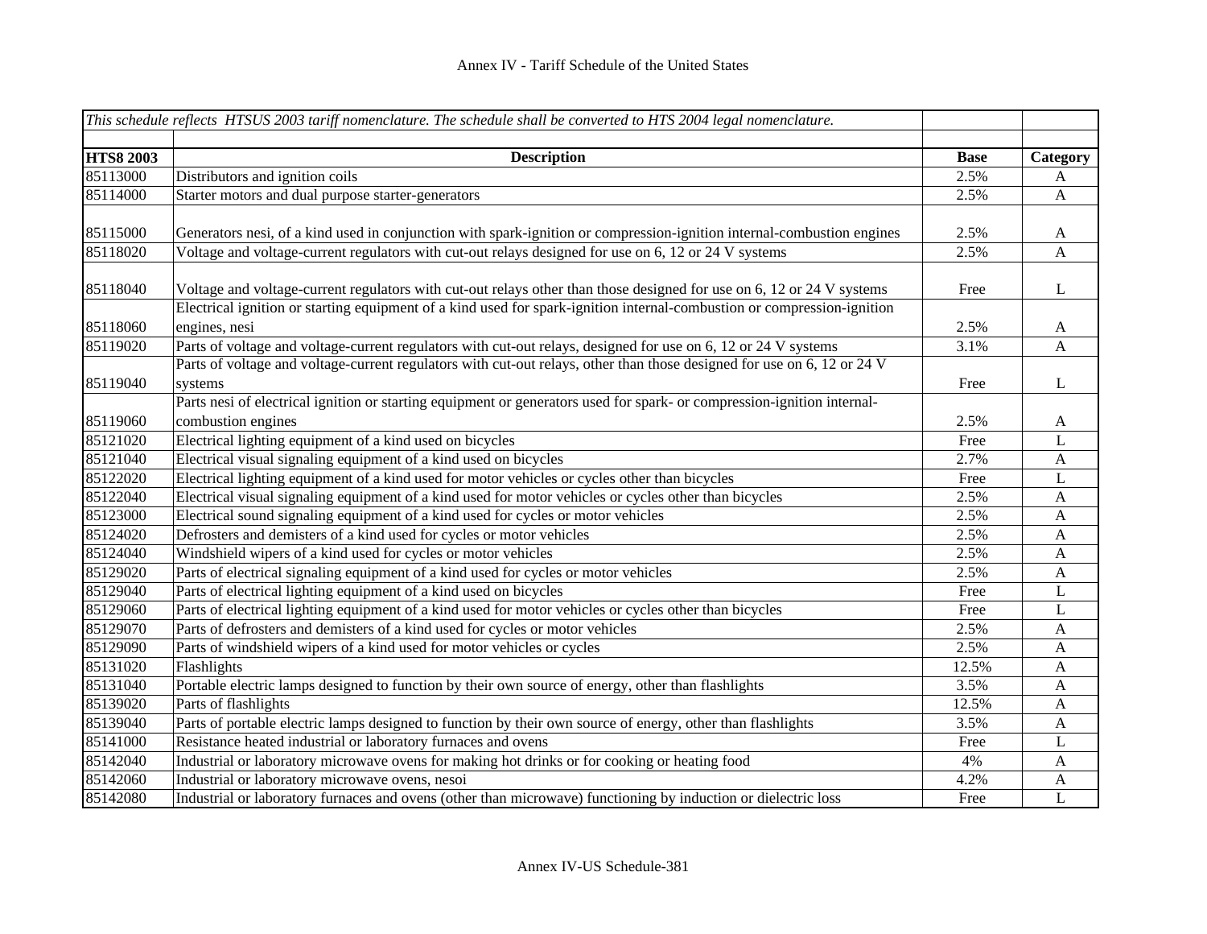Annex IV - Tariff Schedule of the United States

| *This schedule reflects HTSUS 2003 tariff nomenclature. The schedule shall be converted to HTS 2004 legal nomenclature.* | | | |
|---|---|---|---|
| **HTS8 2003** | **Description** | **Base** | **Category** |
| 85113000 | Distributors and ignition coils | 2.5% | A |
| 85114000 | Starter motors and dual purpose starter-generators | 2.5% | A |
| 85115000 | Generators nesi, of a kind used in conjunction with spark-ignition or compression-ignition internal-combustion engines | 2.5% | A |
| 85118020 | Voltage and voltage-current regulators with cut-out relays designed for use on 6, 12 or 24 V systems | 2.5% | A |
| 85118040 | Voltage and voltage-current regulators with cut-out relays other than those designed for use on 6, 12 or 24 V systems | Free | L |
| 85118060 | Electrical ignition or starting equipment of a kind used for spark-ignition internal-combustion or compression-ignition engines, nesi | 2.5% | A |
| 85119020 | Parts of voltage and voltage-current regulators with cut-out relays, designed for use on 6, 12 or 24 V systems | 3.1% | A |
| 85119040 | Parts of voltage and voltage-current regulators with cut-out relays, other than those designed for use on 6, 12 or 24 V systems | Free | L |
| 85119060 | Parts nesi of electrical ignition or starting equipment or generators used for spark- or compression-ignition internal-combustion engines | 2.5% | A |
| 85121020 | Electrical lighting equipment of a kind used on bicycles | Free | L |
| 85121040 | Electrical visual signaling equipment of a kind used on bicycles | 2.7% | A |
| 85122020 | Electrical lighting equipment of a kind used for motor vehicles or cycles other than bicycles | Free | L |
| 85122040 | Electrical visual signaling equipment of a kind used for motor vehicles or cycles other than bicycles | 2.5% | A |
| 85123000 | Electrical sound signaling equipment of a kind used for cycles or motor vehicles | 2.5% | A |
| 85124020 | Defrosters and demisters of a kind used for cycles or motor vehicles | 2.5% | A |
| 85124040 | Windshield wipers of a kind used for cycles or motor vehicles | 2.5% | A |
| 85129020 | Parts of electrical signaling equipment of a kind used for cycles or motor vehicles | 2.5% | A |
| 85129040 | Parts of electrical lighting equipment of a kind used on bicycles | Free | L |
| 85129060 | Parts of electrical lighting equipment of a kind used for motor vehicles or cycles other than bicycles | Free | L |
| 85129070 | Parts of defrosters and demisters of a kind used for cycles or motor vehicles | 2.5% | A |
| 85129090 | Parts of windshield wipers of a kind used for motor vehicles or cycles | 2.5% | A |
| 85131020 | Flashlights | 12.5% | A |
| 85131040 | Portable electric lamps designed to function by their own source of energy, other than flashlights | 3.5% | A |
| 85139020 | Parts of flashlights | 12.5% | A |
| 85139040 | Parts of portable electric lamps designed to function by their own source of energy, other than flashlights | 3.5% | A |
| 85141000 | Resistance heated industrial or laboratory furnaces and ovens | Free | L |
| 85142040 | Industrial or laboratory microwave ovens for making hot drinks or for cooking or heating food | 4% | A |
| 85142060 | Industrial or laboratory microwave ovens, nesoi | 4.2% | A |
| 85142080 | Industrial or laboratory furnaces and ovens (other than microwave) functioning by induction or dielectric loss | Free | L |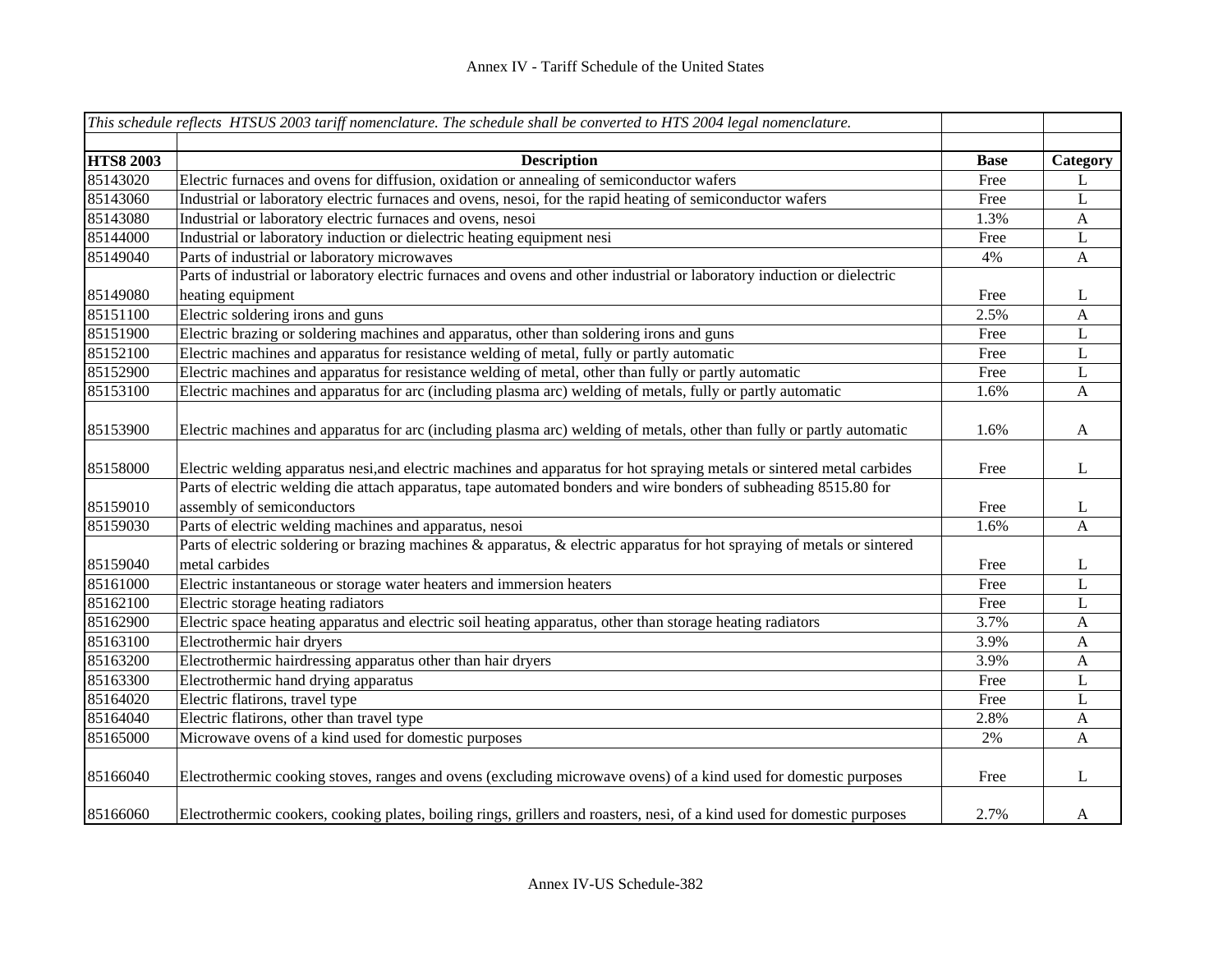Annex IV - Tariff Schedule of the United States

| *This schedule reflects HTSUS 2003 tariff nomenclature. The schedule shall be converted to HTS 2004 legal nomenclature.* | | | |
|---|---|---|---|
| **HTS8 2003** | **Description** | **Base** | **Category** |
| 85143020 | Electric furnaces and ovens for diffusion, oxidation or annealing of semiconductor wafers | Free | L |
| 85143060 | Industrial or laboratory electric furnaces and ovens, nesoi, for the rapid heating of semiconductor wafers | Free | L |
| 85143080 | Industrial or laboratory electric furnaces and ovens, nesoi | 1.3% | A |
| 85144000 | Industrial or laboratory induction or dielectric heating equipment nesi | Free | L |
| 85149040 | Parts of industrial or laboratory microwaves | 4% | A |
| 85149080 | Parts of industrial or laboratory electric furnaces and ovens and other industrial or laboratory induction or dielectric heating equipment | Free | L |
| 85151100 | Electric soldering irons and guns | 2.5% | A |
| 85151900 | Electric brazing or soldering machines and apparatus, other than soldering irons and guns | Free | L |
| 85152100 | Electric machines and apparatus for resistance welding of metal, fully or partly automatic | Free | L |
| 85152900 | Electric machines and apparatus for resistance welding of metal, other than fully or partly automatic | Free | L |
| 85153100 | Electric machines and apparatus for arc (including plasma arc) welding of metals, fully or partly automatic | 1.6% | A |
| 85153900 | Electric machines and apparatus for arc (including plasma arc) welding of metals, other than fully or partly automatic | 1.6% | A |
| 85158000 | Electric welding apparatus nesi,and electric machines and apparatus for hot spraying metals or sintered metal carbides | Free | L |
| 85159010 | Parts of electric welding die attach apparatus, tape automated bonders and wire bonders of subheading 8515.80 for assembly of semiconductors | Free | L |
| 85159030 | Parts of electric welding machines and apparatus, nesoi | 1.6% | A |
| 85159040 | Parts of electric soldering or brazing machines & apparatus, & electric apparatus for hot spraying of metals or sintered metal carbides | Free | L |
| 85161000 | Electric instantaneous or storage water heaters and immersion heaters | Free | L |
| 85162100 | Electric storage heating radiators | Free | L |
| 85162900 | Electric space heating apparatus and electric soil heating apparatus, other than storage heating radiators | 3.7% | A |
| 85163100 | Electrothermic hair dryers | 3.9% | A |
| 85163200 | Electrothermic hairdressing apparatus other than hair dryers | 3.9% | A |
| 85163300 | Electrothermic hand drying apparatus | Free | L |
| 85164020 | Electric flatirons, travel type | Free | L |
| 85164040 | Electric flatirons, other than travel type | 2.8% | A |
| 85165000 | Microwave ovens of a kind used for domestic purposes | 2% | A |
| 85166040 | Electrothermic cooking stoves, ranges and ovens (excluding microwave ovens) of a kind used for domestic purposes | Free | L |
| 85166060 | Electrothermic cookers, cooking plates, boiling rings, grillers and roasters, nesi, of a kind used for domestic purposes | 2.7% | A |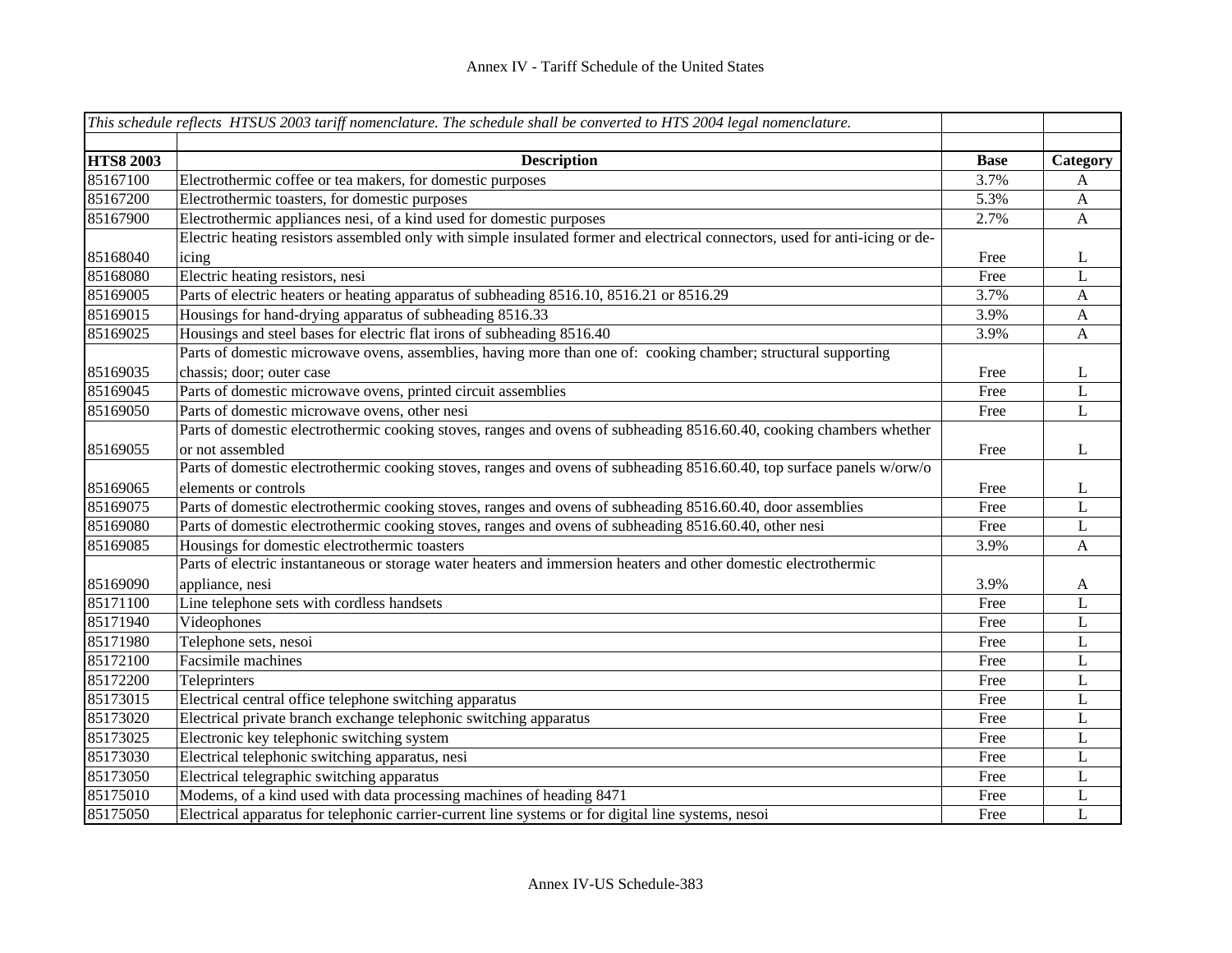# Annex IV - Tariff Schedule of the United States

| *This schedule reflects HTSUS 2003 tariff nomenclature. The schedule shall be converted to HTS 2004 legal nomenclature.* | | | |
|---|---|---|---|
| **HTS8 2003** | **Description** | **Base** | **Category** |
| 85167100 | Electrothermic coffee or tea makers, for domestic purposes | 3.7% | A |
| 85167200 | Electrothermic toasters, for domestic purposes | 5.3% | A |
| 85167900 | Electrothermic appliances nesi, of a kind used for domestic purposes | 2.7% | A |
| 85168040 | Electric heating resistors assembled only with simple insulated former and electrical connectors, used for anti-icing or de-icing | Free | L |
| 85168080 | Electric heating resistors, nesi | Free | L |
| 85169005 | Parts of electric heaters or heating apparatus of subheading 8516.10, 8516.21 or 8516.29 | 3.7% | A |
| 85169015 | Housings for hand-drying apparatus of subheading 8516.33 | 3.9% | A |
| 85169025 | Housings and steel bases for electric flat irons of subheading 8516.40 | 3.9% | A |
| 85169035 | Parts of domestic microwave ovens, assemblies, having more than one of: cooking chamber; structural supporting chassis; door; outer case | Free | L |
| 85169045 | Parts of domestic microwave ovens, printed circuit assemblies | Free | L |
| 85169050 | Parts of domestic microwave ovens, other nesi | Free | L |
| 85169055 | Parts of domestic electrothermic cooking stoves, ranges and ovens of subheading 8516.60.40, cooking chambers whether or not assembled | Free | L |
| 85169065 | Parts of domestic electrothermic cooking stoves, ranges and ovens of subheading 8516.60.40, top surface panels w/orw/o elements or controls | Free | L |
| 85169075 | Parts of domestic electrothermic cooking stoves, ranges and ovens of subheading 8516.60.40, door assemblies | Free | L |
| 85169080 | Parts of domestic electrothermic cooking stoves, ranges and ovens of subheading 8516.60.40, other nesi | Free | L |
| 85169085 | Housings for domestic electrothermic toasters | 3.9% | A |
| 85169090 | Parts of electric instantaneous or storage water heaters and immersion heaters and other domestic electrothermic appliance, nesi | 3.9% | A |
| 85171100 | Line telephone sets with cordless handsets | Free | L |
| 85171940 | Videophones | Free | L |
| 85171980 | Telephone sets, nesoi | Free | L |
| 85172100 | Facsimile machines | Free | L |
| 85172200 | Teleprinters | Free | L |
| 85173015 | Electrical central office telephone switching apparatus | Free | L |
| 85173020 | Electrical private branch exchange telephonic switching apparatus | Free | L |
| 85173025 | Electronic key telephonic switching system | Free | L |
| 85173030 | Electrical telephonic switching apparatus, nesi | Free | L |
| 85173050 | Electrical telegraphic switching apparatus | Free | L |
| 85175010 | Modems, of a kind used with data processing machines of heading 8471 | Free | L |
| 85175050 | Electrical apparatus for telephonic carrier-current line systems or for digital line systems, nesoi | Free | L |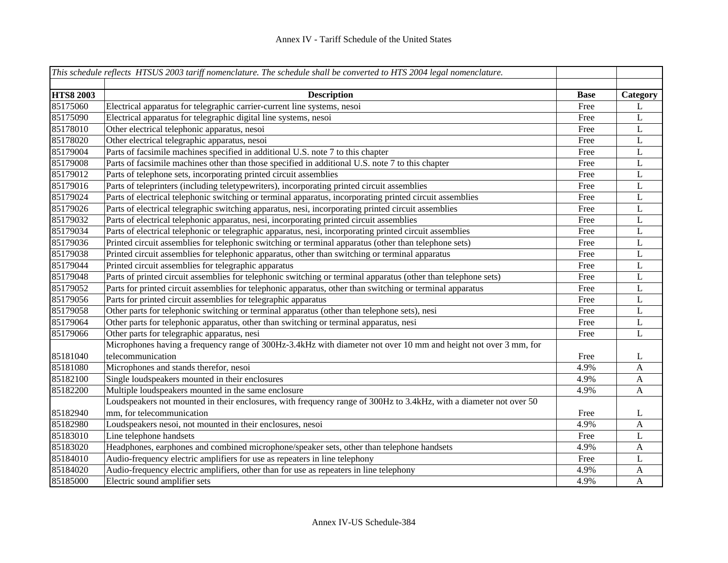# Annex IV - Tariff Schedule of the United States

| *This schedule reflects HTSUS 2003 tariff nomenclature. The schedule shall be converted to HTS 2004 legal nomenclature.* | | | |
|---|---|---|---|
| **HTS8 2003** | **Description** | **Base** | **Category** |
| 85175060 | Electrical apparatus for telegraphic carrier-current line systems, nesoi | Free | L |
| 85175090 | Electrical apparatus for telegraphic digital line systems, nesoi | Free | L |
| 85178010 | Other electrical telephonic apparatus, nesoi | Free | L |
| 85178020 | Other electrical telegraphic apparatus, nesoi | Free | L |
| 85179004 | Parts of facsimile machines specified in additional U.S. note 7 to this chapter | Free | L |
| 85179008 | Parts of facsimile machines other than those specified in additional U.S. note 7 to this chapter | Free | L |
| 85179012 | Parts of telephone sets, incorporating printed circuit assemblies | Free | L |
| 85179016 | Parts of teleprinters (including teletypewriters), incorporating printed circuit assemblies | Free | L |
| 85179024 | Parts of electrical telephonic switching or terminal apparatus, incorporating printed circuit assemblies | Free | L |
| 85179026 | Parts of electrical telegraphic switching apparatus, nesi, incorporating printed circuit assemblies | Free | L |
| 85179032 | Parts of electrical telephonic apparatus, nesi, incorporating printed circuit assemblies | Free | L |
| 85179034 | Parts of electrical telephonic or telegraphic apparatus, nesi, incorporating printed circuit assemblies | Free | L |
| 85179036 | Printed circuit assemblies for telephonic switching or terminal apparatus (other than telephone sets) | Free | L |
| 85179038 | Printed circuit assemblies for telephonic apparatus, other than switching or terminal apparatus | Free | L |
| 85179044 | Printed circuit assemblies for telegraphic apparatus | Free | L |
| 85179048 | Parts of printed circuit assemblies for telephonic switching or terminal apparatus (other than telephone sets) | Free | L |
| 85179052 | Parts for printed circuit assemblies for telephonic apparatus, other than switching or terminal apparatus | Free | L |
| 85179056 | Parts for printed circuit assemblies for telegraphic apparatus | Free | L |
| 85179058 | Other parts for telephonic switching or terminal apparatus (other than telephone sets), nesi | Free | L |
| 85179064 | Other parts for telephonic apparatus, other than switching or terminal apparatus, nesi | Free | L |
| 85179066 | Other parts for telegraphic apparatus, nesi | Free | L |
| 85181040 | Microphones having a frequency range of 300Hz-3.4kHz with diameter not over 10 mm and height not over 3 mm, for telecommunication | Free | L |
| 85181080 | Microphones and stands therefor, nesoi | 4.9% | A |
| 85182100 | Single loudspeakers mounted in their enclosures | 4.9% | A |
| 85182200 | Multiple loudspeakers mounted in the same enclosure | 4.9% | A |
| 85182940 | Loudspeakers not mounted in their enclosures, with frequency range of 300Hz to 3.4kHz, with a diameter not over 50 mm, for telecommunication | Free | L |
| 85182980 | Loudspeakers nesoi, not mounted in their enclosures, nesoi | 4.9% | A |
| 85183010 | Line telephone handsets | Free | L |
| 85183020 | Headphones, earphones and combined microphone/speaker sets, other than telephone handsets | 4.9% | A |
| 85184010 | Audio-frequency electric amplifiers for use as repeaters in line telephony | Free | L |
| 85184020 | Audio-frequency electric amplifiers, other than for use as repeaters in line telephony | 4.9% | A |
| 85185000 | Electric sound amplifier sets | 4.9% | A |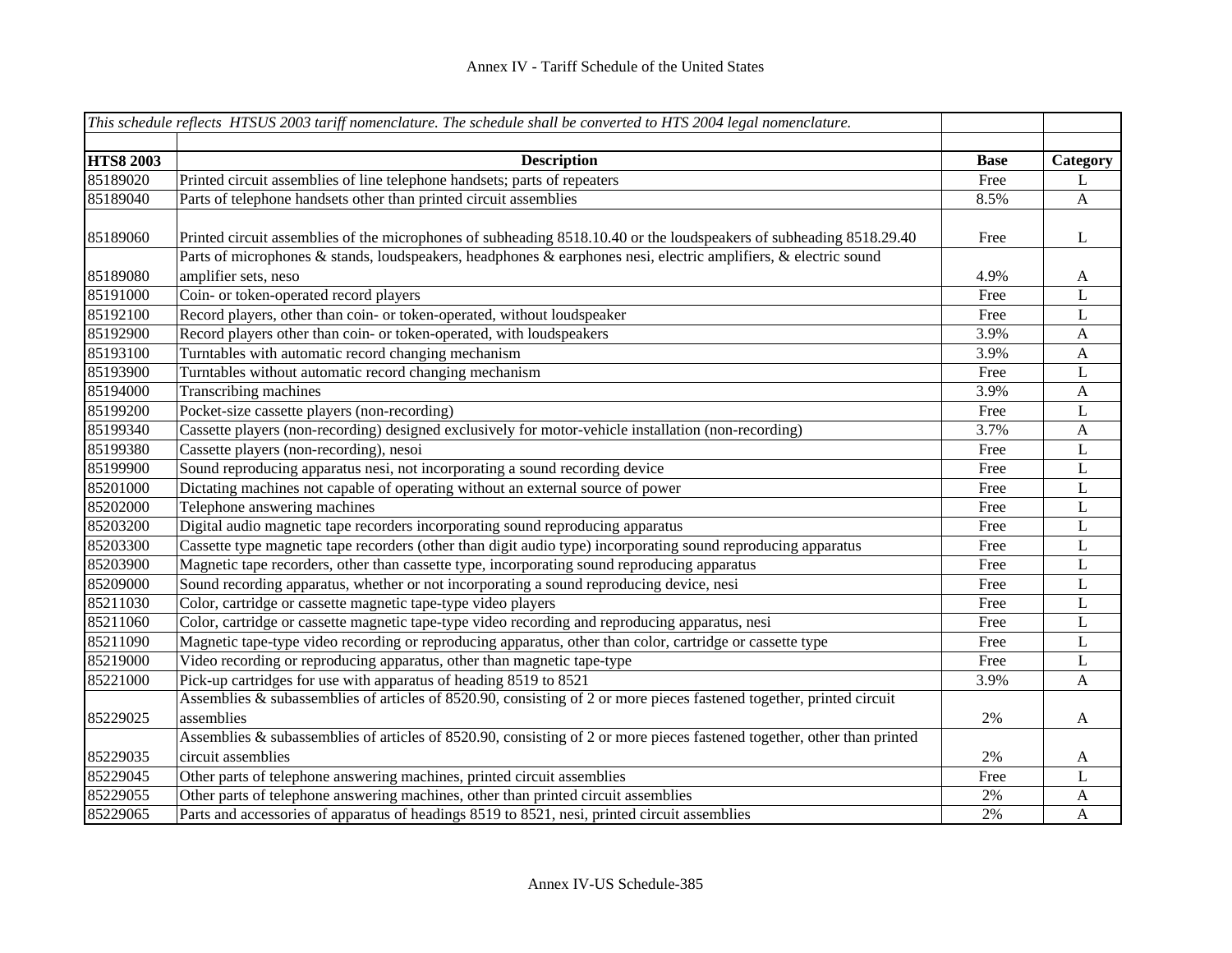# Annex IV - Tariff Schedule of the United States

| *This schedule reflects HTSUS 2003 tariff nomenclature. The schedule shall be converted to HTS 2004 legal nomenclature.* | | | |
|---|---|---|---|
| **HTS8 2003** | **Description** | **Base** | **Category** |
| 85189020 | Printed circuit assemblies of line telephone handsets; parts of repeaters | Free | L |
| 85189040 | Parts of telephone handsets other than printed circuit assemblies | 8.5% | A |
| 85189060 | Printed circuit assemblies of the microphones of subheading 8518.10.40 or the loudspeakers of subheading 8518.29.40 | Free | L |
| 85189080 | Parts of microphones & stands, loudspeakers, headphones & earphones nesi, electric amplifiers, & electric sound amplifier sets, neso | 4.9% | A |
| 85191000 | Coin- or token-operated record players | Free | L |
| 85192100 | Record players, other than coin- or token-operated, without loudspeaker | Free | L |
| 85192900 | Record players other than coin- or token-operated, with loudspeakers | 3.9% | A |
| 85193100 | Turntables with automatic record changing mechanism | 3.9% | A |
| 85193900 | Turntables without automatic record changing mechanism | Free | L |
| 85194000 | Transcribing machines | 3.9% | A |
| 85199200 | Pocket-size cassette players (non-recording) | Free | L |
| 85199340 | Cassette players (non-recording) designed exclusively for motor-vehicle installation (non-recording) | 3.7% | A |
| 85199380 | Cassette players (non-recording), nesoi | Free | L |
| 85199900 | Sound reproducing apparatus nesi, not incorporating a sound recording device | Free | L |
| 85201000 | Dictating machines not capable of operating without an external source of power | Free | L |
| 85202000 | Telephone answering machines | Free | L |
| 85203200 | Digital audio magnetic tape recorders incorporating sound reproducing apparatus | Free | L |
| 85203300 | Cassette type magnetic tape recorders (other than digit audio type) incorporating sound reproducing apparatus | Free | L |
| 85203900 | Magnetic tape recorders, other than cassette type, incorporating sound reproducing apparatus | Free | L |
| 85209000 | Sound recording apparatus, whether or not incorporating a sound reproducing device, nesi | Free | L |
| 85211030 | Color, cartridge or cassette magnetic tape-type video players | Free | L |
| 85211060 | Color, cartridge or cassette magnetic tape-type video recording and reproducing apparatus, nesi | Free | L |
| 85211090 | Magnetic tape-type video recording or reproducing apparatus, other than color, cartridge or cassette type | Free | L |
| 85219000 | Video recording or reproducing apparatus, other than magnetic tape-type | Free | L |
| 85221000 | Pick-up cartridges for use with apparatus of heading 8519 to 8521 | 3.9% | A |
| 85229025 | Assemblies & subassemblies of articles of 8520.90, consisting of 2 or more pieces fastened together, printed circuit assemblies | 2% | A |
| 85229035 | Assemblies & subassemblies of articles of 8520.90, consisting of 2 or more pieces fastened together, other than printed circuit assemblies | 2% | A |
| 85229045 | Other parts of telephone answering machines, printed circuit assemblies | Free | L |
| 85229055 | Other parts of telephone answering machines, other than printed circuit assemblies | 2% | A |
| 85229065 | Parts and accessories of apparatus of headings 8519 to 8521, nesi, printed circuit assemblies | 2% | A |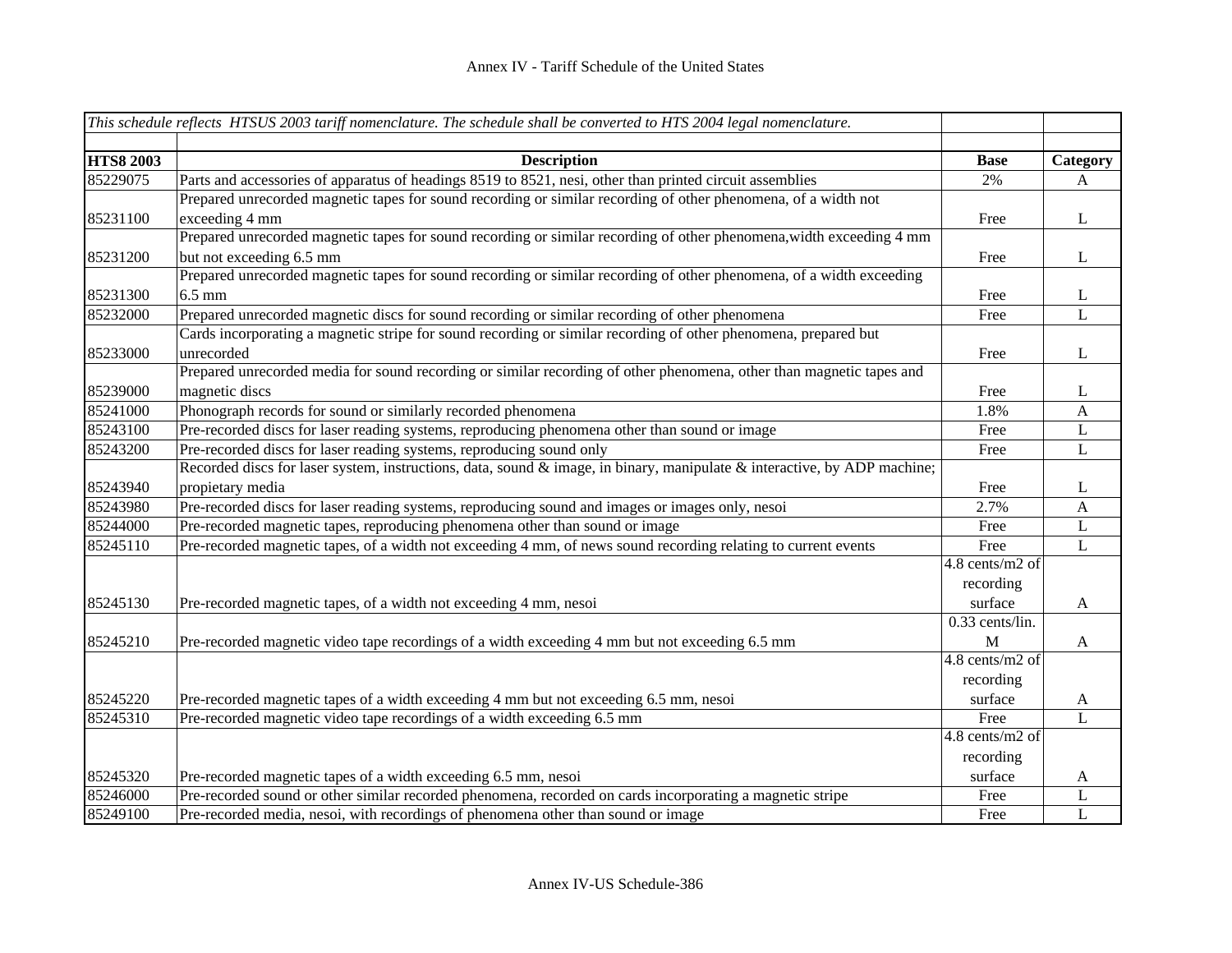| *This schedule reflects HTSUS 2003 tariff nomenclature. The schedule shall be converted to HTS 2004 legal nomenclature.* | | | |
|---|---|---|---|
| **HTS8 2003** | **Description** | **Base** | **Category** |
| 85229075 | Parts and accessories of apparatus of headings 8519 to 8521, nesi, other than printed circuit assemblies | 2% | A |
| 85231100 | Prepared unrecorded magnetic tapes for sound recording or similar recording of other phenomena, of a width not exceeding 4 mm | Free | L |
| 85231200 | Prepared unrecorded magnetic tapes for sound recording or similar recording of other phenomena,width exceeding 4 mm but not exceeding 6.5 mm | Free | L |
| 85231300 | Prepared unrecorded magnetic tapes for sound recording or similar recording of other phenomena, of a width exceeding 6.5 mm | Free | L |
| 85232000 | Prepared unrecorded magnetic discs for sound recording or similar recording of other phenomena | Free | L |
| 85233000 | Cards incorporating a magnetic stripe for sound recording or similar recording of other phenomena, prepared but unrecorded | Free | L |
| 85239000 | Prepared unrecorded media for sound recording or similar recording of other phenomena, other than magnetic tapes and magnetic discs | Free | L |
| 85241000 | Phonograph records for sound or similarly recorded phenomena | 1.8% | A |
| 85243100 | Pre-recorded discs for laser reading systems, reproducing phenomena other than sound or image | Free | L |
| 85243200 | Pre-recorded discs for laser reading systems, reproducing sound only | Free | L |
| 85243940 | Recorded discs for laser system, instructions, data, sound & image, in binary, manipulate & interactive, by ADP machine; propietary media | Free | L |
| 85243980 | Pre-recorded discs for laser reading systems, reproducing sound and images or images only, nesoi | 2.7% | A |
| 85244000 | Pre-recorded magnetic tapes, reproducing phenomena other than sound or image | Free | L |
| 85245110 | Pre-recorded magnetic tapes, of a width not exceeding 4 mm, of news sound recording relating to current events | Free | L |
| 85245130 | Pre-recorded magnetic tapes, of a width not exceeding 4 mm, nesoi | 4.8 cents/m2 of recording surface | A |
| 85245210 | Pre-recorded magnetic video tape recordings of a width exceeding 4 mm but not exceeding 6.5 mm | 0.33 cents/lin. M | A |
| 85245220 | Pre-recorded magnetic tapes of a width exceeding 4 mm but not exceeding 6.5 mm, nesoi | 4.8 cents/m2 of recording surface | A |
| 85245310 | Pre-recorded magnetic video tape recordings of a width exceeding 6.5 mm | Free | L |
| 85245320 | Pre-recorded magnetic tapes of a width exceeding 6.5 mm, nesoi | 4.8 cents/m2 of recording surface | A |
| 85246000 | Pre-recorded sound or other similar recorded phenomena, recorded on cards incorporating a magnetic stripe | Free | L |
| 85249100 | Pre-recorded media, nesoi, with recordings of phenomena other than sound or image | Free | L |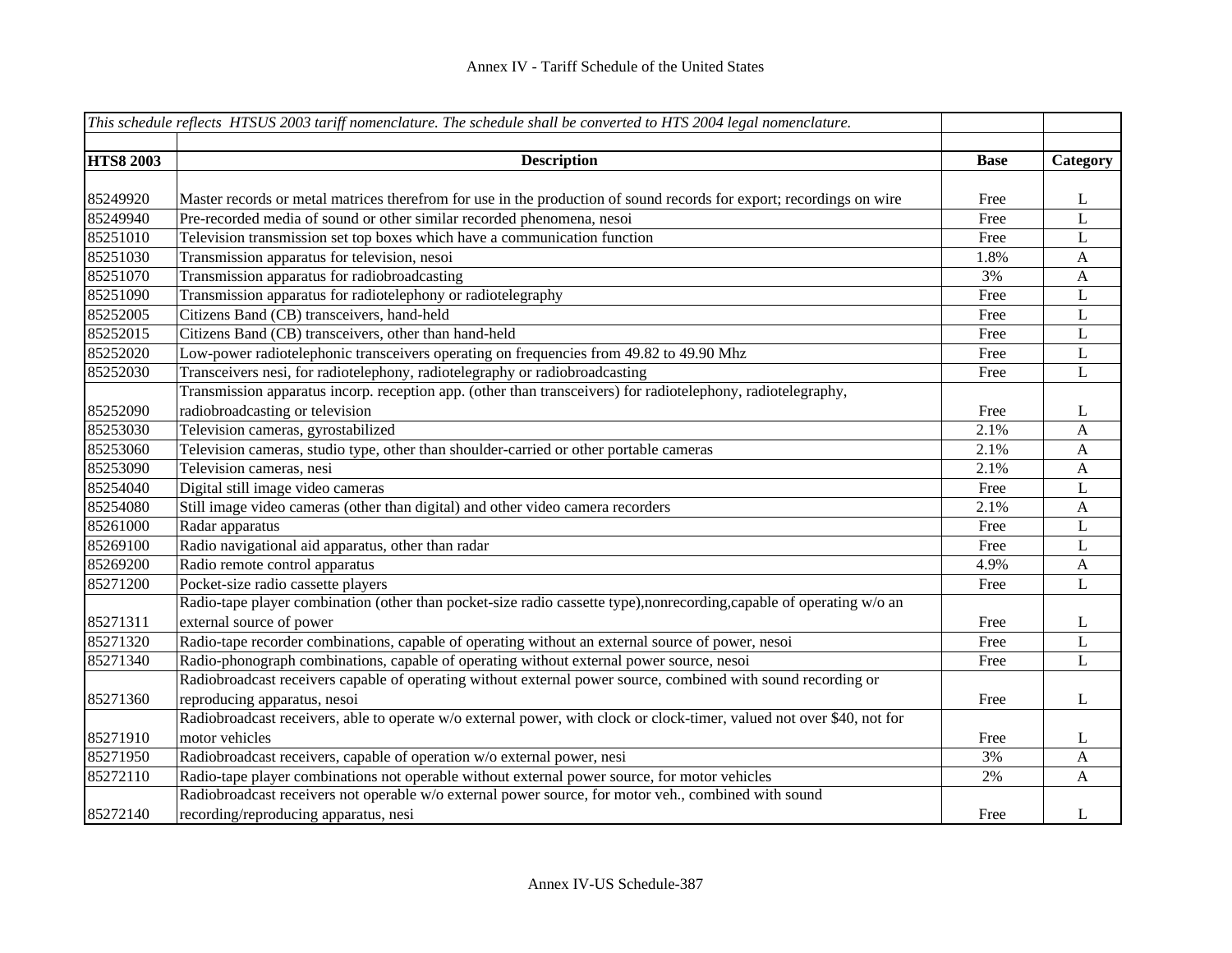| *This schedule reflects HTSUS 2003 tariff nomenclature. The schedule shall be converted to HTS 2004 legal nomenclature.* | | | |
|---|---|---|---|
| **HTS8 2003** | **Description** | **Base** | **Category** |
| 85249920 | Master records or metal matrices therefrom for use in the production of sound records for export; recordings on wire | Free | L |
| 85249940 | Pre-recorded media of sound or other similar recorded phenomena, nesoi | Free | L |
| 85251010 | Television transmission set top boxes which have a communication function | Free | L |
| 85251030 | Transmission apparatus for television, nesoi | 1.8% | A |
| 85251070 | Transmission apparatus for radiobroadcasting | 3% | A |
| 85251090 | Transmission apparatus for radiotelephony or radiotelegraphy | Free | L |
| 85252005 | Citizens Band (CB) transceivers, hand-held | Free | L |
| 85252015 | Citizens Band (CB) transceivers, other than hand-held | Free | L |
| 85252020 | Low-power radiotelephonic transceivers operating on frequencies from 49.82 to 49.90 Mhz | Free | L |
| 85252030 | Transceivers nesi, for radiotelephony, radiotelegraphy or radiobroadcasting | Free | L |
| 85252090 | Transmission apparatus incorp. reception app. (other than transceivers) for radiotelephony, radiotelegraphy, radiobroadcasting or television | Free | L |
| 85253030 | Television cameras, gyrostabilized | 2.1% | A |
| 85253060 | Television cameras, studio type, other than shoulder-carried or other portable cameras | 2.1% | A |
| 85253090 | Television cameras, nesi | 2.1% | A |
| 85254040 | Digital still image video cameras | Free | L |
| 85254080 | Still image video cameras (other than digital) and other video camera recorders | 2.1% | A |
| 85261000 | Radar apparatus | Free | L |
| 85269100 | Radio navigational aid apparatus, other than radar | Free | L |
| 85269200 | Radio remote control apparatus | 4.9% | A |
| 85271200 | Pocket-size radio cassette players | Free | L |
| 85271311 | Radio-tape player combination (other than pocket-size radio cassette type),nonrecording,capable of operating w/o an external source of power | Free | L |
| 85271320 | Radio-tape recorder combinations, capable of operating without an external source of power, nesoi | Free | L |
| 85271340 | Radio-phonograph combinations, capable of operating without external power source, nesoi | Free | L |
| 85271360 | Radiobroadcast receivers capable of operating without external power source, combined with sound recording or reproducing apparatus, nesoi | Free | L |
| 85271910 | Radiobroadcast receivers, able to operate w/o external power, with clock or clock-timer, valued not over $40, not for motor vehicles | Free | L |
| 85271950 | Radiobroadcast receivers, capable of operation w/o external power, nesi | 3% | A |
| 85272110 | Radio-tape player combinations not operable without external power source, for motor vehicles | 2% | A |
| 85272140 | Radiobroadcast receivers not operable w/o external power source, for motor veh., combined with sound recording/reproducing apparatus, nesi | Free | L |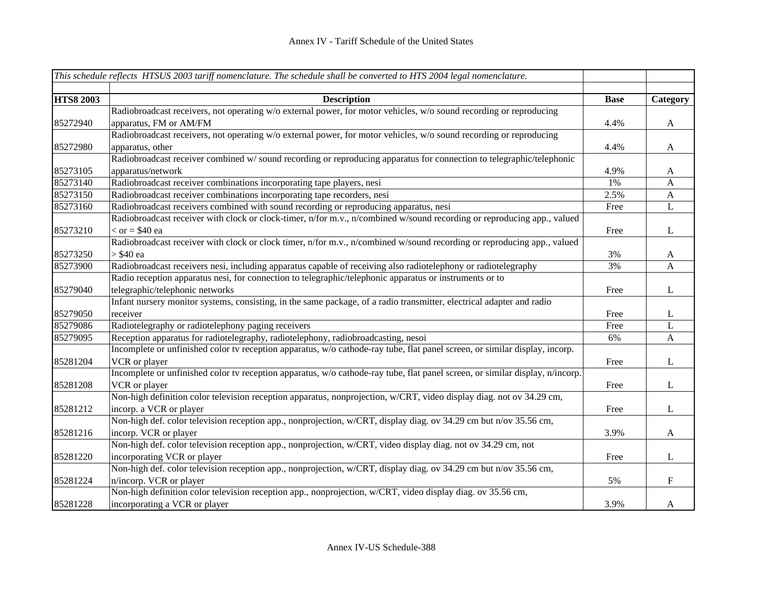Annex IV - Tariff Schedule of the United States

| *This schedule reflects HTSUS 2003 tariff nomenclature. The schedule shall be converted to HTS 2004 legal nomenclature.* | | | |
|---|---|---|---|
| **HTS8 2003** | **Description** | **Base** | **Category** |
| 85272940 | Radiobroadcast receivers, not operating w/o external power, for motor vehicles, w/o sound recording or reproducing apparatus, FM or AM/FM | 4.4% | A |
| 85272980 | Radiobroadcast receivers, not operating w/o external power, for motor vehicles, w/o sound recording or reproducing apparatus, other | 4.4% | A |
| 85273105 | Radiobroadcast receiver combined w/ sound recording or reproducing apparatus for connection to telegraphic/telephonic apparatus/network | 4.9% | A |
| 85273140 | Radiobroadcast receiver combinations incorporating tape players, nesi | 1% | A |
| 85273150 | Radiobroadcast receiver combinations incorporating tape recorders, nesi | 2.5% | A |
| 85273160 | Radiobroadcast receivers combined with sound recording or reproducing apparatus, nesi | Free | L |
| 85273210 | Radiobroadcast receiver with clock or clock-timer, n/for m.v., n/combined w/sound recording or reproducing app., valued < or = $40 ea | Free | L |
| 85273250 | Radiobroadcast receiver with clock or clock timer, n/for m.v., n/combined w/sound recording or reproducing app., valued > $40 ea | 3% | A |
| 85273900 | Radiobroadcast receivers nesi, including apparatus capable of receiving also radiotelephony or radiotelegraphy | 3% | A |
| 85279040 | Radio reception apparatus nesi, for connection to telegraphic/telephonic apparatus or instruments or to telegraphic/telephonic networks | Free | L |
| 85279050 | Infant nursery monitor systems, consisting, in the same package, of a radio transmitter, electrical adapter and radio receiver | Free | L |
| 85279086 | Radiotelegraphy or radiotelephony paging receivers | Free | L |
| 85279095 | Reception apparatus for radiotelegraphy, radiotelephony, radiobroadcasting, nesoi | 6% | A |
| 85281204 | Incomplete or unfinished color tv reception apparatus, w/o cathode-ray tube, flat panel screen, or similar display, incorp. VCR or player | Free | L |
| 85281208 | Incomplete or unfinished color tv reception apparatus, w/o cathode-ray tube, flat panel screen, or similar display, n/incorp. VCR or player | Free | L |
| 85281212 | Non-high definition color television reception apparatus, nonprojection, w/CRT, video display diag. not ov 34.29 cm, incorp. a VCR or player | Free | L |
| 85281216 | Non-high def. color television reception app., nonprojection, w/CRT, display diag. ov 34.29 cm but n/ov 35.56 cm, incorp. VCR or player | 3.9% | A |
| 85281220 | Non-high def. color television reception app., nonprojection, w/CRT, video display diag. not ov 34.29 cm, not incorporating VCR or player | Free | L |
| 85281224 | Non-high def. color television reception app., nonprojection, w/CRT, display diag. ov 34.29 cm but n/ov 35.56 cm, n/incorp. VCR or player | 5% | F |
| 85281228 | Non-high definition color television reception app., nonprojection, w/CRT, video display diag. ov 35.56 cm, incorporating a VCR or player | 3.9% | A |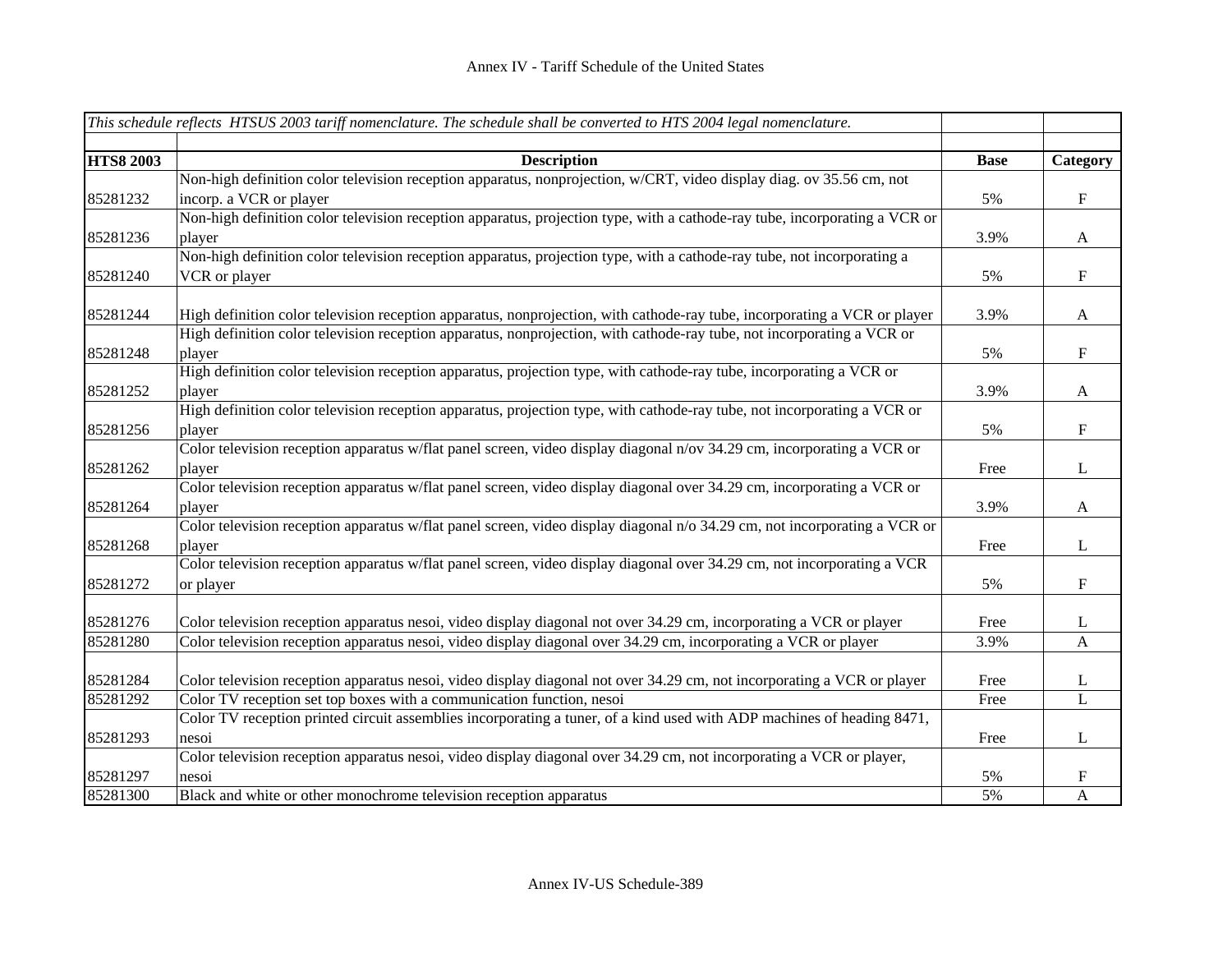| *This schedule reflects HTSUS 2003 tariff nomenclature. The schedule shall be converted to HTS 2004 legal nomenclature.* | | | |
|---|---|---|---|
| **HTS8 2003** | **Description** | **Base** | **Category** |
| 85281232 | Non-high definition color television reception apparatus, nonprojection, w/CRT, video display diag. ov 35.56 cm, not incorp. a VCR or player | 5% | F |
| 85281236 | Non-high definition color television reception apparatus, projection type, with a cathode-ray tube, incorporating a VCR or player | 3.9% | A |
| 85281240 | Non-high definition color television reception apparatus, projection type, with a cathode-ray tube, not incorporating a VCR or player | 5% | F |
| 85281244 | High definition color television reception apparatus, nonprojection, with cathode-ray tube, incorporating a VCR or player | 3.9% | A |
| 85281248 | High definition color television reception apparatus, nonprojection, with cathode-ray tube, not incorporating a VCR or player | 5% | F |
| 85281252 | High definition color television reception apparatus, projection type, with cathode-ray tube, incorporating a VCR or player | 3.9% | A |
| 85281256 | High definition color television reception apparatus, projection type, with cathode-ray tube, not incorporating a VCR or player | 5% | F |
| 85281262 | Color television reception apparatus w/flat panel screen, video display diagonal n/ov 34.29 cm, incorporating a VCR or player | Free | L |
| 85281264 | Color television reception apparatus w/flat panel screen, video display diagonal over 34.29 cm, incorporating a VCR or player | 3.9% | A |
| 85281268 | Color television reception apparatus w/flat panel screen, video display diagonal n/o 34.29 cm, not incorporating a VCR or player | Free | L |
| 85281272 | Color television reception apparatus w/flat panel screen, video display diagonal over 34.29 cm, not incorporating a VCR or player | 5% | F |
| 85281276 | Color television reception apparatus nesoi, video display diagonal not over 34.29 cm, incorporating a VCR or player | Free | L |
| 85281280 | Color television reception apparatus nesoi, video display diagonal over 34.29 cm, incorporating a VCR or player | 3.9% | A |
| 85281284 | Color television reception apparatus nesoi, video display diagonal not over 34.29 cm, not incorporating a VCR or player | Free | L |
| 85281292 | Color TV reception set top boxes with a communication function, nesoi | Free | L |
| 85281293 | Color TV reception printed circuit assemblies incorporating a tuner, of a kind used with ADP machines of heading 8471, nesoi | Free | L |
| 85281297 | Color television reception apparatus nesoi, video display diagonal over 34.29 cm, not incorporating a VCR or player, nesoi | 5% | F |
| 85281300 | Black and white or other monochrome television reception apparatus | 5% | A |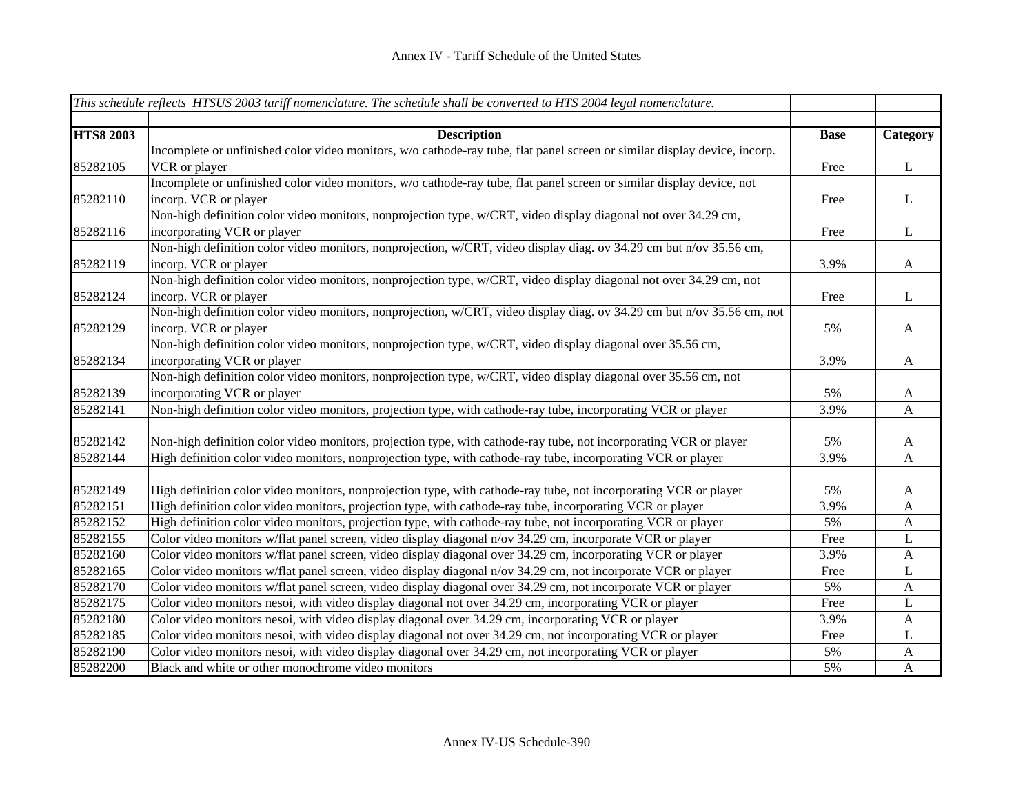# Annex IV - Tariff Schedule of the United States

| *This schedule reflects HTSUS 2003 tariff nomenclature. The schedule shall be converted to HTS 2004 legal nomenclature.* | | | |
|---|---|---|---|
| **HTS8 2003** | **Description** | **Base** | **Category** |
| 85282105 | Incomplete or unfinished color video monitors, w/o cathode-ray tube, flat panel screen or similar display device, incorp. VCR or player | Free | L |
| 85282110 | Incomplete or unfinished color video monitors, w/o cathode-ray tube, flat panel screen or similar display device, not incorp. VCR or player | Free | L |
| 85282116 | Non-high definition color video monitors, nonprojection type, w/CRT, video display diagonal not over 34.29 cm, incorporating VCR or player | Free | L |
| 85282119 | Non-high definition color video monitors, nonprojection, w/CRT, video display diag. ov 34.29 cm but n/ov 35.56 cm, incorp. VCR or player | 3.9% | A |
| 85282124 | Non-high definition color video monitors, nonprojection type, w/CRT, video display diagonal not over 34.29 cm, not incorp. VCR or player | Free | L |
| 85282129 | Non-high definition color video monitors, nonprojection, w/CRT, video display diag. ov 34.29 cm but n/ov 35.56 cm, not incorp. VCR or player | 5% | A |
| 85282134 | Non-high definition color video monitors, nonprojection type, w/CRT, video display diagonal over 35.56 cm, incorporating VCR or player | 3.9% | A |
| 85282139 | Non-high definition color video monitors, nonprojection type, w/CRT, video display diagonal over 35.56 cm, not incorporating VCR or player | 5% | A |
| 85282141 | Non-high definition color video monitors, projection type, with cathode-ray tube, incorporating VCR or player | 3.9% | A |
| 85282142 | Non-high definition color video monitors, projection type, with cathode-ray tube, not incorporating VCR or player | 5% | A |
| 85282144 | High definition color video monitors, nonprojection type, with cathode-ray tube, incorporating VCR or player | 3.9% | A |
| 85282149 | High definition color video monitors, nonprojection type, with cathode-ray tube, not incorporating VCR or player | 5% | A |
| 85282151 | High definition color video monitors, projection type, with cathode-ray tube, incorporating VCR or player | 3.9% | A |
| 85282152 | High definition color video monitors, projection type, with cathode-ray tube, not incorporating VCR or player | 5% | A |
| 85282155 | Color video monitors w/flat panel screen, video display diagonal n/ov 34.29 cm, incorporate VCR or player | Free | L |
| 85282160 | Color video monitors w/flat panel screen, video display diagonal over 34.29 cm, incorporating VCR or player | 3.9% | A |
| 85282165 | Color video monitors w/flat panel screen, video display diagonal n/ov 34.29 cm, not incorporate VCR or player | Free | L |
| 85282170 | Color video monitors w/flat panel screen, video display diagonal over 34.29 cm, not incorporate VCR or player | 5% | A |
| 85282175 | Color video monitors nesoi, with video display diagonal not over 34.29 cm, incorporating VCR or player | Free | L |
| 85282180 | Color video monitors nesoi, with video display diagonal over 34.29 cm, incorporating VCR or player | 3.9% | A |
| 85282185 | Color video monitors nesoi, with video display diagonal not over 34.29 cm, not incorporating VCR or player | Free | L |
| 85282190 | Color video monitors nesoi, with video display diagonal over 34.29 cm, not incorporating VCR or player | 5% | A |
| 85282200 | Black and white or other monochrome video monitors | 5% | A |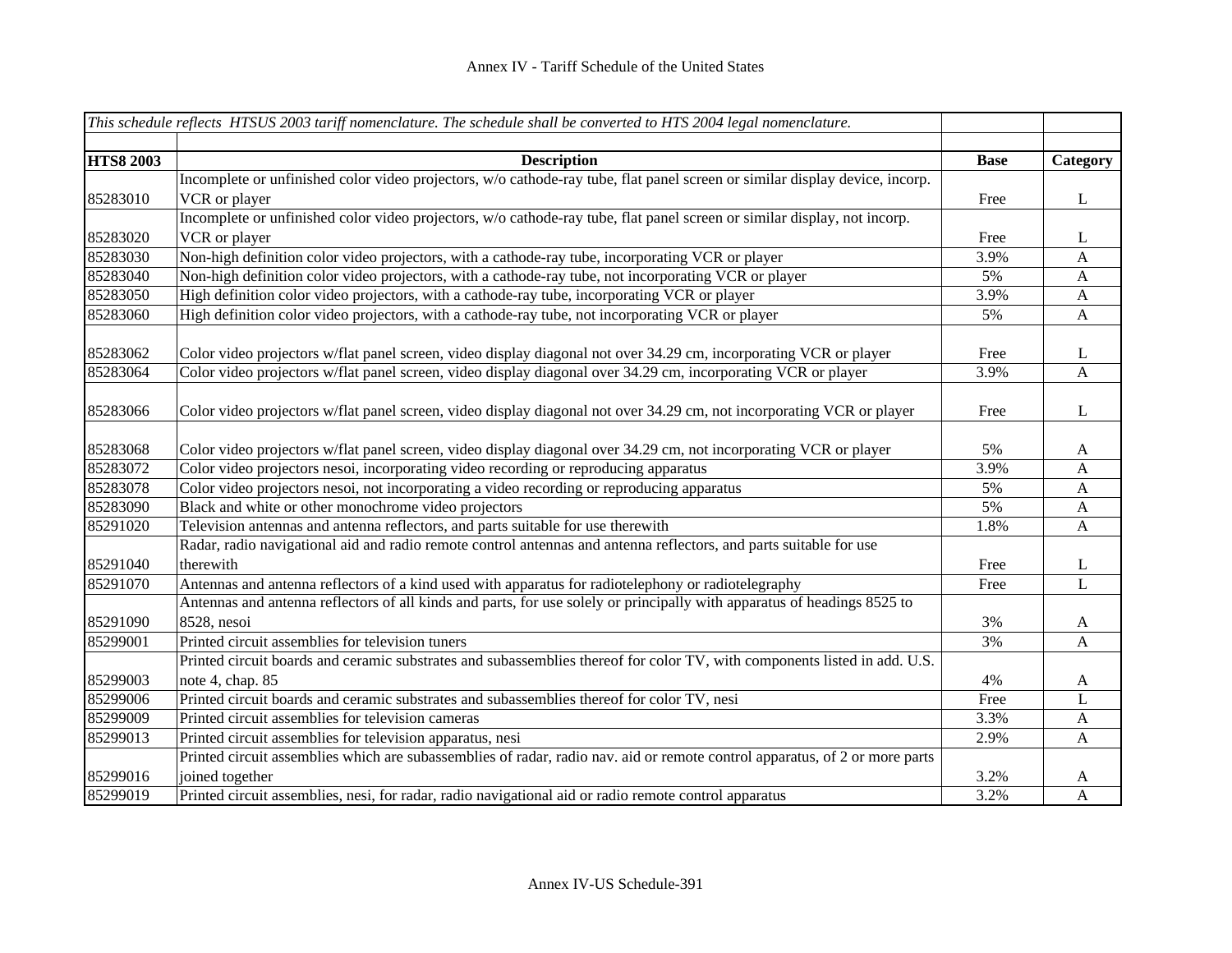| *This schedule reflects HTSUS 2003 tariff nomenclature. The schedule shall be converted to HTS 2004 legal nomenclature.* | | | |
|---|---|---|---|
| **HTS8 2003** | **Description** | **Base** | **Category** |
| 85283010 | Incomplete or unfinished color video projectors, w/o cathode-ray tube, flat panel screen or similar display device, incorp. VCR or player | Free | L |
| 85283020 | Incomplete or unfinished color video projectors, w/o cathode-ray tube, flat panel screen or similar display, not incorp. VCR or player | Free | L |
| 85283030 | Non-high definition color video projectors, with a cathode-ray tube, incorporating VCR or player | 3.9% | A |
| 85283040 | Non-high definition color video projectors, with a cathode-ray tube, not incorporating VCR or player | 5% | A |
| 85283050 | High definition color video projectors, with a cathode-ray tube, incorporating VCR or player | 3.9% | A |
| 85283060 | High definition color video projectors, with a cathode-ray tube, not incorporating VCR or player | 5% | A |
| 85283062 | Color video projectors w/flat panel screen, video display diagonal not over 34.29 cm, incorporating VCR or player | Free | L |
| 85283064 | Color video projectors w/flat panel screen, video display diagonal over 34.29 cm, incorporating VCR or player | 3.9% | A |
| 85283066 | Color video projectors w/flat panel screen, video display diagonal not over 34.29 cm, not incorporating VCR or player | Free | L |
| 85283068 | Color video projectors w/flat panel screen, video display diagonal over 34.29 cm, not incorporating VCR or player | 5% | A |
| 85283072 | Color video projectors nesoi, incorporating video recording or reproducing apparatus | 3.9% | A |
| 85283078 | Color video projectors nesoi, not incorporating a video recording or reproducing apparatus | 5% | A |
| 85283090 | Black and white or other monochrome video projectors | 5% | A |
| 85291020 | Television antennas and antenna reflectors, and parts suitable for use therewith | 1.8% | A |
| 85291040 | Radar, radio navigational aid and radio remote control antennas and antenna reflectors, and parts suitable for use therewith | Free | L |
| 85291070 | Antennas and antenna reflectors of a kind used with apparatus for radiotelephony or radiotelegraphy | Free | L |
| 85291090 | Antennas and antenna reflectors of all kinds and parts, for use solely or principally with apparatus of headings 8525 to 8528, nesoi | 3% | A |
| 85299001 | Printed circuit assemblies for television tuners | 3% | A |
| 85299003 | Printed circuit boards and ceramic substrates and subassemblies thereof for color TV, with components listed in add. U.S. note 4, chap. 85 | 4% | A |
| 85299006 | Printed circuit boards and ceramic substrates and subassemblies thereof for color TV, nesi | Free | L |
| 85299009 | Printed circuit assemblies for television cameras | 3.3% | A |
| 85299013 | Printed circuit assemblies for television apparatus, nesi | 2.9% | A |
| 85299016 | Printed circuit assemblies which are subassemblies of radar, radio nav. aid or remote control apparatus, of 2 or more parts joined together | 3.2% | A |
| 85299019 | Printed circuit assemblies, nesi, for radar, radio navigational aid or radio remote control apparatus | 3.2% | A |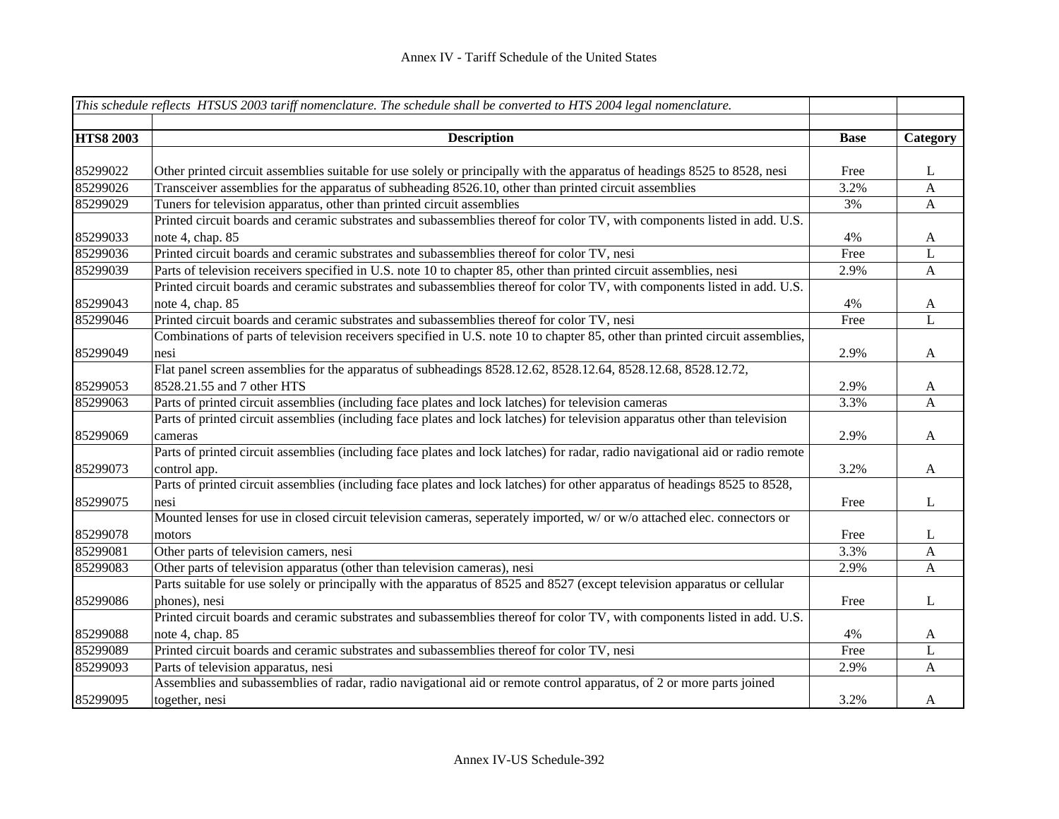Annex IV - Tariff Schedule of the United States

| *This schedule reflects HTSUS 2003 tariff nomenclature. The schedule shall be converted to HTS 2004 legal nomenclature.* | | | |
|---|---|---|---|
| **HTS8 2003** | **Description** | **Base** | **Category** |
| 85299022 | Other printed circuit assemblies suitable for use solely or principally with the apparatus of headings 8525 to 8528, nesi | Free | L |
| 85299026 | Transceiver assemblies for the apparatus of subheading 8526.10, other than printed circuit assemblies | 3.2% | A |
| 85299029 | Tuners for television apparatus, other than printed circuit assemblies | 3% | A |
| 85299033 | Printed circuit boards and ceramic substrates and subassemblies thereof for color TV, with components listed in add. U.S. note 4, chap. 85 | 4% | A |
| 85299036 | Printed circuit boards and ceramic substrates and subassemblies thereof for color TV, nesi | Free | L |
| 85299039 | Parts of television receivers specified in U.S. note 10 to chapter 85, other than printed circuit assemblies, nesi | 2.9% | A |
| 85299043 | Printed circuit boards and ceramic substrates and subassemblies thereof for color TV, with components listed in add. U.S. note 4, chap. 85 | 4% | A |
| 85299046 | Printed circuit boards and ceramic substrates and subassemblies thereof for color TV, nesi | Free | L |
| 85299049 | Combinations of parts of television receivers specified in U.S. note 10 to chapter 85, other than printed circuit assemblies, nesi | 2.9% | A |
| 85299053 | Flat panel screen assemblies for the apparatus of subheadings 8528.12.62, 8528.12.64, 8528.12.68, 8528.12.72, 8528.21.55 and 7 other HTS | 2.9% | A |
| 85299063 | Parts of printed circuit assemblies (including face plates and lock latches) for television cameras | 3.3% | A |
| 85299069 | Parts of printed circuit assemblies (including face plates and lock latches) for television apparatus other than television cameras | 2.9% | A |
| 85299073 | Parts of printed circuit assemblies (including face plates and lock latches) for radar, radio navigational aid or radio remote control app. | 3.2% | A |
| 85299075 | Parts of printed circuit assemblies (including face plates and lock latches) for other apparatus of headings 8525 to 8528, nesi | Free | L |
| 85299078 | Mounted lenses for use in closed circuit television cameras, seperately imported, w/ or w/o attached elec. connectors or motors | Free | L |
| 85299081 | Other parts of television camers, nesi | 3.3% | A |
| 85299083 | Other parts of television apparatus (other than television cameras), nesi | 2.9% | A |
| 85299086 | Parts suitable for use solely or principally with the apparatus of 8525 and 8527 (except television apparatus or cellular phones), nesi | Free | L |
| 85299088 | Printed circuit boards and ceramic substrates and subassemblies thereof for color TV, with components listed in add. U.S. note 4, chap. 85 | 4% | A |
| 85299089 | Printed circuit boards and ceramic substrates and subassemblies thereof for color TV, nesi | Free | L |
| 85299093 | Parts of television apparatus, nesi | 2.9% | A |
| 85299095 | Assemblies and subassemblies of radar, radio navigational aid or remote control apparatus, of 2 or more parts joined together, nesi | 3.2% | A |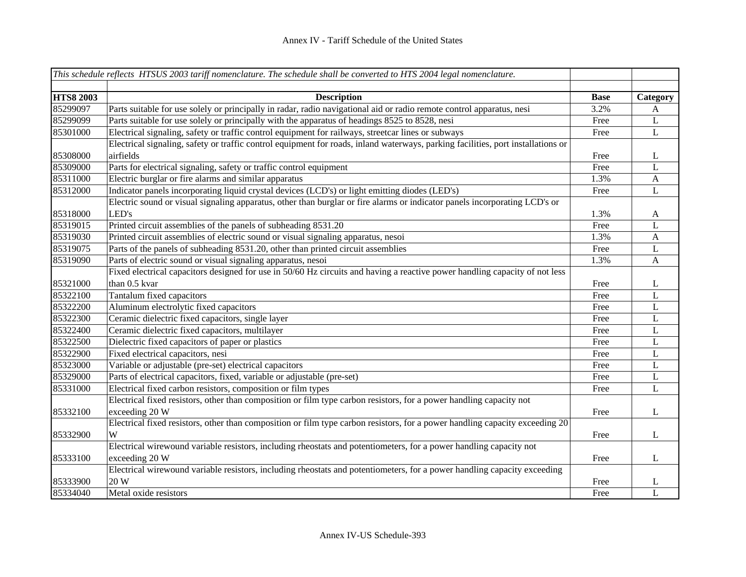Annex IV - Tariff Schedule of the United States

| *This schedule reflects HTSUS 2003 tariff nomenclature. The schedule shall be converted to HTS 2004 legal nomenclature.* | | | |
|---|---|---|---|
| | | | |
| **HTS8 2003** | **Description** | **Base** | **Category** |
| 85299097 | Parts suitable for use solely or principally in radar, radio navigational aid or radio remote control apparatus, nesi | 3.2% | A |
| 85299099 | Parts suitable for use solely or principally with the apparatus of headings 8525 to 8528, nesi | Free | L |
| 85301000 | Electrical signaling, safety or traffic control equipment for railways, streetcar lines or subways | Free | L |
| 85308000 | Electrical signaling, safety or traffic control equipment for roads, inland waterways, parking facilities, port installations or airfields | Free | L |
| 85309000 | Parts for electrical signaling, safety or traffic control equipment | Free | L |
| 85311000 | Electric burglar or fire alarms and similar apparatus | 1.3% | A |
| 85312000 | Indicator panels incorporating liquid crystal devices (LCD's) or light emitting diodes (LED's) | Free | L |
| 85318000 | Electric sound or visual signaling apparatus, other than burglar or fire alarms or indicator panels incorporating LCD's or LED's | 1.3% | A |
| 85319015 | Printed circuit assemblies of the panels of subheading 8531.20 | Free | L |
| 85319030 | Printed circuit assemblies of electric sound or visual signaling apparatus, nesoi | 1.3% | A |
| 85319075 | Parts of the panels of subheading 8531.20, other than printed circuit assemblies | Free | L |
| 85319090 | Parts of electric sound or visual signaling apparatus, nesoi | 1.3% | A |
| 85321000 | Fixed electrical capacitors designed for use in 50/60 Hz circuits and having a reactive power handling capacity of not less than 0.5 kvar | Free | L |
| 85322100 | Tantalum fixed capacitors | Free | L |
| 85322200 | Aluminum electrolytic fixed capacitors | Free | L |
| 85322300 | Ceramic dielectric fixed capacitors, single layer | Free | L |
| 85322400 | Ceramic dielectric fixed capacitors, multilayer | Free | L |
| 85322500 | Dielectric fixed capacitors of paper or plastics | Free | L |
| 85322900 | Fixed electrical capacitors, nesi | Free | L |
| 85323000 | Variable or adjustable (pre-set) electrical capacitors | Free | L |
| 85329000 | Parts of electrical capacitors, fixed, variable or adjustable (pre-set) | Free | L |
| 85331000 | Electrical fixed carbon resistors, composition or film types | Free | L |
| 85332100 | Electrical fixed resistors, other than composition or film type carbon resistors, for a power handling capacity not exceeding 20 W | Free | L |
| 85332900 | Electrical fixed resistors, other than composition or film type carbon resistors, for a power handling capacity exceeding 20 W | Free | L |
| 85333100 | Electrical wirewound variable resistors, including rheostats and potentiometers, for a power handling capacity not exceeding 20 W | Free | L |
| 85333900 | Electrical wirewound variable resistors, including rheostats and potentiometers, for a power handling capacity exceeding 20 W | Free | L |
| 85334040 | Metal oxide resistors | Free | L |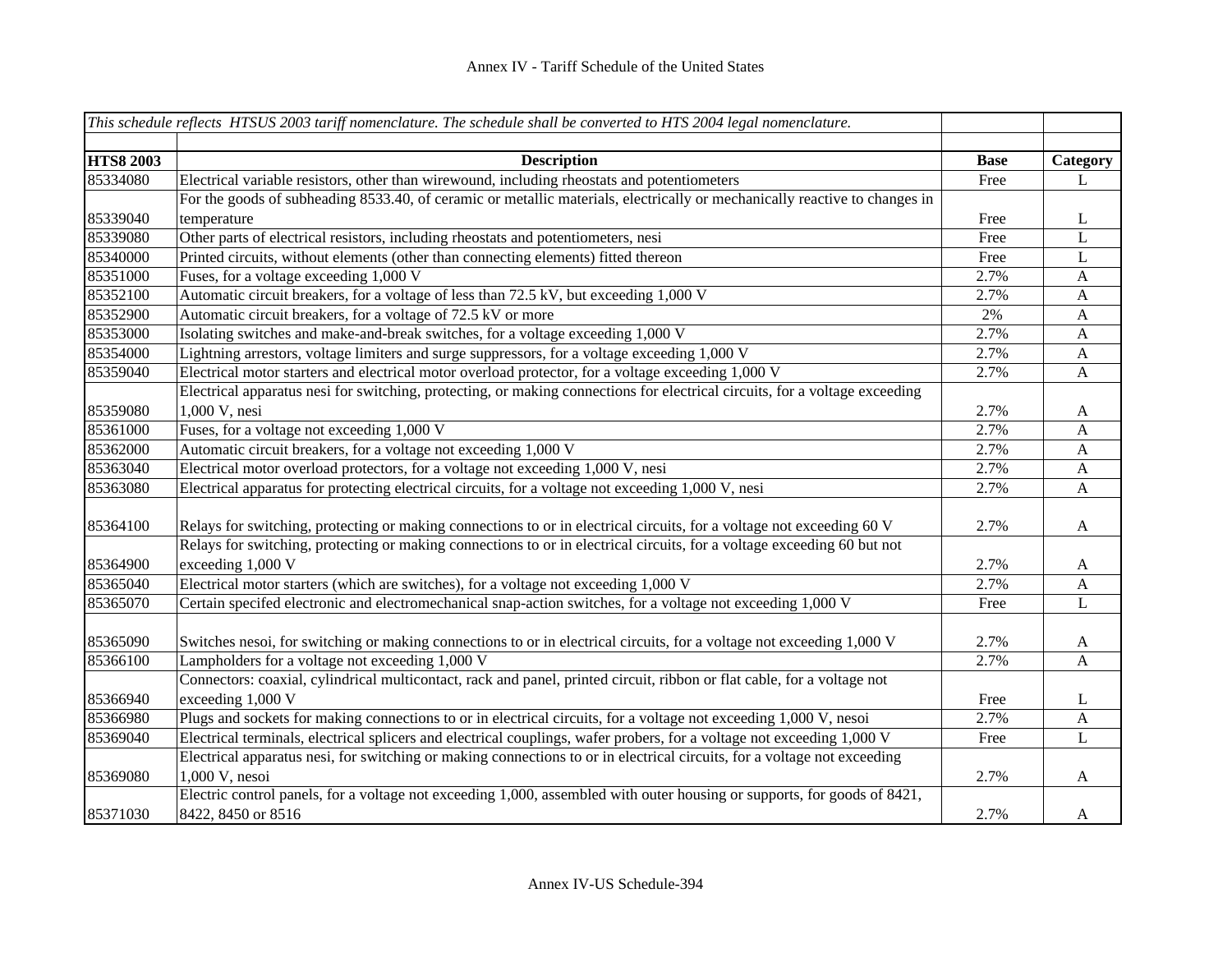Annex IV - Tariff Schedule of the United States

| *This schedule reflects HTSUS 2003 tariff nomenclature. The schedule shall be converted to HTS 2004 legal nomenclature.* | | | |
|---|---|---|---|
| **HTS8 2003** | **Description** | **Base** | **Category** |
| 85334080 | Electrical variable resistors, other than wirewound, including rheostats and potentiometers | Free | L |
| 85339040 | For the goods of subheading 8533.40, of ceramic or metallic materials, electrically or mechanically reactive to changes in temperature | Free | L |
| 85339080 | Other parts of electrical resistors, including rheostats and potentiometers, nesi | Free | L |
| 85340000 | Printed circuits, without elements (other than connecting elements) fitted thereon | Free | L |
| 85351000 | Fuses, for a voltage exceeding 1,000 V | 2.7% | A |
| 85352100 | Automatic circuit breakers, for a voltage of less than 72.5 kV, but exceeding 1,000 V | 2.7% | A |
| 85352900 | Automatic circuit breakers, for a voltage of 72.5 kV or more | 2% | A |
| 85353000 | Isolating switches and make-and-break switches, for a voltage exceeding 1,000 V | 2.7% | A |
| 85354000 | Lightning arrestors, voltage limiters and surge suppressors, for a voltage exceeding 1,000 V | 2.7% | A |
| 85359040 | Electrical motor starters and electrical motor overload protector, for a voltage exceeding 1,000 V | 2.7% | A |
| 85359080 | Electrical apparatus nesi for switching, protecting, or making connections for electrical circuits, for a voltage exceeding 1,000 V, nesi | 2.7% | A |
| 85361000 | Fuses, for a voltage not exceeding 1,000 V | 2.7% | A |
| 85362000 | Automatic circuit breakers, for a voltage not exceeding 1,000 V | 2.7% | A |
| 85363040 | Electrical motor overload protectors, for a voltage not exceeding 1,000 V, nesi | 2.7% | A |
| 85363080 | Electrical apparatus for protecting electrical circuits, for a voltage not exceeding 1,000 V, nesi | 2.7% | A |
| 85364100 | Relays for switching, protecting or making connections to or in electrical circuits, for a voltage not exceeding 60 V | 2.7% | A |
| 85364900 | Relays for switching, protecting or making connections to or in electrical circuits, for a voltage exceeding 60 but not exceeding 1,000 V | 2.7% | A |
| 85365040 | Electrical motor starters (which are switches), for a voltage not exceeding 1,000 V | 2.7% | A |
| 85365070 | Certain specifed electronic and electromechanical snap-action switches, for a voltage not exceeding 1,000 V | Free | L |
| 85365090 | Switches nesoi, for switching or making connections to or in electrical circuits, for a voltage not exceeding 1,000 V | 2.7% | A |
| 85366100 | Lampholders for a voltage not exceeding 1,000 V | 2.7% | A |
| 85366940 | Connectors: coaxial, cylindrical multicontact, rack and panel, printed circuit, ribbon or flat cable, for a voltage not exceeding 1,000 V | Free | L |
| 85366980 | Plugs and sockets for making connections to or in electrical circuits, for a voltage not exceeding 1,000 V, nesoi | 2.7% | A |
| 85369040 | Electrical terminals, electrical splicers and electrical couplings, wafer probers, for a voltage not exceeding 1,000 V | Free | L |
| 85369080 | Electrical apparatus nesi, for switching or making connections to or in electrical circuits, for a voltage not exceeding 1,000 V, nesoi | 2.7% | A |
| 85371030 | Electric control panels, for a voltage not exceeding 1,000, assembled with outer housing or supports, for goods of 8421, 8422, 8450 or 8516 | 2.7% | A |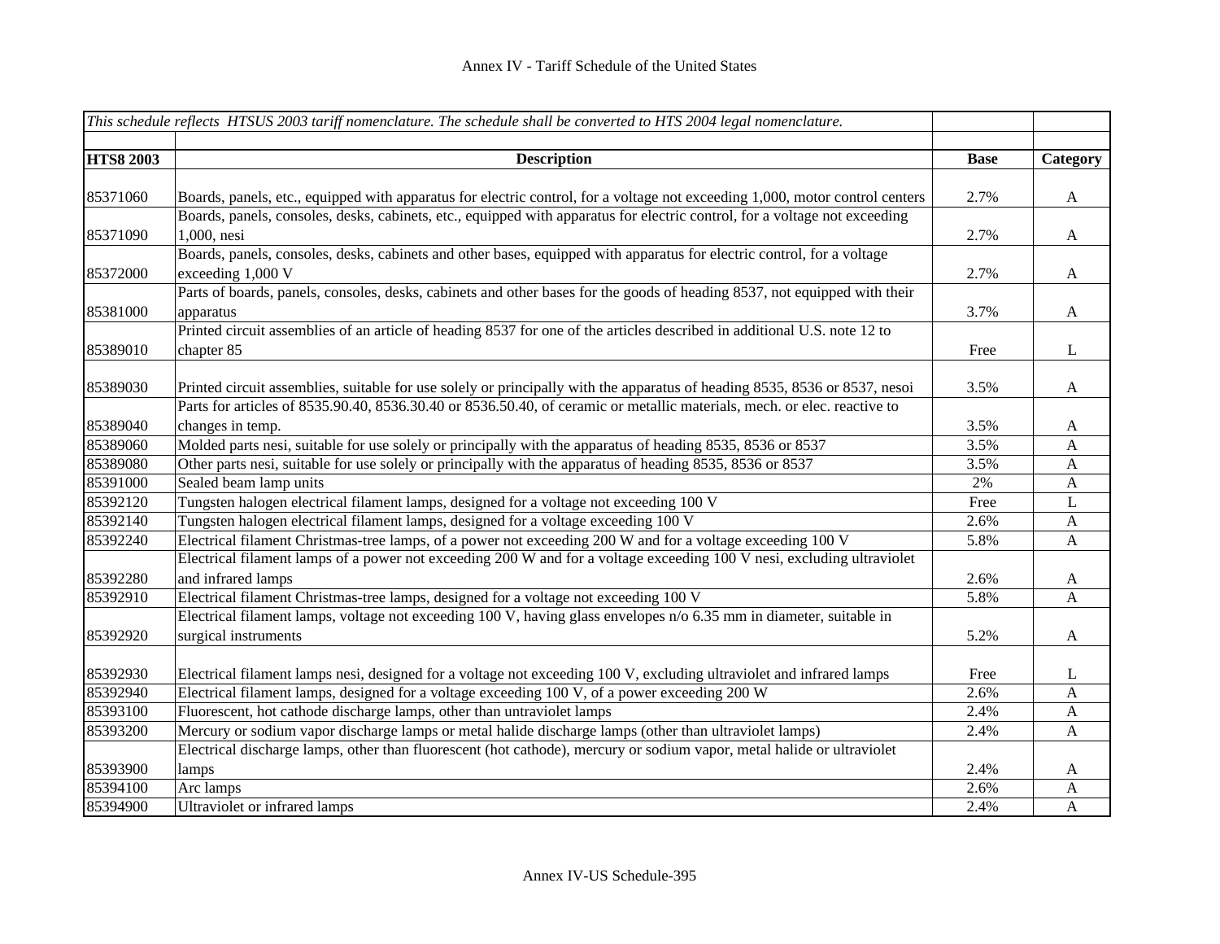# Annex IV - Tariff Schedule of the United States

| *This schedule reflects HTSUS 2003 tariff nomenclature. The schedule shall be converted to HTS 2004 legal nomenclature.* | | | |
|---|---|---|---|
| **HTS8 2003** | **Description** | **Base** | **Category** |
| 85371060 | Boards, panels, etc., equipped with apparatus for electric control, for a voltage not exceeding 1,000, motor control centers | 2.7% | A |
| 85371090 | Boards, panels, consoles, desks, cabinets, etc., equipped with apparatus for electric control, for a voltage not exceeding 1,000, nesi | 2.7% | A |
| 85372000 | Boards, panels, consoles, desks, cabinets and other bases, equipped with apparatus for electric control, for a voltage exceeding 1,000 V | 2.7% | A |
| 85381000 | Parts of boards, panels, consoles, desks, cabinets and other bases for the goods of heading 8537, not equipped with their apparatus | 3.7% | A |
| 85389010 | Printed circuit assemblies of an article of heading 8537 for one of the articles described in additional U.S. note 12 to chapter 85 | Free | L |
| 85389030 | Printed circuit assemblies, suitable for use solely or principally with the apparatus of heading 8535, 8536 or 8537, nesoi | 3.5% | A |
| 85389040 | Parts for articles of 8535.90.40, 8536.30.40 or 8536.50.40, of ceramic or metallic materials, mech. or elec. reactive to changes in temp. | 3.5% | A |
| 85389060 | Molded parts nesi, suitable for use solely or principally with the apparatus of heading 8535, 8536 or 8537 | 3.5% | A |
| 85389080 | Other parts nesi, suitable for use solely or principally with the apparatus of heading 8535, 8536 or 8537 | 3.5% | A |
| 85391000 | Sealed beam lamp units | 2% | A |
| 85392120 | Tungsten halogen electrical filament lamps, designed for a voltage not exceeding 100 V | Free | L |
| 85392140 | Tungsten halogen electrical filament lamps, designed for a voltage exceeding 100 V | 2.6% | A |
| 85392240 | Electrical filament Christmas-tree lamps, of a power not exceeding 200 W and for a voltage exceeding 100 V | 5.8% | A |
| 85392280 | Electrical filament lamps of a power not exceeding 200 W and for a voltage exceeding 100 V nesi, excluding ultraviolet and infrared lamps | 2.6% | A |
| 85392910 | Electrical filament Christmas-tree lamps, designed for a voltage not exceeding 100 V | 5.8% | A |
| 85392920 | Electrical filament lamps, voltage not exceeding 100 V, having glass envelopes n/o 6.35 mm in diameter, suitable in surgical instruments | 5.2% | A |
| 85392930 | Electrical filament lamps nesi, designed for a voltage not exceeding 100 V, excluding ultraviolet and infrared lamps | Free | L |
| 85392940 | Electrical filament lamps, designed for a voltage exceeding 100 V, of a power exceeding 200 W | 2.6% | A |
| 85393100 | Fluorescent, hot cathode discharge lamps, other than untraviolet lamps | 2.4% | A |
| 85393200 | Mercury or sodium vapor discharge lamps or metal halide discharge lamps (other than ultraviolet lamps) | 2.4% | A |
| 85393900 | Electrical discharge lamps, other than fluorescent (hot cathode), mercury or sodium vapor, metal halide or ultraviolet lamps | 2.4% | A |
| 85394100 | Arc lamps | 2.6% | A |
| 85394900 | Ultraviolet or infrared lamps | 2.4% | A |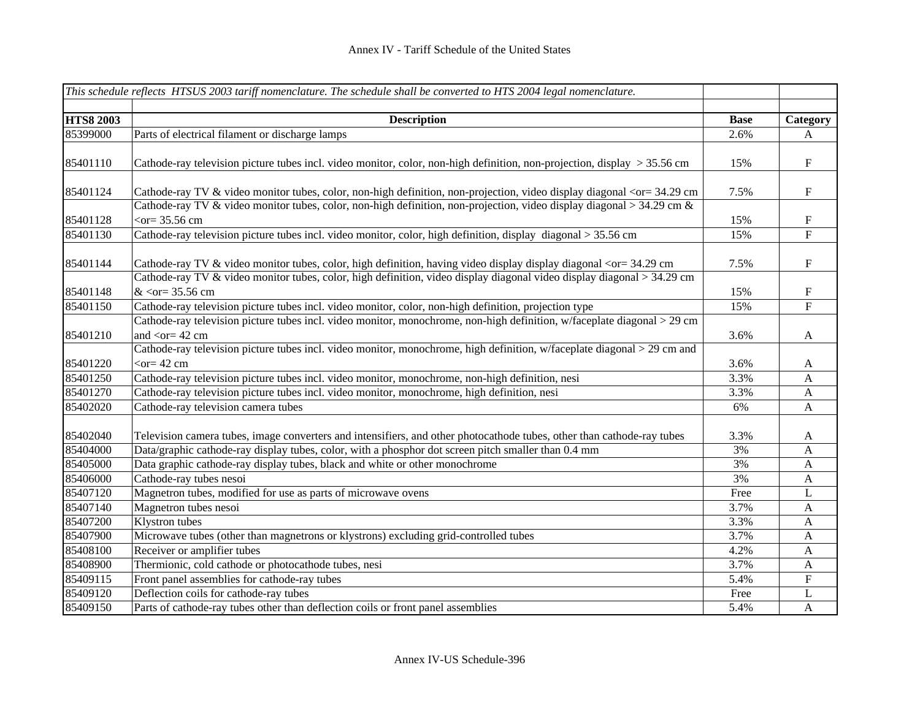Annex IV - Tariff Schedule of the United States

*This schedule reflects HTSUS 2003 tariff nomenclature. The schedule shall be converted to HTS 2004 legal nomenclature.*

| HTS8 2003 | Description | Base | Category |
|---|---|---|---|
| 85399000 | Parts of electrical filament or discharge lamps | 2.6% | A |
| 85401110 | Cathode-ray television picture tubes incl. video monitor, color, non-high definition, non-projection, display > 35.56 cm | 15% | F |
| 85401124 | Cathode-ray TV & video monitor tubes, color, non-high definition, non-projection, video display diagonal <or= 34.29 cm | 7.5% | F |
| 85401128 | Cathode-ray TV & video monitor tubes, color, non-high definition, non-projection, video display diagonal > 34.29 cm & <or= 35.56 cm | 15% | F |
| 85401130 | Cathode-ray television picture tubes incl. video monitor, color, high definition, display diagonal > 35.56 cm | 15% | F |
| 85401144 | Cathode-ray TV & video monitor tubes, color, high definition, having video display display diagonal <or= 34.29 cm | 7.5% | F |
| 85401148 | Cathode-ray TV & video monitor tubes, color, high definition, video display diagonal video display diagonal > 34.29 cm & <or= 35.56 cm | 15% | F |
| 85401150 | Cathode-ray television picture tubes incl. video monitor, color, non-high definition, projection type | 15% | F |
| 85401210 | Cathode-ray television picture tubes incl. video monitor, monochrome, non-high definition, w/faceplate diagonal > 29 cm and <or= 42 cm | 3.6% | A |
| 85401220 | Cathode-ray television picture tubes incl. video monitor, monochrome, high definition, w/faceplate diagonal > 29 cm and <or= 42 cm | 3.6% | A |
| 85401250 | Cathode-ray television picture tubes incl. video monitor, monochrome, non-high definition, nesi | 3.3% | A |
| 85401270 | Cathode-ray television picture tubes incl. video monitor, monochrome, high definition, nesi | 3.3% | A |
| 85402020 | Cathode-ray television camera tubes | 6% | A |
| 85402040 | Television camera tubes, image converters and intensifiers, and other photocathode tubes, other than cathode-ray tubes | 3.3% | A |
| 85404000 | Data/graphic cathode-ray display tubes, color, with a phosphor dot screen pitch smaller than 0.4 mm | 3% | A |
| 85405000 | Data graphic cathode-ray display tubes, black and white or other monochrome | 3% | A |
| 85406000 | Cathode-ray tubes nesoi | 3% | A |
| 85407120 | Magnetron tubes, modified for use as parts of microwave ovens | Free | L |
| 85407140 | Magnetron tubes nesoi | 3.7% | A |
| 85407200 | Klystron tubes | 3.3% | A |
| 85407900 | Microwave tubes (other than magnetrons or klystrons) excluding grid-controlled tubes | 3.7% | A |
| 85408100 | Receiver or amplifier tubes | 4.2% | A |
| 85408900 | Thermionic, cold cathode or photocathode tubes, nesi | 3.7% | A |
| 85409115 | Front panel assemblies for cathode-ray tubes | 5.4% | F |
| 85409120 | Deflection coils for cathode-ray tubes | Free | L |
| 85409150 | Parts of cathode-ray tubes other than deflection coils or front panel assemblies | 5.4% | A |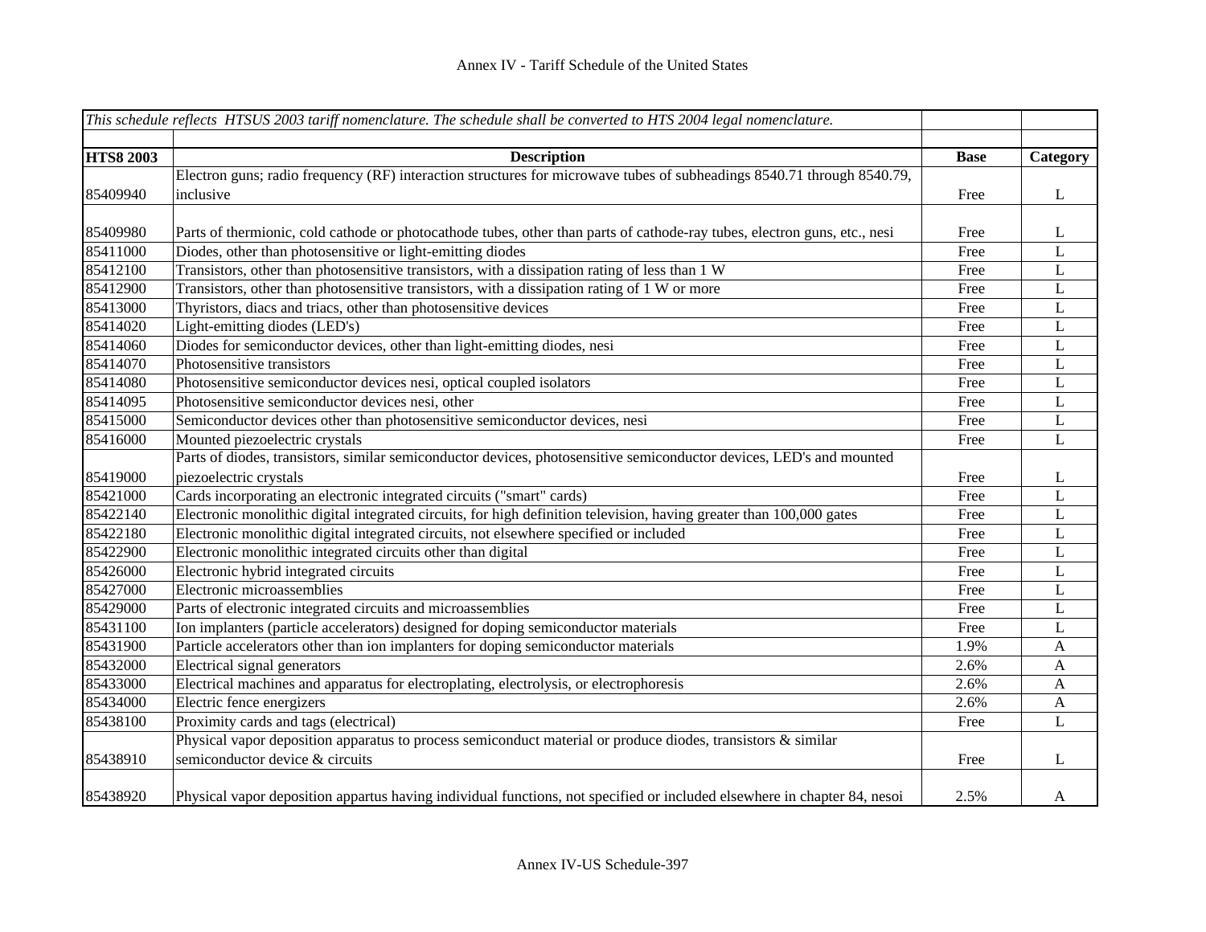# Annex IV - Tariff Schedule of the United States

*This schedule reflects HTSUS 2003 tariff nomenclature. The schedule shall be converted to HTS 2004 legal nomenclature.*

| HTS8 2003 | Description | Base | Category |
|---|---|---|---|
| 85409940 | Electron guns; radio frequency (RF) interaction structures for microwave tubes of subheadings 8540.71 through 8540.79, inclusive | Free | L |
| 85409980 | Parts of thermionic, cold cathode or photocathode tubes, other than parts of cathode-ray tubes, electron guns, etc., nesi | Free | L |
| 85411000 | Diodes, other than photosensitive or light-emitting diodes | Free | L |
| 85412100 | Transistors, other than photosensitive transistors, with a dissipation rating of less than 1 W | Free | L |
| 85412900 | Transistors, other than photosensitive transistors, with a dissipation rating of 1 W or more | Free | L |
| 85413000 | Thyristors, diacs and triacs, other than photosensitive devices | Free | L |
| 85414020 | Light-emitting diodes (LED's) | Free | L |
| 85414060 | Diodes for semiconductor devices, other than light-emitting diodes, nesi | Free | L |
| 85414070 | Photosensitive transistors | Free | L |
| 85414080 | Photosensitive semiconductor devices nesi, optical coupled isolators | Free | L |
| 85414095 | Photosensitive semiconductor devices nesi, other | Free | L |
| 85415000 | Semiconductor devices other than photosensitive semiconductor devices, nesi | Free | L |
| 85416000 | Mounted piezoelectric crystals | Free | L |
| 85419000 | Parts of diodes, transistors, similar semiconductor devices, photosensitive semiconductor devices, LED's and mounted piezoelectric crystals | Free | L |
| 85421000 | Cards incorporating an electronic integrated circuits ("smart" cards) | Free | L |
| 85422140 | Electronic monolithic digital integrated circuits, for high definition television, having greater than 100,000 gates | Free | L |
| 85422180 | Electronic monolithic digital integrated circuits, not elsewhere specified or included | Free | L |
| 85422900 | Electronic monolithic integrated circuits other than digital | Free | L |
| 85426000 | Electronic hybrid integrated circuits | Free | L |
| 85427000 | Electronic microassemblies | Free | L |
| 85429000 | Parts of electronic integrated circuits and microassemblies | Free | L |
| 85431100 | Ion implanters (particle accelerators) designed for doping semiconductor materials | Free | L |
| 85431900 | Particle accelerators other than ion implanters for doping semiconductor materials | 1.9% | A |
| 85432000 | Electrical signal generators | 2.6% | A |
| 85433000 | Electrical machines and apparatus for electroplating, electrolysis, or electrophoresis | 2.6% | A |
| 85434000 | Electric fence energizers | 2.6% | A |
| 85438100 | Proximity cards and tags (electrical) | Free | L |
| 85438910 | Physical vapor deposition apparatus to process semiconduct material or produce diodes, transistors & similar semiconductor device & circuits | Free | L |
| 85438920 | Physical vapor deposition appartus having individual functions, not specified or included elsewhere in chapter 84, nesoi | 2.5% | A |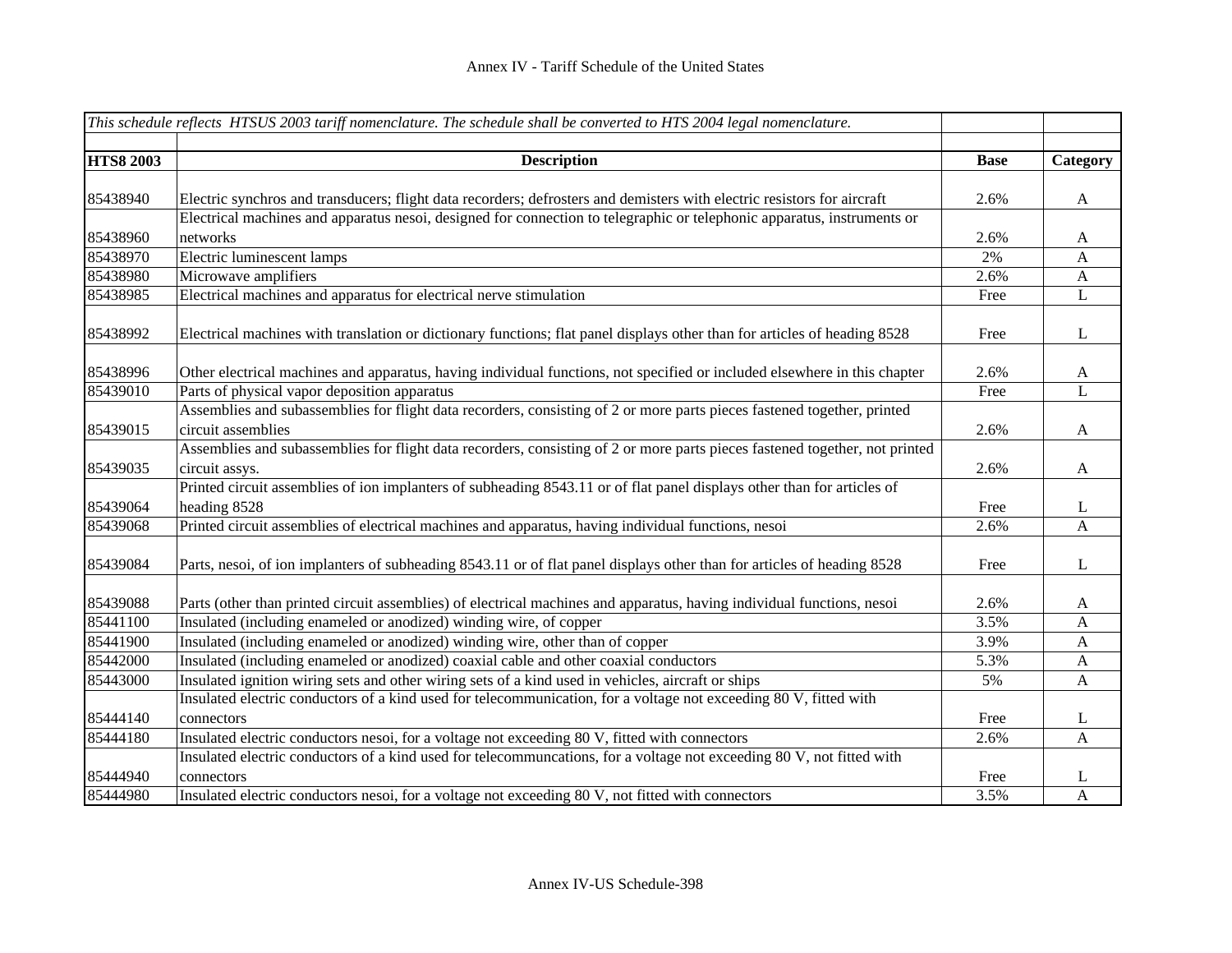| *This schedule reflects HTSUS 2003 tariff nomenclature. The schedule shall be converted to HTS 2004 legal nomenclature.* | | | |
|---|---|---|---|
| **HTS8 2003** | **Description** | **Base** | **Category** |
| 85438940 | Electric synchros and transducers; flight data recorders; defrosters and demisters with electric resistors for aircraft | 2.6% | A |
| 85438960 | Electrical machines and apparatus nesoi, designed for connection to telegraphic or telephonic apparatus, instruments or networks | 2.6% | A |
| 85438970 | Electric luminescent lamps | 2% | A |
| 85438980 | Microwave amplifiers | 2.6% | A |
| 85438985 | Electrical machines and apparatus for electrical nerve stimulation | Free | L |
| 85438992 | Electrical machines with translation or dictionary functions; flat panel displays other than for articles of heading 8528 | Free | L |
| 85438996 | Other electrical machines and apparatus, having individual functions, not specified or included elsewhere in this chapter | 2.6% | A |
| 85439010 | Parts of physical vapor deposition apparatus | Free | L |
| 85439015 | Assemblies and subassemblies for flight data recorders, consisting of 2 or more parts pieces fastened together, printed circuit assemblies | 2.6% | A |
| 85439035 | Assemblies and subassemblies for flight data recorders, consisting of 2 or more parts pieces fastened together, not printed circuit assys. | 2.6% | A |
| 85439064 | Printed circuit assemblies of ion implanters of subheading 8543.11 or of flat panel displays other than for articles of heading 8528 | Free | L |
| 85439068 | Printed circuit assemblies of electrical machines and apparatus, having individual functions, nesoi | 2.6% | A |
| 85439084 | Parts, nesoi, of ion implanters of subheading 8543.11 or of flat panel displays other than for articles of heading 8528 | Free | L |
| 85439088 | Parts (other than printed circuit assemblies) of electrical machines and apparatus, having individual functions, nesoi | 2.6% | A |
| 85441100 | Insulated (including enameled or anodized) winding wire, of copper | 3.5% | A |
| 85441900 | Insulated (including enameled or anodized) winding wire, other than of copper | 3.9% | A |
| 85442000 | Insulated (including enameled or anodized) coaxial cable and other coaxial conductors | 5.3% | A |
| 85443000 | Insulated ignition wiring sets and other wiring sets of a kind used in vehicles, aircraft or ships | 5% | A |
| 85444140 | Insulated electric conductors of a kind used for telecommunication, for a voltage not exceeding 80 V, fitted with connectors | Free | L |
| 85444180 | Insulated electric conductors nesoi, for a voltage not exceeding 80 V, fitted with connectors | 2.6% | A |
| 85444940 | Insulated electric conductors of a kind used for telecommuncations, for a voltage not exceeding 80 V, not fitted with connectors | Free | L |
| 85444980 | Insulated electric conductors nesoi, for a voltage not exceeding 80 V, not fitted with connectors | 3.5% | A |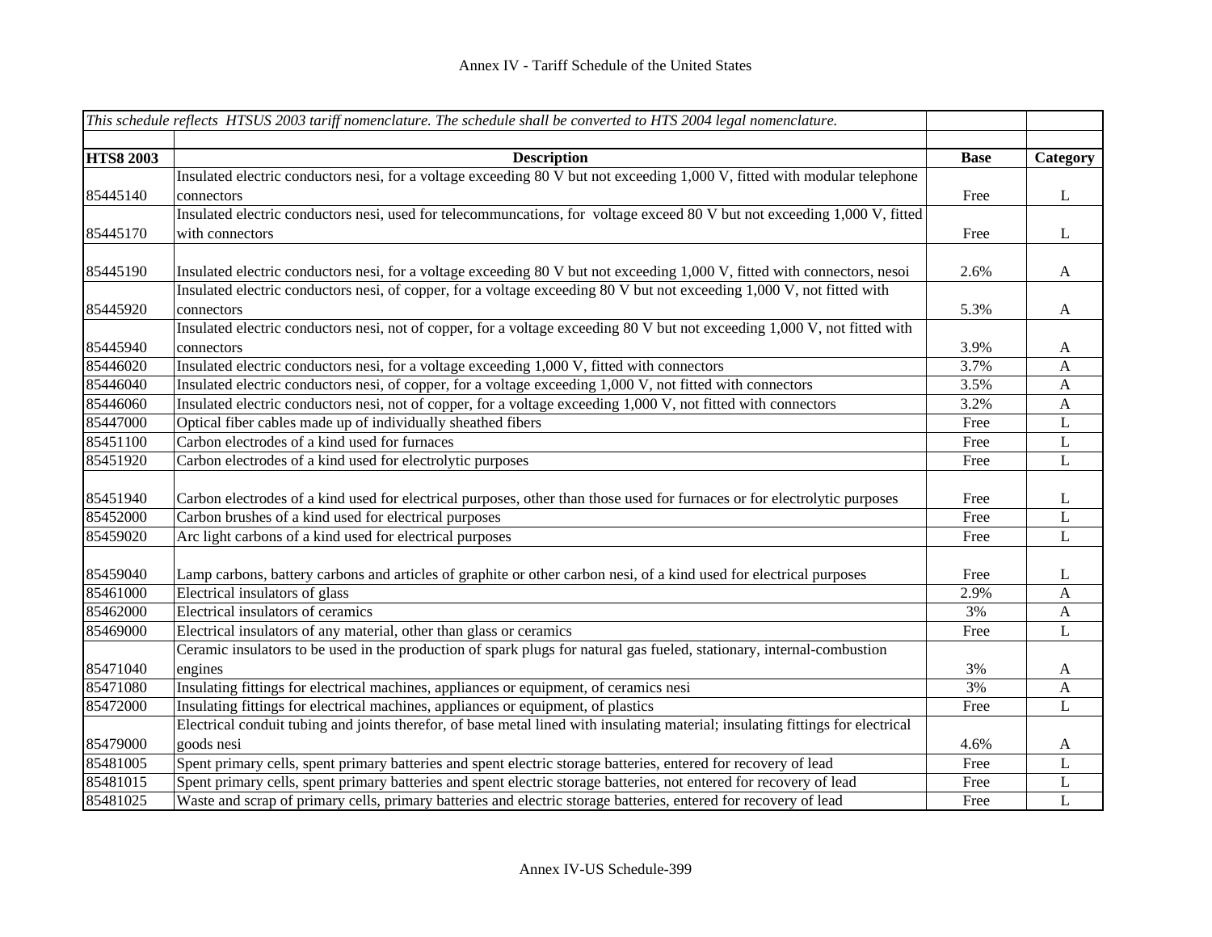| *This schedule reflects HTSUS 2003 tariff nomenclature. The schedule shall be converted to HTS 2004 legal nomenclature.* | | | |
|---|---|---|---|
| **HTS8 2003** | **Description** | **Base** | **Category** |
| 85445140 | Insulated electric conductors nesi, for a voltage exceeding 80 V but not exceeding 1,000 V, fitted with modular telephone connectors | Free | L |
| 85445170 | Insulated electric conductors nesi, used for telecommuncations, for voltage exceed 80 V but not exceeding 1,000 V, fitted with connectors | Free | L |
| 85445190 | Insulated electric conductors nesi, for a voltage exceeding 80 V but not exceeding 1,000 V, fitted with connectors, nesoi | 2.6% | A |
| 85445920 | Insulated electric conductors nesi, of copper, for a voltage exceeding 80 V but not exceeding 1,000 V, not fitted with connectors | 5.3% | A |
| 85445940 | Insulated electric conductors nesi, not of copper, for a voltage exceeding 80 V but not exceeding 1,000 V, not fitted with connectors | 3.9% | A |
| 85446020 | Insulated electric conductors nesi, for a voltage exceeding 1,000 V, fitted with connectors | 3.7% | A |
| 85446040 | Insulated electric conductors nesi, of copper, for a voltage exceeding 1,000 V, not fitted with connectors | 3.5% | A |
| 85446060 | Insulated electric conductors nesi, not of copper, for a voltage exceeding 1,000 V, not fitted with connectors | 3.2% | A |
| 85447000 | Optical fiber cables made up of individually sheathed fibers | Free | L |
| 85451100 | Carbon electrodes of a kind used for furnaces | Free | L |
| 85451920 | Carbon electrodes of a kind used for electrolytic purposes | Free | L |
| 85451940 | Carbon electrodes of a kind used for electrical purposes, other than those used for furnaces or for electrolytic purposes | Free | L |
| 85452000 | Carbon brushes of a kind used for electrical purposes | Free | L |
| 85459020 | Arc light carbons of a kind used for electrical purposes | Free | L |
| 85459040 | Lamp carbons, battery carbons and articles of graphite or other carbon nesi, of a kind used for electrical purposes | Free | L |
| 85461000 | Electrical insulators of glass | 2.9% | A |
| 85462000 | Electrical insulators of ceramics | 3% | A |
| 85469000 | Electrical insulators of any material, other than glass or ceramics | Free | L |
| 85471040 | Ceramic insulators to be used in the production of spark plugs for natural gas fueled, stationary, internal-combustion engines | 3% | A |
| 85471080 | Insulating fittings for electrical machines, appliances or equipment, of ceramics nesi | 3% | A |
| 85472000 | Insulating fittings for electrical machines, appliances or equipment, of plastics | Free | L |
| 85479000 | Electrical conduit tubing and joints therefor, of base metal lined with insulating material; insulating fittings for electrical goods nesi | 4.6% | A |
| 85481005 | Spent primary cells, spent primary batteries and spent electric storage batteries, entered for recovery of lead | Free | L |
| 85481015 | Spent primary cells, spent primary batteries and spent electric storage batteries, not entered for recovery of lead | Free | L |
| 85481025 | Waste and scrap of primary cells, primary batteries and electric storage batteries, entered for recovery of lead | Free | L |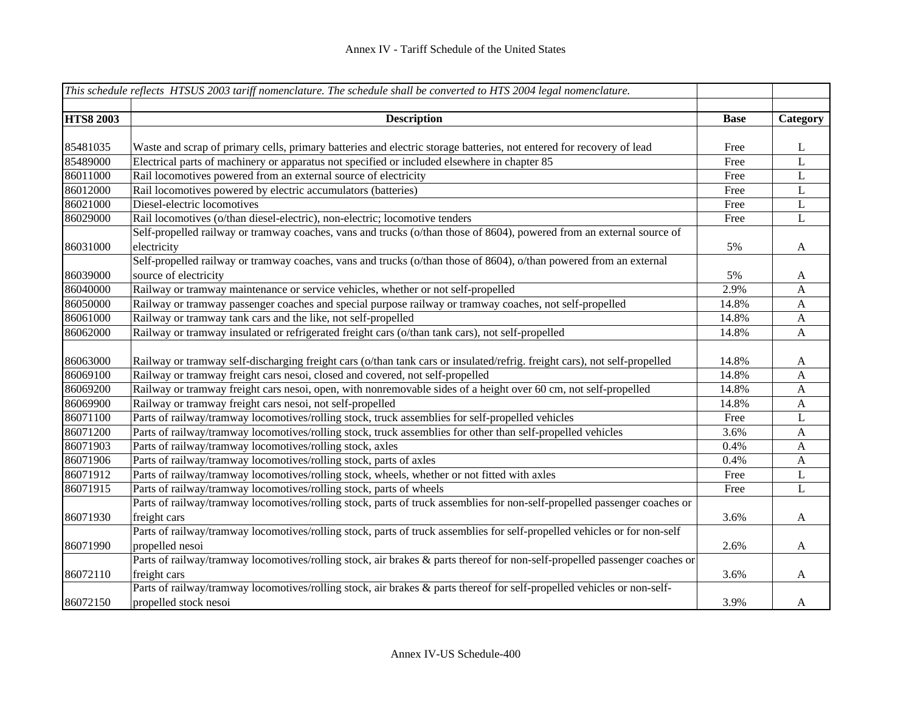# Annex IV - Tariff Schedule of the United States

| *This schedule reflects HTSUS 2003 tariff nomenclature. The schedule shall be converted to HTS 2004 legal nomenclature.* | | | |
|---|---|---|---|
| **HTS8 2003** | **Description** | **Base** | **Category** |
| 85481035 | Waste and scrap of primary cells, primary batteries and electric storage batteries, not entered for recovery of lead | Free | L |
| 85489000 | Electrical parts of machinery or apparatus not specified or included elsewhere in chapter 85 | Free | L |
| 86011000 | Rail locomotives powered from an external source of electricity | Free | L |
| 86012000 | Rail locomotives powered by electric accumulators (batteries) | Free | L |
| 86021000 | Diesel-electric locomotives | Free | L |
| 86029000 | Rail locomotives (o/than diesel-electric), non-electric; locomotive tenders | Free | L |
| 86031000 | Self-propelled railway or tramway coaches, vans and trucks (o/than those of 8604), powered from an external source of electricity | 5% | A |
| 86039000 | Self-propelled railway or tramway coaches, vans and trucks (o/than those of 8604), o/than powered from an external source of electricity | 5% | A |
| 86040000 | Railway or tramway maintenance or service vehicles, whether or not self-propelled | 2.9% | A |
| 86050000 | Railway or tramway passenger coaches and special purpose railway or tramway coaches, not self-propelled | 14.8% | A |
| 86061000 | Railway or tramway tank cars and the like, not self-propelled | 14.8% | A |
| 86062000 | Railway or tramway insulated or refrigerated freight cars (o/than tank cars), not self-propelled | 14.8% | A |
| 86063000 | Railway or tramway self-discharging freight cars (o/than tank cars or insulated/refrig. freight cars), not self-propelled | 14.8% | A |
| 86069100 | Railway or tramway freight cars nesoi, closed and covered, not self-propelled | 14.8% | A |
| 86069200 | Railway or tramway freight cars nesoi, open, with nonremovable sides of a height over 60 cm, not self-propelled | 14.8% | A |
| 86069900 | Railway or tramway freight cars nesoi, not self-propelled | 14.8% | A |
| 86071100 | Parts of railway/tramway locomotives/rolling stock, truck assemblies for self-propelled vehicles | Free | L |
| 86071200 | Parts of railway/tramway locomotives/rolling stock, truck assemblies for other than self-propelled vehicles | 3.6% | A |
| 86071903 | Parts of railway/tramway locomotives/rolling stock, axles | 0.4% | A |
| 86071906 | Parts of railway/tramway locomotives/rolling stock, parts of axles | 0.4% | A |
| 86071912 | Parts of railway/tramway locomotives/rolling stock, wheels, whether or not fitted with axles | Free | L |
| 86071915 | Parts of railway/tramway locomotives/rolling stock, parts of wheels | Free | L |
| 86071930 | Parts of railway/tramway locomotives/rolling stock, parts of truck assemblies for non-self-propelled passenger coaches or freight cars | 3.6% | A |
| 86071990 | Parts of railway/tramway locomotives/rolling stock, parts of truck assemblies for self-propelled vehicles or for non-self propelled nesoi | 2.6% | A |
| 86072110 | Parts of railway/tramway locomotives/rolling stock, air brakes & parts thereof for non-self-propelled passenger coaches or freight cars | 3.6% | A |
| 86072150 | Parts of railway/tramway locomotives/rolling stock, air brakes & parts thereof for self-propelled vehicles or non-self-propelled stock nesoi | 3.9% | A |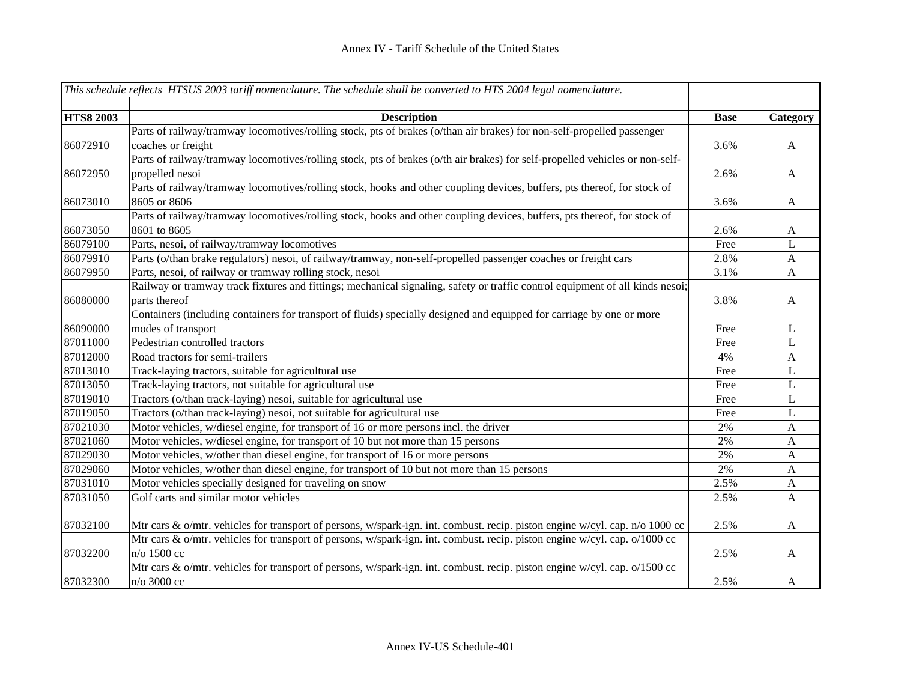*This schedule reflects HTSUS 2003 tariff nomenclature. The schedule shall be converted to HTS 2004 legal nomenclature.*

| HTS8 2003 | Description | Base | Category |
|---|---|---|---|
| 86072910 | Parts of railway/tramway locomotives/rolling stock, pts of brakes (o/than air brakes) for non-self-propelled passenger coaches or freight | 3.6% | A |
| 86072950 | Parts of railway/tramway locomotives/rolling stock, pts of brakes (o/th air brakes) for self-propelled vehicles or non-self-propelled nesoi | 2.6% | A |
| 86073010 | Parts of railway/tramway locomotives/rolling stock, hooks and other coupling devices, buffers, pts thereof, for stock of 8605 or 8606 | 3.6% | A |
| 86073050 | Parts of railway/tramway locomotives/rolling stock, hooks and other coupling devices, buffers, pts thereof, for stock of 8601 to 8605 | 2.6% | A |
| 86079100 | Parts, nesoi, of railway/tramway locomotives | Free | L |
| 86079910 | Parts (o/than brake regulators) nesoi, of railway/tramway, non-self-propelled passenger coaches or freight cars | 2.8% | A |
| 86079950 | Parts, nesoi, of railway or tramway rolling stock, nesoi | 3.1% | A |
| 86080000 | Railway or tramway track fixtures and fittings; mechanical signaling, safety or traffic control equipment of all kinds nesoi; parts thereof | 3.8% | A |
| 86090000 | Containers (including containers for transport of fluids) specially designed and equipped for carriage by one or more modes of transport | Free | L |
| 87011000 | Pedestrian controlled tractors | Free | L |
| 87012000 | Road tractors for semi-trailers | 4% | A |
| 87013010 | Track-laying tractors, suitable for agricultural use | Free | L |
| 87013050 | Track-laying tractors, not suitable for agricultural use | Free | L |
| 87019010 | Tractors (o/than track-laying) nesoi, suitable for agricultural use | Free | L |
| 87019050 | Tractors (o/than track-laying) nesoi, not suitable for agricultural use | Free | L |
| 87021030 | Motor vehicles, w/diesel engine, for transport of 16 or more persons incl. the driver | 2% | A |
| 87021060 | Motor vehicles, w/diesel engine, for transport of 10 but not more than 15 persons | 2% | A |
| 87029030 | Motor vehicles, w/other than diesel engine, for transport of 16 or more persons | 2% | A |
| 87029060 | Motor vehicles, w/other than diesel engine, for transport of 10 but not more than 15 persons | 2% | A |
| 87031010 | Motor vehicles specially designed for traveling on snow | 2.5% | A |
| 87031050 | Golf carts and similar motor vehicles | 2.5% | A |
| 87032100 | Mtr cars & o/mtr. vehicles for transport of persons, w/spark-ign. int. combust. recip. piston engine w/cyl. cap. n/o 1000 cc | 2.5% | A |
| 87032200 | Mtr cars & o/mtr. vehicles for transport of persons, w/spark-ign. int. combust. recip. piston engine w/cyl. cap. o/1000 cc n/o 1500 cc | 2.5% | A |
| 87032300 | Mtr cars & o/mtr. vehicles for transport of persons, w/spark-ign. int. combust. recip. piston engine w/cyl. cap. o/1500 cc n/o 3000 cc | 2.5% | A |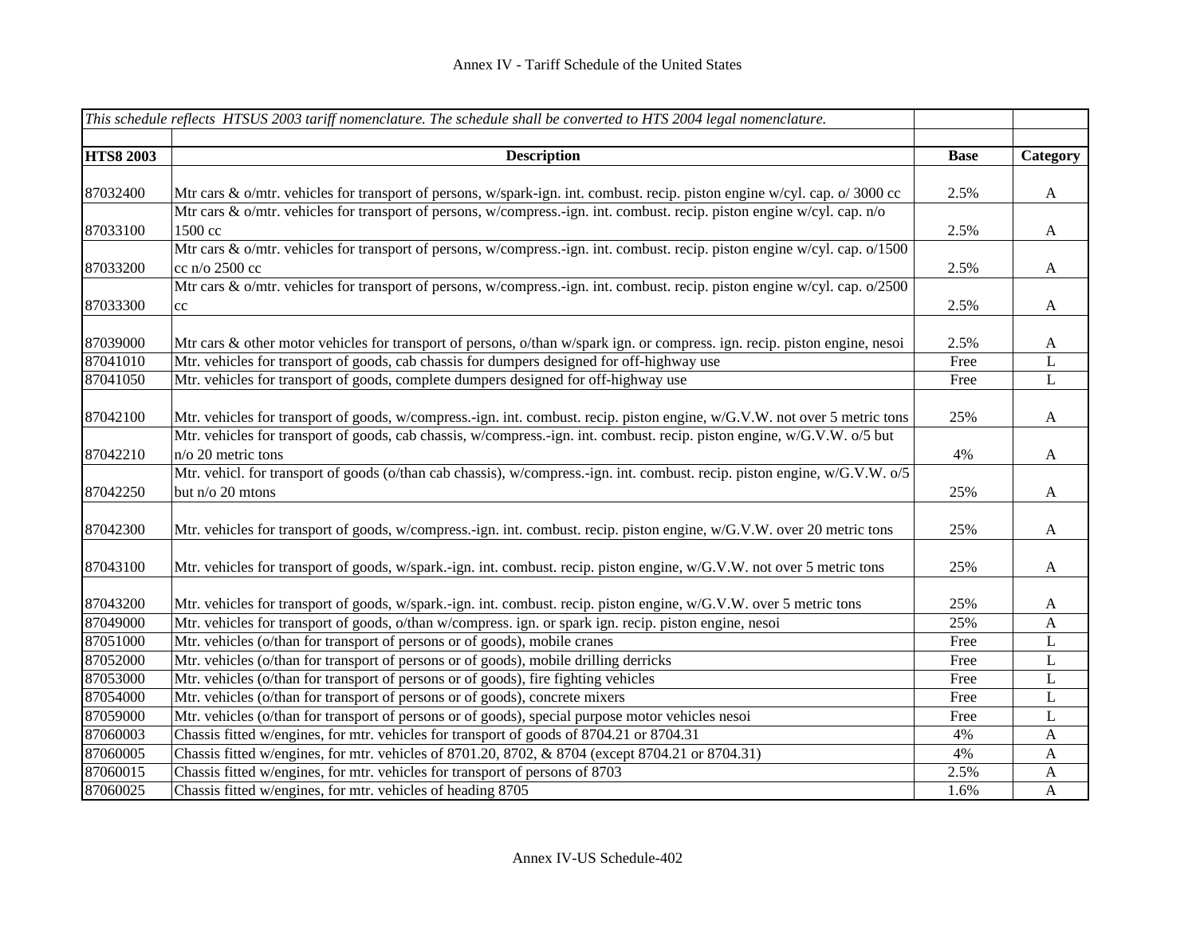# Annex IV - Tariff Schedule of the United States

| *This schedule reflects HTSUS 2003 tariff nomenclature. The schedule shall be converted to HTS 2004 legal nomenclature.* | | | |
|---|---|---|---|
| **HTS8 2003** | **Description** | **Base** | **Category** |
| 87032400 | Mtr cars & o/mtr. vehicles for transport of persons, w/spark-ign. int. combust. recip. piston engine w/cyl. cap. o/ 3000 cc | 2.5% | A |
| 87033100 | Mtr cars & o/mtr. vehicles for transport of persons, w/compress.-ign. int. combust. recip. piston engine w/cyl. cap. n/o 1500 cc | 2.5% | A |
| 87033200 | Mtr cars & o/mtr. vehicles for transport of persons, w/compress.-ign. int. combust. recip. piston engine w/cyl. cap. o/1500 cc n/o 2500 cc | 2.5% | A |
| 87033300 | Mtr cars & o/mtr. vehicles for transport of persons, w/compress.-ign. int. combust. recip. piston engine w/cyl. cap. o/2500 cc | 2.5% | A |
| 87039000 | Mtr cars & other motor vehicles for transport of persons, o/than w/spark ign. or compress. ign. recip. piston engine, nesoi | 2.5% | A |
| 87041010 | Mtr. vehicles for transport of goods, cab chassis for dumpers designed for off-highway use | Free | L |
| 87041050 | Mtr. vehicles for transport of goods, complete dumpers designed for off-highway use | Free | L |
| 87042100 | Mtr. vehicles for transport of goods, w/compress.-ign. int. combust. recip. piston engine, w/G.V.W. not over 5 metric tons | 25% | A |
| 87042210 | Mtr. vehicles for transport of goods, cab chassis, w/compress.-ign. int. combust. recip. piston engine, w/G.V.W. o/5 but n/o 20 metric tons | 4% | A |
| 87042250 | Mtr. vehicl. for transport of goods (o/than cab chassis), w/compress.-ign. int. combust. recip. piston engine, w/G.V.W. o/5 but n/o 20 mtons | 25% | A |
| 87042300 | Mtr. vehicles for transport of goods, w/compress.-ign. int. combust. recip. piston engine, w/G.V.W. over 20 metric tons | 25% | A |
| 87043100 | Mtr. vehicles for transport of goods, w/spark.-ign. int. combust. recip. piston engine, w/G.V.W. not over 5 metric tons | 25% | A |
| 87043200 | Mtr. vehicles for transport of goods, w/spark.-ign. int. combust. recip. piston engine, w/G.V.W. over 5 metric tons | 25% | A |
| 87049000 | Mtr. vehicles for transport of goods, o/than w/compress. ign. or spark ign. recip. piston engine, nesoi | 25% | A |
| 87051000 | Mtr. vehicles (o/than for transport of persons or of goods), mobile cranes | Free | L |
| 87052000 | Mtr. vehicles (o/than for transport of persons or of goods), mobile drilling derricks | Free | L |
| 87053000 | Mtr. vehicles (o/than for transport of persons or of goods), fire fighting vehicles | Free | L |
| 87054000 | Mtr. vehicles (o/than for transport of persons or of goods), concrete mixers | Free | L |
| 87059000 | Mtr. vehicles (o/than for transport of persons or of goods), special purpose motor vehicles nesoi | Free | L |
| 87060003 | Chassis fitted w/engines, for mtr. vehicles for transport of goods of 8704.21 or 8704.31 | 4% | A |
| 87060005 | Chassis fitted w/engines, for mtr. vehicles of 8701.20, 8702, & 8704 (except 8704.21 or 8704.31) | 4% | A |
| 87060015 | Chassis fitted w/engines, for mtr. vehicles for transport of persons of 8703 | 2.5% | A |
| 87060025 | Chassis fitted w/engines, for mtr. vehicles of heading 8705 | 1.6% | A |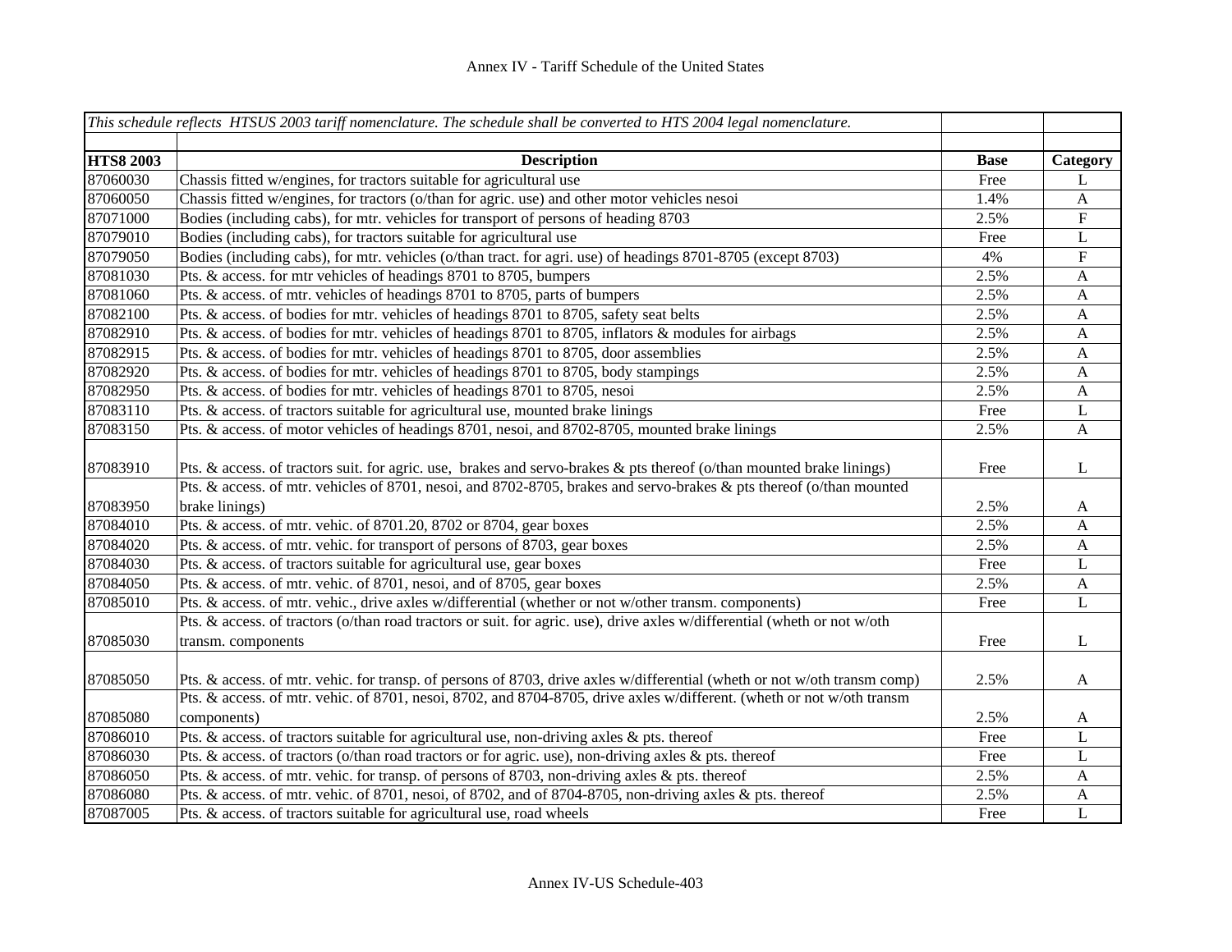# Annex IV - Tariff Schedule of the United States

| *This schedule reflects HTSUS 2003 tariff nomenclature. The schedule shall be converted to HTS 2004 legal nomenclature.* | | | |
|---|---|---|---|
| | | | |
| **HTS8 2003** | **Description** | **Base** | **Category** |
| 87060030 | Chassis fitted w/engines, for tractors suitable for agricultural use | Free | L |
| 87060050 | Chassis fitted w/engines, for tractors (o/than for agric. use) and other motor vehicles nesoi | 1.4% | A |
| 87071000 | Bodies (including cabs), for mtr. vehicles for transport of persons of heading 8703 | 2.5% | F |
| 87079010 | Bodies (including cabs), for tractors suitable for agricultural use | Free | L |
| 87079050 | Bodies (including cabs), for mtr. vehicles (o/than tract. for agri. use) of headings 8701-8705 (except 8703) | 4% | F |
| 87081030 | Pts. & access. for mtr vehicles of headings 8701 to 8705, bumpers | 2.5% | A |
| 87081060 | Pts. & access. of mtr. vehicles of headings 8701 to 8705, parts of bumpers | 2.5% | A |
| 87082100 | Pts. & access. of bodies for mtr. vehicles of headings 8701 to 8705, safety seat belts | 2.5% | A |
| 87082910 | Pts. & access. of bodies for mtr. vehicles of headings 8701 to 8705, inflators & modules for airbags | 2.5% | A |
| 87082915 | Pts. & access. of bodies for mtr. vehicles of headings 8701 to 8705, door assemblies | 2.5% | A |
| 87082920 | Pts. & access. of bodies for mtr. vehicles of headings 8701 to 8705, body stampings | 2.5% | A |
| 87082950 | Pts. & access. of bodies for mtr. vehicles of headings 8701 to 8705, nesoi | 2.5% | A |
| 87083110 | Pts. & access. of tractors suitable for agricultural use, mounted brake linings | Free | L |
| 87083150 | Pts. & access. of motor vehicles of headings 8701, nesoi, and 8702-8705, mounted brake linings | 2.5% | A |
| 87083910 | Pts. & access. of tractors suit. for agric. use, brakes and servo-brakes & pts thereof (o/than mounted brake linings) | Free | L |
| 87083950 | Pts. & access. of mtr. vehicles of 8701, nesoi, and 8702-8705, brakes and servo-brakes & pts thereof (o/than mounted brake linings) | 2.5% | A |
| 87084010 | Pts. & access. of mtr. vehic. of 8701.20, 8702 or 8704, gear boxes | 2.5% | A |
| 87084020 | Pts. & access. of mtr. vehic. for transport of persons of 8703, gear boxes | 2.5% | A |
| 87084030 | Pts. & access. of tractors suitable for agricultural use, gear boxes | Free | L |
| 87084050 | Pts. & access. of mtr. vehic. of 8701, nesoi, and of 8705, gear boxes | 2.5% | A |
| 87085010 | Pts. & access. of mtr. vehic., drive axles w/differential (whether or not w/other transm. components) | Free | L |
| 87085030 | Pts. & access. of tractors (o/than road tractors or suit. for agric. use), drive axles w/differential (wheth or not w/oth transm. components | Free | L |
| 87085050 | Pts. & access. of mtr. vehic. for transp. of persons of 8703, drive axles w/differential (wheth or not w/oth transm comp) | 2.5% | A |
| 87085080 | Pts. & access. of mtr. vehic. of 8701, nesoi, 8702, and 8704-8705, drive axles w/different. (wheth or not w/oth transm components) | 2.5% | A |
| 87086010 | Pts. & access. of tractors suitable for agricultural use, non-driving axles & pts. thereof | Free | L |
| 87086030 | Pts. & access. of tractors (o/than road tractors or for agric. use), non-driving axles & pts. thereof | Free | L |
| 87086050 | Pts. & access. of mtr. vehic. for transp. of persons of 8703, non-driving axles & pts. thereof | 2.5% | A |
| 87086080 | Pts. & access. of mtr. vehic. of 8701, nesoi, of 8702, and of 8704-8705, non-driving axles & pts. thereof | 2.5% | A |
| 87087005 | Pts. & access. of tractors suitable for agricultural use, road wheels | Free | L |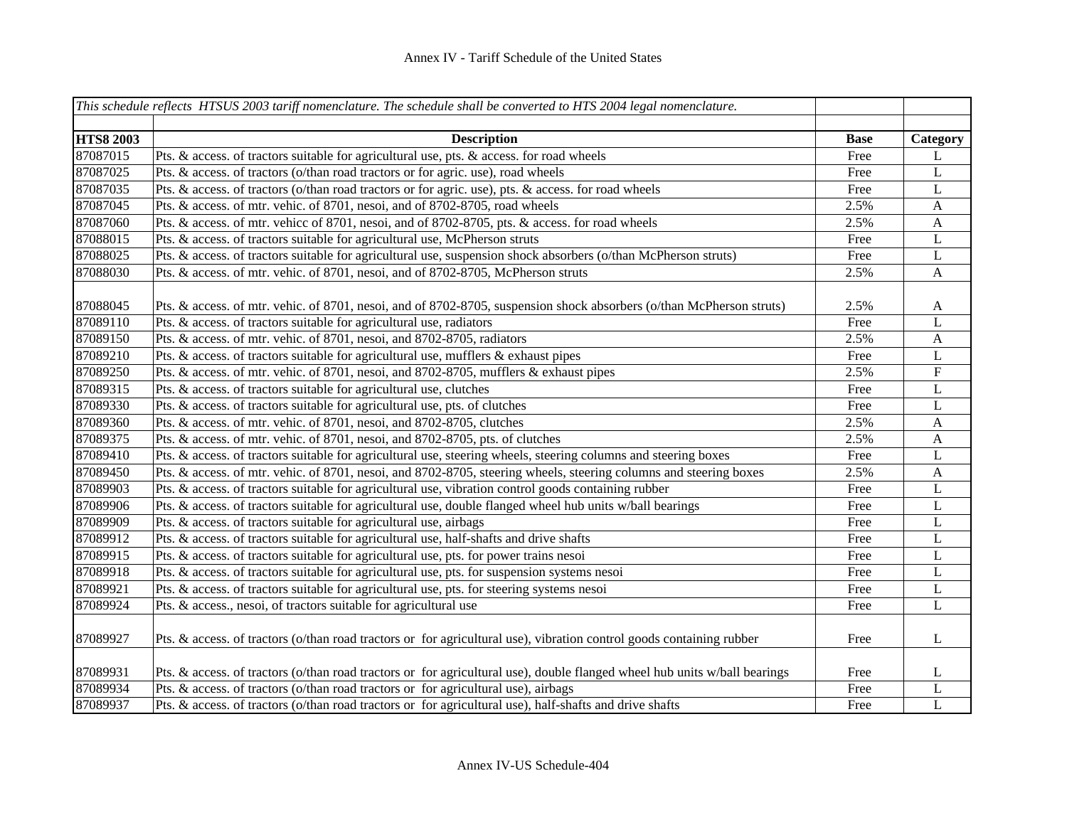Annex IV - Tariff Schedule of the United States

| *This schedule reflects HTSUS 2003 tariff nomenclature. The schedule shall be converted to HTS 2004 legal nomenclature.* | | | |
|---|---|---|---|
| **HTS8 2003** | **Description** | **Base** | **Category** |
| 87087015 | Pts. & access. of tractors suitable for agricultural use, pts. & access. for road wheels | Free | L |
| 87087025 | Pts. & access. of tractors (o/than road tractors or for agric. use), road wheels | Free | L |
| 87087035 | Pts. & access. of tractors (o/than road tractors or for agric. use), pts. & access. for road wheels | Free | L |
| 87087045 | Pts. & access. of mtr. vehic. of 8701, nesoi, and of 8702-8705, road wheels | 2.5% | A |
| 87087060 | Pts. & access. of mtr. vehicc of 8701, nesoi, and of 8702-8705, pts. & access. for road wheels | 2.5% | A |
| 87088015 | Pts. & access. of tractors suitable for agricultural use, McPherson struts | Free | L |
| 87088025 | Pts. & access. of tractors suitable for agricultural use, suspension shock absorbers (o/than McPherson struts) | Free | L |
| 87088030 | Pts. & access. of mtr. vehic. of 8701, nesoi, and of 8702-8705, McPherson struts | 2.5% | A |
| 87088045 | Pts. & access. of mtr. vehic. of 8701, nesoi, and of 8702-8705, suspension shock absorbers (o/than McPherson struts) | 2.5% | A |
| 87089110 | Pts. & access. of tractors suitable for agricultural use, radiators | Free | L |
| 87089150 | Pts. & access. of mtr. vehic. of 8701, nesoi, and 8702-8705, radiators | 2.5% | A |
| 87089210 | Pts. & access. of tractors suitable for agricultural use, mufflers & exhaust pipes | Free | L |
| 87089250 | Pts. & access. of mtr. vehic. of 8701, nesoi, and 8702-8705, mufflers & exhaust pipes | 2.5% | F |
| 87089315 | Pts. & access. of tractors suitable for agricultural use, clutches | Free | L |
| 87089330 | Pts. & access. of tractors suitable for agricultural use, pts. of clutches | Free | L |
| 87089360 | Pts. & access. of mtr. vehic. of 8701, nesoi, and 8702-8705, clutches | 2.5% | A |
| 87089375 | Pts. & access. of mtr. vehic. of 8701, nesoi, and 8702-8705, pts. of clutches | 2.5% | A |
| 87089410 | Pts. & access. of tractors suitable for agricultural use, steering wheels, steering columns and steering boxes | Free | L |
| 87089450 | Pts. & access. of mtr. vehic. of 8701, nesoi, and 8702-8705, steering wheels, steering columns and steering boxes | 2.5% | A |
| 87089903 | Pts. & access. of tractors suitable for agricultural use, vibration control goods containing rubber | Free | L |
| 87089906 | Pts. & access. of tractors suitable for agricultural use, double flanged wheel hub units w/ball bearings | Free | L |
| 87089909 | Pts. & access. of tractors suitable for agricultural use, airbags | Free | L |
| 87089912 | Pts. & access. of tractors suitable for agricultural use, half-shafts and drive shafts | Free | L |
| 87089915 | Pts. & access. of tractors suitable for agricultural use, pts. for power trains nesoi | Free | L |
| 87089918 | Pts. & access. of tractors suitable for agricultural use, pts. for suspension systems nesoi | Free | L |
| 87089921 | Pts. & access. of tractors suitable for agricultural use, pts. for steering systems nesoi | Free | L |
| 87089924 | Pts. & access., nesoi, of tractors suitable for agricultural use | Free | L |
| 87089927 | Pts. & access. of tractors (o/than road tractors or for agricultural use), vibration control goods containing rubber | Free | L |
| 87089931 | Pts. & access. of tractors (o/than road tractors or for agricultural use), double flanged wheel hub units w/ball bearings | Free | L |
| 87089934 | Pts. & access. of tractors (o/than road tractors or for agricultural use), airbags | Free | L |
| 87089937 | Pts. & access. of tractors (o/than road tractors or for agricultural use), half-shafts and drive shafts | Free | L |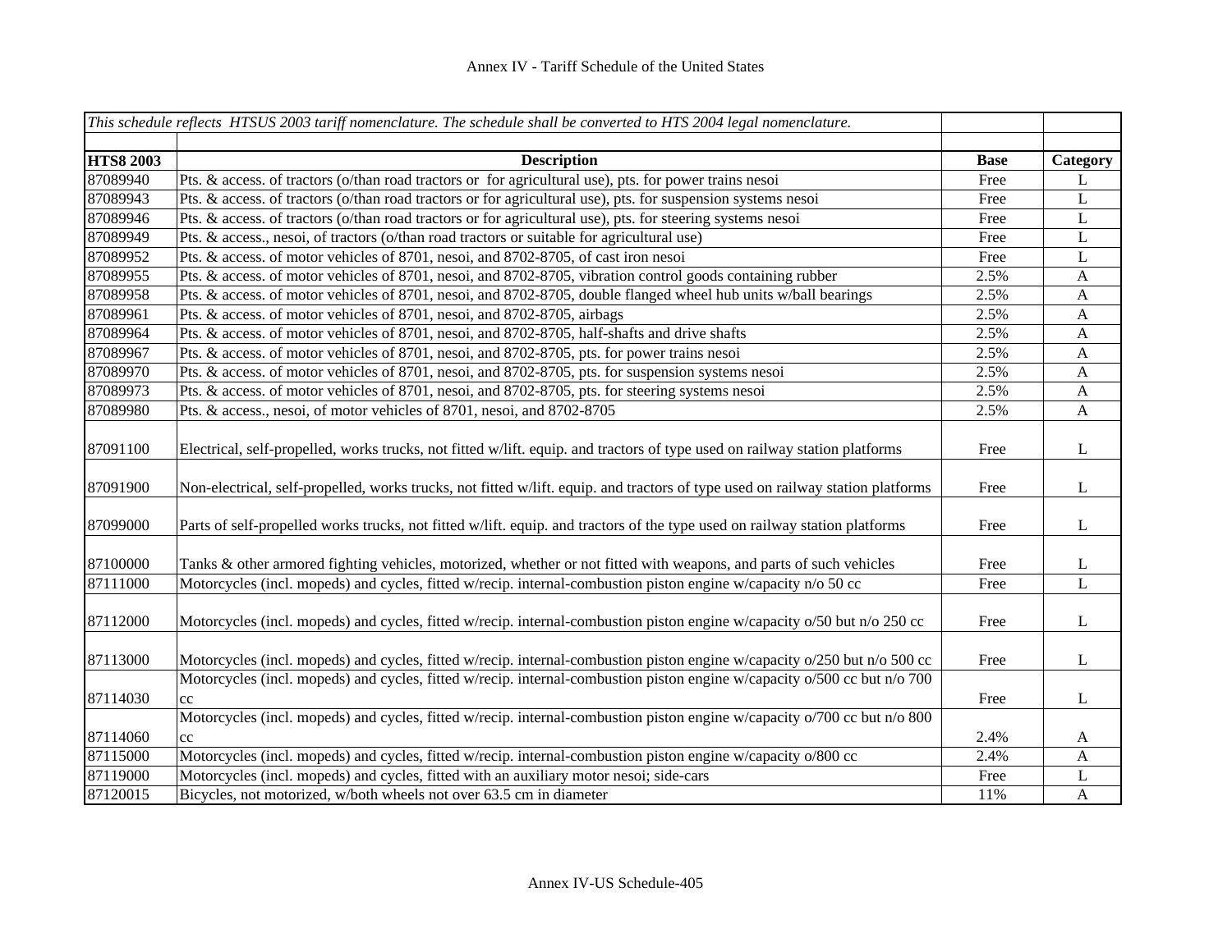| *This schedule reflects HTSUS 2003 tariff nomenclature. The schedule shall be converted to HTS 2004 legal nomenclature.* | | | |
|---|---|---|---|
| **HTS8 2003** | **Description** | **Base** | **Category** |
| 87089940 | Pts. & access. of tractors (o/than road tractors or for agricultural use), pts. for power trains nesoi | Free | L |
| 87089943 | Pts. & access. of tractors (o/than road tractors or for agricultural use), pts. for suspension systems nesoi | Free | L |
| 87089946 | Pts. & access. of tractors (o/than road tractors or for agricultural use), pts. for steering systems nesoi | Free | L |
| 87089949 | Pts. & access., nesoi, of tractors (o/than road tractors or suitable for agricultural use) | Free | L |
| 87089952 | Pts. & access. of motor vehicles of 8701, nesoi, and 8702-8705, of cast iron nesoi | Free | L |
| 87089955 | Pts. & access. of motor vehicles of 8701, nesoi, and 8702-8705, vibration control goods containing rubber | 2.5% | A |
| 87089958 | Pts. & access. of motor vehicles of 8701, nesoi, and 8702-8705, double flanged wheel hub units w/ball bearings | 2.5% | A |
| 87089961 | Pts. & access. of motor vehicles of 8701, nesoi, and 8702-8705, airbags | 2.5% | A |
| 87089964 | Pts. & access. of motor vehicles of 8701, nesoi, and 8702-8705, half-shafts and drive shafts | 2.5% | A |
| 87089967 | Pts. & access. of motor vehicles of 8701, nesoi, and 8702-8705, pts. for power trains nesoi | 2.5% | A |
| 87089970 | Pts. & access. of motor vehicles of 8701, nesoi, and 8702-8705, pts. for suspension systems nesoi | 2.5% | A |
| 87089973 | Pts. & access. of motor vehicles of 8701, nesoi, and 8702-8705, pts. for steering systems nesoi | 2.5% | A |
| 87089980 | Pts. & access., nesoi, of motor vehicles of 8701, nesoi, and 8702-8705 | 2.5% | A |
| 87091100 | Electrical, self-propelled, works trucks, not fitted w/lift. equip. and tractors of type used on railway station platforms | Free | L |
| 87091900 | Non-electrical, self-propelled, works trucks, not fitted w/lift. equip. and tractors of type used on railway station platforms | Free | L |
| 87099000 | Parts of self-propelled works trucks, not fitted w/lift. equip. and tractors of the type used on railway station platforms | Free | L |
| 87100000 | Tanks & other armored fighting vehicles, motorized, whether or not fitted with weapons, and parts of such vehicles | Free | L |
| 87111000 | Motorcycles (incl. mopeds) and cycles, fitted w/recip. internal-combustion piston engine w/capacity n/o 50 cc | Free | L |
| 87112000 | Motorcycles (incl. mopeds) and cycles, fitted w/recip. internal-combustion piston engine w/capacity o/50 but n/o 250 cc | Free | L |
| 87113000 | Motorcycles (incl. mopeds) and cycles, fitted w/recip. internal-combustion piston engine w/capacity o/250 but n/o 500 cc | Free | L |
| 87114030 | Motorcycles (incl. mopeds) and cycles, fitted w/recip. internal-combustion piston engine w/capacity o/500 cc but n/o 700 cc | Free | L |
| 87114060 | Motorcycles (incl. mopeds) and cycles, fitted w/recip. internal-combustion piston engine w/capacity o/700 cc but n/o 800 cc | 2.4% | A |
| 87115000 | Motorcycles (incl. mopeds) and cycles, fitted w/recip. internal-combustion piston engine w/capacity o/800 cc | 2.4% | A |
| 87119000 | Motorcycles (incl. mopeds) and cycles, fitted with an auxiliary motor nesoi; side-cars | Free | L |
| 87120015 | Bicycles, not motorized, w/both wheels not over 63.5 cm in diameter | 11% | A |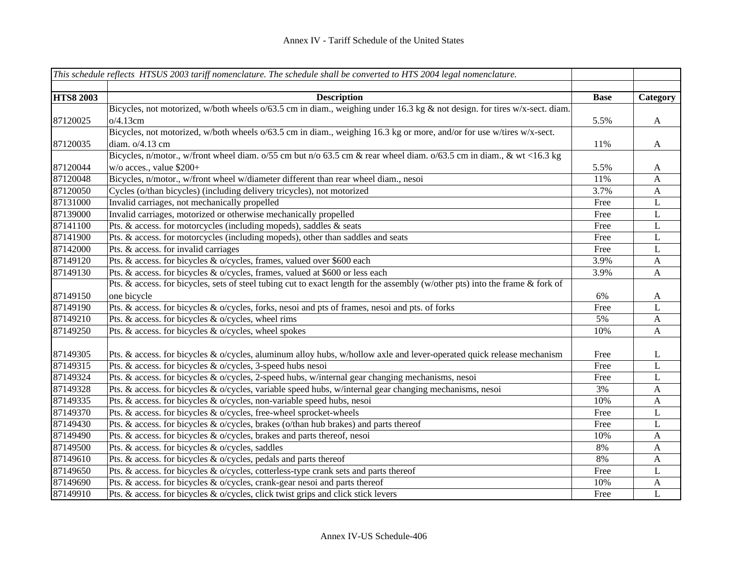Annex IV - Tariff Schedule of the United States

| *This schedule reflects HTSUS 2003 tariff nomenclature. The schedule shall be converted to HTS 2004 legal nomenclature.* | | | |
|---|---|---|---|
| **HTS8 2003** | **Description** | **Base** | **Category** |
| 87120025 | Bicycles, not motorized, w/both wheels o/63.5 cm in diam., weighing under 16.3 kg & not design. for tires w/x-sect. diam. o/4.13cm | 5.5% | A |
| 87120035 | Bicycles, not motorized, w/both wheels o/63.5 cm in diam., weighing 16.3 kg or more, and/or for use w/tires w/x-sect. diam. o/4.13 cm | 11% | A |
| 87120044 | Bicycles, n/motor., w/front wheel diam. o/55 cm but n/o 63.5 cm & rear wheel diam. o/63.5 cm in diam., & wt <16.3 kg w/o acces., value $200+ | 5.5% | A |
| 87120048 | Bicycles, n/motor., w/front wheel w/diameter different than rear wheel diam., nesoi | 11% | A |
| 87120050 | Cycles (o/than bicycles) (including delivery tricycles), not motorized | 3.7% | A |
| 87131000 | Invalid carriages, not mechanically propelled | Free | L |
| 87139000 | Invalid carriages, motorized or otherwise mechanically propelled | Free | L |
| 87141100 | Pts. & access. for motorcycles (including mopeds), saddles & seats | Free | L |
| 87141900 | Pts. & access. for motorcycles (including mopeds), other than saddles and seats | Free | L |
| 87142000 | Pts. & access. for invalid carriages | Free | L |
| 87149120 | Pts. & access. for bicycles & o/cycles, frames, valued over $600 each | 3.9% | A |
| 87149130 | Pts. & access. for bicycles & o/cycles, frames, valued at $600 or less each | 3.9% | A |
| 87149150 | Pts. & access. for bicycles, sets of steel tubing cut to exact length for the assembly (w/other pts) into the frame & fork of one bicycle | 6% | A |
| 87149190 | Pts. & access. for bicycles & o/cycles, forks, nesoi and pts of frames, nesoi and pts. of forks | Free | L |
| 87149210 | Pts. & access. for bicycles & o/cycles, wheel rims | 5% | A |
| 87149250 | Pts. & access. for bicycles & o/cycles, wheel spokes | 10% | A |
| 87149305 | Pts. & access. for bicycles & o/cycles, aluminum alloy hubs, w/hollow axle and lever-operated quick release mechanism | Free | L |
| 87149315 | Pts. & access. for bicycles & o/cycles, 3-speed hubs nesoi | Free | L |
| 87149324 | Pts. & access. for bicycles & o/cycles, 2-speed hubs, w/internal gear changing mechanisms, nesoi | Free | L |
| 87149328 | Pts. & access. for bicycles & o/cycles, variable speed hubs, w/internal gear changing mechanisms, nesoi | 3% | A |
| 87149335 | Pts. & access. for bicycles & o/cycles, non-variable speed hubs, nesoi | 10% | A |
| 87149370 | Pts. & access. for bicycles & o/cycles, free-wheel sprocket-wheels | Free | L |
| 87149430 | Pts. & access. for bicycles & o/cycles, brakes (o/than hub brakes) and parts thereof | Free | L |
| 87149490 | Pts. & access. for bicycles & o/cycles, brakes and parts thereof, nesoi | 10% | A |
| 87149500 | Pts. & access. for bicycles & o/cycles, saddles | 8% | A |
| 87149610 | Pts. & access. for bicycles & o/cycles, pedals and parts thereof | 8% | A |
| 87149650 | Pts. & access. for bicycles & o/cycles, cotterless-type crank sets and parts thereof | Free | L |
| 87149690 | Pts. & access. for bicycles & o/cycles, crank-gear nesoi and parts thereof | 10% | A |
| 87149910 | Pts. & access. for bicycles & o/cycles, click twist grips and click stick levers | Free | L |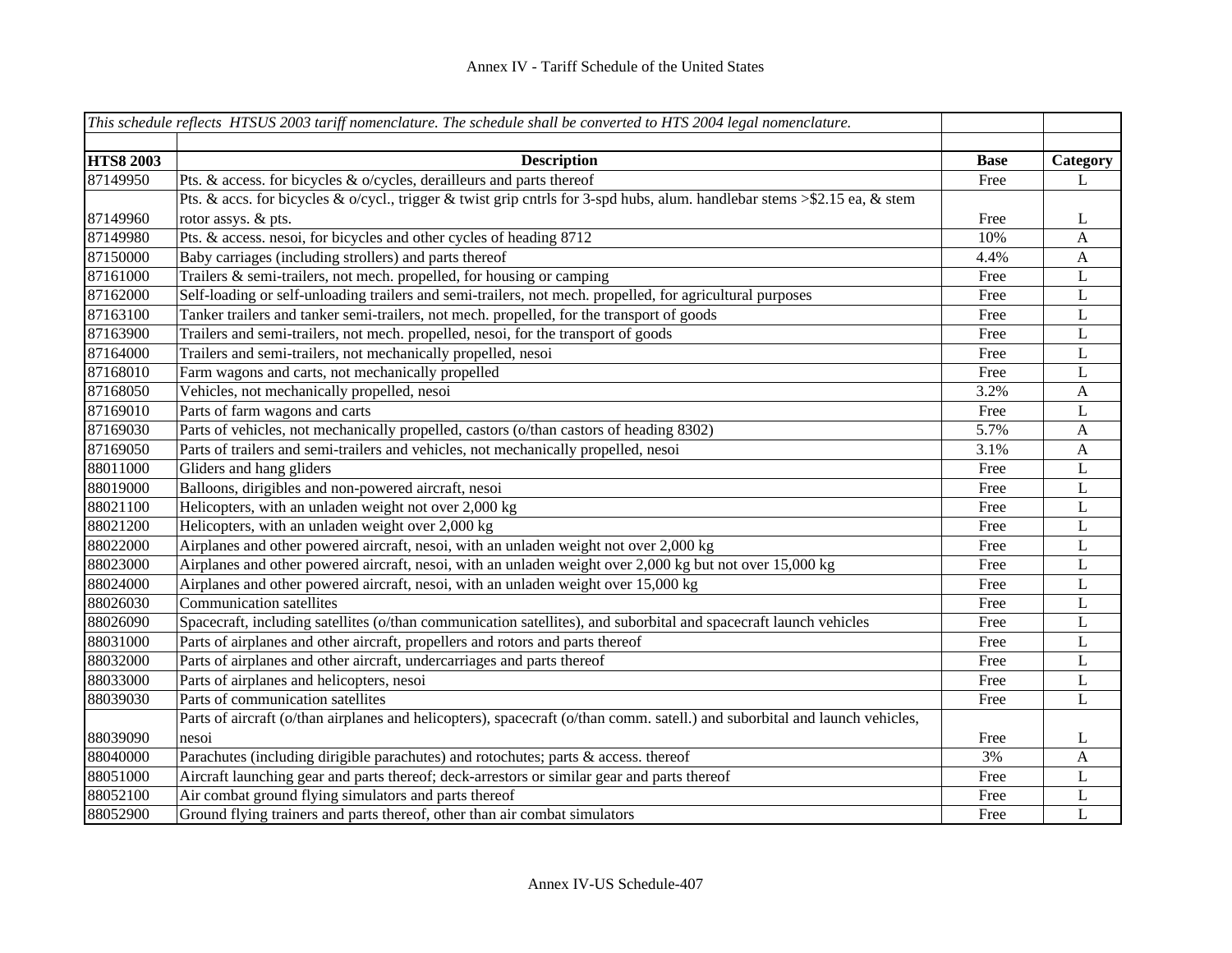Annex IV - Tariff Schedule of the United States

| *This schedule reflects HTSUS 2003 tariff nomenclature. The schedule shall be converted to HTS 2004 legal nomenclature.* | | | |
|---|---|---|---|
| | | | |
| **HTS8 2003** | **Description** | **Base** | **Category** |
| 87149950 | Pts. & access. for bicycles & o/cycles, derailleurs and parts thereof | Free | L |
| 87149960 | Pts. & accs. for bicycles & o/cycl., trigger & twist grip cntrls for 3-spd hubs, alum. handlebar stems >$2.15 ea, & stem rotor assys. & pts. | Free | L |
| 87149980 | Pts. & access. nesoi, for bicycles and other cycles of heading 8712 | 10% | A |
| 87150000 | Baby carriages (including strollers) and parts thereof | 4.4% | A |
| 87161000 | Trailers & semi-trailers, not mech. propelled, for housing or camping | Free | L |
| 87162000 | Self-loading or self-unloading trailers and semi-trailers, not mech. propelled, for agricultural purposes | Free | L |
| 87163100 | Tanker trailers and tanker semi-trailers, not mech. propelled, for the transport of goods | Free | L |
| 87163900 | Trailers and semi-trailers, not mech. propelled, nesoi, for the transport of goods | Free | L |
| 87164000 | Trailers and semi-trailers, not mechanically propelled, nesoi | Free | L |
| 87168010 | Farm wagons and carts, not mechanically propelled | Free | L |
| 87168050 | Vehicles, not mechanically propelled, nesoi | 3.2% | A |
| 87169010 | Parts of farm wagons and carts | Free | L |
| 87169030 | Parts of vehicles, not mechanically propelled, castors (o/than castors of heading 8302) | 5.7% | A |
| 87169050 | Parts of trailers and semi-trailers and vehicles, not mechanically propelled, nesoi | 3.1% | A |
| 88011000 | Gliders and hang gliders | Free | L |
| 88019000 | Balloons, dirigibles and non-powered aircraft, nesoi | Free | L |
| 88021100 | Helicopters, with an unladen weight not over 2,000 kg | Free | L |
| 88021200 | Helicopters, with an unladen weight over 2,000 kg | Free | L |
| 88022000 | Airplanes and other powered aircraft, nesoi, with an unladen weight not over 2,000 kg | Free | L |
| 88023000 | Airplanes and other powered aircraft, nesoi, with an unladen weight over 2,000 kg but not over 15,000 kg | Free | L |
| 88024000 | Airplanes and other powered aircraft, nesoi, with an unladen weight over 15,000 kg | Free | L |
| 88026030 | Communication satellites | Free | L |
| 88026090 | Spacecraft, including satellites (o/than communication satellites), and suborbital and spacecraft launch vehicles | Free | L |
| 88031000 | Parts of airplanes and other aircraft, propellers and rotors and parts thereof | Free | L |
| 88032000 | Parts of airplanes and other aircraft, undercarriages and parts thereof | Free | L |
| 88033000 | Parts of airplanes and helicopters, nesoi | Free | L |
| 88039030 | Parts of communication satellites | Free | L |
| 88039090 | Parts of aircraft (o/than airplanes and helicopters), spacecraft (o/than comm. satell.) and suborbital and launch vehicles, nesoi | Free | L |
| 88040000 | Parachutes (including dirigible parachutes) and rotochutes; parts & access. thereof | 3% | A |
| 88051000 | Aircraft launching gear and parts thereof; deck-arrestors or similar gear and parts thereof | Free | L |
| 88052100 | Air combat ground flying simulators and parts thereof | Free | L |
| 88052900 | Ground flying trainers and parts thereof, other than air combat simulators | Free | L |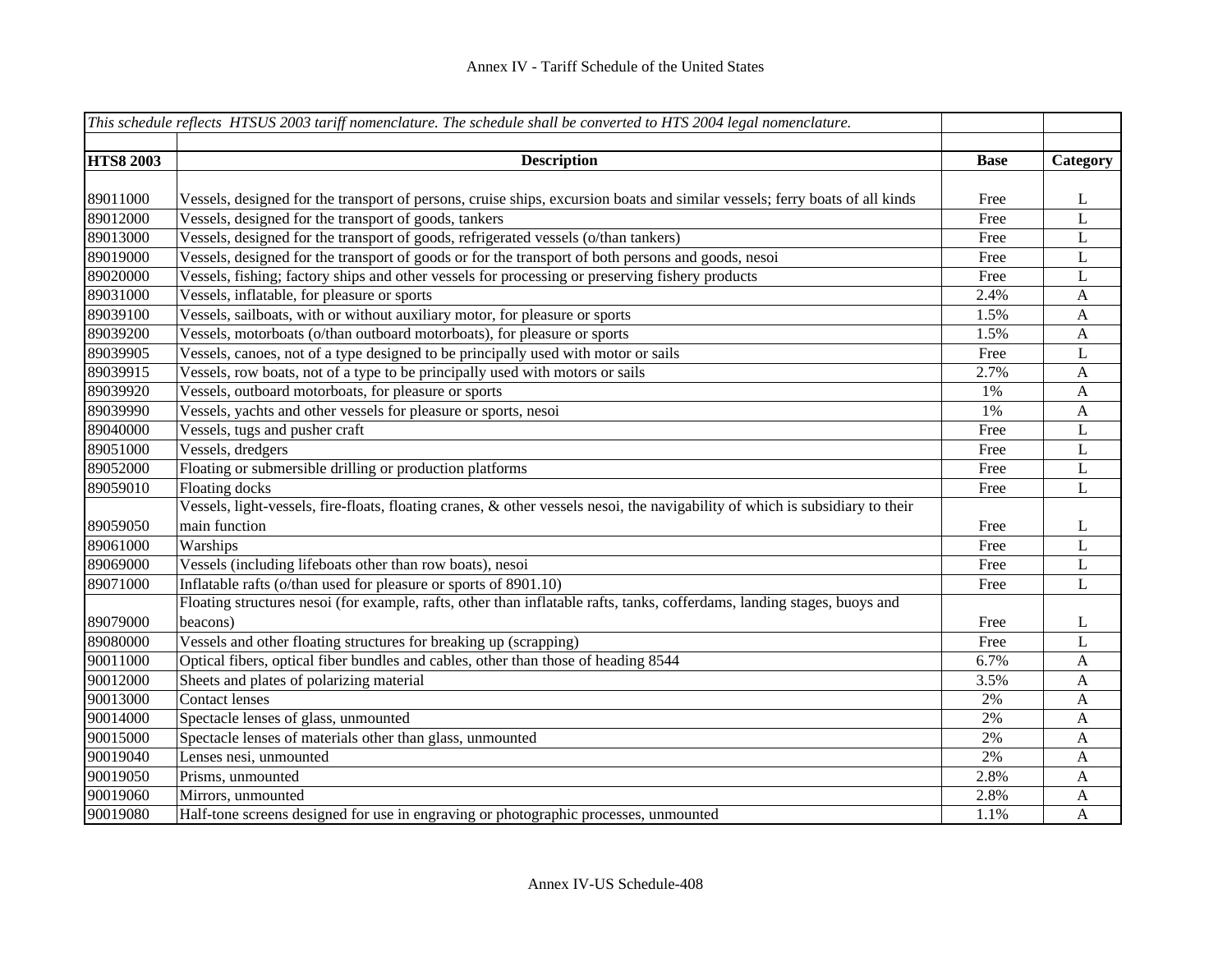| *This schedule reflects HTSUS 2003 tariff nomenclature. The schedule shall be converted to HTS 2004 legal nomenclature.* | | | |
|---|---|---|---|
| | | | |
| **HTS8 2003** | **Description** | **Base** | **Category** |
| 89011000 | Vessels, designed for the transport of persons, cruise ships, excursion boats and similar vessels; ferry boats of all kinds | Free | L |
| 89012000 | Vessels, designed for the transport of goods, tankers | Free | L |
| 89013000 | Vessels, designed for the transport of goods, refrigerated vessels (o/than tankers) | Free | L |
| 89019000 | Vessels, designed for the transport of goods or for the transport of both persons and goods, nesoi | Free | L |
| 89020000 | Vessels, fishing; factory ships and other vessels for processing or preserving fishery products | Free | L |
| 89031000 | Vessels, inflatable, for pleasure or sports | 2.4% | A |
| 89039100 | Vessels, sailboats, with or without auxiliary motor, for pleasure or sports | 1.5% | A |
| 89039200 | Vessels, motorboats (o/than outboard motorboats), for pleasure or sports | 1.5% | A |
| 89039905 | Vessels, canoes, not of a type designed to be principally used with motor or sails | Free | L |
| 89039915 | Vessels, row boats, not of a type to be principally used with motors or sails | 2.7% | A |
| 89039920 | Vessels, outboard motorboats, for pleasure or sports | 1% | A |
| 89039990 | Vessels, yachts and other vessels for pleasure or sports, nesoi | 1% | A |
| 89040000 | Vessels, tugs and pusher craft | Free | L |
| 89051000 | Vessels, dredgers | Free | L |
| 89052000 | Floating or submersible drilling or production platforms | Free | L |
| 89059010 | Floating docks | Free | L |
| 89059050 | Vessels, light-vessels, fire-floats, floating cranes, & other vessels nesoi, the navigability of which is subsidiary to their main function | Free | L |
| 89061000 | Warships | Free | L |
| 89069000 | Vessels (including lifeboats other than row boats), nesoi | Free | L |
| 89071000 | Inflatable rafts (o/than used for pleasure or sports of 8901.10) | Free | L |
| 89079000 | Floating structures nesoi (for example, rafts, other than inflatable rafts, tanks, cofferdams, landing stages, buoys and beacons) | Free | L |
| 89080000 | Vessels and other floating structures for breaking up (scrapping) | Free | L |
| 90011000 | Optical fibers, optical fiber bundles and cables, other than those of heading 8544 | 6.7% | A |
| 90012000 | Sheets and plates of polarizing material | 3.5% | A |
| 90013000 | Contact lenses | 2% | A |
| 90014000 | Spectacle lenses of glass, unmounted | 2% | A |
| 90015000 | Spectacle lenses of materials other than glass, unmounted | 2% | A |
| 90019040 | Lenses nesi, unmounted | 2% | A |
| 90019050 | Prisms, unmounted | 2.8% | A |
| 90019060 | Mirrors, unmounted | 2.8% | A |
| 90019080 | Half-tone screens designed for use in engraving or photographic processes, unmounted | 1.1% | A |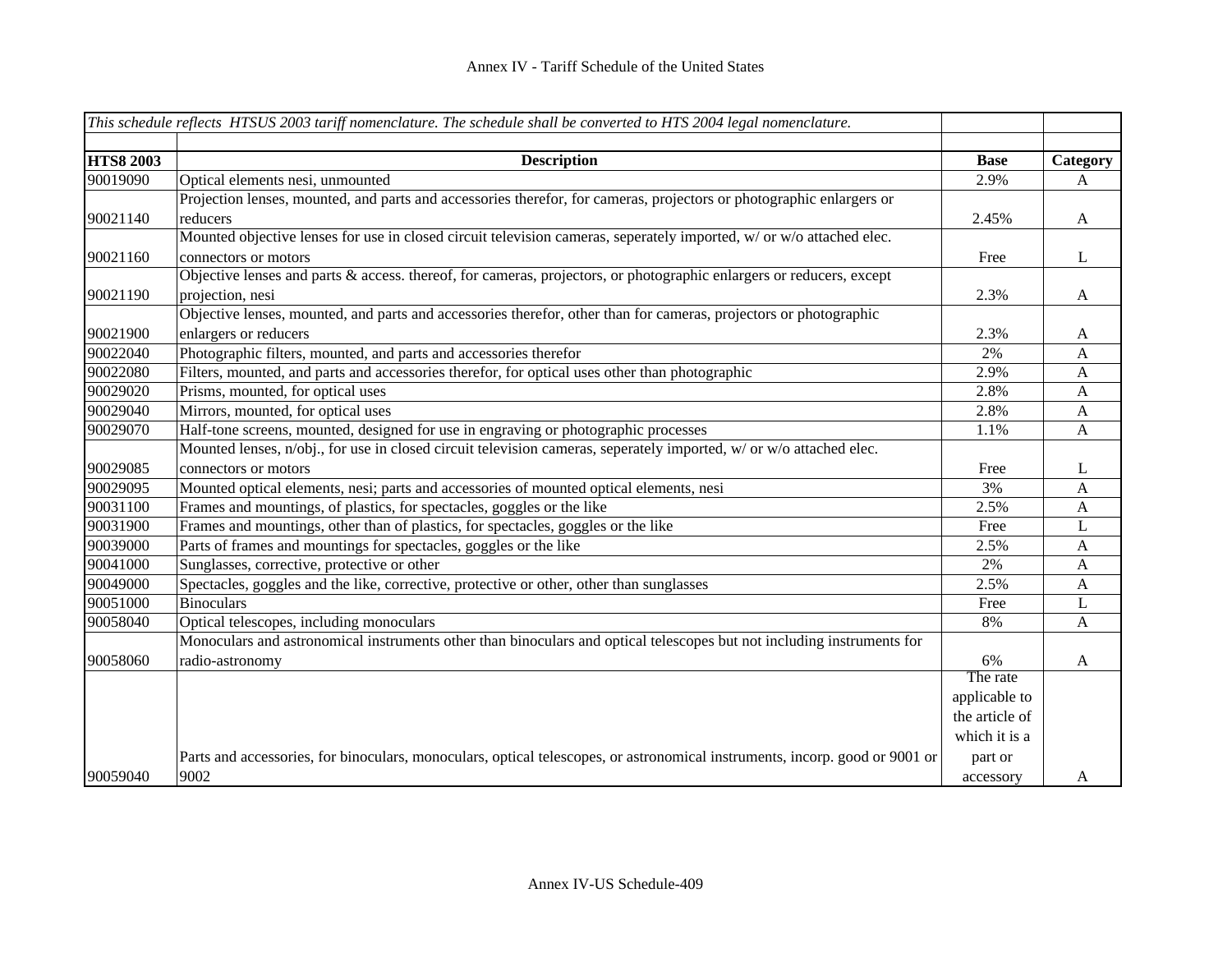| *This schedule reflects HTSUS 2003 tariff nomenclature. The schedule shall be converted to HTS 2004 legal nomenclature.* | | | |
|---|---|---|---|
| | | | |
| **HTS8 2003** | **Description** | **Base** | **Category** |
| 90019090 | Optical elements nesi, unmounted | 2.9% | A |
| 90021140 | Projection lenses, mounted, and parts and accessories therefor, for cameras, projectors or photographic enlargers or reducers | 2.45% | A |
| 90021160 | Mounted objective lenses for use in closed circuit television cameras, seperately imported, w/ or w/o attached elec. connectors or motors | Free | L |
| 90021190 | Objective lenses and parts & access. thereof, for cameras, projectors, or photographic enlargers or reducers, except projection, nesi | 2.3% | A |
| 90021900 | Objective lenses, mounted, and parts and accessories therefor, other than for cameras, projectors or photographic enlargers or reducers | 2.3% | A |
| 90022040 | Photographic filters, mounted, and parts and accessories therefor | 2% | A |
| 90022080 | Filters, mounted, and parts and accessories therefor, for optical uses other than photographic | 2.9% | A |
| 90029020 | Prisms, mounted, for optical uses | 2.8% | A |
| 90029040 | Mirrors, mounted, for optical uses | 2.8% | A |
| 90029070 | Half-tone screens, mounted, designed for use in engraving or photographic processes | 1.1% | A |
| 90029085 | Mounted lenses, n/obj., for use in closed circuit television cameras, seperately imported, w/ or w/o attached elec. connectors or motors | Free | L |
| 90029095 | Mounted optical elements, nesi; parts and accessories of mounted optical elements, nesi | 3% | A |
| 90031100 | Frames and mountings, of plastics, for spectacles, goggles or the like | 2.5% | A |
| 90031900 | Frames and mountings, other than of plastics, for spectacles, goggles or the like | Free | L |
| 90039000 | Parts of frames and mountings for spectacles, goggles or the like | 2.5% | A |
| 90041000 | Sunglasses, corrective, protective or other | 2% | A |
| 90049000 | Spectacles, goggles and the like, corrective, protective or other, other than sunglasses | 2.5% | A |
| 90051000 | Binoculars | Free | L |
| 90058040 | Optical telescopes, including monoculars | 8% | A |
| 90058060 | Monoculars and astronomical instruments other than binoculars and optical telescopes but not including instruments for radio-astronomy | 6% | A |
| 90059040 | Parts and accessories, for binoculars, monoculars, optical telescopes, or astronomical instruments, incorp. good or 9001 or 9002 | The rate applicable to the article of which it is a part or accessory | A |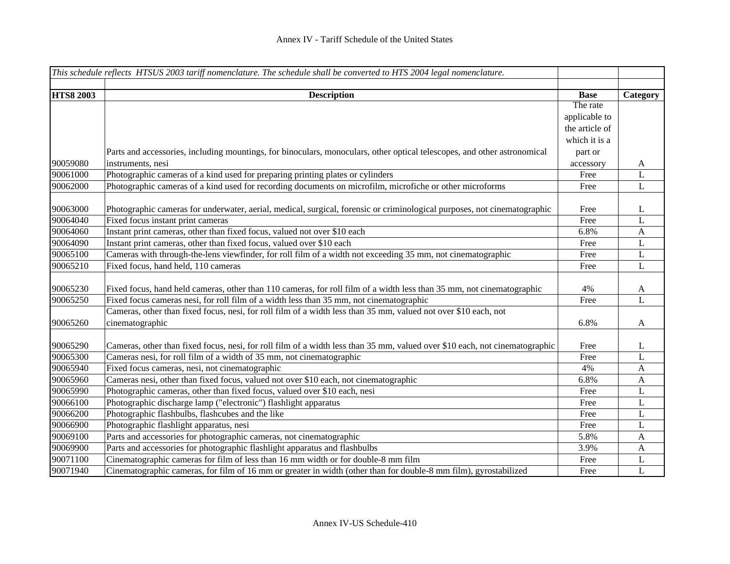Annex IV - Tariff Schedule of the United States

| *This schedule reflects HTSUS 2003 tariff nomenclature. The schedule shall be converted to HTS 2004 legal nomenclature.* | | | |
|---|---|---|---|
| **HTS8 2003** | **Description** | **Base** | **Category** |
| 90059080 | Parts and accessories, including mountings, for binoculars, monoculars, other optical telescopes, and other astronomical instruments, nesi | The rate applicable to the article of which it is a part or accessory | A |
| 90061000 | Photographic cameras of a kind used for preparing printing plates or cylinders | Free | L |
| 90062000 | Photographic cameras of a kind used for recording documents on microfilm, microfiche or other microforms | Free | L |
| 90063000 | Photographic cameras for underwater, aerial, medical, surgical, forensic or criminological purposes, not cinematographic | Free | L |
| 90064040 | Fixed focus instant print cameras | Free | L |
| 90064060 | Instant print cameras, other than fixed focus, valued not over $10 each | 6.8% | A |
| 90064090 | Instant print cameras, other than fixed focus, valued over $10 each | Free | L |
| 90065100 | Cameras with through-the-lens viewfinder, for roll film of a width not exceeding 35 mm, not cinematographic | Free | L |
| 90065210 | Fixed focus, hand held, 110 cameras | Free | L |
| 90065230 | Fixed focus, hand held cameras, other than 110 cameras, for roll film of a width less than 35 mm, not cinematographic | 4% | A |
| 90065250 | Fixed focus cameras nesi, for roll film of a width less than 35 mm, not cinematographic | Free | L |
| 90065260 | Cameras, other than fixed focus, nesi, for roll film of a width less than 35 mm, valued not over $10 each, not cinematographic | 6.8% | A |
| 90065290 | Cameras, other than fixed focus, nesi, for roll film of a width less than 35 mm, valued over $10 each, not cinematographic | Free | L |
| 90065300 | Cameras nesi, for roll film of a width of 35 mm, not cinematographic | Free | L |
| 90065940 | Fixed focus cameras, nesi, not cinematographic | 4% | A |
| 90065960 | Cameras nesi, other than fixed focus, valued not over $10 each, not cinematographic | 6.8% | A |
| 90065990 | Photographic cameras, other than fixed focus, valued over $10 each, nesi | Free | L |
| 90066100 | Photographic discharge lamp ("electronic") flashlight apparatus | Free | L |
| 90066200 | Photographic flashbulbs, flashcubes and the like | Free | L |
| 90066900 | Photographic flashlight apparatus, nesi | Free | L |
| 90069100 | Parts and accessories for photographic cameras, not cinematographic | 5.8% | A |
| 90069900 | Parts and accessories for photographic flashlight apparatus and flashbulbs | 3.9% | A |
| 90071100 | Cinematographic cameras for film of less than 16 mm width or for double-8 mm film | Free | L |
| 90071940 | Cinematographic cameras, for film of 16 mm or greater in width (other than for double-8 mm film), gyrostabilized | Free | L |

Annex IV-US Schedule-410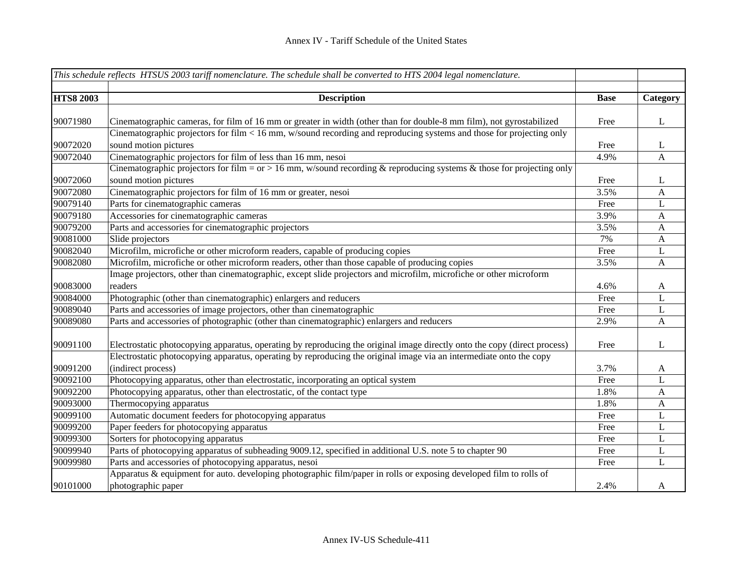Annex IV - Tariff Schedule of the United States

*This schedule reflects HTSUS 2003 tariff nomenclature. The schedule shall be converted to HTS 2004 legal nomenclature.*

| HTS8 2003 | Description | Base | Category |
|---|---|---|---|
| 90071980 | Cinematographic cameras, for film of 16 mm or greater in width (other than for double-8 mm film), not gyrostabilized | Free | L |
| 90072020 | Cinematographic projectors for film < 16 mm, w/sound recording and reproducing systems and those for projecting only sound motion pictures | Free | L |
| 90072040 | Cinematographic projectors for film of less than 16 mm, nesoi | 4.9% | A |
| 90072060 | Cinematographic projectors for film = or > 16 mm, w/sound recording & reproducing systems & those for projecting only sound motion pictures | Free | L |
| 90072080 | Cinematographic projectors for film of 16 mm or greater, nesoi | 3.5% | A |
| 90079140 | Parts for cinematographic cameras | Free | L |
| 90079180 | Accessories for cinematographic cameras | 3.9% | A |
| 90079200 | Parts and accessories for cinematographic projectors | 3.5% | A |
| 90081000 | Slide projectors | 7% | A |
| 90082040 | Microfilm, microfiche or other microform readers, capable of producing copies | Free | L |
| 90082080 | Microfilm, microfiche or other microform readers, other than those capable of producing copies | 3.5% | A |
| 90083000 | Image projectors, other than cinematographic, except slide projectors and microfilm, microfiche or other microform readers | 4.6% | A |
| 90084000 | Photographic (other than cinematographic) enlargers and reducers | Free | L |
| 90089040 | Parts and accessories of image projectors, other than cinematographic | Free | L |
| 90089080 | Parts and accessories of photographic (other than cinematographic) enlargers and reducers | 2.9% | A |
| 90091100 | Electrostatic photocopying apparatus, operating by reproducing the original image directly onto the copy (direct process) | Free | L |
| 90091200 | Electrostatic photocopying apparatus, operating by reproducing the original image via an intermediate onto the copy (indirect process) | 3.7% | A |
| 90092100 | Photocopying apparatus, other than electrostatic, incorporating an optical system | Free | L |
| 90092200 | Photocopying apparatus, other than electrostatic, of the contact type | 1.8% | A |
| 90093000 | Thermocopying apparatus | 1.8% | A |
| 90099100 | Automatic document feeders for photocopying apparatus | Free | L |
| 90099200 | Paper feeders for photocopying apparatus | Free | L |
| 90099300 | Sorters for photocopying apparatus | Free | L |
| 90099940 | Parts of photocopying apparatus of subheading 9009.12, specified in additional U.S. note 5 to chapter 90 | Free | L |
| 90099980 | Parts and accessories of photocopying apparatus, nesoi | Free | L |
| 90101000 | Apparatus & equipment for auto. developing photographic film/paper in rolls or exposing developed film to rolls of photographic paper | 2.4% | A |

Annex IV-US Schedule-411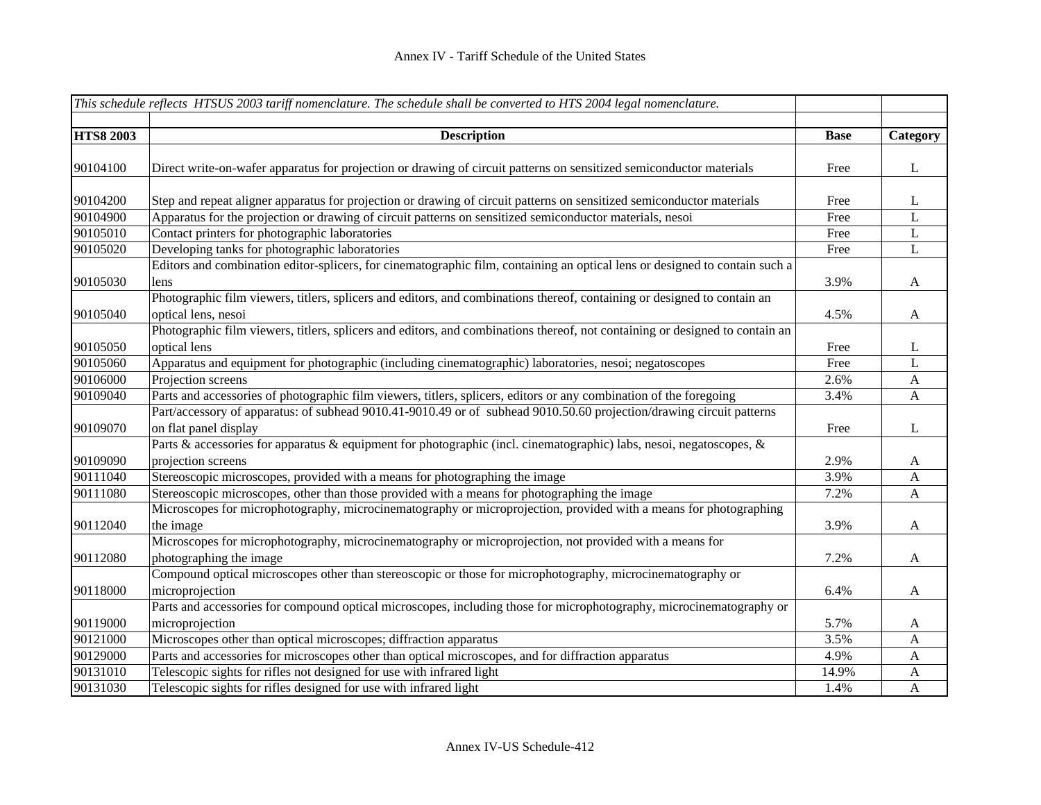| *This schedule reflects HTSUS 2003 tariff nomenclature. The schedule shall be converted to HTS 2004 legal nomenclature.* | | | |
|---|---|---|---|
| **HTS8 2003** | **Description** | **Base** | **Category** |
| 90104100 | Direct write-on-wafer apparatus for projection or drawing of circuit patterns on sensitized semiconductor materials | Free | L |
| 90104200 | Step and repeat aligner apparatus for projection or drawing of circuit patterns on sensitized semiconductor materials | Free | L |
| 90104900 | Apparatus for the projection or drawing of circuit patterns on sensitized semiconductor materials, nesoi | Free | L |
| 90105010 | Contact printers for photographic laboratories | Free | L |
| 90105020 | Developing tanks for photographic laboratories | Free | L |
| 90105030 | Editors and combination editor-splicers, for cinematographic film, containing an optical lens or designed to contain such a lens | 3.9% | A |
| 90105040 | Photographic film viewers, titlers, splicers and editors, and combinations thereof, containing or designed to contain an optical lens, nesoi | 4.5% | A |
| 90105050 | Photographic film viewers, titlers, splicers and editors, and combinations thereof, not containing or designed to contain an optical lens | Free | L |
| 90105060 | Apparatus and equipment for photographic (including cinematographic) laboratories, nesoi; negatoscopes | Free | L |
| 90106000 | Projection screens | 2.6% | A |
| 90109040 | Parts and accessories of photographic film viewers, titlers, splicers, editors or any combination of the foregoing | 3.4% | A |
| 90109070 | Part/accessory of apparatus: of subhead 9010.41-9010.49 or of subhead 9010.50.60 projection/drawing circuit patterns on flat panel display | Free | L |
| 90109090 | Parts & accessories for apparatus & equipment for photographic (incl. cinematographic) labs, nesoi, negatoscopes, & projection screens | 2.9% | A |
| 90111040 | Stereoscopic microscopes, provided with a means for photographing the image | 3.9% | A |
| 90111080 | Stereoscopic microscopes, other than those provided with a means for photographing the image | 7.2% | A |
| 90112040 | Microscopes for microphotography, microcinematography or microprojection, provided with a means for photographing the image | 3.9% | A |
| 90112080 | Microscopes for microphotography, microcinematography or microprojection, not provided with a means for photographing the image | 7.2% | A |
| 90118000 | Compound optical microscopes other than stereoscopic or those for microphotography, microcinematography or microprojection | 6.4% | A |
| 90119000 | Parts and accessories for compound optical microscopes, including those for microphotography, microcinematography or microprojection | 5.7% | A |
| 90121000 | Microscopes other than optical microscopes; diffraction apparatus | 3.5% | A |
| 90129000 | Parts and accessories for microscopes other than optical microscopes, and for diffraction apparatus | 4.9% | A |
| 90131010 | Telescopic sights for rifles not designed for use with infrared light | 14.9% | A |
| 90131030 | Telescopic sights for rifles designed for use with infrared light | 1.4% | A |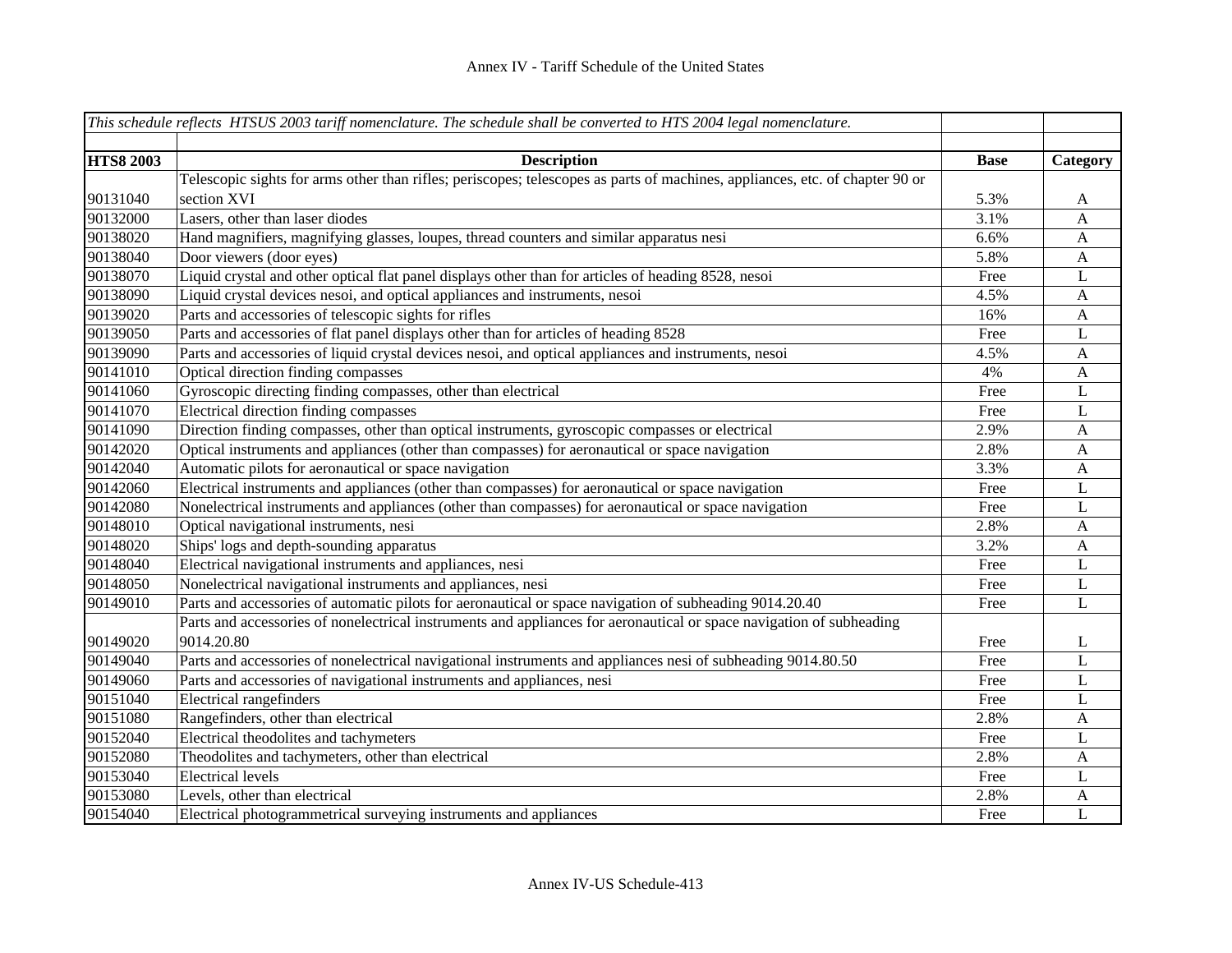# Annex IV - Tariff Schedule of the United States

| *This schedule reflects HTSUS 2003 tariff nomenclature. The schedule shall be converted to HTS 2004 legal nomenclature.* | | | |
|---|---|---|---|
| | | | |
| **HTS8 2003** | **Description** | **Base** | **Category** |
| 90131040 | Telescopic sights for arms other than rifles; periscopes; telescopes as parts of machines, appliances, etc. of chapter 90 or section XVI | 5.3% | A |
| 90132000 | Lasers, other than laser diodes | 3.1% | A |
| 90138020 | Hand magnifiers, magnifying glasses, loupes, thread counters and similar apparatus nesi | 6.6% | A |
| 90138040 | Door viewers (door eyes) | 5.8% | A |
| 90138070 | Liquid crystal and other optical flat panel displays other than for articles of heading 8528, nesoi | Free | L |
| 90138090 | Liquid crystal devices nesoi, and optical appliances and instruments, nesoi | 4.5% | A |
| 90139020 | Parts and accessories of telescopic sights for rifles | 16% | A |
| 90139050 | Parts and accessories of flat panel displays other than for articles of heading 8528 | Free | L |
| 90139090 | Parts and accessories of liquid crystal devices nesoi, and optical appliances and instruments, nesoi | 4.5% | A |
| 90141010 | Optical direction finding compasses | 4% | A |
| 90141060 | Gyroscopic directing finding compasses, other than electrical | Free | L |
| 90141070 | Electrical direction finding compasses | Free | L |
| 90141090 | Direction finding compasses, other than optical instruments, gyroscopic compasses or electrical | 2.9% | A |
| 90142020 | Optical instruments and appliances (other than compasses) for aeronautical or space navigation | 2.8% | A |
| 90142040 | Automatic pilots for aeronautical or space navigation | 3.3% | A |
| 90142060 | Electrical instruments and appliances (other than compasses) for aeronautical or space navigation | Free | L |
| 90142080 | Nonelectrical instruments and appliances (other than compasses) for aeronautical or space navigation | Free | L |
| 90148010 | Optical navigational instruments, nesi | 2.8% | A |
| 90148020 | Ships' logs and depth-sounding apparatus | 3.2% | A |
| 90148040 | Electrical navigational instruments and appliances, nesi | Free | L |
| 90148050 | Nonelectrical navigational instruments and appliances, nesi | Free | L |
| 90149010 | Parts and accessories of automatic pilots for aeronautical or space navigation of subheading 9014.20.40 | Free | L |
| 90149020 | Parts and accessories of nonelectrical instruments and appliances for aeronautical or space navigation of subheading 9014.20.80 | Free | L |
| 90149040 | Parts and accessories of nonelectrical navigational instruments and appliances nesi of subheading 9014.80.50 | Free | L |
| 90149060 | Parts and accessories of navigational instruments and appliances, nesi | Free | L |
| 90151040 | Electrical rangefinders | Free | L |
| 90151080 | Rangefinders, other than electrical | 2.8% | A |
| 90152040 | Electrical theodolites and tachymeters | Free | L |
| 90152080 | Theodolites and tachymeters, other than electrical | 2.8% | A |
| 90153040 | Electrical levels | Free | L |
| 90153080 | Levels, other than electrical | 2.8% | A |
| 90154040 | Electrical photogrammetrical surveying instruments and appliances | Free | L |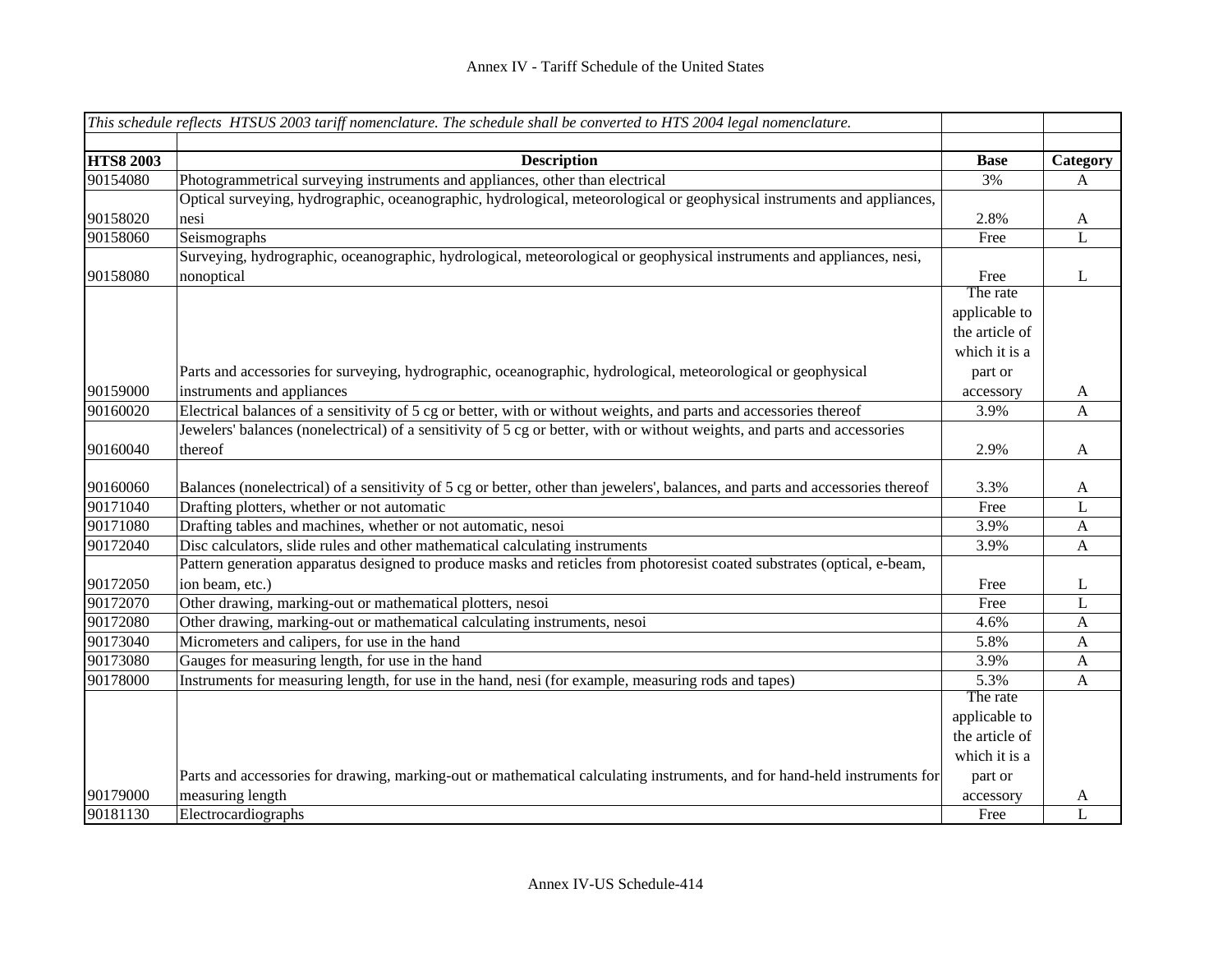| *This schedule reflects HTSUS 2003 tariff nomenclature. The schedule shall be converted to HTS 2004 legal nomenclature.* | | | |
|---|---|---|---|
| **HTS8 2003** | **Description** | **Base** | **Category** |
| 90154080 | Photogrammetrical surveying instruments and appliances, other than electrical | 3% | A |
| 90158020 | Optical surveying, hydrographic, oceanographic, hydrological, meteorological or geophysical instruments and appliances, nesi | 2.8% | A |
| 90158060 | Seismographs | Free | L |
| 90158080 | Surveying, hydrographic, oceanographic, hydrological, meteorological or geophysical instruments and appliances, nesi, nonoptical | Free | L |
| 90159000 | Parts and accessories for surveying, hydrographic, oceanographic, hydrological, meteorological or geophysical instruments and appliances | The rate applicable to the article of which it is a part or accessory | A |
| 90160020 | Electrical balances of a sensitivity of 5 cg or better, with or without weights, and parts and accessories thereof | 3.9% | A |
| 90160040 | Jewelers' balances (nonelectrical) of a sensitivity of 5 cg or better, with or without weights, and parts and accessories thereof | 2.9% | A |
| 90160060 | Balances (nonelectrical) of a sensitivity of 5 cg or better, other than jewelers', balances, and parts and accessories thereof | 3.3% | A |
| 90171040 | Drafting plotters, whether or not automatic | Free | L |
| 90171080 | Drafting tables and machines, whether or not automatic, nesoi | 3.9% | A |
| 90172040 | Disc calculators, slide rules and other mathematical calculating instruments | 3.9% | A |
| 90172050 | Pattern generation apparatus designed to produce masks and reticles from photoresist coated substrates (optical, e-beam, ion beam, etc.) | Free | L |
| 90172070 | Other drawing, marking-out or mathematical plotters, nesoi | Free | L |
| 90172080 | Other drawing, marking-out or mathematical calculating instruments, nesoi | 4.6% | A |
| 90173040 | Micrometers and calipers, for use in the hand | 5.8% | A |
| 90173080 | Gauges for measuring length, for use in the hand | 3.9% | A |
| 90178000 | Instruments for measuring length, for use in the hand, nesi (for example, measuring rods and tapes) | 5.3% | A |
| 90179000 | Parts and accessories for drawing, marking-out or mathematical calculating instruments, and for hand-held instruments for measuring length | The rate applicable to the article of which it is a part or accessory | A |
| 90181130 | Electrocardiographs | Free | L |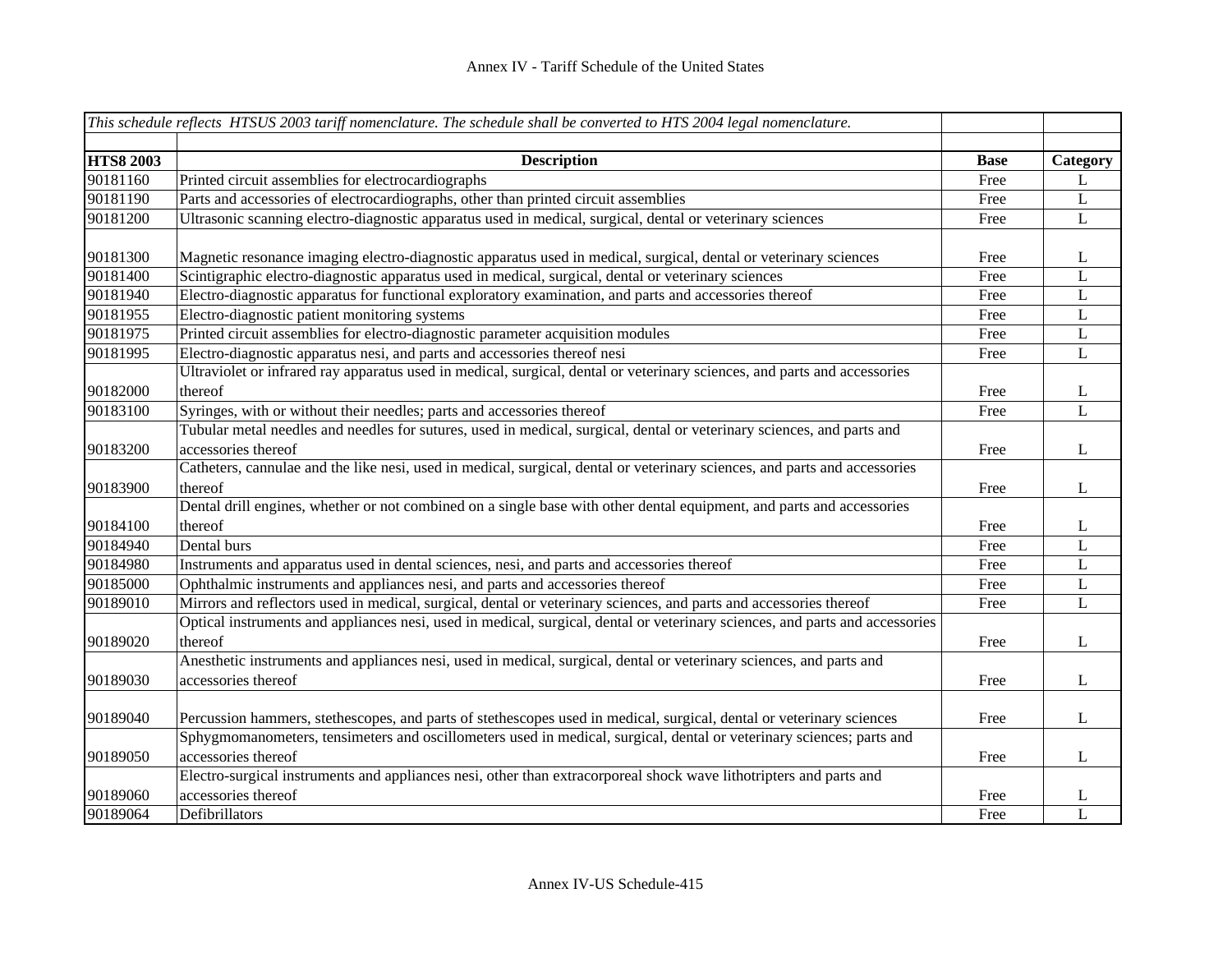Annex IV - Tariff Schedule of the United States

| *This schedule reflects HTSUS 2003 tariff nomenclature. The schedule shall be converted to HTS 2004 legal nomenclature.* | | | |
|---|---|---|---|
| **HTS8 2003** | **Description** | **Base** | **Category** |
| 90181160 | Printed circuit assemblies for electrocardiographs | Free | L |
| 90181190 | Parts and accessories of electrocardiographs, other than printed circuit assemblies | Free | L |
| 90181200 | Ultrasonic scanning electro-diagnostic apparatus used in medical, surgical, dental or veterinary sciences | Free | L |
| 90181300 | Magnetic resonance imaging electro-diagnostic apparatus used in medical, surgical, dental or veterinary sciences | Free | L |
| 90181400 | Scintigraphic electro-diagnostic apparatus used in medical, surgical, dental or veterinary sciences | Free | L |
| 90181940 | Electro-diagnostic apparatus for functional exploratory examination, and parts and accessories thereof | Free | L |
| 90181955 | Electro-diagnostic patient monitoring systems | Free | L |
| 90181975 | Printed circuit assemblies for electro-diagnostic parameter acquisition modules | Free | L |
| 90181995 | Electro-diagnostic apparatus nesi, and parts and accessories thereof nesi | Free | L |
| 90182000 | Ultraviolet or infrared ray apparatus used in medical, surgical, dental or veterinary sciences, and parts and accessories thereof | Free | L |
| 90183100 | Syringes, with or without their needles; parts and accessories thereof | Free | L |
| 90183200 | Tubular metal needles and needles for sutures, used in medical, surgical, dental or veterinary sciences, and parts and accessories thereof | Free | L |
| 90183900 | Catheters, cannulae and the like nesi, used in medical, surgical, dental or veterinary sciences, and parts and accessories thereof | Free | L |
| 90184100 | Dental drill engines, whether or not combined on a single base with other dental equipment, and parts and accessories thereof | Free | L |
| 90184940 | Dental burs | Free | L |
| 90184980 | Instruments and apparatus used in dental sciences, nesi, and parts and accessories thereof | Free | L |
| 90185000 | Ophthalmic instruments and appliances nesi, and parts and accessories thereof | Free | L |
| 90189010 | Mirrors and reflectors used in medical, surgical, dental or veterinary sciences, and parts and accessories thereof | Free | L |
| 90189020 | Optical instruments and appliances nesi, used in medical, surgical, dental or veterinary sciences, and parts and accessories thereof | Free | L |
| 90189030 | Anesthetic instruments and appliances nesi, used in medical, surgical, dental or veterinary sciences, and parts and accessories thereof | Free | L |
| 90189040 | Percussion hammers, stethescopes, and parts of stethescopes used in medical, surgical, dental or veterinary sciences | Free | L |
| 90189050 | Sphygmomanometers, tensimeters and oscillometers used in medical, surgical, dental or veterinary sciences; parts and accessories thereof | Free | L |
| 90189060 | Electro-surgical instruments and appliances nesi, other than extracorporeal shock wave lithotripters and parts and accessories thereof | Free | L |
| 90189064 | Defibrillators | Free | L |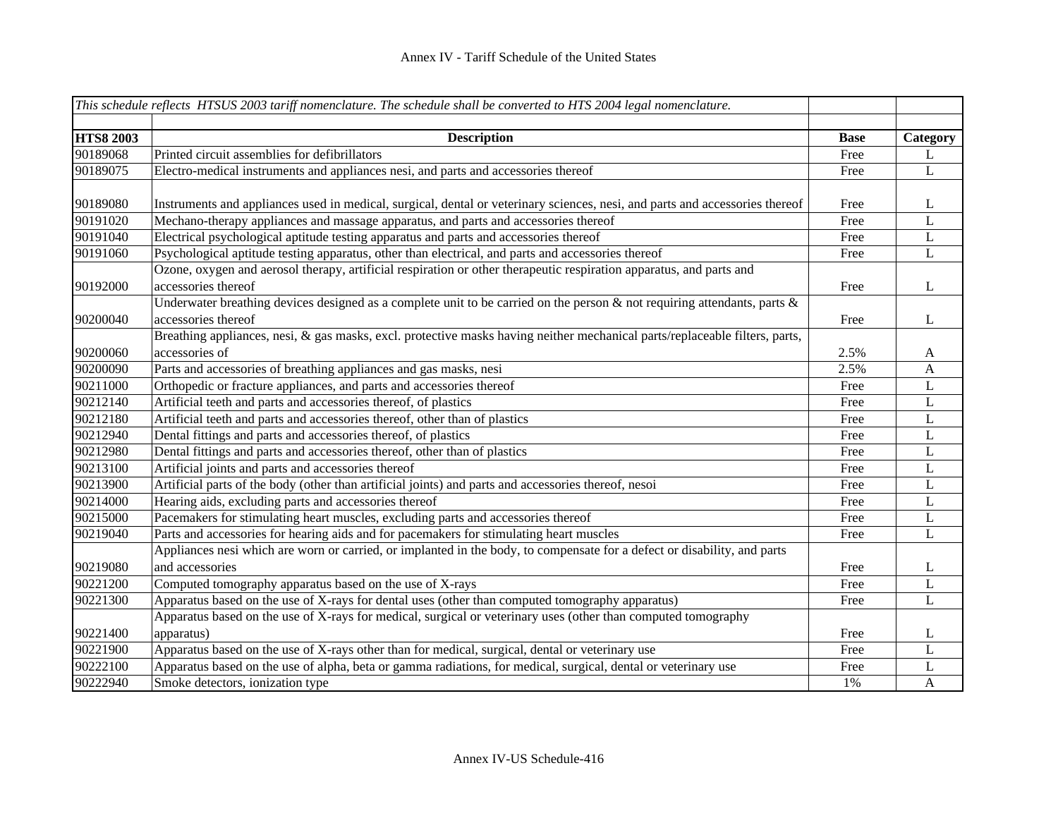*This schedule reflects HTSUS 2003 tariff nomenclature. The schedule shall be converted to HTS 2004 legal nomenclature.*

| HTS8 2003 | Description | Base | Category |
|---|---|---|---|
| 90189068 | Printed circuit assemblies for defibrillators | Free | L |
| 90189075 | Electro-medical instruments and appliances nesi, and parts and accessories thereof | Free | L |
| 90189080 | Instruments and appliances used in medical, surgical, dental or veterinary sciences, nesi, and parts and accessories thereof | Free | L |
| 90191020 | Mechano-therapy appliances and massage apparatus, and parts and accessories thereof | Free | L |
| 90191040 | Electrical psychological aptitude testing apparatus and parts and accessories thereof | Free | L |
| 90191060 | Psychological aptitude testing apparatus, other than electrical, and parts and accessories thereof | Free | L |
| 90192000 | Ozone, oxygen and aerosol therapy, artificial respiration or other therapeutic respiration apparatus, and parts and accessories thereof | Free | L |
| 90200040 | Underwater breathing devices designed as a complete unit to be carried on the person & not requiring attendants, parts & accessories thereof | Free | L |
| 90200060 | Breathing appliances, nesi, & gas masks, excl. protective masks having neither mechanical parts/replaceable filters, parts, accessories of | 2.5% | A |
| 90200090 | Parts and accessories of breathing appliances and gas masks, nesi | 2.5% | A |
| 90211000 | Orthopedic or fracture appliances, and parts and accessories thereof | Free | L |
| 90212140 | Artificial teeth and parts and accessories thereof, of plastics | Free | L |
| 90212180 | Artificial teeth and parts and accessories thereof, other than of plastics | Free | L |
| 90212940 | Dental fittings and parts and accessories thereof, of plastics | Free | L |
| 90212980 | Dental fittings and parts and accessories thereof, other than of plastics | Free | L |
| 90213100 | Artificial joints and parts and accessories thereof | Free | L |
| 90213900 | Artificial parts of the body (other than artificial joints) and parts and accessories thereof, nesoi | Free | L |
| 90214000 | Hearing aids, excluding parts and accessories thereof | Free | L |
| 90215000 | Pacemakers for stimulating heart muscles, excluding parts and accessories thereof | Free | L |
| 90219040 | Parts and accessories for hearing aids and for pacemakers for stimulating heart muscles | Free | L |
| 90219080 | Appliances nesi which are worn or carried, or implanted in the body, to compensate for a defect or disability, and parts and accessories | Free | L |
| 90221200 | Computed tomography apparatus based on the use of X-rays | Free | L |
| 90221300 | Apparatus based on the use of X-rays for dental uses (other than computed tomography apparatus) | Free | L |
| 90221400 | Apparatus based on the use of X-rays for medical, surgical or veterinary uses (other than computed tomography apparatus) | Free | L |
| 90221900 | Apparatus based on the use of X-rays other than for medical, surgical, dental or veterinary use | Free | L |
| 90222100 | Apparatus based on the use of alpha, beta or gamma radiations, for medical, surgical, dental or veterinary use | Free | L |
| 90222940 | Smoke detectors, ionization type | 1% | A |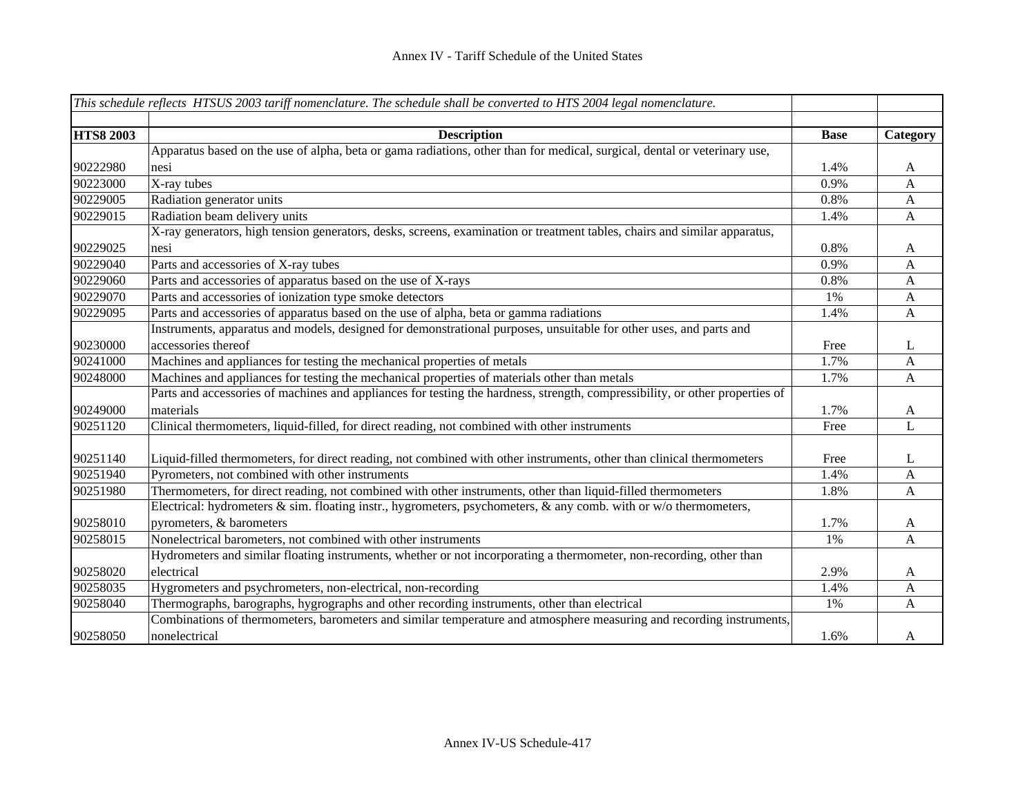Annex IV - Tariff Schedule of the United States

| *This schedule reflects HTSUS 2003 tariff nomenclature. The schedule shall be converted to HTS 2004 legal nomenclature.* | | | |
|---|---|---|---|
| **HTS8 2003** | **Description** | **Base** | **Category** |
| 90222980 | Apparatus based on the use of alpha, beta or gama radiations, other than for medical, surgical, dental or veterinary use, nesi | 1.4% | A |
| 90223000 | X-ray tubes | 0.9% | A |
| 90229005 | Radiation generator units | 0.8% | A |
| 90229015 | Radiation beam delivery units | 1.4% | A |
| 90229025 | X-ray generators, high tension generators, desks, screens, examination or treatment tables, chairs and similar apparatus, nesi | 0.8% | A |
| 90229040 | Parts and accessories of X-ray tubes | 0.9% | A |
| 90229060 | Parts and accessories of apparatus based on the use of X-rays | 0.8% | A |
| 90229070 | Parts and accessories of ionization type smoke detectors | 1% | A |
| 90229095 | Parts and accessories of apparatus based on the use of alpha, beta or gamma radiations | 1.4% | A |
| 90230000 | Instruments, apparatus and models, designed for demonstrational purposes, unsuitable for other uses, and parts and accessories thereof | Free | L |
| 90241000 | Machines and appliances for testing the mechanical properties of metals | 1.7% | A |
| 90248000 | Machines and appliances for testing the mechanical properties of materials other than metals | 1.7% | A |
| 90249000 | Parts and accessories of machines and appliances for testing the hardness, strength, compressibility, or other properties of materials | 1.7% | A |
| 90251120 | Clinical thermometers, liquid-filled, for direct reading, not combined with other instruments | Free | L |
| 90251140 | Liquid-filled thermometers, for direct reading, not combined with other instruments, other than clinical thermometers | Free | L |
| 90251940 | Pyrometers, not combined with other instruments | 1.4% | A |
| 90251980 | Thermometers, for direct reading, not combined with other instruments, other than liquid-filled thermometers | 1.8% | A |
| 90258010 | Electrical: hydrometers & sim. floating instr., hygrometers, psychometers, & any comb. with or w/o thermometers, pyrometers, & barometers | 1.7% | A |
| 90258015 | Nonelectrical barometers, not combined with other instruments | 1% | A |
| 90258020 | Hydrometers and similar floating instruments, whether or not incorporating a thermometer, non-recording, other than electrical | 2.9% | A |
| 90258035 | Hygrometers and psychrometers, non-electrical, non-recording | 1.4% | A |
| 90258040 | Thermographs, barographs, hygrographs and other recording instruments, other than electrical | 1% | A |
| 90258050 | Combinations of thermometers, barometers and similar temperature and atmosphere measuring and recording instruments, nonelectrical | 1.6% | A |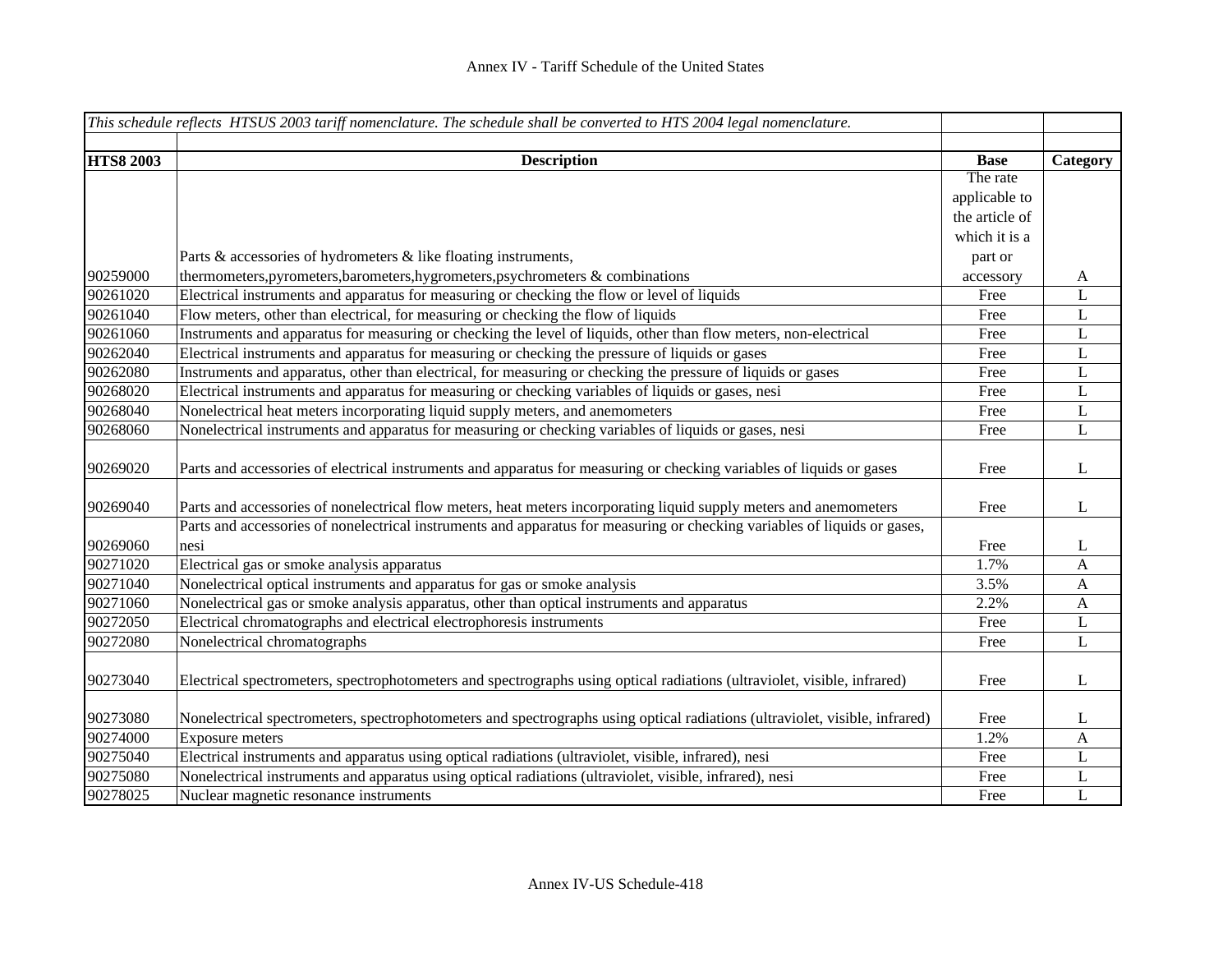| *This schedule reflects HTSUS 2003 tariff nomenclature. The schedule shall be converted to HTS 2004 legal nomenclature.* | | | |
|---|---|---|---|
| **HTS8 2003** | **Description** | **Base** | **Category** |
| 90259000 | Parts & accessories of hydrometers & like floating instruments, thermometers,pyrometers,barometers,hygrometers,psychrometers & combinations | The rate applicable to the article of which it is a part or accessory | A |
| 90261020 | Electrical instruments and apparatus for measuring or checking the flow or level of liquids | Free | L |
| 90261040 | Flow meters, other than electrical, for measuring or checking the flow of liquids | Free | L |
| 90261060 | Instruments and apparatus for measuring or checking the level of liquids, other than flow meters, non-electrical | Free | L |
| 90262040 | Electrical instruments and apparatus for measuring or checking the pressure of liquids or gases | Free | L |
| 90262080 | Instruments and apparatus, other than electrical, for measuring or checking the pressure of liquids or gases | Free | L |
| 90268020 | Electrical instruments and apparatus for measuring or checking variables of liquids or gases, nesi | Free | L |
| 90268040 | Nonelectrical heat meters incorporating liquid supply meters, and anemometers | Free | L |
| 90268060 | Nonelectrical instruments and apparatus for measuring or checking variables of liquids or gases, nesi | Free | L |
| 90269020 | Parts and accessories of electrical instruments and apparatus for measuring or checking variables of liquids or gases | Free | L |
| 90269040 | Parts and accessories of nonelectrical flow meters, heat meters incorporating liquid supply meters and anemometers | Free | L |
| 90269060 | Parts and accessories of nonelectrical instruments and apparatus for measuring or checking variables of liquids or gases, nesi | Free | L |
| 90271020 | Electrical gas or smoke analysis apparatus | 1.7% | A |
| 90271040 | Nonelectrical optical instruments and apparatus for gas or smoke analysis | 3.5% | A |
| 90271060 | Nonelectrical gas or smoke analysis apparatus, other than optical instruments and apparatus | 2.2% | A |
| 90272050 | Electrical chromatographs and electrical electrophoresis instruments | Free | L |
| 90272080 | Nonelectrical chromatographs | Free | L |
| 90273040 | Electrical spectrometers, spectrophotometers and spectrographs using optical radiations (ultraviolet, visible, infrared) | Free | L |
| 90273080 | Nonelectrical spectrometers, spectrophotometers and spectrographs using optical radiations (ultraviolet, visible, infrared) | Free | L |
| 90274000 | Exposure meters | 1.2% | A |
| 90275040 | Electrical instruments and apparatus using optical radiations (ultraviolet, visible, infrared), nesi | Free | L |
| 90275080 | Nonelectrical instruments and apparatus using optical radiations (ultraviolet, visible, infrared), nesi | Free | L |
| 90278025 | Nuclear magnetic resonance instruments | Free | L |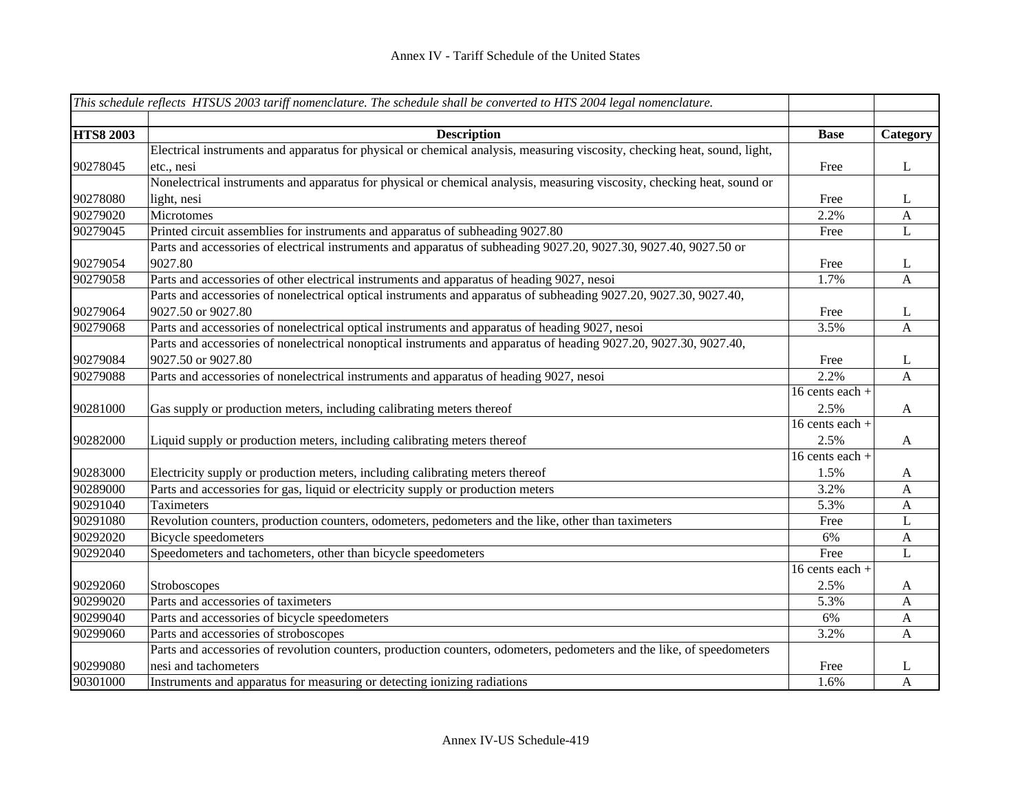| *This schedule reflects HTSUS 2003 tariff nomenclature. The schedule shall be converted to HTS 2004 legal nomenclature.* | | | |
|---|---|---|---|
| | | | |
| **HTS8 2003** | **Description** | **Base** | **Category** |
| 90278045 | Electrical instruments and apparatus for physical or chemical analysis, measuring viscosity, checking heat, sound, light, etc., nesi | Free | L |
| 90278080 | Nonelectrical instruments and apparatus for physical or chemical analysis, measuring viscosity, checking heat, sound or light, nesi | Free | L |
| 90279020 | Microtomes | 2.2% | A |
| 90279045 | Printed circuit assemblies for instruments and apparatus of subheading 9027.80 | Free | L |
| 90279054 | Parts and accessories of electrical instruments and apparatus of subheading 9027.20, 9027.30, 9027.40, 9027.50 or 9027.80 | Free | L |
| 90279058 | Parts and accessories of other electrical instruments and apparatus of heading 9027, nesoi | 1.7% | A |
| 90279064 | Parts and accessories of nonelectrical optical instruments and apparatus of subheading 9027.20, 9027.30, 9027.40, 9027.50 or 9027.80 | Free | L |
| 90279068 | Parts and accessories of nonelectrical optical instruments and apparatus of heading 9027, nesoi | 3.5% | A |
| 90279084 | Parts and accessories of nonelectrical nonoptical instruments and apparatus of heading 9027.20, 9027.30, 9027.40, 9027.50 or 9027.80 | Free | L |
| 90279088 | Parts and accessories of nonelectrical instruments and apparatus of heading 9027, nesoi | 2.2% | A |
| 90281000 | Gas supply or production meters, including calibrating meters thereof | 16 cents each + 2.5% | A |
| 90282000 | Liquid supply or production meters, including calibrating meters thereof | 16 cents each + 2.5% | A |
| 90283000 | Electricity supply or production meters, including calibrating meters thereof | 16 cents each + 1.5% | A |
| 90289000 | Parts and accessories for gas, liquid or electricity supply or production meters | 3.2% | A |
| 90291040 | Taximeters | 5.3% | A |
| 90291080 | Revolution counters, production counters, odometers, pedometers and the like, other than taximeters | Free | L |
| 90292020 | Bicycle speedometers | 6% | A |
| 90292040 | Speedometers and tachometers, other than bicycle speedometers | Free | L |
| 90292060 | Stroboscopes | 16 cents each + 2.5% | A |
| 90299020 | Parts and accessories of taximeters | 5.3% | A |
| 90299040 | Parts and accessories of bicycle speedometers | 6% | A |
| 90299060 | Parts and accessories of stroboscopes | 3.2% | A |
| 90299080 | Parts and accessories of revolution counters, production counters, odometers, pedometers and the like, of speedometers nesi and tachometers | Free | L |
| 90301000 | Instruments and apparatus for measuring or detecting ionizing radiations | 1.6% | A |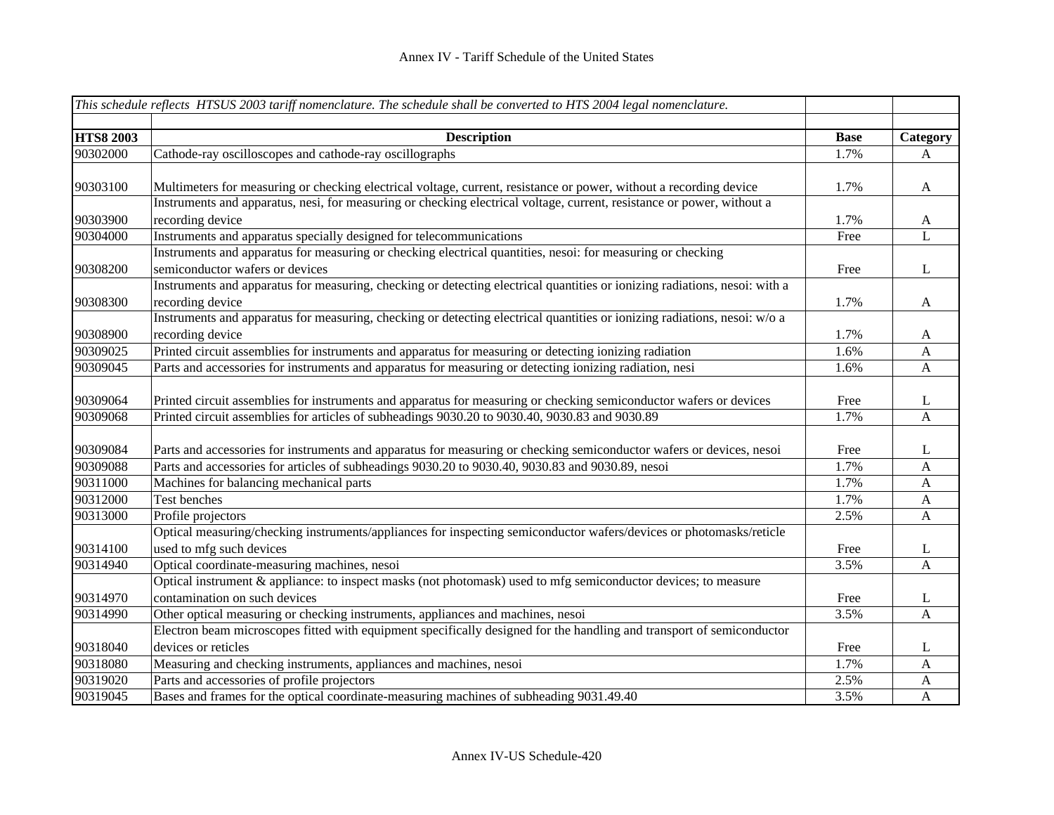| *This schedule reflects HTSUS 2003 tariff nomenclature. The schedule shall be converted to HTS 2004 legal nomenclature.* | | | |
|---|---|---|---|
| **HTS8 2003** | **Description** | **Base** | **Category** |
| 90302000 | Cathode-ray oscilloscopes and cathode-ray oscillographs | 1.7% | A |
| 90303100 | Multimeters for measuring or checking electrical voltage, current, resistance or power, without a recording device | 1.7% | A |
| 90303900 | Instruments and apparatus, nesi, for measuring or checking electrical voltage, current, resistance or power, without a recording device | 1.7% | A |
| 90304000 | Instruments and apparatus specially designed for telecommunications | Free | L |
| 90308200 | Instruments and apparatus for measuring or checking electrical quantities, nesoi: for measuring or checking semiconductor wafers or devices | Free | L |
| 90308300 | Instruments and apparatus for measuring, checking or detecting electrical quantities or ionizing radiations, nesoi: with a recording device | 1.7% | A |
| 90308900 | Instruments and apparatus for measuring, checking or detecting electrical quantities or ionizing radiations, nesoi: w/o a recording device | 1.7% | A |
| 90309025 | Printed circuit assemblies for instruments and apparatus for measuring or detecting ionizing radiation | 1.6% | A |
| 90309045 | Parts and accessories for instruments and apparatus for measuring or detecting ionizing radiation, nesi | 1.6% | A |
| 90309064 | Printed circuit assemblies for instruments and apparatus for measuring or checking semiconductor wafers or devices | Free | L |
| 90309068 | Printed circuit assemblies for articles of subheadings 9030.20 to 9030.40, 9030.83 and 9030.89 | 1.7% | A |
| 90309084 | Parts and accessories for instruments and apparatus for measuring or checking semiconductor wafers or devices, nesoi | Free | L |
| 90309088 | Parts and accessories for articles of subheadings 9030.20 to 9030.40, 9030.83 and 9030.89, nesoi | 1.7% | A |
| 90311000 | Machines for balancing mechanical parts | 1.7% | A |
| 90312000 | Test benches | 1.7% | A |
| 90313000 | Profile projectors | 2.5% | A |
| 90314100 | Optical measuring/checking instruments/appliances for inspecting semiconductor wafers/devices or photomasks/reticle used to mfg such devices | Free | L |
| 90314940 | Optical coordinate-measuring machines, nesoi | 3.5% | A |
| 90314970 | Optical instrument & appliance: to inspect masks (not photomask) used to mfg semiconductor devices; to measure contamination on such devices | Free | L |
| 90314990 | Other optical measuring or checking instruments, appliances and machines, nesoi | 3.5% | A |
| 90318040 | Electron beam microscopes fitted with equipment specifically designed for the handling and transport of semiconductor devices or reticles | Free | L |
| 90318080 | Measuring and checking instruments, appliances and machines, nesoi | 1.7% | A |
| 90319020 | Parts and accessories of profile projectors | 2.5% | A |
| 90319045 | Bases and frames for the optical coordinate-measuring machines of subheading 9031.49.40 | 3.5% | A |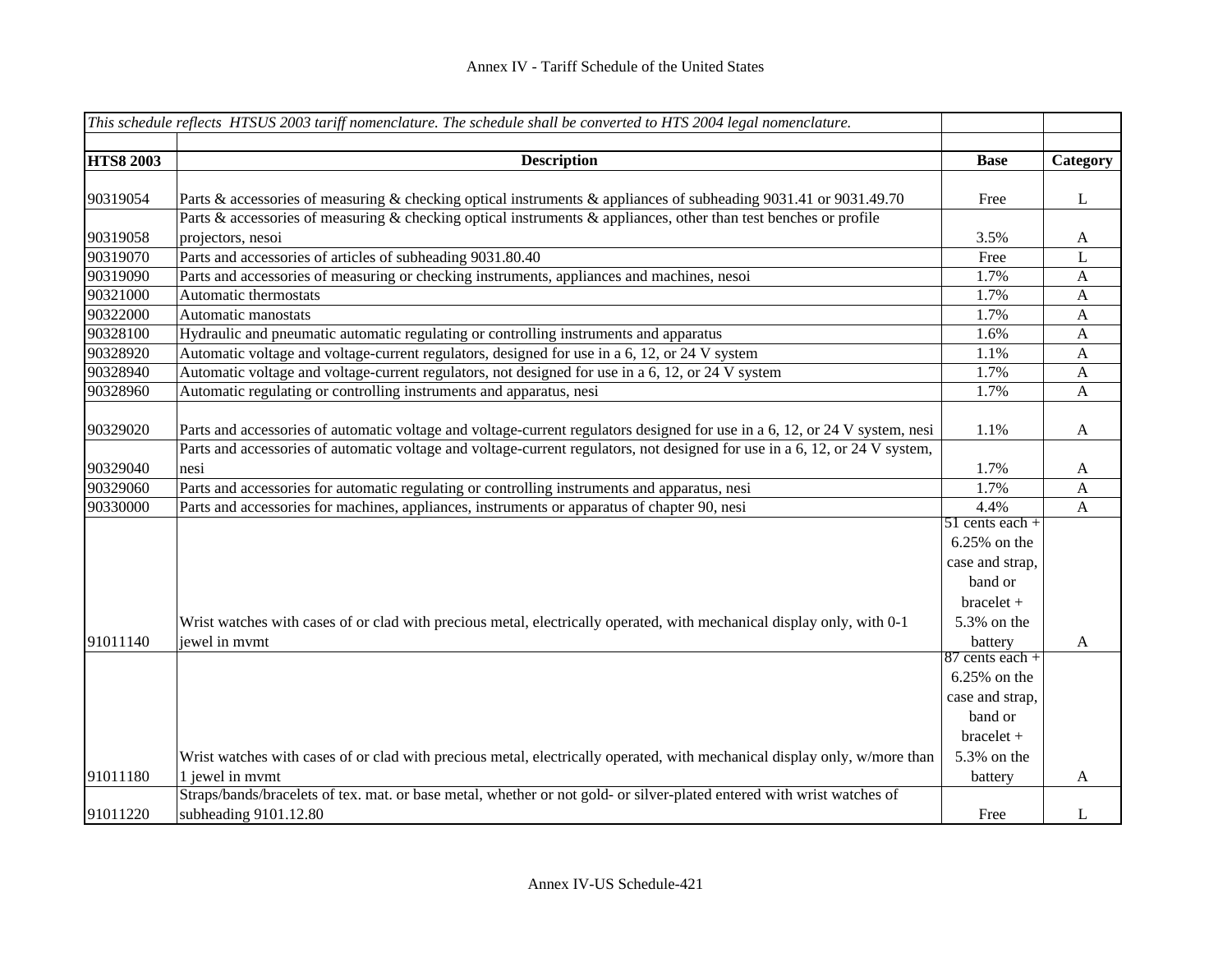| *This schedule reflects HTSUS 2003 tariff nomenclature. The schedule shall be converted to HTS 2004 legal nomenclature.* | | | |
|---|---|---|---|
| | | | |
| **HTS8 2003** | **Description** | **Base** | **Category** |
| 90319054 | Parts & accessories of measuring & checking optical instruments & appliances of subheading 9031.41 or 9031.49.70 | Free | L |
| 90319058 | Parts & accessories of measuring & checking optical instruments & appliances, other than test benches or profile projectors, nesoi | 3.5% | A |
| 90319070 | Parts and accessories of articles of subheading 9031.80.40 | Free | L |
| 90319090 | Parts and accessories of measuring or checking instruments, appliances and machines, nesoi | 1.7% | A |
| 90321000 | Automatic thermostats | 1.7% | A |
| 90322000 | Automatic manostats | 1.7% | A |
| 90328100 | Hydraulic and pneumatic automatic regulating or controlling instruments and apparatus | 1.6% | A |
| 90328920 | Automatic voltage and voltage-current regulators, designed for use in a 6, 12, or 24 V system | 1.1% | A |
| 90328940 | Automatic voltage and voltage-current regulators, not designed for use in a 6, 12, or 24 V system | 1.7% | A |
| 90328960 | Automatic regulating or controlling instruments and apparatus, nesi | 1.7% | A |
| 90329020 | Parts and accessories of automatic voltage and voltage-current regulators designed for use in a 6, 12, or 24 V system, nesi | 1.1% | A |
| 90329040 | Parts and accessories of automatic voltage and voltage-current regulators, not designed for use in a 6, 12, or 24 V system, nesi | 1.7% | A |
| 90329060 | Parts and accessories for automatic regulating or controlling instruments and apparatus, nesi | 1.7% | A |
| 90330000 | Parts and accessories for machines, appliances, instruments or apparatus of chapter 90, nesi | 4.4% | A |
| 91011140 | Wrist watches with cases of or clad with precious metal, electrically operated, with mechanical display only, with 0-1 jewel in mvmt | 51 cents each + 6.25% on the case and strap, band or bracelet + 5.3% on the battery | A |
| 91011180 | Wrist watches with cases of or clad with precious metal, electrically operated, with mechanical display only, w/more than 1 jewel in mvmt | 87 cents each + 6.25% on the case and strap, band or bracelet + 5.3% on the battery | A |
| 91011220 | Straps/bands/bracelets of tex. mat. or base metal, whether or not gold- or silver-plated entered with wrist watches of subheading 9101.12.80 | Free | L |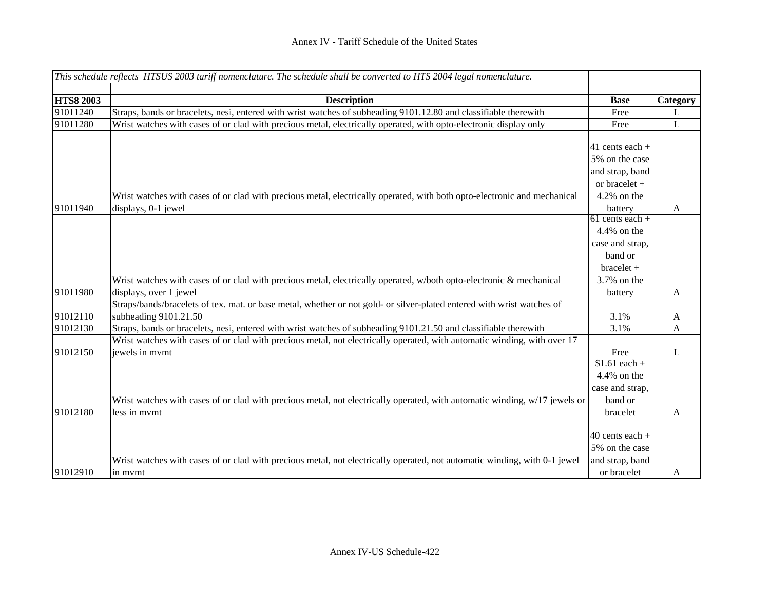| This schedule reflects HTSUS 2003 tariff nomenclature. The schedule shall be converted to HTS 2004 legal nomenclature. | | | |
|---|---|---|---|
| **HTS8 2003** | **Description** | **Base** | **Category** |
| 91011240 | Straps, bands or bracelets, nesi, entered with wrist watches of subheading 9101.12.80 and classifiable therewith | Free | L |
| 91011280 | Wrist watches with cases of or clad with precious metal, electrically operated, with opto-electronic display only | Free | L |
| 91011940 | Wrist watches with cases of or clad with precious metal, electrically operated, with both opto-electronic and mechanical displays, 0-1 jewel | 41 cents each + 5% on the case and strap, band or bracelet + 4.2% on the battery | A |
| 91011980 | Wrist watches with cases of or clad with precious metal, electrically operated, w/both opto-electronic & mechanical displays, over 1 jewel | 61 cents each + 4.4% on the case and strap, band or bracelet + 3.7% on the battery | A |
| 91012110 | Straps/bands/bracelets of tex. mat. or base metal, whether or not gold- or silver-plated entered with wrist watches of subheading 9101.21.50 | 3.1% | A |
| 91012130 | Straps, bands or bracelets, nesi, entered with wrist watches of subheading 9101.21.50 and classifiable therewith | 3.1% | A |
| 91012150 | Wrist watches with cases of or clad with precious metal, not electrically operated, with automatic winding, with over 17 jewels in mvmt | Free | L |
| 91012180 | Wrist watches with cases of or clad with precious metal, not electrically operated, with automatic winding, w/17 jewels or less in mvmt | $1.61 each + 4.4% on the case and strap, band or bracelet | A |
| 91012910 | Wrist watches with cases of or clad with precious metal, not electrically operated, not automatic winding, with 0-1 jewel in mvmt | 40 cents each + 5% on the case and strap, band or bracelet | A |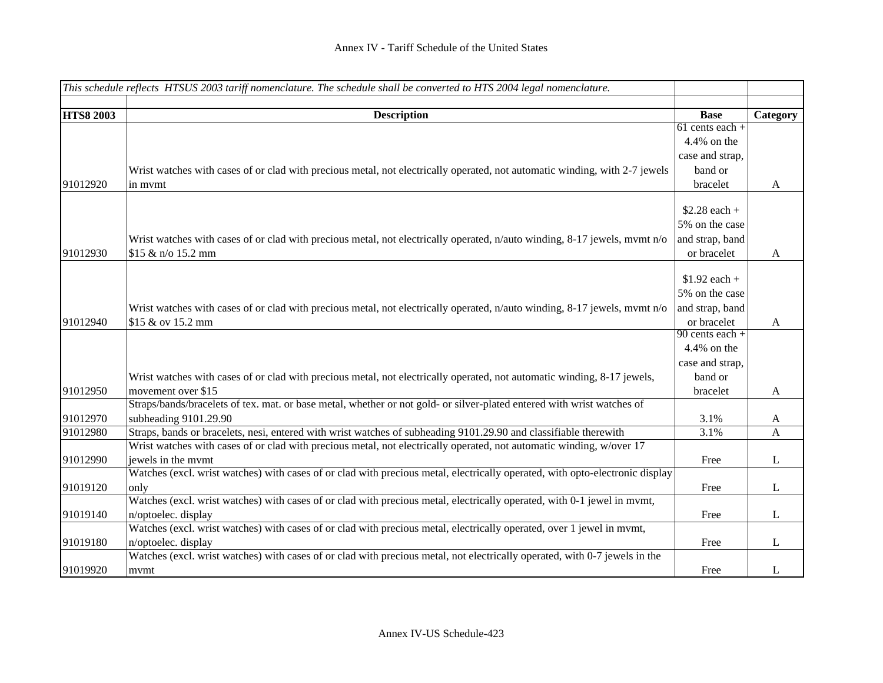| *This schedule reflects HTSUS 2003 tariff nomenclature. The schedule shall be converted to HTS 2004 legal nomenclature.* | | | |
|---|---|---|---|
| **HTS8 2003** | **Description** | **Base** | **Category** |
| 91012920 | Wrist watches with cases of or clad with precious metal, not electrically operated, not automatic winding, with 2-7 jewels in mvmt | 61 cents each + 4.4% on the case and strap, band or bracelet | A |
| 91012930 | Wrist watches with cases of or clad with precious metal, not electrically operated, n/auto winding, 8-17 jewels, mvmt n/o $15 & n/o 15.2 mm | $2.28 each + 5% on the case and strap, band or bracelet | A |
| 91012940 | Wrist watches with cases of or clad with precious metal, not electrically operated, n/auto winding, 8-17 jewels, mvmt n/o $15 & ov 15.2 mm | $1.92 each + 5% on the case and strap, band or bracelet | A |
| 91012950 | Wrist watches with cases of or clad with precious metal, not electrically operated, not automatic winding, 8-17 jewels, movement over $15 | 90 cents each + 4.4% on the case and strap, band or bracelet | A |
| 91012970 | Straps/bands/bracelets of tex. mat. or base metal, whether or not gold- or silver-plated entered with wrist watches of subheading 9101.29.90 | 3.1% | A |
| 91012980 | Straps, bands or bracelets, nesi, entered with wrist watches of subheading 9101.29.90 and classifiable therewith | 3.1% | A |
| 91012990 | Wrist watches with cases of or clad with precious metal, not electrically operated, not automatic winding, w/over 17 jewels in the mvmt | Free | L |
| 91019120 | Watches (excl. wrist watches) with cases of or clad with precious metal, electrically operated, with opto-electronic display only | Free | L |
| 91019140 | Watches (excl. wrist watches) with cases of or clad with precious metal, electrically operated, with 0-1 jewel in mvmt, n/optoelec. display | Free | L |
| 91019180 | Watches (excl. wrist watches) with cases of or clad with precious metal, electrically operated, over 1 jewel in mvmt, n/optoelec. display | Free | L |
| 91019920 | Watches (excl. wrist watches) with cases of or clad with precious metal, not electrically operated, with 0-7 jewels in the mvmt | Free | L |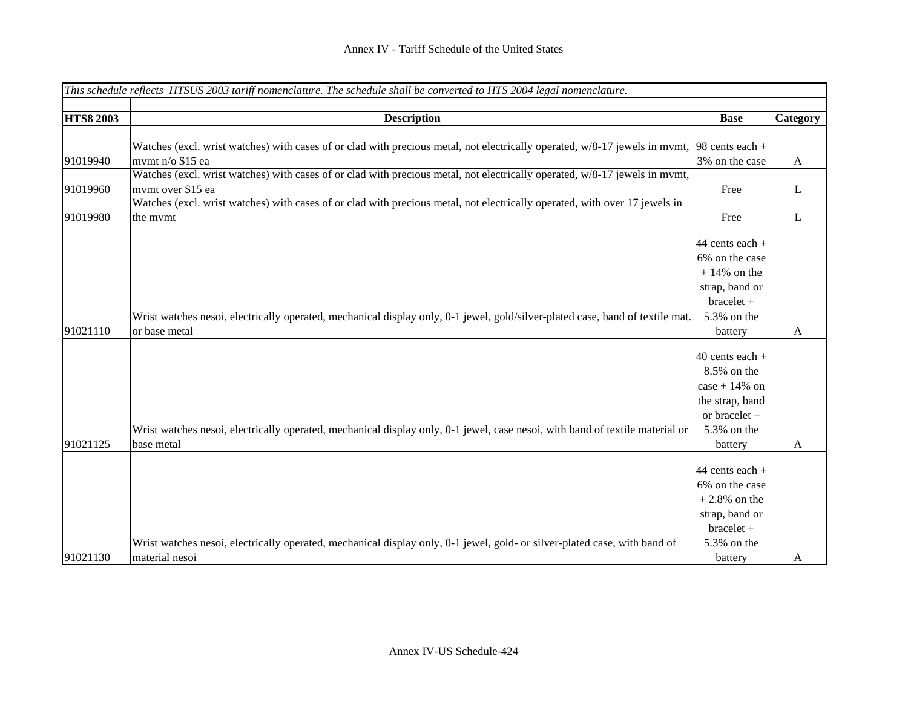| *This schedule reflects HTSUS 2003 tariff nomenclature. The schedule shall be converted to HTS 2004 legal nomenclature.* | | | |
|---|---|---|---|
| | | | |
| **HTS8 2003** | **Description** | **Base** | **Category** |
| 91019940 | Watches (excl. wrist watches) with cases of or clad with precious metal, not electrically operated, w/8-17 jewels in mvmt, mvmt n/o $15 ea | 98 cents each + 3% on the case | A |
| 91019960 | Watches (excl. wrist watches) with cases of or clad with precious metal, not electrically operated, w/8-17 jewels in mvmt, mvmt over $15 ea | Free | L |
| 91019980 | Watches (excl. wrist watches) with cases of or clad with precious metal, not electrically operated, with over 17 jewels in the mvmt | Free | L |
| 91021110 | Wrist watches nesoi, electrically operated, mechanical display only, 0-1 jewel, gold/silver-plated case, band of textile mat. or base metal | 44 cents each + 6% on the case + 14% on the strap, band or bracelet + 5.3% on the battery | A |
| 91021125 | Wrist watches nesoi, electrically operated, mechanical display only, 0-1 jewel, case nesoi, with band of textile material or base metal | 40 cents each + 8.5% on the case + 14% on the strap, band or bracelet + 5.3% on the battery | A |
| 91021130 | Wrist watches nesoi, electrically operated, mechanical display only, 0-1 jewel, gold- or silver-plated case, with band of material nesoi | 44 cents each + 6% on the case + 2.8% on the strap, band or bracelet + 5.3% on the battery | A |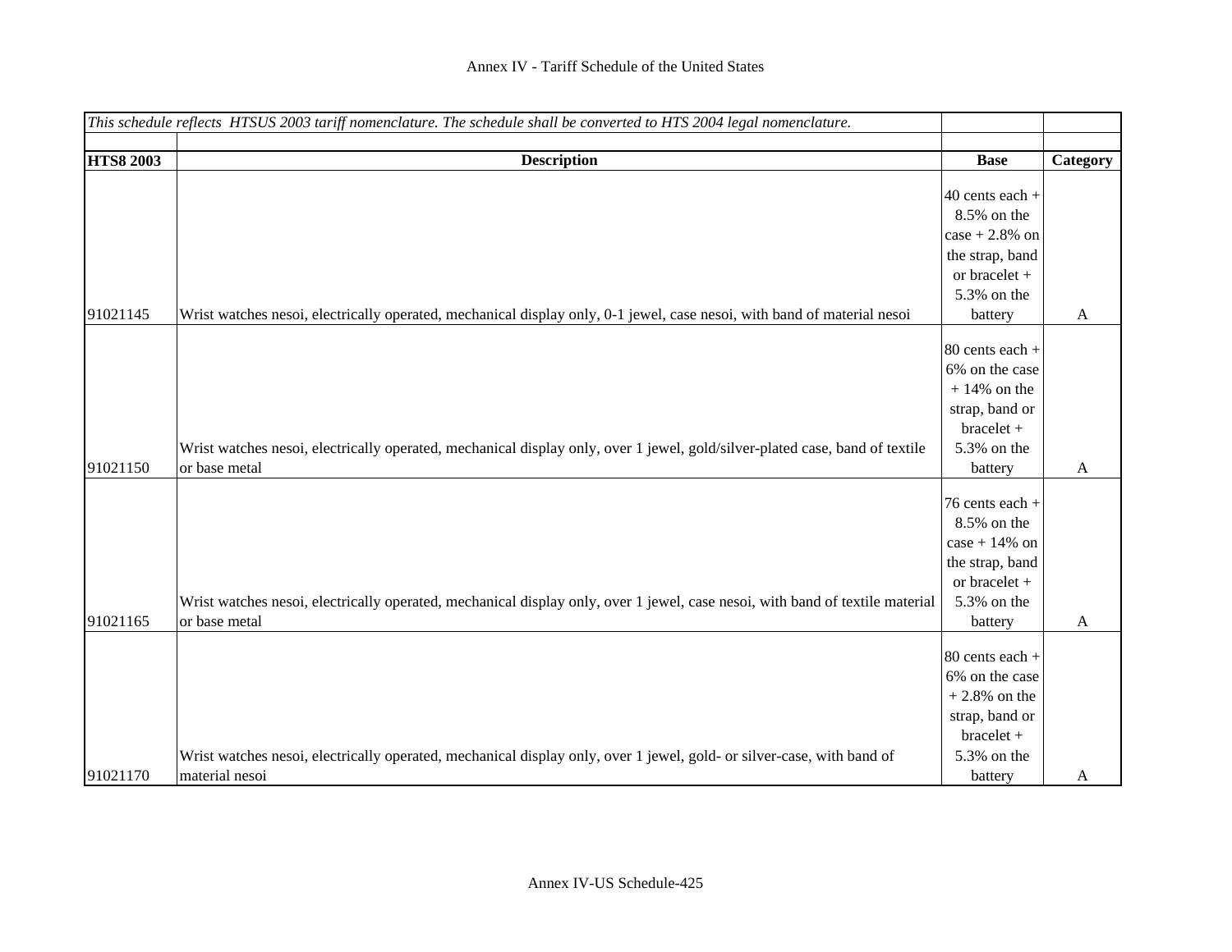# Annex IV - Tariff Schedule of the United States

*This schedule reflects HTSUS 2003 tariff nomenclature. The schedule shall be converted to HTS 2004 legal nomenclature.*

| HTS8 2003 | Description | Base | Category |
|---|---|---|---|
| 91021145 | Wrist watches nesoi, electrically operated, mechanical display only, 0-1 jewel, case nesoi, with band of material nesoi | 40 cents each + 8.5% on the case + 2.8% on the strap, band or bracelet + 5.3% on the battery | A |
| 91021150 | Wrist watches nesoi, electrically operated, mechanical display only, over 1 jewel, gold/silver-plated case, band of textile or base metal | 80 cents each + 6% on the case + 14% on the strap, band or bracelet + 5.3% on the battery | A |
| 91021165 | Wrist watches nesoi, electrically operated, mechanical display only, over 1 jewel, case nesoi, with band of textile material or base metal | 76 cents each + 8.5% on the case + 14% on the strap, band or bracelet + 5.3% on the battery | A |
| 91021170 | Wrist watches nesoi, electrically operated, mechanical display only, over 1 jewel, gold- or silver-case, with band of material nesoi | 80 cents each + 6% on the case + 2.8% on the strap, band or bracelet + 5.3% on the battery | A |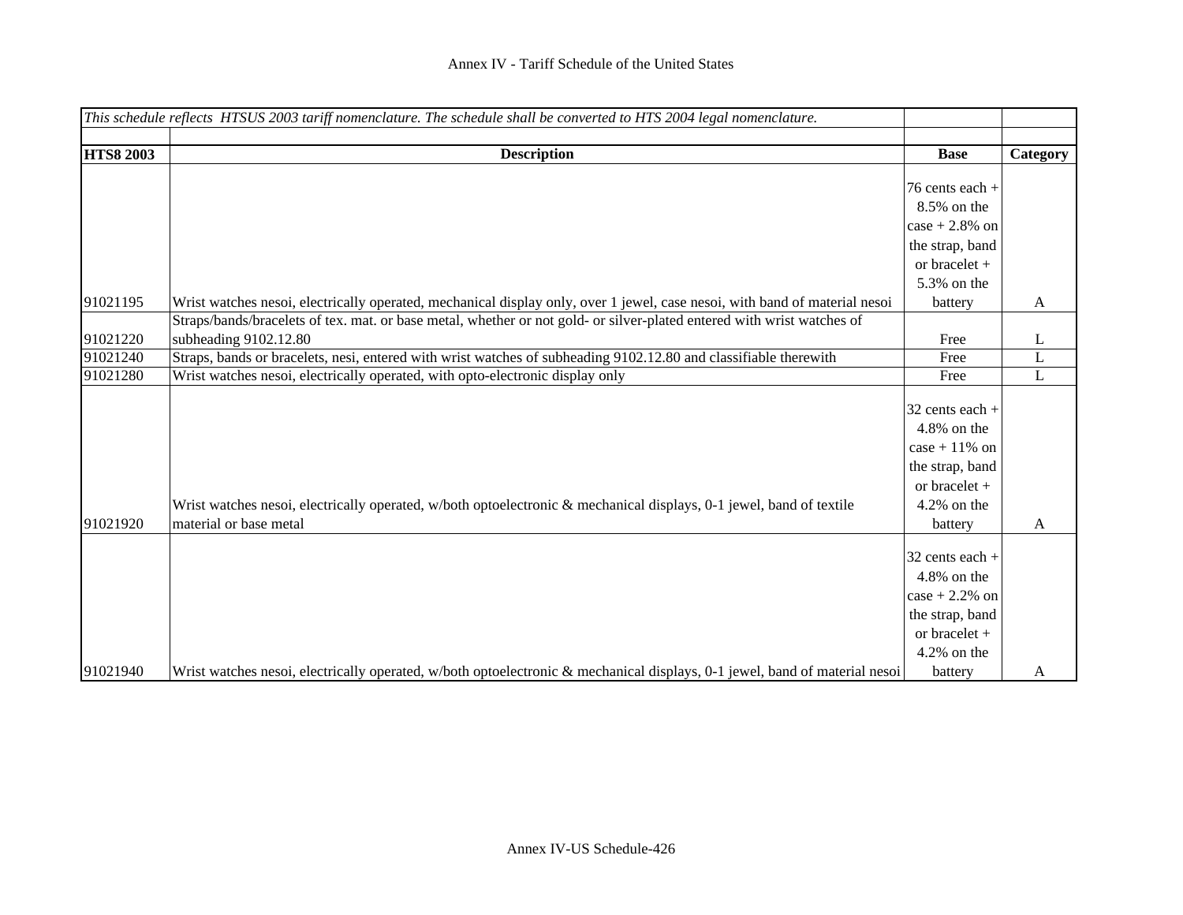Annex IV - Tariff Schedule of the United States

| *This schedule reflects HTSUS 2003 tariff nomenclature. The schedule shall be converted to HTS 2004 legal nomenclature.* | | | |
|---|---|---|---|
| **HTS8 2003** | **Description** | **Base** | **Category** |
| 91021195 | Wrist watches nesoi, electrically operated, mechanical display only, over 1 jewel, case nesoi, with band of material nesoi | 76 cents each + 8.5% on the case + 2.8% on the strap, band or bracelet + 5.3% on the battery | A |
| 91021220 | Straps/bands/bracelets of tex. mat. or base metal, whether or not gold- or silver-plated entered with wrist watches of subheading 9102.12.80 | Free | L |
| 91021240 | Straps, bands or bracelets, nesi, entered with wrist watches of subheading 9102.12.80 and classifiable therewith | Free | L |
| 91021280 | Wrist watches nesoi, electrically operated, with opto-electronic display only | Free | L |
| 91021920 | Wrist watches nesoi, electrically operated, w/both optoelectronic & mechanical displays, 0-1 jewel, band of textile material or base metal | 32 cents each + 4.8% on the case + 11% on the strap, band or bracelet + 4.2% on the battery | A |
| 91021940 | Wrist watches nesoi, electrically operated, w/both optoelectronic & mechanical displays, 0-1 jewel, band of material nesoi | 32 cents each + 4.8% on the case + 2.2% on the strap, band or bracelet + 4.2% on the battery | A |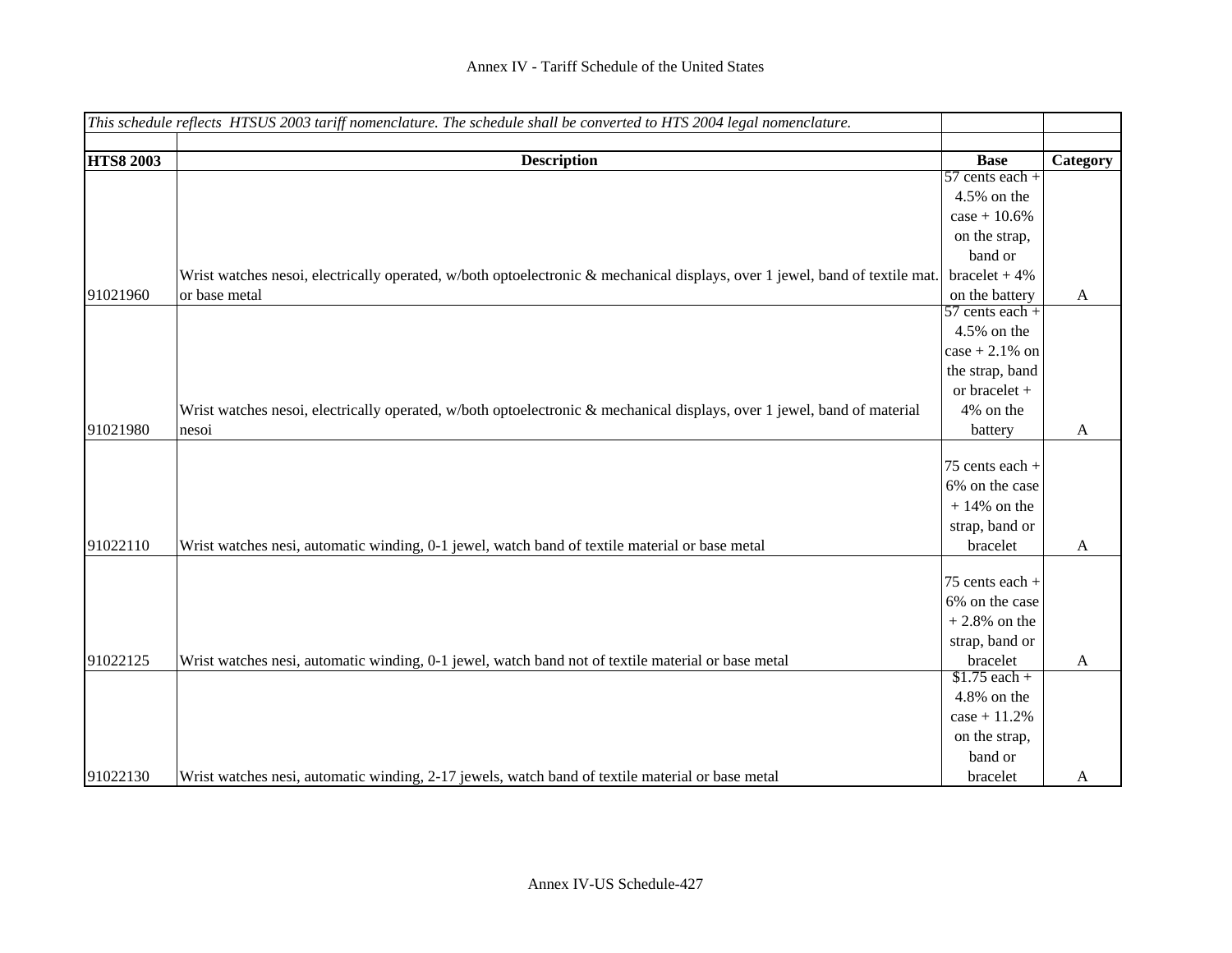Annex IV - Tariff Schedule of the United States

| *This schedule reflects HTSUS 2003 tariff nomenclature. The schedule shall be converted to HTS 2004 legal nomenclature.* | | | |
|---|---|---|---|
| **HTS8 2003** | **Description** | **Base** | **Category** |
| 91021960 | Wrist watches nesoi, electrically operated, w/both optoelectronic & mechanical displays, over 1 jewel, band of textile mat. or base metal | 57 cents each + 4.5% on the case + 10.6% on the strap, band or bracelet + 4% on the battery | A |
| 91021980 | Wrist watches nesoi, electrically operated, w/both optoelectronic & mechanical displays, over 1 jewel, band of material nesoi | 57 cents each + 4.5% on the case + 2.1% on the strap, band or bracelet + 4% on the battery | A |
| 91022110 | Wrist watches nesi, automatic winding, 0-1 jewel, watch band of textile material or base metal | 75 cents each + 6% on the case + 14% on the strap, band or bracelet | A |
| 91022125 | Wrist watches nesi, automatic winding, 0-1 jewel, watch band not of textile material or base metal | 75 cents each + 6% on the case + 2.8% on the strap, band or bracelet | A |
| 91022130 | Wrist watches nesi, automatic winding, 2-17 jewels, watch band of textile material or base metal | $1.75 each + 4.8% on the case + 11.2% on the strap, band or bracelet | A |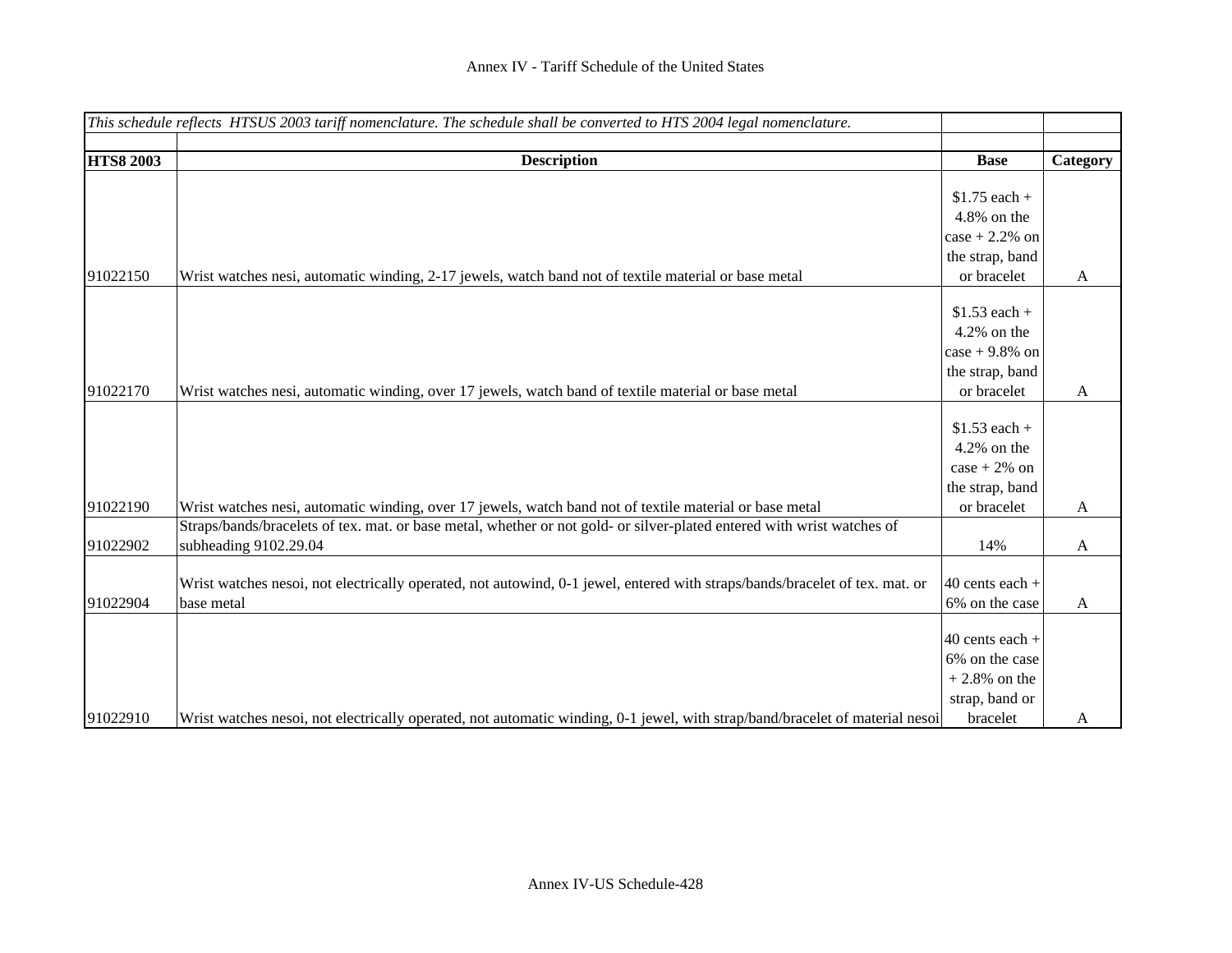Annex IV - Tariff Schedule of the United States

*This schedule reflects HTSUS 2003 tariff nomenclature. The schedule shall be converted to HTS 2004 legal nomenclature.*

| **HTS8 2003** | **Description** | **Base** | **Category** |
|---|---|---|---|
| 91022150 | Wrist watches nesi, automatic winding, 2-17 jewels, watch band not of textile material or base metal | $1.75 each + 4.8% on the case + 2.2% on the strap, band or bracelet | A |
| 91022170 | Wrist watches nesi, automatic winding, over 17 jewels, watch band of textile material or base metal | $1.53 each + 4.2% on the case + 9.8% on the strap, band or bracelet | A |
| 91022190 | Wrist watches nesi, automatic winding, over 17 jewels, watch band not of textile material or base metal | $1.53 each + 4.2% on the case + 2% on the strap, band or bracelet | A |
| 91022902 | Straps/bands/bracelets of tex. mat. or base metal, whether or not gold- or silver-plated entered with wrist watches of subheading 9102.29.04 | 14% | A |
| 91022904 | Wrist watches nesoi, not electrically operated, not autowind, 0-1 jewel, entered with straps/bands/bracelet of tex. mat. or base metal | 40 cents each + 6% on the case | A |
| 91022910 | Wrist watches nesoi, not electrically operated, not automatic winding, 0-1 jewel, with strap/band/bracelet of material nesoi | 40 cents each + 6% on the case + 2.8% on the strap, band or bracelet | A |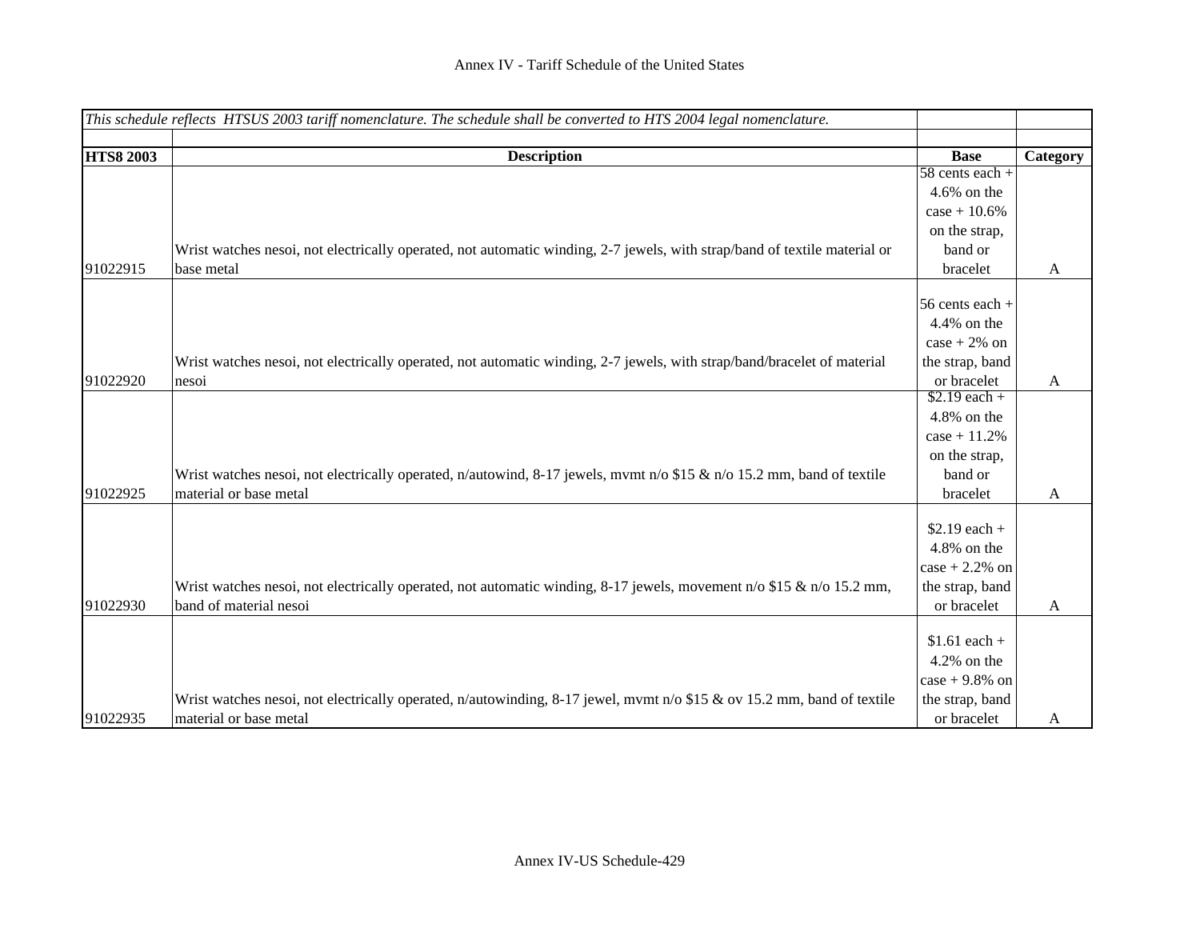| *This schedule reflects HTSUS 2003 tariff nomenclature. The schedule shall be converted to HTS 2004 legal nomenclature.* | | | |
|---|---|---|---|
| **HTS8 2003** | **Description** | **Base** | **Category** |
| 91022915 | Wrist watches nesoi, not electrically operated, not automatic winding, 2-7 jewels, with strap/band of textile material or base metal | 58 cents each + 4.6% on the case + 10.6% on the strap, band or bracelet | A |
| 91022920 | Wrist watches nesoi, not electrically operated, not automatic winding, 2-7 jewels, with strap/band/bracelet of material nesoi | 56 cents each + 4.4% on the case + 2% on the strap, band or bracelet | A |
| 91022925 | Wrist watches nesoi, not electrically operated, n/autowind, 8-17 jewels, mvmt n/o $15 & n/o 15.2 mm, band of textile material or base metal | $2.19 each + 4.8% on the case + 11.2% on the strap, band or bracelet | A |
| 91022930 | Wrist watches nesoi, not electrically operated, not automatic winding, 8-17 jewels, movement n/o $15 & n/o 15.2 mm, band of material nesoi | $2.19 each + 4.8% on the case + 2.2% on the strap, band or bracelet | A |
| 91022935 | Wrist watches nesoi, not electrically operated, n/autowinding, 8-17 jewel, mvmt n/o $15 & ov 15.2 mm, band of textile material or base metal | $1.61 each + 4.2% on the case + 9.8% on the strap, band or bracelet | A |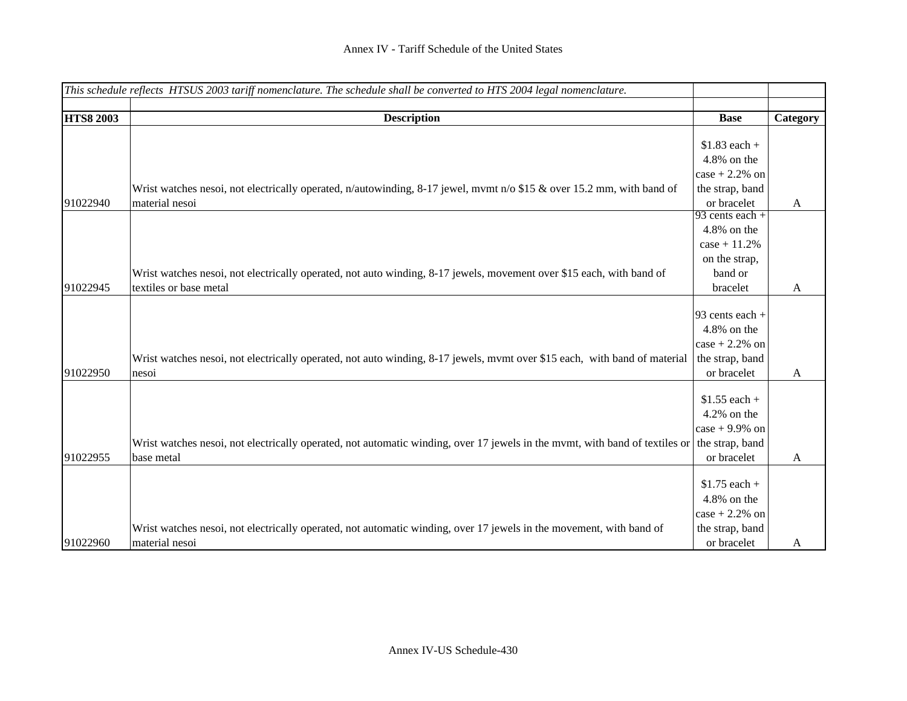# Annex IV - Tariff Schedule of the United States

| *This schedule reflects HTSUS 2003 tariff nomenclature. The schedule shall be converted to HTS 2004 legal nomenclature.* | | | |
|---|---|---|---|
| **HTS8 2003** | **Description** | **Base** | **Category** |
| 91022940 | Wrist watches nesoi, not electrically operated, n/autowinding, 8-17 jewel, mvmt n/o $15 & over 15.2 mm, with band of material nesoi | $1.83 each + 4.8% on the case + 2.2% on the strap, band or bracelet | A |
| 91022945 | Wrist watches nesoi, not electrically operated, not auto winding, 8-17 jewels, movement over $15 each, with band of textiles or base metal | 93 cents each + 4.8% on the case + 11.2% on the strap, band or bracelet | A |
| 91022950 | Wrist watches nesoi, not electrically operated, not auto winding, 8-17 jewels, mvmt over $15 each, with band of material nesoi | 93 cents each + 4.8% on the case + 2.2% on the strap, band or bracelet | A |
| 91022955 | Wrist watches nesoi, not electrically operated, not automatic winding, over 17 jewels in the mvmt, with band of textiles or base metal | $1.55 each + 4.2% on the case + 9.9% on the strap, band or bracelet | A |
| 91022960 | Wrist watches nesoi, not electrically operated, not automatic winding, over 17 jewels in the movement, with band of material nesoi | $1.75 each + 4.8% on the case + 2.2% on the strap, band or bracelet | A |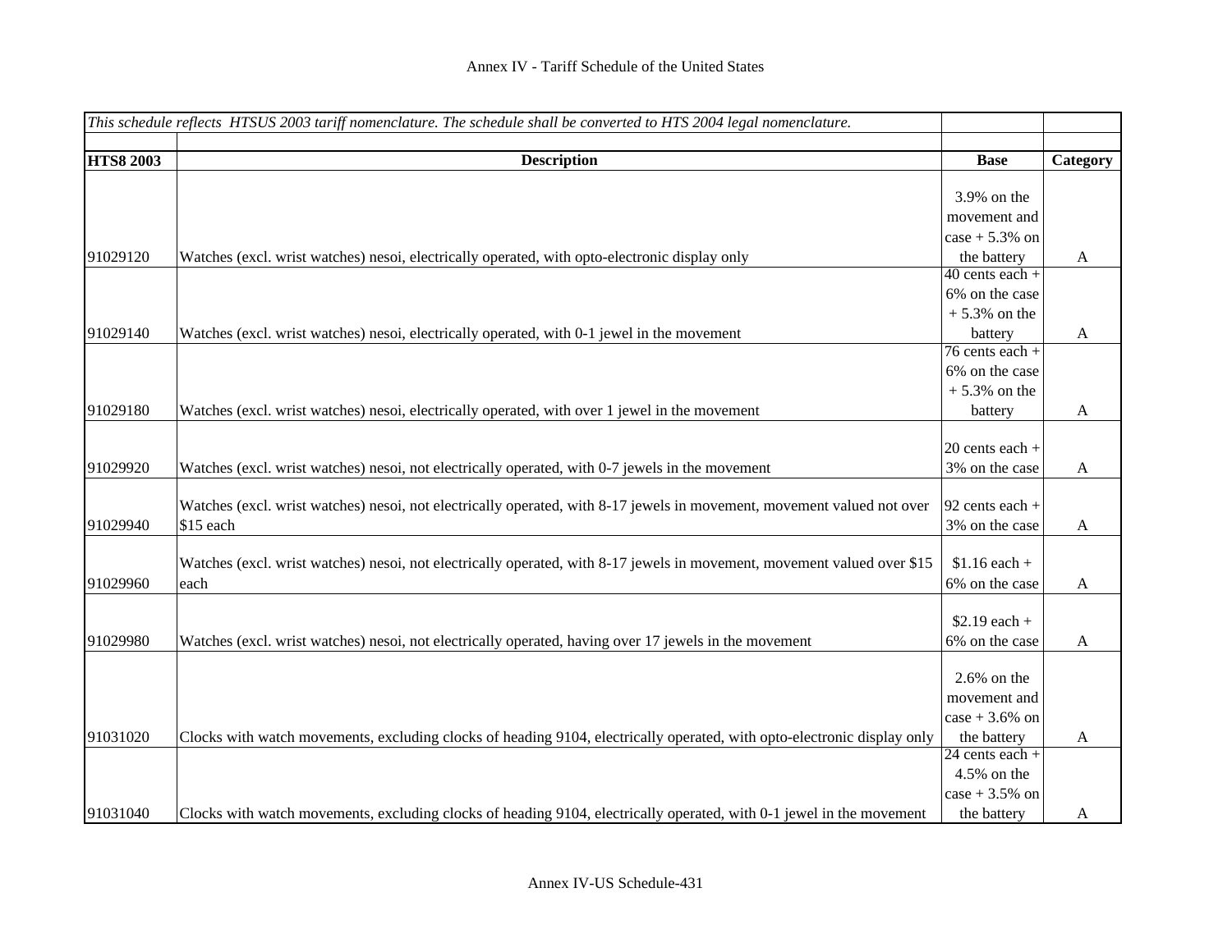| *This schedule reflects HTSUS 2003 tariff nomenclature. The schedule shall be converted to HTS 2004 legal nomenclature.* | | | |
|---|---|---|---|
| | | | |
| **HTS8 2003** | **Description** | **Base** | **Category** |
| 91029120 | Watches (excl. wrist watches) nesoi, electrically operated, with opto-electronic display only | 3.9% on the movement and case + 5.3% on the battery | A |
| 91029140 | Watches (excl. wrist watches) nesoi, electrically operated, with 0-1 jewel in the movement | 40 cents each + 6% on the case + 5.3% on the battery | A |
| 91029180 | Watches (excl. wrist watches) nesoi, electrically operated, with over 1 jewel in the movement | 76 cents each + 6% on the case + 5.3% on the battery | A |
| 91029920 | Watches (excl. wrist watches) nesoi, not electrically operated, with 0-7 jewels in the movement | 20 cents each + 3% on the case | A |
| 91029940 | Watches (excl. wrist watches) nesoi, not electrically operated, with 8-17 jewels in movement, movement valued not over $15 each | 92 cents each + 3% on the case | A |
| 91029960 | Watches (excl. wrist watches) nesoi, not electrically operated, with 8-17 jewels in movement, movement valued over $15 each | $1.16 each + 6% on the case | A |
| 91029980 | Watches (excl. wrist watches) nesoi, not electrically operated, having over 17 jewels in the movement | $2.19 each + 6% on the case | A |
| 91031020 | Clocks with watch movements, excluding clocks of heading 9104, electrically operated, with opto-electronic display only | 2.6% on the movement and case + 3.6% on the battery | A |
| 91031040 | Clocks with watch movements, excluding clocks of heading 9104, electrically operated, with 0-1 jewel in the movement | 24 cents each + 4.5% on the case + 3.5% on the battery | A |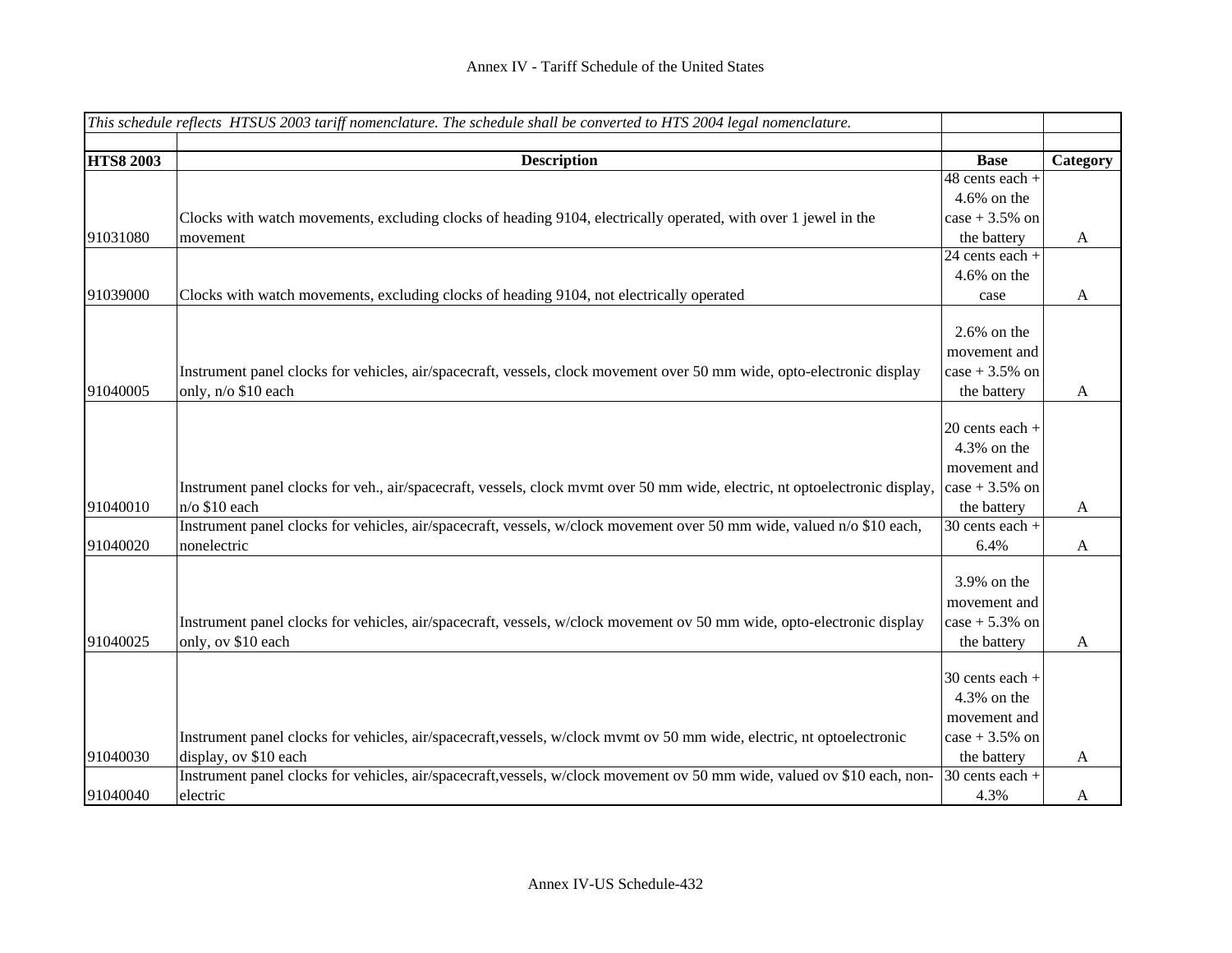Annex IV - Tariff Schedule of the United States

| *This schedule reflects HTSUS 2003 tariff nomenclature. The schedule shall be converted to HTS 2004 legal nomenclature.* | | | |
|---|---|---|---|
| **HTS8 2003** | **Description** | **Base** | **Category** |
| 91031080 | Clocks with watch movements, excluding clocks of heading 9104, electrically operated, with over 1 jewel in the movement | 48 cents each + 4.6% on the case + 3.5% on the battery | A |
| 91039000 | Clocks with watch movements, excluding clocks of heading 9104, not electrically operated | 24 cents each + 4.6% on the case | A |
| 91040005 | Instrument panel clocks for vehicles, air/spacecraft, vessels, clock movement over 50 mm wide, opto-electronic display only, n/o $10 each | 2.6% on the movement and case + 3.5% on the battery | A |
| 91040010 | Instrument panel clocks for veh., air/spacecraft, vessels, clock mvmt over 50 mm wide, electric, nt optoelectronic display, n/o $10 each | 20 cents each + 4.3% on the movement and case + 3.5% on the battery | A |
| 91040020 | Instrument panel clocks for vehicles, air/spacecraft, vessels, w/clock movement over 50 mm wide, valued n/o $10 each, nonelectric | 30 cents each + 6.4% | A |
| 91040025 | Instrument panel clocks for vehicles, air/spacecraft, vessels, w/clock movement ov 50 mm wide, opto-electronic display only, ov $10 each | 3.9% on the movement and case + 5.3% on the battery | A |
| 91040030 | Instrument panel clocks for vehicles, air/spacecraft,vessels, w/clock mvmt ov 50 mm wide, electric, nt optoelectronic display, ov $10 each | 30 cents each + 4.3% on the movement and case + 3.5% on the battery | A |
| 91040040 | Instrument panel clocks for vehicles, air/spacecraft,vessels, w/clock movement ov 50 mm wide, valued ov $10 each, non-electric | 30 cents each + 4.3% | A |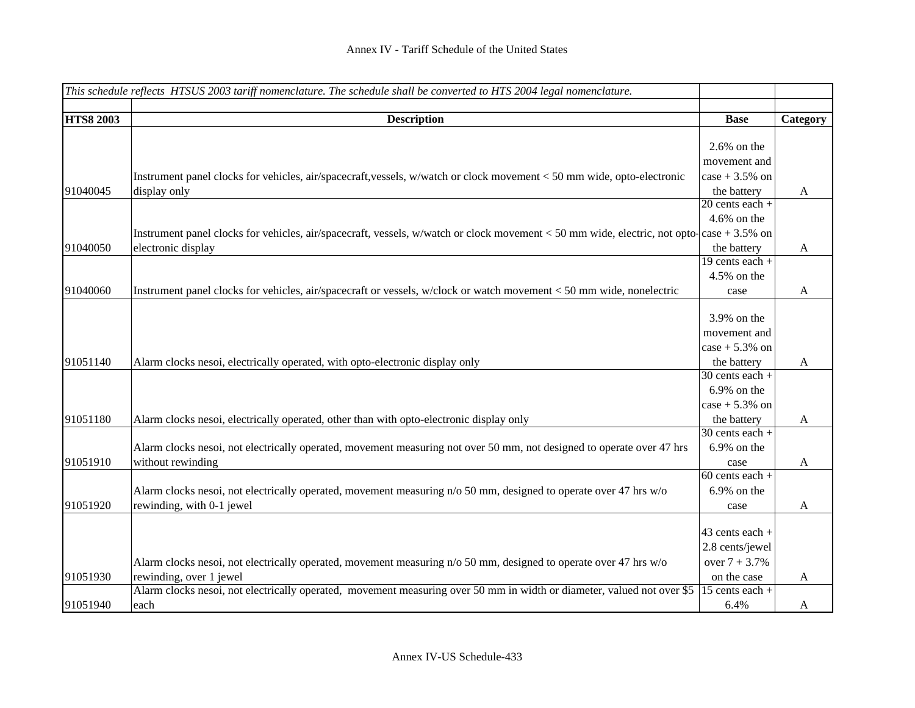| *This schedule reflects HTSUS 2003 tariff nomenclature. The schedule shall be converted to HTS 2004 legal nomenclature.* | | | |
|---|---|---|---|
| | | | |
| **HTS8 2003** | **Description** | **Base** | **Category** |
| 91040045 | Instrument panel clocks for vehicles, air/spacecraft,vessels, w/watch or clock movement < 50 mm wide, opto-electronic display only | 2.6% on the movement and case + 3.5% on the battery | A |
| 91040050 | Instrument panel clocks for vehicles, air/spacecraft, vessels, w/watch or clock movement < 50 mm wide, electric, not opto-electronic display | 20 cents each + 4.6% on the case + 3.5% on the battery | A |
| 91040060 | Instrument panel clocks for vehicles, air/spacecraft or vessels, w/clock or watch movement < 50 mm wide, nonelectric | 19 cents each + 4.5% on the case | A |
| 91051140 | Alarm clocks nesoi, electrically operated, with opto-electronic display only | 3.9% on the movement and case + 5.3% on the battery | A |
| 91051180 | Alarm clocks nesoi, electrically operated, other than with opto-electronic display only | 30 cents each + 6.9% on the case + 5.3% on the battery | A |
| 91051910 | Alarm clocks nesoi, not electrically operated, movement measuring not over 50 mm, not designed to operate over 47 hrs without rewinding | 30 cents each + 6.9% on the case | A |
| 91051920 | Alarm clocks nesoi, not electrically operated, movement measuring n/o 50 mm, designed to operate over 47 hrs w/o rewinding, with 0-1 jewel | 60 cents each + 6.9% on the case | A |
| 91051930 | Alarm clocks nesoi, not electrically operated, movement measuring n/o 50 mm, designed to operate over 47 hrs w/o rewinding, over 1 jewel | 43 cents each + 2.8 cents/jewel over 7 + 3.7% on the case | A |
| 91051940 | Alarm clocks nesoi, not electrically operated, movement measuring over 50 mm in width or diameter, valued not over $5 each | 15 cents each + 6.4% | A |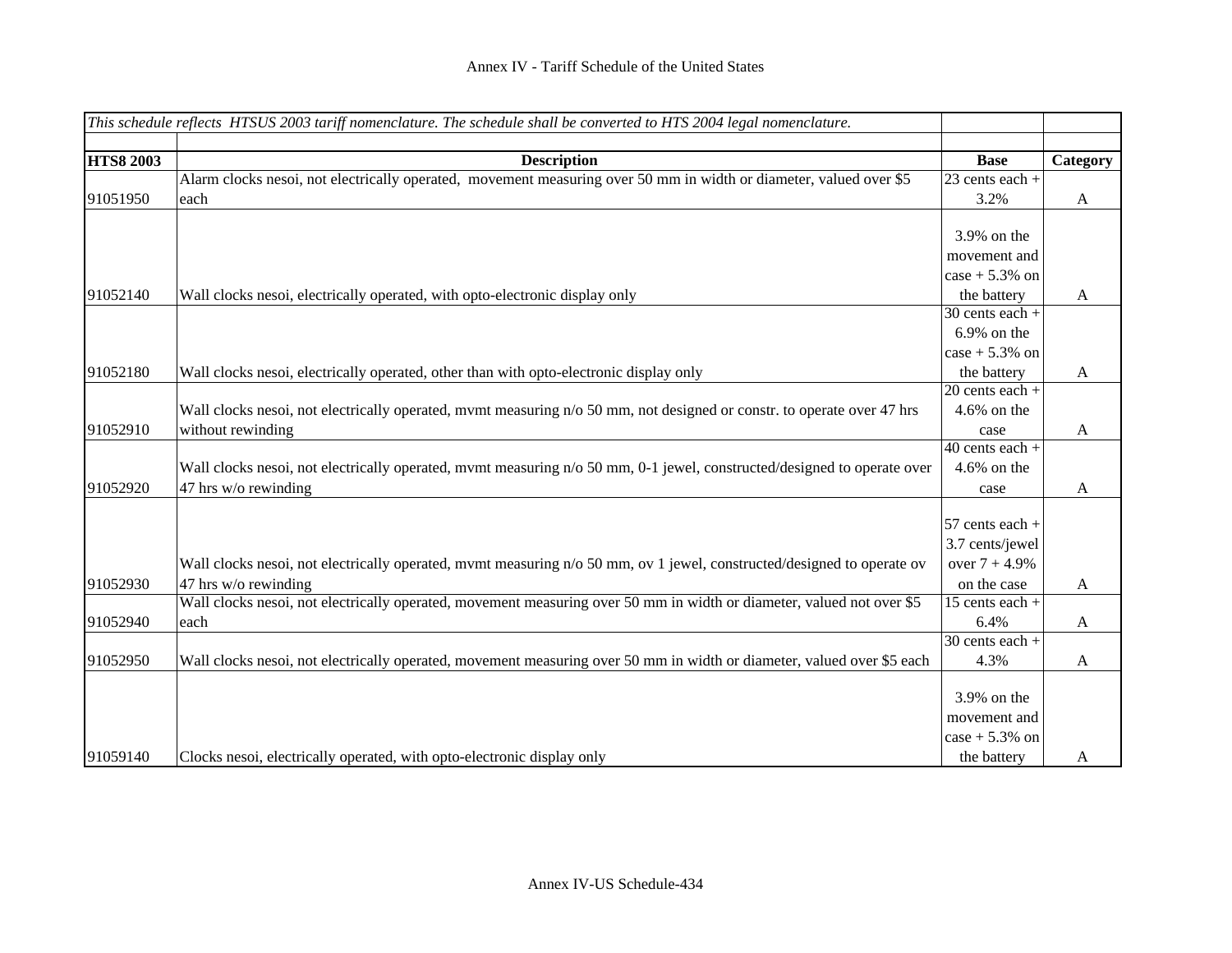# Annex IV - Tariff Schedule of the United States

| *This schedule reflects HTSUS 2003 tariff nomenclature. The schedule shall be converted to HTS 2004 legal nomenclature.* | | | |
|---|---|---|---|
| **HTS8 2003** | **Description** | **Base** | **Category** |
| 91051950 | Alarm clocks nesoi, not electrically operated, movement measuring over 50 mm in width or diameter, valued over $5 each | 23 cents each + 3.2% | A |
| 91052140 | Wall clocks nesoi, electrically operated, with opto-electronic display only | 3.9% on the movement and case + 5.3% on the battery | A |
| 91052180 | Wall clocks nesoi, electrically operated, other than with opto-electronic display only | 30 cents each + 6.9% on the case + 5.3% on the battery | A |
| 91052910 | Wall clocks nesoi, not electrically operated, mvmt measuring n/o 50 mm, not designed or constr. to operate over 47 hrs without rewinding | 20 cents each + 4.6% on the case | A |
| 91052920 | Wall clocks nesoi, not electrically operated, mvmt measuring n/o 50 mm, 0-1 jewel, constructed/designed to operate over 47 hrs w/o rewinding | 40 cents each + 4.6% on the case | A |
| 91052930 | Wall clocks nesoi, not electrically operated, mvmt measuring n/o 50 mm, ov 1 jewel, constructed/designed to operate ov 47 hrs w/o rewinding | 57 cents each + 3.7 cents/jewel over 7 + 4.9% on the case | A |
| 91052940 | Wall clocks nesoi, not electrically operated, movement measuring over 50 mm in width or diameter, valued not over $5 each | 15 cents each + 6.4% | A |
| 91052950 | Wall clocks nesoi, not electrically operated, movement measuring over 50 mm in width or diameter, valued over $5 each | 30 cents each + 4.3% | A |
| 91059140 | Clocks nesoi, electrically operated, with opto-electronic display only | 3.9% on the movement and case + 5.3% on the battery | A |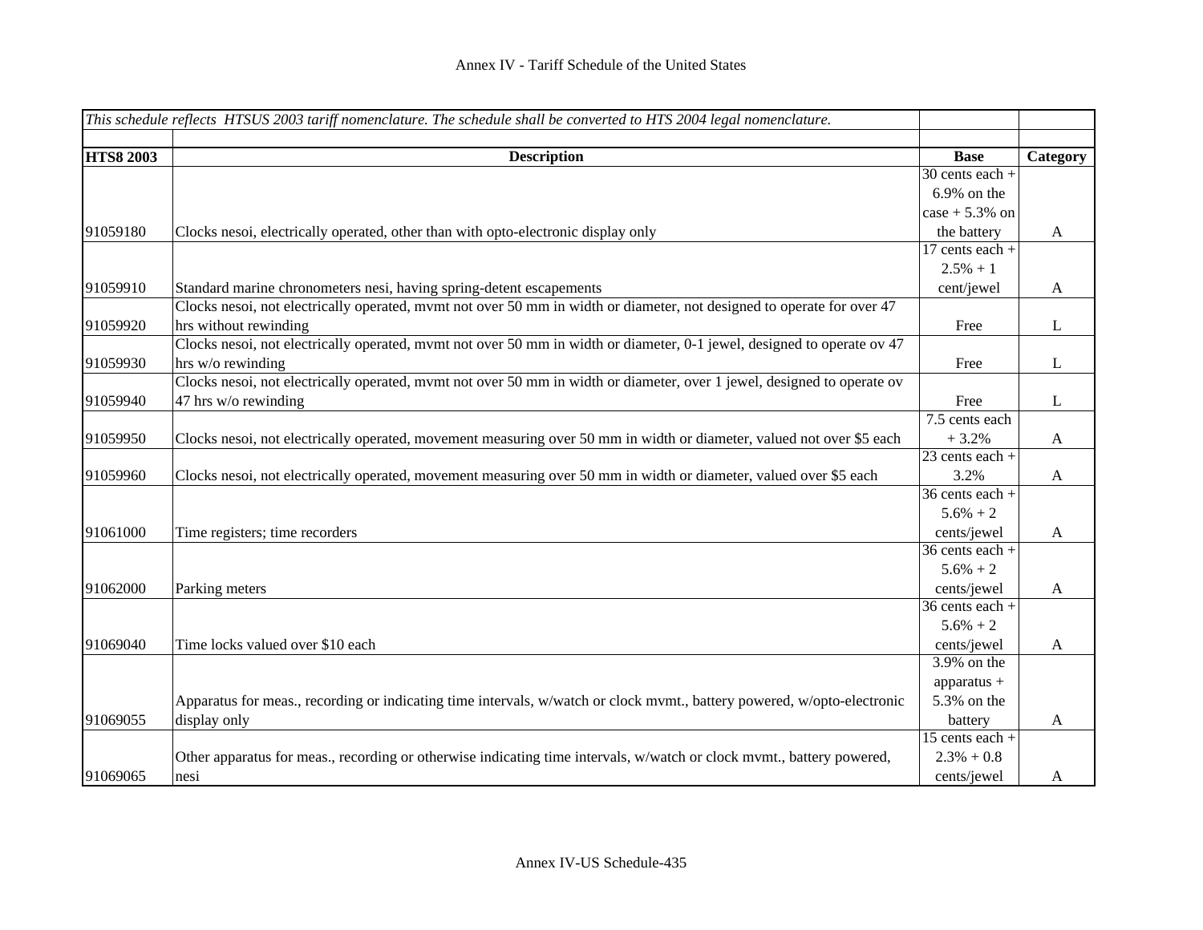| *This schedule reflects HTSUS 2003 tariff nomenclature. The schedule shall be converted to HTS 2004 legal nomenclature.* | | | |
|---|---|---|---|
| | | | |
| **HTS8 2003** | **Description** | **Base** | **Category** |
| 91059180 | Clocks nesoi, electrically operated, other than with opto-electronic display only | 30 cents each + 6.9% on the case + 5.3% on the battery | A |
| 91059910 | Standard marine chronometers nesi, having spring-detent escapements | 17 cents each + 2.5% + 1 cent/jewel | A |
| 91059920 | Clocks nesoi, not electrically operated, mvmt not over 50 mm in width or diameter, not designed to operate for over 47 hrs without rewinding | Free | L |
| 91059930 | Clocks nesoi, not electrically operated, mvmt not over 50 mm in width or diameter, 0-1 jewel, designed to operate ov 47 hrs w/o rewinding | Free | L |
| 91059940 | Clocks nesoi, not electrically operated, mvmt not over 50 mm in width or diameter, over 1 jewel, designed to operate ov 47 hrs w/o rewinding | Free | L |
| 91059950 | Clocks nesoi, not electrically operated, movement measuring over 50 mm in width or diameter, valued not over $5 each | 7.5 cents each + 3.2% | A |
| 91059960 | Clocks nesoi, not electrically operated, movement measuring over 50 mm in width or diameter, valued over $5 each | 23 cents each + 3.2% | A |
| 91061000 | Time registers; time recorders | 36 cents each + 5.6% + 2 cents/jewel | A |
| 91062000 | Parking meters | 36 cents each + 5.6% + 2 cents/jewel | A |
| 91069040 | Time locks valued over $10 each | 36 cents each + 5.6% + 2 cents/jewel | A |
| 91069055 | Apparatus for meas., recording or indicating time intervals, w/watch or clock mvmt., battery powered, w/opto-electronic display only | 3.9% on the apparatus + 5.3% on the battery | A |
| 91069065 | Other apparatus for meas., recording or otherwise indicating time intervals, w/watch or clock mvmt., battery powered, nesi | 15 cents each + 2.3% + 0.8 cents/jewel | A |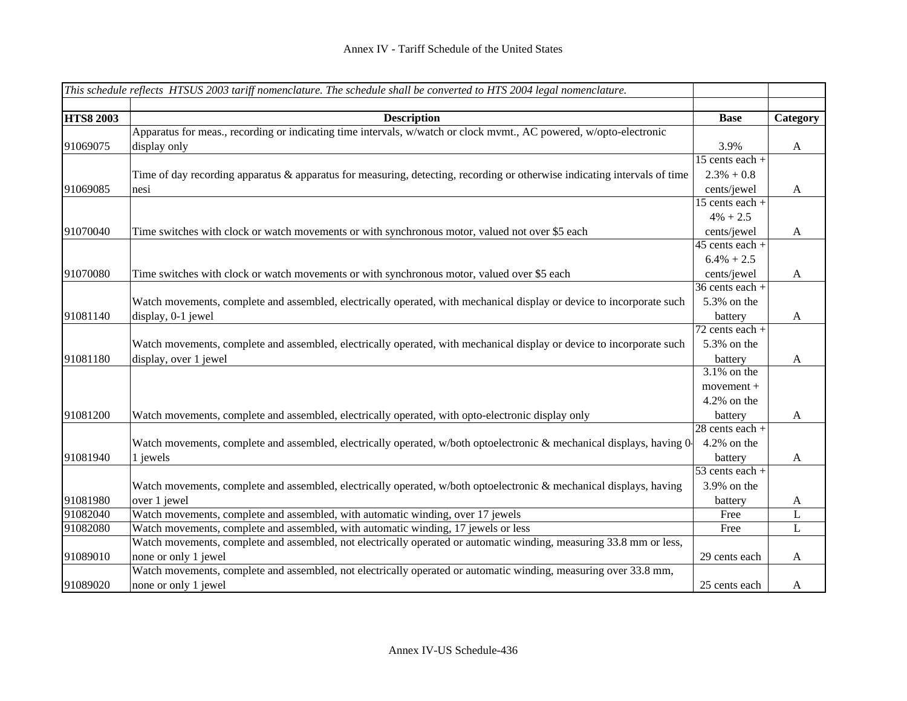# Annex IV - Tariff Schedule of the United States

| *This schedule reflects HTSUS 2003 tariff nomenclature. The schedule shall be converted to HTS 2004 legal nomenclature.* | | | |
|---|---|---|---|
| **HTS8 2003** | **Description** | **Base** | **Category** |
| 91069075 | Apparatus for meas., recording or indicating time intervals, w/watch or clock mvmt., AC powered, w/opto-electronic display only | 3.9% | A |
| 91069085 | Time of day recording apparatus & apparatus for measuring, detecting, recording or otherwise indicating intervals of time nesi | 15 cents each + 2.3% + 0.8 cents/jewel | A |
| 91070040 | Time switches with clock or watch movements or with synchronous motor, valued not over $5 each | 15 cents each + 4% + 2.5 cents/jewel | A |
| 91070080 | Time switches with clock or watch movements or with synchronous motor, valued over $5 each | 45 cents each + 6.4% + 2.5 cents/jewel | A |
| 91081140 | Watch movements, complete and assembled, electrically operated, with mechanical display or device to incorporate such display, 0-1 jewel | 36 cents each + 5.3% on the battery | A |
| 91081180 | Watch movements, complete and assembled, electrically operated, with mechanical display or device to incorporate such display, over 1 jewel | 72 cents each + 5.3% on the battery | A |
| 91081200 | Watch movements, complete and assembled, electrically operated, with opto-electronic display only | 3.1% on the movement + 4.2% on the battery | A |
| 91081940 | Watch movements, complete and assembled, electrically operated, w/both optoelectronic & mechanical displays, having 0-1 jewels | 28 cents each + 4.2% on the battery | A |
| 91081980 | Watch movements, complete and assembled, electrically operated, w/both optoelectronic & mechanical displays, having over 1 jewel | 53 cents each + 3.9% on the battery | A |
| 91082040 | Watch movements, complete and assembled, with automatic winding, over 17 jewels | Free | L |
| 91082080 | Watch movements, complete and assembled, with automatic winding, 17 jewels or less | Free | L |
| 91089010 | Watch movements, complete and assembled, not electrically operated or automatic winding, measuring 33.8 mm or less, none or only 1 jewel | 29 cents each | A |
| 91089020 | Watch movements, complete and assembled, not electrically operated or automatic winding, measuring over 33.8 mm, none or only 1 jewel | 25 cents each | A |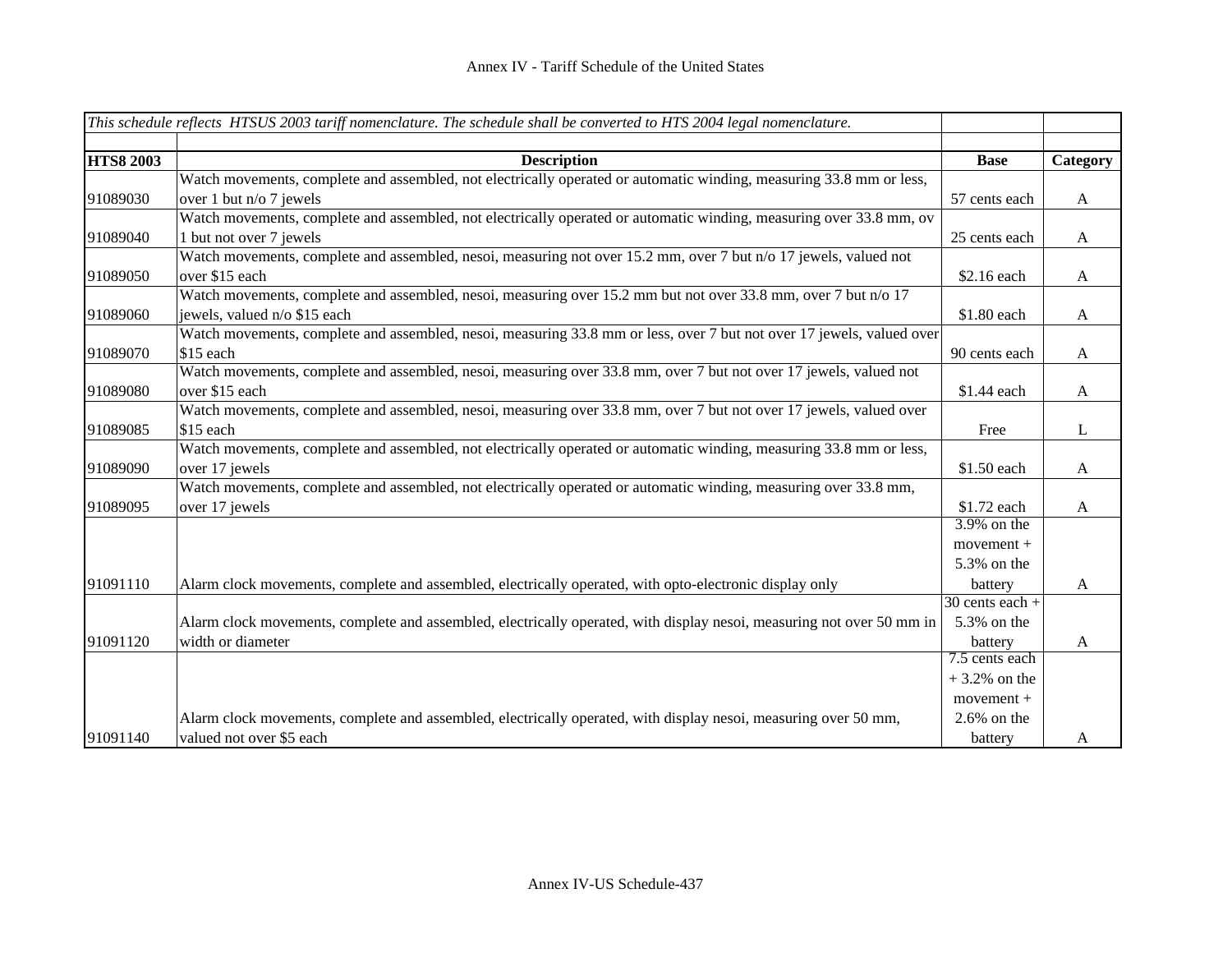| *This schedule reflects HTSUS 2003 tariff nomenclature. The schedule shall be converted to HTS 2004 legal nomenclature.* | | | |
|---|---|---|---|
| | | | |
| **HTS8 2003** | **Description** | **Base** | **Category** |
| 91089030 | Watch movements, complete and assembled, not electrically operated or automatic winding, measuring 33.8 mm or less, over 1 but n/o 7 jewels | 57 cents each | A |
| 91089040 | Watch movements, complete and assembled, not electrically operated or automatic winding, measuring over 33.8 mm, ov 1 but not over 7 jewels | 25 cents each | A |
| 91089050 | Watch movements, complete and assembled, nesoi, measuring not over 15.2 mm, over 7 but n/o 17 jewels, valued not over $15 each | $2.16 each | A |
| 91089060 | Watch movements, complete and assembled, nesoi, measuring over 15.2 mm but not over 33.8 mm, over 7 but n/o 17 jewels, valued n/o $15 each | $1.80 each | A |
| 91089070 | Watch movements, complete and assembled, nesoi, measuring 33.8 mm or less, over 7 but not over 17 jewels, valued over $15 each | 90 cents each | A |
| 91089080 | Watch movements, complete and assembled, nesoi, measuring over 33.8 mm, over 7 but not over 17 jewels, valued not over $15 each | $1.44 each | A |
| 91089085 | Watch movements, complete and assembled, nesoi, measuring over 33.8 mm, over 7 but not over 17 jewels, valued over $15 each | Free | L |
| 91089090 | Watch movements, complete and assembled, not electrically operated or automatic winding, measuring 33.8 mm or less, over 17 jewels | $1.50 each | A |
| 91089095 | Watch movements, complete and assembled, not electrically operated or automatic winding, measuring over 33.8 mm, over 17 jewels | $1.72 each | A |
| 91091110 | Alarm clock movements, complete and assembled, electrically operated, with opto-electronic display only | 3.9% on the movement + 5.3% on the battery | A |
| 91091120 | Alarm clock movements, complete and assembled, electrically operated, with display nesoi, measuring not over 50 mm in width or diameter | 30 cents each + 5.3% on the battery | A |
| 91091140 | Alarm clock movements, complete and assembled, electrically operated, with display nesoi, measuring over 50 mm, valued not over $5 each | 7.5 cents each + 3.2% on the movement + 2.6% on the battery | A |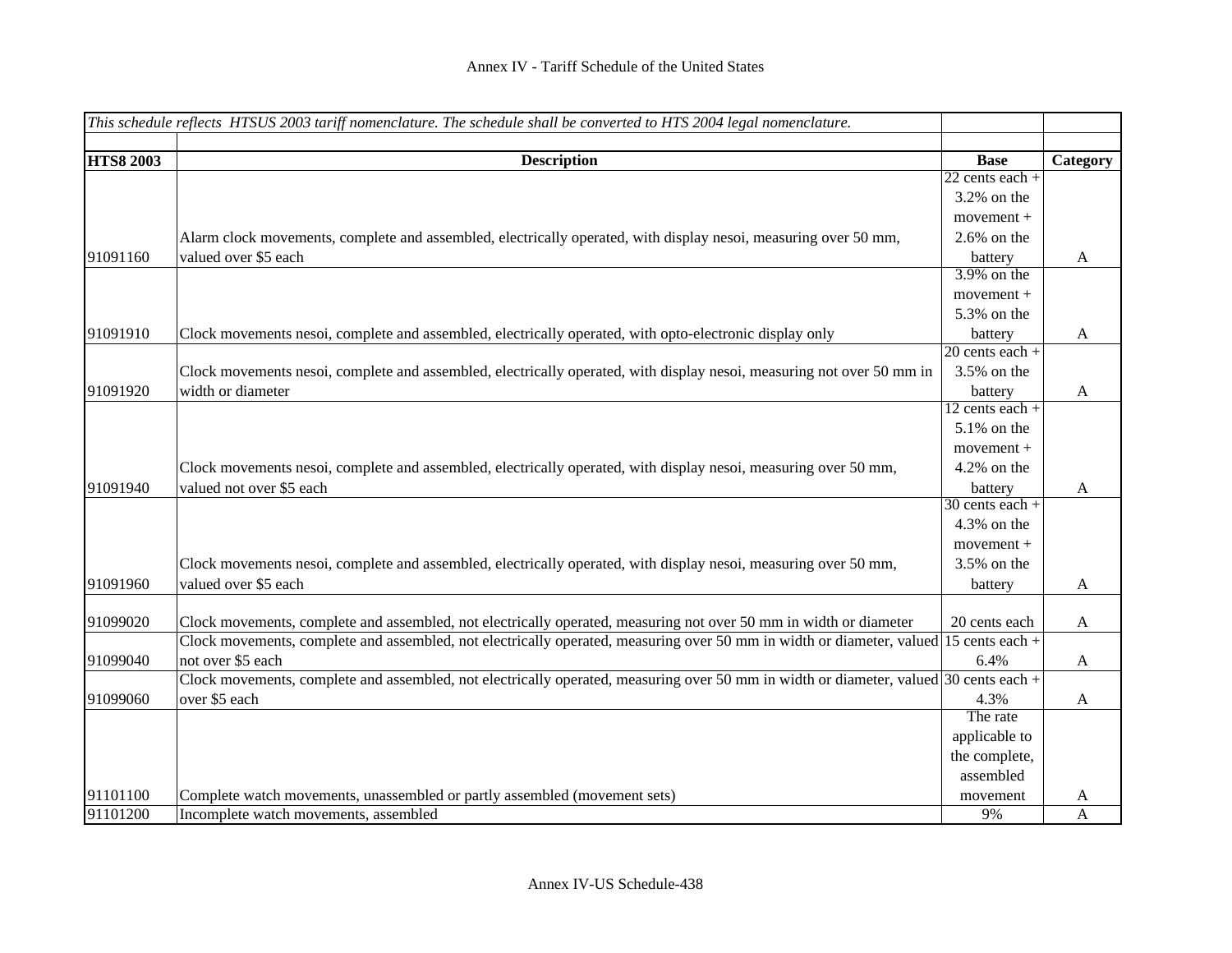# Annex IV - Tariff Schedule of the United States

| *This schedule reflects HTSUS 2003 tariff nomenclature. The schedule shall be converted to HTS 2004 legal nomenclature.* | | | |
|---|---|---|---|
| **HTS8 2003** | **Description** | **Base** | **Category** |
| 91091160 | Alarm clock movements, complete and assembled, electrically operated, with display nesoi, measuring over 50 mm, valued over $5 each | 22 cents each + 3.2% on the movement + 2.6% on the battery | A |
| 91091910 | Clock movements nesoi, complete and assembled, electrically operated, with opto-electronic display only | 3.9% on the movement + 5.3% on the battery | A |
| 91091920 | Clock movements nesoi, complete and assembled, electrically operated, with display nesoi, measuring not over 50 mm in width or diameter | 20 cents each + 3.5% on the battery | A |
| 91091940 | Clock movements nesoi, complete and assembled, electrically operated, with display nesoi, measuring over 50 mm, valued not over $5 each | 12 cents each + 5.1% on the movement + 4.2% on the battery | A |
| 91091960 | Clock movements nesoi, complete and assembled, electrically operated, with display nesoi, measuring over 50 mm, valued over $5 each | 30 cents each + 4.3% on the movement + 3.5% on the battery | A |
| 91099020 | Clock movements, complete and assembled, not electrically operated, measuring not over 50 mm in width or diameter | 20 cents each | A |
| 91099040 | Clock movements, complete and assembled, not electrically operated, measuring over 50 mm in width or diameter, valued not over $5 each | 15 cents each + 6.4% | A |
| 91099060 | Clock movements, complete and assembled, not electrically operated, measuring over 50 mm in width or diameter, valued over $5 each | 30 cents each + 4.3% | A |
| 91101100 | Complete watch movements, unassembled or partly assembled (movement sets) | The rate applicable to the complete, assembled movement | A |
| 91101200 | Incomplete watch movements, assembled | 9% | A |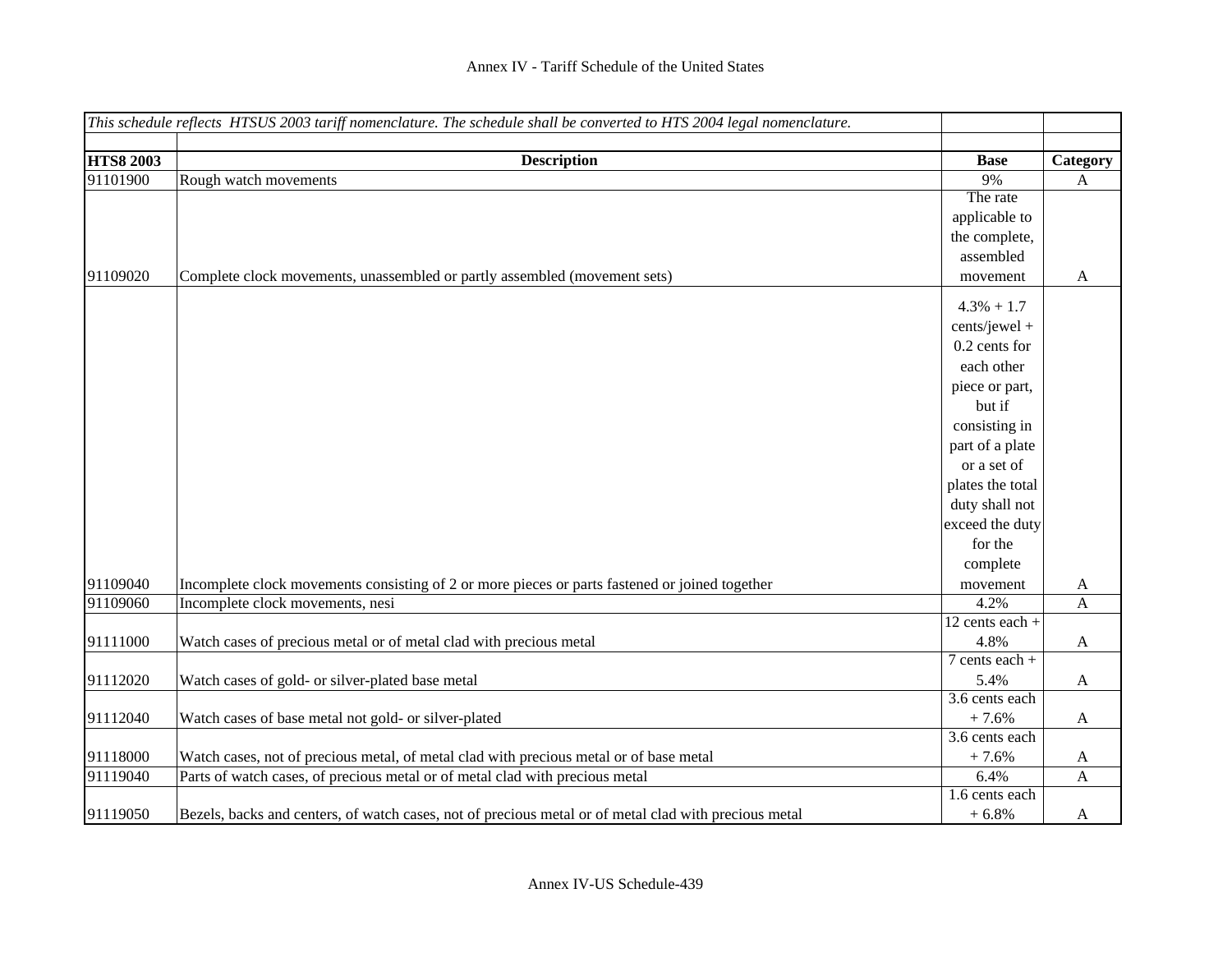Annex IV - Tariff Schedule of the United States

| *This schedule reflects HTSUS 2003 tariff nomenclature. The schedule shall be converted to HTS 2004 legal nomenclature.* | | | |
|---|---|---|---|
| **HTS8 2003** | **Description** | **Base** | **Category** |
| 91101900 | Rough watch movements | 9% | A |
| 91109020 | Complete clock movements, unassembled or partly assembled (movement sets) | The rate applicable to the complete, assembled movement | A |
| 91109040 | Incomplete clock movements consisting of 2 or more pieces or parts fastened or joined together | 4.3% + 1.7 cents/jewel + 0.2 cents for each other piece or part, but if consisting in part of a plate or a set of plates the total duty shall not exceed the duty for the complete movement | A |
| 91109060 | Incomplete clock movements, nesi | 4.2% | A |
| 91111000 | Watch cases of precious metal or of metal clad with precious metal | 12 cents each + 4.8% | A |
| 91112020 | Watch cases of gold- or silver-plated base metal | 7 cents each + 5.4% | A |
| 91112040 | Watch cases of base metal not gold- or silver-plated | 3.6 cents each + 7.6% | A |
| 91118000 | Watch cases, not of precious metal, of metal clad with precious metal or of base metal | 3.6 cents each + 7.6% | A |
| 91119040 | Parts of watch cases, of precious metal or of metal clad with precious metal | 6.4% | A |
| 91119050 | Bezels, backs and centers, of watch cases, not of precious metal or of metal clad with precious metal | 1.6 cents each + 6.8% | A |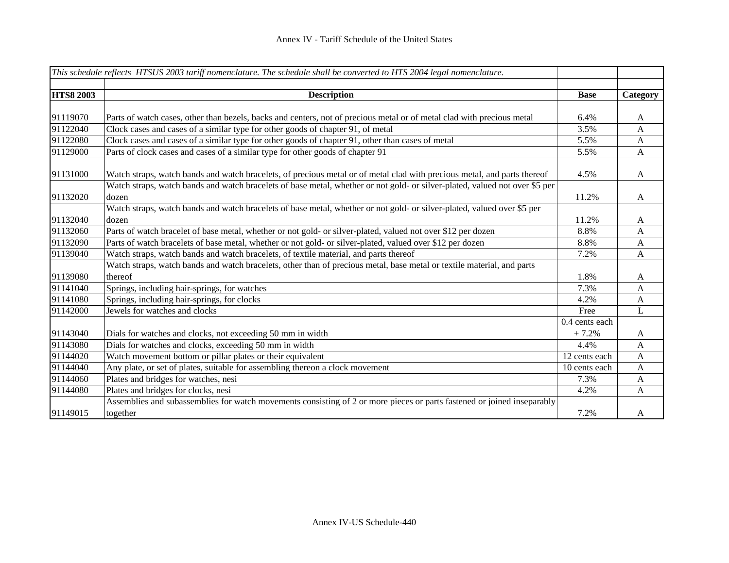*This schedule reflects HTSUS 2003 tariff nomenclature. The schedule shall be converted to HTS 2004 legal nomenclature.*

| HTS8 2003 | Description | Base | Category |
|---|---|---|---|
| 91119070 | Parts of watch cases, other than bezels, backs and centers, not of precious metal or of metal clad with precious metal | 6.4% | A |
| 91122040 | Clock cases and cases of a similar type for other goods of chapter 91, of metal | 3.5% | A |
| 91122080 | Clock cases and cases of a similar type for other goods of chapter 91, other than cases of metal | 5.5% | A |
| 91129000 | Parts of clock cases and cases of a similar type for other goods of chapter 91 | 5.5% | A |
| 91131000 | Watch straps, watch bands and watch bracelets, of precious metal or of metal clad with precious metal, and parts thereof | 4.5% | A |
| 91132020 | Watch straps, watch bands and watch bracelets of base metal, whether or not gold- or silver-plated, valued not over $5 per dozen | 11.2% | A |
| 91132040 | Watch straps, watch bands and watch bracelets of base metal, whether or not gold- or silver-plated, valued over $5 per dozen | 11.2% | A |
| 91132060 | Parts of watch bracelet of base metal, whether or not gold- or silver-plated, valued not over $12 per dozen | 8.8% | A |
| 91132090 | Parts of watch bracelets of base metal, whether or not gold- or silver-plated, valued over $12 per dozen | 8.8% | A |
| 91139040 | Watch straps, watch bands and watch bracelets, of textile material, and parts thereof | 7.2% | A |
| 91139080 | Watch straps, watch bands and watch bracelets, other than of precious metal, base metal or textile material, and parts thereof | 1.8% | A |
| 91141040 | Springs, including hair-springs, for watches | 7.3% | A |
| 91141080 | Springs, including hair-springs, for clocks | 4.2% | A |
| 91142000 | Jewels for watches and clocks | Free | L |
| 91143040 | Dials for watches and clocks, not exceeding 50 mm in width | 0.4 cents each + 7.2% | A |
| 91143080 | Dials for watches and clocks, exceeding 50 mm in width | 4.4% | A |
| 91144020 | Watch movement bottom or pillar plates or their equivalent | 12 cents each | A |
| 91144040 | Any plate, or set of plates, suitable for assembling thereon a clock movement | 10 cents each | A |
| 91144060 | Plates and bridges for watches, nesi | 7.3% | A |
| 91144080 | Plates and bridges for clocks, nesi | 4.2% | A |
| 91149015 | Assemblies and subassemblies for watch movements consisting of 2 or more pieces or parts fastened or joined inseparably together | 7.2% | A |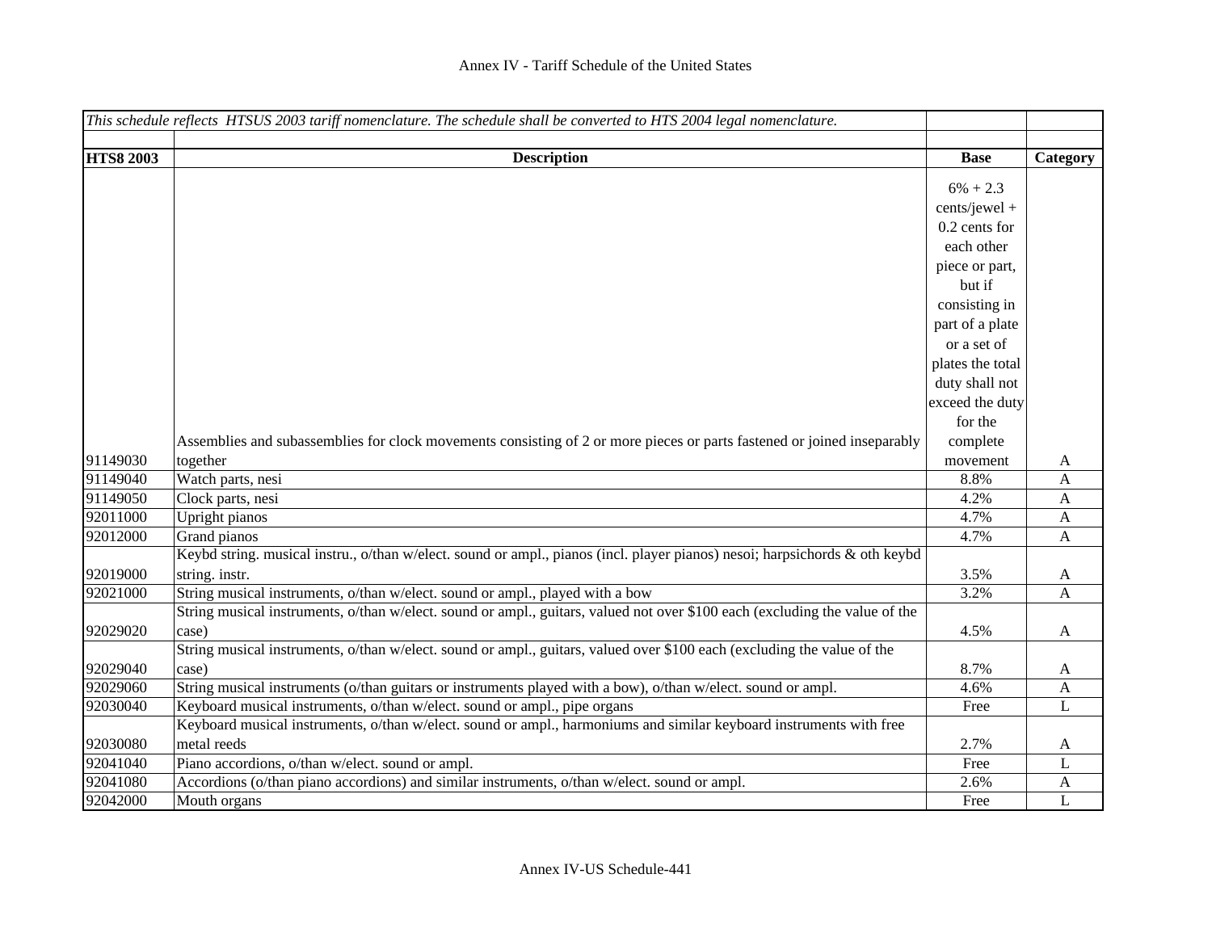| *This schedule reflects HTSUS 2003 tariff nomenclature. The schedule shall be converted to HTS 2004 legal nomenclature.* | | | |
|---|---|---|---|
| **HTS8 2003** | **Description** | **Base** | **Category** |
| 91149030 | Assemblies and subassemblies for clock movements consisting of 2 or more pieces or parts fastened or joined inseparably together | 6% + 2.3 cents/jewel + 0.2 cents for each other piece or part, but if consisting in part of a plate or a set of plates the total duty shall not exceed the duty for the complete movement | A |
| 91149040 | Watch parts, nesi | 8.8% | A |
| 91149050 | Clock parts, nesi | 4.2% | A |
| 92011000 | Upright pianos | 4.7% | A |
| 92012000 | Grand pianos | 4.7% | A |
| 92019000 | Keybd string. musical instru., o/than w/elect. sound or ampl., pianos (incl. player pianos) nesoi; harpsichords & oth keybd string. instr. | 3.5% | A |
| 92021000 | String musical instruments, o/than w/elect. sound or ampl., played with a bow | 3.2% | A |
| 92029020 | String musical instruments, o/than w/elect. sound or ampl., guitars, valued not over $100 each (excluding the value of the case) | 4.5% | A |
| 92029040 | String musical instruments, o/than w/elect. sound or ampl., guitars, valued over $100 each (excluding the value of the case) | 8.7% | A |
| 92029060 | String musical instruments (o/than guitars or instruments played with a bow), o/than w/elect. sound or ampl. | 4.6% | A |
| 92030040 | Keyboard musical instruments, o/than w/elect. sound or ampl., pipe organs | Free | L |
| 92030080 | Keyboard musical instruments, o/than w/elect. sound or ampl., harmoniums and similar keyboard instruments with free metal reeds | 2.7% | A |
| 92041040 | Piano accordions, o/than w/elect. sound or ampl. | Free | L |
| 92041080 | Accordions (o/than piano accordions) and similar instruments, o/than w/elect. sound or ampl. | 2.6% | A |
| 92042000 | Mouth organs | Free | L |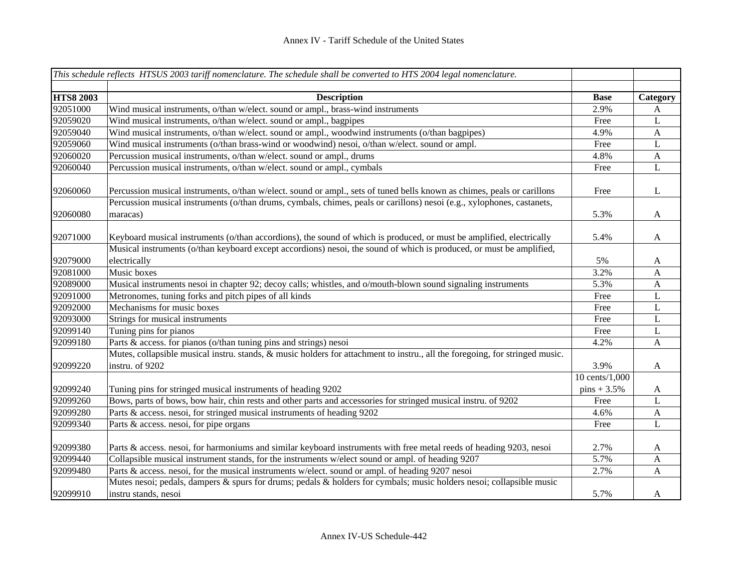# Annex IV - Tariff Schedule of the United States

| *This schedule reflects HTSUS 2003 tariff nomenclature. The schedule shall be converted to HTS 2004 legal nomenclature.* | | | |
|---|---|---|---|
| **HTS8 2003** | **Description** | **Base** | **Category** |
| 92051000 | Wind musical instruments, o/than w/elect. sound or ampl., brass-wind instruments | 2.9% | A |
| 92059020 | Wind musical instruments, o/than w/elect. sound or ampl., bagpipes | Free | L |
| 92059040 | Wind musical instruments, o/than w/elect. sound or ampl., woodwind instruments (o/than bagpipes) | 4.9% | A |
| 92059060 | Wind musical instruments (o/than brass-wind or woodwind) nesoi, o/than w/elect. sound or ampl. | Free | L |
| 92060020 | Percussion musical instruments, o/than w/elect. sound or ampl., drums | 4.8% | A |
| 92060040 | Percussion musical instruments, o/than w/elect. sound or ampl., cymbals | Free | L |
| 92060060 | Percussion musical instruments, o/than w/elect. sound or ampl., sets of tuned bells known as chimes, peals or carillons | Free | L |
| 92060080 | Percussion musical instruments (o/than drums, cymbals, chimes, peals or carillons) nesoi (e.g., xylophones, castanets, maracas) | 5.3% | A |
| 92071000 | Keyboard musical instruments (o/than accordions), the sound of which is produced, or must be amplified, electrically | 5.4% | A |
| 92079000 | Musical instruments (o/than keyboard except accordions) nesoi, the sound of which is produced, or must be amplified, electrically | 5% | A |
| 92081000 | Music boxes | 3.2% | A |
| 92089000 | Musical instruments nesoi in chapter 92; decoy calls; whistles, and o/mouth-blown sound signaling instruments | 5.3% | A |
| 92091000 | Metronomes, tuning forks and pitch pipes of all kinds | Free | L |
| 92092000 | Mechanisms for music boxes | Free | L |
| 92093000 | Strings for musical instruments | Free | L |
| 92099140 | Tuning pins for pianos | Free | L |
| 92099180 | Parts & access. for pianos (o/than tuning pins and strings) nesoi | 4.2% | A |
| 92099220 | Mutes, collapsible musical instru. stands, & music holders for attachment to instru., all the foregoing, for stringed music. instru. of 9202 | 3.9% | A |
| 92099240 | Tuning pins for stringed musical instruments of heading 9202 | 10 cents/1,000 pins + 3.5% | A |
| 92099260 | Bows, parts of bows, bow hair, chin rests and other parts and accessories for stringed musical instru. of 9202 | Free | L |
| 92099280 | Parts & access. nesoi, for stringed musical instruments of heading 9202 | 4.6% | A |
| 92099340 | Parts & access. nesoi, for pipe organs | Free | L |
| 92099380 | Parts & access. nesoi, for harmoniums and similar keyboard instruments with free metal reeds of heading 9203, nesoi | 2.7% | A |
| 92099440 | Collapsible musical instrument stands, for the instruments w/elect sound or ampl. of heading 9207 | 5.7% | A |
| 92099480 | Parts & access. nesoi, for the musical instruments w/elect. sound or ampl. of heading 9207 nesoi | 2.7% | A |
| 92099910 | Mutes nesoi; pedals, dampers & spurs for drums; pedals & holders for cymbals; music holders nesoi; collapsible music instru stands, nesoi | 5.7% | A |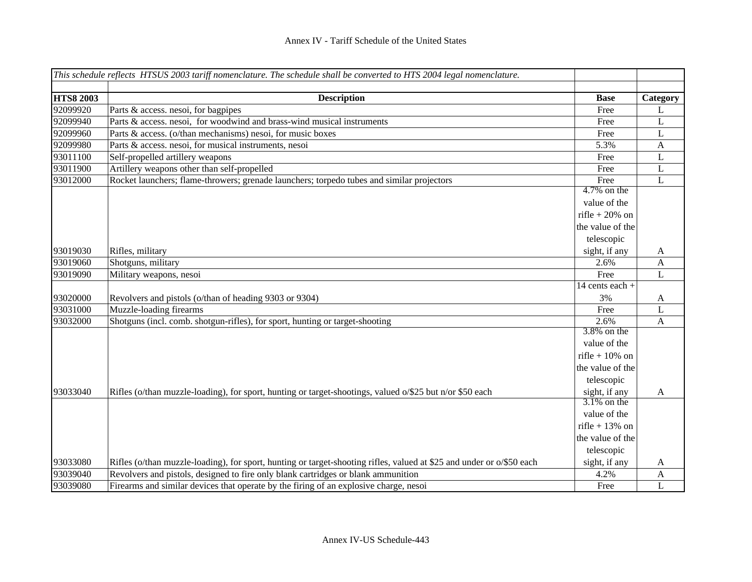Annex IV - Tariff Schedule of the United States

| *This schedule reflects HTSUS 2003 tariff nomenclature. The schedule shall be converted to HTS 2004 legal nomenclature.* | | | |
|---|---|---|---|
| **HTS8 2003** | **Description** | **Base** | **Category** |
| 92099920 | Parts & access. nesoi, for bagpipes | Free | L |
| 92099940 | Parts & access. nesoi, for woodwind and brass-wind musical instruments | Free | L |
| 92099960 | Parts & access. (o/than mechanisms) nesoi, for music boxes | Free | L |
| 92099980 | Parts & access. nesoi, for musical instruments, nesoi | 5.3% | A |
| 93011100 | Self-propelled artillery weapons | Free | L |
| 93011900 | Artillery weapons other than self-propelled | Free | L |
| 93012000 | Rocket launchers; flame-throwers; grenade launchers; torpedo tubes and similar projectors | Free | L |
| 93019030 | Rifles, military | 4.7% on the value of the rifle + 20% on the value of the telescopic sight, if any | A |
| 93019060 | Shotguns, military | 2.6% | A |
| 93019090 | Military weapons, nesoi | Free | L |
| 93020000 | Revolvers and pistols (o/than of heading 9303 or 9304) | 14 cents each + 3% | A |
| 93031000 | Muzzle-loading firearms | Free | L |
| 93032000 | Shotguns (incl. comb. shotgun-rifles), for sport, hunting or target-shooting | 2.6% | A |
| 93033040 | Rifles (o/than muzzle-loading), for sport, hunting or target-shootings, valued o/$25 but n/or $50 each | 3.8% on the value of the rifle + 10% on the value of the telescopic sight, if any | A |
| 93033080 | Rifles (o/than muzzle-loading), for sport, hunting or target-shooting rifles, valued at $25 and under or o/$50 each | 3.1% on the value of the rifle + 13% on the value of the telescopic sight, if any | A |
| 93039040 | Revolvers and pistols, designed to fire only blank cartridges or blank ammunition | 4.2% | A |
| 93039080 | Firearms and similar devices that operate by the firing of an explosive charge, nesoi | Free | L |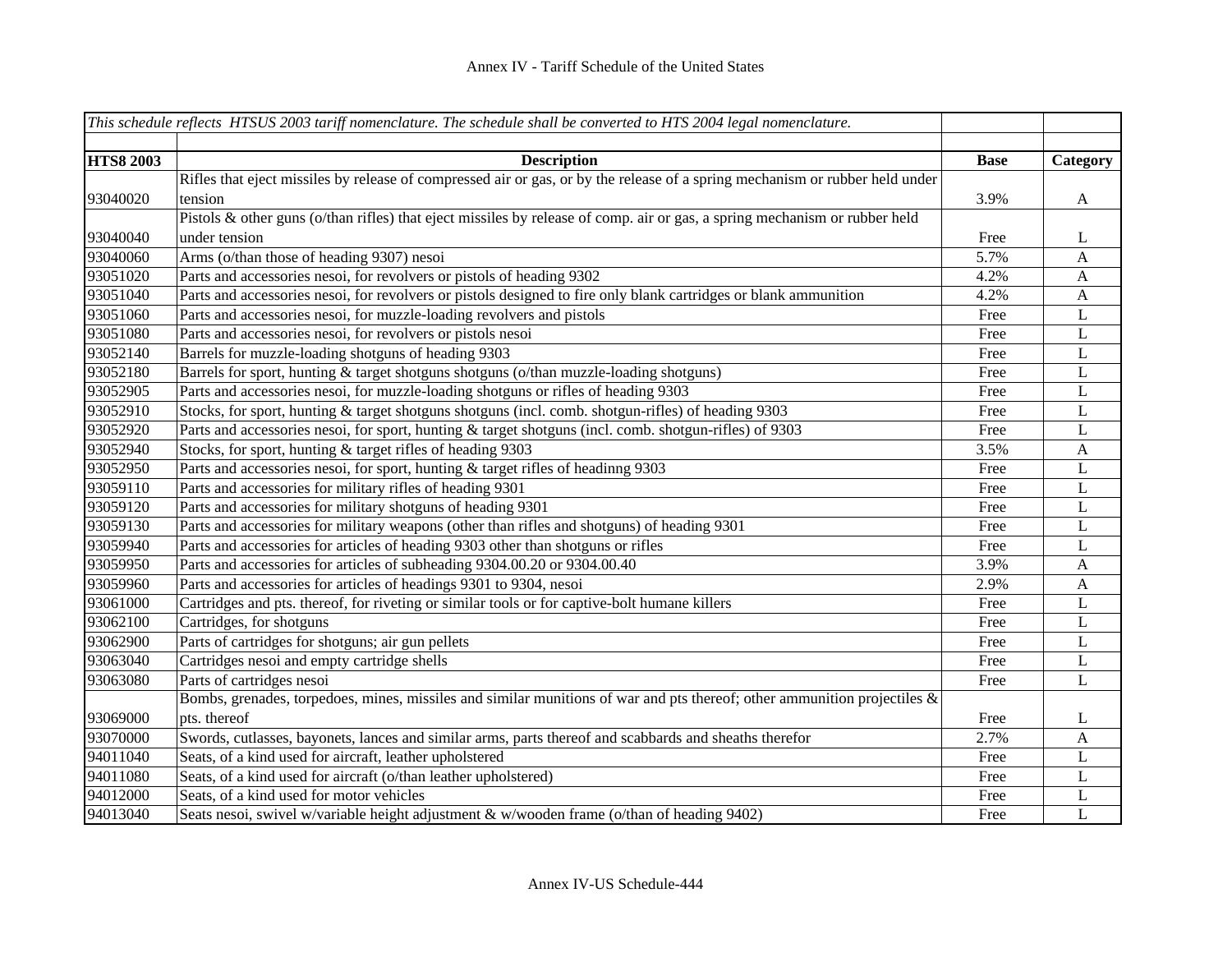| *This schedule reflects HTSUS 2003 tariff nomenclature. The schedule shall be converted to HTS 2004 legal nomenclature.* | | | |
|---|---|---|---|
| | | | |
| **HTS8 2003** | **Description** | **Base** | **Category** |
| 93040020 | Rifles that eject missiles by release of compressed air or gas, or by the release of a spring mechanism or rubber held under tension | 3.9% | A |
| 93040040 | Pistols & other guns (o/than rifles) that eject missiles by release of comp. air or gas, a spring mechanism or rubber held under tension | Free | L |
| 93040060 | Arms (o/than those of heading 9307) nesoi | 5.7% | A |
| 93051020 | Parts and accessories nesoi, for revolvers or pistols of heading 9302 | 4.2% | A |
| 93051040 | Parts and accessories nesoi, for revolvers or pistols designed to fire only blank cartridges or blank ammunition | 4.2% | A |
| 93051060 | Parts and accessories nesoi, for muzzle-loading revolvers and pistols | Free | L |
| 93051080 | Parts and accessories nesoi, for revolvers or pistols nesoi | Free | L |
| 93052140 | Barrels for muzzle-loading shotguns of heading 9303 | Free | L |
| 93052180 | Barrels for sport, hunting & target shotguns shotguns (o/than muzzle-loading shotguns) | Free | L |
| 93052905 | Parts and accessories nesoi, for muzzle-loading shotguns or rifles of heading 9303 | Free | L |
| 93052910 | Stocks, for sport, hunting & target shotguns shotguns (incl. comb. shotgun-rifles) of heading 9303 | Free | L |
| 93052920 | Parts and accessories nesoi, for sport, hunting & target shotguns (incl. comb. shotgun-rifles) of 9303 | Free | L |
| 93052940 | Stocks, for sport, hunting & target rifles of heading 9303 | 3.5% | A |
| 93052950 | Parts and accessories nesoi, for sport, hunting & target rifles of headinng 9303 | Free | L |
| 93059110 | Parts and accessories for military rifles of heading 9301 | Free | L |
| 93059120 | Parts and accessories for military shotguns of heading 9301 | Free | L |
| 93059130 | Parts and accessories for military weapons (other than rifles and shotguns) of heading 9301 | Free | L |
| 93059940 | Parts and accessories for articles of heading 9303 other than shotguns or rifles | Free | L |
| 93059950 | Parts and accessories for articles of subheading 9304.00.20 or 9304.00.40 | 3.9% | A |
| 93059960 | Parts and accessories for articles of headings 9301 to 9304, nesoi | 2.9% | A |
| 93061000 | Cartridges and pts. thereof, for riveting or similar tools or for captive-bolt humane killers | Free | L |
| 93062100 | Cartridges, for shotguns | Free | L |
| 93062900 | Parts of cartridges for shotguns; air gun pellets | Free | L |
| 93063040 | Cartridges nesoi and empty cartridge shells | Free | L |
| 93063080 | Parts of cartridges nesoi | Free | L |
| 93069000 | Bombs, grenades, torpedoes, mines, missiles and similar munitions of war and pts thereof; other ammunition projectiles & pts. thereof | Free | L |
| 93070000 | Swords, cutlasses, bayonets, lances and similar arms, parts thereof and scabbards and sheaths therefor | 2.7% | A |
| 94011040 | Seats, of a kind used for aircraft, leather upholstered | Free | L |
| 94011080 | Seats, of a kind used for aircraft (o/than leather upholstered) | Free | L |
| 94012000 | Seats, of a kind used for motor vehicles | Free | L |
| 94013040 | Seats nesoi, swivel w/variable height adjustment & w/wooden frame (o/than of heading 9402) | Free | L |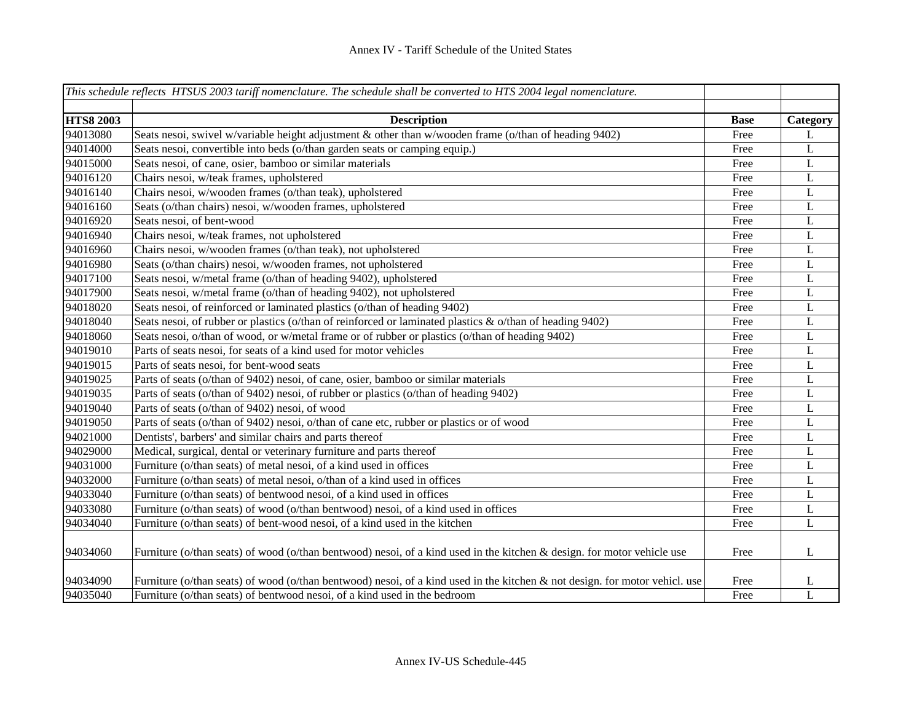Annex IV - Tariff Schedule of the United States

| *This schedule reflects HTSUS 2003 tariff nomenclature. The schedule shall be converted to HTS 2004 legal nomenclature.* | | | |
|---|---|---|---|
| **HTS8 2003** | **Description** | **Base** | **Category** |
| 94013080 | Seats nesoi, swivel w/variable height adjustment & other than w/wooden frame (o/than of heading 9402) | Free | L |
| 94014000 | Seats nesoi, convertible into beds (o/than garden seats or camping equip.) | Free | L |
| 94015000 | Seats nesoi, of cane, osier, bamboo or similar materials | Free | L |
| 94016120 | Chairs nesoi, w/teak frames, upholstered | Free | L |
| 94016140 | Chairs nesoi, w/wooden frames (o/than teak), upholstered | Free | L |
| 94016160 | Seats (o/than chairs) nesoi, w/wooden frames, upholstered | Free | L |
| 94016920 | Seats nesoi, of bent-wood | Free | L |
| 94016940 | Chairs nesoi, w/teak frames, not upholstered | Free | L |
| 94016960 | Chairs nesoi, w/wooden frames (o/than teak), not upholstered | Free | L |
| 94016980 | Seats (o/than chairs) nesoi, w/wooden frames, not upholstered | Free | L |
| 94017100 | Seats nesoi, w/metal frame (o/than of heading 9402), upholstered | Free | L |
| 94017900 | Seats nesoi, w/metal frame (o/than of heading 9402), not upholstered | Free | L |
| 94018020 | Seats nesoi, of reinforced or laminated plastics (o/than of heading 9402) | Free | L |
| 94018040 | Seats nesoi, of rubber or plastics (o/than of reinforced or laminated plastics & o/than of heading 9402) | Free | L |
| 94018060 | Seats nesoi, o/than of wood, or w/metal frame or of rubber or plastics (o/than of heading 9402) | Free | L |
| 94019010 | Parts of seats nesoi, for seats of a kind used for motor vehicles | Free | L |
| 94019015 | Parts of seats nesoi, for bent-wood seats | Free | L |
| 94019025 | Parts of seats (o/than of 9402) nesoi, of cane, osier, bamboo or similar materials | Free | L |
| 94019035 | Parts of seats (o/than of 9402) nesoi, of rubber or plastics (o/than of heading 9402) | Free | L |
| 94019040 | Parts of seats (o/than of 9402) nesoi, of wood | Free | L |
| 94019050 | Parts of seats (o/than of 9402) nesoi, o/than of cane etc, rubber or plastics or of wood | Free | L |
| 94021000 | Dentists', barbers' and similar chairs and parts thereof | Free | L |
| 94029000 | Medical, surgical, dental or veterinary furniture and parts thereof | Free | L |
| 94031000 | Furniture (o/than seats) of metal nesoi, of a kind used in offices | Free | L |
| 94032000 | Furniture (o/than seats) of metal nesoi, o/than of a kind used in offices | Free | L |
| 94033040 | Furniture (o/than seats) of bentwood nesoi, of a kind used in offices | Free | L |
| 94033080 | Furniture (o/than seats) of wood (o/than bentwood) nesoi, of a kind used in offices | Free | L |
| 94034040 | Furniture (o/than seats) of bent-wood nesoi, of a kind used in the kitchen | Free | L |
| 94034060 | Furniture (o/than seats) of wood (o/than bentwood) nesoi, of a kind used in the kitchen & design. for motor vehicle use | Free | L |
| 94034090 | Furniture (o/than seats) of wood (o/than bentwood) nesoi, of a kind used in the kitchen & not design. for motor vehicl. use | Free | L |
| 94035040 | Furniture (o/than seats) of bentwood nesoi, of a kind used in the bedroom | Free | L |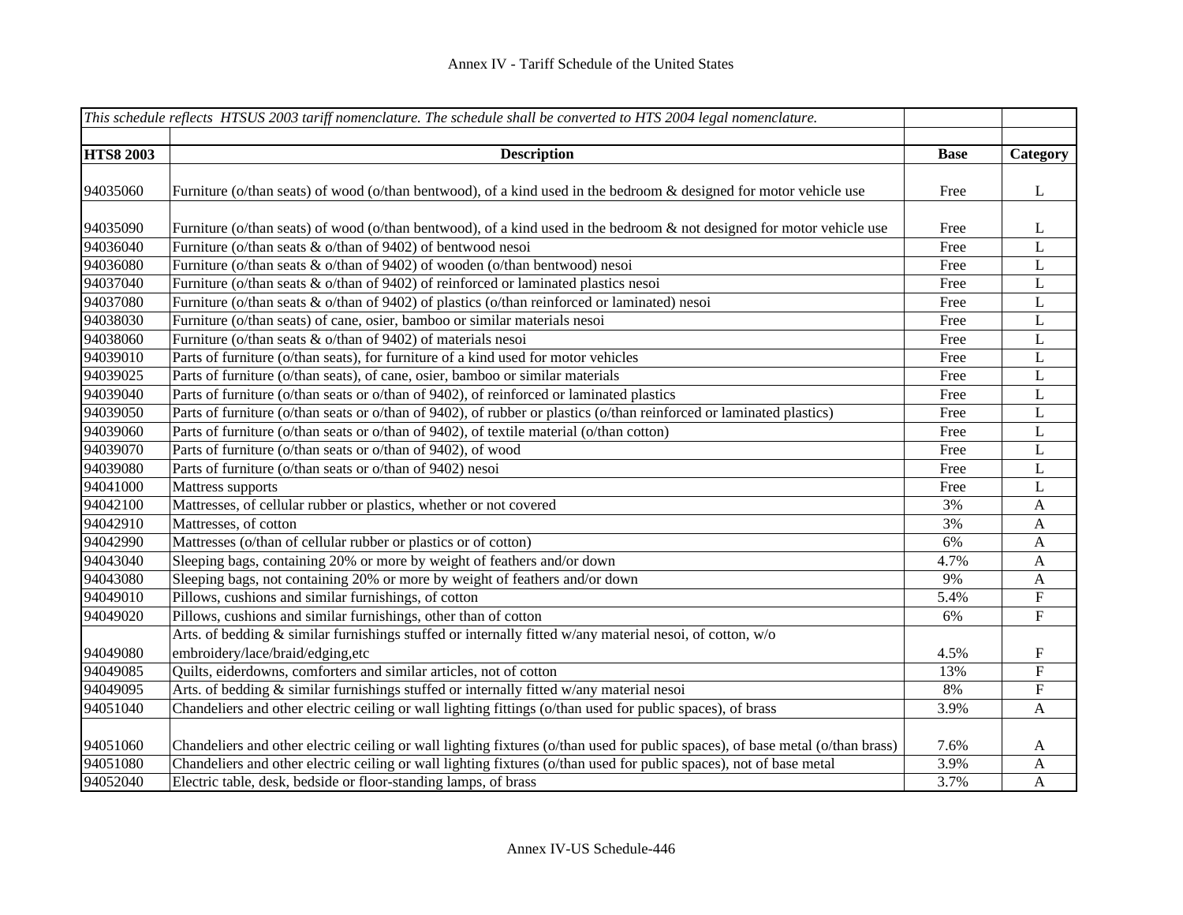# Annex IV - Tariff Schedule of the United States

| *This schedule reflects HTSUS 2003 tariff nomenclature. The schedule shall be converted to HTS 2004 legal nomenclature.* | | | |
|---|---|---|---|
| **HTS8 2003** | **Description** | **Base** | **Category** |
| 94035060 | Furniture (o/than seats) of wood (o/than bentwood), of a kind used in the bedroom & designed for motor vehicle use | Free | L |
| 94035090 | Furniture (o/than seats) of wood (o/than bentwood), of a kind used in the bedroom & not designed for motor vehicle use | Free | L |
| 94036040 | Furniture (o/than seats & o/than of 9402) of bentwood nesoi | Free | L |
| 94036080 | Furniture (o/than seats & o/than of 9402) of wooden (o/than bentwood) nesoi | Free | L |
| 94037040 | Furniture (o/than seats & o/than of 9402) of reinforced or laminated plastics nesoi | Free | L |
| 94037080 | Furniture (o/than seats & o/than of 9402) of plastics (o/than reinforced or laminated) nesoi | Free | L |
| 94038030 | Furniture (o/than seats) of cane, osier, bamboo or similar materials nesoi | Free | L |
| 94038060 | Furniture (o/than seats & o/than of 9402) of materials nesoi | Free | L |
| 94039010 | Parts of furniture (o/than seats), for furniture of a kind used for motor vehicles | Free | L |
| 94039025 | Parts of furniture (o/than seats), of cane, osier, bamboo or similar materials | Free | L |
| 94039040 | Parts of furniture (o/than seats or o/than of 9402), of reinforced or laminated plastics | Free | L |
| 94039050 | Parts of furniture (o/than seats or o/than of 9402), of rubber or plastics (o/than reinforced or laminated plastics) | Free | L |
| 94039060 | Parts of furniture (o/than seats or o/than of 9402), of textile material (o/than cotton) | Free | L |
| 94039070 | Parts of furniture (o/than seats or o/than of 9402), of wood | Free | L |
| 94039080 | Parts of furniture (o/than seats or o/than of 9402) nesoi | Free | L |
| 94041000 | Mattress supports | Free | L |
| 94042100 | Mattresses, of cellular rubber or plastics, whether or not covered | 3% | A |
| 94042910 | Mattresses, of cotton | 3% | A |
| 94042990 | Mattresses (o/than of cellular rubber or plastics or of cotton) | 6% | A |
| 94043040 | Sleeping bags, containing 20% or more by weight of feathers and/or down | 4.7% | A |
| 94043080 | Sleeping bags, not containing 20% or more by weight of feathers and/or down | 9% | A |
| 94049010 | Pillows, cushions and similar furnishings, of cotton | 5.4% | F |
| 94049020 | Pillows, cushions and similar furnishings, other than of cotton | 6% | F |
| 94049080 | Arts. of bedding & similar furnishings stuffed or internally fitted w/any material nesoi, of cotton, w/o embroidery/lace/braid/edging,etc | 4.5% | F |
| 94049085 | Quilts, eiderdowns, comforters and similar articles, not of cotton | 13% | F |
| 94049095 | Arts. of bedding & similar furnishings stuffed or internally fitted w/any material nesoi | 8% | F |
| 94051040 | Chandeliers and other electric ceiling or wall lighting fittings (o/than used for public spaces), of brass | 3.9% | A |
| 94051060 | Chandeliers and other electric ceiling or wall lighting fixtures (o/than used for public spaces), of base metal (o/than brass) | 7.6% | A |
| 94051080 | Chandeliers and other electric ceiling or wall lighting fixtures (o/than used for public spaces), not of base metal | 3.9% | A |
| 94052040 | Electric table, desk, bedside or floor-standing lamps, of brass | 3.7% | A |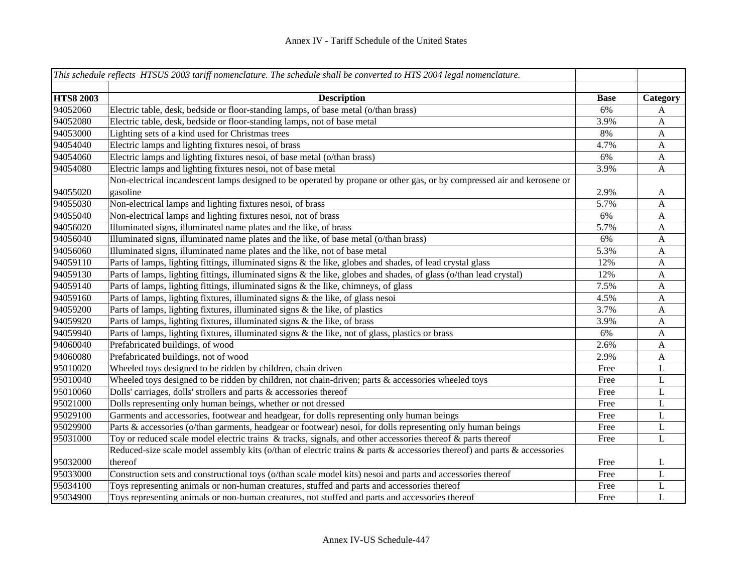| *This schedule reflects HTSUS 2003 tariff nomenclature. The schedule shall be converted to HTS 2004 legal nomenclature.* | | | |
|---|---|---|---|
| **HTS8 2003** | **Description** | **Base** | **Category** |
| 94052060 | Electric table, desk, bedside or floor-standing lamps, of base metal (o/than brass) | 6% | A |
| 94052080 | Electric table, desk, bedside or floor-standing lamps, not of base metal | 3.9% | A |
| 94053000 | Lighting sets of a kind used for Christmas trees | 8% | A |
| 94054040 | Electric lamps and lighting fixtures nesoi, of brass | 4.7% | A |
| 94054060 | Electric lamps and lighting fixtures nesoi, of base metal (o/than brass) | 6% | A |
| 94054080 | Electric lamps and lighting fixtures nesoi, not of base metal | 3.9% | A |
| 94055020 | Non-electrical incandescent lamps designed to be operated by propane or other gas, or by compressed air and kerosene or gasoline | 2.9% | A |
| 94055030 | Non-electrical lamps and lighting fixtures nesoi, of brass | 5.7% | A |
| 94055040 | Non-electrical lamps and lighting fixtures nesoi, not of brass | 6% | A |
| 94056020 | Illuminated signs, illuminated name plates and the like, of brass | 5.7% | A |
| 94056040 | Illuminated signs, illuminated name plates and the like, of base metal (o/than brass) | 6% | A |
| 94056060 | Illuminated signs, illuminated name plates and the like, not of base metal | 5.3% | A |
| 94059110 | Parts of lamps, lighting fittings, illuminated signs & the like, globes and shades, of lead crystal glass | 12% | A |
| 94059130 | Parts of lamps, lighting fittings, illuminated signs & the like, globes and shades, of glass (o/than lead crystal) | 12% | A |
| 94059140 | Parts of lamps, lighting fittings, illuminated signs & the like, chimneys, of glass | 7.5% | A |
| 94059160 | Parts of lamps, lighting fixtures, illuminated signs & the like, of glass nesoi | 4.5% | A |
| 94059200 | Parts of lamps, lighting fixtures, illuminated signs & the like, of plastics | 3.7% | A |
| 94059920 | Parts of lamps, lighting fixtures, illuminated signs & the like, of brass | 3.9% | A |
| 94059940 | Parts of lamps, lighting fixtures, illuminated signs & the like, not of glass, plastics or brass | 6% | A |
| 94060040 | Prefabricated buildings, of wood | 2.6% | A |
| 94060080 | Prefabricated buildings, not of wood | 2.9% | A |
| 95010020 | Wheeled toys designed to be ridden by children, chain driven | Free | L |
| 95010040 | Wheeled toys designed to be ridden by children, not chain-driven; parts & accessories wheeled toys | Free | L |
| 95010060 | Dolls' carriages, dolls' strollers and parts & accessories thereof | Free | L |
| 95021000 | Dolls representing only human beings, whether or not dressed | Free | L |
| 95029100 | Garments and accessories, footwear and headgear, for dolls representing only human beings | Free | L |
| 95029900 | Parts & accessories (o/than garments, headgear or footwear) nesoi, for dolls representing only human beings | Free | L |
| 95031000 | Toy or reduced scale model electric trains & tracks, signals, and other accessories thereof & parts thereof | Free | L |
| 95032000 | Reduced-size scale model assembly kits (o/than of electric trains & parts & accessories thereof) and parts & accessories thereof | Free | L |
| 95033000 | Construction sets and constructional toys (o/than scale model kits) nesoi and parts and accessories thereof | Free | L |
| 95034100 | Toys representing animals or non-human creatures, stuffed and parts and accessories thereof | Free | L |
| 95034900 | Toys representing animals or non-human creatures, not stuffed and parts and accessories thereof | Free | L |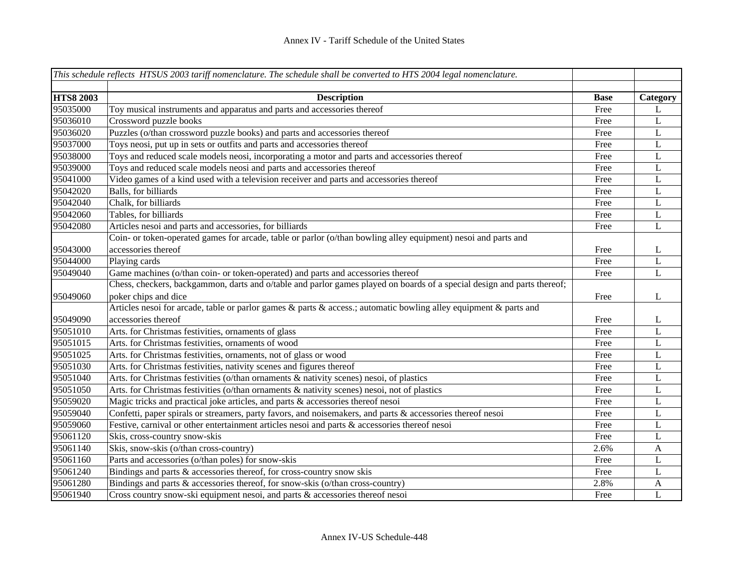Annex IV - Tariff Schedule of the United States

| *This schedule reflects HTSUS 2003 tariff nomenclature. The schedule shall be converted to HTS 2004 legal nomenclature.* | | | |
|---|---|---|---|
| **HTS8 2003** | **Description** | **Base** | **Category** |
| 95035000 | Toy musical instruments and apparatus and parts and accessories thereof | Free | L |
| 95036010 | Crossword puzzle books | Free | L |
| 95036020 | Puzzles (o/than crossword puzzle books) and parts and accessories thereof | Free | L |
| 95037000 | Toys neosi, put up in sets or outfits and parts and accessories thereof | Free | L |
| 95038000 | Toys and reduced scale models neosi, incorporating a motor and parts and accessories thereof | Free | L |
| 95039000 | Toys and reduced scale models neosi and parts and accessories thereof | Free | L |
| 95041000 | Video games of a kind used with a television receiver and parts and accessories thereof | Free | L |
| 95042020 | Balls, for billiards | Free | L |
| 95042040 | Chalk, for billiards | Free | L |
| 95042060 | Tables, for billiards | Free | L |
| 95042080 | Articles nesoi and parts and accessories, for billiards | Free | L |
| 95043000 | Coin- or token-operated games for arcade, table or parlor (o/than bowling alley equipment) nesoi and parts and accessories thereof | Free | L |
| 95044000 | Playing cards | Free | L |
| 95049040 | Game machines (o/than coin- or token-operated) and parts and accessories thereof | Free | L |
| 95049060 | Chess, checkers, backgammon, darts and o/table and parlor games played on boards of a special design and parts thereof; poker chips and dice | Free | L |
| 95049090 | Articles nesoi for arcade, table or parlor games & parts & access.; automatic bowling alley equipment & parts and accessories thereof | Free | L |
| 95051010 | Arts. for Christmas festivities, ornaments of glass | Free | L |
| 95051015 | Arts. for Christmas festivities, ornaments of wood | Free | L |
| 95051025 | Arts. for Christmas festivities, ornaments, not of glass or wood | Free | L |
| 95051030 | Arts. for Christmas festivities, nativity scenes and figures thereof | Free | L |
| 95051040 | Arts. for Christmas festivities (o/than ornaments & nativity scenes) nesoi, of plastics | Free | L |
| 95051050 | Arts. for Christmas festivities (o/than ornaments & nativity scenes) nesoi, not of plastics | Free | L |
| 95059020 | Magic tricks and practical joke articles, and parts & accessories thereof nesoi | Free | L |
| 95059040 | Confetti, paper spirals or streamers, party favors, and noisemakers, and parts & accessories thereof nesoi | Free | L |
| 95059060 | Festive, carnival or other entertainment articles nesoi and parts & accessories thereof nesoi | Free | L |
| 95061120 | Skis, cross-country snow-skis | Free | L |
| 95061140 | Skis, snow-skis (o/than cross-country) | 2.6% | A |
| 95061160 | Parts and accessories (o/than poles) for snow-skis | Free | L |
| 95061240 | Bindings and parts & accessories thereof, for cross-country snow skis | Free | L |
| 95061280 | Bindings and parts & accessories thereof, for snow-skis (o/than cross-country) | 2.8% | A |
| 95061940 | Cross country snow-ski equipment nesoi, and parts & accessories thereof nesoi | Free | L |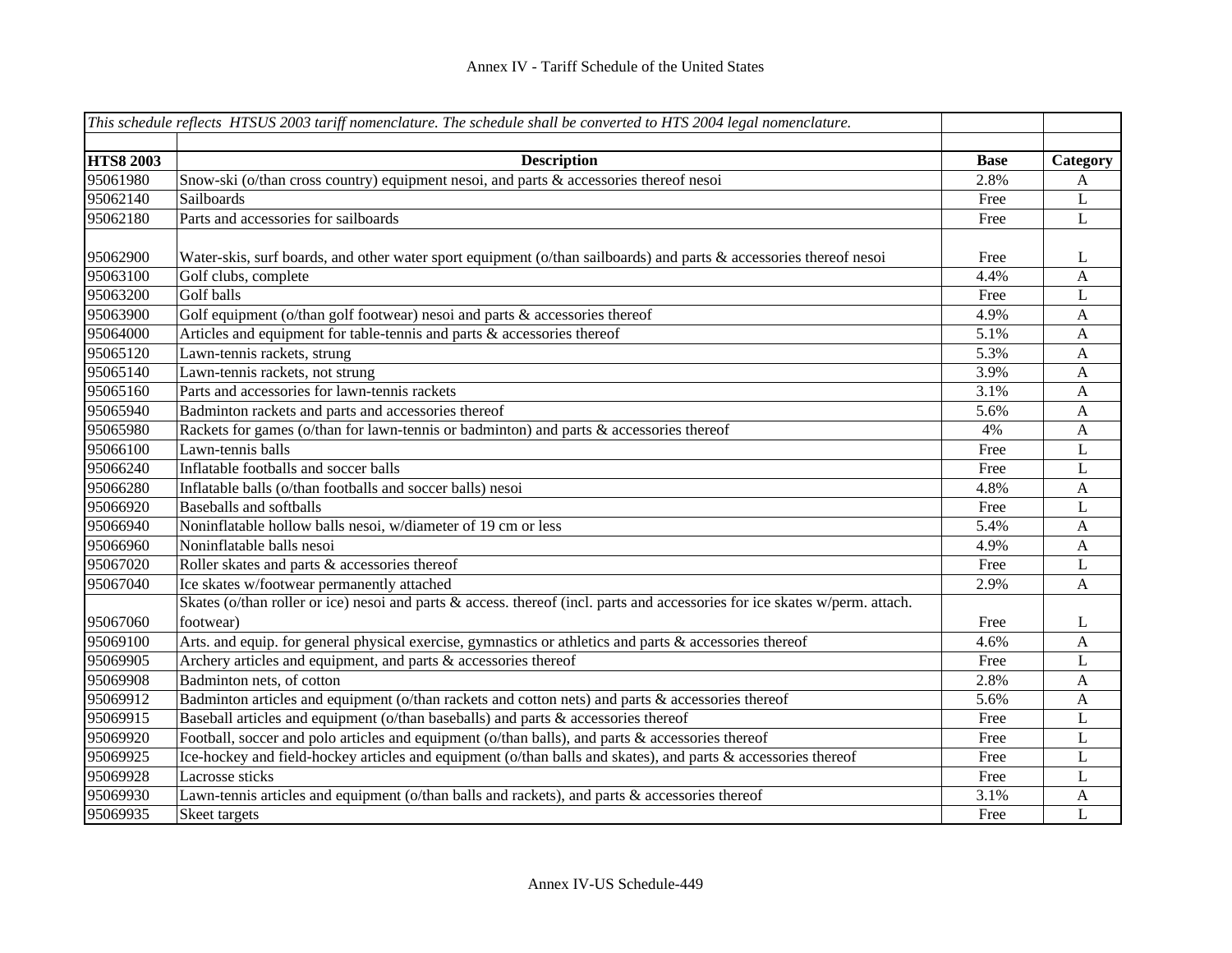## Annex IV - Tariff Schedule of the United States

| *This schedule reflects HTSUS 2003 tariff nomenclature. The schedule shall be converted to HTS 2004 legal nomenclature.* | | | |
|---|---|---|---|
| **HTS8 2003** | **Description** | **Base** | **Category** |
| 95061980 | Snow-ski (o/than cross country) equipment nesoi, and parts & accessories thereof nesoi | 2.8% | A |
| 95062140 | Sailboards | Free | L |
| 95062180 | Parts and accessories for sailboards | Free | L |
| 95062900 | Water-skis, surf boards, and other water sport equipment (o/than sailboards) and parts & accessories thereof nesoi | Free | L |
| 95063100 | Golf clubs, complete | 4.4% | A |
| 95063200 | Golf balls | Free | L |
| 95063900 | Golf equipment (o/than golf footwear) nesoi and parts & accessories thereof | 4.9% | A |
| 95064000 | Articles and equipment for table-tennis and parts & accessories thereof | 5.1% | A |
| 95065120 | Lawn-tennis rackets, strung | 5.3% | A |
| 95065140 | Lawn-tennis rackets, not strung | 3.9% | A |
| 95065160 | Parts and accessories for lawn-tennis rackets | 3.1% | A |
| 95065940 | Badminton rackets and parts and accessories thereof | 5.6% | A |
| 95065980 | Rackets for games (o/than for lawn-tennis or badminton) and parts & accessories thereof | 4% | A |
| 95066100 | Lawn-tennis balls | Free | L |
| 95066240 | Inflatable footballs and soccer balls | Free | L |
| 95066280 | Inflatable balls (o/than footballs and soccer balls) nesoi | 4.8% | A |
| 95066920 | Baseballs and softballs | Free | L |
| 95066940 | Noninflatable hollow balls nesoi, w/diameter of 19 cm or less | 5.4% | A |
| 95066960 | Noninflatable balls nesoi | 4.9% | A |
| 95067020 | Roller skates and parts & accessories thereof | Free | L |
| 95067040 | Ice skates w/footwear permanently attached | 2.9% | A |
| 95067060 | Skates (o/than roller or ice) nesoi and parts & access. thereof (incl. parts and accessories for ice skates w/perm. attach. footwear) | Free | L |
| 95069100 | Arts. and equip. for general physical exercise, gymnastics or athletics and parts & accessories thereof | 4.6% | A |
| 95069905 | Archery articles and equipment, and parts & accessories thereof | Free | L |
| 95069908 | Badminton nets, of cotton | 2.8% | A |
| 95069912 | Badminton articles and equipment (o/than rackets and cotton nets) and parts & accessories thereof | 5.6% | A |
| 95069915 | Baseball articles and equipment (o/than baseballs) and parts & accessories thereof | Free | L |
| 95069920 | Football, soccer and polo articles and equipment (o/than balls), and parts & accessories thereof | Free | L |
| 95069925 | Ice-hockey and field-hockey articles and equipment (o/than balls and skates), and parts & accessories thereof | Free | L |
| 95069928 | Lacrosse sticks | Free | L |
| 95069930 | Lawn-tennis articles and equipment (o/than balls and rackets), and parts & accessories thereof | 3.1% | A |
| 95069935 | Skeet targets | Free | L |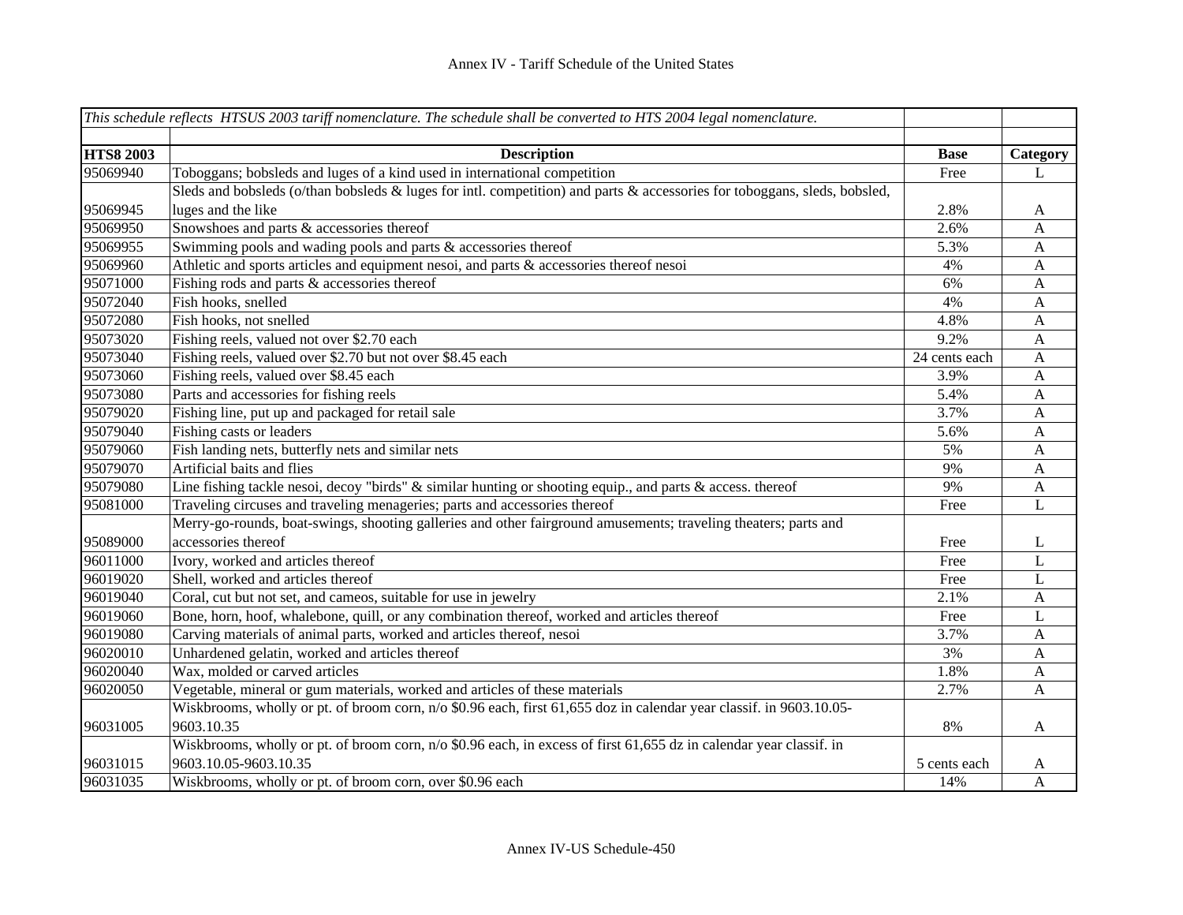| *This schedule reflects HTSUS 2003 tariff nomenclature. The schedule shall be converted to HTS 2004 legal nomenclature.* | | | |
|---|---|---|---|
| | | | |
| **HTS8 2003** | **Description** | **Base** | **Category** |
| 95069940 | Toboggans; bobsleds and luges of a kind used in international competition | Free | L |
| 95069945 | Sleds and bobsleds (o/than bobsleds & luges for intl. competition) and parts & accessories for toboggans, sleds, bobsled, luges and the like | 2.8% | A |
| 95069950 | Snowshoes and parts & accessories thereof | 2.6% | A |
| 95069955 | Swimming pools and wading pools and parts & accessories thereof | 5.3% | A |
| 95069960 | Athletic and sports articles and equipment nesoi, and parts & accessories thereof nesoi | 4% | A |
| 95071000 | Fishing rods and parts & accessories thereof | 6% | A |
| 95072040 | Fish hooks, snelled | 4% | A |
| 95072080 | Fish hooks, not snelled | 4.8% | A |
| 95073020 | Fishing reels, valued not over $2.70 each | 9.2% | A |
| 95073040 | Fishing reels, valued over $2.70 but not over $8.45 each | 24 cents each | A |
| 95073060 | Fishing reels, valued over $8.45 each | 3.9% | A |
| 95073080 | Parts and accessories for fishing reels | 5.4% | A |
| 95079020 | Fishing line, put up and packaged for retail sale | 3.7% | A |
| 95079040 | Fishing casts or leaders | 5.6% | A |
| 95079060 | Fish landing nets, butterfly nets and similar nets | 5% | A |
| 95079070 | Artificial baits and flies | 9% | A |
| 95079080 | Line fishing tackle nesoi, decoy "birds" & similar hunting or shooting equip., and parts & access. thereof | 9% | A |
| 95081000 | Traveling circuses and traveling menageries; parts and accessories thereof | Free | L |
| 95089000 | Merry-go-rounds, boat-swings, shooting galleries and other fairground amusements; traveling theaters; parts and accessories thereof | Free | L |
| 96011000 | Ivory, worked and articles thereof | Free | L |
| 96019020 | Shell, worked and articles thereof | Free | L |
| 96019040 | Coral, cut but not set, and cameos, suitable for use in jewelry | 2.1% | A |
| 96019060 | Bone, horn, hoof, whalebone, quill, or any combination thereof, worked and articles thereof | Free | L |
| 96019080 | Carving materials of animal parts, worked and articles thereof, nesoi | 3.7% | A |
| 96020010 | Unhardened gelatin, worked and articles thereof | 3% | A |
| 96020040 | Wax, molded or carved articles | 1.8% | A |
| 96020050 | Vegetable, mineral or gum materials, worked and articles of these materials | 2.7% | A |
| 96031005 | Wiskbrooms, wholly or pt. of broom corn, n/o $0.96 each, first 61,655 doz in calendar year classif. in 9603.10.05-9603.10.35 | 8% | A |
| 96031015 | Wiskbrooms, wholly or pt. of broom corn, n/o $0.96 each, in excess of first 61,655 dz in calendar year classif. in 9603.10.05-9603.10.35 | 5 cents each | A |
| 96031035 | Wiskbrooms, wholly or pt. of broom corn, over $0.96 each | 14% | A |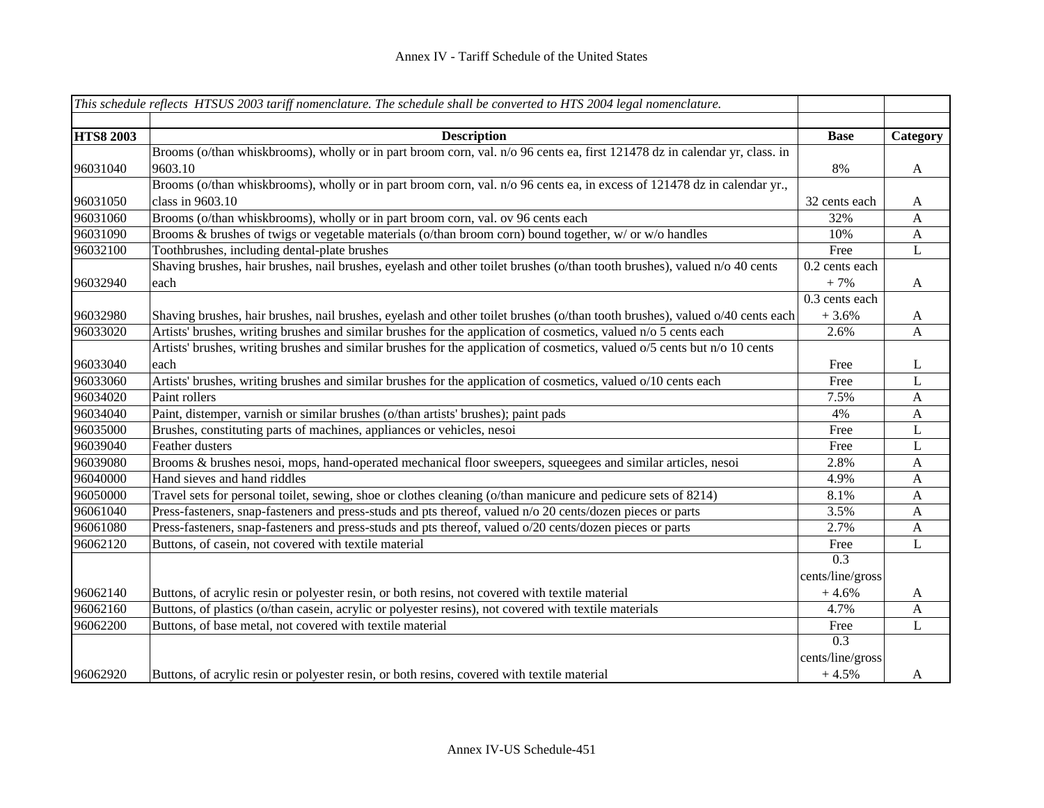Annex IV - Tariff Schedule of the United States

| *This schedule reflects HTSUS 2003 tariff nomenclature. The schedule shall be converted to HTS 2004 legal nomenclature.* | | | |
|---|---|---|---|
| **HTS8 2003** | **Description** | **Base** | **Category** |
| 96031040 | Brooms (o/than whiskbrooms), wholly or in part broom corn, val. n/o 96 cents ea, first 121478 dz in calendar yr, class. in 9603.10 | 8% | A |
| 96031050 | Brooms (o/than whiskbrooms), wholly or in part broom corn, val. n/o 96 cents ea, in excess of 121478 dz in calendar yr., class in 9603.10 | 32 cents each | A |
| 96031060 | Brooms (o/than whiskbrooms), wholly or in part broom corn, val. ov 96 cents each | 32% | A |
| 96031090 | Brooms & brushes of twigs or vegetable materials (o/than broom corn) bound together, w/ or w/o handles | 10% | A |
| 96032100 | Toothbrushes, including dental-plate brushes | Free | L |
| 96032940 | Shaving brushes, hair brushes, nail brushes, eyelash and other toilet brushes (o/than tooth brushes), valued n/o 40 cents each | 0.2 cents each + 7% | A |
| 96032980 | Shaving brushes, hair brushes, nail brushes, eyelash and other toilet brushes (o/than tooth brushes), valued o/40 cents each | 0.3 cents each + 3.6% | A |
| 96033020 | Artists' brushes, writing brushes and similar brushes for the application of cosmetics, valued n/o 5 cents each | 2.6% | A |
| 96033040 | Artists' brushes, writing brushes and similar brushes for the application of cosmetics, valued o/5 cents but n/o 10 cents each | Free | L |
| 96033060 | Artists' brushes, writing brushes and similar brushes for the application of cosmetics, valued o/10 cents each | Free | L |
| 96034020 | Paint rollers | 7.5% | A |
| 96034040 | Paint, distemper, varnish or similar brushes (o/than artists' brushes); paint pads | 4% | A |
| 96035000 | Brushes, constituting parts of machines, appliances or vehicles, nesoi | Free | L |
| 96039040 | Feather dusters | Free | L |
| 96039080 | Brooms & brushes nesoi, mops, hand-operated mechanical floor sweepers, squeegees and similar articles, nesoi | 2.8% | A |
| 96040000 | Hand sieves and hand riddles | 4.9% | A |
| 96050000 | Travel sets for personal toilet, sewing, shoe or clothes cleaning (o/than manicure and pedicure sets of 8214) | 8.1% | A |
| 96061040 | Press-fasteners, snap-fasteners and press-studs and pts thereof, valued n/o 20 cents/dozen pieces or parts | 3.5% | A |
| 96061080 | Press-fasteners, snap-fasteners and press-studs and pts thereof, valued o/20 cents/dozen pieces or parts | 2.7% | A |
| 96062120 | Buttons, of casein, not covered with textile material | Free | L |
| 96062140 | Buttons, of acrylic resin or polyester resin, or both resins, not covered with textile material | 0.3 cents/line/gross + 4.6% | A |
| 96062160 | Buttons, of plastics (o/than casein, acrylic or polyester resins), not covered with textile materials | 4.7% | A |
| 96062200 | Buttons, of base metal, not covered with textile material | Free | L |
| 96062920 | Buttons, of acrylic resin or polyester resin, or both resins, covered with textile material | 0.3 cents/line/gross + 4.5% | A |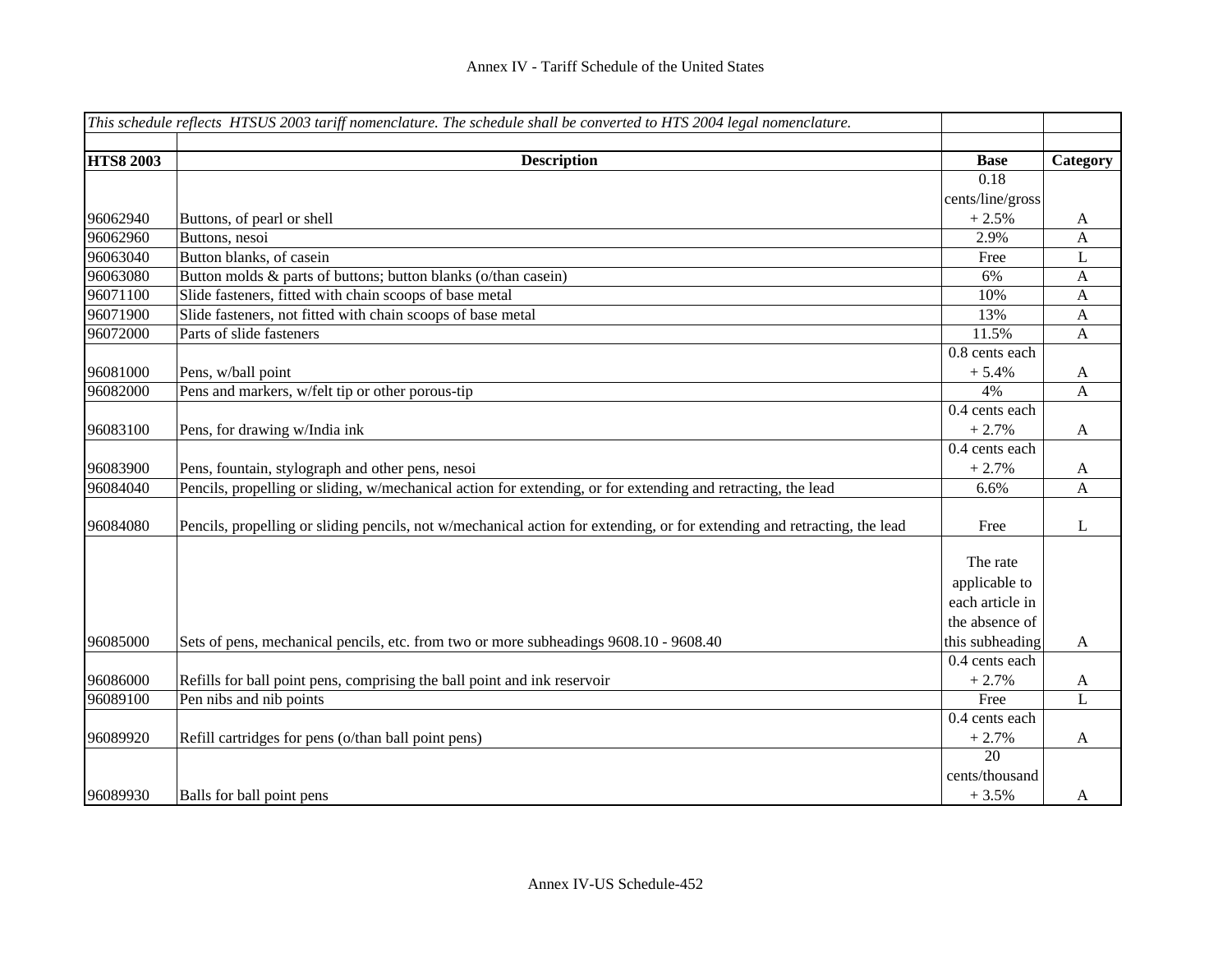| *This schedule reflects HTSUS 2003 tariff nomenclature. The schedule shall be converted to HTS 2004 legal nomenclature.* | | | |
|---|---|---|---|
| | | | |
| **HTS8 2003** | **Description** | **Base** | **Category** |
| 96062940 | Buttons, of pearl or shell | 0.18 cents/line/gross + 2.5% | A |
| 96062960 | Buttons, nesoi | 2.9% | A |
| 96063040 | Button blanks, of casein | Free | L |
| 96063080 | Button molds & parts of buttons; button blanks (o/than casein) | 6% | A |
| 96071100 | Slide fasteners, fitted with chain scoops of base metal | 10% | A |
| 96071900 | Slide fasteners, not fitted with chain scoops of base metal | 13% | A |
| 96072000 | Parts of slide fasteners | 11.5% | A |
| 96081000 | Pens, w/ball point | 0.8 cents each + 5.4% | A |
| 96082000 | Pens and markers, w/felt tip or other porous-tip | 4% | A |
| 96083100 | Pens, for drawing w/India ink | 0.4 cents each + 2.7% | A |
| 96083900 | Pens, fountain, stylograph and other pens, nesoi | 0.4 cents each + 2.7% | A |
| 96084040 | Pencils, propelling or sliding, w/mechanical action for extending, or for extending and retracting, the lead | 6.6% | A |
| 96084080 | Pencils, propelling or sliding pencils, not w/mechanical action for extending, or for extending and retracting, the lead | Free | L |
| 96085000 | Sets of pens, mechanical pencils, etc. from two or more subheadings 9608.10 - 9608.40 | The rate applicable to each article in the absence of this subheading | A |
| 96086000 | Refills for ball point pens, comprising the ball point and ink reservoir | 0.4 cents each + 2.7% | A |
| 96089100 | Pen nibs and nib points | Free | L |
| 96089920 | Refill cartridges for pens (o/than ball point pens) | 0.4 cents each + 2.7% | A |
| 96089930 | Balls for ball point pens | 20 cents/thousand + 3.5% | A |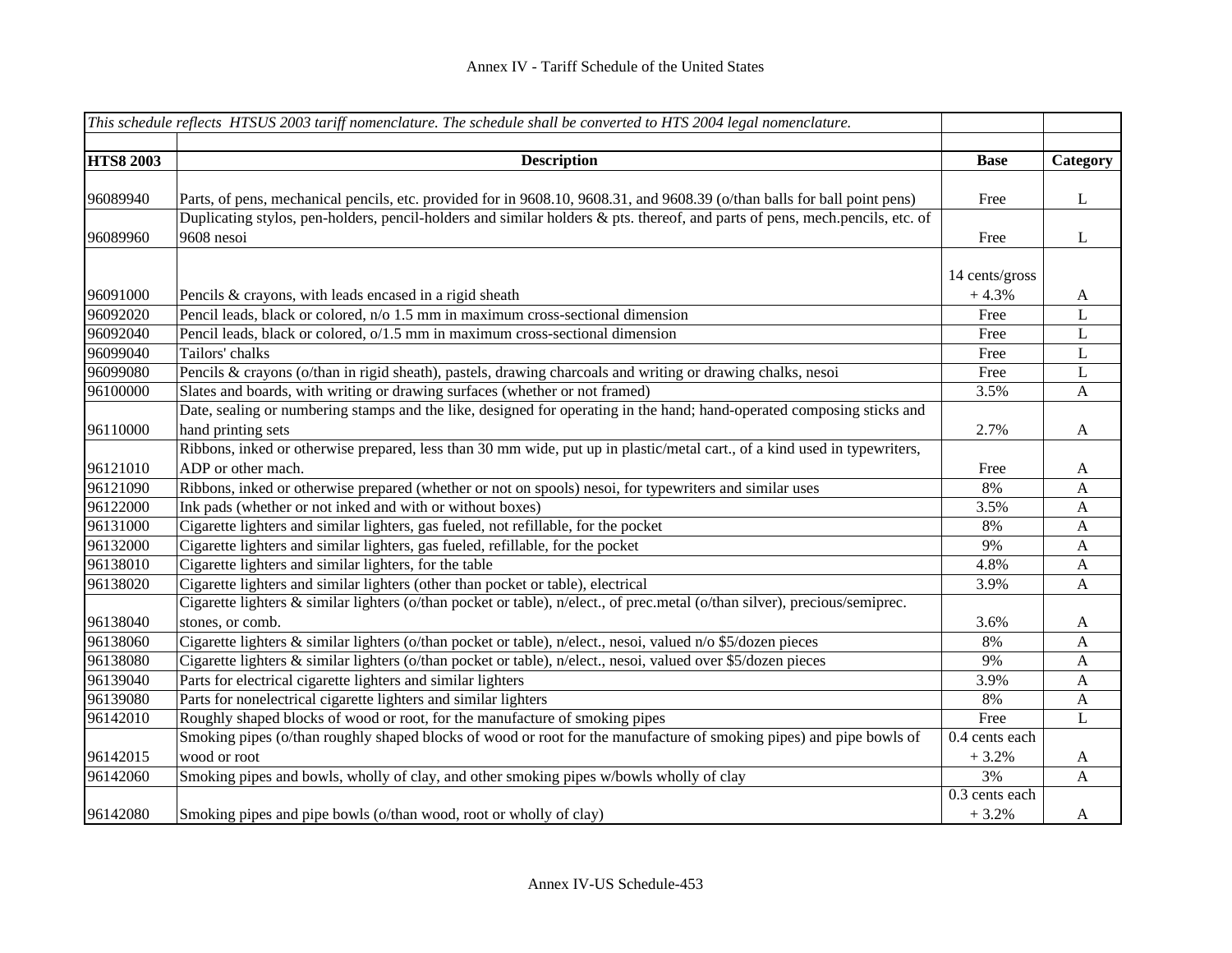# Annex IV - Tariff Schedule of the United States

| *This schedule reflects HTSUS 2003 tariff nomenclature. The schedule shall be converted to HTS 2004 legal nomenclature.* | | | |
|---|---|---|---|
| **HTS8 2003** | **Description** | **Base** | **Category** |
| 96089940 | Parts, of pens, mechanical pencils, etc. provided for in 9608.10, 9608.31, and 9608.39 (o/than balls for ball point pens) | Free | L |
| 96089960 | Duplicating stylos, pen-holders, pencil-holders and similar holders & pts. thereof, and parts of pens, mech.pencils, etc. of 9608 nesoi | Free | L |
| 96091000 | Pencils & crayons, with leads encased in a rigid sheath | 14 cents/gross + 4.3% | A |
| 96092020 | Pencil leads, black or colored, n/o 1.5 mm in maximum cross-sectional dimension | Free | L |
| 96092040 | Pencil leads, black or colored, o/1.5 mm in maximum cross-sectional dimension | Free | L |
| 96099040 | Tailors' chalks | Free | L |
| 96099080 | Pencils & crayons (o/than in rigid sheath), pastels, drawing charcoals and writing or drawing chalks, nesoi | Free | L |
| 96100000 | Slates and boards, with writing or drawing surfaces (whether or not framed) | 3.5% | A |
| 96110000 | Date, sealing or numbering stamps and the like, designed for operating in the hand; hand-operated composing sticks and hand printing sets | 2.7% | A |
| 96121010 | Ribbons, inked or otherwise prepared, less than 30 mm wide, put up in plastic/metal cart., of a kind used in typewriters, ADP or other mach. | Free | A |
| 96121090 | Ribbons, inked or otherwise prepared (whether or not on spools) nesoi, for typewriters and similar uses | 8% | A |
| 96122000 | Ink pads (whether or not inked and with or without boxes) | 3.5% | A |
| 96131000 | Cigarette lighters and similar lighters, gas fueled, not refillable, for the pocket | 8% | A |
| 96132000 | Cigarette lighters and similar lighters, gas fueled, refillable, for the pocket | 9% | A |
| 96138010 | Cigarette lighters and similar lighters, for the table | 4.8% | A |
| 96138020 | Cigarette lighters and similar lighters (other than pocket or table), electrical | 3.9% | A |
| 96138040 | Cigarette lighters & similar lighters (o/than pocket or table), n/elect., of prec.metal (o/than silver), precious/semiprec. stones, or comb. | 3.6% | A |
| 96138060 | Cigarette lighters & similar lighters (o/than pocket or table), n/elect., nesoi, valued n/o $5/dozen pieces | 8% | A |
| 96138080 | Cigarette lighters & similar lighters (o/than pocket or table), n/elect., nesoi, valued over $5/dozen pieces | 9% | A |
| 96139040 | Parts for electrical cigarette lighters and similar lighters | 3.9% | A |
| 96139080 | Parts for nonelectrical cigarette lighters and similar lighters | 8% | A |
| 96142010 | Roughly shaped blocks of wood or root, for the manufacture of smoking pipes | Free | L |
| 96142015 | Smoking pipes (o/than roughly shaped blocks of wood or root for the manufacture of smoking pipes) and pipe bowls of wood or root | 0.4 cents each + 3.2% | A |
| 96142060 | Smoking pipes and bowls, wholly of clay, and other smoking pipes w/bowls wholly of clay | 3% | A |
| 96142080 | Smoking pipes and pipe bowls (o/than wood, root or wholly of clay) | 0.3 cents each + 3.2% | A |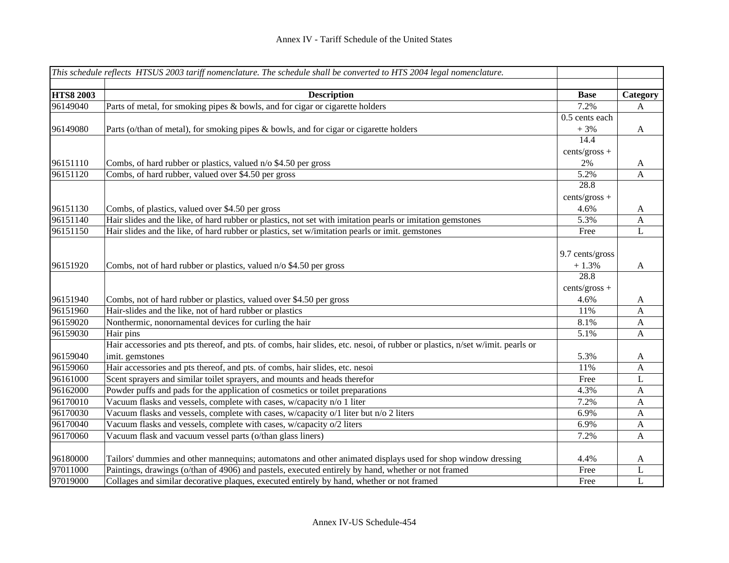| *This schedule reflects HTSUS 2003 tariff nomenclature. The schedule shall be converted to HTS 2004 legal nomenclature.* | | | |
|---|---|---|---|
| | | | |
| **HTS8 2003** | **Description** | **Base** | **Category** |
| 96149040 | Parts of metal, for smoking pipes & bowls, and for cigar or cigarette holders | 7.2% | A |
| 96149080 | Parts (o/than of metal), for smoking pipes & bowls, and for cigar or cigarette holders | 0.5 cents each + 3% | A |
| 96151110 | Combs, of hard rubber or plastics, valued n/o $4.50 per gross | 14.4 cents/gross + 2% | A |
| 96151120 | Combs, of hard rubber, valued over $4.50 per gross | 5.2% | A |
| 96151130 | Combs, of plastics, valued over $4.50 per gross | 28.8 cents/gross + 4.6% | A |
| 96151140 | Hair slides and the like, of hard rubber or plastics, not set with imitation pearls or imitation gemstones | 5.3% | A |
| 96151150 | Hair slides and the like, of hard rubber or plastics, set w/imitation pearls or imit. gemstones | Free | L |
| 96151920 | Combs, not of hard rubber or plastics, valued n/o $4.50 per gross | 9.7 cents/gross + 1.3% | A |
| 96151940 | Combs, not of hard rubber or plastics, valued over $4.50 per gross | 28.8 cents/gross + 4.6% | A |
| 96151960 | Hair-slides and the like, not of hard rubber or plastics | 11% | A |
| 96159020 | Nonthermic, nonornamental devices for curling the hair | 8.1% | A |
| 96159030 | Hair pins | 5.1% | A |
| 96159040 | Hair accessories and pts thereof, and pts. of combs, hair slides, etc. nesoi, of rubber or plastics, n/set w/imit. pearls or imit. gemstones | 5.3% | A |
| 96159060 | Hair accessories and pts thereof, and pts. of combs, hair slides, etc. nesoi | 11% | A |
| 96161000 | Scent sprayers and similar toilet sprayers, and mounts and heads therefor | Free | L |
| 96162000 | Powder puffs and pads for the application of cosmetics or toilet preparations | 4.3% | A |
| 96170010 | Vacuum flasks and vessels, complete with cases, w/capacity n/o 1 liter | 7.2% | A |
| 96170030 | Vacuum flasks and vessels, complete with cases, w/capacity o/1 liter but n/o 2 liters | 6.9% | A |
| 96170040 | Vacuum flasks and vessels, complete with cases, w/capacity o/2 liters | 6.9% | A |
| 96170060 | Vacuum flask and vacuum vessel parts (o/than glass liners) | 7.2% | A |
| 96180000 | Tailors' dummies and other mannequins; automatons and other animated displays used for shop window dressing | 4.4% | A |
| 97011000 | Paintings, drawings (o/than of 4906) and pastels, executed entirely by hand, whether or not framed | Free | L |
| 97019000 | Collages and similar decorative plaques, executed entirely by hand, whether or not framed | Free | L |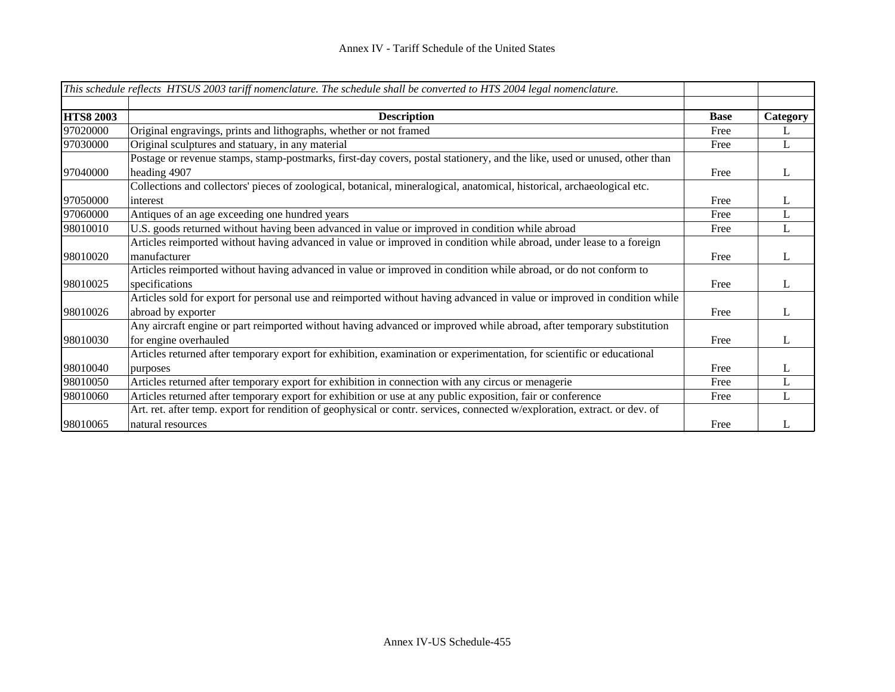*This schedule reflects HTSUS 2003 tariff nomenclature. The schedule shall be converted to HTS 2004 legal nomenclature.*

| HTS8 2003 | Description | Base | Category |
|---|---|---|---|
| 97020000 | Original engravings, prints and lithographs, whether or not framed | Free | L |
| 97030000 | Original sculptures and statuary, in any material | Free | L |
| 97040000 | Postage or revenue stamps, stamp-postmarks, first-day covers, postal stationery, and the like, used or unused, other than heading 4907 | Free | L |
| 97050000 | Collections and collectors' pieces of zoological, botanical, mineralogical, anatomical, historical, archaeological etc. interest | Free | L |
| 97060000 | Antiques of an age exceeding one hundred years | Free | L |
| 98010010 | U.S. goods returned without having been advanced in value or improved in condition while abroad | Free | L |
| 98010020 | Articles reimported without having advanced in value or improved in condition while abroad, under lease to a foreign manufacturer | Free | L |
| 98010025 | Articles reimported without having advanced in value or improved in condition while abroad, or do not conform to specifications | Free | L |
| 98010026 | Articles sold for export for personal use and reimported without having advanced in value or improved in condition while abroad by exporter | Free | L |
| 98010030 | Any aircraft engine or part reimported without having advanced or improved while abroad, after temporary substitution for engine overhauled | Free | L |
| 98010040 | Articles returned after temporary export for exhibition, examination or experimentation, for scientific or educational purposes | Free | L |
| 98010050 | Articles returned after temporary export for exhibition in connection with any circus or menagerie | Free | L |
| 98010060 | Articles returned after temporary export for exhibition or use at any public exposition, fair or conference | Free | L |
| 98010065 | Art. ret. after temp. export for rendition of geophysical or contr. services, connected w/exploration, extract. or dev. of natural resources | Free | L |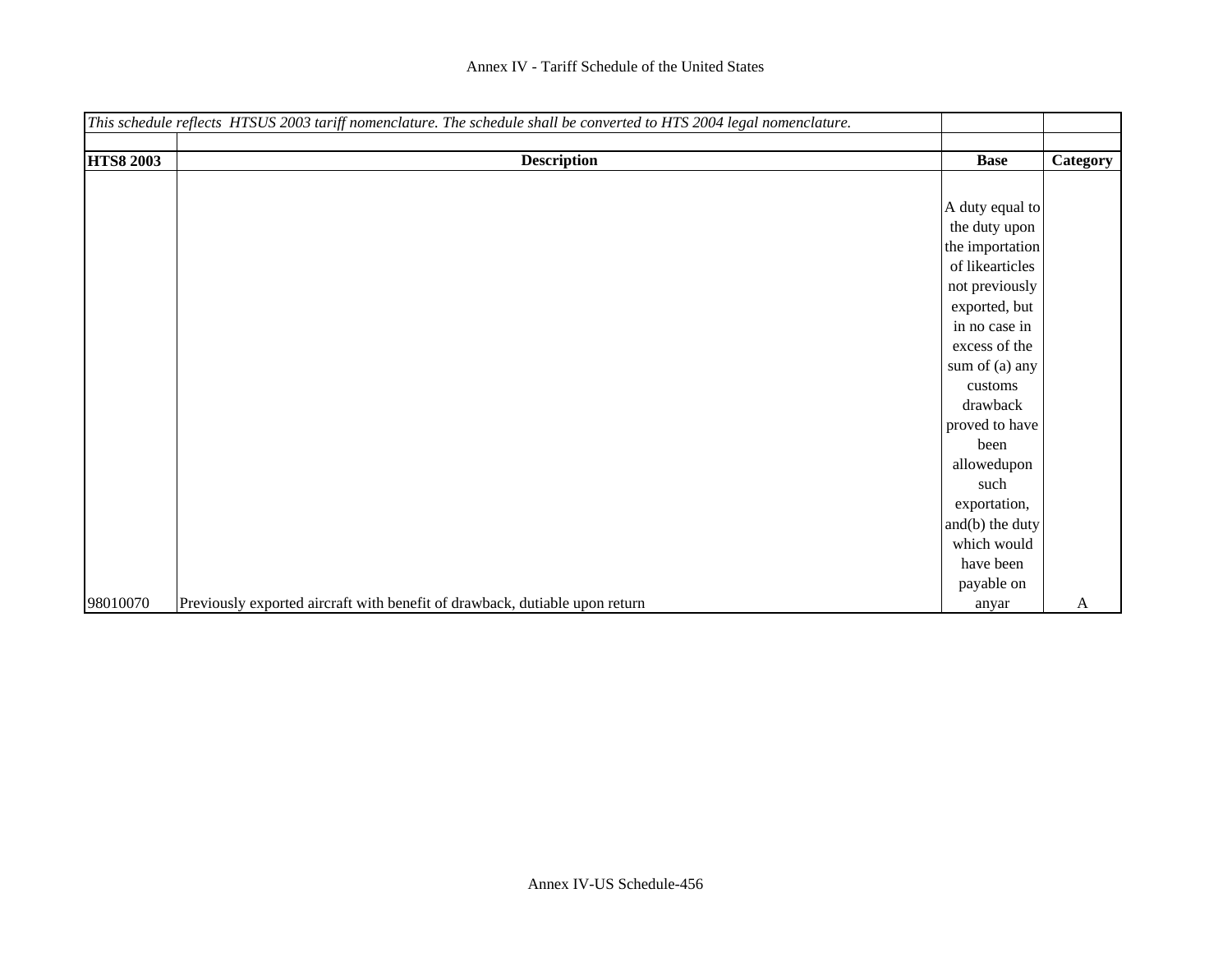| *This schedule reflects HTSUS 2003 tariff nomenclature. The schedule shall be converted to HTS 2004 legal nomenclature.* | | | |
|---|---|---|---|
| | | | |
| **HTS8 2003** | **Description** | **Base** | **Category** |
| 98010070 | Previously exported aircraft with benefit of drawback, dutiable upon return | A duty equal to the duty upon the importation of likearticles not previously exported, but in no case in excess of the sum of (a) any customs drawback proved to have been allowedupon such exportation, and(b) the duty which would have been payable on anyar | A |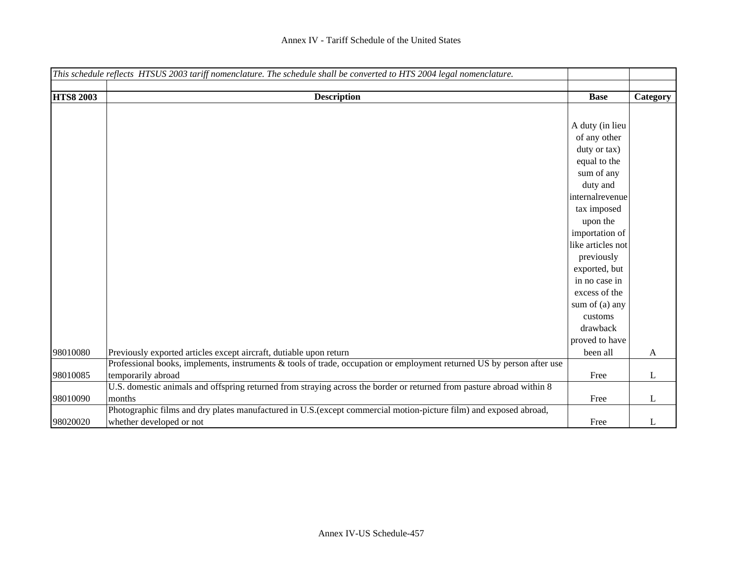| *This schedule reflects HTSUS 2003 tariff nomenclature. The schedule shall be converted to HTS 2004 legal nomenclature.* | | | |
|---|---|---|---|
| **HTS8 2003** | **Description** | **Base** | **Category** |
| 98010080 | Previously exported articles except aircraft, dutiable upon return | A duty (in lieu of any other duty or tax) equal to the sum of any duty and internalrevenue tax imposed upon the importation of like articles not previously exported, but in no case in excess of the sum of (a) any customs drawback proved to have been all | A |
| 98010085 | Professional books, implements, instruments & tools of trade, occupation or employment returned US by person after use temporarily abroad | Free | L |
| 98010090 | U.S. domestic animals and offspring returned from straying across the border or returned from pasture abroad within 8 months | Free | L |
| 98020020 | Photographic films and dry plates manufactured in U.S.(except commercial motion-picture film) and exposed abroad, whether developed or not | Free | L |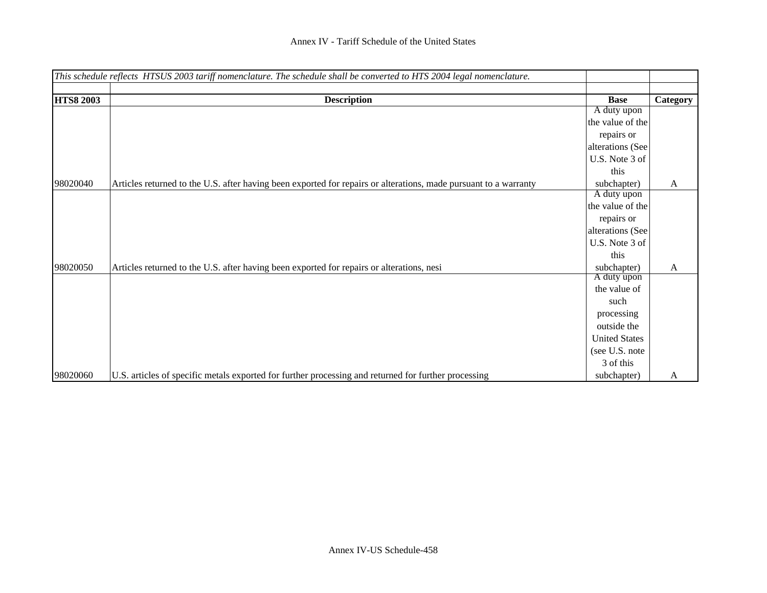# Annex IV - Tariff Schedule of the United States

*This schedule reflects HTSUS 2003 tariff nomenclature. The schedule shall be converted to HTS 2004 legal nomenclature.*

| HTS8 2003 | Description | Base | Category |
|---|---|---|---|
| 98020040 | Articles returned to the U.S. after having been exported for repairs or alterations, made pursuant to a warranty | A duty upon the value of the repairs or alterations (See U.S. Note 3 of this subchapter) | A |
| 98020050 | Articles returned to the U.S. after having been exported for repairs or alterations, nesi | A duty upon the value of the repairs or alterations (See U.S. Note 3 of this subchapter) | A |
| 98020060 | U.S. articles of specific metals exported for further processing and returned for further processing | A duty upon the value of such processing outside the United States (see U.S. note 3 of this subchapter) | A |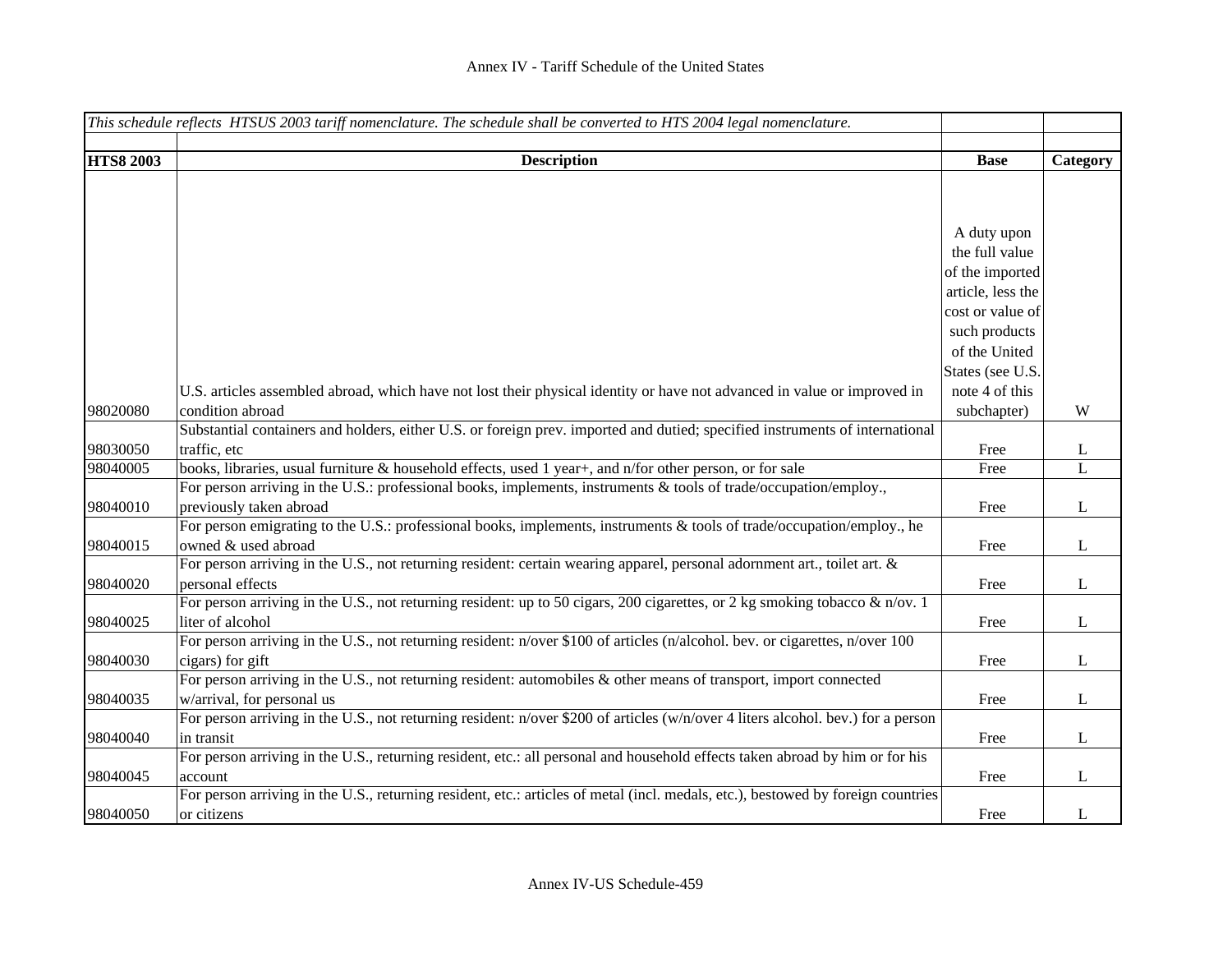| *This schedule reflects HTSUS 2003 tariff nomenclature. The schedule shall be converted to HTS 2004 legal nomenclature.* | | | |
|---|---|---|---|
| **HTS8 2003** | **Description** | **Base** | **Category** |
| 98020080 | U.S. articles assembled abroad, which have not lost their physical identity or have not advanced in value or improved in condition abroad | A duty upon the full value of the imported article, less the cost or value of such products of the United States (see U.S. note 4 of this subchapter) | W |
| 98030050 | Substantial containers and holders, either U.S. or foreign prev. imported and dutied; specified instruments of international traffic, etc | Free | L |
| 98040005 | books, libraries, usual furniture & household effects, used 1 year+, and n/for other person, or for sale | Free | L |
| 98040010 | For person arriving in the U.S.: professional books, implements, instruments & tools of trade/occupation/employ., previously taken abroad | Free | L |
| 98040015 | For person emigrating to the U.S.: professional books, implements, instruments & tools of trade/occupation/employ., he owned & used abroad | Free | L |
| 98040020 | For person arriving in the U.S., not returning resident: certain wearing apparel, personal adornment art., toilet art. & personal effects | Free | L |
| 98040025 | For person arriving in the U.S., not returning resident: up to 50 cigars, 200 cigarettes, or 2 kg smoking tobacco & n/ov. 1 liter of alcohol | Free | L |
| 98040030 | For person arriving in the U.S., not returning resident: n/over $100 of articles (n/alcohol. bev. or cigarettes, n/over 100 cigars) for gift | Free | L |
| 98040035 | For person arriving in the U.S., not returning resident: automobiles & other means of transport, import connected w/arrival, for personal us | Free | L |
| 98040040 | For person arriving in the U.S., not returning resident: n/over $200 of articles (w/n/over 4 liters alcohol. bev.) for a person in transit | Free | L |
| 98040045 | For person arriving in the U.S., returning resident, etc.: all personal and household effects taken abroad by him or for his account | Free | L |
| 98040050 | For person arriving in the U.S., returning resident, etc.: articles of metal (incl. medals, etc.), bestowed by foreign countries or citizens | Free | L |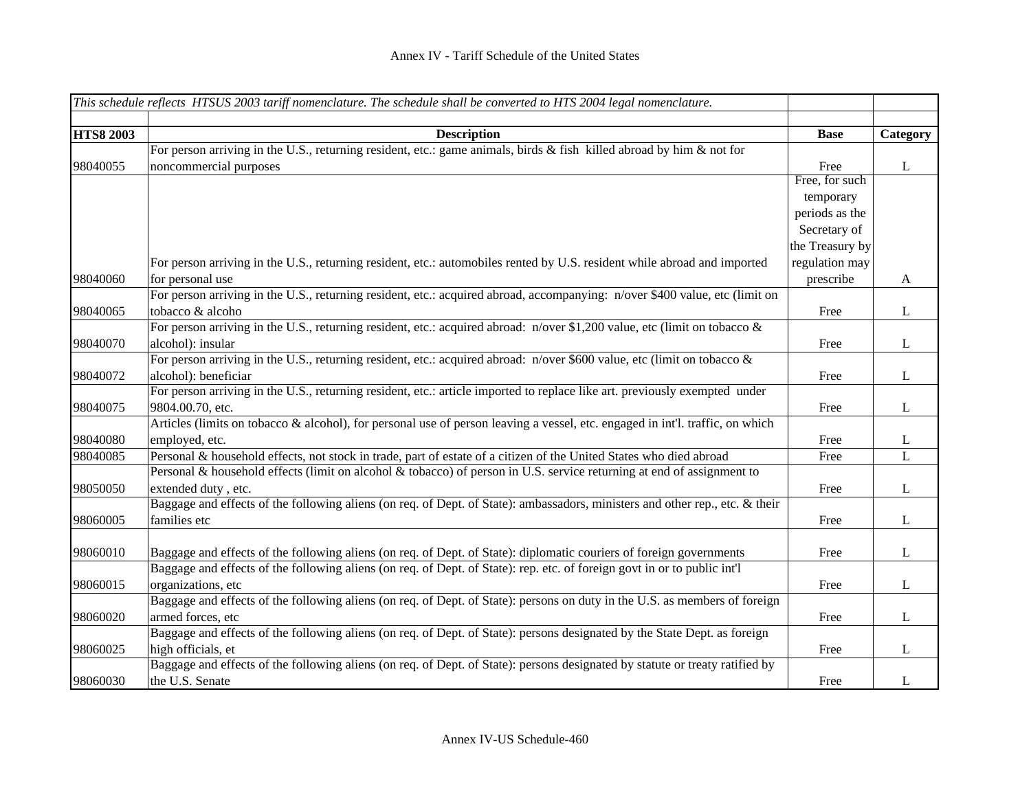Annex IV - Tariff Schedule of the United States

| *This schedule reflects HTSUS 2003 tariff nomenclature. The schedule shall be converted to HTS 2004 legal nomenclature.* | | | |
|---|---|---|---|
| **HTS8 2003** | **Description** | **Base** | **Category** |
| 98040055 | For person arriving in the U.S., returning resident, etc.: game animals, birds & fish killed abroad by him & not for noncommercial purposes | Free | L |
| 98040060 | For person arriving in the U.S., returning resident, etc.: automobiles rented by U.S. resident while abroad and imported for personal use | Free, for such temporary periods as the Secretary of the Treasury by regulation may prescribe | A |
| 98040065 | For person arriving in the U.S., returning resident, etc.: acquired abroad, accompanying: n/over $400 value, etc (limit on tobacco & alcoho | Free | L |
| 98040070 | For person arriving in the U.S., returning resident, etc.: acquired abroad: n/over $1,200 value, etc (limit on tobacco & alcohol): insular | Free | L |
| 98040072 | For person arriving in the U.S., returning resident, etc.: acquired abroad: n/over $600 value, etc (limit on tobacco & alcohol): beneficiar | Free | L |
| 98040075 | For person arriving in the U.S., returning resident, etc.: article imported to replace like art. previously exempted under 9804.00.70, etc. | Free | L |
| 98040080 | Articles (limits on tobacco & alcohol), for personal use of person leaving a vessel, etc. engaged in int'l. traffic, on which employed, etc. | Free | L |
| 98040085 | Personal & household effects, not stock in trade, part of estate of a citizen of the United States who died abroad | Free | L |
| 98050050 | Personal & household effects (limit on alcohol & tobacco) of person in U.S. service returning at end of assignment to extended duty , etc. | Free | L |
| 98060005 | Baggage and effects of the following aliens (on req. of Dept. of State): ambassadors, ministers and other rep., etc. & their families etc | Free | L |
| 98060010 | Baggage and effects of the following aliens (on req. of Dept. of State): diplomatic couriers of foreign governments | Free | L |
| 98060015 | Baggage and effects of the following aliens (on req. of Dept. of State): rep. etc. of foreign govt in or to public int'l organizations, etc | Free | L |
| 98060020 | Baggage and effects of the following aliens (on req. of Dept. of State): persons on duty in the U.S. as members of foreign armed forces, etc | Free | L |
| 98060025 | Baggage and effects of the following aliens (on req. of Dept. of State): persons designated by the State Dept. as foreign high officials, et | Free | L |
| 98060030 | Baggage and effects of the following aliens (on req. of Dept. of State): persons designated by statute or treaty ratified by the U.S. Senate | Free | L |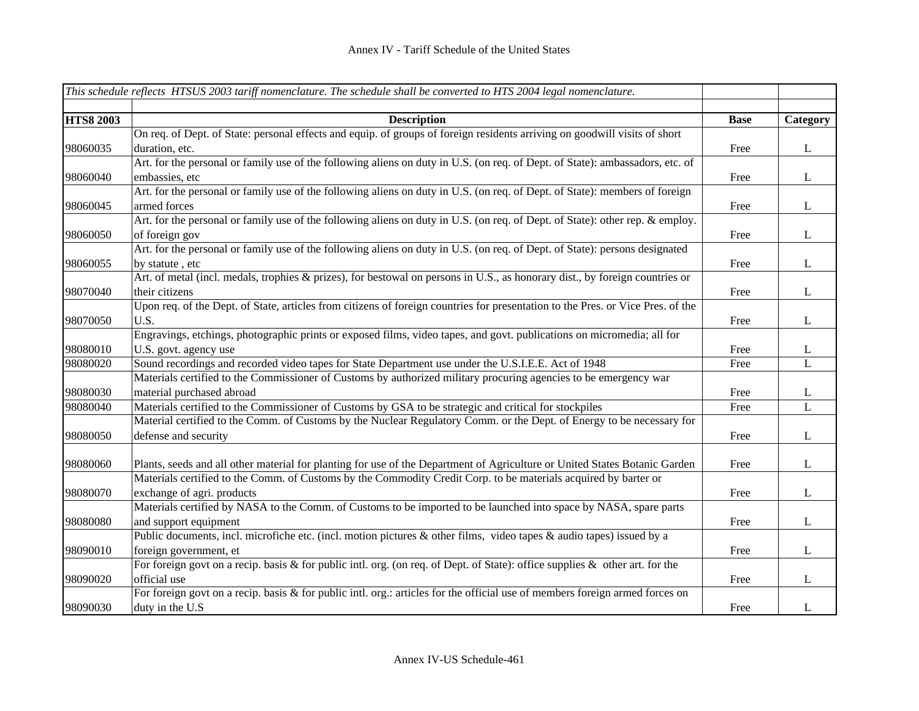Annex IV - Tariff Schedule of the United States

| *This schedule reflects HTSUS 2003 tariff nomenclature. The schedule shall be converted to HTS 2004 legal nomenclature.* | | | |
|---|---|---|---|
| **HTS8 2003** | **Description** | **Base** | **Category** |
| 98060035 | On req. of Dept. of State: personal effects and equip. of groups of foreign residents arriving on goodwill visits of short duration, etc. | Free | L |
| 98060040 | Art. for the personal or family use of the following aliens on duty in U.S. (on req. of Dept. of State): ambassadors, etc. of embassies, etc | Free | L |
| 98060045 | Art. for the personal or family use of the following aliens on duty in U.S. (on req. of Dept. of State): members of foreign armed forces | Free | L |
| 98060050 | Art. for the personal or family use of the following aliens on duty in U.S. (on req. of Dept. of State): other rep. & employ. of foreign gov | Free | L |
| 98060055 | Art. for the personal or family use of the following aliens on duty in U.S. (on req. of Dept. of State): persons designated by statute , etc | Free | L |
| 98070040 | Art. of metal (incl. medals, trophies & prizes), for bestowal on persons in U.S., as honorary dist., by foreign countries or their citizens | Free | L |
| 98070050 | Upon req. of the Dept. of State, articles from citizens of foreign countries for presentation to the Pres. or Vice Pres. of the U.S. | Free | L |
| 98080010 | Engravings, etchings, photographic prints or exposed films, video tapes, and govt. publications on micromedia; all for U.S. govt. agency use | Free | L |
| 98080020 | Sound recordings and recorded video tapes for State Department use under the U.S.I.E.E. Act of 1948 | Free | L |
| 98080030 | Materials certified to the Commissioner of Customs by authorized military procuring agencies to be emergency war material purchased abroad | Free | L |
| 98080040 | Materials certified to the Commissioner of Customs by GSA to be strategic and critical for stockpiles | Free | L |
| 98080050 | Material certified to the Comm. of Customs by the Nuclear Regulatory Comm. or the Dept. of Energy to be necessary for defense and security | Free | L |
| 98080060 | Plants, seeds and all other material for planting for use of the Department of Agriculture or United States Botanic Garden | Free | L |
| 98080070 | Materials certified to the Comm. of Customs by the Commodity Credit Corp. to be materials acquired by barter or exchange of agri. products | Free | L |
| 98080080 | Materials certified by NASA to the Comm. of Customs to be imported to be launched into space by NASA, spare parts and support equipment | Free | L |
| 98090010 | Public documents, incl. microfiche etc. (incl. motion pictures & other films, video tapes & audio tapes) issued by a foreign government, et | Free | L |
| 98090020 | For foreign govt on a recip. basis & for public intl. org. (on req. of Dept. of State): office supplies & other art. for the official use | Free | L |
| 98090030 | For foreign govt on a recip. basis & for public intl. org.: articles for the official use of members foreign armed forces on duty in the U.S | Free | L |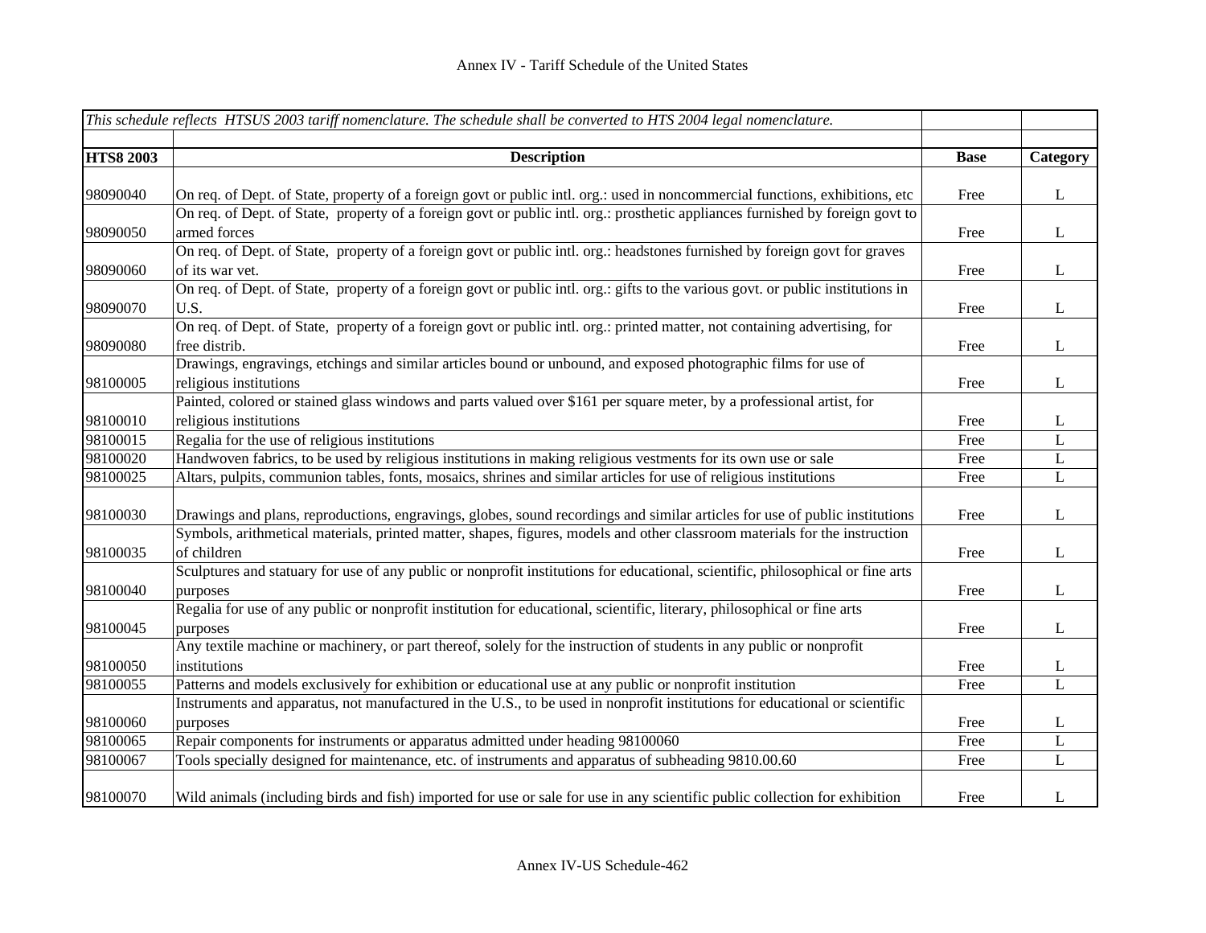| *This schedule reflects HTSUS 2003 tariff nomenclature. The schedule shall be converted to HTS 2004 legal nomenclature.* | | | |
|---|---|---|---|
| **HTS8 2003** | **Description** | **Base** | **Category** |
| 98090040 | On req. of Dept. of State, property of a foreign govt or public intl. org.: used in noncommercial functions, exhibitions, etc | Free | L |
| 98090050 | On req. of Dept. of State, property of a foreign govt or public intl. org.: prosthetic appliances furnished by foreign govt to armed forces | Free | L |
| 98090060 | On req. of Dept. of State, property of a foreign govt or public intl. org.: headstones furnished by foreign govt for graves of its war vet. | Free | L |
| 98090070 | On req. of Dept. of State, property of a foreign govt or public intl. org.: gifts to the various govt. or public institutions in U.S. | Free | L |
| 98090080 | On req. of Dept. of State, property of a foreign govt or public intl. org.: printed matter, not containing advertising, for free distrib. | Free | L |
| 98100005 | Drawings, engravings, etchings and similar articles bound or unbound, and exposed photographic films for use of religious institutions | Free | L |
| 98100010 | Painted, colored or stained glass windows and parts valued over $161 per square meter, by a professional artist, for religious institutions | Free | L |
| 98100015 | Regalia for the use of religious institutions | Free | L |
| 98100020 | Handwoven fabrics, to be used by religious institutions in making religious vestments for its own use or sale | Free | L |
| 98100025 | Altars, pulpits, communion tables, fonts, mosaics, shrines and similar articles for use of religious institutions | Free | L |
| 98100030 | Drawings and plans, reproductions, engravings, globes, sound recordings and similar articles for use of public institutions | Free | L |
| 98100035 | Symbols, arithmetical materials, printed matter, shapes, figures, models and other classroom materials for the instruction of children | Free | L |
| 98100040 | Sculptures and statuary for use of any public or nonprofit institutions for educational, scientific, philosophical or fine arts purposes | Free | L |
| 98100045 | Regalia for use of any public or nonprofit institution for educational, scientific, literary, philosophical or fine arts purposes | Free | L |
| 98100050 | Any textile machine or machinery, or part thereof, solely for the instruction of students in any public or nonprofit institutions | Free | L |
| 98100055 | Patterns and models exclusively for exhibition or educational use at any public or nonprofit institution | Free | L |
| 98100060 | Instruments and apparatus, not manufactured in the U.S., to be used in nonprofit institutions for educational or scientific purposes | Free | L |
| 98100065 | Repair components for instruments or apparatus admitted under heading 98100060 | Free | L |
| 98100067 | Tools specially designed for maintenance, etc. of instruments and apparatus of subheading 9810.00.60 | Free | L |
| 98100070 | Wild animals (including birds and fish) imported for use or sale for use in any scientific public collection for exhibition | Free | L |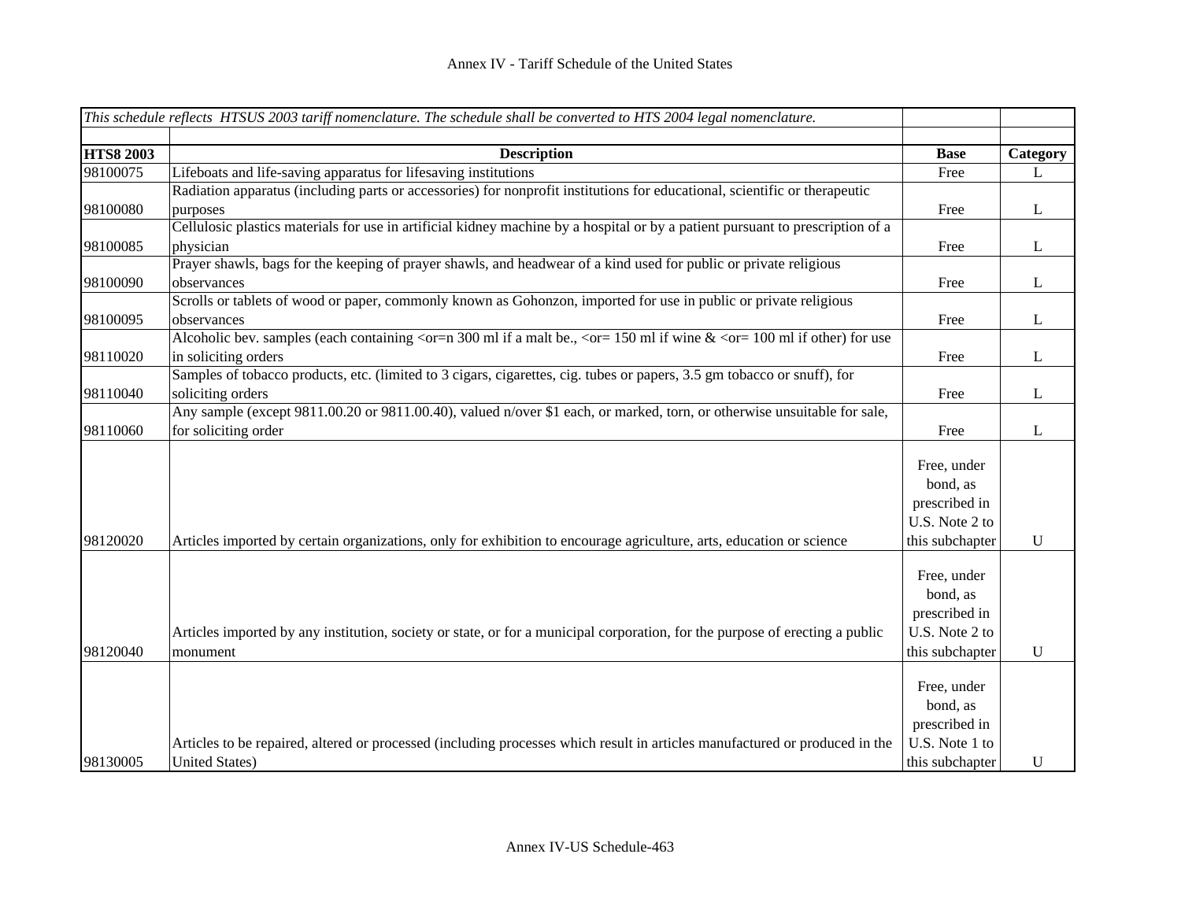Annex IV - Tariff Schedule of the United States

| *This schedule reflects HTSUS 2003 tariff nomenclature. The schedule shall be converted to HTS 2004 legal nomenclature.* | | | |
|---|---|---|---|
| **HTS8 2003** | **Description** | **Base** | **Category** |
| 98100075 | Lifeboats and life-saving apparatus for lifesaving institutions | Free | L |
| 98100080 | Radiation apparatus (including parts or accessories) for nonprofit institutions for educational, scientific or therapeutic purposes | Free | L |
| 98100085 | Cellulosic plastics materials for use in artificial kidney machine by a hospital or by a patient pursuant to prescription of a physician | Free | L |
| 98100090 | Prayer shawls, bags for the keeping of prayer shawls, and headwear of a kind used for public or private religious observances | Free | L |
| 98100095 | Scrolls or tablets of wood or paper, commonly known as Gohonzon, imported for use in public or private religious observances | Free | L |
| 98110020 | Alcoholic bev. samples (each containing <or=n 300 ml if a malt be., <or= 150 ml if wine & <or= 100 ml if other) for use in soliciting orders | Free | L |
| 98110040 | Samples of tobacco products, etc. (limited to 3 cigars, cigarettes, cig. tubes or papers, 3.5 gm tobacco or snuff), for soliciting orders | Free | L |
| 98110060 | Any sample (except 9811.00.20 or 9811.00.40), valued n/over $1 each, or marked, torn, or otherwise unsuitable for sale, for soliciting order | Free | L |
| 98120020 | Articles imported by certain organizations, only for exhibition to encourage agriculture, arts, education or science | Free, under bond, as prescribed in U.S. Note 2 to this subchapter | U |
| 98120040 | Articles imported by any institution, society or state, or for a municipal corporation, for the purpose of erecting a public monument | Free, under bond, as prescribed in U.S. Note 2 to this subchapter | U |
| 98130005 | Articles to be repaired, altered or processed (including processes which result in articles manufactured or produced in the United States) | Free, under bond, as prescribed in U.S. Note 1 to this subchapter | U |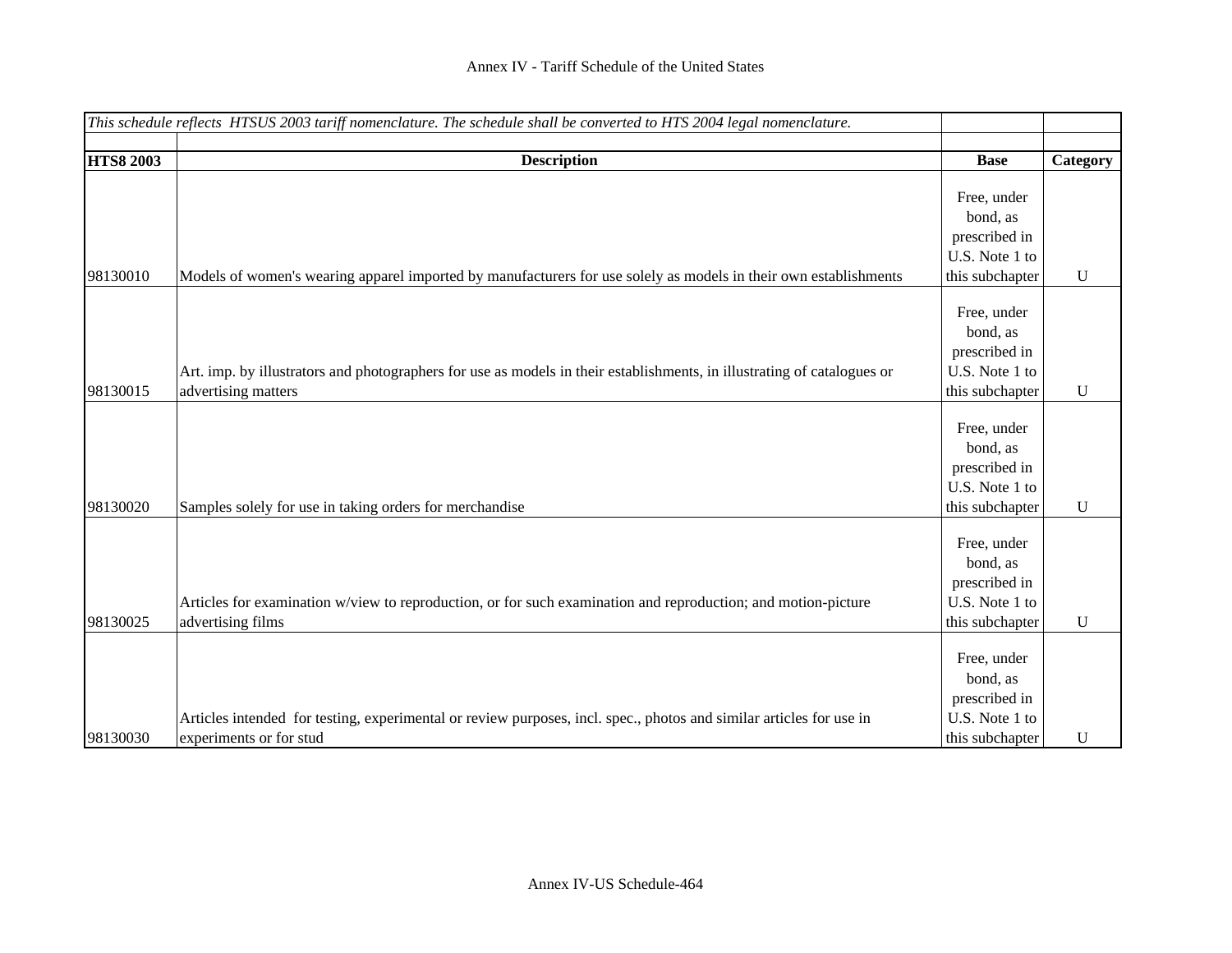# Annex IV - Tariff Schedule of the United States

| *This schedule reflects HTSUS 2003 tariff nomenclature. The schedule shall be converted to HTS 2004 legal nomenclature.* | | | |
|---|---|---|---|
| | | | |
| **HTS8 2003** | **Description** | **Base** | **Category** |
| 98130010 | Models of women's wearing apparel imported by manufacturers for use solely as models in their own establishments | Free, under bond, as prescribed in U.S. Note 1 to this subchapter | U |
| 98130015 | Art. imp. by illustrators and photographers for use as models in their establishments, in illustrating of catalogues or advertising matters | Free, under bond, as prescribed in U.S. Note 1 to this subchapter | U |
| 98130020 | Samples solely for use in taking orders for merchandise | Free, under bond, as prescribed in U.S. Note 1 to this subchapter | U |
| 98130025 | Articles for examination w/view to reproduction, or for such examination and reproduction; and motion-picture advertising films | Free, under bond, as prescribed in U.S. Note 1 to this subchapter | U |
| 98130030 | Articles intended for testing, experimental or review purposes, incl. spec., photos and similar articles for use in experiments or for stud | Free, under bond, as prescribed in U.S. Note 1 to this subchapter | U |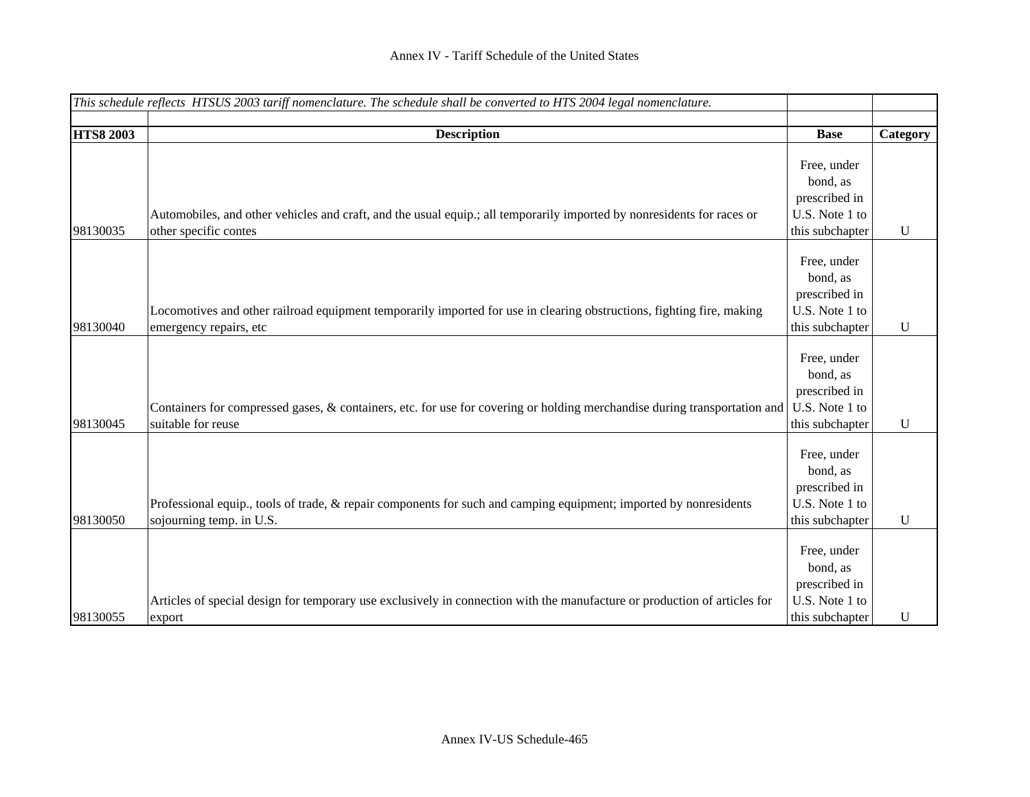| *This schedule reflects HTSUS 2003 tariff nomenclature. The schedule shall be converted to HTS 2004 legal nomenclature.* | | | |
|---|---|---|---|
| **HTS8 2003** | **Description** | **Base** | **Category** |
| 98130035 | Automobiles, and other vehicles and craft, and the usual equip.; all temporarily imported by nonresidents for races or other specific contes | Free, under bond, as prescribed in U.S. Note 1 to this subchapter | U |
| 98130040 | Locomotives and other railroad equipment temporarily imported for use in clearing obstructions, fighting fire, making emergency repairs, etc | Free, under bond, as prescribed in U.S. Note 1 to this subchapter | U |
| 98130045 | Containers for compressed gases, & containers, etc. for use for covering or holding merchandise during transportation and suitable for reuse | Free, under bond, as prescribed in U.S. Note 1 to this subchapter | U |
| 98130050 | Professional equip., tools of trade, & repair components for such and camping equipment; imported by nonresidents sojourning temp. in U.S. | Free, under bond, as prescribed in U.S. Note 1 to this subchapter | U |
| 98130055 | Articles of special design for temporary use exclusively in connection with the manufacture or production of articles for export | Free, under bond, as prescribed in U.S. Note 1 to this subchapter | U |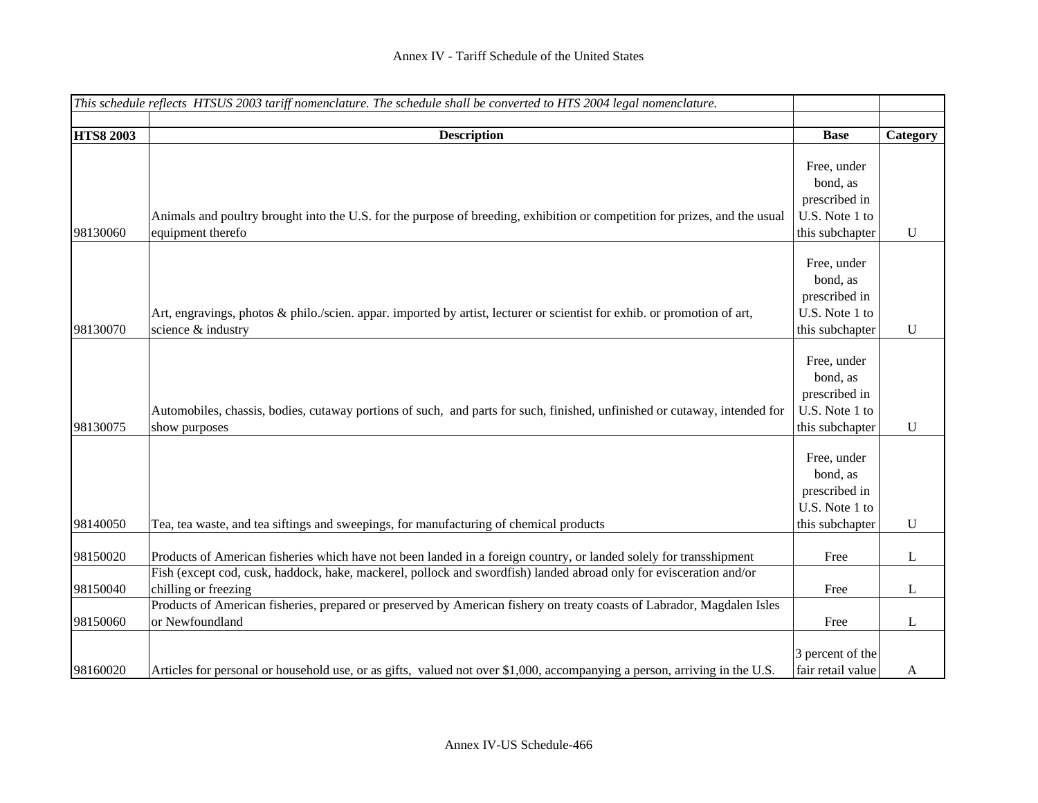# Annex IV - Tariff Schedule of the United States

*This schedule reflects HTSUS 2003 tariff nomenclature. The schedule shall be converted to HTS 2004 legal nomenclature.*

| HTS8 2003 | Description | Base | Category |
|---|---|---|---|
| 98130060 | Animals and poultry brought into the U.S. for the purpose of breeding, exhibition or competition for prizes, and the usual equipment therefo | Free, under bond, as prescribed in U.S. Note 1 to this subchapter | U |
| 98130070 | Art, engravings, photos & philo./scien. appar. imported by artist, lecturer or scientist for exhib. or promotion of art, science & industry | Free, under bond, as prescribed in U.S. Note 1 to this subchapter | U |
| 98130075 | Automobiles, chassis, bodies, cutaway portions of such, and parts for such, finished, unfinished or cutaway, intended for show purposes | Free, under bond, as prescribed in U.S. Note 1 to this subchapter | U |
| 98140050 | Tea, tea waste, and tea siftings and sweepings, for manufacturing of chemical products | Free, under bond, as prescribed in U.S. Note 1 to this subchapter | U |
| 98150020 | Products of American fisheries which have not been landed in a foreign country, or landed solely for transshipment | Free | L |
| 98150040 | Fish (except cod, cusk, haddock, hake, mackerel, pollock and swordfish) landed abroad only for evisceration and/or chilling or freezing | Free | L |
| 98150060 | Products of American fisheries, prepared or preserved by American fishery on treaty coasts of Labrador, Magdalen Isles or Newfoundland | Free | L |
| 98160020 | Articles for personal or household use, or as gifts, valued not over $1,000, accompanying a person, arriving in the U.S. | 3 percent of the fair retail value | A |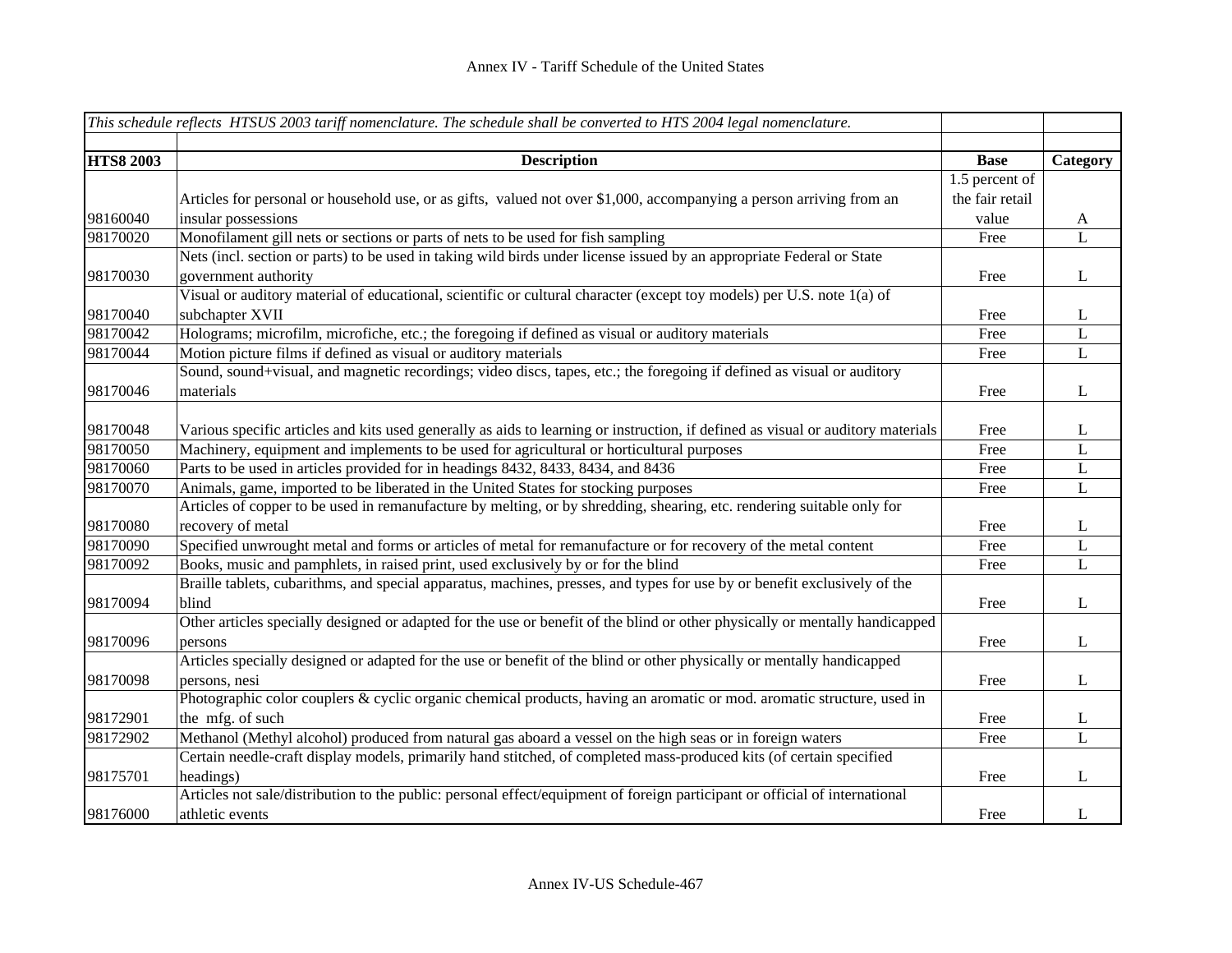Annex IV - Tariff Schedule of the United States

| *This schedule reflects HTSUS 2003 tariff nomenclature. The schedule shall be converted to HTS 2004 legal nomenclature.* | | | |
|---|---|---|---|
| **HTS8 2003** | **Description** | **Base** | **Category** |
| 98160040 | Articles for personal or household use, or as gifts, valued not over $1,000, accompanying a person arriving from an insular possessions | 1.5 percent of the fair retail value | A |
| 98170020 | Monofilament gill nets or sections or parts of nets to be used for fish sampling | Free | L |
| 98170030 | Nets (incl. section or parts) to be used in taking wild birds under license issued by an appropriate Federal or State government authority | Free | L |
| 98170040 | Visual or auditory material of educational, scientific or cultural character (except toy models) per U.S. note 1(a) of subchapter XVII | Free | L |
| 98170042 | Holograms; microfilm, microfiche, etc.; the foregoing if defined as visual or auditory materials | Free | L |
| 98170044 | Motion picture films if defined as visual or auditory materials | Free | L |
| 98170046 | Sound, sound+visual, and magnetic recordings; video discs, tapes, etc.; the foregoing if defined as visual or auditory materials | Free | L |
| 98170048 | Various specific articles and kits used generally as aids to learning or instruction, if defined as visual or auditory materials | Free | L |
| 98170050 | Machinery, equipment and implements to be used for agricultural or horticultural purposes | Free | L |
| 98170060 | Parts to be used in articles provided for in headings 8432, 8433, 8434, and 8436 | Free | L |
| 98170070 | Animals, game, imported to be liberated in the United States for stocking purposes | Free | L |
| 98170080 | Articles of copper to be used in remanufacture by melting, or by shredding, shearing, etc. rendering suitable only for recovery of metal | Free | L |
| 98170090 | Specified unwrought metal and forms or articles of metal for remanufacture or for recovery of the metal content | Free | L |
| 98170092 | Books, music and pamphlets, in raised print, used exclusively by or for the blind | Free | L |
| 98170094 | Braille tablets, cubarithms, and special apparatus, machines, presses, and types for use by or benefit exclusively of the blind | Free | L |
| 98170096 | Other articles specially designed or adapted for the use or benefit of the blind or other physically or mentally handicapped persons | Free | L |
| 98170098 | Articles specially designed or adapted for the use or benefit of the blind or other physically or mentally handicapped persons, nesi | Free | L |
| 98172901 | Photographic color couplers & cyclic organic chemical products, having an aromatic or mod. aromatic structure, used in the mfg. of such | Free | L |
| 98172902 | Methanol (Methyl alcohol) produced from natural gas aboard a vessel on the high seas or in foreign waters | Free | L |
| 98175701 | Certain needle-craft display models, primarily hand stitched, of completed mass-produced kits (of certain specified headings) | Free | L |
| 98176000 | Articles not sale/distribution to the public: personal effect/equipment of foreign participant or official of international athletic events | Free | L |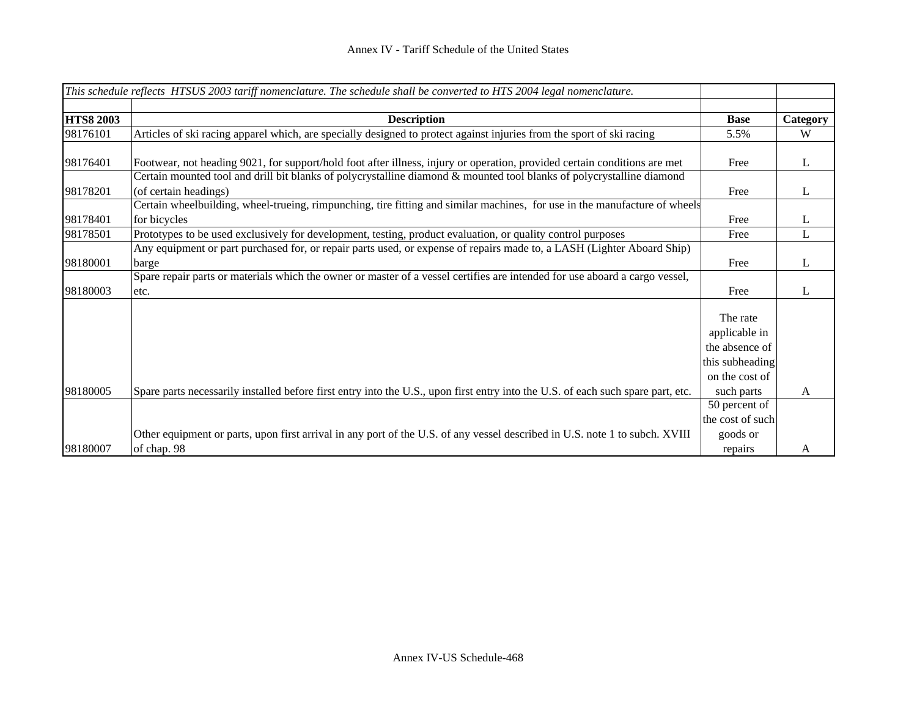| *This schedule reflects HTSUS 2003 tariff nomenclature. The schedule shall be converted to HTS 2004 legal nomenclature.* | | | |
|---|---|---|---|
| | | | |
| **HTS8 2003** | **Description** | **Base** | **Category** |
| 98176101 | Articles of ski racing apparel which, are specially designed to protect against injuries from the sport of ski racing | 5.5% | W |
| 98176401 | Footwear, not heading 9021, for support/hold foot after illness, injury or operation, provided certain conditions are met | Free | L |
| 98178201 | Certain mounted tool and drill bit blanks of polycrystalline diamond & mounted tool blanks of polycrystalline diamond (of certain headings) | Free | L |
| 98178401 | Certain wheelbuilding, wheel-trueing, rimpunching, tire fitting and similar machines, for use in the manufacture of wheels for bicycles | Free | L |
| 98178501 | Prototypes to be used exclusively for development, testing, product evaluation, or quality control purposes | Free | L |
| 98180001 | Any equipment or part purchased for, or repair parts used, or expense of repairs made to, a LASH (Lighter Aboard Ship) barge | Free | L |
| 98180003 | Spare repair parts or materials which the owner or master of a vessel certifies are intended for use aboard a cargo vessel, etc. | Free | L |
| 98180005 | Spare parts necessarily installed before first entry into the U.S., upon first entry into the U.S. of each such spare part, etc. | The rate applicable in the absence of this subheading on the cost of such parts | A |
| 98180007 | Other equipment or parts, upon first arrival in any port of the U.S. of any vessel described in U.S. note 1 to subch. XVIII of chap. 98 | 50 percent of the cost of such goods or repairs | A |